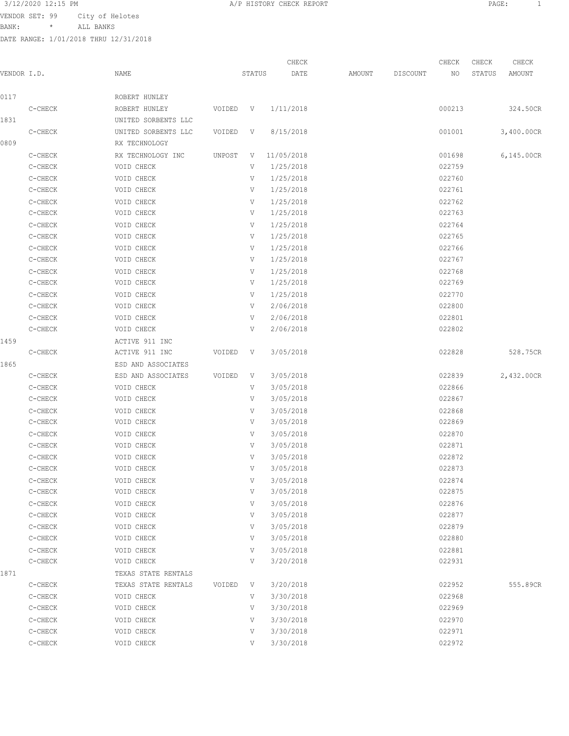3/12/2020 12:15 PM A/P HISTORY CHECK REPORT

VENDOR SET: 99 City of Helotes
BANK: * ALL BANKS
DATE RANGE: 1/01/2018 THRU 12/31/2018

| VENDOR I.D. | | NAME | | STATUS | CHECK DATE | AMOUNT | DISCOUNT | CHECK NO | CHECK STATUS | CHECK AMOUNT |
|---|---|---|---|---|---|---|---|---|---|---|
| 0117 | | ROBERT HUNLEY | | | | | | | | |
| | C-CHECK | ROBERT HUNLEY | VOIDED | V | 1/11/2018 | | | 000213 | | 324.50CR |
| 1831 | | UNITED SORBENTS LLC | | | | | | | | |
| | C-CHECK | UNITED SORBENTS LLC | VOIDED | V | 8/15/2018 | | | 001001 | | 3,400.00CR |
| 0809 | | RX TECHNOLOGY | | | | | | | | |
| | C-CHECK | RX TECHNOLOGY INC | UNPOST | V | 11/05/2018 | | | 001698 | | 6,145.00CR |
| | C-CHECK | VOID CHECK | | V | 1/25/2018 | | | 022759 | | |
| | C-CHECK | VOID CHECK | | V | 1/25/2018 | | | 022760 | | |
| | C-CHECK | VOID CHECK | | V | 1/25/2018 | | | 022761 | | |
| | C-CHECK | VOID CHECK | | V | 1/25/2018 | | | 022762 | | |
| | C-CHECK | VOID CHECK | | V | 1/25/2018 | | | 022763 | | |
| | C-CHECK | VOID CHECK | | V | 1/25/2018 | | | 022764 | | |
| | C-CHECK | VOID CHECK | | V | 1/25/2018 | | | 022765 | | |
| | C-CHECK | VOID CHECK | | V | 1/25/2018 | | | 022766 | | |
| | C-CHECK | VOID CHECK | | V | 1/25/2018 | | | 022767 | | |
| | C-CHECK | VOID CHECK | | V | 1/25/2018 | | | 022768 | | |
| | C-CHECK | VOID CHECK | | V | 1/25/2018 | | | 022769 | | |
| | C-CHECK | VOID CHECK | | V | 1/25/2018 | | | 022770 | | |
| | C-CHECK | VOID CHECK | | V | 2/06/2018 | | | 022800 | | |
| | C-CHECK | VOID CHECK | | V | 2/06/2018 | | | 022801 | | |
| | C-CHECK | VOID CHECK | | V | 2/06/2018 | | | 022802 | | |
| 1459 | | ACTIVE 911 INC | | | | | | | | |
| | C-CHECK | ACTIVE 911 INC | VOIDED | V | 3/05/2018 | | | 022828 | | 528.75CR |
| 1865 | | ESD AND ASSOCIATES | | | | | | | | |
| | C-CHECK | ESD AND ASSOCIATES | VOIDED | V | 3/05/2018 | | | 022839 | | 2,432.00CR |
| | C-CHECK | VOID CHECK | | V | 3/05/2018 | | | 022866 | | |
| | C-CHECK | VOID CHECK | | V | 3/05/2018 | | | 022867 | | |
| | C-CHECK | VOID CHECK | | V | 3/05/2018 | | | 022868 | | |
| | C-CHECK | VOID CHECK | | V | 3/05/2018 | | | 022869 | | |
| | C-CHECK | VOID CHECK | | V | 3/05/2018 | | | 022870 | | |
| | C-CHECK | VOID CHECK | | V | 3/05/2018 | | | 022871 | | |
| | C-CHECK | VOID CHECK | | V | 3/05/2018 | | | 022872 | | |
| | C-CHECK | VOID CHECK | | V | 3/05/2018 | | | 022873 | | |
| | C-CHECK | VOID CHECK | | V | 3/05/2018 | | | 022874 | | |
| | C-CHECK | VOID CHECK | | V | 3/05/2018 | | | 022875 | | |
| | C-CHECK | VOID CHECK | | V | 3/05/2018 | | | 022876 | | |
| | C-CHECK | VOID CHECK | | V | 3/05/2018 | | | 022877 | | |
| | C-CHECK | VOID CHECK | | V | 3/05/2018 | | | 022879 | | |
| | C-CHECK | VOID CHECK | | V | 3/05/2018 | | | 022880 | | |
| | C-CHECK | VOID CHECK | | V | 3/05/2018 | | | 022881 | | |
| | C-CHECK | VOID CHECK | | V | 3/20/2018 | | | 022931 | | |
| 1871 | | TEXAS STATE RENTALS | | | | | | | | |
| | C-CHECK | TEXAS STATE RENTALS | VOIDED | V | 3/20/2018 | | | 022952 | | 555.89CR |
| | C-CHECK | VOID CHECK | | V | 3/30/2018 | | | 022968 | | |
| | C-CHECK | VOID CHECK | | V | 3/30/2018 | | | 022969 | | |
| | C-CHECK | VOID CHECK | | V | 3/30/2018 | | | 022970 | | |
| | C-CHECK | VOID CHECK | | V | 3/30/2018 | | | 022971 | | |
| | C-CHECK | VOID CHECK | | V | 3/30/2018 | | | 022972 | | |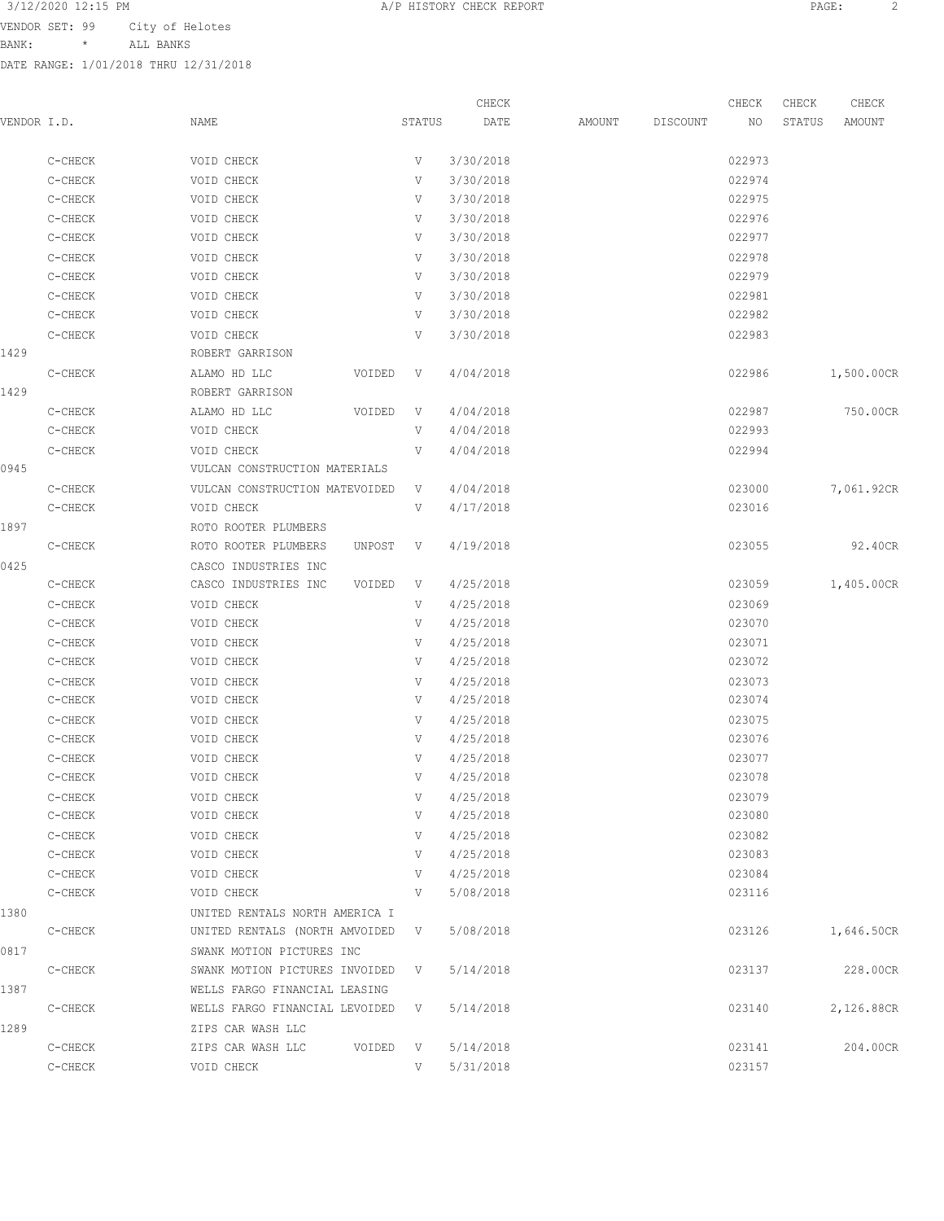3/12/2020 12:15 PM A/P HISTORY CHECK REPORT

VENDOR SET: 99 City of Helotes
BANK: * ALL BANKS
DATE RANGE: 1/01/2018 THRU 12/31/2018

| VENDOR I.D. | NAME | STATUS | CHECK DATE | AMOUNT | DISCOUNT | CHECK NO | CHECK STATUS | CHECK AMOUNT |
|---|---|---|---|---|---|---|---|---|
| C-CHECK | VOID CHECK | V | 3/30/2018 | | | 022973 | | |
| C-CHECK | VOID CHECK | V | 3/30/2018 | | | 022974 | | |
| C-CHECK | VOID CHECK | V | 3/30/2018 | | | 022975 | | |
| C-CHECK | VOID CHECK | V | 3/30/2018 | | | 022976 | | |
| C-CHECK | VOID CHECK | V | 3/30/2018 | | | 022977 | | |
| C-CHECK | VOID CHECK | V | 3/30/2018 | | | 022978 | | |
| C-CHECK | VOID CHECK | V | 3/30/2018 | | | 022979 | | |
| C-CHECK | VOID CHECK | V | 3/30/2018 | | | 022981 | | |
| C-CHECK | VOID CHECK | V | 3/30/2018 | | | 022982 | | |
| C-CHECK | VOID CHECK | V | 3/30/2018 | | | 022983 | | |
| 1429 | ROBERT GARRISON | | | | | | | |
| C-CHECK | ALAMO HD LLC VOIDED | V | 4/04/2018 | | | 022986 | | 1,500.00CR |
| 1429 | ROBERT GARRISON | | | | | | | |
| C-CHECK | ALAMO HD LLC VOIDED | V | 4/04/2018 | | | 022987 | | 750.00CR |
| C-CHECK | VOID CHECK | V | 4/04/2018 | | | 022993 | | |
| C-CHECK | VOID CHECK | V | 4/04/2018 | | | 022994 | | |
| 0945 | VULCAN CONSTRUCTION MATERIALS | | | | | | | |
| C-CHECK | VULCAN CONSTRUCTION MATEVOIDED | V | 4/04/2018 | | | 023000 | | 7,061.92CR |
| C-CHECK | VOID CHECK | V | 4/17/2018 | | | 023016 | | |
| 1897 | ROTO ROOTER PLUMBERS | | | | | | | |
| C-CHECK | ROTO ROOTER PLUMBERS UNPOST | V | 4/19/2018 | | | 023055 | | 92.40CR |
| 0425 | CASCO INDUSTRIES INC | | | | | | | |
| C-CHECK | CASCO INDUSTRIES INC VOIDED | V | 4/25/2018 | | | 023059 | | 1,405.00CR |
| C-CHECK | VOID CHECK | V | 4/25/2018 | | | 023069 | | |
| C-CHECK | VOID CHECK | V | 4/25/2018 | | | 023070 | | |
| C-CHECK | VOID CHECK | V | 4/25/2018 | | | 023071 | | |
| C-CHECK | VOID CHECK | V | 4/25/2018 | | | 023072 | | |
| C-CHECK | VOID CHECK | V | 4/25/2018 | | | 023073 | | |
| C-CHECK | VOID CHECK | V | 4/25/2018 | | | 023074 | | |
| C-CHECK | VOID CHECK | V | 4/25/2018 | | | 023075 | | |
| C-CHECK | VOID CHECK | V | 4/25/2018 | | | 023076 | | |
| C-CHECK | VOID CHECK | V | 4/25/2018 | | | 023077 | | |
| C-CHECK | VOID CHECK | V | 4/25/2018 | | | 023078 | | |
| C-CHECK | VOID CHECK | V | 4/25/2018 | | | 023079 | | |
| C-CHECK | VOID CHECK | V | 4/25/2018 | | | 023080 | | |
| C-CHECK | VOID CHECK | V | 4/25/2018 | | | 023082 | | |
| C-CHECK | VOID CHECK | V | 4/25/2018 | | | 023083 | | |
| C-CHECK | VOID CHECK | V | 4/25/2018 | | | 023084 | | |
| C-CHECK | VOID CHECK | V | 5/08/2018 | | | 023116 | | |
| 1380 | UNITED RENTALS NORTH AMERICA I | | | | | | | |
| C-CHECK | UNITED RENTALS (NORTH AMVOIDED | V | 5/08/2018 | | | 023126 | | 1,646.50CR |
| 0817 | SWANK MOTION PICTURES INC | | | | | | | |
| C-CHECK | SWANK MOTION PICTURES INVOIDED | V | 5/14/2018 | | | 023137 | | 228.00CR |
| 1387 | WELLS FARGO FINANCIAL LEASING | | | | | | | |
| C-CHECK | WELLS FARGO FINANCIAL LEVOIDED | V | 5/14/2018 | | | 023140 | | 2,126.88CR |
| 1289 | ZIPS CAR WASH LLC | | | | | | | |
| C-CHECK | ZIPS CAR WASH LLC VOIDED | V | 5/14/2018 | | | 023141 | | 204.00CR |
| C-CHECK | VOID CHECK | V | 5/31/2018 | | | 023157 | | |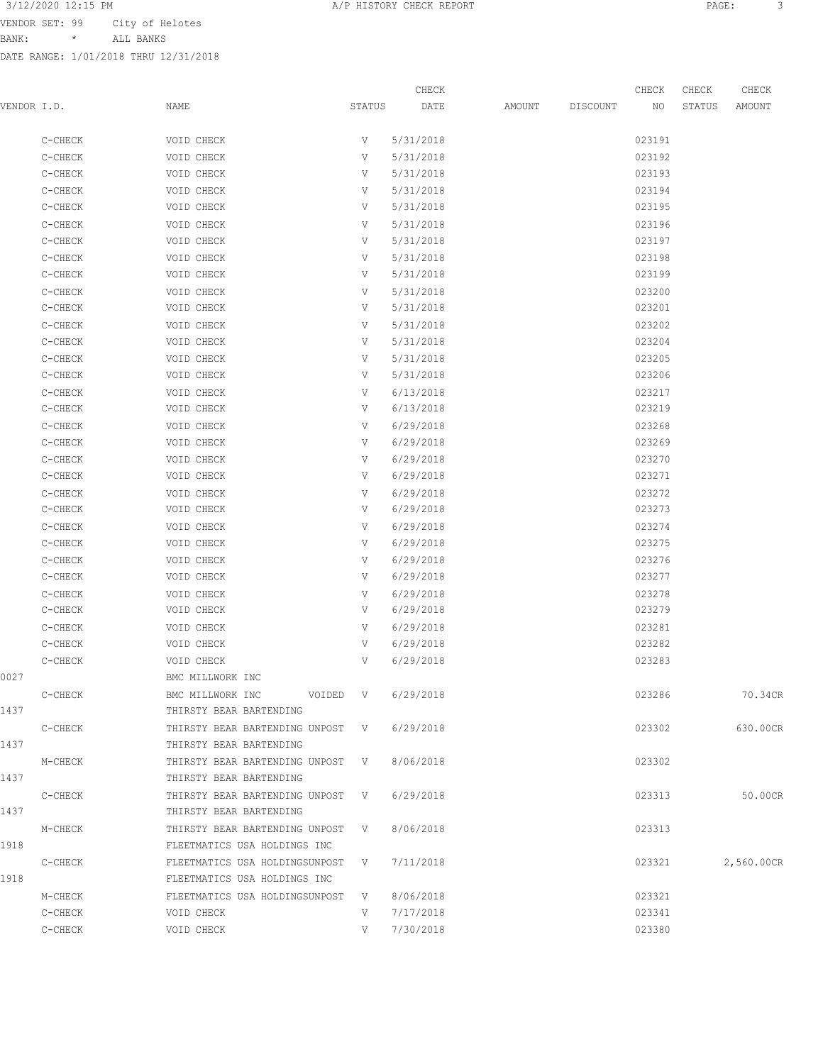VENDOR SET: 99 City of Helotes
BANK: * ALL BANKS
DATE RANGE: 1/01/2018 THRU 12/31/2018

| VENDOR I.D. | NAME | STATUS | CHECK DATE | AMOUNT | DISCOUNT | CHECK NO | CHECK STATUS | CHECK AMOUNT |
|---|---|---|---|---|---|---|---|---|
| C-CHECK | VOID CHECK | V | 5/31/2018 | | | 023191 | | |
| C-CHECK | VOID CHECK | V | 5/31/2018 | | | 023192 | | |
| C-CHECK | VOID CHECK | V | 5/31/2018 | | | 023193 | | |
| C-CHECK | VOID CHECK | V | 5/31/2018 | | | 023194 | | |
| C-CHECK | VOID CHECK | V | 5/31/2018 | | | 023195 | | |
| C-CHECK | VOID CHECK | V | 5/31/2018 | | | 023196 | | |
| C-CHECK | VOID CHECK | V | 5/31/2018 | | | 023197 | | |
| C-CHECK | VOID CHECK | V | 5/31/2018 | | | 023198 | | |
| C-CHECK | VOID CHECK | V | 5/31/2018 | | | 023199 | | |
| C-CHECK | VOID CHECK | V | 5/31/2018 | | | 023200 | | |
| C-CHECK | VOID CHECK | V | 5/31/2018 | | | 023201 | | |
| C-CHECK | VOID CHECK | V | 5/31/2018 | | | 023202 | | |
| C-CHECK | VOID CHECK | V | 5/31/2018 | | | 023204 | | |
| C-CHECK | VOID CHECK | V | 5/31/2018 | | | 023205 | | |
| C-CHECK | VOID CHECK | V | 5/31/2018 | | | 023206 | | |
| C-CHECK | VOID CHECK | V | 6/13/2018 | | | 023217 | | |
| C-CHECK | VOID CHECK | V | 6/13/2018 | | | 023219 | | |
| C-CHECK | VOID CHECK | V | 6/29/2018 | | | 023268 | | |
| C-CHECK | VOID CHECK | V | 6/29/2018 | | | 023269 | | |
| C-CHECK | VOID CHECK | V | 6/29/2018 | | | 023270 | | |
| C-CHECK | VOID CHECK | V | 6/29/2018 | | | 023271 | | |
| C-CHECK | VOID CHECK | V | 6/29/2018 | | | 023272 | | |
| C-CHECK | VOID CHECK | V | 6/29/2018 | | | 023273 | | |
| C-CHECK | VOID CHECK | V | 6/29/2018 | | | 023274 | | |
| C-CHECK | VOID CHECK | V | 6/29/2018 | | | 023275 | | |
| C-CHECK | VOID CHECK | V | 6/29/2018 | | | 023276 | | |
| C-CHECK | VOID CHECK | V | 6/29/2018 | | | 023277 | | |
| C-CHECK | VOID CHECK | V | 6/29/2018 | | | 023278 | | |
| C-CHECK | VOID CHECK | V | 6/29/2018 | | | 023279 | | |
| C-CHECK | VOID CHECK | V | 6/29/2018 | | | 023281 | | |
| C-CHECK | VOID CHECK | V | 6/29/2018 | | | 023282 | | |
| C-CHECK | VOID CHECK | V | 6/29/2018 | | | 023283 | | |
| 0027 | BMC MILLWORK INC | | | | | | | |
| C-CHECK | BMC MILLWORK INC VOIDED | V | 6/29/2018 | | | 023286 | | 70.34CR |
| 1437 | THIRSTY BEAR BARTENDING | | | | | | | |
| C-CHECK | THIRSTY BEAR BARTENDING UNPOST | V | 6/29/2018 | | | 023302 | | 630.00CR |
| 1437 | THIRSTY BEAR BARTENDING | | | | | | | |
| M-CHECK | THIRSTY BEAR BARTENDING UNPOST | V | 8/06/2018 | | | 023302 | | |
| 1437 | THIRSTY BEAR BARTENDING | | | | | | | |
| C-CHECK | THIRSTY BEAR BARTENDING UNPOST | V | 6/29/2018 | | | 023313 | | 50.00CR |
| 1437 | THIRSTY BEAR BARTENDING | | | | | | | |
| M-CHECK | THIRSTY BEAR BARTENDING UNPOST | V | 8/06/2018 | | | 023313 | | |
| 1918 | FLEETMATICS USA HOLDINGS INC | | | | | | | |
| C-CHECK | FLEETMATICS USA HOLDINGSUNPOST | V | 7/11/2018 | | | 023321 | | 2,560.00CR |
| 1918 | FLEETMATICS USA HOLDINGS INC | | | | | | | |
| M-CHECK | FLEETMATICS USA HOLDINGSUNPOST | V | 8/06/2018 | | | 023321 | | |
| C-CHECK | VOID CHECK | V | 7/17/2018 | | | 023341 | | |
| C-CHECK | VOID CHECK | V | 7/30/2018 | | | 023380 | | |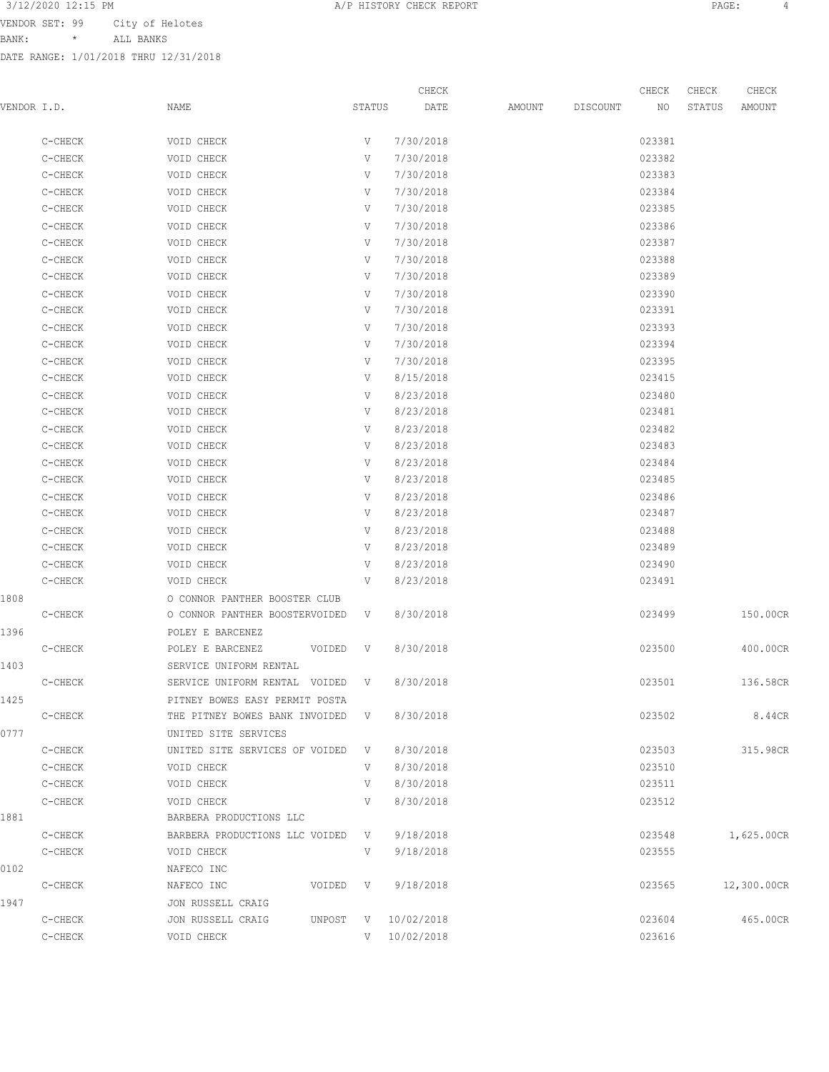VENDOR SET: 99 City of Helotes

BANK: * ALL BANKS

DATE RANGE: 1/01/2018 THRU 12/31/2018

| VENDOR I.D. | NAME | STATUS | CHECK DATE | AMOUNT | DISCOUNT | CHECK NO | CHECK STATUS | CHECK AMOUNT |
|---|---|---|---|---|---|---|---|---|
| C-CHECK | VOID CHECK | V | 7/30/2018 | | | 023381 | | |
| C-CHECK | VOID CHECK | V | 7/30/2018 | | | 023382 | | |
| C-CHECK | VOID CHECK | V | 7/30/2018 | | | 023383 | | |
| C-CHECK | VOID CHECK | V | 7/30/2018 | | | 023384 | | |
| C-CHECK | VOID CHECK | V | 7/30/2018 | | | 023385 | | |
| C-CHECK | VOID CHECK | V | 7/30/2018 | | | 023386 | | |
| C-CHECK | VOID CHECK | V | 7/30/2018 | | | 023387 | | |
| C-CHECK | VOID CHECK | V | 7/30/2018 | | | 023388 | | |
| C-CHECK | VOID CHECK | V | 7/30/2018 | | | 023389 | | |
| C-CHECK | VOID CHECK | V | 7/30/2018 | | | 023390 | | |
| C-CHECK | VOID CHECK | V | 7/30/2018 | | | 023391 | | |
| C-CHECK | VOID CHECK | V | 7/30/2018 | | | 023393 | | |
| C-CHECK | VOID CHECK | V | 7/30/2018 | | | 023394 | | |
| C-CHECK | VOID CHECK | V | 7/30/2018 | | | 023395 | | |
| C-CHECK | VOID CHECK | V | 8/15/2018 | | | 023415 | | |
| C-CHECK | VOID CHECK | V | 8/23/2018 | | | 023480 | | |
| C-CHECK | VOID CHECK | V | 8/23/2018 | | | 023481 | | |
| C-CHECK | VOID CHECK | V | 8/23/2018 | | | 023482 | | |
| C-CHECK | VOID CHECK | V | 8/23/2018 | | | 023483 | | |
| C-CHECK | VOID CHECK | V | 8/23/2018 | | | 023484 | | |
| C-CHECK | VOID CHECK | V | 8/23/2018 | | | 023485 | | |
| C-CHECK | VOID CHECK | V | 8/23/2018 | | | 023486 | | |
| C-CHECK | VOID CHECK | V | 8/23/2018 | | | 023487 | | |
| C-CHECK | VOID CHECK | V | 8/23/2018 | | | 023488 | | |
| C-CHECK | VOID CHECK | V | 8/23/2018 | | | 023489 | | |
| C-CHECK | VOID CHECK | V | 8/23/2018 | | | 023490 | | |
| C-CHECK | VOID CHECK | V | 8/23/2018 | | | 023491 | | |
| 1808 | O CONNOR PANTHER BOOSTER CLUB | | | | | | | |
| C-CHECK | O CONNOR PANTHER BOOSTERVOIDED | V | 8/30/2018 | | | 023499 | | 150.00CR |
| 1396 | POLEY E BARCENEZ | | | | | | | |
| C-CHECK | POLEY E BARCENEZ VOIDED | V | 8/30/2018 | | | 023500 | | 400.00CR |
| 1403 | SERVICE UNIFORM RENTAL | | | | | | | |
| C-CHECK | SERVICE UNIFORM RENTAL VOIDED | V | 8/30/2018 | | | 023501 | | 136.58CR |
| 1425 | PITNEY BOWES EASY PERMIT POSTA | | | | | | | |
| C-CHECK | THE PITNEY BOWES BANK INVOIDED | V | 8/30/2018 | | | 023502 | | 8.44CR |
| 0777 | UNITED SITE SERVICES | | | | | | | |
| C-CHECK | UNITED SITE SERVICES OF VOIDED | V | 8/30/2018 | | | 023503 | | 315.98CR |
| C-CHECK | VOID CHECK | V | 8/30/2018 | | | 023510 | | |
| C-CHECK | VOID CHECK | V | 8/30/2018 | | | 023511 | | |
| C-CHECK | VOID CHECK | V | 8/30/2018 | | | 023512 | | |
| 1881 | BARBERA PRODUCTIONS LLC | | | | | | | |
| C-CHECK | BARBERA PRODUCTIONS LLC VOIDED | V | 9/18/2018 | | | 023548 | | 1,625.00CR |
| C-CHECK | VOID CHECK | V | 9/18/2018 | | | 023555 | | |
| 0102 | NAFECO INC | | | | | | | |
| C-CHECK | NAFECO INC VOIDED | V | 9/18/2018 | | | 023565 | | 12,300.00CR |
| 1947 | JON RUSSELL CRAIG | | | | | | | |
| C-CHECK | JON RUSSELL CRAIG UNPOST | V | 10/02/2018 | | | 023604 | | 465.00CR |
| C-CHECK | VOID CHECK | V | 10/02/2018 | | | 023616 | | |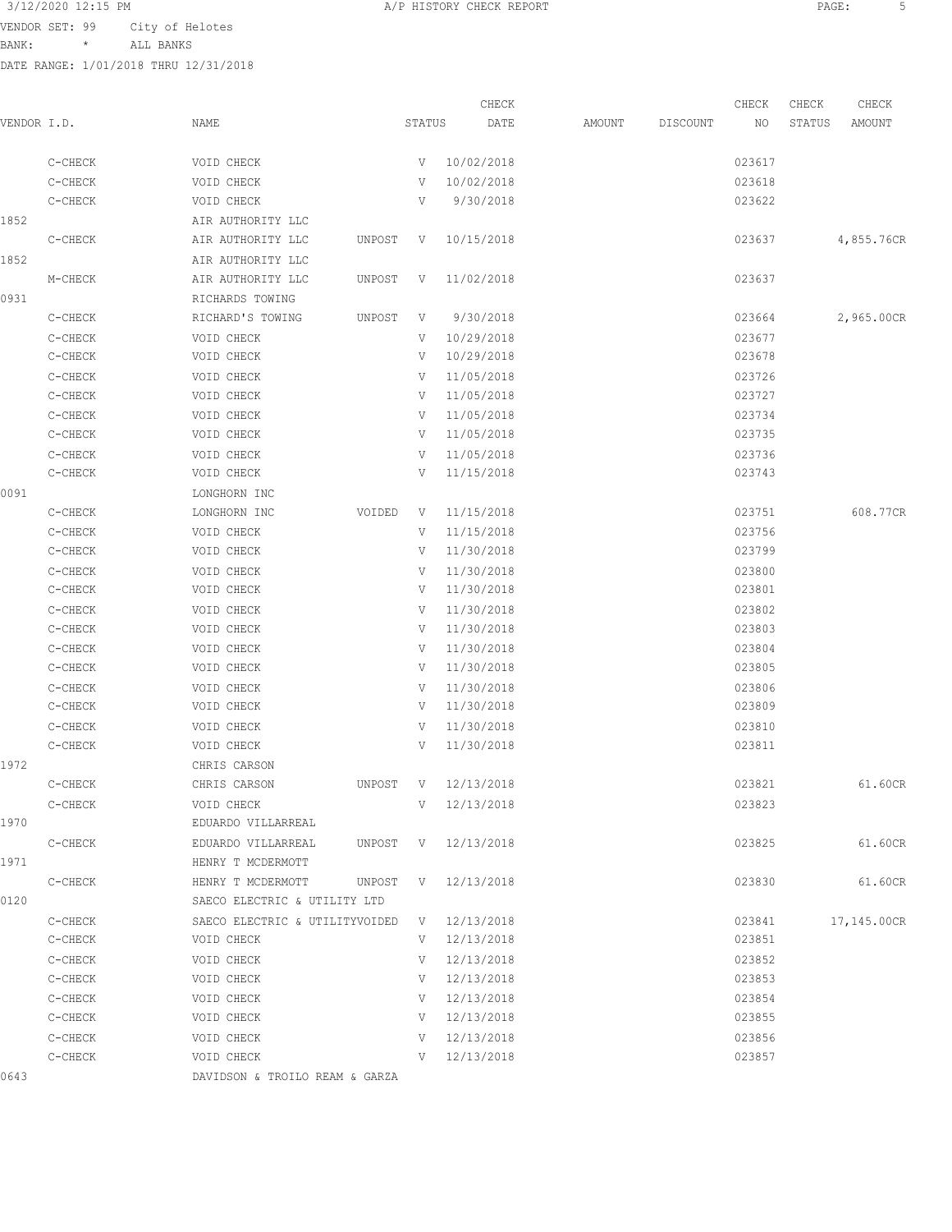VENDOR SET: 99 City of Helotes
BANK: * ALL BANKS
DATE RANGE: 1/01/2018 THRU 12/31/2018

| VENDOR I.D. | | NAME | STATUS | | CHECK DATE | AMOUNT | DISCOUNT | CHECK NO | CHECK STATUS | CHECK AMOUNT |
|---|---|---|---|---|---|---|---|---|---|---|
| | C-CHECK | VOID CHECK | | V | 10/02/2018 | | | 023617 | | |
| | C-CHECK | VOID CHECK | | V | 10/02/2018 | | | 023618 | | |
| | C-CHECK | VOID CHECK | | V | 9/30/2018 | | | 023622 | | |
| 1852 | | AIR AUTHORITY LLC | | | | | | | | |
| | C-CHECK | AIR AUTHORITY LLC | UNPOST | V | 10/15/2018 | | | 023637 | | 4,855.76CR |
| 1852 | | AIR AUTHORITY LLC | | | | | | | | |
| | M-CHECK | AIR AUTHORITY LLC | UNPOST | V | 11/02/2018 | | | 023637 | | |
| 0931 | | RICHARDS TOWING | | | | | | | | |
| | C-CHECK | RICHARD'S TOWING | UNPOST | V | 9/30/2018 | | | 023664 | | 2,965.00CR |
| | C-CHECK | VOID CHECK | | V | 10/29/2018 | | | 023677 | | |
| | C-CHECK | VOID CHECK | | V | 10/29/2018 | | | 023678 | | |
| | C-CHECK | VOID CHECK | | V | 11/05/2018 | | | 023726 | | |
| | C-CHECK | VOID CHECK | | V | 11/05/2018 | | | 023727 | | |
| | C-CHECK | VOID CHECK | | V | 11/05/2018 | | | 023734 | | |
| | C-CHECK | VOID CHECK | | V | 11/05/2018 | | | 023735 | | |
| | C-CHECK | VOID CHECK | | V | 11/05/2018 | | | 023736 | | |
| | C-CHECK | VOID CHECK | | V | 11/15/2018 | | | 023743 | | |
| 0091 | | LONGHORN INC | | | | | | | | |
| | C-CHECK | LONGHORN INC | VOIDED | V | 11/15/2018 | | | 023751 | | 608.77CR |
| | C-CHECK | VOID CHECK | | V | 11/15/2018 | | | 023756 | | |
| | C-CHECK | VOID CHECK | | V | 11/30/2018 | | | 023799 | | |
| | C-CHECK | VOID CHECK | | V | 11/30/2018 | | | 023800 | | |
| | C-CHECK | VOID CHECK | | V | 11/30/2018 | | | 023801 | | |
| | C-CHECK | VOID CHECK | | V | 11/30/2018 | | | 023802 | | |
| | C-CHECK | VOID CHECK | | V | 11/30/2018 | | | 023803 | | |
| | C-CHECK | VOID CHECK | | V | 11/30/2018 | | | 023804 | | |
| | C-CHECK | VOID CHECK | | V | 11/30/2018 | | | 023805 | | |
| | C-CHECK | VOID CHECK | | V | 11/30/2018 | | | 023806 | | |
| | C-CHECK | VOID CHECK | | V | 11/30/2018 | | | 023809 | | |
| | C-CHECK | VOID CHECK | | V | 11/30/2018 | | | 023810 | | |
| | C-CHECK | VOID CHECK | | V | 11/30/2018 | | | 023811 | | |
| 1972 | | CHRIS CARSON | | | | | | | | |
| | C-CHECK | CHRIS CARSON | UNPOST | V | 12/13/2018 | | | 023821 | | 61.60CR |
| | C-CHECK | VOID CHECK | | V | 12/13/2018 | | | 023823 | | |
| 1970 | | EDUARDO VILLARREAL | | | | | | | | |
| | C-CHECK | EDUARDO VILLARREAL | UNPOST | V | 12/13/2018 | | | 023825 | | 61.60CR |
| 1971 | | HENRY T MCDERMOTT | | | | | | | | |
| | C-CHECK | HENRY T MCDERMOTT | UNPOST | V | 12/13/2018 | | | 023830 | | 61.60CR |
| 0120 | | SAECO ELECTRIC & UTILITY LTD | | | | | | | | |
| | C-CHECK | SAECO ELECTRIC & UTILITY | VOIDED | V | 12/13/2018 | | | 023841 | | 17,145.00CR |
| | C-CHECK | VOID CHECK | | V | 12/13/2018 | | | 023851 | | |
| | C-CHECK | VOID CHECK | | V | 12/13/2018 | | | 023852 | | |
| | C-CHECK | VOID CHECK | | V | 12/13/2018 | | | 023853 | | |
| | C-CHECK | VOID CHECK | | V | 12/13/2018 | | | 023854 | | |
| | C-CHECK | VOID CHECK | | V | 12/13/2018 | | | 023855 | | |
| | C-CHECK | VOID CHECK | | V | 12/13/2018 | | | 023856 | | |
| | C-CHECK | VOID CHECK | | V | 12/13/2018 | | | 023857 | | |
| 0643 | | DAVIDSON & TROILO REAM & GARZA | | | | | | | | |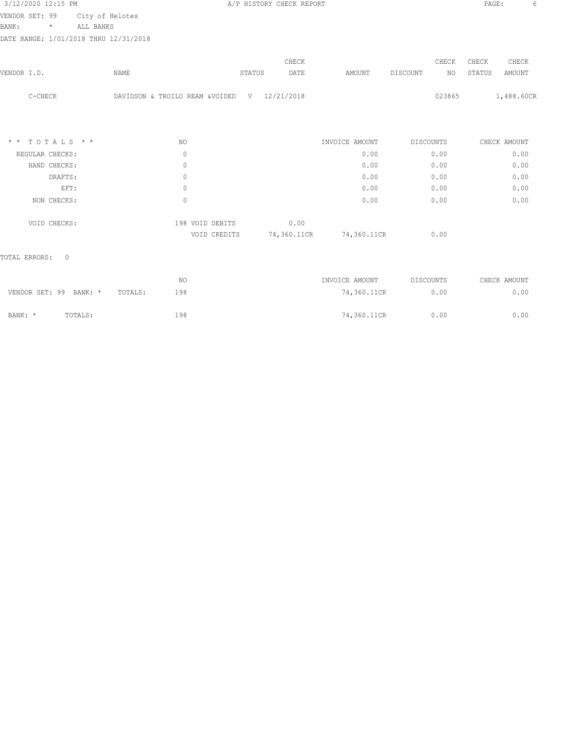3/12/2020 12:15 PM A/P HISTORY CHECK REPORT

VENDOR SET: 99 City of Helotes
BANK: * ALL BANKS
DATE RANGE: 1/01/2018 THRU 12/31/2018

| VENDOR I.D. | NAME | STATUS | CHECK DATE | AMOUNT | DISCOUNT | CHECK NO | CHECK STATUS | CHECK AMOUNT |
|---|---|---|---|---|---|---|---|---|
| C-CHECK | DAVIDSON & TROILO REAM &VOIDED | V | 12/21/2018 | | | 023865 | | 1,488.60CR |

| * * T O T A L S * * | NO | | | INVOICE AMOUNT | DISCOUNTS | CHECK AMOUNT |
|---|---|---|---|---|---|---|
| REGULAR CHECKS: | 0 | | | 0.00 | 0.00 | 0.00 |
| HAND CHECKS: | 0 | | | 0.00 | 0.00 | 0.00 |
| DRAFTS: | 0 | | | 0.00 | 0.00 | 0.00 |
| EFT: | 0 | | | 0.00 | 0.00 | 0.00 |
| NON CHECKS: | 0 | | | 0.00 | 0.00 | 0.00 |
| VOID CHECKS: | 198 | VOID DEBITS | 0.00 | | | |
| | | VOID CREDITS | 74,360.11CR | 74,360.11CR | 0.00 | |

TOTAL ERRORS: 0

| | | NO | INVOICE AMOUNT | DISCOUNTS | CHECK AMOUNT |
|---|---|---|---|---|---|
| VENDOR SET: 99 BANK: * | TOTALS: | 198 | 74,360.11CR | 0.00 | 0.00 |
| BANK: * | TOTALS: | 198 | 74,360.11CR | 0.00 | 0.00 |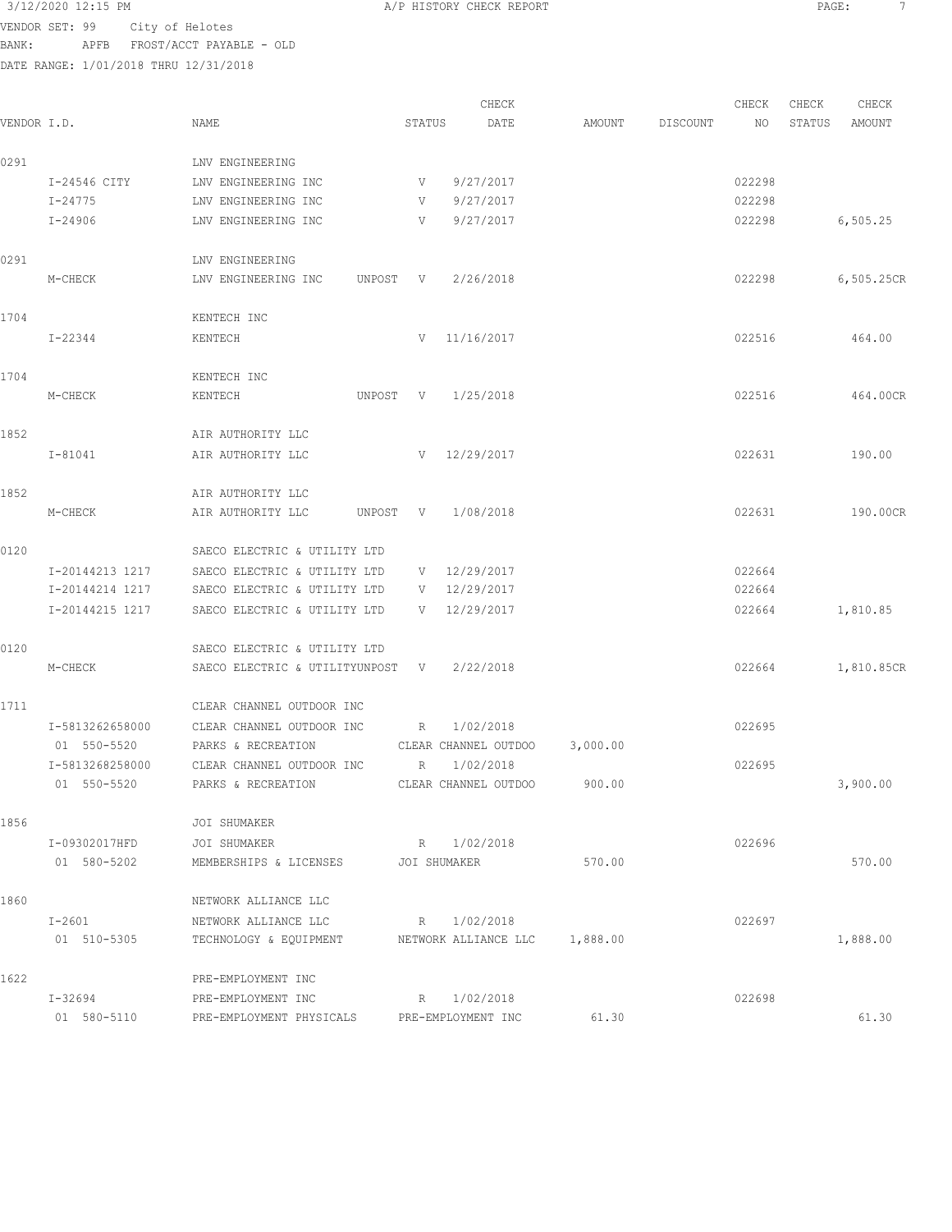3/12/2020 12:15 PM A/P HISTORY CHECK REPORT

VENDOR SET: 99 City of Helotes
BANK: APFB FROST/ACCT PAYABLE - OLD
DATE RANGE: 1/01/2018 THRU 12/31/2018

| VENDOR I.D. | NAME | STATUS | CHECK DATE | AMOUNT | DISCOUNT | CHECK NO | CHECK STATUS | CHECK AMOUNT |
|---|---|---|---|---|---|---|---|---|
| 0291 | LNV ENGINEERING | | | | | | | |
| I-24546 CITY | LNV ENGINEERING INC | V | 9/27/2017 | | | 022298 | | |
| I-24775 | LNV ENGINEERING INC | V | 9/27/2017 | | | 022298 | | |
| I-24906 | LNV ENGINEERING INC | V | 9/27/2017 | | | 022298 | | 6,505.25 |
| 0291 | LNV ENGINEERING | | | | | | | |
| M-CHECK | LNV ENGINEERING INC UNPOST | V | 2/26/2018 | | | 022298 | | 6,505.25CR |
| 1704 | KENTECH INC | | | | | | | |
| I-22344 | KENTECH | V | 11/16/2017 | | | 022516 | | 464.00 |
| 1704 | KENTECH INC | | | | | | | |
| M-CHECK | KENTECH UNPOST | V | 1/25/2018 | | | 022516 | | 464.00CR |
| 1852 | AIR AUTHORITY LLC | | | | | | | |
| I-81041 | AIR AUTHORITY LLC | V | 12/29/2017 | | | 022631 | | 190.00 |
| 1852 | AIR AUTHORITY LLC | | | | | | | |
| M-CHECK | AIR AUTHORITY LLC UNPOST | V | 1/08/2018 | | | 022631 | | 190.00CR |
| 0120 | SAECO ELECTRIC & UTILITY LTD | | | | | | | |
| I-20144213 1217 | SAECO ELECTRIC & UTILITY LTD | V | 12/29/2017 | | | 022664 | | |
| I-20144214 1217 | SAECO ELECTRIC & UTILITY LTD | V | 12/29/2017 | | | 022664 | | |
| I-20144215 1217 | SAECO ELECTRIC & UTILITY LTD | V | 12/29/2017 | | | 022664 | | 1,810.85 |
| 0120 | SAECO ELECTRIC & UTILITY LTD | | | | | | | |
| M-CHECK | SAECO ELECTRIC & UTILITYUNPOST | V | 2/22/2018 | | | 022664 | | 1,810.85CR |
| 1711 | CLEAR CHANNEL OUTDOOR INC | | | | | | | |
| I-5813262658000 | CLEAR CHANNEL OUTDOOR INC | R | 1/02/2018 | | | 022695 | | |
| 01 550-5520 | PARKS & RECREATION | CLEAR CHANNEL OUTDOO | | 3,000.00 | | | | |
| I-5813268258000 | CLEAR CHANNEL OUTDOOR INC | R | 1/02/2018 | | | 022695 | | |
| 01 550-5520 | PARKS & RECREATION | CLEAR CHANNEL OUTDOO | | 900.00 | | | | 3,900.00 |
| 1856 | JOI SHUMAKER | | | | | | | |
| I-09302017HFD | JOI SHUMAKER | R | 1/02/2018 | | | 022696 | | |
| 01 580-5202 | MEMBERSHIPS & LICENSES | JOI SHUMAKER | | 570.00 | | | | 570.00 |
| 1860 | NETWORK ALLIANCE LLC | | | | | | | |
| I-2601 | NETWORK ALLIANCE LLC | R | 1/02/2018 | | | 022697 | | |
| 01 510-5305 | TECHNOLOGY & EQUIPMENT | NETWORK ALLIANCE LLC | | 1,888.00 | | | | 1,888.00 |
| 1622 | PRE-EMPLOYMENT INC | | | | | | | |
| I-32694 | PRE-EMPLOYMENT INC | R | 1/02/2018 | | | 022698 | | |
| 01 580-5110 | PRE-EMPLOYMENT PHYSICALS | PRE-EMPLOYMENT INC | | 61.30 | | | | 61.30 |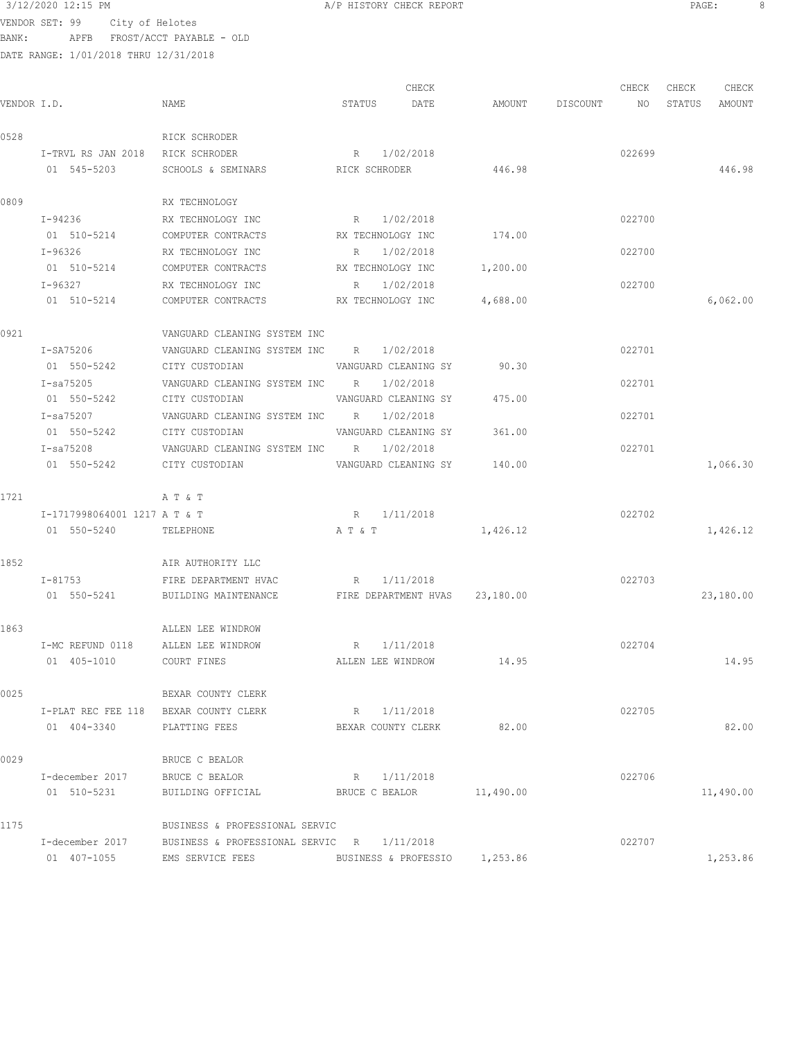VENDOR SET: 99 City of Helotes
BANK: APFB FROST/ACCT PAYABLE - OLD
DATE RANGE: 1/01/2018 THRU 12/31/2018

| VENDOR I.D. | NAME | STATUS | CHECK DATE | AMOUNT | DISCOUNT | CHECK NO | CHECK STATUS | CHECK AMOUNT |
|---|---|---|---|---|---|---|---|---|
| 0528 | RICK SCHRODER | | | | | | | |
| I-TRVL RS JAN 2018 | RICK SCHRODER | R | 1/02/2018 | | | 022699 | | |
| 01 545-5203 | SCHOOLS & SEMINARS | RICK SCHRODER | | 446.98 | | | | 446.98 |
| 0809 | RX TECHNOLOGY | | | | | | | |
| I-94236 | RX TECHNOLOGY INC | R | 1/02/2018 | | | 022700 | | |
| 01 510-5214 | COMPUTER CONTRACTS | RX TECHNOLOGY INC | | 174.00 | | | | |
| I-96326 | RX TECHNOLOGY INC | R | 1/02/2018 | | | 022700 | | |
| 01 510-5214 | COMPUTER CONTRACTS | RX TECHNOLOGY INC | | 1,200.00 | | | | |
| I-96327 | RX TECHNOLOGY INC | R | 1/02/2018 | | | 022700 | | |
| 01 510-5214 | COMPUTER CONTRACTS | RX TECHNOLOGY INC | | 4,688.00 | | | | 6,062.00 |
| 0921 | VANGUARD CLEANING SYSTEM INC | | | | | | | |
| I-SA75206 | VANGUARD CLEANING SYSTEM INC | R | 1/02/2018 | | | 022701 | | |
| 01 550-5242 | CITY CUSTODIAN | VANGUARD CLEANING SY | | 90.30 | | | | |
| I-sa75205 | VANGUARD CLEANING SYSTEM INC | R | 1/02/2018 | | | 022701 | | |
| 01 550-5242 | CITY CUSTODIAN | VANGUARD CLEANING SY | | 475.00 | | | | |
| I-sa75207 | VANGUARD CLEANING SYSTEM INC | R | 1/02/2018 | | | 022701 | | |
| 01 550-5242 | CITY CUSTODIAN | VANGUARD CLEANING SY | | 361.00 | | | | |
| I-sa75208 | VANGUARD CLEANING SYSTEM INC | R | 1/02/2018 | | | 022701 | | |
| 01 550-5242 | CITY CUSTODIAN | VANGUARD CLEANING SY | | 140.00 | | | | 1,066.30 |
| 1721 | A T & T | | | | | | | |
| I-1717998064001 1217 | A T & T | R | 1/11/2018 | | | 022702 | | |
| 01 550-5240 | TELEPHONE | A T & T | | 1,426.12 | | | | 1,426.12 |
| 1852 | AIR AUTHORITY LLC | | | | | | | |
| I-81753 | FIRE DEPARTMENT HVAC | R | 1/11/2018 | | | 022703 | | |
| 01 550-5241 | BUILDING MAINTENANCE | FIRE DEPARTMENT HVAS | | 23,180.00 | | | | 23,180.00 |
| 1863 | ALLEN LEE WINDROW | | | | | | | |
| I-MC REFUND 0118 | ALLEN LEE WINDROW | R | 1/11/2018 | | | 022704 | | |
| 01 405-1010 | COURT FINES | ALLEN LEE WINDROW | | 14.95 | | | | 14.95 |
| 0025 | BEXAR COUNTY CLERK | | | | | | | |
| I-PLAT REC FEE 118 | BEXAR COUNTY CLERK | R | 1/11/2018 | | | 022705 | | |
| 01 404-3340 | PLATTING FEES | BEXAR COUNTY CLERK | | 82.00 | | | | 82.00 |
| 0029 | BRUCE C BEALOR | | | | | | | |
| I-december 2017 | BRUCE C BEALOR | R | 1/11/2018 | | | 022706 | | |
| 01 510-5231 | BUILDING OFFICIAL | BRUCE C BEALOR | | 11,490.00 | | | | 11,490.00 |
| 1175 | BUSINESS & PROFESSIONAL SERVIC | | | | | | | |
| I-december 2017 | BUSINESS & PROFESSIONAL SERVIC | R | 1/11/2018 | | | 022707 | | |
| 01 407-1055 | EMS SERVICE FEES | BUSINESS & PROFESSIO | | 1,253.86 | | | | 1,253.86 |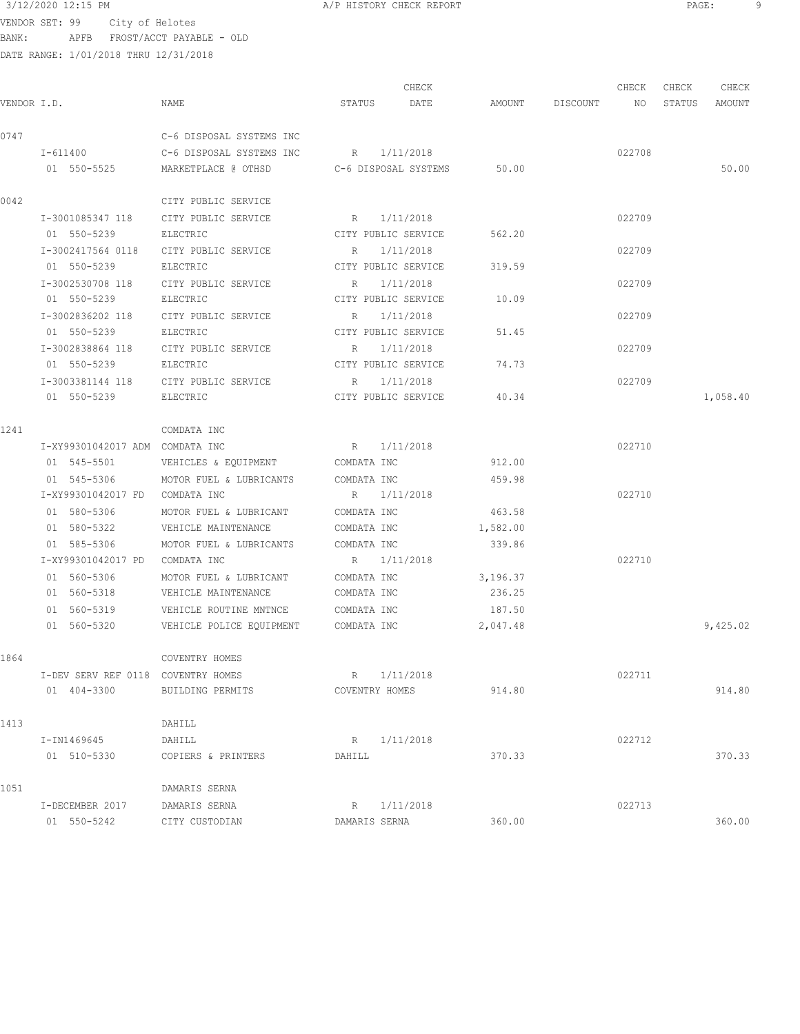VENDOR SET: 99 City of Helotes
BANK: APFB FROST/ACCT PAYABLE - OLD
DATE RANGE: 1/01/2018 THRU 12/31/2018

| VENDOR I.D. | NAME | STATUS | CHECK DATE | AMOUNT | DISCOUNT | CHECK NO | CHECK STATUS | CHECK AMOUNT |
|---|---|---|---|---|---|---|---|---|
| 0747 | C-6 DISPOSAL SYSTEMS INC | | | | | | | |
| I-611400 | C-6 DISPOSAL SYSTEMS INC | R | 1/11/2018 | | | 022708 | | |
| 01 550-5525 | MARKETPLACE @ OTHSD | C-6 DISPOSAL SYSTEMS | | 50.00 | | | | 50.00 |
| 0042 | CITY PUBLIC SERVICE | | | | | | | |
| I-3001085347 118 | CITY PUBLIC SERVICE | R | 1/11/2018 | | | 022709 | | |
| 01 550-5239 | ELECTRIC | CITY PUBLIC SERVICE | | 562.20 | | | | |
| I-3002417564 0118 | CITY PUBLIC SERVICE | R | 1/11/2018 | | | 022709 | | |
| 01 550-5239 | ELECTRIC | CITY PUBLIC SERVICE | | 319.59 | | | | |
| I-3002530708 118 | CITY PUBLIC SERVICE | R | 1/11/2018 | | | 022709 | | |
| 01 550-5239 | ELECTRIC | CITY PUBLIC SERVICE | | 10.09 | | | | |
| I-3002836202 118 | CITY PUBLIC SERVICE | R | 1/11/2018 | | | 022709 | | |
| 01 550-5239 | ELECTRIC | CITY PUBLIC SERVICE | | 51.45 | | | | |
| I-3002838864 118 | CITY PUBLIC SERVICE | R | 1/11/2018 | | | 022709 | | |
| 01 550-5239 | ELECTRIC | CITY PUBLIC SERVICE | | 74.73 | | | | |
| I-3003381144 118 | CITY PUBLIC SERVICE | R | 1/11/2018 | | | 022709 | | |
| 01 550-5239 | ELECTRIC | CITY PUBLIC SERVICE | | 40.34 | | | | 1,058.40 |
| 1241 | COMDATA INC | | | | | | | |
| I-XY99301042017 ADM | COMDATA INC | R | 1/11/2018 | | | 022710 | | |
| 01 545-5501 | VEHICLES & EQUIPMENT | COMDATA INC | | 912.00 | | | | |
| 01 545-5306 | MOTOR FUEL & LUBRICANTS | COMDATA INC | | 459.98 | | | | |
| I-XY99301042017 FD | COMDATA INC | R | 1/11/2018 | | | 022710 | | |
| 01 580-5306 | MOTOR FUEL & LUBRICANT | COMDATA INC | | 463.58 | | | | |
| 01 580-5322 | VEHICLE MAINTENANCE | COMDATA INC | | 1,582.00 | | | | |
| 01 585-5306 | MOTOR FUEL & LUBRICANTS | COMDATA INC | | 339.86 | | | | |
| I-XY99301042017 PD | COMDATA INC | R | 1/11/2018 | | | 022710 | | |
| 01 560-5306 | MOTOR FUEL & LUBRICANT | COMDATA INC | | 3,196.37 | | | | |
| 01 560-5318 | VEHICLE MAINTENANCE | COMDATA INC | | 236.25 | | | | |
| 01 560-5319 | VEHICLE ROUTINE MNTNCE | COMDATA INC | | 187.50 | | | | |
| 01 560-5320 | VEHICLE POLICE EQUIPMENT | COMDATA INC | | 2,047.48 | | | | 9,425.02 |
| 1864 | COVENTRY HOMES | | | | | | | |
| I-DEV SERV REF 0118 | COVENTRY HOMES | R | 1/11/2018 | | | 022711 | | |
| 01 404-3300 | BUILDING PERMITS | COVENTRY HOMES | | 914.80 | | | | 914.80 |
| 1413 | DAHILL | | | | | | | |
| I-IN1469645 | DAHILL | R | 1/11/2018 | | | 022712 | | |
| 01 510-5330 | COPIERS & PRINTERS | DAHILL | | 370.33 | | | | 370.33 |
| 1051 | DAMARIS SERNA | | | | | | | |
| I-DECEMBER 2017 | DAMARIS SERNA | R | 1/11/2018 | | | 022713 | | |
| 01 550-5242 | CITY CUSTODIAN | DAMARIS SERNA | | 360.00 | | | | 360.00 |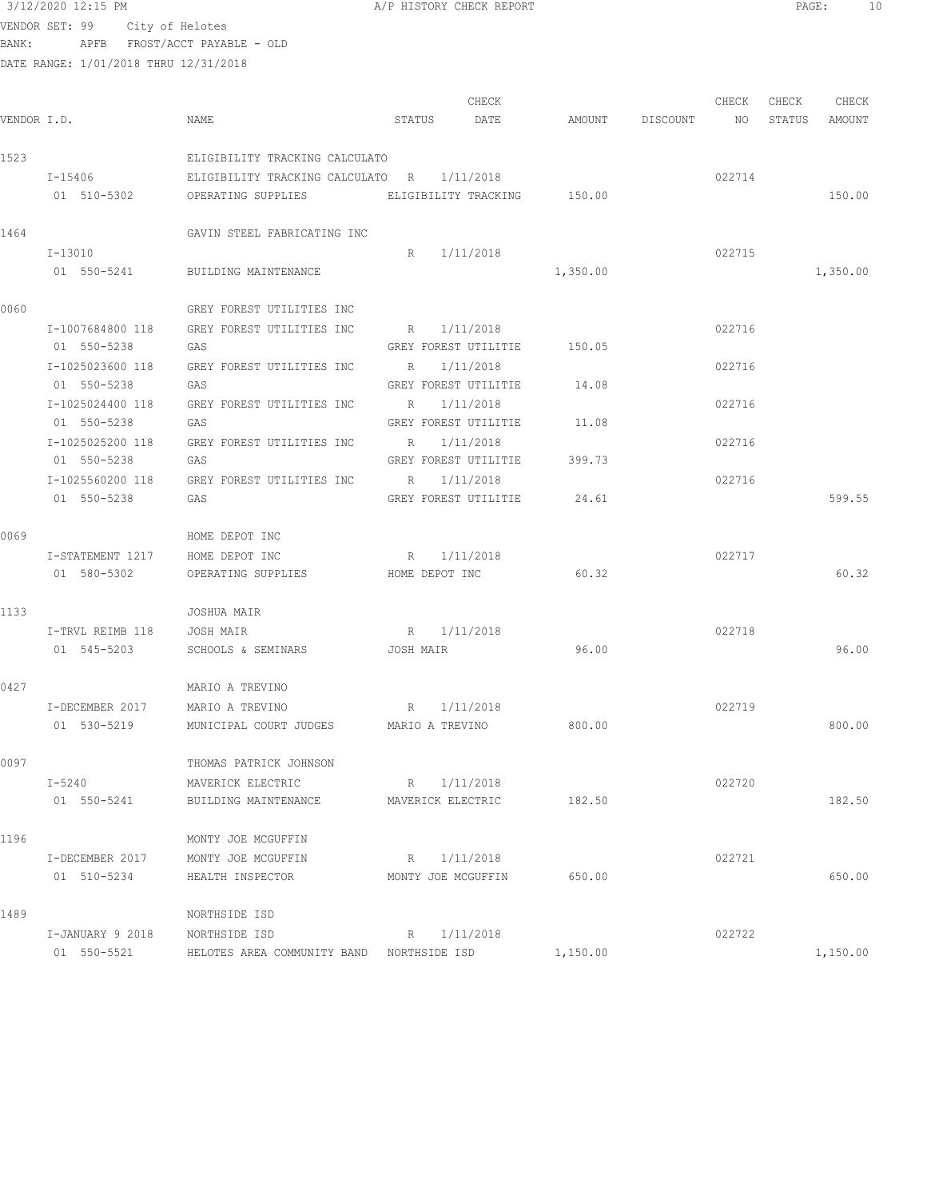3/12/2020 12:15 PM A/P HISTORY CHECK REPORT

VENDOR SET: 99 City of Helotes
BANK: APFB FROST/ACCT PAYABLE - OLD
DATE RANGE: 1/01/2018 THRU 12/31/2018

| VENDOR I.D. | NAME | STATUS | CHECK DATE | AMOUNT | DISCOUNT | CHECK NO | CHECK STATUS | CHECK AMOUNT |
|---|---|---|---|---|---|---|---|---|
| 1523 | ELIGIBILITY TRACKING CALCULATO | | | | | | | |
| I-15406 | ELIGIBILITY TRACKING CALCULATO | R | 1/11/2018 | | | 022714 | | |
| 01 510-5302 | OPERATING SUPPLIES | ELIGIBILITY TRACKING | | 150.00 | | | | 150.00 |
| 1464 | GAVIN STEEL FABRICATING INC | | | | | | | |
| I-13010 | | R | 1/11/2018 | | | 022715 | | |
| 01 550-5241 | BUILDING MAINTENANCE | | | 1,350.00 | | | | 1,350.00 |
| 0060 | GREY FOREST UTILITIES INC | | | | | | | |
| I-1007684800 118 | GREY FOREST UTILITIES INC | R | 1/11/2018 | | | 022716 | | |
| 01 550-5238 | GAS | GREY FOREST UTILITIE | | 150.05 | | | | |
| I-1025023600 118 | GREY FOREST UTILITIES INC | R | 1/11/2018 | | | 022716 | | |
| 01 550-5238 | GAS | GREY FOREST UTILITIE | | 14.08 | | | | |
| I-1025024400 118 | GREY FOREST UTILITIES INC | R | 1/11/2018 | | | 022716 | | |
| 01 550-5238 | GAS | GREY FOREST UTILITIE | | 11.08 | | | | |
| I-1025025200 118 | GREY FOREST UTILITIES INC | R | 1/11/2018 | | | 022716 | | |
| 01 550-5238 | GAS | GREY FOREST UTILITIE | | 399.73 | | | | |
| I-1025560200 118 | GREY FOREST UTILITIES INC | R | 1/11/2018 | | | 022716 | | |
| 01 550-5238 | GAS | GREY FOREST UTILITIE | | 24.61 | | | | 599.55 |
| 0069 | HOME DEPOT INC | | | | | | | |
| I-STATEMENT 1217 | HOME DEPOT INC | R | 1/11/2018 | | | 022717 | | |
| 01 580-5302 | OPERATING SUPPLIES | HOME DEPOT INC | | 60.32 | | | | 60.32 |
| 1133 | JOSHUA MAIR | | | | | | | |
| I-TRVL REIMB 118 | JOSH MAIR | R | 1/11/2018 | | | 022718 | | |
| 01 545-5203 | SCHOOLS & SEMINARS | JOSH MAIR | | 96.00 | | | | 96.00 |
| 0427 | MARIO A TREVINO | | | | | | | |
| I-DECEMBER 2017 | MARIO A TREVINO | R | 1/11/2018 | | | 022719 | | |
| 01 530-5219 | MUNICIPAL COURT JUDGES | MARIO A TREVINO | | 800.00 | | | | 800.00 |
| 0097 | THOMAS PATRICK JOHNSON | | | | | | | |
| I-5240 | MAVERICK ELECTRIC | R | 1/11/2018 | | | 022720 | | |
| 01 550-5241 | BUILDING MAINTENANCE | MAVERICK ELECTRIC | | 182.50 | | | | 182.50 |
| 1196 | MONTY JOE MCGUFFIN | | | | | | | |
| I-DECEMBER 2017 | MONTY JOE MCGUFFIN | R | 1/11/2018 | | | 022721 | | |
| 01 510-5234 | HEALTH INSPECTOR | MONTY JOE MCGUFFIN | | 650.00 | | | | 650.00 |
| 1489 | NORTHSIDE ISD | | | | | | | |
| I-JANUARY 9 2018 | NORTHSIDE ISD | R | 1/11/2018 | | | 022722 | | |
| 01 550-5521 | HELOTES AREA COMMUNITY BAND | NORTHSIDE ISD | | 1,150.00 | | | | 1,150.00 |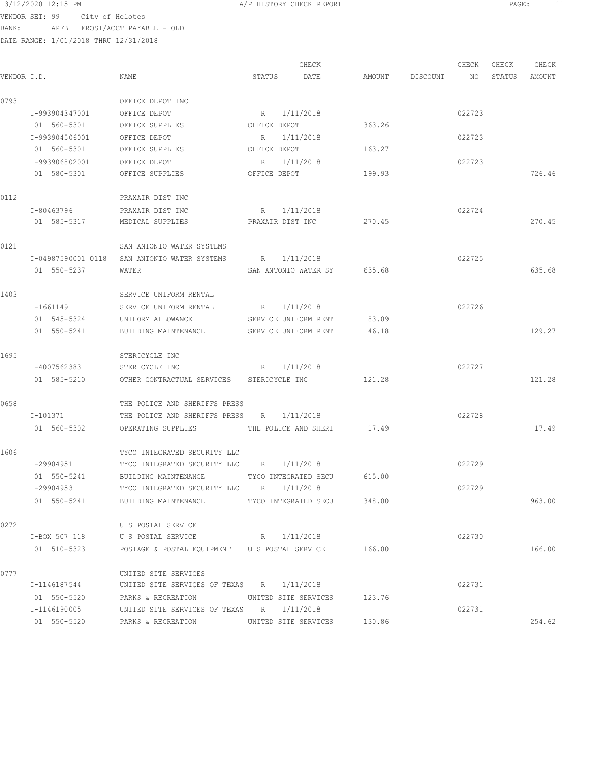VENDOR SET: 99 City of Helotes
BANK: APFB FROST/ACCT PAYABLE - OLD
DATE RANGE: 1/01/2018 THRU 12/31/2018

| VENDOR I.D. | | NAME | STATUS | CHECK DATE | AMOUNT | DISCOUNT | CHECK NO | CHECK STATUS | CHECK AMOUNT |
|---|---|---|---|---|---|---|---|---|---|
| 0793 | | OFFICE DEPOT INC | | | | | | | |
| | I-993904347001 | OFFICE DEPOT | R | 1/11/2018 | | | 022723 | | |
| | 01 560-5301 | OFFICE SUPPLIES | OFFICE DEPOT | | 363.26 | | | | |
| | I-993904506001 | OFFICE DEPOT | R | 1/11/2018 | | | 022723 | | |
| | 01 560-5301 | OFFICE SUPPLIES | OFFICE DEPOT | | 163.27 | | | | |
| | I-993906802001 | OFFICE DEPOT | R | 1/11/2018 | | | 022723 | | |
| | 01 580-5301 | OFFICE SUPPLIES | OFFICE DEPOT | | 199.93 | | | | 726.46 |
| 0112 | | PRAXAIR DIST INC | | | | | | | |
| | I-80463796 | PRAXAIR DIST INC | R | 1/11/2018 | | | 022724 | | |
| | 01 585-5317 | MEDICAL SUPPLIES | PRAXAIR DIST INC | | 270.45 | | | | 270.45 |
| 0121 | | SAN ANTONIO WATER SYSTEMS | | | | | | | |
| | I-04987590001 0118 | SAN ANTONIO WATER SYSTEMS | R | 1/11/2018 | | | 022725 | | |
| | 01 550-5237 | WATER | SAN ANTONIO WATER SY | | 635.68 | | | | 635.68 |
| 1403 | | SERVICE UNIFORM RENTAL | | | | | | | |
| | I-1661149 | SERVICE UNIFORM RENTAL | R | 1/11/2018 | | | 022726 | | |
| | 01 545-5324 | UNIFORM ALLOWANCE | SERVICE UNIFORM RENT | | 83.09 | | | | |
| | 01 550-5241 | BUILDING MAINTENANCE | SERVICE UNIFORM RENT | | 46.18 | | | | 129.27 |
| 1695 | | STERICYCLE INC | | | | | | | |
| | I-4007562383 | STERICYCLE INC | R | 1/11/2018 | | | 022727 | | |
| | 01 585-5210 | OTHER CONTRACTUAL SERVICES | STERICYCLE INC | | 121.28 | | | | 121.28 |
| 0658 | | THE POLICE AND SHERIFFS PRESS | | | | | | | |
| | I-101371 | THE POLICE AND SHERIFFS PRESS | R | 1/11/2018 | | | 022728 | | |
| | 01 560-5302 | OPERATING SUPPLIES | THE POLICE AND SHERI | | 17.49 | | | | 17.49 |
| 1606 | | TYCO INTEGRATED SECURITY LLC | | | | | | | |
| | I-29904951 | TYCO INTEGRATED SECURITY LLC | R | 1/11/2018 | | | 022729 | | |
| | 01 550-5241 | BUILDING MAINTENANCE | TYCO INTEGRATED SECU | | 615.00 | | | | |
| | I-29904953 | TYCO INTEGRATED SECURITY LLC | R | 1/11/2018 | | | 022729 | | |
| | 01 550-5241 | BUILDING MAINTENANCE | TYCO INTEGRATED SECU | | 348.00 | | | | 963.00 |
| 0272 | | U S POSTAL SERVICE | | | | | | | |
| | I-BOX 507 118 | U S POSTAL SERVICE | R | 1/11/2018 | | | 022730 | | |
| | 01 510-5323 | POSTAGE & POSTAL EQUIPMENT | U S POSTAL SERVICE | | 166.00 | | | | 166.00 |
| 0777 | | UNITED SITE SERVICES | | | | | | | |
| | I-1146187544 | UNITED SITE SERVICES OF TEXAS | R | 1/11/2018 | | | 022731 | | |
| | 01 550-5520 | PARKS & RECREATION | UNITED SITE SERVICES | | 123.76 | | | | |
| | I-1146190005 | UNITED SITE SERVICES OF TEXAS | R | 1/11/2018 | | | 022731 | | |
| | 01 550-5520 | PARKS & RECREATION | UNITED SITE SERVICES | | 130.86 | | | | 254.62 |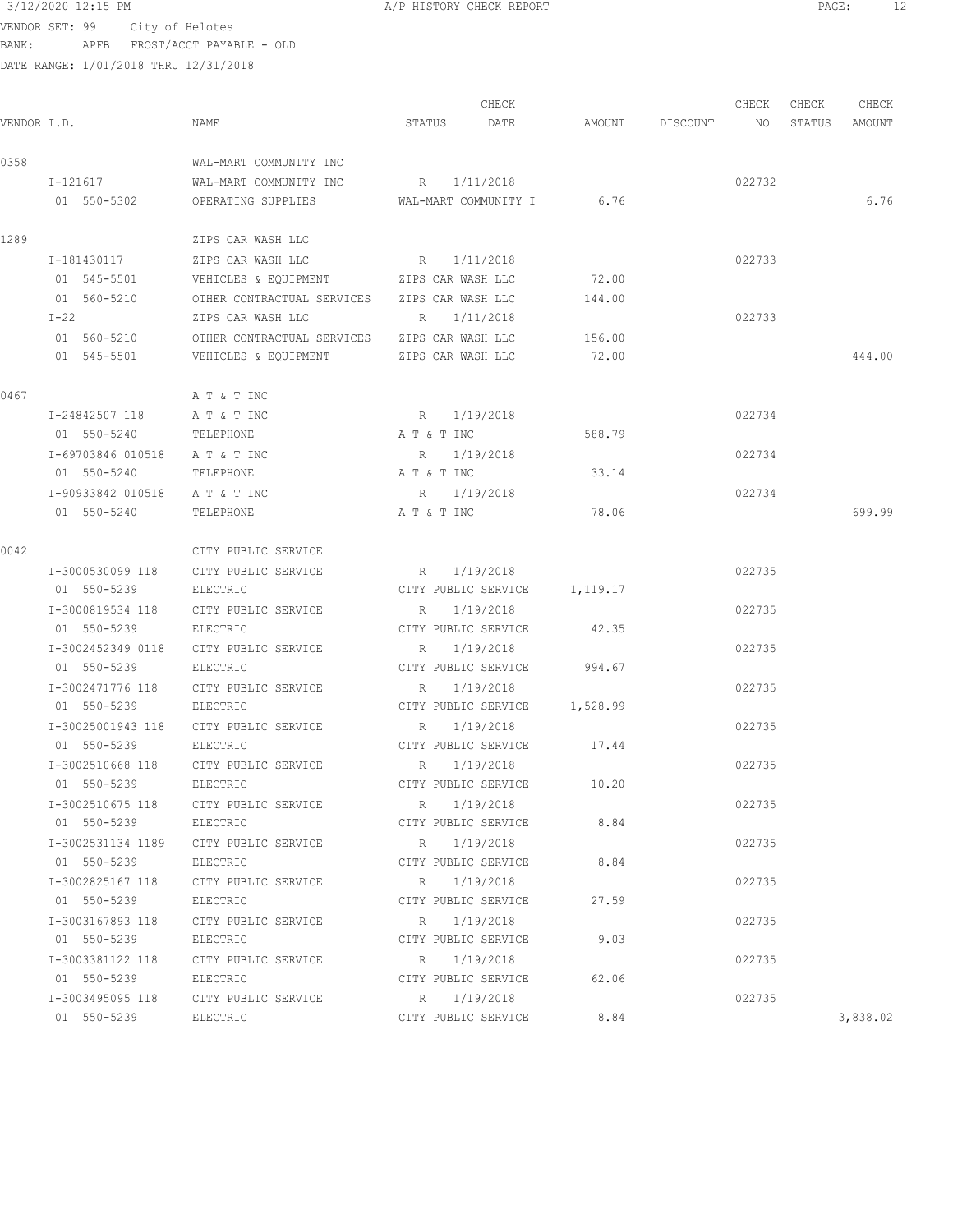VENDOR SET: 99 City of Helotes
BANK: APFB FROST/ACCT PAYABLE - OLD
DATE RANGE: 1/01/2018 THRU 12/31/2018

| VENDOR I.D. | NAME | STATUS | CHECK DATE | AMOUNT | DISCOUNT | CHECK NO | CHECK STATUS | CHECK AMOUNT |
|---|---|---|---|---|---|---|---|---|
| 0358 | WAL-MART COMMUNITY INC | | | | | | | |
| I-121617 | WAL-MART COMMUNITY INC | R | 1/11/2018 | | | 022732 | | |
| 01 550-5302 | OPERATING SUPPLIES | WAL-MART COMMUNITY I | | 6.76 | | | | 6.76 |
| 1289 | ZIPS CAR WASH LLC | | | | | | | |
| I-181430117 | ZIPS CAR WASH LLC | R | 1/11/2018 | | | 022733 | | |
| 01 545-5501 | VEHICLES & EQUIPMENT | ZIPS CAR WASH LLC | | 72.00 | | | | |
| 01 560-5210 | OTHER CONTRACTUAL SERVICES | ZIPS CAR WASH LLC | | 144.00 | | | | |
| I-22 | ZIPS CAR WASH LLC | R | 1/11/2018 | | | 022733 | | |
| 01 560-5210 | OTHER CONTRACTUAL SERVICES | ZIPS CAR WASH LLC | | 156.00 | | | | |
| 01 545-5501 | VEHICLES & EQUIPMENT | ZIPS CAR WASH LLC | | 72.00 | | | | 444.00 |
| 0467 | A T & T INC | | | | | | | |
| I-24842507 118 | A T & T INC | R | 1/19/2018 | | | 022734 | | |
| 01 550-5240 | TELEPHONE | A T & T INC | | 588.79 | | | | |
| I-69703846 010518 | A T & T INC | R | 1/19/2018 | | | 022734 | | |
| 01 550-5240 | TELEPHONE | A T & T INC | | 33.14 | | | | |
| I-90933842 010518 | A T & T INC | R | 1/19/2018 | | | 022734 | | |
| 01 550-5240 | TELEPHONE | A T & T INC | | 78.06 | | | | 699.99 |
| 0042 | CITY PUBLIC SERVICE | | | | | | | |
| I-3000530099 118 | CITY PUBLIC SERVICE | R | 1/19/2018 | | | 022735 | | |
| 01 550-5239 | ELECTRIC | CITY PUBLIC SERVICE | | 1,119.17 | | | | |
| I-3000819534 118 | CITY PUBLIC SERVICE | R | 1/19/2018 | | | 022735 | | |
| 01 550-5239 | ELECTRIC | CITY PUBLIC SERVICE | | 42.35 | | | | |
| I-3002452349 0118 | CITY PUBLIC SERVICE | R | 1/19/2018 | | | 022735 | | |
| 01 550-5239 | ELECTRIC | CITY PUBLIC SERVICE | | 994.67 | | | | |
| I-3002471776 118 | CITY PUBLIC SERVICE | R | 1/19/2018 | | | 022735 | | |
| 01 550-5239 | ELECTRIC | CITY PUBLIC SERVICE | | 1,528.99 | | | | |
| I-30025001943 118 | CITY PUBLIC SERVICE | R | 1/19/2018 | | | 022735 | | |
| 01 550-5239 | ELECTRIC | CITY PUBLIC SERVICE | | 17.44 | | | | |
| I-3002510668 118 | CITY PUBLIC SERVICE | R | 1/19/2018 | | | 022735 | | |
| 01 550-5239 | ELECTRIC | CITY PUBLIC SERVICE | | 10.20 | | | | |
| I-3002510675 118 | CITY PUBLIC SERVICE | R | 1/19/2018 | | | 022735 | | |
| 01 550-5239 | ELECTRIC | CITY PUBLIC SERVICE | | 8.84 | | | | |
| I-3002531134 1189 | CITY PUBLIC SERVICE | R | 1/19/2018 | | | 022735 | | |
| 01 550-5239 | ELECTRIC | CITY PUBLIC SERVICE | | 8.84 | | | | |
| I-3002825167 118 | CITY PUBLIC SERVICE | R | 1/19/2018 | | | 022735 | | |
| 01 550-5239 | ELECTRIC | CITY PUBLIC SERVICE | | 27.59 | | | | |
| I-3003167893 118 | CITY PUBLIC SERVICE | R | 1/19/2018 | | | 022735 | | |
| 01 550-5239 | ELECTRIC | CITY PUBLIC SERVICE | | 9.03 | | | | |
| I-3003381122 118 | CITY PUBLIC SERVICE | R | 1/19/2018 | | | 022735 | | |
| 01 550-5239 | ELECTRIC | CITY PUBLIC SERVICE | | 62.06 | | | | |
| I-3003495095 118 | CITY PUBLIC SERVICE | R | 1/19/2018 | | | 022735 | | |
| 01 550-5239 | ELECTRIC | CITY PUBLIC SERVICE | | 8.84 | | | | 3,838.02 |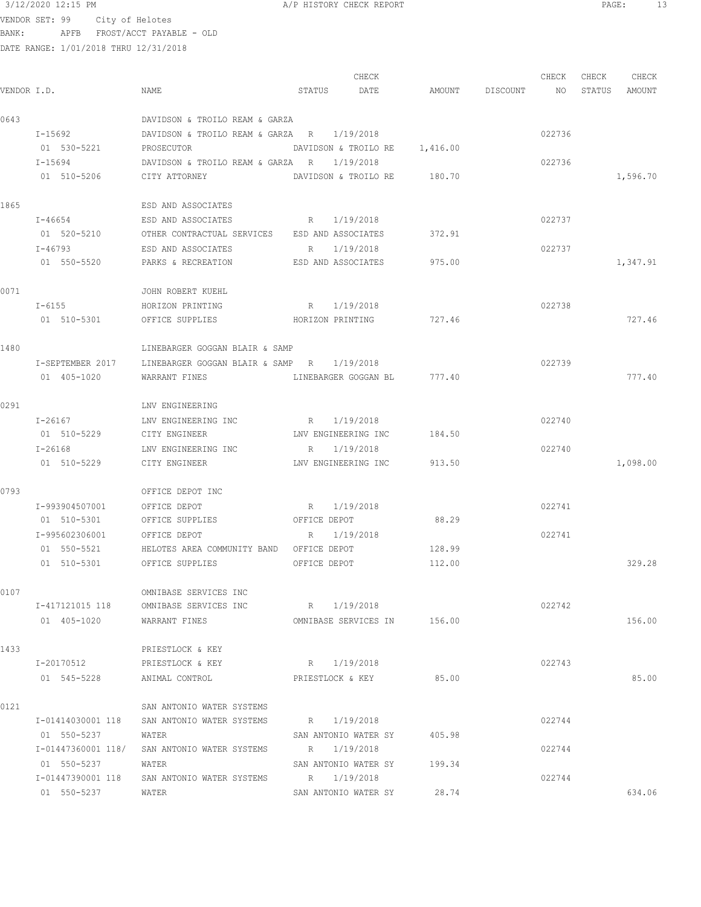3/12/2020 12:15 PM A/P HISTORY CHECK REPORT

VENDOR SET: 99 City of Helotes
BANK: APFB FROST/ACCT PAYABLE - OLD
DATE RANGE: 1/01/2018 THRU 12/31/2018

| VENDOR I.D. | NAME | STATUS | CHECK DATE | AMOUNT | DISCOUNT | CHECK NO | CHECK STATUS | CHECK AMOUNT |
|---|---|---|---|---|---|---|---|---|
| 0643 | DAVIDSON & TROILO REAM & GARZA | | | | | | | |
| I-15692 | DAVIDSON & TROILO REAM & GARZA | R | 1/19/2018 | | | 022736 | | |
| 01 530-5221 | PROSECUTOR | DAVIDSON & TROILO RE | | 1,416.00 | | | | |
| I-15694 | DAVIDSON & TROILO REAM & GARZA | R | 1/19/2018 | | | 022736 | | |
| 01 510-5206 | CITY ATTORNEY | DAVIDSON & TROILO RE | | 180.70 | | | | 1,596.70 |
| 1865 | ESD AND ASSOCIATES | | | | | | | |
| I-46654 | ESD AND ASSOCIATES | R | 1/19/2018 | | | 022737 | | |
| 01 520-5210 | OTHER CONTRACTUAL SERVICES | ESD AND ASSOCIATES | | 372.91 | | | | |
| I-46793 | ESD AND ASSOCIATES | R | 1/19/2018 | | | 022737 | | |
| 01 550-5520 | PARKS & RECREATION | ESD AND ASSOCIATES | | 975.00 | | | | 1,347.91 |
| 0071 | JOHN ROBERT KUEHL | | | | | | | |
| I-6155 | HORIZON PRINTING | R | 1/19/2018 | | | 022738 | | |
| 01 510-5301 | OFFICE SUPPLIES | HORIZON PRINTING | | 727.46 | | | | 727.46 |
| 1480 | LINEBARGER GOGGAN BLAIR & SAMP | | | | | | | |
| I-SEPTEMBER 2017 | LINEBARGER GOGGAN BLAIR & SAMP | R | 1/19/2018 | | | 022739 | | |
| 01 405-1020 | WARRANT FINES | LINEBARGER GOGGAN BL | | 777.40 | | | | 777.40 |
| 0291 | LNV ENGINEERING | | | | | | | |
| I-26167 | LNV ENGINEERING INC | R | 1/19/2018 | | | 022740 | | |
| 01 510-5229 | CITY ENGINEER | LNV ENGINEERING INC | | 184.50 | | | | |
| I-26168 | LNV ENGINEERING INC | R | 1/19/2018 | | | 022740 | | |
| 01 510-5229 | CITY ENGINEER | LNV ENGINEERING INC | | 913.50 | | | | 1,098.00 |
| 0793 | OFFICE DEPOT INC | | | | | | | |
| I-993904507001 | OFFICE DEPOT | R | 1/19/2018 | | | 022741 | | |
| 01 510-5301 | OFFICE SUPPLIES | OFFICE DEPOT | | 88.29 | | | | |
| I-995602306001 | OFFICE DEPOT | R | 1/19/2018 | | | 022741 | | |
| 01 550-5521 | HELOTES AREA COMMUNITY BAND | OFFICE DEPOT | | 128.99 | | | | |
| 01 510-5301 | OFFICE SUPPLIES | OFFICE DEPOT | | 112.00 | | | | 329.28 |
| 0107 | OMNIBASE SERVICES INC | | | | | | | |
| I-417121015 118 | OMNIBASE SERVICES INC | R | 1/19/2018 | | | 022742 | | |
| 01 405-1020 | WARRANT FINES | OMNIBASE SERVICES IN | | 156.00 | | | | 156.00 |
| 1433 | PRIESTLOCK & KEY | | | | | | | |
| I-20170512 | PRIESTLOCK & KEY | R | 1/19/2018 | | | 022743 | | |
| 01 545-5228 | ANIMAL CONTROL | PRIESTLOCK & KEY | | 85.00 | | | | 85.00 |
| 0121 | SAN ANTONIO WATER SYSTEMS | | | | | | | |
| I-01414030001 118 | SAN ANTONIO WATER SYSTEMS | R | 1/19/2018 | | | 022744 | | |
| 01 550-5237 | WATER | SAN ANTONIO WATER SY | | 405.98 | | | | |
| I-01447360001 118/ | SAN ANTONIO WATER SYSTEMS | R | 1/19/2018 | | | 022744 | | |
| 01 550-5237 | WATER | SAN ANTONIO WATER SY | | 199.34 | | | | |
| I-01447390001 118 | SAN ANTONIO WATER SYSTEMS | R | 1/19/2018 | | | 022744 | | |
| 01 550-5237 | WATER | SAN ANTONIO WATER SY | | 28.74 | | | | 634.06 |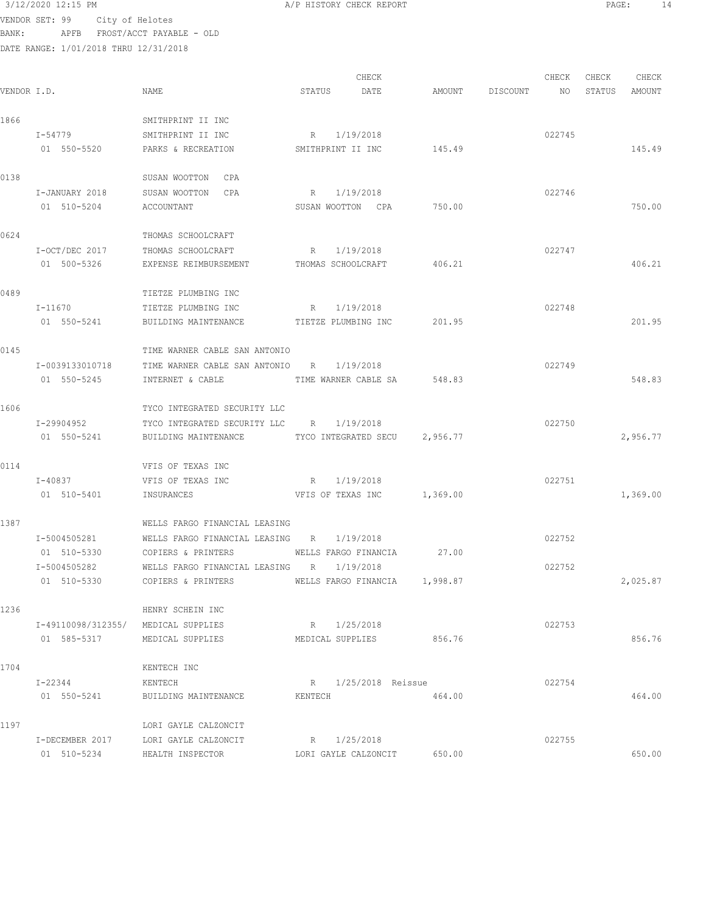3/12/2020 12:15 PM A/P HISTORY CHECK REPORT

VENDOR SET: 99 City of Helotes
BANK: APFB FROST/ACCT PAYABLE - OLD
DATE RANGE: 1/01/2018 THRU 12/31/2018

| VENDOR I.D. | NAME | STATUS | CHECK DATE | AMOUNT | DISCOUNT | CHECK NO | CHECK STATUS | CHECK AMOUNT |
|---|---|---|---|---|---|---|---|---|
| 1866 | SMITHPRINT II INC | | | | | | | |
| I-54779 | SMITHPRINT II INC | R | 1/19/2018 | | | 022745 | | |
| 01 550-5520 | PARKS & RECREATION | SMITHPRINT II INC | | 145.49 | | | | 145.49 |
| 0138 | SUSAN WOOTTON CPA | | | | | | | |
| I-JANUARY 2018 | SUSAN WOOTTON CPA | R | 1/19/2018 | | | 022746 | | |
| 01 510-5204 | ACCOUNTANT | SUSAN WOOTTON CPA | | 750.00 | | | | 750.00 |
| 0624 | THOMAS SCHOOLCRAFT | | | | | | | |
| I-OCT/DEC 2017 | THOMAS SCHOOLCRAFT | R | 1/19/2018 | | | 022747 | | |
| 01 500-5326 | EXPENSE REIMBURSEMENT | THOMAS SCHOOLCRAFT | | 406.21 | | | | 406.21 |
| 0489 | TIETZE PLUMBING INC | | | | | | | |
| I-11670 | TIETZE PLUMBING INC | R | 1/19/2018 | | | 022748 | | |
| 01 550-5241 | BUILDING MAINTENANCE | TIETZE PLUMBING INC | | 201.95 | | | | 201.95 |
| 0145 | TIME WARNER CABLE SAN ANTONIO | | | | | | | |
| I-0039133010718 | TIME WARNER CABLE SAN ANTONIO | R | 1/19/2018 | | | 022749 | | |
| 01 550-5245 | INTERNET & CABLE | TIME WARNER CABLE SA | | 548.83 | | | | 548.83 |
| 1606 | TYCO INTEGRATED SECURITY LLC | | | | | | | |
| I-29904952 | TYCO INTEGRATED SECURITY LLC | R | 1/19/2018 | | | 022750 | | |
| 01 550-5241 | BUILDING MAINTENANCE | TYCO INTEGRATED SECU | | 2,956.77 | | | | 2,956.77 |
| 0114 | VFIS OF TEXAS INC | | | | | | | |
| I-40837 | VFIS OF TEXAS INC | R | 1/19/2018 | | | 022751 | | |
| 01 510-5401 | INSURANCES | VFIS OF TEXAS INC | | 1,369.00 | | | | 1,369.00 |
| 1387 | WELLS FARGO FINANCIAL LEASING | | | | | | | |
| I-5004505281 | WELLS FARGO FINANCIAL LEASING | R | 1/19/2018 | | | 022752 | | |
| 01 510-5330 | COPIERS & PRINTERS | WELLS FARGO FINANCIA | | 27.00 | | | | |
| I-5004505282 | WELLS FARGO FINANCIAL LEASING | R | 1/19/2018 | | | 022752 | | |
| 01 510-5330 | COPIERS & PRINTERS | WELLS FARGO FINANCIA | | 1,998.87 | | | | 2,025.87 |
| 1236 | HENRY SCHEIN INC | | | | | | | |
| I-49110098/312355/ | MEDICAL SUPPLIES | R | 1/25/2018 | | | 022753 | | |
| 01 585-5317 | MEDICAL SUPPLIES | MEDICAL SUPPLIES | | 856.76 | | | | 856.76 |
| 1704 | KENTECH INC | | | | | | | |
| I-22344 | KENTECH | R | 1/25/2018 Reissue | | | 022754 | | |
| 01 550-5241 | BUILDING MAINTENANCE | KENTECH | | 464.00 | | | | 464.00 |
| 1197 | LORI GAYLE CALZONCIT | | | | | | | |
| I-DECEMBER 2017 | LORI GAYLE CALZONCIT | R | 1/25/2018 | | | 022755 | | |
| 01 510-5234 | HEALTH INSPECTOR | LORI GAYLE CALZONCIT | | 650.00 | | | | 650.00 |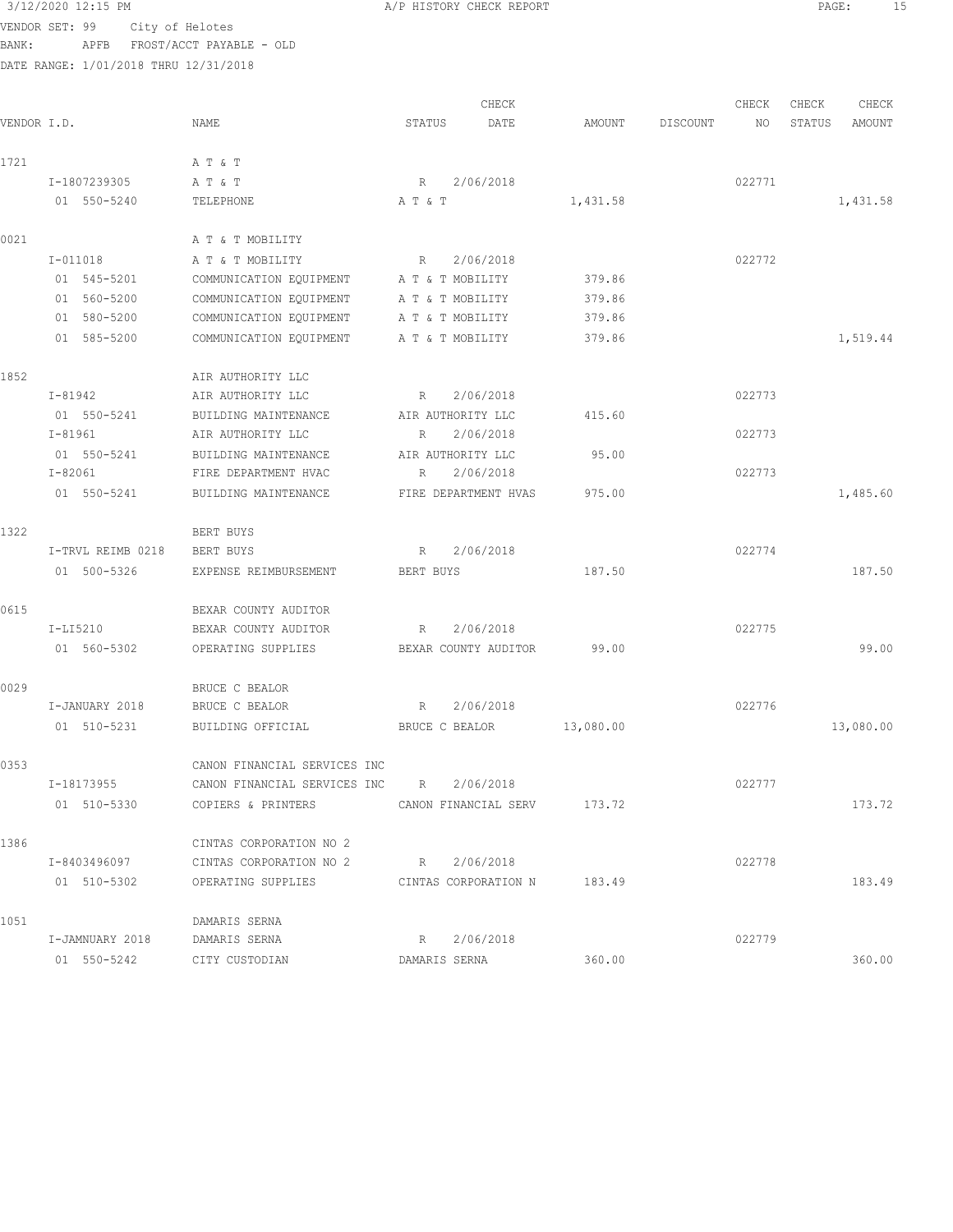3/12/2020 12:15 PM A/P HISTORY CHECK REPORT

VENDOR SET: 99 City of Helotes
BANK: APFB FROST/ACCT PAYABLE - OLD
DATE RANGE: 1/01/2018 THRU 12/31/2018

| VENDOR I.D. | NAME | STATUS | CHECK DATE | AMOUNT | DISCOUNT | CHECK NO | CHECK STATUS | CHECK AMOUNT |
|---|---|---|---|---|---|---|---|---|
| 1721 | A T & T | | | | | | | |
| I-1807239305 | A T & T | R | 2/06/2018 | | | 022771 | | |
| 01 550-5240 | TELEPHONE | A T & T | | 1,431.58 | | | | 1,431.58 |
| 0021 | A T & T MOBILITY | | | | | | | |
| I-011018 | A T & T MOBILITY | R | 2/06/2018 | | | 022772 | | |
| 01 545-5201 | COMMUNICATION EQUIPMENT | A T & T MOBILITY | | 379.86 | | | | |
| 01 560-5200 | COMMUNICATION EQUIPMENT | A T & T MOBILITY | | 379.86 | | | | |
| 01 580-5200 | COMMUNICATION EQUIPMENT | A T & T MOBILITY | | 379.86 | | | | |
| 01 585-5200 | COMMUNICATION EQUIPMENT | A T & T MOBILITY | | 379.86 | | | | 1,519.44 |
| 1852 | AIR AUTHORITY LLC | | | | | | | |
| I-81942 | AIR AUTHORITY LLC | R | 2/06/2018 | | | 022773 | | |
| 01 550-5241 | BUILDING MAINTENANCE | AIR AUTHORITY LLC | | 415.60 | | | | |
| I-81961 | AIR AUTHORITY LLC | R | 2/06/2018 | | | 022773 | | |
| 01 550-5241 | BUILDING MAINTENANCE | AIR AUTHORITY LLC | | 95.00 | | | | |
| I-82061 | FIRE DEPARTMENT HVAC | R | 2/06/2018 | | | 022773 | | |
| 01 550-5241 | BUILDING MAINTENANCE | FIRE DEPARTMENT HVAS | | 975.00 | | | | 1,485.60 |
| 1322 | BERT BUYS | | | | | | | |
| I-TRVL REIMB 0218 | BERT BUYS | R | 2/06/2018 | | | 022774 | | |
| 01 500-5326 | EXPENSE REIMBURSEMENT | BERT BUYS | | 187.50 | | | | 187.50 |
| 0615 | BEXAR COUNTY AUDITOR | | | | | | | |
| I-LI5210 | BEXAR COUNTY AUDITOR | R | 2/06/2018 | | | 022775 | | |
| 01 560-5302 | OPERATING SUPPLIES | BEXAR COUNTY AUDITOR | | 99.00 | | | | 99.00 |
| 0029 | BRUCE C BEALOR | | | | | | | |
| I-JANUARY 2018 | BRUCE C BEALOR | R | 2/06/2018 | | | 022776 | | |
| 01 510-5231 | BUILDING OFFICIAL | BRUCE C BEALOR | | 13,080.00 | | | | 13,080.00 |
| 0353 | CANON FINANCIAL SERVICES INC | | | | | | | |
| I-18173955 | CANON FINANCIAL SERVICES INC | R | 2/06/2018 | | | 022777 | | |
| 01 510-5330 | COPIERS & PRINTERS | CANON FINANCIAL SERV | | 173.72 | | | | 173.72 |
| 1386 | CINTAS CORPORATION NO 2 | | | | | | | |
| I-8403496097 | CINTAS CORPORATION NO 2 | R | 2/06/2018 | | | 022778 | | |
| 01 510-5302 | OPERATING SUPPLIES | CINTAS CORPORATION N | | 183.49 | | | | 183.49 |
| 1051 | DAMARIS SERNA | | | | | | | |
| I-JAMNUARY 2018 | DAMARIS SERNA | R | 2/06/2018 | | | 022779 | | |
| 01 550-5242 | CITY CUSTODIAN | DAMARIS SERNA | | 360.00 | | | | 360.00 |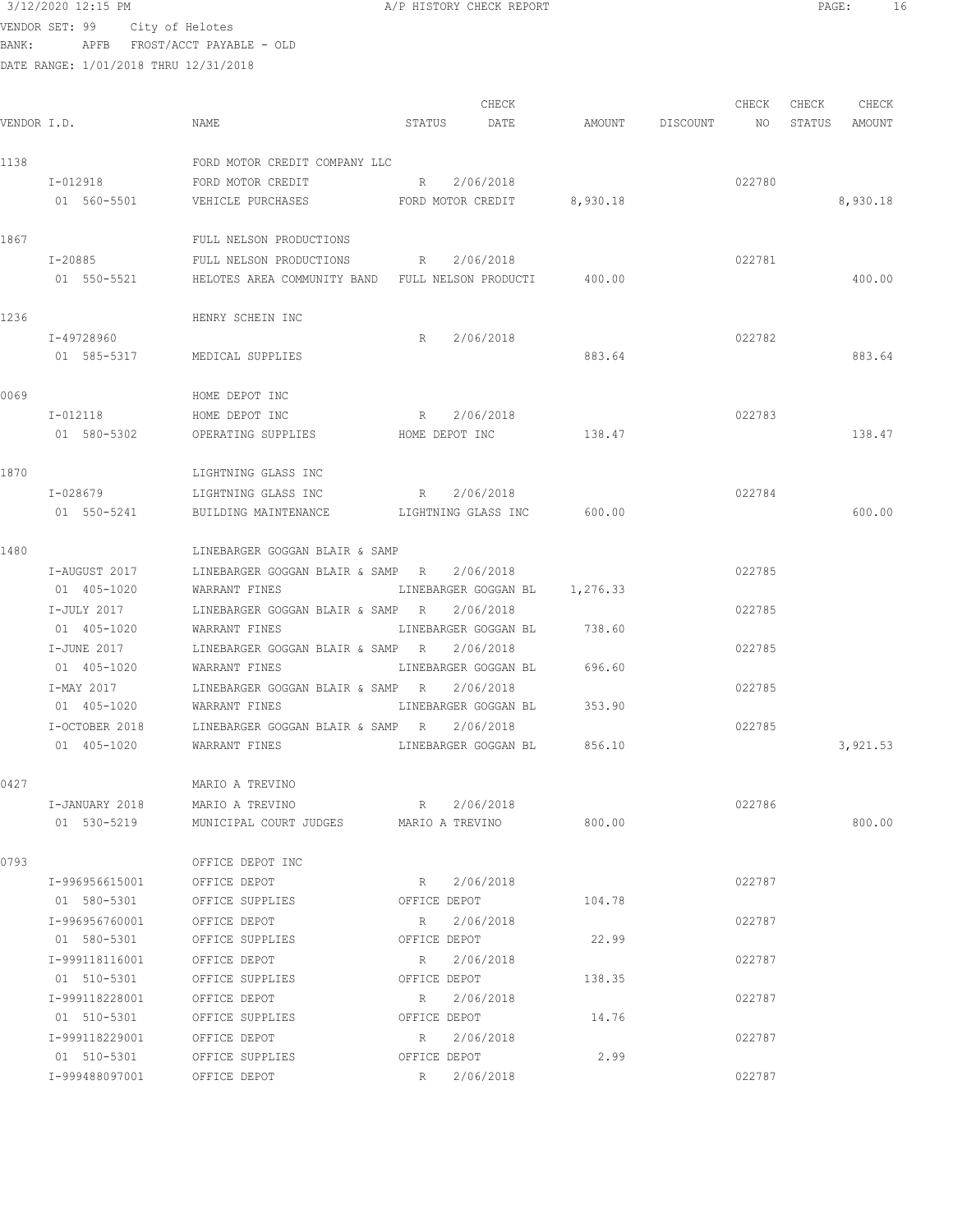3/12/2020 12:15 PM A/P HISTORY CHECK REPORT

VENDOR SET: 99 City of Helotes
BANK: APFB FROST/ACCT PAYABLE - OLD
DATE RANGE: 1/01/2018 THRU 12/31/2018

| VENDOR I.D. | NAME | STATUS | CHECK DATE | AMOUNT | DISCOUNT | CHECK NO | CHECK STATUS | CHECK AMOUNT |
|---|---|---|---|---|---|---|---|---|
| 1138 | FORD MOTOR CREDIT COMPANY LLC | | | | | | | |
| I-012918 | FORD MOTOR CREDIT | R | 2/06/2018 | | | 022780 | | |
| 01 560-5501 | VEHICLE PURCHASES | FORD MOTOR CREDIT | | 8,930.18 | | | | 8,930.18 |
| 1867 | FULL NELSON PRODUCTIONS | | | | | | | |
| I-20885 | FULL NELSON PRODUCTIONS | R | 2/06/2018 | | | 022781 | | |
| 01 550-5521 | HELOTES AREA COMMUNITY BAND | FULL NELSON PRODUCTI | | 400.00 | | | | 400.00 |
| 1236 | HENRY SCHEIN INC | | | | | | | |
| I-49728960 | | R | 2/06/2018 | | | 022782 | | |
| 01 585-5317 | MEDICAL SUPPLIES | | | 883.64 | | | | 883.64 |
| 0069 | HOME DEPOT INC | | | | | | | |
| I-012118 | HOME DEPOT INC | R | 2/06/2018 | | | 022783 | | |
| 01 580-5302 | OPERATING SUPPLIES | HOME DEPOT INC | | 138.47 | | | | 138.47 |
| 1870 | LIGHTNING GLASS INC | | | | | | | |
| I-028679 | LIGHTNING GLASS INC | R | 2/06/2018 | | | 022784 | | |
| 01 550-5241 | BUILDING MAINTENANCE | LIGHTNING GLASS INC | | 600.00 | | | | 600.00 |
| 1480 | LINEBARGER GOGGAN BLAIR & SAMP | | | | | | | |
| I-AUGUST 2017 | LINEBARGER GOGGAN BLAIR & SAMP | R | 2/06/2018 | | | 022785 | | |
| 01 405-1020 | WARRANT FINES | LINEBARGER GOGGAN BL | | 1,276.33 | | | | |
| I-JULY 2017 | LINEBARGER GOGGAN BLAIR & SAMP | R | 2/06/2018 | | | 022785 | | |
| 01 405-1020 | WARRANT FINES | LINEBARGER GOGGAN BL | | 738.60 | | | | |
| I-JUNE 2017 | LINEBARGER GOGGAN BLAIR & SAMP | R | 2/06/2018 | | | 022785 | | |
| 01 405-1020 | WARRANT FINES | LINEBARGER GOGGAN BL | | 696.60 | | | | |
| I-MAY 2017 | LINEBARGER GOGGAN BLAIR & SAMP | R | 2/06/2018 | | | 022785 | | |
| 01 405-1020 | WARRANT FINES | LINEBARGER GOGGAN BL | | 353.90 | | | | |
| I-OCTOBER 2018 | LINEBARGER GOGGAN BLAIR & SAMP | R | 2/06/2018 | | | 022785 | | |
| 01 405-1020 | WARRANT FINES | LINEBARGER GOGGAN BL | | 856.10 | | | | 3,921.53 |
| 0427 | MARIO A TREVINO | | | | | | | |
| I-JANUARY 2018 | MARIO A TREVINO | R | 2/06/2018 | | | 022786 | | |
| 01 530-5219 | MUNICIPAL COURT JUDGES | MARIO A TREVINO | | 800.00 | | | | 800.00 |
| 0793 | OFFICE DEPOT INC | | | | | | | |
| I-996956615001 | OFFICE DEPOT | R | 2/06/2018 | | | 022787 | | |
| 01 580-5301 | OFFICE SUPPLIES | OFFICE DEPOT | | 104.78 | | | | |
| I-996956760001 | OFFICE DEPOT | R | 2/06/2018 | | | 022787 | | |
| 01 580-5301 | OFFICE SUPPLIES | OFFICE DEPOT | | 22.99 | | | | |
| I-999118116001 | OFFICE DEPOT | R | 2/06/2018 | | | 022787 | | |
| 01 510-5301 | OFFICE SUPPLIES | OFFICE DEPOT | | 138.35 | | | | |
| I-999118228001 | OFFICE DEPOT | R | 2/06/2018 | | | 022787 | | |
| 01 510-5301 | OFFICE SUPPLIES | OFFICE DEPOT | | 14.76 | | | | |
| I-999118229001 | OFFICE DEPOT | R | 2/06/2018 | | | 022787 | | |
| 01 510-5301 | OFFICE SUPPLIES | OFFICE DEPOT | | 2.99 | | | | |
| I-999488097001 | OFFICE DEPOT | R | 2/06/2018 | | | 022787 | | |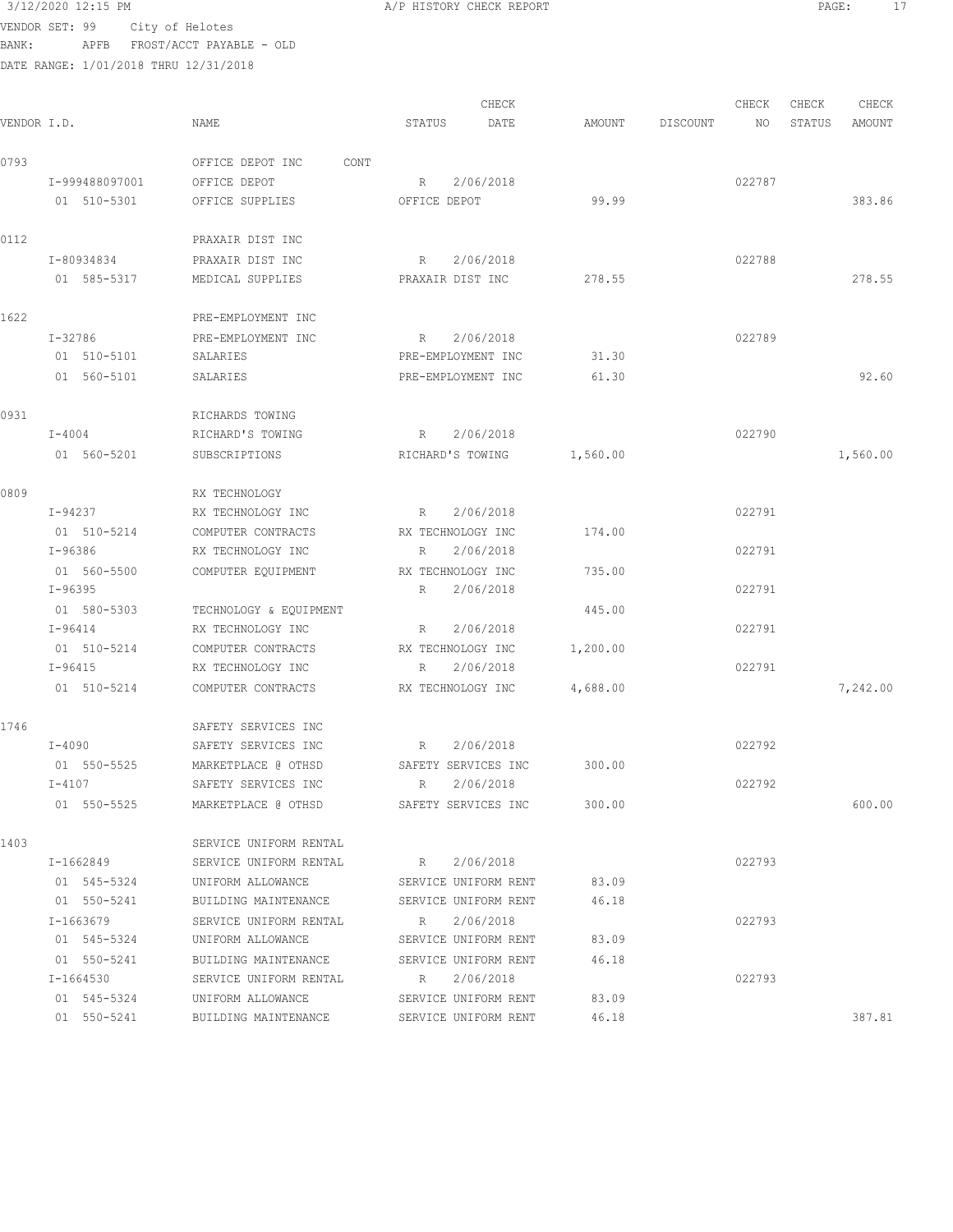VENDOR SET: 99 City of Helotes
BANK: APFB FROST/ACCT PAYABLE - OLD
DATE RANGE: 1/01/2018 THRU 12/31/2018

| VENDOR I.D. | NAME | STATUS | CHECK DATE | AMOUNT | DISCOUNT | CHECK NO | CHECK STATUS | CHECK AMOUNT |
|---|---|---|---|---|---|---|---|---|
| 0793 | OFFICE DEPOT INC CONT | | | | | | | |
| I-999488097001 | OFFICE DEPOT | R | 2/06/2018 | | | 022787 | | |
| 01 510-5301 | OFFICE SUPPLIES | OFFICE DEPOT | | 99.99 | | | | 383.86 |
| 0112 | PRAXAIR DIST INC | | | | | | | |
| I-80934834 | PRAXAIR DIST INC | R | 2/06/2018 | | | 022788 | | |
| 01 585-5317 | MEDICAL SUPPLIES | PRAXAIR DIST INC | | 278.55 | | | | 278.55 |
| 1622 | PRE-EMPLOYMENT INC | | | | | | | |
| I-32786 | PRE-EMPLOYMENT INC | R | 2/06/2018 | | | 022789 | | |
| 01 510-5101 | SALARIES | PRE-EMPLOYMENT INC | | 31.30 | | | | |
| 01 560-5101 | SALARIES | PRE-EMPLOYMENT INC | | 61.30 | | | | 92.60 |
| 0931 | RICHARDS TOWING | | | | | | | |
| I-4004 | RICHARD'S TOWING | R | 2/06/2018 | | | 022790 | | |
| 01 560-5201 | SUBSCRIPTIONS | RICHARD'S TOWING | | 1,560.00 | | | | 1,560.00 |
| 0809 | RX TECHNOLOGY | | | | | | | |
| I-94237 | RX TECHNOLOGY INC | R | 2/06/2018 | | | 022791 | | |
| 01 510-5214 | COMPUTER CONTRACTS | RX TECHNOLOGY INC | | 174.00 | | | | |
| I-96386 | RX TECHNOLOGY INC | R | 2/06/2018 | | | 022791 | | |
| 01 560-5500 | COMPUTER EQUIPMENT | RX TECHNOLOGY INC | | 735.00 | | | | |
| I-96395 | | R | 2/06/2018 | | | 022791 | | |
| 01 580-5303 | TECHNOLOGY & EQUIPMENT | | | 445.00 | | | | |
| I-96414 | RX TECHNOLOGY INC | R | 2/06/2018 | | | 022791 | | |
| 01 510-5214 | COMPUTER CONTRACTS | RX TECHNOLOGY INC | | 1,200.00 | | | | |
| I-96415 | RX TECHNOLOGY INC | R | 2/06/2018 | | | 022791 | | |
| 01 510-5214 | COMPUTER CONTRACTS | RX TECHNOLOGY INC | | 4,688.00 | | | | 7,242.00 |
| 1746 | SAFETY SERVICES INC | | | | | | | |
| I-4090 | SAFETY SERVICES INC | R | 2/06/2018 | | | 022792 | | |
| 01 550-5525 | MARKETPLACE @ OTHSD | SAFETY SERVICES INC | | 300.00 | | | | |
| I-4107 | SAFETY SERVICES INC | R | 2/06/2018 | | | 022792 | | |
| 01 550-5525 | MARKETPLACE @ OTHSD | SAFETY SERVICES INC | | 300.00 | | | | 600.00 |
| 1403 | SERVICE UNIFORM RENTAL | | | | | | | |
| I-1662849 | SERVICE UNIFORM RENTAL | R | 2/06/2018 | | | 022793 | | |
| 01 545-5324 | UNIFORM ALLOWANCE | SERVICE UNIFORM RENT | | 83.09 | | | | |
| 01 550-5241 | BUILDING MAINTENANCE | SERVICE UNIFORM RENT | | 46.18 | | | | |
| I-1663679 | SERVICE UNIFORM RENTAL | R | 2/06/2018 | | | 022793 | | |
| 01 545-5324 | UNIFORM ALLOWANCE | SERVICE UNIFORM RENT | | 83.09 | | | | |
| 01 550-5241 | BUILDING MAINTENANCE | SERVICE UNIFORM RENT | | 46.18 | | | | |
| I-1664530 | SERVICE UNIFORM RENTAL | R | 2/06/2018 | | | 022793 | | |
| 01 545-5324 | UNIFORM ALLOWANCE | SERVICE UNIFORM RENT | | 83.09 | | | | |
| 01 550-5241 | BUILDING MAINTENANCE | SERVICE UNIFORM RENT | | 46.18 | | | | 387.81 |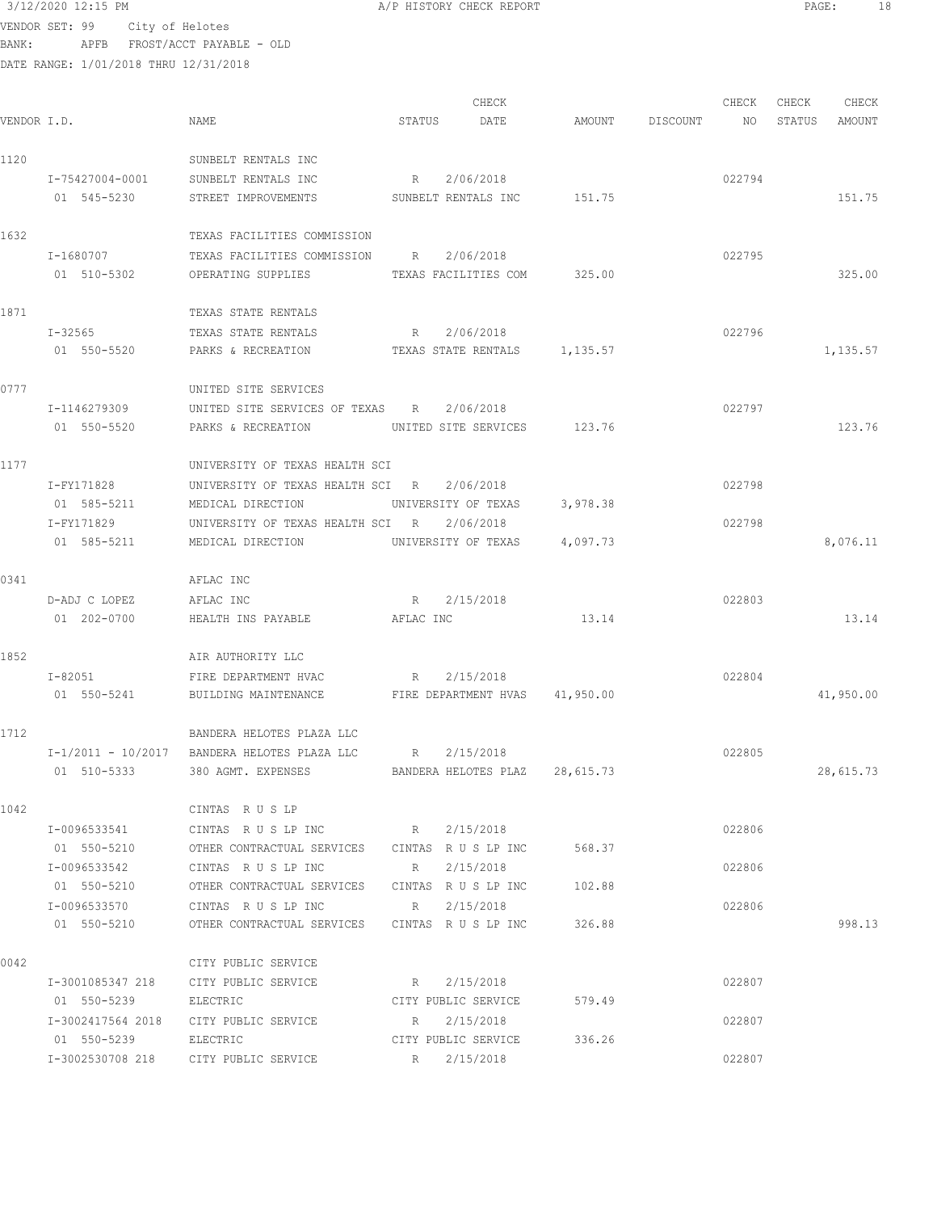3/12/2020 12:15 PM A/P HISTORY CHECK REPORT

VENDOR SET: 99 City of Helotes
BANK: APFB FROST/ACCT PAYABLE - OLD
DATE RANGE: 1/01/2018 THRU 12/31/2018

| VENDOR I.D. | NAME | STATUS | CHECK DATE | AMOUNT | DISCOUNT | CHECK NO | CHECK STATUS | CHECK AMOUNT |
|---|---|---|---|---|---|---|---|---|
| 1120 | SUNBELT RENTALS INC | | | | | | | |
| I-75427004-0001 | SUNBELT RENTALS INC | R | 2/06/2018 | | | 022794 | | |
| 01 545-5230 | STREET IMPROVEMENTS | SUNBELT RENTALS INC | | 151.75 | | | | 151.75 |
| 1632 | TEXAS FACILITIES COMMISSION | | | | | | | |
| I-1680707 | TEXAS FACILITIES COMMISSION | R | 2/06/2018 | | | 022795 | | |
| 01 510-5302 | OPERATING SUPPLIES | TEXAS FACILITIES COM | | 325.00 | | | | 325.00 |
| 1871 | TEXAS STATE RENTALS | | | | | | | |
| I-32565 | TEXAS STATE RENTALS | R | 2/06/2018 | | | 022796 | | |
| 01 550-5520 | PARKS & RECREATION | TEXAS STATE RENTALS | | 1,135.57 | | | | 1,135.57 |
| 0777 | UNITED SITE SERVICES | | | | | | | |
| I-1146279309 | UNITED SITE SERVICES OF TEXAS | R | 2/06/2018 | | | 022797 | | |
| 01 550-5520 | PARKS & RECREATION | UNITED SITE SERVICES | | 123.76 | | | | 123.76 |
| 1177 | UNIVERSITY OF TEXAS HEALTH SCI | | | | | | | |
| I-FY171828 | UNIVERSITY OF TEXAS HEALTH SCI | R | 2/06/2018 | | | 022798 | | |
| 01 585-5211 | MEDICAL DIRECTION | UNIVERSITY OF TEXAS | | 3,978.38 | | | | |
| I-FY171829 | UNIVERSITY OF TEXAS HEALTH SCI | R | 2/06/2018 | | | 022798 | | |
| 01 585-5211 | MEDICAL DIRECTION | UNIVERSITY OF TEXAS | | 4,097.73 | | | | 8,076.11 |
| 0341 | AFLAC INC | | | | | | | |
| D-ADJ C LOPEZ | AFLAC INC | R | 2/15/2018 | | | 022803 | | |
| 01 202-0700 | HEALTH INS PAYABLE | AFLAC INC | | 13.14 | | | | 13.14 |
| 1852 | AIR AUTHORITY LLC | | | | | | | |
| I-82051 | FIRE DEPARTMENT HVAC | R | 2/15/2018 | | | 022804 | | |
| 01 550-5241 | BUILDING MAINTENANCE | FIRE DEPARTMENT HVAS | | 41,950.00 | | | | 41,950.00 |
| 1712 | BANDERA HELOTES PLAZA LLC | | | | | | | |
| I-1/2011 - 10/2017 | BANDERA HELOTES PLAZA LLC | R | 2/15/2018 | | | 022805 | | |
| 01 510-5333 | 380 AGMT. EXPENSES | BANDERA HELOTES PLAZ | | 28,615.73 | | | | 28,615.73 |
| 1042 | CINTAS R U S LP | | | | | | | |
| I-0096533541 | CINTAS R U S LP INC | R | 2/15/2018 | | | 022806 | | |
| 01 550-5210 | OTHER CONTRACTUAL SERVICES | CINTAS R U S LP INC | | 568.37 | | | | |
| I-0096533542 | CINTAS R U S LP INC | R | 2/15/2018 | | | 022806 | | |
| 01 550-5210 | OTHER CONTRACTUAL SERVICES | CINTAS R U S LP INC | | 102.88 | | | | |
| I-0096533570 | CINTAS R U S LP INC | R | 2/15/2018 | | | 022806 | | |
| 01 550-5210 | OTHER CONTRACTUAL SERVICES | CINTAS R U S LP INC | | 326.88 | | | | 998.13 |
| 0042 | CITY PUBLIC SERVICE | | | | | | | |
| I-3001085347 218 | CITY PUBLIC SERVICE | R | 2/15/2018 | | | 022807 | | |
| 01 550-5239 | ELECTRIC | CITY PUBLIC SERVICE | | 579.49 | | | | |
| I-3002417564 2018 | CITY PUBLIC SERVICE | R | 2/15/2018 | | | 022807 | | |
| 01 550-5239 | ELECTRIC | CITY PUBLIC SERVICE | | 336.26 | | | | |
| I-3002530708 218 | CITY PUBLIC SERVICE | R | 2/15/2018 | | | 022807 | | |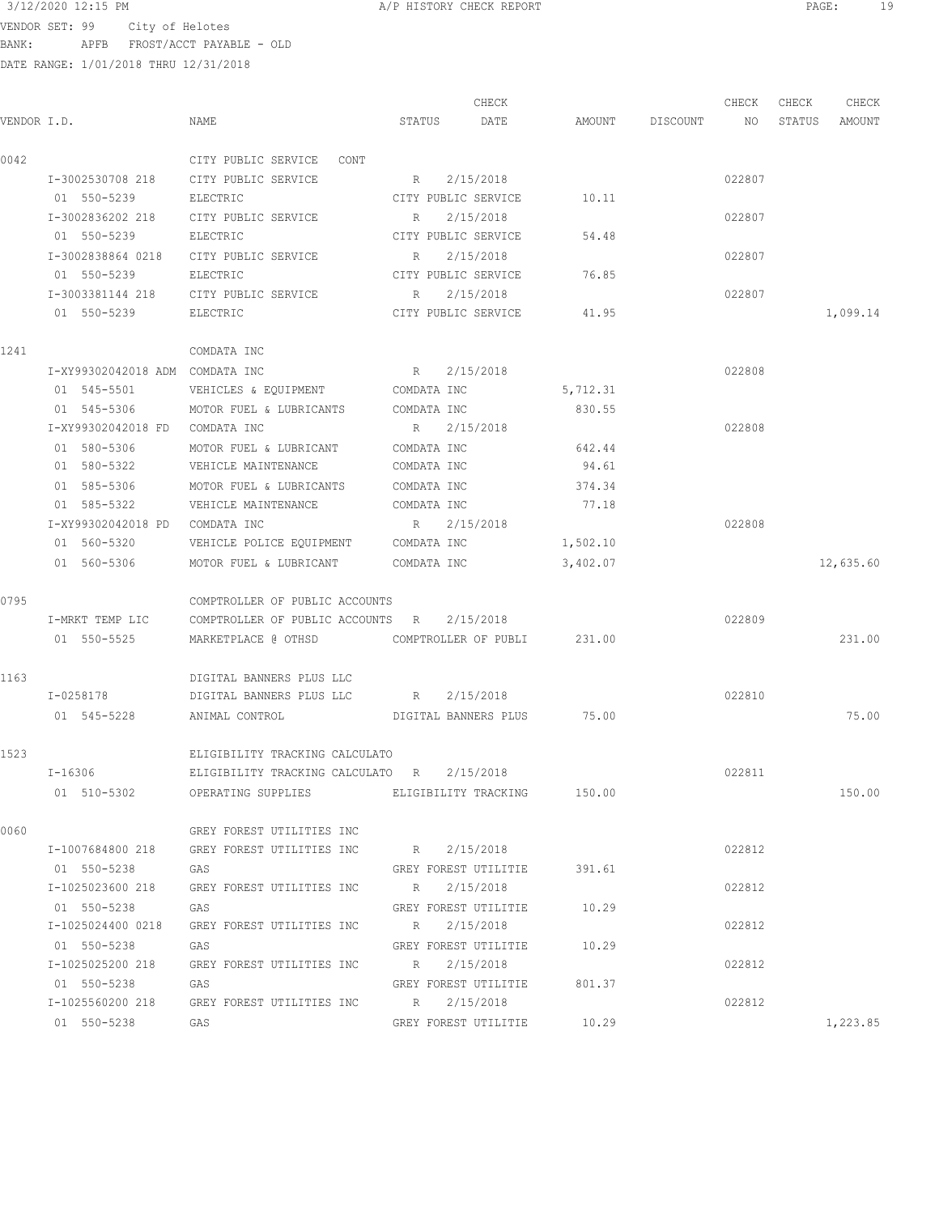3/12/2020 12:15 PM A/P HISTORY CHECK REPORT

VENDOR SET: 99 City of Helotes
BANK: APFB FROST/ACCT PAYABLE - OLD
DATE RANGE: 1/01/2018 THRU 12/31/2018

| VENDOR I.D. | NAME | STATUS | CHECK DATE | AMOUNT | DISCOUNT | CHECK NO | CHECK STATUS | CHECK AMOUNT |
|---|---|---|---|---|---|---|---|---|
| 0042 | CITY PUBLIC SERVICE CONT | | | | | | | |
| I-3002530708 218 | CITY PUBLIC SERVICE | R | 2/15/2018 | | | 022807 | | |
| 01 550-5239 | ELECTRIC | CITY PUBLIC SERVICE | | 10.11 | | | | |
| I-3002836202 218 | CITY PUBLIC SERVICE | R | 2/15/2018 | | | 022807 | | |
| 01 550-5239 | ELECTRIC | CITY PUBLIC SERVICE | | 54.48 | | | | |
| I-3002838864 0218 | CITY PUBLIC SERVICE | R | 2/15/2018 | | | 022807 | | |
| 01 550-5239 | ELECTRIC | CITY PUBLIC SERVICE | | 76.85 | | | | |
| I-3003381144 218 | CITY PUBLIC SERVICE | R | 2/15/2018 | | | 022807 | | |
| 01 550-5239 | ELECTRIC | CITY PUBLIC SERVICE | | 41.95 | | | | 1,099.14 |
| 1241 | COMDATA INC | | | | | | | |
| I-XY99302042018 ADM | COMDATA INC | R | 2/15/2018 | | | 022808 | | |
| 01 545-5501 | VEHICLES & EQUIPMENT | COMDATA INC | | 5,712.31 | | | | |
| 01 545-5306 | MOTOR FUEL & LUBRICANTS | COMDATA INC | | 830.55 | | | | |
| I-XY99302042018 FD | COMDATA INC | R | 2/15/2018 | | | 022808 | | |
| 01 580-5306 | MOTOR FUEL & LUBRICANT | COMDATA INC | | 642.44 | | | | |
| 01 580-5322 | VEHICLE MAINTENANCE | COMDATA INC | | 94.61 | | | | |
| 01 585-5306 | MOTOR FUEL & LUBRICANTS | COMDATA INC | | 374.34 | | | | |
| 01 585-5322 | VEHICLE MAINTENANCE | COMDATA INC | | 77.18 | | | | |
| I-XY99302042018 PD | COMDATA INC | R | 2/15/2018 | | | 022808 | | |
| 01 560-5320 | VEHICLE POLICE EQUIPMENT | COMDATA INC | | 1,502.10 | | | | |
| 01 560-5306 | MOTOR FUEL & LUBRICANT | COMDATA INC | | 3,402.07 | | | | 12,635.60 |
| 0795 | COMPTROLLER OF PUBLIC ACCOUNTS | | | | | | | |
| I-MRKT TEMP LIC | COMPTROLLER OF PUBLIC ACCOUNTS | R | 2/15/2018 | | | 022809 | | |
| 01 550-5525 | MARKETPLACE @ OTHSD | COMPTROLLER OF PUBLI | | 231.00 | | | | 231.00 |
| 1163 | DIGITAL BANNERS PLUS LLC | | | | | | | |
| I-0258178 | DIGITAL BANNERS PLUS LLC | R | 2/15/2018 | | | 022810 | | |
| 01 545-5228 | ANIMAL CONTROL | DIGITAL BANNERS PLUS | | 75.00 | | | | 75.00 |
| 1523 | ELIGIBILITY TRACKING CALCULATO | | | | | | | |
| I-16306 | ELIGIBILITY TRACKING CALCULATO | R | 2/15/2018 | | | 022811 | | |
| 01 510-5302 | OPERATING SUPPLIES | ELIGIBILITY TRACKING | | 150.00 | | | | 150.00 |
| 0060 | GREY FOREST UTILITIES INC | | | | | | | |
| I-1007684800 218 | GREY FOREST UTILITIES INC | R | 2/15/2018 | | | 022812 | | |
| 01 550-5238 | GAS | GREY FOREST UTILITIE | | 391.61 | | | | |
| I-1025023600 218 | GREY FOREST UTILITIES INC | R | 2/15/2018 | | | 022812 | | |
| 01 550-5238 | GAS | GREY FOREST UTILITIE | | 10.29 | | | | |
| I-1025024400 0218 | GREY FOREST UTILITIES INC | R | 2/15/2018 | | | 022812 | | |
| 01 550-5238 | GAS | GREY FOREST UTILITIE | | 10.29 | | | | |
| I-1025025200 218 | GREY FOREST UTILITIES INC | R | 2/15/2018 | | | 022812 | | |
| 01 550-5238 | GAS | GREY FOREST UTILITIE | | 801.37 | | | | |
| I-1025560200 218 | GREY FOREST UTILITIES INC | R | 2/15/2018 | | | 022812 | | |
| 01 550-5238 | GAS | GREY FOREST UTILITIE | | 10.29 | | | | 1,223.85 |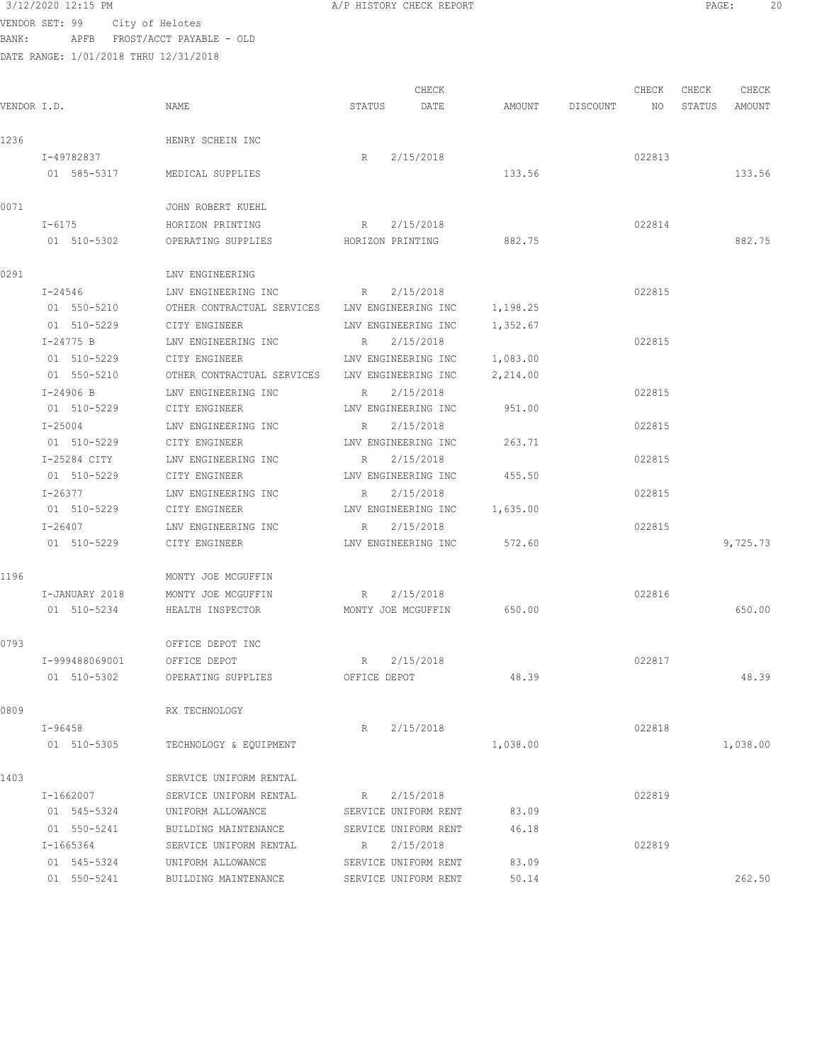3/12/2020 12:15 PM A/P HISTORY CHECK REPORT

VENDOR SET: 99 City of Helotes
BANK: APFB FROST/ACCT PAYABLE - OLD
DATE RANGE: 1/01/2018 THRU 12/31/2018

| VENDOR I.D. | NAME | STATUS | CHECK DATE | AMOUNT | DISCOUNT | CHECK NO | CHECK STATUS | CHECK AMOUNT |
|---|---|---|---|---|---|---|---|---|
| 1236 | HENRY SCHEIN INC | | | | | | | |
| I-49782837 | | R | 2/15/2018 | | | 022813 | | |
| 01 585-5317 | MEDICAL SUPPLIES | | | 133.56 | | | | 133.56 |
| 0071 | JOHN ROBERT KUEHL | | | | | | | |
| I-6175 | HORIZON PRINTING | R | 2/15/2018 | | | 022814 | | |
| 01 510-5302 | OPERATING SUPPLIES | HORIZON PRINTING | | 882.75 | | | | 882.75 |
| 0291 | LNV ENGINEERING | | | | | | | |
| I-24546 | LNV ENGINEERING INC | R | 2/15/2018 | | | 022815 | | |
| 01 550-5210 | OTHER CONTRACTUAL SERVICES | LNV ENGINEERING INC | | 1,198.25 | | | | |
| 01 510-5229 | CITY ENGINEER | LNV ENGINEERING INC | | 1,352.67 | | | | |
| I-24775 B | LNV ENGINEERING INC | R | 2/15/2018 | | | 022815 | | |
| 01 510-5229 | CITY ENGINEER | LNV ENGINEERING INC | | 1,083.00 | | | | |
| 01 550-5210 | OTHER CONTRACTUAL SERVICES | LNV ENGINEERING INC | | 2,214.00 | | | | |
| I-24906 B | LNV ENGINEERING INC | R | 2/15/2018 | | | 022815 | | |
| 01 510-5229 | CITY ENGINEER | LNV ENGINEERING INC | | 951.00 | | | | |
| I-25004 | LNV ENGINEERING INC | R | 2/15/2018 | | | 022815 | | |
| 01 510-5229 | CITY ENGINEER | LNV ENGINEERING INC | | 263.71 | | | | |
| I-25284 CITY | LNV ENGINEERING INC | R | 2/15/2018 | | | 022815 | | |
| 01 510-5229 | CITY ENGINEER | LNV ENGINEERING INC | | 455.50 | | | | |
| I-26377 | LNV ENGINEERING INC | R | 2/15/2018 | | | 022815 | | |
| 01 510-5229 | CITY ENGINEER | LNV ENGINEERING INC | | 1,635.00 | | | | |
| I-26407 | LNV ENGINEERING INC | R | 2/15/2018 | | | 022815 | | |
| 01 510-5229 | CITY ENGINEER | LNV ENGINEERING INC | | 572.60 | | | | 9,725.73 |
| 1196 | MONTY JOE MCGUFFIN | | | | | | | |
| I-JANUARY 2018 | MONTY JOE MCGUFFIN | R | 2/15/2018 | | | 022816 | | |
| 01 510-5234 | HEALTH INSPECTOR | MONTY JOE MCGUFFIN | | 650.00 | | | | 650.00 |
| 0793 | OFFICE DEPOT INC | | | | | | | |
| I-999488069001 | OFFICE DEPOT | R | 2/15/2018 | | | 022817 | | |
| 01 510-5302 | OPERATING SUPPLIES | OFFICE DEPOT | | 48.39 | | | | 48.39 |
| 0809 | RX TECHNOLOGY | | | | | | | |
| I-96458 | | R | 2/15/2018 | | | 022818 | | |
| 01 510-5305 | TECHNOLOGY & EQUIPMENT | | | 1,038.00 | | | | 1,038.00 |
| 1403 | SERVICE UNIFORM RENTAL | | | | | | | |
| I-1662007 | SERVICE UNIFORM RENTAL | R | 2/15/2018 | | | 022819 | | |
| 01 545-5324 | UNIFORM ALLOWANCE | SERVICE UNIFORM RENT | | 83.09 | | | | |
| 01 550-5241 | BUILDING MAINTENANCE | SERVICE UNIFORM RENT | | 46.18 | | | | |
| I-1665364 | SERVICE UNIFORM RENTAL | R | 2/15/2018 | | | 022819 | | |
| 01 545-5324 | UNIFORM ALLOWANCE | SERVICE UNIFORM RENT | | 83.09 | | | | |
| 01 550-5241 | BUILDING MAINTENANCE | SERVICE UNIFORM RENT | | 50.14 | | | | 262.50 |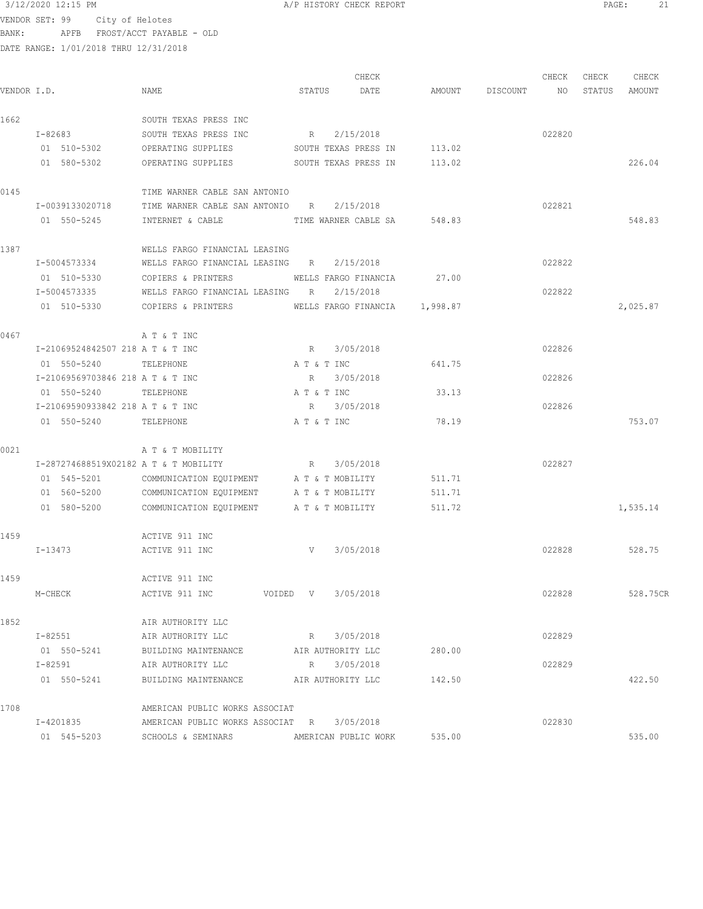3/12/2020 12:15 PM A/P HISTORY CHECK REPORT

VENDOR SET: 99 City of Helotes
BANK: APFB FROST/ACCT PAYABLE - OLD
DATE RANGE: 1/01/2018 THRU 12/31/2018

| VENDOR I.D. | NAME | STATUS | CHECK DATE | AMOUNT | DISCOUNT | CHECK NO | CHECK STATUS | CHECK AMOUNT |
|---|---|---|---|---|---|---|---|---|
| 1662 | SOUTH TEXAS PRESS INC | | | | | | | |
| I-82683 | SOUTH TEXAS PRESS INC | R | 2/15/2018 | | | 022820 | | |
| 01 510-5302 | OPERATING SUPPLIES | SOUTH TEXAS PRESS IN | | 113.02 | | | | |
| 01 580-5302 | OPERATING SUPPLIES | SOUTH TEXAS PRESS IN | | 113.02 | | | | 226.04 |
| 0145 | TIME WARNER CABLE SAN ANTONIO | | | | | | | |
| I-0039133020718 | TIME WARNER CABLE SAN ANTONIO | R | 2/15/2018 | | | 022821 | | |
| 01 550-5245 | INTERNET & CABLE | TIME WARNER CABLE SA | | 548.83 | | | | 548.83 |
| 1387 | WELLS FARGO FINANCIAL LEASING | | | | | | | |
| I-5004573334 | WELLS FARGO FINANCIAL LEASING | R | 2/15/2018 | | | 022822 | | |
| 01 510-5330 | COPIERS & PRINTERS | WELLS FARGO FINANCIA | | 27.00 | | | | |
| I-5004573335 | WELLS FARGO FINANCIAL LEASING | R | 2/15/2018 | | | 022822 | | |
| 01 510-5330 | COPIERS & PRINTERS | WELLS FARGO FINANCIA | | 1,998.87 | | | | 2,025.87 |
| 0467 | A T & T INC | | | | | | | |
| I-21069524842507 218 | A T & T INC | R | 3/05/2018 | | | 022826 | | |
| 01 550-5240 | TELEPHONE | A T & T INC | | 641.75 | | | | |
| I-21069569703846 218 | A T & T INC | R | 3/05/2018 | | | 022826 | | |
| 01 550-5240 | TELEPHONE | A T & T INC | | 33.13 | | | | |
| I-21069590933842 218 | A T & T INC | R | 3/05/2018 | | | 022826 | | |
| 01 550-5240 | TELEPHONE | A T & T INC | | 78.19 | | | | 753.07 |
| 0021 | A T & T MOBILITY | | | | | | | |
| I-287274688519X02182 | A T & T MOBILITY | R | 3/05/2018 | | | 022827 | | |
| 01 545-5201 | COMMUNICATION EQUIPMENT | A T & T MOBILITY | | 511.71 | | | | |
| 01 560-5200 | COMMUNICATION EQUIPMENT | A T & T MOBILITY | | 511.71 | | | | |
| 01 580-5200 | COMMUNICATION EQUIPMENT | A T & T MOBILITY | | 511.72 | | | | 1,535.14 |
| 1459 | ACTIVE 911 INC | | | | | | | |
| I-13473 | ACTIVE 911 INC | V | 3/05/2018 | | | 022828 | | 528.75 |
| 1459 | ACTIVE 911 INC | | | | | | | |
| M-CHECK | ACTIVE 911 INC VOIDED | V | 3/05/2018 | | | 022828 | | 528.75CR |
| 1852 | AIR AUTHORITY LLC | | | | | | | |
| I-82551 | AIR AUTHORITY LLC | R | 3/05/2018 | | | 022829 | | |
| 01 550-5241 | BUILDING MAINTENANCE | AIR AUTHORITY LLC | | 280.00 | | | | |
| I-82591 | AIR AUTHORITY LLC | R | 3/05/2018 | | | 022829 | | |
| 01 550-5241 | BUILDING MAINTENANCE | AIR AUTHORITY LLC | | 142.50 | | | | 422.50 |
| 1708 | AMERICAN PUBLIC WORKS ASSOCIAT | | | | | | | |
| I-4201835 | AMERICAN PUBLIC WORKS ASSOCIAT | R | 3/05/2018 | | | 022830 | | |
| 01 545-5203 | SCHOOLS & SEMINARS | AMERICAN PUBLIC WORK | | 535.00 | | | | 535.00 |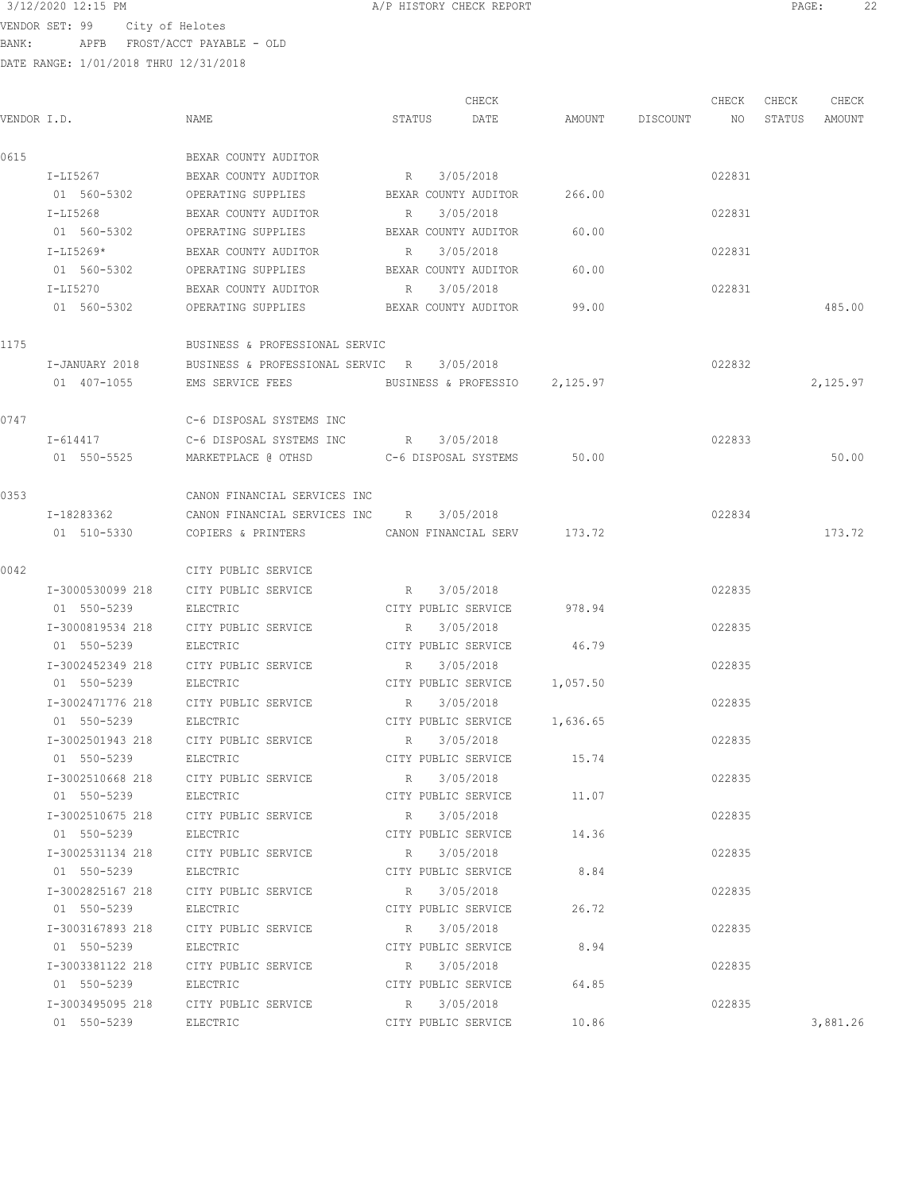3/12/2020 12:15 PM A/P HISTORY CHECK REPORT

VENDOR SET: 99 City of Helotes
BANK: APFB FROST/ACCT PAYABLE - OLD
DATE RANGE: 1/01/2018 THRU 12/31/2018

| VENDOR I.D. | NAME | STATUS | CHECK DATE | AMOUNT | DISCOUNT | CHECK NO | CHECK STATUS | CHECK AMOUNT |
|---|---|---|---|---|---|---|---|---|
| 0615 | BEXAR COUNTY AUDITOR | | | | | | | |
| I-LI5267 | BEXAR COUNTY AUDITOR | R | 3/05/2018 | | | 022831 | | |
| 01 560-5302 | OPERATING SUPPLIES | BEXAR COUNTY AUDITOR | | 266.00 | | | | |
| I-LI5268 | BEXAR COUNTY AUDITOR | R | 3/05/2018 | | | 022831 | | |
| 01 560-5302 | OPERATING SUPPLIES | BEXAR COUNTY AUDITOR | | 60.00 | | | | |
| I-LI5269* | BEXAR COUNTY AUDITOR | R | 3/05/2018 | | | 022831 | | |
| 01 560-5302 | OPERATING SUPPLIES | BEXAR COUNTY AUDITOR | | 60.00 | | | | |
| I-LI5270 | BEXAR COUNTY AUDITOR | R | 3/05/2018 | | | 022831 | | |
| 01 560-5302 | OPERATING SUPPLIES | BEXAR COUNTY AUDITOR | | 99.00 | | | | 485.00 |
| 1175 | BUSINESS & PROFESSIONAL SERVIC | | | | | | | |
| I-JANUARY 2018 | BUSINESS & PROFESSIONAL SERVIC | R | 3/05/2018 | | | 022832 | | |
| 01 407-1055 | EMS SERVICE FEES | BUSINESS & PROFESSIO | | 2,125.97 | | | | 2,125.97 |
| 0747 | C-6 DISPOSAL SYSTEMS INC | | | | | | | |
| I-614417 | C-6 DISPOSAL SYSTEMS INC | R | 3/05/2018 | | | 022833 | | |
| 01 550-5525 | MARKETPLACE @ OTHSD | C-6 DISPOSAL SYSTEMS | | 50.00 | | | | 50.00 |
| 0353 | CANON FINANCIAL SERVICES INC | | | | | | | |
| I-18283362 | CANON FINANCIAL SERVICES INC | R | 3/05/2018 | | | 022834 | | |
| 01 510-5330 | COPIERS & PRINTERS | CANON FINANCIAL SERV | | 173.72 | | | | 173.72 |
| 0042 | CITY PUBLIC SERVICE | | | | | | | |
| I-3000530099 218 | CITY PUBLIC SERVICE | R | 3/05/2018 | | | 022835 | | |
| 01 550-5239 | ELECTRIC | CITY PUBLIC SERVICE | | 978.94 | | | | |
| I-3000819534 218 | CITY PUBLIC SERVICE | R | 3/05/2018 | | | 022835 | | |
| 01 550-5239 | ELECTRIC | CITY PUBLIC SERVICE | | 46.79 | | | | |
| I-3002452349 218 | CITY PUBLIC SERVICE | R | 3/05/2018 | | | 022835 | | |
| 01 550-5239 | ELECTRIC | CITY PUBLIC SERVICE | | 1,057.50 | | | | |
| I-3002471776 218 | CITY PUBLIC SERVICE | R | 3/05/2018 | | | 022835 | | |
| 01 550-5239 | ELECTRIC | CITY PUBLIC SERVICE | | 1,636.65 | | | | |
| I-3002501943 218 | CITY PUBLIC SERVICE | R | 3/05/2018 | | | 022835 | | |
| 01 550-5239 | ELECTRIC | CITY PUBLIC SERVICE | | 15.74 | | | | |
| I-3002510668 218 | CITY PUBLIC SERVICE | R | 3/05/2018 | | | 022835 | | |
| 01 550-5239 | ELECTRIC | CITY PUBLIC SERVICE | | 11.07 | | | | |
| I-3002510675 218 | CITY PUBLIC SERVICE | R | 3/05/2018 | | | 022835 | | |
| 01 550-5239 | ELECTRIC | CITY PUBLIC SERVICE | | 14.36 | | | | |
| I-3002531134 218 | CITY PUBLIC SERVICE | R | 3/05/2018 | | | 022835 | | |
| 01 550-5239 | ELECTRIC | CITY PUBLIC SERVICE | | 8.84 | | | | |
| I-3002825167 218 | CITY PUBLIC SERVICE | R | 3/05/2018 | | | 022835 | | |
| 01 550-5239 | ELECTRIC | CITY PUBLIC SERVICE | | 26.72 | | | | |
| I-3003167893 218 | CITY PUBLIC SERVICE | R | 3/05/2018 | | | 022835 | | |
| 01 550-5239 | ELECTRIC | CITY PUBLIC SERVICE | | 8.94 | | | | |
| I-3003381122 218 | CITY PUBLIC SERVICE | R | 3/05/2018 | | | 022835 | | |
| 01 550-5239 | ELECTRIC | CITY PUBLIC SERVICE | | 64.85 | | | | |
| I-3003495095 218 | CITY PUBLIC SERVICE | R | 3/05/2018 | | | 022835 | | |
| 01 550-5239 | ELECTRIC | CITY PUBLIC SERVICE | | 10.86 | | | | 3,881.26 |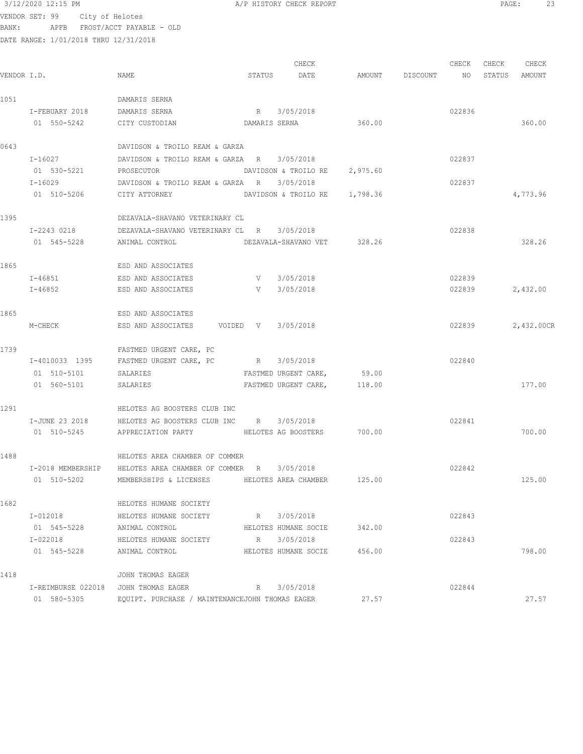VENDOR SET: 99 City of Helotes
BANK: APFB FROST/ACCT PAYABLE - OLD
DATE RANGE: 1/01/2018 THRU 12/31/2018

| VENDOR I.D. | NAME | STATUS | CHECK DATE | AMOUNT | DISCOUNT | CHECK NO | CHECK STATUS | CHECK AMOUNT |
|---|---|---|---|---|---|---|---|---|
| 1051 | DAMARIS SERNA | | | | | | | |
| I-FEBUARY 2018 | DAMARIS SERNA | R | 3/05/2018 | | | 022836 | | |
| 01 550-5242 | CITY CUSTODIAN | DAMARIS SERNA | | 360.00 | | | | 360.00 |
| 0643 | DAVIDSON & TROILO REAM & GARZA | | | | | | | |
| I-16027 | DAVIDSON & TROILO REAM & GARZA | R | 3/05/2018 | | | 022837 | | |
| 01 530-5221 | PROSECUTOR | DAVIDSON & TROILO RE | | 2,975.60 | | | | |
| I-16029 | DAVIDSON & TROILO REAM & GARZA | R | 3/05/2018 | | | 022837 | | |
| 01 510-5206 | CITY ATTORNEY | DAVIDSON & TROILO RE | | 1,798.36 | | | | 4,773.96 |
| 1395 | DEZAVALA-SHAVANO VETERINARY CL | | | | | | | |
| I-2243 0218 | DEZAVALA-SHAVANO VETERINARY CL | R | 3/05/2018 | | | 022838 | | |
| 01 545-5228 | ANIMAL CONTROL | DEZAVALA-SHAVANO VET | | 328.26 | | | | 328.26 |
| 1865 | ESD AND ASSOCIATES | | | | | | | |
| I-46851 | ESD AND ASSOCIATES | V | 3/05/2018 | | | 022839 | | |
| I-46852 | ESD AND ASSOCIATES | V | 3/05/2018 | | | 022839 | | 2,432.00 |
| 1865 | ESD AND ASSOCIATES | | | | | | | |
| M-CHECK | ESD AND ASSOCIATES VOIDED | V | 3/05/2018 | | | 022839 | | 2,432.00CR |
| 1739 | FASTMED URGENT CARE, PC | | | | | | | |
| I-4010033 1395 | FASTMED URGENT CARE, PC | R | 3/05/2018 | | | 022840 | | |
| 01 510-5101 | SALARIES | FASTMED URGENT CARE, | | 59.00 | | | | |
| 01 560-5101 | SALARIES | FASTMED URGENT CARE, | | 118.00 | | | | 177.00 |
| 1291 | HELOTES AG BOOSTERS CLUB INC | | | | | | | |
| I-JUNE 23 2018 | HELOTES AG BOOSTERS CLUB INC | R | 3/05/2018 | | | 022841 | | |
| 01 510-5245 | APPRECIATION PARTY | HELOTES AG BOOSTERS | | 700.00 | | | | 700.00 |
| 1488 | HELOTES AREA CHAMBER OF COMMER | | | | | | | |
| I-2018 MEMBERSHIP | HELOTES AREA CHAMBER OF COMMER | R | 3/05/2018 | | | 022842 | | |
| 01 510-5202 | MEMBERSHIPS & LICENSES | HELOTES AREA CHAMBER | | 125.00 | | | | 125.00 |
| 1682 | HELOTES HUMANE SOCIETY | | | | | | | |
| I-012018 | HELOTES HUMANE SOCIETY | R | 3/05/2018 | | | 022843 | | |
| 01 545-5228 | ANIMAL CONTROL | HELOTES HUMANE SOCIE | | 342.00 | | | | |
| I-022018 | HELOTES HUMANE SOCIETY | R | 3/05/2018 | | | 022843 | | |
| 01 545-5228 | ANIMAL CONTROL | HELOTES HUMANE SOCIE | | 456.00 | | | | 798.00 |
| 1418 | JOHN THOMAS EAGER | | | | | | | |
| I-REIMBURSE 022018 | JOHN THOMAS EAGER | R | 3/05/2018 | | | 022844 | | |
| 01 580-5305 | EQUIPT. PURCHASE / MAINTENANCE | JOHN THOMAS EAGER | | 27.57 | | | | 27.57 |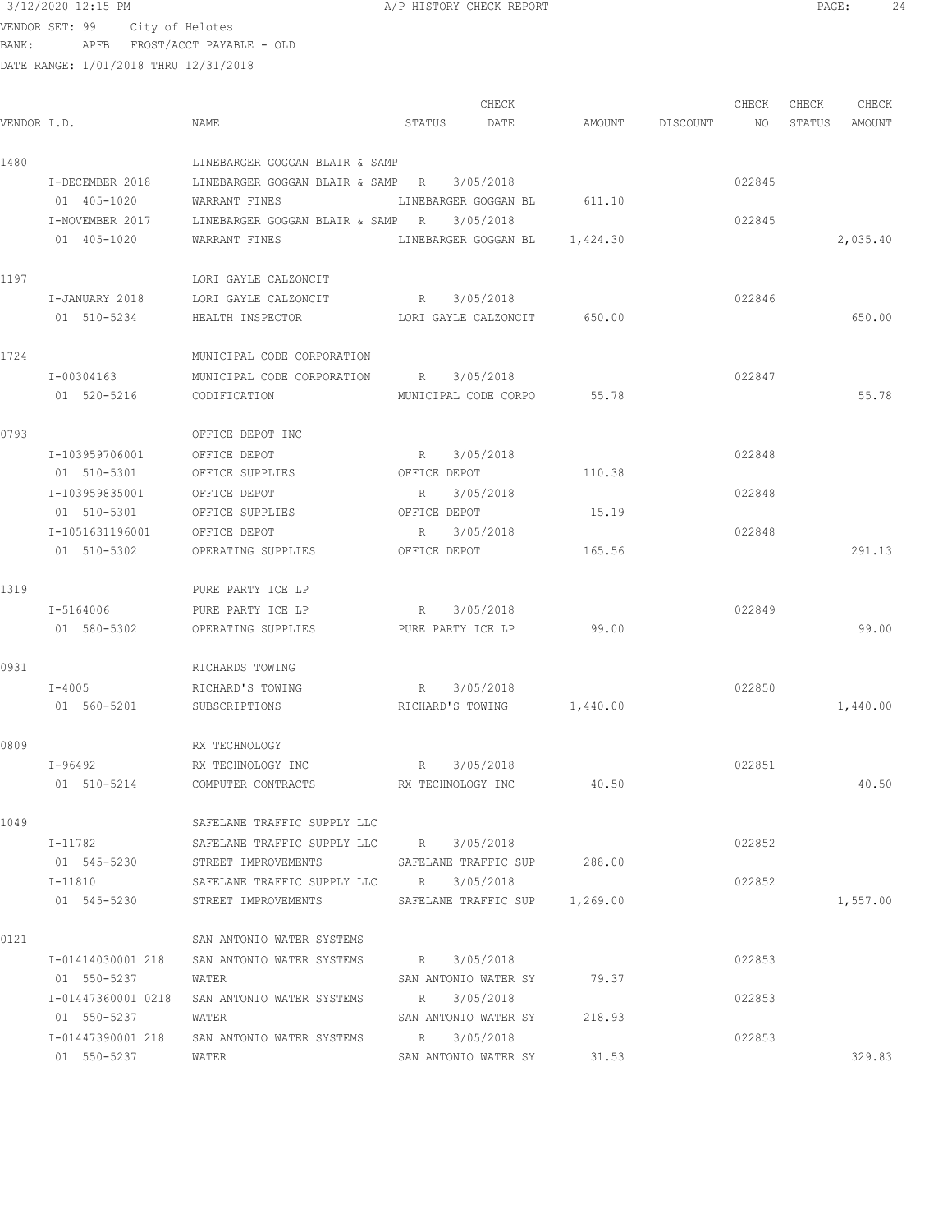3/12/2020 12:15 PM A/P HISTORY CHECK REPORT

VENDOR SET: 99 City of Helotes
BANK: APFB FROST/ACCT PAYABLE - OLD
DATE RANGE: 1/01/2018 THRU 12/31/2018

| VENDOR I.D. | NAME | STATUS | CHECK DATE | AMOUNT | DISCOUNT | CHECK NO | CHECK STATUS | CHECK AMOUNT |
|---|---|---|---|---|---|---|---|---|
| 1480 | LINEBARGER GOGGAN BLAIR & SAMP | | | | | | | |
| I-DECEMBER 2018 | LINEBARGER GOGGAN BLAIR & SAMP | R | 3/05/2018 | | | 022845 | | |
| 01 405-1020 | WARRANT FINES | LINEBARGER GOGGAN BL | | 611.10 | | | | |
| I-NOVEMBER 2017 | LINEBARGER GOGGAN BLAIR & SAMP | R | 3/05/2018 | | | 022845 | | |
| 01 405-1020 | WARRANT FINES | LINEBARGER GOGGAN BL | | 1,424.30 | | | | 2,035.40 |
| 1197 | LORI GAYLE CALZONCIT | | | | | | | |
| I-JANUARY 2018 | LORI GAYLE CALZONCIT | R | 3/05/2018 | | | 022846 | | |
| 01 510-5234 | HEALTH INSPECTOR | LORI GAYLE CALZONCIT | | 650.00 | | | | 650.00 |
| 1724 | MUNICIPAL CODE CORPORATION | | | | | | | |
| I-00304163 | MUNICIPAL CODE CORPORATION | R | 3/05/2018 | | | 022847 | | |
| 01 520-5216 | CODIFICATION | MUNICIPAL CODE CORPO | | 55.78 | | | | 55.78 |
| 0793 | OFFICE DEPOT INC | | | | | | | |
| I-103959706001 | OFFICE DEPOT | R | 3/05/2018 | | | 022848 | | |
| 01 510-5301 | OFFICE SUPPLIES | OFFICE DEPOT | | 110.38 | | | | |
| I-103959835001 | OFFICE DEPOT | R | 3/05/2018 | | | 022848 | | |
| 01 510-5301 | OFFICE SUPPLIES | OFFICE DEPOT | | 15.19 | | | | |
| I-1051631196001 | OFFICE DEPOT | R | 3/05/2018 | | | 022848 | | |
| 01 510-5302 | OPERATING SUPPLIES | OFFICE DEPOT | | 165.56 | | | | 291.13 |
| 1319 | PURE PARTY ICE LP | | | | | | | |
| I-5164006 | PURE PARTY ICE LP | R | 3/05/2018 | | | 022849 | | |
| 01 580-5302 | OPERATING SUPPLIES | PURE PARTY ICE LP | | 99.00 | | | | 99.00 |
| 0931 | RICHARDS TOWING | | | | | | | |
| I-4005 | RICHARD'S TOWING | R | 3/05/2018 | | | 022850 | | |
| 01 560-5201 | SUBSCRIPTIONS | RICHARD'S TOWING | | 1,440.00 | | | | 1,440.00 |
| 0809 | RX TECHNOLOGY | | | | | | | |
| I-96492 | RX TECHNOLOGY INC | R | 3/05/2018 | | | 022851 | | |
| 01 510-5214 | COMPUTER CONTRACTS | RX TECHNOLOGY INC | | 40.50 | | | | 40.50 |
| 1049 | SAFELANE TRAFFIC SUPPLY LLC | | | | | | | |
| I-11782 | SAFELANE TRAFFIC SUPPLY LLC | R | 3/05/2018 | | | 022852 | | |
| 01 545-5230 | STREET IMPROVEMENTS | SAFELANE TRAFFIC SUP | | 288.00 | | | | |
| I-11810 | SAFELANE TRAFFIC SUPPLY LLC | R | 3/05/2018 | | | 022852 | | |
| 01 545-5230 | STREET IMPROVEMENTS | SAFELANE TRAFFIC SUP | | 1,269.00 | | | | 1,557.00 |
| 0121 | SAN ANTONIO WATER SYSTEMS | | | | | | | |
| I-01414030001 218 | SAN ANTONIO WATER SYSTEMS | R | 3/05/2018 | | | 022853 | | |
| 01 550-5237 | WATER | SAN ANTONIO WATER SY | | 79.37 | | | | |
| I-01447360001 0218 | SAN ANTONIO WATER SYSTEMS | R | 3/05/2018 | | | 022853 | | |
| 01 550-5237 | WATER | SAN ANTONIO WATER SY | | 218.93 | | | | |
| I-01447390001 218 | SAN ANTONIO WATER SYSTEMS | R | 3/05/2018 | | | 022853 | | |
| 01 550-5237 | WATER | SAN ANTONIO WATER SY | | 31.53 | | | | 329.83 |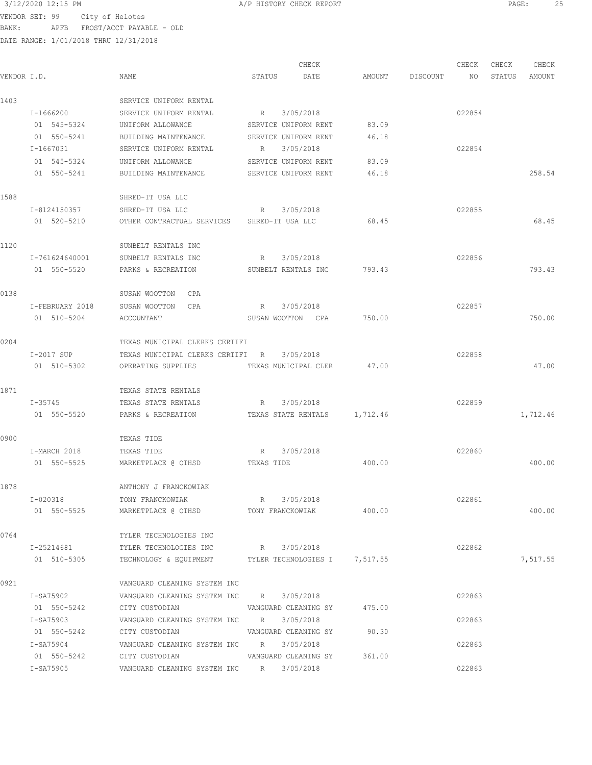3/12/2020 12:15 PM A/P HISTORY CHECK REPORT

VENDOR SET: 99 City of Helotes
BANK: APFB FROST/ACCT PAYABLE - OLD
DATE RANGE: 1/01/2018 THRU 12/31/2018

| VENDOR I.D. | NAME | STATUS | CHECK DATE | AMOUNT | DISCOUNT | CHECK NO | CHECK STATUS | CHECK AMOUNT |
|---|---|---|---|---|---|---|---|---|
| 1403 | SERVICE UNIFORM RENTAL | | | | | | | |
| I-1666200 | SERVICE UNIFORM RENTAL | R | 3/05/2018 | | | 022854 | | |
| 01 545-5324 | UNIFORM ALLOWANCE | SERVICE UNIFORM RENT | | 83.09 | | | | |
| 01 550-5241 | BUILDING MAINTENANCE | SERVICE UNIFORM RENT | | 46.18 | | | | |
| I-1667031 | SERVICE UNIFORM RENTAL | R | 3/05/2018 | | | 022854 | | |
| 01 545-5324 | UNIFORM ALLOWANCE | SERVICE UNIFORM RENT | | 83.09 | | | | |
| 01 550-5241 | BUILDING MAINTENANCE | SERVICE UNIFORM RENT | | 46.18 | | | | 258.54 |
| 1588 | SHRED-IT USA LLC | | | | | | | |
| I-8124150357 | SHRED-IT USA LLC | R | 3/05/2018 | | | 022855 | | |
| 01 520-5210 | OTHER CONTRACTUAL SERVICES | SHRED-IT USA LLC | | 68.45 | | | | 68.45 |
| 1120 | SUNBELT RENTALS INC | | | | | | | |
| I-761624640001 | SUNBELT RENTALS INC | R | 3/05/2018 | | | 022856 | | |
| 01 550-5520 | PARKS & RECREATION | SUNBELT RENTALS INC | | 793.43 | | | | 793.43 |
| 0138 | SUSAN WOOTTON CPA | | | | | | | |
| I-FEBRUARY 2018 | SUSAN WOOTTON CPA | R | 3/05/2018 | | | 022857 | | |
| 01 510-5204 | ACCOUNTANT | SUSAN WOOTTON CPA | | 750.00 | | | | 750.00 |
| 0204 | TEXAS MUNICIPAL CLERKS CERTIFI | | | | | | | |
| I-2017 SUP | TEXAS MUNICIPAL CLERKS CERTIFI | R | 3/05/2018 | | | 022858 | | |
| 01 510-5302 | OPERATING SUPPLIES | TEXAS MUNICIPAL CLER | | 47.00 | | | | 47.00 |
| 1871 | TEXAS STATE RENTALS | | | | | | | |
| I-35745 | TEXAS STATE RENTALS | R | 3/05/2018 | | | 022859 | | |
| 01 550-5520 | PARKS & RECREATION | TEXAS STATE RENTALS | | 1,712.46 | | | | 1,712.46 |
| 0900 | TEXAS TIDE | | | | | | | |
| I-MARCH 2018 | TEXAS TIDE | R | 3/05/2018 | | | 022860 | | |
| 01 550-5525 | MARKETPLACE @ OTHSD | TEXAS TIDE | | 400.00 | | | | 400.00 |
| 1878 | ANTHONY J FRANCKOWIAK | | | | | | | |
| I-020318 | TONY FRANCKOWIAK | R | 3/05/2018 | | | 022861 | | |
| 01 550-5525 | MARKETPLACE @ OTHSD | TONY FRANCKOWIAK | | 400.00 | | | | 400.00 |
| 0764 | TYLER TECHNOLOGIES INC | | | | | | | |
| I-25214681 | TYLER TECHNOLOGIES INC | R | 3/05/2018 | | | 022862 | | |
| 01 510-5305 | TECHNOLOGY & EQUIPMENT | TYLER TECHNOLOGIES I | | 7,517.55 | | | | 7,517.55 |
| 0921 | VANGUARD CLEANING SYSTEM INC | | | | | | | |
| I-SA75902 | VANGUARD CLEANING SYSTEM INC | R | 3/05/2018 | | | 022863 | | |
| 01 550-5242 | CITY CUSTODIAN | VANGUARD CLEANING SY | | 475.00 | | | | |
| I-SA75903 | VANGUARD CLEANING SYSTEM INC | R | 3/05/2018 | | | 022863 | | |
| 01 550-5242 | CITY CUSTODIAN | VANGUARD CLEANING SY | | 90.30 | | | | |
| I-SA75904 | VANGUARD CLEANING SYSTEM INC | R | 3/05/2018 | | | 022863 | | |
| 01 550-5242 | CITY CUSTODIAN | VANGUARD CLEANING SY | | 361.00 | | | | |
| I-SA75905 | VANGUARD CLEANING SYSTEM INC | R | 3/05/2018 | | | 022863 | | |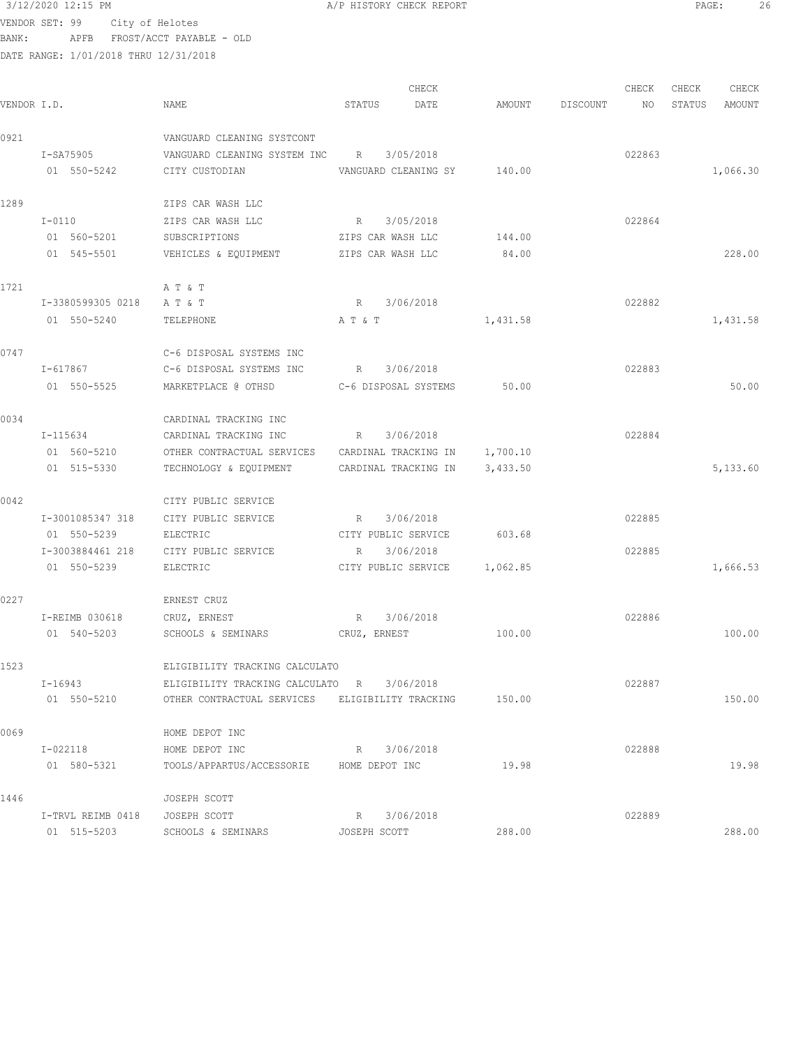3/12/2020 12:15 PM A/P HISTORY CHECK REPORT

VENDOR SET: 99 City of Helotes
BANK: APFB FROST/ACCT PAYABLE - OLD
DATE RANGE: 1/01/2018 THRU 12/31/2018

| VENDOR I.D. | NAME | STATUS | CHECK DATE | AMOUNT | DISCOUNT | CHECK NO | CHECK STATUS | CHECK AMOUNT |
|---|---|---|---|---|---|---|---|---|
| 0921 | VANGUARD CLEANING SYSTCONT | | | | | | | |
| I-SA75905 | VANGUARD CLEANING SYSTEM INC | R | 3/05/2018 | | | 022863 | | |
| 01 550-5242 | CITY CUSTODIAN | VANGUARD CLEANING SY | | 140.00 | | | | 1,066.30 |
| 1289 | ZIPS CAR WASH LLC | | | | | | | |
| I-0110 | ZIPS CAR WASH LLC | R | 3/05/2018 | | | 022864 | | |
| 01 560-5201 | SUBSCRIPTIONS | ZIPS CAR WASH LLC | | 144.00 | | | | |
| 01 545-5501 | VEHICLES & EQUIPMENT | ZIPS CAR WASH LLC | | 84.00 | | | | 228.00 |
| 1721 | A T & T | | | | | | | |
| I-3380599305 0218 | A T & T | R | 3/06/2018 | | | 022882 | | |
| 01 550-5240 | TELEPHONE | A T & T | | 1,431.58 | | | | 1,431.58 |
| 0747 | C-6 DISPOSAL SYSTEMS INC | | | | | | | |
| I-617867 | C-6 DISPOSAL SYSTEMS INC | R | 3/06/2018 | | | 022883 | | |
| 01 550-5525 | MARKETPLACE @ OTHSD | C-6 DISPOSAL SYSTEMS | | 50.00 | | | | 50.00 |
| 0034 | CARDINAL TRACKING INC | | | | | | | |
| I-115634 | CARDINAL TRACKING INC | R | 3/06/2018 | | | 022884 | | |
| 01 560-5210 | OTHER CONTRACTUAL SERVICES | CARDINAL TRACKING IN | | 1,700.10 | | | | |
| 01 515-5330 | TECHNOLOGY & EQUIPMENT | CARDINAL TRACKING IN | | 3,433.50 | | | | 5,133.60 |
| 0042 | CITY PUBLIC SERVICE | | | | | | | |
| I-3001085347 318 | CITY PUBLIC SERVICE | R | 3/06/2018 | | | 022885 | | |
| 01 550-5239 | ELECTRIC | CITY PUBLIC SERVICE | | 603.68 | | | | |
| I-3003884461 218 | CITY PUBLIC SERVICE | R | 3/06/2018 | | | 022885 | | |
| 01 550-5239 | ELECTRIC | CITY PUBLIC SERVICE | | 1,062.85 | | | | 1,666.53 |
| 0227 | ERNEST CRUZ | | | | | | | |
| I-REIMB 030618 | CRUZ, ERNEST | R | 3/06/2018 | | | 022886 | | |
| 01 540-5203 | SCHOOLS & SEMINARS | CRUZ, ERNEST | | 100.00 | | | | 100.00 |
| 1523 | ELIGIBILITY TRACKING CALCULATO | | | | | | | |
| I-16943 | ELIGIBILITY TRACKING CALCULATO | R | 3/06/2018 | | | 022887 | | |
| 01 550-5210 | OTHER CONTRACTUAL SERVICES | ELIGIBILITY TRACKING | | 150.00 | | | | 150.00 |
| 0069 | HOME DEPOT INC | | | | | | | |
| I-022118 | HOME DEPOT INC | R | 3/06/2018 | | | 022888 | | |
| 01 580-5321 | TOOLS/APPARTUS/ACCESSORIE | HOME DEPOT INC | | 19.98 | | | | 19.98 |
| 1446 | JOSEPH SCOTT | | | | | | | |
| I-TRVL REIMB 0418 | JOSEPH SCOTT | R | 3/06/2018 | | | 022889 | | |
| 01 515-5203 | SCHOOLS & SEMINARS | JOSEPH SCOTT | | 288.00 | | | | 288.00 |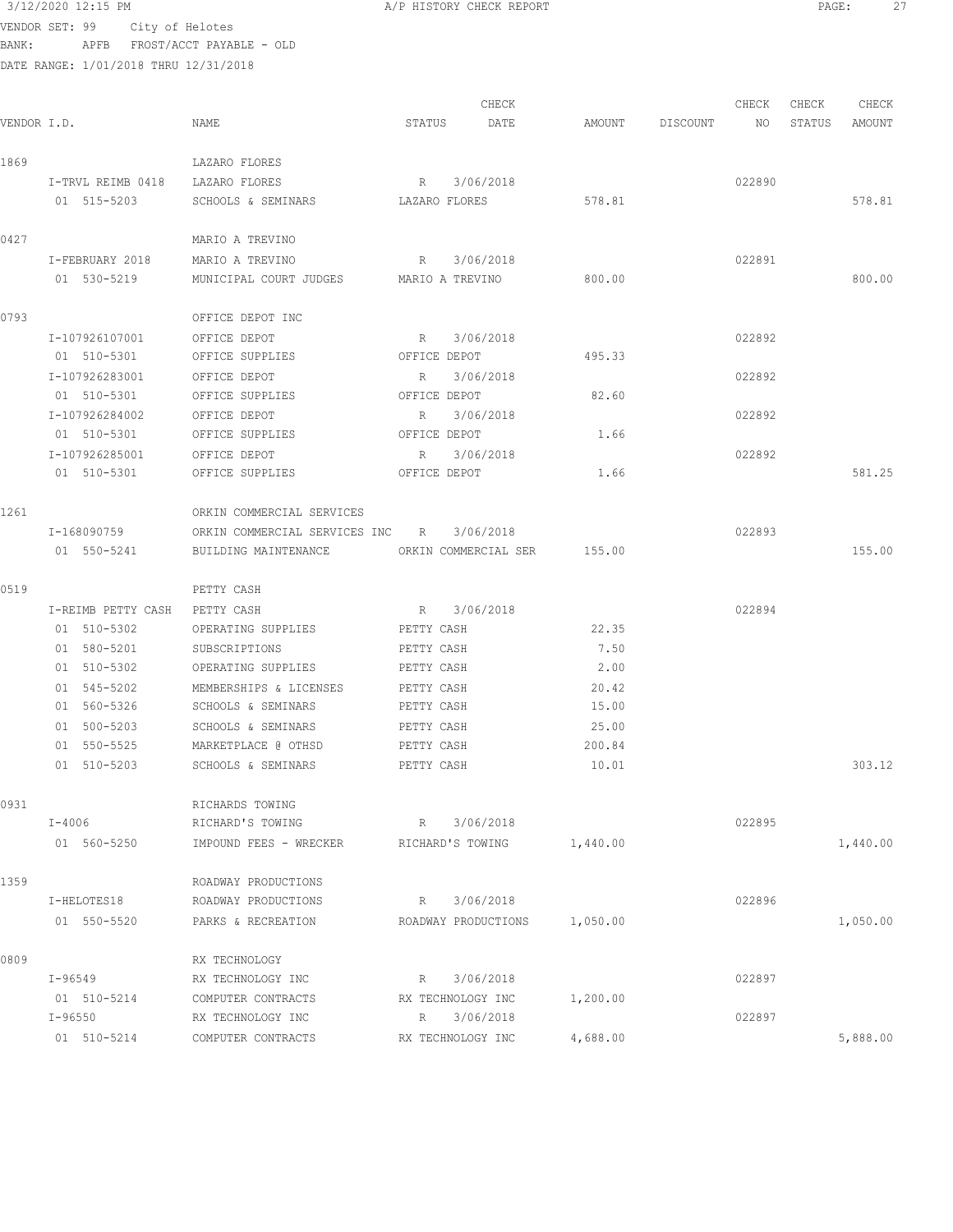3/12/2020 12:15 PM A/P HISTORY CHECK REPORT

VENDOR SET: 99 City of Helotes
BANK: APFB FROST/ACCT PAYABLE - OLD
DATE RANGE: 1/01/2018 THRU 12/31/2018

| VENDOR I.D. | NAME | STATUS | CHECK DATE | AMOUNT | DISCOUNT | CHECK NO | CHECK STATUS | CHECK AMOUNT |
|---|---|---|---|---|---|---|---|---|
| 1869 | LAZARO FLORES | | | | | | | |
| I-TRVL REIMB 0418 | LAZARO FLORES | R | 3/06/2018 | | | 022890 | | |
| 01 515-5203 | SCHOOLS & SEMINARS | LAZARO FLORES | | 578.81 | | | | 578.81 |
| 0427 | MARIO A TREVINO | | | | | | | |
| I-FEBRUARY 2018 | MARIO A TREVINO | R | 3/06/2018 | | | 022891 | | |
| 01 530-5219 | MUNICIPAL COURT JUDGES | MARIO A TREVINO | | 800.00 | | | | 800.00 |
| 0793 | OFFICE DEPOT INC | | | | | | | |
| I-107926107001 | OFFICE DEPOT | R | 3/06/2018 | | | 022892 | | |
| 01 510-5301 | OFFICE SUPPLIES | OFFICE DEPOT | | 495.33 | | | | |
| I-107926283001 | OFFICE DEPOT | R | 3/06/2018 | | | 022892 | | |
| 01 510-5301 | OFFICE SUPPLIES | OFFICE DEPOT | | 82.60 | | | | |
| I-107926284002 | OFFICE DEPOT | R | 3/06/2018 | | | 022892 | | |
| 01 510-5301 | OFFICE SUPPLIES | OFFICE DEPOT | | 1.66 | | | | |
| I-107926285001 | OFFICE DEPOT | R | 3/06/2018 | | | 022892 | | |
| 01 510-5301 | OFFICE SUPPLIES | OFFICE DEPOT | | 1.66 | | | | 581.25 |
| 1261 | ORKIN COMMERCIAL SERVICES | | | | | | | |
| I-168090759 | ORKIN COMMERCIAL SERVICES INC | R | 3/06/2018 | | | 022893 | | |
| 01 550-5241 | BUILDING MAINTENANCE | ORKIN COMMERCIAL SER | | 155.00 | | | | 155.00 |
| 0519 | PETTY CASH | | | | | | | |
| I-REIMB PETTY CASH | PETTY CASH | R | 3/06/2018 | | | 022894 | | |
| 01 510-5302 | OPERATING SUPPLIES | PETTY CASH | | 22.35 | | | | |
| 01 580-5201 | SUBSCRIPTIONS | PETTY CASH | | 7.50 | | | | |
| 01 510-5302 | OPERATING SUPPLIES | PETTY CASH | | 2.00 | | | | |
| 01 545-5202 | MEMBERSHIPS & LICENSES | PETTY CASH | | 20.42 | | | | |
| 01 560-5326 | SCHOOLS & SEMINARS | PETTY CASH | | 15.00 | | | | |
| 01 500-5203 | SCHOOLS & SEMINARS | PETTY CASH | | 25.00 | | | | |
| 01 550-5525 | MARKETPLACE @ OTHSD | PETTY CASH | | 200.84 | | | | |
| 01 510-5203 | SCHOOLS & SEMINARS | PETTY CASH | | 10.01 | | | | 303.12 |
| 0931 | RICHARDS TOWING | | | | | | | |
| I-4006 | RICHARD'S TOWING | R | 3/06/2018 | | | 022895 | | |
| 01 560-5250 | IMPOUND FEES - WRECKER | RICHARD'S TOWING | | 1,440.00 | | | | 1,440.00 |
| 1359 | ROADWAY PRODUCTIONS | | | | | | | |
| I-HELOTES18 | ROADWAY PRODUCTIONS | R | 3/06/2018 | | | 022896 | | |
| 01 550-5520 | PARKS & RECREATION | ROADWAY PRODUCTIONS | | 1,050.00 | | | | 1,050.00 |
| 0809 | RX TECHNOLOGY | | | | | | | |
| I-96549 | RX TECHNOLOGY INC | R | 3/06/2018 | | | 022897 | | |
| 01 510-5214 | COMPUTER CONTRACTS | RX TECHNOLOGY INC | | 1,200.00 | | | | |
| I-96550 | RX TECHNOLOGY INC | R | 3/06/2018 | | | 022897 | | |
| 01 510-5214 | COMPUTER CONTRACTS | RX TECHNOLOGY INC | | 4,688.00 | | | | 5,888.00 |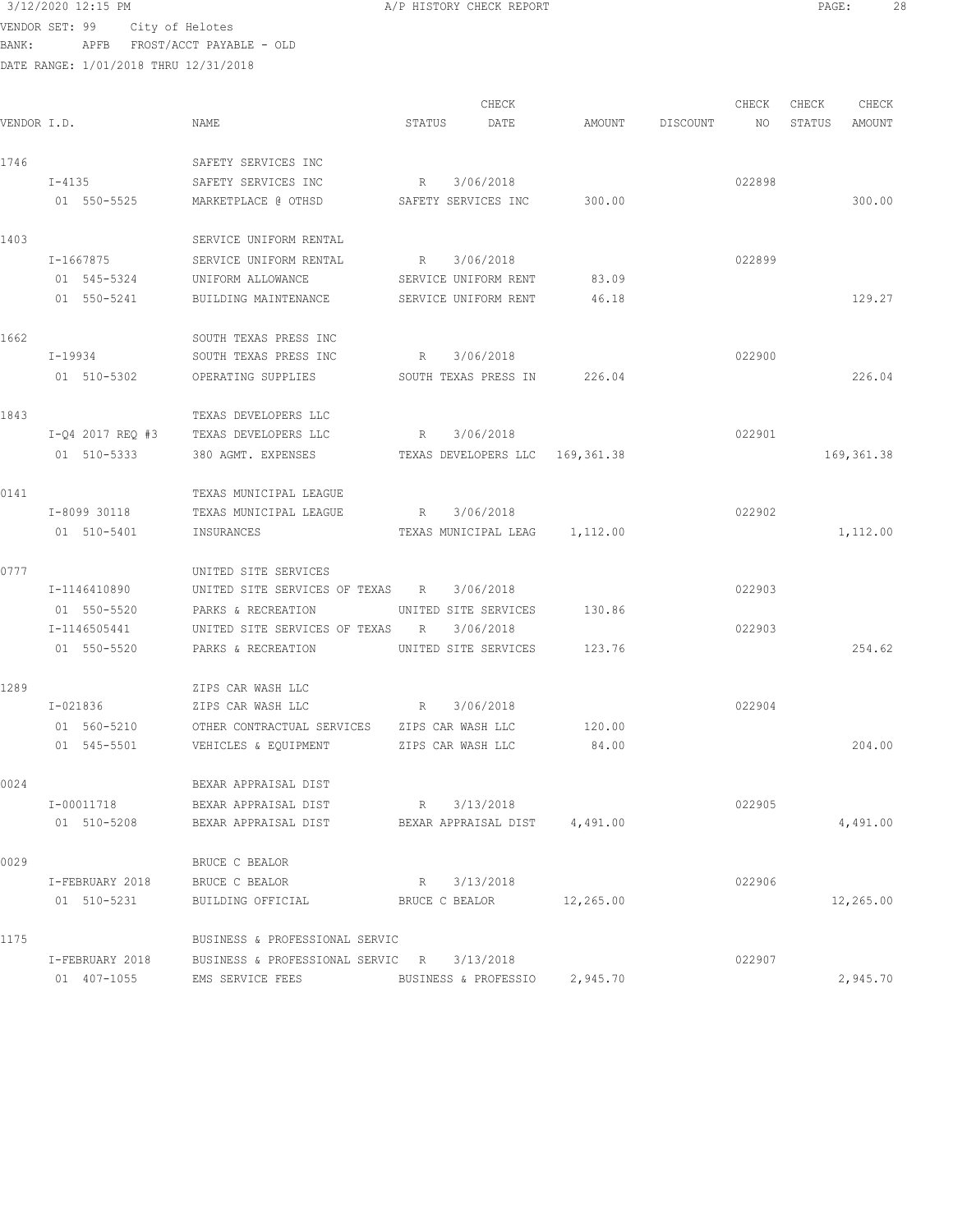3/12/2020 12:15 PM A/P HISTORY CHECK REPORT

VENDOR SET: 99 City of Helotes
BANK: APFB FROST/ACCT PAYABLE - OLD
DATE RANGE: 1/01/2018 THRU 12/31/2018

| VENDOR I.D. | NAME | STATUS | CHECK DATE | AMOUNT | DISCOUNT | CHECK NO | CHECK STATUS | CHECK AMOUNT |
|---|---|---|---|---|---|---|---|---|
| 1746 | SAFETY SERVICES INC | | | | | | | |
| I-4135 | SAFETY SERVICES INC | R | 3/06/2018 | | | 022898 | | |
| 01 550-5525 | MARKETPLACE @ OTHSD | SAFETY SERVICES INC | | 300.00 | | | | 300.00 |
| 1403 | SERVICE UNIFORM RENTAL | | | | | | | |
| I-1667875 | SERVICE UNIFORM RENTAL | R | 3/06/2018 | | | 022899 | | |
| 01 545-5324 | UNIFORM ALLOWANCE | SERVICE UNIFORM RENT | | 83.09 | | | | |
| 01 550-5241 | BUILDING MAINTENANCE | SERVICE UNIFORM RENT | | 46.18 | | | | 129.27 |
| 1662 | SOUTH TEXAS PRESS INC | | | | | | | |
| I-19934 | SOUTH TEXAS PRESS INC | R | 3/06/2018 | | | 022900 | | |
| 01 510-5302 | OPERATING SUPPLIES | SOUTH TEXAS PRESS IN | | 226.04 | | | | 226.04 |
| 1843 | TEXAS DEVELOPERS LLC | | | | | | | |
| I-Q4 2017 REQ #3 | TEXAS DEVELOPERS LLC | R | 3/06/2018 | | | 022901 | | |
| 01 510-5333 | 380 AGMT. EXPENSES | TEXAS DEVELOPERS LLC | | 169,361.38 | | | | 169,361.38 |
| 0141 | TEXAS MUNICIPAL LEAGUE | | | | | | | |
| I-8099 30118 | TEXAS MUNICIPAL LEAGUE | R | 3/06/2018 | | | 022902 | | |
| 01 510-5401 | INSURANCES | TEXAS MUNICIPAL LEAG | | 1,112.00 | | | | 1,112.00 |
| 0777 | UNITED SITE SERVICES | | | | | | | |
| I-1146410890 | UNITED SITE SERVICES OF TEXAS | R | 3/06/2018 | | | 022903 | | |
| 01 550-5520 | PARKS & RECREATION | UNITED SITE SERVICES | | 130.86 | | | | |
| I-1146505441 | UNITED SITE SERVICES OF TEXAS | R | 3/06/2018 | | | 022903 | | |
| 01 550-5520 | PARKS & RECREATION | UNITED SITE SERVICES | | 123.76 | | | | 254.62 |
| 1289 | ZIPS CAR WASH LLC | | | | | | | |
| I-021836 | ZIPS CAR WASH LLC | R | 3/06/2018 | | | 022904 | | |
| 01 560-5210 | OTHER CONTRACTUAL SERVICES | ZIPS CAR WASH LLC | | 120.00 | | | | |
| 01 545-5501 | VEHICLES & EQUIPMENT | ZIPS CAR WASH LLC | | 84.00 | | | | 204.00 |
| 0024 | BEXAR APPRAISAL DIST | | | | | | | |
| I-00011718 | BEXAR APPRAISAL DIST | R | 3/13/2018 | | | 022905 | | |
| 01 510-5208 | BEXAR APPRAISAL DIST | BEXAR APPRAISAL DIST | | 4,491.00 | | | | 4,491.00 |
| 0029 | BRUCE C BEALOR | | | | | | | |
| I-FEBRUARY 2018 | BRUCE C BEALOR | R | 3/13/2018 | | | 022906 | | |
| 01 510-5231 | BUILDING OFFICIAL | BRUCE C BEALOR | | 12,265.00 | | | | 12,265.00 |
| 1175 | BUSINESS & PROFESSIONAL SERVIC | | | | | | | |
| I-FEBRUARY 2018 | BUSINESS & PROFESSIONAL SERVIC | R | 3/13/2018 | | | 022907 | | |
| 01 407-1055 | EMS SERVICE FEES | BUSINESS & PROFESSIO | | 2,945.70 | | | | 2,945.70 |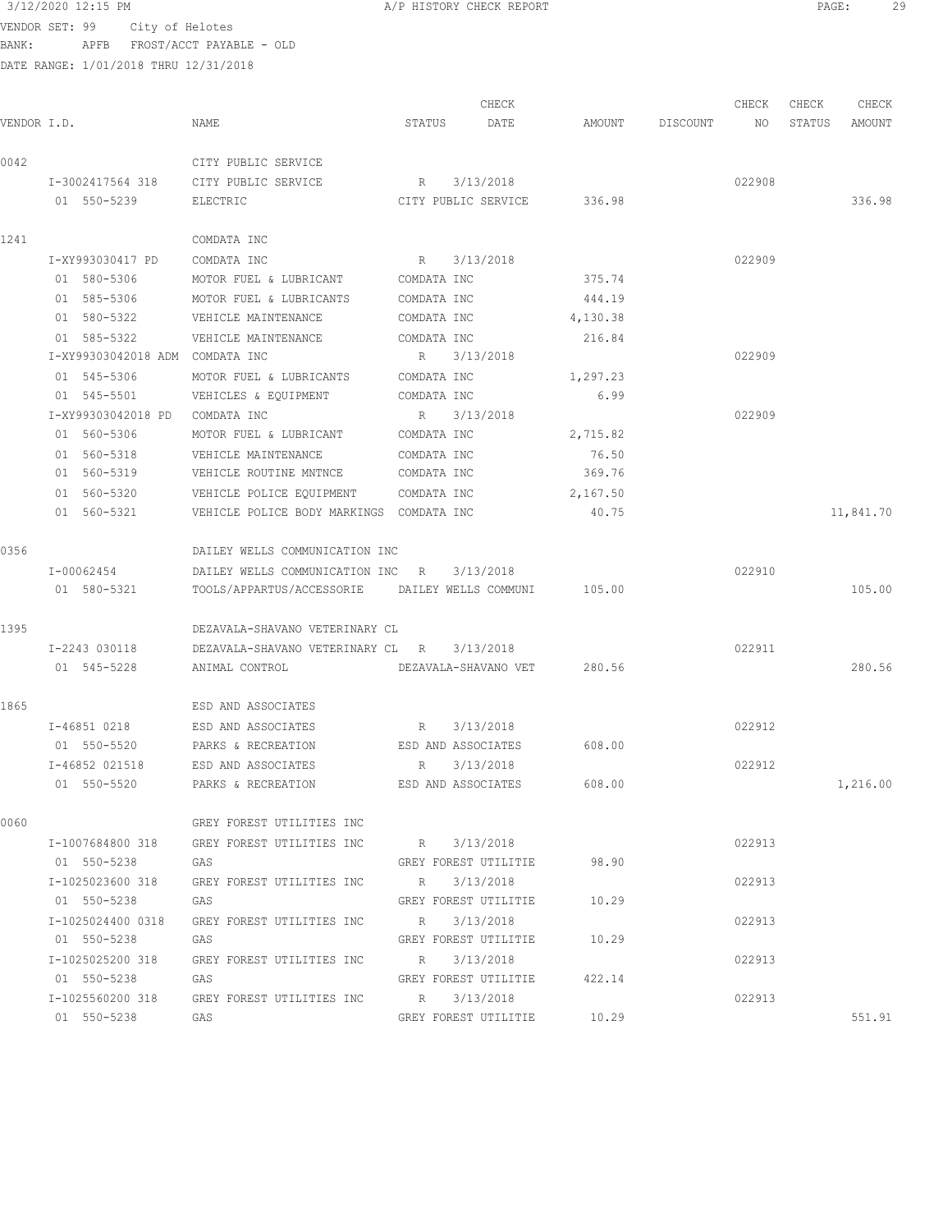3/12/2020 12:15 PM A/P HISTORY CHECK REPORT

VENDOR SET: 99 City of Helotes
BANK: APFB FROST/ACCT PAYABLE - OLD
DATE RANGE: 1/01/2018 THRU 12/31/2018

| VENDOR I.D. | NAME | STATUS | CHECK DATE | AMOUNT | DISCOUNT | CHECK NO | CHECK STATUS | CHECK AMOUNT |
|---|---|---|---|---|---|---|---|---|
| 0042 | CITY PUBLIC SERVICE | | | | | | | |
| I-3002417564 318 | CITY PUBLIC SERVICE | R | 3/13/2018 | | | 022908 | | |
| 01 550-5239 | ELECTRIC | CITY PUBLIC SERVICE | | 336.98 | | | | 336.98 |
| 1241 | COMDATA INC | | | | | | | |
| I-XY993030417 PD | COMDATA INC | R | 3/13/2018 | | | 022909 | | |
| 01 580-5306 | MOTOR FUEL & LUBRICANT | COMDATA INC | | 375.74 | | | | |
| 01 585-5306 | MOTOR FUEL & LUBRICANTS | COMDATA INC | | 444.19 | | | | |
| 01 580-5322 | VEHICLE MAINTENANCE | COMDATA INC | | 4,130.38 | | | | |
| 01 585-5322 | VEHICLE MAINTENANCE | COMDATA INC | | 216.84 | | | | |
| I-XY99303042018 ADM | COMDATA INC | R | 3/13/2018 | | | 022909 | | |
| 01 545-5306 | MOTOR FUEL & LUBRICANTS | COMDATA INC | | 1,297.23 | | | | |
| 01 545-5501 | VEHICLES & EQUIPMENT | COMDATA INC | | 6.99 | | | | |
| I-XY99303042018 PD | COMDATA INC | R | 3/13/2018 | | | 022909 | | |
| 01 560-5306 | MOTOR FUEL & LUBRICANT | COMDATA INC | | 2,715.82 | | | | |
| 01 560-5318 | VEHICLE MAINTENANCE | COMDATA INC | | 76.50 | | | | |
| 01 560-5319 | VEHICLE ROUTINE MNTNCE | COMDATA INC | | 369.76 | | | | |
| 01 560-5320 | VEHICLE POLICE EQUIPMENT | COMDATA INC | | 2,167.50 | | | | |
| 01 560-5321 | VEHICLE POLICE BODY MARKINGS | COMDATA INC | | 40.75 | | | | 11,841.70 |
| 0356 | DAILEY WELLS COMMUNICATION INC | | | | | | | |
| I-00062454 | DAILEY WELLS COMMUNICATION INC | R | 3/13/2018 | | | 022910 | | |
| 01 580-5321 | TOOLS/APPARTUS/ACCESSORIE | DAILEY WELLS COMMUNI | | 105.00 | | | | 105.00 |
| 1395 | DEZAVALA-SHAVANO VETERINARY CL | | | | | | | |
| I-2243 030118 | DEZAVALA-SHAVANO VETERINARY CL | R | 3/13/2018 | | | 022911 | | |
| 01 545-5228 | ANIMAL CONTROL | DEZAVALA-SHAVANO VET | | 280.56 | | | | 280.56 |
| 1865 | ESD AND ASSOCIATES | | | | | | | |
| I-46851 0218 | ESD AND ASSOCIATES | R | 3/13/2018 | | | 022912 | | |
| 01 550-5520 | PARKS & RECREATION | ESD AND ASSOCIATES | | 608.00 | | | | |
| I-46852 021518 | ESD AND ASSOCIATES | R | 3/13/2018 | | | 022912 | | |
| 01 550-5520 | PARKS & RECREATION | ESD AND ASSOCIATES | | 608.00 | | | | 1,216.00 |
| 0060 | GREY FOREST UTILITIES INC | | | | | | | |
| I-1007684800 318 | GREY FOREST UTILITIES INC | R | 3/13/2018 | | | 022913 | | |
| 01 550-5238 | GAS | GREY FOREST UTILITIE | | 98.90 | | | | |
| I-1025023600 318 | GREY FOREST UTILITIES INC | R | 3/13/2018 | | | 022913 | | |
| 01 550-5238 | GAS | GREY FOREST UTILITIE | | 10.29 | | | | |
| I-1025024400 0318 | GREY FOREST UTILITIES INC | R | 3/13/2018 | | | 022913 | | |
| 01 550-5238 | GAS | GREY FOREST UTILITIE | | 10.29 | | | | |
| I-1025025200 318 | GREY FOREST UTILITIES INC | R | 3/13/2018 | | | 022913 | | |
| 01 550-5238 | GAS | GREY FOREST UTILITIE | | 422.14 | | | | |
| I-1025560200 318 | GREY FOREST UTILITIES INC | R | 3/13/2018 | | | 022913 | | |
| 01 550-5238 | GAS | GREY FOREST UTILITIE | | 10.29 | | | | 551.91 |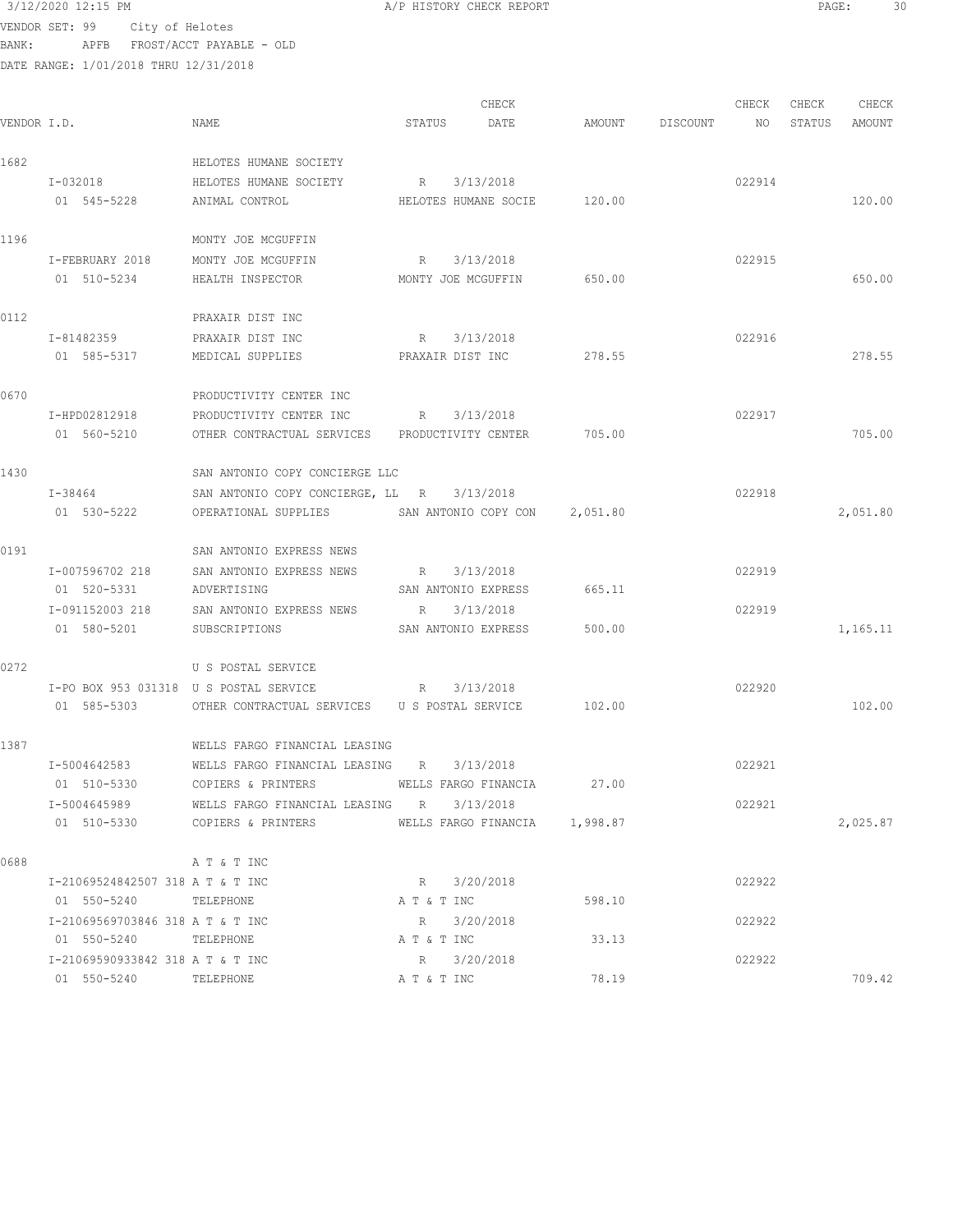3/12/2020 12:15 PM A/P HISTORY CHECK REPORT

VENDOR SET: 99 City of Helotes
BANK: APFB FROST/ACCT PAYABLE - OLD
DATE RANGE: 1/01/2018 THRU 12/31/2018

| VENDOR I.D. | NAME | STATUS | CHECK DATE | AMOUNT | DISCOUNT | CHECK NO | CHECK STATUS | CHECK AMOUNT |
|---|---|---|---|---|---|---|---|---|
| 1682 | HELOTES HUMANE SOCIETY | | | | | | | |
| I-032018 | HELOTES HUMANE SOCIETY | R | 3/13/2018 | | | 022914 | | |
| 01 545-5228 | ANIMAL CONTROL | HELOTES HUMANE SOCIE | | 120.00 | | | | 120.00 |
| 1196 | MONTY JOE MCGUFFIN | | | | | | | |
| I-FEBRUARY 2018 | MONTY JOE MCGUFFIN | R | 3/13/2018 | | | 022915 | | |
| 01 510-5234 | HEALTH INSPECTOR | MONTY JOE MCGUFFIN | | 650.00 | | | | 650.00 |
| 0112 | PRAXAIR DIST INC | | | | | | | |
| I-81482359 | PRAXAIR DIST INC | R | 3/13/2018 | | | 022916 | | |
| 01 585-5317 | MEDICAL SUPPLIES | PRAXAIR DIST INC | | 278.55 | | | | 278.55 |
| 0670 | PRODUCTIVITY CENTER INC | | | | | | | |
| I-HPD02812918 | PRODUCTIVITY CENTER INC | R | 3/13/2018 | | | 022917 | | |
| 01 560-5210 | OTHER CONTRACTUAL SERVICES | PRODUCTIVITY CENTER | | 705.00 | | | | 705.00 |
| 1430 | SAN ANTONIO COPY CONCIERGE LLC | | | | | | | |
| I-38464 | SAN ANTONIO COPY CONCIERGE, LL | R | 3/13/2018 | | | 022918 | | |
| 01 530-5222 | OPERATIONAL SUPPLIES | SAN ANTONIO COPY CON | | 2,051.80 | | | | 2,051.80 |
| 0191 | SAN ANTONIO EXPRESS NEWS | | | | | | | |
| I-007596702 218 | SAN ANTONIO EXPRESS NEWS | R | 3/13/2018 | | | 022919 | | |
| 01 520-5331 | ADVERTISING | SAN ANTONIO EXPRESS | | 665.11 | | | | |
| I-091152003 218 | SAN ANTONIO EXPRESS NEWS | R | 3/13/2018 | | | 022919 | | |
| 01 580-5201 | SUBSCRIPTIONS | SAN ANTONIO EXPRESS | | 500.00 | | | | 1,165.11 |
| 0272 | U S POSTAL SERVICE | | | | | | | |
| I-PO BOX 953 031318 | U S POSTAL SERVICE | R | 3/13/2018 | | | 022920 | | |
| 01 585-5303 | OTHER CONTRACTUAL SERVICES | U S POSTAL SERVICE | | 102.00 | | | | 102.00 |
| 1387 | WELLS FARGO FINANCIAL LEASING | | | | | | | |
| I-5004642583 | WELLS FARGO FINANCIAL LEASING | R | 3/13/2018 | | | 022921 | | |
| 01 510-5330 | COPIERS & PRINTERS | WELLS FARGO FINANCIA | | 27.00 | | | | |
| I-5004645989 | WELLS FARGO FINANCIAL LEASING | R | 3/13/2018 | | | 022921 | | |
| 01 510-5330 | COPIERS & PRINTERS | WELLS FARGO FINANCIA | | 1,998.87 | | | | 2,025.87 |
| 0688 | A T & T INC | | | | | | | |
| I-21069524842507 318 | A T & T INC | R | 3/20/2018 | | | 022922 | | |
| 01 550-5240 | TELEPHONE | A T & T INC | | 598.10 | | | | |
| I-21069569703846 318 | A T & T INC | R | 3/20/2018 | | | 022922 | | |
| 01 550-5240 | TELEPHONE | A T & T INC | | 33.13 | | | | |
| I-21069590933842 318 | A T & T INC | R | 3/20/2018 | | | 022922 | | |
| 01 550-5240 | TELEPHONE | A T & T INC | | 78.19 | | | | 709.42 |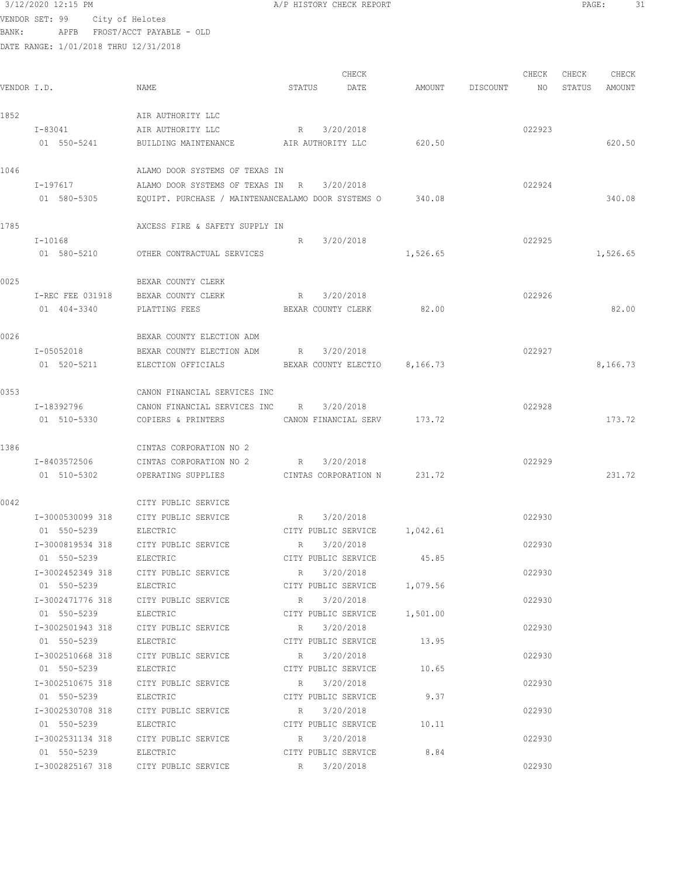3/12/2020 12:15 PM A/P HISTORY CHECK REPORT

VENDOR SET: 99 City of Helotes
BANK: APFB FROST/ACCT PAYABLE - OLD
DATE RANGE: 1/01/2018 THRU 12/31/2018

| VENDOR I.D. | NAME | STATUS | CHECK DATE | AMOUNT | DISCOUNT | CHECK NO | CHECK STATUS | CHECK AMOUNT |
|---|---|---|---|---|---|---|---|---|
| 1852 | AIR AUTHORITY LLC | | | | | | | |
| I-83041 | AIR AUTHORITY LLC | R | 3/20/2018 | | | 022923 | | |
| 01 550-5241 | BUILDING MAINTENANCE | AIR AUTHORITY LLC | | 620.50 | | | | 620.50 |
| 1046 | ALAMO DOOR SYSTEMS OF TEXAS IN | | | | | | | |
| I-197617 | ALAMO DOOR SYSTEMS OF TEXAS IN | R | 3/20/2018 | | | 022924 | | |
| 01 580-5305 | EQUIPT. PURCHASE / MAINTENANCE | ALAMO DOOR SYSTEMS O | | 340.08 | | | | 340.08 |
| 1785 | AXCESS FIRE & SAFETY SUPPLY IN | | | | | | | |
| I-10168 | | R | 3/20/2018 | | | 022925 | | |
| 01 580-5210 | OTHER CONTRACTUAL SERVICES | | | 1,526.65 | | | | 1,526.65 |
| 0025 | BEXAR COUNTY CLERK | | | | | | | |
| I-REC FEE 031918 | BEXAR COUNTY CLERK | R | 3/20/2018 | | | 022926 | | |
| 01 404-3340 | PLATTING FEES | BEXAR COUNTY CLERK | | 82.00 | | | | 82.00 |
| 0026 | BEXAR COUNTY ELECTION ADM | | | | | | | |
| I-05052018 | BEXAR COUNTY ELECTION ADM | R | 3/20/2018 | | | 022927 | | |
| 01 520-5211 | ELECTION OFFICIALS | BEXAR COUNTY ELECTIO | | 8,166.73 | | | | 8,166.73 |
| 0353 | CANON FINANCIAL SERVICES INC | | | | | | | |
| I-18392796 | CANON FINANCIAL SERVICES INC | R | 3/20/2018 | | | 022928 | | |
| 01 510-5330 | COPIERS & PRINTERS | CANON FINANCIAL SERV | | 173.72 | | | | 173.72 |
| 1386 | CINTAS CORPORATION NO 2 | | | | | | | |
| I-8403572506 | CINTAS CORPORATION NO 2 | R | 3/20/2018 | | | 022929 | | |
| 01 510-5302 | OPERATING SUPPLIES | CINTAS CORPORATION N | | 231.72 | | | | 231.72 |
| 0042 | CITY PUBLIC SERVICE | | | | | | | |
| I-3000530099 318 | CITY PUBLIC SERVICE | R | 3/20/2018 | | | 022930 | | |
| 01 550-5239 | ELECTRIC | CITY PUBLIC SERVICE | | 1,042.61 | | | | |
| I-3000819534 318 | CITY PUBLIC SERVICE | R | 3/20/2018 | | | 022930 | | |
| 01 550-5239 | ELECTRIC | CITY PUBLIC SERVICE | | 45.85 | | | | |
| I-3002452349 318 | CITY PUBLIC SERVICE | R | 3/20/2018 | | | 022930 | | |
| 01 550-5239 | ELECTRIC | CITY PUBLIC SERVICE | | 1,079.56 | | | | |
| I-3002471776 318 | CITY PUBLIC SERVICE | R | 3/20/2018 | | | 022930 | | |
| 01 550-5239 | ELECTRIC | CITY PUBLIC SERVICE | | 1,501.00 | | | | |
| I-3002501943 318 | CITY PUBLIC SERVICE | R | 3/20/2018 | | | 022930 | | |
| 01 550-5239 | ELECTRIC | CITY PUBLIC SERVICE | | 13.95 | | | | |
| I-3002510668 318 | CITY PUBLIC SERVICE | R | 3/20/2018 | | | 022930 | | |
| 01 550-5239 | ELECTRIC | CITY PUBLIC SERVICE | | 10.65 | | | | |
| I-3002510675 318 | CITY PUBLIC SERVICE | R | 3/20/2018 | | | 022930 | | |
| 01 550-5239 | ELECTRIC | CITY PUBLIC SERVICE | | 9.37 | | | | |
| I-3002530708 318 | CITY PUBLIC SERVICE | R | 3/20/2018 | | | 022930 | | |
| 01 550-5239 | ELECTRIC | CITY PUBLIC SERVICE | | 10.11 | | | | |
| I-3002531134 318 | CITY PUBLIC SERVICE | R | 3/20/2018 | | | 022930 | | |
| 01 550-5239 | ELECTRIC | CITY PUBLIC SERVICE | | 8.84 | | | | |
| I-3002825167 318 | CITY PUBLIC SERVICE | R | 3/20/2018 | | | 022930 | | |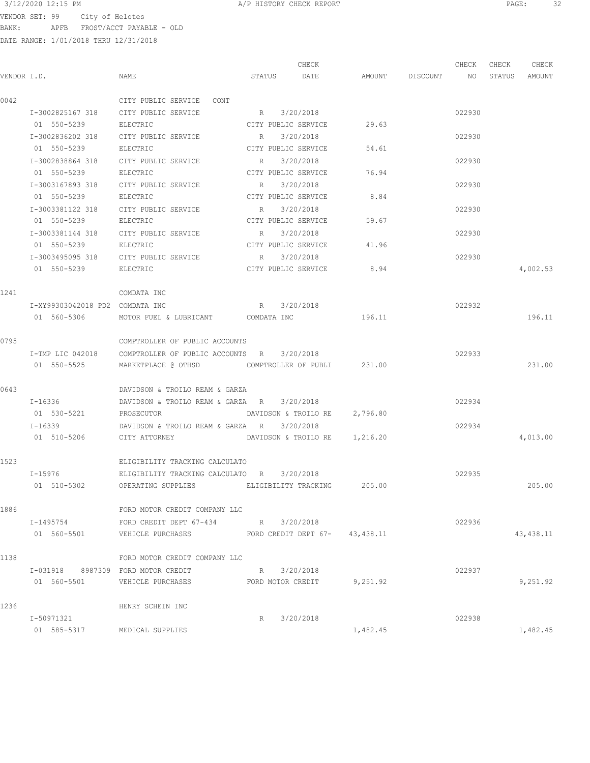3/12/2020 12:15 PM A/P HISTORY CHECK REPORT

VENDOR SET: 99 City of Helotes
BANK: APFB FROST/ACCT PAYABLE - OLD
DATE RANGE: 1/01/2018 THRU 12/31/2018

| VENDOR I.D. | NAME | STATUS | CHECK DATE | AMOUNT | DISCOUNT | CHECK NO | CHECK STATUS | CHECK AMOUNT |
|---|---|---|---|---|---|---|---|---|
| 0042 | CITY PUBLIC SERVICE CONT | | | | | | | |
| I-3002825167 318 | CITY PUBLIC SERVICE | R | 3/20/2018 | | | 022930 | | |
| 01 550-5239 | ELECTRIC | CITY PUBLIC SERVICE | | 29.63 | | | | |
| I-3002836202 318 | CITY PUBLIC SERVICE | R | 3/20/2018 | | | 022930 | | |
| 01 550-5239 | ELECTRIC | CITY PUBLIC SERVICE | | 54.61 | | | | |
| I-3002838864 318 | CITY PUBLIC SERVICE | R | 3/20/2018 | | | 022930 | | |
| 01 550-5239 | ELECTRIC | CITY PUBLIC SERVICE | | 76.94 | | | | |
| I-3003167893 318 | CITY PUBLIC SERVICE | R | 3/20/2018 | | | 022930 | | |
| 01 550-5239 | ELECTRIC | CITY PUBLIC SERVICE | | 8.84 | | | | |
| I-3003381122 318 | CITY PUBLIC SERVICE | R | 3/20/2018 | | | 022930 | | |
| 01 550-5239 | ELECTRIC | CITY PUBLIC SERVICE | | 59.67 | | | | |
| I-3003381144 318 | CITY PUBLIC SERVICE | R | 3/20/2018 | | | 022930 | | |
| 01 550-5239 | ELECTRIC | CITY PUBLIC SERVICE | | 41.96 | | | | |
| I-3003495095 318 | CITY PUBLIC SERVICE | R | 3/20/2018 | | | 022930 | | |
| 01 550-5239 | ELECTRIC | CITY PUBLIC SERVICE | | 8.94 | | | | 4,002.53 |
| 1241 | COMDATA INC | | | | | | | |
| I-XY99303042018 PD2 | COMDATA INC | R | 3/20/2018 | | | 022932 | | |
| 01 560-5306 | MOTOR FUEL & LUBRICANT | COMDATA INC | | 196.11 | | | | 196.11 |
| 0795 | COMPTROLLER OF PUBLIC ACCOUNTS | | | | | | | |
| I-TMP LIC 042018 | COMPTROLLER OF PUBLIC ACCOUNTS | R | 3/20/2018 | | | 022933 | | |
| 01 550-5525 | MARKETPLACE @ OTHSD | COMPTROLLER OF PUBLI | | 231.00 | | | | 231.00 |
| 0643 | DAVIDSON & TROILO REAM & GARZA | | | | | | | |
| I-16336 | DAVIDSON & TROILO REAM & GARZA | R | 3/20/2018 | | | 022934 | | |
| 01 530-5221 | PROSECUTOR | DAVIDSON & TROILO RE | | 2,796.80 | | | | |
| I-16339 | DAVIDSON & TROILO REAM & GARZA | R | 3/20/2018 | | | 022934 | | |
| 01 510-5206 | CITY ATTORNEY | DAVIDSON & TROILO RE | | 1,216.20 | | | | 4,013.00 |
| 1523 | ELIGIBILITY TRACKING CALCULATO | | | | | | | |
| I-15976 | ELIGIBILITY TRACKING CALCULATO | R | 3/20/2018 | | | 022935 | | |
| 01 510-5302 | OPERATING SUPPLIES | ELIGIBILITY TRACKING | | 205.00 | | | | 205.00 |
| 1886 | FORD MOTOR CREDIT COMPANY LLC | | | | | | | |
| I-1495754 | FORD CREDIT DEPT 67-434 | R | 3/20/2018 | | | 022936 | | |
| 01 560-5501 | VEHICLE PURCHASES | FORD CREDIT DEPT 67- | | 43,438.11 | | | | 43,438.11 |
| 1138 | FORD MOTOR CREDIT COMPANY LLC | | | | | | | |
| I-031918 8987309 | FORD MOTOR CREDIT | R | 3/20/2018 | | | 022937 | | |
| 01 560-5501 | VEHICLE PURCHASES | FORD MOTOR CREDIT | | 9,251.92 | | | | 9,251.92 |
| 1236 | HENRY SCHEIN INC | | | | | | | |
| I-50971321 | | R | 3/20/2018 | | | 022938 | | |
| 01 585-5317 | MEDICAL SUPPLIES | | | 1,482.45 | | | | 1,482.45 |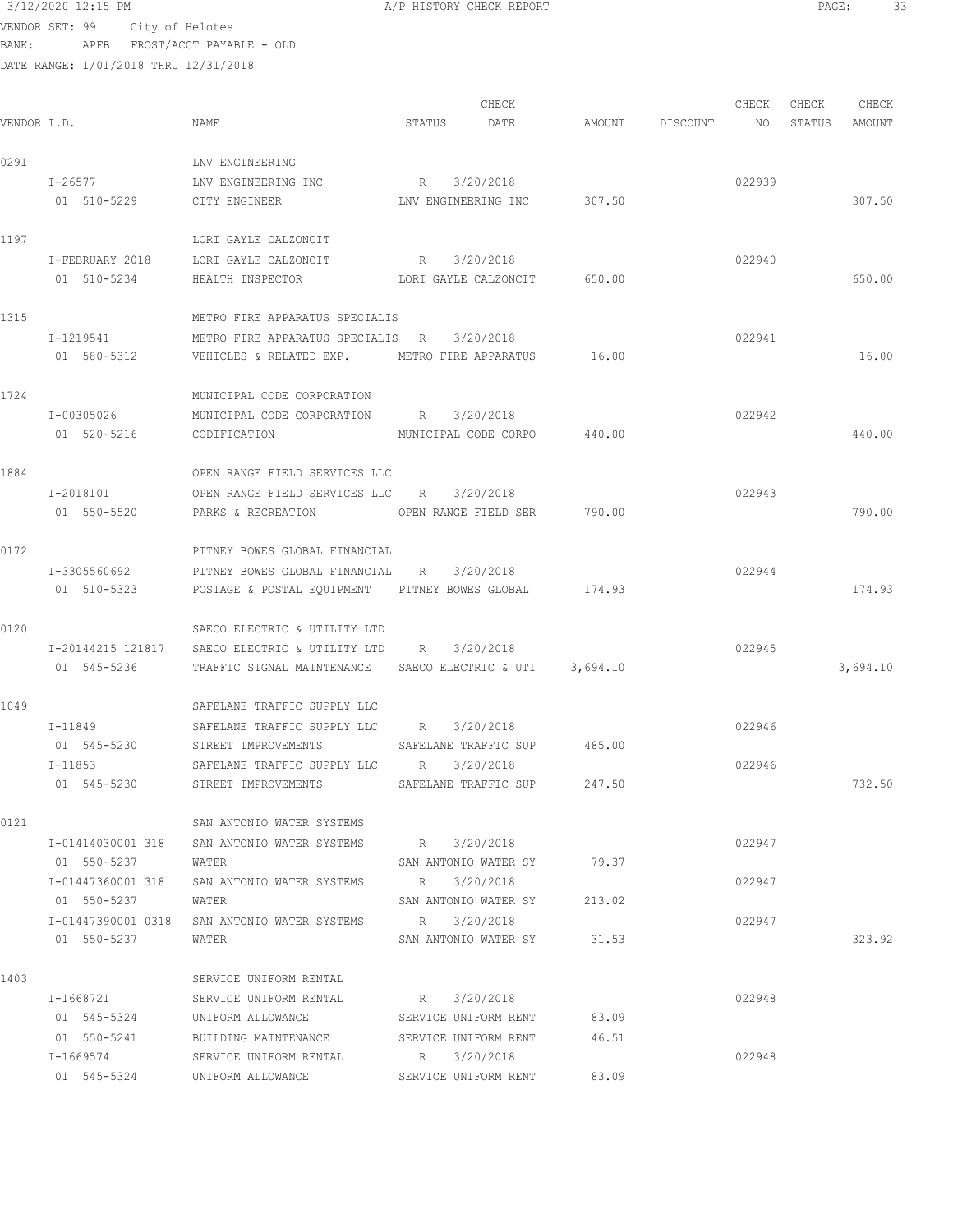3/12/2020 12:15 PM A/P HISTORY CHECK REPORT

VENDOR SET: 99 City of Helotes
BANK: APFB FROST/ACCT PAYABLE - OLD
DATE RANGE: 1/01/2018 THRU 12/31/2018

| VENDOR I.D. | NAME | STATUS | CHECK DATE | AMOUNT | DISCOUNT | CHECK NO | CHECK STATUS | CHECK AMOUNT |
|---|---|---|---|---|---|---|---|---|
| 0291 | LNV ENGINEERING | | | | | | | |
| I-26577 | LNV ENGINEERING INC | R | 3/20/2018 | | | 022939 | | |
| 01 510-5229 | CITY ENGINEER | LNV ENGINEERING INC | | 307.50 | | | | 307.50 |
| 1197 | LORI GAYLE CALZONCIT | | | | | | | |
| I-FEBRUARY 2018 | LORI GAYLE CALZONCIT | R | 3/20/2018 | | | 022940 | | |
| 01 510-5234 | HEALTH INSPECTOR | LORI GAYLE CALZONCIT | | 650.00 | | | | 650.00 |
| 1315 | METRO FIRE APPARATUS SPECIALIS | | | | | | | |
| I-1219541 | METRO FIRE APPARATUS SPECIALIS | R | 3/20/2018 | | | 022941 | | |
| 01 580-5312 | VEHICLES & RELATED EXP. | METRO FIRE APPARATUS | | 16.00 | | | | 16.00 |
| 1724 | MUNICIPAL CODE CORPORATION | | | | | | | |
| I-00305026 | MUNICIPAL CODE CORPORATION | R | 3/20/2018 | | | 022942 | | |
| 01 520-5216 | CODIFICATION | MUNICIPAL CODE CORPO | | 440.00 | | | | 440.00 |
| 1884 | OPEN RANGE FIELD SERVICES LLC | | | | | | | |
| I-2018101 | OPEN RANGE FIELD SERVICES LLC | R | 3/20/2018 | | | 022943 | | |
| 01 550-5520 | PARKS & RECREATION | OPEN RANGE FIELD SER | | 790.00 | | | | 790.00 |
| 0172 | PITNEY BOWES GLOBAL FINANCIAL | | | | | | | |
| I-3305560692 | PITNEY BOWES GLOBAL FINANCIAL | R | 3/20/2018 | | | 022944 | | |
| 01 510-5323 | POSTAGE & POSTAL EQUIPMENT | PITNEY BOWES GLOBAL | | 174.93 | | | | 174.93 |
| 0120 | SAECO ELECTRIC & UTILITY LTD | | | | | | | |
| I-20144215 121817 | SAECO ELECTRIC & UTILITY LTD | R | 3/20/2018 | | | 022945 | | |
| 01 545-5236 | TRAFFIC SIGNAL MAINTENANCE | SAECO ELECTRIC & UTI | | 3,694.10 | | | | 3,694.10 |
| 1049 | SAFELANE TRAFFIC SUPPLY LLC | | | | | | | |
| I-11849 | SAFELANE TRAFFIC SUPPLY LLC | R | 3/20/2018 | | | 022946 | | |
| 01 545-5230 | STREET IMPROVEMENTS | SAFELANE TRAFFIC SUP | | 485.00 | | | | |
| I-11853 | SAFELANE TRAFFIC SUPPLY LLC | R | 3/20/2018 | | | 022946 | | |
| 01 545-5230 | STREET IMPROVEMENTS | SAFELANE TRAFFIC SUP | | 247.50 | | | | 732.50 |
| 0121 | SAN ANTONIO WATER SYSTEMS | | | | | | | |
| I-01414030001 318 | SAN ANTONIO WATER SYSTEMS | R | 3/20/2018 | | | 022947 | | |
| 01 550-5237 | WATER | SAN ANTONIO WATER SY | | 79.37 | | | | |
| I-01447360001 318 | SAN ANTONIO WATER SYSTEMS | R | 3/20/2018 | | | 022947 | | |
| 01 550-5237 | WATER | SAN ANTONIO WATER SY | | 213.02 | | | | |
| I-01447390001 0318 | SAN ANTONIO WATER SYSTEMS | R | 3/20/2018 | | | 022947 | | |
| 01 550-5237 | WATER | SAN ANTONIO WATER SY | | 31.53 | | | | 323.92 |
| 1403 | SERVICE UNIFORM RENTAL | | | | | | | |
| I-1668721 | SERVICE UNIFORM RENTAL | R | 3/20/2018 | | | 022948 | | |
| 01 545-5324 | UNIFORM ALLOWANCE | SERVICE UNIFORM RENT | | 83.09 | | | | |
| 01 550-5241 | BUILDING MAINTENANCE | SERVICE UNIFORM RENT | | 46.51 | | | | |
| I-1669574 | SERVICE UNIFORM RENTAL | R | 3/20/2018 | | | 022948 | | |
| 01 545-5324 | UNIFORM ALLOWANCE | SERVICE UNIFORM RENT | | 83.09 | | | | |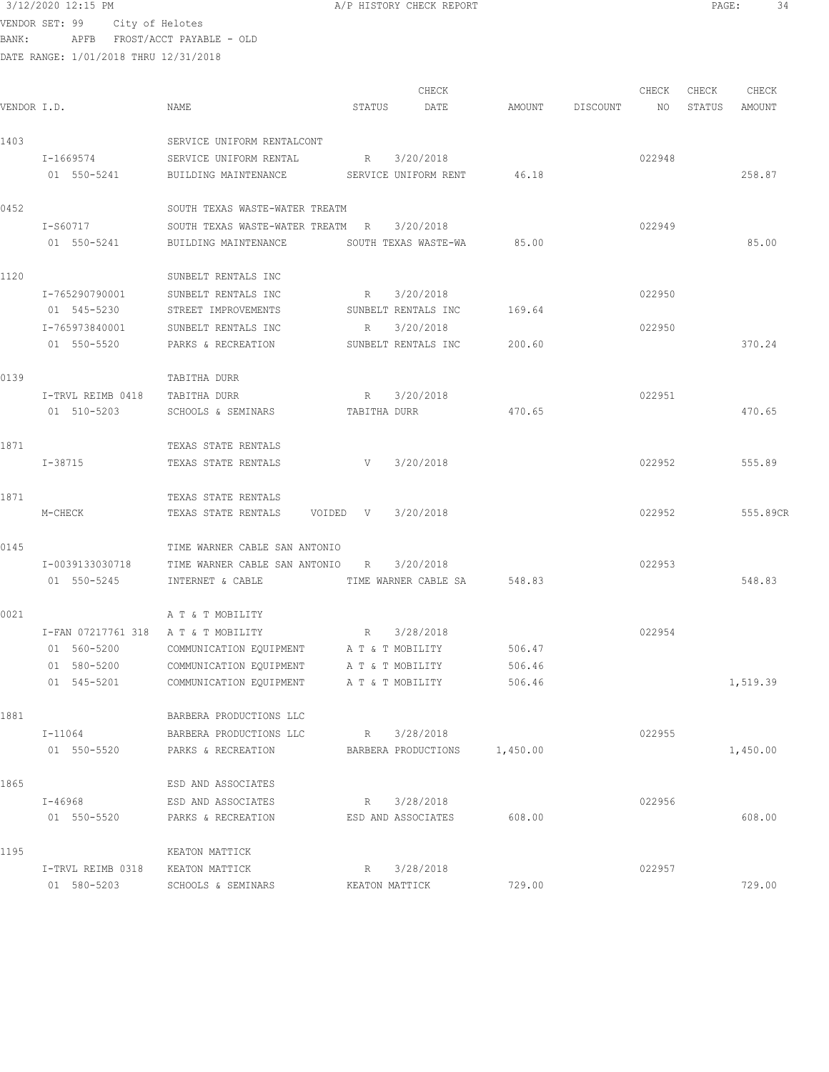3/12/2020 12:15 PM A/P HISTORY CHECK REPORT

VENDOR SET: 99 City of Helotes
BANK: APFB FROST/ACCT PAYABLE - OLD
DATE RANGE: 1/01/2018 THRU 12/31/2018

| VENDOR I.D. | NAME | STATUS | CHECK DATE | AMOUNT | DISCOUNT | CHECK NO | CHECK STATUS | CHECK AMOUNT |
|---|---|---|---|---|---|---|---|---|
| 1403 | SERVICE UNIFORM RENTALCONT | | | | | | | |
| I-1669574 | SERVICE UNIFORM RENTAL | R | 3/20/2018 | | | 022948 | | |
| 01 550-5241 | BUILDING MAINTENANCE | SERVICE UNIFORM RENT | | 46.18 | | | | 258.87 |
| 0452 | SOUTH TEXAS WASTE-WATER TREATM | | | | | | | |
| I-S60717 | SOUTH TEXAS WASTE-WATER TREATM | R | 3/20/2018 | | | 022949 | | |
| 01 550-5241 | BUILDING MAINTENANCE | SOUTH TEXAS WASTE-WA | | 85.00 | | | | 85.00 |
| 1120 | SUNBELT RENTALS INC | | | | | | | |
| I-765290790001 | SUNBELT RENTALS INC | R | 3/20/2018 | | | 022950 | | |
| 01 545-5230 | STREET IMPROVEMENTS | SUNBELT RENTALS INC | | 169.64 | | | | |
| I-765973840001 | SUNBELT RENTALS INC | R | 3/20/2018 | | | 022950 | | |
| 01 550-5520 | PARKS & RECREATION | SUNBELT RENTALS INC | | 200.60 | | | | 370.24 |
| 0139 | TABITHA DURR | | | | | | | |
| I-TRVL REIMB 0418 | TABITHA DURR | R | 3/20/2018 | | | 022951 | | |
| 01 510-5203 | SCHOOLS & SEMINARS | TABITHA DURR | | 470.65 | | | | 470.65 |
| 1871 | TEXAS STATE RENTALS | | | | | | | |
| I-38715 | TEXAS STATE RENTALS | V | 3/20/2018 | | | 022952 | | 555.89 |
| 1871 | TEXAS STATE RENTALS | | | | | | | |
| M-CHECK | TEXAS STATE RENTALS VOIDED | V | 3/20/2018 | | | 022952 | | 555.89CR |
| 0145 | TIME WARNER CABLE SAN ANTONIO | | | | | | | |
| I-0039133030718 | TIME WARNER CABLE SAN ANTONIO | R | 3/20/2018 | | | 022953 | | |
| 01 550-5245 | INTERNET & CABLE | TIME WARNER CABLE SA | | 548.83 | | | | 548.83 |
| 0021 | A T & T MOBILITY | | | | | | | |
| I-FAN 07217761 318 | A T & T MOBILITY | R | 3/28/2018 | | | 022954 | | |
| 01 560-5200 | COMMUNICATION EQUIPMENT | A T & T MOBILITY | | 506.47 | | | | |
| 01 580-5200 | COMMUNICATION EQUIPMENT | A T & T MOBILITY | | 506.46 | | | | |
| 01 545-5201 | COMMUNICATION EQUIPMENT | A T & T MOBILITY | | 506.46 | | | | 1,519.39 |
| 1881 | BARBERA PRODUCTIONS LLC | | | | | | | |
| I-11064 | BARBERA PRODUCTIONS LLC | R | 3/28/2018 | | | 022955 | | |
| 01 550-5520 | PARKS & RECREATION | BARBERA PRODUCTIONS | | 1,450.00 | | | | 1,450.00 |
| 1865 | ESD AND ASSOCIATES | | | | | | | |
| I-46968 | ESD AND ASSOCIATES | R | 3/28/2018 | | | 022956 | | |
| 01 550-5520 | PARKS & RECREATION | ESD AND ASSOCIATES | | 608.00 | | | | 608.00 |
| 1195 | KEATON MATTICK | | | | | | | |
| I-TRVL REIMB 0318 | KEATON MATTICK | R | 3/28/2018 | | | 022957 | | |
| 01 580-5203 | SCHOOLS & SEMINARS | KEATON MATTICK | | 729.00 | | | | 729.00 |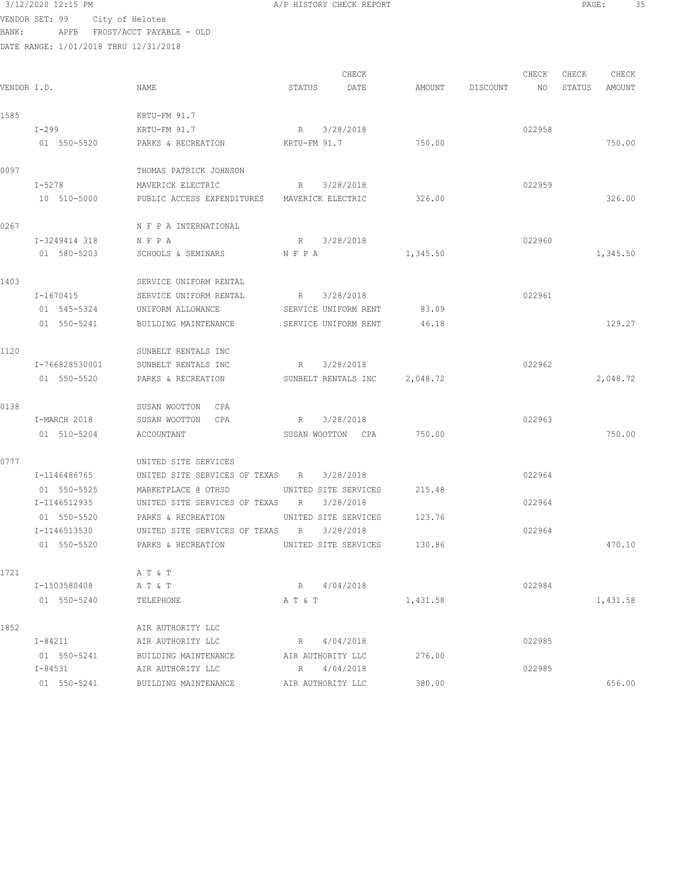VENDOR SET: 99 City of Helotes
BANK: APFB FROST/ACCT PAYABLE - OLD
DATE RANGE: 1/01/2018 THRU 12/31/2018

| VENDOR I.D. | NAME | STATUS | CHECK DATE | AMOUNT | DISCOUNT | CHECK NO | CHECK STATUS | CHECK AMOUNT |
|---|---|---|---|---|---|---|---|---|
| 1585 | KRTU-FM 91.7 | | | | | | | |
| I-299 | KRTU-FM 91.7 | R | 3/28/2018 | | | 022958 | | |
| 01 550-5520 | PARKS & RECREATION | KRTU-FM 91.7 | | 750.00 | | | | 750.00 |
| 0097 | THOMAS PATRICK JOHNSON | | | | | | | |
| I-5278 | MAVERICK ELECTRIC | R | 3/28/2018 | | | 022959 | | |
| 10 510-5000 | PUBLIC ACCESS EXPENDITURES | MAVERICK ELECTRIC | | 326.00 | | | | 326.00 |
| 0267 | N F P A INTERNATIONAL | | | | | | | |
| I-3249414 318 | N F P A | R | 3/28/2018 | | | 022960 | | |
| 01 580-5203 | SCHOOLS & SEMINARS | N F P A | | 1,345.50 | | | | 1,345.50 |
| 1403 | SERVICE UNIFORM RENTAL | | | | | | | |
| I-1670415 | SERVICE UNIFORM RENTAL | R | 3/28/2018 | | | 022961 | | |
| 01 545-5324 | UNIFORM ALLOWANCE | SERVICE UNIFORM RENT | | 83.09 | | | | |
| 01 550-5241 | BUILDING MAINTENANCE | SERVICE UNIFORM RENT | | 46.18 | | | | 129.27 |
| 1120 | SUNBELT RENTALS INC | | | | | | | |
| I-766828530001 | SUNBELT RENTALS INC | R | 3/28/2018 | | | 022962 | | |
| 01 550-5520 | PARKS & RECREATION | SUNBELT RENTALS INC | | 2,048.72 | | | | 2,048.72 |
| 0138 | SUSAN WOOTTON CPA | | | | | | | |
| I-MARCH 2018 | SUSAN WOOTTON CPA | R | 3/28/2018 | | | 022963 | | |
| 01 510-5204 | ACCOUNTANT | SUSAN WOOTTON CPA | | 750.00 | | | | 750.00 |
| 0777 | UNITED SITE SERVICES | | | | | | | |
| I-1146486765 | UNITED SITE SERVICES OF TEXAS | R | 3/28/2018 | | | 022964 | | |
| 01 550-5525 | MARKETPLACE @ OTHSD | UNITED SITE SERVICES | | 215.48 | | | | |
| I-1146512935 | UNITED SITE SERVICES OF TEXAS | R | 3/28/2018 | | | 022964 | | |
| 01 550-5520 | PARKS & RECREATION | UNITED SITE SERVICES | | 123.76 | | | | |
| I-1146513530 | UNITED SITE SERVICES OF TEXAS | R | 3/28/2018 | | | 022964 | | |
| 01 550-5520 | PARKS & RECREATION | UNITED SITE SERVICES | | 130.86 | | | | 470.10 |
| 1721 | A T & T | | | | | | | |
| I-1503580408 | A T & T | R | 4/04/2018 | | | 022984 | | |
| 01 550-5240 | TELEPHONE | A T & T | | 1,431.58 | | | | 1,431.58 |
| 1852 | AIR AUTHORITY LLC | | | | | | | |
| I-84211 | AIR AUTHORITY LLC | R | 4/04/2018 | | | 022985 | | |
| 01 550-5241 | BUILDING MAINTENANCE | AIR AUTHORITY LLC | | 276.00 | | | | |
| I-84531 | AIR AUTHORITY LLC | R | 4/04/2018 | | | 022985 | | |
| 01 550-5241 | BUILDING MAINTENANCE | AIR AUTHORITY LLC | | 380.00 | | | | 656.00 |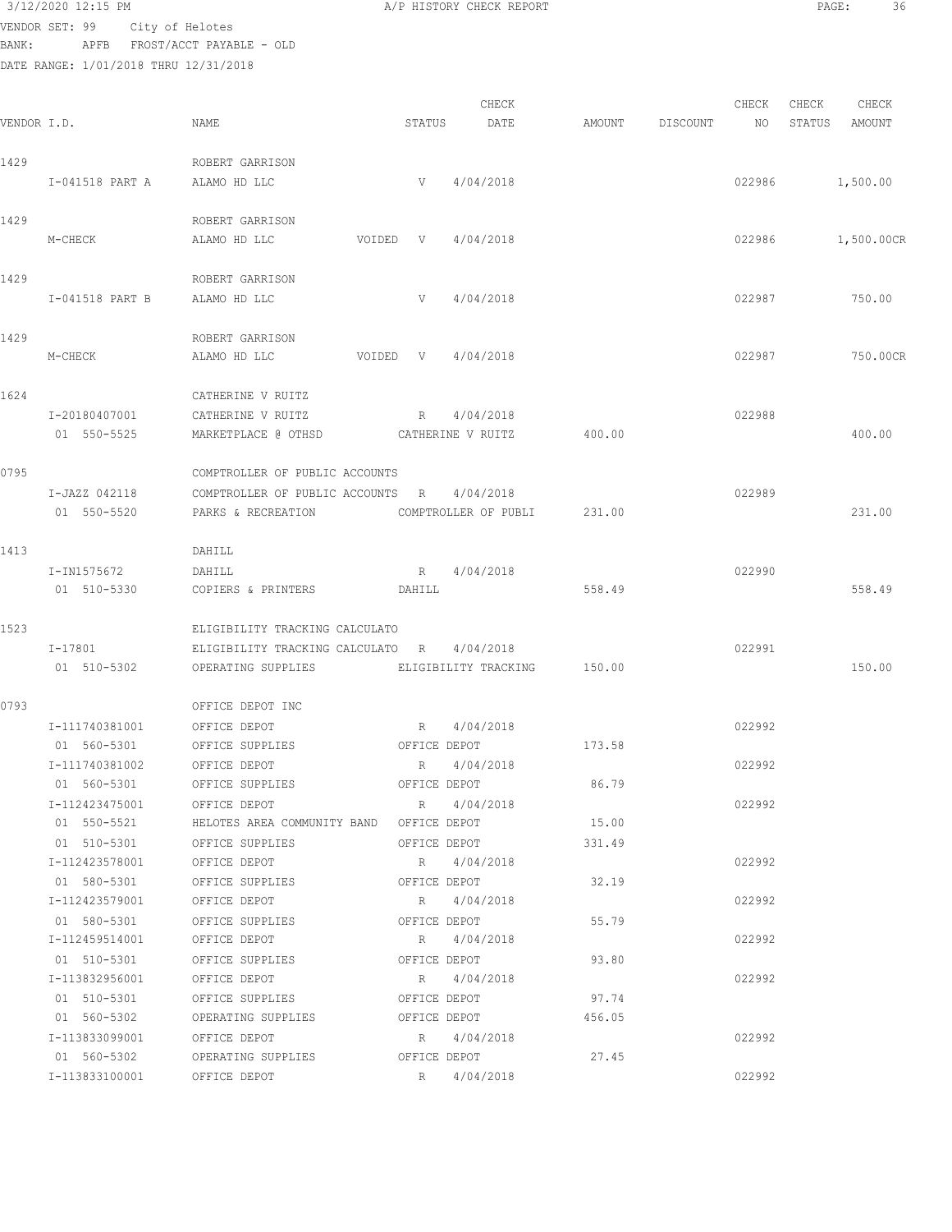3/12/2020 12:15 PM A/P HISTORY CHECK REPORT

VENDOR SET: 99 City of Helotes
BANK: APFB FROST/ACCT PAYABLE - OLD
DATE RANGE: 1/01/2018 THRU 12/31/2018

| VENDOR I.D. | NAME | STATUS | CHECK DATE | AMOUNT | DISCOUNT | CHECK NO | CHECK STATUS | CHECK AMOUNT |
|---|---|---|---|---|---|---|---|---|
| 1429 | ROBERT GARRISON | | | | | | | |
| I-041518 PART A | ALAMO HD LLC | V | 4/04/2018 | | | 022986 | | 1,500.00 |
| 1429 | ROBERT GARRISON | | | | | | | |
| M-CHECK | ALAMO HD LLC VOIDED | V | 4/04/2018 | | | 022986 | | 1,500.00CR |
| 1429 | ROBERT GARRISON | | | | | | | |
| I-041518 PART B | ALAMO HD LLC | V | 4/04/2018 | | | 022987 | | 750.00 |
| 1429 | ROBERT GARRISON | | | | | | | |
| M-CHECK | ALAMO HD LLC VOIDED | V | 4/04/2018 | | | 022987 | | 750.00CR |
| 1624 | CATHERINE V RUITZ | | | | | | | |
| I-20180407001 | CATHERINE V RUITZ | R | 4/04/2018 | | | 022988 | | |
| 01 550-5525 | MARKETPLACE @ OTHSD | CATHERINE V RUITZ | | 400.00 | | | | 400.00 |
| 0795 | COMPTROLLER OF PUBLIC ACCOUNTS | | | | | | | |
| I-JAZZ 042118 | COMPTROLLER OF PUBLIC ACCOUNTS | R | 4/04/2018 | | | 022989 | | |
| 01 550-5520 | PARKS & RECREATION | COMPTROLLER OF PUBLI | | 231.00 | | | | 231.00 |
| 1413 | DAHILL | | | | | | | |
| I-IN1575672 | DAHILL | R | 4/04/2018 | | | 022990 | | |
| 01 510-5330 | COPIERS & PRINTERS | DAHILL | | 558.49 | | | | 558.49 |
| 1523 | ELIGIBILITY TRACKING CALCULATO | | | | | | | |
| I-17801 | ELIGIBILITY TRACKING CALCULATO | R | 4/04/2018 | | | 022991 | | |
| 01 510-5302 | OPERATING SUPPLIES | ELIGIBILITY TRACKING | | 150.00 | | | | 150.00 |
| 0793 | OFFICE DEPOT INC | | | | | | | |
| I-111740381001 | OFFICE DEPOT | R | 4/04/2018 | | | 022992 | | |
| 01 560-5301 | OFFICE SUPPLIES | OFFICE DEPOT | | 173.58 | | | | |
| I-111740381002 | OFFICE DEPOT | R | 4/04/2018 | | | 022992 | | |
| 01 560-5301 | OFFICE SUPPLIES | OFFICE DEPOT | | 86.79 | | | | |
| I-112423475001 | OFFICE DEPOT | R | 4/04/2018 | | | 022992 | | |
| 01 550-5521 | HELOTES AREA COMMUNITY BAND | OFFICE DEPOT | | 15.00 | | | | |
| 01 510-5301 | OFFICE SUPPLIES | OFFICE DEPOT | | 331.49 | | | | |
| I-112423578001 | OFFICE DEPOT | R | 4/04/2018 | | | 022992 | | |
| 01 580-5301 | OFFICE SUPPLIES | OFFICE DEPOT | | 32.19 | | | | |
| I-112423579001 | OFFICE DEPOT | R | 4/04/2018 | | | 022992 | | |
| 01 580-5301 | OFFICE SUPPLIES | OFFICE DEPOT | | 55.79 | | | | |
| I-112459514001 | OFFICE DEPOT | R | 4/04/2018 | | | 022992 | | |
| 01 510-5301 | OFFICE SUPPLIES | OFFICE DEPOT | | 93.80 | | | | |
| I-113832956001 | OFFICE DEPOT | R | 4/04/2018 | | | 022992 | | |
| 01 510-5301 | OFFICE SUPPLIES | OFFICE DEPOT | | 97.74 | | | | |
| 01 560-5302 | OPERATING SUPPLIES | OFFICE DEPOT | | 456.05 | | | | |
| I-113833099001 | OFFICE DEPOT | R | 4/04/2018 | | | 022992 | | |
| 01 560-5302 | OPERATING SUPPLIES | OFFICE DEPOT | | 27.45 | | | | |
| I-113833100001 | OFFICE DEPOT | R | 4/04/2018 | | | 022992 | | |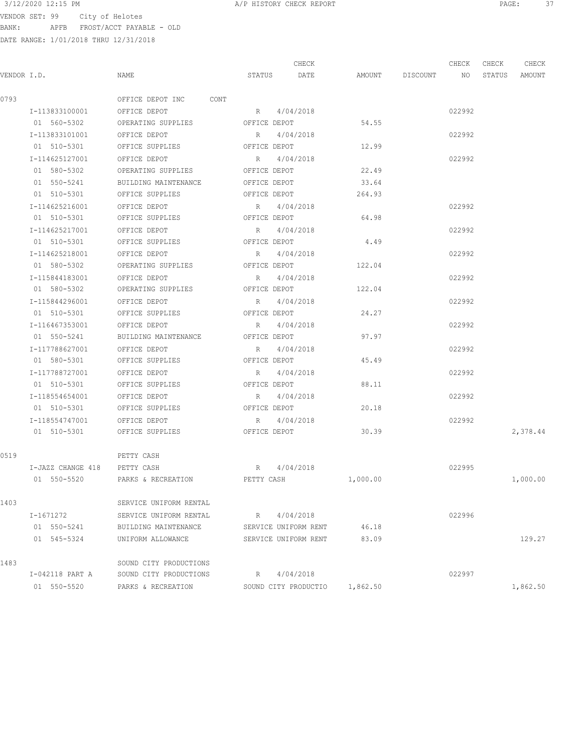3/12/2020 12:15 PM A/P HISTORY CHECK REPORT

VENDOR SET: 99 City of Helotes
BANK: APFB FROST/ACCT PAYABLE - OLD
DATE RANGE: 1/01/2018 THRU 12/31/2018

| VENDOR I.D. | NAME | STATUS | CHECK DATE | AMOUNT | DISCOUNT | CHECK NO | CHECK STATUS | CHECK AMOUNT |
|---|---|---|---|---|---|---|---|---|
| 0793 | OFFICE DEPOT INC CONT | | | | | | | |
| I-113833100001 | OFFICE DEPOT | R | 4/04/2018 | | | 022992 | | |
| 01 560-5302 | OPERATING SUPPLIES | OFFICE DEPOT | | 54.55 | | | | |
| I-113833101001 | OFFICE DEPOT | R | 4/04/2018 | | | 022992 | | |
| 01 510-5301 | OFFICE SUPPLIES | OFFICE DEPOT | | 12.99 | | | | |
| I-114625127001 | OFFICE DEPOT | R | 4/04/2018 | | | 022992 | | |
| 01 580-5302 | OPERATING SUPPLIES | OFFICE DEPOT | | 22.49 | | | | |
| 01 550-5241 | BUILDING MAINTENANCE | OFFICE DEPOT | | 33.64 | | | | |
| 01 510-5301 | OFFICE SUPPLIES | OFFICE DEPOT | | 264.93 | | | | |
| I-114625216001 | OFFICE DEPOT | R | 4/04/2018 | | | 022992 | | |
| 01 510-5301 | OFFICE SUPPLIES | OFFICE DEPOT | | 64.98 | | | | |
| I-114625217001 | OFFICE DEPOT | R | 4/04/2018 | | | 022992 | | |
| 01 510-5301 | OFFICE SUPPLIES | OFFICE DEPOT | | 4.49 | | | | |
| I-114625218001 | OFFICE DEPOT | R | 4/04/2018 | | | 022992 | | |
| 01 580-5302 | OPERATING SUPPLIES | OFFICE DEPOT | | 122.04 | | | | |
| I-115844183001 | OFFICE DEPOT | R | 4/04/2018 | | | 022992 | | |
| 01 580-5302 | OPERATING SUPPLIES | OFFICE DEPOT | | 122.04 | | | | |
| I-115844296001 | OFFICE DEPOT | R | 4/04/2018 | | | 022992 | | |
| 01 510-5301 | OFFICE SUPPLIES | OFFICE DEPOT | | 24.27 | | | | |
| I-116467353001 | OFFICE DEPOT | R | 4/04/2018 | | | 022992 | | |
| 01 550-5241 | BUILDING MAINTENANCE | OFFICE DEPOT | | 97.97 | | | | |
| I-117788627001 | OFFICE DEPOT | R | 4/04/2018 | | | 022992 | | |
| 01 580-5301 | OFFICE SUPPLIES | OFFICE DEPOT | | 45.49 | | | | |
| I-117788727001 | OFFICE DEPOT | R | 4/04/2018 | | | 022992 | | |
| 01 510-5301 | OFFICE SUPPLIES | OFFICE DEPOT | | 88.11 | | | | |
| I-118554654001 | OFFICE DEPOT | R | 4/04/2018 | | | 022992 | | |
| 01 510-5301 | OFFICE SUPPLIES | OFFICE DEPOT | | 20.18 | | | | |
| I-118554747001 | OFFICE DEPOT | R | 4/04/2018 | | | 022992 | | |
| 01 510-5301 | OFFICE SUPPLIES | OFFICE DEPOT | | 30.39 | | | | 2,378.44 |
| 0519 | PETTY CASH | | | | | | | |
| I-JAZZ CHANGE 418 | PETTY CASH | R | 4/04/2018 | | | 022995 | | |
| 01 550-5520 | PARKS & RECREATION | PETTY CASH | | 1,000.00 | | | | 1,000.00 |
| 1403 | SERVICE UNIFORM RENTAL | | | | | | | |
| I-1671272 | SERVICE UNIFORM RENTAL | R | 4/04/2018 | | | 022996 | | |
| 01 550-5241 | BUILDING MAINTENANCE | SERVICE UNIFORM RENT | | 46.18 | | | | |
| 01 545-5324 | UNIFORM ALLOWANCE | SERVICE UNIFORM RENT | | 83.09 | | | | 129.27 |
| 1483 | SOUND CITY PRODUCTIONS | | | | | | | |
| I-042118 PART A | SOUND CITY PRODUCTIONS | R | 4/04/2018 | | | 022997 | | |
| 01 550-5520 | PARKS & RECREATION | SOUND CITY PRODUCTIO | | 1,862.50 | | | | 1,862.50 |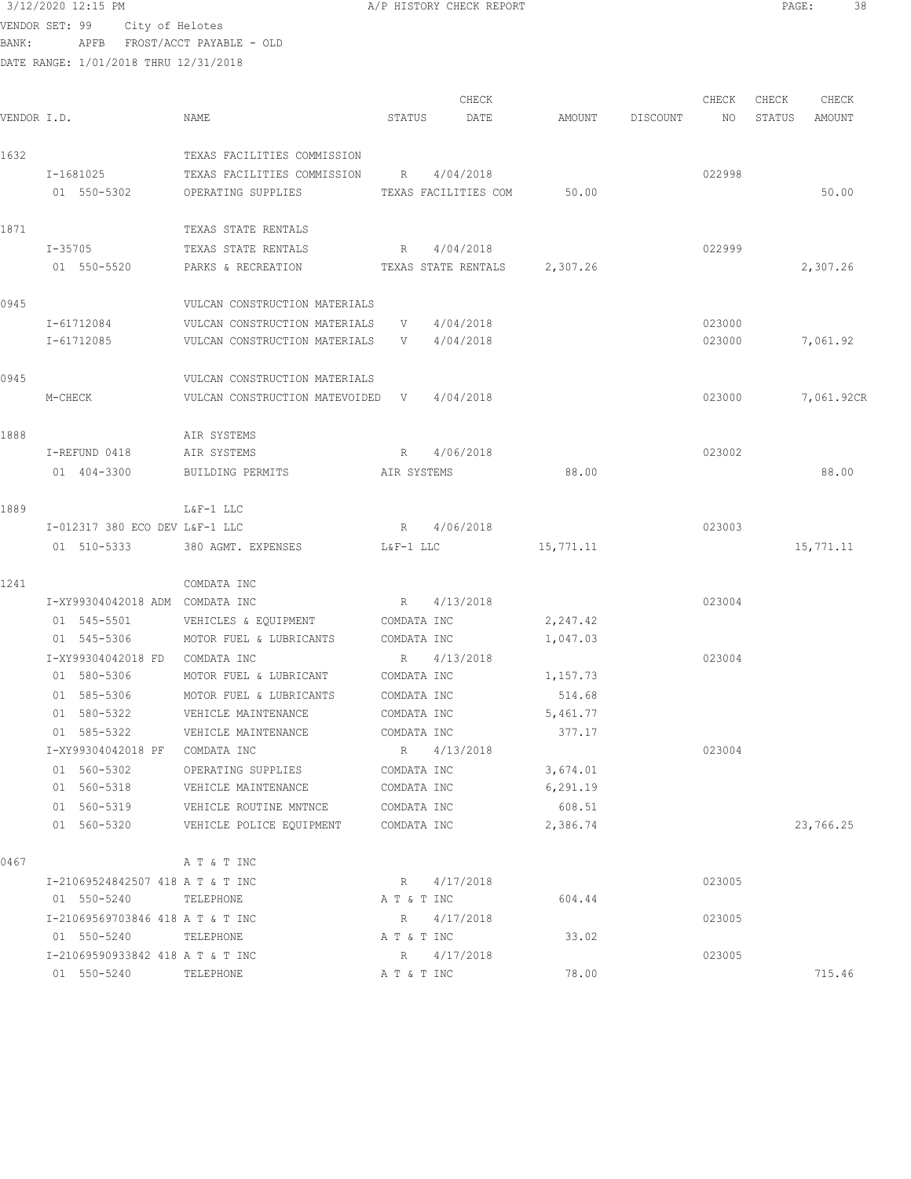3/12/2020 12:15 PM A/P HISTORY CHECK REPORT

VENDOR SET: 99 City of Helotes
BANK: APFB FROST/ACCT PAYABLE - OLD
DATE RANGE: 1/01/2018 THRU 12/31/2018

| VENDOR I.D. | NAME | STATUS | CHECK DATE | AMOUNT | DISCOUNT | CHECK NO | CHECK STATUS | CHECK AMOUNT |
|---|---|---|---|---|---|---|---|---|
| 1632 | TEXAS FACILITIES COMMISSION | | | | | | | |
| I-1681025 | TEXAS FACILITIES COMMISSION | R | 4/04/2018 | | | 022998 | | |
| 01 550-5302 | OPERATING SUPPLIES | TEXAS FACILITIES COM | | 50.00 | | | | 50.00 |
| 1871 | TEXAS STATE RENTALS | | | | | | | |
| I-35705 | TEXAS STATE RENTALS | R | 4/04/2018 | | | 022999 | | |
| 01 550-5520 | PARKS & RECREATION | TEXAS STATE RENTALS | | 2,307.26 | | | | 2,307.26 |
| 0945 | VULCAN CONSTRUCTION MATERIALS | | | | | | | |
| I-61712084 | VULCAN CONSTRUCTION MATERIALS | V | 4/04/2018 | | | 023000 | | |
| I-61712085 | VULCAN CONSTRUCTION MATERIALS | V | 4/04/2018 | | | 023000 | | 7,061.92 |
| 0945 | VULCAN CONSTRUCTION MATERIALS | | | | | | | |
| M-CHECK | VULCAN CONSTRUCTION MATEVOIDED | V | 4/04/2018 | | | 023000 | | 7,061.92CR |
| 1888 | AIR SYSTEMS | | | | | | | |
| I-REFUND 0418 | AIR SYSTEMS | R | 4/06/2018 | | | 023002 | | |
| 01 404-3300 | BUILDING PERMITS | AIR SYSTEMS | | 88.00 | | | | 88.00 |
| 1889 | L&F-1 LLC | | | | | | | |
| I-012317 380 ECO DEV | L&F-1 LLC | R | 4/06/2018 | | | 023003 | | |
| 01 510-5333 | 380 AGMT. EXPENSES | L&F-1 LLC | | 15,771.11 | | | | 15,771.11 |
| 1241 | COMDATA INC | | | | | | | |
| I-XY99304042018 ADM | COMDATA INC | R | 4/13/2018 | | | 023004 | | |
| 01 545-5501 | VEHICLES & EQUIPMENT | COMDATA INC | | 2,247.42 | | | | |
| 01 545-5306 | MOTOR FUEL & LUBRICANTS | COMDATA INC | | 1,047.03 | | | | |
| I-XY99304042018 FD | COMDATA INC | R | 4/13/2018 | | | 023004 | | |
| 01 580-5306 | MOTOR FUEL & LUBRICANT | COMDATA INC | | 1,157.73 | | | | |
| 01 585-5306 | MOTOR FUEL & LUBRICANTS | COMDATA INC | | 514.68 | | | | |
| 01 580-5322 | VEHICLE MAINTENANCE | COMDATA INC | | 5,461.77 | | | | |
| 01 585-5322 | VEHICLE MAINTENANCE | COMDATA INC | | 377.17 | | | | |
| I-XY99304042018 PF | COMDATA INC | R | 4/13/2018 | | | 023004 | | |
| 01 560-5302 | OPERATING SUPPLIES | COMDATA INC | | 3,674.01 | | | | |
| 01 560-5318 | VEHICLE MAINTENANCE | COMDATA INC | | 6,291.19 | | | | |
| 01 560-5319 | VEHICLE ROUTINE MNTNCE | COMDATA INC | | 608.51 | | | | |
| 01 560-5320 | VEHICLE POLICE EQUIPMENT | COMDATA INC | | 2,386.74 | | | | 23,766.25 |
| 0467 | A T & T INC | | | | | | | |
| I-21069524842507 418 | A T & T INC | R | 4/17/2018 | | | 023005 | | |
| 01 550-5240 | TELEPHONE | A T & T INC | | 604.44 | | | | |
| I-21069569703846 418 | A T & T INC | R | 4/17/2018 | | | 023005 | | |
| 01 550-5240 | TELEPHONE | A T & T INC | | 33.02 | | | | |
| I-21069590933842 418 | A T & T INC | R | 4/17/2018 | | | 023005 | | |
| 01 550-5240 | TELEPHONE | A T & T INC | | 78.00 | | | | 715.46 |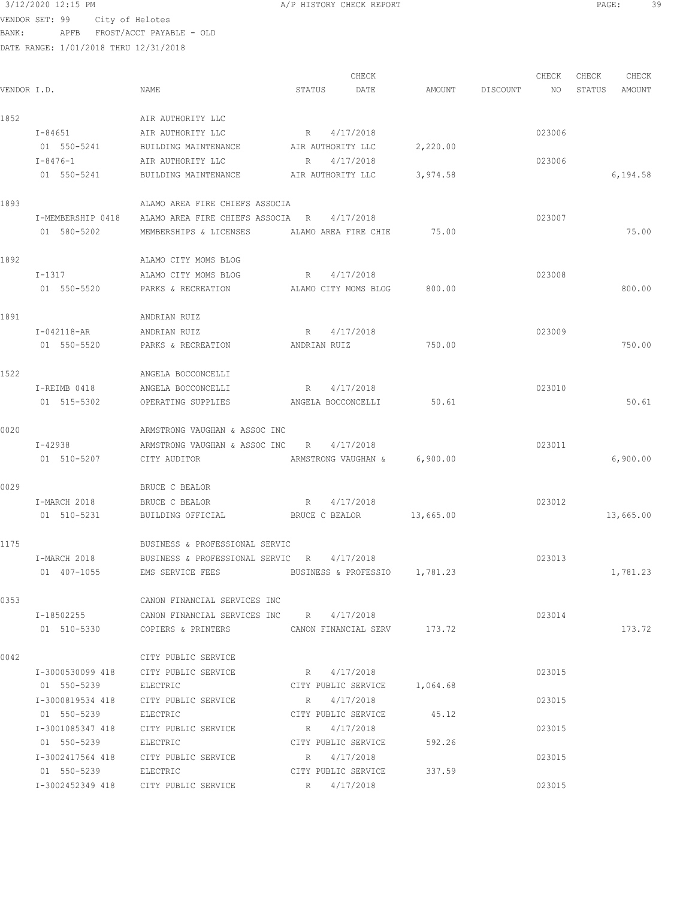3/12/2020 12:15 PM A/P HISTORY CHECK REPORT

VENDOR SET: 99 City of Helotes
BANK: APFB FROST/ACCT PAYABLE - OLD
DATE RANGE: 1/01/2018 THRU 12/31/2018

| VENDOR I.D. | NAME | STATUS | CHECK DATE | AMOUNT | DISCOUNT | CHECK NO | CHECK STATUS | CHECK AMOUNT |
|---|---|---|---|---|---|---|---|---|
| 1852 | AIR AUTHORITY LLC | | | | | | | |
| I-84651 | AIR AUTHORITY LLC | R | 4/17/2018 | | | 023006 | | |
| 01 550-5241 | BUILDING MAINTENANCE | AIR AUTHORITY LLC | | 2,220.00 | | | | |
| I-8476-1 | AIR AUTHORITY LLC | R | 4/17/2018 | | | 023006 | | |
| 01 550-5241 | BUILDING MAINTENANCE | AIR AUTHORITY LLC | | 3,974.58 | | | | 6,194.58 |
| 1893 | ALAMO AREA FIRE CHIEFS ASSOCIA | | | | | | | |
| I-MEMBERSHIP 0418 | ALAMO AREA FIRE CHIEFS ASSOCIA | R | 4/17/2018 | | | 023007 | | |
| 01 580-5202 | MEMBERSHIPS & LICENSES | ALAMO AREA FIRE CHIE | | 75.00 | | | | 75.00 |
| 1892 | ALAMO CITY MOMS BLOG | | | | | | | |
| I-1317 | ALAMO CITY MOMS BLOG | R | 4/17/2018 | | | 023008 | | |
| 01 550-5520 | PARKS & RECREATION | ALAMO CITY MOMS BLOG | | 800.00 | | | | 800.00 |
| 1891 | ANDRIAN RUIZ | | | | | | | |
| I-042118-AR | ANDRIAN RUIZ | R | 4/17/2018 | | | 023009 | | |
| 01 550-5520 | PARKS & RECREATION | ANDRIAN RUIZ | | 750.00 | | | | 750.00 |
| 1522 | ANGELA BOCCONCELLI | | | | | | | |
| I-REIMB 0418 | ANGELA BOCCONCELLI | R | 4/17/2018 | | | 023010 | | |
| 01 515-5302 | OPERATING SUPPLIES | ANGELA BOCCONCELLI | | 50.61 | | | | 50.61 |
| 0020 | ARMSTRONG VAUGHAN & ASSOC INC | | | | | | | |
| I-42938 | ARMSTRONG VAUGHAN & ASSOC INC | R | 4/17/2018 | | | 023011 | | |
| 01 510-5207 | CITY AUDITOR | ARMSTRONG VAUGHAN & | | 6,900.00 | | | | 6,900.00 |
| 0029 | BRUCE C BEALOR | | | | | | | |
| I-MARCH 2018 | BRUCE C BEALOR | R | 4/17/2018 | | | 023012 | | |
| 01 510-5231 | BUILDING OFFICIAL | BRUCE C BEALOR | | 13,665.00 | | | | 13,665.00 |
| 1175 | BUSINESS & PROFESSIONAL SERVIC | | | | | | | |
| I-MARCH 2018 | BUSINESS & PROFESSIONAL SERVIC | R | 4/17/2018 | | | 023013 | | |
| 01 407-1055 | EMS SERVICE FEES | BUSINESS & PROFESSIO | | 1,781.23 | | | | 1,781.23 |
| 0353 | CANON FINANCIAL SERVICES INC | | | | | | | |
| I-18502255 | CANON FINANCIAL SERVICES INC | R | 4/17/2018 | | | 023014 | | |
| 01 510-5330 | COPIERS & PRINTERS | CANON FINANCIAL SERV | | 173.72 | | | | 173.72 |
| 0042 | CITY PUBLIC SERVICE | | | | | | | |
| I-3000530099 418 | CITY PUBLIC SERVICE | R | 4/17/2018 | | | 023015 | | |
| 01 550-5239 | ELECTRIC | CITY PUBLIC SERVICE | | 1,064.68 | | | | |
| I-3000819534 418 | CITY PUBLIC SERVICE | R | 4/17/2018 | | | 023015 | | |
| 01 550-5239 | ELECTRIC | CITY PUBLIC SERVICE | | 45.12 | | | | |
| I-3001085347 418 | CITY PUBLIC SERVICE | R | 4/17/2018 | | | 023015 | | |
| 01 550-5239 | ELECTRIC | CITY PUBLIC SERVICE | | 592.26 | | | | |
| I-3002417564 418 | CITY PUBLIC SERVICE | R | 4/17/2018 | | | 023015 | | |
| 01 550-5239 | ELECTRIC | CITY PUBLIC SERVICE | | 337.59 | | | | |
| I-3002452349 418 | CITY PUBLIC SERVICE | R | 4/17/2018 | | | 023015 | | |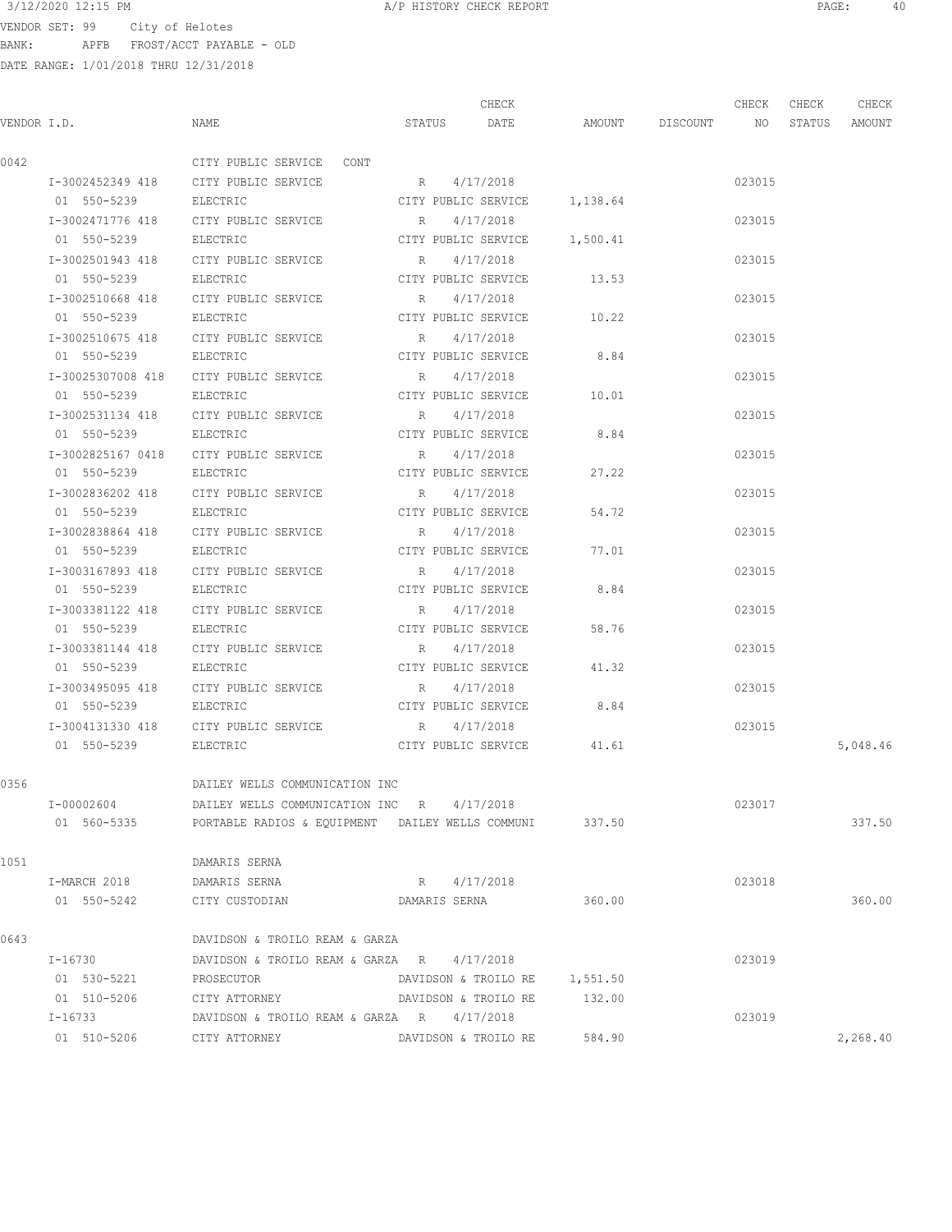3/12/2020 12:15 PM A/P HISTORY CHECK REPORT

VENDOR SET: 99 City of Helotes
BANK: APFB FROST/ACCT PAYABLE - OLD
DATE RANGE: 1/01/2018 THRU 12/31/2018

| VENDOR I.D. | NAME | STATUS | CHECK DATE | AMOUNT | DISCOUNT | CHECK NO | CHECK STATUS | CHECK AMOUNT |
|---|---|---|---|---|---|---|---|---|
| 0042 | CITY PUBLIC SERVICE CONT | | | | | | | |
| I-3002452349 418 | CITY PUBLIC SERVICE | R | 4/17/2018 | | | 023015 | | |
| 01 550-5239 | ELECTRIC | CITY PUBLIC SERVICE | | 1,138.64 | | | | |
| I-3002471776 418 | CITY PUBLIC SERVICE | R | 4/17/2018 | | | 023015 | | |
| 01 550-5239 | ELECTRIC | CITY PUBLIC SERVICE | | 1,500.41 | | | | |
| I-3002501943 418 | CITY PUBLIC SERVICE | R | 4/17/2018 | | | 023015 | | |
| 01 550-5239 | ELECTRIC | CITY PUBLIC SERVICE | | 13.53 | | | | |
| I-3002510668 418 | CITY PUBLIC SERVICE | R | 4/17/2018 | | | 023015 | | |
| 01 550-5239 | ELECTRIC | CITY PUBLIC SERVICE | | 10.22 | | | | |
| I-3002510675 418 | CITY PUBLIC SERVICE | R | 4/17/2018 | | | 023015 | | |
| 01 550-5239 | ELECTRIC | CITY PUBLIC SERVICE | | 8.84 | | | | |
| I-30025307008 418 | CITY PUBLIC SERVICE | R | 4/17/2018 | | | 023015 | | |
| 01 550-5239 | ELECTRIC | CITY PUBLIC SERVICE | | 10.01 | | | | |
| I-3002531134 418 | CITY PUBLIC SERVICE | R | 4/17/2018 | | | 023015 | | |
| 01 550-5239 | ELECTRIC | CITY PUBLIC SERVICE | | 8.84 | | | | |
| I-3002825167 0418 | CITY PUBLIC SERVICE | R | 4/17/2018 | | | 023015 | | |
| 01 550-5239 | ELECTRIC | CITY PUBLIC SERVICE | | 27.22 | | | | |
| I-3002836202 418 | CITY PUBLIC SERVICE | R | 4/17/2018 | | | 023015 | | |
| 01 550-5239 | ELECTRIC | CITY PUBLIC SERVICE | | 54.72 | | | | |
| I-3002838864 418 | CITY PUBLIC SERVICE | R | 4/17/2018 | | | 023015 | | |
| 01 550-5239 | ELECTRIC | CITY PUBLIC SERVICE | | 77.01 | | | | |
| I-3003167893 418 | CITY PUBLIC SERVICE | R | 4/17/2018 | | | 023015 | | |
| 01 550-5239 | ELECTRIC | CITY PUBLIC SERVICE | | 8.84 | | | | |
| I-3003381122 418 | CITY PUBLIC SERVICE | R | 4/17/2018 | | | 023015 | | |
| 01 550-5239 | ELECTRIC | CITY PUBLIC SERVICE | | 58.76 | | | | |
| I-3003381144 418 | CITY PUBLIC SERVICE | R | 4/17/2018 | | | 023015 | | |
| 01 550-5239 | ELECTRIC | CITY PUBLIC SERVICE | | 41.32 | | | | |
| I-3003495095 418 | CITY PUBLIC SERVICE | R | 4/17/2018 | | | 023015 | | |
| 01 550-5239 | ELECTRIC | CITY PUBLIC SERVICE | | 8.84 | | | | |
| I-3004131330 418 | CITY PUBLIC SERVICE | R | 4/17/2018 | | | 023015 | | |
| 01 550-5239 | ELECTRIC | CITY PUBLIC SERVICE | | 41.61 | | | | 5,048.46 |
| 0356 | DAILEY WELLS COMMUNICATION INC | | | | | | | |
| I-00002604 | DAILEY WELLS COMMUNICATION INC | R | 4/17/2018 | | | 023017 | | |
| 01 560-5335 | PORTABLE RADIOS & EQUIPMENT | DAILEY WELLS COMMUNI | | 337.50 | | | | 337.50 |
| 1051 | DAMARIS SERNA | | | | | | | |
| I-MARCH 2018 | DAMARIS SERNA | R | 4/17/2018 | | | 023018 | | |
| 01 550-5242 | CITY CUSTODIAN | DAMARIS SERNA | | 360.00 | | | | 360.00 |
| 0643 | DAVIDSON & TROILO REAM & GARZA | | | | | | | |
| I-16730 | DAVIDSON & TROILO REAM & GARZA | R | 4/17/2018 | | | 023019 | | |
| 01 530-5221 | PROSECUTOR | DAVIDSON & TROILO RE | | 1,551.50 | | | | |
| 01 510-5206 | CITY ATTORNEY | DAVIDSON & TROILO RE | | 132.00 | | | | |
| I-16733 | DAVIDSON & TROILO REAM & GARZA | R | 4/17/2018 | | | 023019 | | |
| 01 510-5206 | CITY ATTORNEY | DAVIDSON & TROILO RE | | 584.90 | | | | 2,268.40 |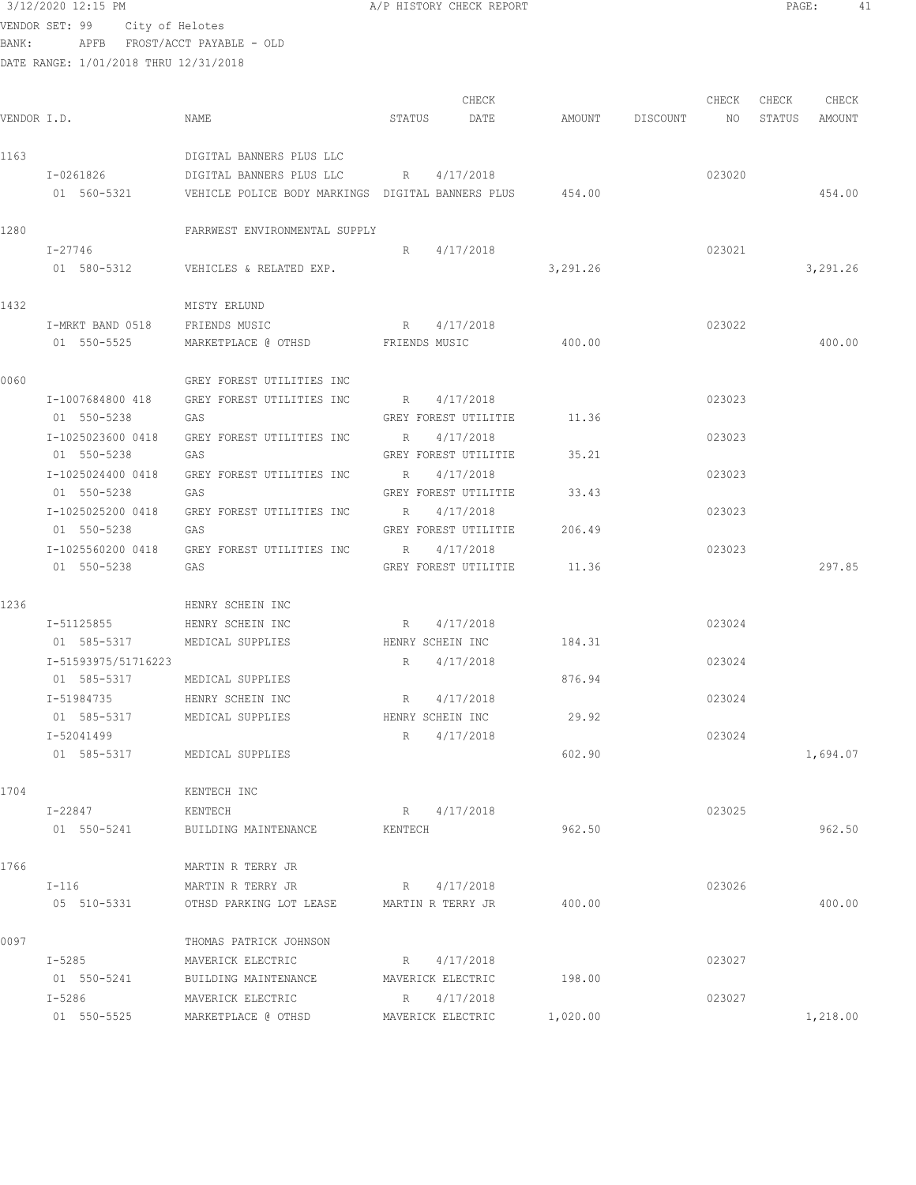3/12/2020 12:15 PM A/P HISTORY CHECK REPORT

VENDOR SET: 99 City of Helotes
BANK: APFB FROST/ACCT PAYABLE - OLD
DATE RANGE: 1/01/2018 THRU 12/31/2018

| VENDOR I.D. | NAME | STATUS | CHECK DATE | AMOUNT | DISCOUNT | CHECK NO | CHECK STATUS | CHECK AMOUNT |
|---|---|---|---|---|---|---|---|---|
| 1163 | DIGITAL BANNERS PLUS LLC | | | | | | | |
| I-0261826 | DIGITAL BANNERS PLUS LLC | R | 4/17/2018 | | | 023020 | | |
| 01 560-5321 | VEHICLE POLICE BODY MARKINGS | DIGITAL BANNERS PLUS | | 454.00 | | | | 454.00 |
| 1280 | FARRWEST ENVIRONMENTAL SUPPLY | | | | | | | |
| I-27746 | | R | 4/17/2018 | | | 023021 | | |
| 01 580-5312 | VEHICLES & RELATED EXP. | | | 3,291.26 | | | | 3,291.26 |
| 1432 | MISTY ERLUND | | | | | | | |
| I-MRKT BAND 0518 | FRIENDS MUSIC | R | 4/17/2018 | | | 023022 | | |
| 01 550-5525 | MARKETPLACE @ OTHSD | FRIENDS MUSIC | | 400.00 | | | | 400.00 |
| 0060 | GREY FOREST UTILITIES INC | | | | | | | |
| I-1007684800 418 | GREY FOREST UTILITIES INC | R | 4/17/2018 | | | 023023 | | |
| 01 550-5238 | GAS | GREY FOREST UTILITIE | | 11.36 | | | | |
| I-1025023600 0418 | GREY FOREST UTILITIES INC | R | 4/17/2018 | | | 023023 | | |
| 01 550-5238 | GAS | GREY FOREST UTILITIE | | 35.21 | | | | |
| I-1025024400 0418 | GREY FOREST UTILITIES INC | R | 4/17/2018 | | | 023023 | | |
| 01 550-5238 | GAS | GREY FOREST UTILITIE | | 33.43 | | | | |
| I-1025025200 0418 | GREY FOREST UTILITIES INC | R | 4/17/2018 | | | 023023 | | |
| 01 550-5238 | GAS | GREY FOREST UTILITIE | | 206.49 | | | | |
| I-1025560200 0418 | GREY FOREST UTILITIES INC | R | 4/17/2018 | | | 023023 | | |
| 01 550-5238 | GAS | GREY FOREST UTILITIE | | 11.36 | | | | 297.85 |
| 1236 | HENRY SCHEIN INC | | | | | | | |
| I-51125855 | HENRY SCHEIN INC | R | 4/17/2018 | | | 023024 | | |
| 01 585-5317 | MEDICAL SUPPLIES | HENRY SCHEIN INC | | 184.31 | | | | |
| I-51593975/51716223 | | R | 4/17/2018 | | | 023024 | | |
| 01 585-5317 | MEDICAL SUPPLIES | | | 876.94 | | | | |
| I-51984735 | HENRY SCHEIN INC | R | 4/17/2018 | | | 023024 | | |
| 01 585-5317 | MEDICAL SUPPLIES | HENRY SCHEIN INC | | 29.92 | | | | |
| I-52041499 | | R | 4/17/2018 | | | 023024 | | |
| 01 585-5317 | MEDICAL SUPPLIES | | | 602.90 | | | | 1,694.07 |
| 1704 | KENTECH INC | | | | | | | |
| I-22847 | KENTECH | R | 4/17/2018 | | | 023025 | | |
| 01 550-5241 | BUILDING MAINTENANCE | KENTECH | | 962.50 | | | | 962.50 |
| 1766 | MARTIN R TERRY JR | | | | | | | |
| I-116 | MARTIN R TERRY JR | R | 4/17/2018 | | | 023026 | | |
| 05 510-5331 | OTHSD PARKING LOT LEASE | MARTIN R TERRY JR | | 400.00 | | | | 400.00 |
| 0097 | THOMAS PATRICK JOHNSON | | | | | | | |
| I-5285 | MAVERICK ELECTRIC | R | 4/17/2018 | | | 023027 | | |
| 01 550-5241 | BUILDING MAINTENANCE | MAVERICK ELECTRIC | | 198.00 | | | | |
| I-5286 | MAVERICK ELECTRIC | R | 4/17/2018 | | | 023027 | | |
| 01 550-5525 | MARKETPLACE @ OTHSD | MAVERICK ELECTRIC | | 1,020.00 | | | | 1,218.00 |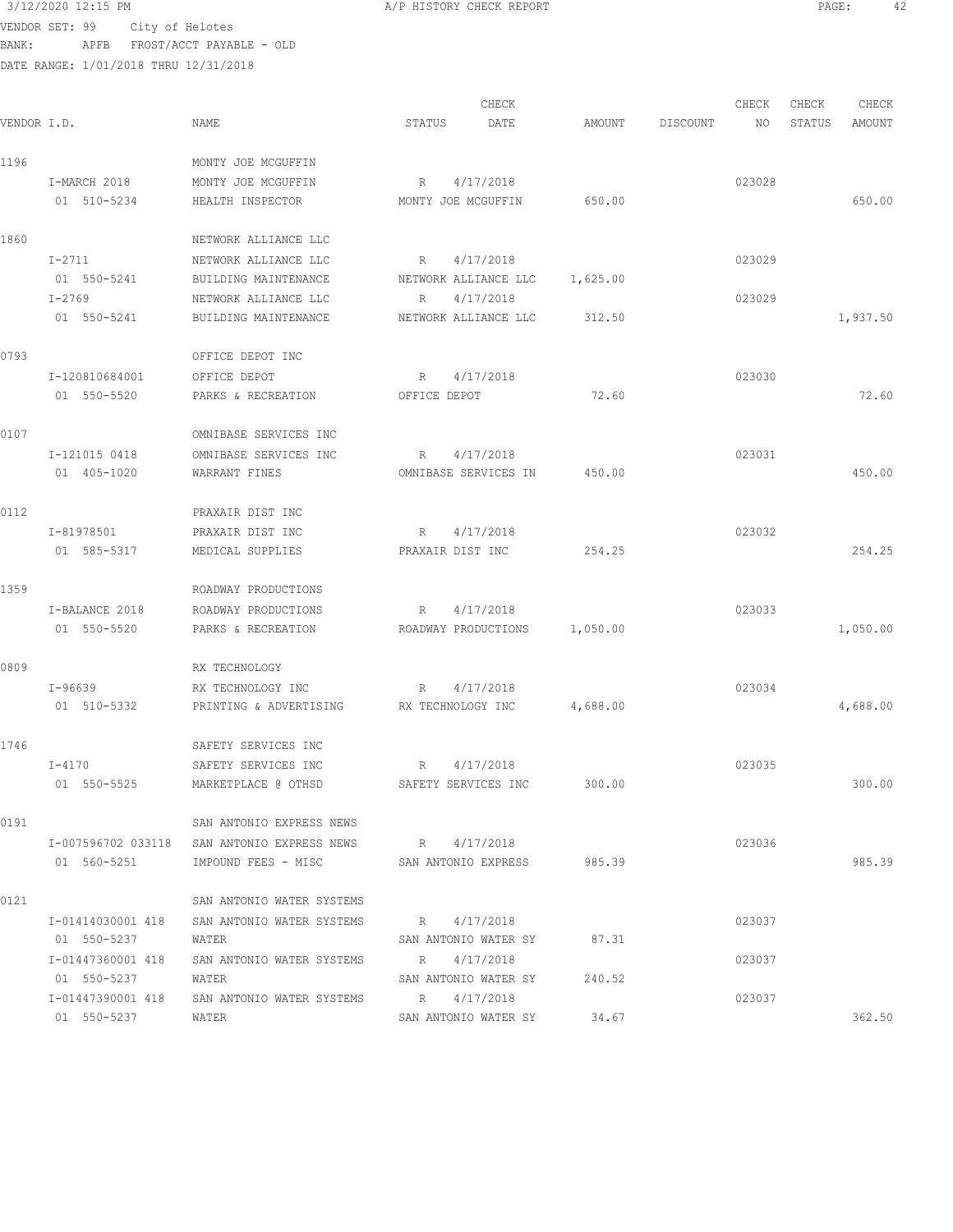3/12/2020 12:15 PM A/P HISTORY CHECK REPORT

VENDOR SET: 99 City of Helotes
BANK: APFB FROST/ACCT PAYABLE - OLD
DATE RANGE: 1/01/2018 THRU 12/31/2018

| VENDOR I.D. | NAME | STATUS | CHECK DATE | AMOUNT | DISCOUNT | CHECK NO | CHECK STATUS | CHECK AMOUNT |
|---|---|---|---|---|---|---|---|---|
| 1196 | MONTY JOE MCGUFFIN | | | | | | | |
| I-MARCH 2018 | MONTY JOE MCGUFFIN | R | 4/17/2018 | | | 023028 | | |
| 01 510-5234 | HEALTH INSPECTOR | MONTY JOE MCGUFFIN | | 650.00 | | | | 650.00 |
| 1860 | NETWORK ALLIANCE LLC | | | | | | | |
| I-2711 | NETWORK ALLIANCE LLC | R | 4/17/2018 | | | 023029 | | |
| 01 550-5241 | BUILDING MAINTENANCE | NETWORK ALLIANCE LLC | | 1,625.00 | | | | |
| I-2769 | NETWORK ALLIANCE LLC | R | 4/17/2018 | | | 023029 | | |
| 01 550-5241 | BUILDING MAINTENANCE | NETWORK ALLIANCE LLC | | 312.50 | | | | 1,937.50 |
| 0793 | OFFICE DEPOT INC | | | | | | | |
| I-120810684001 | OFFICE DEPOT | R | 4/17/2018 | | | 023030 | | |
| 01 550-5520 | PARKS & RECREATION | OFFICE DEPOT | | 72.60 | | | | 72.60 |
| 0107 | OMNIBASE SERVICES INC | | | | | | | |
| I-121015 0418 | OMNIBASE SERVICES INC | R | 4/17/2018 | | | 023031 | | |
| 01 405-1020 | WARRANT FINES | OMNIBASE SERVICES IN | | 450.00 | | | | 450.00 |
| 0112 | PRAXAIR DIST INC | | | | | | | |
| I-81978501 | PRAXAIR DIST INC | R | 4/17/2018 | | | 023032 | | |
| 01 585-5317 | MEDICAL SUPPLIES | PRAXAIR DIST INC | | 254.25 | | | | 254.25 |
| 1359 | ROADWAY PRODUCTIONS | | | | | | | |
| I-BALANCE 2018 | ROADWAY PRODUCTIONS | R | 4/17/2018 | | | 023033 | | |
| 01 550-5520 | PARKS & RECREATION | ROADWAY PRODUCTIONS | | 1,050.00 | | | | 1,050.00 |
| 0809 | RX TECHNOLOGY | | | | | | | |
| I-96639 | RX TECHNOLOGY INC | R | 4/17/2018 | | | 023034 | | |
| 01 510-5332 | PRINTING & ADVERTISING | RX TECHNOLOGY INC | | 4,688.00 | | | | 4,688.00 |
| 1746 | SAFETY SERVICES INC | | | | | | | |
| I-4170 | SAFETY SERVICES INC | R | 4/17/2018 | | | 023035 | | |
| 01 550-5525 | MARKETPLACE @ OTHSD | SAFETY SERVICES INC | | 300.00 | | | | 300.00 |
| 0191 | SAN ANTONIO EXPRESS NEWS | | | | | | | |
| I-007596702 033118 | SAN ANTONIO EXPRESS NEWS | R | 4/17/2018 | | | 023036 | | |
| 01 560-5251 | IMPOUND FEES - MISC | SAN ANTONIO EXPRESS | | 985.39 | | | | 985.39 |
| 0121 | SAN ANTONIO WATER SYSTEMS | | | | | | | |
| I-01414030001 418 | SAN ANTONIO WATER SYSTEMS | R | 4/17/2018 | | | 023037 | | |
| 01 550-5237 | WATER | SAN ANTONIO WATER SY | | 87.31 | | | | |
| I-01447360001 418 | SAN ANTONIO WATER SYSTEMS | R | 4/17/2018 | | | 023037 | | |
| 01 550-5237 | WATER | SAN ANTONIO WATER SY | | 240.52 | | | | |
| I-01447390001 418 | SAN ANTONIO WATER SYSTEMS | R | 4/17/2018 | | | 023037 | | |
| 01 550-5237 | WATER | SAN ANTONIO WATER SY | | 34.67 | | | | 362.50 |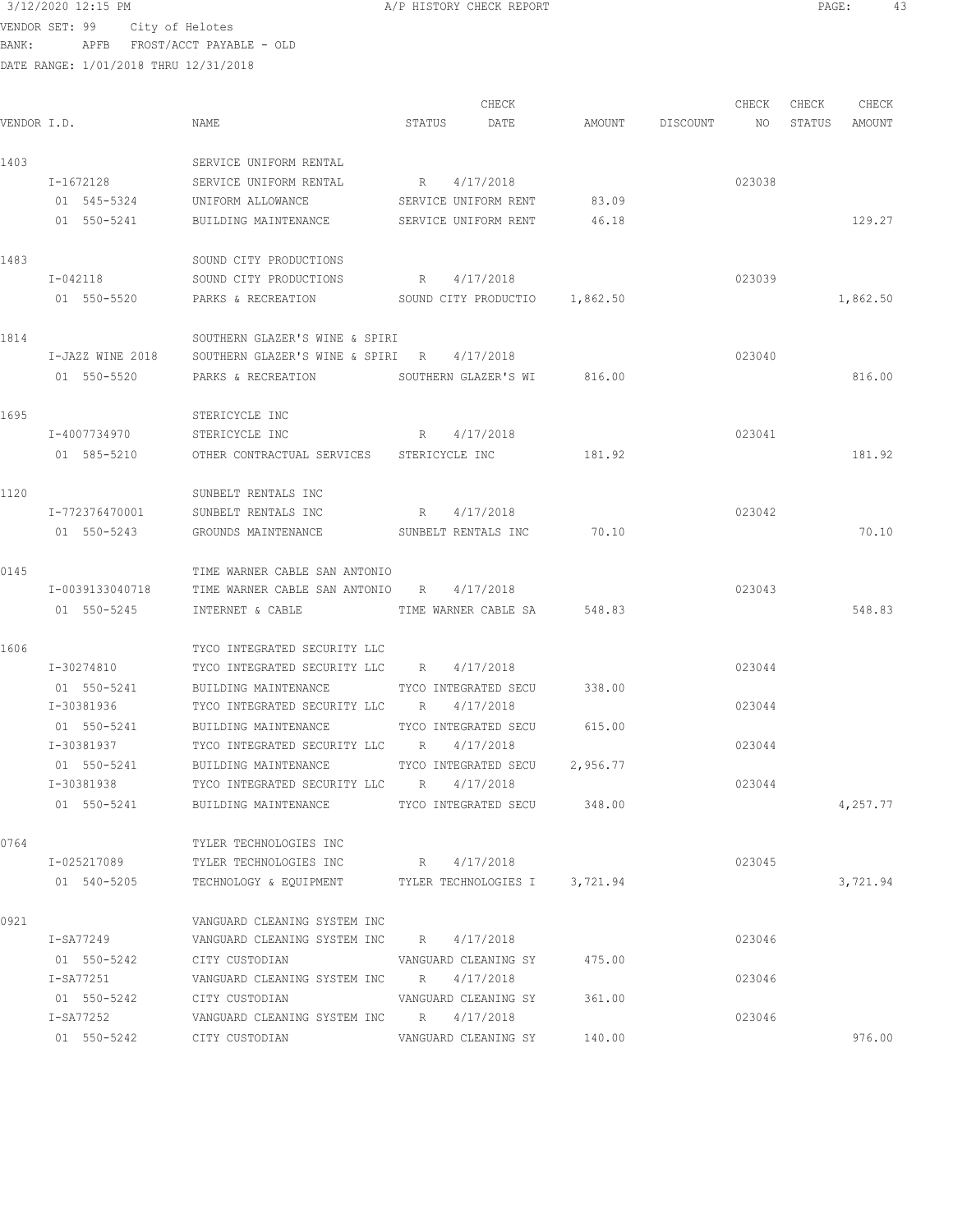VENDOR SET: 99 City of Helotes
BANK: APFB FROST/ACCT PAYABLE - OLD
DATE RANGE: 1/01/2018 THRU 12/31/2018

| VENDOR I.D. | NAME | STATUS | CHECK DATE | AMOUNT | DISCOUNT | CHECK NO | CHECK STATUS | CHECK AMOUNT |
|---|---|---|---|---|---|---|---|---|
| 1403 | SERVICE UNIFORM RENTAL | | | | | | | |
| I-1672128 | SERVICE UNIFORM RENTAL | R | 4/17/2018 | | | 023038 | | |
| 01 545-5324 | UNIFORM ALLOWANCE | SERVICE UNIFORM RENT | | 83.09 | | | | |
| 01 550-5241 | BUILDING MAINTENANCE | SERVICE UNIFORM RENT | | 46.18 | | | | 129.27 |
| 1483 | SOUND CITY PRODUCTIONS | | | | | | | |
| I-042118 | SOUND CITY PRODUCTIONS | R | 4/17/2018 | | | 023039 | | |
| 01 550-5520 | PARKS & RECREATION | SOUND CITY PRODUCTIO | | 1,862.50 | | | | 1,862.50 |
| 1814 | SOUTHERN GLAZER'S WINE & SPIRI | | | | | | | |
| I-JAZZ WINE 2018 | SOUTHERN GLAZER'S WINE & SPIRI | R | 4/17/2018 | | | 023040 | | |
| 01 550-5520 | PARKS & RECREATION | SOUTHERN GLAZER'S WI | | 816.00 | | | | 816.00 |
| 1695 | STERICYCLE INC | | | | | | | |
| I-4007734970 | STERICYCLE INC | R | 4/17/2018 | | | 023041 | | |
| 01 585-5210 | OTHER CONTRACTUAL SERVICES | STERICYCLE INC | | 181.92 | | | | 181.92 |
| 1120 | SUNBELT RENTALS INC | | | | | | | |
| I-772376470001 | SUNBELT RENTALS INC | R | 4/17/2018 | | | 023042 | | |
| 01 550-5243 | GROUNDS MAINTENANCE | SUNBELT RENTALS INC | | 70.10 | | | | 70.10 |
| 0145 | TIME WARNER CABLE SAN ANTONIO | | | | | | | |
| I-0039133040718 | TIME WARNER CABLE SAN ANTONIO | R | 4/17/2018 | | | 023043 | | |
| 01 550-5245 | INTERNET & CABLE | TIME WARNER CABLE SA | | 548.83 | | | | 548.83 |
| 1606 | TYCO INTEGRATED SECURITY LLC | | | | | | | |
| I-30274810 | TYCO INTEGRATED SECURITY LLC | R | 4/17/2018 | | | 023044 | | |
| 01 550-5241 | BUILDING MAINTENANCE | TYCO INTEGRATED SECU | | 338.00 | | | | |
| I-30381936 | TYCO INTEGRATED SECURITY LLC | R | 4/17/2018 | | | 023044 | | |
| 01 550-5241 | BUILDING MAINTENANCE | TYCO INTEGRATED SECU | | 615.00 | | | | |
| I-30381937 | TYCO INTEGRATED SECURITY LLC | R | 4/17/2018 | | | 023044 | | |
| 01 550-5241 | BUILDING MAINTENANCE | TYCO INTEGRATED SECU | | 2,956.77 | | | | |
| I-30381938 | TYCO INTEGRATED SECURITY LLC | R | 4/17/2018 | | | 023044 | | |
| 01 550-5241 | BUILDING MAINTENANCE | TYCO INTEGRATED SECU | | 348.00 | | | | 4,257.77 |
| 0764 | TYLER TECHNOLOGIES INC | | | | | | | |
| I-025217089 | TYLER TECHNOLOGIES INC | R | 4/17/2018 | | | 023045 | | |
| 01 540-5205 | TECHNOLOGY & EQUIPMENT | TYLER TECHNOLOGIES I | | 3,721.94 | | | | 3,721.94 |
| 0921 | VANGUARD CLEANING SYSTEM INC | | | | | | | |
| I-SA77249 | VANGUARD CLEANING SYSTEM INC | R | 4/17/2018 | | | 023046 | | |
| 01 550-5242 | CITY CUSTODIAN | VANGUARD CLEANING SY | | 475.00 | | | | |
| I-SA77251 | VANGUARD CLEANING SYSTEM INC | R | 4/17/2018 | | | 023046 | | |
| 01 550-5242 | CITY CUSTODIAN | VANGUARD CLEANING SY | | 361.00 | | | | |
| I-SA77252 | VANGUARD CLEANING SYSTEM INC | R | 4/17/2018 | | | 023046 | | |
| 01 550-5242 | CITY CUSTODIAN | VANGUARD CLEANING SY | | 140.00 | | | | 976.00 |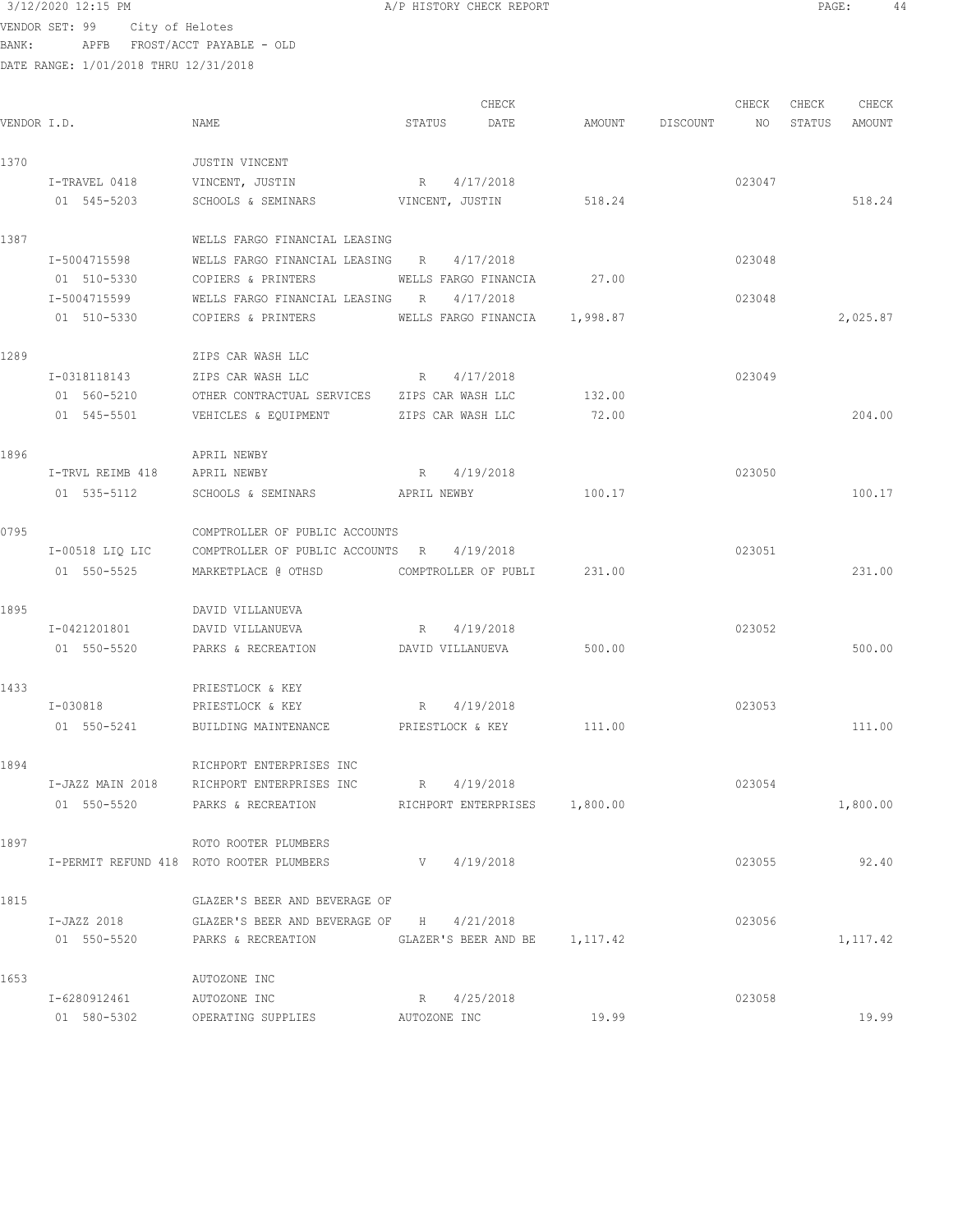VENDOR SET: 99 City of Helotes
BANK: APFB FROST/ACCT PAYABLE - OLD
DATE RANGE: 1/01/2018 THRU 12/31/2018

| VENDOR I.D. | NAME | STATUS | CHECK DATE | AMOUNT | DISCOUNT | CHECK NO | CHECK STATUS | CHECK AMOUNT |
|---|---|---|---|---|---|---|---|---|
| 1370 | JUSTIN VINCENT | | | | | | | |
| I-TRAVEL 0418 | VINCENT, JUSTIN | R | 4/17/2018 | | | 023047 | | |
| 01 545-5203 | SCHOOLS & SEMINARS | VINCENT, JUSTIN | | 518.24 | | | | 518.24 |
| 1387 | WELLS FARGO FINANCIAL LEASING | | | | | | | |
| I-5004715598 | WELLS FARGO FINANCIAL LEASING | R | 4/17/2018 | | | 023048 | | |
| 01 510-5330 | COPIERS & PRINTERS | WELLS FARGO FINANCIA | | 27.00 | | | | |
| I-5004715599 | WELLS FARGO FINANCIAL LEASING | R | 4/17/2018 | | | 023048 | | |
| 01 510-5330 | COPIERS & PRINTERS | WELLS FARGO FINANCIA | | 1,998.87 | | | | 2,025.87 |
| 1289 | ZIPS CAR WASH LLC | | | | | | | |
| I-0318118143 | ZIPS CAR WASH LLC | R | 4/17/2018 | | | 023049 | | |
| 01 560-5210 | OTHER CONTRACTUAL SERVICES | ZIPS CAR WASH LLC | | 132.00 | | | | |
| 01 545-5501 | VEHICLES & EQUIPMENT | ZIPS CAR WASH LLC | | 72.00 | | | | 204.00 |
| 1896 | APRIL NEWBY | | | | | | | |
| I-TRVL REIMB 418 | APRIL NEWBY | R | 4/19/2018 | | | 023050 | | |
| 01 535-5112 | SCHOOLS & SEMINARS | APRIL NEWBY | | 100.17 | | | | 100.17 |
| 0795 | COMPTROLLER OF PUBLIC ACCOUNTS | | | | | | | |
| I-00518 LIQ LIC | COMPTROLLER OF PUBLIC ACCOUNTS | R | 4/19/2018 | | | 023051 | | |
| 01 550-5525 | MARKETPLACE @ OTHSD | COMPTROLLER OF PUBLI | | 231.00 | | | | 231.00 |
| 1895 | DAVID VILLANUEVA | | | | | | | |
| I-0421201801 | DAVID VILLANUEVA | R | 4/19/2018 | | | 023052 | | |
| 01 550-5520 | PARKS & RECREATION | DAVID VILLANUEVA | | 500.00 | | | | 500.00 |
| 1433 | PRIESTLOCK & KEY | | | | | | | |
| I-030818 | PRIESTLOCK & KEY | R | 4/19/2018 | | | 023053 | | |
| 01 550-5241 | BUILDING MAINTENANCE | PRIESTLOCK & KEY | | 111.00 | | | | 111.00 |
| 1894 | RICHPORT ENTERPRISES INC | | | | | | | |
| I-JAZZ MAIN 2018 | RICHPORT ENTERPRISES INC | R | 4/19/2018 | | | 023054 | | |
| 01 550-5520 | PARKS & RECREATION | RICHPORT ENTERPRISES | | 1,800.00 | | | | 1,800.00 |
| 1897 | ROTO ROOTER PLUMBERS | | | | | | | |
| I-PERMIT REFUND 418 | ROTO ROOTER PLUMBERS | V | 4/19/2018 | | | 023055 | | 92.40 |
| 1815 | GLAZER'S BEER AND BEVERAGE OF | | | | | | | |
| I-JAZZ 2018 | GLAZER'S BEER AND BEVERAGE OF | H | 4/21/2018 | | | 023056 | | |
| 01 550-5520 | PARKS & RECREATION | GLAZER'S BEER AND BE | | 1,117.42 | | | | 1,117.42 |
| 1653 | AUTOZONE INC | | | | | | | |
| I-6280912461 | AUTOZONE INC | R | 4/25/2018 | | | 023058 | | |
| 01 580-5302 | OPERATING SUPPLIES | AUTOZONE INC | | 19.99 | | | | 19.99 |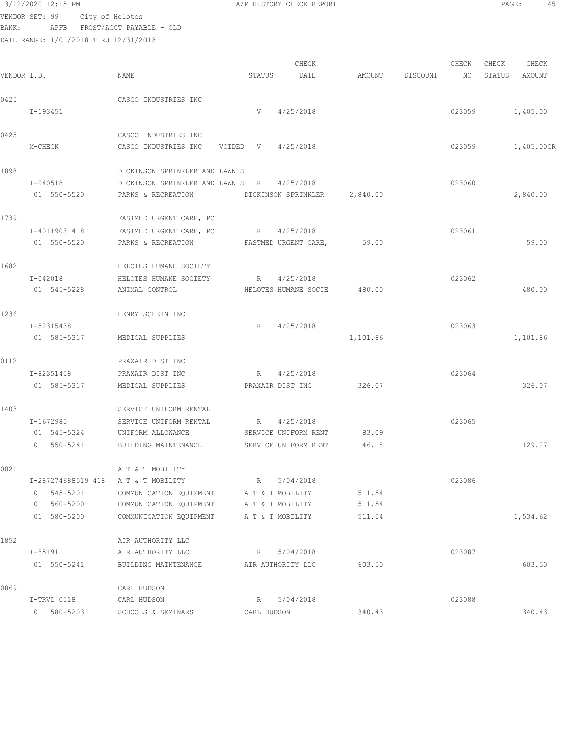3/12/2020 12:15 PM — A/P HISTORY CHECK REPORT

VENDOR SET: 99 City of Helotes
BANK: APFB FROST/ACCT PAYABLE - OLD
DATE RANGE: 1/01/2018 THRU 12/31/2018

| VENDOR I.D. | NAME | STATUS | CHECK DATE | AMOUNT | DISCOUNT | CHECK NO | CHECK STATUS | CHECK AMOUNT |
|---|---|---|---|---|---|---|---|---|
| 0425 | CASCO INDUSTRIES INC | | | | | | | |
| I-193451 | | V | 4/25/2018 | | | 023059 | | 1,405.00 |
| 0425 | CASCO INDUSTRIES INC | | | | | | | |
| M-CHECK | CASCO INDUSTRIES INC VOIDED | V | 4/25/2018 | | | 023059 | | 1,405.00CR |
| 1898 | DICKINSON SPRINKLER AND LAWN S | | | | | | | |
| I-040518 | DICKINSON SPRINKLER AND LAWN S | R | 4/25/2018 | | | 023060 | | |
| 01 550-5520 | PARKS & RECREATION | DICKINSON SPRINKLER | | 2,840.00 | | | | 2,840.00 |
| 1739 | FASTMED URGENT CARE, PC | | | | | | | |
| I-4011903 418 | FASTMED URGENT CARE, PC | R | 4/25/2018 | | | 023061 | | |
| 01 550-5520 | PARKS & RECREATION | FASTMED URGENT CARE, | | 59.00 | | | | 59.00 |
| 1682 | HELOTES HUMANE SOCIETY | | | | | | | |
| I-042018 | HELOTES HUMANE SOCIETY | R | 4/25/2018 | | | 023062 | | |
| 01 545-5228 | ANIMAL CONTROL | HELOTES HUMANE SOCIE | | 480.00 | | | | 480.00 |
| 1236 | HENRY SCHEIN INC | | | | | | | |
| I-52315438 | | R | 4/25/2018 | | | 023063 | | |
| 01 585-5317 | MEDICAL SUPPLIES | | | 1,101.86 | | | | 1,101.86 |
| 0112 | PRAXAIR DIST INC | | | | | | | |
| I-82351458 | PRAXAIR DIST INC | R | 4/25/2018 | | | 023064 | | |
| 01 585-5317 | MEDICAL SUPPLIES | PRAXAIR DIST INC | | 326.07 | | | | 326.07 |
| 1403 | SERVICE UNIFORM RENTAL | | | | | | | |
| I-1672985 | SERVICE UNIFORM RENTAL | R | 4/25/2018 | | | 023065 | | |
| 01 545-5324 | UNIFORM ALLOWANCE | SERVICE UNIFORM RENT | | 83.09 | | | | |
| 01 550-5241 | BUILDING MAINTENANCE | SERVICE UNIFORM RENT | | 46.18 | | | | 129.27 |
| 0021 | A T & T MOBILITY | | | | | | | |
| I-287274688519 418 | A T & T MOBILITY | R | 5/04/2018 | | | 023086 | | |
| 01 545-5201 | COMMUNICATION EQUIPMENT | A T & T MOBILITY | | 511.54 | | | | |
| 01 560-5200 | COMMUNICATION EQUIPMENT | A T & T MOBILITY | | 511.54 | | | | |
| 01 580-5200 | COMMUNICATION EQUIPMENT | A T & T MOBILITY | | 511.54 | | | | 1,534.62 |
| 1852 | AIR AUTHORITY LLC | | | | | | | |
| I-85191 | AIR AUTHORITY LLC | R | 5/04/2018 | | | 023087 | | |
| 01 550-5241 | BUILDING MAINTENANCE | AIR AUTHORITY LLC | | 603.50 | | | | 603.50 |
| 0869 | CARL HUDSON | | | | | | | |
| I-TRVL 0518 | CARL HUDSON | R | 5/04/2018 | | | 023088 | | |
| 01 580-5203 | SCHOOLS & SEMINARS | CARL HUDSON | | 340.43 | | | | 340.43 |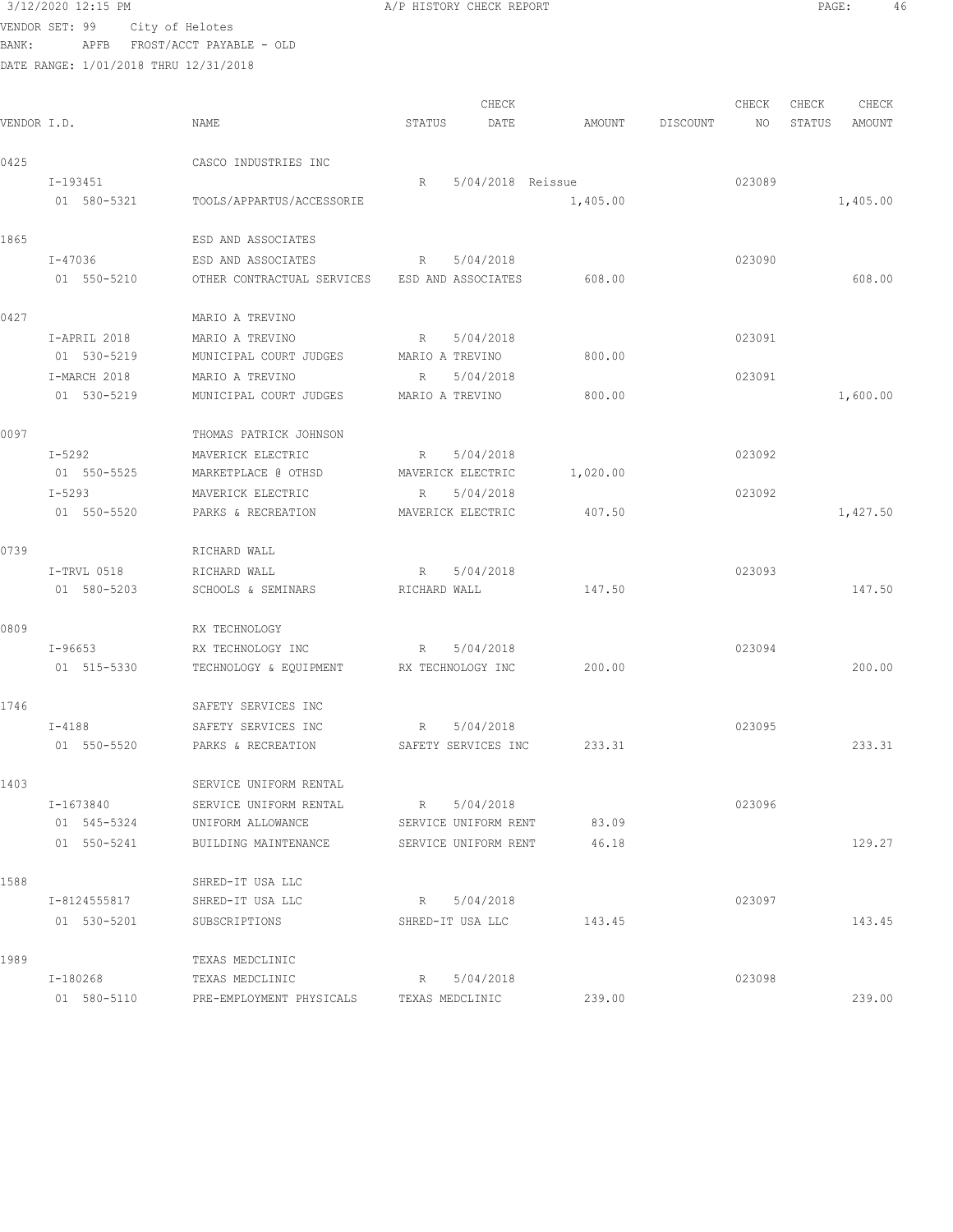VENDOR SET: 99 City of Helotes
BANK: APFB FROST/ACCT PAYABLE - OLD
DATE RANGE: 1/01/2018 THRU 12/31/2018

| VENDOR I.D. | NAME | STATUS | CHECK DATE | AMOUNT | DISCOUNT | CHECK NO | CHECK STATUS | CHECK AMOUNT |
|---|---|---|---|---|---|---|---|---|
| 0425 | CASCO INDUSTRIES INC | | | | | | | |
| I-193451 | | R | 5/04/2018 Reissue | | | 023089 | | |
| 01 580-5321 | TOOLS/APPARTUS/ACCESSORIE | | | 1,405.00 | | | | 1,405.00 |
| 1865 | ESD AND ASSOCIATES | | | | | | | |
| I-47036 | ESD AND ASSOCIATES | R | 5/04/2018 | | | 023090 | | |
| 01 550-5210 | OTHER CONTRACTUAL SERVICES | ESD AND ASSOCIATES | | 608.00 | | | | 608.00 |
| 0427 | MARIO A TREVINO | | | | | | | |
| I-APRIL 2018 | MARIO A TREVINO | R | 5/04/2018 | | | 023091 | | |
| 01 530-5219 | MUNICIPAL COURT JUDGES | MARIO A TREVINO | | 800.00 | | | | |
| I-MARCH 2018 | MARIO A TREVINO | R | 5/04/2018 | | | 023091 | | |
| 01 530-5219 | MUNICIPAL COURT JUDGES | MARIO A TREVINO | | 800.00 | | | | 1,600.00 |
| 0097 | THOMAS PATRICK JOHNSON | | | | | | | |
| I-5292 | MAVERICK ELECTRIC | R | 5/04/2018 | | | 023092 | | |
| 01 550-5525 | MARKETPLACE @ OTHSD | MAVERICK ELECTRIC | | 1,020.00 | | | | |
| I-5293 | MAVERICK ELECTRIC | R | 5/04/2018 | | | 023092 | | |
| 01 550-5520 | PARKS & RECREATION | MAVERICK ELECTRIC | | 407.50 | | | | 1,427.50 |
| 0739 | RICHARD WALL | | | | | | | |
| I-TRVL 0518 | RICHARD WALL | R | 5/04/2018 | | | 023093 | | |
| 01 580-5203 | SCHOOLS & SEMINARS | RICHARD WALL | | 147.50 | | | | 147.50 |
| 0809 | RX TECHNOLOGY | | | | | | | |
| I-96653 | RX TECHNOLOGY INC | R | 5/04/2018 | | | 023094 | | |
| 01 515-5330 | TECHNOLOGY & EQUIPMENT | RX TECHNOLOGY INC | | 200.00 | | | | 200.00 |
| 1746 | SAFETY SERVICES INC | | | | | | | |
| I-4188 | SAFETY SERVICES INC | R | 5/04/2018 | | | 023095 | | |
| 01 550-5520 | PARKS & RECREATION | SAFETY SERVICES INC | | 233.31 | | | | 233.31 |
| 1403 | SERVICE UNIFORM RENTAL | | | | | | | |
| I-1673840 | SERVICE UNIFORM RENTAL | R | 5/04/2018 | | | 023096 | | |
| 01 545-5324 | UNIFORM ALLOWANCE | SERVICE UNIFORM RENT | | 83.09 | | | | |
| 01 550-5241 | BUILDING MAINTENANCE | SERVICE UNIFORM RENT | | 46.18 | | | | 129.27 |
| 1588 | SHRED-IT USA LLC | | | | | | | |
| I-8124555817 | SHRED-IT USA LLC | R | 5/04/2018 | | | 023097 | | |
| 01 530-5201 | SUBSCRIPTIONS | SHRED-IT USA LLC | | 143.45 | | | | 143.45 |
| 1989 | TEXAS MEDCLINIC | | | | | | | |
| I-180268 | TEXAS MEDCLINIC | R | 5/04/2018 | | | 023098 | | |
| 01 580-5110 | PRE-EMPLOYMENT PHYSICALS | TEXAS MEDCLINIC | | 239.00 | | | | 239.00 |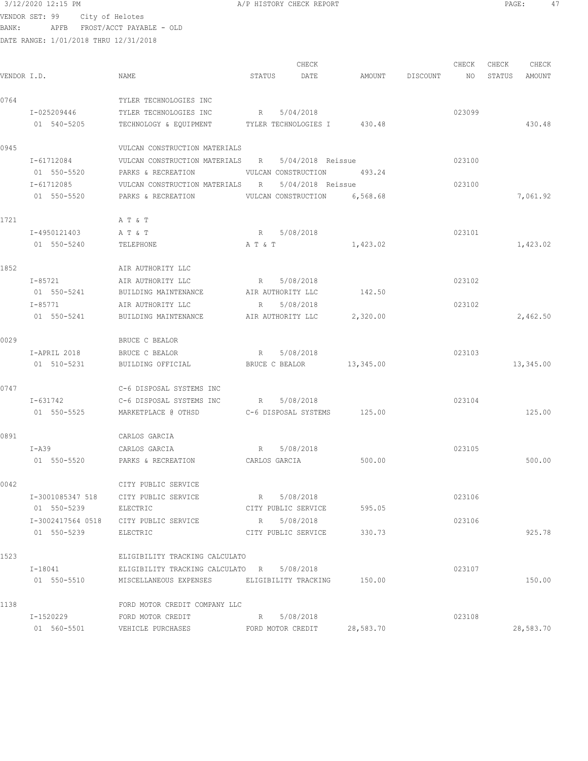3/12/2020 12:15 PM A/P HISTORY CHECK REPORT

VENDOR SET: 99 City of Helotes
BANK: APFB FROST/ACCT PAYABLE - OLD
DATE RANGE: 1/01/2018 THRU 12/31/2018

| VENDOR I.D. | NAME | STATUS | CHECK DATE | AMOUNT | DISCOUNT | CHECK NO | CHECK STATUS | CHECK AMOUNT |
|---|---|---|---|---|---|---|---|---|
| 0764 | TYLER TECHNOLOGIES INC | | | | | | | |
| I-025209446 | TYLER TECHNOLOGIES INC | R | 5/04/2018 | | | 023099 | | |
| 01 540-5205 | TECHNOLOGY & EQUIPMENT | TYLER TECHNOLOGIES I | | 430.48 | | | | 430.48 |
| 0945 | VULCAN CONSTRUCTION MATERIALS | | | | | | | |
| I-61712084 | VULCAN CONSTRUCTION MATERIALS | R | 5/04/2018 Reissue | | | 023100 | | |
| 01 550-5520 | PARKS & RECREATION | VULCAN CONSTRUCTION | | 493.24 | | | | |
| I-61712085 | VULCAN CONSTRUCTION MATERIALS | R | 5/04/2018 Reissue | | | 023100 | | |
| 01 550-5520 | PARKS & RECREATION | VULCAN CONSTRUCTION | | 6,568.68 | | | | 7,061.92 |
| 1721 | A T & T | | | | | | | |
| I-4950121403 | A T & T | R | 5/08/2018 | | | 023101 | | |
| 01 550-5240 | TELEPHONE | A T & T | | 1,423.02 | | | | 1,423.02 |
| 1852 | AIR AUTHORITY LLC | | | | | | | |
| I-85721 | AIR AUTHORITY LLC | R | 5/08/2018 | | | 023102 | | |
| 01 550-5241 | BUILDING MAINTENANCE | AIR AUTHORITY LLC | | 142.50 | | | | |
| I-85771 | AIR AUTHORITY LLC | R | 5/08/2018 | | | 023102 | | |
| 01 550-5241 | BUILDING MAINTENANCE | AIR AUTHORITY LLC | | 2,320.00 | | | | 2,462.50 |
| 0029 | BRUCE C BEALOR | | | | | | | |
| I-APRIL 2018 | BRUCE C BEALOR | R | 5/08/2018 | | | 023103 | | |
| 01 510-5231 | BUILDING OFFICIAL | BRUCE C BEALOR | | 13,345.00 | | | | 13,345.00 |
| 0747 | C-6 DISPOSAL SYSTEMS INC | | | | | | | |
| I-631742 | C-6 DISPOSAL SYSTEMS INC | R | 5/08/2018 | | | 023104 | | |
| 01 550-5525 | MARKETPLACE @ OTHSD | C-6 DISPOSAL SYSTEMS | | 125.00 | | | | 125.00 |
| 0891 | CARLOS GARCIA | | | | | | | |
| I-A39 | CARLOS GARCIA | R | 5/08/2018 | | | 023105 | | |
| 01 550-5520 | PARKS & RECREATION | CARLOS GARCIA | | 500.00 | | | | 500.00 |
| 0042 | CITY PUBLIC SERVICE | | | | | | | |
| I-3001085347 518 | CITY PUBLIC SERVICE | R | 5/08/2018 | | | 023106 | | |
| 01 550-5239 | ELECTRIC | CITY PUBLIC SERVICE | | 595.05 | | | | |
| I-3002417564 0518 | CITY PUBLIC SERVICE | R | 5/08/2018 | | | 023106 | | |
| 01 550-5239 | ELECTRIC | CITY PUBLIC SERVICE | | 330.73 | | | | 925.78 |
| 1523 | ELIGIBILITY TRACKING CALCULATO | | | | | | | |
| I-18041 | ELIGIBILITY TRACKING CALCULATO | R | 5/08/2018 | | | 023107 | | |
| 01 550-5510 | MISCELLANEOUS EXPENSES | ELIGIBILITY TRACKING | | 150.00 | | | | 150.00 |
| 1138 | FORD MOTOR CREDIT COMPANY LLC | | | | | | | |
| I-1520229 | FORD MOTOR CREDIT | R | 5/08/2018 | | | 023108 | | |
| 01 560-5501 | VEHICLE PURCHASES | FORD MOTOR CREDIT | | 28,583.70 | | | | 28,583.70 |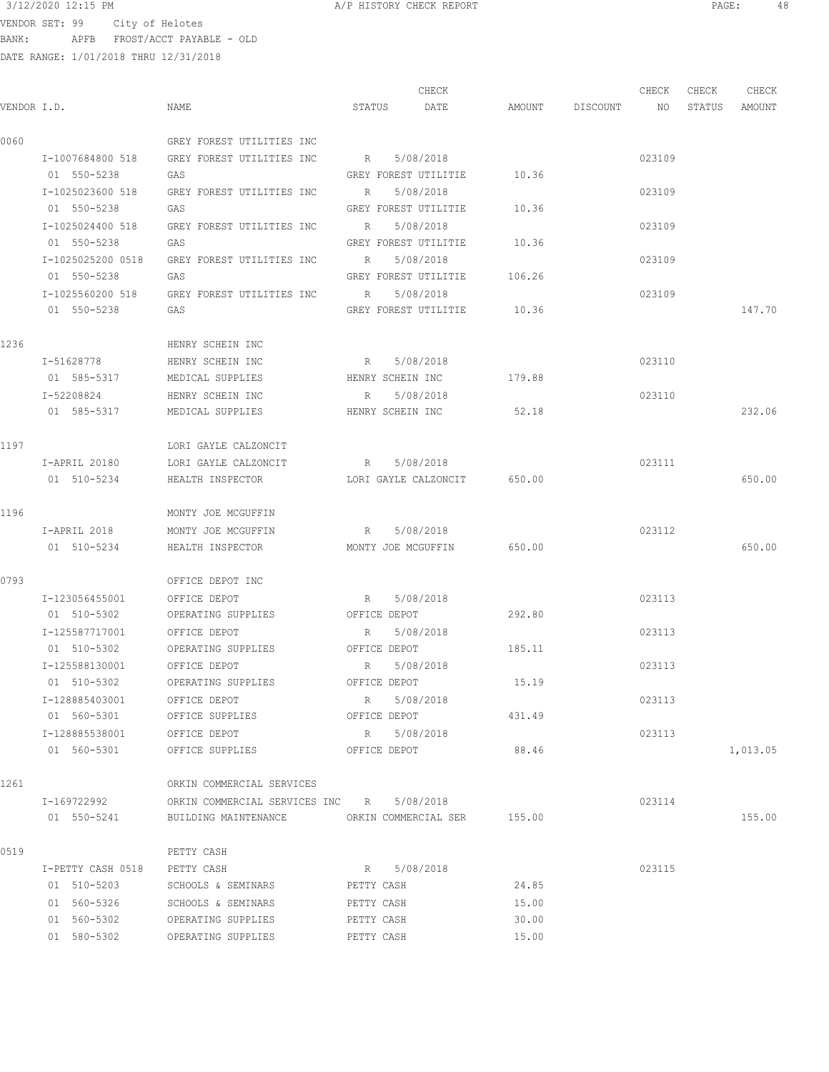3/12/2020 12:15 PM A/P HISTORY CHECK REPORT

VENDOR SET: 99 City of Helotes
BANK: APFB FROST/ACCT PAYABLE - OLD
DATE RANGE: 1/01/2018 THRU 12/31/2018

| VENDOR I.D. | NAME | STATUS | CHECK DATE | AMOUNT | DISCOUNT | CHECK NO | CHECK STATUS | CHECK AMOUNT |
|---|---|---|---|---|---|---|---|---|
| 0060 | GREY FOREST UTILITIES INC | | | | | | | |
| I-1007684800 518 | GREY FOREST UTILITIES INC | R | 5/08/2018 | | | 023109 | | |
| 01 550-5238 | GAS | GREY FOREST UTILITIE | | 10.36 | | | | |
| I-1025023600 518 | GREY FOREST UTILITIES INC | R | 5/08/2018 | | | 023109 | | |
| 01 550-5238 | GAS | GREY FOREST UTILITIE | | 10.36 | | | | |
| I-1025024400 518 | GREY FOREST UTILITIES INC | R | 5/08/2018 | | | 023109 | | |
| 01 550-5238 | GAS | GREY FOREST UTILITIE | | 10.36 | | | | |
| I-1025025200 0518 | GREY FOREST UTILITIES INC | R | 5/08/2018 | | | 023109 | | |
| 01 550-5238 | GAS | GREY FOREST UTILITIE | | 106.26 | | | | |
| I-1025560200 518 | GREY FOREST UTILITIES INC | R | 5/08/2018 | | | 023109 | | |
| 01 550-5238 | GAS | GREY FOREST UTILITIE | | 10.36 | | | | 147.70 |
| 1236 | HENRY SCHEIN INC | | | | | | | |
| I-51628778 | HENRY SCHEIN INC | R | 5/08/2018 | | | 023110 | | |
| 01 585-5317 | MEDICAL SUPPLIES | HENRY SCHEIN INC | | 179.88 | | | | |
| I-52208824 | HENRY SCHEIN INC | R | 5/08/2018 | | | 023110 | | |
| 01 585-5317 | MEDICAL SUPPLIES | HENRY SCHEIN INC | | 52.18 | | | | 232.06 |
| 1197 | LORI GAYLE CALZONCIT | | | | | | | |
| I-APRIL 20180 | LORI GAYLE CALZONCIT | R | 5/08/2018 | | | 023111 | | |
| 01 510-5234 | HEALTH INSPECTOR | LORI GAYLE CALZONCIT | | 650.00 | | | | 650.00 |
| 1196 | MONTY JOE MCGUFFIN | | | | | | | |
| I-APRIL 2018 | MONTY JOE MCGUFFIN | R | 5/08/2018 | | | 023112 | | |
| 01 510-5234 | HEALTH INSPECTOR | MONTY JOE MCGUFFIN | | 650.00 | | | | 650.00 |
| 0793 | OFFICE DEPOT INC | | | | | | | |
| I-123056455001 | OFFICE DEPOT | R | 5/08/2018 | | | 023113 | | |
| 01 510-5302 | OPERATING SUPPLIES | OFFICE DEPOT | | 292.80 | | | | |
| I-125587717001 | OFFICE DEPOT | R | 5/08/2018 | | | 023113 | | |
| 01 510-5302 | OPERATING SUPPLIES | OFFICE DEPOT | | 185.11 | | | | |
| I-125588130001 | OFFICE DEPOT | R | 5/08/2018 | | | 023113 | | |
| 01 510-5302 | OPERATING SUPPLIES | OFFICE DEPOT | | 15.19 | | | | |
| I-128885403001 | OFFICE DEPOT | R | 5/08/2018 | | | 023113 | | |
| 01 560-5301 | OFFICE SUPPLIES | OFFICE DEPOT | | 431.49 | | | | |
| I-128885538001 | OFFICE DEPOT | R | 5/08/2018 | | | 023113 | | |
| 01 560-5301 | OFFICE SUPPLIES | OFFICE DEPOT | | 88.46 | | | | 1,013.05 |
| 1261 | ORKIN COMMERCIAL SERVICES | | | | | | | |
| I-169722992 | ORKIN COMMERCIAL SERVICES INC | R | 5/08/2018 | | | 023114 | | |
| 01 550-5241 | BUILDING MAINTENANCE | ORKIN COMMERCIAL SER | | 155.00 | | | | 155.00 |
| 0519 | PETTY CASH | | | | | | | |
| I-PETTY CASH 0518 | PETTY CASH | R | 5/08/2018 | | | 023115 | | |
| 01 510-5203 | SCHOOLS & SEMINARS | PETTY CASH | | 24.85 | | | | |
| 01 560-5326 | SCHOOLS & SEMINARS | PETTY CASH | | 15.00 | | | | |
| 01 560-5302 | OPERATING SUPPLIES | PETTY CASH | | 30.00 | | | | |
| 01 580-5302 | OPERATING SUPPLIES | PETTY CASH | | 15.00 | | | | |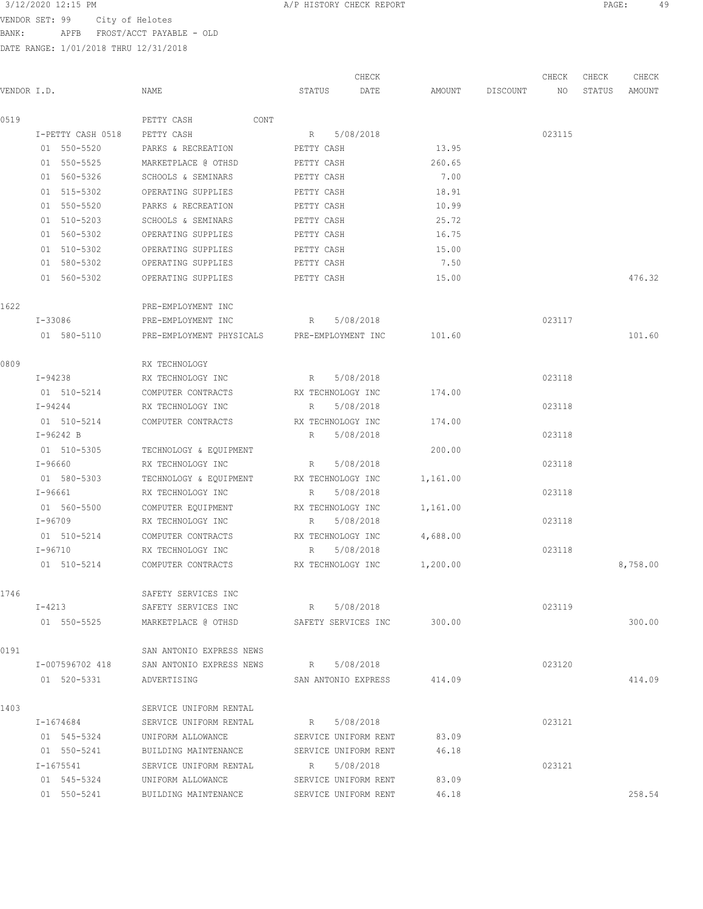3/12/2020 12:15 PM A/P HISTORY CHECK REPORT

VENDOR SET: 99 City of Helotes
BANK: APFB FROST/ACCT PAYABLE - OLD
DATE RANGE: 1/01/2018 THRU 12/31/2018

| VENDOR I.D. | NAME | STATUS | CHECK DATE | AMOUNT | DISCOUNT | CHECK NO | CHECK STATUS | CHECK AMOUNT |
|---|---|---|---|---|---|---|---|---|
| 0519 | PETTY CASH CONT | | | | | | | |
| I-PETTY CASH 0518 | PETTY CASH | R | 5/08/2018 | | | 023115 | | |
| 01 550-5520 | PARKS & RECREATION | PETTY CASH | | 13.95 | | | | |
| 01 550-5525 | MARKETPLACE @ OTHSD | PETTY CASH | | 260.65 | | | | |
| 01 560-5326 | SCHOOLS & SEMINARS | PETTY CASH | | 7.00 | | | | |
| 01 515-5302 | OPERATING SUPPLIES | PETTY CASH | | 18.91 | | | | |
| 01 550-5520 | PARKS & RECREATION | PETTY CASH | | 10.99 | | | | |
| 01 510-5203 | SCHOOLS & SEMINARS | PETTY CASH | | 25.72 | | | | |
| 01 560-5302 | OPERATING SUPPLIES | PETTY CASH | | 16.75 | | | | |
| 01 510-5302 | OPERATING SUPPLIES | PETTY CASH | | 15.00 | | | | |
| 01 580-5302 | OPERATING SUPPLIES | PETTY CASH | | 7.50 | | | | |
| 01 560-5302 | OPERATING SUPPLIES | PETTY CASH | | 15.00 | | | | 476.32 |
| 1622 | PRE-EMPLOYMENT INC | | | | | | | |
| I-33086 | PRE-EMPLOYMENT INC | R | 5/08/2018 | | | 023117 | | |
| 01 580-5110 | PRE-EMPLOYMENT PHYSICALS | PRE-EMPLOYMENT INC | | 101.60 | | | | 101.60 |
| 0809 | RX TECHNOLOGY | | | | | | | |
| I-94238 | RX TECHNOLOGY INC | R | 5/08/2018 | | | 023118 | | |
| 01 510-5214 | COMPUTER CONTRACTS | RX TECHNOLOGY INC | | 174.00 | | | | |
| I-94244 | RX TECHNOLOGY INC | R | 5/08/2018 | | | 023118 | | |
| 01 510-5214 | COMPUTER CONTRACTS | RX TECHNOLOGY INC | | 174.00 | | | | |
| I-96242 B | | R | 5/08/2018 | | | 023118 | | |
| 01 510-5305 | TECHNOLOGY & EQUIPMENT | | | 200.00 | | | | |
| I-96660 | RX TECHNOLOGY INC | R | 5/08/2018 | | | 023118 | | |
| 01 580-5303 | TECHNOLOGY & EQUIPMENT | RX TECHNOLOGY INC | | 1,161.00 | | | | |
| I-96661 | RX TECHNOLOGY INC | R | 5/08/2018 | | | 023118 | | |
| 01 560-5500 | COMPUTER EQUIPMENT | RX TECHNOLOGY INC | | 1,161.00 | | | | |
| I-96709 | RX TECHNOLOGY INC | R | 5/08/2018 | | | 023118 | | |
| 01 510-5214 | COMPUTER CONTRACTS | RX TECHNOLOGY INC | | 4,688.00 | | | | |
| I-96710 | RX TECHNOLOGY INC | R | 5/08/2018 | | | 023118 | | |
| 01 510-5214 | COMPUTER CONTRACTS | RX TECHNOLOGY INC | | 1,200.00 | | | | 8,758.00 |
| 1746 | SAFETY SERVICES INC | | | | | | | |
| I-4213 | SAFETY SERVICES INC | R | 5/08/2018 | | | 023119 | | |
| 01 550-5525 | MARKETPLACE @ OTHSD | SAFETY SERVICES INC | | 300.00 | | | | 300.00 |
| 0191 | SAN ANTONIO EXPRESS NEWS | | | | | | | |
| I-007596702 418 | SAN ANTONIO EXPRESS NEWS | R | 5/08/2018 | | | 023120 | | |
| 01 520-5331 | ADVERTISING | SAN ANTONIO EXPRESS | | 414.09 | | | | 414.09 |
| 1403 | SERVICE UNIFORM RENTAL | | | | | | | |
| I-1674684 | SERVICE UNIFORM RENTAL | R | 5/08/2018 | | | 023121 | | |
| 01 545-5324 | UNIFORM ALLOWANCE | SERVICE UNIFORM RENT | | 83.09 | | | | |
| 01 550-5241 | BUILDING MAINTENANCE | SERVICE UNIFORM RENT | | 46.18 | | | | |
| I-1675541 | SERVICE UNIFORM RENTAL | R | 5/08/2018 | | | 023121 | | |
| 01 545-5324 | UNIFORM ALLOWANCE | SERVICE UNIFORM RENT | | 83.09 | | | | |
| 01 550-5241 | BUILDING MAINTENANCE | SERVICE UNIFORM RENT | | 46.18 | | | | 258.54 |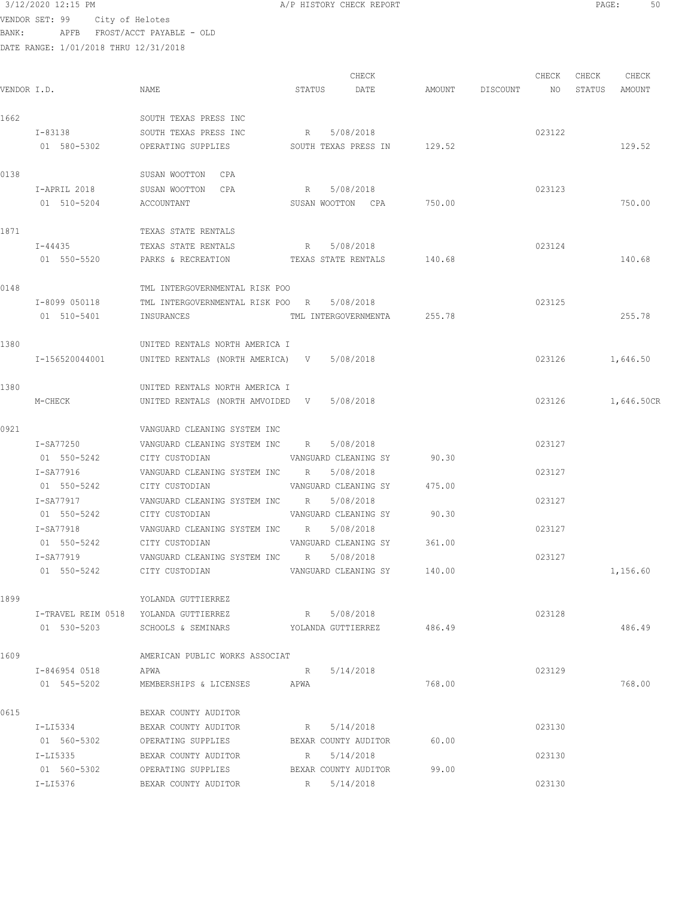3/12/2020 12:15 PM A/P HISTORY CHECK REPORT

VENDOR SET: 99 City of Helotes
BANK: APFB FROST/ACCT PAYABLE - OLD
DATE RANGE: 1/01/2018 THRU 12/31/2018

| VENDOR I.D. | NAME | STATUS | CHECK DATE | AMOUNT | DISCOUNT | CHECK NO | CHECK STATUS | CHECK AMOUNT |
|---|---|---|---|---|---|---|---|---|
| 1662 | SOUTH TEXAS PRESS INC | | | | | | | |
| I-83138 | SOUTH TEXAS PRESS INC | R | 5/08/2018 | | | 023122 | | |
| 01 580-5302 | OPERATING SUPPLIES | SOUTH TEXAS PRESS IN | | 129.52 | | | | 129.52 |
| 0138 | SUSAN WOOTTON CPA | | | | | | | |
| I-APRIL 2018 | SUSAN WOOTTON CPA | R | 5/08/2018 | | | 023123 | | |
| 01 510-5204 | ACCOUNTANT | SUSAN WOOTTON CPA | | 750.00 | | | | 750.00 |
| 1871 | TEXAS STATE RENTALS | | | | | | | |
| I-44435 | TEXAS STATE RENTALS | R | 5/08/2018 | | | 023124 | | |
| 01 550-5520 | PARKS & RECREATION | TEXAS STATE RENTALS | | 140.68 | | | | 140.68 |
| 0148 | TML INTERGOVERNMENTAL RISK POO | | | | | | | |
| I-8099 050118 | TML INTERGOVERNMENTAL RISK POO | R | 5/08/2018 | | | 023125 | | |
| 01 510-5401 | INSURANCES | TML INTERGOVERNMENTA | | 255.78 | | | | 255.78 |
| 1380 | UNITED RENTALS NORTH AMERICA I | | | | | | | |
| I-156520044001 | UNITED RENTALS (NORTH AMERICA) | V | 5/08/2018 | | | 023126 | | 1,646.50 |
| 1380 | UNITED RENTALS NORTH AMERICA I | | | | | | | |
| M-CHECK | UNITED RENTALS (NORTH AMVOIDED | V | 5/08/2018 | | | 023126 | | 1,646.50CR |
| 0921 | VANGUARD CLEANING SYSTEM INC | | | | | | | |
| I-SA77250 | VANGUARD CLEANING SYSTEM INC | R | 5/08/2018 | | | 023127 | | |
| 01 550-5242 | CITY CUSTODIAN | VANGUARD CLEANING SY | | 90.30 | | | | |
| I-SA77916 | VANGUARD CLEANING SYSTEM INC | R | 5/08/2018 | | | 023127 | | |
| 01 550-5242 | CITY CUSTODIAN | VANGUARD CLEANING SY | | 475.00 | | | | |
| I-SA77917 | VANGUARD CLEANING SYSTEM INC | R | 5/08/2018 | | | 023127 | | |
| 01 550-5242 | CITY CUSTODIAN | VANGUARD CLEANING SY | | 90.30 | | | | |
| I-SA77918 | VANGUARD CLEANING SYSTEM INC | R | 5/08/2018 | | | 023127 | | |
| 01 550-5242 | CITY CUSTODIAN | VANGUARD CLEANING SY | | 361.00 | | | | |
| I-SA77919 | VANGUARD CLEANING SYSTEM INC | R | 5/08/2018 | | | 023127 | | |
| 01 550-5242 | CITY CUSTODIAN | VANGUARD CLEANING SY | | 140.00 | | | | 1,156.60 |
| 1899 | YOLANDA GUTTIERREZ | | | | | | | |
| I-TRAVEL REIM 0518 | YOLANDA GUTTIERREZ | R | 5/08/2018 | | | 023128 | | |
| 01 530-5203 | SCHOOLS & SEMINARS | YOLANDA GUTTIERREZ | | 486.49 | | | | 486.49 |
| 1609 | AMERICAN PUBLIC WORKS ASSOCIAT | | | | | | | |
| I-846954 0518 | APWA | R | 5/14/2018 | | | 023129 | | |
| 01 545-5202 | MEMBERSHIPS & LICENSES | APWA | | 768.00 | | | | 768.00 |
| 0615 | BEXAR COUNTY AUDITOR | | | | | | | |
| I-LI5334 | BEXAR COUNTY AUDITOR | R | 5/14/2018 | | | 023130 | | |
| 01 560-5302 | OPERATING SUPPLIES | BEXAR COUNTY AUDITOR | | 60.00 | | | | |
| I-LI5335 | BEXAR COUNTY AUDITOR | R | 5/14/2018 | | | 023130 | | |
| 01 560-5302 | OPERATING SUPPLIES | BEXAR COUNTY AUDITOR | | 99.00 | | | | |
| I-LI5376 | BEXAR COUNTY AUDITOR | R | 5/14/2018 | | | 023130 | | |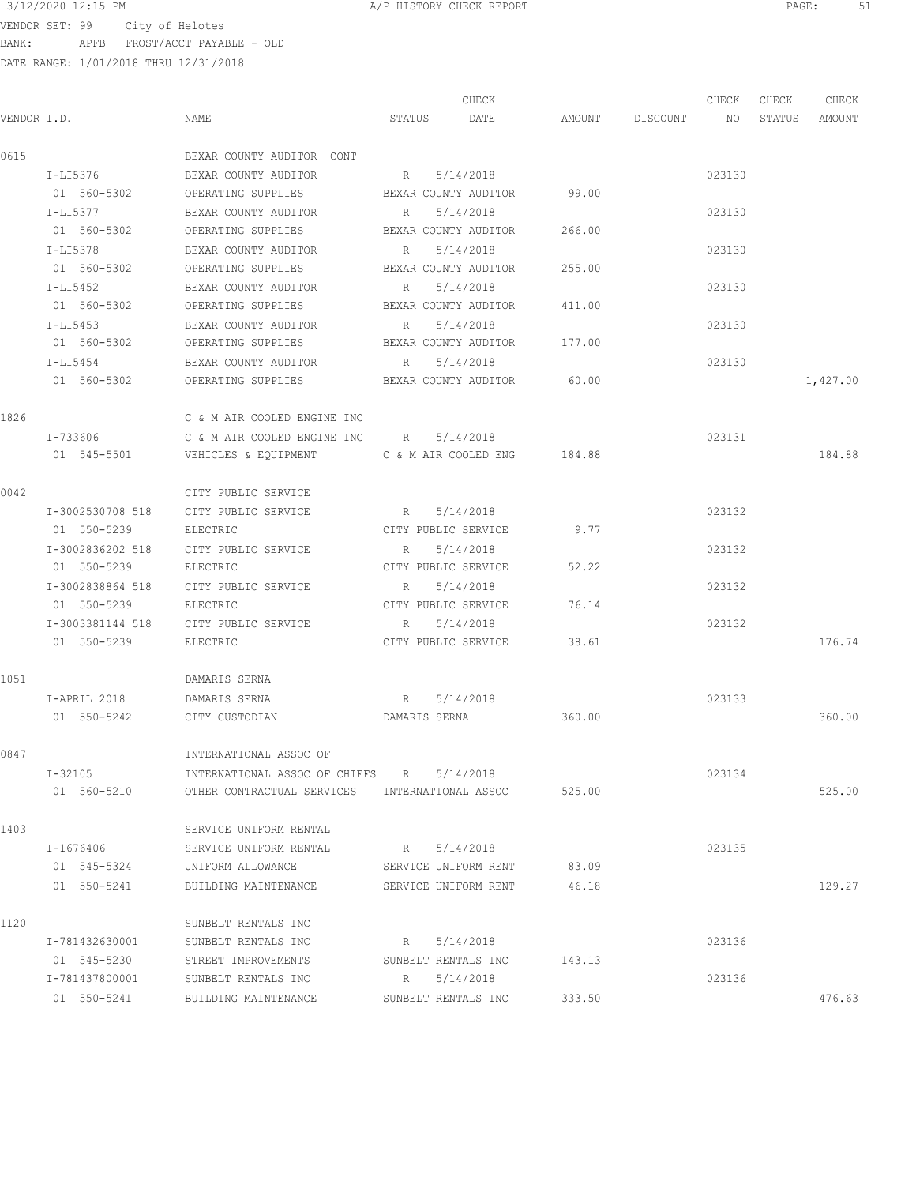3/12/2020 12:15 PM A/P HISTORY CHECK REPORT

VENDOR SET: 99 City of Helotes
BANK: APFB FROST/ACCT PAYABLE - OLD
DATE RANGE: 1/01/2018 THRU 12/31/2018

| VENDOR I.D. | NAME | STATUS | CHECK DATE | AMOUNT | DISCOUNT | CHECK NO | CHECK STATUS | CHECK AMOUNT |
|---|---|---|---|---|---|---|---|---|
| 0615 | BEXAR COUNTY AUDITOR CONT | | | | | | | |
| I-LI5376 | BEXAR COUNTY AUDITOR | R | 5/14/2018 | | | 023130 | | |
| 01 560-5302 | OPERATING SUPPLIES | BEXAR COUNTY AUDITOR | | 99.00 | | | | |
| I-LI5377 | BEXAR COUNTY AUDITOR | R | 5/14/2018 | | | 023130 | | |
| 01 560-5302 | OPERATING SUPPLIES | BEXAR COUNTY AUDITOR | | 266.00 | | | | |
| I-LI5378 | BEXAR COUNTY AUDITOR | R | 5/14/2018 | | | 023130 | | |
| 01 560-5302 | OPERATING SUPPLIES | BEXAR COUNTY AUDITOR | | 255.00 | | | | |
| I-LI5452 | BEXAR COUNTY AUDITOR | R | 5/14/2018 | | | 023130 | | |
| 01 560-5302 | OPERATING SUPPLIES | BEXAR COUNTY AUDITOR | | 411.00 | | | | |
| I-LI5453 | BEXAR COUNTY AUDITOR | R | 5/14/2018 | | | 023130 | | |
| 01 560-5302 | OPERATING SUPPLIES | BEXAR COUNTY AUDITOR | | 177.00 | | | | |
| I-LI5454 | BEXAR COUNTY AUDITOR | R | 5/14/2018 | | | 023130 | | |
| 01 560-5302 | OPERATING SUPPLIES | BEXAR COUNTY AUDITOR | | 60.00 | | | | 1,427.00 |
| 1826 | C & M AIR COOLED ENGINE INC | | | | | | | |
| I-733606 | C & M AIR COOLED ENGINE INC | R | 5/14/2018 | | | 023131 | | |
| 01 545-5501 | VEHICLES & EQUIPMENT | C & M AIR COOLED ENG | | 184.88 | | | | 184.88 |
| 0042 | CITY PUBLIC SERVICE | | | | | | | |
| I-3002530708 518 | CITY PUBLIC SERVICE | R | 5/14/2018 | | | 023132 | | |
| 01 550-5239 | ELECTRIC | CITY PUBLIC SERVICE | | 9.77 | | | | |
| I-3002836202 518 | CITY PUBLIC SERVICE | R | 5/14/2018 | | | 023132 | | |
| 01 550-5239 | ELECTRIC | CITY PUBLIC SERVICE | | 52.22 | | | | |
| I-3002838864 518 | CITY PUBLIC SERVICE | R | 5/14/2018 | | | 023132 | | |
| 01 550-5239 | ELECTRIC | CITY PUBLIC SERVICE | | 76.14 | | | | |
| I-3003381144 518 | CITY PUBLIC SERVICE | R | 5/14/2018 | | | 023132 | | |
| 01 550-5239 | ELECTRIC | CITY PUBLIC SERVICE | | 38.61 | | | | 176.74 |
| 1051 | DAMARIS SERNA | | | | | | | |
| I-APRIL 2018 | DAMARIS SERNA | R | 5/14/2018 | | | 023133 | | |
| 01 550-5242 | CITY CUSTODIAN | DAMARIS SERNA | | 360.00 | | | | 360.00 |
| 0847 | INTERNATIONAL ASSOC OF | | | | | | | |
| I-32105 | INTERNATIONAL ASSOC OF CHIEFS | R | 5/14/2018 | | | 023134 | | |
| 01 560-5210 | OTHER CONTRACTUAL SERVICES | INTERNATIONAL ASSOC | | 525.00 | | | | 525.00 |
| 1403 | SERVICE UNIFORM RENTAL | | | | | | | |
| I-1676406 | SERVICE UNIFORM RENTAL | R | 5/14/2018 | | | 023135 | | |
| 01 545-5324 | UNIFORM ALLOWANCE | SERVICE UNIFORM RENT | | 83.09 | | | | |
| 01 550-5241 | BUILDING MAINTENANCE | SERVICE UNIFORM RENT | | 46.18 | | | | 129.27 |
| 1120 | SUNBELT RENTALS INC | | | | | | | |
| I-781432630001 | SUNBELT RENTALS INC | R | 5/14/2018 | | | 023136 | | |
| 01 545-5230 | STREET IMPROVEMENTS | SUNBELT RENTALS INC | | 143.13 | | | | |
| I-781437800001 | SUNBELT RENTALS INC | R | 5/14/2018 | | | 023136 | | |
| 01 550-5241 | BUILDING MAINTENANCE | SUNBELT RENTALS INC | | 333.50 | | | | 476.63 |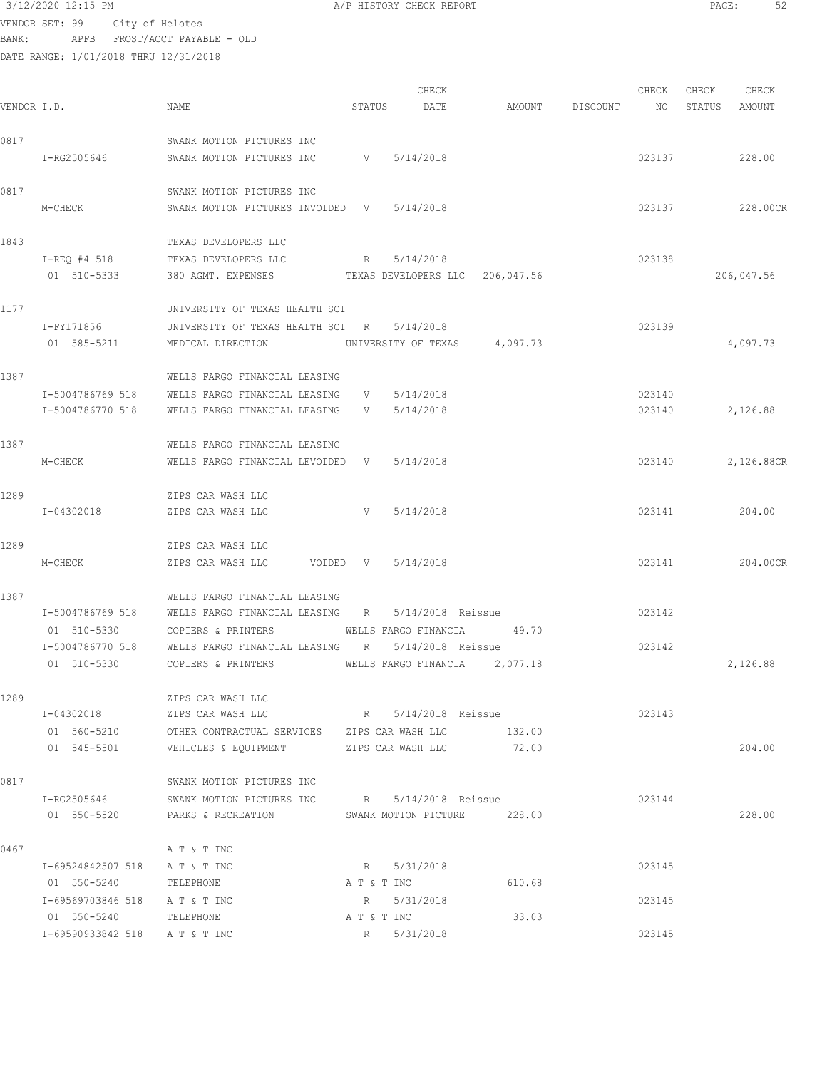3/12/2020 12:15 PM A/P HISTORY CHECK REPORT

VENDOR SET: 99 City of Helotes
BANK: APFB FROST/ACCT PAYABLE - OLD
DATE RANGE: 1/01/2018 THRU 12/31/2018

| VENDOR I.D. | NAME | STATUS | CHECK DATE | AMOUNT | DISCOUNT | CHECK NO | CHECK STATUS | CHECK AMOUNT |
|---|---|---|---|---|---|---|---|---|
| 0817 | SWANK MOTION PICTURES INC | | | | | | | |
| I-RG2505646 | SWANK MOTION PICTURES INC | V | 5/14/2018 | | | 023137 | | 228.00 |
| 0817 | SWANK MOTION PICTURES INC | | | | | | | |
| M-CHECK | SWANK MOTION PICTURES INVOIDED | V | 5/14/2018 | | | 023137 | | 228.00CR |
| 1843 | TEXAS DEVELOPERS LLC | | | | | | | |
| I-REQ #4 518 | TEXAS DEVELOPERS LLC | R | 5/14/2018 | | | 023138 | | |
| 01 510-5333 | 380 AGMT. EXPENSES | TEXAS DEVELOPERS LLC | | 206,047.56 | | | | 206,047.56 |
| 1177 | UNIVERSITY OF TEXAS HEALTH SCI | | | | | | | |
| I-FY171856 | UNIVERSITY OF TEXAS HEALTH SCI | R | 5/14/2018 | | | 023139 | | |
| 01 585-5211 | MEDICAL DIRECTION | UNIVERSITY OF TEXAS | | 4,097.73 | | | | 4,097.73 |
| 1387 | WELLS FARGO FINANCIAL LEASING | | | | | | | |
| I-5004786769 518 | WELLS FARGO FINANCIAL LEASING | V | 5/14/2018 | | | 023140 | | |
| I-5004786770 518 | WELLS FARGO FINANCIAL LEASING | V | 5/14/2018 | | | 023140 | | 2,126.88 |
| 1387 | WELLS FARGO FINANCIAL LEASING | | | | | | | |
| M-CHECK | WELLS FARGO FINANCIAL LEVOIDED | V | 5/14/2018 | | | 023140 | | 2,126.88CR |
| 1289 | ZIPS CAR WASH LLC | | | | | | | |
| I-04302018 | ZIPS CAR WASH LLC | V | 5/14/2018 | | | 023141 | | 204.00 |
| 1289 | ZIPS CAR WASH LLC | | | | | | | |
| M-CHECK | ZIPS CAR WASH LLC VOIDED | V | 5/14/2018 | | | 023141 | | 204.00CR |
| 1387 | WELLS FARGO FINANCIAL LEASING | | | | | | | |
| I-5004786769 518 | WELLS FARGO FINANCIAL LEASING | R | 5/14/2018 Reissue | | | 023142 | | |
| 01 510-5330 | COPIERS & PRINTERS | WELLS FARGO FINANCIA | | 49.70 | | | | |
| I-5004786770 518 | WELLS FARGO FINANCIAL LEASING | R | 5/14/2018 Reissue | | | 023142 | | |
| 01 510-5330 | COPIERS & PRINTERS | WELLS FARGO FINANCIA | | 2,077.18 | | | | 2,126.88 |
| 1289 | ZIPS CAR WASH LLC | | | | | | | |
| I-04302018 | ZIPS CAR WASH LLC | R | 5/14/2018 Reissue | | | 023143 | | |
| 01 560-5210 | OTHER CONTRACTUAL SERVICES | ZIPS CAR WASH LLC | | 132.00 | | | | |
| 01 545-5501 | VEHICLES & EQUIPMENT | ZIPS CAR WASH LLC | | 72.00 | | | | 204.00 |
| 0817 | SWANK MOTION PICTURES INC | | | | | | | |
| I-RG2505646 | SWANK MOTION PICTURES INC | R | 5/14/2018 Reissue | | | 023144 | | |
| 01 550-5520 | PARKS & RECREATION | SWANK MOTION PICTURE | | 228.00 | | | | 228.00 |
| 0467 | A T & T INC | | | | | | | |
| I-69524842507 518 | A T & T INC | R | 5/31/2018 | | | 023145 | | |
| 01 550-5240 | TELEPHONE | A T & T INC | | 610.68 | | | | |
| I-69569703846 518 | A T & T INC | R | 5/31/2018 | | | 023145 | | |
| 01 550-5240 | TELEPHONE | A T & T INC | | 33.03 | | | | |
| I-69590933842 518 | A T & T INC | R | 5/31/2018 | | | 023145 | | |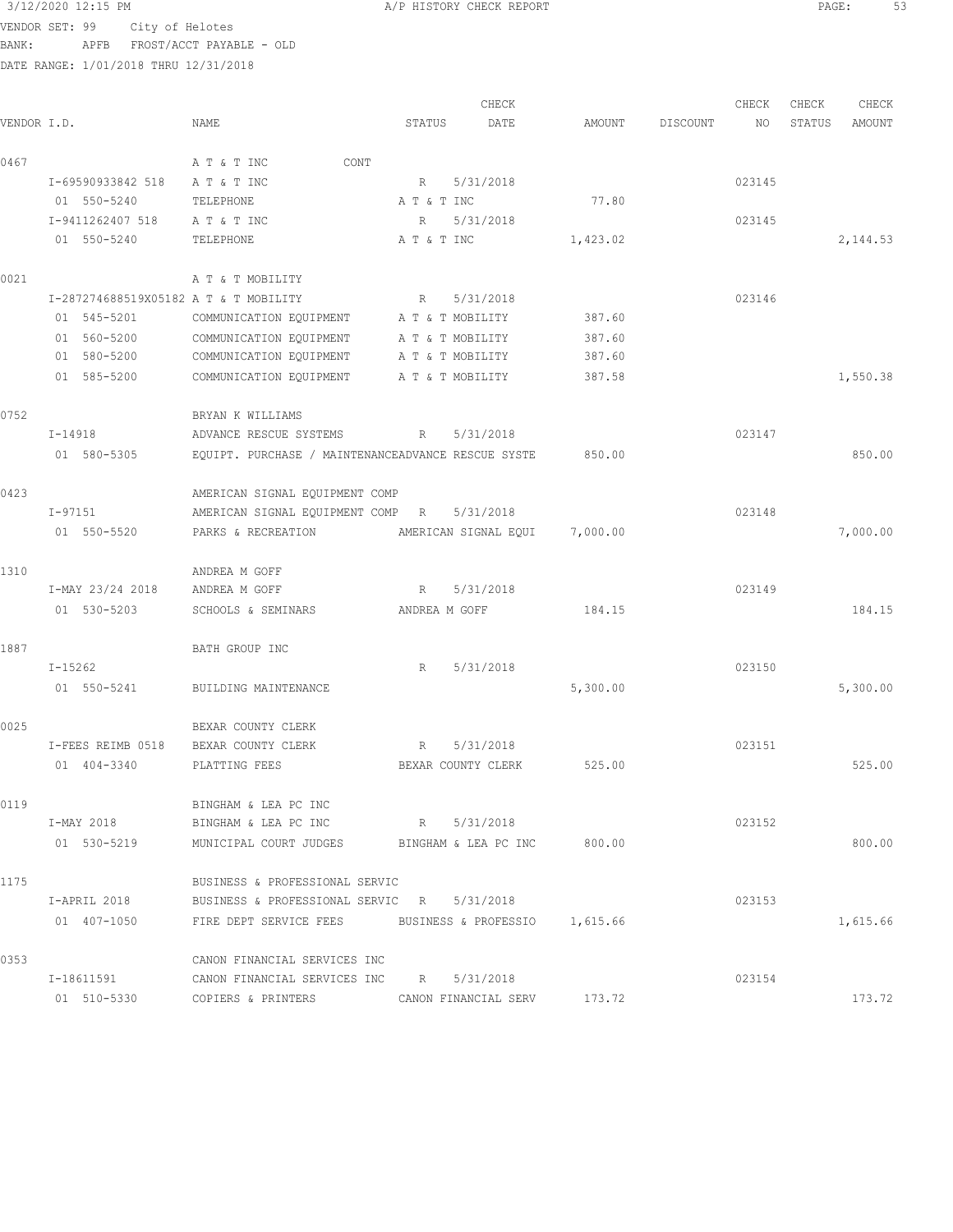3/12/2020 12:15 PM A/P HISTORY CHECK REPORT

VENDOR SET: 99 City of Helotes
BANK: APFB FROST/ACCT PAYABLE - OLD
DATE RANGE: 1/01/2018 THRU 12/31/2018

| VENDOR I.D. | NAME | STATUS | CHECK DATE | AMOUNT | DISCOUNT | CHECK NO | CHECK STATUS | CHECK AMOUNT |
|---|---|---|---|---|---|---|---|---|
| 0467 | A T & T INC CONT | | | | | | | |
| I-69590933842 518 | A T & T INC | R | 5/31/2018 | | | 023145 | | |
| 01 550-5240 | TELEPHONE | A T & T INC | | 77.80 | | | | |
| I-9411262407 518 | A T & T INC | R | 5/31/2018 | | | 023145 | | |
| 01 550-5240 | TELEPHONE | A T & T INC | | 1,423.02 | | | | 2,144.53 |
| 0021 | A T & T MOBILITY | | | | | | | |
| I-287274688519X05182 | A T & T MOBILITY | R | 5/31/2018 | | | 023146 | | |
| 01 545-5201 | COMMUNICATION EQUIPMENT | A T & T MOBILITY | | 387.60 | | | | |
| 01 560-5200 | COMMUNICATION EQUIPMENT | A T & T MOBILITY | | 387.60 | | | | |
| 01 580-5200 | COMMUNICATION EQUIPMENT | A T & T MOBILITY | | 387.60 | | | | |
| 01 585-5200 | COMMUNICATION EQUIPMENT | A T & T MOBILITY | | 387.58 | | | | 1,550.38 |
| 0752 | BRYAN K WILLIAMS | | | | | | | |
| I-14918 | ADVANCE RESCUE SYSTEMS | R | 5/31/2018 | | | 023147 | | |
| 01 580-5305 | EQUIPT. PURCHASE / MAINTENANCE | ADVANCE RESCUE SYSTE | | 850.00 | | | | 850.00 |
| 0423 | AMERICAN SIGNAL EQUIPMENT COMP | | | | | | | |
| I-97151 | AMERICAN SIGNAL EQUIPMENT COMP | R | 5/31/2018 | | | 023148 | | |
| 01 550-5520 | PARKS & RECREATION | AMERICAN SIGNAL EQUI | | 7,000.00 | | | | 7,000.00 |
| 1310 | ANDREA M GOFF | | | | | | | |
| I-MAY 23/24 2018 | ANDREA M GOFF | R | 5/31/2018 | | | 023149 | | |
| 01 530-5203 | SCHOOLS & SEMINARS | ANDREA M GOFF | | 184.15 | | | | 184.15 |
| 1887 | BATH GROUP INC | | | | | | | |
| I-15262 | | R | 5/31/2018 | | | 023150 | | |
| 01 550-5241 | BUILDING MAINTENANCE | | | 5,300.00 | | | | 5,300.00 |
| 0025 | BEXAR COUNTY CLERK | | | | | | | |
| I-FEES REIMB 0518 | BEXAR COUNTY CLERK | R | 5/31/2018 | | | 023151 | | |
| 01 404-3340 | PLATTING FEES | BEXAR COUNTY CLERK | | 525.00 | | | | 525.00 |
| 0119 | BINGHAM & LEA PC INC | | | | | | | |
| I-MAY 2018 | BINGHAM & LEA PC INC | R | 5/31/2018 | | | 023152 | | |
| 01 530-5219 | MUNICIPAL COURT JUDGES | BINGHAM & LEA PC INC | | 800.00 | | | | 800.00 |
| 1175 | BUSINESS & PROFESSIONAL SERVIC | | | | | | | |
| I-APRIL 2018 | BUSINESS & PROFESSIONAL SERVIC | R | 5/31/2018 | | | 023153 | | |
| 01 407-1050 | FIRE DEPT SERVICE FEES | BUSINESS & PROFESSIO | | 1,615.66 | | | | 1,615.66 |
| 0353 | CANON FINANCIAL SERVICES INC | | | | | | | |
| I-18611591 | CANON FINANCIAL SERVICES INC | R | 5/31/2018 | | | 023154 | | |
| 01 510-5330 | COPIERS & PRINTERS | CANON FINANCIAL SERV | | 173.72 | | | | 173.72 |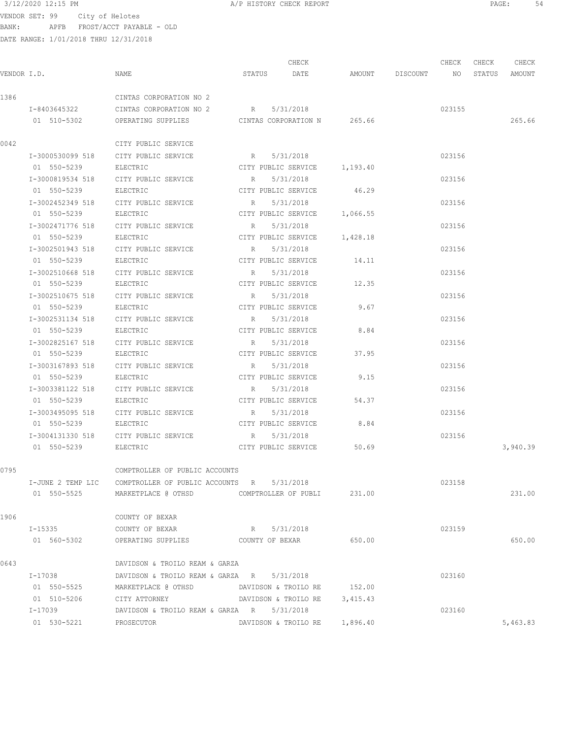VENDOR SET: 99 City of Helotes
BANK: APFB FROST/ACCT PAYABLE - OLD
DATE RANGE: 1/01/2018 THRU 12/31/2018

# A/P HISTORY CHECK REPORT

3/12/2020 12:15 PM

| VENDOR I.D. | NAME | STATUS | CHECK DATE | AMOUNT | DISCOUNT | CHECK NO | CHECK STATUS | CHECK AMOUNT |
|---|---|---|---|---|---|---|---|---|
| 1386 | CINTAS CORPORATION NO 2 | | | | | | | |
| I-8403645322 | CINTAS CORPORATION NO 2 | R | 5/31/2018 | | | 023155 | | |
| 01 510-5302 | OPERATING SUPPLIES | CINTAS CORPORATION N | | 265.66 | | | | 265.66 |
| 0042 | CITY PUBLIC SERVICE | | | | | | | |
| I-3000530099 518 | CITY PUBLIC SERVICE | R | 5/31/2018 | | | 023156 | | |
| 01 550-5239 | ELECTRIC | CITY PUBLIC SERVICE | | 1,193.40 | | | | |
| I-3000819534 518 | CITY PUBLIC SERVICE | R | 5/31/2018 | | | 023156 | | |
| 01 550-5239 | ELECTRIC | CITY PUBLIC SERVICE | | 46.29 | | | | |
| I-3002452349 518 | CITY PUBLIC SERVICE | R | 5/31/2018 | | | 023156 | | |
| 01 550-5239 | ELECTRIC | CITY PUBLIC SERVICE | | 1,066.55 | | | | |
| I-3002471776 518 | CITY PUBLIC SERVICE | R | 5/31/2018 | | | 023156 | | |
| 01 550-5239 | ELECTRIC | CITY PUBLIC SERVICE | | 1,428.18 | | | | |
| I-3002501943 518 | CITY PUBLIC SERVICE | R | 5/31/2018 | | | 023156 | | |
| 01 550-5239 | ELECTRIC | CITY PUBLIC SERVICE | | 14.11 | | | | |
| I-3002510668 518 | CITY PUBLIC SERVICE | R | 5/31/2018 | | | 023156 | | |
| 01 550-5239 | ELECTRIC | CITY PUBLIC SERVICE | | 12.35 | | | | |
| I-3002510675 518 | CITY PUBLIC SERVICE | R | 5/31/2018 | | | 023156 | | |
| 01 550-5239 | ELECTRIC | CITY PUBLIC SERVICE | | 9.67 | | | | |
| I-3002531134 518 | CITY PUBLIC SERVICE | R | 5/31/2018 | | | 023156 | | |
| 01 550-5239 | ELECTRIC | CITY PUBLIC SERVICE | | 8.84 | | | | |
| I-3002825167 518 | CITY PUBLIC SERVICE | R | 5/31/2018 | | | 023156 | | |
| 01 550-5239 | ELECTRIC | CITY PUBLIC SERVICE | | 37.95 | | | | |
| I-3003167893 518 | CITY PUBLIC SERVICE | R | 5/31/2018 | | | 023156 | | |
| 01 550-5239 | ELECTRIC | CITY PUBLIC SERVICE | | 9.15 | | | | |
| I-3003381122 518 | CITY PUBLIC SERVICE | R | 5/31/2018 | | | 023156 | | |
| 01 550-5239 | ELECTRIC | CITY PUBLIC SERVICE | | 54.37 | | | | |
| I-3003495095 518 | CITY PUBLIC SERVICE | R | 5/31/2018 | | | 023156 | | |
| 01 550-5239 | ELECTRIC | CITY PUBLIC SERVICE | | 8.84 | | | | |
| I-3004131330 518 | CITY PUBLIC SERVICE | R | 5/31/2018 | | | 023156 | | |
| 01 550-5239 | ELECTRIC | CITY PUBLIC SERVICE | | 50.69 | | | | 3,940.39 |
| 0795 | COMPTROLLER OF PUBLIC ACCOUNTS | | | | | | | |
| I-JUNE 2 TEMP LIC | COMPTROLLER OF PUBLIC ACCOUNTS | R | 5/31/2018 | | | 023158 | | |
| 01 550-5525 | MARKETPLACE @ OTHSD | COMPTROLLER OF PUBLI | | 231.00 | | | | 231.00 |
| 1906 | COUNTY OF BEXAR | | | | | | | |
| I-15335 | COUNTY OF BEXAR | R | 5/31/2018 | | | 023159 | | |
| 01 560-5302 | OPERATING SUPPLIES | COUNTY OF BEXAR | | 650.00 | | | | 650.00 |
| 0643 | DAVIDSON & TROILO REAM & GARZA | | | | | | | |
| I-17038 | DAVIDSON & TROILO REAM & GARZA | R | 5/31/2018 | | | 023160 | | |
| 01 550-5525 | MARKETPLACE @ OTHSD | DAVIDSON & TROILO RE | | 152.00 | | | | |
| 01 510-5206 | CITY ATTORNEY | DAVIDSON & TROILO RE | | 3,415.43 | | | | |
| I-17039 | DAVIDSON & TROILO REAM & GARZA | R | 5/31/2018 | | | 023160 | | |
| 01 530-5221 | PROSECUTOR | DAVIDSON & TROILO RE | | 1,896.40 | | | | 5,463.83 |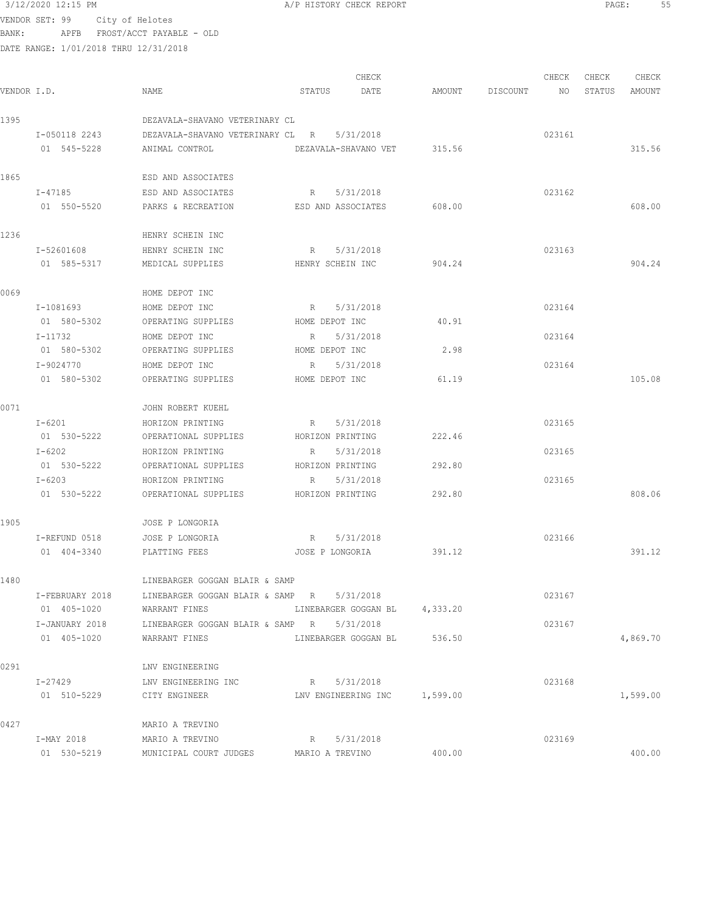3/12/2020 12:15 PM A/P HISTORY CHECK REPORT

VENDOR SET: 99 City of Helotes
BANK: APFB FROST/ACCT PAYABLE - OLD
DATE RANGE: 1/01/2018 THRU 12/31/2018

| VENDOR I.D. | NAME | STATUS | CHECK DATE | AMOUNT | DISCOUNT | CHECK NO | CHECK STATUS | CHECK AMOUNT |
|---|---|---|---|---|---|---|---|---|
| 1395 | DEZAVALA-SHAVANO VETERINARY CL | | | | | | | |
| I-050118 2243 | DEZAVALA-SHAVANO VETERINARY CL | R | 5/31/2018 | | | 023161 | | |
| 01 545-5228 | ANIMAL CONTROL | DEZAVALA-SHAVANO VET | | 315.56 | | | | 315.56 |
| 1865 | ESD AND ASSOCIATES | | | | | | | |
| I-47185 | ESD AND ASSOCIATES | R | 5/31/2018 | | | 023162 | | |
| 01 550-5520 | PARKS & RECREATION | ESD AND ASSOCIATES | | 608.00 | | | | 608.00 |
| 1236 | HENRY SCHEIN INC | | | | | | | |
| I-52601608 | HENRY SCHEIN INC | R | 5/31/2018 | | | 023163 | | |
| 01 585-5317 | MEDICAL SUPPLIES | HENRY SCHEIN INC | | 904.24 | | | | 904.24 |
| 0069 | HOME DEPOT INC | | | | | | | |
| I-1081693 | HOME DEPOT INC | R | 5/31/2018 | | | 023164 | | |
| 01 580-5302 | OPERATING SUPPLIES | HOME DEPOT INC | | 40.91 | | | | |
| I-11732 | HOME DEPOT INC | R | 5/31/2018 | | | 023164 | | |
| 01 580-5302 | OPERATING SUPPLIES | HOME DEPOT INC | | 2.98 | | | | |
| I-9024770 | HOME DEPOT INC | R | 5/31/2018 | | | 023164 | | |
| 01 580-5302 | OPERATING SUPPLIES | HOME DEPOT INC | | 61.19 | | | | 105.08 |
| 0071 | JOHN ROBERT KUEHL | | | | | | | |
| I-6201 | HORIZON PRINTING | R | 5/31/2018 | | | 023165 | | |
| 01 530-5222 | OPERATIONAL SUPPLIES | HORIZON PRINTING | | 222.46 | | | | |
| I-6202 | HORIZON PRINTING | R | 5/31/2018 | | | 023165 | | |
| 01 530-5222 | OPERATIONAL SUPPLIES | HORIZON PRINTING | | 292.80 | | | | |
| I-6203 | HORIZON PRINTING | R | 5/31/2018 | | | 023165 | | |
| 01 530-5222 | OPERATIONAL SUPPLIES | HORIZON PRINTING | | 292.80 | | | | 808.06 |
| 1905 | JOSE P LONGORIA | | | | | | | |
| I-REFUND 0518 | JOSE P LONGORIA | R | 5/31/2018 | | | 023166 | | |
| 01 404-3340 | PLATTING FEES | JOSE P LONGORIA | | 391.12 | | | | 391.12 |
| 1480 | LINEBARGER GOGGAN BLAIR & SAMP | | | | | | | |
| I-FEBRUARY 2018 | LINEBARGER GOGGAN BLAIR & SAMP | R | 5/31/2018 | | | 023167 | | |
| 01 405-1020 | WARRANT FINES | LINEBARGER GOGGAN BL | | 4,333.20 | | | | |
| I-JANUARY 2018 | LINEBARGER GOGGAN BLAIR & SAMP | R | 5/31/2018 | | | 023167 | | |
| 01 405-1020 | WARRANT FINES | LINEBARGER GOGGAN BL | | 536.50 | | | | 4,869.70 |
| 0291 | LNV ENGINEERING | | | | | | | |
| I-27429 | LNV ENGINEERING INC | R | 5/31/2018 | | | 023168 | | |
| 01 510-5229 | CITY ENGINEER | LNV ENGINEERING INC | | 1,599.00 | | | | 1,599.00 |
| 0427 | MARIO A TREVINO | | | | | | | |
| I-MAY 2018 | MARIO A TREVINO | R | 5/31/2018 | | | 023169 | | |
| 01 530-5219 | MUNICIPAL COURT JUDGES | MARIO A TREVINO | | 400.00 | | | | 400.00 |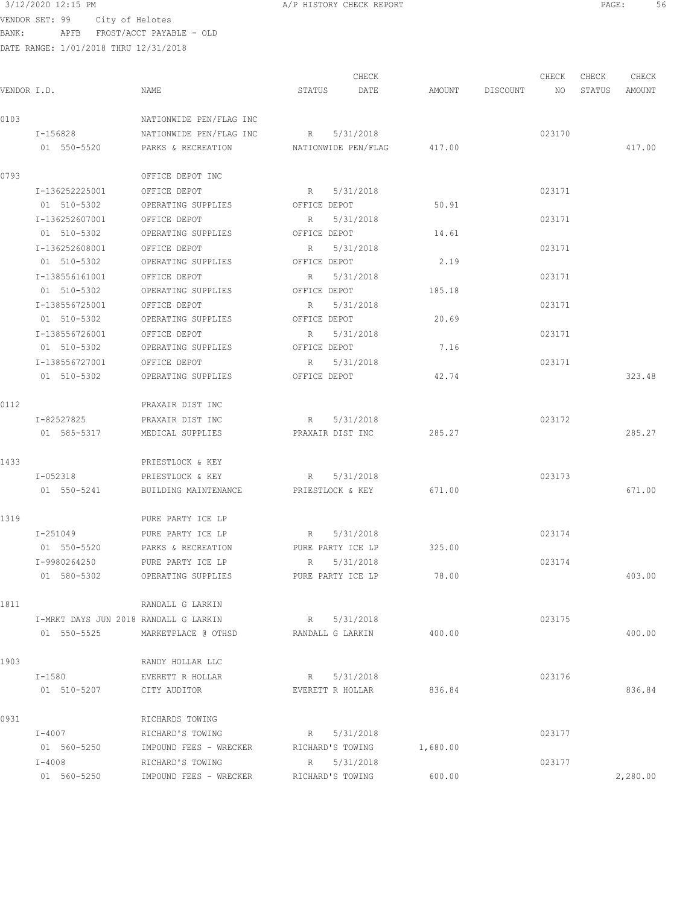3/12/2020 12:15 PM A/P HISTORY CHECK REPORT

VENDOR SET: 99 City of Helotes
BANK: APFB FROST/ACCT PAYABLE - OLD
DATE RANGE: 1/01/2018 THRU 12/31/2018

| VENDOR I.D. | NAME | STATUS | CHECK DATE | AMOUNT | DISCOUNT | CHECK NO | CHECK STATUS | CHECK AMOUNT |
|---|---|---|---|---|---|---|---|---|
| 0103 | NATIONWIDE PEN/FLAG INC | | | | | | | |
| I-156828 | NATIONWIDE PEN/FLAG INC | R | 5/31/2018 | | | 023170 | | |
| 01 550-5520 | PARKS & RECREATION | NATIONWIDE PEN/FLAG | | 417.00 | | | | 417.00 |
| 0793 | OFFICE DEPOT INC | | | | | | | |
| I-136252225001 | OFFICE DEPOT | R | 5/31/2018 | | | 023171 | | |
| 01 510-5302 | OPERATING SUPPLIES | OFFICE DEPOT | | 50.91 | | | | |
| I-136252607001 | OFFICE DEPOT | R | 5/31/2018 | | | 023171 | | |
| 01 510-5302 | OPERATING SUPPLIES | OFFICE DEPOT | | 14.61 | | | | |
| I-136252608001 | OFFICE DEPOT | R | 5/31/2018 | | | 023171 | | |
| 01 510-5302 | OPERATING SUPPLIES | OFFICE DEPOT | | 2.19 | | | | |
| I-138556161001 | OFFICE DEPOT | R | 5/31/2018 | | | 023171 | | |
| 01 510-5302 | OPERATING SUPPLIES | OFFICE DEPOT | | 185.18 | | | | |
| I-138556725001 | OFFICE DEPOT | R | 5/31/2018 | | | 023171 | | |
| 01 510-5302 | OPERATING SUPPLIES | OFFICE DEPOT | | 20.69 | | | | |
| I-138556726001 | OFFICE DEPOT | R | 5/31/2018 | | | 023171 | | |
| 01 510-5302 | OPERATING SUPPLIES | OFFICE DEPOT | | 7.16 | | | | |
| I-138556727001 | OFFICE DEPOT | R | 5/31/2018 | | | 023171 | | |
| 01 510-5302 | OPERATING SUPPLIES | OFFICE DEPOT | | 42.74 | | | | 323.48 |
| 0112 | PRAXAIR DIST INC | | | | | | | |
| I-82527825 | PRAXAIR DIST INC | R | 5/31/2018 | | | 023172 | | |
| 01 585-5317 | MEDICAL SUPPLIES | PRAXAIR DIST INC | | 285.27 | | | | 285.27 |
| 1433 | PRIESTLOCK & KEY | | | | | | | |
| I-052318 | PRIESTLOCK & KEY | R | 5/31/2018 | | | 023173 | | |
| 01 550-5241 | BUILDING MAINTENANCE | PRIESTLOCK & KEY | | 671.00 | | | | 671.00 |
| 1319 | PURE PARTY ICE LP | | | | | | | |
| I-251049 | PURE PARTY ICE LP | R | 5/31/2018 | | | 023174 | | |
| 01 550-5520 | PARKS & RECREATION | PURE PARTY ICE LP | | 325.00 | | | | |
| I-9980264250 | PURE PARTY ICE LP | R | 5/31/2018 | | | 023174 | | |
| 01 580-5302 | OPERATING SUPPLIES | PURE PARTY ICE LP | | 78.00 | | | | 403.00 |
| 1811 | RANDALL G LARKIN | | | | | | | |
| I-MRKT DAYS JUN 2018 | RANDALL G LARKIN | R | 5/31/2018 | | | 023175 | | |
| 01 550-5525 | MARKETPLACE @ OTHSD | RANDALL G LARKIN | | 400.00 | | | | 400.00 |
| 1903 | RANDY HOLLAR LLC | | | | | | | |
| I-1580 | EVERETT R HOLLAR | R | 5/31/2018 | | | 023176 | | |
| 01 510-5207 | CITY AUDITOR | EVERETT R HOLLAR | | 836.84 | | | | 836.84 |
| 0931 | RICHARDS TOWING | | | | | | | |
| I-4007 | RICHARD'S TOWING | R | 5/31/2018 | | | 023177 | | |
| 01 560-5250 | IMPOUND FEES - WRECKER | RICHARD'S TOWING | | 1,680.00 | | | | |
| I-4008 | RICHARD'S TOWING | R | 5/31/2018 | | | 023177 | | |
| 01 560-5250 | IMPOUND FEES - WRECKER | RICHARD'S TOWING | | 600.00 | | | | 2,280.00 |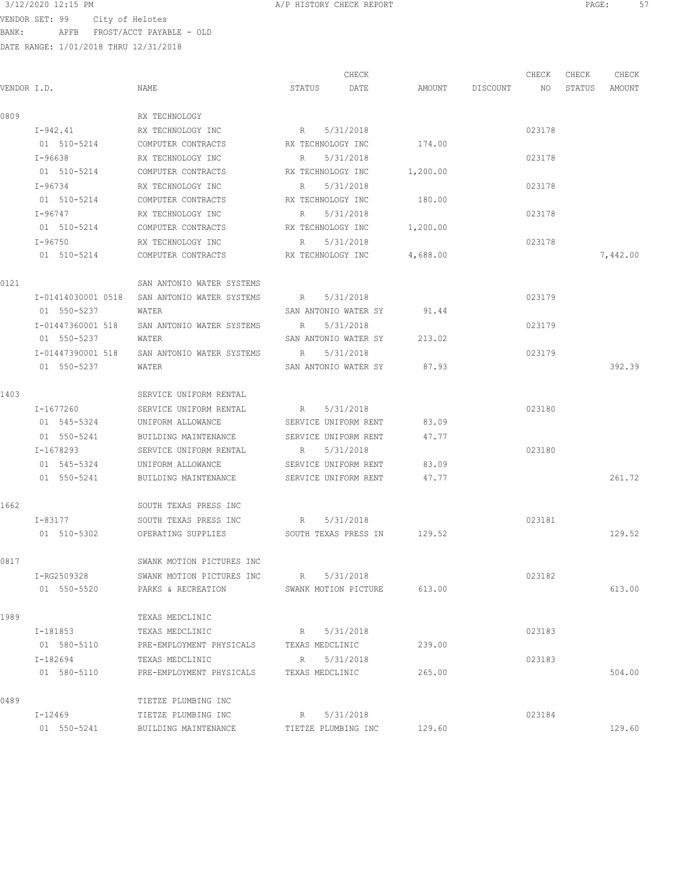3/12/2020 12:15 PM A/P HISTORY CHECK REPORT

VENDOR SET: 99 City of Helotes
BANK: APFB FROST/ACCT PAYABLE - OLD
DATE RANGE: 1/01/2018 THRU 12/31/2018

| VENDOR I.D. | NAME | STATUS | CHECK DATE | AMOUNT | DISCOUNT | CHECK NO | CHECK STATUS | CHECK AMOUNT |
|---|---|---|---|---|---|---|---|---|
| 0809 | RX TECHNOLOGY | | | | | | | |
| I-942.41 | RX TECHNOLOGY INC | R | 5/31/2018 | | | 023178 | | |
| 01 510-5214 | COMPUTER CONTRACTS | RX TECHNOLOGY INC | | 174.00 | | | | |
| I-96638 | RX TECHNOLOGY INC | R | 5/31/2018 | | | 023178 | | |
| 01 510-5214 | COMPUTER CONTRACTS | RX TECHNOLOGY INC | | 1,200.00 | | | | |
| I-96734 | RX TECHNOLOGY INC | R | 5/31/2018 | | | 023178 | | |
| 01 510-5214 | COMPUTER CONTRACTS | RX TECHNOLOGY INC | | 180.00 | | | | |
| I-96747 | RX TECHNOLOGY INC | R | 5/31/2018 | | | 023178 | | |
| 01 510-5214 | COMPUTER CONTRACTS | RX TECHNOLOGY INC | | 1,200.00 | | | | |
| I-96750 | RX TECHNOLOGY INC | R | 5/31/2018 | | | 023178 | | |
| 01 510-5214 | COMPUTER CONTRACTS | RX TECHNOLOGY INC | | 4,688.00 | | | | 7,442.00 |
| 0121 | SAN ANTONIO WATER SYSTEMS | | | | | | | |
| I-01414030001 0518 | SAN ANTONIO WATER SYSTEMS | R | 5/31/2018 | | | 023179 | | |
| 01 550-5237 | WATER | SAN ANTONIO WATER SY | | 91.44 | | | | |
| I-01447360001 518 | SAN ANTONIO WATER SYSTEMS | R | 5/31/2018 | | | 023179 | | |
| 01 550-5237 | WATER | SAN ANTONIO WATER SY | | 213.02 | | | | |
| I-01447390001 518 | SAN ANTONIO WATER SYSTEMS | R | 5/31/2018 | | | 023179 | | |
| 01 550-5237 | WATER | SAN ANTONIO WATER SY | | 87.93 | | | | 392.39 |
| 1403 | SERVICE UNIFORM RENTAL | | | | | | | |
| I-1677260 | SERVICE UNIFORM RENTAL | R | 5/31/2018 | | | 023180 | | |
| 01 545-5324 | UNIFORM ALLOWANCE | SERVICE UNIFORM RENT | | 83.09 | | | | |
| 01 550-5241 | BUILDING MAINTENANCE | SERVICE UNIFORM RENT | | 47.77 | | | | |
| I-1678293 | SERVICE UNIFORM RENTAL | R | 5/31/2018 | | | 023180 | | |
| 01 545-5324 | UNIFORM ALLOWANCE | SERVICE UNIFORM RENT | | 83.09 | | | | |
| 01 550-5241 | BUILDING MAINTENANCE | SERVICE UNIFORM RENT | | 47.77 | | | | 261.72 |
| 1662 | SOUTH TEXAS PRESS INC | | | | | | | |
| I-83177 | SOUTH TEXAS PRESS INC | R | 5/31/2018 | | | 023181 | | |
| 01 510-5302 | OPERATING SUPPLIES | SOUTH TEXAS PRESS IN | | 129.52 | | | | 129.52 |
| 0817 | SWANK MOTION PICTURES INC | | | | | | | |
| I-RG2509328 | SWANK MOTION PICTURES INC | R | 5/31/2018 | | | 023182 | | |
| 01 550-5520 | PARKS & RECREATION | SWANK MOTION PICTURE | | 613.00 | | | | 613.00 |
| 1989 | TEXAS MEDCLINIC | | | | | | | |
| I-181853 | TEXAS MEDCLINIC | R | 5/31/2018 | | | 023183 | | |
| 01 580-5110 | PRE-EMPLOYMENT PHYSICALS | TEXAS MEDCLINIC | | 239.00 | | | | |
| I-182694 | TEXAS MEDCLINIC | R | 5/31/2018 | | | 023183 | | |
| 01 580-5110 | PRE-EMPLOYMENT PHYSICALS | TEXAS MEDCLINIC | | 265.00 | | | | 504.00 |
| 0489 | TIETZE PLUMBING INC | | | | | | | |
| I-12469 | TIETZE PLUMBING INC | R | 5/31/2018 | | | 023184 | | |
| 01 550-5241 | BUILDING MAINTENANCE | TIETZE PLUMBING INC | | 129.60 | | | | 129.60 |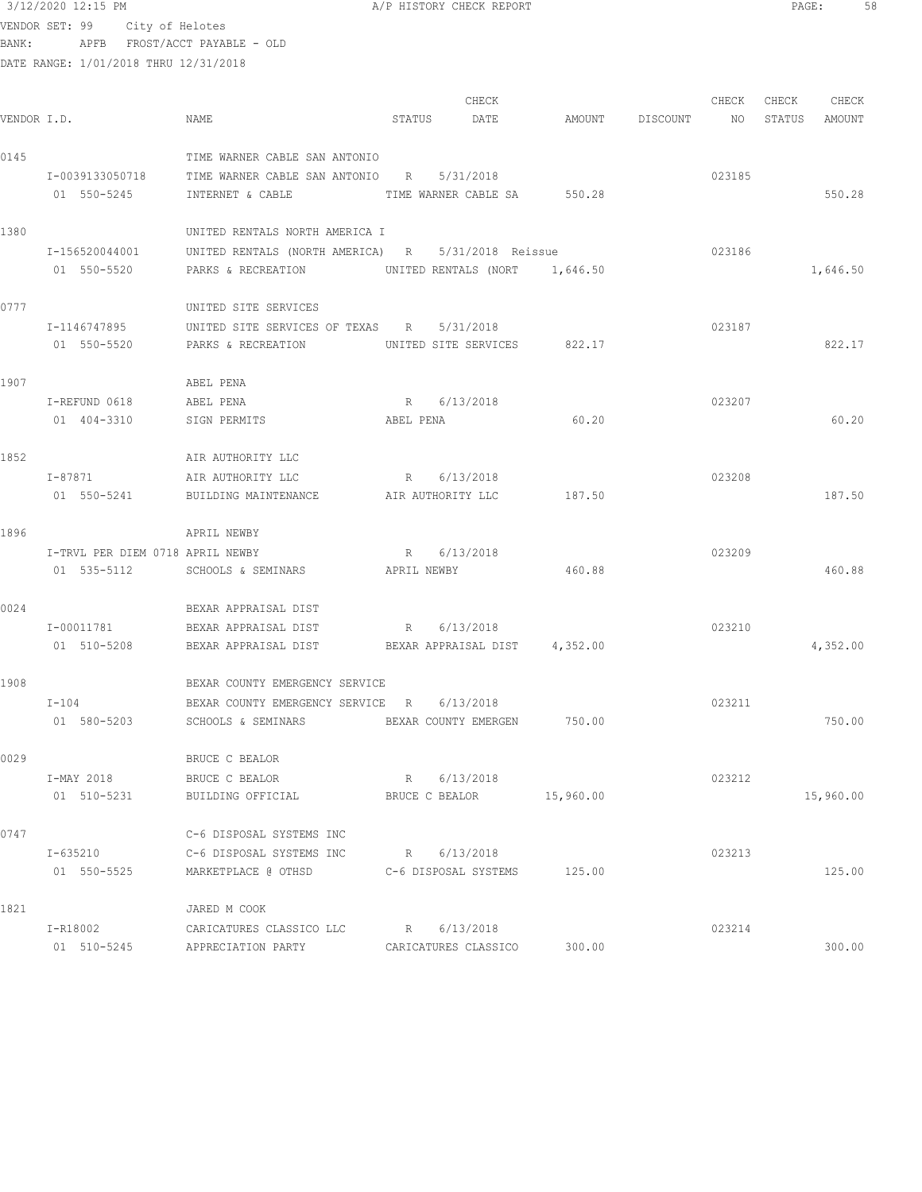3/12/2020 12:15 PM A/P HISTORY CHECK REPORT

VENDOR SET: 99 City of Helotes
BANK: APFB FROST/ACCT PAYABLE - OLD
DATE RANGE: 1/01/2018 THRU 12/31/2018

| VENDOR I.D. | NAME | STATUS | CHECK DATE | AMOUNT | DISCOUNT | CHECK NO | CHECK STATUS | CHECK AMOUNT |
|---|---|---|---|---|---|---|---|---|
| 0145 | TIME WARNER CABLE SAN ANTONIO | | | | | | | |
| I-0039133050718 | TIME WARNER CABLE SAN ANTONIO | R | 5/31/2018 | | | 023185 | | |
| 01 550-5245 | INTERNET & CABLE | TIME WARNER CABLE SA | | 550.28 | | | | 550.28 |
| 1380 | UNITED RENTALS NORTH AMERICA I | | | | | | | |
| I-156520044001 | UNITED RENTALS (NORTH AMERICA) | R | 5/31/2018 Reissue | | | 023186 | | |
| 01 550-5520 | PARKS & RECREATION | UNITED RENTALS (NORT | | 1,646.50 | | | | 1,646.50 |
| 0777 | UNITED SITE SERVICES | | | | | | | |
| I-1146747895 | UNITED SITE SERVICES OF TEXAS | R | 5/31/2018 | | | 023187 | | |
| 01 550-5520 | PARKS & RECREATION | UNITED SITE SERVICES | | 822.17 | | | | 822.17 |
| 1907 | ABEL PENA | | | | | | | |
| I-REFUND 0618 | ABEL PENA | R | 6/13/2018 | | | 023207 | | |
| 01 404-3310 | SIGN PERMITS | ABEL PENA | | 60.20 | | | | 60.20 |
| 1852 | AIR AUTHORITY LLC | | | | | | | |
| I-87871 | AIR AUTHORITY LLC | R | 6/13/2018 | | | 023208 | | |
| 01 550-5241 | BUILDING MAINTENANCE | AIR AUTHORITY LLC | | 187.50 | | | | 187.50 |
| 1896 | APRIL NEWBY | | | | | | | |
| I-TRVL PER DIEM 0718 | APRIL NEWBY | R | 6/13/2018 | | | 023209 | | |
| 01 535-5112 | SCHOOLS & SEMINARS | APRIL NEWBY | | 460.88 | | | | 460.88 |
| 0024 | BEXAR APPRAISAL DIST | | | | | | | |
| I-00011781 | BEXAR APPRAISAL DIST | R | 6/13/2018 | | | 023210 | | |
| 01 510-5208 | BEXAR APPRAISAL DIST | BEXAR APPRAISAL DIST | | 4,352.00 | | | | 4,352.00 |
| 1908 | BEXAR COUNTY EMERGENCY SERVICE | | | | | | | |
| I-104 | BEXAR COUNTY EMERGENCY SERVICE | R | 6/13/2018 | | | 023211 | | |
| 01 580-5203 | SCHOOLS & SEMINARS | BEXAR COUNTY EMERGEN | | 750.00 | | | | 750.00 |
| 0029 | BRUCE C BEALOR | | | | | | | |
| I-MAY 2018 | BRUCE C BEALOR | R | 6/13/2018 | | | 023212 | | |
| 01 510-5231 | BUILDING OFFICIAL | BRUCE C BEALOR | | 15,960.00 | | | | 15,960.00 |
| 0747 | C-6 DISPOSAL SYSTEMS INC | | | | | | | |
| I-635210 | C-6 DISPOSAL SYSTEMS INC | R | 6/13/2018 | | | 023213 | | |
| 01 550-5525 | MARKETPLACE @ OTHSD | C-6 DISPOSAL SYSTEMS | | 125.00 | | | | 125.00 |
| 1821 | JARED M COOK | | | | | | | |
| I-R18002 | CARICATURES CLASSICO LLC | R | 6/13/2018 | | | 023214 | | |
| 01 510-5245 | APPRECIATION PARTY | CARICATURES CLASSICO | | 300.00 | | | | 300.00 |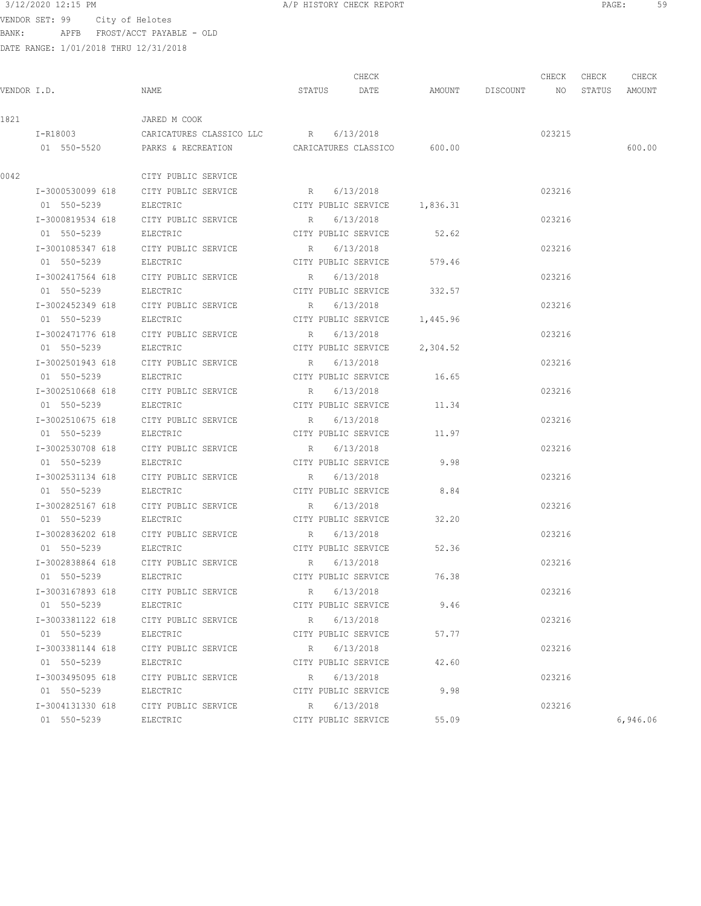VENDOR SET: 99 City of Helotes
BANK: APFB FROST/ACCT PAYABLE - OLD
DATE RANGE: 1/01/2018 THRU 12/31/2018

| VENDOR I.D. | NAME | STATUS | CHECK DATE | AMOUNT | DISCOUNT | CHECK NO | CHECK STATUS | CHECK AMOUNT |
|---|---|---|---|---|---|---|---|---|
| 1821 | JARED M COOK | | | | | | | |
| I-R18003 | CARICATURES CLASSICO LLC | R | 6/13/2018 | | | 023215 | | |
| 01 550-5520 | PARKS & RECREATION | CARICATURES CLASSICO | | 600.00 | | | | 600.00 |
| 0042 | CITY PUBLIC SERVICE | | | | | | | |
| I-3000530099 618 | CITY PUBLIC SERVICE | R | 6/13/2018 | | | 023216 | | |
| 01 550-5239 | ELECTRIC | CITY PUBLIC SERVICE | | 1,836.31 | | | | |
| I-3000819534 618 | CITY PUBLIC SERVICE | R | 6/13/2018 | | | 023216 | | |
| 01 550-5239 | ELECTRIC | CITY PUBLIC SERVICE | | 52.62 | | | | |
| I-3001085347 618 | CITY PUBLIC SERVICE | R | 6/13/2018 | | | 023216 | | |
| 01 550-5239 | ELECTRIC | CITY PUBLIC SERVICE | | 579.46 | | | | |
| I-3002417564 618 | CITY PUBLIC SERVICE | R | 6/13/2018 | | | 023216 | | |
| 01 550-5239 | ELECTRIC | CITY PUBLIC SERVICE | | 332.57 | | | | |
| I-3002452349 618 | CITY PUBLIC SERVICE | R | 6/13/2018 | | | 023216 | | |
| 01 550-5239 | ELECTRIC | CITY PUBLIC SERVICE | | 1,445.96 | | | | |
| I-3002471776 618 | CITY PUBLIC SERVICE | R | 6/13/2018 | | | 023216 | | |
| 01 550-5239 | ELECTRIC | CITY PUBLIC SERVICE | | 2,304.52 | | | | |
| I-3002501943 618 | CITY PUBLIC SERVICE | R | 6/13/2018 | | | 023216 | | |
| 01 550-5239 | ELECTRIC | CITY PUBLIC SERVICE | | 16.65 | | | | |
| I-3002510668 618 | CITY PUBLIC SERVICE | R | 6/13/2018 | | | 023216 | | |
| 01 550-5239 | ELECTRIC | CITY PUBLIC SERVICE | | 11.34 | | | | |
| I-3002510675 618 | CITY PUBLIC SERVICE | R | 6/13/2018 | | | 023216 | | |
| 01 550-5239 | ELECTRIC | CITY PUBLIC SERVICE | | 11.97 | | | | |
| I-3002530708 618 | CITY PUBLIC SERVICE | R | 6/13/2018 | | | 023216 | | |
| 01 550-5239 | ELECTRIC | CITY PUBLIC SERVICE | | 9.98 | | | | |
| I-3002531134 618 | CITY PUBLIC SERVICE | R | 6/13/2018 | | | 023216 | | |
| 01 550-5239 | ELECTRIC | CITY PUBLIC SERVICE | | 8.84 | | | | |
| I-3002825167 618 | CITY PUBLIC SERVICE | R | 6/13/2018 | | | 023216 | | |
| 01 550-5239 | ELECTRIC | CITY PUBLIC SERVICE | | 32.20 | | | | |
| I-3002836202 618 | CITY PUBLIC SERVICE | R | 6/13/2018 | | | 023216 | | |
| 01 550-5239 | ELECTRIC | CITY PUBLIC SERVICE | | 52.36 | | | | |
| I-3002838864 618 | CITY PUBLIC SERVICE | R | 6/13/2018 | | | 023216 | | |
| 01 550-5239 | ELECTRIC | CITY PUBLIC SERVICE | | 76.38 | | | | |
| I-3003167893 618 | CITY PUBLIC SERVICE | R | 6/13/2018 | | | 023216 | | |
| 01 550-5239 | ELECTRIC | CITY PUBLIC SERVICE | | 9.46 | | | | |
| I-3003381122 618 | CITY PUBLIC SERVICE | R | 6/13/2018 | | | 023216 | | |
| 01 550-5239 | ELECTRIC | CITY PUBLIC SERVICE | | 57.77 | | | | |
| I-3003381144 618 | CITY PUBLIC SERVICE | R | 6/13/2018 | | | 023216 | | |
| 01 550-5239 | ELECTRIC | CITY PUBLIC SERVICE | | 42.60 | | | | |
| I-3003495095 618 | CITY PUBLIC SERVICE | R | 6/13/2018 | | | 023216 | | |
| 01 550-5239 | ELECTRIC | CITY PUBLIC SERVICE | | 9.98 | | | | |
| I-3004131330 618 | CITY PUBLIC SERVICE | R | 6/13/2018 | | | 023216 | | |
| 01 550-5239 | ELECTRIC | CITY PUBLIC SERVICE | | 55.09 | | | | 6,946.06 |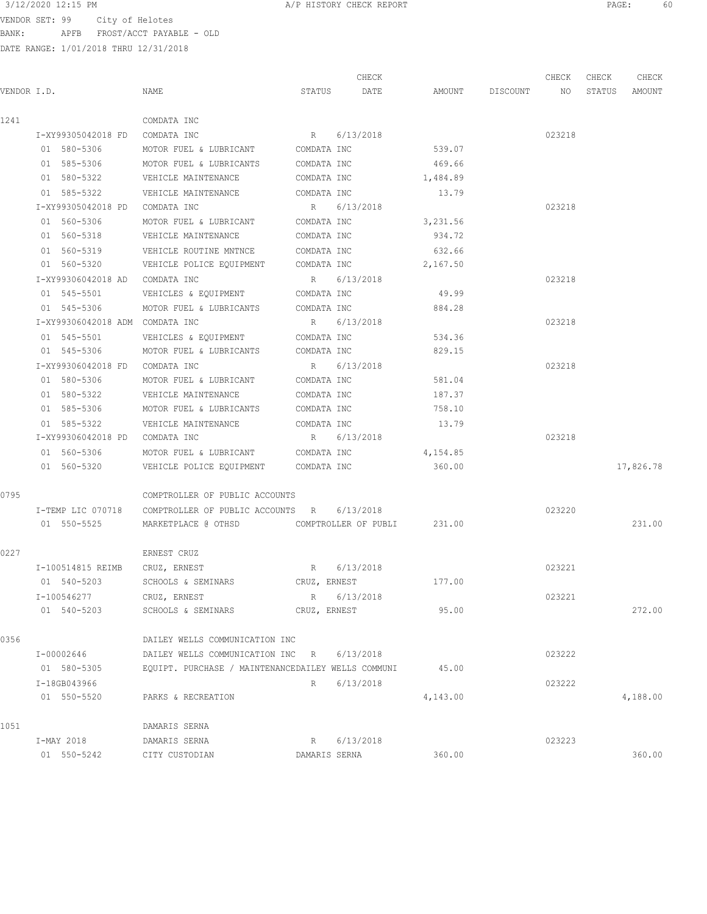3/12/2020 12:15 PM A/P HISTORY CHECK REPORT

VENDOR SET: 99 City of Helotes
BANK: APFB FROST/ACCT PAYABLE - OLD
DATE RANGE: 1/01/2018 THRU 12/31/2018

| VENDOR I.D. | NAME | STATUS | CHECK DATE | AMOUNT | DISCOUNT | CHECK NO | CHECK STATUS | CHECK AMOUNT |
|---|---|---|---|---|---|---|---|---|
| 1241 | COMDATA INC | | | | | | | |
| I-XY99305042018 FD | COMDATA INC | R | 6/13/2018 | | | 023218 | | |
| 01 580-5306 | MOTOR FUEL & LUBRICANT | COMDATA INC | | 539.07 | | | | |
| 01 585-5306 | MOTOR FUEL & LUBRICANTS | COMDATA INC | | 469.66 | | | | |
| 01 580-5322 | VEHICLE MAINTENANCE | COMDATA INC | | 1,484.89 | | | | |
| 01 585-5322 | VEHICLE MAINTENANCE | COMDATA INC | | 13.79 | | | | |
| I-XY99305042018 PD | COMDATA INC | R | 6/13/2018 | | | 023218 | | |
| 01 560-5306 | MOTOR FUEL & LUBRICANT | COMDATA INC | | 3,231.56 | | | | |
| 01 560-5318 | VEHICLE MAINTENANCE | COMDATA INC | | 934.72 | | | | |
| 01 560-5319 | VEHICLE ROUTINE MNTNCE | COMDATA INC | | 632.66 | | | | |
| 01 560-5320 | VEHICLE POLICE EQUIPMENT | COMDATA INC | | 2,167.50 | | | | |
| I-XY99306042018 AD | COMDATA INC | R | 6/13/2018 | | | 023218 | | |
| 01 545-5501 | VEHICLES & EQUIPMENT | COMDATA INC | | 49.99 | | | | |
| 01 545-5306 | MOTOR FUEL & LUBRICANTS | COMDATA INC | | 884.28 | | | | |
| I-XY99306042018 ADM | COMDATA INC | R | 6/13/2018 | | | 023218 | | |
| 01 545-5501 | VEHICLES & EQUIPMENT | COMDATA INC | | 534.36 | | | | |
| 01 545-5306 | MOTOR FUEL & LUBRICANTS | COMDATA INC | | 829.15 | | | | |
| I-XY99306042018 FD | COMDATA INC | R | 6/13/2018 | | | 023218 | | |
| 01 580-5306 | MOTOR FUEL & LUBRICANT | COMDATA INC | | 581.04 | | | | |
| 01 580-5322 | VEHICLE MAINTENANCE | COMDATA INC | | 187.37 | | | | |
| 01 585-5306 | MOTOR FUEL & LUBRICANTS | COMDATA INC | | 758.10 | | | | |
| 01 585-5322 | VEHICLE MAINTENANCE | COMDATA INC | | 13.79 | | | | |
| I-XY99306042018 PD | COMDATA INC | R | 6/13/2018 | | | 023218 | | |
| 01 560-5306 | MOTOR FUEL & LUBRICANT | COMDATA INC | | 4,154.85 | | | | |
| 01 560-5320 | VEHICLE POLICE EQUIPMENT | COMDATA INC | | 360.00 | | | | 17,826.78 |
| 0795 | COMPTROLLER OF PUBLIC ACCOUNTS | | | | | | | |
| I-TEMP LIC 070718 | COMPTROLLER OF PUBLIC ACCOUNTS | R | 6/13/2018 | | | 023220 | | |
| 01 550-5525 | MARKETPLACE @ OTHSD | COMPTROLLER OF PUBLI | | 231.00 | | | | 231.00 |
| 0227 | ERNEST CRUZ | | | | | | | |
| I-100514815 REIMB | CRUZ, ERNEST | R | 6/13/2018 | | | 023221 | | |
| 01 540-5203 | SCHOOLS & SEMINARS | CRUZ, ERNEST | | 177.00 | | | | |
| I-100546277 | CRUZ, ERNEST | R | 6/13/2018 | | | 023221 | | |
| 01 540-5203 | SCHOOLS & SEMINARS | CRUZ, ERNEST | | 95.00 | | | | 272.00 |
| 0356 | DAILEY WELLS COMMUNICATION INC | | | | | | | |
| I-00002646 | DAILEY WELLS COMMUNICATION INC | R | 6/13/2018 | | | 023222 | | |
| 01 580-5305 | EQUIPT. PURCHASE / MAINTENANCE | DAILEY WELLS COMMUNI | | 45.00 | | | | |
| I-18GB043966 | | R | 6/13/2018 | | | 023222 | | |
| 01 550-5520 | PARKS & RECREATION | | | 4,143.00 | | | | 4,188.00 |
| 1051 | DAMARIS SERNA | | | | | | | |
| I-MAY 2018 | DAMARIS SERNA | R | 6/13/2018 | | | 023223 | | |
| 01 550-5242 | CITY CUSTODIAN | DAMARIS SERNA | | 360.00 | | | | 360.00 |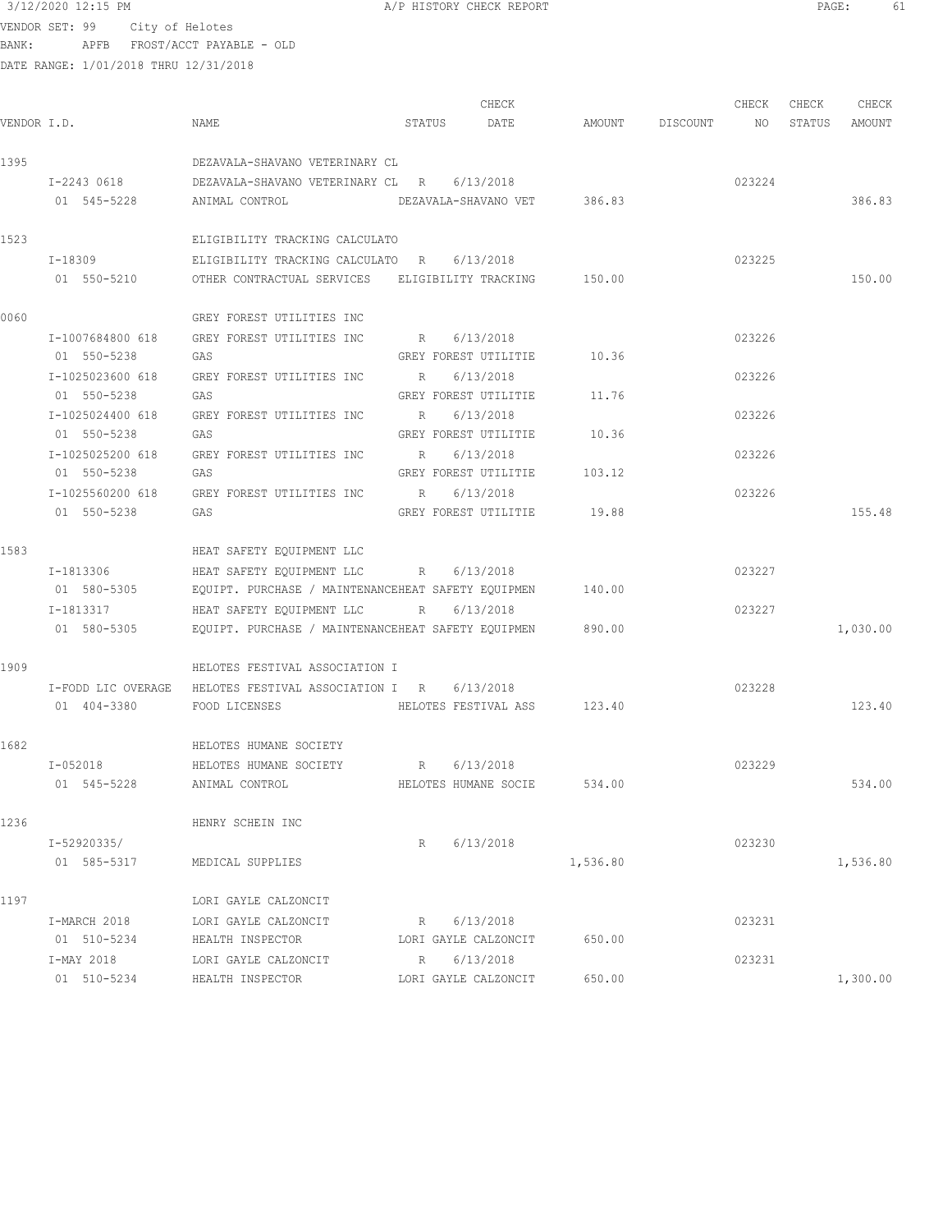3/12/2020 12:15 PM A/P HISTORY CHECK REPORT

VENDOR SET: 99 City of Helotes
BANK: APFB FROST/ACCT PAYABLE - OLD
DATE RANGE: 1/01/2018 THRU 12/31/2018

| VENDOR I.D. | NAME | STATUS | CHECK DATE | AMOUNT | DISCOUNT | CHECK NO | CHECK STATUS | CHECK AMOUNT |
|---|---|---|---|---|---|---|---|---|
| 1395 | DEZAVALA-SHAVANO VETERINARY CL | | | | | | | |
| I-2243 0618 | DEZAVALA-SHAVANO VETERINARY CL | R | 6/13/2018 | | | 023224 | | |
| 01 545-5228 | ANIMAL CONTROL | DEZAVALA-SHAVANO VET | | 386.83 | | | | 386.83 |
| 1523 | ELIGIBILITY TRACKING CALCULATO | | | | | | | |
| I-18309 | ELIGIBILITY TRACKING CALCULATO | R | 6/13/2018 | | | 023225 | | |
| 01 550-5210 | OTHER CONTRACTUAL SERVICES | ELIGIBILITY TRACKING | | 150.00 | | | | 150.00 |
| 0060 | GREY FOREST UTILITIES INC | | | | | | | |
| I-1007684800 618 | GREY FOREST UTILITIES INC | R | 6/13/2018 | | | 023226 | | |
| 01 550-5238 | GAS | GREY FOREST UTILITIE | | 10.36 | | | | |
| I-1025023600 618 | GREY FOREST UTILITIES INC | R | 6/13/2018 | | | 023226 | | |
| 01 550-5238 | GAS | GREY FOREST UTILITIE | | 11.76 | | | | |
| I-1025024400 618 | GREY FOREST UTILITIES INC | R | 6/13/2018 | | | 023226 | | |
| 01 550-5238 | GAS | GREY FOREST UTILITIE | | 10.36 | | | | |
| I-1025025200 618 | GREY FOREST UTILITIES INC | R | 6/13/2018 | | | 023226 | | |
| 01 550-5238 | GAS | GREY FOREST UTILITIE | | 103.12 | | | | |
| I-1025560200 618 | GREY FOREST UTILITIES INC | R | 6/13/2018 | | | 023226 | | |
| 01 550-5238 | GAS | GREY FOREST UTILITIE | | 19.88 | | | | 155.48 |
| 1583 | HEAT SAFETY EQUIPMENT LLC | | | | | | | |
| I-1813306 | HEAT SAFETY EQUIPMENT LLC | R | 6/13/2018 | | | 023227 | | |
| 01 580-5305 | EQUIPT. PURCHASE / MAINTENANCE | HEAT SAFETY EQUIPMEN | | 140.00 | | | | |
| I-1813317 | HEAT SAFETY EQUIPMENT LLC | R | 6/13/2018 | | | 023227 | | |
| 01 580-5305 | EQUIPT. PURCHASE / MAINTENANCE | HEAT SAFETY EQUIPMEN | | 890.00 | | | | 1,030.00 |
| 1909 | HELOTES FESTIVAL ASSOCIATION I | | | | | | | |
| I-FODD LIC OVERAGE | HELOTES FESTIVAL ASSOCIATION I | R | 6/13/2018 | | | 023228 | | |
| 01 404-3380 | FOOD LICENSES | HELOTES FESTIVAL ASS | | 123.40 | | | | 123.40 |
| 1682 | HELOTES HUMANE SOCIETY | | | | | | | |
| I-052018 | HELOTES HUMANE SOCIETY | R | 6/13/2018 | | | 023229 | | |
| 01 545-5228 | ANIMAL CONTROL | HELOTES HUMANE SOCIE | | 534.00 | | | | 534.00 |
| 1236 | HENRY SCHEIN INC | | | | | | | |
| I-52920335/ | | R | 6/13/2018 | | | 023230 | | |
| 01 585-5317 | MEDICAL SUPPLIES | | | 1,536.80 | | | | 1,536.80 |
| 1197 | LORI GAYLE CALZONCIT | | | | | | | |
| I-MARCH 2018 | LORI GAYLE CALZONCIT | R | 6/13/2018 | | | 023231 | | |
| 01 510-5234 | HEALTH INSPECTOR | LORI GAYLE CALZONCIT | | 650.00 | | | | |
| I-MAY 2018 | LORI GAYLE CALZONCIT | R | 6/13/2018 | | | 023231 | | |
| 01 510-5234 | HEALTH INSPECTOR | LORI GAYLE CALZONCIT | | 650.00 | | | | 1,300.00 |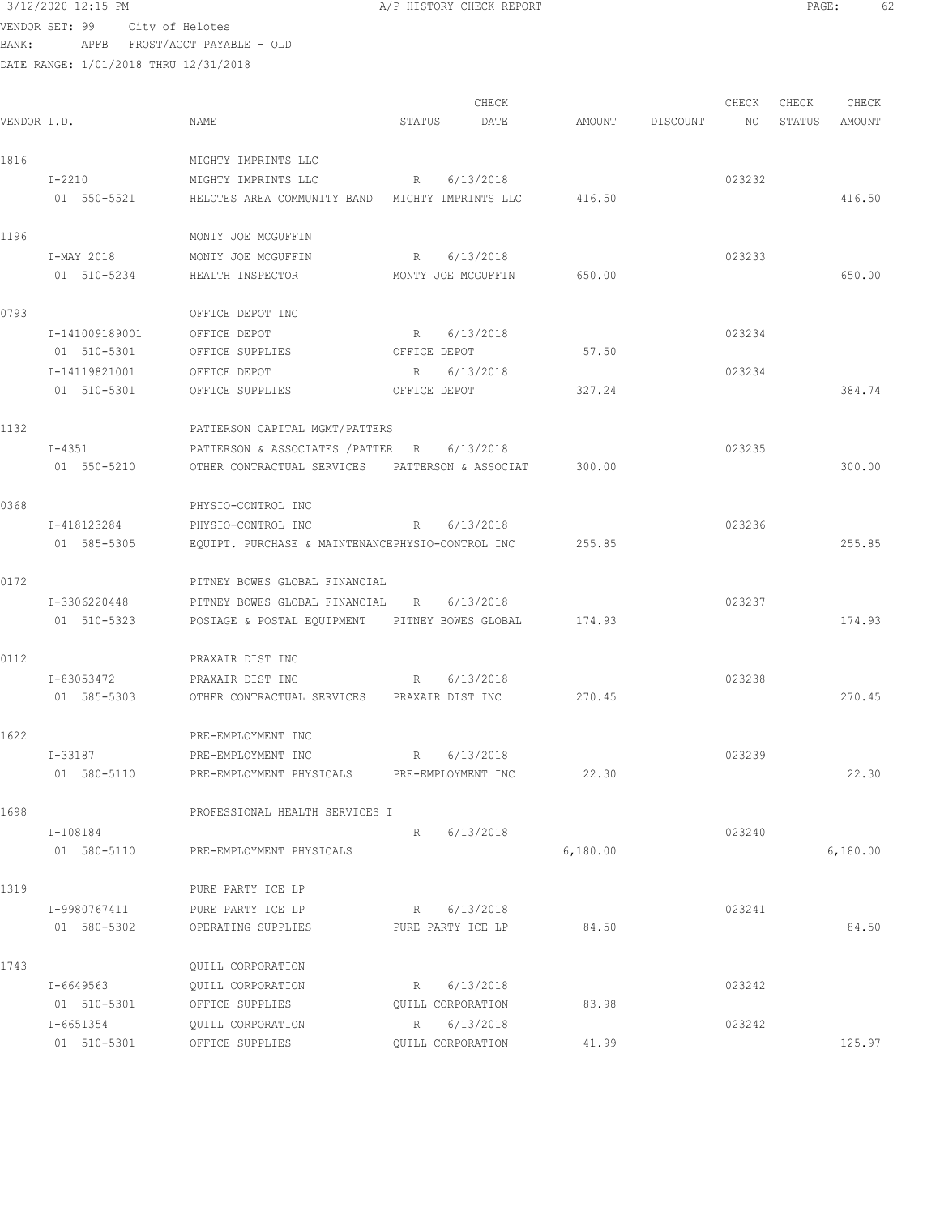3/12/2020 12:15 PM A/P HISTORY CHECK REPORT

VENDOR SET: 99 City of Helotes
BANK: APFB FROST/ACCT PAYABLE - OLD
DATE RANGE: 1/01/2018 THRU 12/31/2018

| VENDOR I.D. | NAME | STATUS | CHECK DATE | AMOUNT | DISCOUNT | CHECK NO | CHECK STATUS | CHECK AMOUNT |
|---|---|---|---|---|---|---|---|---|
| 1816 | MIGHTY IMPRINTS LLC | | | | | | | |
| I-2210 | MIGHTY IMPRINTS LLC | R | 6/13/2018 | | | 023232 | | |
| 01 550-5521 | HELOTES AREA COMMUNITY BAND | MIGHTY IMPRINTS LLC | | 416.50 | | | | 416.50 |
| 1196 | MONTY JOE MCGUFFIN | | | | | | | |
| I-MAY 2018 | MONTY JOE MCGUFFIN | R | 6/13/2018 | | | 023233 | | |
| 01 510-5234 | HEALTH INSPECTOR | MONTY JOE MCGUFFIN | | 650.00 | | | | 650.00 |
| 0793 | OFFICE DEPOT INC | | | | | | | |
| I-141009189001 | OFFICE DEPOT | R | 6/13/2018 | | | 023234 | | |
| 01 510-5301 | OFFICE SUPPLIES | OFFICE DEPOT | | 57.50 | | | | |
| I-14119821001 | OFFICE DEPOT | R | 6/13/2018 | | | 023234 | | |
| 01 510-5301 | OFFICE SUPPLIES | OFFICE DEPOT | | 327.24 | | | | 384.74 |
| 1132 | PATTERSON CAPITAL MGMT/PATTERS | | | | | | | |
| I-4351 | PATTERSON & ASSOCIATES /PATTER | R | 6/13/2018 | | | 023235 | | |
| 01 550-5210 | OTHER CONTRACTUAL SERVICES | PATTERSON & ASSOCIAT | | 300.00 | | | | 300.00 |
| 0368 | PHYSIO-CONTROL INC | | | | | | | |
| I-418123284 | PHYSIO-CONTROL INC | R | 6/13/2018 | | | 023236 | | |
| 01 585-5305 | EQUIPT. PURCHASE & MAINTENANCE | PHYSIO-CONTROL INC | | 255.85 | | | | 255.85 |
| 0172 | PITNEY BOWES GLOBAL FINANCIAL | | | | | | | |
| I-3306220448 | PITNEY BOWES GLOBAL FINANCIAL | R | 6/13/2018 | | | 023237 | | |
| 01 510-5323 | POSTAGE & POSTAL EQUIPMENT | PITNEY BOWES GLOBAL | | 174.93 | | | | 174.93 |
| 0112 | PRAXAIR DIST INC | | | | | | | |
| I-83053472 | PRAXAIR DIST INC | R | 6/13/2018 | | | 023238 | | |
| 01 585-5303 | OTHER CONTRACTUAL SERVICES | PRAXAIR DIST INC | | 270.45 | | | | 270.45 |
| 1622 | PRE-EMPLOYMENT INC | | | | | | | |
| I-33187 | PRE-EMPLOYMENT INC | R | 6/13/2018 | | | 023239 | | |
| 01 580-5110 | PRE-EMPLOYMENT PHYSICALS | PRE-EMPLOYMENT INC | | 22.30 | | | | 22.30 |
| 1698 | PROFESSIONAL HEALTH SERVICES I | | | | | | | |
| I-108184 | | R | 6/13/2018 | | | 023240 | | |
| 01 580-5110 | PRE-EMPLOYMENT PHYSICALS | | | 6,180.00 | | | | 6,180.00 |
| 1319 | PURE PARTY ICE LP | | | | | | | |
| I-9980767411 | PURE PARTY ICE LP | R | 6/13/2018 | | | 023241 | | |
| 01 580-5302 | OPERATING SUPPLIES | PURE PARTY ICE LP | | 84.50 | | | | 84.50 |
| 1743 | QUILL CORPORATION | | | | | | | |
| I-6649563 | QUILL CORPORATION | R | 6/13/2018 | | | 023242 | | |
| 01 510-5301 | OFFICE SUPPLIES | QUILL CORPORATION | | 83.98 | | | | |
| I-6651354 | QUILL CORPORATION | R | 6/13/2018 | | | 023242 | | |
| 01 510-5301 | OFFICE SUPPLIES | QUILL CORPORATION | | 41.99 | | | | 125.97 |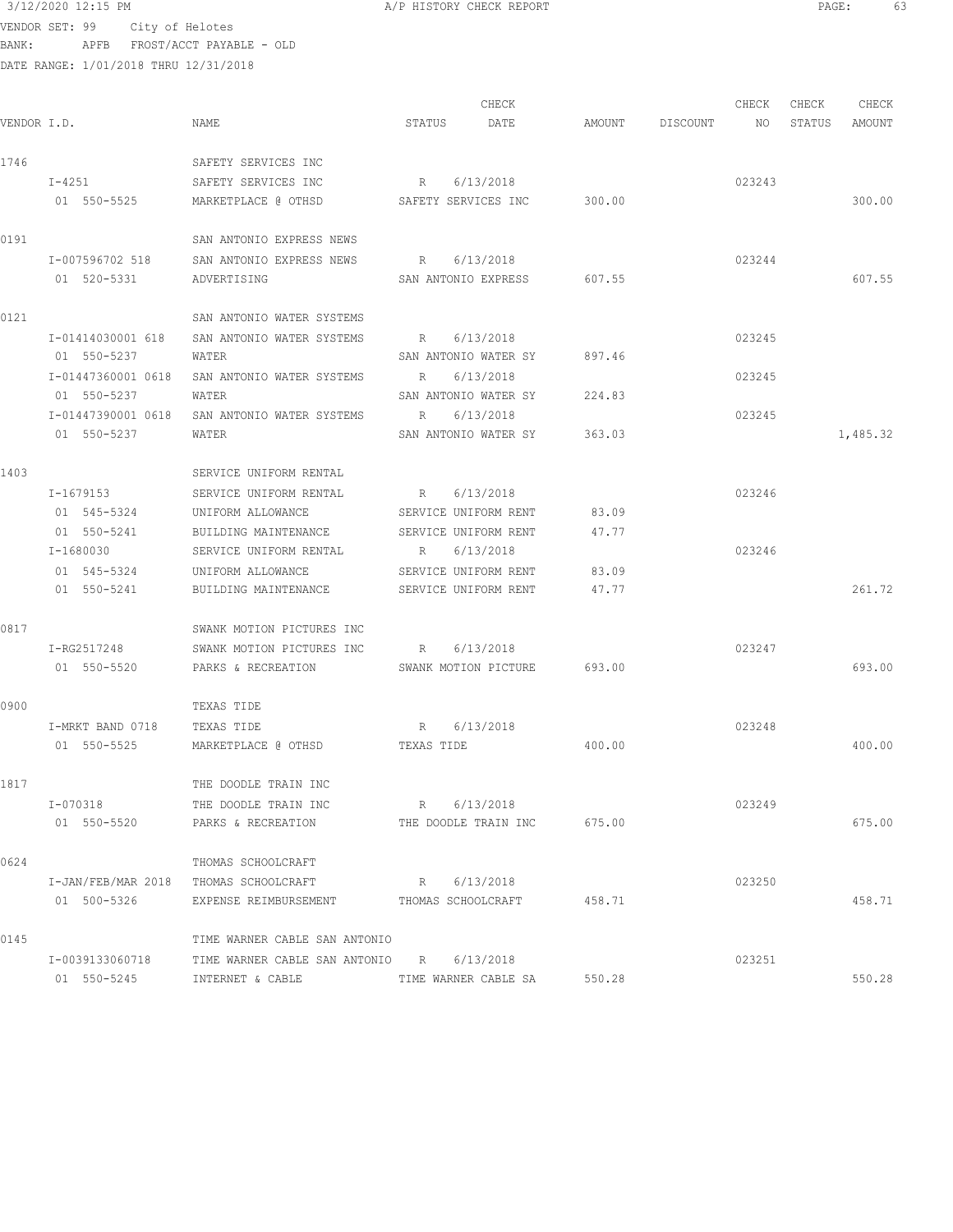3/12/2020 12:15 PM A/P HISTORY CHECK REPORT

VENDOR SET: 99 City of Helotes
BANK: APFB FROST/ACCT PAYABLE - OLD
DATE RANGE: 1/01/2018 THRU 12/31/2018

| VENDOR I.D. | NAME | STATUS | CHECK DATE | AMOUNT | DISCOUNT | CHECK NO | CHECK STATUS | CHECK AMOUNT |
|---|---|---|---|---|---|---|---|---|
| 1746 | SAFETY SERVICES INC | | | | | | | |
| I-4251 | SAFETY SERVICES INC | R | 6/13/2018 | | | 023243 | | |
| 01 550-5525 | MARKETPLACE @ OTHSD | SAFETY SERVICES INC | | 300.00 | | | | 300.00 |
| 0191 | SAN ANTONIO EXPRESS NEWS | | | | | | | |
| I-007596702 518 | SAN ANTONIO EXPRESS NEWS | R | 6/13/2018 | | | 023244 | | |
| 01 520-5331 | ADVERTISING | SAN ANTONIO EXPRESS | | 607.55 | | | | 607.55 |
| 0121 | SAN ANTONIO WATER SYSTEMS | | | | | | | |
| I-01414030001 618 | SAN ANTONIO WATER SYSTEMS | R | 6/13/2018 | | | 023245 | | |
| 01 550-5237 | WATER | SAN ANTONIO WATER SY | | 897.46 | | | | |
| I-01447360001 0618 | SAN ANTONIO WATER SYSTEMS | R | 6/13/2018 | | | 023245 | | |
| 01 550-5237 | WATER | SAN ANTONIO WATER SY | | 224.83 | | | | |
| I-01447390001 0618 | SAN ANTONIO WATER SYSTEMS | R | 6/13/2018 | | | 023245 | | |
| 01 550-5237 | WATER | SAN ANTONIO WATER SY | | 363.03 | | | | 1,485.32 |
| 1403 | SERVICE UNIFORM RENTAL | | | | | | | |
| I-1679153 | SERVICE UNIFORM RENTAL | R | 6/13/2018 | | | 023246 | | |
| 01 545-5324 | UNIFORM ALLOWANCE | SERVICE UNIFORM RENT | | 83.09 | | | | |
| 01 550-5241 | BUILDING MAINTENANCE | SERVICE UNIFORM RENT | | 47.77 | | | | |
| I-1680030 | SERVICE UNIFORM RENTAL | R | 6/13/2018 | | | 023246 | | |
| 01 545-5324 | UNIFORM ALLOWANCE | SERVICE UNIFORM RENT | | 83.09 | | | | |
| 01 550-5241 | BUILDING MAINTENANCE | SERVICE UNIFORM RENT | | 47.77 | | | | 261.72 |
| 0817 | SWANK MOTION PICTURES INC | | | | | | | |
| I-RG2517248 | SWANK MOTION PICTURES INC | R | 6/13/2018 | | | 023247 | | |
| 01 550-5520 | PARKS & RECREATION | SWANK MOTION PICTURE | | 693.00 | | | | 693.00 |
| 0900 | TEXAS TIDE | | | | | | | |
| I-MRKT BAND 0718 | TEXAS TIDE | R | 6/13/2018 | | | 023248 | | |
| 01 550-5525 | MARKETPLACE @ OTHSD | TEXAS TIDE | | 400.00 | | | | 400.00 |
| 1817 | THE DOODLE TRAIN INC | | | | | | | |
| I-070318 | THE DOODLE TRAIN INC | R | 6/13/2018 | | | 023249 | | |
| 01 550-5520 | PARKS & RECREATION | THE DOODLE TRAIN INC | | 675.00 | | | | 675.00 |
| 0624 | THOMAS SCHOOLCRAFT | | | | | | | |
| I-JAN/FEB/MAR 2018 | THOMAS SCHOOLCRAFT | R | 6/13/2018 | | | 023250 | | |
| 01 500-5326 | EXPENSE REIMBURSEMENT | THOMAS SCHOOLCRAFT | | 458.71 | | | | 458.71 |
| 0145 | TIME WARNER CABLE SAN ANTONIO | | | | | | | |
| I-0039133060718 | TIME WARNER CABLE SAN ANTONIO | R | 6/13/2018 | | | 023251 | | |
| 01 550-5245 | INTERNET & CABLE | TIME WARNER CABLE SA | | 550.28 | | | | 550.28 |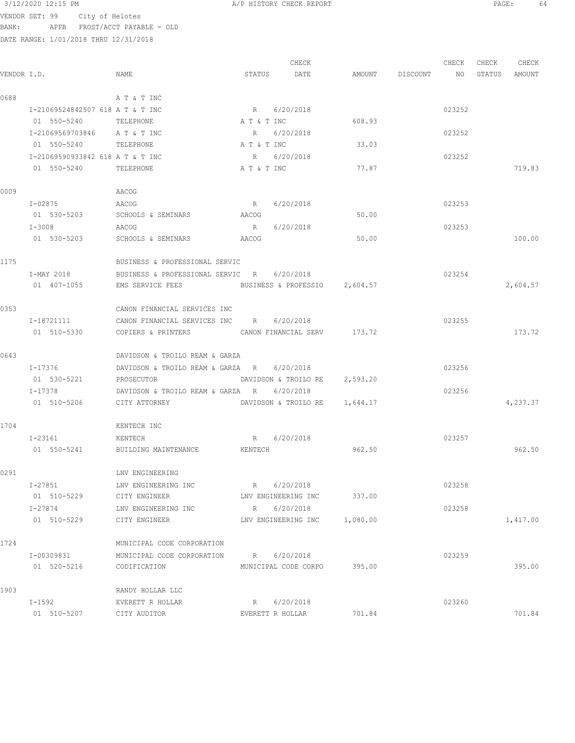3/12/2020 12:15 PM A/P HISTORY CHECK REPORT

VENDOR SET: 99 City of Helotes
BANK: APFB FROST/ACCT PAYABLE - OLD
DATE RANGE: 1/01/2018 THRU 12/31/2018

| VENDOR I.D. | NAME | STATUS | CHECK DATE | AMOUNT | DISCOUNT | CHECK NO | CHECK STATUS | CHECK AMOUNT |
|---|---|---|---|---|---|---|---|---|
| 0688 | A T & T INC | | | | | | | |
| I-21069524842507 618 | A T & T INC | R | 6/20/2018 | | | 023252 | | |
| 01 550-5240 | TELEPHONE | A T & T INC | | 608.93 | | | | |
| I-21069569703846 | A T & T INC | R | 6/20/2018 | | | 023252 | | |
| 01 550-5240 | TELEPHONE | A T & T INC | | 33.03 | | | | |
| I-21069590933842 618 | A T & T INC | R | 6/20/2018 | | | 023252 | | |
| 01 550-5240 | TELEPHONE | A T & T INC | | 77.87 | | | | 719.83 |
| 0009 | AACOG | | | | | | | |
| I-02875 | AACOG | R | 6/20/2018 | | | 023253 | | |
| 01 530-5203 | SCHOOLS & SEMINARS | AACOG | | 50.00 | | | | |
| I-3008 | AACOG | R | 6/20/2018 | | | 023253 | | |
| 01 530-5203 | SCHOOLS & SEMINARS | AACOG | | 50.00 | | | | 100.00 |
| 1175 | BUSINESS & PROFESSIONAL SERVIC | | | | | | | |
| I-MAY 2018 | BUSINESS & PROFESSIONAL SERVIC | R | 6/20/2018 | | | 023254 | | |
| 01 407-1055 | EMS SERVICE FEES | BUSINESS & PROFESSIO | | 2,604.57 | | | | 2,604.57 |
| 0353 | CANON FINANCIAL SERVICES INC | | | | | | | |
| I-18721111 | CANON FINANCIAL SERVICES INC | R | 6/20/2018 | | | 023255 | | |
| 01 510-5330 | COPIERS & PRINTERS | CANON FINANCIAL SERV | | 173.72 | | | | 173.72 |
| 0643 | DAVIDSON & TROILO REAM & GARZA | | | | | | | |
| I-17376 | DAVIDSON & TROILO REAM & GARZA | R | 6/20/2018 | | | 023256 | | |
| 01 530-5221 | PROSECUTOR | DAVIDSON & TROILO RE | | 2,593.20 | | | | |
| I-17378 | DAVIDSON & TROILO REAM & GARZA | R | 6/20/2018 | | | 023256 | | |
| 01 510-5206 | CITY ATTORNEY | DAVIDSON & TROILO RE | | 1,644.17 | | | | 4,237.37 |
| 1704 | KENTECH INC | | | | | | | |
| I-23161 | KENTECH | R | 6/20/2018 | | | 023257 | | |
| 01 550-5241 | BUILDING MAINTENANCE | KENTECH | | 962.50 | | | | 962.50 |
| 0291 | LNV ENGINEERING | | | | | | | |
| I-27851 | LNV ENGINEERING INC | R | 6/20/2018 | | | 023258 | | |
| 01 510-5229 | CITY ENGINEER | LNV ENGINEERING INC | | 337.00 | | | | |
| I-27874 | LNV ENGINEERING INC | R | 6/20/2018 | | | 023258 | | |
| 01 510-5229 | CITY ENGINEER | LNV ENGINEERING INC | | 1,080.00 | | | | 1,417.00 |
| 1724 | MUNICIPAL CODE CORPORATION | | | | | | | |
| I-00309831 | MUNICIPAL CODE CORPORATION | R | 6/20/2018 | | | 023259 | | |
| 01 520-5216 | CODIFICATION | MUNICIPAL CODE CORPO | | 395.00 | | | | 395.00 |
| 1903 | RANDY HOLLAR LLC | | | | | | | |
| I-1592 | EVERETT R HOLLAR | R | 6/20/2018 | | | 023260 | | |
| 01 510-5207 | CITY AUDITOR | EVERETT R HOLLAR | | 701.84 | | | | 701.84 |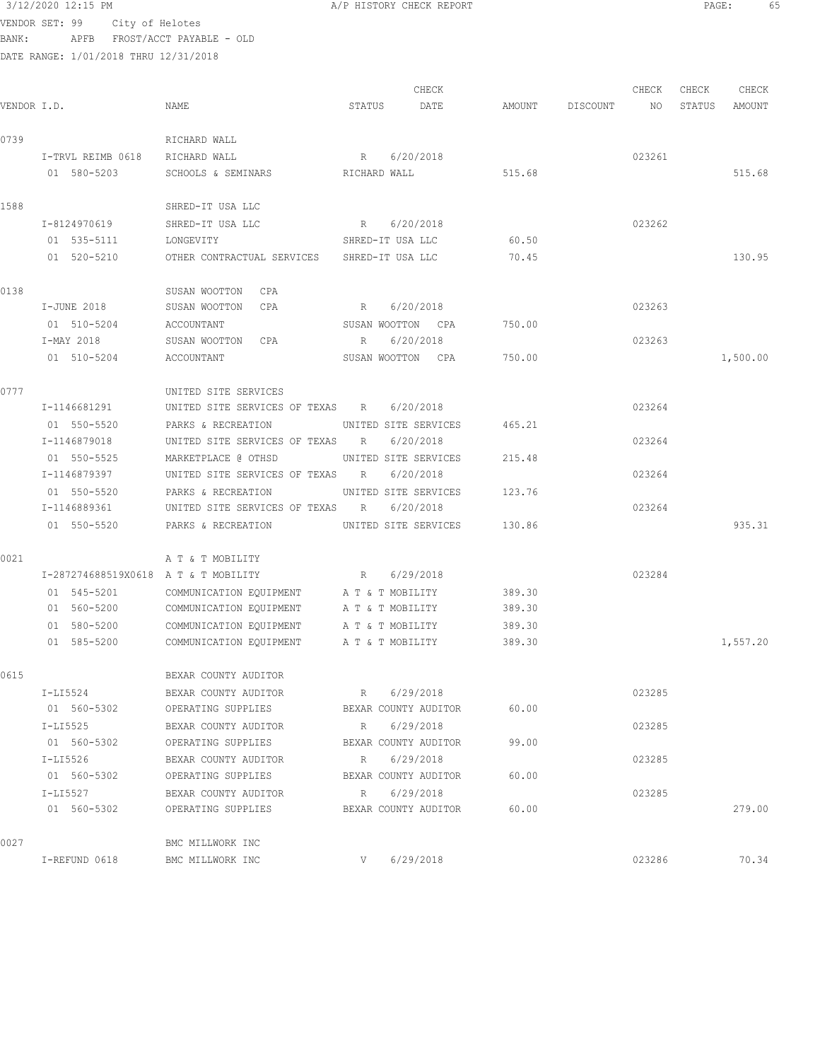3/12/2020 12:15 PM A/P HISTORY CHECK REPORT

VENDOR SET: 99 City of Helotes
BANK: APFB FROST/ACCT PAYABLE - OLD
DATE RANGE: 1/01/2018 THRU 12/31/2018

| VENDOR I.D. | NAME | STATUS | CHECK DATE | AMOUNT | DISCOUNT | CHECK NO | CHECK STATUS | CHECK AMOUNT |
|---|---|---|---|---|---|---|---|---|
| 0739 | RICHARD WALL | | | | | | | |
| I-TRVL REIMB 0618 | RICHARD WALL | R | 6/20/2018 | | | 023261 | | |
| 01 580-5203 | SCHOOLS & SEMINARS | RICHARD WALL | | 515.68 | | | | 515.68 |
| 1588 | SHRED-IT USA LLC | | | | | | | |
| I-8124970619 | SHRED-IT USA LLC | R | 6/20/2018 | | | 023262 | | |
| 01 535-5111 | LONGEVITY | SHRED-IT USA LLC | | 60.50 | | | | |
| 01 520-5210 | OTHER CONTRACTUAL SERVICES | SHRED-IT USA LLC | | 70.45 | | | | 130.95 |
| 0138 | SUSAN WOOTTON CPA | | | | | | | |
| I-JUNE 2018 | SUSAN WOOTTON CPA | R | 6/20/2018 | | | 023263 | | |
| 01 510-5204 | ACCOUNTANT | SUSAN WOOTTON CPA | | 750.00 | | | | |
| I-MAY 2018 | SUSAN WOOTTON CPA | R | 6/20/2018 | | | 023263 | | |
| 01 510-5204 | ACCOUNTANT | SUSAN WOOTTON CPA | | 750.00 | | | | 1,500.00 |
| 0777 | UNITED SITE SERVICES | | | | | | | |
| I-1146681291 | UNITED SITE SERVICES OF TEXAS | R | 6/20/2018 | | | 023264 | | |
| 01 550-5520 | PARKS & RECREATION | UNITED SITE SERVICES | | 465.21 | | | | |
| I-1146879018 | UNITED SITE SERVICES OF TEXAS | R | 6/20/2018 | | | 023264 | | |
| 01 550-5525 | MARKETPLACE @ OTHSD | UNITED SITE SERVICES | | 215.48 | | | | |
| I-1146879397 | UNITED SITE SERVICES OF TEXAS | R | 6/20/2018 | | | 023264 | | |
| 01 550-5520 | PARKS & RECREATION | UNITED SITE SERVICES | | 123.76 | | | | |
| I-1146889361 | UNITED SITE SERVICES OF TEXAS | R | 6/20/2018 | | | 023264 | | |
| 01 550-5520 | PARKS & RECREATION | UNITED SITE SERVICES | | 130.86 | | | | 935.31 |
| 0021 | A T & T MOBILITY | | | | | | | |
| I-287274688519X0618 | A T & T MOBILITY | R | 6/29/2018 | | | 023284 | | |
| 01 545-5201 | COMMUNICATION EQUIPMENT | A T & T MOBILITY | | 389.30 | | | | |
| 01 560-5200 | COMMUNICATION EQUIPMENT | A T & T MOBILITY | | 389.30 | | | | |
| 01 580-5200 | COMMUNICATION EQUIPMENT | A T & T MOBILITY | | 389.30 | | | | |
| 01 585-5200 | COMMUNICATION EQUIPMENT | A T & T MOBILITY | | 389.30 | | | | 1,557.20 |
| 0615 | BEXAR COUNTY AUDITOR | | | | | | | |
| I-LI5524 | BEXAR COUNTY AUDITOR | R | 6/29/2018 | | | 023285 | | |
| 01 560-5302 | OPERATING SUPPLIES | BEXAR COUNTY AUDITOR | | 60.00 | | | | |
| I-LI5525 | BEXAR COUNTY AUDITOR | R | 6/29/2018 | | | 023285 | | |
| 01 560-5302 | OPERATING SUPPLIES | BEXAR COUNTY AUDITOR | | 99.00 | | | | |
| I-LI5526 | BEXAR COUNTY AUDITOR | R | 6/29/2018 | | | 023285 | | |
| 01 560-5302 | OPERATING SUPPLIES | BEXAR COUNTY AUDITOR | | 60.00 | | | | |
| I-LI5527 | BEXAR COUNTY AUDITOR | R | 6/29/2018 | | | 023285 | | |
| 01 560-5302 | OPERATING SUPPLIES | BEXAR COUNTY AUDITOR | | 60.00 | | | | 279.00 |
| 0027 | BMC MILLWORK INC | | | | | | | |
| I-REFUND 0618 | BMC MILLWORK INC | V | 6/29/2018 | | | 023286 | | 70.34 |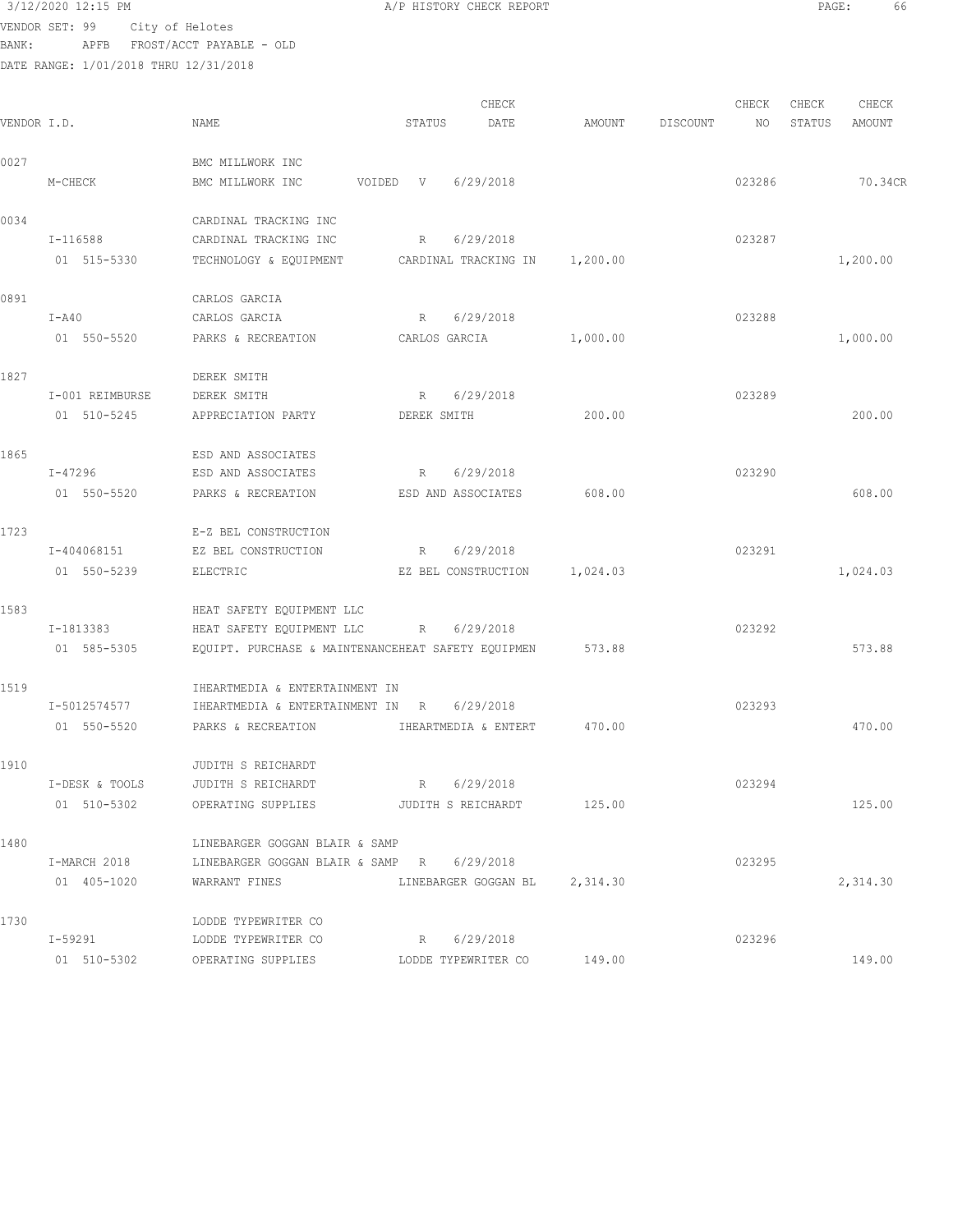3/12/2020 12:15 PM A/P HISTORY CHECK REPORT

VENDOR SET: 99 City of Helotes
BANK: APFB FROST/ACCT PAYABLE - OLD
DATE RANGE: 1/01/2018 THRU 12/31/2018

| VENDOR I.D. | NAME | STATUS | CHECK DATE | AMOUNT | DISCOUNT | CHECK NO | CHECK STATUS | CHECK AMOUNT |
|---|---|---|---|---|---|---|---|---|
| 0027 | BMC MILLWORK INC | | | | | | | |
| M-CHECK | BMC MILLWORK INC | VOIDED V | 6/29/2018 | | | 023286 | | 70.34CR |
| 0034 | CARDINAL TRACKING INC | | | | | | | |
| I-116588 | CARDINAL TRACKING INC | R | 6/29/2018 | | | 023287 | | |
| 01 515-5330 | TECHNOLOGY & EQUIPMENT | CARDINAL TRACKING IN | | 1,200.00 | | | | 1,200.00 |
| 0891 | CARLOS GARCIA | | | | | | | |
| I-A40 | CARLOS GARCIA | R | 6/29/2018 | | | 023288 | | |
| 01 550-5520 | PARKS & RECREATION | CARLOS GARCIA | | 1,000.00 | | | | 1,000.00 |
| 1827 | DEREK SMITH | | | | | | | |
| I-001 REIMBURSE | DEREK SMITH | R | 6/29/2018 | | | 023289 | | |
| 01 510-5245 | APPRECIATION PARTY | DEREK SMITH | | 200.00 | | | | 200.00 |
| 1865 | ESD AND ASSOCIATES | | | | | | | |
| I-47296 | ESD AND ASSOCIATES | R | 6/29/2018 | | | 023290 | | |
| 01 550-5520 | PARKS & RECREATION | ESD AND ASSOCIATES | | 608.00 | | | | 608.00 |
| 1723 | E-Z BEL CONSTRUCTION | | | | | | | |
| I-404068151 | EZ BEL CONSTRUCTION | R | 6/29/2018 | | | 023291 | | |
| 01 550-5239 | ELECTRIC | EZ BEL CONSTRUCTION | | 1,024.03 | | | | 1,024.03 |
| 1583 | HEAT SAFETY EQUIPMENT LLC | | | | | | | |
| I-1813383 | HEAT SAFETY EQUIPMENT LLC | R | 6/29/2018 | | | 023292 | | |
| 01 585-5305 | EQUIPT. PURCHASE & MAINTENANCE | HEAT SAFETY EQUIPMEN | | 573.88 | | | | 573.88 |
| 1519 | IHEARTMEDIA & ENTERTAINMENT IN | | | | | | | |
| I-5012574577 | IHEARTMEDIA & ENTERTAINMENT IN | R | 6/29/2018 | | | 023293 | | |
| 01 550-5520 | PARKS & RECREATION | IHEARTMEDIA & ENTERT | | 470.00 | | | | 470.00 |
| 1910 | JUDITH S REICHARDT | | | | | | | |
| I-DESK & TOOLS | JUDITH S REICHARDT | R | 6/29/2018 | | | 023294 | | |
| 01 510-5302 | OPERATING SUPPLIES | JUDITH S REICHARDT | | 125.00 | | | | 125.00 |
| 1480 | LINEBARGER GOGGAN BLAIR & SAMP | | | | | | | |
| I-MARCH 2018 | LINEBARGER GOGGAN BLAIR & SAMP | R | 6/29/2018 | | | 023295 | | |
| 01 405-1020 | WARRANT FINES | LINEBARGER GOGGAN BL | | 2,314.30 | | | | 2,314.30 |
| 1730 | LODDE TYPEWRITER CO | | | | | | | |
| I-59291 | LODDE TYPEWRITER CO | R | 6/29/2018 | | | 023296 | | |
| 01 510-5302 | OPERATING SUPPLIES | LODDE TYPEWRITER CO | | 149.00 | | | | 149.00 |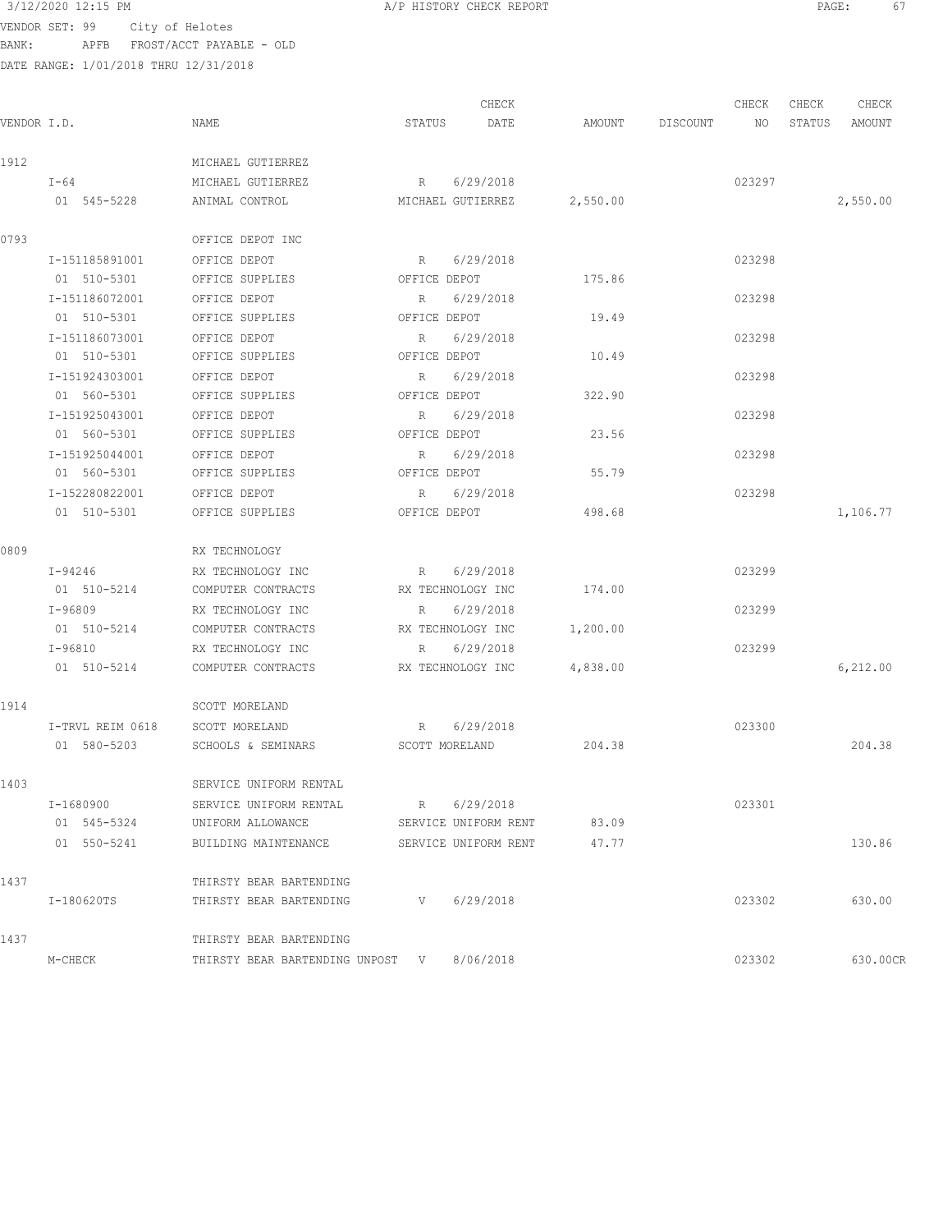3/12/2020 12:15 PM A/P HISTORY CHECK REPORT

VENDOR SET: 99 City of Helotes
BANK: APFB FROST/ACCT PAYABLE - OLD
DATE RANGE: 1/01/2018 THRU 12/31/2018

| VENDOR I.D. | NAME | STATUS | CHECK DATE | AMOUNT | DISCOUNT | CHECK NO | CHECK STATUS | CHECK AMOUNT |
|---|---|---|---|---|---|---|---|---|
| 1912 | MICHAEL GUTIERREZ | | | | | | | |
| I-64 | MICHAEL GUTIERREZ | R | 6/29/2018 | | | 023297 | | |
| 01 545-5228 | ANIMAL CONTROL | MICHAEL GUTIERREZ | | 2,550.00 | | | | 2,550.00 |
| 0793 | OFFICE DEPOT INC | | | | | | | |
| I-151185891001 | OFFICE DEPOT | R | 6/29/2018 | | | 023298 | | |
| 01 510-5301 | OFFICE SUPPLIES | OFFICE DEPOT | | 175.86 | | | | |
| I-151186072001 | OFFICE DEPOT | R | 6/29/2018 | | | 023298 | | |
| 01 510-5301 | OFFICE SUPPLIES | OFFICE DEPOT | | 19.49 | | | | |
| I-151186073001 | OFFICE DEPOT | R | 6/29/2018 | | | 023298 | | |
| 01 510-5301 | OFFICE SUPPLIES | OFFICE DEPOT | | 10.49 | | | | |
| I-151924303001 | OFFICE DEPOT | R | 6/29/2018 | | | 023298 | | |
| 01 560-5301 | OFFICE SUPPLIES | OFFICE DEPOT | | 322.90 | | | | |
| I-151925043001 | OFFICE DEPOT | R | 6/29/2018 | | | 023298 | | |
| 01 560-5301 | OFFICE SUPPLIES | OFFICE DEPOT | | 23.56 | | | | |
| I-151925044001 | OFFICE DEPOT | R | 6/29/2018 | | | 023298 | | |
| 01 560-5301 | OFFICE SUPPLIES | OFFICE DEPOT | | 55.79 | | | | |
| I-152280822001 | OFFICE DEPOT | R | 6/29/2018 | | | 023298 | | |
| 01 510-5301 | OFFICE SUPPLIES | OFFICE DEPOT | | 498.68 | | | | 1,106.77 |
| 0809 | RX TECHNOLOGY | | | | | | | |
| I-94246 | RX TECHNOLOGY INC | R | 6/29/2018 | | | 023299 | | |
| 01 510-5214 | COMPUTER CONTRACTS | RX TECHNOLOGY INC | | 174.00 | | | | |
| I-96809 | RX TECHNOLOGY INC | R | 6/29/2018 | | | 023299 | | |
| 01 510-5214 | COMPUTER CONTRACTS | RX TECHNOLOGY INC | | 1,200.00 | | | | |
| I-96810 | RX TECHNOLOGY INC | R | 6/29/2018 | | | 023299 | | |
| 01 510-5214 | COMPUTER CONTRACTS | RX TECHNOLOGY INC | | 4,838.00 | | | | 6,212.00 |
| 1914 | SCOTT MORELAND | | | | | | | |
| I-TRVL REIM 0618 | SCOTT MORELAND | R | 6/29/2018 | | | 023300 | | |
| 01 580-5203 | SCHOOLS & SEMINARS | SCOTT MORELAND | | 204.38 | | | | 204.38 |
| 1403 | SERVICE UNIFORM RENTAL | | | | | | | |
| I-1680900 | SERVICE UNIFORM RENTAL | R | 6/29/2018 | | | 023301 | | |
| 01 545-5324 | UNIFORM ALLOWANCE | SERVICE UNIFORM RENT | | 83.09 | | | | |
| 01 550-5241 | BUILDING MAINTENANCE | SERVICE UNIFORM RENT | | 47.77 | | | | 130.86 |
| 1437 | THIRSTY BEAR BARTENDING | | | | | | | |
| I-180620TS | THIRSTY BEAR BARTENDING | V | 6/29/2018 | | | 023302 | | 630.00 |
| 1437 | THIRSTY BEAR BARTENDING | | | | | | | |
| M-CHECK | THIRSTY BEAR BARTENDING UNPOST | V | 8/06/2018 | | | 023302 | | 630.00CR |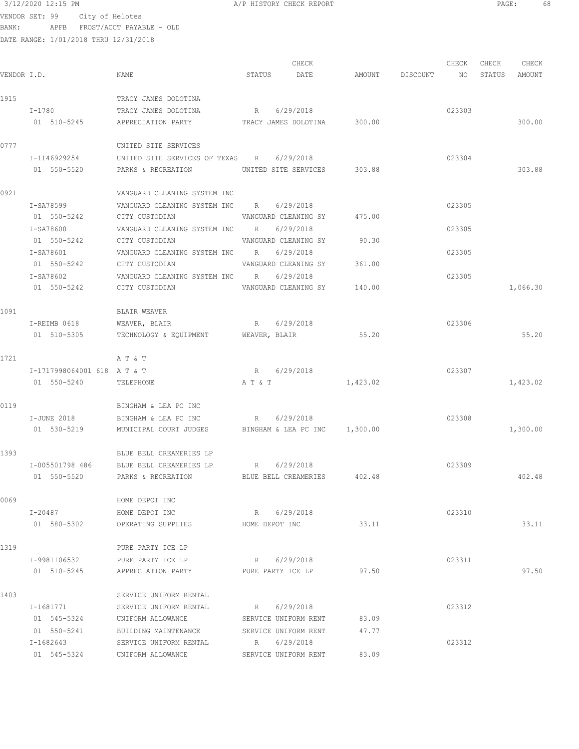VENDOR SET: 99 City of Helotes
BANK: APFB FROST/ACCT PAYABLE - OLD
DATE RANGE: 1/01/2018 THRU 12/31/2018

| VENDOR I.D. | NAME | STATUS | CHECK DATE | AMOUNT | DISCOUNT | CHECK NO | CHECK STATUS | CHECK AMOUNT |
|---|---|---|---|---|---|---|---|---|
| 1915 | TRACY JAMES DOLOTINA | | | | | | | |
| I-1780 | TRACY JAMES DOLOTINA | R | 6/29/2018 | | | 023303 | | |
| 01 510-5245 | APPRECIATION PARTY | TRACY JAMES DOLOTINA | | 300.00 | | | | 300.00 |
| 0777 | UNITED SITE SERVICES | | | | | | | |
| I-1146929254 | UNITED SITE SERVICES OF TEXAS | R | 6/29/2018 | | | 023304 | | |
| 01 550-5520 | PARKS & RECREATION | UNITED SITE SERVICES | | 303.88 | | | | 303.88 |
| 0921 | VANGUARD CLEANING SYSTEM INC | | | | | | | |
| I-SA78599 | VANGUARD CLEANING SYSTEM INC | R | 6/29/2018 | | | 023305 | | |
| 01 550-5242 | CITY CUSTODIAN | VANGUARD CLEANING SY | | 475.00 | | | | |
| I-SA78600 | VANGUARD CLEANING SYSTEM INC | R | 6/29/2018 | | | 023305 | | |
| 01 550-5242 | CITY CUSTODIAN | VANGUARD CLEANING SY | | 90.30 | | | | |
| I-SA78601 | VANGUARD CLEANING SYSTEM INC | R | 6/29/2018 | | | 023305 | | |
| 01 550-5242 | CITY CUSTODIAN | VANGUARD CLEANING SY | | 361.00 | | | | |
| I-SA78602 | VANGUARD CLEANING SYSTEM INC | R | 6/29/2018 | | | 023305 | | |
| 01 550-5242 | CITY CUSTODIAN | VANGUARD CLEANING SY | | 140.00 | | | | 1,066.30 |
| 1091 | BLAIR WEAVER | | | | | | | |
| I-REIMB 0618 | WEAVER, BLAIR | R | 6/29/2018 | | | 023306 | | |
| 01 510-5305 | TECHNOLOGY & EQUIPMENT | WEAVER, BLAIR | | 55.20 | | | | 55.20 |
| 1721 | A T & T | | | | | | | |
| I-1717998064001 618 | A T & T | R | 6/29/2018 | | | 023307 | | |
| 01 550-5240 | TELEPHONE | A T & T | | 1,423.02 | | | | 1,423.02 |
| 0119 | BINGHAM & LEA PC INC | | | | | | | |
| I-JUNE 2018 | BINGHAM & LEA PC INC | R | 6/29/2018 | | | 023308 | | |
| 01 530-5219 | MUNICIPAL COURT JUDGES | BINGHAM & LEA PC INC | | 1,300.00 | | | | 1,300.00 |
| 1393 | BLUE BELL CREAMERIES LP | | | | | | | |
| I-005501798 486 | BLUE BELL CREAMERIES LP | R | 6/29/2018 | | | 023309 | | |
| 01 550-5520 | PARKS & RECREATION | BLUE BELL CREAMERIES | | 402.48 | | | | 402.48 |
| 0069 | HOME DEPOT INC | | | | | | | |
| I-20487 | HOME DEPOT INC | R | 6/29/2018 | | | 023310 | | |
| 01 580-5302 | OPERATING SUPPLIES | HOME DEPOT INC | | 33.11 | | | | 33.11 |
| 1319 | PURE PARTY ICE LP | | | | | | | |
| I-9981106532 | PURE PARTY ICE LP | R | 6/29/2018 | | | 023311 | | |
| 01 510-5245 | APPRECIATION PARTY | PURE PARTY ICE LP | | 97.50 | | | | 97.50 |
| 1403 | SERVICE UNIFORM RENTAL | | | | | | | |
| I-1681771 | SERVICE UNIFORM RENTAL | R | 6/29/2018 | | | 023312 | | |
| 01 545-5324 | UNIFORM ALLOWANCE | SERVICE UNIFORM RENT | | 83.09 | | | | |
| 01 550-5241 | BUILDING MAINTENANCE | SERVICE UNIFORM RENT | | 47.77 | | | | |
| I-1682643 | SERVICE UNIFORM RENTAL | R | 6/29/2018 | | | 023312 | | |
| 01 545-5324 | UNIFORM ALLOWANCE | SERVICE UNIFORM RENT | | 83.09 | | | | |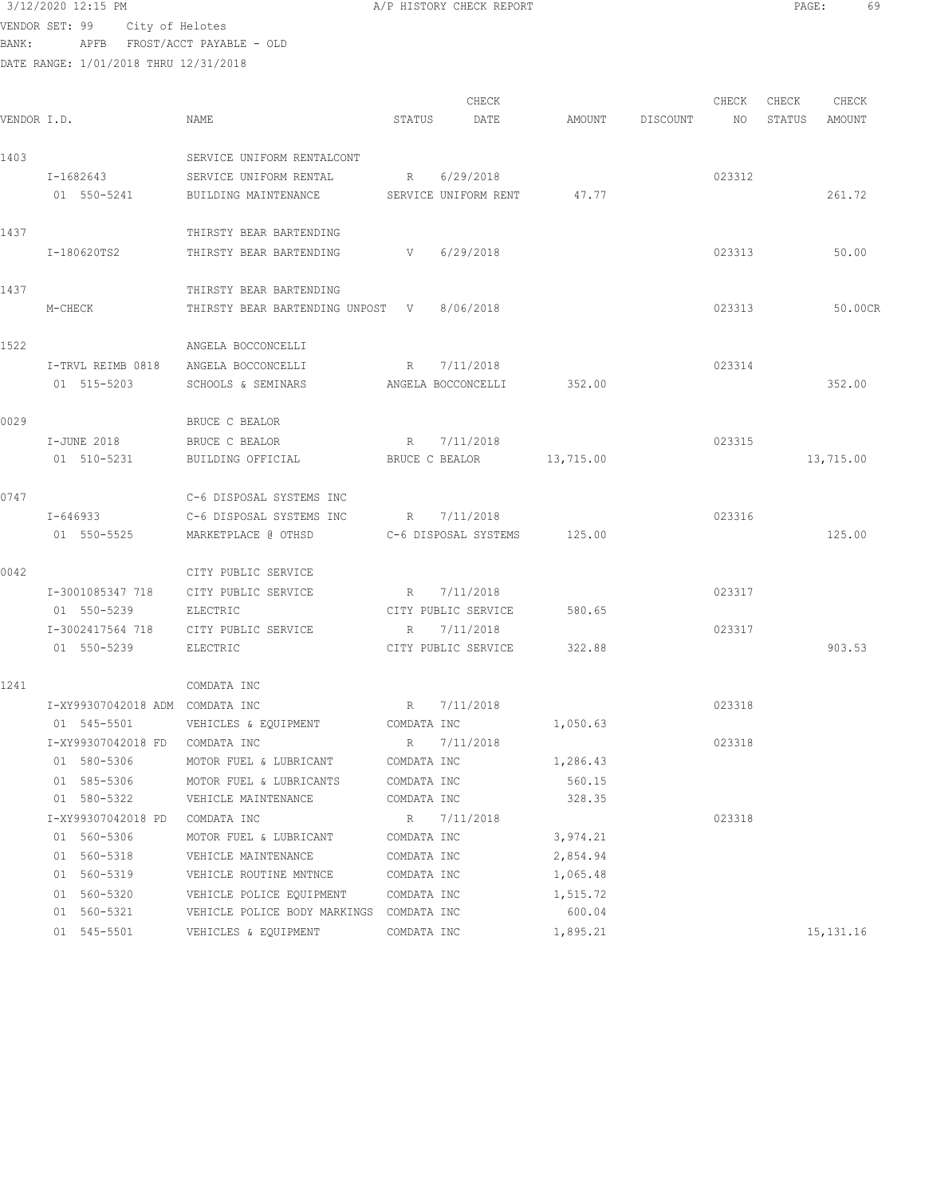3/12/2020 12:15 PM A/P HISTORY CHECK REPORT

VENDOR SET: 99 City of Helotes
BANK: APFB FROST/ACCT PAYABLE - OLD
DATE RANGE: 1/01/2018 THRU 12/31/2018

| VENDOR I.D. | NAME | STATUS | CHECK DATE | AMOUNT | DISCOUNT | CHECK NO | CHECK STATUS | CHECK AMOUNT |
|---|---|---|---|---|---|---|---|---|
| 1403 | SERVICE UNIFORM RENTALCONT | | | | | | | |
| I-1682643 | SERVICE UNIFORM RENTAL | R | 6/29/2018 | | | 023312 | | |
| 01 550-5241 | BUILDING MAINTENANCE | SERVICE UNIFORM RENT | | 47.77 | | | | 261.72 |
| 1437 | THIRSTY BEAR BARTENDING | | | | | | | |
| I-180620TS2 | THIRSTY BEAR BARTENDING | V | 6/29/2018 | | | 023313 | | 50.00 |
| 1437 | THIRSTY BEAR BARTENDING | | | | | | | |
| M-CHECK | THIRSTY BEAR BARTENDING UNPOST | V | 8/06/2018 | | | 023313 | | 50.00CR |
| 1522 | ANGELA BOCCONCELLI | | | | | | | |
| I-TRVL REIMB 0818 | ANGELA BOCCONCELLI | R | 7/11/2018 | | | 023314 | | |
| 01 515-5203 | SCHOOLS & SEMINARS | ANGELA BOCCONCELLI | | 352.00 | | | | 352.00 |
| 0029 | BRUCE C BEALOR | | | | | | | |
| I-JUNE 2018 | BRUCE C BEALOR | R | 7/11/2018 | | | 023315 | | |
| 01 510-5231 | BUILDING OFFICIAL | BRUCE C BEALOR | | 13,715.00 | | | | 13,715.00 |
| 0747 | C-6 DISPOSAL SYSTEMS INC | | | | | | | |
| I-646933 | C-6 DISPOSAL SYSTEMS INC | R | 7/11/2018 | | | 023316 | | |
| 01 550-5525 | MARKETPLACE @ OTHSD | C-6 DISPOSAL SYSTEMS | | 125.00 | | | | 125.00 |
| 0042 | CITY PUBLIC SERVICE | | | | | | | |
| I-3001085347 718 | CITY PUBLIC SERVICE | R | 7/11/2018 | | | 023317 | | |
| 01 550-5239 | ELECTRIC | CITY PUBLIC SERVICE | | 580.65 | | | | |
| I-3002417564 718 | CITY PUBLIC SERVICE | R | 7/11/2018 | | | 023317 | | |
| 01 550-5239 | ELECTRIC | CITY PUBLIC SERVICE | | 322.88 | | | | 903.53 |
| 1241 | COMDATA INC | | | | | | | |
| I-XY99307042018 ADM | COMDATA INC | R | 7/11/2018 | | | 023318 | | |
| 01 545-5501 | VEHICLES & EQUIPMENT | COMDATA INC | | 1,050.63 | | | | |
| I-XY99307042018 FD | COMDATA INC | R | 7/11/2018 | | | 023318 | | |
| 01 580-5306 | MOTOR FUEL & LUBRICANT | COMDATA INC | | 1,286.43 | | | | |
| 01 585-5306 | MOTOR FUEL & LUBRICANTS | COMDATA INC | | 560.15 | | | | |
| 01 580-5322 | VEHICLE MAINTENANCE | COMDATA INC | | 328.35 | | | | |
| I-XY99307042018 PD | COMDATA INC | R | 7/11/2018 | | | 023318 | | |
| 01 560-5306 | MOTOR FUEL & LUBRICANT | COMDATA INC | | 3,974.21 | | | | |
| 01 560-5318 | VEHICLE MAINTENANCE | COMDATA INC | | 2,854.94 | | | | |
| 01 560-5319 | VEHICLE ROUTINE MNTNCE | COMDATA INC | | 1,065.48 | | | | |
| 01 560-5320 | VEHICLE POLICE EQUIPMENT | COMDATA INC | | 1,515.72 | | | | |
| 01 560-5321 | VEHICLE POLICE BODY MARKINGS | COMDATA INC | | 600.04 | | | | |
| 01 545-5501 | VEHICLES & EQUIPMENT | COMDATA INC | | 1,895.21 | | | | 15,131.16 |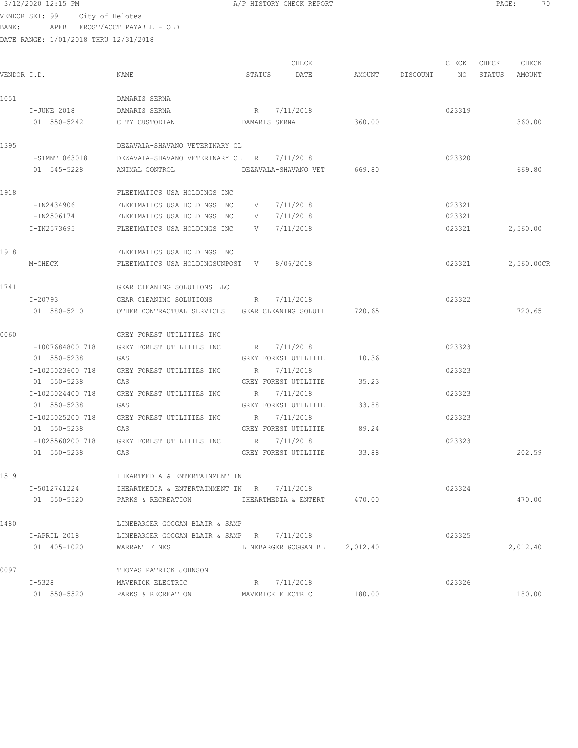3/12/2020 12:15 PM A/P HISTORY CHECK REPORT

VENDOR SET: 99 City of Helotes
BANK: APFB FROST/ACCT PAYABLE - OLD
DATE RANGE: 1/01/2018 THRU 12/31/2018

| VENDOR I.D. | NAME | STATUS | CHECK DATE | AMOUNT | DISCOUNT | CHECK NO | CHECK STATUS | CHECK AMOUNT |
|---|---|---|---|---|---|---|---|---|
| 1051 | DAMARIS SERNA | | | | | | | |
| I-JUNE 2018 | DAMARIS SERNA | R | 7/11/2018 | | | 023319 | | |
| 01 550-5242 | CITY CUSTODIAN | DAMARIS SERNA | | 360.00 | | | | 360.00 |
| 1395 | DEZAVALA-SHAVANO VETERINARY CL | | | | | | | |
| I-STMNT 063018 | DEZAVALA-SHAVANO VETERINARY CL | R | 7/11/2018 | | | 023320 | | |
| 01 545-5228 | ANIMAL CONTROL | DEZAVALA-SHAVANO VET | | 669.80 | | | | 669.80 |
| 1918 | FLEETMATICS USA HOLDINGS INC | | | | | | | |
| I-IN2434906 | FLEETMATICS USA HOLDINGS INC | V | 7/11/2018 | | | 023321 | | |
| I-IN2506174 | FLEETMATICS USA HOLDINGS INC | V | 7/11/2018 | | | 023321 | | |
| I-IN2573695 | FLEETMATICS USA HOLDINGS INC | V | 7/11/2018 | | | 023321 | | 2,560.00 |
| 1918 | FLEETMATICS USA HOLDINGS INC | | | | | | | |
| M-CHECK | FLEETMATICS USA HOLDINGSUNPOST | V | 8/06/2018 | | | 023321 | | 2,560.00CR |
| 1741 | GEAR CLEANING SOLUTIONS LLC | | | | | | | |
| I-20793 | GEAR CLEANING SOLUTIONS | R | 7/11/2018 | | | 023322 | | |
| 01 580-5210 | OTHER CONTRACTUAL SERVICES | GEAR CLEANING SOLUTI | | 720.65 | | | | 720.65 |
| 0060 | GREY FOREST UTILITIES INC | | | | | | | |
| I-1007684800 718 | GREY FOREST UTILITIES INC | R | 7/11/2018 | | | 023323 | | |
| 01 550-5238 | GAS | GREY FOREST UTILITIE | | 10.36 | | | | |
| I-1025023600 718 | GREY FOREST UTILITIES INC | R | 7/11/2018 | | | 023323 | | |
| 01 550-5238 | GAS | GREY FOREST UTILITIE | | 35.23 | | | | |
| I-1025024400 718 | GREY FOREST UTILITIES INC | R | 7/11/2018 | | | 023323 | | |
| 01 550-5238 | GAS | GREY FOREST UTILITIE | | 33.88 | | | | |
| I-1025025200 718 | GREY FOREST UTILITIES INC | R | 7/11/2018 | | | 023323 | | |
| 01 550-5238 | GAS | GREY FOREST UTILITIE | | 89.24 | | | | |
| I-1025560200 718 | GREY FOREST UTILITIES INC | R | 7/11/2018 | | | 023323 | | |
| 01 550-5238 | GAS | GREY FOREST UTILITIE | | 33.88 | | | | 202.59 |
| 1519 | IHEARTMEDIA & ENTERTAINMENT IN | | | | | | | |
| I-5012741224 | IHEARTMEDIA & ENTERTAINMENT IN | R | 7/11/2018 | | | 023324 | | |
| 01 550-5520 | PARKS & RECREATION | IHEARTMEDIA & ENTERT | | 470.00 | | | | 470.00 |
| 1480 | LINEBARGER GOGGAN BLAIR & SAMP | | | | | | | |
| I-APRIL 2018 | LINEBARGER GOGGAN BLAIR & SAMP | R | 7/11/2018 | | | 023325 | | |
| 01 405-1020 | WARRANT FINES | LINEBARGER GOGGAN BL | | 2,012.40 | | | | 2,012.40 |
| 0097 | THOMAS PATRICK JOHNSON | | | | | | | |
| I-5328 | MAVERICK ELECTRIC | R | 7/11/2018 | | | 023326 | | |
| 01 550-5520 | PARKS & RECREATION | MAVERICK ELECTRIC | | 180.00 | | | | 180.00 |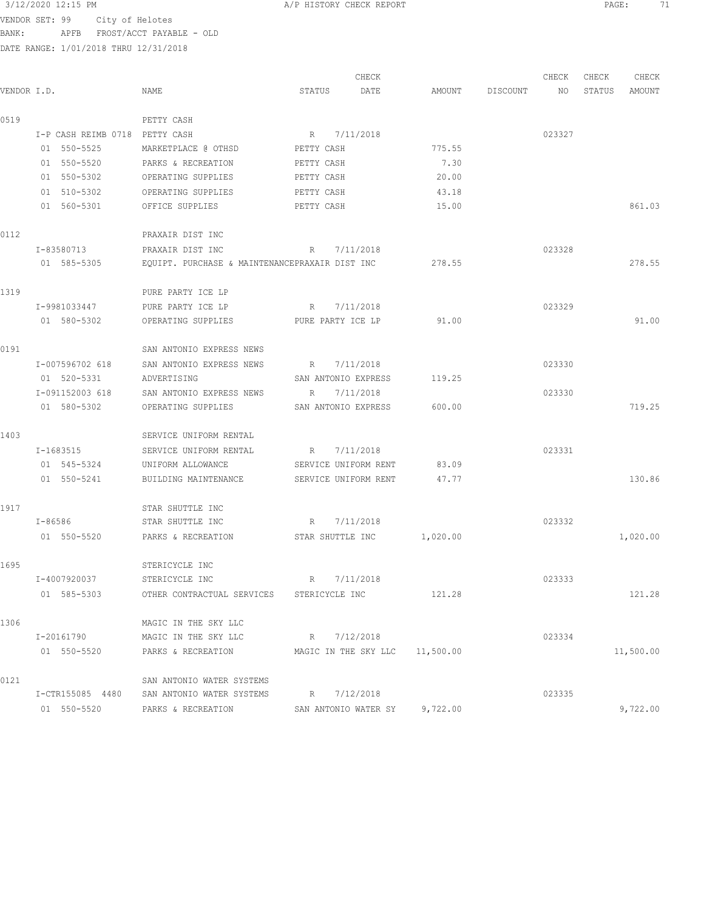3/12/2020 12:15 PM A/P HISTORY CHECK REPORT

VENDOR SET: 99 City of Helotes
BANK: APFB FROST/ACCT PAYABLE - OLD
DATE RANGE: 1/01/2018 THRU 12/31/2018

| VENDOR I.D. | NAME | STATUS | CHECK DATE | AMOUNT | DISCOUNT | CHECK NO | CHECK STATUS | CHECK AMOUNT |
|---|---|---|---|---|---|---|---|---|
| 0519 | PETTY CASH | | | | | | | |
| I-P CASH REIMB 0718 | PETTY CASH | R | 7/11/2018 | | | 023327 | | |
| 01 550-5525 | MARKETPLACE @ OTHSD | PETTY CASH | | 775.55 | | | | |
| 01 550-5520 | PARKS & RECREATION | PETTY CASH | | 7.30 | | | | |
| 01 550-5302 | OPERATING SUPPLIES | PETTY CASH | | 20.00 | | | | |
| 01 510-5302 | OPERATING SUPPLIES | PETTY CASH | | 43.18 | | | | |
| 01 560-5301 | OFFICE SUPPLIES | PETTY CASH | | 15.00 | | | | 861.03 |
| 0112 | PRAXAIR DIST INC | | | | | | | |
| I-83580713 | PRAXAIR DIST INC | R | 7/11/2018 | | | 023328 | | |
| 01 585-5305 | EQUIPT. PURCHASE & MAINTENANCE | PRAXAIR DIST INC | | 278.55 | | | | 278.55 |
| 1319 | PURE PARTY ICE LP | | | | | | | |
| I-9981033447 | PURE PARTY ICE LP | R | 7/11/2018 | | | 023329 | | |
| 01 580-5302 | OPERATING SUPPLIES | PURE PARTY ICE LP | | 91.00 | | | | 91.00 |
| 0191 | SAN ANTONIO EXPRESS NEWS | | | | | | | |
| I-007596702 618 | SAN ANTONIO EXPRESS NEWS | R | 7/11/2018 | | | 023330 | | |
| 01 520-5331 | ADVERTISING | SAN ANTONIO EXPRESS | | 119.25 | | | | |
| I-091152003 618 | SAN ANTONIO EXPRESS NEWS | R | 7/11/2018 | | | 023330 | | |
| 01 580-5302 | OPERATING SUPPLIES | SAN ANTONIO EXPRESS | | 600.00 | | | | 719.25 |
| 1403 | SERVICE UNIFORM RENTAL | | | | | | | |
| I-1683515 | SERVICE UNIFORM RENTAL | R | 7/11/2018 | | | 023331 | | |
| 01 545-5324 | UNIFORM ALLOWANCE | SERVICE UNIFORM RENT | | 83.09 | | | | |
| 01 550-5241 | BUILDING MAINTENANCE | SERVICE UNIFORM RENT | | 47.77 | | | | 130.86 |
| 1917 | STAR SHUTTLE INC | | | | | | | |
| I-86586 | STAR SHUTTLE INC | R | 7/11/2018 | | | 023332 | | |
| 01 550-5520 | PARKS & RECREATION | STAR SHUTTLE INC | | 1,020.00 | | | | 1,020.00 |
| 1695 | STERICYCLE INC | | | | | | | |
| I-4007920037 | STERICYCLE INC | R | 7/11/2018 | | | 023333 | | |
| 01 585-5303 | OTHER CONTRACTUAL SERVICES | STERICYCLE INC | | 121.28 | | | | 121.28 |
| 1306 | MAGIC IN THE SKY LLC | | | | | | | |
| I-20161790 | MAGIC IN THE SKY LLC | R | 7/12/2018 | | | 023334 | | |
| 01 550-5520 | PARKS & RECREATION | MAGIC IN THE SKY LLC | | 11,500.00 | | | | 11,500.00 |
| 0121 | SAN ANTONIO WATER SYSTEMS | | | | | | | |
| I-CTR155085 4480 | SAN ANTONIO WATER SYSTEMS | R | 7/12/2018 | | | 023335 | | |
| 01 550-5520 | PARKS & RECREATION | SAN ANTONIO WATER SY | | 9,722.00 | | | | 9,722.00 |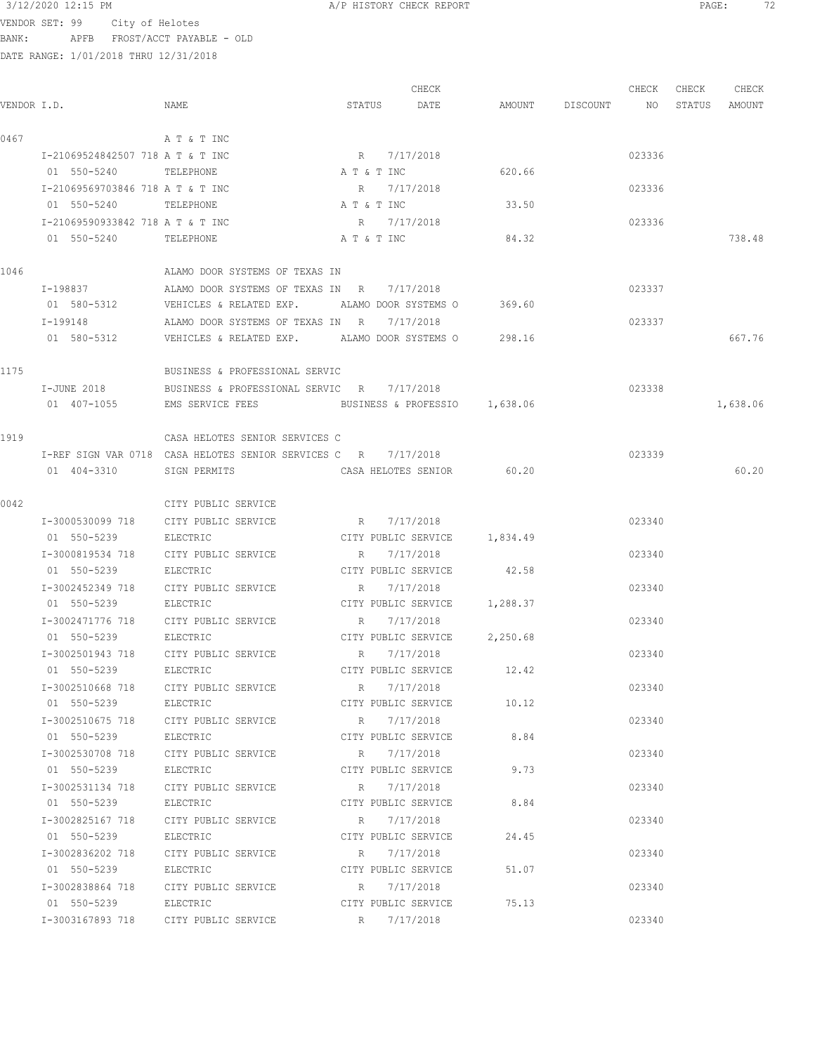3/12/2020 12:15 PM A/P HISTORY CHECK REPORT

VENDOR SET: 99 City of Helotes
BANK: APFB FROST/ACCT PAYABLE - OLD
DATE RANGE: 1/01/2018 THRU 12/31/2018

| VENDOR I.D. | NAME | STATUS | CHECK DATE | AMOUNT | DISCOUNT | CHECK NO | CHECK STATUS | CHECK AMOUNT |
|---|---|---|---|---|---|---|---|---|
| 0467 | A T & T INC | | | | | | | |
| I-21069524842507 718 | A T & T INC | R | 7/17/2018 | | | 023336 | | |
| 01 550-5240 | TELEPHONE | A T & T INC | | 620.66 | | | | |
| I-21069569703846 718 | A T & T INC | R | 7/17/2018 | | | 023336 | | |
| 01 550-5240 | TELEPHONE | A T & T INC | | 33.50 | | | | |
| I-21069590933842 718 | A T & T INC | R | 7/17/2018 | | | 023336 | | |
| 01 550-5240 | TELEPHONE | A T & T INC | | 84.32 | | | | 738.48 |
| 1046 | ALAMO DOOR SYSTEMS OF TEXAS IN | | | | | | | |
| I-198837 | ALAMO DOOR SYSTEMS OF TEXAS IN | R | 7/17/2018 | | | 023337 | | |
| 01 580-5312 | VEHICLES & RELATED EXP. | ALAMO DOOR SYSTEMS O | | 369.60 | | | | |
| I-199148 | ALAMO DOOR SYSTEMS OF TEXAS IN | R | 7/17/2018 | | | 023337 | | |
| 01 580-5312 | VEHICLES & RELATED EXP. | ALAMO DOOR SYSTEMS O | | 298.16 | | | | 667.76 |
| 1175 | BUSINESS & PROFESSIONAL SERVIC | | | | | | | |
| I-JUNE 2018 | BUSINESS & PROFESSIONAL SERVIC | R | 7/17/2018 | | | 023338 | | |
| 01 407-1055 | EMS SERVICE FEES | BUSINESS & PROFESSIO | | 1,638.06 | | | | 1,638.06 |
| 1919 | CASA HELOTES SENIOR SERVICES C | | | | | | | |
| I-REF SIGN VAR 0718 | CASA HELOTES SENIOR SERVICES C | R | 7/17/2018 | | | 023339 | | |
| 01 404-3310 | SIGN PERMITS | CASA HELOTES SENIOR | | 60.20 | | | | 60.20 |
| 0042 | CITY PUBLIC SERVICE | | | | | | | |
| I-3000530099 718 | CITY PUBLIC SERVICE | R | 7/17/2018 | | | 023340 | | |
| 01 550-5239 | ELECTRIC | CITY PUBLIC SERVICE | | 1,834.49 | | | | |
| I-3000819534 718 | CITY PUBLIC SERVICE | R | 7/17/2018 | | | 023340 | | |
| 01 550-5239 | ELECTRIC | CITY PUBLIC SERVICE | | 42.58 | | | | |
| I-3002452349 718 | CITY PUBLIC SERVICE | R | 7/17/2018 | | | 023340 | | |
| 01 550-5239 | ELECTRIC | CITY PUBLIC SERVICE | | 1,288.37 | | | | |
| I-3002471776 718 | CITY PUBLIC SERVICE | R | 7/17/2018 | | | 023340 | | |
| 01 550-5239 | ELECTRIC | CITY PUBLIC SERVICE | | 2,250.68 | | | | |
| I-3002501943 718 | CITY PUBLIC SERVICE | R | 7/17/2018 | | | 023340 | | |
| 01 550-5239 | ELECTRIC | CITY PUBLIC SERVICE | | 12.42 | | | | |
| I-3002510668 718 | CITY PUBLIC SERVICE | R | 7/17/2018 | | | 023340 | | |
| 01 550-5239 | ELECTRIC | CITY PUBLIC SERVICE | | 10.12 | | | | |
| I-3002510675 718 | CITY PUBLIC SERVICE | R | 7/17/2018 | | | 023340 | | |
| 01 550-5239 | ELECTRIC | CITY PUBLIC SERVICE | | 8.84 | | | | |
| I-3002530708 718 | CITY PUBLIC SERVICE | R | 7/17/2018 | | | 023340 | | |
| 01 550-5239 | ELECTRIC | CITY PUBLIC SERVICE | | 9.73 | | | | |
| I-3002531134 718 | CITY PUBLIC SERVICE | R | 7/17/2018 | | | 023340 | | |
| 01 550-5239 | ELECTRIC | CITY PUBLIC SERVICE | | 8.84 | | | | |
| I-3002825167 718 | CITY PUBLIC SERVICE | R | 7/17/2018 | | | 023340 | | |
| 01 550-5239 | ELECTRIC | CITY PUBLIC SERVICE | | 24.45 | | | | |
| I-3002836202 718 | CITY PUBLIC SERVICE | R | 7/17/2018 | | | 023340 | | |
| 01 550-5239 | ELECTRIC | CITY PUBLIC SERVICE | | 51.07 | | | | |
| I-3002838864 718 | CITY PUBLIC SERVICE | R | 7/17/2018 | | | 023340 | | |
| 01 550-5239 | ELECTRIC | CITY PUBLIC SERVICE | | 75.13 | | | | |
| I-3003167893 718 | CITY PUBLIC SERVICE | R | 7/17/2018 | | | 023340 | | |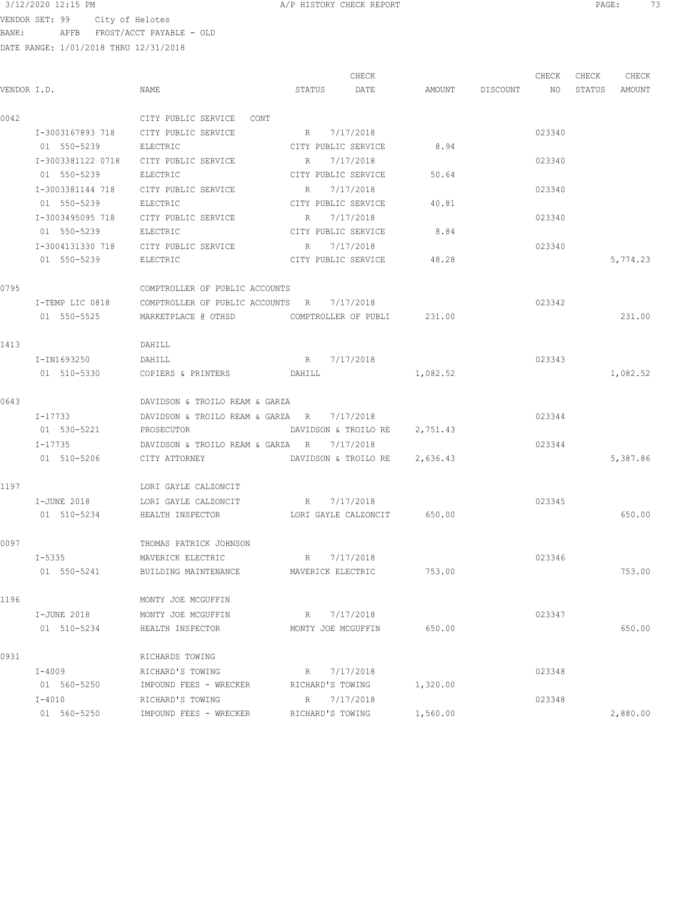3/12/2020 12:15 PM A/P HISTORY CHECK REPORT

VENDOR SET: 99 City of Helotes
BANK: APFB FROST/ACCT PAYABLE - OLD
DATE RANGE: 1/01/2018 THRU 12/31/2018

| VENDOR I.D. | NAME | STATUS | CHECK DATE | AMOUNT | DISCOUNT | CHECK NO | CHECK STATUS | CHECK AMOUNT |
|---|---|---|---|---|---|---|---|---|
| 0042 | CITY PUBLIC SERVICE CONT | | | | | | | |
| I-3003167893 718 | CITY PUBLIC SERVICE | R | 7/17/2018 | | | 023340 | | |
| 01 550-5239 | ELECTRIC | CITY PUBLIC SERVICE | | 8.94 | | | | |
| I-3003381122 0718 | CITY PUBLIC SERVICE | R | 7/17/2018 | | | 023340 | | |
| 01 550-5239 | ELECTRIC | CITY PUBLIC SERVICE | | 50.64 | | | | |
| I-3003381144 718 | CITY PUBLIC SERVICE | R | 7/17/2018 | | | 023340 | | |
| 01 550-5239 | ELECTRIC | CITY PUBLIC SERVICE | | 40.81 | | | | |
| I-3003495095 718 | CITY PUBLIC SERVICE | R | 7/17/2018 | | | 023340 | | |
| 01 550-5239 | ELECTRIC | CITY PUBLIC SERVICE | | 8.84 | | | | |
| I-3004131330 718 | CITY PUBLIC SERVICE | R | 7/17/2018 | | | 023340 | | |
| 01 550-5239 | ELECTRIC | CITY PUBLIC SERVICE | | 48.28 | | | | 5,774.23 |
| 0795 | COMPTROLLER OF PUBLIC ACCOUNTS | | | | | | | |
| I-TEMP LIC 0818 | COMPTROLLER OF PUBLIC ACCOUNTS | R | 7/17/2018 | | | 023342 | | |
| 01 550-5525 | MARKETPLACE @ OTHSD | COMPTROLLER OF PUBLI | | 231.00 | | | | 231.00 |
| 1413 | DAHILL | | | | | | | |
| I-IN1693250 | DAHILL | R | 7/17/2018 | | | 023343 | | |
| 01 510-5330 | COPIERS & PRINTERS | DAHILL | | 1,082.52 | | | | 1,082.52 |
| 0643 | DAVIDSON & TROILO REAM & GARZA | | | | | | | |
| I-17733 | DAVIDSON & TROILO REAM & GARZA | R | 7/17/2018 | | | 023344 | | |
| 01 530-5221 | PROSECUTOR | DAVIDSON & TROILO RE | | 2,751.43 | | | | |
| I-17735 | DAVIDSON & TROILO REAM & GARZA | R | 7/17/2018 | | | 023344 | | |
| 01 510-5206 | CITY ATTORNEY | DAVIDSON & TROILO RE | | 2,636.43 | | | | 5,387.86 |
| 1197 | LORI GAYLE CALZONCIT | | | | | | | |
| I-JUNE 2018 | LORI GAYLE CALZONCIT | R | 7/17/2018 | | | 023345 | | |
| 01 510-5234 | HEALTH INSPECTOR | LORI GAYLE CALZONCIT | | 650.00 | | | | 650.00 |
| 0097 | THOMAS PATRICK JOHNSON | | | | | | | |
| I-5335 | MAVERICK ELECTRIC | R | 7/17/2018 | | | 023346 | | |
| 01 550-5241 | BUILDING MAINTENANCE | MAVERICK ELECTRIC | | 753.00 | | | | 753.00 |
| 1196 | MONTY JOE MCGUFFIN | | | | | | | |
| I-JUNE 2018 | MONTY JOE MCGUFFIN | R | 7/17/2018 | | | 023347 | | |
| 01 510-5234 | HEALTH INSPECTOR | MONTY JOE MCGUFFIN | | 650.00 | | | | 650.00 |
| 0931 | RICHARDS TOWING | | | | | | | |
| I-4009 | RICHARD'S TOWING | R | 7/17/2018 | | | 023348 | | |
| 01 560-5250 | IMPOUND FEES - WRECKER | RICHARD'S TOWING | | 1,320.00 | | | | |
| I-4010 | RICHARD'S TOWING | R | 7/17/2018 | | | 023348 | | |
| 01 560-5250 | IMPOUND FEES - WRECKER | RICHARD'S TOWING | | 1,560.00 | | | | 2,880.00 |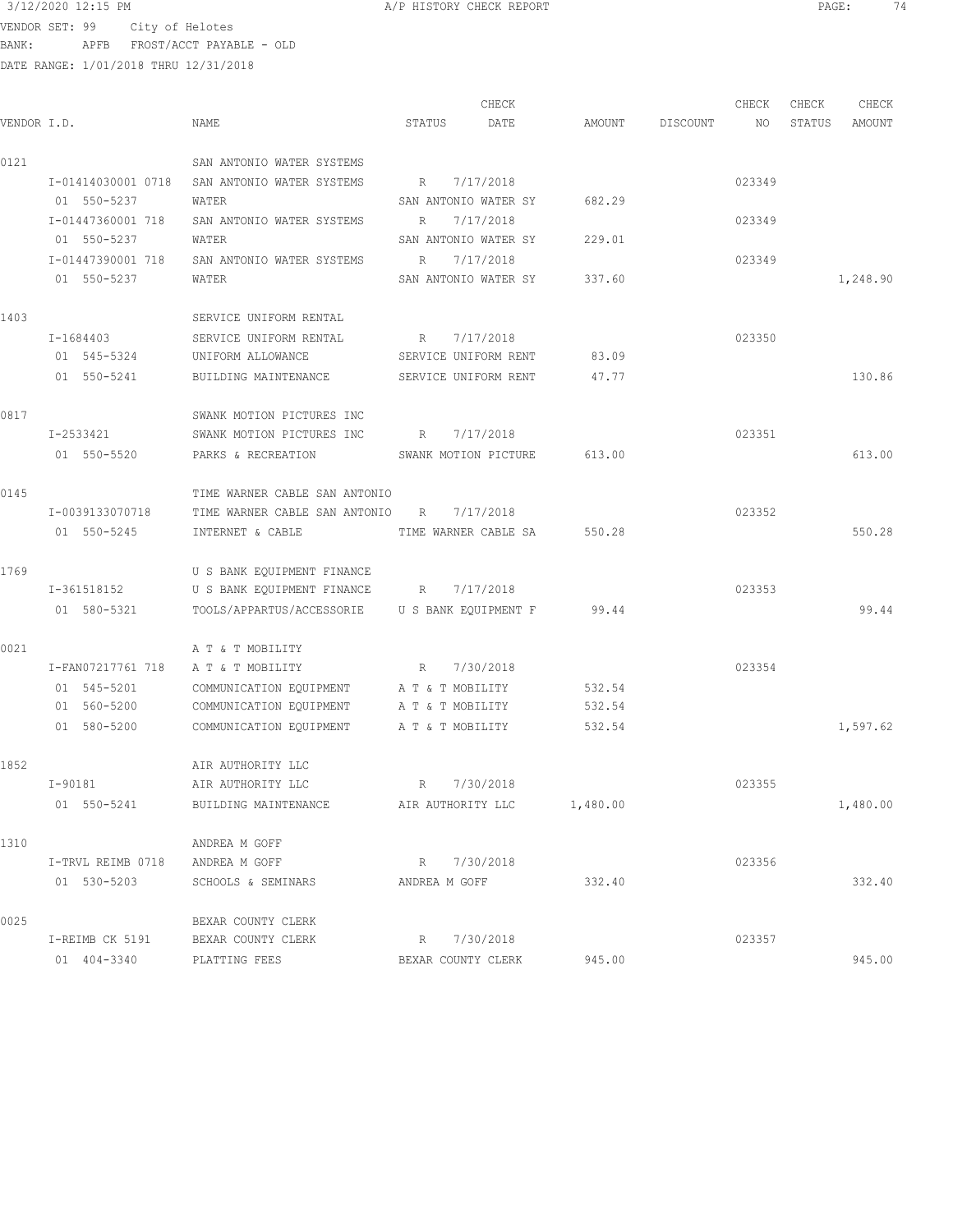3/12/2020 12:15 PM A/P HISTORY CHECK REPORT

VENDOR SET: 99 City of Helotes
BANK: APFB FROST/ACCT PAYABLE - OLD
DATE RANGE: 1/01/2018 THRU 12/31/2018

| VENDOR I.D. | NAME | STATUS | CHECK DATE | AMOUNT | DISCOUNT | CHECK NO | CHECK STATUS | CHECK AMOUNT |
|---|---|---|---|---|---|---|---|---|
| 0121 | SAN ANTONIO WATER SYSTEMS | | | | | | | |
| I-01414030001 0718 | SAN ANTONIO WATER SYSTEMS | R | 7/17/2018 | | | 023349 | | |
| 01 550-5237 | WATER | SAN ANTONIO WATER SY | | 682.29 | | | | |
| I-01447360001 718 | SAN ANTONIO WATER SYSTEMS | R | 7/17/2018 | | | 023349 | | |
| 01 550-5237 | WATER | SAN ANTONIO WATER SY | | 229.01 | | | | |
| I-01447390001 718 | SAN ANTONIO WATER SYSTEMS | R | 7/17/2018 | | | 023349 | | |
| 01 550-5237 | WATER | SAN ANTONIO WATER SY | | 337.60 | | | | 1,248.90 |
| 1403 | SERVICE UNIFORM RENTAL | | | | | | | |
| I-1684403 | SERVICE UNIFORM RENTAL | R | 7/17/2018 | | | 023350 | | |
| 01 545-5324 | UNIFORM ALLOWANCE | SERVICE UNIFORM RENT | | 83.09 | | | | |
| 01 550-5241 | BUILDING MAINTENANCE | SERVICE UNIFORM RENT | | 47.77 | | | | 130.86 |
| 0817 | SWANK MOTION PICTURES INC | | | | | | | |
| I-2533421 | SWANK MOTION PICTURES INC | R | 7/17/2018 | | | 023351 | | |
| 01 550-5520 | PARKS & RECREATION | SWANK MOTION PICTURE | | 613.00 | | | | 613.00 |
| 0145 | TIME WARNER CABLE SAN ANTONIO | | | | | | | |
| I-0039133070718 | TIME WARNER CABLE SAN ANTONIO | R | 7/17/2018 | | | 023352 | | |
| 01 550-5245 | INTERNET & CABLE | TIME WARNER CABLE SA | | 550.28 | | | | 550.28 |
| 1769 | U S BANK EQUIPMENT FINANCE | | | | | | | |
| I-361518152 | U S BANK EQUIPMENT FINANCE | R | 7/17/2018 | | | 023353 | | |
| 01 580-5321 | TOOLS/APPARTUS/ACCESSORIE | U S BANK EQUIPMENT F | | 99.44 | | | | 99.44 |
| 0021 | A T & T MOBILITY | | | | | | | |
| I-FAN07217761 718 | A T & T MOBILITY | R | 7/30/2018 | | | 023354 | | |
| 01 545-5201 | COMMUNICATION EQUIPMENT | A T & T MOBILITY | | 532.54 | | | | |
| 01 560-5200 | COMMUNICATION EQUIPMENT | A T & T MOBILITY | | 532.54 | | | | |
| 01 580-5200 | COMMUNICATION EQUIPMENT | A T & T MOBILITY | | 532.54 | | | | 1,597.62 |
| 1852 | AIR AUTHORITY LLC | | | | | | | |
| I-90181 | AIR AUTHORITY LLC | R | 7/30/2018 | | | 023355 | | |
| 01 550-5241 | BUILDING MAINTENANCE | AIR AUTHORITY LLC | | 1,480.00 | | | | 1,480.00 |
| 1310 | ANDREA M GOFF | | | | | | | |
| I-TRVL REIMB 0718 | ANDREA M GOFF | R | 7/30/2018 | | | 023356 | | |
| 01 530-5203 | SCHOOLS & SEMINARS | ANDREA M GOFF | | 332.40 | | | | 332.40 |
| 0025 | BEXAR COUNTY CLERK | | | | | | | |
| I-REIMB CK 5191 | BEXAR COUNTY CLERK | R | 7/30/2018 | | | 023357 | | |
| 01 404-3340 | PLATTING FEES | BEXAR COUNTY CLERK | | 945.00 | | | | 945.00 |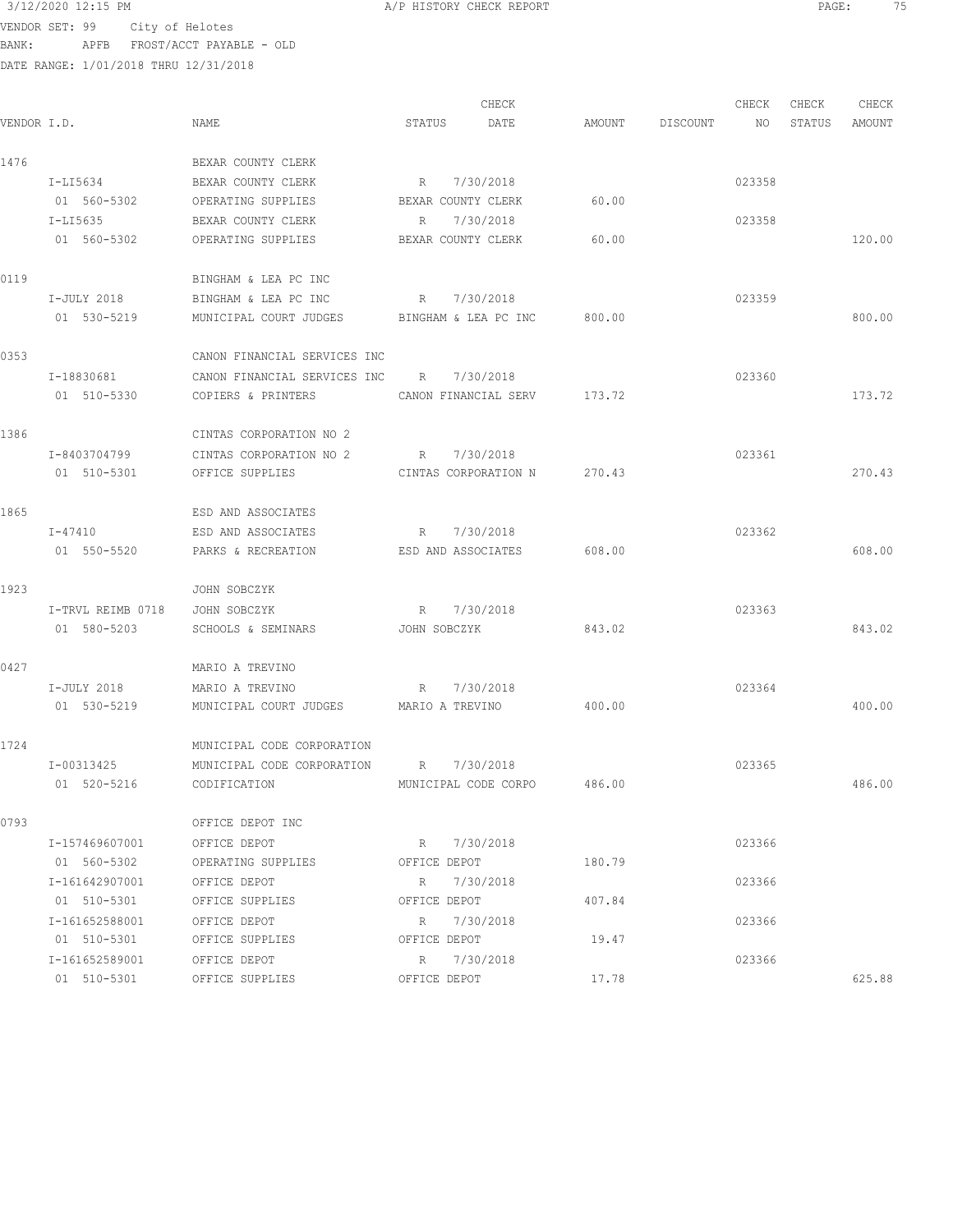3/12/2020 12:15 PM A/P HISTORY CHECK REPORT

VENDOR SET: 99 City of Helotes
BANK: APFB FROST/ACCT PAYABLE - OLD
DATE RANGE: 1/01/2018 THRU 12/31/2018

| VENDOR I.D. | NAME | STATUS | CHECK DATE | AMOUNT | DISCOUNT | CHECK NO | CHECK STATUS | CHECK AMOUNT |
|---|---|---|---|---|---|---|---|---|
| 1476 | BEXAR COUNTY CLERK | | | | | | | |
| I-LI5634 | BEXAR COUNTY CLERK | R | 7/30/2018 | | | 023358 | | |
| 01 560-5302 | OPERATING SUPPLIES | BEXAR COUNTY CLERK | | 60.00 | | | | |
| I-LI5635 | BEXAR COUNTY CLERK | R | 7/30/2018 | | | 023358 | | |
| 01 560-5302 | OPERATING SUPPLIES | BEXAR COUNTY CLERK | | 60.00 | | | | 120.00 |
| 0119 | BINGHAM & LEA PC INC | | | | | | | |
| I-JULY 2018 | BINGHAM & LEA PC INC | R | 7/30/2018 | | | 023359 | | |
| 01 530-5219 | MUNICIPAL COURT JUDGES | BINGHAM & LEA PC INC | | 800.00 | | | | 800.00 |
| 0353 | CANON FINANCIAL SERVICES INC | | | | | | | |
| I-18830681 | CANON FINANCIAL SERVICES INC | R | 7/30/2018 | | | 023360 | | |
| 01 510-5330 | COPIERS & PRINTERS | CANON FINANCIAL SERV | | 173.72 | | | | 173.72 |
| 1386 | CINTAS CORPORATION NO 2 | | | | | | | |
| I-8403704799 | CINTAS CORPORATION NO 2 | R | 7/30/2018 | | | 023361 | | |
| 01 510-5301 | OFFICE SUPPLIES | CINTAS CORPORATION N | | 270.43 | | | | 270.43 |
| 1865 | ESD AND ASSOCIATES | | | | | | | |
| I-47410 | ESD AND ASSOCIATES | R | 7/30/2018 | | | 023362 | | |
| 01 550-5520 | PARKS & RECREATION | ESD AND ASSOCIATES | | 608.00 | | | | 608.00 |
| 1923 | JOHN SOBCZYK | | | | | | | |
| I-TRVL REIMB 0718 | JOHN SOBCZYK | R | 7/30/2018 | | | 023363 | | |
| 01 580-5203 | SCHOOLS & SEMINARS | JOHN SOBCZYK | | 843.02 | | | | 843.02 |
| 0427 | MARIO A TREVINO | | | | | | | |
| I-JULY 2018 | MARIO A TREVINO | R | 7/30/2018 | | | 023364 | | |
| 01 530-5219 | MUNICIPAL COURT JUDGES | MARIO A TREVINO | | 400.00 | | | | 400.00 |
| 1724 | MUNICIPAL CODE CORPORATION | | | | | | | |
| I-00313425 | MUNICIPAL CODE CORPORATION | R | 7/30/2018 | | | 023365 | | |
| 01 520-5216 | CODIFICATION | MUNICIPAL CODE CORPO | | 486.00 | | | | 486.00 |
| 0793 | OFFICE DEPOT INC | | | | | | | |
| I-157469607001 | OFFICE DEPOT | R | 7/30/2018 | | | 023366 | | |
| 01 560-5302 | OPERATING SUPPLIES | OFFICE DEPOT | | 180.79 | | | | |
| I-161642907001 | OFFICE DEPOT | R | 7/30/2018 | | | 023366 | | |
| 01 510-5301 | OFFICE SUPPLIES | OFFICE DEPOT | | 407.84 | | | | |
| I-161652588001 | OFFICE DEPOT | R | 7/30/2018 | | | 023366 | | |
| 01 510-5301 | OFFICE SUPPLIES | OFFICE DEPOT | | 19.47 | | | | |
| I-161652589001 | OFFICE DEPOT | R | 7/30/2018 | | | 023366 | | |
| 01 510-5301 | OFFICE SUPPLIES | OFFICE DEPOT | | 17.78 | | | | 625.88 |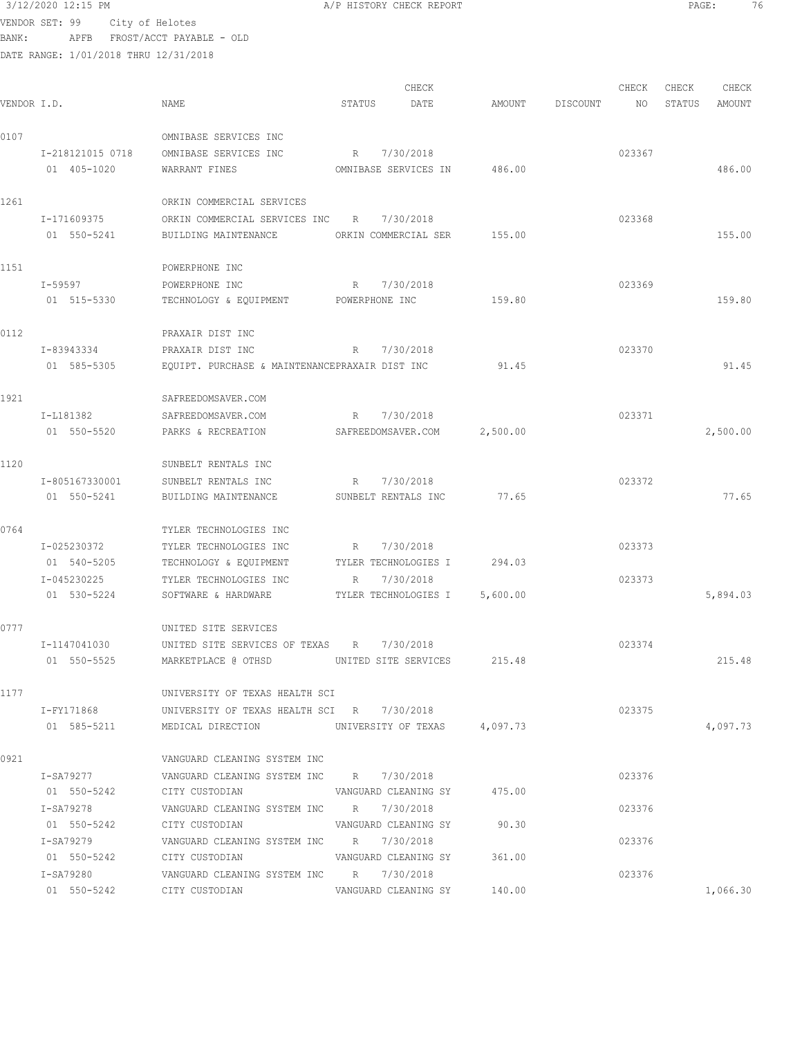VENDOR SET: 99 City of Helotes
BANK: APFB FROST/ACCT PAYABLE - OLD
DATE RANGE: 1/01/2018 THRU 12/31/2018

| VENDOR I.D. | NAME | STATUS | CHECK DATE | AMOUNT | DISCOUNT | CHECK NO | CHECK STATUS | CHECK AMOUNT |
|---|---|---|---|---|---|---|---|---|
| 0107 | OMNIBASE SERVICES INC | | | | | | | |
| I-218121015 0718 | OMNIBASE SERVICES INC | R | 7/30/2018 | | | 023367 | | |
| 01 405-1020 | WARRANT FINES | OMNIBASE SERVICES IN | | 486.00 | | | | 486.00 |
| 1261 | ORKIN COMMERCIAL SERVICES | | | | | | | |
| I-171609375 | ORKIN COMMERCIAL SERVICES INC | R | 7/30/2018 | | | 023368 | | |
| 01 550-5241 | BUILDING MAINTENANCE | ORKIN COMMERCIAL SER | | 155.00 | | | | 155.00 |
| 1151 | POWERPHONE INC | | | | | | | |
| I-59597 | POWERPHONE INC | R | 7/30/2018 | | | 023369 | | |
| 01 515-5330 | TECHNOLOGY & EQUIPMENT | POWERPHONE INC | | 159.80 | | | | 159.80 |
| 0112 | PRAXAIR DIST INC | | | | | | | |
| I-83943334 | PRAXAIR DIST INC | R | 7/30/2018 | | | 023370 | | |
| 01 585-5305 | EQUIPT. PURCHASE & MAINTENANCE | PRAXAIR DIST INC | | 91.45 | | | | 91.45 |
| 1921 | SAFREEDOMSAVER.COM | | | | | | | |
| I-L181382 | SAFREEDOMSAVER.COM | R | 7/30/2018 | | | 023371 | | |
| 01 550-5520 | PARKS & RECREATION | SAFREEDOMSAVER.COM | | 2,500.00 | | | | 2,500.00 |
| 1120 | SUNBELT RENTALS INC | | | | | | | |
| I-805167330001 | SUNBELT RENTALS INC | R | 7/30/2018 | | | 023372 | | |
| 01 550-5241 | BUILDING MAINTENANCE | SUNBELT RENTALS INC | | 77.65 | | | | 77.65 |
| 0764 | TYLER TECHNOLOGIES INC | | | | | | | |
| I-025230372 | TYLER TECHNOLOGIES INC | R | 7/30/2018 | | | 023373 | | |
| 01 540-5205 | TECHNOLOGY & EQUIPMENT | TYLER TECHNOLOGIES I | | 294.03 | | | | |
| I-045230225 | TYLER TECHNOLOGIES INC | R | 7/30/2018 | | | 023373 | | |
| 01 530-5224 | SOFTWARE & HARDWARE | TYLER TECHNOLOGIES I | | 5,600.00 | | | | 5,894.03 |
| 0777 | UNITED SITE SERVICES | | | | | | | |
| I-1147041030 | UNITED SITE SERVICES OF TEXAS | R | 7/30/2018 | | | 023374 | | |
| 01 550-5525 | MARKETPLACE @ OTHSD | UNITED SITE SERVICES | | 215.48 | | | | 215.48 |
| 1177 | UNIVERSITY OF TEXAS HEALTH SCI | | | | | | | |
| I-FY171868 | UNIVERSITY OF TEXAS HEALTH SCI | R | 7/30/2018 | | | 023375 | | |
| 01 585-5211 | MEDICAL DIRECTION | UNIVERSITY OF TEXAS | | 4,097.73 | | | | 4,097.73 |
| 0921 | VANGUARD CLEANING SYSTEM INC | | | | | | | |
| I-SA79277 | VANGUARD CLEANING SYSTEM INC | R | 7/30/2018 | | | 023376 | | |
| 01 550-5242 | CITY CUSTODIAN | VANGUARD CLEANING SY | | 475.00 | | | | |
| I-SA79278 | VANGUARD CLEANING SYSTEM INC | R | 7/30/2018 | | | 023376 | | |
| 01 550-5242 | CITY CUSTODIAN | VANGUARD CLEANING SY | | 90.30 | | | | |
| I-SA79279 | VANGUARD CLEANING SYSTEM INC | R | 7/30/2018 | | | 023376 | | |
| 01 550-5242 | CITY CUSTODIAN | VANGUARD CLEANING SY | | 361.00 | | | | |
| I-SA79280 | VANGUARD CLEANING SYSTEM INC | R | 7/30/2018 | | | 023376 | | |
| 01 550-5242 | CITY CUSTODIAN | VANGUARD CLEANING SY | | 140.00 | | | | 1,066.30 |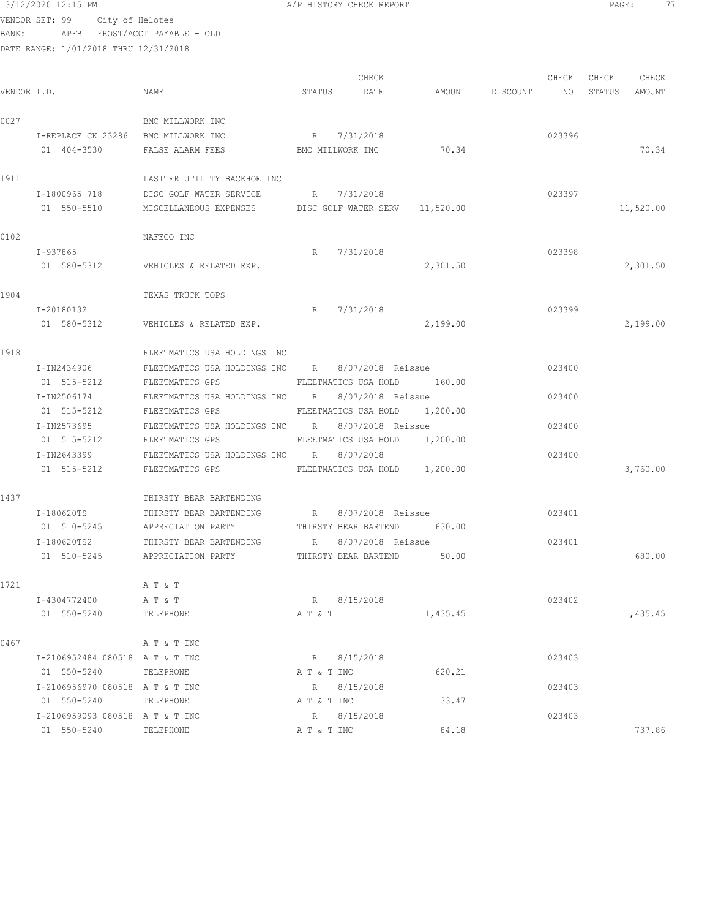3/12/2020 12:15 PM — A/P HISTORY CHECK REPORT

VENDOR SET: 99 City of Helotes
BANK: APFB FROST/ACCT PAYABLE - OLD
DATE RANGE: 1/01/2018 THRU 12/31/2018

| VENDOR I.D. | NAME | STATUS | CHECK DATE | AMOUNT | DISCOUNT | CHECK NO | CHECK STATUS | CHECK AMOUNT |
|---|---|---|---|---|---|---|---|---|
| 0027 | BMC MILLWORK INC | | | | | | | |
| I-REPLACE CK 23286 | BMC MILLWORK INC | R | 7/31/2018 | | | 023396 | | |
| 01 404-3530 | FALSE ALARM FEES | BMC MILLWORK INC | | 70.34 | | | | 70.34 |
| 1911 | LASITER UTILITY BACKHOE INC | | | | | | | |
| I-1800965 718 | DISC GOLF WATER SERVICE | R | 7/31/2018 | | | 023397 | | |
| 01 550-5510 | MISCELLANEOUS EXPENSES | DISC GOLF WATER SERV | | 11,520.00 | | | | 11,520.00 |
| 0102 | NAFECO INC | | | | | | | |
| I-937865 | | R | 7/31/2018 | | | 023398 | | |
| 01 580-5312 | VEHICLES & RELATED EXP. | | | 2,301.50 | | | | 2,301.50 |
| 1904 | TEXAS TRUCK TOPS | | | | | | | |
| I-20180132 | | R | 7/31/2018 | | | 023399 | | |
| 01 580-5312 | VEHICLES & RELATED EXP. | | | 2,199.00 | | | | 2,199.00 |
| 1918 | FLEETMATICS USA HOLDINGS INC | | | | | | | |
| I-IN2434906 | FLEETMATICS USA HOLDINGS INC | R | 8/07/2018 Reissue | | | 023400 | | |
| 01 515-5212 | FLEETMATICS GPS | FLEETMATICS USA HOLD | | 160.00 | | | | |
| I-IN2506174 | FLEETMATICS USA HOLDINGS INC | R | 8/07/2018 Reissue | | | 023400 | | |
| 01 515-5212 | FLEETMATICS GPS | FLEETMATICS USA HOLD | | 1,200.00 | | | | |
| I-IN2573695 | FLEETMATICS USA HOLDINGS INC | R | 8/07/2018 Reissue | | | 023400 | | |
| 01 515-5212 | FLEETMATICS GPS | FLEETMATICS USA HOLD | | 1,200.00 | | | | |
| I-IN2643399 | FLEETMATICS USA HOLDINGS INC | R | 8/07/2018 | | | 023400 | | |
| 01 515-5212 | FLEETMATICS GPS | FLEETMATICS USA HOLD | | 1,200.00 | | | | 3,760.00 |
| 1437 | THIRSTY BEAR BARTENDING | | | | | | | |
| I-180620TS | THIRSTY BEAR BARTENDING | R | 8/07/2018 Reissue | | | 023401 | | |
| 01 510-5245 | APPRECIATION PARTY | THIRSTY BEAR BARTEND | | 630.00 | | | | |
| I-180620TS2 | THIRSTY BEAR BARTENDING | R | 8/07/2018 Reissue | | | 023401 | | |
| 01 510-5245 | APPRECIATION PARTY | THIRSTY BEAR BARTEND | | 50.00 | | | | 680.00 |
| 1721 | A T & T | | | | | | | |
| I-4304772400 | A T & T | R | 8/15/2018 | | | 023402 | | |
| 01 550-5240 | TELEPHONE | A T & T | | 1,435.45 | | | | 1,435.45 |
| 0467 | A T & T INC | | | | | | | |
| I-2106952484 080518 | A T & T INC | R | 8/15/2018 | | | 023403 | | |
| 01 550-5240 | TELEPHONE | A T & T INC | | 620.21 | | | | |
| I-2106956970 080518 | A T & T INC | R | 8/15/2018 | | | 023403 | | |
| 01 550-5240 | TELEPHONE | A T & T INC | | 33.47 | | | | |
| I-2106959093 080518 | A T & T INC | R | 8/15/2018 | | | 023403 | | |
| 01 550-5240 | TELEPHONE | A T & T INC | | 84.18 | | | | 737.86 |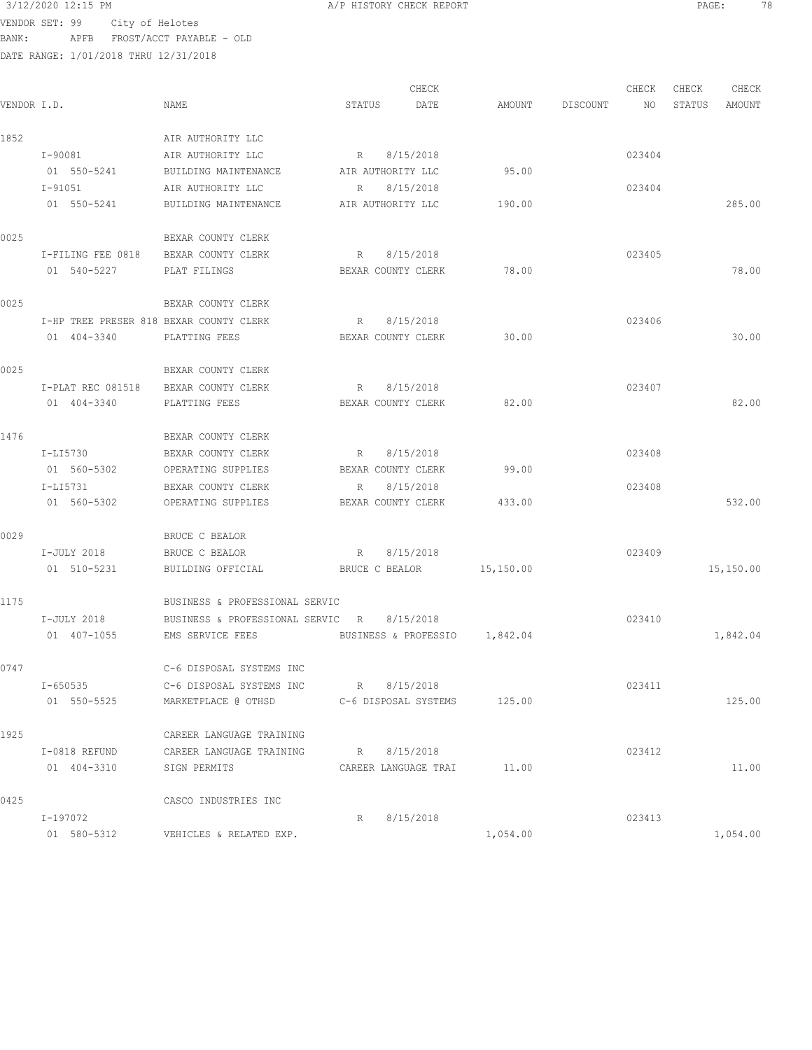3/12/2020 12:15 PM A/P HISTORY CHECK REPORT

VENDOR SET: 99 City of Helotes
BANK: APFB FROST/ACCT PAYABLE - OLD
DATE RANGE: 1/01/2018 THRU 12/31/2018

| VENDOR I.D. | NAME | STATUS | CHECK DATE | AMOUNT | DISCOUNT | CHECK NO | CHECK STATUS | CHECK AMOUNT |
|---|---|---|---|---|---|---|---|---|
| 1852 | AIR AUTHORITY LLC | | | | | | | |
| I-90081 | AIR AUTHORITY LLC | R | 8/15/2018 | | | 023404 | | |
| 01 550-5241 | BUILDING MAINTENANCE | AIR AUTHORITY LLC | | 95.00 | | | | |
| I-91051 | AIR AUTHORITY LLC | R | 8/15/2018 | | | 023404 | | |
| 01 550-5241 | BUILDING MAINTENANCE | AIR AUTHORITY LLC | | 190.00 | | | | 285.00 |
| 0025 | BEXAR COUNTY CLERK | | | | | | | |
| I-FILING FEE 0818 | BEXAR COUNTY CLERK | R | 8/15/2018 | | | 023405 | | |
| 01 540-5227 | PLAT FILINGS | BEXAR COUNTY CLERK | | 78.00 | | | | 78.00 |
| 0025 | BEXAR COUNTY CLERK | | | | | | | |
| I-HP TREE PRESER 818 | BEXAR COUNTY CLERK | R | 8/15/2018 | | | 023406 | | |
| 01 404-3340 | PLATTING FEES | BEXAR COUNTY CLERK | | 30.00 | | | | 30.00 |
| 0025 | BEXAR COUNTY CLERK | | | | | | | |
| I-PLAT REC 081518 | BEXAR COUNTY CLERK | R | 8/15/2018 | | | 023407 | | |
| 01 404-3340 | PLATTING FEES | BEXAR COUNTY CLERK | | 82.00 | | | | 82.00 |
| 1476 | BEXAR COUNTY CLERK | | | | | | | |
| I-LI5730 | BEXAR COUNTY CLERK | R | 8/15/2018 | | | 023408 | | |
| 01 560-5302 | OPERATING SUPPLIES | BEXAR COUNTY CLERK | | 99.00 | | | | |
| I-LI5731 | BEXAR COUNTY CLERK | R | 8/15/2018 | | | 023408 | | |
| 01 560-5302 | OPERATING SUPPLIES | BEXAR COUNTY CLERK | | 433.00 | | | | 532.00 |
| 0029 | BRUCE C BEALOR | | | | | | | |
| I-JULY 2018 | BRUCE C BEALOR | R | 8/15/2018 | | | 023409 | | |
| 01 510-5231 | BUILDING OFFICIAL | BRUCE C BEALOR | | 15,150.00 | | | | 15,150.00 |
| 1175 | BUSINESS & PROFESSIONAL SERVIC | | | | | | | |
| I-JULY 2018 | BUSINESS & PROFESSIONAL SERVIC | R | 8/15/2018 | | | 023410 | | |
| 01 407-1055 | EMS SERVICE FEES | BUSINESS & PROFESSIO | | 1,842.04 | | | | 1,842.04 |
| 0747 | C-6 DISPOSAL SYSTEMS INC | | | | | | | |
| I-650535 | C-6 DISPOSAL SYSTEMS INC | R | 8/15/2018 | | | 023411 | | |
| 01 550-5525 | MARKETPLACE @ OTHSD | C-6 DISPOSAL SYSTEMS | | 125.00 | | | | 125.00 |
| 1925 | CAREER LANGUAGE TRAINING | | | | | | | |
| I-0818 REFUND | CAREER LANGUAGE TRAINING | R | 8/15/2018 | | | 023412 | | |
| 01 404-3310 | SIGN PERMITS | CAREER LANGUAGE TRAI | | 11.00 | | | | 11.00 |
| 0425 | CASCO INDUSTRIES INC | | | | | | | |
| I-197072 | | R | 8/15/2018 | | | 023413 | | |
| 01 580-5312 | VEHICLES & RELATED EXP. | | | 1,054.00 | | | | 1,054.00 |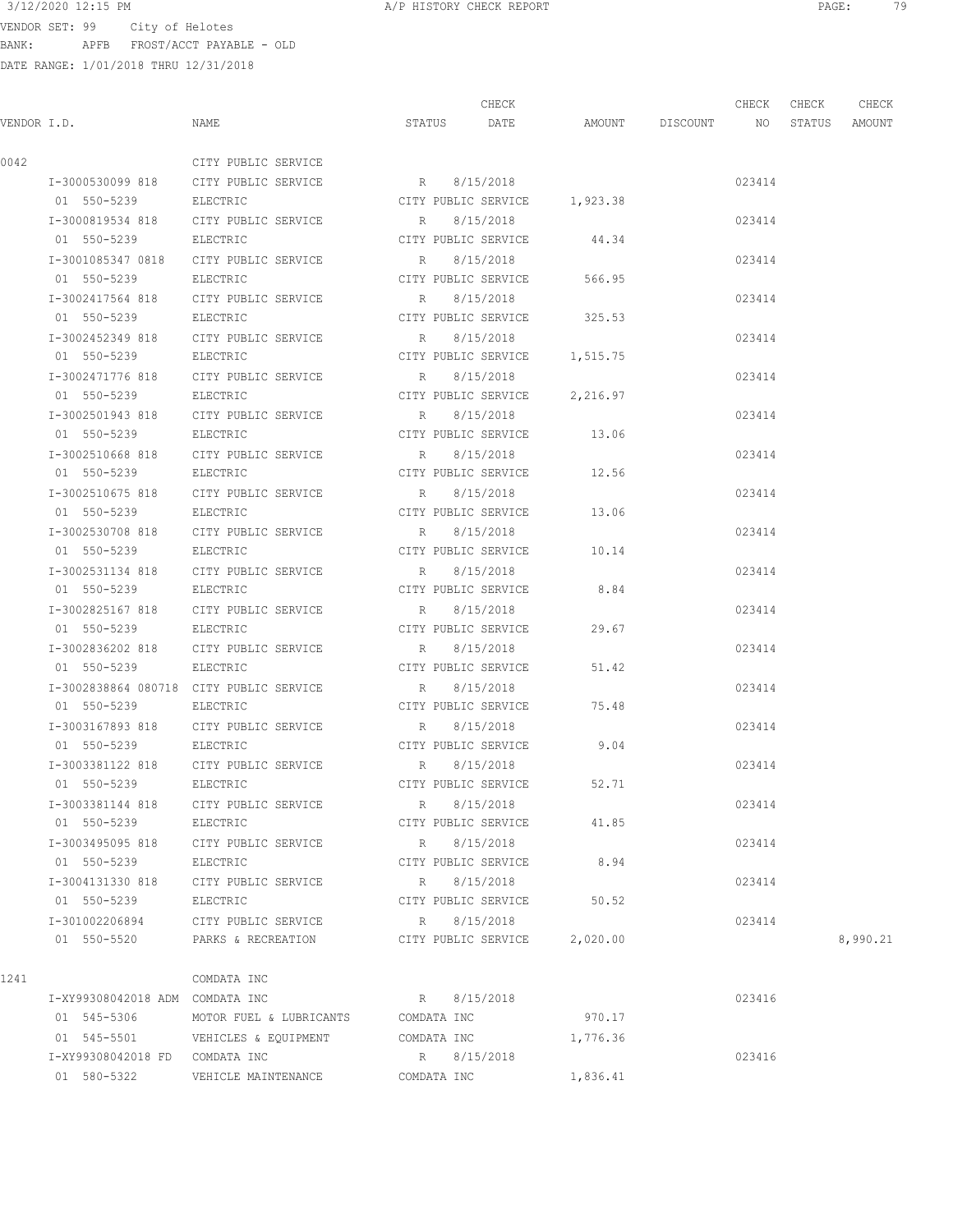A/P HISTORY CHECK REPORT

VENDOR SET: 99 City of Helotes
BANK: APFB FROST/ACCT PAYABLE - OLD
DATE RANGE: 1/01/2018 THRU 12/31/2018

| VENDOR I.D. | NAME | STATUS | CHECK DATE | AMOUNT | DISCOUNT | CHECK NO | CHECK STATUS | CHECK AMOUNT |
|---|---|---|---|---|---|---|---|---|
| 0042 | CITY PUBLIC SERVICE | | | | | | | |
| I-3000530099 818 | CITY PUBLIC SERVICE | R | 8/15/2018 | | | 023414 | | |
| 01 550-5239 | ELECTRIC | CITY PUBLIC SERVICE | | 1,923.38 | | | | |
| I-3000819534 818 | CITY PUBLIC SERVICE | R | 8/15/2018 | | | 023414 | | |
| 01 550-5239 | ELECTRIC | CITY PUBLIC SERVICE | | 44.34 | | | | |
| I-3001085347 0818 | CITY PUBLIC SERVICE | R | 8/15/2018 | | | 023414 | | |
| 01 550-5239 | ELECTRIC | CITY PUBLIC SERVICE | | 566.95 | | | | |
| I-3002417564 818 | CITY PUBLIC SERVICE | R | 8/15/2018 | | | 023414 | | |
| 01 550-5239 | ELECTRIC | CITY PUBLIC SERVICE | | 325.53 | | | | |
| I-3002452349 818 | CITY PUBLIC SERVICE | R | 8/15/2018 | | | 023414 | | |
| 01 550-5239 | ELECTRIC | CITY PUBLIC SERVICE | | 1,515.75 | | | | |
| I-3002471776 818 | CITY PUBLIC SERVICE | R | 8/15/2018 | | | 023414 | | |
| 01 550-5239 | ELECTRIC | CITY PUBLIC SERVICE | | 2,216.97 | | | | |
| I-3002501943 818 | CITY PUBLIC SERVICE | R | 8/15/2018 | | | 023414 | | |
| 01 550-5239 | ELECTRIC | CITY PUBLIC SERVICE | | 13.06 | | | | |
| I-3002510668 818 | CITY PUBLIC SERVICE | R | 8/15/2018 | | | 023414 | | |
| 01 550-5239 | ELECTRIC | CITY PUBLIC SERVICE | | 12.56 | | | | |
| I-3002510675 818 | CITY PUBLIC SERVICE | R | 8/15/2018 | | | 023414 | | |
| 01 550-5239 | ELECTRIC | CITY PUBLIC SERVICE | | 13.06 | | | | |
| I-3002530708 818 | CITY PUBLIC SERVICE | R | 8/15/2018 | | | 023414 | | |
| 01 550-5239 | ELECTRIC | CITY PUBLIC SERVICE | | 10.14 | | | | |
| I-3002531134 818 | CITY PUBLIC SERVICE | R | 8/15/2018 | | | 023414 | | |
| 01 550-5239 | ELECTRIC | CITY PUBLIC SERVICE | | 8.84 | | | | |
| I-3002825167 818 | CITY PUBLIC SERVICE | R | 8/15/2018 | | | 023414 | | |
| 01 550-5239 | ELECTRIC | CITY PUBLIC SERVICE | | 29.67 | | | | |
| I-3002836202 818 | CITY PUBLIC SERVICE | R | 8/15/2018 | | | 023414 | | |
| 01 550-5239 | ELECTRIC | CITY PUBLIC SERVICE | | 51.42 | | | | |
| I-3002838864 080718 | CITY PUBLIC SERVICE | R | 8/15/2018 | | | 023414 | | |
| 01 550-5239 | ELECTRIC | CITY PUBLIC SERVICE | | 75.48 | | | | |
| I-3003167893 818 | CITY PUBLIC SERVICE | R | 8/15/2018 | | | 023414 | | |
| 01 550-5239 | ELECTRIC | CITY PUBLIC SERVICE | | 9.04 | | | | |
| I-3003381122 818 | CITY PUBLIC SERVICE | R | 8/15/2018 | | | 023414 | | |
| 01 550-5239 | ELECTRIC | CITY PUBLIC SERVICE | | 52.71 | | | | |
| I-3003381144 818 | CITY PUBLIC SERVICE | R | 8/15/2018 | | | 023414 | | |
| 01 550-5239 | ELECTRIC | CITY PUBLIC SERVICE | | 41.85 | | | | |
| I-3003495095 818 | CITY PUBLIC SERVICE | R | 8/15/2018 | | | 023414 | | |
| 01 550-5239 | ELECTRIC | CITY PUBLIC SERVICE | | 8.94 | | | | |
| I-3004131330 818 | CITY PUBLIC SERVICE | R | 8/15/2018 | | | 023414 | | |
| 01 550-5239 | ELECTRIC | CITY PUBLIC SERVICE | | 50.52 | | | | |
| I-301002206894 | CITY PUBLIC SERVICE | R | 8/15/2018 | | | 023414 | | |
| 01 550-5520 | PARKS & RECREATION | CITY PUBLIC SERVICE | | 2,020.00 | | | | 8,990.21 |
| 1241 | COMDATA INC | | | | | | | |
| I-XY99308042018 ADM | COMDATA INC | R | 8/15/2018 | | | 023416 | | |
| 01 545-5306 | MOTOR FUEL & LUBRICANTS | COMDATA INC | | 970.17 | | | | |
| 01 545-5501 | VEHICLES & EQUIPMENT | COMDATA INC | | 1,776.36 | | | | |
| I-XY99308042018 FD | COMDATA INC | R | 8/15/2018 | | | 023416 | | |
| 01 580-5322 | VEHICLE MAINTENANCE | COMDATA INC | | 1,836.41 | | | | |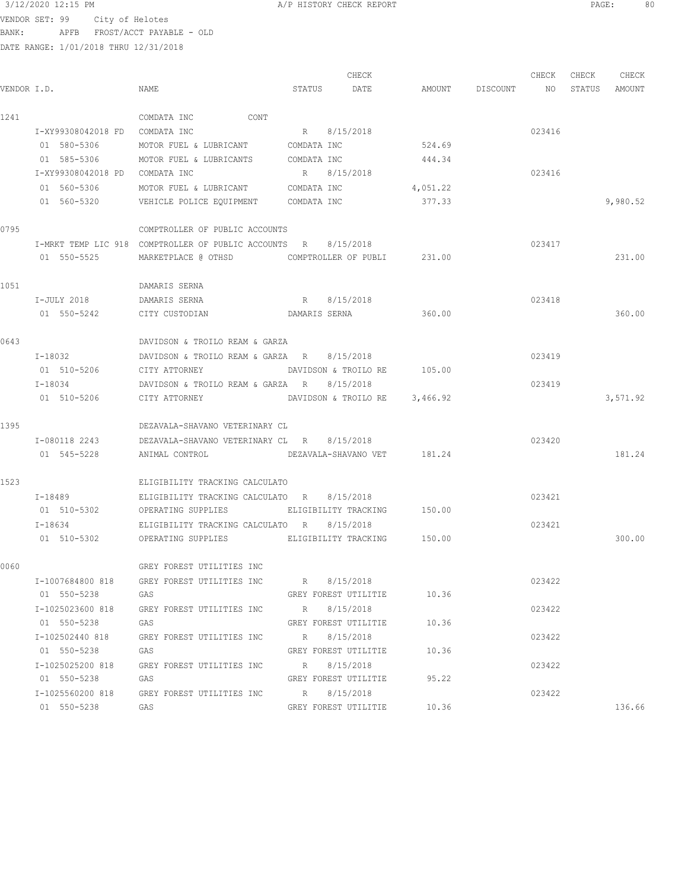3/12/2020 12:15 PM A/P HISTORY CHECK REPORT

VENDOR SET: 99 City of Helotes
BANK: APFB FROST/ACCT PAYABLE - OLD
DATE RANGE: 1/01/2018 THRU 12/31/2018

| VENDOR I.D. | NAME | STATUS | CHECK DATE | AMOUNT | DISCOUNT | CHECK NO | CHECK STATUS | CHECK AMOUNT |
|---|---|---|---|---|---|---|---|---|
| 1241 | COMDATA INC CONT | | | | | | | |
| I-XY99308042018 FD | COMDATA INC | R | 8/15/2018 | | | 023416 | | |
| 01 580-5306 | MOTOR FUEL & LUBRICANT | COMDATA INC | | 524.69 | | | | |
| 01 585-5306 | MOTOR FUEL & LUBRICANTS | COMDATA INC | | 444.34 | | | | |
| I-XY99308042018 PD | COMDATA INC | R | 8/15/2018 | | | 023416 | | |
| 01 560-5306 | MOTOR FUEL & LUBRICANT | COMDATA INC | | 4,051.22 | | | | |
| 01 560-5320 | VEHICLE POLICE EQUIPMENT | COMDATA INC | | 377.33 | | | | 9,980.52 |
| 0795 | COMPTROLLER OF PUBLIC ACCOUNTS | | | | | | | |
| I-MRKT TEMP LIC 918 | COMPTROLLER OF PUBLIC ACCOUNTS | R | 8/15/2018 | | | 023417 | | |
| 01 550-5525 | MARKETPLACE @ OTHSD | COMPTROLLER OF PUBLI | | 231.00 | | | | 231.00 |
| 1051 | DAMARIS SERNA | | | | | | | |
| I-JULY 2018 | DAMARIS SERNA | R | 8/15/2018 | | | 023418 | | |
| 01 550-5242 | CITY CUSTODIAN | DAMARIS SERNA | | 360.00 | | | | 360.00 |
| 0643 | DAVIDSON & TROILO REAM & GARZA | | | | | | | |
| I-18032 | DAVIDSON & TROILO REAM & GARZA | R | 8/15/2018 | | | 023419 | | |
| 01 510-5206 | CITY ATTORNEY | DAVIDSON & TROILO RE | | 105.00 | | | | |
| I-18034 | DAVIDSON & TROILO REAM & GARZA | R | 8/15/2018 | | | 023419 | | |
| 01 510-5206 | CITY ATTORNEY | DAVIDSON & TROILO RE | | 3,466.92 | | | | 3,571.92 |
| 1395 | DEZAVALA-SHAVANO VETERINARY CL | | | | | | | |
| I-080118 2243 | DEZAVALA-SHAVANO VETERINARY CL | R | 8/15/2018 | | | 023420 | | |
| 01 545-5228 | ANIMAL CONTROL | DEZAVALA-SHAVANO VET | | 181.24 | | | | 181.24 |
| 1523 | ELIGIBILITY TRACKING CALCULATO | | | | | | | |
| I-18489 | ELIGIBILITY TRACKING CALCULATO | R | 8/15/2018 | | | 023421 | | |
| 01 510-5302 | OPERATING SUPPLIES | ELIGIBILITY TRACKING | | 150.00 | | | | |
| I-18634 | ELIGIBILITY TRACKING CALCULATO | R | 8/15/2018 | | | 023421 | | |
| 01 510-5302 | OPERATING SUPPLIES | ELIGIBILITY TRACKING | | 150.00 | | | | 300.00 |
| 0060 | GREY FOREST UTILITIES INC | | | | | | | |
| I-1007684800 818 | GREY FOREST UTILITIES INC | R | 8/15/2018 | | | 023422 | | |
| 01 550-5238 | GAS | GREY FOREST UTILITIE | | 10.36 | | | | |
| I-1025023600 818 | GREY FOREST UTILITIES INC | R | 8/15/2018 | | | 023422 | | |
| 01 550-5238 | GAS | GREY FOREST UTILITIE | | 10.36 | | | | |
| I-102502440 818 | GREY FOREST UTILITIES INC | R | 8/15/2018 | | | 023422 | | |
| 01 550-5238 | GAS | GREY FOREST UTILITIE | | 10.36 | | | | |
| I-1025025200 818 | GREY FOREST UTILITIES INC | R | 8/15/2018 | | | 023422 | | |
| 01 550-5238 | GAS | GREY FOREST UTILITIE | | 95.22 | | | | |
| I-1025560200 818 | GREY FOREST UTILITIES INC | R | 8/15/2018 | | | 023422 | | |
| 01 550-5238 | GAS | GREY FOREST UTILITIE | | 10.36 | | | | 136.66 |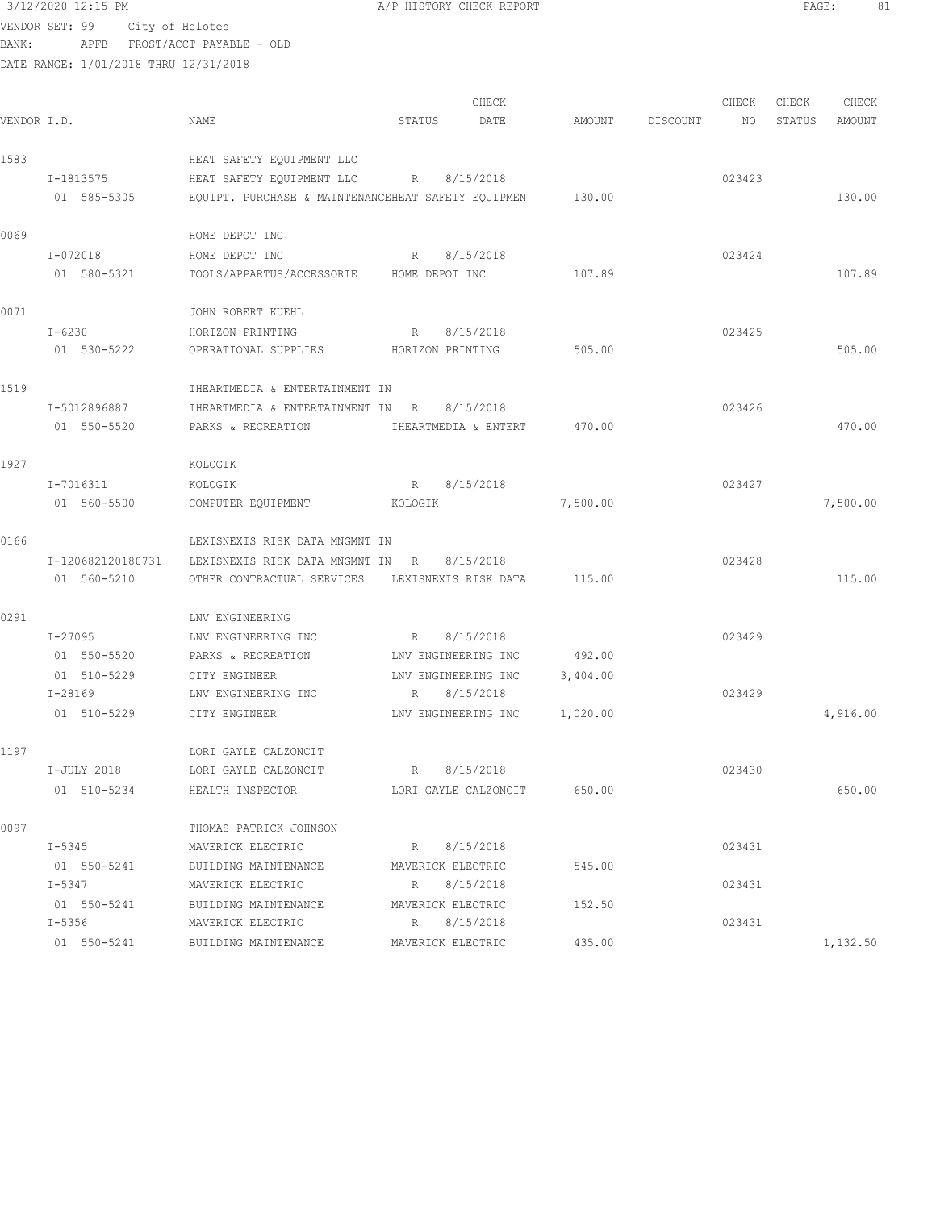VENDOR SET: 99 City of Helotes
BANK: APFB FROST/ACCT PAYABLE - OLD
DATE RANGE: 1/01/2018 THRU 12/31/2018

| VENDOR I.D. | NAME | STATUS | CHECK DATE | AMOUNT | DISCOUNT | CHECK NO | CHECK STATUS | CHECK AMOUNT |
|---|---|---|---|---|---|---|---|---|
| 1583 | HEAT SAFETY EQUIPMENT LLC | | | | | | | |
| I-1813575 | HEAT SAFETY EQUIPMENT LLC | R | 8/15/2018 | | | 023423 | | |
| 01 585-5305 | EQUIPT. PURCHASE & MAINTENANCEHEAT SAFETY EQUIPMEN | | | 130.00 | | | | 130.00 |
| 0069 | HOME DEPOT INC | | | | | | | |
| I-072018 | HOME DEPOT INC | R | 8/15/2018 | | | 023424 | | |
| 01 580-5321 | TOOLS/APPARTUS/ACCESSORIE | HOME DEPOT INC | | 107.89 | | | | 107.89 |
| 0071 | JOHN ROBERT KUEHL | | | | | | | |
| I-6230 | HORIZON PRINTING | R | 8/15/2018 | | | 023425 | | |
| 01 530-5222 | OPERATIONAL SUPPLIES | HORIZON PRINTING | | 505.00 | | | | 505.00 |
| 1519 | IHEARTMEDIA & ENTERTAINMENT IN | | | | | | | |
| I-5012896887 | IHEARTMEDIA & ENTERTAINMENT IN | R | 8/15/2018 | | | 023426 | | |
| 01 550-5520 | PARKS & RECREATION | IHEARTMEDIA & ENTERT | | 470.00 | | | | 470.00 |
| 1927 | KOLOGIK | | | | | | | |
| I-7016311 | KOLOGIK | R | 8/15/2018 | | | 023427 | | |
| 01 560-5500 | COMPUTER EQUIPMENT | KOLOGIK | | 7,500.00 | | | | 7,500.00 |
| 0166 | LEXISNEXIS RISK DATA MNGMNT IN | | | | | | | |
| I-120682120180731 | LEXISNEXIS RISK DATA MNGMNT IN | R | 8/15/2018 | | | 023428 | | |
| 01 560-5210 | OTHER CONTRACTUAL SERVICES | LEXISNEXIS RISK DATA | | 115.00 | | | | 115.00 |
| 0291 | LNV ENGINEERING | | | | | | | |
| I-27095 | LNV ENGINEERING INC | R | 8/15/2018 | | | 023429 | | |
| 01 550-5520 | PARKS & RECREATION | LNV ENGINEERING INC | | 492.00 | | | | |
| 01 510-5229 | CITY ENGINEER | LNV ENGINEERING INC | | 3,404.00 | | | | |
| I-28169 | LNV ENGINEERING INC | R | 8/15/2018 | | | 023429 | | |
| 01 510-5229 | CITY ENGINEER | LNV ENGINEERING INC | | 1,020.00 | | | | 4,916.00 |
| 1197 | LORI GAYLE CALZONCIT | | | | | | | |
| I-JULY 2018 | LORI GAYLE CALZONCIT | R | 8/15/2018 | | | 023430 | | |
| 01 510-5234 | HEALTH INSPECTOR | LORI GAYLE CALZONCIT | | 650.00 | | | | 650.00 |
| 0097 | THOMAS PATRICK JOHNSON | | | | | | | |
| I-5345 | MAVERICK ELECTRIC | R | 8/15/2018 | | | 023431 | | |
| 01 550-5241 | BUILDING MAINTENANCE | MAVERICK ELECTRIC | | 545.00 | | | | |
| I-5347 | MAVERICK ELECTRIC | R | 8/15/2018 | | | 023431 | | |
| 01 550-5241 | BUILDING MAINTENANCE | MAVERICK ELECTRIC | | 152.50 | | | | |
| I-5356 | MAVERICK ELECTRIC | R | 8/15/2018 | | | 023431 | | |
| 01 550-5241 | BUILDING MAINTENANCE | MAVERICK ELECTRIC | | 435.00 | | | | 1,132.50 |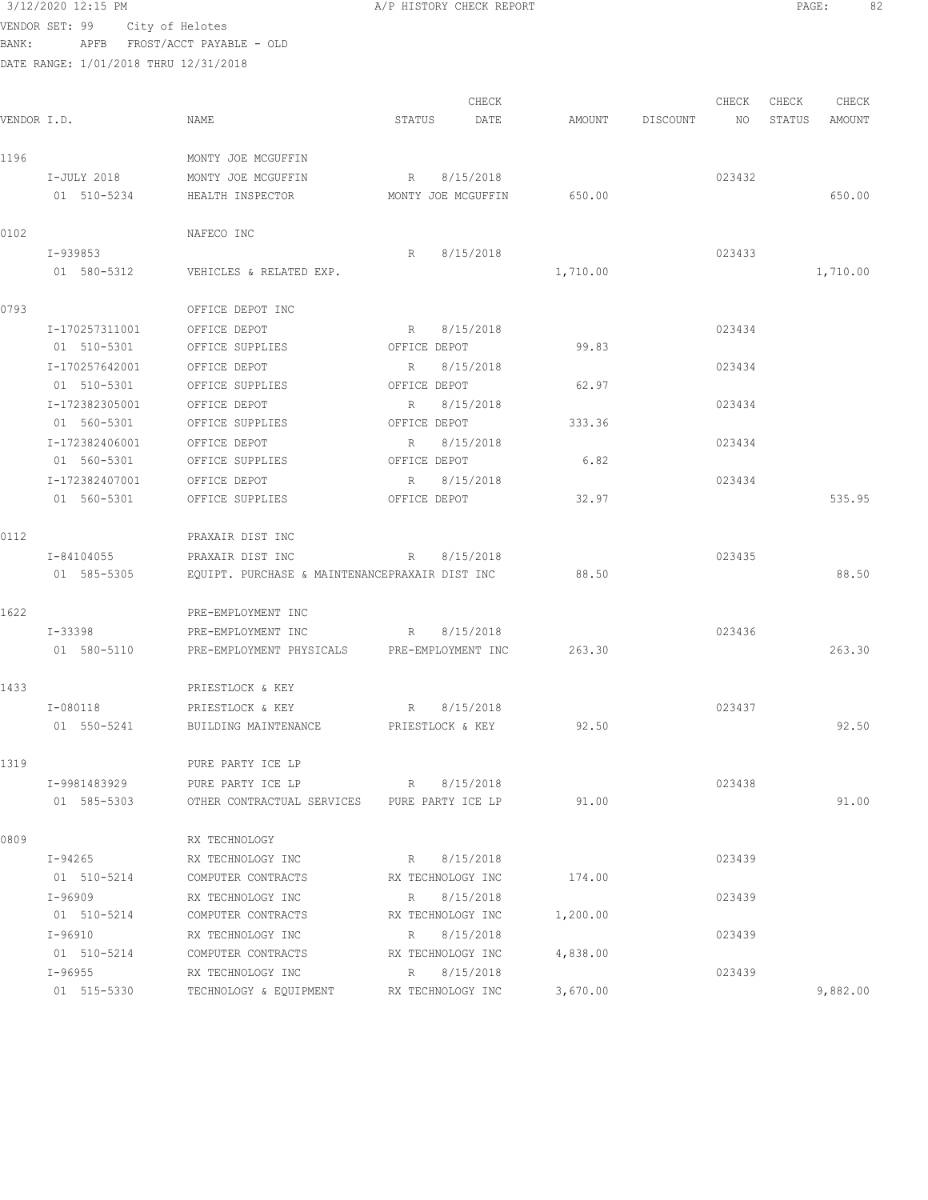A/P HISTORY CHECK REPORT

VENDOR SET: 99 City of Helotes
BANK: APFB FROST/ACCT PAYABLE - OLD
DATE RANGE: 1/01/2018 THRU 12/31/2018

| VENDOR I.D. | NAME | STATUS | CHECK DATE | AMOUNT | DISCOUNT | CHECK NO | CHECK STATUS | CHECK AMOUNT |
|---|---|---|---|---|---|---|---|---|
| 1196 | MONTY JOE MCGUFFIN | | | | | | | |
| I-JULY 2018 | MONTY JOE MCGUFFIN | R | 8/15/2018 | | | 023432 | | |
| 01 510-5234 | HEALTH INSPECTOR | MONTY JOE MCGUFFIN | | 650.00 | | | | 650.00 |
| 0102 | NAFECO INC | | | | | | | |
| I-939853 | | R | 8/15/2018 | | | 023433 | | |
| 01 580-5312 | VEHICLES & RELATED EXP. | | | 1,710.00 | | | | 1,710.00 |
| 0793 | OFFICE DEPOT INC | | | | | | | |
| I-170257311001 | OFFICE DEPOT | R | 8/15/2018 | | | 023434 | | |
| 01 510-5301 | OFFICE SUPPLIES | OFFICE DEPOT | | 99.83 | | | | |
| I-170257642001 | OFFICE DEPOT | R | 8/15/2018 | | | 023434 | | |
| 01 510-5301 | OFFICE SUPPLIES | OFFICE DEPOT | | 62.97 | | | | |
| I-172382305001 | OFFICE DEPOT | R | 8/15/2018 | | | 023434 | | |
| 01 560-5301 | OFFICE SUPPLIES | OFFICE DEPOT | | 333.36 | | | | |
| I-172382406001 | OFFICE DEPOT | R | 8/15/2018 | | | 023434 | | |
| 01 560-5301 | OFFICE SUPPLIES | OFFICE DEPOT | | 6.82 | | | | |
| I-172382407001 | OFFICE DEPOT | R | 8/15/2018 | | | 023434 | | |
| 01 560-5301 | OFFICE SUPPLIES | OFFICE DEPOT | | 32.97 | | | | 535.95 |
| 0112 | PRAXAIR DIST INC | | | | | | | |
| I-84104055 | PRAXAIR DIST INC | R | 8/15/2018 | | | 023435 | | |
| 01 585-5305 | EQUIPT. PURCHASE & MAINTENANCE | PRAXAIR DIST INC | | 88.50 | | | | 88.50 |
| 1622 | PRE-EMPLOYMENT INC | | | | | | | |
| I-33398 | PRE-EMPLOYMENT INC | R | 8/15/2018 | | | 023436 | | |
| 01 580-5110 | PRE-EMPLOYMENT PHYSICALS | PRE-EMPLOYMENT INC | | 263.30 | | | | 263.30 |
| 1433 | PRIESTLOCK & KEY | | | | | | | |
| I-080118 | PRIESTLOCK & KEY | R | 8/15/2018 | | | 023437 | | |
| 01 550-5241 | BUILDING MAINTENANCE | PRIESTLOCK & KEY | | 92.50 | | | | 92.50 |
| 1319 | PURE PARTY ICE LP | | | | | | | |
| I-9981483929 | PURE PARTY ICE LP | R | 8/15/2018 | | | 023438 | | |
| 01 585-5303 | OTHER CONTRACTUAL SERVICES | PURE PARTY ICE LP | | 91.00 | | | | 91.00 |
| 0809 | RX TECHNOLOGY | | | | | | | |
| I-94265 | RX TECHNOLOGY INC | R | 8/15/2018 | | | 023439 | | |
| 01 510-5214 | COMPUTER CONTRACTS | RX TECHNOLOGY INC | | 174.00 | | | | |
| I-96909 | RX TECHNOLOGY INC | R | 8/15/2018 | | | 023439 | | |
| 01 510-5214 | COMPUTER CONTRACTS | RX TECHNOLOGY INC | | 1,200.00 | | | | |
| I-96910 | RX TECHNOLOGY INC | R | 8/15/2018 | | | 023439 | | |
| 01 510-5214 | COMPUTER CONTRACTS | RX TECHNOLOGY INC | | 4,838.00 | | | | |
| I-96955 | RX TECHNOLOGY INC | R | 8/15/2018 | | | 023439 | | |
| 01 515-5330 | TECHNOLOGY & EQUIPMENT | RX TECHNOLOGY INC | | 3,670.00 | | | | 9,882.00 |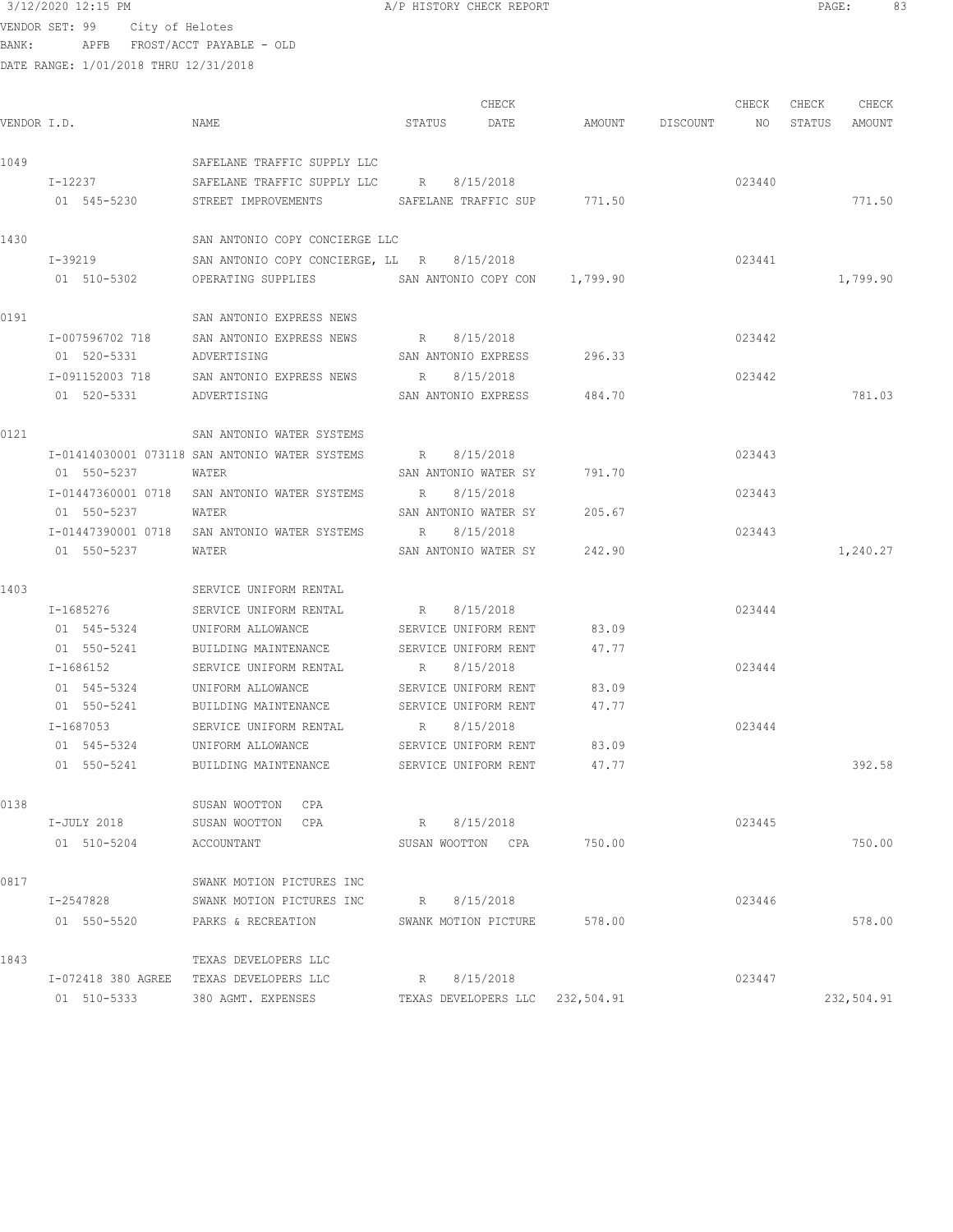3/12/2020 12:15 PM A/P HISTORY CHECK REPORT

VENDOR SET: 99 City of Helotes
BANK: APFB FROST/ACCT PAYABLE - OLD
DATE RANGE: 1/01/2018 THRU 12/31/2018

| VENDOR I.D. | NAME | STATUS | CHECK DATE | AMOUNT | DISCOUNT | CHECK NO | CHECK STATUS | CHECK AMOUNT |
|---|---|---|---|---|---|---|---|---|
| 1049 | SAFELANE TRAFFIC SUPPLY LLC | | | | | | | |
| I-12237 | SAFELANE TRAFFIC SUPPLY LLC | R | 8/15/2018 | | | 023440 | | |
| 01 545-5230 | STREET IMPROVEMENTS | SAFELANE TRAFFIC SUP | | 771.50 | | | | 771.50 |
| 1430 | SAN ANTONIO COPY CONCIERGE LLC | | | | | | | |
| I-39219 | SAN ANTONIO COPY CONCIERGE, LL | R | 8/15/2018 | | | 023441 | | |
| 01 510-5302 | OPERATING SUPPLIES | SAN ANTONIO COPY CON | | 1,799.90 | | | | 1,799.90 |
| 0191 | SAN ANTONIO EXPRESS NEWS | | | | | | | |
| I-007596702 718 | SAN ANTONIO EXPRESS NEWS | R | 8/15/2018 | | | 023442 | | |
| 01 520-5331 | ADVERTISING | SAN ANTONIO EXPRESS | | 296.33 | | | | |
| I-091152003 718 | SAN ANTONIO EXPRESS NEWS | R | 8/15/2018 | | | 023442 | | |
| 01 520-5331 | ADVERTISING | SAN ANTONIO EXPRESS | | 484.70 | | | | 781.03 |
| 0121 | SAN ANTONIO WATER SYSTEMS | | | | | | | |
| I-01414030001 073118 | SAN ANTONIO WATER SYSTEMS | R | 8/15/2018 | | | 023443 | | |
| 01 550-5237 | WATER | SAN ANTONIO WATER SY | | 791.70 | | | | |
| I-01447360001 0718 | SAN ANTONIO WATER SYSTEMS | R | 8/15/2018 | | | 023443 | | |
| 01 550-5237 | WATER | SAN ANTONIO WATER SY | | 205.67 | | | | |
| I-01447390001 0718 | SAN ANTONIO WATER SYSTEMS | R | 8/15/2018 | | | 023443 | | |
| 01 550-5237 | WATER | SAN ANTONIO WATER SY | | 242.90 | | | | 1,240.27 |
| 1403 | SERVICE UNIFORM RENTAL | | | | | | | |
| I-1685276 | SERVICE UNIFORM RENTAL | R | 8/15/2018 | | | 023444 | | |
| 01 545-5324 | UNIFORM ALLOWANCE | SERVICE UNIFORM RENT | | 83.09 | | | | |
| 01 550-5241 | BUILDING MAINTENANCE | SERVICE UNIFORM RENT | | 47.77 | | | | |
| I-1686152 | SERVICE UNIFORM RENTAL | R | 8/15/2018 | | | 023444 | | |
| 01 545-5324 | UNIFORM ALLOWANCE | SERVICE UNIFORM RENT | | 83.09 | | | | |
| 01 550-5241 | BUILDING MAINTENANCE | SERVICE UNIFORM RENT | | 47.77 | | | | |
| I-1687053 | SERVICE UNIFORM RENTAL | R | 8/15/2018 | | | 023444 | | |
| 01 545-5324 | UNIFORM ALLOWANCE | SERVICE UNIFORM RENT | | 83.09 | | | | |
| 01 550-5241 | BUILDING MAINTENANCE | SERVICE UNIFORM RENT | | 47.77 | | | | 392.58 |
| 0138 | SUSAN WOOTTON CPA | | | | | | | |
| I-JULY 2018 | SUSAN WOOTTON CPA | R | 8/15/2018 | | | 023445 | | |
| 01 510-5204 | ACCOUNTANT | SUSAN WOOTTON CPA | | 750.00 | | | | 750.00 |
| 0817 | SWANK MOTION PICTURES INC | | | | | | | |
| I-2547828 | SWANK MOTION PICTURES INC | R | 8/15/2018 | | | 023446 | | |
| 01 550-5520 | PARKS & RECREATION | SWANK MOTION PICTURE | | 578.00 | | | | 578.00 |
| 1843 | TEXAS DEVELOPERS LLC | | | | | | | |
| I-072418 380 AGREE | TEXAS DEVELOPERS LLC | R | 8/15/2018 | | | 023447 | | |
| 01 510-5333 | 380 AGMT. EXPENSES | TEXAS DEVELOPERS LLC | | 232,504.91 | | | | 232,504.91 |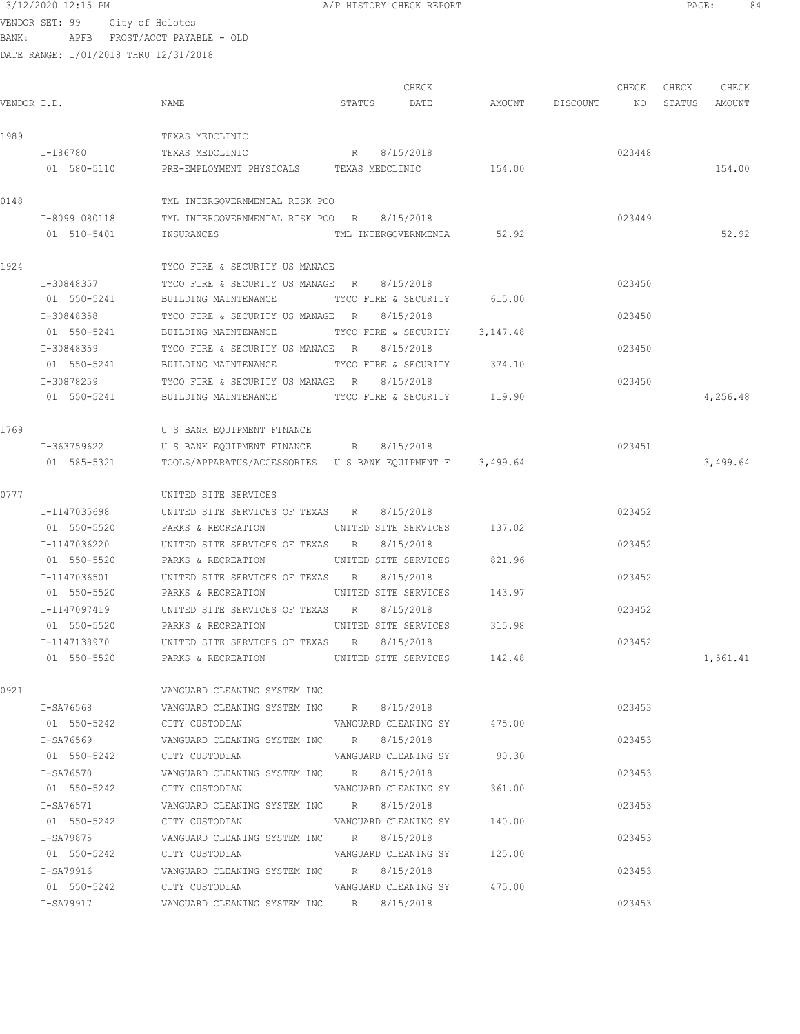3/12/2020 12:15 PM A/P HISTORY CHECK REPORT

VENDOR SET: 99 City of Helotes
BANK: APFB FROST/ACCT PAYABLE - OLD
DATE RANGE: 1/01/2018 THRU 12/31/2018

| VENDOR I.D. | NAME | STATUS | CHECK DATE | AMOUNT | DISCOUNT | CHECK NO | CHECK STATUS | CHECK AMOUNT |
|---|---|---|---|---|---|---|---|---|
| 1989 | TEXAS MEDCLINIC | | | | | | | |
| I-186780 | TEXAS MEDCLINIC | R | 8/15/2018 | | | 023448 | | |
| 01 580-5110 | PRE-EMPLOYMENT PHYSICALS | TEXAS MEDCLINIC | | 154.00 | | | | 154.00 |
| 0148 | TML INTERGOVERNMENTAL RISK POO | | | | | | | |
| I-8099 080118 | TML INTERGOVERNMENTAL RISK POO | R | 8/15/2018 | | | 023449 | | |
| 01 510-5401 | INSURANCES | TML INTERGOVERNMENTA | | 52.92 | | | | 52.92 |
| 1924 | TYCO FIRE & SECURITY US MANAGE | | | | | | | |
| I-30848357 | TYCO FIRE & SECURITY US MANAGE | R | 8/15/2018 | | | 023450 | | |
| 01 550-5241 | BUILDING MAINTENANCE | TYCO FIRE & SECURITY | | 615.00 | | | | |
| I-30848358 | TYCO FIRE & SECURITY US MANAGE | R | 8/15/2018 | | | 023450 | | |
| 01 550-5241 | BUILDING MAINTENANCE | TYCO FIRE & SECURITY | | 3,147.48 | | | | |
| I-30848359 | TYCO FIRE & SECURITY US MANAGE | R | 8/15/2018 | | | 023450 | | |
| 01 550-5241 | BUILDING MAINTENANCE | TYCO FIRE & SECURITY | | 374.10 | | | | |
| I-30878259 | TYCO FIRE & SECURITY US MANAGE | R | 8/15/2018 | | | 023450 | | |
| 01 550-5241 | BUILDING MAINTENANCE | TYCO FIRE & SECURITY | | 119.90 | | | | 4,256.48 |
| 1769 | U S BANK EQUIPMENT FINANCE | | | | | | | |
| I-363759622 | U S BANK EQUIPMENT FINANCE | R | 8/15/2018 | | | 023451 | | |
| 01 585-5321 | TOOLS/APPARATUS/ACCESSORIES | U S BANK EQUIPMENT F | | 3,499.64 | | | | 3,499.64 |
| 0777 | UNITED SITE SERVICES | | | | | | | |
| I-1147035698 | UNITED SITE SERVICES OF TEXAS | R | 8/15/2018 | | | 023452 | | |
| 01 550-5520 | PARKS & RECREATION | UNITED SITE SERVICES | | 137.02 | | | | |
| I-1147036220 | UNITED SITE SERVICES OF TEXAS | R | 8/15/2018 | | | 023452 | | |
| 01 550-5520 | PARKS & RECREATION | UNITED SITE SERVICES | | 821.96 | | | | |
| I-1147036501 | UNITED SITE SERVICES OF TEXAS | R | 8/15/2018 | | | 023452 | | |
| 01 550-5520 | PARKS & RECREATION | UNITED SITE SERVICES | | 143.97 | | | | |
| I-1147097419 | UNITED SITE SERVICES OF TEXAS | R | 8/15/2018 | | | 023452 | | |
| 01 550-5520 | PARKS & RECREATION | UNITED SITE SERVICES | | 315.98 | | | | |
| I-1147138970 | UNITED SITE SERVICES OF TEXAS | R | 8/15/2018 | | | 023452 | | |
| 01 550-5520 | PARKS & RECREATION | UNITED SITE SERVICES | | 142.48 | | | | 1,561.41 |
| 0921 | VANGUARD CLEANING SYSTEM INC | | | | | | | |
| I-SA76568 | VANGUARD CLEANING SYSTEM INC | R | 8/15/2018 | | | 023453 | | |
| 01 550-5242 | CITY CUSTODIAN | VANGUARD CLEANING SY | | 475.00 | | | | |
| I-SA76569 | VANGUARD CLEANING SYSTEM INC | R | 8/15/2018 | | | 023453 | | |
| 01 550-5242 | CITY CUSTODIAN | VANGUARD CLEANING SY | | 90.30 | | | | |
| I-SA76570 | VANGUARD CLEANING SYSTEM INC | R | 8/15/2018 | | | 023453 | | |
| 01 550-5242 | CITY CUSTODIAN | VANGUARD CLEANING SY | | 361.00 | | | | |
| I-SA76571 | VANGUARD CLEANING SYSTEM INC | R | 8/15/2018 | | | 023453 | | |
| 01 550-5242 | CITY CUSTODIAN | VANGUARD CLEANING SY | | 140.00 | | | | |
| I-SA79875 | VANGUARD CLEANING SYSTEM INC | R | 8/15/2018 | | | 023453 | | |
| 01 550-5242 | CITY CUSTODIAN | VANGUARD CLEANING SY | | 125.00 | | | | |
| I-SA79916 | VANGUARD CLEANING SYSTEM INC | R | 8/15/2018 | | | 023453 | | |
| 01 550-5242 | CITY CUSTODIAN | VANGUARD CLEANING SY | | 475.00 | | | | |
| I-SA79917 | VANGUARD CLEANING SYSTEM INC | R | 8/15/2018 | | | 023453 | | |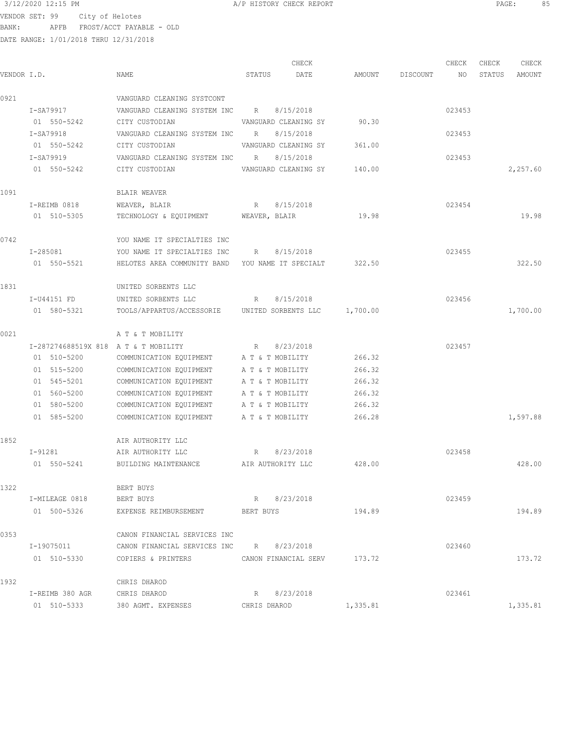VENDOR SET: 99 City of Helotes
BANK: APFB FROST/ACCT PAYABLE - OLD
DATE RANGE: 1/01/2018 THRU 12/31/2018

| VENDOR I.D. | NAME | STATUS | CHECK DATE | AMOUNT | DISCOUNT | CHECK NO | CHECK STATUS | CHECK AMOUNT |
|---|---|---|---|---|---|---|---|---|
| 0921 | VANGUARD CLEANING SYSTCONT | | | | | | | |
| I-SA79917 | VANGUARD CLEANING SYSTEM INC | R | 8/15/2018 | | | 023453 | | |
| 01 550-5242 | CITY CUSTODIAN | VANGUARD CLEANING SY | | 90.30 | | | | |
| I-SA79918 | VANGUARD CLEANING SYSTEM INC | R | 8/15/2018 | | | 023453 | | |
| 01 550-5242 | CITY CUSTODIAN | VANGUARD CLEANING SY | | 361.00 | | | | |
| I-SA79919 | VANGUARD CLEANING SYSTEM INC | R | 8/15/2018 | | | 023453 | | |
| 01 550-5242 | CITY CUSTODIAN | VANGUARD CLEANING SY | | 140.00 | | | | 2,257.60 |
| 1091 | BLAIR WEAVER | | | | | | | |
| I-REIMB 0818 | WEAVER, BLAIR | R | 8/15/2018 | | | 023454 | | |
| 01 510-5305 | TECHNOLOGY & EQUIPMENT | WEAVER, BLAIR | | 19.98 | | | | 19.98 |
| 0742 | YOU NAME IT SPECIALTIES INC | | | | | | | |
| I-285081 | YOU NAME IT SPECIALTIES INC | R | 8/15/2018 | | | 023455 | | |
| 01 550-5521 | HELOTES AREA COMMUNITY BAND | YOU NAME IT SPECIALT | | 322.50 | | | | 322.50 |
| 1831 | UNITED SORBENTS LLC | | | | | | | |
| I-U44151 FD | UNITED SORBENTS LLC | R | 8/15/2018 | | | 023456 | | |
| 01 580-5321 | TOOLS/APPARTUS/ACCESSORIE | UNITED SORBENTS LLC | | 1,700.00 | | | | 1,700.00 |
| 0021 | A T & T MOBILITY | | | | | | | |
| I-287274688519X 818 | A T & T MOBILITY | R | 8/23/2018 | | | 023457 | | |
| 01 510-5200 | COMMUNICATION EQUIPMENT | A T & T MOBILITY | | 266.32 | | | | |
| 01 515-5200 | COMMUNICATION EQUIPMENT | A T & T MOBILITY | | 266.32 | | | | |
| 01 545-5201 | COMMUNICATION EQUIPMENT | A T & T MOBILITY | | 266.32 | | | | |
| 01 560-5200 | COMMUNICATION EQUIPMENT | A T & T MOBILITY | | 266.32 | | | | |
| 01 580-5200 | COMMUNICATION EQUIPMENT | A T & T MOBILITY | | 266.32 | | | | |
| 01 585-5200 | COMMUNICATION EQUIPMENT | A T & T MOBILITY | | 266.28 | | | | 1,597.88 |
| 1852 | AIR AUTHORITY LLC | | | | | | | |
| I-91281 | AIR AUTHORITY LLC | R | 8/23/2018 | | | 023458 | | |
| 01 550-5241 | BUILDING MAINTENANCE | AIR AUTHORITY LLC | | 428.00 | | | | 428.00 |
| 1322 | BERT BUYS | | | | | | | |
| I-MILEAGE 0818 | BERT BUYS | R | 8/23/2018 | | | 023459 | | |
| 01 500-5326 | EXPENSE REIMBURSEMENT | BERT BUYS | | 194.89 | | | | 194.89 |
| 0353 | CANON FINANCIAL SERVICES INC | | | | | | | |
| I-19075011 | CANON FINANCIAL SERVICES INC | R | 8/23/2018 | | | 023460 | | |
| 01 510-5330 | COPIERS & PRINTERS | CANON FINANCIAL SERV | | 173.72 | | | | 173.72 |
| 1932 | CHRIS DHAROD | | | | | | | |
| I-REIMB 380 AGR | CHRIS DHAROD | R | 8/23/2018 | | | 023461 | | |
| 01 510-5333 | 380 AGMT. EXPENSES | CHRIS DHAROD | | 1,335.81 | | | | 1,335.81 |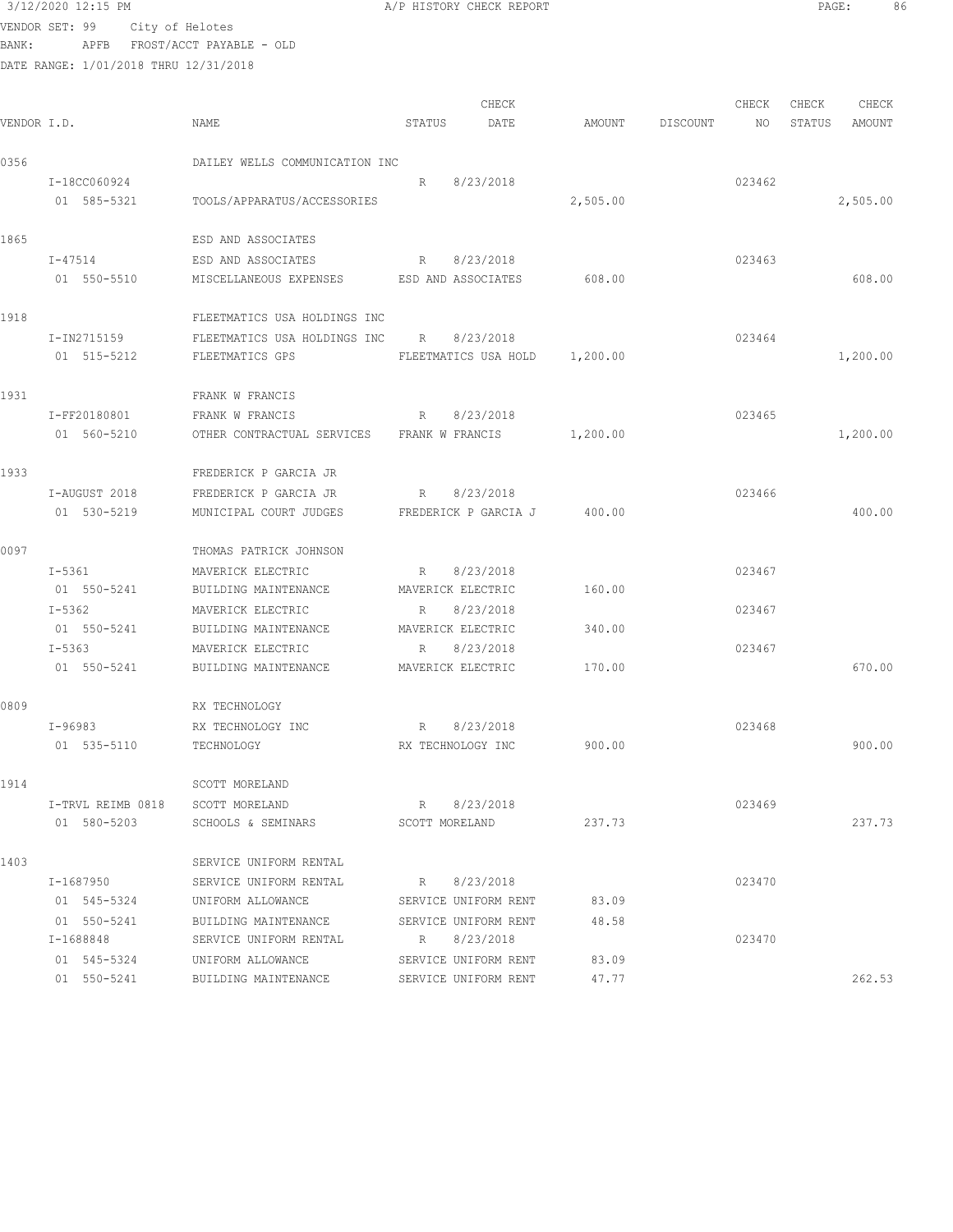3/12/2020 12:15 PM A/P HISTORY CHECK REPORT

VENDOR SET: 99 City of Helotes
BANK: APFB FROST/ACCT PAYABLE - OLD
DATE RANGE: 1/01/2018 THRU 12/31/2018

| VENDOR I.D. | NAME | STATUS | CHECK DATE | AMOUNT | DISCOUNT | CHECK NO | CHECK STATUS | CHECK AMOUNT |
|---|---|---|---|---|---|---|---|---|
| 0356 | DAILEY WELLS COMMUNICATION INC | | | | | | | |
| I-18CC060924 | | R | 8/23/2018 | | | 023462 | | |
| 01 585-5321 | TOOLS/APPARATUS/ACCESSORIES | | | 2,505.00 | | | | 2,505.00 |
| 1865 | ESD AND ASSOCIATES | | | | | | | |
| I-47514 | ESD AND ASSOCIATES | R | 8/23/2018 | | | 023463 | | |
| 01 550-5510 | MISCELLANEOUS EXPENSES | ESD AND ASSOCIATES | | 608.00 | | | | 608.00 |
| 1918 | FLEETMATICS USA HOLDINGS INC | | | | | | | |
| I-IN2715159 | FLEETMATICS USA HOLDINGS INC | R | 8/23/2018 | | | 023464 | | |
| 01 515-5212 | FLEETMATICS GPS | FLEETMATICS USA HOLD | | 1,200.00 | | | | 1,200.00 |
| 1931 | FRANK W FRANCIS | | | | | | | |
| I-FF20180801 | FRANK W FRANCIS | R | 8/23/2018 | | | 023465 | | |
| 01 560-5210 | OTHER CONTRACTUAL SERVICES | FRANK W FRANCIS | | 1,200.00 | | | | 1,200.00 |
| 1933 | FREDERICK P GARCIA JR | | | | | | | |
| I-AUGUST 2018 | FREDERICK P GARCIA JR | R | 8/23/2018 | | | 023466 | | |
| 01 530-5219 | MUNICIPAL COURT JUDGES | FREDERICK P GARCIA J | | 400.00 | | | | 400.00 |
| 0097 | THOMAS PATRICK JOHNSON | | | | | | | |
| I-5361 | MAVERICK ELECTRIC | R | 8/23/2018 | | | 023467 | | |
| 01 550-5241 | BUILDING MAINTENANCE | MAVERICK ELECTRIC | | 160.00 | | | | |
| I-5362 | MAVERICK ELECTRIC | R | 8/23/2018 | | | 023467 | | |
| 01 550-5241 | BUILDING MAINTENANCE | MAVERICK ELECTRIC | | 340.00 | | | | |
| I-5363 | MAVERICK ELECTRIC | R | 8/23/2018 | | | 023467 | | |
| 01 550-5241 | BUILDING MAINTENANCE | MAVERICK ELECTRIC | | 170.00 | | | | 670.00 |
| 0809 | RX TECHNOLOGY | | | | | | | |
| I-96983 | RX TECHNOLOGY INC | R | 8/23/2018 | | | 023468 | | |
| 01 535-5110 | TECHNOLOGY | RX TECHNOLOGY INC | | 900.00 | | | | 900.00 |
| 1914 | SCOTT MORELAND | | | | | | | |
| I-TRVL REIMB 0818 | SCOTT MORELAND | R | 8/23/2018 | | | 023469 | | |
| 01 580-5203 | SCHOOLS & SEMINARS | SCOTT MORELAND | | 237.73 | | | | 237.73 |
| 1403 | SERVICE UNIFORM RENTAL | | | | | | | |
| I-1687950 | SERVICE UNIFORM RENTAL | R | 8/23/2018 | | | 023470 | | |
| 01 545-5324 | UNIFORM ALLOWANCE | SERVICE UNIFORM RENT | | 83.09 | | | | |
| 01 550-5241 | BUILDING MAINTENANCE | SERVICE UNIFORM RENT | | 48.58 | | | | |
| I-1688848 | SERVICE UNIFORM RENTAL | R | 8/23/2018 | | | 023470 | | |
| 01 545-5324 | UNIFORM ALLOWANCE | SERVICE UNIFORM RENT | | 83.09 | | | | |
| 01 550-5241 | BUILDING MAINTENANCE | SERVICE UNIFORM RENT | | 47.77 | | | | 262.53 |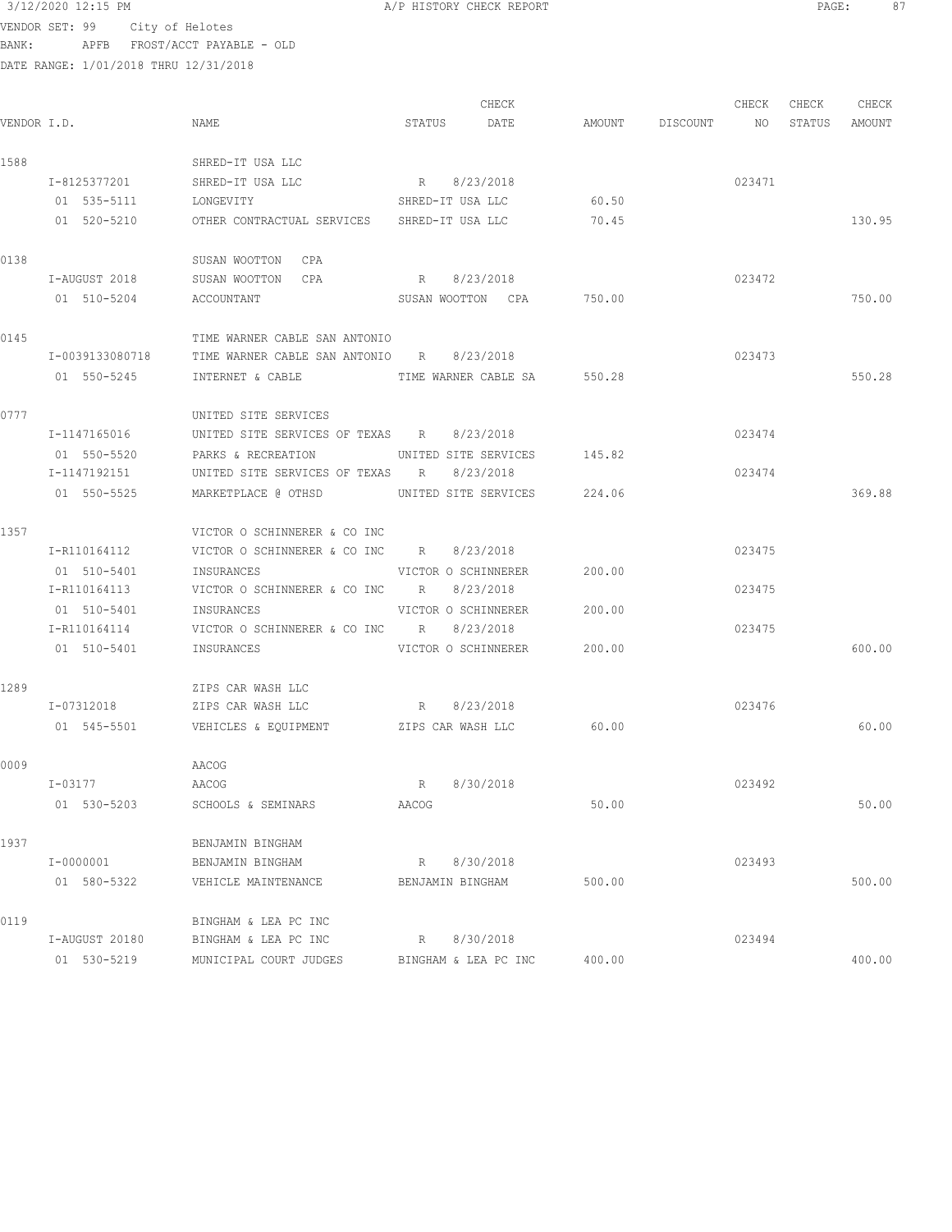3/12/2020 12:15 PM A/P HISTORY CHECK REPORT

VENDOR SET: 99 City of Helotes
BANK: APFB FROST/ACCT PAYABLE - OLD
DATE RANGE: 1/01/2018 THRU 12/31/2018

| VENDOR I.D. | NAME | STATUS | CHECK DATE | AMOUNT | DISCOUNT | CHECK NO | CHECK STATUS | CHECK AMOUNT |
|---|---|---|---|---|---|---|---|---|
| 1588 | SHRED-IT USA LLC | | | | | | | |
| I-8125377201 | SHRED-IT USA LLC | R | 8/23/2018 | | | 023471 | | |
| 01 535-5111 | LONGEVITY | SHRED-IT USA LLC | | 60.50 | | | | |
| 01 520-5210 | OTHER CONTRACTUAL SERVICES | SHRED-IT USA LLC | | 70.45 | | | | 130.95 |
| 0138 | SUSAN WOOTTON CPA | | | | | | | |
| I-AUGUST 2018 | SUSAN WOOTTON CPA | R | 8/23/2018 | | | 023472 | | |
| 01 510-5204 | ACCOUNTANT | SUSAN WOOTTON CPA | | 750.00 | | | | 750.00 |
| 0145 | TIME WARNER CABLE SAN ANTONIO | | | | | | | |
| I-0039133080718 | TIME WARNER CABLE SAN ANTONIO | R | 8/23/2018 | | | 023473 | | |
| 01 550-5245 | INTERNET & CABLE | TIME WARNER CABLE SA | | 550.28 | | | | 550.28 |
| 0777 | UNITED SITE SERVICES | | | | | | | |
| I-1147165016 | UNITED SITE SERVICES OF TEXAS | R | 8/23/2018 | | | 023474 | | |
| 01 550-5520 | PARKS & RECREATION | UNITED SITE SERVICES | | 145.82 | | | | |
| I-1147192151 | UNITED SITE SERVICES OF TEXAS | R | 8/23/2018 | | | 023474 | | |
| 01 550-5525 | MARKETPLACE @ OTHSD | UNITED SITE SERVICES | | 224.06 | | | | 369.88 |
| 1357 | VICTOR O SCHINNERER & CO INC | | | | | | | |
| I-R110164112 | VICTOR O SCHINNERER & CO INC | R | 8/23/2018 | | | 023475 | | |
| 01 510-5401 | INSURANCES | VICTOR O SCHINNERER | | 200.00 | | | | |
| I-R110164113 | VICTOR O SCHINNERER & CO INC | R | 8/23/2018 | | | 023475 | | |
| 01 510-5401 | INSURANCES | VICTOR O SCHINNERER | | 200.00 | | | | |
| I-R110164114 | VICTOR O SCHINNERER & CO INC | R | 8/23/2018 | | | 023475 | | |
| 01 510-5401 | INSURANCES | VICTOR O SCHINNERER | | 200.00 | | | | 600.00 |
| 1289 | ZIPS CAR WASH LLC | | | | | | | |
| I-07312018 | ZIPS CAR WASH LLC | R | 8/23/2018 | | | 023476 | | |
| 01 545-5501 | VEHICLES & EQUIPMENT | ZIPS CAR WASH LLC | | 60.00 | | | | 60.00 |
| 0009 | AACOG | | | | | | | |
| I-03177 | AACOG | R | 8/30/2018 | | | 023492 | | |
| 01 530-5203 | SCHOOLS & SEMINARS | AACOG | | 50.00 | | | | 50.00 |
| 1937 | BENJAMIN BINGHAM | | | | | | | |
| I-0000001 | BENJAMIN BINGHAM | R | 8/30/2018 | | | 023493 | | |
| 01 580-5322 | VEHICLE MAINTENANCE | BENJAMIN BINGHAM | | 500.00 | | | | 500.00 |
| 0119 | BINGHAM & LEA PC INC | | | | | | | |
| I-AUGUST 20180 | BINGHAM & LEA PC INC | R | 8/30/2018 | | | 023494 | | |
| 01 530-5219 | MUNICIPAL COURT JUDGES | BINGHAM & LEA PC INC | | 400.00 | | | | 400.00 |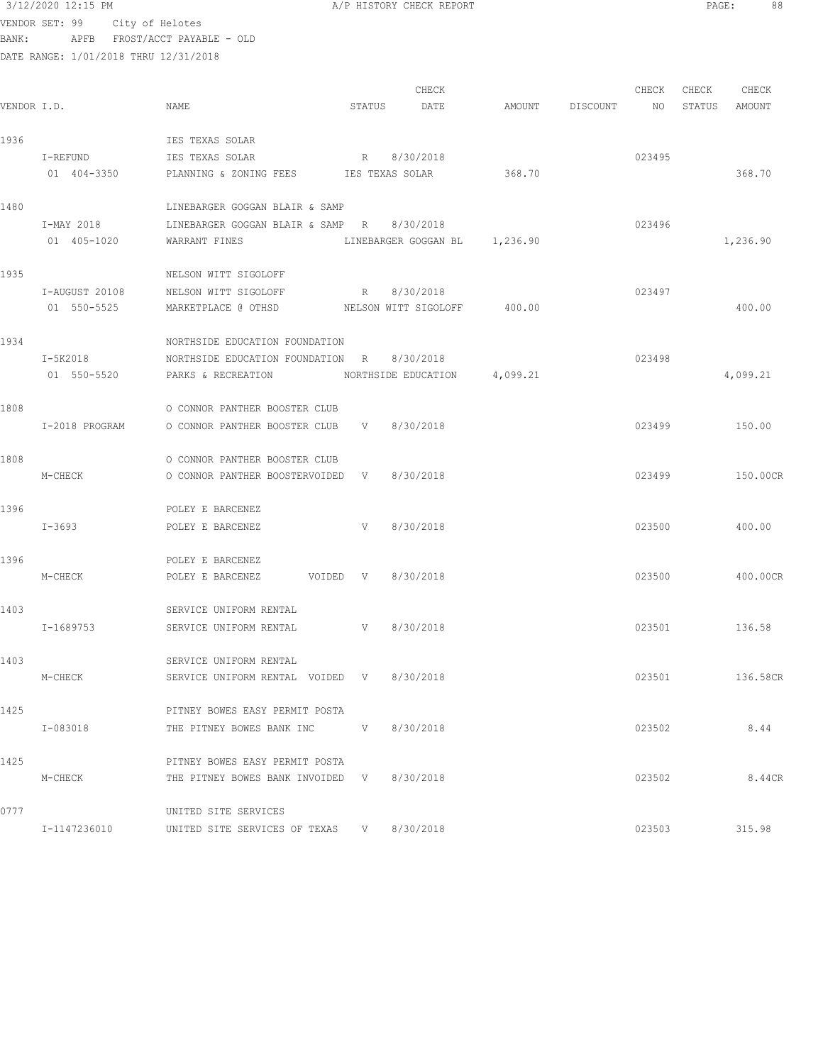3/12/2020 12:15 PM — A/P HISTORY CHECK REPORT

VENDOR SET: 99 City of Helotes
BANK: APFB FROST/ACCT PAYABLE - OLD
DATE RANGE: 1/01/2018 THRU 12/31/2018

| VENDOR I.D. | NAME | STATUS | CHECK DATE | AMOUNT | DISCOUNT | CHECK NO | CHECK STATUS | CHECK AMOUNT |
|---|---|---|---|---|---|---|---|---|
| 1936 | IES TEXAS SOLAR | | | | | | | |
| I-REFUND | IES TEXAS SOLAR | R | 8/30/2018 | | | 023495 | | |
| 01 404-3350 | PLANNING & ZONING FEES | IES TEXAS SOLAR | | 368.70 | | | | 368.70 |
| 1480 | LINEBARGER GOGGAN BLAIR & SAMP | | | | | | | |
| I-MAY 2018 | LINEBARGER GOGGAN BLAIR & SAMP | R | 8/30/2018 | | | 023496 | | |
| 01 405-1020 | WARRANT FINES | LINEBARGER GOGGAN BL | | 1,236.90 | | | | 1,236.90 |
| 1935 | NELSON WITT SIGOLOFF | | | | | | | |
| I-AUGUST 20108 | NELSON WITT SIGOLOFF | R | 8/30/2018 | | | 023497 | | |
| 01 550-5525 | MARKETPLACE @ OTHSD | NELSON WITT SIGOLOFF | | 400.00 | | | | 400.00 |
| 1934 | NORTHSIDE EDUCATION FOUNDATION | | | | | | | |
| I-5K2018 | NORTHSIDE EDUCATION FOUNDATION | R | 8/30/2018 | | | 023498 | | |
| 01 550-5520 | PARKS & RECREATION | NORTHSIDE EDUCATION | | 4,099.21 | | | | 4,099.21 |
| 1808 | O CONNOR PANTHER BOOSTER CLUB | | | | | | | |
| I-2018 PROGRAM | O CONNOR PANTHER BOOSTER CLUB | V | 8/30/2018 | | | 023499 | | 150.00 |
| 1808 | O CONNOR PANTHER BOOSTER CLUB | | | | | | | |
| M-CHECK | O CONNOR PANTHER BOOSTERVOIDED | V | 8/30/2018 | | | 023499 | | 150.00CR |
| 1396 | POLEY E BARCENEZ | | | | | | | |
| I-3693 | POLEY E BARCENEZ | V | 8/30/2018 | | | 023500 | | 400.00 |
| 1396 | POLEY E BARCENEZ | | | | | | | |
| M-CHECK | POLEY E BARCENEZ VOIDED | V | 8/30/2018 | | | 023500 | | 400.00CR |
| 1403 | SERVICE UNIFORM RENTAL | | | | | | | |
| I-1689753 | SERVICE UNIFORM RENTAL | V | 8/30/2018 | | | 023501 | | 136.58 |
| 1403 | SERVICE UNIFORM RENTAL | | | | | | | |
| M-CHECK | SERVICE UNIFORM RENTAL VOIDED | V | 8/30/2018 | | | 023501 | | 136.58CR |
| 1425 | PITNEY BOWES EASY PERMIT POSTA | | | | | | | |
| I-083018 | THE PITNEY BOWES BANK INC | V | 8/30/2018 | | | 023502 | | 8.44 |
| 1425 | PITNEY BOWES EASY PERMIT POSTA | | | | | | | |
| M-CHECK | THE PITNEY BOWES BANK INVOIDED | V | 8/30/2018 | | | 023502 | | 8.44CR |
| 0777 | UNITED SITE SERVICES | | | | | | | |
| I-1147236010 | UNITED SITE SERVICES OF TEXAS | V | 8/30/2018 | | | 023503 | | 315.98 |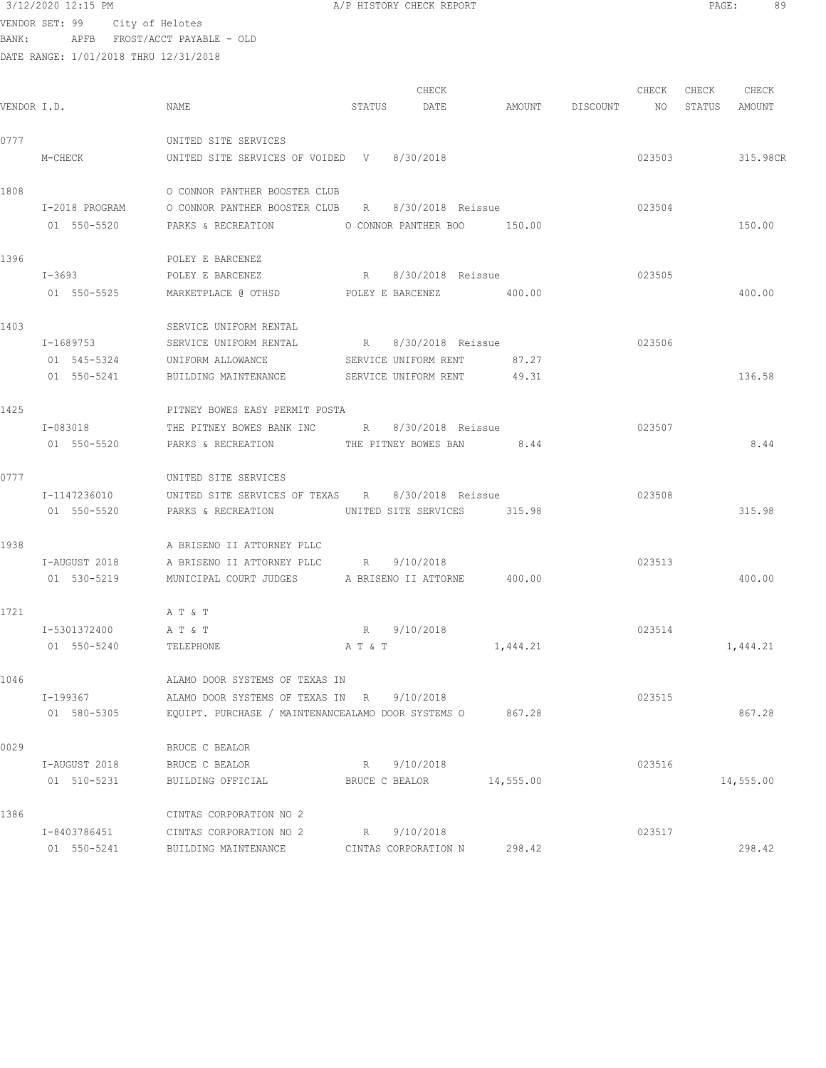VENDOR SET: 99 City of Helotes
BANK: APFB FROST/ACCT PAYABLE - OLD
DATE RANGE: 1/01/2018 THRU 12/31/2018

| VENDOR I.D. | NAME | STATUS | CHECK DATE | AMOUNT | DISCOUNT | CHECK NO | CHECK STATUS | CHECK AMOUNT |
|---|---|---|---|---|---|---|---|---|
| 0777 | UNITED SITE SERVICES | | | | | | | |
| M-CHECK | UNITED SITE SERVICES OF VOIDED | V | 8/30/2018 | | | 023503 | | 315.98CR |
| 1808 | O CONNOR PANTHER BOOSTER CLUB | | | | | | | |
| I-2018 PROGRAM | O CONNOR PANTHER BOOSTER CLUB | R | 8/30/2018 Reissue | | | 023504 | | |
| 01 550-5520 | PARKS & RECREATION | O CONNOR PANTHER BOO | | 150.00 | | | | 150.00 |
| 1396 | POLEY E BARCENEZ | | | | | | | |
| I-3693 | POLEY E BARCENEZ | R | 8/30/2018 Reissue | | | 023505 | | |
| 01 550-5525 | MARKETPLACE @ OTHSD | POLEY E BARCENEZ | | 400.00 | | | | 400.00 |
| 1403 | SERVICE UNIFORM RENTAL | | | | | | | |
| I-1689753 | SERVICE UNIFORM RENTAL | R | 8/30/2018 Reissue | | | 023506 | | |
| 01 545-5324 | UNIFORM ALLOWANCE | SERVICE UNIFORM RENT | | 87.27 | | | | |
| 01 550-5241 | BUILDING MAINTENANCE | SERVICE UNIFORM RENT | | 49.31 | | | | 136.58 |
| 1425 | PITNEY BOWES EASY PERMIT POSTA | | | | | | | |
| I-083018 | THE PITNEY BOWES BANK INC | R | 8/30/2018 Reissue | | | 023507 | | |
| 01 550-5520 | PARKS & RECREATION | THE PITNEY BOWES BAN | | 8.44 | | | | 8.44 |
| 0777 | UNITED SITE SERVICES | | | | | | | |
| I-1147236010 | UNITED SITE SERVICES OF TEXAS | R | 8/30/2018 Reissue | | | 023508 | | |
| 01 550-5520 | PARKS & RECREATION | UNITED SITE SERVICES | | 315.98 | | | | 315.98 |
| 1938 | A BRISENO II ATTORNEY PLLC | | | | | | | |
| I-AUGUST 2018 | A BRISENO II ATTORNEY PLLC | R | 9/10/2018 | | | 023513 | | |
| 01 530-5219 | MUNICIPAL COURT JUDGES | A BRISENO II ATTORNE | | 400.00 | | | | 400.00 |
| 1721 | A T & T | | | | | | | |
| I-5301372400 | A T & T | R | 9/10/2018 | | | 023514 | | |
| 01 550-5240 | TELEPHONE | A T & T | | 1,444.21 | | | | 1,444.21 |
| 1046 | ALAMO DOOR SYSTEMS OF TEXAS IN | | | | | | | |
| I-199367 | ALAMO DOOR SYSTEMS OF TEXAS IN | R | 9/10/2018 | | | 023515 | | |
| 01 580-5305 | EQUIPT. PURCHASE / MAINTENANCE | ALAMO DOOR SYSTEMS O | | 867.28 | | | | 867.28 |
| 0029 | BRUCE C BEALOR | | | | | | | |
| I-AUGUST 2018 | BRUCE C BEALOR | R | 9/10/2018 | | | 023516 | | |
| 01 510-5231 | BUILDING OFFICIAL | BRUCE C BEALOR | | 14,555.00 | | | | 14,555.00 |
| 1386 | CINTAS CORPORATION NO 2 | | | | | | | |
| I-8403786451 | CINTAS CORPORATION NO 2 | R | 9/10/2018 | | | 023517 | | |
| 01 550-5241 | BUILDING MAINTENANCE | CINTAS CORPORATION N | | 298.42 | | | | 298.42 |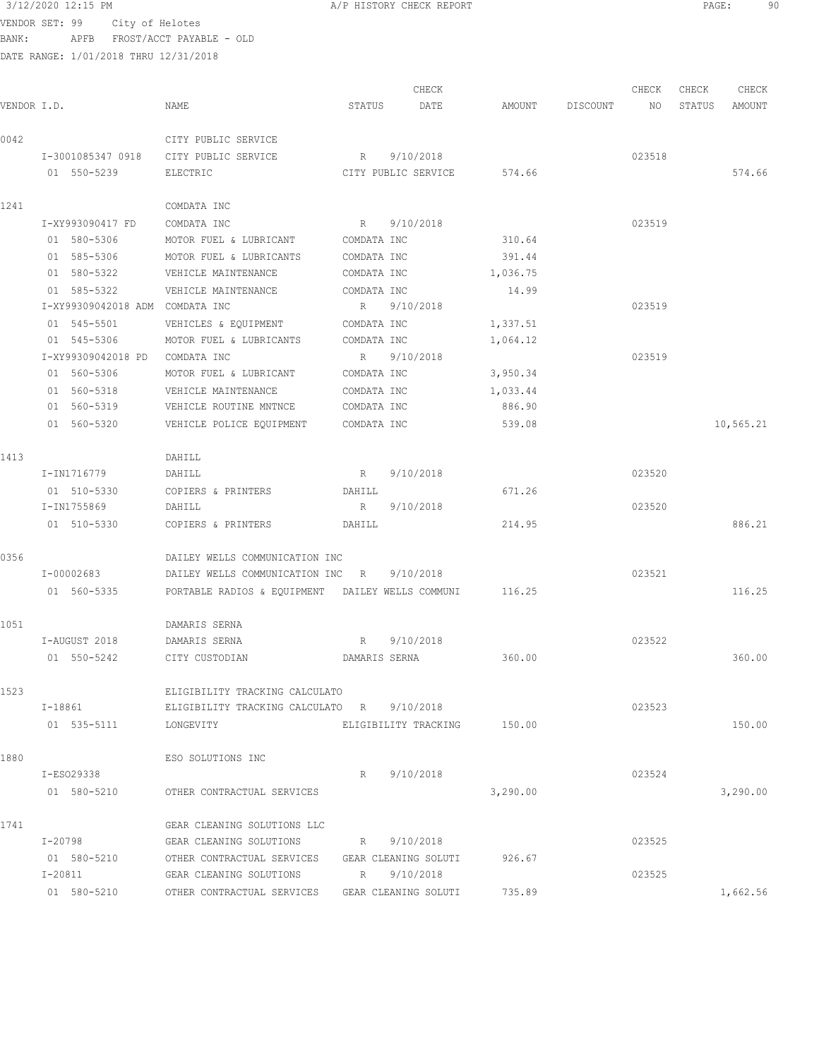3/12/2020 12:15 PM A/P HISTORY CHECK REPORT

VENDOR SET: 99 City of Helotes
BANK: APFB FROST/ACCT PAYABLE - OLD
DATE RANGE: 1/01/2018 THRU 12/31/2018

| VENDOR I.D. | NAME | STATUS | CHECK DATE | AMOUNT | DISCOUNT | CHECK NO | CHECK STATUS | CHECK AMOUNT |
|---|---|---|---|---|---|---|---|---|
| 0042 | CITY PUBLIC SERVICE | | | | | | | |
| I-3001085347 0918 | CITY PUBLIC SERVICE | R | 9/10/2018 | | | 023518 | | |
| 01 550-5239 | ELECTRIC | CITY PUBLIC SERVICE | | 574.66 | | | | 574.66 |
| 1241 | COMDATA INC | | | | | | | |
| I-XY993090417 FD | COMDATA INC | R | 9/10/2018 | | | 023519 | | |
| 01 580-5306 | MOTOR FUEL & LUBRICANT | COMDATA INC | | 310.64 | | | | |
| 01 585-5306 | MOTOR FUEL & LUBRICANTS | COMDATA INC | | 391.44 | | | | |
| 01 580-5322 | VEHICLE MAINTENANCE | COMDATA INC | | 1,036.75 | | | | |
| 01 585-5322 | VEHICLE MAINTENANCE | COMDATA INC | | 14.99 | | | | |
| I-XY99309042018 ADM | COMDATA INC | R | 9/10/2018 | | | 023519 | | |
| 01 545-5501 | VEHICLES & EQUIPMENT | COMDATA INC | | 1,337.51 | | | | |
| 01 545-5306 | MOTOR FUEL & LUBRICANTS | COMDATA INC | | 1,064.12 | | | | |
| I-XY99309042018 PD | COMDATA INC | R | 9/10/2018 | | | 023519 | | |
| 01 560-5306 | MOTOR FUEL & LUBRICANT | COMDATA INC | | 3,950.34 | | | | |
| 01 560-5318 | VEHICLE MAINTENANCE | COMDATA INC | | 1,033.44 | | | | |
| 01 560-5319 | VEHICLE ROUTINE MNTNCE | COMDATA INC | | 886.90 | | | | |
| 01 560-5320 | VEHICLE POLICE EQUIPMENT | COMDATA INC | | 539.08 | | | | 10,565.21 |
| 1413 | DAHILL | | | | | | | |
| I-IN1716779 | DAHILL | R | 9/10/2018 | | | 023520 | | |
| 01 510-5330 | COPIERS & PRINTERS | DAHILL | | 671.26 | | | | |
| I-IN1755869 | DAHILL | R | 9/10/2018 | | | 023520 | | |
| 01 510-5330 | COPIERS & PRINTERS | DAHILL | | 214.95 | | | | 886.21 |
| 0356 | DAILEY WELLS COMMUNICATION INC | | | | | | | |
| I-00002683 | DAILEY WELLS COMMUNICATION INC | R | 9/10/2018 | | | 023521 | | |
| 01 560-5335 | PORTABLE RADIOS & EQUIPMENT | DAILEY WELLS COMMUNI | | 116.25 | | | | 116.25 |
| 1051 | DAMARIS SERNA | | | | | | | |
| I-AUGUST 2018 | DAMARIS SERNA | R | 9/10/2018 | | | 023522 | | |
| 01 550-5242 | CITY CUSTODIAN | DAMARIS SERNA | | 360.00 | | | | 360.00 |
| 1523 | ELIGIBILITY TRACKING CALCULATO | | | | | | | |
| I-18861 | ELIGIBILITY TRACKING CALCULATO | R | 9/10/2018 | | | 023523 | | |
| 01 535-5111 | LONGEVITY | ELIGIBILITY TRACKING | | 150.00 | | | | 150.00 |
| 1880 | ESO SOLUTIONS INC | | | | | | | |
| I-ESO29338 | | R | 9/10/2018 | | | 023524 | | |
| 01 580-5210 | OTHER CONTRACTUAL SERVICES | | | 3,290.00 | | | | 3,290.00 |
| 1741 | GEAR CLEANING SOLUTIONS LLC | | | | | | | |
| I-20798 | GEAR CLEANING SOLUTIONS | R | 9/10/2018 | | | 023525 | | |
| 01 580-5210 | OTHER CONTRACTUAL SERVICES | GEAR CLEANING SOLUTI | | 926.67 | | | | |
| I-20811 | GEAR CLEANING SOLUTIONS | R | 9/10/2018 | | | 023525 | | |
| 01 580-5210 | OTHER CONTRACTUAL SERVICES | GEAR CLEANING SOLUTI | | 735.89 | | | | 1,662.56 |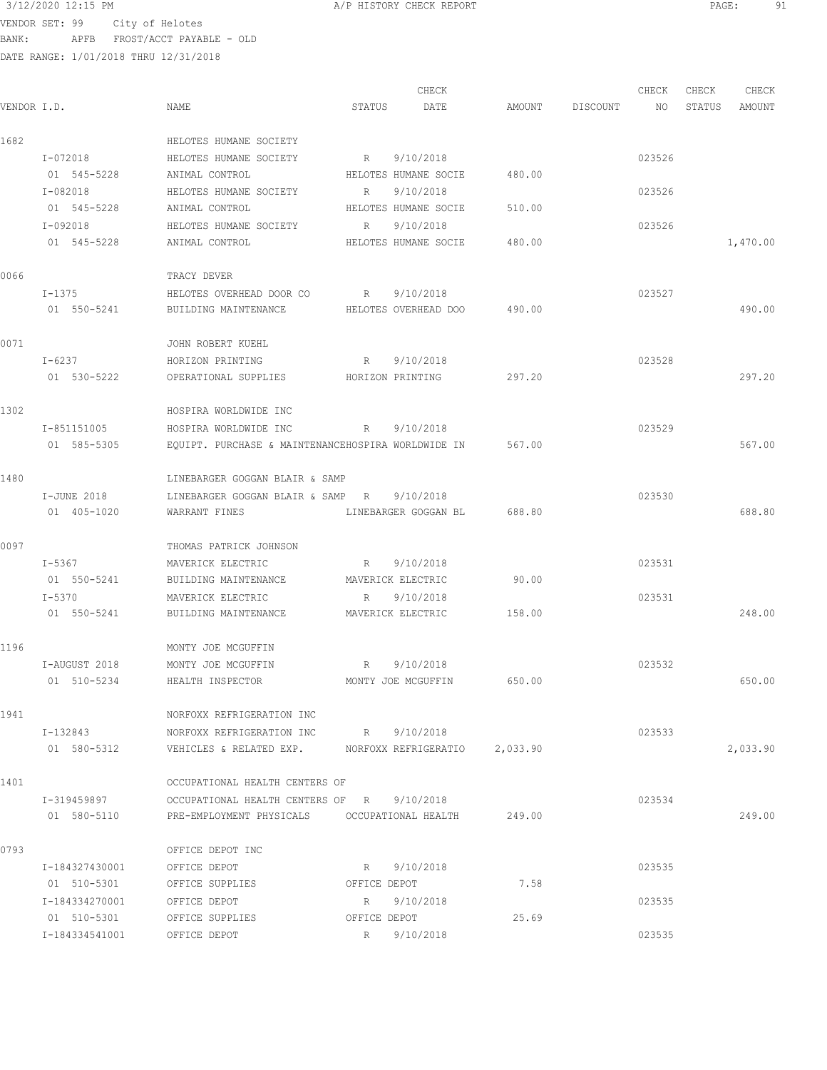3/12/2020 12:15 PM A/P HISTORY CHECK REPORT

VENDOR SET: 99 City of Helotes
BANK: APFB FROST/ACCT PAYABLE - OLD
DATE RANGE: 1/01/2018 THRU 12/31/2018

| VENDOR I.D. | NAME | STATUS | CHECK DATE | AMOUNT | DISCOUNT | CHECK NO | CHECK STATUS | CHECK AMOUNT |
|---|---|---|---|---|---|---|---|---|
| 1682 | HELOTES HUMANE SOCIETY | | | | | | | |
| I-072018 | HELOTES HUMANE SOCIETY | R | 9/10/2018 | | | 023526 | | |
| 01 545-5228 | ANIMAL CONTROL | HELOTES HUMANE SOCIE | | 480.00 | | | | |
| I-082018 | HELOTES HUMANE SOCIETY | R | 9/10/2018 | | | 023526 | | |
| 01 545-5228 | ANIMAL CONTROL | HELOTES HUMANE SOCIE | | 510.00 | | | | |
| I-092018 | HELOTES HUMANE SOCIETY | R | 9/10/2018 | | | 023526 | | |
| 01 545-5228 | ANIMAL CONTROL | HELOTES HUMANE SOCIE | | 480.00 | | | | 1,470.00 |
| 0066 | TRACY DEVER | | | | | | | |
| I-1375 | HELOTES OVERHEAD DOOR CO | R | 9/10/2018 | | | 023527 | | |
| 01 550-5241 | BUILDING MAINTENANCE | HELOTES OVERHEAD DOO | | 490.00 | | | | 490.00 |
| 0071 | JOHN ROBERT KUEHL | | | | | | | |
| I-6237 | HORIZON PRINTING | R | 9/10/2018 | | | 023528 | | |
| 01 530-5222 | OPERATIONAL SUPPLIES | HORIZON PRINTING | | 297.20 | | | | 297.20 |
| 1302 | HOSPIRA WORLDWIDE INC | | | | | | | |
| I-851151005 | HOSPIRA WORLDWIDE INC | R | 9/10/2018 | | | 023529 | | |
| 01 585-5305 | EQUIPT. PURCHASE & MAINTENANCE | HOSPIRA WORLDWIDE IN | | 567.00 | | | | 567.00 |
| 1480 | LINEBARGER GOGGAN BLAIR & SAMP | | | | | | | |
| I-JUNE 2018 | LINEBARGER GOGGAN BLAIR & SAMP | R | 9/10/2018 | | | 023530 | | |
| 01 405-1020 | WARRANT FINES | LINEBARGER GOGGAN BL | | 688.80 | | | | 688.80 |
| 0097 | THOMAS PATRICK JOHNSON | | | | | | | |
| I-5367 | MAVERICK ELECTRIC | R | 9/10/2018 | | | 023531 | | |
| 01 550-5241 | BUILDING MAINTENANCE | MAVERICK ELECTRIC | | 90.00 | | | | |
| I-5370 | MAVERICK ELECTRIC | R | 9/10/2018 | | | 023531 | | |
| 01 550-5241 | BUILDING MAINTENANCE | MAVERICK ELECTRIC | | 158.00 | | | | 248.00 |
| 1196 | MONTY JOE MCGUFFIN | | | | | | | |
| I-AUGUST 2018 | MONTY JOE MCGUFFIN | R | 9/10/2018 | | | 023532 | | |
| 01 510-5234 | HEALTH INSPECTOR | MONTY JOE MCGUFFIN | | 650.00 | | | | 650.00 |
| 1941 | NORFOXX REFRIGERATION INC | | | | | | | |
| I-132843 | NORFOXX REFRIGERATION INC | R | 9/10/2018 | | | 023533 | | |
| 01 580-5312 | VEHICLES & RELATED EXP. | NORFOXX REFRIGERATIO | | 2,033.90 | | | | 2,033.90 |
| 1401 | OCCUPATIONAL HEALTH CENTERS OF | | | | | | | |
| I-319459897 | OCCUPATIONAL HEALTH CENTERS OF | R | 9/10/2018 | | | 023534 | | |
| 01 580-5110 | PRE-EMPLOYMENT PHYSICALS | OCCUPATIONAL HEALTH | | 249.00 | | | | 249.00 |
| 0793 | OFFICE DEPOT INC | | | | | | | |
| I-184327430001 | OFFICE DEPOT | R | 9/10/2018 | | | 023535 | | |
| 01 510-5301 | OFFICE SUPPLIES | OFFICE DEPOT | | 7.58 | | | | |
| I-184334270001 | OFFICE DEPOT | R | 9/10/2018 | | | 023535 | | |
| 01 510-5301 | OFFICE SUPPLIES | OFFICE DEPOT | | 25.69 | | | | |
| I-184334541001 | OFFICE DEPOT | R | 9/10/2018 | | | 023535 | | |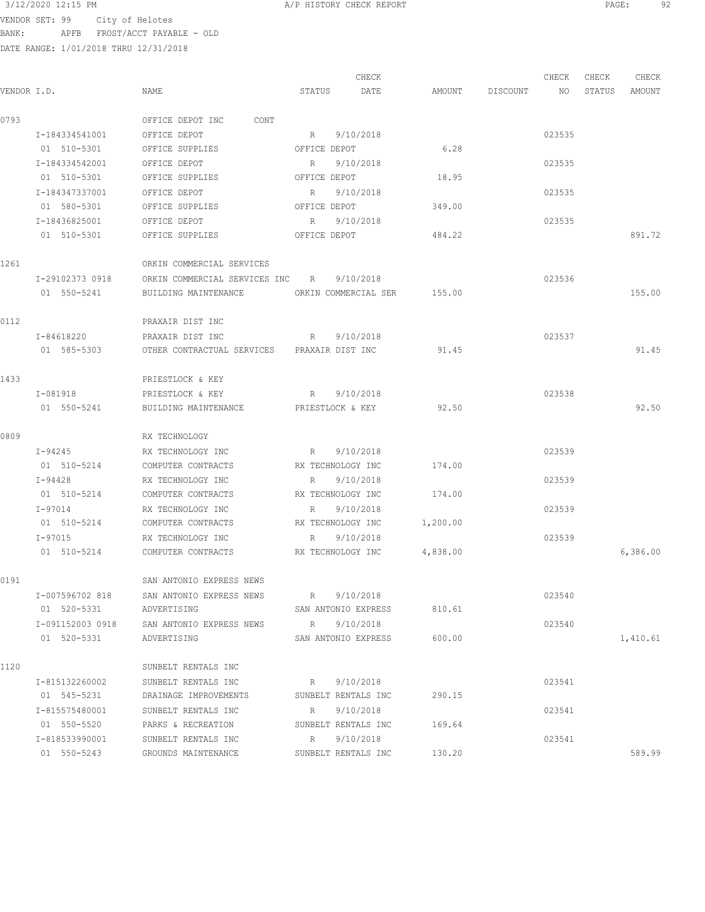VENDOR SET: 99 City of Helotes
BANK: APFB FROST/ACCT PAYABLE - OLD
DATE RANGE: 1/01/2018 THRU 12/31/2018

A/P HISTORY CHECK REPORT

| VENDOR I.D. | NAME | STATUS | CHECK DATE | AMOUNT | DISCOUNT | CHECK NO | CHECK STATUS | CHECK AMOUNT |
|---|---|---|---|---|---|---|---|---|
| 0793 | OFFICE DEPOT INC CONT | | | | | | | |
| I-184334541001 | OFFICE DEPOT | R | 9/10/2018 | | | 023535 | | |
| 01 510-5301 | OFFICE SUPPLIES | OFFICE DEPOT | | 6.28 | | | | |
| I-184334542001 | OFFICE DEPOT | R | 9/10/2018 | | | 023535 | | |
| 01 510-5301 | OFFICE SUPPLIES | OFFICE DEPOT | | 18.95 | | | | |
| I-184347337001 | OFFICE DEPOT | R | 9/10/2018 | | | 023535 | | |
| 01 580-5301 | OFFICE SUPPLIES | OFFICE DEPOT | | 349.00 | | | | |
| I-18436825001 | OFFICE DEPOT | R | 9/10/2018 | | | 023535 | | |
| 01 510-5301 | OFFICE SUPPLIES | OFFICE DEPOT | | 484.22 | | | | 891.72 |
| 1261 | ORKIN COMMERCIAL SERVICES | | | | | | | |
| I-29102373 0918 | ORKIN COMMERCIAL SERVICES INC | R | 9/10/2018 | | | 023536 | | |
| 01 550-5241 | BUILDING MAINTENANCE | ORKIN COMMERCIAL SER | | 155.00 | | | | 155.00 |
| 0112 | PRAXAIR DIST INC | | | | | | | |
| I-84618220 | PRAXAIR DIST INC | R | 9/10/2018 | | | 023537 | | |
| 01 585-5303 | OTHER CONTRACTUAL SERVICES | PRAXAIR DIST INC | | 91.45 | | | | 91.45 |
| 1433 | PRIESTLOCK & KEY | | | | | | | |
| I-081918 | PRIESTLOCK & KEY | R | 9/10/2018 | | | 023538 | | |
| 01 550-5241 | BUILDING MAINTENANCE | PRIESTLOCK & KEY | | 92.50 | | | | 92.50 |
| 0809 | RX TECHNOLOGY | | | | | | | |
| I-94245 | RX TECHNOLOGY INC | R | 9/10/2018 | | | 023539 | | |
| 01 510-5214 | COMPUTER CONTRACTS | RX TECHNOLOGY INC | | 174.00 | | | | |
| I-94428 | RX TECHNOLOGY INC | R | 9/10/2018 | | | 023539 | | |
| 01 510-5214 | COMPUTER CONTRACTS | RX TECHNOLOGY INC | | 174.00 | | | | |
| I-97014 | RX TECHNOLOGY INC | R | 9/10/2018 | | | 023539 | | |
| 01 510-5214 | COMPUTER CONTRACTS | RX TECHNOLOGY INC | | 1,200.00 | | | | |
| I-97015 | RX TECHNOLOGY INC | R | 9/10/2018 | | | 023539 | | |
| 01 510-5214 | COMPUTER CONTRACTS | RX TECHNOLOGY INC | | 4,838.00 | | | | 6,386.00 |
| 0191 | SAN ANTONIO EXPRESS NEWS | | | | | | | |
| I-007596702 818 | SAN ANTONIO EXPRESS NEWS | R | 9/10/2018 | | | 023540 | | |
| 01 520-5331 | ADVERTISING | SAN ANTONIO EXPRESS | | 810.61 | | | | |
| I-091152003 0918 | SAN ANTONIO EXPRESS NEWS | R | 9/10/2018 | | | 023540 | | |
| 01 520-5331 | ADVERTISING | SAN ANTONIO EXPRESS | | 600.00 | | | | 1,410.61 |
| 1120 | SUNBELT RENTALS INC | | | | | | | |
| I-815132260002 | SUNBELT RENTALS INC | R | 9/10/2018 | | | 023541 | | |
| 01 545-5231 | DRAINAGE IMPROVEMENTS | SUNBELT RENTALS INC | | 290.15 | | | | |
| I-815575480001 | SUNBELT RENTALS INC | R | 9/10/2018 | | | 023541 | | |
| 01 550-5520 | PARKS & RECREATION | SUNBELT RENTALS INC | | 169.64 | | | | |
| I-818533990001 | SUNBELT RENTALS INC | R | 9/10/2018 | | | 023541 | | |
| 01 550-5243 | GROUNDS MAINTENANCE | SUNBELT RENTALS INC | | 130.20 | | | | 589.99 |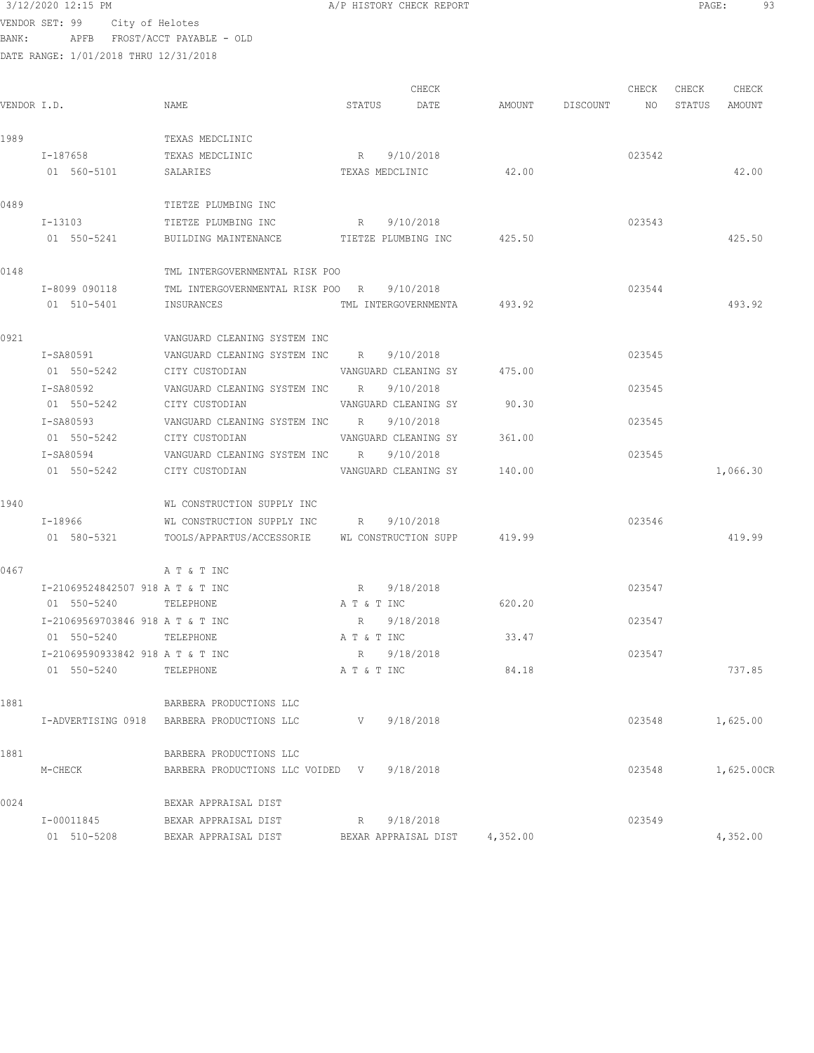3/12/2020 12:15 PM A/P HISTORY CHECK REPORT

VENDOR SET: 99 City of Helotes
BANK: APFB FROST/ACCT PAYABLE - OLD
DATE RANGE: 1/01/2018 THRU 12/31/2018

| VENDOR I.D. | NAME | STATUS | CHECK DATE | AMOUNT | DISCOUNT | CHECK NO | CHECK STATUS | CHECK AMOUNT |
|---|---|---|---|---|---|---|---|---|
| 1989 | TEXAS MEDCLINIC | | | | | | | |
| I-187658 | TEXAS MEDCLINIC | R | 9/10/2018 | | | 023542 | | |
| 01 560-5101 | SALARIES | TEXAS MEDCLINIC | | 42.00 | | | | 42.00 |
| 0489 | TIETZE PLUMBING INC | | | | | | | |
| I-13103 | TIETZE PLUMBING INC | R | 9/10/2018 | | | 023543 | | |
| 01 550-5241 | BUILDING MAINTENANCE | TIETZE PLUMBING INC | | 425.50 | | | | 425.50 |
| 0148 | TML INTERGOVERNMENTAL RISK POO | | | | | | | |
| I-8099 090118 | TML INTERGOVERNMENTAL RISK POO | R | 9/10/2018 | | | 023544 | | |
| 01 510-5401 | INSURANCES | TML INTERGOVERNMENTA | | 493.92 | | | | 493.92 |
| 0921 | VANGUARD CLEANING SYSTEM INC | | | | | | | |
| I-SA80591 | VANGUARD CLEANING SYSTEM INC | R | 9/10/2018 | | | 023545 | | |
| 01 550-5242 | CITY CUSTODIAN | VANGUARD CLEANING SY | | 475.00 | | | | |
| I-SA80592 | VANGUARD CLEANING SYSTEM INC | R | 9/10/2018 | | | 023545 | | |
| 01 550-5242 | CITY CUSTODIAN | VANGUARD CLEANING SY | | 90.30 | | | | |
| I-SA80593 | VANGUARD CLEANING SYSTEM INC | R | 9/10/2018 | | | 023545 | | |
| 01 550-5242 | CITY CUSTODIAN | VANGUARD CLEANING SY | | 361.00 | | | | |
| I-SA80594 | VANGUARD CLEANING SYSTEM INC | R | 9/10/2018 | | | 023545 | | |
| 01 550-5242 | CITY CUSTODIAN | VANGUARD CLEANING SY | | 140.00 | | | | 1,066.30 |
| 1940 | WL CONSTRUCTION SUPPLY INC | | | | | | | |
| I-18966 | WL CONSTRUCTION SUPPLY INC | R | 9/10/2018 | | | 023546 | | |
| 01 580-5321 | TOOLS/APPARTUS/ACCESSORIE | WL CONSTRUCTION SUPP | | 419.99 | | | | 419.99 |
| 0467 | A T & T INC | | | | | | | |
| I-21069524842507 918 | A T & T INC | R | 9/18/2018 | | | 023547 | | |
| 01 550-5240 | TELEPHONE | A T & T INC | | 620.20 | | | | |
| I-21069569703846 918 | A T & T INC | R | 9/18/2018 | | | 023547 | | |
| 01 550-5240 | TELEPHONE | A T & T INC | | 33.47 | | | | |
| I-21069590933842 918 | A T & T INC | R | 9/18/2018 | | | 023547 | | |
| 01 550-5240 | TELEPHONE | A T & T INC | | 84.18 | | | | 737.85 |
| 1881 | BARBERA PRODUCTIONS LLC | | | | | | | |
| I-ADVERTISING 0918 | BARBERA PRODUCTIONS LLC | V | 9/18/2018 | | | 023548 | | 1,625.00 |
| 1881 | BARBERA PRODUCTIONS LLC | | | | | | | |
| M-CHECK | BARBERA PRODUCTIONS LLC VOIDED | V | 9/18/2018 | | | 023548 | | 1,625.00CR |
| 0024 | BEXAR APPRAISAL DIST | | | | | | | |
| I-00011845 | BEXAR APPRAISAL DIST | R | 9/18/2018 | | | 023549 | | |
| 01 510-5208 | BEXAR APPRAISAL DIST | BEXAR APPRAISAL DIST | | 4,352.00 | | | | 4,352.00 |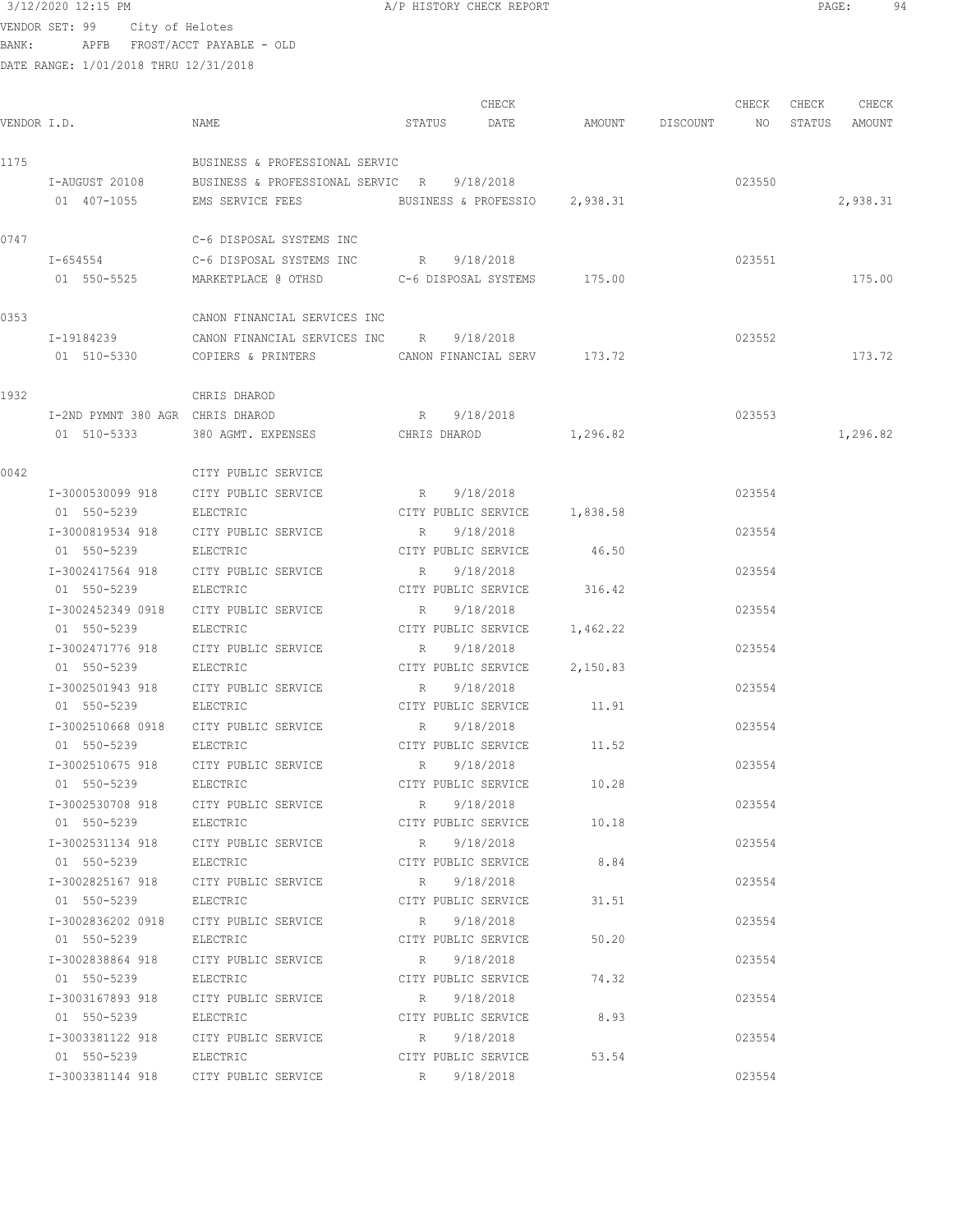3/12/2020 12:15 PM A/P HISTORY CHECK REPORT

VENDOR SET: 99 City of Helotes
BANK: APFB FROST/ACCT PAYABLE - OLD
DATE RANGE: 1/01/2018 THRU 12/31/2018

| VENDOR I.D. | NAME | STATUS | CHECK DATE | AMOUNT | DISCOUNT | CHECK NO | CHECK STATUS | CHECK AMOUNT |
|---|---|---|---|---|---|---|---|---|
| 1175 | BUSINESS & PROFESSIONAL SERVIC | | | | | | | |
| I-AUGUST 20108 | BUSINESS & PROFESSIONAL SERVIC | R | 9/18/2018 | | | 023550 | | |
| 01 407-1055 | EMS SERVICE FEES | BUSINESS & PROFESSIO | | 2,938.31 | | | | 2,938.31 |
| 0747 | C-6 DISPOSAL SYSTEMS INC | | | | | | | |
| I-654554 | C-6 DISPOSAL SYSTEMS INC | R | 9/18/2018 | | | 023551 | | |
| 01 550-5525 | MARKETPLACE @ OTHSD | C-6 DISPOSAL SYSTEMS | | 175.00 | | | | 175.00 |
| 0353 | CANON FINANCIAL SERVICES INC | | | | | | | |
| I-19184239 | CANON FINANCIAL SERVICES INC | R | 9/18/2018 | | | 023552 | | |
| 01 510-5330 | COPIERS & PRINTERS | CANON FINANCIAL SERV | | 173.72 | | | | 173.72 |
| 1932 | CHRIS DHAROD | | | | | | | |
| I-2ND PYMNT 380 AGR | CHRIS DHAROD | R | 9/18/2018 | | | 023553 | | |
| 01 510-5333 | 380 AGMT. EXPENSES | CHRIS DHAROD | | 1,296.82 | | | | 1,296.82 |
| 0042 | CITY PUBLIC SERVICE | | | | | | | |
| I-3000530099 918 | CITY PUBLIC SERVICE | R | 9/18/2018 | | | 023554 | | |
| 01 550-5239 | ELECTRIC | CITY PUBLIC SERVICE | | 1,838.58 | | | | |
| I-3000819534 918 | CITY PUBLIC SERVICE | R | 9/18/2018 | | | 023554 | | |
| 01 550-5239 | ELECTRIC | CITY PUBLIC SERVICE | | 46.50 | | | | |
| I-3002417564 918 | CITY PUBLIC SERVICE | R | 9/18/2018 | | | 023554 | | |
| 01 550-5239 | ELECTRIC | CITY PUBLIC SERVICE | | 316.42 | | | | |
| I-3002452349 0918 | CITY PUBLIC SERVICE | R | 9/18/2018 | | | 023554 | | |
| 01 550-5239 | ELECTRIC | CITY PUBLIC SERVICE | | 1,462.22 | | | | |
| I-3002471776 918 | CITY PUBLIC SERVICE | R | 9/18/2018 | | | 023554 | | |
| 01 550-5239 | ELECTRIC | CITY PUBLIC SERVICE | | 2,150.83 | | | | |
| I-3002501943 918 | CITY PUBLIC SERVICE | R | 9/18/2018 | | | 023554 | | |
| 01 550-5239 | ELECTRIC | CITY PUBLIC SERVICE | | 11.91 | | | | |
| I-3002510668 0918 | CITY PUBLIC SERVICE | R | 9/18/2018 | | | 023554 | | |
| 01 550-5239 | ELECTRIC | CITY PUBLIC SERVICE | | 11.52 | | | | |
| I-3002510675 918 | CITY PUBLIC SERVICE | R | 9/18/2018 | | | 023554 | | |
| 01 550-5239 | ELECTRIC | CITY PUBLIC SERVICE | | 10.28 | | | | |
| I-3002530708 918 | CITY PUBLIC SERVICE | R | 9/18/2018 | | | 023554 | | |
| 01 550-5239 | ELECTRIC | CITY PUBLIC SERVICE | | 10.18 | | | | |
| I-3002531134 918 | CITY PUBLIC SERVICE | R | 9/18/2018 | | | 023554 | | |
| 01 550-5239 | ELECTRIC | CITY PUBLIC SERVICE | | 8.84 | | | | |
| I-3002825167 918 | CITY PUBLIC SERVICE | R | 9/18/2018 | | | 023554 | | |
| 01 550-5239 | ELECTRIC | CITY PUBLIC SERVICE | | 31.51 | | | | |
| I-3002836202 0918 | CITY PUBLIC SERVICE | R | 9/18/2018 | | | 023554 | | |
| 01 550-5239 | ELECTRIC | CITY PUBLIC SERVICE | | 50.20 | | | | |
| I-3002838864 918 | CITY PUBLIC SERVICE | R | 9/18/2018 | | | 023554 | | |
| 01 550-5239 | ELECTRIC | CITY PUBLIC SERVICE | | 74.32 | | | | |
| I-3003167893 918 | CITY PUBLIC SERVICE | R | 9/18/2018 | | | 023554 | | |
| 01 550-5239 | ELECTRIC | CITY PUBLIC SERVICE | | 8.93 | | | | |
| I-3003381122 918 | CITY PUBLIC SERVICE | R | 9/18/2018 | | | 023554 | | |
| 01 550-5239 | ELECTRIC | CITY PUBLIC SERVICE | | 53.54 | | | | |
| I-3003381144 918 | CITY PUBLIC SERVICE | R | 9/18/2018 | | | 023554 | | |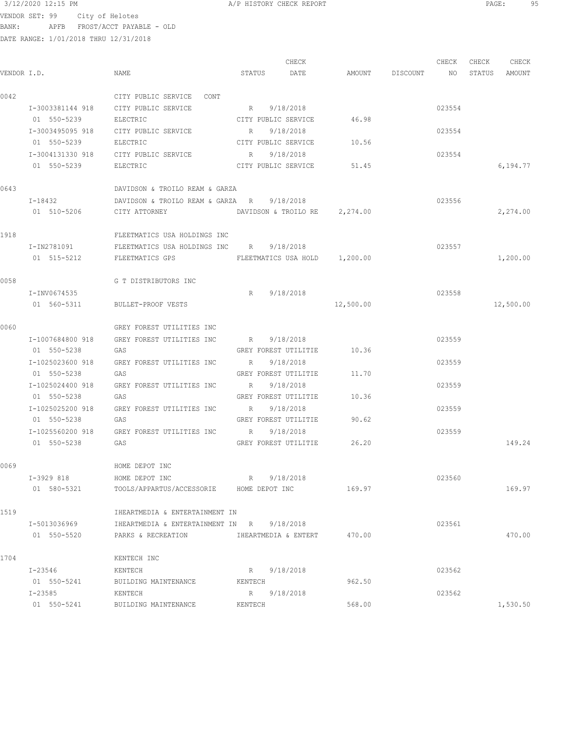3/12/2020 12:15 PM A/P HISTORY CHECK REPORT

VENDOR SET: 99 City of Helotes
BANK: APFB FROST/ACCT PAYABLE - OLD
DATE RANGE: 1/01/2018 THRU 12/31/2018

| VENDOR I.D. | NAME | STATUS | CHECK DATE | AMOUNT | DISCOUNT | CHECK NO | CHECK STATUS | CHECK AMOUNT |
|---|---|---|---|---|---|---|---|---|
| 0042 | CITY PUBLIC SERVICE CONT | | | | | | | |
| I-3003381144 918 | CITY PUBLIC SERVICE | R | 9/18/2018 | | | 023554 | | |
| 01 550-5239 | ELECTRIC | CITY PUBLIC SERVICE | | 46.98 | | | | |
| I-3003495095 918 | CITY PUBLIC SERVICE | R | 9/18/2018 | | | 023554 | | |
| 01 550-5239 | ELECTRIC | CITY PUBLIC SERVICE | | 10.56 | | | | |
| I-3004131330 918 | CITY PUBLIC SERVICE | R | 9/18/2018 | | | 023554 | | |
| 01 550-5239 | ELECTRIC | CITY PUBLIC SERVICE | | 51.45 | | | | 6,194.77 |
| 0643 | DAVIDSON & TROILO REAM & GARZA | | | | | | | |
| I-18432 | DAVIDSON & TROILO REAM & GARZA | R | 9/18/2018 | | | 023556 | | |
| 01 510-5206 | CITY ATTORNEY | DAVIDSON & TROILO RE | | 2,274.00 | | | | 2,274.00 |
| 1918 | FLEETMATICS USA HOLDINGS INC | | | | | | | |
| I-IN2781091 | FLEETMATICS USA HOLDINGS INC | R | 9/18/2018 | | | 023557 | | |
| 01 515-5212 | FLEETMATICS GPS | FLEETMATICS USA HOLD | | 1,200.00 | | | | 1,200.00 |
| 0058 | G T DISTRIBUTORS INC | | | | | | | |
| I-INV0674535 | | R | 9/18/2018 | | | 023558 | | |
| 01 560-5311 | BULLET-PROOF VESTS | | | 12,500.00 | | | | 12,500.00 |
| 0060 | GREY FOREST UTILITIES INC | | | | | | | |
| I-1007684800 918 | GREY FOREST UTILITIES INC | R | 9/18/2018 | | | 023559 | | |
| 01 550-5238 | GAS | GREY FOREST UTILITIE | | 10.36 | | | | |
| I-1025023600 918 | GREY FOREST UTILITIES INC | R | 9/18/2018 | | | 023559 | | |
| 01 550-5238 | GAS | GREY FOREST UTILITIE | | 11.70 | | | | |
| I-1025024400 918 | GREY FOREST UTILITIES INC | R | 9/18/2018 | | | 023559 | | |
| 01 550-5238 | GAS | GREY FOREST UTILITIE | | 10.36 | | | | |
| I-1025025200 918 | GREY FOREST UTILITIES INC | R | 9/18/2018 | | | 023559 | | |
| 01 550-5238 | GAS | GREY FOREST UTILITIE | | 90.62 | | | | |
| I-1025560200 918 | GREY FOREST UTILITIES INC | R | 9/18/2018 | | | 023559 | | |
| 01 550-5238 | GAS | GREY FOREST UTILITIE | | 26.20 | | | | 149.24 |
| 0069 | HOME DEPOT INC | | | | | | | |
| I-3929 818 | HOME DEPOT INC | R | 9/18/2018 | | | 023560 | | |
| 01 580-5321 | TOOLS/APPARTUS/ACCESSORIE | HOME DEPOT INC | | 169.97 | | | | 169.97 |
| 1519 | IHEARTMEDIA & ENTERTAINMENT IN | | | | | | | |
| I-5013036969 | IHEARTMEDIA & ENTERTAINMENT IN | R | 9/18/2018 | | | 023561 | | |
| 01 550-5520 | PARKS & RECREATION | IHEARTMEDIA & ENTERT | | 470.00 | | | | 470.00 |
| 1704 | KENTECH INC | | | | | | | |
| I-23546 | KENTECH | R | 9/18/2018 | | | 023562 | | |
| 01 550-5241 | BUILDING MAINTENANCE | KENTECH | | 962.50 | | | | |
| I-23585 | KENTECH | R | 9/18/2018 | | | 023562 | | |
| 01 550-5241 | BUILDING MAINTENANCE | KENTECH | | 568.00 | | | | 1,530.50 |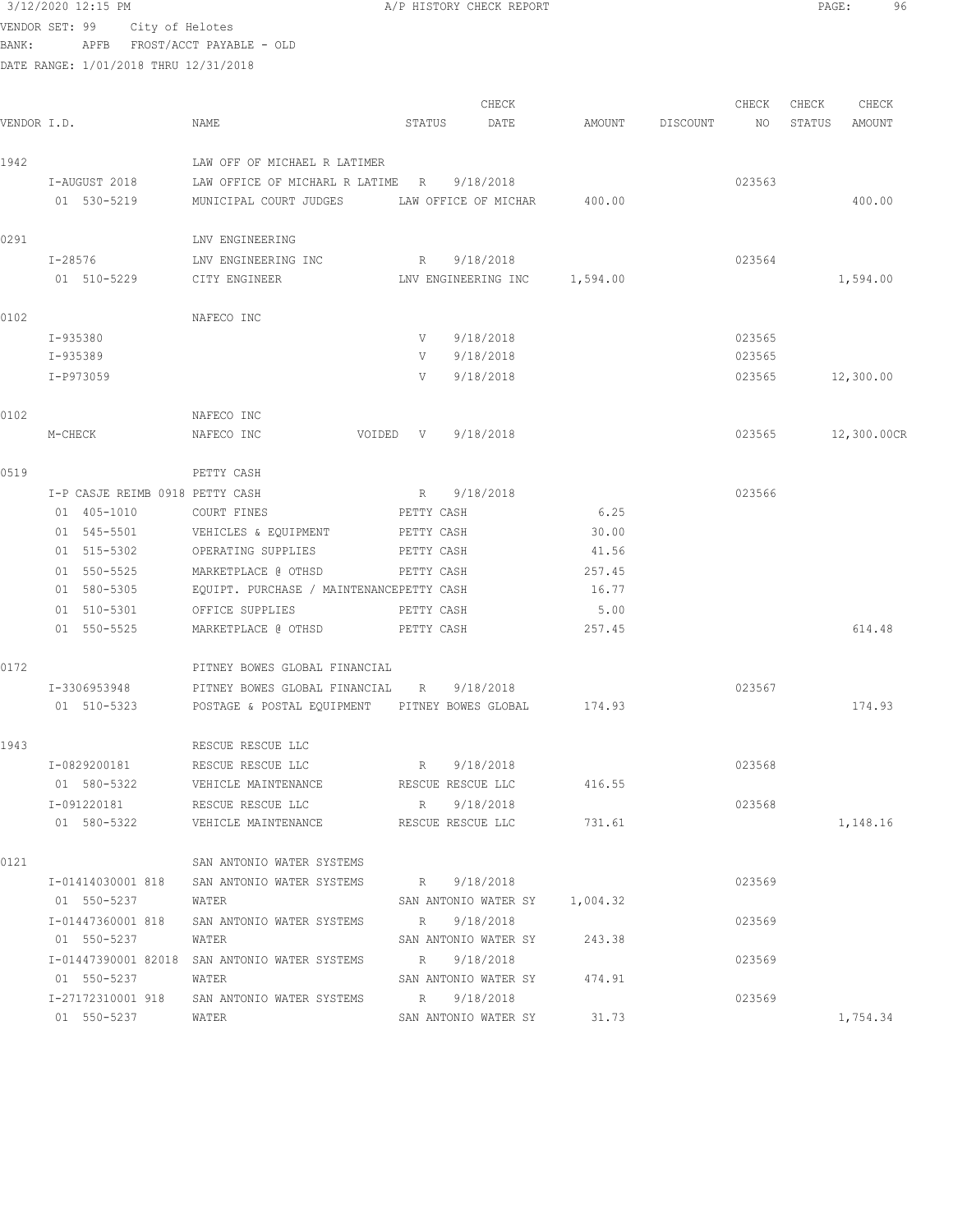VENDOR SET: 99 City of Helotes
BANK: APFB FROST/ACCT PAYABLE - OLD
DATE RANGE: 1/01/2018 THRU 12/31/2018

| VENDOR I.D. | NAME | STATUS | CHECK DATE | AMOUNT | DISCOUNT | CHECK NO | CHECK STATUS | CHECK AMOUNT |
|---|---|---|---|---|---|---|---|---|
| 1942 | LAW OFF OF MICHAEL R LATIMER | | | | | | | |
| I-AUGUST 2018 | LAW OFFICE OF MICHARL R LATIME | R | 9/18/2018 | | | 023563 | | |
| 01 530-5219 | MUNICIPAL COURT JUDGES | LAW OFFICE OF MICHAR | | 400.00 | | | | 400.00 |
| 0291 | LNV ENGINEERING | | | | | | | |
| I-28576 | LNV ENGINEERING INC | R | 9/18/2018 | | | 023564 | | |
| 01 510-5229 | CITY ENGINEER | LNV ENGINEERING INC | | 1,594.00 | | | | 1,594.00 |
| 0102 | NAFECO INC | | | | | | | |
| I-935380 | | V | 9/18/2018 | | | 023565 | | |
| I-935389 | | V | 9/18/2018 | | | 023565 | | |
| I-P973059 | | V | 9/18/2018 | | | 023565 | | 12,300.00 |
| 0102 | NAFECO INC | | | | | | | |
| M-CHECK | NAFECO INC VOIDED | V | 9/18/2018 | | | 023565 | | 12,300.00CR |
| 0519 | PETTY CASH | | | | | | | |
| I-P CASJE REIMB 0918 | PETTY CASH | R | 9/18/2018 | | | 023566 | | |
| 01 405-1010 | COURT FINES | PETTY CASH | | 6.25 | | | | |
| 01 545-5501 | VEHICLES & EQUIPMENT | PETTY CASH | | 30.00 | | | | |
| 01 515-5302 | OPERATING SUPPLIES | PETTY CASH | | 41.56 | | | | |
| 01 550-5525 | MARKETPLACE @ OTHSD | PETTY CASH | | 257.45 | | | | |
| 01 580-5305 | EQUIPT. PURCHASE / MAINTENANCE | PETTY CASH | | 16.77 | | | | |
| 01 510-5301 | OFFICE SUPPLIES | PETTY CASH | | 5.00 | | | | |
| 01 550-5525 | MARKETPLACE @ OTHSD | PETTY CASH | | 257.45 | | | | 614.48 |
| 0172 | PITNEY BOWES GLOBAL FINANCIAL | | | | | | | |
| I-3306953948 | PITNEY BOWES GLOBAL FINANCIAL | R | 9/18/2018 | | | 023567 | | |
| 01 510-5323 | POSTAGE & POSTAL EQUIPMENT | PITNEY BOWES GLOBAL | | 174.93 | | | | 174.93 |
| 1943 | RESCUE RESCUE LLC | | | | | | | |
| I-0829200181 | RESCUE RESCUE LLC | R | 9/18/2018 | | | 023568 | | |
| 01 580-5322 | VEHICLE MAINTENANCE | RESCUE RESCUE LLC | | 416.55 | | | | |
| I-091220181 | RESCUE RESCUE LLC | R | 9/18/2018 | | | 023568 | | |
| 01 580-5322 | VEHICLE MAINTENANCE | RESCUE RESCUE LLC | | 731.61 | | | | 1,148.16 |
| 0121 | SAN ANTONIO WATER SYSTEMS | | | | | | | |
| I-01414030001 818 | SAN ANTONIO WATER SYSTEMS | R | 9/18/2018 | | | 023569 | | |
| 01 550-5237 | WATER | SAN ANTONIO WATER SY | | 1,004.32 | | | | |
| I-01447360001 818 | SAN ANTONIO WATER SYSTEMS | R | 9/18/2018 | | | 023569 | | |
| 01 550-5237 | WATER | SAN ANTONIO WATER SY | | 243.38 | | | | |
| I-01447390001 82018 | SAN ANTONIO WATER SYSTEMS | R | 9/18/2018 | | | 023569 | | |
| 01 550-5237 | WATER | SAN ANTONIO WATER SY | | 474.91 | | | | |
| I-27172310001 918 | SAN ANTONIO WATER SYSTEMS | R | 9/18/2018 | | | 023569 | | |
| 01 550-5237 | WATER | SAN ANTONIO WATER SY | | 31.73 | | | | 1,754.34 |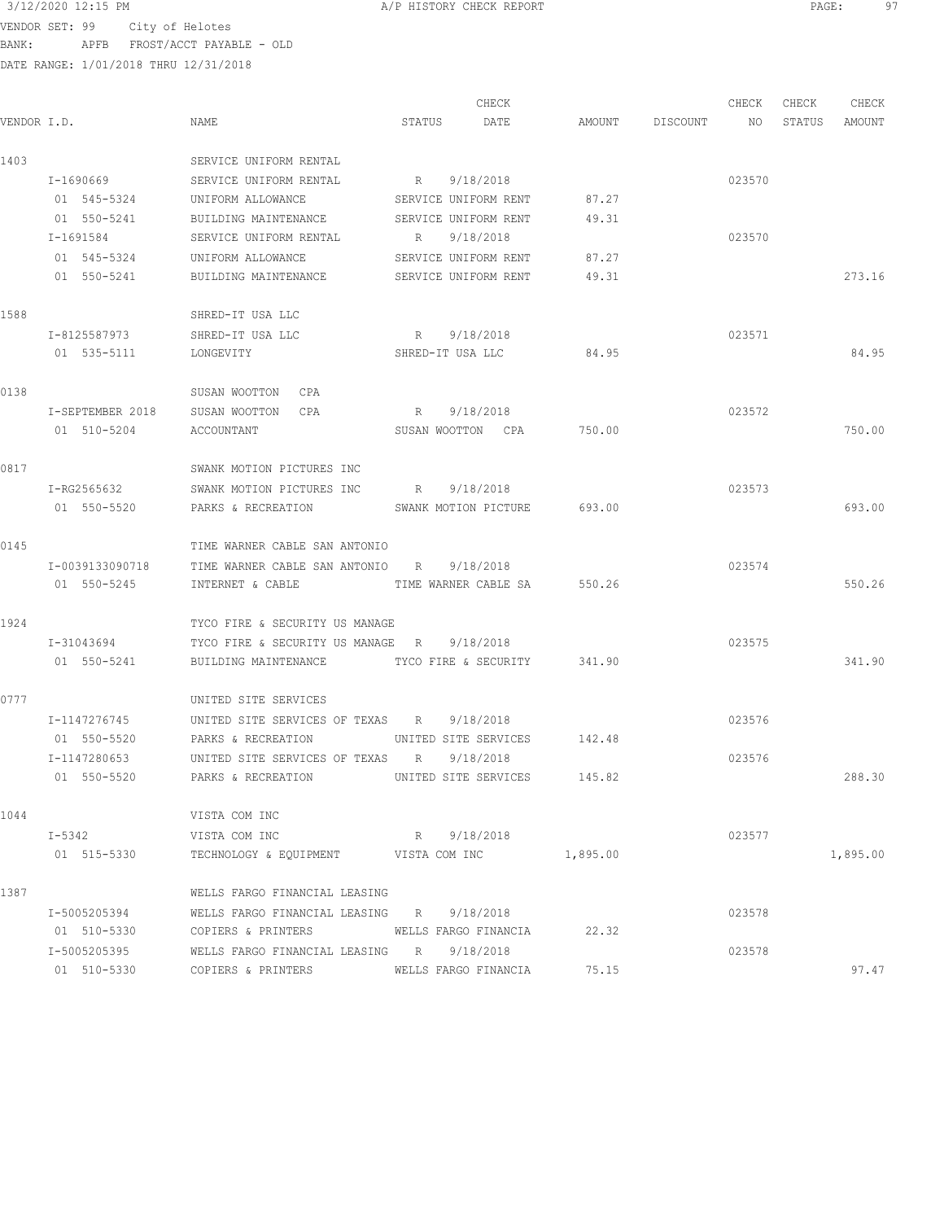3/12/2020 12:15 PM A/P HISTORY CHECK REPORT

VENDOR SET: 99 City of Helotes
BANK: APFB FROST/ACCT PAYABLE - OLD
DATE RANGE: 1/01/2018 THRU 12/31/2018

| VENDOR I.D. | NAME | STATUS | CHECK DATE | AMOUNT | DISCOUNT | CHECK NO | CHECK STATUS | CHECK AMOUNT |
|---|---|---|---|---|---|---|---|---|
| 1403 | SERVICE UNIFORM RENTAL | | | | | | | |
| I-1690669 | SERVICE UNIFORM RENTAL | R | 9/18/2018 | | | 023570 | | |
| 01 545-5324 | UNIFORM ALLOWANCE | SERVICE UNIFORM RENT | | 87.27 | | | | |
| 01 550-5241 | BUILDING MAINTENANCE | SERVICE UNIFORM RENT | | 49.31 | | | | |
| I-1691584 | SERVICE UNIFORM RENTAL | R | 9/18/2018 | | | 023570 | | |
| 01 545-5324 | UNIFORM ALLOWANCE | SERVICE UNIFORM RENT | | 87.27 | | | | |
| 01 550-5241 | BUILDING MAINTENANCE | SERVICE UNIFORM RENT | | 49.31 | | | | 273.16 |
| 1588 | SHRED-IT USA LLC | | | | | | | |
| I-8125587973 | SHRED-IT USA LLC | R | 9/18/2018 | | | 023571 | | |
| 01 535-5111 | LONGEVITY | SHRED-IT USA LLC | | 84.95 | | | | 84.95 |
| 0138 | SUSAN WOOTTON CPA | | | | | | | |
| I-SEPTEMBER 2018 | SUSAN WOOTTON CPA | R | 9/18/2018 | | | 023572 | | |
| 01 510-5204 | ACCOUNTANT | SUSAN WOOTTON CPA | | 750.00 | | | | 750.00 |
| 0817 | SWANK MOTION PICTURES INC | | | | | | | |
| I-RG2565632 | SWANK MOTION PICTURES INC | R | 9/18/2018 | | | 023573 | | |
| 01 550-5520 | PARKS & RECREATION | SWANK MOTION PICTURE | | 693.00 | | | | 693.00 |
| 0145 | TIME WARNER CABLE SAN ANTONIO | | | | | | | |
| I-0039133090718 | TIME WARNER CABLE SAN ANTONIO | R | 9/18/2018 | | | 023574 | | |
| 01 550-5245 | INTERNET & CABLE | TIME WARNER CABLE SA | | 550.26 | | | | 550.26 |
| 1924 | TYCO FIRE & SECURITY US MANAGE | | | | | | | |
| I-31043694 | TYCO FIRE & SECURITY US MANAGE | R | 9/18/2018 | | | 023575 | | |
| 01 550-5241 | BUILDING MAINTENANCE | TYCO FIRE & SECURITY | | 341.90 | | | | 341.90 |
| 0777 | UNITED SITE SERVICES | | | | | | | |
| I-1147276745 | UNITED SITE SERVICES OF TEXAS | R | 9/18/2018 | | | 023576 | | |
| 01 550-5520 | PARKS & RECREATION | UNITED SITE SERVICES | | 142.48 | | | | |
| I-1147280653 | UNITED SITE SERVICES OF TEXAS | R | 9/18/2018 | | | 023576 | | |
| 01 550-5520 | PARKS & RECREATION | UNITED SITE SERVICES | | 145.82 | | | | 288.30 |
| 1044 | VISTA COM INC | | | | | | | |
| I-5342 | VISTA COM INC | R | 9/18/2018 | | | 023577 | | |
| 01 515-5330 | TECHNOLOGY & EQUIPMENT | VISTA COM INC | | 1,895.00 | | | | 1,895.00 |
| 1387 | WELLS FARGO FINANCIAL LEASING | | | | | | | |
| I-5005205394 | WELLS FARGO FINANCIAL LEASING | R | 9/18/2018 | | | 023578 | | |
| 01 510-5330 | COPIERS & PRINTERS | WELLS FARGO FINANCIA | | 22.32 | | | | |
| I-5005205395 | WELLS FARGO FINANCIAL LEASING | R | 9/18/2018 | | | 023578 | | |
| 01 510-5330 | COPIERS & PRINTERS | WELLS FARGO FINANCIA | | 75.15 | | | | 97.47 |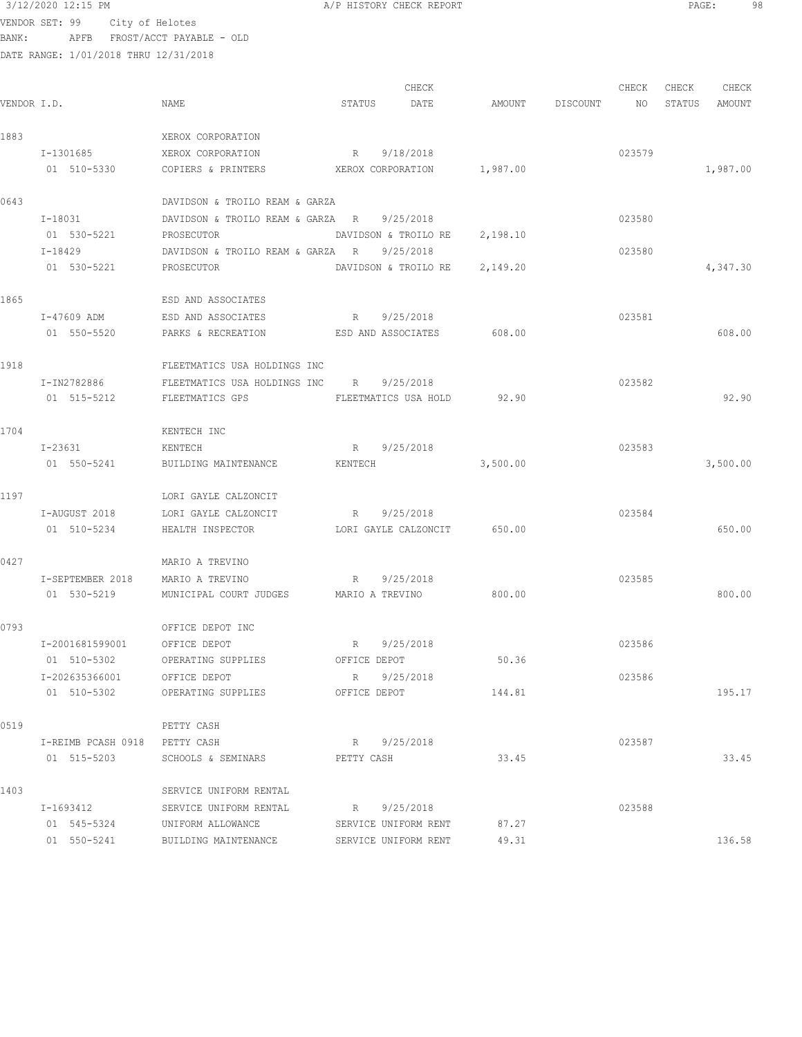3/12/2020 12:15 PM A/P HISTORY CHECK REPORT

VENDOR SET: 99 City of Helotes
BANK: APFB FROST/ACCT PAYABLE - OLD
DATE RANGE: 1/01/2018 THRU 12/31/2018

| VENDOR I.D. | NAME | STATUS | CHECK DATE | AMOUNT | DISCOUNT | CHECK NO | CHECK STATUS | CHECK AMOUNT |
|---|---|---|---|---|---|---|---|---|
| 1883 | XEROX CORPORATION | | | | | | | |
| I-1301685 | XEROX CORPORATION | R | 9/18/2018 | | | 023579 | | |
| 01 510-5330 | COPIERS & PRINTERS | XEROX CORPORATION | | 1,987.00 | | | | 1,987.00 |
| 0643 | DAVIDSON & TROILO REAM & GARZA | | | | | | | |
| I-18031 | DAVIDSON & TROILO REAM & GARZA | R | 9/25/2018 | | | 023580 | | |
| 01 530-5221 | PROSECUTOR | DAVIDSON & TROILO RE | | 2,198.10 | | | | |
| I-18429 | DAVIDSON & TROILO REAM & GARZA | R | 9/25/2018 | | | 023580 | | |
| 01 530-5221 | PROSECUTOR | DAVIDSON & TROILO RE | | 2,149.20 | | | | 4,347.30 |
| 1865 | ESD AND ASSOCIATES | | | | | | | |
| I-47609 ADM | ESD AND ASSOCIATES | R | 9/25/2018 | | | 023581 | | |
| 01 550-5520 | PARKS & RECREATION | ESD AND ASSOCIATES | | 608.00 | | | | 608.00 |
| 1918 | FLEETMATICS USA HOLDINGS INC | | | | | | | |
| I-IN2782886 | FLEETMATICS USA HOLDINGS INC | R | 9/25/2018 | | | 023582 | | |
| 01 515-5212 | FLEETMATICS GPS | FLEETMATICS USA HOLD | | 92.90 | | | | 92.90 |
| 1704 | KENTECH INC | | | | | | | |
| I-23631 | KENTECH | R | 9/25/2018 | | | 023583 | | |
| 01 550-5241 | BUILDING MAINTENANCE | KENTECH | | 3,500.00 | | | | 3,500.00 |
| 1197 | LORI GAYLE CALZONCIT | | | | | | | |
| I-AUGUST 2018 | LORI GAYLE CALZONCIT | R | 9/25/2018 | | | 023584 | | |
| 01 510-5234 | HEALTH INSPECTOR | LORI GAYLE CALZONCIT | | 650.00 | | | | 650.00 |
| 0427 | MARIO A TREVINO | | | | | | | |
| I-SEPTEMBER 2018 | MARIO A TREVINO | R | 9/25/2018 | | | 023585 | | |
| 01 530-5219 | MUNICIPAL COURT JUDGES | MARIO A TREVINO | | 800.00 | | | | 800.00 |
| 0793 | OFFICE DEPOT INC | | | | | | | |
| I-2001681599001 | OFFICE DEPOT | R | 9/25/2018 | | | 023586 | | |
| 01 510-5302 | OPERATING SUPPLIES | OFFICE DEPOT | | 50.36 | | | | |
| I-202635366001 | OFFICE DEPOT | R | 9/25/2018 | | | 023586 | | |
| 01 510-5302 | OPERATING SUPPLIES | OFFICE DEPOT | | 144.81 | | | | 195.17 |
| 0519 | PETTY CASH | | | | | | | |
| I-REIMB PCASH 0918 | PETTY CASH | R | 9/25/2018 | | | 023587 | | |
| 01 515-5203 | SCHOOLS & SEMINARS | PETTY CASH | | 33.45 | | | | 33.45 |
| 1403 | SERVICE UNIFORM RENTAL | | | | | | | |
| I-1693412 | SERVICE UNIFORM RENTAL | R | 9/25/2018 | | | 023588 | | |
| 01 545-5324 | UNIFORM ALLOWANCE | SERVICE UNIFORM RENT | | 87.27 | | | | |
| 01 550-5241 | BUILDING MAINTENANCE | SERVICE UNIFORM RENT | | 49.31 | | | | 136.58 |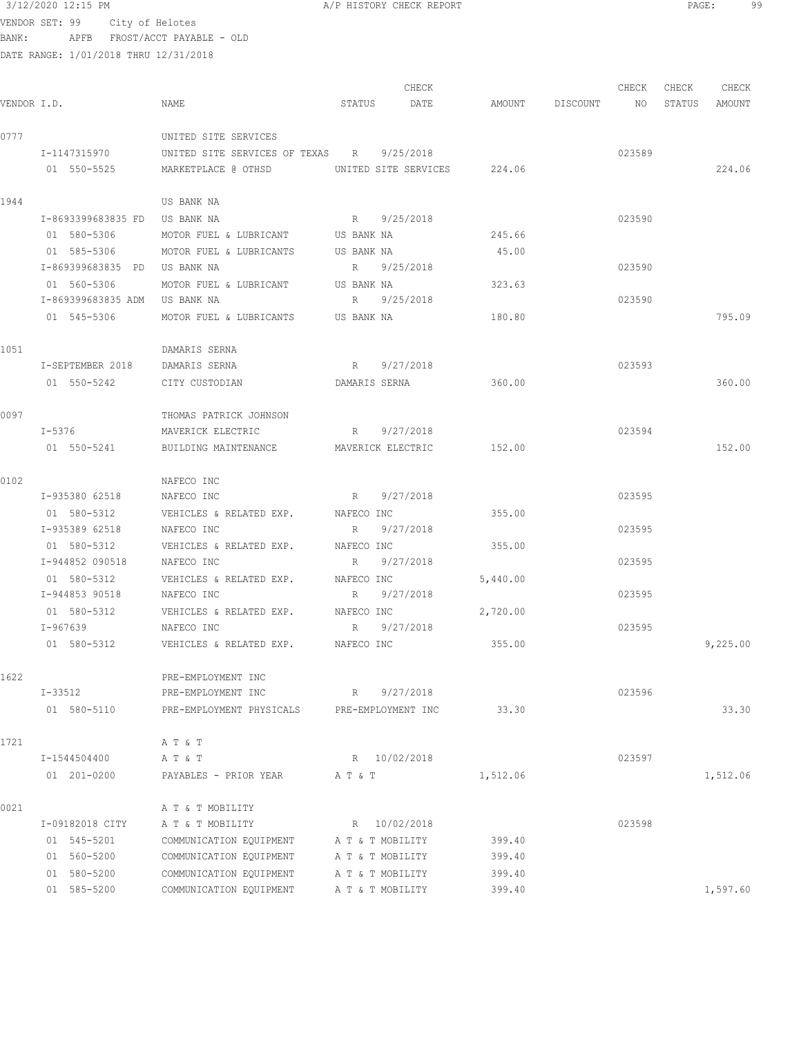VENDOR SET: 99 City of Helotes
BANK: APFB FROST/ACCT PAYABLE - OLD
DATE RANGE: 1/01/2018 THRU 12/31/2018

| VENDOR I.D. | NAME | STATUS | CHECK DATE | AMOUNT | DISCOUNT | CHECK NO | CHECK STATUS | CHECK AMOUNT |
|---|---|---|---|---|---|---|---|---|
| 0777 | UNITED SITE SERVICES | | | | | | | |
| I-1147315970 | UNITED SITE SERVICES OF TEXAS | R | 9/25/2018 | | | 023589 | | |
| 01 550-5525 | MARKETPLACE @ OTHSD | UNITED SITE SERVICES | | 224.06 | | | | 224.06 |
| 1944 | US BANK NA | | | | | | | |
| I-8693399683835 FD | US BANK NA | R | 9/25/2018 | | | 023590 | | |
| 01 580-5306 | MOTOR FUEL & LUBRICANT | US BANK NA | | 245.66 | | | | |
| 01 585-5306 | MOTOR FUEL & LUBRICANTS | US BANK NA | | 45.00 | | | | |
| I-869399683835 PD | US BANK NA | R | 9/25/2018 | | | 023590 | | |
| 01 560-5306 | MOTOR FUEL & LUBRICANT | US BANK NA | | 323.63 | | | | |
| I-869399683835 ADM | US BANK NA | R | 9/25/2018 | | | 023590 | | |
| 01 545-5306 | MOTOR FUEL & LUBRICANTS | US BANK NA | | 180.80 | | | | 795.09 |
| 1051 | DAMARIS SERNA | | | | | | | |
| I-SEPTEMBER 2018 | DAMARIS SERNA | R | 9/27/2018 | | | 023593 | | |
| 01 550-5242 | CITY CUSTODIAN | DAMARIS SERNA | | 360.00 | | | | 360.00 |
| 0097 | THOMAS PATRICK JOHNSON | | | | | | | |
| I-5376 | MAVERICK ELECTRIC | R | 9/27/2018 | | | 023594 | | |
| 01 550-5241 | BUILDING MAINTENANCE | MAVERICK ELECTRIC | | 152.00 | | | | 152.00 |
| 0102 | NAFECO INC | | | | | | | |
| I-935380 62518 | NAFECO INC | R | 9/27/2018 | | | 023595 | | |
| 01 580-5312 | VEHICLES & RELATED EXP. | NAFECO INC | | 355.00 | | | | |
| I-935389 62518 | NAFECO INC | R | 9/27/2018 | | | 023595 | | |
| 01 580-5312 | VEHICLES & RELATED EXP. | NAFECO INC | | 355.00 | | | | |
| I-944852 090518 | NAFECO INC | R | 9/27/2018 | | | 023595 | | |
| 01 580-5312 | VEHICLES & RELATED EXP. | NAFECO INC | | 5,440.00 | | | | |
| I-944853 90518 | NAFECO INC | R | 9/27/2018 | | | 023595 | | |
| 01 580-5312 | VEHICLES & RELATED EXP. | NAFECO INC | | 2,720.00 | | | | |
| I-967639 | NAFECO INC | R | 9/27/2018 | | | 023595 | | |
| 01 580-5312 | VEHICLES & RELATED EXP. | NAFECO INC | | 355.00 | | | | 9,225.00 |
| 1622 | PRE-EMPLOYMENT INC | | | | | | | |
| I-33512 | PRE-EMPLOYMENT INC | R | 9/27/2018 | | | 023596 | | |
| 01 580-5110 | PRE-EMPLOYMENT PHYSICALS | PRE-EMPLOYMENT INC | | 33.30 | | | | 33.30 |
| 1721 | A T & T | | | | | | | |
| I-1544504400 | A T & T | R | 10/02/2018 | | | 023597 | | |
| 01 201-0200 | PAYABLES - PRIOR YEAR | A T & T | | 1,512.06 | | | | 1,512.06 |
| 0021 | A T & T MOBILITY | | | | | | | |
| I-09182018 CITY | A T & T MOBILITY | R | 10/02/2018 | | | 023598 | | |
| 01 545-5201 | COMMUNICATION EQUIPMENT | A T & T MOBILITY | | 399.40 | | | | |
| 01 560-5200 | COMMUNICATION EQUIPMENT | A T & T MOBILITY | | 399.40 | | | | |
| 01 580-5200 | COMMUNICATION EQUIPMENT | A T & T MOBILITY | | 399.40 | | | | |
| 01 585-5200 | COMMUNICATION EQUIPMENT | A T & T MOBILITY | | 399.40 | | | | 1,597.60 |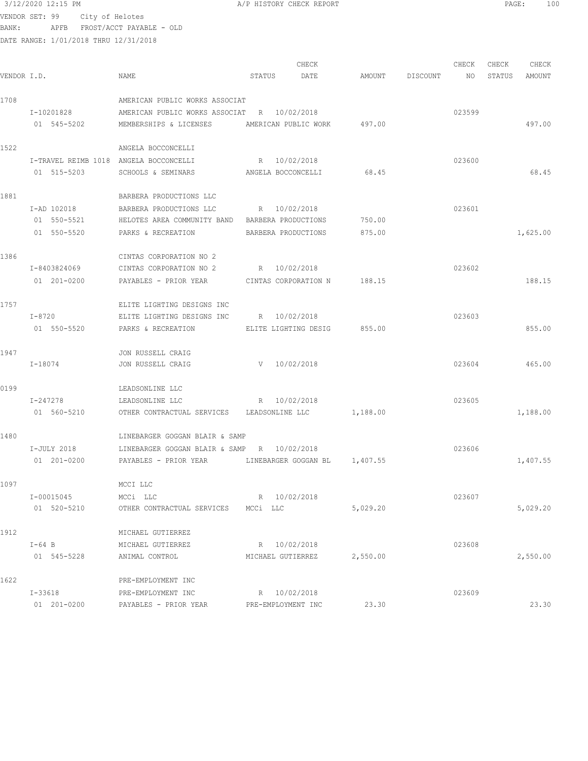3/12/2020 12:15 PM A/P HISTORY CHECK REPORT

VENDOR SET: 99 City of Helotes
BANK: APFB FROST/ACCT PAYABLE - OLD
DATE RANGE: 1/01/2018 THRU 12/31/2018

| VENDOR I.D. | NAME | STATUS | CHECK DATE | AMOUNT | DISCOUNT | CHECK NO | CHECK STATUS | CHECK AMOUNT |
|---|---|---|---|---|---|---|---|---|
| 1708 | AMERICAN PUBLIC WORKS ASSOCIAT | | | | | | | |
| I-10201828 | AMERICAN PUBLIC WORKS ASSOCIAT | R | 10/02/2018 | | | 023599 | | |
| 01 545-5202 | MEMBERSHIPS & LICENSES | AMERICAN PUBLIC WORK | | 497.00 | | | | 497.00 |
| 1522 | ANGELA BOCCONCELLI | | | | | | | |
| I-TRAVEL REIMB 1018 | ANGELA BOCCONCELLI | R | 10/02/2018 | | | 023600 | | |
| 01 515-5203 | SCHOOLS & SEMINARS | ANGELA BOCCONCELLI | | 68.45 | | | | 68.45 |
| 1881 | BARBERA PRODUCTIONS LLC | | | | | | | |
| I-AD 102018 | BARBERA PRODUCTIONS LLC | R | 10/02/2018 | | | 023601 | | |
| 01 550-5521 | HELOTES AREA COMMUNITY BAND | BARBERA PRODUCTIONS | | 750.00 | | | | |
| 01 550-5520 | PARKS & RECREATION | BARBERA PRODUCTIONS | | 875.00 | | | | 1,625.00 |
| 1386 | CINTAS CORPORATION NO 2 | | | | | | | |
| I-8403824069 | CINTAS CORPORATION NO 2 | R | 10/02/2018 | | | 023602 | | |
| 01 201-0200 | PAYABLES - PRIOR YEAR | CINTAS CORPORATION N | | 188.15 | | | | 188.15 |
| 1757 | ELITE LIGHTING DESIGNS INC | | | | | | | |
| I-8720 | ELITE LIGHTING DESIGNS INC | R | 10/02/2018 | | | 023603 | | |
| 01 550-5520 | PARKS & RECREATION | ELITE LIGHTING DESIG | | 855.00 | | | | 855.00 |
| 1947 | JON RUSSELL CRAIG | | | | | | | |
| I-18074 | JON RUSSELL CRAIG | V | 10/02/2018 | | | 023604 | | 465.00 |
| 0199 | LEADSONLINE LLC | | | | | | | |
| I-247278 | LEADSONLINE LLC | R | 10/02/2018 | | | 023605 | | |
| 01 560-5210 | OTHER CONTRACTUAL SERVICES | LEADSONLINE LLC | | 1,188.00 | | | | 1,188.00 |
| 1480 | LINEBARGER GOGGAN BLAIR & SAMP | | | | | | | |
| I-JULY 2018 | LINEBARGER GOGGAN BLAIR & SAMP | R | 10/02/2018 | | | 023606 | | |
| 01 201-0200 | PAYABLES - PRIOR YEAR | LINEBARGER GOGGAN BL | | 1,407.55 | | | | 1,407.55 |
| 1097 | MCCI LLC | | | | | | | |
| I-00015045 | MCCi LLC | R | 10/02/2018 | | | 023607 | | |
| 01 520-5210 | OTHER CONTRACTUAL SERVICES | MCCi LLC | | 5,029.20 | | | | 5,029.20 |
| 1912 | MICHAEL GUTIERREZ | | | | | | | |
| I-64 B | MICHAEL GUTIERREZ | R | 10/02/2018 | | | 023608 | | |
| 01 545-5228 | ANIMAL CONTROL | MICHAEL GUTIERREZ | | 2,550.00 | | | | 2,550.00 |
| 1622 | PRE-EMPLOYMENT INC | | | | | | | |
| I-33618 | PRE-EMPLOYMENT INC | R | 10/02/2018 | | | 023609 | | |
| 01 201-0200 | PAYABLES - PRIOR YEAR | PRE-EMPLOYMENT INC | | 23.30 | | | | 23.30 |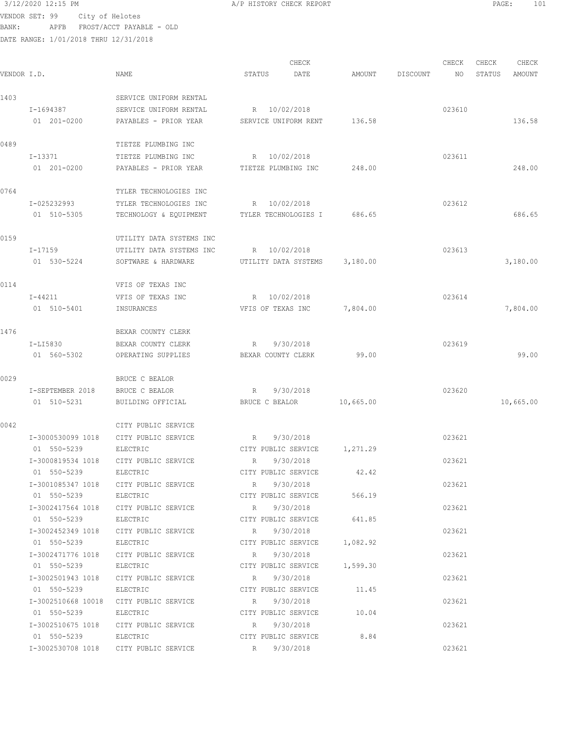3/12/2020 12:15 PM A/P HISTORY CHECK REPORT

VENDOR SET: 99 City of Helotes
BANK: APFB FROST/ACCT PAYABLE - OLD
DATE RANGE: 1/01/2018 THRU 12/31/2018

| VENDOR I.D. | NAME | STATUS | CHECK DATE | AMOUNT | DISCOUNT | CHECK NO | CHECK STATUS | CHECK AMOUNT |
|---|---|---|---|---|---|---|---|---|
| 1403 | SERVICE UNIFORM RENTAL | | | | | | | |
| I-1694387 | SERVICE UNIFORM RENTAL | R | 10/02/2018 | | | 023610 | | |
| 01 201-0200 | PAYABLES - PRIOR YEAR | SERVICE UNIFORM RENT | | 136.58 | | | | 136.58 |
| 0489 | TIETZE PLUMBING INC | | | | | | | |
| I-13371 | TIETZE PLUMBING INC | R | 10/02/2018 | | | 023611 | | |
| 01 201-0200 | PAYABLES - PRIOR YEAR | TIETZE PLUMBING INC | | 248.00 | | | | 248.00 |
| 0764 | TYLER TECHNOLOGIES INC | | | | | | | |
| I-025232993 | TYLER TECHNOLOGIES INC | R | 10/02/2018 | | | 023612 | | |
| 01 510-5305 | TECHNOLOGY & EQUIPMENT | TYLER TECHNOLOGIES I | | 686.65 | | | | 686.65 |
| 0159 | UTILITY DATA SYSTEMS INC | | | | | | | |
| I-17159 | UTILITY DATA SYSTEMS INC | R | 10/02/2018 | | | 023613 | | |
| 01 530-5224 | SOFTWARE & HARDWARE | UTILITY DATA SYSTEMS | | 3,180.00 | | | | 3,180.00 |
| 0114 | VFIS OF TEXAS INC | | | | | | | |
| I-44211 | VFIS OF TEXAS INC | R | 10/02/2018 | | | 023614 | | |
| 01 510-5401 | INSURANCES | VFIS OF TEXAS INC | | 7,804.00 | | | | 7,804.00 |
| 1476 | BEXAR COUNTY CLERK | | | | | | | |
| I-LI5830 | BEXAR COUNTY CLERK | R | 9/30/2018 | | | 023619 | | |
| 01 560-5302 | OPERATING SUPPLIES | BEXAR COUNTY CLERK | | 99.00 | | | | 99.00 |
| 0029 | BRUCE C BEALOR | | | | | | | |
| I-SEPTEMBER 2018 | BRUCE C BEALOR | R | 9/30/2018 | | | 023620 | | |
| 01 510-5231 | BUILDING OFFICIAL | BRUCE C BEALOR | | 10,665.00 | | | | 10,665.00 |
| 0042 | CITY PUBLIC SERVICE | | | | | | | |
| I-3000530099 1018 | CITY PUBLIC SERVICE | R | 9/30/2018 | | | 023621 | | |
| 01 550-5239 | ELECTRIC | CITY PUBLIC SERVICE | | 1,271.29 | | | | |
| I-3000819534 1018 | CITY PUBLIC SERVICE | R | 9/30/2018 | | | 023621 | | |
| 01 550-5239 | ELECTRIC | CITY PUBLIC SERVICE | | 42.42 | | | | |
| I-3001085347 1018 | CITY PUBLIC SERVICE | R | 9/30/2018 | | | 023621 | | |
| 01 550-5239 | ELECTRIC | CITY PUBLIC SERVICE | | 566.19 | | | | |
| I-3002417564 1018 | CITY PUBLIC SERVICE | R | 9/30/2018 | | | 023621 | | |
| 01 550-5239 | ELECTRIC | CITY PUBLIC SERVICE | | 641.85 | | | | |
| I-3002452349 1018 | CITY PUBLIC SERVICE | R | 9/30/2018 | | | 023621 | | |
| 01 550-5239 | ELECTRIC | CITY PUBLIC SERVICE | | 1,082.92 | | | | |
| I-3002471776 1018 | CITY PUBLIC SERVICE | R | 9/30/2018 | | | 023621 | | |
| 01 550-5239 | ELECTRIC | CITY PUBLIC SERVICE | | 1,599.30 | | | | |
| I-3002501943 1018 | CITY PUBLIC SERVICE | R | 9/30/2018 | | | 023621 | | |
| 01 550-5239 | ELECTRIC | CITY PUBLIC SERVICE | | 11.45 | | | | |
| I-3002510668 10018 | CITY PUBLIC SERVICE | R | 9/30/2018 | | | 023621 | | |
| 01 550-5239 | ELECTRIC | CITY PUBLIC SERVICE | | 10.04 | | | | |
| I-3002510675 1018 | CITY PUBLIC SERVICE | R | 9/30/2018 | | | 023621 | | |
| 01 550-5239 | ELECTRIC | CITY PUBLIC SERVICE | | 8.84 | | | | |
| I-3002530708 1018 | CITY PUBLIC SERVICE | R | 9/30/2018 | | | 023621 | | |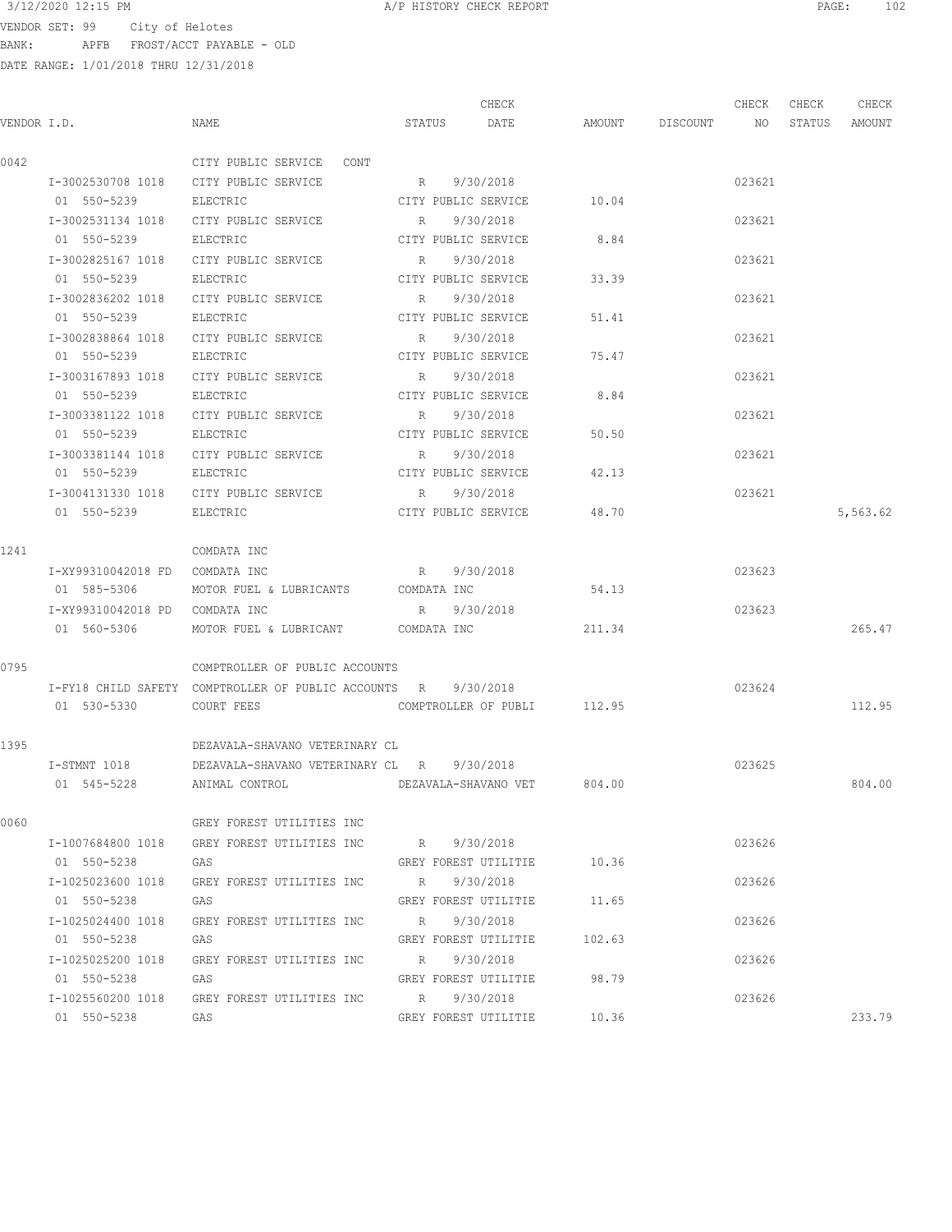3/12/2020 12:15 PM A/P HISTORY CHECK REPORT

VENDOR SET: 99 City of Helotes
BANK: APFB FROST/ACCT PAYABLE - OLD
DATE RANGE: 1/01/2018 THRU 12/31/2018

| VENDOR I.D. | NAME | STATUS | CHECK DATE | AMOUNT | DISCOUNT | CHECK NO | CHECK STATUS | CHECK AMOUNT |
|---|---|---|---|---|---|---|---|---|
| 0042 | CITY PUBLIC SERVICE CONT | | | | | | | |
| I-3002530708 1018 | CITY PUBLIC SERVICE | R | 9/30/2018 | | | 023621 | | |
| 01 550-5239 | ELECTRIC | CITY PUBLIC SERVICE | | 10.04 | | | | |
| I-3002531134 1018 | CITY PUBLIC SERVICE | R | 9/30/2018 | | | 023621 | | |
| 01 550-5239 | ELECTRIC | CITY PUBLIC SERVICE | | 8.84 | | | | |
| I-3002825167 1018 | CITY PUBLIC SERVICE | R | 9/30/2018 | | | 023621 | | |
| 01 550-5239 | ELECTRIC | CITY PUBLIC SERVICE | | 33.39 | | | | |
| I-3002836202 1018 | CITY PUBLIC SERVICE | R | 9/30/2018 | | | 023621 | | |
| 01 550-5239 | ELECTRIC | CITY PUBLIC SERVICE | | 51.41 | | | | |
| I-3002838864 1018 | CITY PUBLIC SERVICE | R | 9/30/2018 | | | 023621 | | |
| 01 550-5239 | ELECTRIC | CITY PUBLIC SERVICE | | 75.47 | | | | |
| I-3003167893 1018 | CITY PUBLIC SERVICE | R | 9/30/2018 | | | 023621 | | |
| 01 550-5239 | ELECTRIC | CITY PUBLIC SERVICE | | 8.84 | | | | |
| I-3003381122 1018 | CITY PUBLIC SERVICE | R | 9/30/2018 | | | 023621 | | |
| 01 550-5239 | ELECTRIC | CITY PUBLIC SERVICE | | 50.50 | | | | |
| I-3003381144 1018 | CITY PUBLIC SERVICE | R | 9/30/2018 | | | 023621 | | |
| 01 550-5239 | ELECTRIC | CITY PUBLIC SERVICE | | 42.13 | | | | |
| I-3004131330 1018 | CITY PUBLIC SERVICE | R | 9/30/2018 | | | 023621 | | |
| 01 550-5239 | ELECTRIC | CITY PUBLIC SERVICE | | 48.70 | | | | 5,563.62 |
| 1241 | COMDATA INC | | | | | | | |
| I-XY99310042018 FD | COMDATA INC | R | 9/30/2018 | | | 023623 | | |
| 01 585-5306 | MOTOR FUEL & LUBRICANTS | COMDATA INC | | 54.13 | | | | |
| I-XY99310042018 PD | COMDATA INC | R | 9/30/2018 | | | 023623 | | |
| 01 560-5306 | MOTOR FUEL & LUBRICANT | COMDATA INC | | 211.34 | | | | 265.47 |
| 0795 | COMPTROLLER OF PUBLIC ACCOUNTS | | | | | | | |
| I-FY18 CHILD SAFETY | COMPTROLLER OF PUBLIC ACCOUNTS | R | 9/30/2018 | | | 023624 | | |
| 01 530-5330 | COURT FEES | COMPTROLLER OF PUBLI | | 112.95 | | | | 112.95 |
| 1395 | DEZAVALA-SHAVANO VETERINARY CL | | | | | | | |
| I-STMNT 1018 | DEZAVALA-SHAVANO VETERINARY CL | R | 9/30/2018 | | | 023625 | | |
| 01 545-5228 | ANIMAL CONTROL | DEZAVALA-SHAVANO VET | | 804.00 | | | | 804.00 |
| 0060 | GREY FOREST UTILITIES INC | | | | | | | |
| I-1007684800 1018 | GREY FOREST UTILITIES INC | R | 9/30/2018 | | | 023626 | | |
| 01 550-5238 | GAS | GREY FOREST UTILITIE | | 10.36 | | | | |
| I-1025023600 1018 | GREY FOREST UTILITIES INC | R | 9/30/2018 | | | 023626 | | |
| 01 550-5238 | GAS | GREY FOREST UTILITIE | | 11.65 | | | | |
| I-1025024400 1018 | GREY FOREST UTILITIES INC | R | 9/30/2018 | | | 023626 | | |
| 01 550-5238 | GAS | GREY FOREST UTILITIE | | 102.63 | | | | |
| I-1025025200 1018 | GREY FOREST UTILITIES INC | R | 9/30/2018 | | | 023626 | | |
| 01 550-5238 | GAS | GREY FOREST UTILITIE | | 98.79 | | | | |
| I-1025560200 1018 | GREY FOREST UTILITIES INC | R | 9/30/2018 | | | 023626 | | |
| 01 550-5238 | GAS | GREY FOREST UTILITIE | | 10.36 | | | | 233.79 |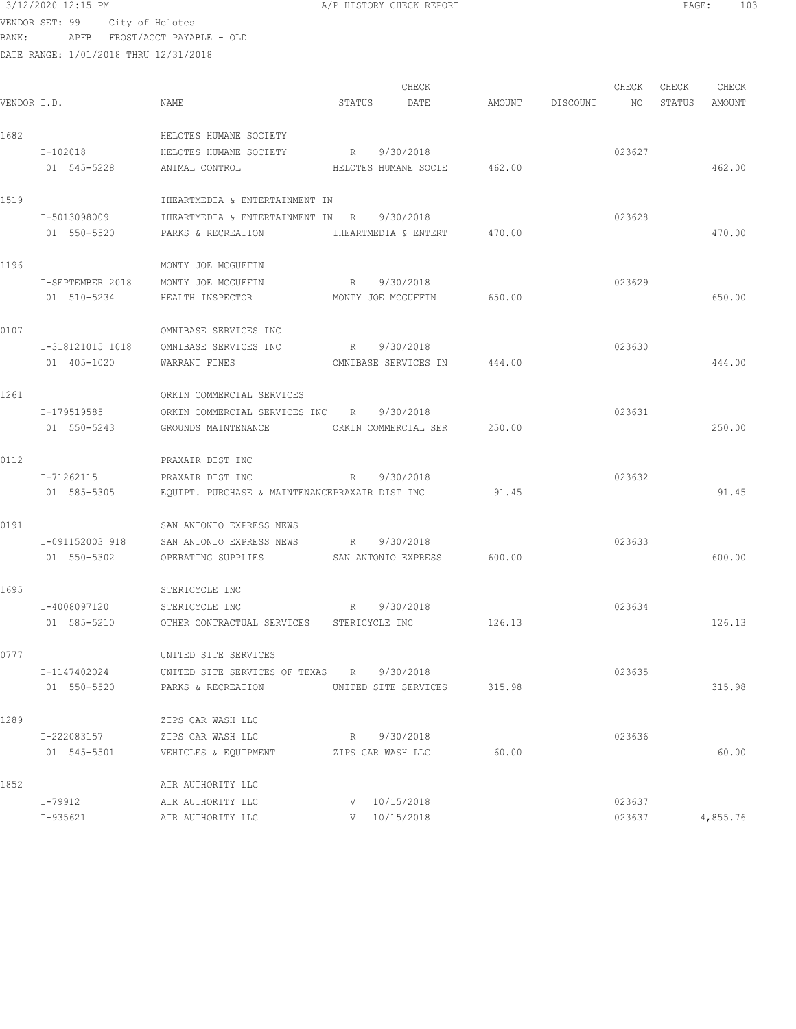3/12/2020 12:15 PM A/P HISTORY CHECK REPORT

VENDOR SET: 99 City of Helotes
BANK: APFB FROST/ACCT PAYABLE - OLD
DATE RANGE: 1/01/2018 THRU 12/31/2018

| VENDOR I.D. | NAME | STATUS | CHECK DATE | AMOUNT | DISCOUNT | CHECK NO | CHECK STATUS | CHECK AMOUNT |
|---|---|---|---|---|---|---|---|---|
| 1682 | HELOTES HUMANE SOCIETY | | | | | | | |
| I-102018 | HELOTES HUMANE SOCIETY | R | 9/30/2018 | | | 023627 | | |
| 01 545-5228 | ANIMAL CONTROL | HELOTES HUMANE SOCIE | | 462.00 | | | | 462.00 |
| 1519 | IHEARTMEDIA & ENTERTAINMENT IN | | | | | | | |
| I-5013098009 | IHEARTMEDIA & ENTERTAINMENT IN | R | 9/30/2018 | | | 023628 | | |
| 01 550-5520 | PARKS & RECREATION | IHEARTMEDIA & ENTERT | | 470.00 | | | | 470.00 |
| 1196 | MONTY JOE MCGUFFIN | | | | | | | |
| I-SEPTEMBER 2018 | MONTY JOE MCGUFFIN | R | 9/30/2018 | | | 023629 | | |
| 01 510-5234 | HEALTH INSPECTOR | MONTY JOE MCGUFFIN | | 650.00 | | | | 650.00 |
| 0107 | OMNIBASE SERVICES INC | | | | | | | |
| I-318121015 1018 | OMNIBASE SERVICES INC | R | 9/30/2018 | | | 023630 | | |
| 01 405-1020 | WARRANT FINES | OMNIBASE SERVICES IN | | 444.00 | | | | 444.00 |
| 1261 | ORKIN COMMERCIAL SERVICES | | | | | | | |
| I-179519585 | ORKIN COMMERCIAL SERVICES INC | R | 9/30/2018 | | | 023631 | | |
| 01 550-5243 | GROUNDS MAINTENANCE | ORKIN COMMERCIAL SER | | 250.00 | | | | 250.00 |
| 0112 | PRAXAIR DIST INC | | | | | | | |
| I-71262115 | PRAXAIR DIST INC | R | 9/30/2018 | | | 023632 | | |
| 01 585-5305 | EQUIPT. PURCHASE & MAINTENANCE | PRAXAIR DIST INC | | 91.45 | | | | 91.45 |
| 0191 | SAN ANTONIO EXPRESS NEWS | | | | | | | |
| I-091152003 918 | SAN ANTONIO EXPRESS NEWS | R | 9/30/2018 | | | 023633 | | |
| 01 550-5302 | OPERATING SUPPLIES | SAN ANTONIO EXPRESS | | 600.00 | | | | 600.00 |
| 1695 | STERICYCLE INC | | | | | | | |
| I-4008097120 | STERICYCLE INC | R | 9/30/2018 | | | 023634 | | |
| 01 585-5210 | OTHER CONTRACTUAL SERVICES | STERICYCLE INC | | 126.13 | | | | 126.13 |
| 0777 | UNITED SITE SERVICES | | | | | | | |
| I-1147402024 | UNITED SITE SERVICES OF TEXAS | R | 9/30/2018 | | | 023635 | | |
| 01 550-5520 | PARKS & RECREATION | UNITED SITE SERVICES | | 315.98 | | | | 315.98 |
| 1289 | ZIPS CAR WASH LLC | | | | | | | |
| I-222083157 | ZIPS CAR WASH LLC | R | 9/30/2018 | | | 023636 | | |
| 01 545-5501 | VEHICLES & EQUIPMENT | ZIPS CAR WASH LLC | | 60.00 | | | | 60.00 |
| 1852 | AIR AUTHORITY LLC | | | | | | | |
| I-79912 | AIR AUTHORITY LLC | V | 10/15/2018 | | | 023637 | | |
| I-935621 | AIR AUTHORITY LLC | V | 10/15/2018 | | | 023637 | | 4,855.76 |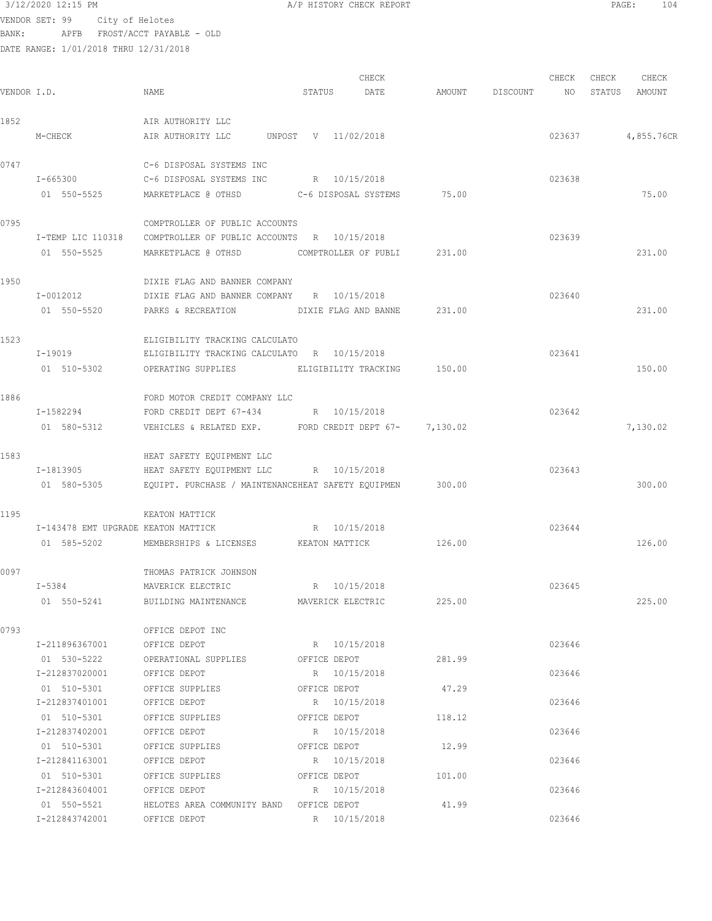3/12/2020 12:15 PM A/P HISTORY CHECK REPORT

VENDOR SET: 99 City of Helotes
BANK: APFB FROST/ACCT PAYABLE - OLD
DATE RANGE: 1/01/2018 THRU 12/31/2018

| VENDOR I.D. | NAME | STATUS | CHECK DATE | AMOUNT | DISCOUNT | CHECK NO | CHECK STATUS | CHECK AMOUNT |
|---|---|---|---|---|---|---|---|---|
| 1852 | AIR AUTHORITY LLC | | | | | | | |
| M-CHECK | AIR AUTHORITY LLC UNPOST | V | 11/02/2018 | | | 023637 | | 4,855.76CR |
| 0747 | C-6 DISPOSAL SYSTEMS INC | | | | | | | |
| I-665300 | C-6 DISPOSAL SYSTEMS INC | R | 10/15/2018 | | | 023638 | | |
| 01 550-5525 | MARKETPLACE @ OTHSD | | C-6 DISPOSAL SYSTEMS | 75.00 | | | | 75.00 |
| 0795 | COMPTROLLER OF PUBLIC ACCOUNTS | | | | | | | |
| I-TEMP LIC 110318 | COMPTROLLER OF PUBLIC ACCOUNTS | R | 10/15/2018 | | | 023639 | | |
| 01 550-5525 | MARKETPLACE @ OTHSD | | COMPTROLLER OF PUBLI | 231.00 | | | | 231.00 |
| 1950 | DIXIE FLAG AND BANNER COMPANY | | | | | | | |
| I-0012012 | DIXIE FLAG AND BANNER COMPANY | R | 10/15/2018 | | | 023640 | | |
| 01 550-5520 | PARKS & RECREATION | | DIXIE FLAG AND BANNE | 231.00 | | | | 231.00 |
| 1523 | ELIGIBILITY TRACKING CALCULATO | | | | | | | |
| I-19019 | ELIGIBILITY TRACKING CALCULATO | R | 10/15/2018 | | | 023641 | | |
| 01 510-5302 | OPERATING SUPPLIES | | ELIGIBILITY TRACKING | 150.00 | | | | 150.00 |
| 1886 | FORD MOTOR CREDIT COMPANY LLC | | | | | | | |
| I-1582294 | FORD CREDIT DEPT 67-434 | R | 10/15/2018 | | | 023642 | | |
| 01 580-5312 | VEHICLES & RELATED EXP. | | FORD CREDIT DEPT 67- | 7,130.02 | | | | 7,130.02 |
| 1583 | HEAT SAFETY EQUIPMENT LLC | | | | | | | |
| I-1813905 | HEAT SAFETY EQUIPMENT LLC | R | 10/15/2018 | | | 023643 | | |
| 01 580-5305 | EQUIPT. PURCHASE / MAINTENANCE | | HEAT SAFETY EQUIPMEN | 300.00 | | | | 300.00 |
| 1195 | KEATON MATTICK | | | | | | | |
| I-143478 EMT UPGRADE | KEATON MATTICK | R | 10/15/2018 | | | 023644 | | |
| 01 585-5202 | MEMBERSHIPS & LICENSES | | KEATON MATTICK | 126.00 | | | | 126.00 |
| 0097 | THOMAS PATRICK JOHNSON | | | | | | | |
| I-5384 | MAVERICK ELECTRIC | R | 10/15/2018 | | | 023645 | | |
| 01 550-5241 | BUILDING MAINTENANCE | | MAVERICK ELECTRIC | 225.00 | | | | 225.00 |
| 0793 | OFFICE DEPOT INC | | | | | | | |
| I-211896367001 | OFFICE DEPOT | R | 10/15/2018 | | | 023646 | | |
| 01 530-5222 | OPERATIONAL SUPPLIES | | OFFICE DEPOT | 281.99 | | | | |
| I-212837020001 | OFFICE DEPOT | R | 10/15/2018 | | | 023646 | | |
| 01 510-5301 | OFFICE SUPPLIES | | OFFICE DEPOT | 47.29 | | | | |
| I-212837401001 | OFFICE DEPOT | R | 10/15/2018 | | | 023646 | | |
| 01 510-5301 | OFFICE SUPPLIES | | OFFICE DEPOT | 118.12 | | | | |
| I-212837402001 | OFFICE DEPOT | R | 10/15/2018 | | | 023646 | | |
| 01 510-5301 | OFFICE SUPPLIES | | OFFICE DEPOT | 12.99 | | | | |
| I-212841163001 | OFFICE DEPOT | R | 10/15/2018 | | | 023646 | | |
| 01 510-5301 | OFFICE SUPPLIES | | OFFICE DEPOT | 101.00 | | | | |
| I-212843604001 | OFFICE DEPOT | R | 10/15/2018 | | | 023646 | | |
| 01 550-5521 | HELOTES AREA COMMUNITY BAND | | OFFICE DEPOT | 41.99 | | | | |
| I-212843742001 | OFFICE DEPOT | R | 10/15/2018 | | | 023646 | | |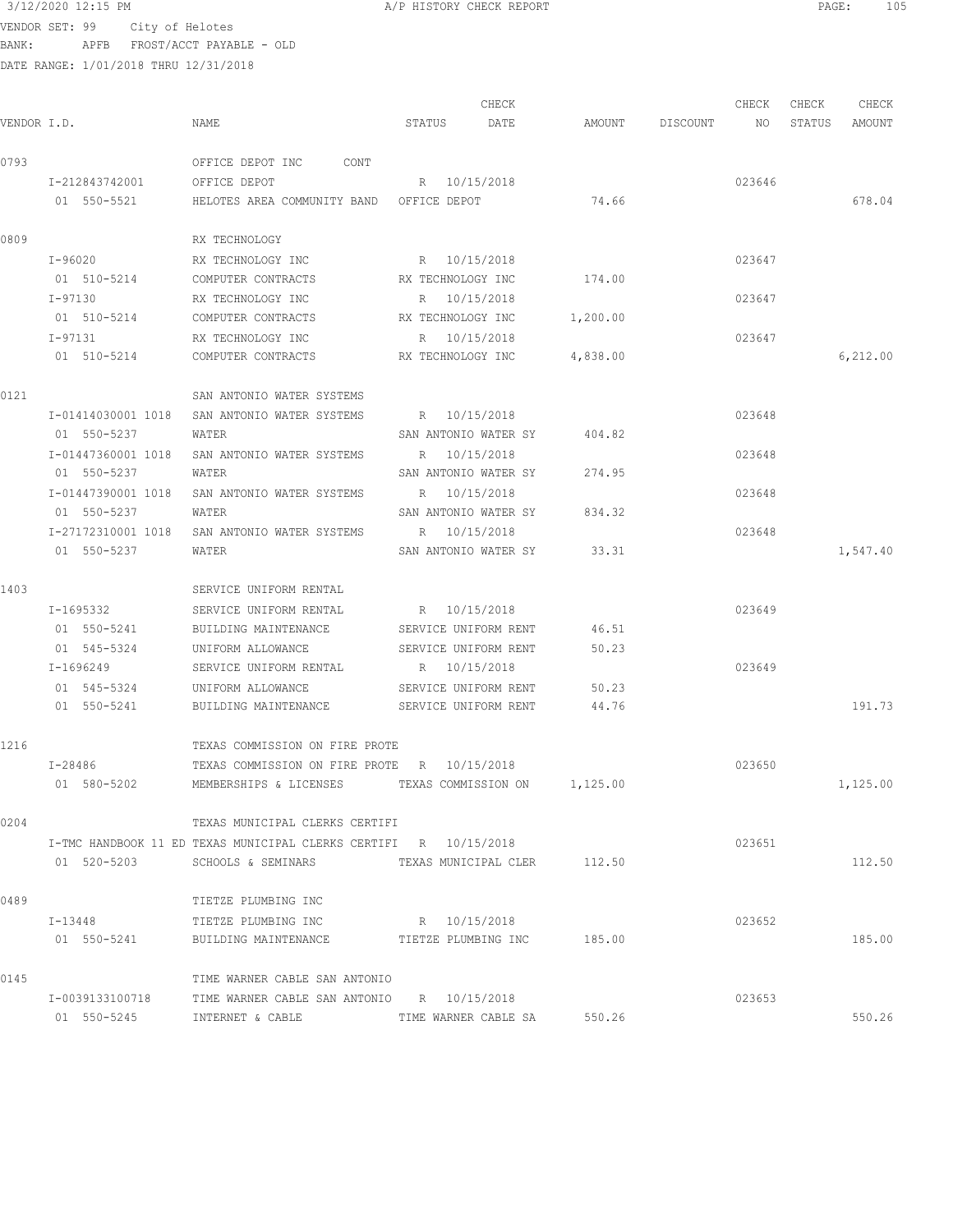3/12/2020 12:15 PM A/P HISTORY CHECK REPORT

VENDOR SET: 99 City of Helotes
BANK: APFB FROST/ACCT PAYABLE - OLD
DATE RANGE: 1/01/2018 THRU 12/31/2018

| VENDOR I.D. | NAME | STATUS | CHECK DATE | AMOUNT | DISCOUNT | CHECK NO | CHECK STATUS | CHECK AMOUNT |
|---|---|---|---|---|---|---|---|---|
| 0793 | OFFICE DEPOT INC CONT | | | | | | | |
| I-212843742001 | OFFICE DEPOT | R | 10/15/2018 | | | 023646 | | |
| 01 550-5521 | HELOTES AREA COMMUNITY BAND | OFFICE DEPOT | | 74.66 | | | | 678.04 |
| 0809 | RX TECHNOLOGY | | | | | | | |
| I-96020 | RX TECHNOLOGY INC | R | 10/15/2018 | | | 023647 | | |
| 01 510-5214 | COMPUTER CONTRACTS | RX TECHNOLOGY INC | | 174.00 | | | | |
| I-97130 | RX TECHNOLOGY INC | R | 10/15/2018 | | | 023647 | | |
| 01 510-5214 | COMPUTER CONTRACTS | RX TECHNOLOGY INC | | 1,200.00 | | | | |
| I-97131 | RX TECHNOLOGY INC | R | 10/15/2018 | | | 023647 | | |
| 01 510-5214 | COMPUTER CONTRACTS | RX TECHNOLOGY INC | | 4,838.00 | | | | 6,212.00 |
| 0121 | SAN ANTONIO WATER SYSTEMS | | | | | | | |
| I-01414030001 1018 | SAN ANTONIO WATER SYSTEMS | R | 10/15/2018 | | | 023648 | | |
| 01 550-5237 | WATER | SAN ANTONIO WATER SY | | 404.82 | | | | |
| I-01447360001 1018 | SAN ANTONIO WATER SYSTEMS | R | 10/15/2018 | | | 023648 | | |
| 01 550-5237 | WATER | SAN ANTONIO WATER SY | | 274.95 | | | | |
| I-01447390001 1018 | SAN ANTONIO WATER SYSTEMS | R | 10/15/2018 | | | 023648 | | |
| 01 550-5237 | WATER | SAN ANTONIO WATER SY | | 834.32 | | | | |
| I-27172310001 1018 | SAN ANTONIO WATER SYSTEMS | R | 10/15/2018 | | | 023648 | | |
| 01 550-5237 | WATER | SAN ANTONIO WATER SY | | 33.31 | | | | 1,547.40 |
| 1403 | SERVICE UNIFORM RENTAL | | | | | | | |
| I-1695332 | SERVICE UNIFORM RENTAL | R | 10/15/2018 | | | 023649 | | |
| 01 550-5241 | BUILDING MAINTENANCE | SERVICE UNIFORM RENT | | 46.51 | | | | |
| 01 545-5324 | UNIFORM ALLOWANCE | SERVICE UNIFORM RENT | | 50.23 | | | | |
| I-1696249 | SERVICE UNIFORM RENTAL | R | 10/15/2018 | | | 023649 | | |
| 01 545-5324 | UNIFORM ALLOWANCE | SERVICE UNIFORM RENT | | 50.23 | | | | |
| 01 550-5241 | BUILDING MAINTENANCE | SERVICE UNIFORM RENT | | 44.76 | | | | 191.73 |
| 1216 | TEXAS COMMISSION ON FIRE PROTE | | | | | | | |
| I-28486 | TEXAS COMMISSION ON FIRE PROTE | R | 10/15/2018 | | | 023650 | | |
| 01 580-5202 | MEMBERSHIPS & LICENSES | TEXAS COMMISSION ON | | 1,125.00 | | | | 1,125.00 |
| 0204 | TEXAS MUNICIPAL CLERKS CERTIFI | | | | | | | |
| I-TMC HANDBOOK 11 ED | TEXAS MUNICIPAL CLERKS CERTIFI | R | 10/15/2018 | | | 023651 | | |
| 01 520-5203 | SCHOOLS & SEMINARS | TEXAS MUNICIPAL CLER | | 112.50 | | | | 112.50 |
| 0489 | TIETZE PLUMBING INC | | | | | | | |
| I-13448 | TIETZE PLUMBING INC | R | 10/15/2018 | | | 023652 | | |
| 01 550-5241 | BUILDING MAINTENANCE | TIETZE PLUMBING INC | | 185.00 | | | | 185.00 |
| 0145 | TIME WARNER CABLE SAN ANTONIO | | | | | | | |
| I-0039133100718 | TIME WARNER CABLE SAN ANTONIO | R | 10/15/2018 | | | 023653 | | |
| 01 550-5245 | INTERNET & CABLE | TIME WARNER CABLE SA | | 550.26 | | | | 550.26 |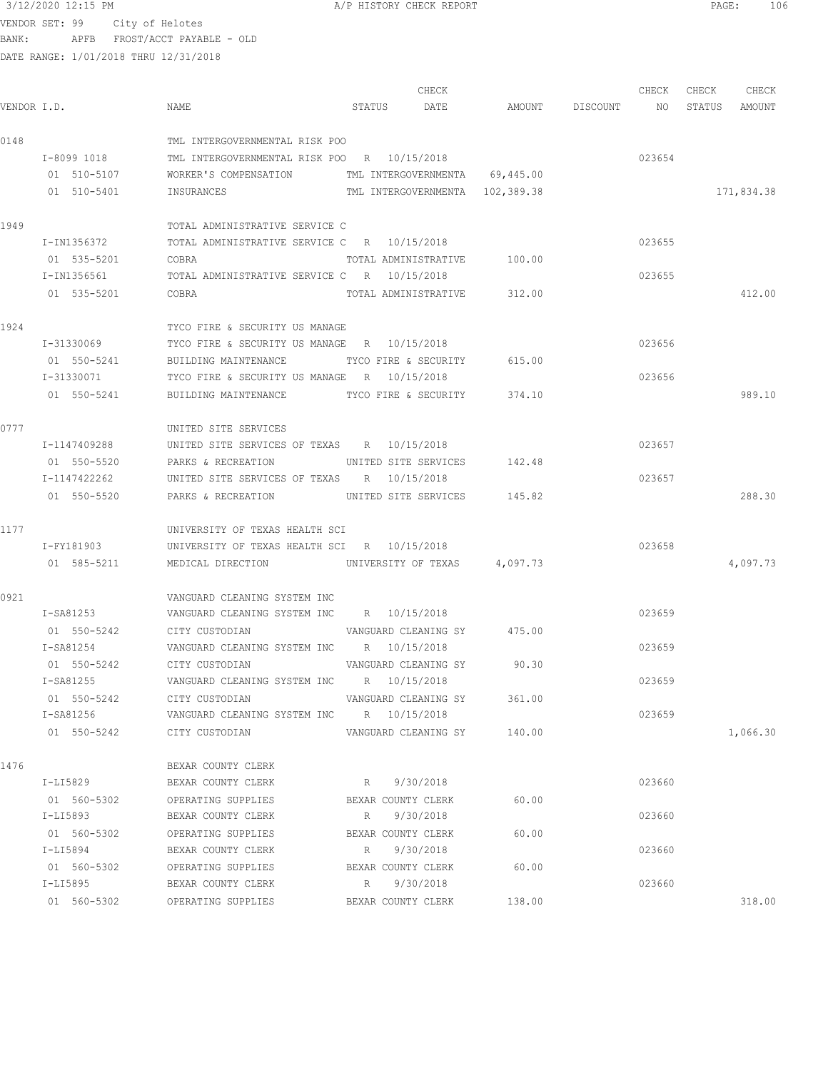3/12/2020 12:15 PM A/P HISTORY CHECK REPORT

VENDOR SET: 99 City of Helotes
BANK: APFB FROST/ACCT PAYABLE - OLD
DATE RANGE: 1/01/2018 THRU 12/31/2018

| VENDOR I.D. | NAME | STATUS | CHECK DATE | AMOUNT | DISCOUNT | CHECK NO | CHECK STATUS | CHECK AMOUNT |
|---|---|---|---|---|---|---|---|---|
| 0148 | TML INTERGOVERNMENTAL RISK POO | | | | | | | |
| I-8099 1018 | TML INTERGOVERNMENTAL RISK POO | R | 10/15/2018 | | | 023654 | | |
| 01 510-5107 | WORKER'S COMPENSATION | TML INTERGOVERNMENTA | | 69,445.00 | | | | |
| 01 510-5401 | INSURANCES | TML INTERGOVERNMENTA | | 102,389.38 | | | | 171,834.38 |
| 1949 | TOTAL ADMINISTRATIVE SERVICE C | | | | | | | |
| I-IN1356372 | TOTAL ADMINISTRATIVE SERVICE C | R | 10/15/2018 | | | 023655 | | |
| 01 535-5201 | COBRA | TOTAL ADMINISTRATIVE | | 100.00 | | | | |
| I-IN1356561 | TOTAL ADMINISTRATIVE SERVICE C | R | 10/15/2018 | | | 023655 | | |
| 01 535-5201 | COBRA | TOTAL ADMINISTRATIVE | | 312.00 | | | | 412.00 |
| 1924 | TYCO FIRE & SECURITY US MANAGE | | | | | | | |
| I-31330069 | TYCO FIRE & SECURITY US MANAGE | R | 10/15/2018 | | | 023656 | | |
| 01 550-5241 | BUILDING MAINTENANCE | TYCO FIRE & SECURITY | | 615.00 | | | | |
| I-31330071 | TYCO FIRE & SECURITY US MANAGE | R | 10/15/2018 | | | 023656 | | |
| 01 550-5241 | BUILDING MAINTENANCE | TYCO FIRE & SECURITY | | 374.10 | | | | 989.10 |
| 0777 | UNITED SITE SERVICES | | | | | | | |
| I-1147409288 | UNITED SITE SERVICES OF TEXAS | R | 10/15/2018 | | | 023657 | | |
| 01 550-5520 | PARKS & RECREATION | UNITED SITE SERVICES | | 142.48 | | | | |
| I-1147422262 | UNITED SITE SERVICES OF TEXAS | R | 10/15/2018 | | | 023657 | | |
| 01 550-5520 | PARKS & RECREATION | UNITED SITE SERVICES | | 145.82 | | | | 288.30 |
| 1177 | UNIVERSITY OF TEXAS HEALTH SCI | | | | | | | |
| I-FY181903 | UNIVERSITY OF TEXAS HEALTH SCI | R | 10/15/2018 | | | 023658 | | |
| 01 585-5211 | MEDICAL DIRECTION | UNIVERSITY OF TEXAS | | 4,097.73 | | | | 4,097.73 |
| 0921 | VANGUARD CLEANING SYSTEM INC | | | | | | | |
| I-SA81253 | VANGUARD CLEANING SYSTEM INC | R | 10/15/2018 | | | 023659 | | |
| 01 550-5242 | CITY CUSTODIAN | VANGUARD CLEANING SY | | 475.00 | | | | |
| I-SA81254 | VANGUARD CLEANING SYSTEM INC | R | 10/15/2018 | | | 023659 | | |
| 01 550-5242 | CITY CUSTODIAN | VANGUARD CLEANING SY | | 90.30 | | | | |
| I-SA81255 | VANGUARD CLEANING SYSTEM INC | R | 10/15/2018 | | | 023659 | | |
| 01 550-5242 | CITY CUSTODIAN | VANGUARD CLEANING SY | | 361.00 | | | | |
| I-SA81256 | VANGUARD CLEANING SYSTEM INC | R | 10/15/2018 | | | 023659 | | |
| 01 550-5242 | CITY CUSTODIAN | VANGUARD CLEANING SY | | 140.00 | | | | 1,066.30 |
| 1476 | BEXAR COUNTY CLERK | | | | | | | |
| I-LI5829 | BEXAR COUNTY CLERK | R | 9/30/2018 | | | 023660 | | |
| 01 560-5302 | OPERATING SUPPLIES | BEXAR COUNTY CLERK | | 60.00 | | | | |
| I-LI5893 | BEXAR COUNTY CLERK | R | 9/30/2018 | | | 023660 | | |
| 01 560-5302 | OPERATING SUPPLIES | BEXAR COUNTY CLERK | | 60.00 | | | | |
| I-LI5894 | BEXAR COUNTY CLERK | R | 9/30/2018 | | | 023660 | | |
| 01 560-5302 | OPERATING SUPPLIES | BEXAR COUNTY CLERK | | 60.00 | | | | |
| I-LI5895 | BEXAR COUNTY CLERK | R | 9/30/2018 | | | 023660 | | |
| 01 560-5302 | OPERATING SUPPLIES | BEXAR COUNTY CLERK | | 138.00 | | | | 318.00 |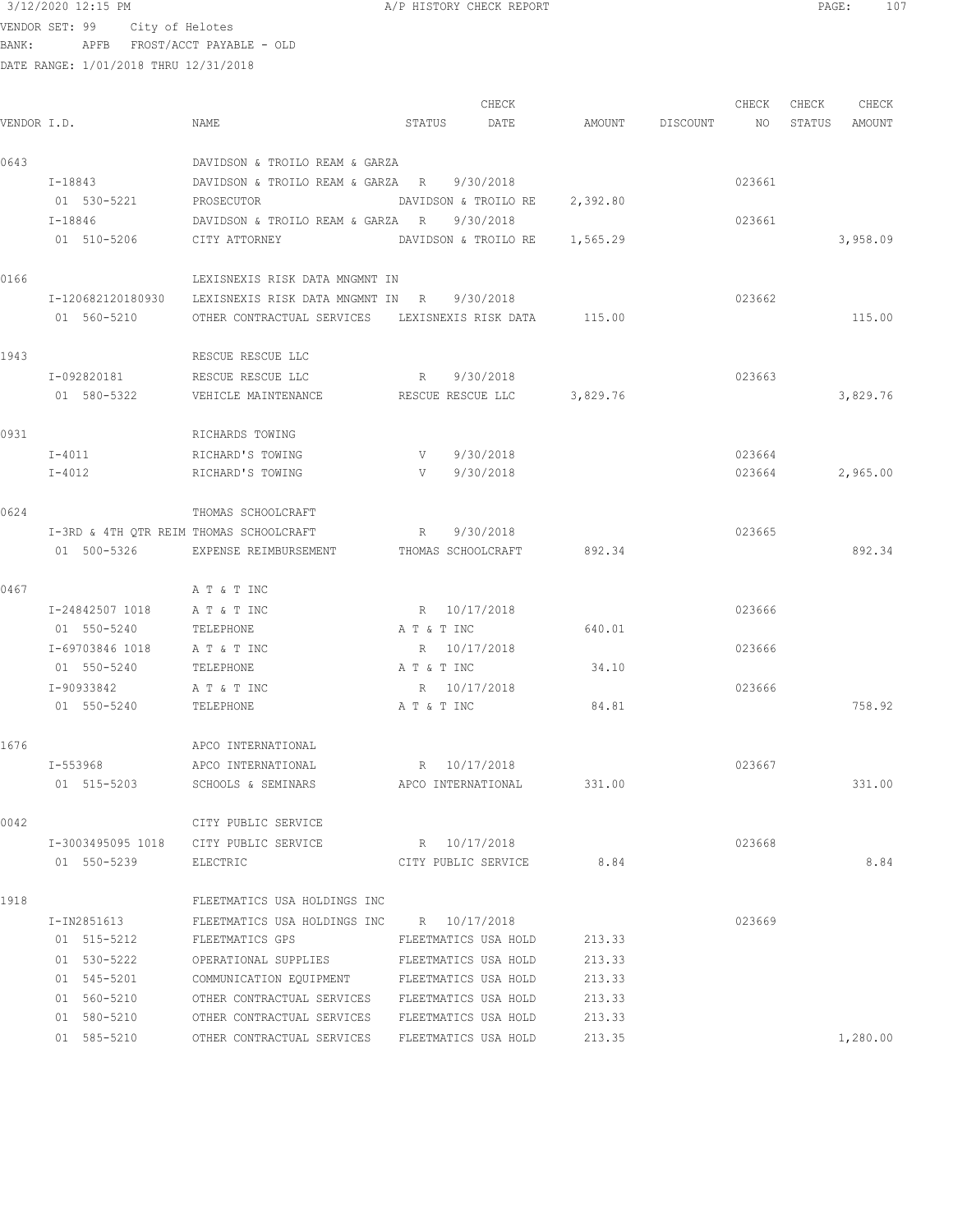3/12/2020 12:15 PM A/P HISTORY CHECK REPORT

VENDOR SET: 99 City of Helotes

BANK: APFB FROST/ACCT PAYABLE - OLD

DATE RANGE: 1/01/2018 THRU 12/31/2018

| VENDOR I.D. | NAME | STATUS | CHECK DATE | AMOUNT | DISCOUNT | CHECK NO | CHECK STATUS | CHECK AMOUNT |
|---|---|---|---|---|---|---|---|---|
| 0643 | DAVIDSON & TROILO REAM & GARZA | | | | | | | |
| I-18843 | DAVIDSON & TROILO REAM & GARZA | R | 9/30/2018 | | | 023661 | | |
| 01 530-5221 | PROSECUTOR | DAVIDSON & TROILO RE | | 2,392.80 | | | | |
| I-18846 | DAVIDSON & TROILO REAM & GARZA | R | 9/30/2018 | | | 023661 | | |
| 01 510-5206 | CITY ATTORNEY | DAVIDSON & TROILO RE | | 1,565.29 | | | | 3,958.09 |
| 0166 | LEXISNEXIS RISK DATA MNGMNT IN | | | | | | | |
| I-120682120180930 | LEXISNEXIS RISK DATA MNGMNT IN | R | 9/30/2018 | | | 023662 | | |
| 01 560-5210 | OTHER CONTRACTUAL SERVICES | LEXISNEXIS RISK DATA | | 115.00 | | | | 115.00 |
| 1943 | RESCUE RESCUE LLC | | | | | | | |
| I-092820181 | RESCUE RESCUE LLC | R | 9/30/2018 | | | 023663 | | |
| 01 580-5322 | VEHICLE MAINTENANCE | RESCUE RESCUE LLC | | 3,829.76 | | | | 3,829.76 |
| 0931 | RICHARDS TOWING | | | | | | | |
| I-4011 | RICHARD'S TOWING | V | 9/30/2018 | | | 023664 | | |
| I-4012 | RICHARD'S TOWING | V | 9/30/2018 | | | 023664 | | 2,965.00 |
| 0624 | THOMAS SCHOOLCRAFT | | | | | | | |
| I-3RD & 4TH QTR REIM | THOMAS SCHOOLCRAFT | R | 9/30/2018 | | | 023665 | | |
| 01 500-5326 | EXPENSE REIMBURSEMENT | THOMAS SCHOOLCRAFT | | 892.34 | | | | 892.34 |
| 0467 | A T & T INC | | | | | | | |
| I-24842507 1018 | A T & T INC | R | 10/17/2018 | | | 023666 | | |
| 01 550-5240 | TELEPHONE | A T & T INC | | 640.01 | | | | |
| I-69703846 1018 | A T & T INC | R | 10/17/2018 | | | 023666 | | |
| 01 550-5240 | TELEPHONE | A T & T INC | | 34.10 | | | | |
| I-90933842 | A T & T INC | R | 10/17/2018 | | | 023666 | | |
| 01 550-5240 | TELEPHONE | A T & T INC | | 84.81 | | | | 758.92 |
| 1676 | APCO INTERNATIONAL | | | | | | | |
| I-553968 | APCO INTERNATIONAL | R | 10/17/2018 | | | 023667 | | |
| 01 515-5203 | SCHOOLS & SEMINARS | APCO INTERNATIONAL | | 331.00 | | | | 331.00 |
| 0042 | CITY PUBLIC SERVICE | | | | | | | |
| I-3003495095 1018 | CITY PUBLIC SERVICE | R | 10/17/2018 | | | 023668 | | |
| 01 550-5239 | ELECTRIC | CITY PUBLIC SERVICE | | 8.84 | | | | 8.84 |
| 1918 | FLEETMATICS USA HOLDINGS INC | | | | | | | |
| I-IN2851613 | FLEETMATICS USA HOLDINGS INC | R | 10/17/2018 | | | 023669 | | |
| 01 515-5212 | FLEETMATICS GPS | FLEETMATICS USA HOLD | | 213.33 | | | | |
| 01 530-5222 | OPERATIONAL SUPPLIES | FLEETMATICS USA HOLD | | 213.33 | | | | |
| 01 545-5201 | COMMUNICATION EQUIPMENT | FLEETMATICS USA HOLD | | 213.33 | | | | |
| 01 560-5210 | OTHER CONTRACTUAL SERVICES | FLEETMATICS USA HOLD | | 213.33 | | | | |
| 01 580-5210 | OTHER CONTRACTUAL SERVICES | FLEETMATICS USA HOLD | | 213.33 | | | | |
| 01 585-5210 | OTHER CONTRACTUAL SERVICES | FLEETMATICS USA HOLD | | 213.35 | | | | 1,280.00 |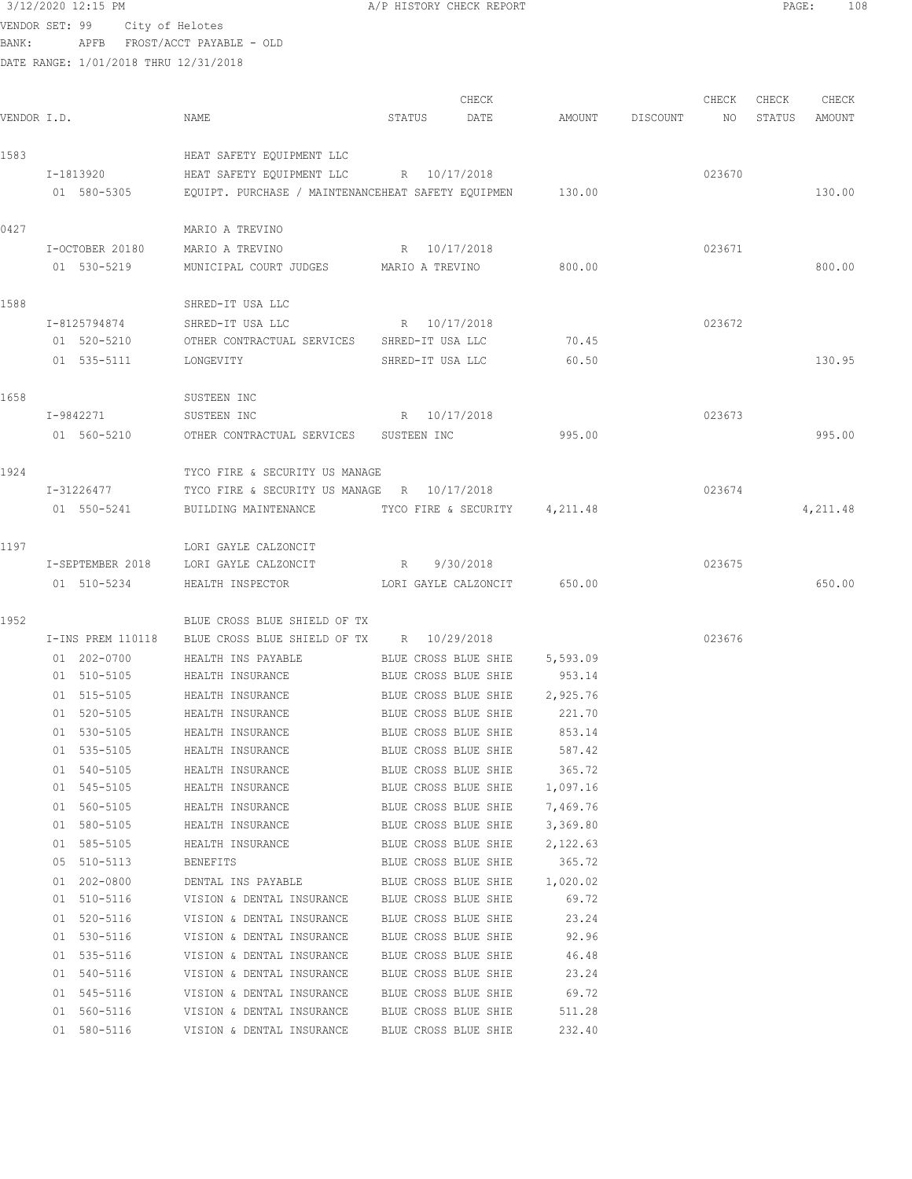3/12/2020 12:15 PM A/P HISTORY CHECK REPORT

VENDOR SET: 99 City of Helotes
BANK: APFB FROST/ACCT PAYABLE - OLD
DATE RANGE: 1/01/2018 THRU 12/31/2018

| VENDOR I.D. | NAME | STATUS | CHECK DATE | AMOUNT | DISCOUNT | CHECK NO | CHECK STATUS | CHECK AMOUNT |
|---|---|---|---|---|---|---|---|---|
| 1583 | HEAT SAFETY EQUIPMENT LLC | | | | | | | |
| I-1813920 | HEAT SAFETY EQUIPMENT LLC | R | 10/17/2018 | | | 023670 | | |
| 01 580-5305 | EQUIPT. PURCHASE / MAINTENANCEHEAT SAFETY EQUIPMEN | | | 130.00 | | | | 130.00 |
| 0427 | MARIO A TREVINO | | | | | | | |
| I-OCTOBER 20180 | MARIO A TREVINO | R | 10/17/2018 | | | 023671 | | |
| 01 530-5219 | MUNICIPAL COURT JUDGES | MARIO A TREVINO | | 800.00 | | | | 800.00 |
| 1588 | SHRED-IT USA LLC | | | | | | | |
| I-8125794874 | SHRED-IT USA LLC | R | 10/17/2018 | | | 023672 | | |
| 01 520-5210 | OTHER CONTRACTUAL SERVICES | SHRED-IT USA LLC | | 70.45 | | | | |
| 01 535-5111 | LONGEVITY | SHRED-IT USA LLC | | 60.50 | | | | 130.95 |
| 1658 | SUSTEEN INC | | | | | | | |
| I-9842271 | SUSTEEN INC | R | 10/17/2018 | | | 023673 | | |
| 01 560-5210 | OTHER CONTRACTUAL SERVICES | SUSTEEN INC | | 995.00 | | | | 995.00 |
| 1924 | TYCO FIRE & SECURITY US MANAGE | | | | | | | |
| I-31226477 | TYCO FIRE & SECURITY US MANAGE | R | 10/17/2018 | | | 023674 | | |
| 01 550-5241 | BUILDING MAINTENANCE | TYCO FIRE & SECURITY | | 4,211.48 | | | | 4,211.48 |
| 1197 | LORI GAYLE CALZONCIT | | | | | | | |
| I-SEPTEMBER 2018 | LORI GAYLE CALZONCIT | R | 9/30/2018 | | | 023675 | | |
| 01 510-5234 | HEALTH INSPECTOR | LORI GAYLE CALZONCIT | | 650.00 | | | | 650.00 |
| 1952 | BLUE CROSS BLUE SHIELD OF TX | | | | | | | |
| I-INS PREM 110118 | BLUE CROSS BLUE SHIELD OF TX | R | 10/29/2018 | | | 023676 | | |
| 01 202-0700 | HEALTH INS PAYABLE | BLUE CROSS BLUE SHIE | | 5,593.09 | | | | |
| 01 510-5105 | HEALTH INSURANCE | BLUE CROSS BLUE SHIE | | 953.14 | | | | |
| 01 515-5105 | HEALTH INSURANCE | BLUE CROSS BLUE SHIE | | 2,925.76 | | | | |
| 01 520-5105 | HEALTH INSURANCE | BLUE CROSS BLUE SHIE | | 221.70 | | | | |
| 01 530-5105 | HEALTH INSURANCE | BLUE CROSS BLUE SHIE | | 853.14 | | | | |
| 01 535-5105 | HEALTH INSURANCE | BLUE CROSS BLUE SHIE | | 587.42 | | | | |
| 01 540-5105 | HEALTH INSURANCE | BLUE CROSS BLUE SHIE | | 365.72 | | | | |
| 01 545-5105 | HEALTH INSURANCE | BLUE CROSS BLUE SHIE | | 1,097.16 | | | | |
| 01 560-5105 | HEALTH INSURANCE | BLUE CROSS BLUE SHIE | | 7,469.76 | | | | |
| 01 580-5105 | HEALTH INSURANCE | BLUE CROSS BLUE SHIE | | 3,369.80 | | | | |
| 01 585-5105 | HEALTH INSURANCE | BLUE CROSS BLUE SHIE | | 2,122.63 | | | | |
| 05 510-5113 | BENEFITS | BLUE CROSS BLUE SHIE | | 365.72 | | | | |
| 01 202-0800 | DENTAL INS PAYABLE | BLUE CROSS BLUE SHIE | | 1,020.02 | | | | |
| 01 510-5116 | VISION & DENTAL INSURANCE | BLUE CROSS BLUE SHIE | | 69.72 | | | | |
| 01 520-5116 | VISION & DENTAL INSURANCE | BLUE CROSS BLUE SHIE | | 23.24 | | | | |
| 01 530-5116 | VISION & DENTAL INSURANCE | BLUE CROSS BLUE SHIE | | 92.96 | | | | |
| 01 535-5116 | VISION & DENTAL INSURANCE | BLUE CROSS BLUE SHIE | | 46.48 | | | | |
| 01 540-5116 | VISION & DENTAL INSURANCE | BLUE CROSS BLUE SHIE | | 23.24 | | | | |
| 01 545-5116 | VISION & DENTAL INSURANCE | BLUE CROSS BLUE SHIE | | 69.72 | | | | |
| 01 560-5116 | VISION & DENTAL INSURANCE | BLUE CROSS BLUE SHIE | | 511.28 | | | | |
| 01 580-5116 | VISION & DENTAL INSURANCE | BLUE CROSS BLUE SHIE | | 232.40 | | | | |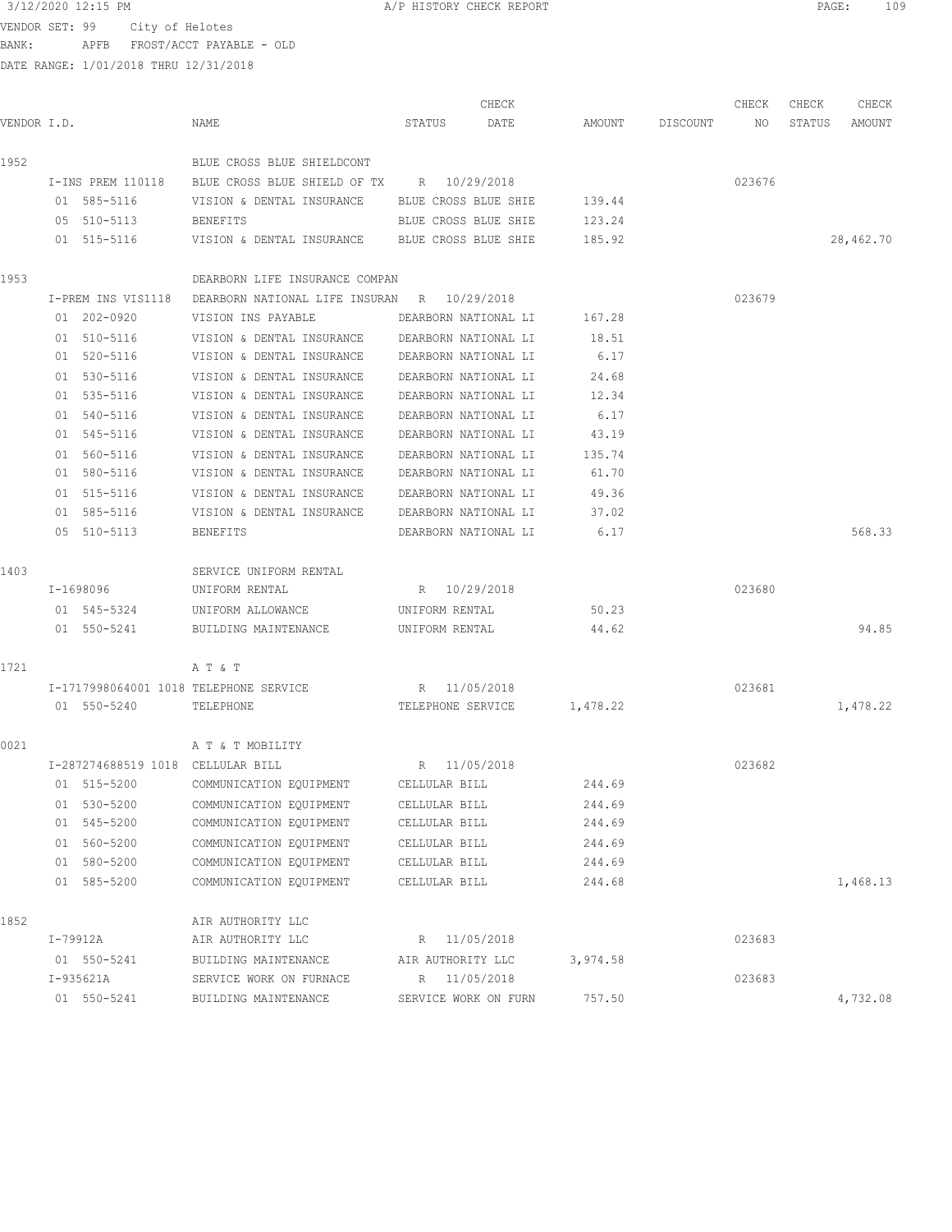3/12/2020 12:15 PM A/P HISTORY CHECK REPORT

VENDOR SET: 99 City of Helotes
BANK: APFB FROST/ACCT PAYABLE - OLD
DATE RANGE: 1/01/2018 THRU 12/31/2018

| VENDOR I.D. | NAME | STATUS | CHECK DATE | AMOUNT | DISCOUNT | CHECK NO | CHECK STATUS | CHECK AMOUNT |
|---|---|---|---|---|---|---|---|---|
| 1952 | BLUE CROSS BLUE SHIELDCONT | | | | | | | |
| I-INS PREM 110118 | BLUE CROSS BLUE SHIELD OF TX | R | 10/29/2018 | | | 023676 | | |
| 01 585-5116 | VISION & DENTAL INSURANCE | BLUE CROSS BLUE SHIE | | 139.44 | | | | |
| 05 510-5113 | BENEFITS | BLUE CROSS BLUE SHIE | | 123.24 | | | | |
| 01 515-5116 | VISION & DENTAL INSURANCE | BLUE CROSS BLUE SHIE | | 185.92 | | | | 28,462.70 |
| 1953 | DEARBORN LIFE INSURANCE COMPAN | | | | | | | |
| I-PREM INS VIS1118 | DEARBORN NATIONAL LIFE INSURAN | R | 10/29/2018 | | | 023679 | | |
| 01 202-0920 | VISION INS PAYABLE | DEARBORN NATIONAL LI | | 167.28 | | | | |
| 01 510-5116 | VISION & DENTAL INSURANCE | DEARBORN NATIONAL LI | | 18.51 | | | | |
| 01 520-5116 | VISION & DENTAL INSURANCE | DEARBORN NATIONAL LI | | 6.17 | | | | |
| 01 530-5116 | VISION & DENTAL INSURANCE | DEARBORN NATIONAL LI | | 24.68 | | | | |
| 01 535-5116 | VISION & DENTAL INSURANCE | DEARBORN NATIONAL LI | | 12.34 | | | | |
| 01 540-5116 | VISION & DENTAL INSURANCE | DEARBORN NATIONAL LI | | 6.17 | | | | |
| 01 545-5116 | VISION & DENTAL INSURANCE | DEARBORN NATIONAL LI | | 43.19 | | | | |
| 01 560-5116 | VISION & DENTAL INSURANCE | DEARBORN NATIONAL LI | | 135.74 | | | | |
| 01 580-5116 | VISION & DENTAL INSURANCE | DEARBORN NATIONAL LI | | 61.70 | | | | |
| 01 515-5116 | VISION & DENTAL INSURANCE | DEARBORN NATIONAL LI | | 49.36 | | | | |
| 01 585-5116 | VISION & DENTAL INSURANCE | DEARBORN NATIONAL LI | | 37.02 | | | | |
| 05 510-5113 | BENEFITS | DEARBORN NATIONAL LI | | 6.17 | | | | 568.33 |
| 1403 | SERVICE UNIFORM RENTAL | | | | | | | |
| I-1698096 | UNIFORM RENTAL | R | 10/29/2018 | | | 023680 | | |
| 01 545-5324 | UNIFORM ALLOWANCE | UNIFORM RENTAL | | 50.23 | | | | |
| 01 550-5241 | BUILDING MAINTENANCE | UNIFORM RENTAL | | 44.62 | | | | 94.85 |
| 1721 | A T & T | | | | | | | |
| I-1717998064001 1018 | TELEPHONE SERVICE | R | 11/05/2018 | | | 023681 | | |
| 01 550-5240 | TELEPHONE | TELEPHONE SERVICE | | 1,478.22 | | | | 1,478.22 |
| 0021 | A T & T MOBILITY | | | | | | | |
| I-287274688519 1018 | CELLULAR BILL | R | 11/05/2018 | | | 023682 | | |
| 01 515-5200 | COMMUNICATION EQUIPMENT | CELLULAR BILL | | 244.69 | | | | |
| 01 530-5200 | COMMUNICATION EQUIPMENT | CELLULAR BILL | | 244.69 | | | | |
| 01 545-5200 | COMMUNICATION EQUIPMENT | CELLULAR BILL | | 244.69 | | | | |
| 01 560-5200 | COMMUNICATION EQUIPMENT | CELLULAR BILL | | 244.69 | | | | |
| 01 580-5200 | COMMUNICATION EQUIPMENT | CELLULAR BILL | | 244.69 | | | | |
| 01 585-5200 | COMMUNICATION EQUIPMENT | CELLULAR BILL | | 244.68 | | | | 1,468.13 |
| 1852 | AIR AUTHORITY LLC | | | | | | | |
| I-79912A | AIR AUTHORITY LLC | R | 11/05/2018 | | | 023683 | | |
| 01 550-5241 | BUILDING MAINTENANCE | AIR AUTHORITY LLC | | 3,974.58 | | | | |
| I-935621A | SERVICE WORK ON FURNACE | R | 11/05/2018 | | | 023683 | | |
| 01 550-5241 | BUILDING MAINTENANCE | SERVICE WORK ON FURN | | 757.50 | | | | 4,732.08 |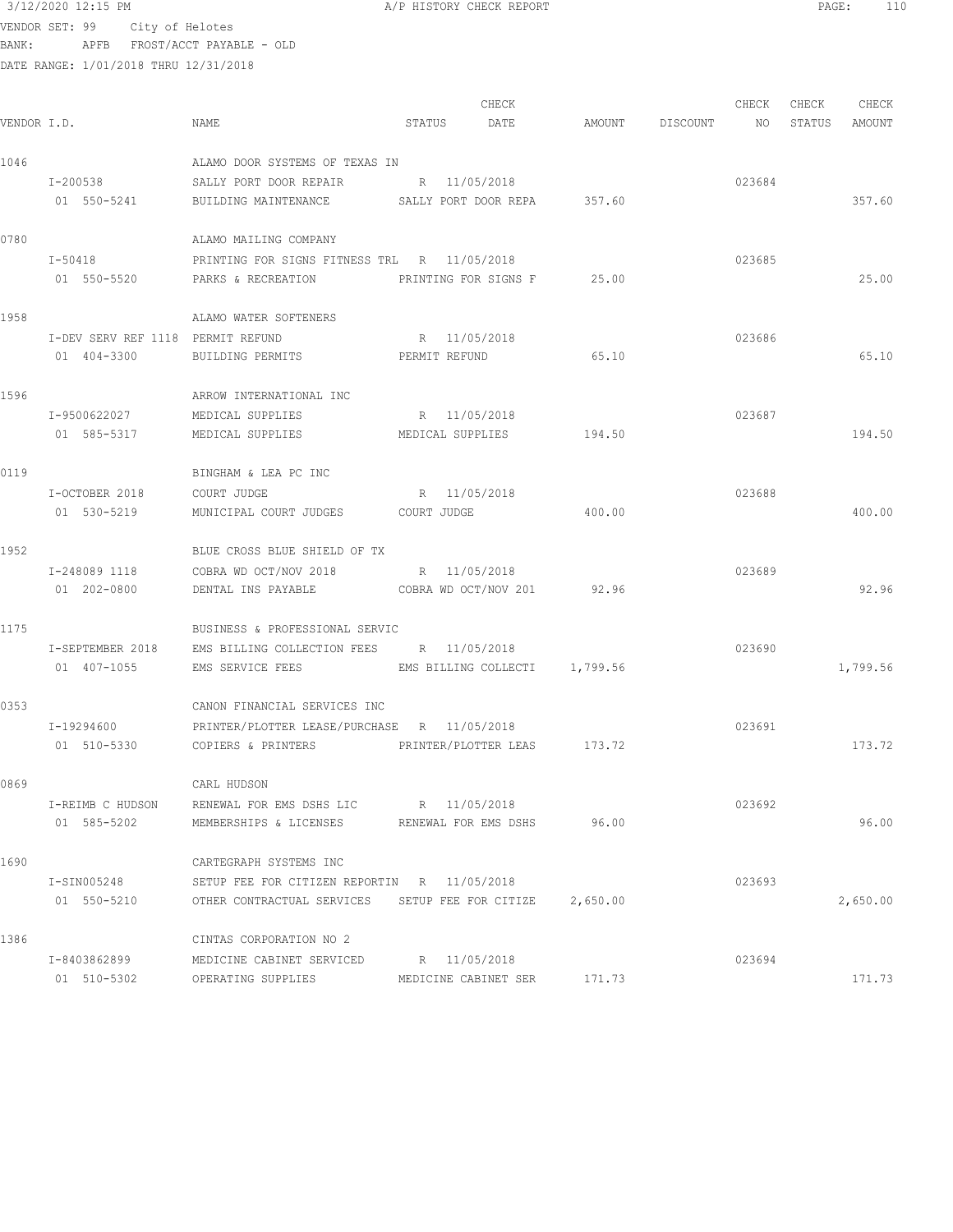3/12/2020 12:15 PM A/P HISTORY CHECK REPORT

VENDOR SET: 99 City of Helotes
BANK: APFB FROST/ACCT PAYABLE - OLD
DATE RANGE: 1/01/2018 THRU 12/31/2018

| VENDOR I.D. | NAME | STATUS | CHECK DATE | AMOUNT | DISCOUNT | CHECK NO | CHECK STATUS | CHECK AMOUNT |
|---|---|---|---|---|---|---|---|---|
| 1046 | ALAMO DOOR SYSTEMS OF TEXAS IN | | | | | | | |
| I-200538 | SALLY PORT DOOR REPAIR | R | 11/05/2018 | | | 023684 | | |
| 01 550-5241 | BUILDING MAINTENANCE | SALLY PORT DOOR REPA | | 357.60 | | | | 357.60 |
| 0780 | ALAMO MAILING COMPANY | | | | | | | |
| I-50418 | PRINTING FOR SIGNS FITNESS TRL | R | 11/05/2018 | | | 023685 | | |
| 01 550-5520 | PARKS & RECREATION | PRINTING FOR SIGNS F | | 25.00 | | | | 25.00 |
| 1958 | ALAMO WATER SOFTENERS | | | | | | | |
| I-DEV SERV REF 1118 | PERMIT REFUND | R | 11/05/2018 | | | 023686 | | |
| 01 404-3300 | BUILDING PERMITS | PERMIT REFUND | | 65.10 | | | | 65.10 |
| 1596 | ARROW INTERNATIONAL INC | | | | | | | |
| I-9500622027 | MEDICAL SUPPLIES | R | 11/05/2018 | | | 023687 | | |
| 01 585-5317 | MEDICAL SUPPLIES | MEDICAL SUPPLIES | | 194.50 | | | | 194.50 |
| 0119 | BINGHAM & LEA PC INC | | | | | | | |
| I-OCTOBER 2018 | COURT JUDGE | R | 11/05/2018 | | | 023688 | | |
| 01 530-5219 | MUNICIPAL COURT JUDGES | COURT JUDGE | | 400.00 | | | | 400.00 |
| 1952 | BLUE CROSS BLUE SHIELD OF TX | | | | | | | |
| I-248089 1118 | COBRA WD OCT/NOV 2018 | R | 11/05/2018 | | | 023689 | | |
| 01 202-0800 | DENTAL INS PAYABLE | COBRA WD OCT/NOV 201 | | 92.96 | | | | 92.96 |
| 1175 | BUSINESS & PROFESSIONAL SERVIC | | | | | | | |
| I-SEPTEMBER 2018 | EMS BILLING COLLECTION FEES | R | 11/05/2018 | | | 023690 | | |
| 01 407-1055 | EMS SERVICE FEES | EMS BILLING COLLECTI | | 1,799.56 | | | | 1,799.56 |
| 0353 | CANON FINANCIAL SERVICES INC | | | | | | | |
| I-19294600 | PRINTER/PLOTTER LEASE/PURCHASE | R | 11/05/2018 | | | 023691 | | |
| 01 510-5330 | COPIERS & PRINTERS | PRINTER/PLOTTER LEAS | | 173.72 | | | | 173.72 |
| 0869 | CARL HUDSON | | | | | | | |
| I-REIMB C HUDSON | RENEWAL FOR EMS DSHS LIC | R | 11/05/2018 | | | 023692 | | |
| 01 585-5202 | MEMBERSHIPS & LICENSES | RENEWAL FOR EMS DSHS | | 96.00 | | | | 96.00 |
| 1690 | CARTEGRAPH SYSTEMS INC | | | | | | | |
| I-SIN005248 | SETUP FEE FOR CITIZEN REPORTIN | R | 11/05/2018 | | | 023693 | | |
| 01 550-5210 | OTHER CONTRACTUAL SERVICES | SETUP FEE FOR CITIZE | | 2,650.00 | | | | 2,650.00 |
| 1386 | CINTAS CORPORATION NO 2 | | | | | | | |
| I-8403862899 | MEDICINE CABINET SERVICED | R | 11/05/2018 | | | 023694 | | |
| 01 510-5302 | OPERATING SUPPLIES | MEDICINE CABINET SER | | 171.73 | | | | 171.73 |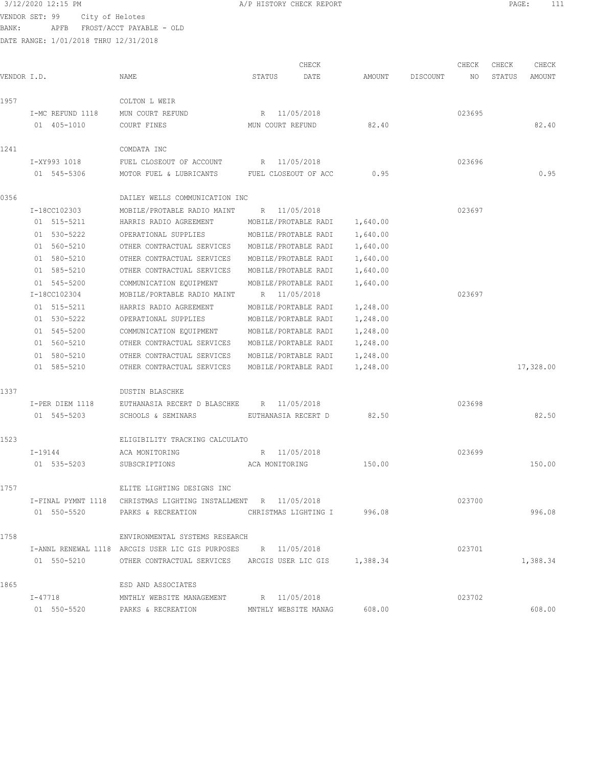VENDOR SET: 99 City of Helotes
BANK: APFB FROST/ACCT PAYABLE - OLD
DATE RANGE: 1/01/2018 THRU 12/31/2018

| VENDOR I.D. | NAME | STATUS | CHECK DATE | AMOUNT | DISCOUNT | CHECK NO | CHECK STATUS | CHECK AMOUNT |
|---|---|---|---|---|---|---|---|---|
| 1957 | COLTON L WEIR | | | | | | | |
| I-MC REFUND 1118 | MUN COURT REFUND | R | 11/05/2018 | | | 023695 | | |
| 01 405-1010 | COURT FINES | MUN COURT REFUND | | 82.40 | | | | 82.40 |
| 1241 | COMDATA INC | | | | | | | |
| I-XY993 1018 | FUEL CLOSEOUT OF ACCOUNT | R | 11/05/2018 | | | 023696 | | |
| 01 545-5306 | MOTOR FUEL & LUBRICANTS | FUEL CLOSEOUT OF ACC | | 0.95 | | | | 0.95 |
| 0356 | DAILEY WELLS COMMUNICATION INC | | | | | | | |
| I-18CC102303 | MOBILE/PROTABLE RADIO MAINT | R | 11/05/2018 | | | 023697 | | |
| 01 515-5211 | HARRIS RADIO AGREEMENT | MOBILE/PROTABLE RADI | | 1,640.00 | | | | |
| 01 530-5222 | OPERATIONAL SUPPLIES | MOBILE/PROTABLE RADI | | 1,640.00 | | | | |
| 01 560-5210 | OTHER CONTRACTUAL SERVICES | MOBILE/PROTABLE RADI | | 1,640.00 | | | | |
| 01 580-5210 | OTHER CONTRACTUAL SERVICES | MOBILE/PROTABLE RADI | | 1,640.00 | | | | |
| 01 585-5210 | OTHER CONTRACTUAL SERVICES | MOBILE/PROTABLE RADI | | 1,640.00 | | | | |
| 01 545-5200 | COMMUNICATION EQUIPMENT | MOBILE/PROTABLE RADI | | 1,640.00 | | | | |
| I-18CC102304 | MOBILE/PORTABLE RADIO MAINT | R | 11/05/2018 | | | 023697 | | |
| 01 515-5211 | HARRIS RADIO AGREEMENT | MOBILE/PORTABLE RADI | | 1,248.00 | | | | |
| 01 530-5222 | OPERATIONAL SUPPLIES | MOBILE/PORTABLE RADI | | 1,248.00 | | | | |
| 01 545-5200 | COMMUNICATION EQUIPMENT | MOBILE/PORTABLE RADI | | 1,248.00 | | | | |
| 01 560-5210 | OTHER CONTRACTUAL SERVICES | MOBILE/PORTABLE RADI | | 1,248.00 | | | | |
| 01 580-5210 | OTHER CONTRACTUAL SERVICES | MOBILE/PORTABLE RADI | | 1,248.00 | | | | |
| 01 585-5210 | OTHER CONTRACTUAL SERVICES | MOBILE/PORTABLE RADI | | 1,248.00 | | | | 17,328.00 |
| 1337 | DUSTIN BLASCHKE | | | | | | | |
| I-PER DIEM 1118 | EUTHANASIA RECERT D BLASCHKE | R | 11/05/2018 | | | 023698 | | |
| 01 545-5203 | SCHOOLS & SEMINARS | EUTHANASIA RECERT D | | 82.50 | | | | 82.50 |
| 1523 | ELIGIBILITY TRACKING CALCULATO | | | | | | | |
| I-19144 | ACA MONITORING | R | 11/05/2018 | | | 023699 | | |
| 01 535-5203 | SUBSCRIPTIONS | ACA MONITORING | | 150.00 | | | | 150.00 |
| 1757 | ELITE LIGHTING DESIGNS INC | | | | | | | |
| I-FINAL PYMNT 1118 | CHRISTMAS LIGHTING INSTALLMENT | R | 11/05/2018 | | | 023700 | | |
| 01 550-5520 | PARKS & RECREATION | CHRISTMAS LIGHTING I | | 996.08 | | | | 996.08 |
| 1758 | ENVIRONMENTAL SYSTEMS RESEARCH | | | | | | | |
| I-ANNL RENEWAL 1118 | ARCGIS USER LIC GIS PURPOSES | R | 11/05/2018 | | | 023701 | | |
| 01 550-5210 | OTHER CONTRACTUAL SERVICES | ARCGIS USER LIC GIS | | 1,388.34 | | | | 1,388.34 |
| 1865 | ESD AND ASSOCIATES | | | | | | | |
| I-47718 | MNTHLY WEBSITE MANAGEMENT | R | 11/05/2018 | | | 023702 | | |
| 01 550-5520 | PARKS & RECREATION | MNTHLY WEBSITE MANAG | | 608.00 | | | | 608.00 |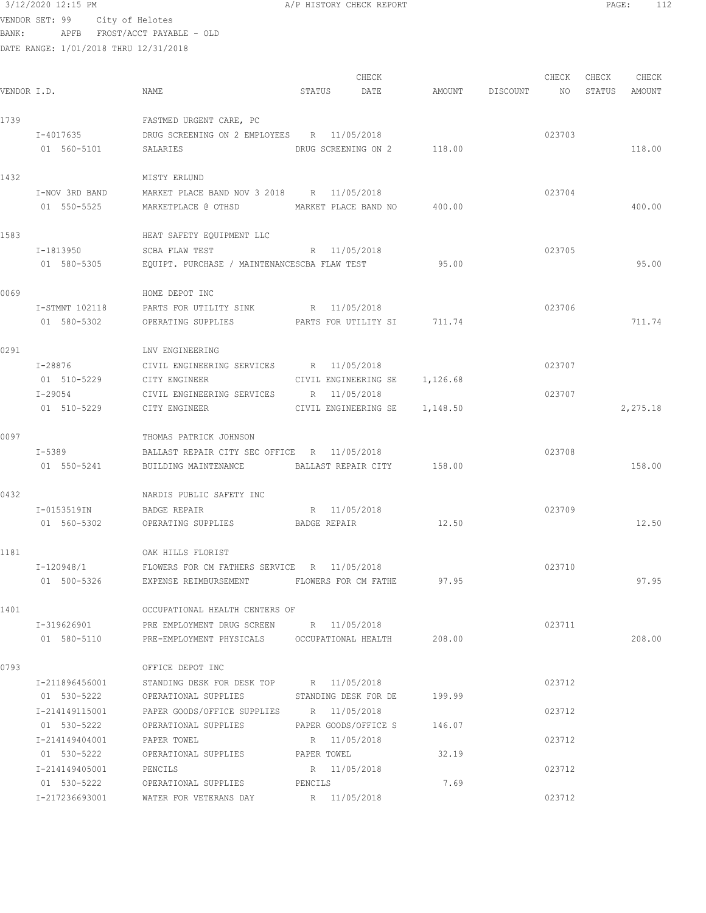3/12/2020 12:15 PM A/P HISTORY CHECK REPORT

VENDOR SET: 99 City of Helotes
BANK: APFB FROST/ACCT PAYABLE - OLD
DATE RANGE: 1/01/2018 THRU 12/31/2018

| VENDOR I.D. | NAME | STATUS | CHECK DATE | AMOUNT | DISCOUNT | CHECK NO | CHECK STATUS | CHECK AMOUNT |
|---|---|---|---|---|---|---|---|---|
| 1739 | FASTMED URGENT CARE, PC | | | | | | | |
| I-4017635 | DRUG SCREENING ON 2 EMPLOYEES | R | 11/05/2018 | | | 023703 | | |
| 01 560-5101 | SALARIES | DRUG SCREENING ON 2 | | 118.00 | | | | 118.00 |
| 1432 | MISTY ERLUND | | | | | | | |
| I-NOV 3RD BAND | MARKET PLACE BAND NOV 3 2018 | R | 11/05/2018 | | | 023704 | | |
| 01 550-5525 | MARKETPLACE @ OTHSD | MARKET PLACE BAND NO | | 400.00 | | | | 400.00 |
| 1583 | HEAT SAFETY EQUIPMENT LLC | | | | | | | |
| I-1813950 | SCBA FLAW TEST | R | 11/05/2018 | | | 023705 | | |
| 01 580-5305 | EQUIPT. PURCHASE / MAINTENANCE | SCBA FLAW TEST | | 95.00 | | | | 95.00 |
| 0069 | HOME DEPOT INC | | | | | | | |
| I-STMNT 102118 | PARTS FOR UTILITY SINK | R | 11/05/2018 | | | 023706 | | |
| 01 580-5302 | OPERATING SUPPLIES | PARTS FOR UTILITY SI | | 711.74 | | | | 711.74 |
| 0291 | LNV ENGINEERING | | | | | | | |
| I-28876 | CIVIL ENGINEERING SERVICES | R | 11/05/2018 | | | 023707 | | |
| 01 510-5229 | CITY ENGINEER | CIVIL ENGINEERING SE | | 1,126.68 | | | | |
| I-29054 | CIVIL ENGINEERING SERVICES | R | 11/05/2018 | | | 023707 | | |
| 01 510-5229 | CITY ENGINEER | CIVIL ENGINEERING SE | | 1,148.50 | | | | 2,275.18 |
| 0097 | THOMAS PATRICK JOHNSON | | | | | | | |
| I-5389 | BALLAST REPAIR CITY SEC OFFICE | R | 11/05/2018 | | | 023708 | | |
| 01 550-5241 | BUILDING MAINTENANCE | BALLAST REPAIR CITY | | 158.00 | | | | 158.00 |
| 0432 | NARDIS PUBLIC SAFETY INC | | | | | | | |
| I-0153519IN | BADGE REPAIR | R | 11/05/2018 | | | 023709 | | |
| 01 560-5302 | OPERATING SUPPLIES | BADGE REPAIR | | 12.50 | | | | 12.50 |
| 1181 | OAK HILLS FLORIST | | | | | | | |
| I-120948/1 | FLOWERS FOR CM FATHERS SERVICE | R | 11/05/2018 | | | 023710 | | |
| 01 500-5326 | EXPENSE REIMBURSEMENT | FLOWERS FOR CM FATHE | | 97.95 | | | | 97.95 |
| 1401 | OCCUPATIONAL HEALTH CENTERS OF | | | | | | | |
| I-319626901 | PRE EMPLOYMENT DRUG SCREEN | R | 11/05/2018 | | | 023711 | | |
| 01 580-5110 | PRE-EMPLOYMENT PHYSICALS | OCCUPATIONAL HEALTH | | 208.00 | | | | 208.00 |
| 0793 | OFFICE DEPOT INC | | | | | | | |
| I-211896456001 | STANDING DESK FOR DESK TOP | R | 11/05/2018 | | | 023712 | | |
| 01 530-5222 | OPERATIONAL SUPPLIES | STANDING DESK FOR DE | | 199.99 | | | | |
| I-214149115001 | PAPER GOODS/OFFICE SUPPLIES | R | 11/05/2018 | | | 023712 | | |
| 01 530-5222 | OPERATIONAL SUPPLIES | PAPER GOODS/OFFICE S | | 146.07 | | | | |
| I-214149404001 | PAPER TOWEL | R | 11/05/2018 | | | 023712 | | |
| 01 530-5222 | OPERATIONAL SUPPLIES | PAPER TOWEL | | 32.19 | | | | |
| I-214149405001 | PENCILS | R | 11/05/2018 | | | 023712 | | |
| 01 530-5222 | OPERATIONAL SUPPLIES | PENCILS | | 7.69 | | | | |
| I-217236693001 | WATER FOR VETERANS DAY | R | 11/05/2018 | | | 023712 | | |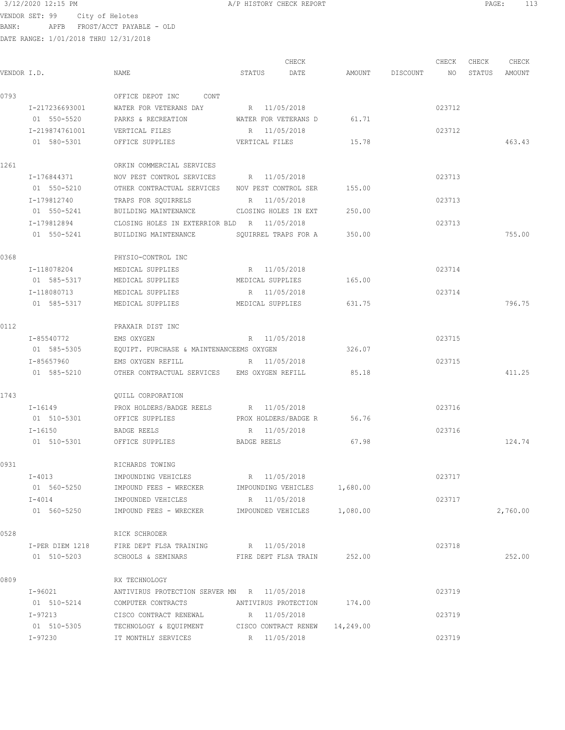3/12/2020 12:15 PM — A/P HISTORY CHECK REPORT

VENDOR SET: 99 City of Helotes
BANK: APFB FROST/ACCT PAYABLE - OLD
DATE RANGE: 1/01/2018 THRU 12/31/2018

| VENDOR I.D. | NAME | STATUS | CHECK DATE | AMOUNT | DISCOUNT | CHECK NO | CHECK STATUS | CHECK AMOUNT |
|---|---|---|---|---|---|---|---|---|
| 0793 | OFFICE DEPOT INC CONT | | | | | | | |
| I-217236693001 | WATER FOR VETERANS DAY | R | 11/05/2018 | | | 023712 | | |
| 01 550-5520 | PARKS & RECREATION | WATER FOR VETERANS D | | 61.71 | | | | |
| I-219874761001 | VERTICAL FILES | R | 11/05/2018 | | | 023712 | | |
| 01 580-5301 | OFFICE SUPPLIES | VERTICAL FILES | | 15.78 | | | | 463.43 |
| 1261 | ORKIN COMMERCIAL SERVICES | | | | | | | |
| I-176844371 | NOV PEST CONTROL SERVICES | R | 11/05/2018 | | | 023713 | | |
| 01 550-5210 | OTHER CONTRACTUAL SERVICES | NOV PEST CONTROL SER | | 155.00 | | | | |
| I-179812740 | TRAPS FOR SQUIRRELS | R | 11/05/2018 | | | 023713 | | |
| 01 550-5241 | BUILDING MAINTENANCE | CLOSING HOLES IN EXT | | 250.00 | | | | |
| I-179812894 | CLOSING HOLES IN EXTERRIOR BLD | R | 11/05/2018 | | | 023713 | | |
| 01 550-5241 | BUILDING MAINTENANCE | SQUIRREL TRAPS FOR A | | 350.00 | | | | 755.00 |
| 0368 | PHYSIO-CONTROL INC | | | | | | | |
| I-118078204 | MEDICAL SUPPLIES | R | 11/05/2018 | | | 023714 | | |
| 01 585-5317 | MEDICAL SUPPLIES | MEDICAL SUPPLIES | | 165.00 | | | | |
| I-118080713 | MEDICAL SUPPLIES | R | 11/05/2018 | | | 023714 | | |
| 01 585-5317 | MEDICAL SUPPLIES | MEDICAL SUPPLIES | | 631.75 | | | | 796.75 |
| 0112 | PRAXAIR DIST INC | | | | | | | |
| I-85540772 | EMS OXYGEN | R | 11/05/2018 | | | 023715 | | |
| 01 585-5305 | EQUIPT. PURCHASE & MAINTENANCEEMS OXYGEN | | | 326.07 | | | | |
| I-85657960 | EMS OXYGEN REFILL | R | 11/05/2018 | | | 023715 | | |
| 01 585-5210 | OTHER CONTRACTUAL SERVICES | EMS OXYGEN REFILL | | 85.18 | | | | 411.25 |
| 1743 | QUILL CORPORATION | | | | | | | |
| I-16149 | PROX HOLDERS/BADGE REELS | R | 11/05/2018 | | | 023716 | | |
| 01 510-5301 | OFFICE SUPPLIES | PROX HOLDERS/BADGE R | | 56.76 | | | | |
| I-16150 | BADGE REELS | R | 11/05/2018 | | | 023716 | | |
| 01 510-5301 | OFFICE SUPPLIES | BADGE REELS | | 67.98 | | | | 124.74 |
| 0931 | RICHARDS TOWING | | | | | | | |
| I-4013 | IMPOUNDING VEHICLES | R | 11/05/2018 | | | 023717 | | |
| 01 560-5250 | IMPOUND FEES - WRECKER | IMPOUNDING VEHICLES | | 1,680.00 | | | | |
| I-4014 | IMPOUNDED VEHICLES | R | 11/05/2018 | | | 023717 | | |
| 01 560-5250 | IMPOUND FEES - WRECKER | IMPOUNDED VEHICLES | | 1,080.00 | | | | 2,760.00 |
| 0528 | RICK SCHRODER | | | | | | | |
| I-PER DIEM 1218 | FIRE DEPT FLSA TRAINING | R | 11/05/2018 | | | 023718 | | |
| 01 510-5203 | SCHOOLS & SEMINARS | FIRE DEPT FLSA TRAIN | | 252.00 | | | | 252.00 |
| 0809 | RX TECHNOLOGY | | | | | | | |
| I-96021 | ANTIVIRUS PROTECTION SERVER MN | R | 11/05/2018 | | | 023719 | | |
| 01 510-5214 | COMPUTER CONTRACTS | ANTIVIRUS PROTECTION | | 174.00 | | | | |
| I-97213 | CISCO CONTRACT RENEWAL | R | 11/05/2018 | | | 023719 | | |
| 01 510-5305 | TECHNOLOGY & EQUIPMENT | CISCO CONTRACT RENEW | | 14,249.00 | | | | |
| I-97230 | IT MONTHLY SERVICES | R | 11/05/2018 | | | 023719 | | |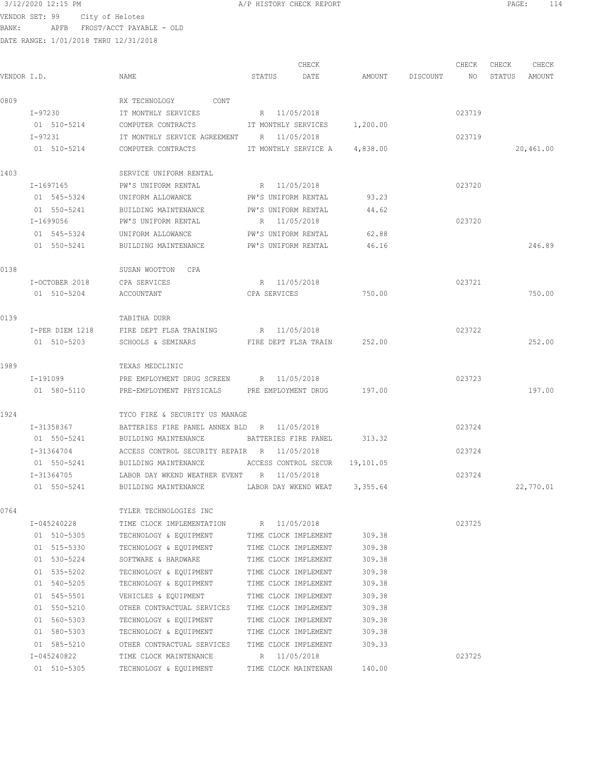3/12/2020 12:15 PM — A/P HISTORY CHECK REPORT

VENDOR SET: 99 City of Helotes
BANK: APFB FROST/ACCT PAYABLE - OLD
DATE RANGE: 1/01/2018 THRU 12/31/2018

| VENDOR I.D. | NAME | STATUS | CHECK DATE | AMOUNT | DISCOUNT | CHECK NO | CHECK STATUS | CHECK AMOUNT |
|---|---|---|---|---|---|---|---|---|
| 0809 | RX TECHNOLOGY CONT | | | | | | | |
| I-97230 | IT MONTHLY SERVICES | R | 11/05/2018 | | | 023719 | | |
| 01 510-5214 | COMPUTER CONTRACTS | IT MONTHLY SERVICES | | 1,200.00 | | | | |
| I-97231 | IT MONTHLY SERVICE AGREEMENT | R | 11/05/2018 | | | 023719 | | |
| 01 510-5214 | COMPUTER CONTRACTS | IT MONTHLY SERVICE A | | 4,838.00 | | | | 20,461.00 |
| 1403 | SERVICE UNIFORM RENTAL | | | | | | | |
| I-1697165 | PW'S UNIFORM RENTAL | R | 11/05/2018 | | | 023720 | | |
| 01 545-5324 | UNIFORM ALLOWANCE | PW'S UNIFORM RENTAL | | 93.23 | | | | |
| 01 550-5241 | BUILDING MAINTENANCE | PW'S UNIFORM RENTAL | | 44.62 | | | | |
| I-1699056 | PW'S UNIFORM RENTAL | R | 11/05/2018 | | | 023720 | | |
| 01 545-5324 | UNIFORM ALLOWANCE | PW'S UNIFORM RENTAL | | 62.88 | | | | |
| 01 550-5241 | BUILDING MAINTENANCE | PW'S UNIFORM RENTAL | | 46.16 | | | | 246.89 |
| 0138 | SUSAN WOOTTON CPA | | | | | | | |
| I-OCTOBER 2018 | CPA SERVICES | R | 11/05/2018 | | | 023721 | | |
| 01 510-5204 | ACCOUNTANT | CPA SERVICES | | 750.00 | | | | 750.00 |
| 0139 | TABITHA DURR | | | | | | | |
| I-PER DIEM 1218 | FIRE DEPT FLSA TRAINING | R | 11/05/2018 | | | 023722 | | |
| 01 510-5203 | SCHOOLS & SEMINARS | FIRE DEPT FLSA TRAIN | | 252.00 | | | | 252.00 |
| 1989 | TEXAS MEDCLINIC | | | | | | | |
| I-191099 | PRE EMPLOYMENT DRUG SCREEN | R | 11/05/2018 | | | 023723 | | |
| 01 580-5110 | PRE-EMPLOYMENT PHYSICALS | PRE EMPLOYMENT DRUG | | 197.00 | | | | 197.00 |
| 1924 | TYCO FIRE & SECURITY US MANAGE | | | | | | | |
| I-31358367 | BATTERIES FIRE PANEL ANNEX BLD | R | 11/05/2018 | | | 023724 | | |
| 01 550-5241 | BUILDING MAINTENANCE | BATTERIES FIRE PANEL | | 313.32 | | | | |
| I-31364704 | ACCESS CONTROL SECURITY REPAIR | R | 11/05/2018 | | | 023724 | | |
| 01 550-5241 | BUILDING MAINTENANCE | ACCESS CONTROL SECUR | | 19,101.05 | | | | |
| I-31364705 | LABOR DAY WKEND WEATHER EVENT | R | 11/05/2018 | | | 023724 | | |
| 01 550-5241 | BUILDING MAINTENANCE | LABOR DAY WKEND WEAT | | 3,355.64 | | | | 22,770.01 |
| 0764 | TYLER TECHNOLOGIES INC | | | | | | | |
| I-045240228 | TIME CLOCK IMPLEMENTATION | R | 11/05/2018 | | | 023725 | | |
| 01 510-5305 | TECHNOLOGY & EQUIPMENT | TIME CLOCK IMPLEMENT | | 309.38 | | | | |
| 01 515-5330 | TECHNOLOGY & EQUIPMENT | TIME CLOCK IMPLEMENT | | 309.38 | | | | |
| 01 530-5224 | SOFTWARE & HARDWARE | TIME CLOCK IMPLEMENT | | 309.38 | | | | |
| 01 535-5202 | TECHNOLOGY & EQUIPMENT | TIME CLOCK IMPLEMENT | | 309.38 | | | | |
| 01 540-5205 | TECHNOLOGY & EQUIPMENT | TIME CLOCK IMPLEMENT | | 309.38 | | | | |
| 01 545-5501 | VEHICLES & EQUIPMENT | TIME CLOCK IMPLEMENT | | 309.38 | | | | |
| 01 550-5210 | OTHER CONTRACTUAL SERVICES | TIME CLOCK IMPLEMENT | | 309.38 | | | | |
| 01 560-5303 | TECHNOLOGY & EQUIPMENT | TIME CLOCK IMPLEMENT | | 309.38 | | | | |
| 01 580-5303 | TECHNOLOGY & EQUIPMENT | TIME CLOCK IMPLEMENT | | 309.38 | | | | |
| 01 585-5210 | OTHER CONTRACTUAL SERVICES | TIME CLOCK IMPLEMENT | | 309.33 | | | | |
| I-045240822 | TIME CLOCK MAINTENANCE | R | 11/05/2018 | | | 023725 | | |
| 01 510-5305 | TECHNOLOGY & EQUIPMENT | TIME CLOCK MAINTENAN | | 140.00 | | | | |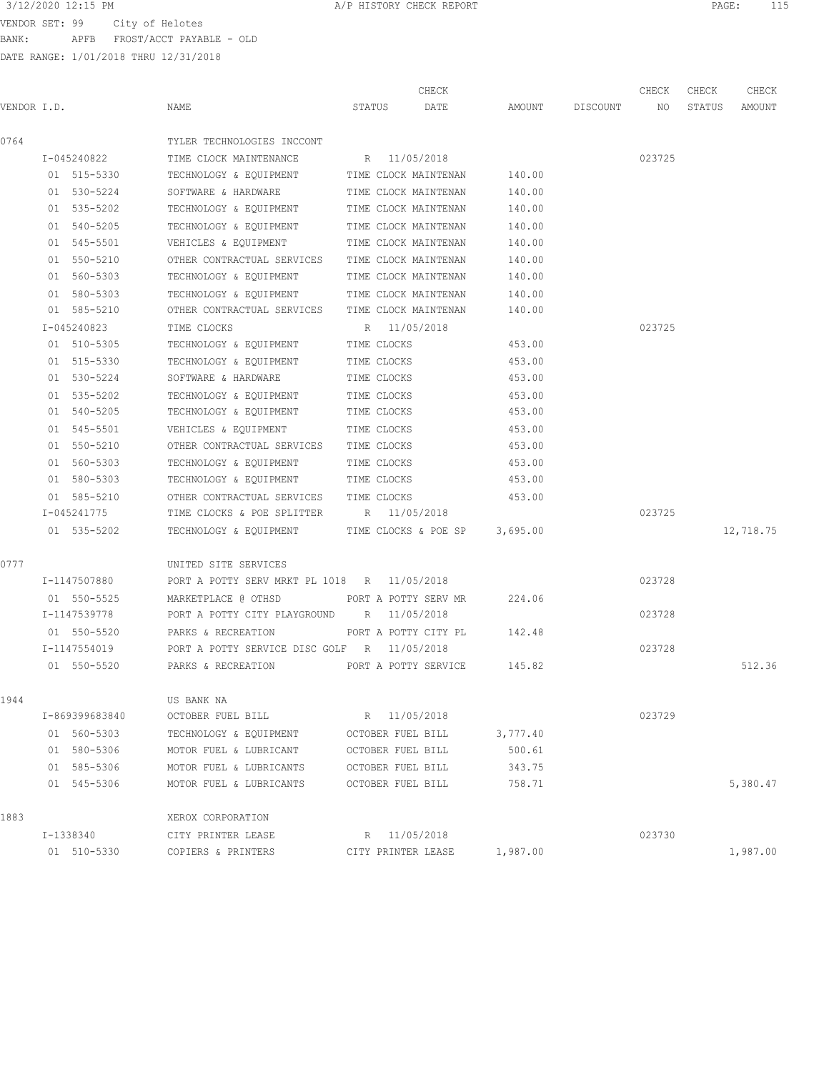VENDOR SET: 99 City of Helotes
BANK: APFB FROST/ACCT PAYABLE - OLD
DATE RANGE: 1/01/2018 THRU 12/31/2018

| VENDOR I.D. | NAME | STATUS | CHECK DATE | AMOUNT | DISCOUNT | CHECK NO | CHECK STATUS | CHECK AMOUNT |
|---|---|---|---|---|---|---|---|---|
| 0764 | TYLER TECHNOLOGIES INCCONT | | | | | | | |
| I-045240822 | TIME CLOCK MAINTENANCE | R | 11/05/2018 | | | 023725 | | |
| 01 515-5330 | TECHNOLOGY & EQUIPMENT | TIME CLOCK MAINTENAN | | 140.00 | | | | |
| 01 530-5224 | SOFTWARE & HARDWARE | TIME CLOCK MAINTENAN | | 140.00 | | | | |
| 01 535-5202 | TECHNOLOGY & EQUIPMENT | TIME CLOCK MAINTENAN | | 140.00 | | | | |
| 01 540-5205 | TECHNOLOGY & EQUIPMENT | TIME CLOCK MAINTENAN | | 140.00 | | | | |
| 01 545-5501 | VEHICLES & EQUIPMENT | TIME CLOCK MAINTENAN | | 140.00 | | | | |
| 01 550-5210 | OTHER CONTRACTUAL SERVICES | TIME CLOCK MAINTENAN | | 140.00 | | | | |
| 01 560-5303 | TECHNOLOGY & EQUIPMENT | TIME CLOCK MAINTENAN | | 140.00 | | | | |
| 01 580-5303 | TECHNOLOGY & EQUIPMENT | TIME CLOCK MAINTENAN | | 140.00 | | | | |
| 01 585-5210 | OTHER CONTRACTUAL SERVICES | TIME CLOCK MAINTENAN | | 140.00 | | | | |
| I-045240823 | TIME CLOCKS | R | 11/05/2018 | | | 023725 | | |
| 01 510-5305 | TECHNOLOGY & EQUIPMENT | TIME CLOCKS | | 453.00 | | | | |
| 01 515-5330 | TECHNOLOGY & EQUIPMENT | TIME CLOCKS | | 453.00 | | | | |
| 01 530-5224 | SOFTWARE & HARDWARE | TIME CLOCKS | | 453.00 | | | | |
| 01 535-5202 | TECHNOLOGY & EQUIPMENT | TIME CLOCKS | | 453.00 | | | | |
| 01 540-5205 | TECHNOLOGY & EQUIPMENT | TIME CLOCKS | | 453.00 | | | | |
| 01 545-5501 | VEHICLES & EQUIPMENT | TIME CLOCKS | | 453.00 | | | | |
| 01 550-5210 | OTHER CONTRACTUAL SERVICES | TIME CLOCKS | | 453.00 | | | | |
| 01 560-5303 | TECHNOLOGY & EQUIPMENT | TIME CLOCKS | | 453.00 | | | | |
| 01 580-5303 | TECHNOLOGY & EQUIPMENT | TIME CLOCKS | | 453.00 | | | | |
| 01 585-5210 | OTHER CONTRACTUAL SERVICES | TIME CLOCKS | | 453.00 | | | | |
| I-045241775 | TIME CLOCKS & POE SPLITTER | R | 11/05/2018 | | | 023725 | | |
| 01 535-5202 | TECHNOLOGY & EQUIPMENT | TIME CLOCKS & POE SP | | 3,695.00 | | | | 12,718.75 |
| 0777 | UNITED SITE SERVICES | | | | | | | |
| I-1147507880 | PORT A POTTY SERV MRKT PL 1018 | R | 11/05/2018 | | | 023728 | | |
| 01 550-5525 | MARKETPLACE @ OTHSD | PORT A POTTY SERV MR | | 224.06 | | | | |
| I-1147539778 | PORT A POTTY CITY PLAYGROUND | R | 11/05/2018 | | | 023728 | | |
| 01 550-5520 | PARKS & RECREATION | PORT A POTTY CITY PL | | 142.48 | | | | |
| I-1147554019 | PORT A POTTY SERVICE DISC GOLF | R | 11/05/2018 | | | 023728 | | |
| 01 550-5520 | PARKS & RECREATION | PORT A POTTY SERVICE | | 145.82 | | | | 512.36 |
| 1944 | US BANK NA | | | | | | | |
| I-869399683840 | OCTOBER FUEL BILL | R | 11/05/2018 | | | 023729 | | |
| 01 560-5303 | TECHNOLOGY & EQUIPMENT | OCTOBER FUEL BILL | | 3,777.40 | | | | |
| 01 580-5306 | MOTOR FUEL & LUBRICANT | OCTOBER FUEL BILL | | 500.61 | | | | |
| 01 585-5306 | MOTOR FUEL & LUBRICANTS | OCTOBER FUEL BILL | | 343.75 | | | | |
| 01 545-5306 | MOTOR FUEL & LUBRICANTS | OCTOBER FUEL BILL | | 758.71 | | | | 5,380.47 |
| 1883 | XEROX CORPORATION | | | | | | | |
| I-1338340 | CITY PRINTER LEASE | R | 11/05/2018 | | | 023730 | | |
| 01 510-5330 | COPIERS & PRINTERS | CITY PRINTER LEASE | | 1,987.00 | | | | 1,987.00 |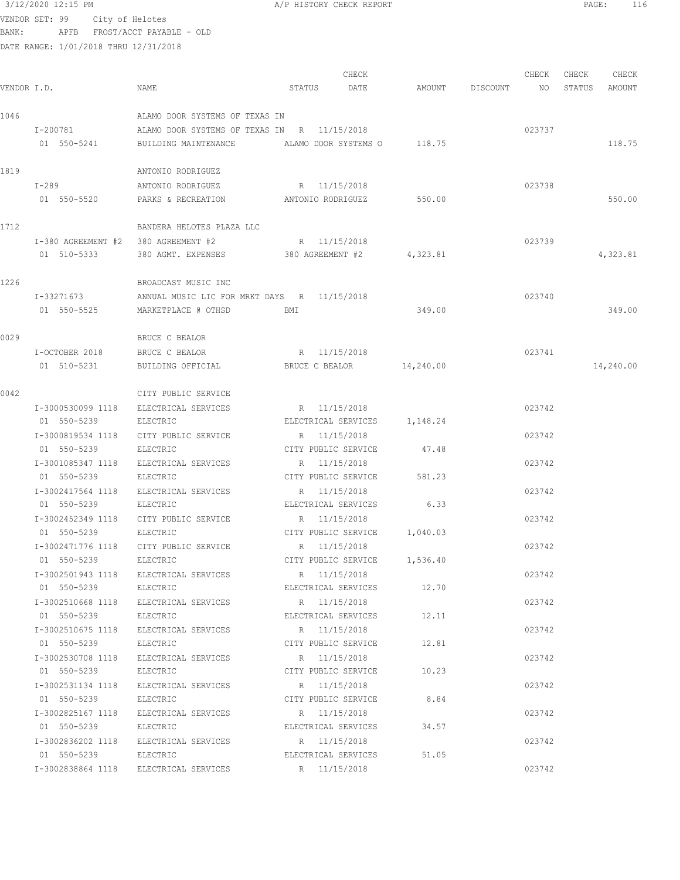3/12/2020 12:15 PM A/P HISTORY CHECK REPORT

VENDOR SET: 99 City of Helotes
BANK: APFB FROST/ACCT PAYABLE - OLD
DATE RANGE: 1/01/2018 THRU 12/31/2018

| VENDOR I.D. | NAME | STATUS | CHECK DATE | AMOUNT | DISCOUNT | CHECK NO | CHECK STATUS | CHECK AMOUNT |
|---|---|---|---|---|---|---|---|---|
| 1046 | ALAMO DOOR SYSTEMS OF TEXAS IN | | | | | | | |
| I-200781 | ALAMO DOOR SYSTEMS OF TEXAS IN | R | 11/15/2018 | | | 023737 | | |
| 01 550-5241 | BUILDING MAINTENANCE | ALAMO DOOR SYSTEMS O | | 118.75 | | | | 118.75 |
| 1819 | ANTONIO RODRIGUEZ | | | | | | | |
| I-289 | ANTONIO RODRIGUEZ | R | 11/15/2018 | | | 023738 | | |
| 01 550-5520 | PARKS & RECREATION | ANTONIO RODRIGUEZ | | 550.00 | | | | 550.00 |
| 1712 | BANDERA HELOTES PLAZA LLC | | | | | | | |
| I-380 AGREEMENT #2 | 380 AGREEMENT #2 | R | 11/15/2018 | | | 023739 | | |
| 01 510-5333 | 380 AGMT. EXPENSES | 380 AGREEMENT #2 | | 4,323.81 | | | | 4,323.81 |
| 1226 | BROADCAST MUSIC INC | | | | | | | |
| I-33271673 | ANNUAL MUSIC LIC FOR MRKT DAYS | R | 11/15/2018 | | | 023740 | | |
| 01 550-5525 | MARKETPLACE @ OTHSD | BMI | | 349.00 | | | | 349.00 |
| 0029 | BRUCE C BEALOR | | | | | | | |
| I-OCTOBER 2018 | BRUCE C BEALOR | R | 11/15/2018 | | | 023741 | | |
| 01 510-5231 | BUILDING OFFICIAL | BRUCE C BEALOR | | 14,240.00 | | | | 14,240.00 |
| 0042 | CITY PUBLIC SERVICE | | | | | | | |
| I-3000530099 1118 | ELECTRICAL SERVICES | R | 11/15/2018 | | | 023742 | | |
| 01 550-5239 | ELECTRIC | ELECTRICAL SERVICES | | 1,148.24 | | | | |
| I-3000819534 1118 | CITY PUBLIC SERVICE | R | 11/15/2018 | | | 023742 | | |
| 01 550-5239 | ELECTRIC | CITY PUBLIC SERVICE | | 47.48 | | | | |
| I-3001085347 1118 | ELECTRICAL SERVICES | R | 11/15/2018 | | | 023742 | | |
| 01 550-5239 | ELECTRIC | CITY PUBLIC SERVICE | | 581.23 | | | | |
| I-3002417564 1118 | ELECTRICAL SERVICES | R | 11/15/2018 | | | 023742 | | |
| 01 550-5239 | ELECTRIC | ELECTRICAL SERVICES | | 6.33 | | | | |
| I-3002452349 1118 | CITY PUBLIC SERVICE | R | 11/15/2018 | | | 023742 | | |
| 01 550-5239 | ELECTRIC | CITY PUBLIC SERVICE | | 1,040.03 | | | | |
| I-3002471776 1118 | CITY PUBLIC SERVICE | R | 11/15/2018 | | | 023742 | | |
| 01 550-5239 | ELECTRIC | CITY PUBLIC SERVICE | | 1,536.40 | | | | |
| I-3002501943 1118 | ELECTRICAL SERVICES | R | 11/15/2018 | | | 023742 | | |
| 01 550-5239 | ELECTRIC | ELECTRICAL SERVICES | | 12.70 | | | | |
| I-3002510668 1118 | ELECTRICAL SERVICES | R | 11/15/2018 | | | 023742 | | |
| 01 550-5239 | ELECTRIC | ELECTRICAL SERVICES | | 12.11 | | | | |
| I-3002510675 1118 | ELECTRICAL SERVICES | R | 11/15/2018 | | | 023742 | | |
| 01 550-5239 | ELECTRIC | CITY PUBLIC SERVICE | | 12.81 | | | | |
| I-3002530708 1118 | ELECTRICAL SERVICES | R | 11/15/2018 | | | 023742 | | |
| 01 550-5239 | ELECTRIC | CITY PUBLIC SERVICE | | 10.23 | | | | |
| I-3002531134 1118 | ELECTRICAL SERVICES | R | 11/15/2018 | | | 023742 | | |
| 01 550-5239 | ELECTRIC | CITY PUBLIC SERVICE | | 8.84 | | | | |
| I-3002825167 1118 | ELECTRICAL SERVICES | R | 11/15/2018 | | | 023742 | | |
| 01 550-5239 | ELECTRIC | ELECTRICAL SERVICES | | 34.57 | | | | |
| I-3002836202 1118 | ELECTRICAL SERVICES | R | 11/15/2018 | | | 023742 | | |
| 01 550-5239 | ELECTRIC | ELECTRICAL SERVICES | | 51.05 | | | | |
| I-3002838864 1118 | ELECTRICAL SERVICES | R | 11/15/2018 | | | 023742 | | |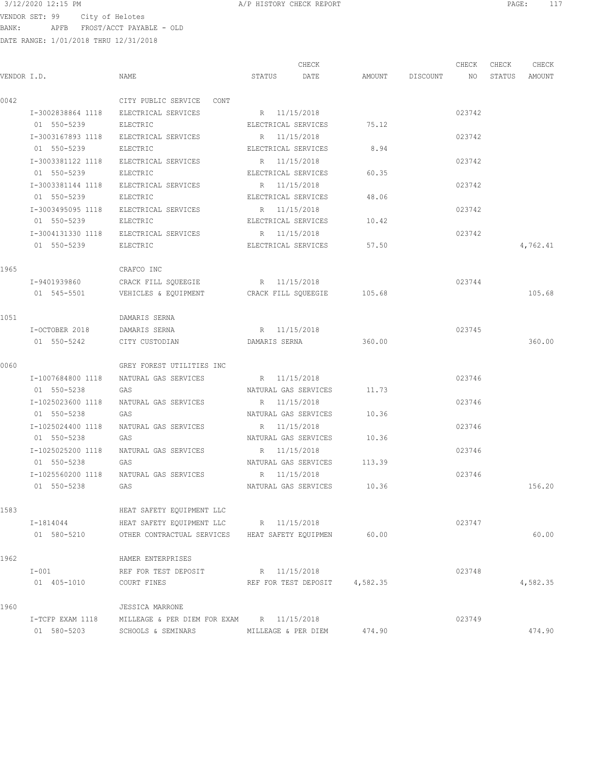VENDOR SET: 99 City of Helotes
BANK: APFB FROST/ACCT PAYABLE - OLD
DATE RANGE: 1/01/2018 THRU 12/31/2018

| VENDOR I.D. | NAME | STATUS | CHECK DATE | AMOUNT | DISCOUNT | CHECK NO | CHECK STATUS | CHECK AMOUNT |
|---|---|---|---|---|---|---|---|---|
| 0042 | CITY PUBLIC SERVICE CONT | | | | | | | |
| I-3002838864 1118 | ELECTRICAL SERVICES | R | 11/15/2018 | | | 023742 | | |
| 01 550-5239 | ELECTRIC | ELECTRICAL SERVICES | | 75.12 | | | | |
| I-3003167893 1118 | ELECTRICAL SERVICES | R | 11/15/2018 | | | 023742 | | |
| 01 550-5239 | ELECTRIC | ELECTRICAL SERVICES | | 8.94 | | | | |
| I-3003381122 1118 | ELECTRICAL SERVICES | R | 11/15/2018 | | | 023742 | | |
| 01 550-5239 | ELECTRIC | ELECTRICAL SERVICES | | 60.35 | | | | |
| I-3003381144 1118 | ELECTRICAL SERVICES | R | 11/15/2018 | | | 023742 | | |
| 01 550-5239 | ELECTRIC | ELECTRICAL SERVICES | | 48.06 | | | | |
| I-3003495095 1118 | ELECTRICAL SERVICES | R | 11/15/2018 | | | 023742 | | |
| 01 550-5239 | ELECTRIC | ELECTRICAL SERVICES | | 10.42 | | | | |
| I-3004131330 1118 | ELECTRICAL SERVICES | R | 11/15/2018 | | | 023742 | | |
| 01 550-5239 | ELECTRIC | ELECTRICAL SERVICES | | 57.50 | | | | 4,762.41 |
| 1965 | CRAFCO INC | | | | | | | |
| I-9401939860 | CRACK FILL SQUEEGIE | R | 11/15/2018 | | | 023744 | | |
| 01 545-5501 | VEHICLES & EQUIPMENT | CRACK FILL SQUEEGIE | | 105.68 | | | | 105.68 |
| 1051 | DAMARIS SERNA | | | | | | | |
| I-OCTOBER 2018 | DAMARIS SERNA | R | 11/15/2018 | | | 023745 | | |
| 01 550-5242 | CITY CUSTODIAN | DAMARIS SERNA | | 360.00 | | | | 360.00 |
| 0060 | GREY FOREST UTILITIES INC | | | | | | | |
| I-1007684800 1118 | NATURAL GAS SERVICES | R | 11/15/2018 | | | 023746 | | |
| 01 550-5238 | GAS | NATURAL GAS SERVICES | | 11.73 | | | | |
| I-1025023600 1118 | NATURAL GAS SERVICES | R | 11/15/2018 | | | 023746 | | |
| 01 550-5238 | GAS | NATURAL GAS SERVICES | | 10.36 | | | | |
| I-1025024400 1118 | NATURAL GAS SERVICES | R | 11/15/2018 | | | 023746 | | |
| 01 550-5238 | GAS | NATURAL GAS SERVICES | | 10.36 | | | | |
| I-1025025200 1118 | NATURAL GAS SERVICES | R | 11/15/2018 | | | 023746 | | |
| 01 550-5238 | GAS | NATURAL GAS SERVICES | | 113.39 | | | | |
| I-1025560200 1118 | NATURAL GAS SERVICES | R | 11/15/2018 | | | 023746 | | |
| 01 550-5238 | GAS | NATURAL GAS SERVICES | | 10.36 | | | | 156.20 |
| 1583 | HEAT SAFETY EQUIPMENT LLC | | | | | | | |
| I-1814044 | HEAT SAFETY EQUIPMENT LLC | R | 11/15/2018 | | | 023747 | | |
| 01 580-5210 | OTHER CONTRACTUAL SERVICES | HEAT SAFETY EQUIPMEN | | 60.00 | | | | 60.00 |
| 1962 | HAMER ENTERPRISES | | | | | | | |
| I-001 | REF FOR TEST DEPOSIT | R | 11/15/2018 | | | 023748 | | |
| 01 405-1010 | COURT FINES | REF FOR TEST DEPOSIT | | 4,582.35 | | | | 4,582.35 |
| 1960 | JESSICA MARRONE | | | | | | | |
| I-TCFP EXAM 1118 | MILLEAGE & PER DIEM FOR EXAM | R | 11/15/2018 | | | 023749 | | |
| 01 580-5203 | SCHOOLS & SEMINARS | MILLEAGE & PER DIEM | | 474.90 | | | | 474.90 |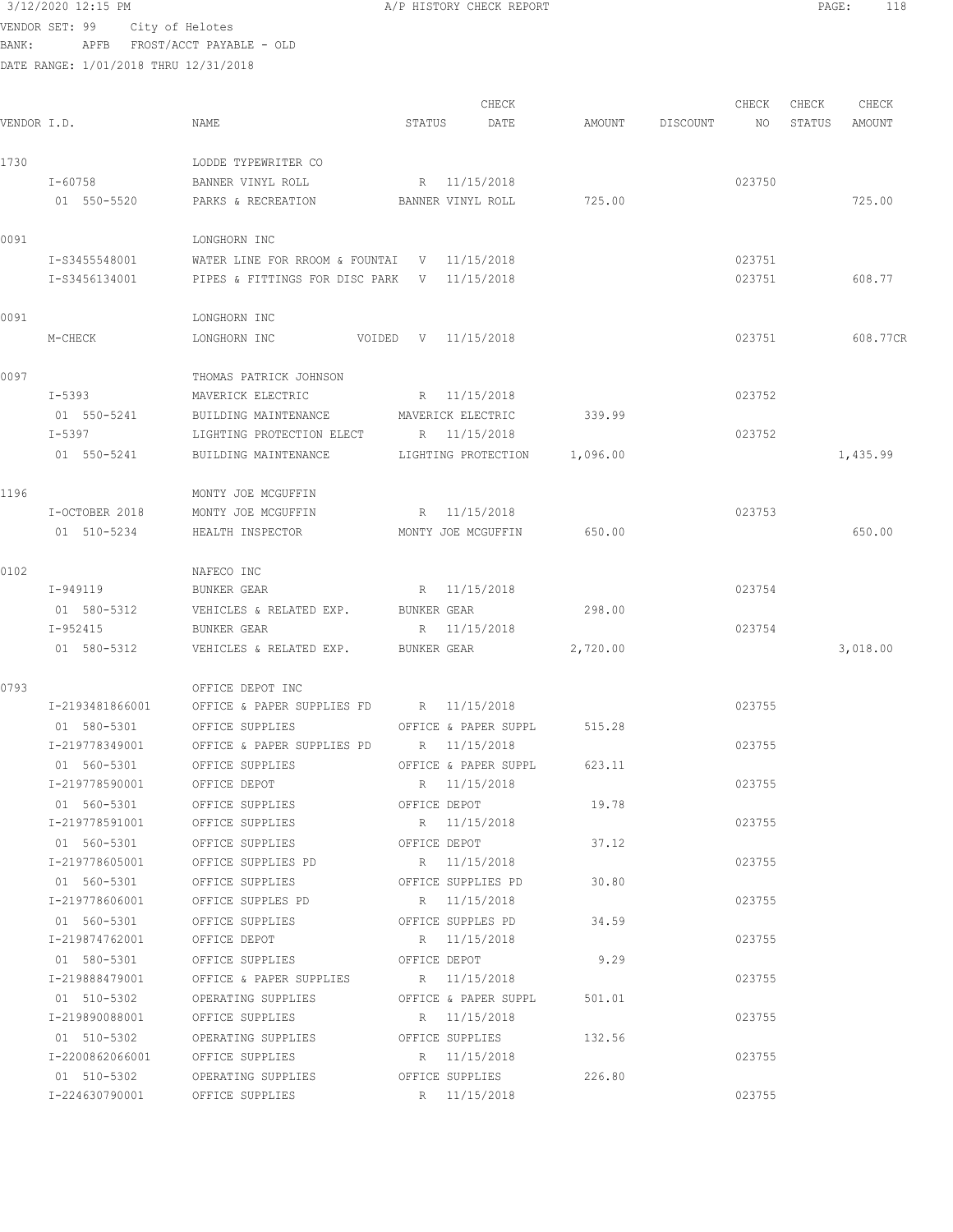3/12/2020 12:15 PM — A/P HISTORY CHECK REPORT

VENDOR SET: 99 City of Helotes
BANK: APFB FROST/ACCT PAYABLE - OLD
DATE RANGE: 1/01/2018 THRU 12/31/2018

| VENDOR I.D. | NAME | STATUS | CHECK DATE | AMOUNT | DISCOUNT | CHECK NO | CHECK STATUS | CHECK AMOUNT |
|---|---|---|---|---|---|---|---|---|
| 1730 | LODDE TYPEWRITER CO | | | | | | | |
| I-60758 | BANNER VINYL ROLL | R | 11/15/2018 | | | 023750 | | |
| 01 550-5520 | PARKS & RECREATION | BANNER VINYL ROLL | | 725.00 | | | | 725.00 |
| 0091 | LONGHORN INC | | | | | | | |
| I-S3455548001 | WATER LINE FOR RROOM & FOUNTAI | V | 11/15/2018 | | | 023751 | | |
| I-S3456134001 | PIPES & FITTINGS FOR DISC PARK | V | 11/15/2018 | | | 023751 | | 608.77 |
| 0091 | LONGHORN INC | | | | | | | |
| M-CHECK | LONGHORN INC VOIDED | V | 11/15/2018 | | | 023751 | | 608.77CR |
| 0097 | THOMAS PATRICK JOHNSON | | | | | | | |
| I-5393 | MAVERICK ELECTRIC | R | 11/15/2018 | | | 023752 | | |
| 01 550-5241 | BUILDING MAINTENANCE | MAVERICK ELECTRIC | | 339.99 | | | | |
| I-5397 | LIGHTING PROTECTION ELECT | R | 11/15/2018 | | | 023752 | | |
| 01 550-5241 | BUILDING MAINTENANCE | LIGHTING PROTECTION | | 1,096.00 | | | | 1,435.99 |
| 1196 | MONTY JOE MCGUFFIN | | | | | | | |
| I-OCTOBER 2018 | MONTY JOE MCGUFFIN | R | 11/15/2018 | | | 023753 | | |
| 01 510-5234 | HEALTH INSPECTOR | MONTY JOE MCGUFFIN | | 650.00 | | | | 650.00 |
| 0102 | NAFECO INC | | | | | | | |
| I-949119 | BUNKER GEAR | R | 11/15/2018 | | | 023754 | | |
| 01 580-5312 | VEHICLES & RELATED EXP. | BUNKER GEAR | | 298.00 | | | | |
| I-952415 | BUNKER GEAR | R | 11/15/2018 | | | 023754 | | |
| 01 580-5312 | VEHICLES & RELATED EXP. | BUNKER GEAR | | 2,720.00 | | | | 3,018.00 |
| 0793 | OFFICE DEPOT INC | | | | | | | |
| I-2193481866001 | OFFICE & PAPER SUPPLIES FD | R | 11/15/2018 | | | 023755 | | |
| 01 580-5301 | OFFICE SUPPLIES | OFFICE & PAPER SUPPL | | 515.28 | | | | |
| I-219778349001 | OFFICE & PAPER SUPPLIES PD | R | 11/15/2018 | | | 023755 | | |
| 01 560-5301 | OFFICE SUPPLIES | OFFICE & PAPER SUPPL | | 623.11 | | | | |
| I-219778590001 | OFFICE DEPOT | R | 11/15/2018 | | | 023755 | | |
| 01 560-5301 | OFFICE SUPPLIES | OFFICE DEPOT | | 19.78 | | | | |
| I-219778591001 | OFFICE SUPPLIES | R | 11/15/2018 | | | 023755 | | |
| 01 560-5301 | OFFICE SUPPLIES | OFFICE DEPOT | | 37.12 | | | | |
| I-219778605001 | OFFICE SUPPLIES PD | R | 11/15/2018 | | | 023755 | | |
| 01 560-5301 | OFFICE SUPPLIES | OFFICE SUPPLIES PD | | 30.80 | | | | |
| I-219778606001 | OFFICE SUPPLES PD | R | 11/15/2018 | | | 023755 | | |
| 01 560-5301 | OFFICE SUPPLIES | OFFICE SUPPLES PD | | 34.59 | | | | |
| I-219874762001 | OFFICE DEPOT | R | 11/15/2018 | | | 023755 | | |
| 01 580-5301 | OFFICE SUPPLIES | OFFICE DEPOT | | 9.29 | | | | |
| I-219888479001 | OFFICE & PAPER SUPPLIES | R | 11/15/2018 | | | 023755 | | |
| 01 510-5302 | OPERATING SUPPLIES | OFFICE & PAPER SUPPL | | 501.01 | | | | |
| I-219890088001 | OFFICE SUPPLIES | R | 11/15/2018 | | | 023755 | | |
| 01 510-5302 | OPERATING SUPPLIES | OFFICE SUPPLIES | | 132.56 | | | | |
| I-2200862066001 | OFFICE SUPPLIES | R | 11/15/2018 | | | 023755 | | |
| 01 510-5302 | OPERATING SUPPLIES | OFFICE SUPPLIES | | 226.80 | | | | |
| I-224630790001 | OFFICE SUPPLIES | R | 11/15/2018 | | | 023755 | | |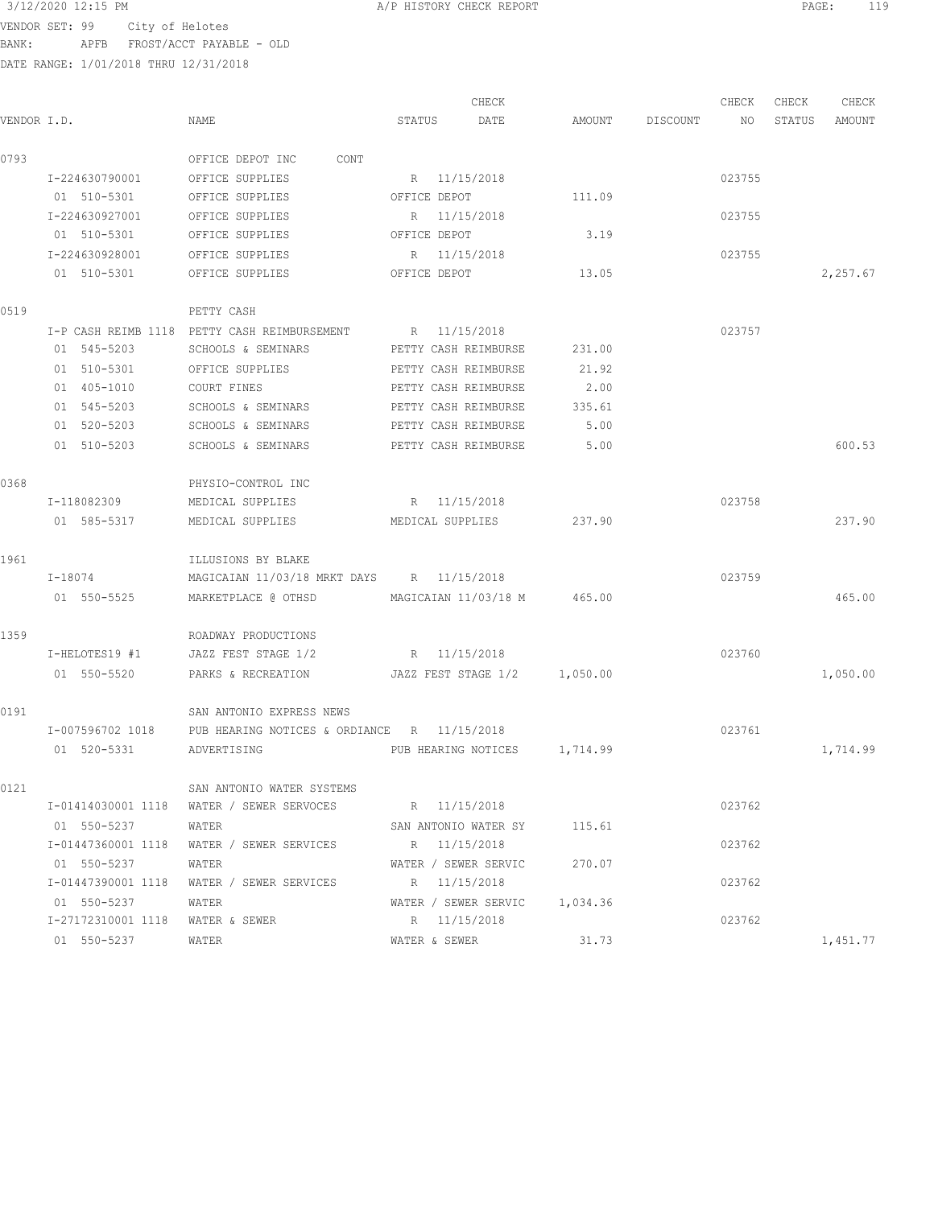3/12/2020 12:15 PM A/P HISTORY CHECK REPORT

VENDOR SET: 99 City of Helotes
BANK: APFB FROST/ACCT PAYABLE - OLD
DATE RANGE: 1/01/2018 THRU 12/31/2018

| VENDOR I.D. | NAME | STATUS | CHECK DATE | AMOUNT | DISCOUNT | CHECK NO | CHECK STATUS | CHECK AMOUNT |
|---|---|---|---|---|---|---|---|---|
| 0793 | OFFICE DEPOT INC CONT | | | | | | | |
| I-224630790001 | OFFICE SUPPLIES | R | 11/15/2018 | | | 023755 | | |
| 01 510-5301 | OFFICE SUPPLIES | OFFICE DEPOT | | 111.09 | | | | |
| I-224630927001 | OFFICE SUPPLIES | R | 11/15/2018 | | | 023755 | | |
| 01 510-5301 | OFFICE SUPPLIES | OFFICE DEPOT | | 3.19 | | | | |
| I-224630928001 | OFFICE SUPPLIES | R | 11/15/2018 | | | 023755 | | |
| 01 510-5301 | OFFICE SUPPLIES | OFFICE DEPOT | | 13.05 | | | | 2,257.67 |
| 0519 | PETTY CASH | | | | | | | |
| I-P CASH REIMB 1118 | PETTY CASH REIMBURSEMENT | R | 11/15/2018 | | | 023757 | | |
| 01 545-5203 | SCHOOLS & SEMINARS | PETTY CASH REIMBURSE | | 231.00 | | | | |
| 01 510-5301 | OFFICE SUPPLIES | PETTY CASH REIMBURSE | | 21.92 | | | | |
| 01 405-1010 | COURT FINES | PETTY CASH REIMBURSE | | 2.00 | | | | |
| 01 545-5203 | SCHOOLS & SEMINARS | PETTY CASH REIMBURSE | | 335.61 | | | | |
| 01 520-5203 | SCHOOLS & SEMINARS | PETTY CASH REIMBURSE | | 5.00 | | | | |
| 01 510-5203 | SCHOOLS & SEMINARS | PETTY CASH REIMBURSE | | 5.00 | | | | 600.53 |
| 0368 | PHYSIO-CONTROL INC | | | | | | | |
| I-118082309 | MEDICAL SUPPLIES | R | 11/15/2018 | | | 023758 | | |
| 01 585-5317 | MEDICAL SUPPLIES | MEDICAL SUPPLIES | | 237.90 | | | | 237.90 |
| 1961 | ILLUSIONS BY BLAKE | | | | | | | |
| I-18074 | MAGICAIAN 11/03/18 MRKT DAYS | R | 11/15/2018 | | | 023759 | | |
| 01 550-5525 | MARKETPLACE @ OTHSD | MAGICAIAN 11/03/18 M | | 465.00 | | | | 465.00 |
| 1359 | ROADWAY PRODUCTIONS | | | | | | | |
| I-HELOTES19 #1 | JAZZ FEST STAGE 1/2 | R | 11/15/2018 | | | 023760 | | |
| 01 550-5520 | PARKS & RECREATION | JAZZ FEST STAGE 1/2 | | 1,050.00 | | | | 1,050.00 |
| 0191 | SAN ANTONIO EXPRESS NEWS | | | | | | | |
| I-007596702 1018 | PUB HEARING NOTICES & ORDIANCE | R | 11/15/2018 | | | 023761 | | |
| 01 520-5331 | ADVERTISING | PUB HEARING NOTICES | | 1,714.99 | | | | 1,714.99 |
| 0121 | SAN ANTONIO WATER SYSTEMS | | | | | | | |
| I-01414030001 1118 | WATER / SEWER SERVOCES | R | 11/15/2018 | | | 023762 | | |
| 01 550-5237 | WATER | SAN ANTONIO WATER SY | | 115.61 | | | | |
| I-01447360001 1118 | WATER / SEWER SERVICES | R | 11/15/2018 | | | 023762 | | |
| 01 550-5237 | WATER | WATER / SEWER SERVIC | | 270.07 | | | | |
| I-01447390001 1118 | WATER / SEWER SERVICES | R | 11/15/2018 | | | 023762 | | |
| 01 550-5237 | WATER | WATER / SEWER SERVIC | | 1,034.36 | | | | |
| I-27172310001 1118 | WATER & SEWER | R | 11/15/2018 | | | 023762 | | |
| 01 550-5237 | WATER | WATER & SEWER | | 31.73 | | | | 1,451.77 |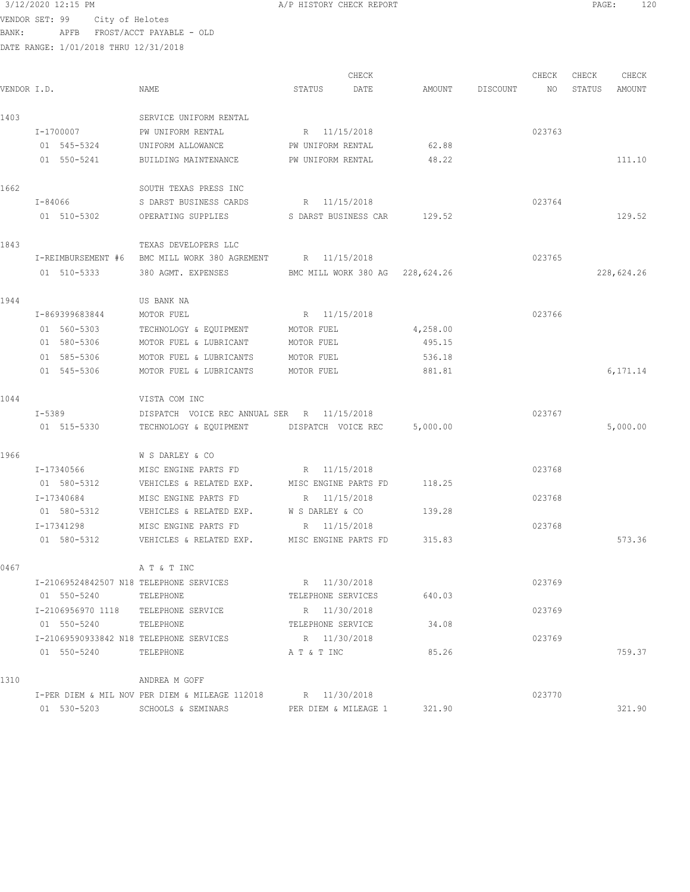3/12/2020 12:15 PM A/P HISTORY CHECK REPORT

VENDOR SET: 99 City of Helotes
BANK: APFB FROST/ACCT PAYABLE - OLD
DATE RANGE: 1/01/2018 THRU 12/31/2018

| VENDOR I.D. | NAME | STATUS | CHECK DATE | AMOUNT | DISCOUNT | CHECK NO | CHECK STATUS | CHECK AMOUNT |
|---|---|---|---|---|---|---|---|---|
| 1403 | SERVICE UNIFORM RENTAL | | | | | | | |
| I-1700007 | PW UNIFORM RENTAL | R | 11/15/2018 | | | 023763 | | |
| 01 545-5324 | UNIFORM ALLOWANCE | PW UNIFORM RENTAL | | 62.88 | | | | |
| 01 550-5241 | BUILDING MAINTENANCE | PW UNIFORM RENTAL | | 48.22 | | | | 111.10 |
| 1662 | SOUTH TEXAS PRESS INC | | | | | | | |
| I-84066 | S DARST BUSINESS CARDS | R | 11/15/2018 | | | 023764 | | |
| 01 510-5302 | OPERATING SUPPLIES | S DARST BUSINESS CAR | | 129.52 | | | | 129.52 |
| 1843 | TEXAS DEVELOPERS LLC | | | | | | | |
| I-REIMBURSEMENT #6 | BMC MILL WORK 380 AGREMENT | R | 11/15/2018 | | | 023765 | | |
| 01 510-5333 | 380 AGMT. EXPENSES | BMC MILL WORK 380 AG | | 228,624.26 | | | | 228,624.26 |
| 1944 | US BANK NA | | | | | | | |
| I-869399683844 | MOTOR FUEL | R | 11/15/2018 | | | 023766 | | |
| 01 560-5303 | TECHNOLOGY & EQUIPMENT | MOTOR FUEL | | 4,258.00 | | | | |
| 01 580-5306 | MOTOR FUEL & LUBRICANT | MOTOR FUEL | | 495.15 | | | | |
| 01 585-5306 | MOTOR FUEL & LUBRICANTS | MOTOR FUEL | | 536.18 | | | | |
| 01 545-5306 | MOTOR FUEL & LUBRICANTS | MOTOR FUEL | | 881.81 | | | | 6,171.14 |
| 1044 | VISTA COM INC | | | | | | | |
| I-5389 | DISPATCH VOICE REC ANNUAL SER | R | 11/15/2018 | | | 023767 | | |
| 01 515-5330 | TECHNOLOGY & EQUIPMENT | DISPATCH VOICE REC | | 5,000.00 | | | | 5,000.00 |
| 1966 | W S DARLEY & CO | | | | | | | |
| I-17340566 | MISC ENGINE PARTS FD | R | 11/15/2018 | | | 023768 | | |
| 01 580-5312 | VEHICLES & RELATED EXP. | MISC ENGINE PARTS FD | | 118.25 | | | | |
| I-17340684 | MISC ENGINE PARTS FD | R | 11/15/2018 | | | 023768 | | |
| 01 580-5312 | VEHICLES & RELATED EXP. | W S DARLEY & CO | | 139.28 | | | | |
| I-17341298 | MISC ENGINE PARTS FD | R | 11/15/2018 | | | 023768 | | |
| 01 580-5312 | VEHICLES & RELATED EXP. | MISC ENGINE PARTS FD | | 315.83 | | | | 573.36 |
| 0467 | A T & T INC | | | | | | | |
| I-21069524842507 N18 | TELEPHONE SERVICES | R | 11/30/2018 | | | 023769 | | |
| 01 550-5240 | TELEPHONE | TELEPHONE SERVICES | | 640.03 | | | | |
| I-2106956970 1118 | TELEPHONE SERVICE | R | 11/30/2018 | | | 023769 | | |
| 01 550-5240 | TELEPHONE | TELEPHONE SERVICE | | 34.08 | | | | |
| I-21069590933842 N18 | TELEPHONE SERVICES | R | 11/30/2018 | | | 023769 | | |
| 01 550-5240 | TELEPHONE | A T & T INC | | 85.26 | | | | 759.37 |
| 1310 | ANDREA M GOFF | | | | | | | |
| I-PER DIEM & MIL NOV | PER DIEM & MILEAGE 112018 | R | 11/30/2018 | | | 023770 | | |
| 01 530-5203 | SCHOOLS & SEMINARS | PER DIEM & MILEAGE 1 | | 321.90 | | | | 321.90 |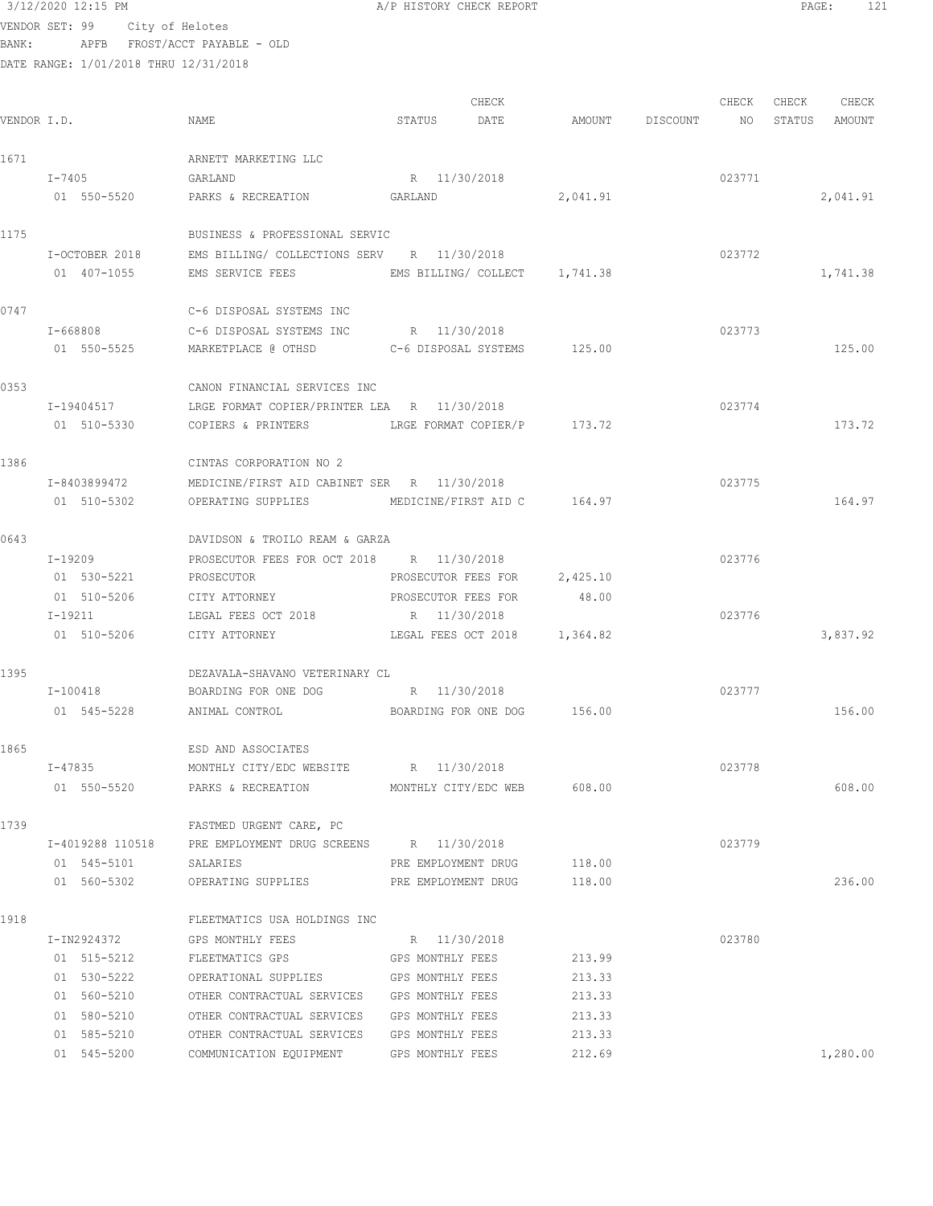3/12/2020 12:15 PM A/P HISTORY CHECK REPORT

VENDOR SET: 99 City of Helotes
BANK: APFB FROST/ACCT PAYABLE - OLD
DATE RANGE: 1/01/2018 THRU 12/31/2018

| VENDOR I.D. | NAME | STATUS | CHECK DATE | AMOUNT | DISCOUNT | CHECK NO | CHECK STATUS | CHECK AMOUNT |
|---|---|---|---|---|---|---|---|---|
| 1671 | ARNETT MARKETING LLC | | | | | | | |
| I-7405 | GARLAND | R | 11/30/2018 | | | 023771 | | |
| 01 550-5520 | PARKS & RECREATION | GARLAND | | 2,041.91 | | | | 2,041.91 |
| 1175 | BUSINESS & PROFESSIONAL SERVIC | | | | | | | |
| I-OCTOBER 2018 | EMS BILLING/ COLLECTIONS SERV | R | 11/30/2018 | | | 023772 | | |
| 01 407-1055 | EMS SERVICE FEES | EMS BILLING/ COLLECT | | 1,741.38 | | | | 1,741.38 |
| 0747 | C-6 DISPOSAL SYSTEMS INC | | | | | | | |
| I-668808 | C-6 DISPOSAL SYSTEMS INC | R | 11/30/2018 | | | 023773 | | |
| 01 550-5525 | MARKETPLACE @ OTHSD | C-6 DISPOSAL SYSTEMS | | 125.00 | | | | 125.00 |
| 0353 | CANON FINANCIAL SERVICES INC | | | | | | | |
| I-19404517 | LRGE FORMAT COPIER/PRINTER LEA | R | 11/30/2018 | | | 023774 | | |
| 01 510-5330 | COPIERS & PRINTERS | LRGE FORMAT COPIER/P | | 173.72 | | | | 173.72 |
| 1386 | CINTAS CORPORATION NO 2 | | | | | | | |
| I-8403899472 | MEDICINE/FIRST AID CABINET SER | R | 11/30/2018 | | | 023775 | | |
| 01 510-5302 | OPERATING SUPPLIES | MEDICINE/FIRST AID C | | 164.97 | | | | 164.97 |
| 0643 | DAVIDSON & TROILO REAM & GARZA | | | | | | | |
| I-19209 | PROSECUTOR FEES FOR OCT 2018 | R | 11/30/2018 | | | 023776 | | |
| 01 530-5221 | PROSECUTOR | PROSECUTOR FEES FOR | | 2,425.10 | | | | |
| 01 510-5206 | CITY ATTORNEY | PROSECUTOR FEES FOR | | 48.00 | | | | |
| I-19211 | LEGAL FEES OCT 2018 | R | 11/30/2018 | | | 023776 | | |
| 01 510-5206 | CITY ATTORNEY | LEGAL FEES OCT 2018 | | 1,364.82 | | | | 3,837.92 |
| 1395 | DEZAVALA-SHAVANO VETERINARY CL | | | | | | | |
| I-100418 | BOARDING FOR ONE DOG | R | 11/30/2018 | | | 023777 | | |
| 01 545-5228 | ANIMAL CONTROL | BOARDING FOR ONE DOG | | 156.00 | | | | 156.00 |
| 1865 | ESD AND ASSOCIATES | | | | | | | |
| I-47835 | MONTHLY CITY/EDC WEBSITE | R | 11/30/2018 | | | 023778 | | |
| 01 550-5520 | PARKS & RECREATION | MONTHLY CITY/EDC WEB | | 608.00 | | | | 608.00 |
| 1739 | FASTMED URGENT CARE, PC | | | | | | | |
| I-4019288 110518 | PRE EMPLOYMENT DRUG SCREENS | R | 11/30/2018 | | | 023779 | | |
| 01 545-5101 | SALARIES | PRE EMPLOYMENT DRUG | | 118.00 | | | | |
| 01 560-5302 | OPERATING SUPPLIES | PRE EMPLOYMENT DRUG | | 118.00 | | | | 236.00 |
| 1918 | FLEETMATICS USA HOLDINGS INC | | | | | | | |
| I-IN2924372 | GPS MONTHLY FEES | R | 11/30/2018 | | | 023780 | | |
| 01 515-5212 | FLEETMATICS GPS | GPS MONTHLY FEES | | 213.99 | | | | |
| 01 530-5222 | OPERATIONAL SUPPLIES | GPS MONTHLY FEES | | 213.33 | | | | |
| 01 560-5210 | OTHER CONTRACTUAL SERVICES | GPS MONTHLY FEES | | 213.33 | | | | |
| 01 580-5210 | OTHER CONTRACTUAL SERVICES | GPS MONTHLY FEES | | 213.33 | | | | |
| 01 585-5210 | OTHER CONTRACTUAL SERVICES | GPS MONTHLY FEES | | 213.33 | | | | |
| 01 545-5200 | COMMUNICATION EQUIPMENT | GPS MONTHLY FEES | | 212.69 | | | | 1,280.00 |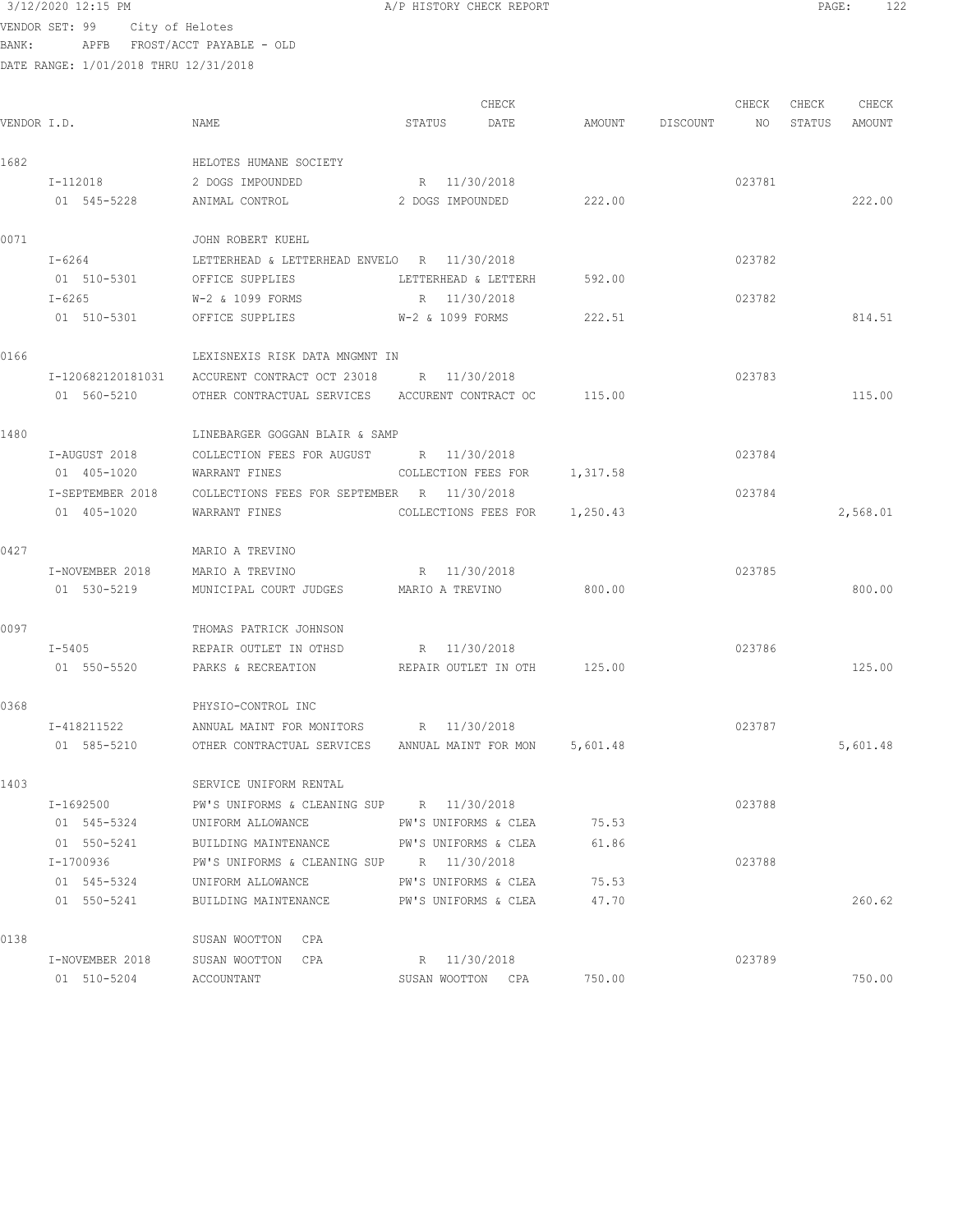3/12/2020 12:15 PM A/P HISTORY CHECK REPORT

VENDOR SET: 99 City of Helotes
BANK: APFB FROST/ACCT PAYABLE - OLD
DATE RANGE: 1/01/2018 THRU 12/31/2018

| VENDOR I.D. | NAME | STATUS | CHECK DATE | AMOUNT | DISCOUNT | CHECK NO | CHECK STATUS | CHECK AMOUNT |
|---|---|---|---|---|---|---|---|---|
| 1682 | HELOTES HUMANE SOCIETY | | | | | | | |
| I-112018 | 2 DOGS IMPOUNDED | R | 11/30/2018 | | | 023781 | | |
| 01 545-5228 | ANIMAL CONTROL | 2 DOGS IMPOUNDED | | 222.00 | | | | 222.00 |
| 0071 | JOHN ROBERT KUEHL | | | | | | | |
| I-6264 | LETTERHEAD & LETTERHEAD ENVELO | R | 11/30/2018 | | | 023782 | | |
| 01 510-5301 | OFFICE SUPPLIES | LETTERHEAD & LETTERH | | 592.00 | | | | |
| I-6265 | W-2 & 1099 FORMS | R | 11/30/2018 | | | 023782 | | |
| 01 510-5301 | OFFICE SUPPLIES | W-2 & 1099 FORMS | | 222.51 | | | | 814.51 |
| 0166 | LEXISNEXIS RISK DATA MNGMNT IN | | | | | | | |
| I-120682120181031 | ACCURENT CONTRACT OCT 23018 | R | 11/30/2018 | | | 023783 | | |
| 01 560-5210 | OTHER CONTRACTUAL SERVICES | ACCURENT CONTRACT OC | | 115.00 | | | | 115.00 |
| 1480 | LINEBARGER GOGGAN BLAIR & SAMP | | | | | | | |
| I-AUGUST 2018 | COLLECTION FEES FOR AUGUST | R | 11/30/2018 | | | 023784 | | |
| 01 405-1020 | WARRANT FINES | COLLECTION FEES FOR | | 1,317.58 | | | | |
| I-SEPTEMBER 2018 | COLLECTIONS FEES FOR SEPTEMBER | R | 11/30/2018 | | | 023784 | | |
| 01 405-1020 | WARRANT FINES | COLLECTIONS FEES FOR | | 1,250.43 | | | | 2,568.01 |
| 0427 | MARIO A TREVINO | | | | | | | |
| I-NOVEMBER 2018 | MARIO A TREVINO | R | 11/30/2018 | | | 023785 | | |
| 01 530-5219 | MUNICIPAL COURT JUDGES | MARIO A TREVINO | | 800.00 | | | | 800.00 |
| 0097 | THOMAS PATRICK JOHNSON | | | | | | | |
| I-5405 | REPAIR OUTLET IN OTHSD | R | 11/30/2018 | | | 023786 | | |
| 01 550-5520 | PARKS & RECREATION | REPAIR OUTLET IN OTH | | 125.00 | | | | 125.00 |
| 0368 | PHYSIO-CONTROL INC | | | | | | | |
| I-418211522 | ANNUAL MAINT FOR MONITORS | R | 11/30/2018 | | | 023787 | | |
| 01 585-5210 | OTHER CONTRACTUAL SERVICES | ANNUAL MAINT FOR MON | | 5,601.48 | | | | 5,601.48 |
| 1403 | SERVICE UNIFORM RENTAL | | | | | | | |
| I-1692500 | PW'S UNIFORMS & CLEANING SUP | R | 11/30/2018 | | | 023788 | | |
| 01 545-5324 | UNIFORM ALLOWANCE | PW'S UNIFORMS & CLEA | | 75.53 | | | | |
| 01 550-5241 | BUILDING MAINTENANCE | PW'S UNIFORMS & CLEA | | 61.86 | | | | |
| I-1700936 | PW'S UNIFORMS & CLEANING SUP | R | 11/30/2018 | | | 023788 | | |
| 01 545-5324 | UNIFORM ALLOWANCE | PW'S UNIFORMS & CLEA | | 75.53 | | | | |
| 01 550-5241 | BUILDING MAINTENANCE | PW'S UNIFORMS & CLEA | | 47.70 | | | | 260.62 |
| 0138 | SUSAN WOOTTON CPA | | | | | | | |
| I-NOVEMBER 2018 | SUSAN WOOTTON CPA | R | 11/30/2018 | | | 023789 | | |
| 01 510-5204 | ACCOUNTANT | SUSAN WOOTTON CPA | | 750.00 | | | | 750.00 |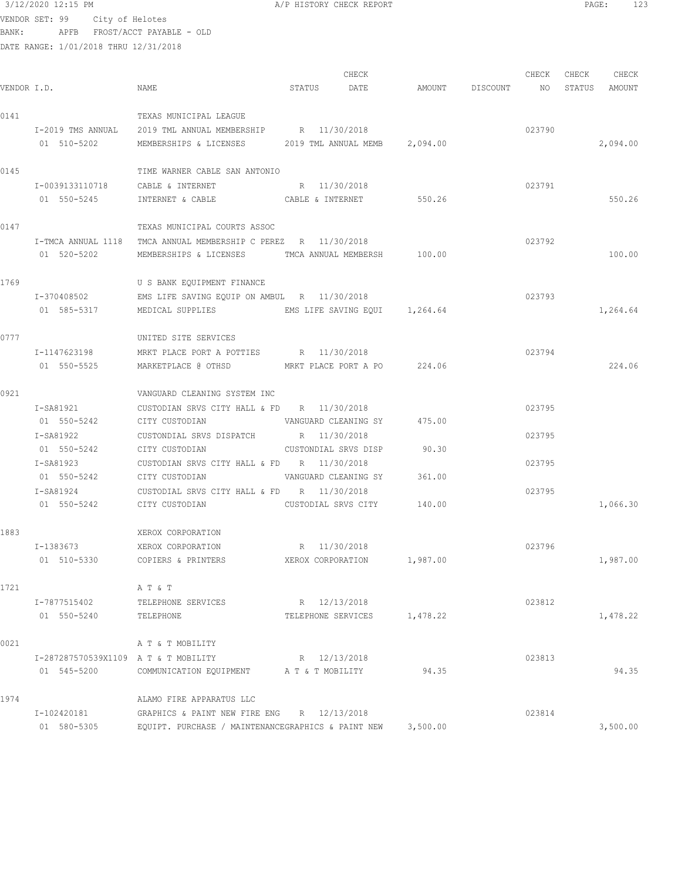3/12/2020 12:15 PM A/P HISTORY CHECK REPORT

VENDOR SET: 99 City of Helotes
BANK: APFB FROST/ACCT PAYABLE - OLD
DATE RANGE: 1/01/2018 THRU 12/31/2018

| VENDOR I.D. | NAME | STATUS | CHECK DATE | AMOUNT | DISCOUNT | CHECK NO | CHECK STATUS | CHECK AMOUNT |
|---|---|---|---|---|---|---|---|---|
| 0141 | TEXAS MUNICIPAL LEAGUE | | | | | | | |
| I-2019 TMS ANNUAL | 2019 TML ANNUAL MEMBERSHIP | R | 11/30/2018 | | | 023790 | | |
| 01 510-5202 | MEMBERSHIPS & LICENSES | 2019 TML ANNUAL MEMB | | 2,094.00 | | | | 2,094.00 |
| 0145 | TIME WARNER CABLE SAN ANTONIO | | | | | | | |
| I-0039133110718 | CABLE & INTERNET | R | 11/30/2018 | | | 023791 | | |
| 01 550-5245 | INTERNET & CABLE | CABLE & INTERNET | | 550.26 | | | | 550.26 |
| 0147 | TEXAS MUNICIPAL COURTS ASSOC | | | | | | | |
| I-TMCA ANNUAL 1118 | TMCA ANNUAL MEMBERSHIP C PEREZ | R | 11/30/2018 | | | 023792 | | |
| 01 520-5202 | MEMBERSHIPS & LICENSES | TMCA ANNUAL MEMBERSH | | 100.00 | | | | 100.00 |
| 1769 | U S BANK EQUIPMENT FINANCE | | | | | | | |
| I-370408502 | EMS LIFE SAVING EQUIP ON AMBUL | R | 11/30/2018 | | | 023793 | | |
| 01 585-5317 | MEDICAL SUPPLIES | EMS LIFE SAVING EQUI | | 1,264.64 | | | | 1,264.64 |
| 0777 | UNITED SITE SERVICES | | | | | | | |
| I-1147623198 | MRKT PLACE PORT A POTTIES | R | 11/30/2018 | | | 023794 | | |
| 01 550-5525 | MARKETPLACE @ OTHSD | MRKT PLACE PORT A PO | | 224.06 | | | | 224.06 |
| 0921 | VANGUARD CLEANING SYSTEM INC | | | | | | | |
| I-SA81921 | CUSTODIAN SRVS CITY HALL & FD | R | 11/30/2018 | | | 023795 | | |
| 01 550-5242 | CITY CUSTODIAN | VANGUARD CLEANING SY | | 475.00 | | | | |
| I-SA81922 | CUSTONDIAL SRVS DISPATCH | R | 11/30/2018 | | | 023795 | | |
| 01 550-5242 | CITY CUSTODIAN | CUSTONDIAL SRVS DISP | | 90.30 | | | | |
| I-SA81923 | CUSTODIAN SRVS CITY HALL & FD | R | 11/30/2018 | | | 023795 | | |
| 01 550-5242 | CITY CUSTODIAN | VANGUARD CLEANING SY | | 361.00 | | | | |
| I-SA81924 | CUSTODIAL SRVS CITY HALL & FD | R | 11/30/2018 | | | 023795 | | |
| 01 550-5242 | CITY CUSTODIAN | CUSTODIAL SRVS CITY | | 140.00 | | | | 1,066.30 |
| 1883 | XEROX CORPORATION | | | | | | | |
| I-1383673 | XEROX CORPORATION | R | 11/30/2018 | | | 023796 | | |
| 01 510-5330 | COPIERS & PRINTERS | XEROX CORPORATION | | 1,987.00 | | | | 1,987.00 |
| 1721 | A T & T | | | | | | | |
| I-7877515402 | TELEPHONE SERVICES | R | 12/13/2018 | | | 023812 | | |
| 01 550-5240 | TELEPHONE | TELEPHONE SERVICES | | 1,478.22 | | | | 1,478.22 |
| 0021 | A T & T MOBILITY | | | | | | | |
| I-287287570539X1109 | A T & T MOBILITY | R | 12/13/2018 | | | 023813 | | |
| 01 545-5200 | COMMUNICATION EQUIPMENT | A T & T MOBILITY | | 94.35 | | | | 94.35 |
| 1974 | ALAMO FIRE APPARATUS LLC | | | | | | | |
| I-102420181 | GRAPHICS & PAINT NEW FIRE ENG | R | 12/13/2018 | | | 023814 | | |
| 01 580-5305 | EQUIPT. PURCHASE / MAINTENANCE | GRAPHICS & PAINT NEW | | 3,500.00 | | | | 3,500.00 |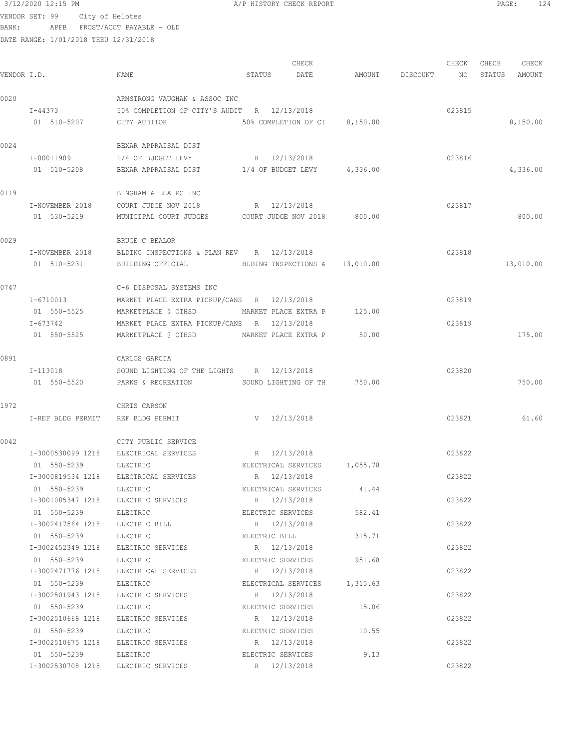3/12/2020 12:15 PM A/P HISTORY CHECK REPORT

VENDOR SET: 99 City of Helotes
BANK: APFB FROST/ACCT PAYABLE - OLD
DATE RANGE: 1/01/2018 THRU 12/31/2018

| VENDOR I.D. | NAME | STATUS | CHECK DATE | AMOUNT | DISCOUNT | CHECK NO | CHECK STATUS | CHECK AMOUNT |
|---|---|---|---|---|---|---|---|---|
| 0020 | ARMSTRONG VAUGHAN & ASSOC INC | | | | | | | |
| I-44373 | 50% COMPLETION OF CITY'S AUDIT | R | 12/13/2018 | | | 023815 | | |
| 01 510-5207 | CITY AUDITOR | 50% COMPLETION OF CI | | 8,150.00 | | | | 8,150.00 |
| 0024 | BEXAR APPRAISAL DIST | | | | | | | |
| I-00011909 | 1/4 OF BUDGET LEVY | R | 12/13/2018 | | | 023816 | | |
| 01 510-5208 | BEXAR APPRAISAL DIST | 1/4 OF BUDGET LEVY | | 4,336.00 | | | | 4,336.00 |
| 0119 | BINGHAM & LEA PC INC | | | | | | | |
| I-NOVEMBER 2018 | COURT JUDGE NOV 2018 | R | 12/13/2018 | | | 023817 | | |
| 01 530-5219 | MUNICIPAL COURT JUDGES | COURT JUDGE NOV 2018 | | 800.00 | | | | 800.00 |
| 0029 | BRUCE C BEALOR | | | | | | | |
| I-NOVEMBER 2018 | BLDING INSPECTIONS & PLAN REV | R | 12/13/2018 | | | 023818 | | |
| 01 510-5231 | BUILDING OFFICIAL | BLDING INSPECTIONS & | | 13,010.00 | | | | 13,010.00 |
| 0747 | C-6 DISPOSAL SYSTEMS INC | | | | | | | |
| I-6710013 | MARKET PLACE EXTRA PICKUP/CANS | R | 12/13/2018 | | | 023819 | | |
| 01 550-5525 | MARKETPLACE @ OTHSD | MARKET PLACE EXTRA P | | 125.00 | | | | |
| I-673742 | MARKET PLACE EXTRA PICKUP/CANS | R | 12/13/2018 | | | 023819 | | |
| 01 550-5525 | MARKETPLACE @ OTHSD | MARKET PLACE EXTRA P | | 50.00 | | | | 175.00 |
| 0891 | CARLOS GARCIA | | | | | | | |
| I-113018 | SOUND LIGHTING OF THE LIGHTS | R | 12/13/2018 | | | 023820 | | |
| 01 550-5520 | PARKS & RECREATION | SOUND LIGHTING OF TH | | 750.00 | | | | 750.00 |
| 1972 | CHRIS CARSON | | | | | | | |
| I-REF BLDG PERMIT | REF BLDG PERMIT | V | 12/13/2018 | | | 023821 | | 61.60 |
| 0042 | CITY PUBLIC SERVICE | | | | | | | |
| I-3000530099 1218 | ELECTRICAL SERVICES | R | 12/13/2018 | | | 023822 | | |
| 01 550-5239 | ELECTRIC | ELECTRICAL SERVICES | | 1,055.78 | | | | |
| I-3000819534 1218 | ELECTRICAL SERVICES | R | 12/13/2018 | | | 023822 | | |
| 01 550-5239 | ELECTRIC | ELECTRICAL SERVICES | | 41.44 | | | | |
| I-3001085347 1218 | ELECTRIC SERVICES | R | 12/13/2018 | | | 023822 | | |
| 01 550-5239 | ELECTRIC | ELECTRIC SERVICES | | 582.41 | | | | |
| I-3002417564 1218 | ELECTRIC BILL | R | 12/13/2018 | | | 023822 | | |
| 01 550-5239 | ELECTRIC | ELECTRIC BILL | | 315.71 | | | | |
| I-3002452349 1218 | ELECTRIC SERVICES | R | 12/13/2018 | | | 023822 | | |
| 01 550-5239 | ELECTRIC | ELECTRIC SERVICES | | 951.68 | | | | |
| I-3002471776 1218 | ELECTRICAL SERVICES | R | 12/13/2018 | | | 023822 | | |
| 01 550-5239 | ELECTRIC | ELECTRICAL SERVICES | | 1,315.63 | | | | |
| I-3002501943 1218 | ELECTRIC SERVICES | R | 12/13/2018 | | | 023822 | | |
| 01 550-5239 | ELECTRIC | ELECTRIC SERVICES | | 15.06 | | | | |
| I-3002510668 1218 | ELECTRIC SERVICES | R | 12/13/2018 | | | 023822 | | |
| 01 550-5239 | ELECTRIC | ELECTRIC SERVICES | | 10.55 | | | | |
| I-3002510675 1218 | ELECTRIC SERVICES | R | 12/13/2018 | | | 023822 | | |
| 01 550-5239 | ELECTRIC | ELECTRIC SERVICES | | 9.13 | | | | |
| I-3002530708 1218 | ELECTRIC SERVICES | R | 12/13/2018 | | | 023822 | | |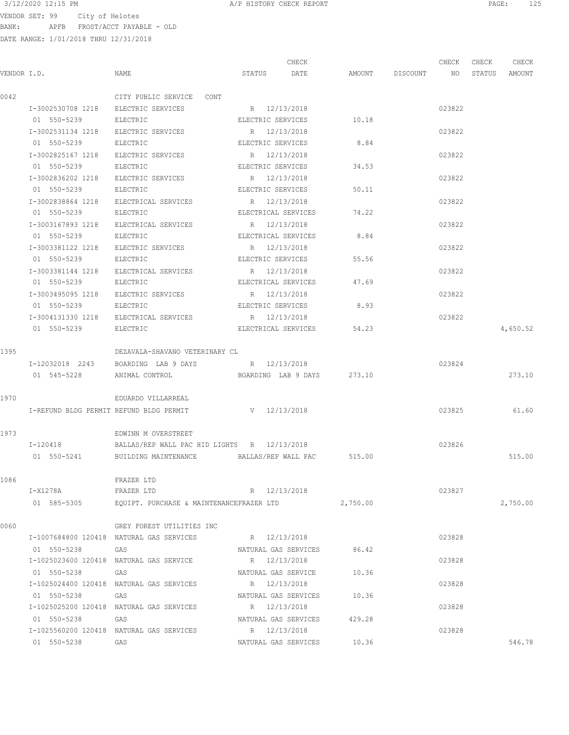3/12/2020 12:15 PM A/P HISTORY CHECK REPORT

VENDOR SET: 99 City of Helotes
BANK: APFB FROST/ACCT PAYABLE - OLD
DATE RANGE: 1/01/2018 THRU 12/31/2018

| VENDOR I.D. | NAME | STATUS | CHECK DATE | AMOUNT | DISCOUNT | CHECK NO | CHECK STATUS | CHECK AMOUNT |
|---|---|---|---|---|---|---|---|---|
| 0042 | CITY PUBLIC SERVICE CONT | | | | | | | |
| I-3002530708 1218 | ELECTRIC SERVICES | R | 12/13/2018 | | | 023822 | | |
| 01 550-5239 | ELECTRIC | ELECTRIC SERVICES | | 10.18 | | | | |
| I-3002531134 1218 | ELECTRIC SERVICES | R | 12/13/2018 | | | 023822 | | |
| 01 550-5239 | ELECTRIC | ELECTRIC SERVICES | | 8.84 | | | | |
| I-3002825167 1218 | ELECTRIC SERVICES | R | 12/13/2018 | | | 023822 | | |
| 01 550-5239 | ELECTRIC | ELECTRIC SERVICES | | 34.53 | | | | |
| I-3002836202 1218 | ELECTRIC SERVICES | R | 12/13/2018 | | | 023822 | | |
| 01 550-5239 | ELECTRIC | ELECTRIC SERVICES | | 50.11 | | | | |
| I-3002838864 1218 | ELECTRICAL SERVICES | R | 12/13/2018 | | | 023822 | | |
| 01 550-5239 | ELECTRIC | ELECTRICAL SERVICES | | 74.22 | | | | |
| I-3003167893 1218 | ELECTRICAL SERVICES | R | 12/13/2018 | | | 023822 | | |
| 01 550-5239 | ELECTRIC | ELECTRICAL SERVICES | | 8.84 | | | | |
| I-3003381122 1218 | ELECTRIC SERVICES | R | 12/13/2018 | | | 023822 | | |
| 01 550-5239 | ELECTRIC | ELECTRIC SERVICES | | 55.56 | | | | |
| I-3003381144 1218 | ELECTRICAL SERVICES | R | 12/13/2018 | | | 023822 | | |
| 01 550-5239 | ELECTRIC | ELECTRICAL SERVICES | | 47.69 | | | | |
| I-3003495095 1218 | ELECTRIC SERVICES | R | 12/13/2018 | | | 023822 | | |
| 01 550-5239 | ELECTRIC | ELECTRIC SERVICES | | 8.93 | | | | |
| I-3004131330 1218 | ELECTRICAL SERVICES | R | 12/13/2018 | | | 023822 | | |
| 01 550-5239 | ELECTRIC | ELECTRICAL SERVICES | | 54.23 | | | | 4,650.52 |
| 1395 | DEZAVALA-SHAVANO VETERINARY CL | | | | | | | |
| I-12032018 2243 | BOARDING LAB 9 DAYS | R | 12/13/2018 | | | 023824 | | |
| 01 545-5228 | ANIMAL CONTROL | BOARDING LAB 9 DAYS | | 273.10 | | | | 273.10 |
| 1970 | EDUARDO VILLARREAL | | | | | | | |
| I-REFUND BLDG PERMIT | REFUND BLDG PERMIT | V | 12/13/2018 | | | 023825 | | 61.60 |
| 1973 | EDWINN M OVERSTREET | | | | | | | |
| I-120418 | BALLAS/REP WALL PAC HID LIGHTS | R | 12/13/2018 | | | 023826 | | |
| 01 550-5241 | BUILDING MAINTENANCE | BALLAS/REP WALL PAC | | 515.00 | | | | 515.00 |
| 1086 | FRAZER LTD | | | | | | | |
| I-X1278A | FRAZER LTD | R | 12/13/2018 | | | 023827 | | |
| 01 585-5305 | EQUIPT. PURCHASE & MAINTENANCE | FRAZER LTD | | 2,750.00 | | | | 2,750.00 |
| 0060 | GREY FOREST UTILITIES INC | | | | | | | |
| I-1007684800 120418 | NATURAL GAS SERVICES | R | 12/13/2018 | | | 023828 | | |
| 01 550-5238 | GAS | NATURAL GAS SERVICES | | 86.42 | | | | |
| I-1025023600 120418 | NATURAL GAS SERVICE | R | 12/13/2018 | | | 023828 | | |
| 01 550-5238 | GAS | NATURAL GAS SERVICE | | 10.36 | | | | |
| I-1025024400 120418 | NATURAL GAS SERVICES | R | 12/13/2018 | | | 023828 | | |
| 01 550-5238 | GAS | NATURAL GAS SERVICES | | 10.36 | | | | |
| I-1025025200 120418 | NATURAL GAS SERVICES | R | 12/13/2018 | | | 023828 | | |
| 01 550-5238 | GAS | NATURAL GAS SERVICES | | 429.28 | | | | |
| I-1025560200 120418 | NATURAL GAS SERVICES | R | 12/13/2018 | | | 023828 | | |
| 01 550-5238 | GAS | NATURAL GAS SERVICES | | 10.36 | | | | 546.78 |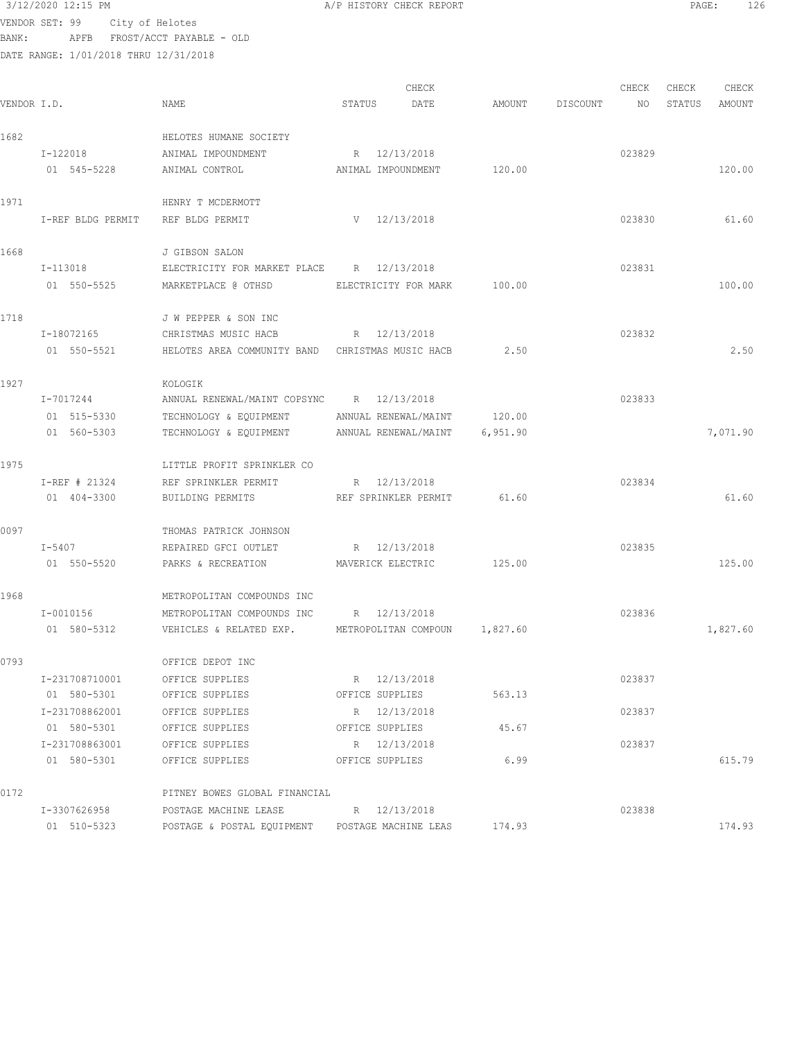3/12/2020 12:15 PM A/P HISTORY CHECK REPORT

VENDOR SET: 99 City of Helotes
BANK: APFB FROST/ACCT PAYABLE - OLD
DATE RANGE: 1/01/2018 THRU 12/31/2018

| VENDOR I.D. | NAME | STATUS | CHECK DATE | AMOUNT | DISCOUNT | CHECK NO | CHECK STATUS | CHECK AMOUNT |
|---|---|---|---|---|---|---|---|---|
| 1682 | HELOTES HUMANE SOCIETY | | | | | | | |
| I-122018 | ANIMAL IMPOUNDMENT | R | 12/13/2018 | | | 023829 | | |
| 01 545-5228 | ANIMAL CONTROL | ANIMAL IMPOUNDMENT | | 120.00 | | | | 120.00 |
| 1971 | HENRY T MCDERMOTT | | | | | | | |
| I-REF BLDG PERMIT | REF BLDG PERMIT | V | 12/13/2018 | | | 023830 | | 61.60 |
| 1668 | J GIBSON SALON | | | | | | | |
| I-113018 | ELECTRICITY FOR MARKET PLACE | R | 12/13/2018 | | | 023831 | | |
| 01 550-5525 | MARKETPLACE @ OTHSD | ELECTRICITY FOR MARK | | 100.00 | | | | 100.00 |
| 1718 | J W PEPPER & SON INC | | | | | | | |
| I-18072165 | CHRISTMAS MUSIC HACB | R | 12/13/2018 | | | 023832 | | |
| 01 550-5521 | HELOTES AREA COMMUNITY BAND | CHRISTMAS MUSIC HACB | | 2.50 | | | | 2.50 |
| 1927 | KOLOGIK | | | | | | | |
| I-7017244 | ANNUAL RENEWAL/MAINT COPSYNC | R | 12/13/2018 | | | 023833 | | |
| 01 515-5330 | TECHNOLOGY & EQUIPMENT | ANNUAL RENEWAL/MAINT | | 120.00 | | | | |
| 01 560-5303 | TECHNOLOGY & EQUIPMENT | ANNUAL RENEWAL/MAINT | | 6,951.90 | | | | 7,071.90 |
| 1975 | LITTLE PROFIT SPRINKLER CO | | | | | | | |
| I-REF # 21324 | REF SPRINKLER PERMIT | R | 12/13/2018 | | | 023834 | | |
| 01 404-3300 | BUILDING PERMITS | REF SPRINKLER PERMIT | | 61.60 | | | | 61.60 |
| 0097 | THOMAS PATRICK JOHNSON | | | | | | | |
| I-5407 | REPAIRED GFCI OUTLET | R | 12/13/2018 | | | 023835 | | |
| 01 550-5520 | PARKS & RECREATION | MAVERICK ELECTRIC | | 125.00 | | | | 125.00 |
| 1968 | METROPOLITAN COMPOUNDS INC | | | | | | | |
| I-0010156 | METROPOLITAN COMPOUNDS INC | R | 12/13/2018 | | | 023836 | | |
| 01 580-5312 | VEHICLES & RELATED EXP. | METROPOLITAN COMPOUN | | 1,827.60 | | | | 1,827.60 |
| 0793 | OFFICE DEPOT INC | | | | | | | |
| I-231708710001 | OFFICE SUPPLIES | R | 12/13/2018 | | | 023837 | | |
| 01 580-5301 | OFFICE SUPPLIES | OFFICE SUPPLIES | | 563.13 | | | | |
| I-231708862001 | OFFICE SUPPLIES | R | 12/13/2018 | | | 023837 | | |
| 01 580-5301 | OFFICE SUPPLIES | OFFICE SUPPLIES | | 45.67 | | | | |
| I-231708863001 | OFFICE SUPPLIES | R | 12/13/2018 | | | 023837 | | |
| 01 580-5301 | OFFICE SUPPLIES | OFFICE SUPPLIES | | 6.99 | | | | 615.79 |
| 0172 | PITNEY BOWES GLOBAL FINANCIAL | | | | | | | |
| I-3307626958 | POSTAGE MACHINE LEASE | R | 12/13/2018 | | | 023838 | | |
| 01 510-5323 | POSTAGE & POSTAL EQUIPMENT | POSTAGE MACHINE LEAS | | 174.93 | | | | 174.93 |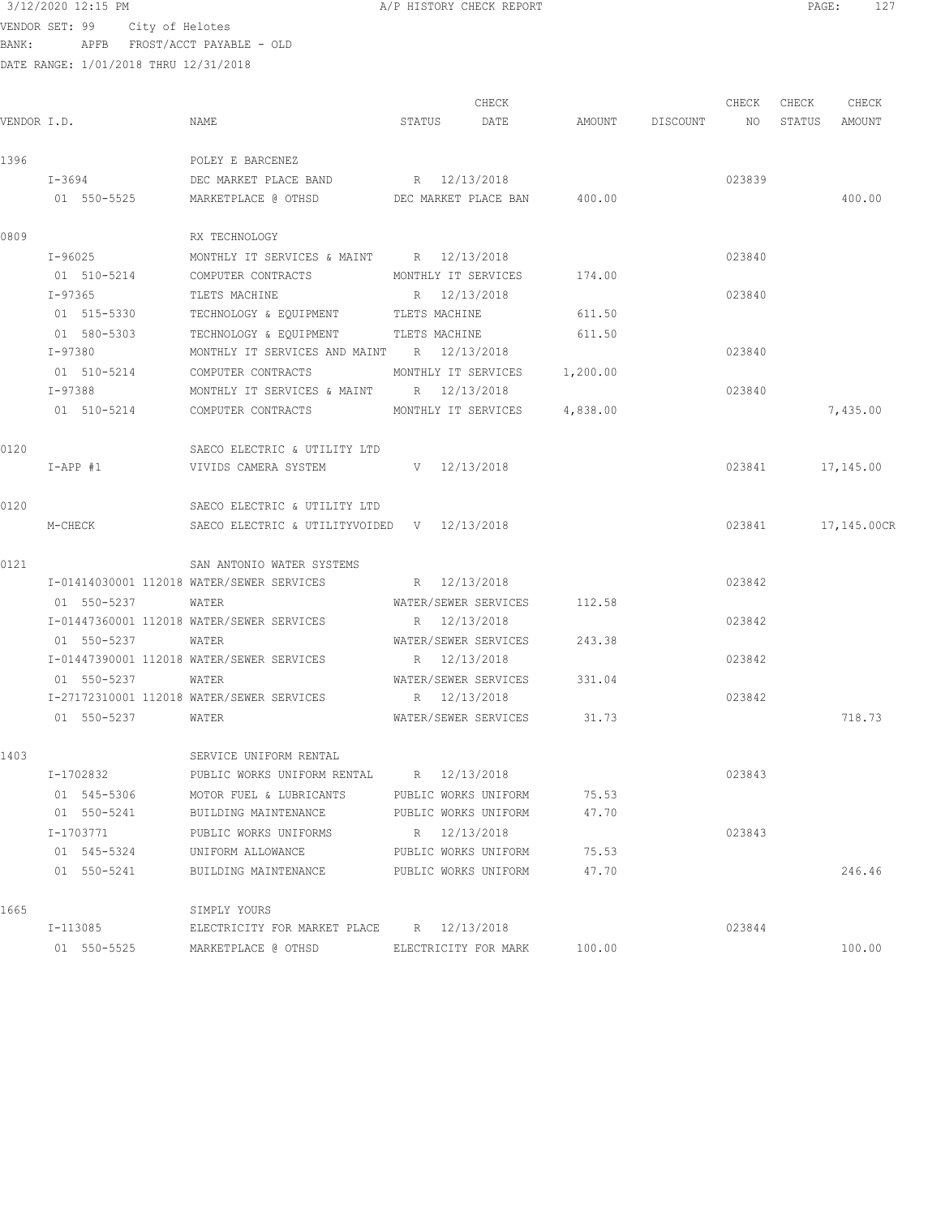3/12/2020 12:15 PM A/P HISTORY CHECK REPORT

VENDOR SET: 99 City of Helotes
BANK: APFB FROST/ACCT PAYABLE - OLD
DATE RANGE: 1/01/2018 THRU 12/31/2018

| VENDOR I.D. | NAME | STATUS | CHECK DATE | AMOUNT | DISCOUNT | CHECK NO | CHECK STATUS | CHECK AMOUNT |
|---|---|---|---|---|---|---|---|---|
| 1396 | POLEY E BARCENEZ | | | | | | | |
| I-3694 | DEC MARKET PLACE BAND | R | 12/13/2018 | | | 023839 | | |
| 01 550-5525 | MARKETPLACE @ OTHSD | DEC MARKET PLACE BAN | | 400.00 | | | | 400.00 |
| 0809 | RX TECHNOLOGY | | | | | | | |
| I-96025 | MONTHLY IT SERVICES & MAINT | R | 12/13/2018 | | | 023840 | | |
| 01 510-5214 | COMPUTER CONTRACTS | MONTHLY IT SERVICES | | 174.00 | | | | |
| I-97365 | TLETS MACHINE | R | 12/13/2018 | | | 023840 | | |
| 01 515-5330 | TECHNOLOGY & EQUIPMENT | TLETS MACHINE | | 611.50 | | | | |
| 01 580-5303 | TECHNOLOGY & EQUIPMENT | TLETS MACHINE | | 611.50 | | | | |
| I-97380 | MONTHLY IT SERVICES AND MAINT | R | 12/13/2018 | | | 023840 | | |
| 01 510-5214 | COMPUTER CONTRACTS | MONTHLY IT SERVICES | | 1,200.00 | | | | |
| I-97388 | MONTHLY IT SERVICES & MAINT | R | 12/13/2018 | | | 023840 | | |
| 01 510-5214 | COMPUTER CONTRACTS | MONTHLY IT SERVICES | | 4,838.00 | | | | 7,435.00 |
| 0120 | SAECO ELECTRIC & UTILITY LTD | | | | | | | |
| I-APP #1 | VIVIDS CAMERA SYSTEM | V | 12/13/2018 | | | 023841 | | 17,145.00 |
| 0120 | SAECO ELECTRIC & UTILITY LTD | | | | | | | |
| M-CHECK | SAECO ELECTRIC & UTILITYVOIDED | V | 12/13/2018 | | | 023841 | | 17,145.00CR |
| 0121 | SAN ANTONIO WATER SYSTEMS | | | | | | | |
| I-01414030001 112018 | WATER/SEWER SERVICES | R | 12/13/2018 | | | 023842 | | |
| 01 550-5237 | WATER | WATER/SEWER SERVICES | | 112.58 | | | | |
| I-01447360001 112018 | WATER/SEWER SERVICES | R | 12/13/2018 | | | 023842 | | |
| 01 550-5237 | WATER | WATER/SEWER SERVICES | | 243.38 | | | | |
| I-01447390001 112018 | WATER/SEWER SERVICES | R | 12/13/2018 | | | 023842 | | |
| 01 550-5237 | WATER | WATER/SEWER SERVICES | | 331.04 | | | | |
| I-27172310001 112018 | WATER/SEWER SERVICES | R | 12/13/2018 | | | 023842 | | |
| 01 550-5237 | WATER | WATER/SEWER SERVICES | | 31.73 | | | | 718.73 |
| 1403 | SERVICE UNIFORM RENTAL | | | | | | | |
| I-1702832 | PUBLIC WORKS UNIFORM RENTAL | R | 12/13/2018 | | | 023843 | | |
| 01 545-5306 | MOTOR FUEL & LUBRICANTS | PUBLIC WORKS UNIFORM | | 75.53 | | | | |
| 01 550-5241 | BUILDING MAINTENANCE | PUBLIC WORKS UNIFORM | | 47.70 | | | | |
| I-1703771 | PUBLIC WORKS UNIFORMS | R | 12/13/2018 | | | 023843 | | |
| 01 545-5324 | UNIFORM ALLOWANCE | PUBLIC WORKS UNIFORM | | 75.53 | | | | |
| 01 550-5241 | BUILDING MAINTENANCE | PUBLIC WORKS UNIFORM | | 47.70 | | | | 246.46 |
| 1665 | SIMPLY YOURS | | | | | | | |
| I-113085 | ELECTRICITY FOR MARKET PLACE | R | 12/13/2018 | | | 023844 | | |
| 01 550-5525 | MARKETPLACE @ OTHSD | ELECTRICITY FOR MARK | | 100.00 | | | | 100.00 |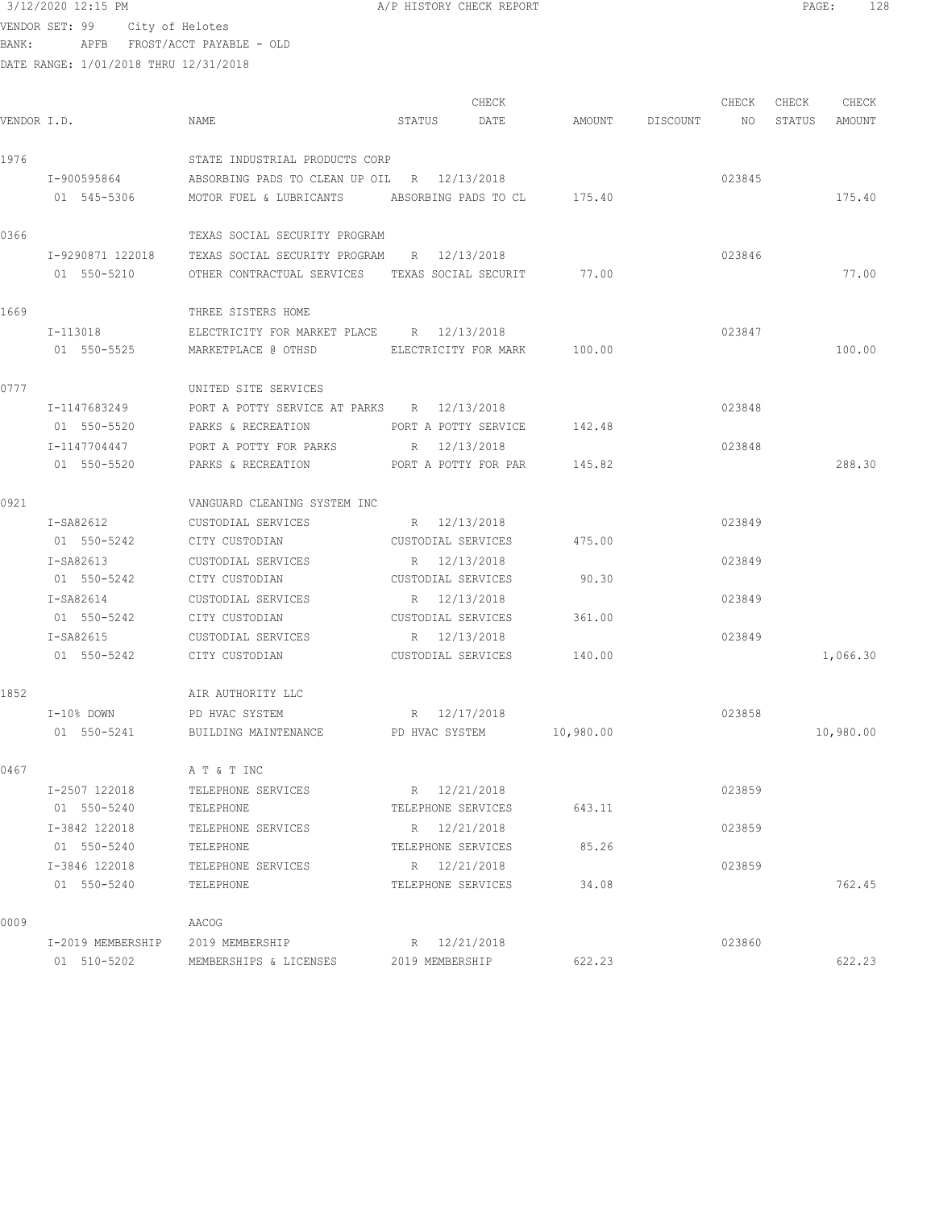3/12/2020 12:15 PM A/P HISTORY CHECK REPORT

VENDOR SET: 99 City of Helotes
BANK: APFB FROST/ACCT PAYABLE - OLD
DATE RANGE: 1/01/2018 THRU 12/31/2018

| VENDOR I.D. | NAME | STATUS | CHECK DATE | AMOUNT | DISCOUNT | CHECK NO | CHECK STATUS | CHECK AMOUNT |
|---|---|---|---|---|---|---|---|---|
| 1976 | STATE INDUSTRIAL PRODUCTS CORP | | | | | | | |
| I-900595864 | ABSORBING PADS TO CLEAN UP OIL | R | 12/13/2018 | | | 023845 | | |
| 01 545-5306 | MOTOR FUEL & LUBRICANTS | ABSORBING PADS TO CL | | 175.40 | | | | 175.40 |
| 0366 | TEXAS SOCIAL SECURITY PROGRAM | | | | | | | |
| I-9290871 122018 | TEXAS SOCIAL SECURITY PROGRAM | R | 12/13/2018 | | | 023846 | | |
| 01 550-5210 | OTHER CONTRACTUAL SERVICES | TEXAS SOCIAL SECURIT | | 77.00 | | | | 77.00 |
| 1669 | THREE SISTERS HOME | | | | | | | |
| I-113018 | ELECTRICITY FOR MARKET PLACE | R | 12/13/2018 | | | 023847 | | |
| 01 550-5525 | MARKETPLACE @ OTHSD | ELECTRICITY FOR MARK | | 100.00 | | | | 100.00 |
| 0777 | UNITED SITE SERVICES | | | | | | | |
| I-1147683249 | PORT A POTTY SERVICE AT PARKS | R | 12/13/2018 | | | 023848 | | |
| 01 550-5520 | PARKS & RECREATION | PORT A POTTY SERVICE | | 142.48 | | | | |
| I-1147704447 | PORT A POTTY FOR PARKS | R | 12/13/2018 | | | 023848 | | |
| 01 550-5520 | PARKS & RECREATION | PORT A POTTY FOR PAR | | 145.82 | | | | 288.30 |
| 0921 | VANGUARD CLEANING SYSTEM INC | | | | | | | |
| I-SA82612 | CUSTODIAL SERVICES | R | 12/13/2018 | | | 023849 | | |
| 01 550-5242 | CITY CUSTODIAN | CUSTODIAL SERVICES | | 475.00 | | | | |
| I-SA82613 | CUSTODIAL SERVICES | R | 12/13/2018 | | | 023849 | | |
| 01 550-5242 | CITY CUSTODIAN | CUSTODIAL SERVICES | | 90.30 | | | | |
| I-SA82614 | CUSTODIAL SERVICES | R | 12/13/2018 | | | 023849 | | |
| 01 550-5242 | CITY CUSTODIAN | CUSTODIAL SERVICES | | 361.00 | | | | |
| I-SA82615 | CUSTODIAL SERVICES | R | 12/13/2018 | | | 023849 | | |
| 01 550-5242 | CITY CUSTODIAN | CUSTODIAL SERVICES | | 140.00 | | | | 1,066.30 |
| 1852 | AIR AUTHORITY LLC | | | | | | | |
| I-10% DOWN | PD HVAC SYSTEM | R | 12/17/2018 | | | 023858 | | |
| 01 550-5241 | BUILDING MAINTENANCE | PD HVAC SYSTEM | | 10,980.00 | | | | 10,980.00 |
| 0467 | A T & T INC | | | | | | | |
| I-2507 122018 | TELEPHONE SERVICES | R | 12/21/2018 | | | 023859 | | |
| 01 550-5240 | TELEPHONE | TELEPHONE SERVICES | | 643.11 | | | | |
| I-3842 122018 | TELEPHONE SERVICES | R | 12/21/2018 | | | 023859 | | |
| 01 550-5240 | TELEPHONE | TELEPHONE SERVICES | | 85.26 | | | | |
| I-3846 122018 | TELEPHONE SERVICES | R | 12/21/2018 | | | 023859 | | |
| 01 550-5240 | TELEPHONE | TELEPHONE SERVICES | | 34.08 | | | | 762.45 |
| 0009 | AACOG | | | | | | | |
| I-2019 MEMBERSHIP | 2019 MEMBERSHIP | R | 12/21/2018 | | | 023860 | | |
| 01 510-5202 | MEMBERSHIPS & LICENSES | 2019 MEMBERSHIP | | 622.23 | | | | 622.23 |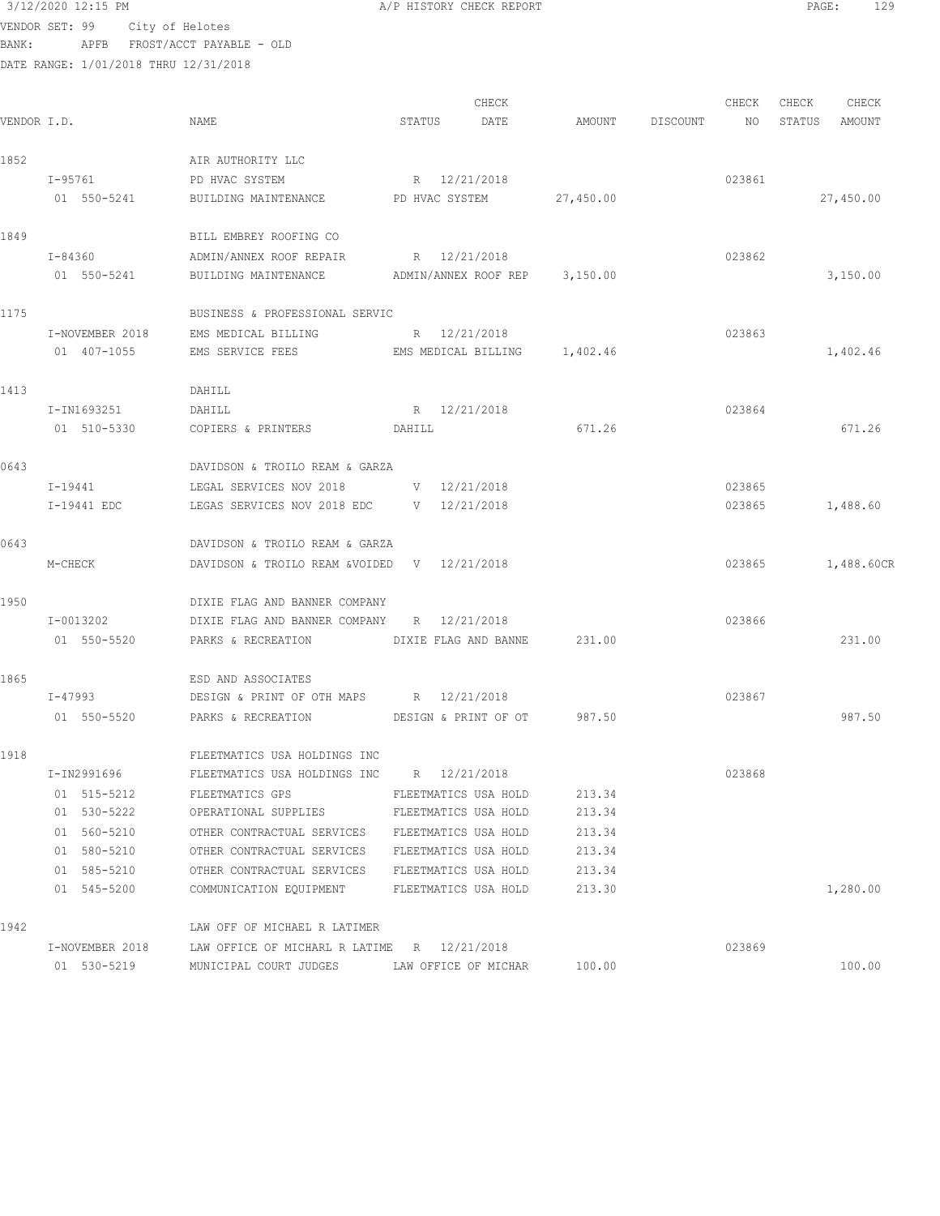3/12/2020 12:15 PM A/P HISTORY CHECK REPORT

VENDOR SET: 99 City of Helotes
BANK: APFB FROST/ACCT PAYABLE - OLD
DATE RANGE: 1/01/2018 THRU 12/31/2018

| VENDOR I.D. | NAME | STATUS | CHECK DATE | AMOUNT | DISCOUNT | CHECK NO | CHECK STATUS | CHECK AMOUNT |
|---|---|---|---|---|---|---|---|---|
| 1852 | AIR AUTHORITY LLC | | | | | | | |
| I-95761 | PD HVAC SYSTEM | R | 12/21/2018 | | | 023861 | | |
| 01 550-5241 | BUILDING MAINTENANCE | PD HVAC SYSTEM | | 27,450.00 | | | | 27,450.00 |
| 1849 | BILL EMBREY ROOFING CO | | | | | | | |
| I-84360 | ADMIN/ANNEX ROOF REPAIR | R | 12/21/2018 | | | 023862 | | |
| 01 550-5241 | BUILDING MAINTENANCE | ADMIN/ANNEX ROOF REP | | 3,150.00 | | | | 3,150.00 |
| 1175 | BUSINESS & PROFESSIONAL SERVIC | | | | | | | |
| I-NOVEMBER 2018 | EMS MEDICAL BILLING | R | 12/21/2018 | | | 023863 | | |
| 01 407-1055 | EMS SERVICE FEES | EMS MEDICAL BILLING | | 1,402.46 | | | | 1,402.46 |
| 1413 | DAHILL | | | | | | | |
| I-IN1693251 | DAHILL | R | 12/21/2018 | | | 023864 | | |
| 01 510-5330 | COPIERS & PRINTERS | DAHILL | | 671.26 | | | | 671.26 |
| 0643 | DAVIDSON & TROILO REAM & GARZA | | | | | | | |
| I-19441 | LEGAL SERVICES NOV 2018 | V | 12/21/2018 | | | 023865 | | |
| I-19441 EDC | LEGAS SERVICES NOV 2018 EDC | V | 12/21/2018 | | | 023865 | | 1,488.60 |
| 0643 | DAVIDSON & TROILO REAM & GARZA | | | | | | | |
| M-CHECK | DAVIDSON & TROILO REAM &VOIDED | V | 12/21/2018 | | | 023865 | | 1,488.60CR |
| 1950 | DIXIE FLAG AND BANNER COMPANY | | | | | | | |
| I-0013202 | DIXIE FLAG AND BANNER COMPANY | R | 12/21/2018 | | | 023866 | | |
| 01 550-5520 | PARKS & RECREATION | DIXIE FLAG AND BANNE | | 231.00 | | | | 231.00 |
| 1865 | ESD AND ASSOCIATES | | | | | | | |
| I-47993 | DESIGN & PRINT OF OTH MAPS | R | 12/21/2018 | | | 023867 | | |
| 01 550-5520 | PARKS & RECREATION | DESIGN & PRINT OF OT | | 987.50 | | | | 987.50 |
| 1918 | FLEETMATICS USA HOLDINGS INC | | | | | | | |
| I-IN2991696 | FLEETMATICS USA HOLDINGS INC | R | 12/21/2018 | | | 023868 | | |
| 01 515-5212 | FLEETMATICS GPS | FLEETMATICS USA HOLD | | 213.34 | | | | |
| 01 530-5222 | OPERATIONAL SUPPLIES | FLEETMATICS USA HOLD | | 213.34 | | | | |
| 01 560-5210 | OTHER CONTRACTUAL SERVICES | FLEETMATICS USA HOLD | | 213.34 | | | | |
| 01 580-5210 | OTHER CONTRACTUAL SERVICES | FLEETMATICS USA HOLD | | 213.34 | | | | |
| 01 585-5210 | OTHER CONTRACTUAL SERVICES | FLEETMATICS USA HOLD | | 213.34 | | | | |
| 01 545-5200 | COMMUNICATION EQUIPMENT | FLEETMATICS USA HOLD | | 213.30 | | | | 1,280.00 |
| 1942 | LAW OFF OF MICHAEL R LATIMER | | | | | | | |
| I-NOVEMBER 2018 | LAW OFFICE OF MICHARL R LATIME | R | 12/21/2018 | | | 023869 | | |
| 01 530-5219 | MUNICIPAL COURT JUDGES | LAW OFFICE OF MICHAR | | 100.00 | | | | 100.00 |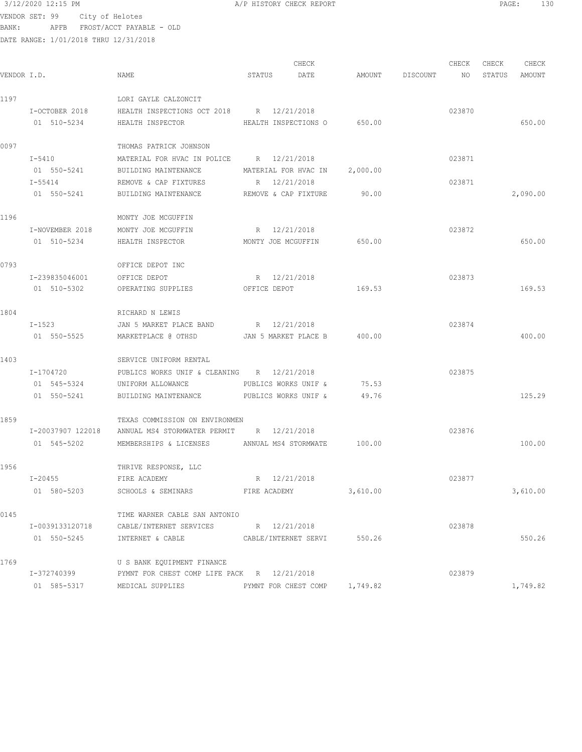3/12/2020 12:15 PM A/P HISTORY CHECK REPORT

VENDOR SET: 99 City of Helotes
BANK: APFB FROST/ACCT PAYABLE - OLD
DATE RANGE: 1/01/2018 THRU 12/31/2018

| VENDOR I.D. | NAME | STATUS | CHECK DATE | AMOUNT | DISCOUNT | CHECK NO | CHECK STATUS | CHECK AMOUNT |
|---|---|---|---|---|---|---|---|---|
| 1197 | LORI GAYLE CALZONCIT | | | | | | | |
| I-OCTOBER 2018 | HEALTH INSPECTIONS OCT 2018 | R | 12/21/2018 | | | 023870 | | |
| 01 510-5234 | HEALTH INSPECTOR | HEALTH INSPECTIONS O | | 650.00 | | | | 650.00 |
| 0097 | THOMAS PATRICK JOHNSON | | | | | | | |
| I-5410 | MATERIAL FOR HVAC IN POLICE | R | 12/21/2018 | | | 023871 | | |
| 01 550-5241 | BUILDING MAINTENANCE | MATERIAL FOR HVAC IN | | 2,000.00 | | | | |
| I-55414 | REMOVE & CAP FIXTURES | R | 12/21/2018 | | | 023871 | | |
| 01 550-5241 | BUILDING MAINTENANCE | REMOVE & CAP FIXTURE | | 90.00 | | | | 2,090.00 |
| 1196 | MONTY JOE MCGUFFIN | | | | | | | |
| I-NOVEMBER 2018 | MONTY JOE MCGUFFIN | R | 12/21/2018 | | | 023872 | | |
| 01 510-5234 | HEALTH INSPECTOR | MONTY JOE MCGUFFIN | | 650.00 | | | | 650.00 |
| 0793 | OFFICE DEPOT INC | | | | | | | |
| I-239835046001 | OFFICE DEPOT | R | 12/21/2018 | | | 023873 | | |
| 01 510-5302 | OPERATING SUPPLIES | OFFICE DEPOT | | 169.53 | | | | 169.53 |
| 1804 | RICHARD N LEWIS | | | | | | | |
| I-1523 | JAN 5 MARKET PLACE BAND | R | 12/21/2018 | | | 023874 | | |
| 01 550-5525 | MARKETPLACE @ OTHSD | JAN 5 MARKET PLACE B | | 400.00 | | | | 400.00 |
| 1403 | SERVICE UNIFORM RENTAL | | | | | | | |
| I-1704720 | PUBLICS WORKS UNIF & CLEANING | R | 12/21/2018 | | | 023875 | | |
| 01 545-5324 | UNIFORM ALLOWANCE | PUBLICS WORKS UNIF & | | 75.53 | | | | |
| 01 550-5241 | BUILDING MAINTENANCE | PUBLICS WORKS UNIF & | | 49.76 | | | | 125.29 |
| 1859 | TEXAS COMMISSION ON ENVIRONMEN | | | | | | | |
| I-20037907 122018 | ANNUAL MS4 STORMWATER PERMIT | R | 12/21/2018 | | | 023876 | | |
| 01 545-5202 | MEMBERSHIPS & LICENSES | ANNUAL MS4 STORMWATE | | 100.00 | | | | 100.00 |
| 1956 | THRIVE RESPONSE, LLC | | | | | | | |
| I-20455 | FIRE ACADEMY | R | 12/21/2018 | | | 023877 | | |
| 01 580-5203 | SCHOOLS & SEMINARS | FIRE ACADEMY | | 3,610.00 | | | | 3,610.00 |
| 0145 | TIME WARNER CABLE SAN ANTONIO | | | | | | | |
| I-0039133120718 | CABLE/INTERNET SERVICES | R | 12/21/2018 | | | 023878 | | |
| 01 550-5245 | INTERNET & CABLE | CABLE/INTERNET SERVI | | 550.26 | | | | 550.26 |
| 1769 | U S BANK EQUIPMENT FINANCE | | | | | | | |
| I-372740399 | PYMNT FOR CHEST COMP LIFE PACK | R | 12/21/2018 | | | 023879 | | |
| 01 585-5317 | MEDICAL SUPPLIES | PYMNT FOR CHEST COMP | | 1,749.82 | | | | 1,749.82 |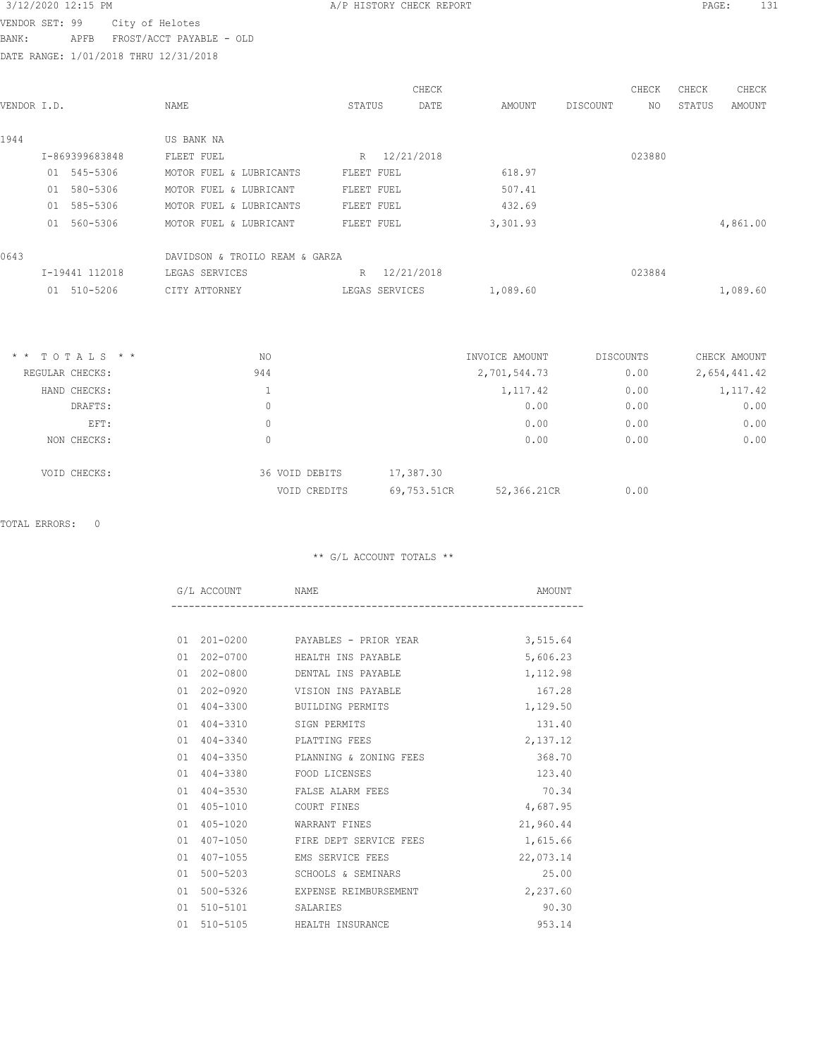3/12/2020 12:15 PM — A/P HISTORY CHECK REPORT

VENDOR SET: 99 City of Helotes
BANK: APFB FROST/ACCT PAYABLE - OLD
DATE RANGE: 1/01/2018 THRU 12/31/2018

| VENDOR I.D. | NAME | STATUS | CHECK DATE | AMOUNT | DISCOUNT | CHECK NO | CHECK STATUS | CHECK AMOUNT |
|---|---|---|---|---|---|---|---|---|
| 1944 | US BANK NA | | | | | | | |
| I-869399683848 | FLEET FUEL | R | 12/21/2018 | | | 023880 | | |
| 01 545-5306 | MOTOR FUEL & LUBRICANTS | FLEET FUEL | | 618.97 | | | | |
| 01 580-5306 | MOTOR FUEL & LUBRICANT | FLEET FUEL | | 507.41 | | | | |
| 01 585-5306 | MOTOR FUEL & LUBRICANTS | FLEET FUEL | | 432.69 | | | | |
| 01 560-5306 | MOTOR FUEL & LUBRICANT | FLEET FUEL | | 3,301.93 | | | | 4,861.00 |
| 0643 | DAVIDSON & TROILO REAM & GARZA | | | | | | | |
| I-19441 112018 | LEGAS SERVICES | R | 12/21/2018 | | | 023884 | | |
| 01 510-5206 | CITY ATTORNEY | LEGAS SERVICES | | 1,089.60 | | | | 1,089.60 |

| * * TOTALS * * | NO | | INVOICE AMOUNT | DISCOUNTS | CHECK AMOUNT |
|---|---|---|---|---|---|
| REGULAR CHECKS: | 944 | | 2,701,544.73 | 0.00 | 2,654,441.42 |
| HAND CHECKS: | 1 | | 1,117.42 | 0.00 | 1,117.42 |
| DRAFTS: | 0 | | 0.00 | 0.00 | 0.00 |
| EFT: | 0 | | 0.00 | 0.00 | 0.00 |
| NON CHECKS: | 0 | | 0.00 | 0.00 | 0.00 |
| VOID CHECKS: | 36 VOID DEBITS | 17,387.30 | | | |
| | VOID CREDITS | 69,753.51CR | 52,366.21CR | 0.00 | |

TOTAL ERRORS: 0

** G/L ACCOUNT TOTALS **

| G/L ACCOUNT | NAME | AMOUNT |
|---|---|---|
| 01 201-0200 | PAYABLES - PRIOR YEAR | 3,515.64 |
| 01 202-0700 | HEALTH INS PAYABLE | 5,606.23 |
| 01 202-0800 | DENTAL INS PAYABLE | 1,112.98 |
| 01 202-0920 | VISION INS PAYABLE | 167.28 |
| 01 404-3300 | BUILDING PERMITS | 1,129.50 |
| 01 404-3310 | SIGN PERMITS | 131.40 |
| 01 404-3340 | PLATTING FEES | 2,137.12 |
| 01 404-3350 | PLANNING & ZONING FEES | 368.70 |
| 01 404-3380 | FOOD LICENSES | 123.40 |
| 01 404-3530 | FALSE ALARM FEES | 70.34 |
| 01 405-1010 | COURT FINES | 4,687.95 |
| 01 405-1020 | WARRANT FINES | 21,960.44 |
| 01 407-1050 | FIRE DEPT SERVICE FEES | 1,615.66 |
| 01 407-1055 | EMS SERVICE FEES | 22,073.14 |
| 01 500-5203 | SCHOOLS & SEMINARS | 25.00 |
| 01 500-5326 | EXPENSE REIMBURSEMENT | 2,237.60 |
| 01 510-5101 | SALARIES | 90.30 |
| 01 510-5105 | HEALTH INSURANCE | 953.14 |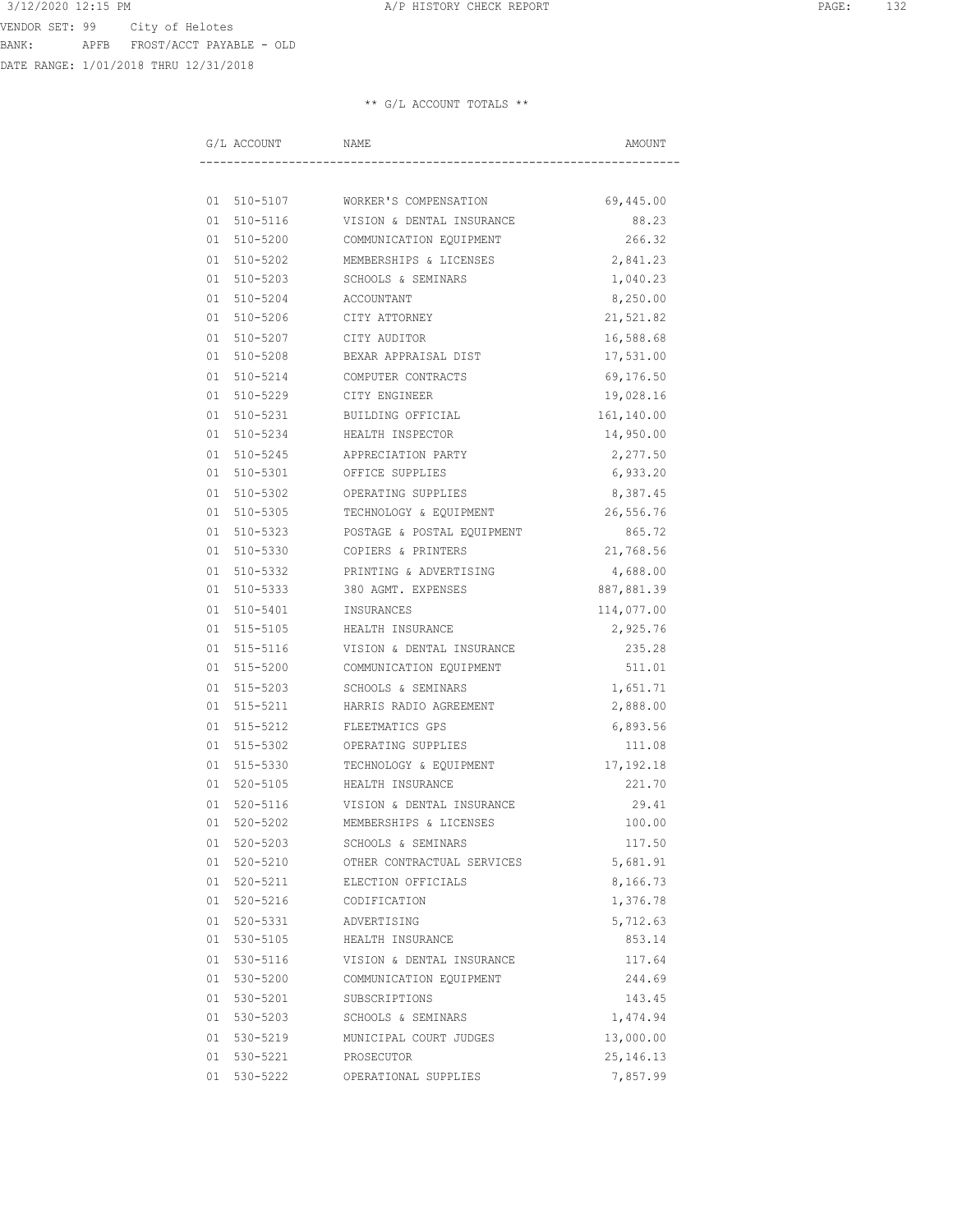VENDOR SET: 99 City of Helotes
BANK: APFB FROST/ACCT PAYABLE - OLD
DATE RANGE: 1/01/2018 THRU 12/31/2018

** G/L ACCOUNT TOTALS **

| G/L ACCOUNT | NAME | AMOUNT |
|---|---|---|
| 01 510-5107 | WORKER'S COMPENSATION | 69,445.00 |
| 01 510-5116 | VISION & DENTAL INSURANCE | 88.23 |
| 01 510-5200 | COMMUNICATION EQUIPMENT | 266.32 |
| 01 510-5202 | MEMBERSHIPS & LICENSES | 2,841.23 |
| 01 510-5203 | SCHOOLS & SEMINARS | 1,040.23 |
| 01 510-5204 | ACCOUNTANT | 8,250.00 |
| 01 510-5206 | CITY ATTORNEY | 21,521.82 |
| 01 510-5207 | CITY AUDITOR | 16,588.68 |
| 01 510-5208 | BEXAR APPRAISAL DIST | 17,531.00 |
| 01 510-5214 | COMPUTER CONTRACTS | 69,176.50 |
| 01 510-5229 | CITY ENGINEER | 19,028.16 |
| 01 510-5231 | BUILDING OFFICIAL | 161,140.00 |
| 01 510-5234 | HEALTH INSPECTOR | 14,950.00 |
| 01 510-5245 | APPRECIATION PARTY | 2,277.50 |
| 01 510-5301 | OFFICE SUPPLIES | 6,933.20 |
| 01 510-5302 | OPERATING SUPPLIES | 8,387.45 |
| 01 510-5305 | TECHNOLOGY & EQUIPMENT | 26,556.76 |
| 01 510-5323 | POSTAGE & POSTAL EQUIPMENT | 865.72 |
| 01 510-5330 | COPIERS & PRINTERS | 21,768.56 |
| 01 510-5332 | PRINTING & ADVERTISING | 4,688.00 |
| 01 510-5333 | 380 AGMT. EXPENSES | 887,881.39 |
| 01 510-5401 | INSURANCES | 114,077.00 |
| 01 515-5105 | HEALTH INSURANCE | 2,925.76 |
| 01 515-5116 | VISION & DENTAL INSURANCE | 235.28 |
| 01 515-5200 | COMMUNICATION EQUIPMENT | 511.01 |
| 01 515-5203 | SCHOOLS & SEMINARS | 1,651.71 |
| 01 515-5211 | HARRIS RADIO AGREEMENT | 2,888.00 |
| 01 515-5212 | FLEETMATICS GPS | 6,893.56 |
| 01 515-5302 | OPERATING SUPPLIES | 111.08 |
| 01 515-5330 | TECHNOLOGY & EQUIPMENT | 17,192.18 |
| 01 520-5105 | HEALTH INSURANCE | 221.70 |
| 01 520-5116 | VISION & DENTAL INSURANCE | 29.41 |
| 01 520-5202 | MEMBERSHIPS & LICENSES | 100.00 |
| 01 520-5203 | SCHOOLS & SEMINARS | 117.50 |
| 01 520-5210 | OTHER CONTRACTUAL SERVICES | 5,681.91 |
| 01 520-5211 | ELECTION OFFICIALS | 8,166.73 |
| 01 520-5216 | CODIFICATION | 1,376.78 |
| 01 520-5331 | ADVERTISING | 5,712.63 |
| 01 530-5105 | HEALTH INSURANCE | 853.14 |
| 01 530-5116 | VISION & DENTAL INSURANCE | 117.64 |
| 01 530-5200 | COMMUNICATION EQUIPMENT | 244.69 |
| 01 530-5201 | SUBSCRIPTIONS | 143.45 |
| 01 530-5203 | SCHOOLS & SEMINARS | 1,474.94 |
| 01 530-5219 | MUNICIPAL COURT JUDGES | 13,000.00 |
| 01 530-5221 | PROSECUTOR | 25,146.13 |
| 01 530-5222 | OPERATIONAL SUPPLIES | 7,857.99 |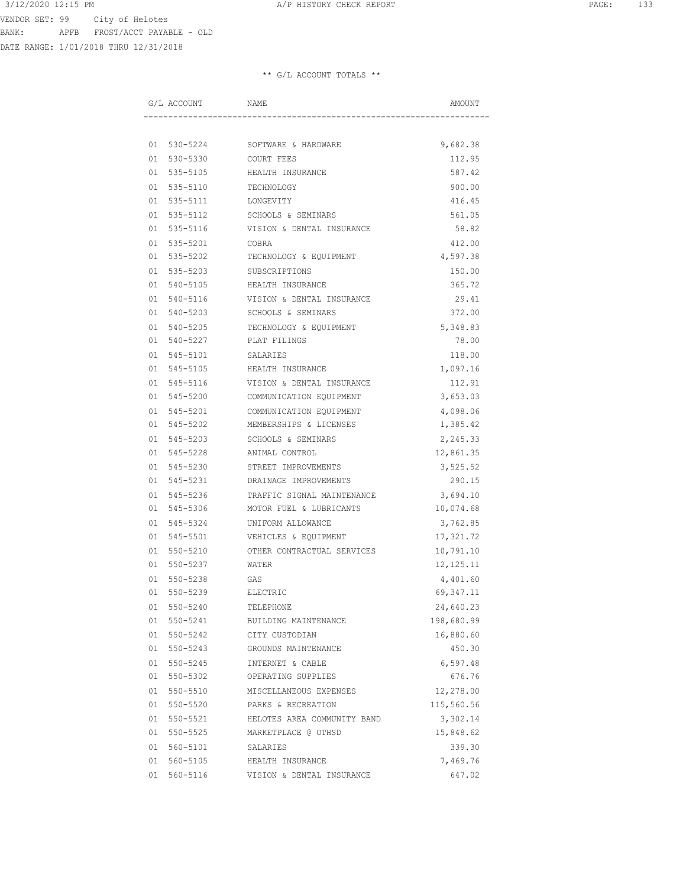VENDOR SET: 99 City of Helotes
BANK: APFB FROST/ACCT PAYABLE - OLD
DATE RANGE: 1/01/2018 THRU 12/31/2018

** G/L ACCOUNT TOTALS **

| G/L ACCOUNT | NAME | AMOUNT |
|---|---|---|
| 01 530-5224 | SOFTWARE & HARDWARE | 9,682.38 |
| 01 530-5330 | COURT FEES | 112.95 |
| 01 535-5105 | HEALTH INSURANCE | 587.42 |
| 01 535-5110 | TECHNOLOGY | 900.00 |
| 01 535-5111 | LONGEVITY | 416.45 |
| 01 535-5112 | SCHOOLS & SEMINARS | 561.05 |
| 01 535-5116 | VISION & DENTAL INSURANCE | 58.82 |
| 01 535-5201 | COBRA | 412.00 |
| 01 535-5202 | TECHNOLOGY & EQUIPMENT | 4,597.38 |
| 01 535-5203 | SUBSCRIPTIONS | 150.00 |
| 01 540-5105 | HEALTH INSURANCE | 365.72 |
| 01 540-5116 | VISION & DENTAL INSURANCE | 29.41 |
| 01 540-5203 | SCHOOLS & SEMINARS | 372.00 |
| 01 540-5205 | TECHNOLOGY & EQUIPMENT | 5,348.83 |
| 01 540-5227 | PLAT FILINGS | 78.00 |
| 01 545-5101 | SALARIES | 118.00 |
| 01 545-5105 | HEALTH INSURANCE | 1,097.16 |
| 01 545-5116 | VISION & DENTAL INSURANCE | 112.91 |
| 01 545-5200 | COMMUNICATION EQUIPMENT | 3,653.03 |
| 01 545-5201 | COMMUNICATION EQUIPMENT | 4,098.06 |
| 01 545-5202 | MEMBERSHIPS & LICENSES | 1,385.42 |
| 01 545-5203 | SCHOOLS & SEMINARS | 2,245.33 |
| 01 545-5228 | ANIMAL CONTROL | 12,861.35 |
| 01 545-5230 | STREET IMPROVEMENTS | 3,525.52 |
| 01 545-5231 | DRAINAGE IMPROVEMENTS | 290.15 |
| 01 545-5236 | TRAFFIC SIGNAL MAINTENANCE | 3,694.10 |
| 01 545-5306 | MOTOR FUEL & LUBRICANTS | 10,074.68 |
| 01 545-5324 | UNIFORM ALLOWANCE | 3,762.85 |
| 01 545-5501 | VEHICLES & EQUIPMENT | 17,321.72 |
| 01 550-5210 | OTHER CONTRACTUAL SERVICES | 10,791.10 |
| 01 550-5237 | WATER | 12,125.11 |
| 01 550-5238 | GAS | 4,401.60 |
| 01 550-5239 | ELECTRIC | 69,347.11 |
| 01 550-5240 | TELEPHONE | 24,640.23 |
| 01 550-5241 | BUILDING MAINTENANCE | 198,680.99 |
| 01 550-5242 | CITY CUSTODIAN | 16,880.60 |
| 01 550-5243 | GROUNDS MAINTENANCE | 450.30 |
| 01 550-5245 | INTERNET & CABLE | 6,597.48 |
| 01 550-5302 | OPERATING SUPPLIES | 676.76 |
| 01 550-5510 | MISCELLANEOUS EXPENSES | 12,278.00 |
| 01 550-5520 | PARKS & RECREATION | 115,560.56 |
| 01 550-5521 | HELOTES AREA COMMUNITY BAND | 3,302.14 |
| 01 550-5525 | MARKETPLACE @ OTHSD | 15,848.62 |
| 01 560-5101 | SALARIES | 339.30 |
| 01 560-5105 | HEALTH INSURANCE | 7,469.76 |
| 01 560-5116 | VISION & DENTAL INSURANCE | 647.02 |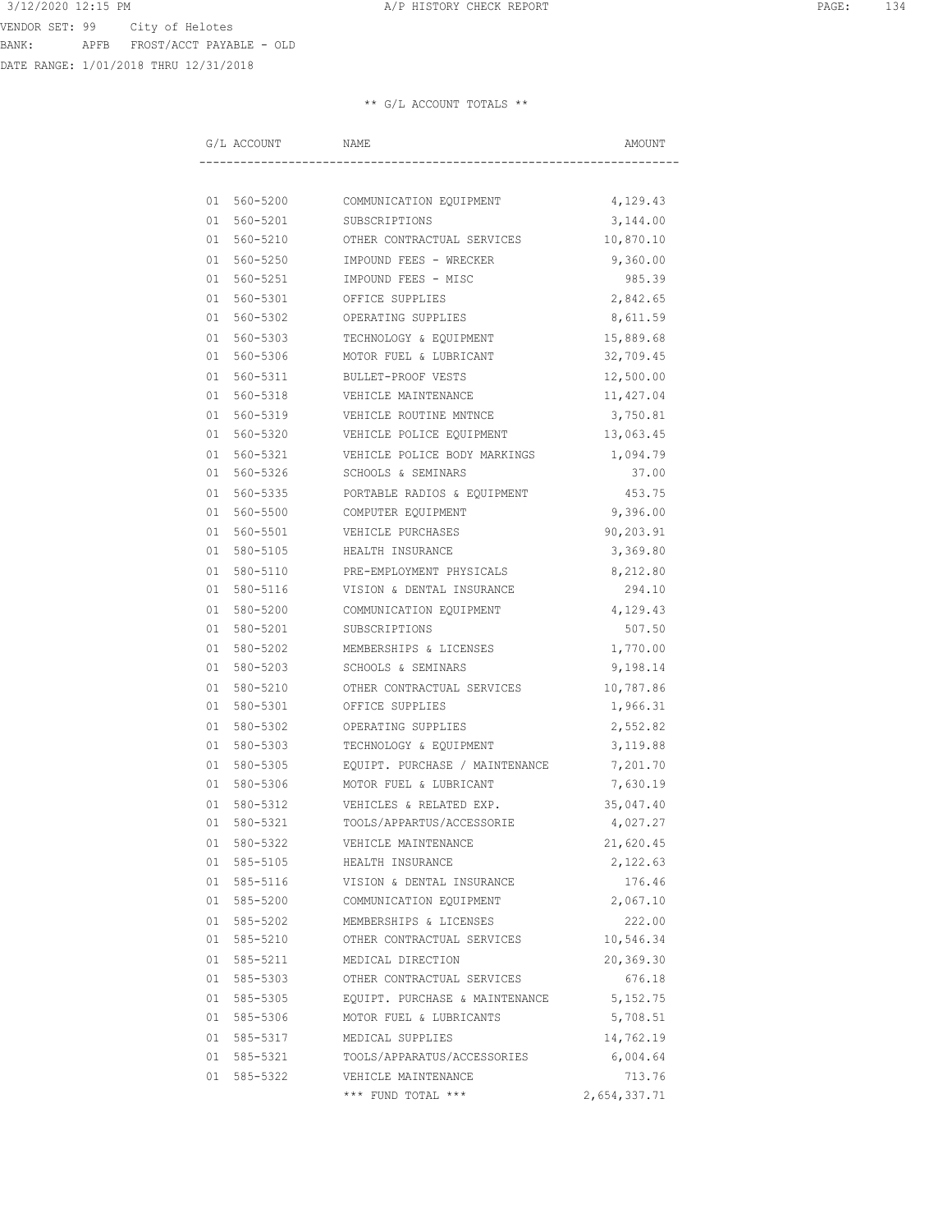VENDOR SET: 99 City of Helotes
BANK: APFB FROST/ACCT PAYABLE - OLD
DATE RANGE: 1/01/2018 THRU 12/31/2018

** G/L ACCOUNT TOTALS **

| G/L ACCOUNT | NAME | AMOUNT |
|---|---|---|
| 01 560-5200 | COMMUNICATION EQUIPMENT | 4,129.43 |
| 01 560-5201 | SUBSCRIPTIONS | 3,144.00 |
| 01 560-5210 | OTHER CONTRACTUAL SERVICES | 10,870.10 |
| 01 560-5250 | IMPOUND FEES - WRECKER | 9,360.00 |
| 01 560-5251 | IMPOUND FEES - MISC | 985.39 |
| 01 560-5301 | OFFICE SUPPLIES | 2,842.65 |
| 01 560-5302 | OPERATING SUPPLIES | 8,611.59 |
| 01 560-5303 | TECHNOLOGY & EQUIPMENT | 15,889.68 |
| 01 560-5306 | MOTOR FUEL & LUBRICANT | 32,709.45 |
| 01 560-5311 | BULLET-PROOF VESTS | 12,500.00 |
| 01 560-5318 | VEHICLE MAINTENANCE | 11,427.04 |
| 01 560-5319 | VEHICLE ROUTINE MNTNCE | 3,750.81 |
| 01 560-5320 | VEHICLE POLICE EQUIPMENT | 13,063.45 |
| 01 560-5321 | VEHICLE POLICE BODY MARKINGS | 1,094.79 |
| 01 560-5326 | SCHOOLS & SEMINARS | 37.00 |
| 01 560-5335 | PORTABLE RADIOS & EQUIPMENT | 453.75 |
| 01 560-5500 | COMPUTER EQUIPMENT | 9,396.00 |
| 01 560-5501 | VEHICLE PURCHASES | 90,203.91 |
| 01 580-5105 | HEALTH INSURANCE | 3,369.80 |
| 01 580-5110 | PRE-EMPLOYMENT PHYSICALS | 8,212.80 |
| 01 580-5116 | VISION & DENTAL INSURANCE | 294.10 |
| 01 580-5200 | COMMUNICATION EQUIPMENT | 4,129.43 |
| 01 580-5201 | SUBSCRIPTIONS | 507.50 |
| 01 580-5202 | MEMBERSHIPS & LICENSES | 1,770.00 |
| 01 580-5203 | SCHOOLS & SEMINARS | 9,198.14 |
| 01 580-5210 | OTHER CONTRACTUAL SERVICES | 10,787.86 |
| 01 580-5301 | OFFICE SUPPLIES | 1,966.31 |
| 01 580-5302 | OPERATING SUPPLIES | 2,552.82 |
| 01 580-5303 | TECHNOLOGY & EQUIPMENT | 3,119.88 |
| 01 580-5305 | EQUIPT. PURCHASE / MAINTENANCE | 7,201.70 |
| 01 580-5306 | MOTOR FUEL & LUBRICANT | 7,630.19 |
| 01 580-5312 | VEHICLES & RELATED EXP. | 35,047.40 |
| 01 580-5321 | TOOLS/APPARTUS/ACCESSORIE | 4,027.27 |
| 01 580-5322 | VEHICLE MAINTENANCE | 21,620.45 |
| 01 585-5105 | HEALTH INSURANCE | 2,122.63 |
| 01 585-5116 | VISION & DENTAL INSURANCE | 176.46 |
| 01 585-5200 | COMMUNICATION EQUIPMENT | 2,067.10 |
| 01 585-5202 | MEMBERSHIPS & LICENSES | 222.00 |
| 01 585-5210 | OTHER CONTRACTUAL SERVICES | 10,546.34 |
| 01 585-5211 | MEDICAL DIRECTION | 20,369.30 |
| 01 585-5303 | OTHER CONTRACTUAL SERVICES | 676.18 |
| 01 585-5305 | EQUIPT. PURCHASE & MAINTENANCE | 5,152.75 |
| 01 585-5306 | MOTOR FUEL & LUBRICANTS | 5,708.51 |
| 01 585-5317 | MEDICAL SUPPLIES | 14,762.19 |
| 01 585-5321 | TOOLS/APPARATUS/ACCESSORIES | 6,004.64 |
| 01 585-5322 | VEHICLE MAINTENANCE | 713.76 |
| | *** FUND TOTAL *** | 2,654,337.71 |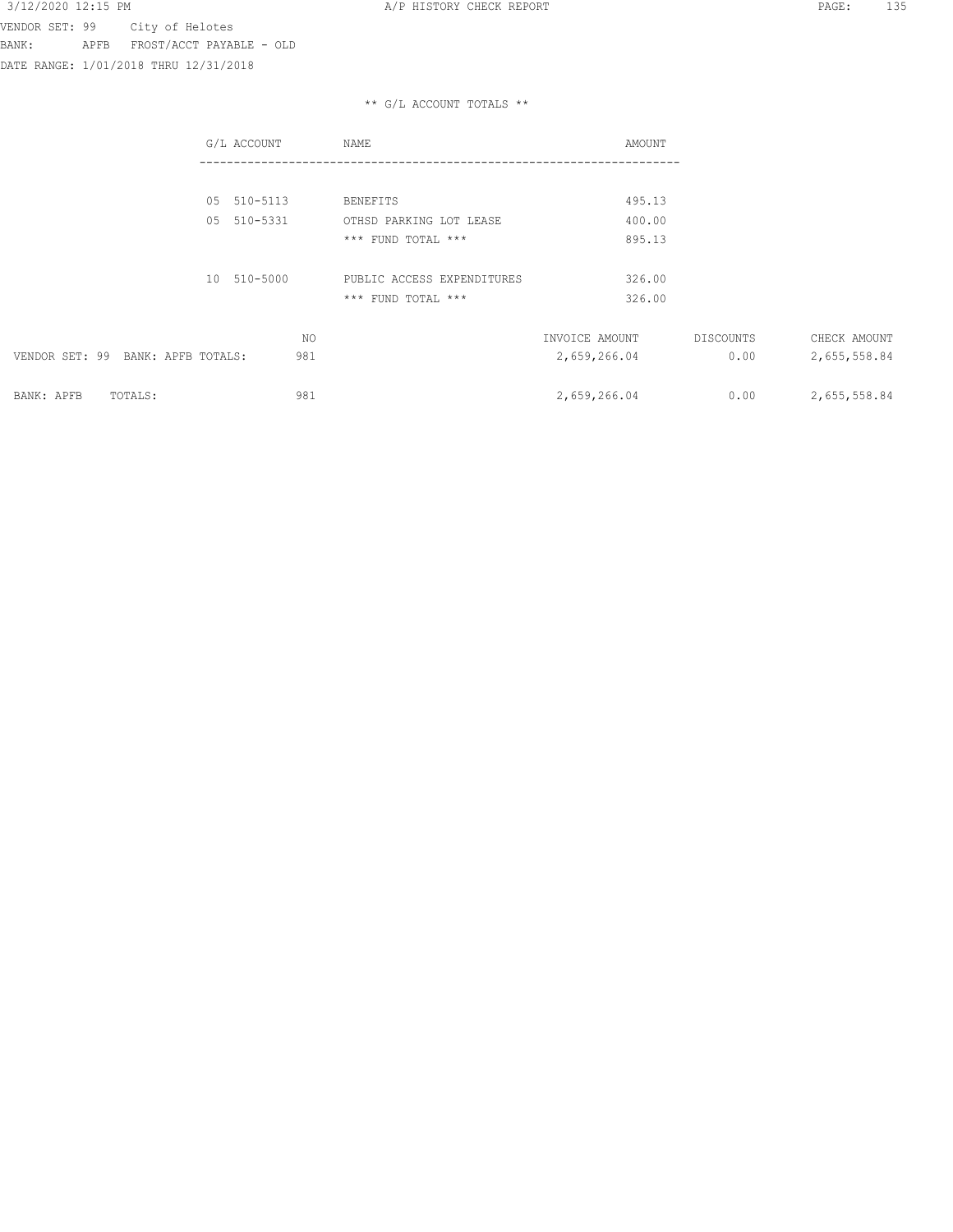VENDOR SET: 99 City of Helotes
BANK: APFB FROST/ACCT PAYABLE - OLD
DATE RANGE: 1/01/2018 THRU 12/31/2018

** G/L ACCOUNT TOTALS **

| G/L ACCOUNT | NAME | AMOUNT |
|---|---|---|
| 05 510-5113 | BENEFITS | 495.13 |
| 05 510-5331 | OTHSD PARKING LOT LEASE | 400.00 |
| | *** FUND TOTAL *** | 895.13 |
| 10 510-5000 | PUBLIC ACCESS EXPENDITURES | 326.00 |
| | *** FUND TOTAL *** | 326.00 |

| | NO | INVOICE AMOUNT | DISCOUNTS | CHECK AMOUNT |
|---|---|---|---|---|
| VENDOR SET: 99 BANK: APFB TOTALS: | 981 | 2,659,266.04 | 0.00 | 2,655,558.84 |
| BANK: APFB TOTALS: | 981 | 2,659,266.04 | 0.00 | 2,655,558.84 |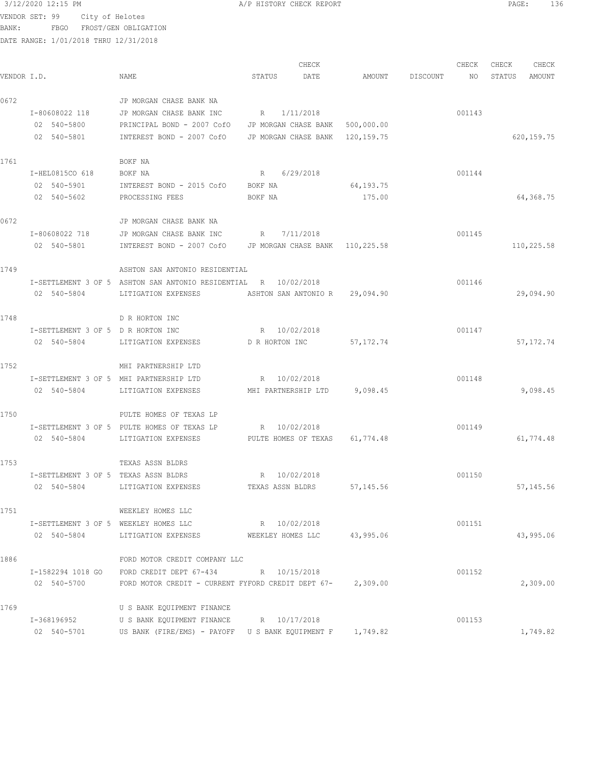3/12/2020 12:15 PM A/P HISTORY CHECK REPORT

VENDOR SET: 99 City of Helotes
BANK: FBGO FROST/GEN OBLIGATION
DATE RANGE: 1/01/2018 THRU 12/31/2018

| VENDOR I.D. | NAME | STATUS | CHECK DATE | AMOUNT | DISCOUNT | CHECK NO | CHECK STATUS | CHECK AMOUNT |
|---|---|---|---|---|---|---|---|---|
| 0672 | JP MORGAN CHASE BANK NA | | | | | | | |
| I-80608022 118 | JP MORGAN CHASE BANK INC | R | 1/11/2018 | | | 001143 | | |
| 02 540-5800 | PRINCIPAL BOND - 2007 CofO | JP MORGAN CHASE BANK | | 500,000.00 | | | | |
| 02 540-5801 | INTEREST BOND - 2007 CofO | JP MORGAN CHASE BANK | | 120,159.75 | | | | 620,159.75 |
| 1761 | BOKF NA | | | | | | | |
| I-HEL0815CO 618 | BOKF NA | R | 6/29/2018 | | | 001144 | | |
| 02 540-5901 | INTEREST BOND - 2015 CofO | BOKF NA | | 64,193.75 | | | | |
| 02 540-5602 | PROCESSING FEES | BOKF NA | | 175.00 | | | | 64,368.75 |
| 0672 | JP MORGAN CHASE BANK NA | | | | | | | |
| I-80608022 718 | JP MORGAN CHASE BANK INC | R | 7/11/2018 | | | 001145 | | |
| 02 540-5801 | INTEREST BOND - 2007 CofO | JP MORGAN CHASE BANK | | 110,225.58 | | | | 110,225.58 |
| 1749 | ASHTON SAN ANTONIO RESIDENTIAL | | | | | | | |
| I-SETTLEMENT 3 OF 5 | ASHTON SAN ANTONIO RESIDENTIAL | R | 10/02/2018 | | | 001146 | | |
| 02 540-5804 | LITIGATION EXPENSES | ASHTON SAN ANTONIO R | | 29,094.90 | | | | 29,094.90 |
| 1748 | D R HORTON INC | | | | | | | |
| I-SETTLEMENT 3 OF 5 | D R HORTON INC | R | 10/02/2018 | | | 001147 | | |
| 02 540-5804 | LITIGATION EXPENSES | D R HORTON INC | | 57,172.74 | | | | 57,172.74 |
| 1752 | MHI PARTNERSHIP LTD | | | | | | | |
| I-SETTLEMENT 3 OF 5 | MHI PARTNERSHIP LTD | R | 10/02/2018 | | | 001148 | | |
| 02 540-5804 | LITIGATION EXPENSES | MHI PARTNERSHIP LTD | | 9,098.45 | | | | 9,098.45 |
| 1750 | PULTE HOMES OF TEXAS LP | | | | | | | |
| I-SETTLEMENT 3 OF 5 | PULTE HOMES OF TEXAS LP | R | 10/02/2018 | | | 001149 | | |
| 02 540-5804 | LITIGATION EXPENSES | PULTE HOMES OF TEXAS | | 61,774.48 | | | | 61,774.48 |
| 1753 | TEXAS ASSN BLDRS | | | | | | | |
| I-SETTLEMENT 3 OF 5 | TEXAS ASSN BLDRS | R | 10/02/2018 | | | 001150 | | |
| 02 540-5804 | LITIGATION EXPENSES | TEXAS ASSN BLDRS | | 57,145.56 | | | | 57,145.56 |
| 1751 | WEEKLEY HOMES LLC | | | | | | | |
| I-SETTLEMENT 3 OF 5 | WEEKLEY HOMES LLC | R | 10/02/2018 | | | 001151 | | |
| 02 540-5804 | LITIGATION EXPENSES | WEEKLEY HOMES LLC | | 43,995.06 | | | | 43,995.06 |
| 1886 | FORD MOTOR CREDIT COMPANY LLC | | | | | | | |
| I-1582294 1018 GO | FORD CREDIT DEPT 67-434 | R | 10/15/2018 | | | 001152 | | |
| 02 540-5700 | FORD MOTOR CREDIT - CURRENT FY | FORD CREDIT DEPT 67- | | 2,309.00 | | | | 2,309.00 |
| 1769 | U S BANK EQUIPMENT FINANCE | | | | | | | |
| I-368196952 | U S BANK EQUIPMENT FINANCE | R | 10/17/2018 | | | 001153 | | |
| 02 540-5701 | US BANK (FIRE/EMS) - PAYOFF | U S BANK EQUIPMENT F | | 1,749.82 | | | | 1,749.82 |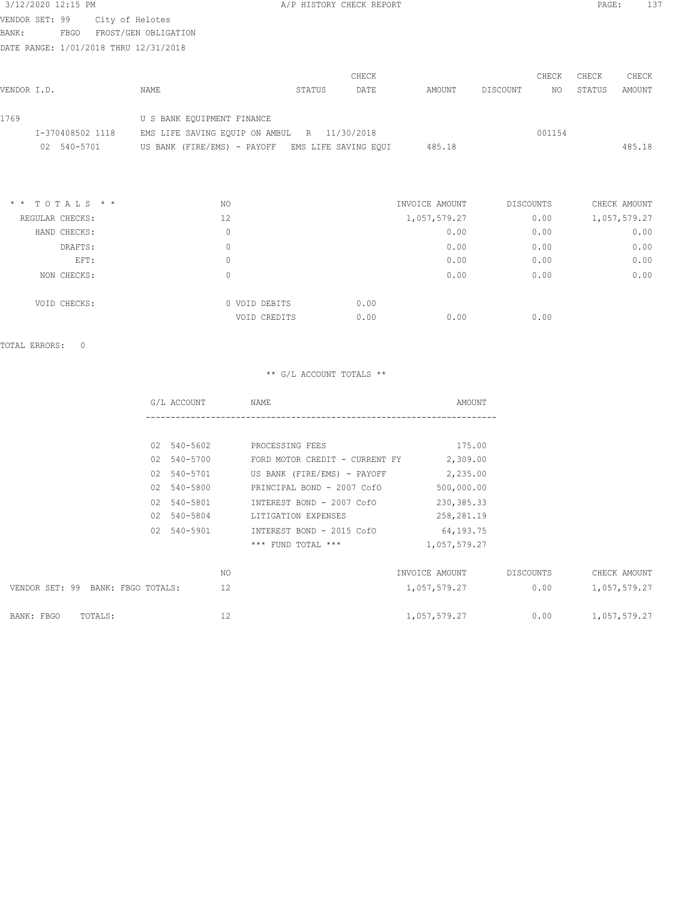3/12/2020 12:15 PM A/P HISTORY CHECK REPORT

VENDOR SET: 99 City of Helotes
BANK: FBGO FROST/GEN OBLIGATION
DATE RANGE: 1/01/2018 THRU 12/31/2018

| VENDOR I.D. | NAME | STATUS | CHECK DATE | AMOUNT | DISCOUNT | CHECK NO | CHECK STATUS | CHECK AMOUNT |
|---|---|---|---|---|---|---|---|---|
| 1769 | U S BANK EQUIPMENT FINANCE | | | | | | | |
| I-370408502 1118 | EMS LIFE SAVING EQUIP ON AMBUL | R | 11/30/2018 | | | 001154 | | |
| 02 540-5701 | US BANK (FIRE/EMS) - PAYOFF | EMS LIFE SAVING EQUI | | 485.18 | | | | 485.18 |

| * * T O T A L S * * | NO | | | INVOICE AMOUNT | DISCOUNTS | CHECK AMOUNT |
|---|---|---|---|---|---|---|
| REGULAR CHECKS: | 12 | | | 1,057,579.27 | 0.00 | 1,057,579.27 |
| HAND CHECKS: | 0 | | | 0.00 | 0.00 | 0.00 |
| DRAFTS: | 0 | | | 0.00 | 0.00 | 0.00 |
| EFT: | 0 | | | 0.00 | 0.00 | 0.00 |
| NON CHECKS: | 0 | | | 0.00 | 0.00 | 0.00 |
| VOID CHECKS: | 0 | VOID DEBITS | 0.00 | | | |
| | | VOID CREDITS | 0.00 | 0.00 | 0.00 | |

TOTAL ERRORS: 0

** G/L ACCOUNT TOTALS **

| G/L ACCOUNT | NAME | AMOUNT |
|---|---|---|
| 02 540-5602 | PROCESSING FEES | 175.00 |
| 02 540-5700 | FORD MOTOR CREDIT - CURRENT FY | 2,309.00 |
| 02 540-5701 | US BANK (FIRE/EMS) - PAYOFF | 2,235.00 |
| 02 540-5800 | PRINCIPAL BOND - 2007 CofO | 500,000.00 |
| 02 540-5801 | INTEREST BOND - 2007 CofO | 230,385.33 |
| 02 540-5804 | LITIGATION EXPENSES | 258,281.19 |
| 02 540-5901 | INTEREST BOND - 2015 CofO | 64,193.75 |
| | *** FUND TOTAL *** | 1,057,579.27 |

| | NO | INVOICE AMOUNT | DISCOUNTS | CHECK AMOUNT |
|---|---|---|---|---|
| VENDOR SET: 99 BANK: FBGO TOTALS: | 12 | 1,057,579.27 | 0.00 | 1,057,579.27 |
| BANK: FBGO TOTALS: | 12 | 1,057,579.27 | 0.00 | 1,057,579.27 |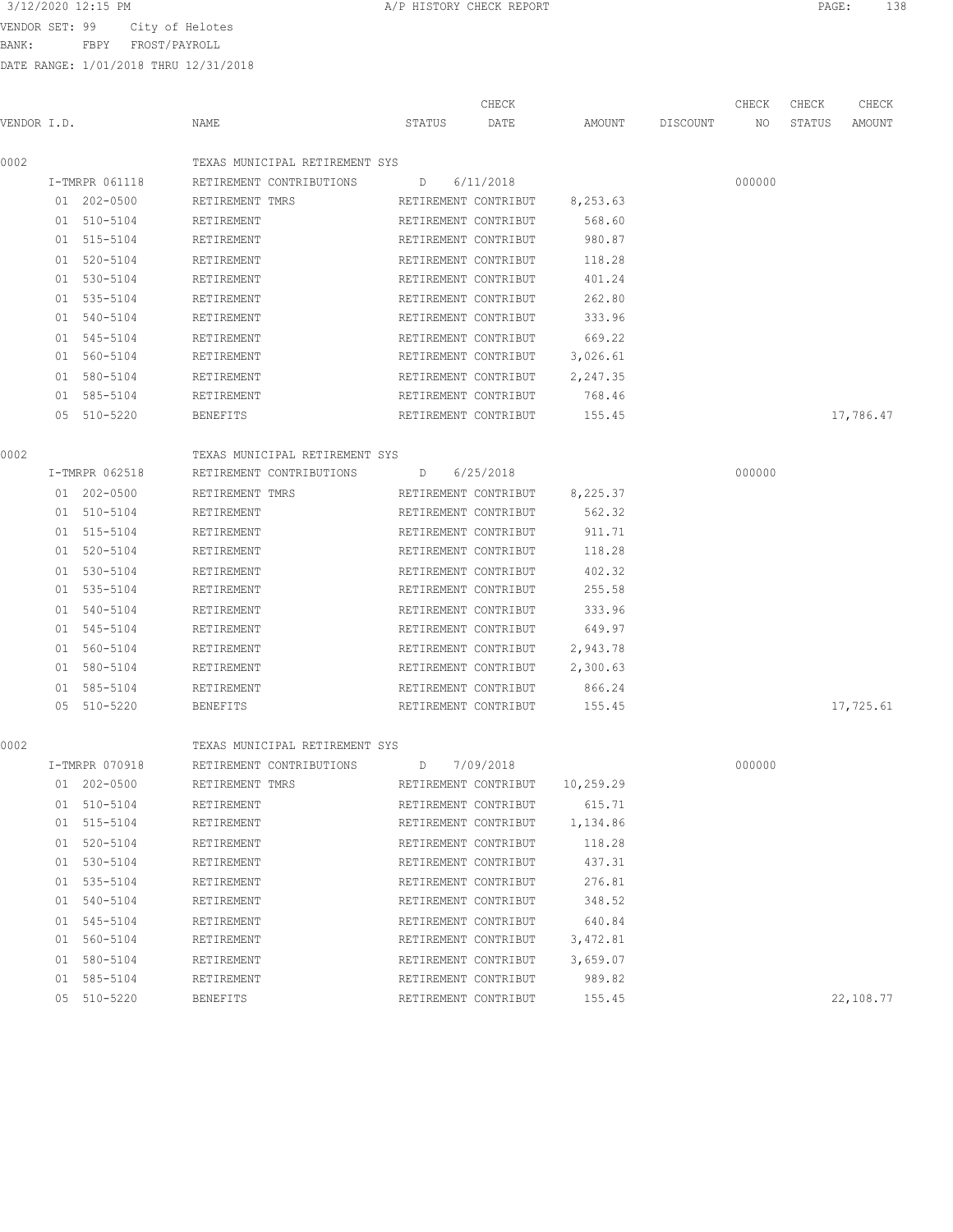3/12/2020 12:15 PM A/P HISTORY CHECK REPORT

VENDOR SET: 99 City of Helotes
BANK: FBPY FROST/PAYROLL
DATE RANGE: 1/01/2018 THRU 12/31/2018

| VENDOR I.D. | NAME | STATUS | CHECK DATE | AMOUNT | DISCOUNT | CHECK NO | CHECK STATUS | CHECK AMOUNT |
|---|---|---|---|---|---|---|---|---|
| 0002 | TEXAS MUNICIPAL RETIREMENT SYS | | | | | | | |
| I-TMRPR 061118 | RETIREMENT CONTRIBUTIONS | D | 6/11/2018 | | | 000000 | | |
| 01 202-0500 | RETIREMENT TMRS | RETIREMENT CONTRIBUT | | 8,253.63 | | | | |
| 01 510-5104 | RETIREMENT | RETIREMENT CONTRIBUT | | 568.60 | | | | |
| 01 515-5104 | RETIREMENT | RETIREMENT CONTRIBUT | | 980.87 | | | | |
| 01 520-5104 | RETIREMENT | RETIREMENT CONTRIBUT | | 118.28 | | | | |
| 01 530-5104 | RETIREMENT | RETIREMENT CONTRIBUT | | 401.24 | | | | |
| 01 535-5104 | RETIREMENT | RETIREMENT CONTRIBUT | | 262.80 | | | | |
| 01 540-5104 | RETIREMENT | RETIREMENT CONTRIBUT | | 333.96 | | | | |
| 01 545-5104 | RETIREMENT | RETIREMENT CONTRIBUT | | 669.22 | | | | |
| 01 560-5104 | RETIREMENT | RETIREMENT CONTRIBUT | | 3,026.61 | | | | |
| 01 580-5104 | RETIREMENT | RETIREMENT CONTRIBUT | | 2,247.35 | | | | |
| 01 585-5104 | RETIREMENT | RETIREMENT CONTRIBUT | | 768.46 | | | | |
| 05 510-5220 | BENEFITS | RETIREMENT CONTRIBUT | | 155.45 | | | | 17,786.47 |
| 0002 | TEXAS MUNICIPAL RETIREMENT SYS | | | | | | | |
| I-TMRPR 062518 | RETIREMENT CONTRIBUTIONS | D | 6/25/2018 | | | 000000 | | |
| 01 202-0500 | RETIREMENT TMRS | RETIREMENT CONTRIBUT | | 8,225.37 | | | | |
| 01 510-5104 | RETIREMENT | RETIREMENT CONTRIBUT | | 562.32 | | | | |
| 01 515-5104 | RETIREMENT | RETIREMENT CONTRIBUT | | 911.71 | | | | |
| 01 520-5104 | RETIREMENT | RETIREMENT CONTRIBUT | | 118.28 | | | | |
| 01 530-5104 | RETIREMENT | RETIREMENT CONTRIBUT | | 402.32 | | | | |
| 01 535-5104 | RETIREMENT | RETIREMENT CONTRIBUT | | 255.58 | | | | |
| 01 540-5104 | RETIREMENT | RETIREMENT CONTRIBUT | | 333.96 | | | | |
| 01 545-5104 | RETIREMENT | RETIREMENT CONTRIBUT | | 649.97 | | | | |
| 01 560-5104 | RETIREMENT | RETIREMENT CONTRIBUT | | 2,943.78 | | | | |
| 01 580-5104 | RETIREMENT | RETIREMENT CONTRIBUT | | 2,300.63 | | | | |
| 01 585-5104 | RETIREMENT | RETIREMENT CONTRIBUT | | 866.24 | | | | |
| 05 510-5220 | BENEFITS | RETIREMENT CONTRIBUT | | 155.45 | | | | 17,725.61 |
| 0002 | TEXAS MUNICIPAL RETIREMENT SYS | | | | | | | |
| I-TMRPR 070918 | RETIREMENT CONTRIBUTIONS | D | 7/09/2018 | | | 000000 | | |
| 01 202-0500 | RETIREMENT TMRS | RETIREMENT CONTRIBUT | | 10,259.29 | | | | |
| 01 510-5104 | RETIREMENT | RETIREMENT CONTRIBUT | | 615.71 | | | | |
| 01 515-5104 | RETIREMENT | RETIREMENT CONTRIBUT | | 1,134.86 | | | | |
| 01 520-5104 | RETIREMENT | RETIREMENT CONTRIBUT | | 118.28 | | | | |
| 01 530-5104 | RETIREMENT | RETIREMENT CONTRIBUT | | 437.31 | | | | |
| 01 535-5104 | RETIREMENT | RETIREMENT CONTRIBUT | | 276.81 | | | | |
| 01 540-5104 | RETIREMENT | RETIREMENT CONTRIBUT | | 348.52 | | | | |
| 01 545-5104 | RETIREMENT | RETIREMENT CONTRIBUT | | 640.84 | | | | |
| 01 560-5104 | RETIREMENT | RETIREMENT CONTRIBUT | | 3,472.81 | | | | |
| 01 580-5104 | RETIREMENT | RETIREMENT CONTRIBUT | | 3,659.07 | | | | |
| 01 585-5104 | RETIREMENT | RETIREMENT CONTRIBUT | | 989.82 | | | | |
| 05 510-5220 | BENEFITS | RETIREMENT CONTRIBUT | | 155.45 | | | | 22,108.77 |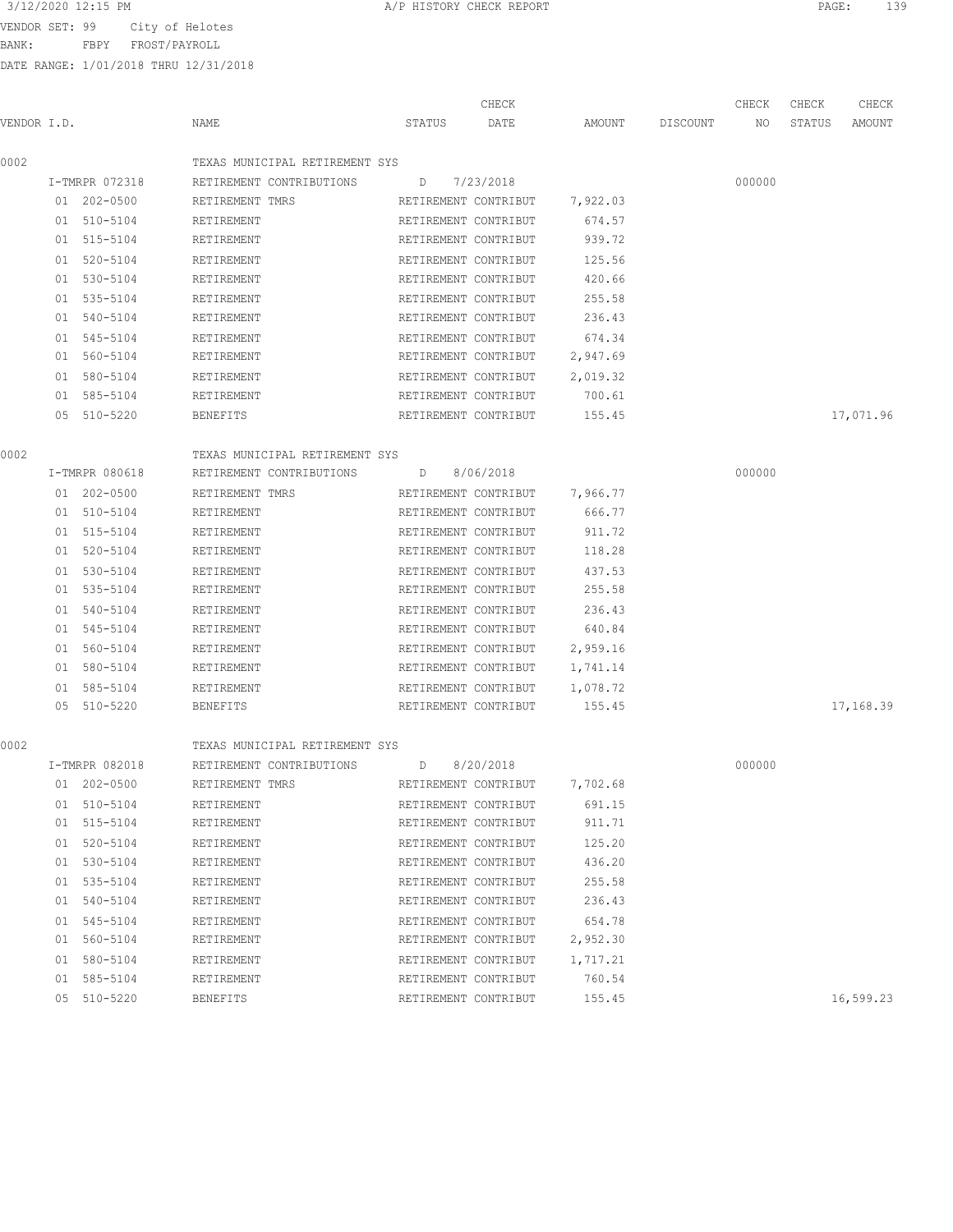3/12/2020 12:15 PM A/P HISTORY CHECK REPORT

VENDOR SET: 99 City of Helotes
BANK: FBPY FROST/PAYROLL
DATE RANGE: 1/01/2018 THRU 12/31/2018

| VENDOR I.D. | NAME | STATUS | CHECK DATE | AMOUNT | DISCOUNT | CHECK NO | CHECK STATUS | CHECK AMOUNT |
|---|---|---|---|---|---|---|---|---|
| 0002 | TEXAS MUNICIPAL RETIREMENT SYS | | | | | | | |
| I-TMRPR 072318 | RETIREMENT CONTRIBUTIONS | D | 7/23/2018 | | | 000000 | | |
| 01 202-0500 | RETIREMENT TMRS | RETIREMENT CONTRIBUT | | 7,922.03 | | | | |
| 01 510-5104 | RETIREMENT | RETIREMENT CONTRIBUT | | 674.57 | | | | |
| 01 515-5104 | RETIREMENT | RETIREMENT CONTRIBUT | | 939.72 | | | | |
| 01 520-5104 | RETIREMENT | RETIREMENT CONTRIBUT | | 125.56 | | | | |
| 01 530-5104 | RETIREMENT | RETIREMENT CONTRIBUT | | 420.66 | | | | |
| 01 535-5104 | RETIREMENT | RETIREMENT CONTRIBUT | | 255.58 | | | | |
| 01 540-5104 | RETIREMENT | RETIREMENT CONTRIBUT | | 236.43 | | | | |
| 01 545-5104 | RETIREMENT | RETIREMENT CONTRIBUT | | 674.34 | | | | |
| 01 560-5104 | RETIREMENT | RETIREMENT CONTRIBUT | | 2,947.69 | | | | |
| 01 580-5104 | RETIREMENT | RETIREMENT CONTRIBUT | | 2,019.32 | | | | |
| 01 585-5104 | RETIREMENT | RETIREMENT CONTRIBUT | | 700.61 | | | | |
| 05 510-5220 | BENEFITS | RETIREMENT CONTRIBUT | | 155.45 | | | | 17,071.96 |
| 0002 | TEXAS MUNICIPAL RETIREMENT SYS | | | | | | | |
| I-TMRPR 080618 | RETIREMENT CONTRIBUTIONS | D | 8/06/2018 | | | 000000 | | |
| 01 202-0500 | RETIREMENT TMRS | RETIREMENT CONTRIBUT | | 7,966.77 | | | | |
| 01 510-5104 | RETIREMENT | RETIREMENT CONTRIBUT | | 666.77 | | | | |
| 01 515-5104 | RETIREMENT | RETIREMENT CONTRIBUT | | 911.72 | | | | |
| 01 520-5104 | RETIREMENT | RETIREMENT CONTRIBUT | | 118.28 | | | | |
| 01 530-5104 | RETIREMENT | RETIREMENT CONTRIBUT | | 437.53 | | | | |
| 01 535-5104 | RETIREMENT | RETIREMENT CONTRIBUT | | 255.58 | | | | |
| 01 540-5104 | RETIREMENT | RETIREMENT CONTRIBUT | | 236.43 | | | | |
| 01 545-5104 | RETIREMENT | RETIREMENT CONTRIBUT | | 640.84 | | | | |
| 01 560-5104 | RETIREMENT | RETIREMENT CONTRIBUT | | 2,959.16 | | | | |
| 01 580-5104 | RETIREMENT | RETIREMENT CONTRIBUT | | 1,741.14 | | | | |
| 01 585-5104 | RETIREMENT | RETIREMENT CONTRIBUT | | 1,078.72 | | | | |
| 05 510-5220 | BENEFITS | RETIREMENT CONTRIBUT | | 155.45 | | | | 17,168.39 |
| 0002 | TEXAS MUNICIPAL RETIREMENT SYS | | | | | | | |
| I-TMRPR 082018 | RETIREMENT CONTRIBUTIONS | D | 8/20/2018 | | | 000000 | | |
| 01 202-0500 | RETIREMENT TMRS | RETIREMENT CONTRIBUT | | 7,702.68 | | | | |
| 01 510-5104 | RETIREMENT | RETIREMENT CONTRIBUT | | 691.15 | | | | |
| 01 515-5104 | RETIREMENT | RETIREMENT CONTRIBUT | | 911.71 | | | | |
| 01 520-5104 | RETIREMENT | RETIREMENT CONTRIBUT | | 125.20 | | | | |
| 01 530-5104 | RETIREMENT | RETIREMENT CONTRIBUT | | 436.20 | | | | |
| 01 535-5104 | RETIREMENT | RETIREMENT CONTRIBUT | | 255.58 | | | | |
| 01 540-5104 | RETIREMENT | RETIREMENT CONTRIBUT | | 236.43 | | | | |
| 01 545-5104 | RETIREMENT | RETIREMENT CONTRIBUT | | 654.78 | | | | |
| 01 560-5104 | RETIREMENT | RETIREMENT CONTRIBUT | | 2,952.30 | | | | |
| 01 580-5104 | RETIREMENT | RETIREMENT CONTRIBUT | | 1,717.21 | | | | |
| 01 585-5104 | RETIREMENT | RETIREMENT CONTRIBUT | | 760.54 | | | | |
| 05 510-5220 | BENEFITS | RETIREMENT CONTRIBUT | | 155.45 | | | | 16,599.23 |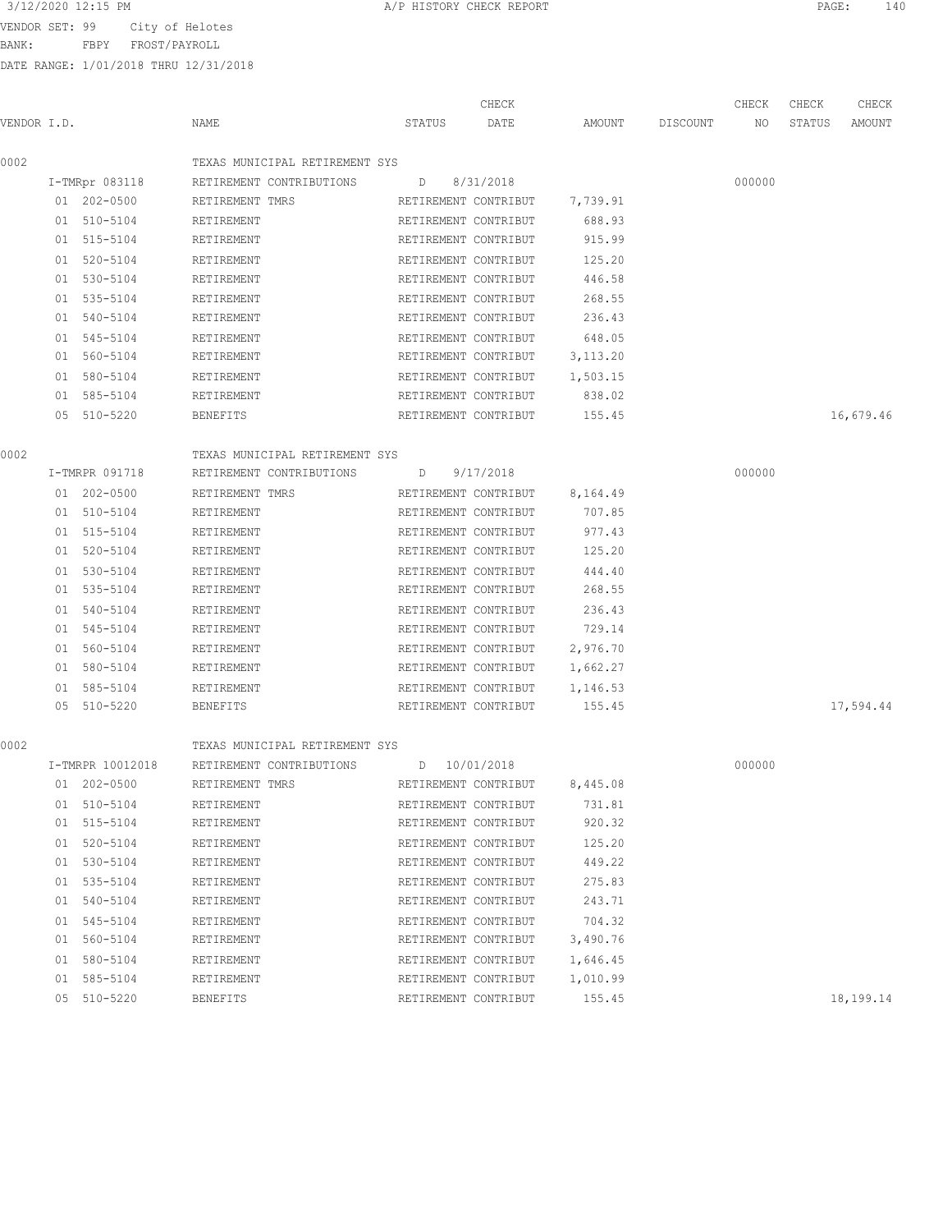3/12/2020 12:15 PM A/P HISTORY CHECK REPORT

VENDOR SET: 99 City of Helotes
BANK: FBPY FROST/PAYROLL
DATE RANGE: 1/01/2018 THRU 12/31/2018

| VENDOR I.D. | NAME | STATUS | CHECK DATE | AMOUNT | DISCOUNT | CHECK NO | CHECK STATUS | CHECK AMOUNT |
|---|---|---|---|---|---|---|---|---|
| 0002 | TEXAS MUNICIPAL RETIREMENT SYS | | | | | | | |
| I-TMRpr 083118 | RETIREMENT CONTRIBUTIONS | D | 8/31/2018 | | | 000000 | | |
| 01 202-0500 | RETIREMENT TMRS | RETIREMENT CONTRIBUT | | 7,739.91 | | | | |
| 01 510-5104 | RETIREMENT | RETIREMENT CONTRIBUT | | 688.93 | | | | |
| 01 515-5104 | RETIREMENT | RETIREMENT CONTRIBUT | | 915.99 | | | | |
| 01 520-5104 | RETIREMENT | RETIREMENT CONTRIBUT | | 125.20 | | | | |
| 01 530-5104 | RETIREMENT | RETIREMENT CONTRIBUT | | 446.58 | | | | |
| 01 535-5104 | RETIREMENT | RETIREMENT CONTRIBUT | | 268.55 | | | | |
| 01 540-5104 | RETIREMENT | RETIREMENT CONTRIBUT | | 236.43 | | | | |
| 01 545-5104 | RETIREMENT | RETIREMENT CONTRIBUT | | 648.05 | | | | |
| 01 560-5104 | RETIREMENT | RETIREMENT CONTRIBUT | | 3,113.20 | | | | |
| 01 580-5104 | RETIREMENT | RETIREMENT CONTRIBUT | | 1,503.15 | | | | |
| 01 585-5104 | RETIREMENT | RETIREMENT CONTRIBUT | | 838.02 | | | | |
| 05 510-5220 | BENEFITS | RETIREMENT CONTRIBUT | | 155.45 | | | | 16,679.46 |
| 0002 | TEXAS MUNICIPAL RETIREMENT SYS | | | | | | | |
| I-TMRPR 091718 | RETIREMENT CONTRIBUTIONS | D | 9/17/2018 | | | 000000 | | |
| 01 202-0500 | RETIREMENT TMRS | RETIREMENT CONTRIBUT | | 8,164.49 | | | | |
| 01 510-5104 | RETIREMENT | RETIREMENT CONTRIBUT | | 707.85 | | | | |
| 01 515-5104 | RETIREMENT | RETIREMENT CONTRIBUT | | 977.43 | | | | |
| 01 520-5104 | RETIREMENT | RETIREMENT CONTRIBUT | | 125.20 | | | | |
| 01 530-5104 | RETIREMENT | RETIREMENT CONTRIBUT | | 444.40 | | | | |
| 01 535-5104 | RETIREMENT | RETIREMENT CONTRIBUT | | 268.55 | | | | |
| 01 540-5104 | RETIREMENT | RETIREMENT CONTRIBUT | | 236.43 | | | | |
| 01 545-5104 | RETIREMENT | RETIREMENT CONTRIBUT | | 729.14 | | | | |
| 01 560-5104 | RETIREMENT | RETIREMENT CONTRIBUT | | 2,976.70 | | | | |
| 01 580-5104 | RETIREMENT | RETIREMENT CONTRIBUT | | 1,662.27 | | | | |
| 01 585-5104 | RETIREMENT | RETIREMENT CONTRIBUT | | 1,146.53 | | | | |
| 05 510-5220 | BENEFITS | RETIREMENT CONTRIBUT | | 155.45 | | | | 17,594.44 |
| 0002 | TEXAS MUNICIPAL RETIREMENT SYS | | | | | | | |
| I-TMRPR 10012018 | RETIREMENT CONTRIBUTIONS | D | 10/01/2018 | | | 000000 | | |
| 01 202-0500 | RETIREMENT TMRS | RETIREMENT CONTRIBUT | | 8,445.08 | | | | |
| 01 510-5104 | RETIREMENT | RETIREMENT CONTRIBUT | | 731.81 | | | | |
| 01 515-5104 | RETIREMENT | RETIREMENT CONTRIBUT | | 920.32 | | | | |
| 01 520-5104 | RETIREMENT | RETIREMENT CONTRIBUT | | 125.20 | | | | |
| 01 530-5104 | RETIREMENT | RETIREMENT CONTRIBUT | | 449.22 | | | | |
| 01 535-5104 | RETIREMENT | RETIREMENT CONTRIBUT | | 275.83 | | | | |
| 01 540-5104 | RETIREMENT | RETIREMENT CONTRIBUT | | 243.71 | | | | |
| 01 545-5104 | RETIREMENT | RETIREMENT CONTRIBUT | | 704.32 | | | | |
| 01 560-5104 | RETIREMENT | RETIREMENT CONTRIBUT | | 3,490.76 | | | | |
| 01 580-5104 | RETIREMENT | RETIREMENT CONTRIBUT | | 1,646.45 | | | | |
| 01 585-5104 | RETIREMENT | RETIREMENT CONTRIBUT | | 1,010.99 | | | | |
| 05 510-5220 | BENEFITS | RETIREMENT CONTRIBUT | | 155.45 | | | | 18,199.14 |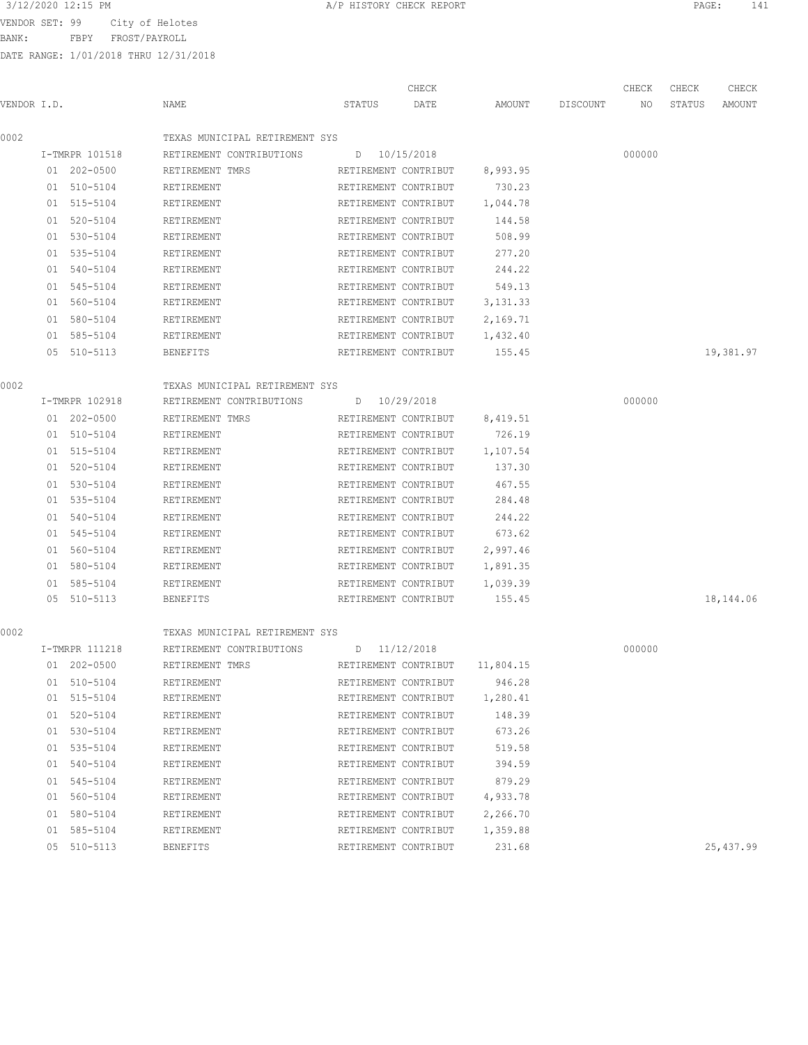3/12/2020 12:15 PM A/P HISTORY CHECK REPORT

VENDOR SET: 99 City of Helotes
BANK: FBPY FROST/PAYROLL
DATE RANGE: 1/01/2018 THRU 12/31/2018

| VENDOR I.D. | NAME | STATUS | CHECK DATE | AMOUNT | DISCOUNT | CHECK NO | CHECK STATUS | CHECK AMOUNT |
|---|---|---|---|---|---|---|---|---|
| 0002 | TEXAS MUNICIPAL RETIREMENT SYS | | | | | | | |
| I-TMRPR 101518 | RETIREMENT CONTRIBUTIONS | D | 10/15/2018 | | | 000000 | | |
| 01 202-0500 | RETIREMENT TMRS | RETIREMENT CONTRIBUT | | 8,993.95 | | | | |
| 01 510-5104 | RETIREMENT | RETIREMENT CONTRIBUT | | 730.23 | | | | |
| 01 515-5104 | RETIREMENT | RETIREMENT CONTRIBUT | | 1,044.78 | | | | |
| 01 520-5104 | RETIREMENT | RETIREMENT CONTRIBUT | | 144.58 | | | | |
| 01 530-5104 | RETIREMENT | RETIREMENT CONTRIBUT | | 508.99 | | | | |
| 01 535-5104 | RETIREMENT | RETIREMENT CONTRIBUT | | 277.20 | | | | |
| 01 540-5104 | RETIREMENT | RETIREMENT CONTRIBUT | | 244.22 | | | | |
| 01 545-5104 | RETIREMENT | RETIREMENT CONTRIBUT | | 549.13 | | | | |
| 01 560-5104 | RETIREMENT | RETIREMENT CONTRIBUT | | 3,131.33 | | | | |
| 01 580-5104 | RETIREMENT | RETIREMENT CONTRIBUT | | 2,169.71 | | | | |
| 01 585-5104 | RETIREMENT | RETIREMENT CONTRIBUT | | 1,432.40 | | | | |
| 05 510-5113 | BENEFITS | RETIREMENT CONTRIBUT | | 155.45 | | | | 19,381.97 |
| 0002 | TEXAS MUNICIPAL RETIREMENT SYS | | | | | | | |
| I-TMRPR 102918 | RETIREMENT CONTRIBUTIONS | D | 10/29/2018 | | | 000000 | | |
| 01 202-0500 | RETIREMENT TMRS | RETIREMENT CONTRIBUT | | 8,419.51 | | | | |
| 01 510-5104 | RETIREMENT | RETIREMENT CONTRIBUT | | 726.19 | | | | |
| 01 515-5104 | RETIREMENT | RETIREMENT CONTRIBUT | | 1,107.54 | | | | |
| 01 520-5104 | RETIREMENT | RETIREMENT CONTRIBUT | | 137.30 | | | | |
| 01 530-5104 | RETIREMENT | RETIREMENT CONTRIBUT | | 467.55 | | | | |
| 01 535-5104 | RETIREMENT | RETIREMENT CONTRIBUT | | 284.48 | | | | |
| 01 540-5104 | RETIREMENT | RETIREMENT CONTRIBUT | | 244.22 | | | | |
| 01 545-5104 | RETIREMENT | RETIREMENT CONTRIBUT | | 673.62 | | | | |
| 01 560-5104 | RETIREMENT | RETIREMENT CONTRIBUT | | 2,997.46 | | | | |
| 01 580-5104 | RETIREMENT | RETIREMENT CONTRIBUT | | 1,891.35 | | | | |
| 01 585-5104 | RETIREMENT | RETIREMENT CONTRIBUT | | 1,039.39 | | | | |
| 05 510-5113 | BENEFITS | RETIREMENT CONTRIBUT | | 155.45 | | | | 18,144.06 |
| 0002 | TEXAS MUNICIPAL RETIREMENT SYS | | | | | | | |
| I-TMRPR 111218 | RETIREMENT CONTRIBUTIONS | D | 11/12/2018 | | | 000000 | | |
| 01 202-0500 | RETIREMENT TMRS | RETIREMENT CONTRIBUT | | 11,804.15 | | | | |
| 01 510-5104 | RETIREMENT | RETIREMENT CONTRIBUT | | 946.28 | | | | |
| 01 515-5104 | RETIREMENT | RETIREMENT CONTRIBUT | | 1,280.41 | | | | |
| 01 520-5104 | RETIREMENT | RETIREMENT CONTRIBUT | | 148.39 | | | | |
| 01 530-5104 | RETIREMENT | RETIREMENT CONTRIBUT | | 673.26 | | | | |
| 01 535-5104 | RETIREMENT | RETIREMENT CONTRIBUT | | 519.58 | | | | |
| 01 540-5104 | RETIREMENT | RETIREMENT CONTRIBUT | | 394.59 | | | | |
| 01 545-5104 | RETIREMENT | RETIREMENT CONTRIBUT | | 879.29 | | | | |
| 01 560-5104 | RETIREMENT | RETIREMENT CONTRIBUT | | 4,933.78 | | | | |
| 01 580-5104 | RETIREMENT | RETIREMENT CONTRIBUT | | 2,266.70 | | | | |
| 01 585-5104 | RETIREMENT | RETIREMENT CONTRIBUT | | 1,359.88 | | | | |
| 05 510-5113 | BENEFITS | RETIREMENT CONTRIBUT | | 231.68 | | | | 25,437.99 |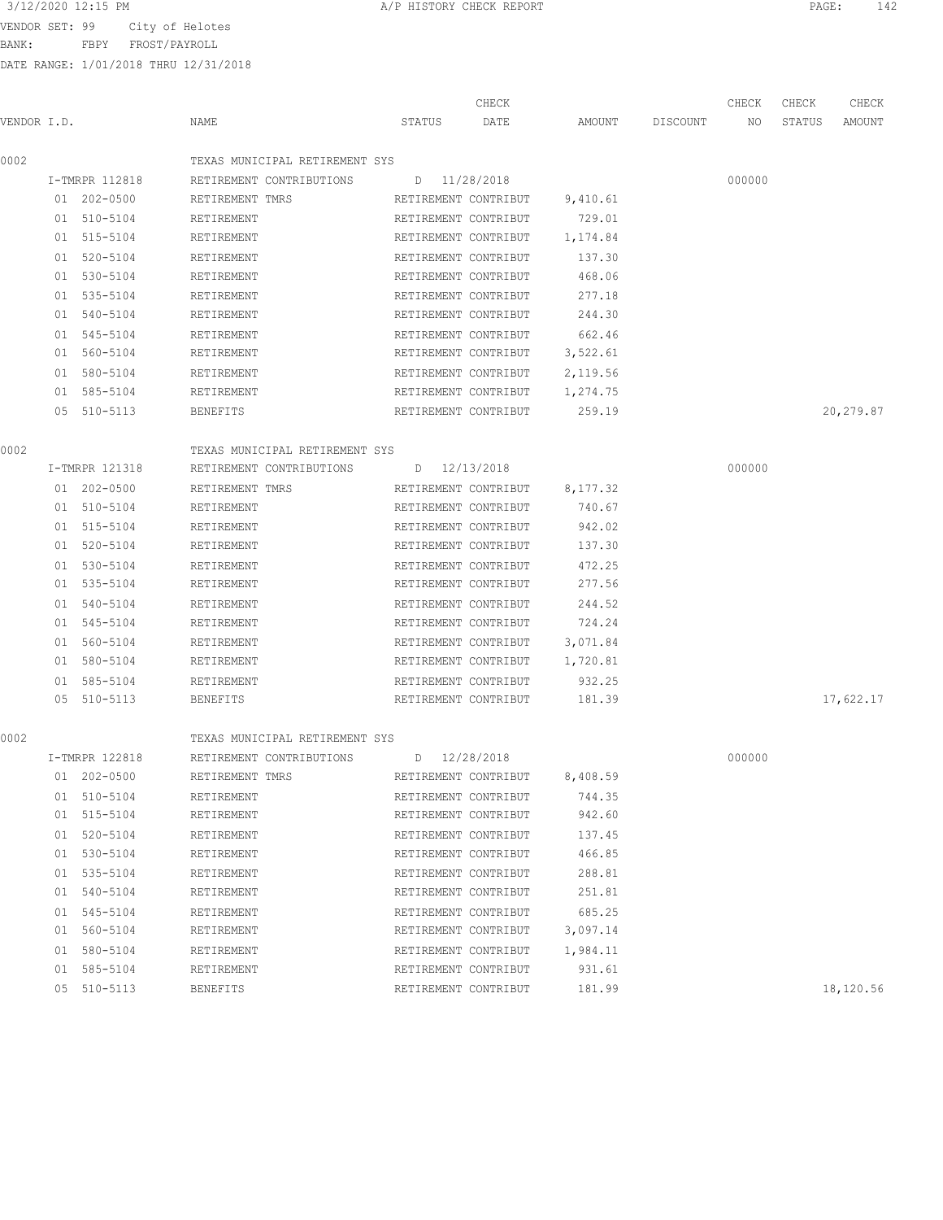3/12/2020 12:15 PM A/P HISTORY CHECK REPORT

VENDOR SET: 99 City of Helotes
BANK: FBPY FROST/PAYROLL
DATE RANGE: 1/01/2018 THRU 12/31/2018

| VENDOR I.D. | NAME | STATUS | CHECK DATE | AMOUNT | DISCOUNT | CHECK NO | CHECK STATUS | CHECK AMOUNT |
|---|---|---|---|---|---|---|---|---|
| 0002 | TEXAS MUNICIPAL RETIREMENT SYS | | | | | | | |
| I-TMRPR 112818 | RETIREMENT CONTRIBUTIONS | D | 11/28/2018 | | | 000000 | | |
| 01 202-0500 | RETIREMENT TMRS | RETIREMENT CONTRIBUT | | 9,410.61 | | | | |
| 01 510-5104 | RETIREMENT | RETIREMENT CONTRIBUT | | 729.01 | | | | |
| 01 515-5104 | RETIREMENT | RETIREMENT CONTRIBUT | | 1,174.84 | | | | |
| 01 520-5104 | RETIREMENT | RETIREMENT CONTRIBUT | | 137.30 | | | | |
| 01 530-5104 | RETIREMENT | RETIREMENT CONTRIBUT | | 468.06 | | | | |
| 01 535-5104 | RETIREMENT | RETIREMENT CONTRIBUT | | 277.18 | | | | |
| 01 540-5104 | RETIREMENT | RETIREMENT CONTRIBUT | | 244.30 | | | | |
| 01 545-5104 | RETIREMENT | RETIREMENT CONTRIBUT | | 662.46 | | | | |
| 01 560-5104 | RETIREMENT | RETIREMENT CONTRIBUT | | 3,522.61 | | | | |
| 01 580-5104 | RETIREMENT | RETIREMENT CONTRIBUT | | 2,119.56 | | | | |
| 01 585-5104 | RETIREMENT | RETIREMENT CONTRIBUT | | 1,274.75 | | | | |
| 05 510-5113 | BENEFITS | RETIREMENT CONTRIBUT | | 259.19 | | | | 20,279.87 |
| 0002 | TEXAS MUNICIPAL RETIREMENT SYS | | | | | | | |
| I-TMRPR 121318 | RETIREMENT CONTRIBUTIONS | D | 12/13/2018 | | | 000000 | | |
| 01 202-0500 | RETIREMENT TMRS | RETIREMENT CONTRIBUT | | 8,177.32 | | | | |
| 01 510-5104 | RETIREMENT | RETIREMENT CONTRIBUT | | 740.67 | | | | |
| 01 515-5104 | RETIREMENT | RETIREMENT CONTRIBUT | | 942.02 | | | | |
| 01 520-5104 | RETIREMENT | RETIREMENT CONTRIBUT | | 137.30 | | | | |
| 01 530-5104 | RETIREMENT | RETIREMENT CONTRIBUT | | 472.25 | | | | |
| 01 535-5104 | RETIREMENT | RETIREMENT CONTRIBUT | | 277.56 | | | | |
| 01 540-5104 | RETIREMENT | RETIREMENT CONTRIBUT | | 244.52 | | | | |
| 01 545-5104 | RETIREMENT | RETIREMENT CONTRIBUT | | 724.24 | | | | |
| 01 560-5104 | RETIREMENT | RETIREMENT CONTRIBUT | | 3,071.84 | | | | |
| 01 580-5104 | RETIREMENT | RETIREMENT CONTRIBUT | | 1,720.81 | | | | |
| 01 585-5104 | RETIREMENT | RETIREMENT CONTRIBUT | | 932.25 | | | | |
| 05 510-5113 | BENEFITS | RETIREMENT CONTRIBUT | | 181.39 | | | | 17,622.17 |
| 0002 | TEXAS MUNICIPAL RETIREMENT SYS | | | | | | | |
| I-TMRPR 122818 | RETIREMENT CONTRIBUTIONS | D | 12/28/2018 | | | 000000 | | |
| 01 202-0500 | RETIREMENT TMRS | RETIREMENT CONTRIBUT | | 8,408.59 | | | | |
| 01 510-5104 | RETIREMENT | RETIREMENT CONTRIBUT | | 744.35 | | | | |
| 01 515-5104 | RETIREMENT | RETIREMENT CONTRIBUT | | 942.60 | | | | |
| 01 520-5104 | RETIREMENT | RETIREMENT CONTRIBUT | | 137.45 | | | | |
| 01 530-5104 | RETIREMENT | RETIREMENT CONTRIBUT | | 466.85 | | | | |
| 01 535-5104 | RETIREMENT | RETIREMENT CONTRIBUT | | 288.81 | | | | |
| 01 540-5104 | RETIREMENT | RETIREMENT CONTRIBUT | | 251.81 | | | | |
| 01 545-5104 | RETIREMENT | RETIREMENT CONTRIBUT | | 685.25 | | | | |
| 01 560-5104 | RETIREMENT | RETIREMENT CONTRIBUT | | 3,097.14 | | | | |
| 01 580-5104 | RETIREMENT | RETIREMENT CONTRIBUT | | 1,984.11 | | | | |
| 01 585-5104 | RETIREMENT | RETIREMENT CONTRIBUT | | 931.61 | | | | |
| 05 510-5113 | BENEFITS | RETIREMENT CONTRIBUT | | 181.99 | | | | 18,120.56 |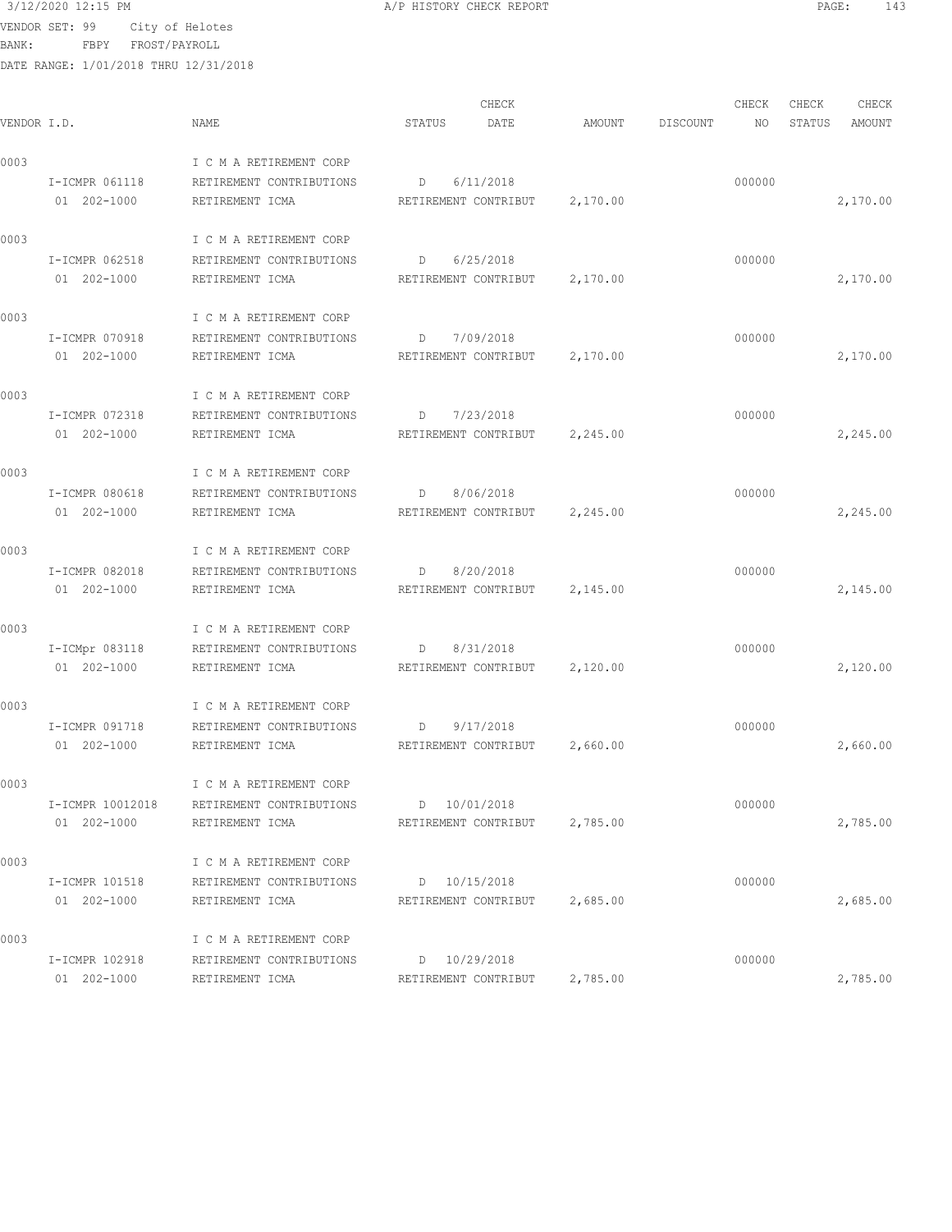VENDOR SET: 99 City of Helotes
BANK: FBPY FROST/PAYROLL
DATE RANGE: 1/01/2018 THRU 12/31/2018

| VENDOR I.D. | NAME | STATUS | CHECK DATE | AMOUNT | DISCOUNT | CHECK NO | CHECK STATUS | CHECK AMOUNT |
|---|---|---|---|---|---|---|---|---|
| 0003 | I C M A RETIREMENT CORP | | | | | | | |
| I-ICMPR 061118 | RETIREMENT CONTRIBUTIONS | D | 6/11/2018 | | | 000000 | | |
| 01 202-1000 | RETIREMENT ICMA | RETIREMENT CONTRIBUT | | 2,170.00 | | | | 2,170.00 |
| 0003 | I C M A RETIREMENT CORP | | | | | | | |
| I-ICMPR 062518 | RETIREMENT CONTRIBUTIONS | D | 6/25/2018 | | | 000000 | | |
| 01 202-1000 | RETIREMENT ICMA | RETIREMENT CONTRIBUT | | 2,170.00 | | | | 2,170.00 |
| 0003 | I C M A RETIREMENT CORP | | | | | | | |
| I-ICMPR 070918 | RETIREMENT CONTRIBUTIONS | D | 7/09/2018 | | | 000000 | | |
| 01 202-1000 | RETIREMENT ICMA | RETIREMENT CONTRIBUT | | 2,170.00 | | | | 2,170.00 |
| 0003 | I C M A RETIREMENT CORP | | | | | | | |
| I-ICMPR 072318 | RETIREMENT CONTRIBUTIONS | D | 7/23/2018 | | | 000000 | | |
| 01 202-1000 | RETIREMENT ICMA | RETIREMENT CONTRIBUT | | 2,245.00 | | | | 2,245.00 |
| 0003 | I C M A RETIREMENT CORP | | | | | | | |
| I-ICMPR 080618 | RETIREMENT CONTRIBUTIONS | D | 8/06/2018 | | | 000000 | | |
| 01 202-1000 | RETIREMENT ICMA | RETIREMENT CONTRIBUT | | 2,245.00 | | | | 2,245.00 |
| 0003 | I C M A RETIREMENT CORP | | | | | | | |
| I-ICMPR 082018 | RETIREMENT CONTRIBUTIONS | D | 8/20/2018 | | | 000000 | | |
| 01 202-1000 | RETIREMENT ICMA | RETIREMENT CONTRIBUT | | 2,145.00 | | | | 2,145.00 |
| 0003 | I C M A RETIREMENT CORP | | | | | | | |
| I-ICMpr 083118 | RETIREMENT CONTRIBUTIONS | D | 8/31/2018 | | | 000000 | | |
| 01 202-1000 | RETIREMENT ICMA | RETIREMENT CONTRIBUT | | 2,120.00 | | | | 2,120.00 |
| 0003 | I C M A RETIREMENT CORP | | | | | | | |
| I-ICMPR 091718 | RETIREMENT CONTRIBUTIONS | D | 9/17/2018 | | | 000000 | | |
| 01 202-1000 | RETIREMENT ICMA | RETIREMENT CONTRIBUT | | 2,660.00 | | | | 2,660.00 |
| 0003 | I C M A RETIREMENT CORP | | | | | | | |
| I-ICMPR 10012018 | RETIREMENT CONTRIBUTIONS | D | 10/01/2018 | | | 000000 | | |
| 01 202-1000 | RETIREMENT ICMA | RETIREMENT CONTRIBUT | | 2,785.00 | | | | 2,785.00 |
| 0003 | I C M A RETIREMENT CORP | | | | | | | |
| I-ICMPR 101518 | RETIREMENT CONTRIBUTIONS | D | 10/15/2018 | | | 000000 | | |
| 01 202-1000 | RETIREMENT ICMA | RETIREMENT CONTRIBUT | | 2,685.00 | | | | 2,685.00 |
| 0003 | I C M A RETIREMENT CORP | | | | | | | |
| I-ICMPR 102918 | RETIREMENT CONTRIBUTIONS | D | 10/29/2018 | | | 000000 | | |
| 01 202-1000 | RETIREMENT ICMA | RETIREMENT CONTRIBUT | | 2,785.00 | | | | 2,785.00 |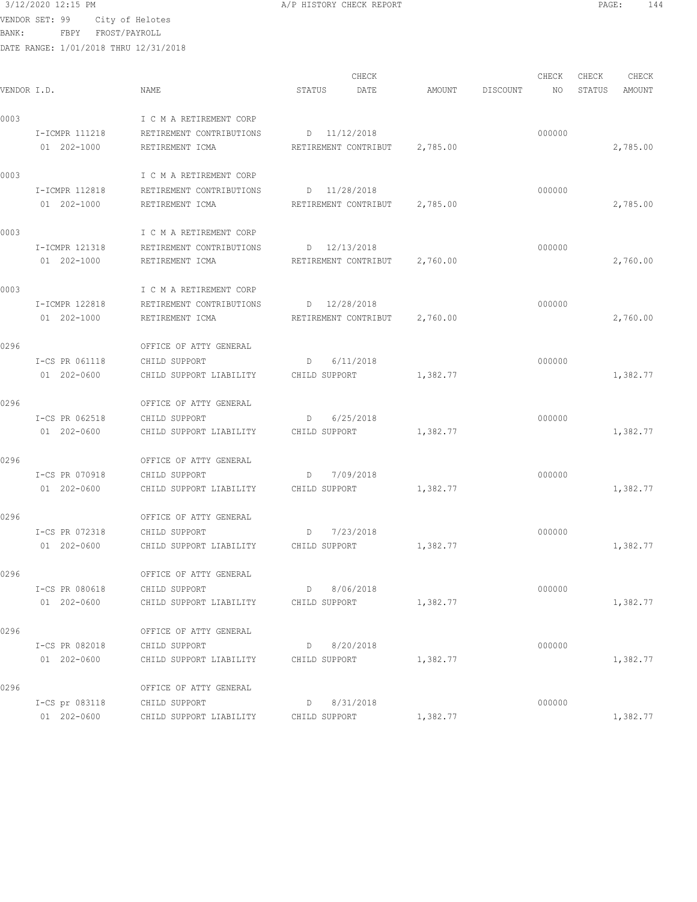3/12/2020 12:15 PM A/P HISTORY CHECK REPORT

VENDOR SET: 99 City of Helotes
BANK: FBPY FROST/PAYROLL
DATE RANGE: 1/01/2018 THRU 12/31/2018

| VENDOR I.D. | NAME | STATUS | CHECK DATE | AMOUNT | DISCOUNT | CHECK NO | CHECK STATUS | CHECK AMOUNT |
|---|---|---|---|---|---|---|---|---|
| 0003 | I C M A RETIREMENT CORP | | | | | | | |
| I-ICMPR 111218 | RETIREMENT CONTRIBUTIONS | D | 11/12/2018 | | | 000000 | | |
| 01 202-1000 | RETIREMENT ICMA | RETIREMENT CONTRIBUT | | 2,785.00 | | | | 2,785.00 |
| 0003 | I C M A RETIREMENT CORP | | | | | | | |
| I-ICMPR 112818 | RETIREMENT CONTRIBUTIONS | D | 11/28/2018 | | | 000000 | | |
| 01 202-1000 | RETIREMENT ICMA | RETIREMENT CONTRIBUT | | 2,785.00 | | | | 2,785.00 |
| 0003 | I C M A RETIREMENT CORP | | | | | | | |
| I-ICMPR 121318 | RETIREMENT CONTRIBUTIONS | D | 12/13/2018 | | | 000000 | | |
| 01 202-1000 | RETIREMENT ICMA | RETIREMENT CONTRIBUT | | 2,760.00 | | | | 2,760.00 |
| 0003 | I C M A RETIREMENT CORP | | | | | | | |
| I-ICMPR 122818 | RETIREMENT CONTRIBUTIONS | D | 12/28/2018 | | | 000000 | | |
| 01 202-1000 | RETIREMENT ICMA | RETIREMENT CONTRIBUT | | 2,760.00 | | | | 2,760.00 |
| 0296 | OFFICE OF ATTY GENERAL | | | | | | | |
| I-CS PR 061118 | CHILD SUPPORT | D | 6/11/2018 | | | 000000 | | |
| 01 202-0600 | CHILD SUPPORT LIABILITY | CHILD SUPPORT | | 1,382.77 | | | | 1,382.77 |
| 0296 | OFFICE OF ATTY GENERAL | | | | | | | |
| I-CS PR 062518 | CHILD SUPPORT | D | 6/25/2018 | | | 000000 | | |
| 01 202-0600 | CHILD SUPPORT LIABILITY | CHILD SUPPORT | | 1,382.77 | | | | 1,382.77 |
| 0296 | OFFICE OF ATTY GENERAL | | | | | | | |
| I-CS PR 070918 | CHILD SUPPORT | D | 7/09/2018 | | | 000000 | | |
| 01 202-0600 | CHILD SUPPORT LIABILITY | CHILD SUPPORT | | 1,382.77 | | | | 1,382.77 |
| 0296 | OFFICE OF ATTY GENERAL | | | | | | | |
| I-CS PR 072318 | CHILD SUPPORT | D | 7/23/2018 | | | 000000 | | |
| 01 202-0600 | CHILD SUPPORT LIABILITY | CHILD SUPPORT | | 1,382.77 | | | | 1,382.77 |
| 0296 | OFFICE OF ATTY GENERAL | | | | | | | |
| I-CS PR 080618 | CHILD SUPPORT | D | 8/06/2018 | | | 000000 | | |
| 01 202-0600 | CHILD SUPPORT LIABILITY | CHILD SUPPORT | | 1,382.77 | | | | 1,382.77 |
| 0296 | OFFICE OF ATTY GENERAL | | | | | | | |
| I-CS PR 082018 | CHILD SUPPORT | D | 8/20/2018 | | | 000000 | | |
| 01 202-0600 | CHILD SUPPORT LIABILITY | CHILD SUPPORT | | 1,382.77 | | | | 1,382.77 |
| 0296 | OFFICE OF ATTY GENERAL | | | | | | | |
| I-CS pr 083118 | CHILD SUPPORT | D | 8/31/2018 | | | 000000 | | |
| 01 202-0600 | CHILD SUPPORT LIABILITY | CHILD SUPPORT | | 1,382.77 | | | | 1,382.77 |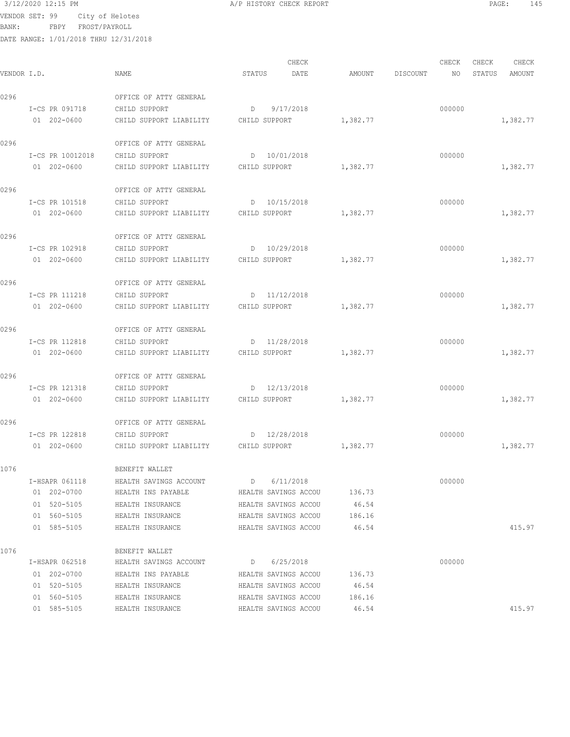3/12/2020 12:15 PM A/P HISTORY CHECK REPORT

VENDOR SET: 99 City of Helotes
BANK: FBPY FROST/PAYROLL
DATE RANGE: 1/01/2018 THRU 12/31/2018

| VENDOR I.D. | NAME | STATUS | CHECK DATE | AMOUNT | DISCOUNT | CHECK NO | CHECK STATUS | CHECK AMOUNT |
|---|---|---|---|---|---|---|---|---|
| 0296 | OFFICE OF ATTY GENERAL | | | | | | | |
| I-CS PR 091718 | CHILD SUPPORT | D | 9/17/2018 | | | 000000 | | |
| 01 202-0600 | CHILD SUPPORT LIABILITY | CHILD SUPPORT | | 1,382.77 | | | | 1,382.77 |
| 0296 | OFFICE OF ATTY GENERAL | | | | | | | |
| I-CS PR 10012018 | CHILD SUPPORT | D | 10/01/2018 | | | 000000 | | |
| 01 202-0600 | CHILD SUPPORT LIABILITY | CHILD SUPPORT | | 1,382.77 | | | | 1,382.77 |
| 0296 | OFFICE OF ATTY GENERAL | | | | | | | |
| I-CS PR 101518 | CHILD SUPPORT | D | 10/15/2018 | | | 000000 | | |
| 01 202-0600 | CHILD SUPPORT LIABILITY | CHILD SUPPORT | | 1,382.77 | | | | 1,382.77 |
| 0296 | OFFICE OF ATTY GENERAL | | | | | | | |
| I-CS PR 102918 | CHILD SUPPORT | D | 10/29/2018 | | | 000000 | | |
| 01 202-0600 | CHILD SUPPORT LIABILITY | CHILD SUPPORT | | 1,382.77 | | | | 1,382.77 |
| 0296 | OFFICE OF ATTY GENERAL | | | | | | | |
| I-CS PR 111218 | CHILD SUPPORT | D | 11/12/2018 | | | 000000 | | |
| 01 202-0600 | CHILD SUPPORT LIABILITY | CHILD SUPPORT | | 1,382.77 | | | | 1,382.77 |
| 0296 | OFFICE OF ATTY GENERAL | | | | | | | |
| I-CS PR 112818 | CHILD SUPPORT | D | 11/28/2018 | | | 000000 | | |
| 01 202-0600 | CHILD SUPPORT LIABILITY | CHILD SUPPORT | | 1,382.77 | | | | 1,382.77 |
| 0296 | OFFICE OF ATTY GENERAL | | | | | | | |
| I-CS PR 121318 | CHILD SUPPORT | D | 12/13/2018 | | | 000000 | | |
| 01 202-0600 | CHILD SUPPORT LIABILITY | CHILD SUPPORT | | 1,382.77 | | | | 1,382.77 |
| 0296 | OFFICE OF ATTY GENERAL | | | | | | | |
| I-CS PR 122818 | CHILD SUPPORT | D | 12/28/2018 | | | 000000 | | |
| 01 202-0600 | CHILD SUPPORT LIABILITY | CHILD SUPPORT | | 1,382.77 | | | | 1,382.77 |
| 1076 | BENEFIT WALLET | | | | | | | |
| I-HSAPR 061118 | HEALTH SAVINGS ACCOUNT | D | 6/11/2018 | | | 000000 | | |
| 01 202-0700 | HEALTH INS PAYABLE | HEALTH SAVINGS ACCOU | | 136.73 | | | | |
| 01 520-5105 | HEALTH INSURANCE | HEALTH SAVINGS ACCOU | | 46.54 | | | | |
| 01 560-5105 | HEALTH INSURANCE | HEALTH SAVINGS ACCOU | | 186.16 | | | | |
| 01 585-5105 | HEALTH INSURANCE | HEALTH SAVINGS ACCOU | | 46.54 | | | | 415.97 |
| 1076 | BENEFIT WALLET | | | | | | | |
| I-HSAPR 062518 | HEALTH SAVINGS ACCOUNT | D | 6/25/2018 | | | 000000 | | |
| 01 202-0700 | HEALTH INS PAYABLE | HEALTH SAVINGS ACCOU | | 136.73 | | | | |
| 01 520-5105 | HEALTH INSURANCE | HEALTH SAVINGS ACCOU | | 46.54 | | | | |
| 01 560-5105 | HEALTH INSURANCE | HEALTH SAVINGS ACCOU | | 186.16 | | | | |
| 01 585-5105 | HEALTH INSURANCE | HEALTH SAVINGS ACCOU | | 46.54 | | | | 415.97 |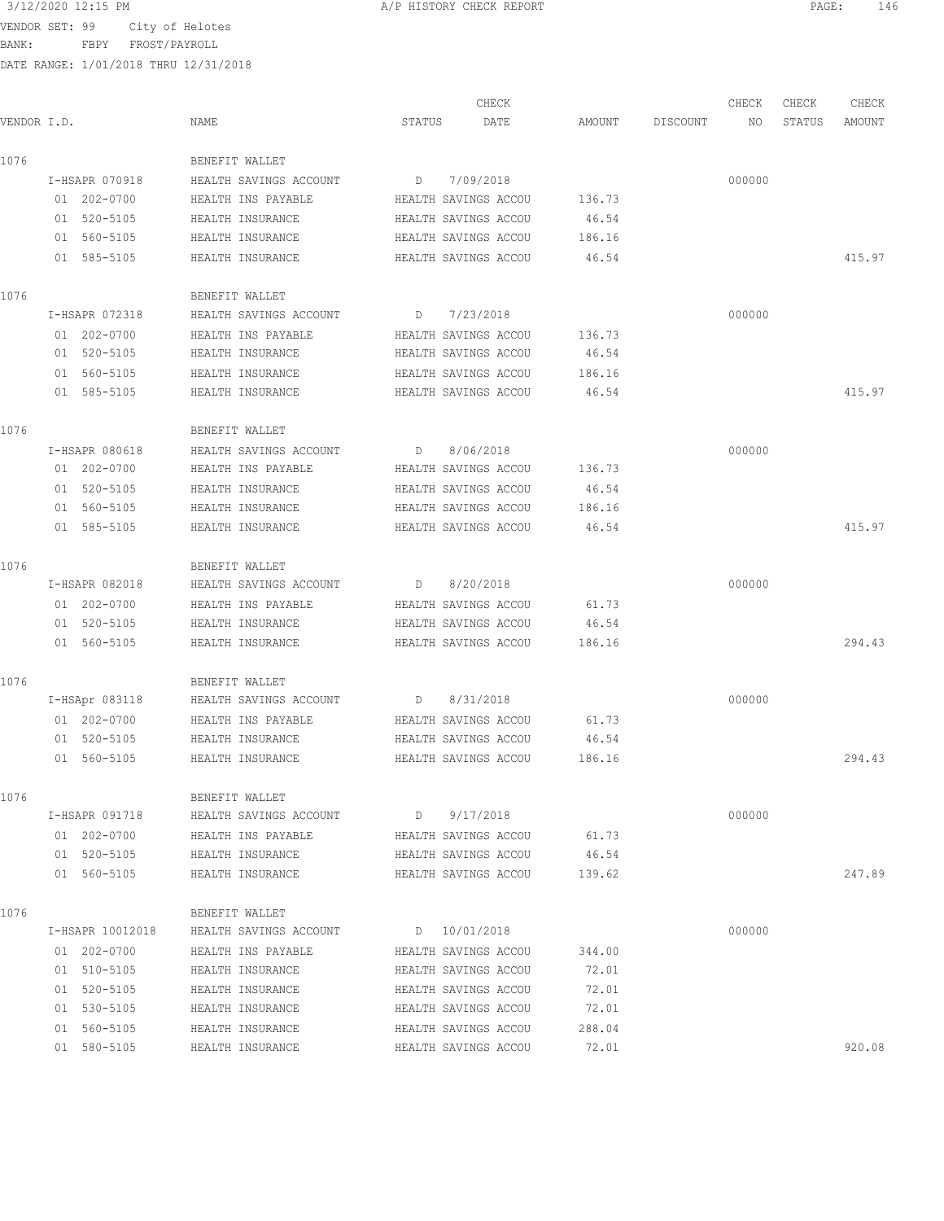3/12/2020 12:15 PM A/P HISTORY CHECK REPORT

VENDOR SET: 99 City of Helotes
BANK: FBPY FROST/PAYROLL
DATE RANGE: 1/01/2018 THRU 12/31/2018

| VENDOR I.D. | NAME | STATUS | CHECK DATE | AMOUNT | DISCOUNT | CHECK NO | CHECK STATUS | CHECK AMOUNT |
|---|---|---|---|---|---|---|---|---|
| 1076 | BENEFIT WALLET | | | | | | | |
| I-HSAPR 070918 | HEALTH SAVINGS ACCOUNT | D | 7/09/2018 | | | 000000 | | |
| 01 202-0700 | HEALTH INS PAYABLE | HEALTH SAVINGS ACCOU | | 136.73 | | | | |
| 01 520-5105 | HEALTH INSURANCE | HEALTH SAVINGS ACCOU | | 46.54 | | | | |
| 01 560-5105 | HEALTH INSURANCE | HEALTH SAVINGS ACCOU | | 186.16 | | | | |
| 01 585-5105 | HEALTH INSURANCE | HEALTH SAVINGS ACCOU | | 46.54 | | | | 415.97 |
| 1076 | BENEFIT WALLET | | | | | | | |
| I-HSAPR 072318 | HEALTH SAVINGS ACCOUNT | D | 7/23/2018 | | | 000000 | | |
| 01 202-0700 | HEALTH INS PAYABLE | HEALTH SAVINGS ACCOU | | 136.73 | | | | |
| 01 520-5105 | HEALTH INSURANCE | HEALTH SAVINGS ACCOU | | 46.54 | | | | |
| 01 560-5105 | HEALTH INSURANCE | HEALTH SAVINGS ACCOU | | 186.16 | | | | |
| 01 585-5105 | HEALTH INSURANCE | HEALTH SAVINGS ACCOU | | 46.54 | | | | 415.97 |
| 1076 | BENEFIT WALLET | | | | | | | |
| I-HSAPR 080618 | HEALTH SAVINGS ACCOUNT | D | 8/06/2018 | | | 000000 | | |
| 01 202-0700 | HEALTH INS PAYABLE | HEALTH SAVINGS ACCOU | | 136.73 | | | | |
| 01 520-5105 | HEALTH INSURANCE | HEALTH SAVINGS ACCOU | | 46.54 | | | | |
| 01 560-5105 | HEALTH INSURANCE | HEALTH SAVINGS ACCOU | | 186.16 | | | | |
| 01 585-5105 | HEALTH INSURANCE | HEALTH SAVINGS ACCOU | | 46.54 | | | | 415.97 |
| 1076 | BENEFIT WALLET | | | | | | | |
| I-HSAPR 082018 | HEALTH SAVINGS ACCOUNT | D | 8/20/2018 | | | 000000 | | |
| 01 202-0700 | HEALTH INS PAYABLE | HEALTH SAVINGS ACCOU | | 61.73 | | | | |
| 01 520-5105 | HEALTH INSURANCE | HEALTH SAVINGS ACCOU | | 46.54 | | | | |
| 01 560-5105 | HEALTH INSURANCE | HEALTH SAVINGS ACCOU | | 186.16 | | | | 294.43 |
| 1076 | BENEFIT WALLET | | | | | | | |
| I-HSApr 083118 | HEALTH SAVINGS ACCOUNT | D | 8/31/2018 | | | 000000 | | |
| 01 202-0700 | HEALTH INS PAYABLE | HEALTH SAVINGS ACCOU | | 61.73 | | | | |
| 01 520-5105 | HEALTH INSURANCE | HEALTH SAVINGS ACCOU | | 46.54 | | | | |
| 01 560-5105 | HEALTH INSURANCE | HEALTH SAVINGS ACCOU | | 186.16 | | | | 294.43 |
| 1076 | BENEFIT WALLET | | | | | | | |
| I-HSAPR 091718 | HEALTH SAVINGS ACCOUNT | D | 9/17/2018 | | | 000000 | | |
| 01 202-0700 | HEALTH INS PAYABLE | HEALTH SAVINGS ACCOU | | 61.73 | | | | |
| 01 520-5105 | HEALTH INSURANCE | HEALTH SAVINGS ACCOU | | 46.54 | | | | |
| 01 560-5105 | HEALTH INSURANCE | HEALTH SAVINGS ACCOU | | 139.62 | | | | 247.89 |
| 1076 | BENEFIT WALLET | | | | | | | |
| I-HSAPR 10012018 | HEALTH SAVINGS ACCOUNT | D | 10/01/2018 | | | 000000 | | |
| 01 202-0700 | HEALTH INS PAYABLE | HEALTH SAVINGS ACCOU | | 344.00 | | | | |
| 01 510-5105 | HEALTH INSURANCE | HEALTH SAVINGS ACCOU | | 72.01 | | | | |
| 01 520-5105 | HEALTH INSURANCE | HEALTH SAVINGS ACCOU | | 72.01 | | | | |
| 01 530-5105 | HEALTH INSURANCE | HEALTH SAVINGS ACCOU | | 72.01 | | | | |
| 01 560-5105 | HEALTH INSURANCE | HEALTH SAVINGS ACCOU | | 288.04 | | | | |
| 01 580-5105 | HEALTH INSURANCE | HEALTH SAVINGS ACCOU | | 72.01 | | | | 920.08 |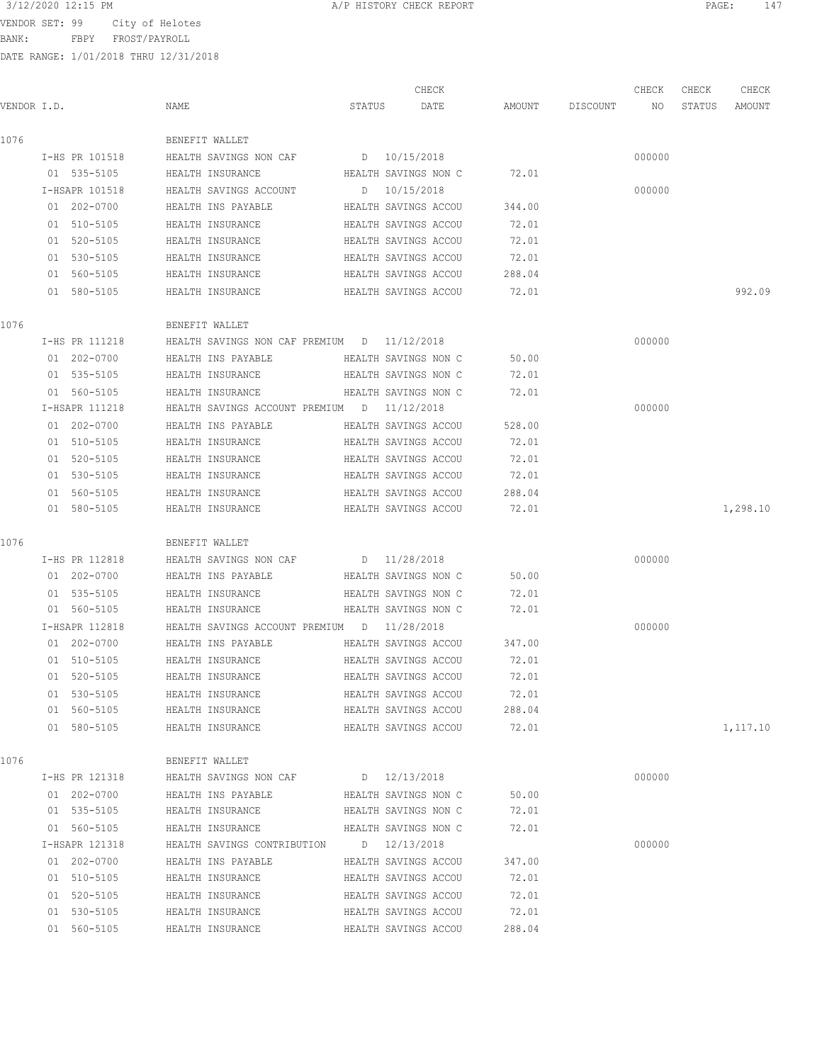3/12/2020 12:15 PM A/P HISTORY CHECK REPORT

VENDOR SET: 99 City of Helotes
BANK: FBPY FROST/PAYROLL
DATE RANGE: 1/01/2018 THRU 12/31/2018

| VENDOR I.D. | NAME | STATUS | CHECK DATE | AMOUNT | DISCOUNT | CHECK NO | CHECK STATUS | CHECK AMOUNT |
|---|---|---|---|---|---|---|---|---|
| 1076 | BENEFIT WALLET | | | | | | | |
| I-HS PR 101518 | HEALTH SAVINGS NON CAF | D | 10/15/2018 | | | 000000 | | |
| 01 535-5105 | HEALTH INSURANCE | HEALTH SAVINGS NON C | | 72.01 | | | | |
| I-HSAPR 101518 | HEALTH SAVINGS ACCOUNT | D | 10/15/2018 | | | 000000 | | |
| 01 202-0700 | HEALTH INS PAYABLE | HEALTH SAVINGS ACCOU | | 344.00 | | | | |
| 01 510-5105 | HEALTH INSURANCE | HEALTH SAVINGS ACCOU | | 72.01 | | | | |
| 01 520-5105 | HEALTH INSURANCE | HEALTH SAVINGS ACCOU | | 72.01 | | | | |
| 01 530-5105 | HEALTH INSURANCE | HEALTH SAVINGS ACCOU | | 72.01 | | | | |
| 01 560-5105 | HEALTH INSURANCE | HEALTH SAVINGS ACCOU | | 288.04 | | | | |
| 01 580-5105 | HEALTH INSURANCE | HEALTH SAVINGS ACCOU | | 72.01 | | | | 992.09 |
| 1076 | BENEFIT WALLET | | | | | | | |
| I-HS PR 111218 | HEALTH SAVINGS NON CAF PREMIUM | D | 11/12/2018 | | | 000000 | | |
| 01 202-0700 | HEALTH INS PAYABLE | HEALTH SAVINGS NON C | | 50.00 | | | | |
| 01 535-5105 | HEALTH INSURANCE | HEALTH SAVINGS NON C | | 72.01 | | | | |
| 01 560-5105 | HEALTH INSURANCE | HEALTH SAVINGS NON C | | 72.01 | | | | |
| I-HSAPR 111218 | HEALTH SAVINGS ACCOUNT PREMIUM | D | 11/12/2018 | | | 000000 | | |
| 01 202-0700 | HEALTH INS PAYABLE | HEALTH SAVINGS ACCOU | | 528.00 | | | | |
| 01 510-5105 | HEALTH INSURANCE | HEALTH SAVINGS ACCOU | | 72.01 | | | | |
| 01 520-5105 | HEALTH INSURANCE | HEALTH SAVINGS ACCOU | | 72.01 | | | | |
| 01 530-5105 | HEALTH INSURANCE | HEALTH SAVINGS ACCOU | | 72.01 | | | | |
| 01 560-5105 | HEALTH INSURANCE | HEALTH SAVINGS ACCOU | | 288.04 | | | | |
| 01 580-5105 | HEALTH INSURANCE | HEALTH SAVINGS ACCOU | | 72.01 | | | | 1,298.10 |
| 1076 | BENEFIT WALLET | | | | | | | |
| I-HS PR 112818 | HEALTH SAVINGS NON CAF | D | 11/28/2018 | | | 000000 | | |
| 01 202-0700 | HEALTH INS PAYABLE | HEALTH SAVINGS NON C | | 50.00 | | | | |
| 01 535-5105 | HEALTH INSURANCE | HEALTH SAVINGS NON C | | 72.01 | | | | |
| 01 560-5105 | HEALTH INSURANCE | HEALTH SAVINGS NON C | | 72.01 | | | | |
| I-HSAPR 112818 | HEALTH SAVINGS ACCOUNT PREMIUM | D | 11/28/2018 | | | 000000 | | |
| 01 202-0700 | HEALTH INS PAYABLE | HEALTH SAVINGS ACCOU | | 347.00 | | | | |
| 01 510-5105 | HEALTH INSURANCE | HEALTH SAVINGS ACCOU | | 72.01 | | | | |
| 01 520-5105 | HEALTH INSURANCE | HEALTH SAVINGS ACCOU | | 72.01 | | | | |
| 01 530-5105 | HEALTH INSURANCE | HEALTH SAVINGS ACCOU | | 72.01 | | | | |
| 01 560-5105 | HEALTH INSURANCE | HEALTH SAVINGS ACCOU | | 288.04 | | | | |
| 01 580-5105 | HEALTH INSURANCE | HEALTH SAVINGS ACCOU | | 72.01 | | | | 1,117.10 |
| 1076 | BENEFIT WALLET | | | | | | | |
| I-HS PR 121318 | HEALTH SAVINGS NON CAF | D | 12/13/2018 | | | 000000 | | |
| 01 202-0700 | HEALTH INS PAYABLE | HEALTH SAVINGS NON C | | 50.00 | | | | |
| 01 535-5105 | HEALTH INSURANCE | HEALTH SAVINGS NON C | | 72.01 | | | | |
| 01 560-5105 | HEALTH INSURANCE | HEALTH SAVINGS NON C | | 72.01 | | | | |
| I-HSAPR 121318 | HEALTH SAVINGS CONTRIBUTION | D | 12/13/2018 | | | 000000 | | |
| 01 202-0700 | HEALTH INS PAYABLE | HEALTH SAVINGS ACCOU | | 347.00 | | | | |
| 01 510-5105 | HEALTH INSURANCE | HEALTH SAVINGS ACCOU | | 72.01 | | | | |
| 01 520-5105 | HEALTH INSURANCE | HEALTH SAVINGS ACCOU | | 72.01 | | | | |
| 01 530-5105 | HEALTH INSURANCE | HEALTH SAVINGS ACCOU | | 72.01 | | | | |
| 01 560-5105 | HEALTH INSURANCE | HEALTH SAVINGS ACCOU | | 288.04 | | | | |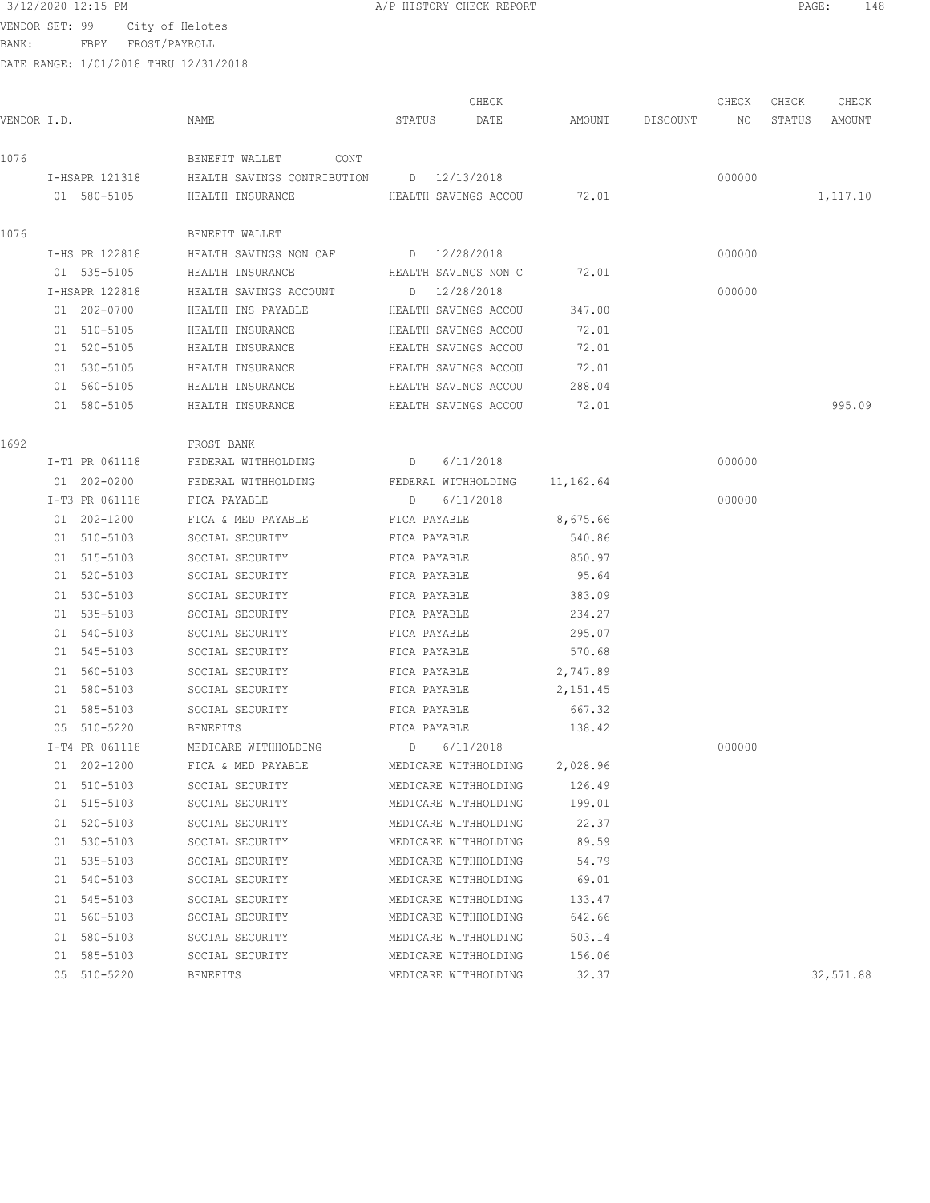3/12/2020 12:15 PM A/P HISTORY CHECK REPORT

VENDOR SET: 99 City of Helotes
BANK: FBPY FROST/PAYROLL
DATE RANGE: 1/01/2018 THRU 12/31/2018

| VENDOR I.D. | NAME | STATUS | CHECK DATE | AMOUNT | DISCOUNT | CHECK NO | CHECK STATUS | CHECK AMOUNT |
|---|---|---|---|---|---|---|---|---|
| 1076 | BENEFIT WALLET CONT | | | | | | | |
| I-HSAPR 121318 | HEALTH SAVINGS CONTRIBUTION | D | 12/13/2018 | | | 000000 | | |
| 01 580-5105 | HEALTH INSURANCE | HEALTH SAVINGS ACCOU | | 72.01 | | | | 1,117.10 |
| 1076 | BENEFIT WALLET | | | | | | | |
| I-HS PR 122818 | HEALTH SAVINGS NON CAF | D | 12/28/2018 | | | 000000 | | |
| 01 535-5105 | HEALTH INSURANCE | HEALTH SAVINGS NON C | | 72.01 | | | | |
| I-HSAPR 122818 | HEALTH SAVINGS ACCOUNT | D | 12/28/2018 | | | 000000 | | |
| 01 202-0700 | HEALTH INS PAYABLE | HEALTH SAVINGS ACCOU | | 347.00 | | | | |
| 01 510-5105 | HEALTH INSURANCE | HEALTH SAVINGS ACCOU | | 72.01 | | | | |
| 01 520-5105 | HEALTH INSURANCE | HEALTH SAVINGS ACCOU | | 72.01 | | | | |
| 01 530-5105 | HEALTH INSURANCE | HEALTH SAVINGS ACCOU | | 72.01 | | | | |
| 01 560-5105 | HEALTH INSURANCE | HEALTH SAVINGS ACCOU | | 288.04 | | | | |
| 01 580-5105 | HEALTH INSURANCE | HEALTH SAVINGS ACCOU | | 72.01 | | | | 995.09 |
| 1692 | FROST BANK | | | | | | | |
| I-T1 PR 061118 | FEDERAL WITHHOLDING | D | 6/11/2018 | | | 000000 | | |
| 01 202-0200 | FEDERAL WITHHOLDING | FEDERAL WITHHOLDING | | 11,162.64 | | | | |
| I-T3 PR 061118 | FICA PAYABLE | D | 6/11/2018 | | | 000000 | | |
| 01 202-1200 | FICA & MED PAYABLE | FICA PAYABLE | | 8,675.66 | | | | |
| 01 510-5103 | SOCIAL SECURITY | FICA PAYABLE | | 540.86 | | | | |
| 01 515-5103 | SOCIAL SECURITY | FICA PAYABLE | | 850.97 | | | | |
| 01 520-5103 | SOCIAL SECURITY | FICA PAYABLE | | 95.64 | | | | |
| 01 530-5103 | SOCIAL SECURITY | FICA PAYABLE | | 383.09 | | | | |
| 01 535-5103 | SOCIAL SECURITY | FICA PAYABLE | | 234.27 | | | | |
| 01 540-5103 | SOCIAL SECURITY | FICA PAYABLE | | 295.07 | | | | |
| 01 545-5103 | SOCIAL SECURITY | FICA PAYABLE | | 570.68 | | | | |
| 01 560-5103 | SOCIAL SECURITY | FICA PAYABLE | | 2,747.89 | | | | |
| 01 580-5103 | SOCIAL SECURITY | FICA PAYABLE | | 2,151.45 | | | | |
| 01 585-5103 | SOCIAL SECURITY | FICA PAYABLE | | 667.32 | | | | |
| 05 510-5220 | BENEFITS | FICA PAYABLE | | 138.42 | | | | |
| I-T4 PR 061118 | MEDICARE WITHHOLDING | D | 6/11/2018 | | | 000000 | | |
| 01 202-1200 | FICA & MED PAYABLE | MEDICARE WITHHOLDING | | 2,028.96 | | | | |
| 01 510-5103 | SOCIAL SECURITY | MEDICARE WITHHOLDING | | 126.49 | | | | |
| 01 515-5103 | SOCIAL SECURITY | MEDICARE WITHHOLDING | | 199.01 | | | | |
| 01 520-5103 | SOCIAL SECURITY | MEDICARE WITHHOLDING | | 22.37 | | | | |
| 01 530-5103 | SOCIAL SECURITY | MEDICARE WITHHOLDING | | 89.59 | | | | |
| 01 535-5103 | SOCIAL SECURITY | MEDICARE WITHHOLDING | | 54.79 | | | | |
| 01 540-5103 | SOCIAL SECURITY | MEDICARE WITHHOLDING | | 69.01 | | | | |
| 01 545-5103 | SOCIAL SECURITY | MEDICARE WITHHOLDING | | 133.47 | | | | |
| 01 560-5103 | SOCIAL SECURITY | MEDICARE WITHHOLDING | | 642.66 | | | | |
| 01 580-5103 | SOCIAL SECURITY | MEDICARE WITHHOLDING | | 503.14 | | | | |
| 01 585-5103 | SOCIAL SECURITY | MEDICARE WITHHOLDING | | 156.06 | | | | |
| 05 510-5220 | BENEFITS | MEDICARE WITHHOLDING | | 32.37 | | | | 32,571.88 |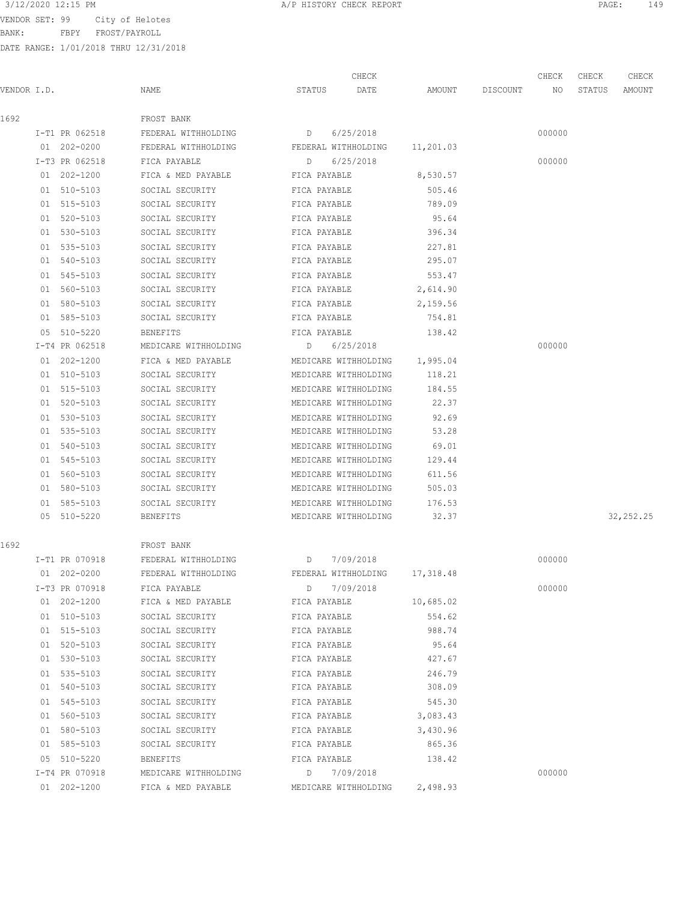3/12/2020 12:15 PM A/P HISTORY CHECK REPORT

VENDOR SET: 99 City of Helotes
BANK: FBPY FROST/PAYROLL
DATE RANGE: 1/01/2018 THRU 12/31/2018

| VENDOR I.D. | NAME | STATUS | CHECK DATE | AMOUNT | DISCOUNT | CHECK NO | CHECK STATUS | CHECK AMOUNT |
|---|---|---|---|---|---|---|---|---|
| 1692 | FROST BANK | | | | | | | |
| I-T1 PR 062518 | FEDERAL WITHHOLDING | D | 6/25/2018 | | | 000000 | | |
| 01 202-0200 | FEDERAL WITHHOLDING | FEDERAL WITHHOLDING | | 11,201.03 | | | | |
| I-T3 PR 062518 | FICA PAYABLE | D | 6/25/2018 | | | 000000 | | |
| 01 202-1200 | FICA & MED PAYABLE | FICA PAYABLE | | 8,530.57 | | | | |
| 01 510-5103 | SOCIAL SECURITY | FICA PAYABLE | | 505.46 | | | | |
| 01 515-5103 | SOCIAL SECURITY | FICA PAYABLE | | 789.09 | | | | |
| 01 520-5103 | SOCIAL SECURITY | FICA PAYABLE | | 95.64 | | | | |
| 01 530-5103 | SOCIAL SECURITY | FICA PAYABLE | | 396.34 | | | | |
| 01 535-5103 | SOCIAL SECURITY | FICA PAYABLE | | 227.81 | | | | |
| 01 540-5103 | SOCIAL SECURITY | FICA PAYABLE | | 295.07 | | | | |
| 01 545-5103 | SOCIAL SECURITY | FICA PAYABLE | | 553.47 | | | | |
| 01 560-5103 | SOCIAL SECURITY | FICA PAYABLE | | 2,614.90 | | | | |
| 01 580-5103 | SOCIAL SECURITY | FICA PAYABLE | | 2,159.56 | | | | |
| 01 585-5103 | SOCIAL SECURITY | FICA PAYABLE | | 754.81 | | | | |
| 05 510-5220 | BENEFITS | FICA PAYABLE | | 138.42 | | | | |
| I-T4 PR 062518 | MEDICARE WITHHOLDING | D | 6/25/2018 | | | 000000 | | |
| 01 202-1200 | FICA & MED PAYABLE | MEDICARE WITHHOLDING | | 1,995.04 | | | | |
| 01 510-5103 | SOCIAL SECURITY | MEDICARE WITHHOLDING | | 118.21 | | | | |
| 01 515-5103 | SOCIAL SECURITY | MEDICARE WITHHOLDING | | 184.55 | | | | |
| 01 520-5103 | SOCIAL SECURITY | MEDICARE WITHHOLDING | | 22.37 | | | | |
| 01 530-5103 | SOCIAL SECURITY | MEDICARE WITHHOLDING | | 92.69 | | | | |
| 01 535-5103 | SOCIAL SECURITY | MEDICARE WITHHOLDING | | 53.28 | | | | |
| 01 540-5103 | SOCIAL SECURITY | MEDICARE WITHHOLDING | | 69.01 | | | | |
| 01 545-5103 | SOCIAL SECURITY | MEDICARE WITHHOLDING | | 129.44 | | | | |
| 01 560-5103 | SOCIAL SECURITY | MEDICARE WITHHOLDING | | 611.56 | | | | |
| 01 580-5103 | SOCIAL SECURITY | MEDICARE WITHHOLDING | | 505.03 | | | | |
| 01 585-5103 | SOCIAL SECURITY | MEDICARE WITHHOLDING | | 176.53 | | | | |
| 05 510-5220 | BENEFITS | MEDICARE WITHHOLDING | | 32.37 | | | | 32,252.25 |
| 1692 | FROST BANK | | | | | | | |
| I-T1 PR 070918 | FEDERAL WITHHOLDING | D | 7/09/2018 | | | 000000 | | |
| 01 202-0200 | FEDERAL WITHHOLDING | FEDERAL WITHHOLDING | | 17,318.48 | | | | |
| I-T3 PR 070918 | FICA PAYABLE | D | 7/09/2018 | | | 000000 | | |
| 01 202-1200 | FICA & MED PAYABLE | FICA PAYABLE | | 10,685.02 | | | | |
| 01 510-5103 | SOCIAL SECURITY | FICA PAYABLE | | 554.62 | | | | |
| 01 515-5103 | SOCIAL SECURITY | FICA PAYABLE | | 988.74 | | | | |
| 01 520-5103 | SOCIAL SECURITY | FICA PAYABLE | | 95.64 | | | | |
| 01 530-5103 | SOCIAL SECURITY | FICA PAYABLE | | 427.67 | | | | |
| 01 535-5103 | SOCIAL SECURITY | FICA PAYABLE | | 246.79 | | | | |
| 01 540-5103 | SOCIAL SECURITY | FICA PAYABLE | | 308.09 | | | | |
| 01 545-5103 | SOCIAL SECURITY | FICA PAYABLE | | 545.30 | | | | |
| 01 560-5103 | SOCIAL SECURITY | FICA PAYABLE | | 3,083.43 | | | | |
| 01 580-5103 | SOCIAL SECURITY | FICA PAYABLE | | 3,430.96 | | | | |
| 01 585-5103 | SOCIAL SECURITY | FICA PAYABLE | | 865.36 | | | | |
| 05 510-5220 | BENEFITS | FICA PAYABLE | | 138.42 | | | | |
| I-T4 PR 070918 | MEDICARE WITHHOLDING | D | 7/09/2018 | | | 000000 | | |
| 01 202-1200 | FICA & MED PAYABLE | MEDICARE WITHHOLDING | | 2,498.93 | | | | |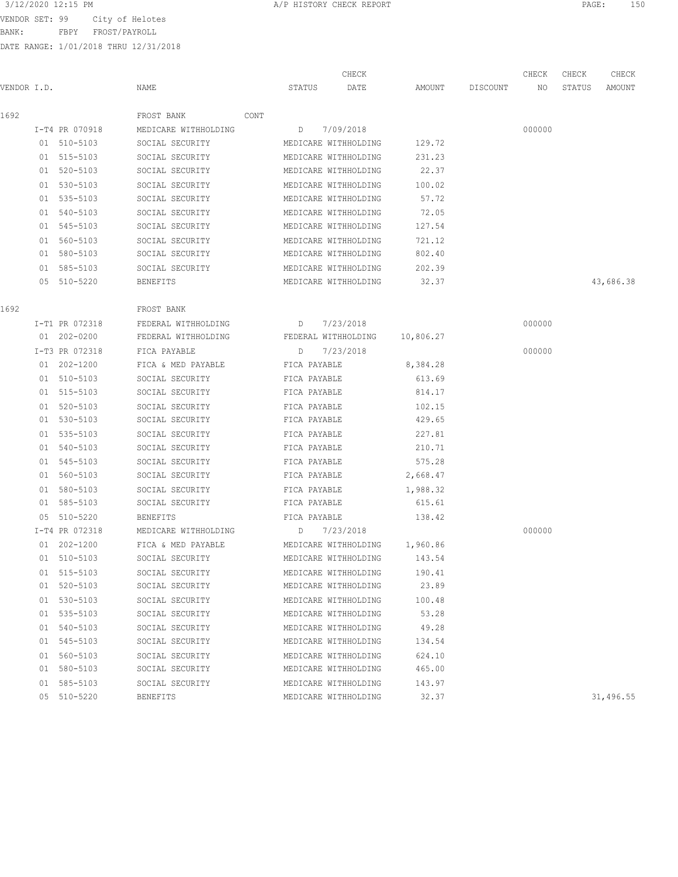3/12/2020 12:15 PM — A/P HISTORY CHECK REPORT

VENDOR SET: 99 City of Helotes
BANK: FBPY FROST/PAYROLL
DATE RANGE: 1/01/2018 THRU 12/31/2018

| VENDOR I.D. | NAME | STATUS | CHECK DATE | AMOUNT | DISCOUNT | CHECK NO | CHECK STATUS | CHECK AMOUNT |
|---|---|---|---|---|---|---|---|---|
| 1692 | FROST BANK CONT | | | | | | | |
| I-T4 PR 070918 | MEDICARE WITHHOLDING | D | 7/09/2018 | | | 000000 | | |
| 01 510-5103 | SOCIAL SECURITY | MEDICARE WITHHOLDING | | 129.72 | | | | |
| 01 515-5103 | SOCIAL SECURITY | MEDICARE WITHHOLDING | | 231.23 | | | | |
| 01 520-5103 | SOCIAL SECURITY | MEDICARE WITHHOLDING | | 22.37 | | | | |
| 01 530-5103 | SOCIAL SECURITY | MEDICARE WITHHOLDING | | 100.02 | | | | |
| 01 535-5103 | SOCIAL SECURITY | MEDICARE WITHHOLDING | | 57.72 | | | | |
| 01 540-5103 | SOCIAL SECURITY | MEDICARE WITHHOLDING | | 72.05 | | | | |
| 01 545-5103 | SOCIAL SECURITY | MEDICARE WITHHOLDING | | 127.54 | | | | |
| 01 560-5103 | SOCIAL SECURITY | MEDICARE WITHHOLDING | | 721.12 | | | | |
| 01 580-5103 | SOCIAL SECURITY | MEDICARE WITHHOLDING | | 802.40 | | | | |
| 01 585-5103 | SOCIAL SECURITY | MEDICARE WITHHOLDING | | 202.39 | | | | |
| 05 510-5220 | BENEFITS | MEDICARE WITHHOLDING | | 32.37 | | | | 43,686.38 |
| 1692 | FROST BANK | | | | | | | |
| I-T1 PR 072318 | FEDERAL WITHHOLDING | D | 7/23/2018 | | | 000000 | | |
| 01 202-0200 | FEDERAL WITHHOLDING | FEDERAL WITHHOLDING | | 10,806.27 | | | | |
| I-T3 PR 072318 | FICA PAYABLE | D | 7/23/2018 | | | 000000 | | |
| 01 202-1200 | FICA & MED PAYABLE | FICA PAYABLE | | 8,384.28 | | | | |
| 01 510-5103 | SOCIAL SECURITY | FICA PAYABLE | | 613.69 | | | | |
| 01 515-5103 | SOCIAL SECURITY | FICA PAYABLE | | 814.17 | | | | |
| 01 520-5103 | SOCIAL SECURITY | FICA PAYABLE | | 102.15 | | | | |
| 01 530-5103 | SOCIAL SECURITY | FICA PAYABLE | | 429.65 | | | | |
| 01 535-5103 | SOCIAL SECURITY | FICA PAYABLE | | 227.81 | | | | |
| 01 540-5103 | SOCIAL SECURITY | FICA PAYABLE | | 210.71 | | | | |
| 01 545-5103 | SOCIAL SECURITY | FICA PAYABLE | | 575.28 | | | | |
| 01 560-5103 | SOCIAL SECURITY | FICA PAYABLE | | 2,668.47 | | | | |
| 01 580-5103 | SOCIAL SECURITY | FICA PAYABLE | | 1,988.32 | | | | |
| 01 585-5103 | SOCIAL SECURITY | FICA PAYABLE | | 615.61 | | | | |
| 05 510-5220 | BENEFITS | FICA PAYABLE | | 138.42 | | | | |
| I-T4 PR 072318 | MEDICARE WITHHOLDING | D | 7/23/2018 | | | 000000 | | |
| 01 202-1200 | FICA & MED PAYABLE | MEDICARE WITHHOLDING | | 1,960.86 | | | | |
| 01 510-5103 | SOCIAL SECURITY | MEDICARE WITHHOLDING | | 143.54 | | | | |
| 01 515-5103 | SOCIAL SECURITY | MEDICARE WITHHOLDING | | 190.41 | | | | |
| 01 520-5103 | SOCIAL SECURITY | MEDICARE WITHHOLDING | | 23.89 | | | | |
| 01 530-5103 | SOCIAL SECURITY | MEDICARE WITHHOLDING | | 100.48 | | | | |
| 01 535-5103 | SOCIAL SECURITY | MEDICARE WITHHOLDING | | 53.28 | | | | |
| 01 540-5103 | SOCIAL SECURITY | MEDICARE WITHHOLDING | | 49.28 | | | | |
| 01 545-5103 | SOCIAL SECURITY | MEDICARE WITHHOLDING | | 134.54 | | | | |
| 01 560-5103 | SOCIAL SECURITY | MEDICARE WITHHOLDING | | 624.10 | | | | |
| 01 580-5103 | SOCIAL SECURITY | MEDICARE WITHHOLDING | | 465.00 | | | | |
| 01 585-5103 | SOCIAL SECURITY | MEDICARE WITHHOLDING | | 143.97 | | | | |
| 05 510-5220 | BENEFITS | MEDICARE WITHHOLDING | | 32.37 | | | | 31,496.55 |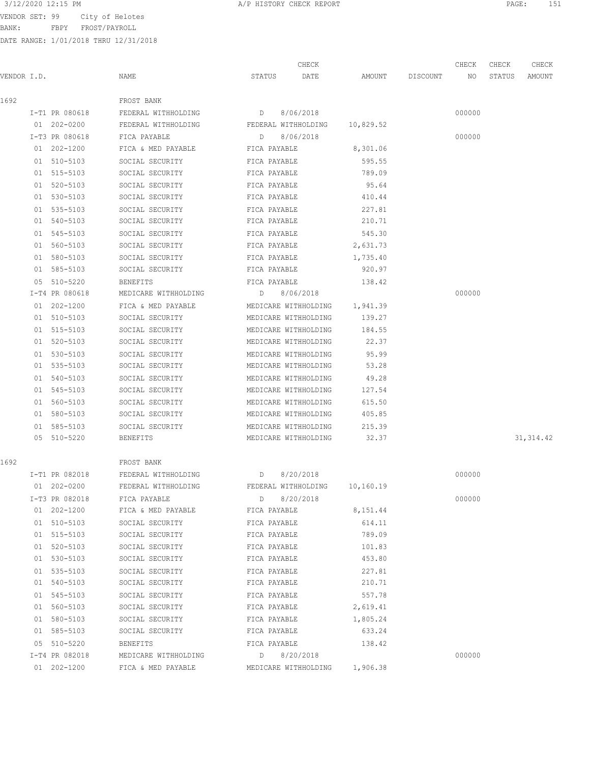3/12/2020 12:15 PM A/P HISTORY CHECK REPORT

VENDOR SET: 99 City of Helotes
BANK: FBPY FROST/PAYROLL
DATE RANGE: 1/01/2018 THRU 12/31/2018

| VENDOR I.D. | NAME | STATUS | CHECK DATE | AMOUNT | DISCOUNT | CHECK NO | CHECK STATUS | CHECK AMOUNT |
|---|---|---|---|---|---|---|---|---|
| 1692 | FROST BANK | | | | | | | |
| I-T1 PR 080618 | FEDERAL WITHHOLDING | D | 8/06/2018 | | | 000000 | | |
| 01 202-0200 | FEDERAL WITHHOLDING | FEDERAL WITHHOLDING | | 10,829.52 | | | | |
| I-T3 PR 080618 | FICA PAYABLE | D | 8/06/2018 | | | 000000 | | |
| 01 202-1200 | FICA & MED PAYABLE | FICA PAYABLE | | 8,301.06 | | | | |
| 01 510-5103 | SOCIAL SECURITY | FICA PAYABLE | | 595.55 | | | | |
| 01 515-5103 | SOCIAL SECURITY | FICA PAYABLE | | 789.09 | | | | |
| 01 520-5103 | SOCIAL SECURITY | FICA PAYABLE | | 95.64 | | | | |
| 01 530-5103 | SOCIAL SECURITY | FICA PAYABLE | | 410.44 | | | | |
| 01 535-5103 | SOCIAL SECURITY | FICA PAYABLE | | 227.81 | | | | |
| 01 540-5103 | SOCIAL SECURITY | FICA PAYABLE | | 210.71 | | | | |
| 01 545-5103 | SOCIAL SECURITY | FICA PAYABLE | | 545.30 | | | | |
| 01 560-5103 | SOCIAL SECURITY | FICA PAYABLE | | 2,631.73 | | | | |
| 01 580-5103 | SOCIAL SECURITY | FICA PAYABLE | | 1,735.40 | | | | |
| 01 585-5103 | SOCIAL SECURITY | FICA PAYABLE | | 920.97 | | | | |
| 05 510-5220 | BENEFITS | FICA PAYABLE | | 138.42 | | | | |
| I-T4 PR 080618 | MEDICARE WITHHOLDING | D | 8/06/2018 | | | 000000 | | |
| 01 202-1200 | FICA & MED PAYABLE | MEDICARE WITHHOLDING | | 1,941.39 | | | | |
| 01 510-5103 | SOCIAL SECURITY | MEDICARE WITHHOLDING | | 139.27 | | | | |
| 01 515-5103 | SOCIAL SECURITY | MEDICARE WITHHOLDING | | 184.55 | | | | |
| 01 520-5103 | SOCIAL SECURITY | MEDICARE WITHHOLDING | | 22.37 | | | | |
| 01 530-5103 | SOCIAL SECURITY | MEDICARE WITHHOLDING | | 95.99 | | | | |
| 01 535-5103 | SOCIAL SECURITY | MEDICARE WITHHOLDING | | 53.28 | | | | |
| 01 540-5103 | SOCIAL SECURITY | MEDICARE WITHHOLDING | | 49.28 | | | | |
| 01 545-5103 | SOCIAL SECURITY | MEDICARE WITHHOLDING | | 127.54 | | | | |
| 01 560-5103 | SOCIAL SECURITY | MEDICARE WITHHOLDING | | 615.50 | | | | |
| 01 580-5103 | SOCIAL SECURITY | MEDICARE WITHHOLDING | | 405.85 | | | | |
| 01 585-5103 | SOCIAL SECURITY | MEDICARE WITHHOLDING | | 215.39 | | | | |
| 05 510-5220 | BENEFITS | MEDICARE WITHHOLDING | | 32.37 | | | | 31,314.42 |
| 1692 | FROST BANK | | | | | | | |
| I-T1 PR 082018 | FEDERAL WITHHOLDING | D | 8/20/2018 | | | 000000 | | |
| 01 202-0200 | FEDERAL WITHHOLDING | FEDERAL WITHHOLDING | | 10,160.19 | | | | |
| I-T3 PR 082018 | FICA PAYABLE | D | 8/20/2018 | | | 000000 | | |
| 01 202-1200 | FICA & MED PAYABLE | FICA PAYABLE | | 8,151.44 | | | | |
| 01 510-5103 | SOCIAL SECURITY | FICA PAYABLE | | 614.11 | | | | |
| 01 515-5103 | SOCIAL SECURITY | FICA PAYABLE | | 789.09 | | | | |
| 01 520-5103 | SOCIAL SECURITY | FICA PAYABLE | | 101.83 | | | | |
| 01 530-5103 | SOCIAL SECURITY | FICA PAYABLE | | 453.80 | | | | |
| 01 535-5103 | SOCIAL SECURITY | FICA PAYABLE | | 227.81 | | | | |
| 01 540-5103 | SOCIAL SECURITY | FICA PAYABLE | | 210.71 | | | | |
| 01 545-5103 | SOCIAL SECURITY | FICA PAYABLE | | 557.78 | | | | |
| 01 560-5103 | SOCIAL SECURITY | FICA PAYABLE | | 2,619.41 | | | | |
| 01 580-5103 | SOCIAL SECURITY | FICA PAYABLE | | 1,805.24 | | | | |
| 01 585-5103 | SOCIAL SECURITY | FICA PAYABLE | | 633.24 | | | | |
| 05 510-5220 | BENEFITS | FICA PAYABLE | | 138.42 | | | | |
| I-T4 PR 082018 | MEDICARE WITHHOLDING | D | 8/20/2018 | | | 000000 | | |
| 01 202-1200 | FICA & MED PAYABLE | MEDICARE WITHHOLDING | | 1,906.38 | | | | |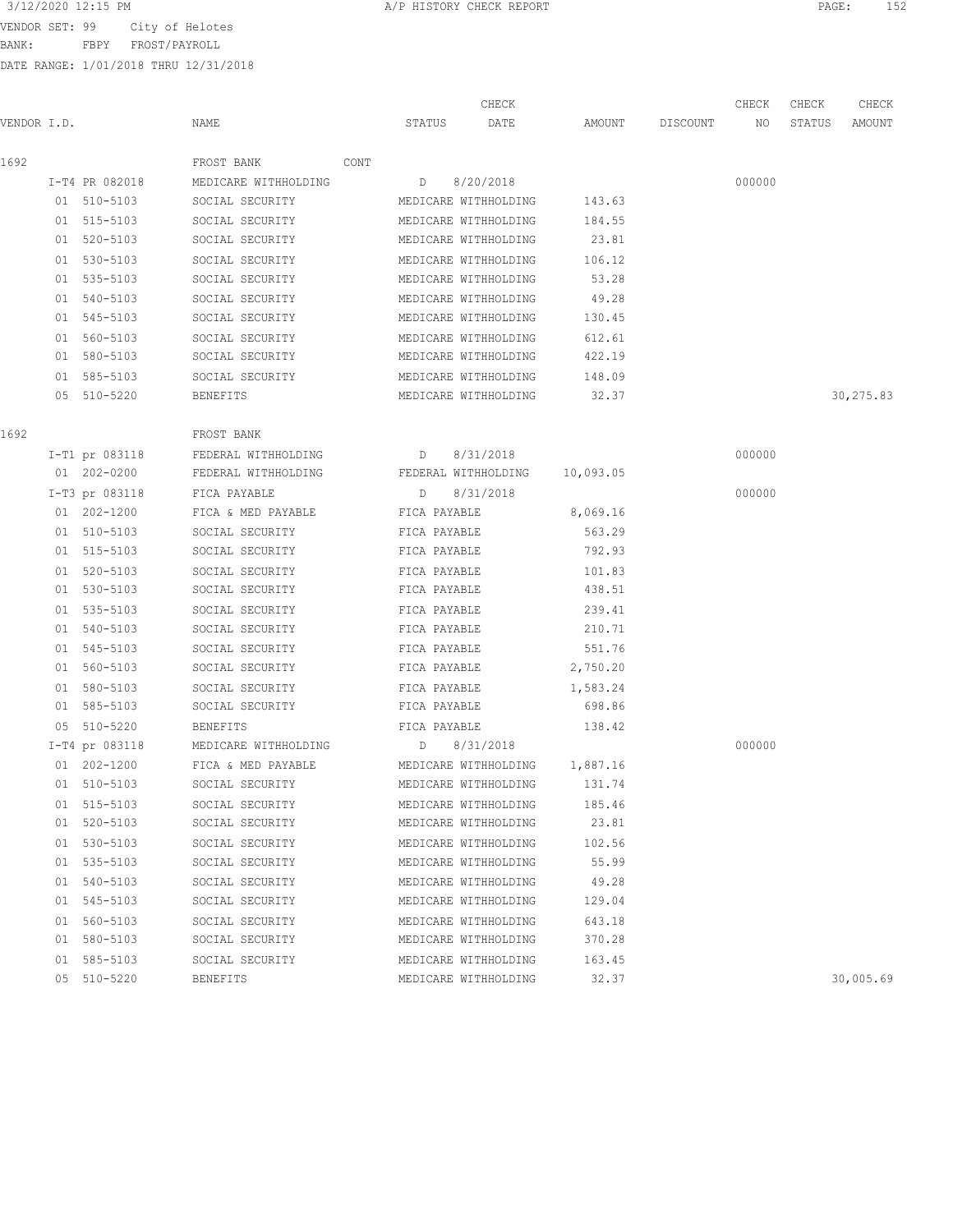3/12/2020 12:15 PM A/P HISTORY CHECK REPORT

VENDOR SET: 99 City of Helotes
BANK: FBPY FROST/PAYROLL
DATE RANGE: 1/01/2018 THRU 12/31/2018

| VENDOR I.D. | NAME | STATUS | CHECK DATE | AMOUNT | DISCOUNT | CHECK NO | CHECK STATUS | CHECK AMOUNT |
|---|---|---|---|---|---|---|---|---|
| 1692 | FROST BANK CONT | | | | | | | |
| I-T4 PR 082018 | MEDICARE WITHHOLDING | D | 8/20/2018 | | | 000000 | | |
| 01 510-5103 | SOCIAL SECURITY | MEDICARE WITHHOLDING | | 143.63 | | | | |
| 01 515-5103 | SOCIAL SECURITY | MEDICARE WITHHOLDING | | 184.55 | | | | |
| 01 520-5103 | SOCIAL SECURITY | MEDICARE WITHHOLDING | | 23.81 | | | | |
| 01 530-5103 | SOCIAL SECURITY | MEDICARE WITHHOLDING | | 106.12 | | | | |
| 01 535-5103 | SOCIAL SECURITY | MEDICARE WITHHOLDING | | 53.28 | | | | |
| 01 540-5103 | SOCIAL SECURITY | MEDICARE WITHHOLDING | | 49.28 | | | | |
| 01 545-5103 | SOCIAL SECURITY | MEDICARE WITHHOLDING | | 130.45 | | | | |
| 01 560-5103 | SOCIAL SECURITY | MEDICARE WITHHOLDING | | 612.61 | | | | |
| 01 580-5103 | SOCIAL SECURITY | MEDICARE WITHHOLDING | | 422.19 | | | | |
| 01 585-5103 | SOCIAL SECURITY | MEDICARE WITHHOLDING | | 148.09 | | | | |
| 05 510-5220 | BENEFITS | MEDICARE WITHHOLDING | | 32.37 | | | | 30,275.83 |
| 1692 | FROST BANK | | | | | | | |
| I-T1 pr 083118 | FEDERAL WITHHOLDING | D | 8/31/2018 | | | 000000 | | |
| 01 202-0200 | FEDERAL WITHHOLDING | FEDERAL WITHHOLDING | | 10,093.05 | | | | |
| I-T3 pr 083118 | FICA PAYABLE | D | 8/31/2018 | | | 000000 | | |
| 01 202-1200 | FICA & MED PAYABLE | FICA PAYABLE | | 8,069.16 | | | | |
| 01 510-5103 | SOCIAL SECURITY | FICA PAYABLE | | 563.29 | | | | |
| 01 515-5103 | SOCIAL SECURITY | FICA PAYABLE | | 792.93 | | | | |
| 01 520-5103 | SOCIAL SECURITY | FICA PAYABLE | | 101.83 | | | | |
| 01 530-5103 | SOCIAL SECURITY | FICA PAYABLE | | 438.51 | | | | |
| 01 535-5103 | SOCIAL SECURITY | FICA PAYABLE | | 239.41 | | | | |
| 01 540-5103 | SOCIAL SECURITY | FICA PAYABLE | | 210.71 | | | | |
| 01 545-5103 | SOCIAL SECURITY | FICA PAYABLE | | 551.76 | | | | |
| 01 560-5103 | SOCIAL SECURITY | FICA PAYABLE | | 2,750.20 | | | | |
| 01 580-5103 | SOCIAL SECURITY | FICA PAYABLE | | 1,583.24 | | | | |
| 01 585-5103 | SOCIAL SECURITY | FICA PAYABLE | | 698.86 | | | | |
| 05 510-5220 | BENEFITS | FICA PAYABLE | | 138.42 | | | | |
| I-T4 pr 083118 | MEDICARE WITHHOLDING | D | 8/31/2018 | | | 000000 | | |
| 01 202-1200 | FICA & MED PAYABLE | MEDICARE WITHHOLDING | | 1,887.16 | | | | |
| 01 510-5103 | SOCIAL SECURITY | MEDICARE WITHHOLDING | | 131.74 | | | | |
| 01 515-5103 | SOCIAL SECURITY | MEDICARE WITHHOLDING | | 185.46 | | | | |
| 01 520-5103 | SOCIAL SECURITY | MEDICARE WITHHOLDING | | 23.81 | | | | |
| 01 530-5103 | SOCIAL SECURITY | MEDICARE WITHHOLDING | | 102.56 | | | | |
| 01 535-5103 | SOCIAL SECURITY | MEDICARE WITHHOLDING | | 55.99 | | | | |
| 01 540-5103 | SOCIAL SECURITY | MEDICARE WITHHOLDING | | 49.28 | | | | |
| 01 545-5103 | SOCIAL SECURITY | MEDICARE WITHHOLDING | | 129.04 | | | | |
| 01 560-5103 | SOCIAL SECURITY | MEDICARE WITHHOLDING | | 643.18 | | | | |
| 01 580-5103 | SOCIAL SECURITY | MEDICARE WITHHOLDING | | 370.28 | | | | |
| 01 585-5103 | SOCIAL SECURITY | MEDICARE WITHHOLDING | | 163.45 | | | | |
| 05 510-5220 | BENEFITS | MEDICARE WITHHOLDING | | 32.37 | | | | 30,005.69 |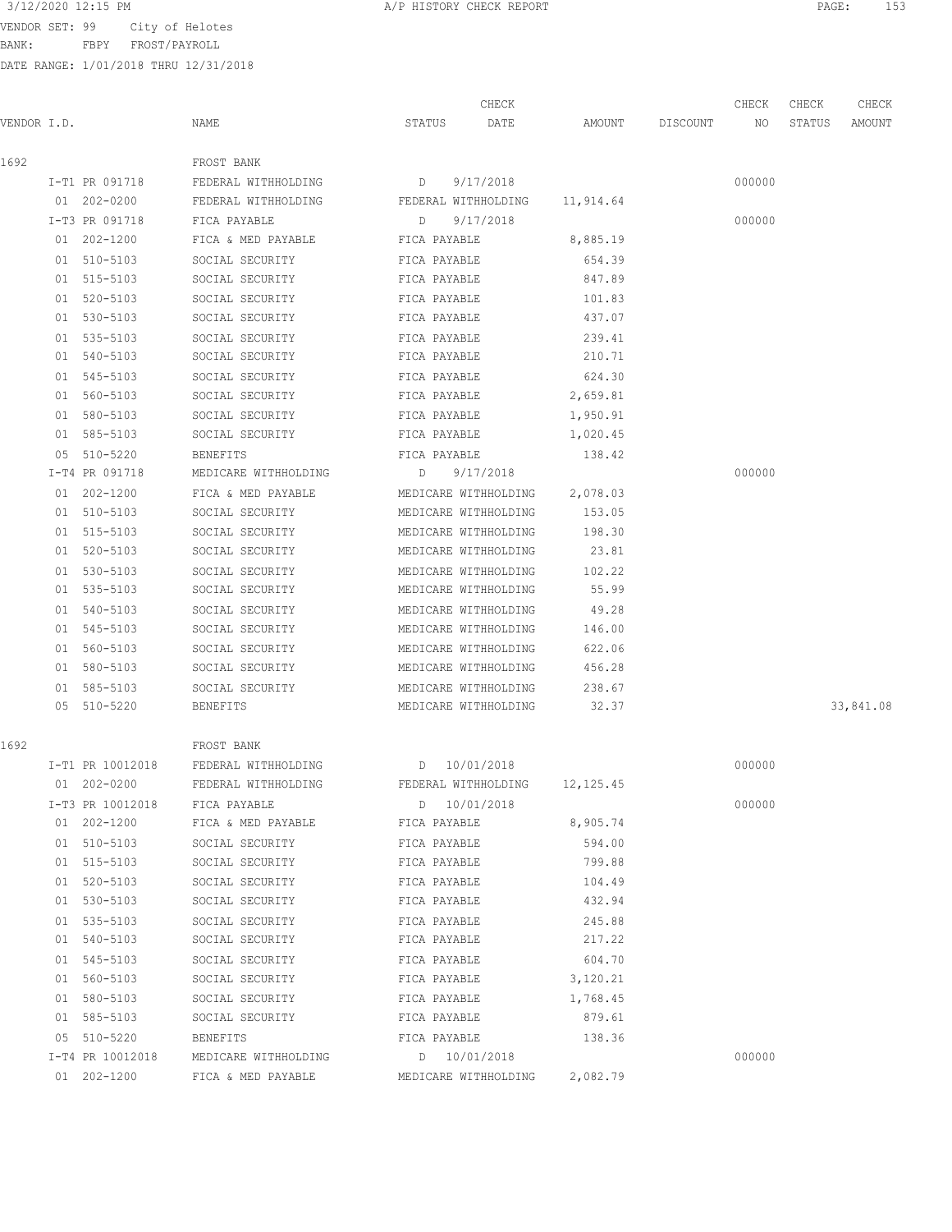3/12/2020 12:15 PM A/P HISTORY CHECK REPORT

VENDOR SET: 99 City of Helotes
BANK: FBPY FROST/PAYROLL
DATE RANGE: 1/01/2018 THRU 12/31/2018

| VENDOR I.D. | NAME | STATUS | CHECK DATE | AMOUNT | DISCOUNT | CHECK NO | CHECK STATUS | CHECK AMOUNT |
|---|---|---|---|---|---|---|---|---|
| 1692 | FROST BANK | | | | | | | |
| I-T1 PR 091718 | FEDERAL WITHHOLDING | D | 9/17/2018 | | | 000000 | | |
| 01 202-0200 | FEDERAL WITHHOLDING | FEDERAL WITHHOLDING | | 11,914.64 | | | | |
| I-T3 PR 091718 | FICA PAYABLE | D | 9/17/2018 | | | 000000 | | |
| 01 202-1200 | FICA & MED PAYABLE | FICA PAYABLE | | 8,885.19 | | | | |
| 01 510-5103 | SOCIAL SECURITY | FICA PAYABLE | | 654.39 | | | | |
| 01 515-5103 | SOCIAL SECURITY | FICA PAYABLE | | 847.89 | | | | |
| 01 520-5103 | SOCIAL SECURITY | FICA PAYABLE | | 101.83 | | | | |
| 01 530-5103 | SOCIAL SECURITY | FICA PAYABLE | | 437.07 | | | | |
| 01 535-5103 | SOCIAL SECURITY | FICA PAYABLE | | 239.41 | | | | |
| 01 540-5103 | SOCIAL SECURITY | FICA PAYABLE | | 210.71 | | | | |
| 01 545-5103 | SOCIAL SECURITY | FICA PAYABLE | | 624.30 | | | | |
| 01 560-5103 | SOCIAL SECURITY | FICA PAYABLE | | 2,659.81 | | | | |
| 01 580-5103 | SOCIAL SECURITY | FICA PAYABLE | | 1,950.91 | | | | |
| 01 585-5103 | SOCIAL SECURITY | FICA PAYABLE | | 1,020.45 | | | | |
| 05 510-5220 | BENEFITS | FICA PAYABLE | | 138.42 | | | | |
| I-T4 PR 091718 | MEDICARE WITHHOLDING | D | 9/17/2018 | | | 000000 | | |
| 01 202-1200 | FICA & MED PAYABLE | MEDICARE WITHHOLDING | | 2,078.03 | | | | |
| 01 510-5103 | SOCIAL SECURITY | MEDICARE WITHHOLDING | | 153.05 | | | | |
| 01 515-5103 | SOCIAL SECURITY | MEDICARE WITHHOLDING | | 198.30 | | | | |
| 01 520-5103 | SOCIAL SECURITY | MEDICARE WITHHOLDING | | 23.81 | | | | |
| 01 530-5103 | SOCIAL SECURITY | MEDICARE WITHHOLDING | | 102.22 | | | | |
| 01 535-5103 | SOCIAL SECURITY | MEDICARE WITHHOLDING | | 55.99 | | | | |
| 01 540-5103 | SOCIAL SECURITY | MEDICARE WITHHOLDING | | 49.28 | | | | |
| 01 545-5103 | SOCIAL SECURITY | MEDICARE WITHHOLDING | | 146.00 | | | | |
| 01 560-5103 | SOCIAL SECURITY | MEDICARE WITHHOLDING | | 622.06 | | | | |
| 01 580-5103 | SOCIAL SECURITY | MEDICARE WITHHOLDING | | 456.28 | | | | |
| 01 585-5103 | SOCIAL SECURITY | MEDICARE WITHHOLDING | | 238.67 | | | | |
| 05 510-5220 | BENEFITS | MEDICARE WITHHOLDING | | 32.37 | | | | 33,841.08 |
| 1692 | FROST BANK | | | | | | | |
| I-T1 PR 10012018 | FEDERAL WITHHOLDING | D | 10/01/2018 | | | 000000 | | |
| 01 202-0200 | FEDERAL WITHHOLDING | FEDERAL WITHHOLDING | | 12,125.45 | | | | |
| I-T3 PR 10012018 | FICA PAYABLE | D | 10/01/2018 | | | 000000 | | |
| 01 202-1200 | FICA & MED PAYABLE | FICA PAYABLE | | 8,905.74 | | | | |
| 01 510-5103 | SOCIAL SECURITY | FICA PAYABLE | | 594.00 | | | | |
| 01 515-5103 | SOCIAL SECURITY | FICA PAYABLE | | 799.88 | | | | |
| 01 520-5103 | SOCIAL SECURITY | FICA PAYABLE | | 104.49 | | | | |
| 01 530-5103 | SOCIAL SECURITY | FICA PAYABLE | | 432.94 | | | | |
| 01 535-5103 | SOCIAL SECURITY | FICA PAYABLE | | 245.88 | | | | |
| 01 540-5103 | SOCIAL SECURITY | FICA PAYABLE | | 217.22 | | | | |
| 01 545-5103 | SOCIAL SECURITY | FICA PAYABLE | | 604.70 | | | | |
| 01 560-5103 | SOCIAL SECURITY | FICA PAYABLE | | 3,120.21 | | | | |
| 01 580-5103 | SOCIAL SECURITY | FICA PAYABLE | | 1,768.45 | | | | |
| 01 585-5103 | SOCIAL SECURITY | FICA PAYABLE | | 879.61 | | | | |
| 05 510-5220 | BENEFITS | FICA PAYABLE | | 138.36 | | | | |
| I-T4 PR 10012018 | MEDICARE WITHHOLDING | D | 10/01/2018 | | | 000000 | | |
| 01 202-1200 | FICA & MED PAYABLE | MEDICARE WITHHOLDING | | 2,082.79 | | | | |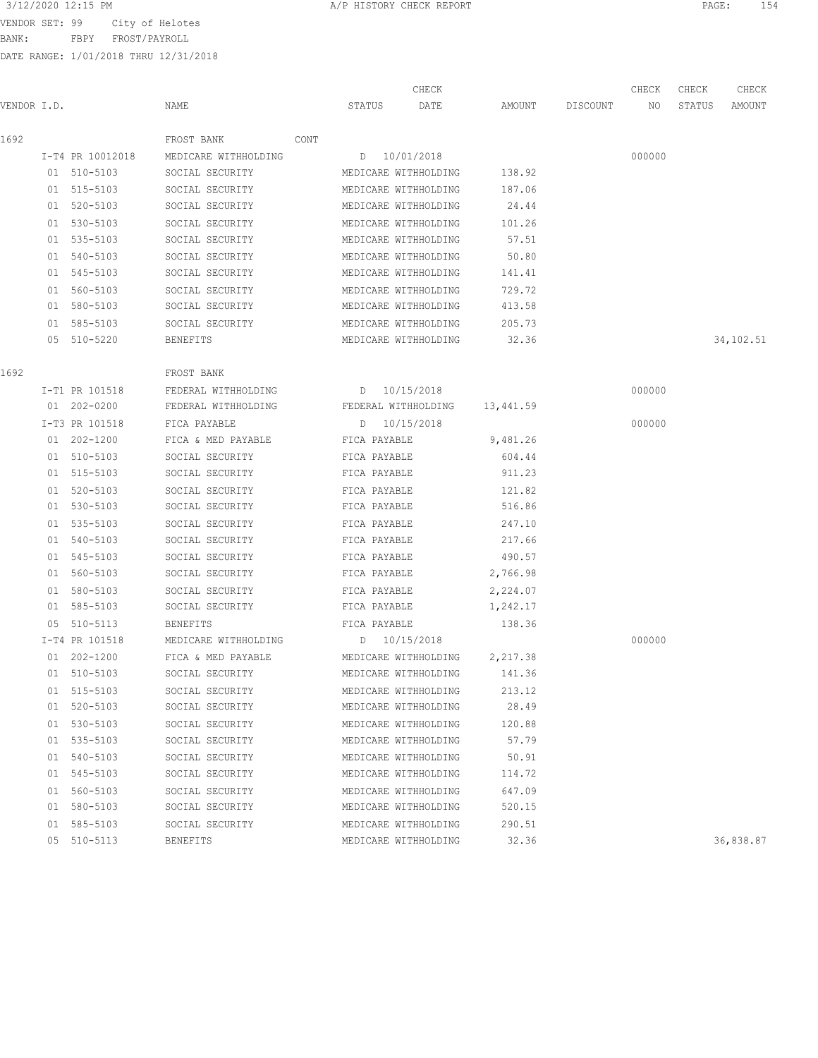3/12/2020 12:15 PM A/P HISTORY CHECK REPORT

VENDOR SET: 99 City of Helotes
BANK: FBPY FROST/PAYROLL
DATE RANGE: 1/01/2018 THRU 12/31/2018

| VENDOR I.D. | NAME | STATUS | CHECK DATE | AMOUNT | DISCOUNT | CHECK NO | CHECK STATUS | CHECK AMOUNT |
|---|---|---|---|---|---|---|---|---|
| 1692 | FROST BANK CONT | | | | | | | |
| I-T4 PR 10012018 | MEDICARE WITHHOLDING | D | 10/01/2018 | | | 000000 | | |
| 01 510-5103 | SOCIAL SECURITY | MEDICARE WITHHOLDING | | 138.92 | | | | |
| 01 515-5103 | SOCIAL SECURITY | MEDICARE WITHHOLDING | | 187.06 | | | | |
| 01 520-5103 | SOCIAL SECURITY | MEDICARE WITHHOLDING | | 24.44 | | | | |
| 01 530-5103 | SOCIAL SECURITY | MEDICARE WITHHOLDING | | 101.26 | | | | |
| 01 535-5103 | SOCIAL SECURITY | MEDICARE WITHHOLDING | | 57.51 | | | | |
| 01 540-5103 | SOCIAL SECURITY | MEDICARE WITHHOLDING | | 50.80 | | | | |
| 01 545-5103 | SOCIAL SECURITY | MEDICARE WITHHOLDING | | 141.41 | | | | |
| 01 560-5103 | SOCIAL SECURITY | MEDICARE WITHHOLDING | | 729.72 | | | | |
| 01 580-5103 | SOCIAL SECURITY | MEDICARE WITHHOLDING | | 413.58 | | | | |
| 01 585-5103 | SOCIAL SECURITY | MEDICARE WITHHOLDING | | 205.73 | | | | |
| 05 510-5220 | BENEFITS | MEDICARE WITHHOLDING | | 32.36 | | | | 34,102.51 |
| 1692 | FROST BANK | | | | | | | |
| I-T1 PR 101518 | FEDERAL WITHHOLDING | D | 10/15/2018 | | | 000000 | | |
| 01 202-0200 | FEDERAL WITHHOLDING | FEDERAL WITHHOLDING | | 13,441.59 | | | | |
| I-T3 PR 101518 | FICA PAYABLE | D | 10/15/2018 | | | 000000 | | |
| 01 202-1200 | FICA & MED PAYABLE | FICA PAYABLE | | 9,481.26 | | | | |
| 01 510-5103 | SOCIAL SECURITY | FICA PAYABLE | | 604.44 | | | | |
| 01 515-5103 | SOCIAL SECURITY | FICA PAYABLE | | 911.23 | | | | |
| 01 520-5103 | SOCIAL SECURITY | FICA PAYABLE | | 121.82 | | | | |
| 01 530-5103 | SOCIAL SECURITY | FICA PAYABLE | | 516.86 | | | | |
| 01 535-5103 | SOCIAL SECURITY | FICA PAYABLE | | 247.10 | | | | |
| 01 540-5103 | SOCIAL SECURITY | FICA PAYABLE | | 217.66 | | | | |
| 01 545-5103 | SOCIAL SECURITY | FICA PAYABLE | | 490.57 | | | | |
| 01 560-5103 | SOCIAL SECURITY | FICA PAYABLE | | 2,766.98 | | | | |
| 01 580-5103 | SOCIAL SECURITY | FICA PAYABLE | | 2,224.07 | | | | |
| 01 585-5103 | SOCIAL SECURITY | FICA PAYABLE | | 1,242.17 | | | | |
| 05 510-5113 | BENEFITS | FICA PAYABLE | | 138.36 | | | | |
| I-T4 PR 101518 | MEDICARE WITHHOLDING | D | 10/15/2018 | | | 000000 | | |
| 01 202-1200 | FICA & MED PAYABLE | MEDICARE WITHHOLDING | | 2,217.38 | | | | |
| 01 510-5103 | SOCIAL SECURITY | MEDICARE WITHHOLDING | | 141.36 | | | | |
| 01 515-5103 | SOCIAL SECURITY | MEDICARE WITHHOLDING | | 213.12 | | | | |
| 01 520-5103 | SOCIAL SECURITY | MEDICARE WITHHOLDING | | 28.49 | | | | |
| 01 530-5103 | SOCIAL SECURITY | MEDICARE WITHHOLDING | | 120.88 | | | | |
| 01 535-5103 | SOCIAL SECURITY | MEDICARE WITHHOLDING | | 57.79 | | | | |
| 01 540-5103 | SOCIAL SECURITY | MEDICARE WITHHOLDING | | 50.91 | | | | |
| 01 545-5103 | SOCIAL SECURITY | MEDICARE WITHHOLDING | | 114.72 | | | | |
| 01 560-5103 | SOCIAL SECURITY | MEDICARE WITHHOLDING | | 647.09 | | | | |
| 01 580-5103 | SOCIAL SECURITY | MEDICARE WITHHOLDING | | 520.15 | | | | |
| 01 585-5103 | SOCIAL SECURITY | MEDICARE WITHHOLDING | | 290.51 | | | | |
| 05 510-5113 | BENEFITS | MEDICARE WITHHOLDING | | 32.36 | | | | 36,838.87 |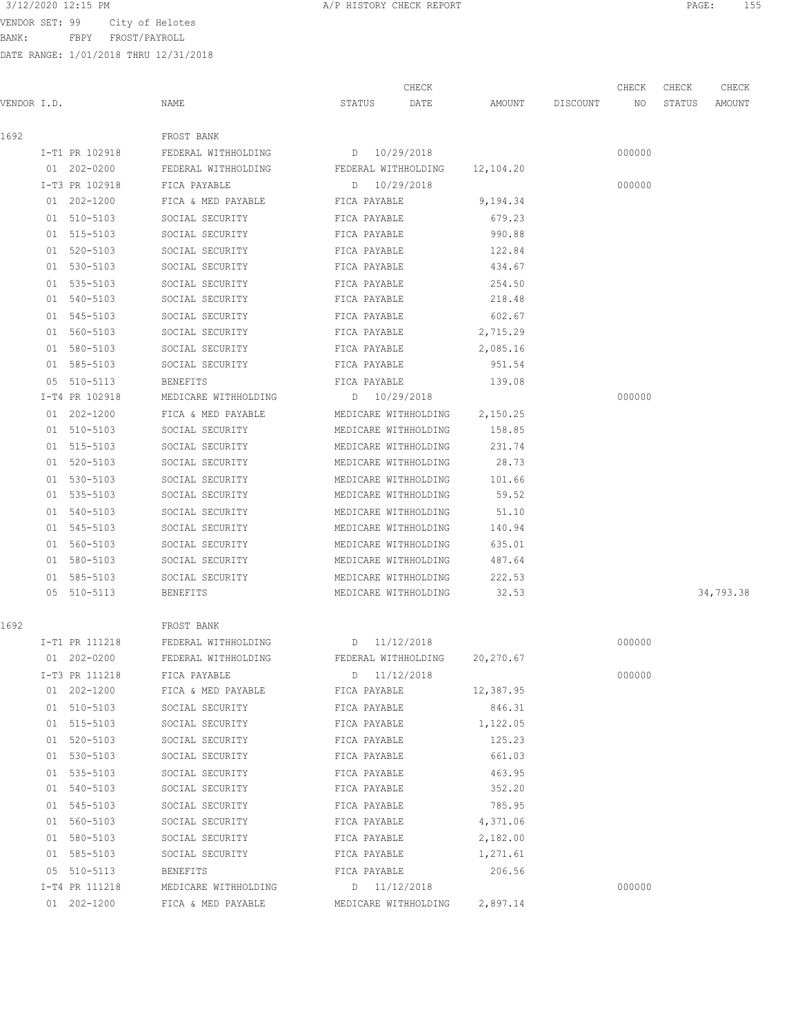3/12/2020 12:15 PM A/P HISTORY CHECK REPORT

VENDOR SET: 99 City of Helotes
BANK: FBPY FROST/PAYROLL
DATE RANGE: 1/01/2018 THRU 12/31/2018

| VENDOR I.D. | NAME | STATUS | CHECK DATE | AMOUNT | DISCOUNT | CHECK NO | CHECK STATUS | CHECK AMOUNT |
|---|---|---|---|---|---|---|---|---|
| 1692 | FROST BANK | | | | | | | |
| I-T1 PR 102918 | FEDERAL WITHHOLDING | D | 10/29/2018 | | | 000000 | | |
| 01 202-0200 | FEDERAL WITHHOLDING | FEDERAL WITHHOLDING | | 12,104.20 | | | | |
| I-T3 PR 102918 | FICA PAYABLE | D | 10/29/2018 | | | 000000 | | |
| 01 202-1200 | FICA & MED PAYABLE | FICA PAYABLE | | 9,194.34 | | | | |
| 01 510-5103 | SOCIAL SECURITY | FICA PAYABLE | | 679.23 | | | | |
| 01 515-5103 | SOCIAL SECURITY | FICA PAYABLE | | 990.88 | | | | |
| 01 520-5103 | SOCIAL SECURITY | FICA PAYABLE | | 122.84 | | | | |
| 01 530-5103 | SOCIAL SECURITY | FICA PAYABLE | | 434.67 | | | | |
| 01 535-5103 | SOCIAL SECURITY | FICA PAYABLE | | 254.50 | | | | |
| 01 540-5103 | SOCIAL SECURITY | FICA PAYABLE | | 218.48 | | | | |
| 01 545-5103 | SOCIAL SECURITY | FICA PAYABLE | | 602.67 | | | | |
| 01 560-5103 | SOCIAL SECURITY | FICA PAYABLE | | 2,715.29 | | | | |
| 01 580-5103 | SOCIAL SECURITY | FICA PAYABLE | | 2,085.16 | | | | |
| 01 585-5103 | SOCIAL SECURITY | FICA PAYABLE | | 951.54 | | | | |
| 05 510-5113 | BENEFITS | FICA PAYABLE | | 139.08 | | | | |
| I-T4 PR 102918 | MEDICARE WITHHOLDING | D | 10/29/2018 | | | 000000 | | |
| 01 202-1200 | FICA & MED PAYABLE | MEDICARE WITHHOLDING | | 2,150.25 | | | | |
| 01 510-5103 | SOCIAL SECURITY | MEDICARE WITHHOLDING | | 158.85 | | | | |
| 01 515-5103 | SOCIAL SECURITY | MEDICARE WITHHOLDING | | 231.74 | | | | |
| 01 520-5103 | SOCIAL SECURITY | MEDICARE WITHHOLDING | | 28.73 | | | | |
| 01 530-5103 | SOCIAL SECURITY | MEDICARE WITHHOLDING | | 101.66 | | | | |
| 01 535-5103 | SOCIAL SECURITY | MEDICARE WITHHOLDING | | 59.52 | | | | |
| 01 540-5103 | SOCIAL SECURITY | MEDICARE WITHHOLDING | | 51.10 | | | | |
| 01 545-5103 | SOCIAL SECURITY | MEDICARE WITHHOLDING | | 140.94 | | | | |
| 01 560-5103 | SOCIAL SECURITY | MEDICARE WITHHOLDING | | 635.01 | | | | |
| 01 580-5103 | SOCIAL SECURITY | MEDICARE WITHHOLDING | | 487.64 | | | | |
| 01 585-5103 | SOCIAL SECURITY | MEDICARE WITHHOLDING | | 222.53 | | | | |
| 05 510-5113 | BENEFITS | MEDICARE WITHHOLDING | | 32.53 | | | | 34,793.38 |
| 1692 | FROST BANK | | | | | | | |
| I-T1 PR 111218 | FEDERAL WITHHOLDING | D | 11/12/2018 | | | 000000 | | |
| 01 202-0200 | FEDERAL WITHHOLDING | FEDERAL WITHHOLDING | | 20,270.67 | | | | |
| I-T3 PR 111218 | FICA PAYABLE | D | 11/12/2018 | | | 000000 | | |
| 01 202-1200 | FICA & MED PAYABLE | FICA PAYABLE | | 12,387.95 | | | | |
| 01 510-5103 | SOCIAL SECURITY | FICA PAYABLE | | 846.31 | | | | |
| 01 515-5103 | SOCIAL SECURITY | FICA PAYABLE | | 1,122.05 | | | | |
| 01 520-5103 | SOCIAL SECURITY | FICA PAYABLE | | 125.23 | | | | |
| 01 530-5103 | SOCIAL SECURITY | FICA PAYABLE | | 661.03 | | | | |
| 01 535-5103 | SOCIAL SECURITY | FICA PAYABLE | | 463.95 | | | | |
| 01 540-5103 | SOCIAL SECURITY | FICA PAYABLE | | 352.20 | | | | |
| 01 545-5103 | SOCIAL SECURITY | FICA PAYABLE | | 785.95 | | | | |
| 01 560-5103 | SOCIAL SECURITY | FICA PAYABLE | | 4,371.06 | | | | |
| 01 580-5103 | SOCIAL SECURITY | FICA PAYABLE | | 2,182.00 | | | | |
| 01 585-5103 | SOCIAL SECURITY | FICA PAYABLE | | 1,271.61 | | | | |
| 05 510-5113 | BENEFITS | FICA PAYABLE | | 206.56 | | | | |
| I-T4 PR 111218 | MEDICARE WITHHOLDING | D | 11/12/2018 | | | 000000 | | |
| 01 202-1200 | FICA & MED PAYABLE | MEDICARE WITHHOLDING | | 2,897.14 | | | | |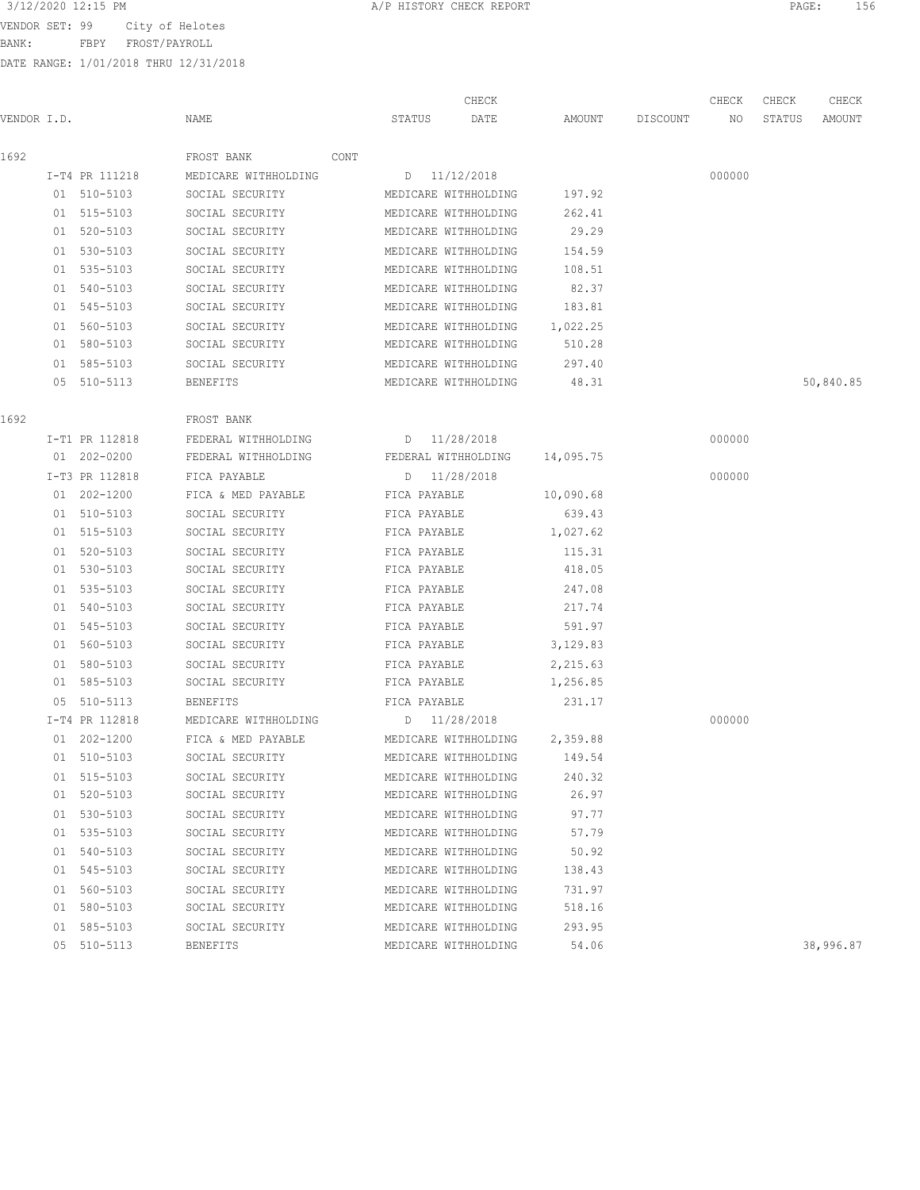3/12/2020 12:15 PM A/P HISTORY CHECK REPORT

VENDOR SET: 99 City of Helotes
BANK: FBPY FROST/PAYROLL
DATE RANGE: 1/01/2018 THRU 12/31/2018

| VENDOR I.D. | NAME | STATUS | CHECK DATE | AMOUNT | DISCOUNT | CHECK NO | CHECK STATUS | CHECK AMOUNT |
|---|---|---|---|---|---|---|---|---|
| 1692 | FROST BANK CONT | | | | | | | |
| I-T4 PR 111218 | MEDICARE WITHHOLDING | D | 11/12/2018 | | | 000000 | | |
| 01 510-5103 | SOCIAL SECURITY | MEDICARE WITHHOLDING | | 197.92 | | | | |
| 01 515-5103 | SOCIAL SECURITY | MEDICARE WITHHOLDING | | 262.41 | | | | |
| 01 520-5103 | SOCIAL SECURITY | MEDICARE WITHHOLDING | | 29.29 | | | | |
| 01 530-5103 | SOCIAL SECURITY | MEDICARE WITHHOLDING | | 154.59 | | | | |
| 01 535-5103 | SOCIAL SECURITY | MEDICARE WITHHOLDING | | 108.51 | | | | |
| 01 540-5103 | SOCIAL SECURITY | MEDICARE WITHHOLDING | | 82.37 | | | | |
| 01 545-5103 | SOCIAL SECURITY | MEDICARE WITHHOLDING | | 183.81 | | | | |
| 01 560-5103 | SOCIAL SECURITY | MEDICARE WITHHOLDING | | 1,022.25 | | | | |
| 01 580-5103 | SOCIAL SECURITY | MEDICARE WITHHOLDING | | 510.28 | | | | |
| 01 585-5103 | SOCIAL SECURITY | MEDICARE WITHHOLDING | | 297.40 | | | | |
| 05 510-5113 | BENEFITS | MEDICARE WITHHOLDING | | 48.31 | | | | 50,840.85 |
| 1692 | FROST BANK | | | | | | | |
| I-T1 PR 112818 | FEDERAL WITHHOLDING | D | 11/28/2018 | | | 000000 | | |
| 01 202-0200 | FEDERAL WITHHOLDING | FEDERAL WITHHOLDING | | 14,095.75 | | | | |
| I-T3 PR 112818 | FICA PAYABLE | D | 11/28/2018 | | | 000000 | | |
| 01 202-1200 | FICA & MED PAYABLE | FICA PAYABLE | | 10,090.68 | | | | |
| 01 510-5103 | SOCIAL SECURITY | FICA PAYABLE | | 639.43 | | | | |
| 01 515-5103 | SOCIAL SECURITY | FICA PAYABLE | | 1,027.62 | | | | |
| 01 520-5103 | SOCIAL SECURITY | FICA PAYABLE | | 115.31 | | | | |
| 01 530-5103 | SOCIAL SECURITY | FICA PAYABLE | | 418.05 | | | | |
| 01 535-5103 | SOCIAL SECURITY | FICA PAYABLE | | 247.08 | | | | |
| 01 540-5103 | SOCIAL SECURITY | FICA PAYABLE | | 217.74 | | | | |
| 01 545-5103 | SOCIAL SECURITY | FICA PAYABLE | | 591.97 | | | | |
| 01 560-5103 | SOCIAL SECURITY | FICA PAYABLE | | 3,129.83 | | | | |
| 01 580-5103 | SOCIAL SECURITY | FICA PAYABLE | | 2,215.63 | | | | |
| 01 585-5103 | SOCIAL SECURITY | FICA PAYABLE | | 1,256.85 | | | | |
| 05 510-5113 | BENEFITS | FICA PAYABLE | | 231.17 | | | | |
| I-T4 PR 112818 | MEDICARE WITHHOLDING | D | 11/28/2018 | | | 000000 | | |
| 01 202-1200 | FICA & MED PAYABLE | MEDICARE WITHHOLDING | | 2,359.88 | | | | |
| 01 510-5103 | SOCIAL SECURITY | MEDICARE WITHHOLDING | | 149.54 | | | | |
| 01 515-5103 | SOCIAL SECURITY | MEDICARE WITHHOLDING | | 240.32 | | | | |
| 01 520-5103 | SOCIAL SECURITY | MEDICARE WITHHOLDING | | 26.97 | | | | |
| 01 530-5103 | SOCIAL SECURITY | MEDICARE WITHHOLDING | | 97.77 | | | | |
| 01 535-5103 | SOCIAL SECURITY | MEDICARE WITHHOLDING | | 57.79 | | | | |
| 01 540-5103 | SOCIAL SECURITY | MEDICARE WITHHOLDING | | 50.92 | | | | |
| 01 545-5103 | SOCIAL SECURITY | MEDICARE WITHHOLDING | | 138.43 | | | | |
| 01 560-5103 | SOCIAL SECURITY | MEDICARE WITHHOLDING | | 731.97 | | | | |
| 01 580-5103 | SOCIAL SECURITY | MEDICARE WITHHOLDING | | 518.16 | | | | |
| 01 585-5103 | SOCIAL SECURITY | MEDICARE WITHHOLDING | | 293.95 | | | | |
| 05 510-5113 | BENEFITS | MEDICARE WITHHOLDING | | 54.06 | | | | 38,996.87 |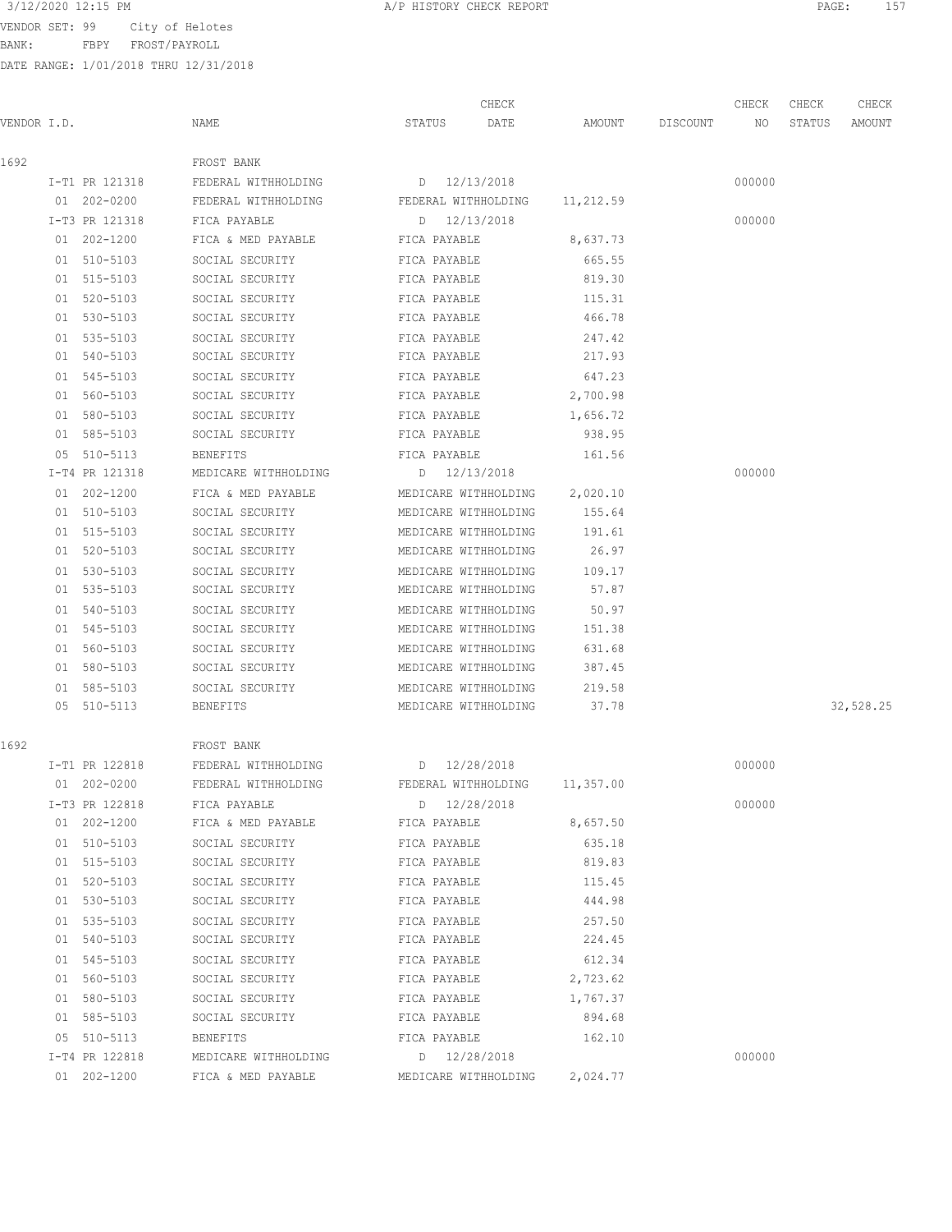3/12/2020 12:15 PM A/P HISTORY CHECK REPORT

VENDOR SET: 99 City of Helotes
BANK: FBPY FROST/PAYROLL
DATE RANGE: 1/01/2018 THRU 12/31/2018

| VENDOR I.D. | NAME | STATUS | CHECK DATE | AMOUNT | DISCOUNT | CHECK NO | CHECK STATUS | CHECK AMOUNT |
|---|---|---|---|---|---|---|---|---|
| 1692 | FROST BANK | | | | | | | |
| I-T1 PR 121318 | FEDERAL WITHHOLDING | D | 12/13/2018 | | | 000000 | | |
| 01 202-0200 | FEDERAL WITHHOLDING | FEDERAL WITHHOLDING | | 11,212.59 | | | | |
| I-T3 PR 121318 | FICA PAYABLE | D | 12/13/2018 | | | 000000 | | |
| 01 202-1200 | FICA & MED PAYABLE | FICA PAYABLE | | 8,637.73 | | | | |
| 01 510-5103 | SOCIAL SECURITY | FICA PAYABLE | | 665.55 | | | | |
| 01 515-5103 | SOCIAL SECURITY | FICA PAYABLE | | 819.30 | | | | |
| 01 520-5103 | SOCIAL SECURITY | FICA PAYABLE | | 115.31 | | | | |
| 01 530-5103 | SOCIAL SECURITY | FICA PAYABLE | | 466.78 | | | | |
| 01 535-5103 | SOCIAL SECURITY | FICA PAYABLE | | 247.42 | | | | |
| 01 540-5103 | SOCIAL SECURITY | FICA PAYABLE | | 217.93 | | | | |
| 01 545-5103 | SOCIAL SECURITY | FICA PAYABLE | | 647.23 | | | | |
| 01 560-5103 | SOCIAL SECURITY | FICA PAYABLE | | 2,700.98 | | | | |
| 01 580-5103 | SOCIAL SECURITY | FICA PAYABLE | | 1,656.72 | | | | |
| 01 585-5103 | SOCIAL SECURITY | FICA PAYABLE | | 938.95 | | | | |
| 05 510-5113 | BENEFITS | FICA PAYABLE | | 161.56 | | | | |
| I-T4 PR 121318 | MEDICARE WITHHOLDING | D | 12/13/2018 | | | 000000 | | |
| 01 202-1200 | FICA & MED PAYABLE | MEDICARE WITHHOLDING | | 2,020.10 | | | | |
| 01 510-5103 | SOCIAL SECURITY | MEDICARE WITHHOLDING | | 155.64 | | | | |
| 01 515-5103 | SOCIAL SECURITY | MEDICARE WITHHOLDING | | 191.61 | | | | |
| 01 520-5103 | SOCIAL SECURITY | MEDICARE WITHHOLDING | | 26.97 | | | | |
| 01 530-5103 | SOCIAL SECURITY | MEDICARE WITHHOLDING | | 109.17 | | | | |
| 01 535-5103 | SOCIAL SECURITY | MEDICARE WITHHOLDING | | 57.87 | | | | |
| 01 540-5103 | SOCIAL SECURITY | MEDICARE WITHHOLDING | | 50.97 | | | | |
| 01 545-5103 | SOCIAL SECURITY | MEDICARE WITHHOLDING | | 151.38 | | | | |
| 01 560-5103 | SOCIAL SECURITY | MEDICARE WITHHOLDING | | 631.68 | | | | |
| 01 580-5103 | SOCIAL SECURITY | MEDICARE WITHHOLDING | | 387.45 | | | | |
| 01 585-5103 | SOCIAL SECURITY | MEDICARE WITHHOLDING | | 219.58 | | | | |
| 05 510-5113 | BENEFITS | MEDICARE WITHHOLDING | | 37.78 | | | | 32,528.25 |
| 1692 | FROST BANK | | | | | | | |
| I-T1 PR 122818 | FEDERAL WITHHOLDING | D | 12/28/2018 | | | 000000 | | |
| 01 202-0200 | FEDERAL WITHHOLDING | FEDERAL WITHHOLDING | | 11,357.00 | | | | |
| I-T3 PR 122818 | FICA PAYABLE | D | 12/28/2018 | | | 000000 | | |
| 01 202-1200 | FICA & MED PAYABLE | FICA PAYABLE | | 8,657.50 | | | | |
| 01 510-5103 | SOCIAL SECURITY | FICA PAYABLE | | 635.18 | | | | |
| 01 515-5103 | SOCIAL SECURITY | FICA PAYABLE | | 819.83 | | | | |
| 01 520-5103 | SOCIAL SECURITY | FICA PAYABLE | | 115.45 | | | | |
| 01 530-5103 | SOCIAL SECURITY | FICA PAYABLE | | 444.98 | | | | |
| 01 535-5103 | SOCIAL SECURITY | FICA PAYABLE | | 257.50 | | | | |
| 01 540-5103 | SOCIAL SECURITY | FICA PAYABLE | | 224.45 | | | | |
| 01 545-5103 | SOCIAL SECURITY | FICA PAYABLE | | 612.34 | | | | |
| 01 560-5103 | SOCIAL SECURITY | FICA PAYABLE | | 2,723.62 | | | | |
| 01 580-5103 | SOCIAL SECURITY | FICA PAYABLE | | 1,767.37 | | | | |
| 01 585-5103 | SOCIAL SECURITY | FICA PAYABLE | | 894.68 | | | | |
| 05 510-5113 | BENEFITS | FICA PAYABLE | | 162.10 | | | | |
| I-T4 PR 122818 | MEDICARE WITHHOLDING | D | 12/28/2018 | | | 000000 | | |
| 01 202-1200 | FICA & MED PAYABLE | MEDICARE WITHHOLDING | | 2,024.77 | | | | |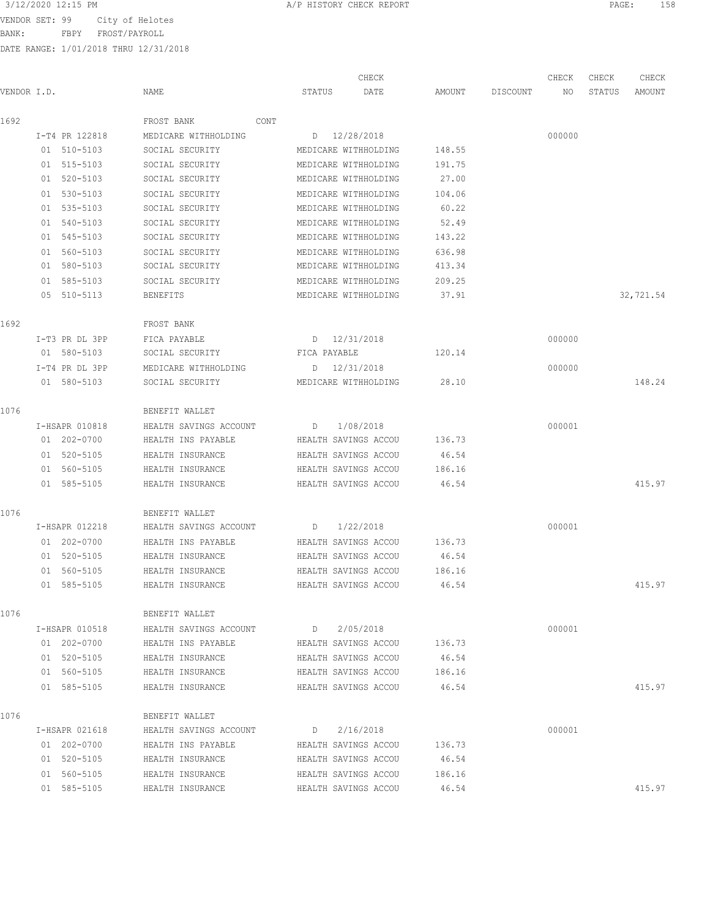3/12/2020 12:15 PM A/P HISTORY CHECK REPORT

VENDOR SET: 99 City of Helotes
BANK: FBPY FROST/PAYROLL
DATE RANGE: 1/01/2018 THRU 12/31/2018

| VENDOR I.D. | NAME | STATUS | CHECK DATE | AMOUNT | DISCOUNT | CHECK NO | CHECK STATUS | CHECK AMOUNT |
|---|---|---|---|---|---|---|---|---|
| 1692 | FROST BANK CONT | | | | | | | |
| I-T4 PR 122818 | MEDICARE WITHHOLDING | D | 12/28/2018 | | | 000000 | | |
| 01 510-5103 | SOCIAL SECURITY | MEDICARE WITHHOLDING | | 148.55 | | | | |
| 01 515-5103 | SOCIAL SECURITY | MEDICARE WITHHOLDING | | 191.75 | | | | |
| 01 520-5103 | SOCIAL SECURITY | MEDICARE WITHHOLDING | | 27.00 | | | | |
| 01 530-5103 | SOCIAL SECURITY | MEDICARE WITHHOLDING | | 104.06 | | | | |
| 01 535-5103 | SOCIAL SECURITY | MEDICARE WITHHOLDING | | 60.22 | | | | |
| 01 540-5103 | SOCIAL SECURITY | MEDICARE WITHHOLDING | | 52.49 | | | | |
| 01 545-5103 | SOCIAL SECURITY | MEDICARE WITHHOLDING | | 143.22 | | | | |
| 01 560-5103 | SOCIAL SECURITY | MEDICARE WITHHOLDING | | 636.98 | | | | |
| 01 580-5103 | SOCIAL SECURITY | MEDICARE WITHHOLDING | | 413.34 | | | | |
| 01 585-5103 | SOCIAL SECURITY | MEDICARE WITHHOLDING | | 209.25 | | | | |
| 05 510-5113 | BENEFITS | MEDICARE WITHHOLDING | | 37.91 | | | | 32,721.54 |
| 1692 | FROST BANK | | | | | | | |
| I-T3 PR DL 3PP | FICA PAYABLE | D | 12/31/2018 | | | 000000 | | |
| 01 580-5103 | SOCIAL SECURITY | FICA PAYABLE | | 120.14 | | | | |
| I-T4 PR DL 3PP | MEDICARE WITHHOLDING | D | 12/31/2018 | | | 000000 | | |
| 01 580-5103 | SOCIAL SECURITY | MEDICARE WITHHOLDING | | 28.10 | | | | 148.24 |
| 1076 | BENEFIT WALLET | | | | | | | |
| I-HSAPR 010818 | HEALTH SAVINGS ACCOUNT | D | 1/08/2018 | | | 000001 | | |
| 01 202-0700 | HEALTH INS PAYABLE | HEALTH SAVINGS ACCOU | | 136.73 | | | | |
| 01 520-5105 | HEALTH INSURANCE | HEALTH SAVINGS ACCOU | | 46.54 | | | | |
| 01 560-5105 | HEALTH INSURANCE | HEALTH SAVINGS ACCOU | | 186.16 | | | | |
| 01 585-5105 | HEALTH INSURANCE | HEALTH SAVINGS ACCOU | | 46.54 | | | | 415.97 |
| 1076 | BENEFIT WALLET | | | | | | | |
| I-HSAPR 012218 | HEALTH SAVINGS ACCOUNT | D | 1/22/2018 | | | 000001 | | |
| 01 202-0700 | HEALTH INS PAYABLE | HEALTH SAVINGS ACCOU | | 136.73 | | | | |
| 01 520-5105 | HEALTH INSURANCE | HEALTH SAVINGS ACCOU | | 46.54 | | | | |
| 01 560-5105 | HEALTH INSURANCE | HEALTH SAVINGS ACCOU | | 186.16 | | | | |
| 01 585-5105 | HEALTH INSURANCE | HEALTH SAVINGS ACCOU | | 46.54 | | | | 415.97 |
| 1076 | BENEFIT WALLET | | | | | | | |
| I-HSAPR 010518 | HEALTH SAVINGS ACCOUNT | D | 2/05/2018 | | | 000001 | | |
| 01 202-0700 | HEALTH INS PAYABLE | HEALTH SAVINGS ACCOU | | 136.73 | | | | |
| 01 520-5105 | HEALTH INSURANCE | HEALTH SAVINGS ACCOU | | 46.54 | | | | |
| 01 560-5105 | HEALTH INSURANCE | HEALTH SAVINGS ACCOU | | 186.16 | | | | |
| 01 585-5105 | HEALTH INSURANCE | HEALTH SAVINGS ACCOU | | 46.54 | | | | 415.97 |
| 1076 | BENEFIT WALLET | | | | | | | |
| I-HSAPR 021618 | HEALTH SAVINGS ACCOUNT | D | 2/16/2018 | | | 000001 | | |
| 01 202-0700 | HEALTH INS PAYABLE | HEALTH SAVINGS ACCOU | | 136.73 | | | | |
| 01 520-5105 | HEALTH INSURANCE | HEALTH SAVINGS ACCOU | | 46.54 | | | | |
| 01 560-5105 | HEALTH INSURANCE | HEALTH SAVINGS ACCOU | | 186.16 | | | | |
| 01 585-5105 | HEALTH INSURANCE | HEALTH SAVINGS ACCOU | | 46.54 | | | | 415.97 |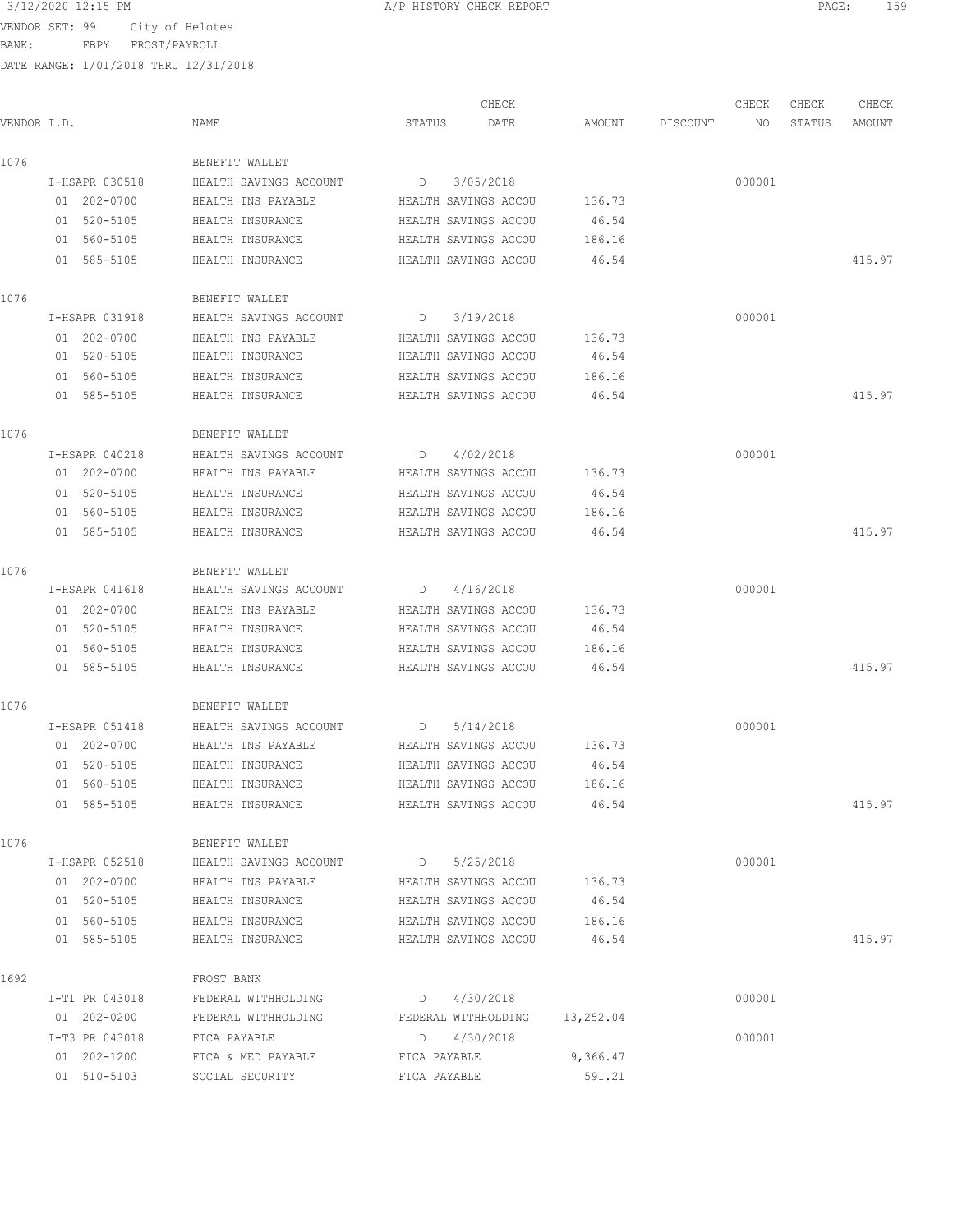3/12/2020 12:15 PM A/P HISTORY CHECK REPORT

VENDOR SET: 99 City of Helotes
BANK: FBPY FROST/PAYROLL
DATE RANGE: 1/01/2018 THRU 12/31/2018

| VENDOR I.D. | NAME | STATUS | CHECK DATE | AMOUNT | DISCOUNT | CHECK NO | CHECK STATUS | CHECK AMOUNT |
|---|---|---|---|---|---|---|---|---|
| 1076 | BENEFIT WALLET | | | | | | | |
| I-HSAPR 030518 | HEALTH SAVINGS ACCOUNT | D | 3/05/2018 | | | 000001 | | |
| 01 202-0700 | HEALTH INS PAYABLE | HEALTH SAVINGS ACCOU | | 136.73 | | | | |
| 01 520-5105 | HEALTH INSURANCE | HEALTH SAVINGS ACCOU | | 46.54 | | | | |
| 01 560-5105 | HEALTH INSURANCE | HEALTH SAVINGS ACCOU | | 186.16 | | | | |
| 01 585-5105 | HEALTH INSURANCE | HEALTH SAVINGS ACCOU | | 46.54 | | | | 415.97 |
| 1076 | BENEFIT WALLET | | | | | | | |
| I-HSAPR 031918 | HEALTH SAVINGS ACCOUNT | D | 3/19/2018 | | | 000001 | | |
| 01 202-0700 | HEALTH INS PAYABLE | HEALTH SAVINGS ACCOU | | 136.73 | | | | |
| 01 520-5105 | HEALTH INSURANCE | HEALTH SAVINGS ACCOU | | 46.54 | | | | |
| 01 560-5105 | HEALTH INSURANCE | HEALTH SAVINGS ACCOU | | 186.16 | | | | |
| 01 585-5105 | HEALTH INSURANCE | HEALTH SAVINGS ACCOU | | 46.54 | | | | 415.97 |
| 1076 | BENEFIT WALLET | | | | | | | |
| I-HSAPR 040218 | HEALTH SAVINGS ACCOUNT | D | 4/02/2018 | | | 000001 | | |
| 01 202-0700 | HEALTH INS PAYABLE | HEALTH SAVINGS ACCOU | | 136.73 | | | | |
| 01 520-5105 | HEALTH INSURANCE | HEALTH SAVINGS ACCOU | | 46.54 | | | | |
| 01 560-5105 | HEALTH INSURANCE | HEALTH SAVINGS ACCOU | | 186.16 | | | | |
| 01 585-5105 | HEALTH INSURANCE | HEALTH SAVINGS ACCOU | | 46.54 | | | | 415.97 |
| 1076 | BENEFIT WALLET | | | | | | | |
| I-HSAPR 041618 | HEALTH SAVINGS ACCOUNT | D | 4/16/2018 | | | 000001 | | |
| 01 202-0700 | HEALTH INS PAYABLE | HEALTH SAVINGS ACCOU | | 136.73 | | | | |
| 01 520-5105 | HEALTH INSURANCE | HEALTH SAVINGS ACCOU | | 46.54 | | | | |
| 01 560-5105 | HEALTH INSURANCE | HEALTH SAVINGS ACCOU | | 186.16 | | | | |
| 01 585-5105 | HEALTH INSURANCE | HEALTH SAVINGS ACCOU | | 46.54 | | | | 415.97 |
| 1076 | BENEFIT WALLET | | | | | | | |
| I-HSAPR 051418 | HEALTH SAVINGS ACCOUNT | D | 5/14/2018 | | | 000001 | | |
| 01 202-0700 | HEALTH INS PAYABLE | HEALTH SAVINGS ACCOU | | 136.73 | | | | |
| 01 520-5105 | HEALTH INSURANCE | HEALTH SAVINGS ACCOU | | 46.54 | | | | |
| 01 560-5105 | HEALTH INSURANCE | HEALTH SAVINGS ACCOU | | 186.16 | | | | |
| 01 585-5105 | HEALTH INSURANCE | HEALTH SAVINGS ACCOU | | 46.54 | | | | 415.97 |
| 1076 | BENEFIT WALLET | | | | | | | |
| I-HSAPR 052518 | HEALTH SAVINGS ACCOUNT | D | 5/25/2018 | | | 000001 | | |
| 01 202-0700 | HEALTH INS PAYABLE | HEALTH SAVINGS ACCOU | | 136.73 | | | | |
| 01 520-5105 | HEALTH INSURANCE | HEALTH SAVINGS ACCOU | | 46.54 | | | | |
| 01 560-5105 | HEALTH INSURANCE | HEALTH SAVINGS ACCOU | | 186.16 | | | | |
| 01 585-5105 | HEALTH INSURANCE | HEALTH SAVINGS ACCOU | | 46.54 | | | | 415.97 |
| 1692 | FROST BANK | | | | | | | |
| I-T1 PR 043018 | FEDERAL WITHHOLDING | D | 4/30/2018 | | | 000001 | | |
| 01 202-0200 | FEDERAL WITHHOLDING | FEDERAL WITHHOLDING | | 13,252.04 | | | | |
| I-T3 PR 043018 | FICA PAYABLE | D | 4/30/2018 | | | 000001 | | |
| 01 202-1200 | FICA & MED PAYABLE | FICA PAYABLE | | 9,366.47 | | | | |
| 01 510-5103 | SOCIAL SECURITY | FICA PAYABLE | | 591.21 | | | | |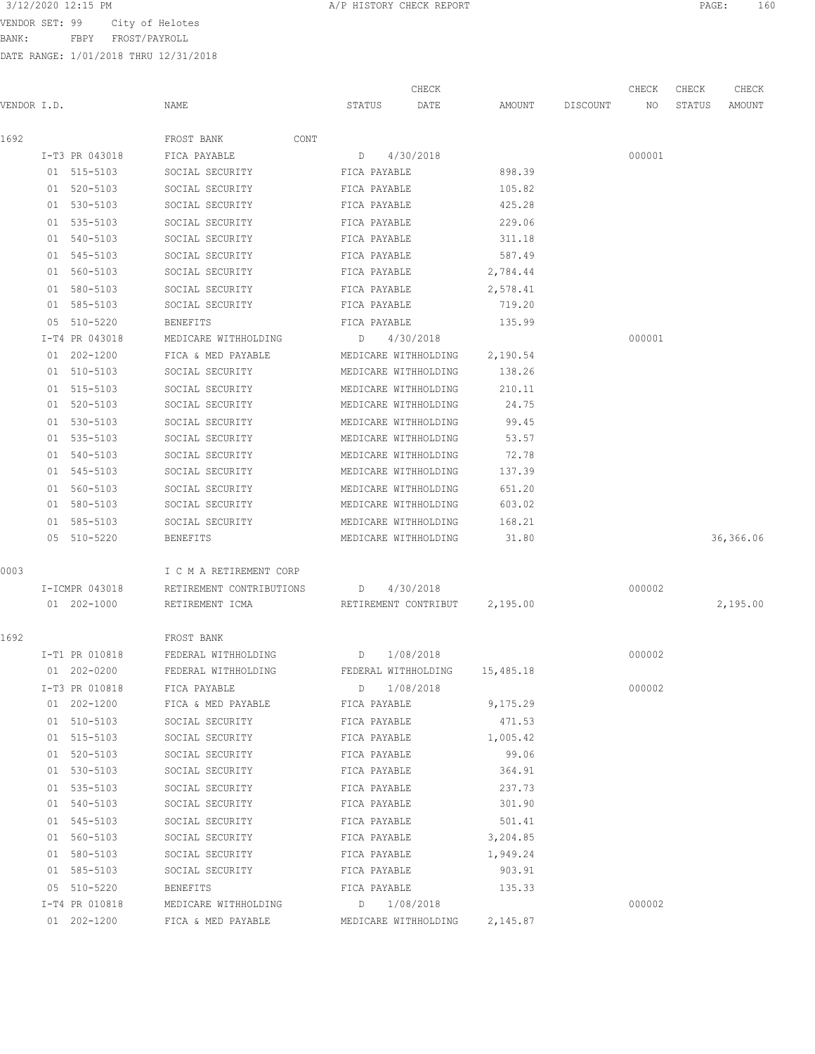3/12/2020 12:15 PM A/P HISTORY CHECK REPORT

VENDOR SET: 99 City of Helotes
BANK: FBPY FROST/PAYROLL
DATE RANGE: 1/01/2018 THRU 12/31/2018

| VENDOR I.D. | NAME | STATUS | CHECK DATE | AMOUNT | DISCOUNT | CHECK NO | CHECK STATUS | CHECK AMOUNT |
|---|---|---|---|---|---|---|---|---|
| 1692 | FROST BANK CONT | | | | | | | |
| I-T3 PR 043018 | FICA PAYABLE | D | 4/30/2018 | | | 000001 | | |
| 01 515-5103 | SOCIAL SECURITY | FICA PAYABLE | | 898.39 | | | | |
| 01 520-5103 | SOCIAL SECURITY | FICA PAYABLE | | 105.82 | | | | |
| 01 530-5103 | SOCIAL SECURITY | FICA PAYABLE | | 425.28 | | | | |
| 01 535-5103 | SOCIAL SECURITY | FICA PAYABLE | | 229.06 | | | | |
| 01 540-5103 | SOCIAL SECURITY | FICA PAYABLE | | 311.18 | | | | |
| 01 545-5103 | SOCIAL SECURITY | FICA PAYABLE | | 587.49 | | | | |
| 01 560-5103 | SOCIAL SECURITY | FICA PAYABLE | | 2,784.44 | | | | |
| 01 580-5103 | SOCIAL SECURITY | FICA PAYABLE | | 2,578.41 | | | | |
| 01 585-5103 | SOCIAL SECURITY | FICA PAYABLE | | 719.20 | | | | |
| 05 510-5220 | BENEFITS | FICA PAYABLE | | 135.99 | | | | |
| I-T4 PR 043018 | MEDICARE WITHHOLDING | D | 4/30/2018 | | | 000001 | | |
| 01 202-1200 | FICA & MED PAYABLE | MEDICARE WITHHOLDING | | 2,190.54 | | | | |
| 01 510-5103 | SOCIAL SECURITY | MEDICARE WITHHOLDING | | 138.26 | | | | |
| 01 515-5103 | SOCIAL SECURITY | MEDICARE WITHHOLDING | | 210.11 | | | | |
| 01 520-5103 | SOCIAL SECURITY | MEDICARE WITHHOLDING | | 24.75 | | | | |
| 01 530-5103 | SOCIAL SECURITY | MEDICARE WITHHOLDING | | 99.45 | | | | |
| 01 535-5103 | SOCIAL SECURITY | MEDICARE WITHHOLDING | | 53.57 | | | | |
| 01 540-5103 | SOCIAL SECURITY | MEDICARE WITHHOLDING | | 72.78 | | | | |
| 01 545-5103 | SOCIAL SECURITY | MEDICARE WITHHOLDING | | 137.39 | | | | |
| 01 560-5103 | SOCIAL SECURITY | MEDICARE WITHHOLDING | | 651.20 | | | | |
| 01 580-5103 | SOCIAL SECURITY | MEDICARE WITHHOLDING | | 603.02 | | | | |
| 01 585-5103 | SOCIAL SECURITY | MEDICARE WITHHOLDING | | 168.21 | | | | |
| 05 510-5220 | BENEFITS | MEDICARE WITHHOLDING | | 31.80 | | | | 36,366.06 |
| 0003 | I C M A RETIREMENT CORP | | | | | | | |
| I-ICMPR 043018 | RETIREMENT CONTRIBUTIONS | D | 4/30/2018 | | | 000002 | | |
| 01 202-1000 | RETIREMENT ICMA | RETIREMENT CONTRIBUT | | 2,195.00 | | | | 2,195.00 |
| 1692 | FROST BANK | | | | | | | |
| I-T1 PR 010818 | FEDERAL WITHHOLDING | D | 1/08/2018 | | | 000002 | | |
| 01 202-0200 | FEDERAL WITHHOLDING | FEDERAL WITHHOLDING | | 15,485.18 | | | | |
| I-T3 PR 010818 | FICA PAYABLE | D | 1/08/2018 | | | 000002 | | |
| 01 202-1200 | FICA & MED PAYABLE | FICA PAYABLE | | 9,175.29 | | | | |
| 01 510-5103 | SOCIAL SECURITY | FICA PAYABLE | | 471.53 | | | | |
| 01 515-5103 | SOCIAL SECURITY | FICA PAYABLE | | 1,005.42 | | | | |
| 01 520-5103 | SOCIAL SECURITY | FICA PAYABLE | | 99.06 | | | | |
| 01 530-5103 | SOCIAL SECURITY | FICA PAYABLE | | 364.91 | | | | |
| 01 535-5103 | SOCIAL SECURITY | FICA PAYABLE | | 237.73 | | | | |
| 01 540-5103 | SOCIAL SECURITY | FICA PAYABLE | | 301.90 | | | | |
| 01 545-5103 | SOCIAL SECURITY | FICA PAYABLE | | 501.41 | | | | |
| 01 560-5103 | SOCIAL SECURITY | FICA PAYABLE | | 3,204.85 | | | | |
| 01 580-5103 | SOCIAL SECURITY | FICA PAYABLE | | 1,949.24 | | | | |
| 01 585-5103 | SOCIAL SECURITY | FICA PAYABLE | | 903.91 | | | | |
| 05 510-5220 | BENEFITS | FICA PAYABLE | | 135.33 | | | | |
| I-T4 PR 010818 | MEDICARE WITHHOLDING | D | 1/08/2018 | | | 000002 | | |
| 01 202-1200 | FICA & MED PAYABLE | MEDICARE WITHHOLDING | | 2,145.87 | | | | |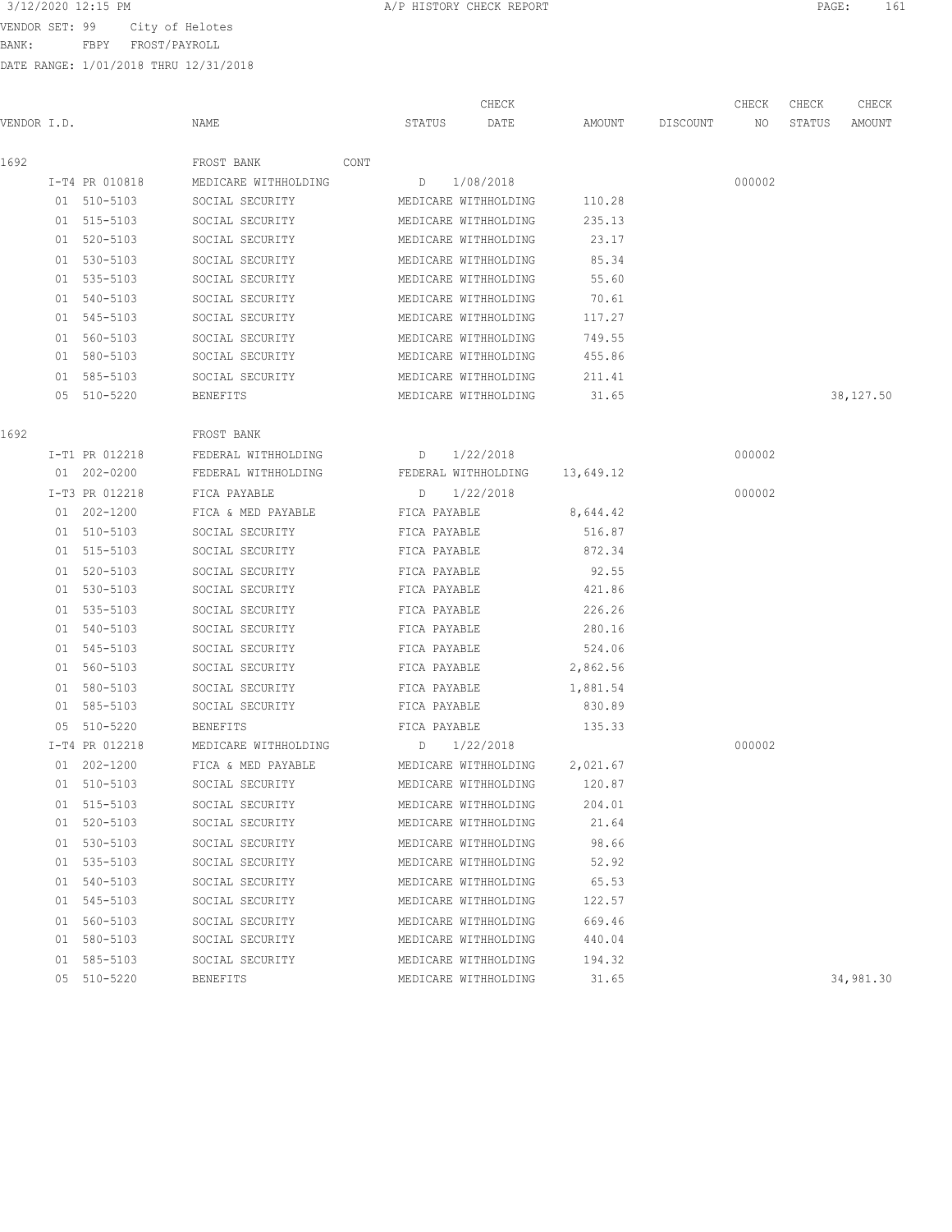VENDOR SET: 99 City of Helotes
BANK: FBPY FROST/PAYROLL
DATE RANGE: 1/01/2018 THRU 12/31/2018

| VENDOR I.D. | NAME | STATUS | CHECK DATE | AMOUNT | DISCOUNT | CHECK NO | CHECK STATUS | CHECK AMOUNT |
|---|---|---|---|---|---|---|---|---|
| 1692 | FROST BANK CONT | | | | | | | |
| I-T4 PR 010818 | MEDICARE WITHHOLDING | D | 1/08/2018 | | | 000002 | | |
| 01 510-5103 | SOCIAL SECURITY | MEDICARE WITHHOLDING | | 110.28 | | | | |
| 01 515-5103 | SOCIAL SECURITY | MEDICARE WITHHOLDING | | 235.13 | | | | |
| 01 520-5103 | SOCIAL SECURITY | MEDICARE WITHHOLDING | | 23.17 | | | | |
| 01 530-5103 | SOCIAL SECURITY | MEDICARE WITHHOLDING | | 85.34 | | | | |
| 01 535-5103 | SOCIAL SECURITY | MEDICARE WITHHOLDING | | 55.60 | | | | |
| 01 540-5103 | SOCIAL SECURITY | MEDICARE WITHHOLDING | | 70.61 | | | | |
| 01 545-5103 | SOCIAL SECURITY | MEDICARE WITHHOLDING | | 117.27 | | | | |
| 01 560-5103 | SOCIAL SECURITY | MEDICARE WITHHOLDING | | 749.55 | | | | |
| 01 580-5103 | SOCIAL SECURITY | MEDICARE WITHHOLDING | | 455.86 | | | | |
| 01 585-5103 | SOCIAL SECURITY | MEDICARE WITHHOLDING | | 211.41 | | | | |
| 05 510-5220 | BENEFITS | MEDICARE WITHHOLDING | | 31.65 | | | | 38,127.50 |
| 1692 | FROST BANK | | | | | | | |
| I-T1 PR 012218 | FEDERAL WITHHOLDING | D | 1/22/2018 | | | 000002 | | |
| 01 202-0200 | FEDERAL WITHHOLDING | FEDERAL WITHHOLDING | | 13,649.12 | | | | |
| I-T3 PR 012218 | FICA PAYABLE | D | 1/22/2018 | | | 000002 | | |
| 01 202-1200 | FICA & MED PAYABLE | FICA PAYABLE | | 8,644.42 | | | | |
| 01 510-5103 | SOCIAL SECURITY | FICA PAYABLE | | 516.87 | | | | |
| 01 515-5103 | SOCIAL SECURITY | FICA PAYABLE | | 872.34 | | | | |
| 01 520-5103 | SOCIAL SECURITY | FICA PAYABLE | | 92.55 | | | | |
| 01 530-5103 | SOCIAL SECURITY | FICA PAYABLE | | 421.86 | | | | |
| 01 535-5103 | SOCIAL SECURITY | FICA PAYABLE | | 226.26 | | | | |
| 01 540-5103 | SOCIAL SECURITY | FICA PAYABLE | | 280.16 | | | | |
| 01 545-5103 | SOCIAL SECURITY | FICA PAYABLE | | 524.06 | | | | |
| 01 560-5103 | SOCIAL SECURITY | FICA PAYABLE | | 2,862.56 | | | | |
| 01 580-5103 | SOCIAL SECURITY | FICA PAYABLE | | 1,881.54 | | | | |
| 01 585-5103 | SOCIAL SECURITY | FICA PAYABLE | | 830.89 | | | | |
| 05 510-5220 | BENEFITS | FICA PAYABLE | | 135.33 | | | | |
| I-T4 PR 012218 | MEDICARE WITHHOLDING | D | 1/22/2018 | | | 000002 | | |
| 01 202-1200 | FICA & MED PAYABLE | MEDICARE WITHHOLDING | | 2,021.67 | | | | |
| 01 510-5103 | SOCIAL SECURITY | MEDICARE WITHHOLDING | | 120.87 | | | | |
| 01 515-5103 | SOCIAL SECURITY | MEDICARE WITHHOLDING | | 204.01 | | | | |
| 01 520-5103 | SOCIAL SECURITY | MEDICARE WITHHOLDING | | 21.64 | | | | |
| 01 530-5103 | SOCIAL SECURITY | MEDICARE WITHHOLDING | | 98.66 | | | | |
| 01 535-5103 | SOCIAL SECURITY | MEDICARE WITHHOLDING | | 52.92 | | | | |
| 01 540-5103 | SOCIAL SECURITY | MEDICARE WITHHOLDING | | 65.53 | | | | |
| 01 545-5103 | SOCIAL SECURITY | MEDICARE WITHHOLDING | | 122.57 | | | | |
| 01 560-5103 | SOCIAL SECURITY | MEDICARE WITHHOLDING | | 669.46 | | | | |
| 01 580-5103 | SOCIAL SECURITY | MEDICARE WITHHOLDING | | 440.04 | | | | |
| 01 585-5103 | SOCIAL SECURITY | MEDICARE WITHHOLDING | | 194.32 | | | | |
| 05 510-5220 | BENEFITS | MEDICARE WITHHOLDING | | 31.65 | | | | 34,981.30 |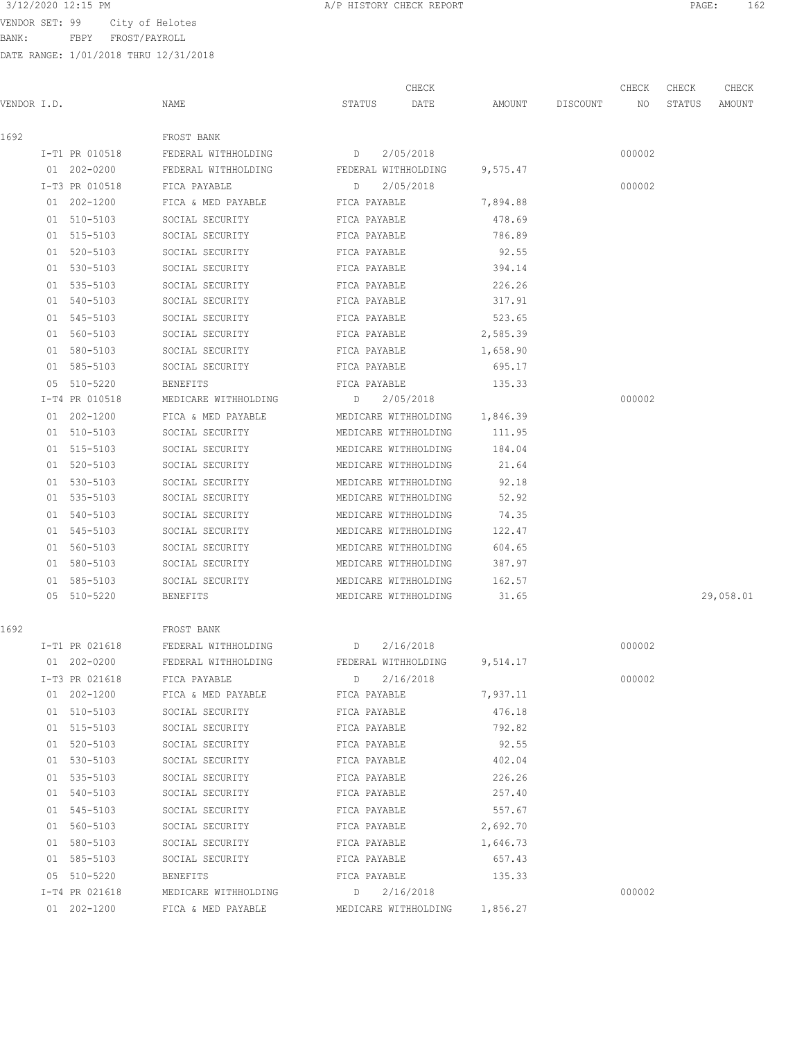3/12/2020 12:15 PM A/P HISTORY CHECK REPORT

VENDOR SET: 99 City of Helotes
BANK: FBPY FROST/PAYROLL
DATE RANGE: 1/01/2018 THRU 12/31/2018

| VENDOR I.D. | NAME | STATUS | CHECK DATE | AMOUNT | DISCOUNT | CHECK NO | CHECK STATUS | CHECK AMOUNT |
|---|---|---|---|---|---|---|---|---|
| 1692 | FROST BANK | | | | | | | |
| I-T1 PR 010518 | FEDERAL WITHHOLDING | D | 2/05/2018 | | | 000002 | | |
| 01 202-0200 | FEDERAL WITHHOLDING | FEDERAL WITHHOLDING | | 9,575.47 | | | | |
| I-T3 PR 010518 | FICA PAYABLE | D | 2/05/2018 | | | 000002 | | |
| 01 202-1200 | FICA & MED PAYABLE | FICA PAYABLE | | 7,894.88 | | | | |
| 01 510-5103 | SOCIAL SECURITY | FICA PAYABLE | | 478.69 | | | | |
| 01 515-5103 | SOCIAL SECURITY | FICA PAYABLE | | 786.89 | | | | |
| 01 520-5103 | SOCIAL SECURITY | FICA PAYABLE | | 92.55 | | | | |
| 01 530-5103 | SOCIAL SECURITY | FICA PAYABLE | | 394.14 | | | | |
| 01 535-5103 | SOCIAL SECURITY | FICA PAYABLE | | 226.26 | | | | |
| 01 540-5103 | SOCIAL SECURITY | FICA PAYABLE | | 317.91 | | | | |
| 01 545-5103 | SOCIAL SECURITY | FICA PAYABLE | | 523.65 | | | | |
| 01 560-5103 | SOCIAL SECURITY | FICA PAYABLE | | 2,585.39 | | | | |
| 01 580-5103 | SOCIAL SECURITY | FICA PAYABLE | | 1,658.90 | | | | |
| 01 585-5103 | SOCIAL SECURITY | FICA PAYABLE | | 695.17 | | | | |
| 05 510-5220 | BENEFITS | FICA PAYABLE | | 135.33 | | | | |
| I-T4 PR 010518 | MEDICARE WITHHOLDING | D | 2/05/2018 | | | 000002 | | |
| 01 202-1200 | FICA & MED PAYABLE | MEDICARE WITHHOLDING | | 1,846.39 | | | | |
| 01 510-5103 | SOCIAL SECURITY | MEDICARE WITHHOLDING | | 111.95 | | | | |
| 01 515-5103 | SOCIAL SECURITY | MEDICARE WITHHOLDING | | 184.04 | | | | |
| 01 520-5103 | SOCIAL SECURITY | MEDICARE WITHHOLDING | | 21.64 | | | | |
| 01 530-5103 | SOCIAL SECURITY | MEDICARE WITHHOLDING | | 92.18 | | | | |
| 01 535-5103 | SOCIAL SECURITY | MEDICARE WITHHOLDING | | 52.92 | | | | |
| 01 540-5103 | SOCIAL SECURITY | MEDICARE WITHHOLDING | | 74.35 | | | | |
| 01 545-5103 | SOCIAL SECURITY | MEDICARE WITHHOLDING | | 122.47 | | | | |
| 01 560-5103 | SOCIAL SECURITY | MEDICARE WITHHOLDING | | 604.65 | | | | |
| 01 580-5103 | SOCIAL SECURITY | MEDICARE WITHHOLDING | | 387.97 | | | | |
| 01 585-5103 | SOCIAL SECURITY | MEDICARE WITHHOLDING | | 162.57 | | | | |
| 05 510-5220 | BENEFITS | MEDICARE WITHHOLDING | | 31.65 | | | | 29,058.01 |
| 1692 | FROST BANK | | | | | | | |
| I-T1 PR 021618 | FEDERAL WITHHOLDING | D | 2/16/2018 | | | 000002 | | |
| 01 202-0200 | FEDERAL WITHHOLDING | FEDERAL WITHHOLDING | | 9,514.17 | | | | |
| I-T3 PR 021618 | FICA PAYABLE | D | 2/16/2018 | | | 000002 | | |
| 01 202-1200 | FICA & MED PAYABLE | FICA PAYABLE | | 7,937.11 | | | | |
| 01 510-5103 | SOCIAL SECURITY | FICA PAYABLE | | 476.18 | | | | |
| 01 515-5103 | SOCIAL SECURITY | FICA PAYABLE | | 792.82 | | | | |
| 01 520-5103 | SOCIAL SECURITY | FICA PAYABLE | | 92.55 | | | | |
| 01 530-5103 | SOCIAL SECURITY | FICA PAYABLE | | 402.04 | | | | |
| 01 535-5103 | SOCIAL SECURITY | FICA PAYABLE | | 226.26 | | | | |
| 01 540-5103 | SOCIAL SECURITY | FICA PAYABLE | | 257.40 | | | | |
| 01 545-5103 | SOCIAL SECURITY | FICA PAYABLE | | 557.67 | | | | |
| 01 560-5103 | SOCIAL SECURITY | FICA PAYABLE | | 2,692.70 | | | | |
| 01 580-5103 | SOCIAL SECURITY | FICA PAYABLE | | 1,646.73 | | | | |
| 01 585-5103 | SOCIAL SECURITY | FICA PAYABLE | | 657.43 | | | | |
| 05 510-5220 | BENEFITS | FICA PAYABLE | | 135.33 | | | | |
| I-T4 PR 021618 | MEDICARE WITHHOLDING | D | 2/16/2018 | | | 000002 | | |
| 01 202-1200 | FICA & MED PAYABLE | MEDICARE WITHHOLDING | | 1,856.27 | | | | |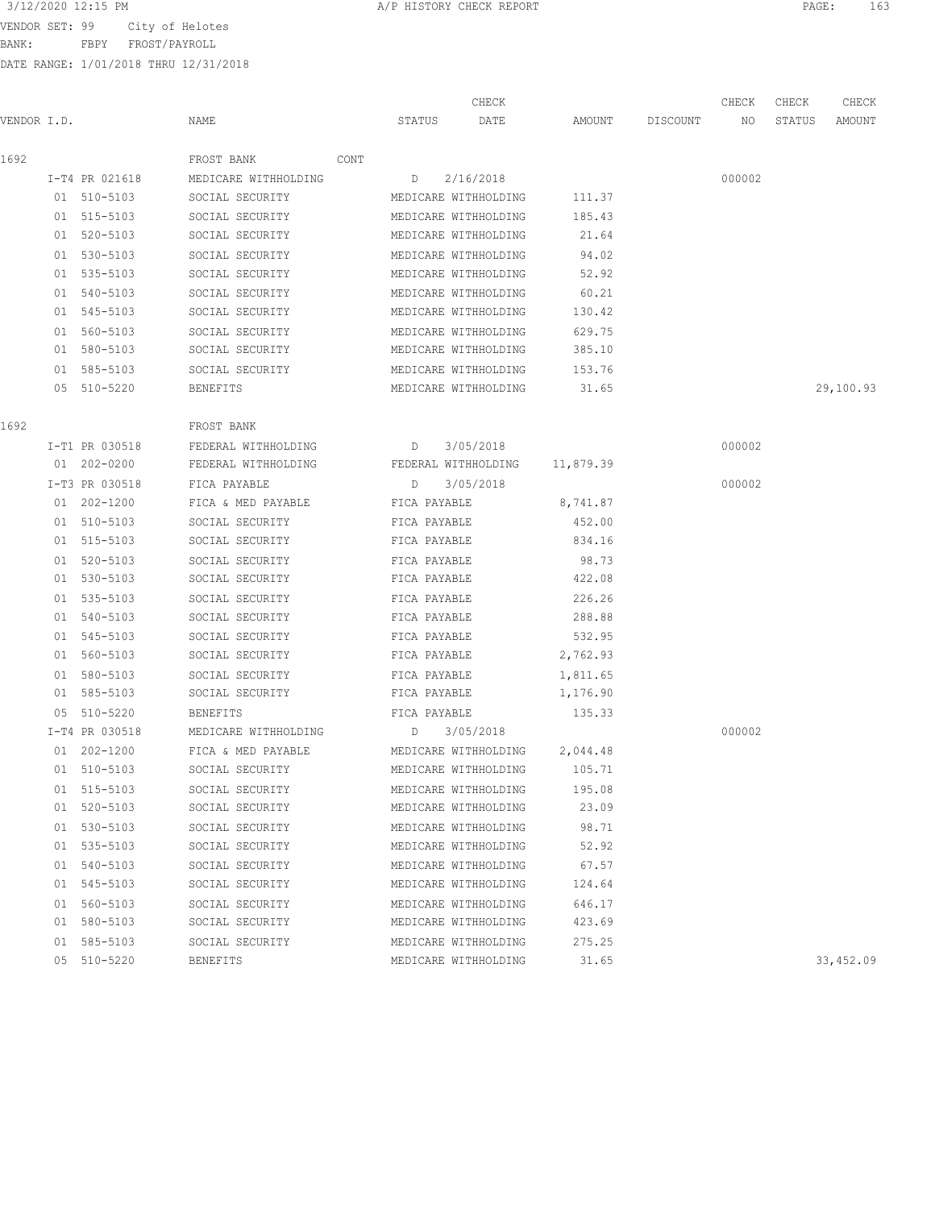3/12/2020 12:15 PM A/P HISTORY CHECK REPORT

VENDOR SET: 99 City of Helotes
BANK: FBPY FROST/PAYROLL
DATE RANGE: 1/01/2018 THRU 12/31/2018

| VENDOR I.D. | NAME | STATUS | CHECK DATE | AMOUNT | DISCOUNT | CHECK NO | CHECK STATUS | CHECK AMOUNT |
|---|---|---|---|---|---|---|---|---|
| 1692 | FROST BANK CONT | | | | | | | |
| I-T4 PR 021618 | MEDICARE WITHHOLDING | D | 2/16/2018 | | | 000002 | | |
| 01 510-5103 | SOCIAL SECURITY | MEDICARE WITHHOLDING | | 111.37 | | | | |
| 01 515-5103 | SOCIAL SECURITY | MEDICARE WITHHOLDING | | 185.43 | | | | |
| 01 520-5103 | SOCIAL SECURITY | MEDICARE WITHHOLDING | | 21.64 | | | | |
| 01 530-5103 | SOCIAL SECURITY | MEDICARE WITHHOLDING | | 94.02 | | | | |
| 01 535-5103 | SOCIAL SECURITY | MEDICARE WITHHOLDING | | 52.92 | | | | |
| 01 540-5103 | SOCIAL SECURITY | MEDICARE WITHHOLDING | | 60.21 | | | | |
| 01 545-5103 | SOCIAL SECURITY | MEDICARE WITHHOLDING | | 130.42 | | | | |
| 01 560-5103 | SOCIAL SECURITY | MEDICARE WITHHOLDING | | 629.75 | | | | |
| 01 580-5103 | SOCIAL SECURITY | MEDICARE WITHHOLDING | | 385.10 | | | | |
| 01 585-5103 | SOCIAL SECURITY | MEDICARE WITHHOLDING | | 153.76 | | | | |
| 05 510-5220 | BENEFITS | MEDICARE WITHHOLDING | | 31.65 | | | | 29,100.93 |
| 1692 | FROST BANK | | | | | | | |
| I-T1 PR 030518 | FEDERAL WITHHOLDING | D | 3/05/2018 | | | 000002 | | |
| 01 202-0200 | FEDERAL WITHHOLDING | FEDERAL WITHHOLDING | | 11,879.39 | | | | |
| I-T3 PR 030518 | FICA PAYABLE | D | 3/05/2018 | | | 000002 | | |
| 01 202-1200 | FICA & MED PAYABLE | FICA PAYABLE | | 8,741.87 | | | | |
| 01 510-5103 | SOCIAL SECURITY | FICA PAYABLE | | 452.00 | | | | |
| 01 515-5103 | SOCIAL SECURITY | FICA PAYABLE | | 834.16 | | | | |
| 01 520-5103 | SOCIAL SECURITY | FICA PAYABLE | | 98.73 | | | | |
| 01 530-5103 | SOCIAL SECURITY | FICA PAYABLE | | 422.08 | | | | |
| 01 535-5103 | SOCIAL SECURITY | FICA PAYABLE | | 226.26 | | | | |
| 01 540-5103 | SOCIAL SECURITY | FICA PAYABLE | | 288.88 | | | | |
| 01 545-5103 | SOCIAL SECURITY | FICA PAYABLE | | 532.95 | | | | |
| 01 560-5103 | SOCIAL SECURITY | FICA PAYABLE | | 2,762.93 | | | | |
| 01 580-5103 | SOCIAL SECURITY | FICA PAYABLE | | 1,811.65 | | | | |
| 01 585-5103 | SOCIAL SECURITY | FICA PAYABLE | | 1,176.90 | | | | |
| 05 510-5220 | BENEFITS | FICA PAYABLE | | 135.33 | | | | |
| I-T4 PR 030518 | MEDICARE WITHHOLDING | D | 3/05/2018 | | | 000002 | | |
| 01 202-1200 | FICA & MED PAYABLE | MEDICARE WITHHOLDING | | 2,044.48 | | | | |
| 01 510-5103 | SOCIAL SECURITY | MEDICARE WITHHOLDING | | 105.71 | | | | |
| 01 515-5103 | SOCIAL SECURITY | MEDICARE WITHHOLDING | | 195.08 | | | | |
| 01 520-5103 | SOCIAL SECURITY | MEDICARE WITHHOLDING | | 23.09 | | | | |
| 01 530-5103 | SOCIAL SECURITY | MEDICARE WITHHOLDING | | 98.71 | | | | |
| 01 535-5103 | SOCIAL SECURITY | MEDICARE WITHHOLDING | | 52.92 | | | | |
| 01 540-5103 | SOCIAL SECURITY | MEDICARE WITHHOLDING | | 67.57 | | | | |
| 01 545-5103 | SOCIAL SECURITY | MEDICARE WITHHOLDING | | 124.64 | | | | |
| 01 560-5103 | SOCIAL SECURITY | MEDICARE WITHHOLDING | | 646.17 | | | | |
| 01 580-5103 | SOCIAL SECURITY | MEDICARE WITHHOLDING | | 423.69 | | | | |
| 01 585-5103 | SOCIAL SECURITY | MEDICARE WITHHOLDING | | 275.25 | | | | |
| 05 510-5220 | BENEFITS | MEDICARE WITHHOLDING | | 31.65 | | | | 33,452.09 |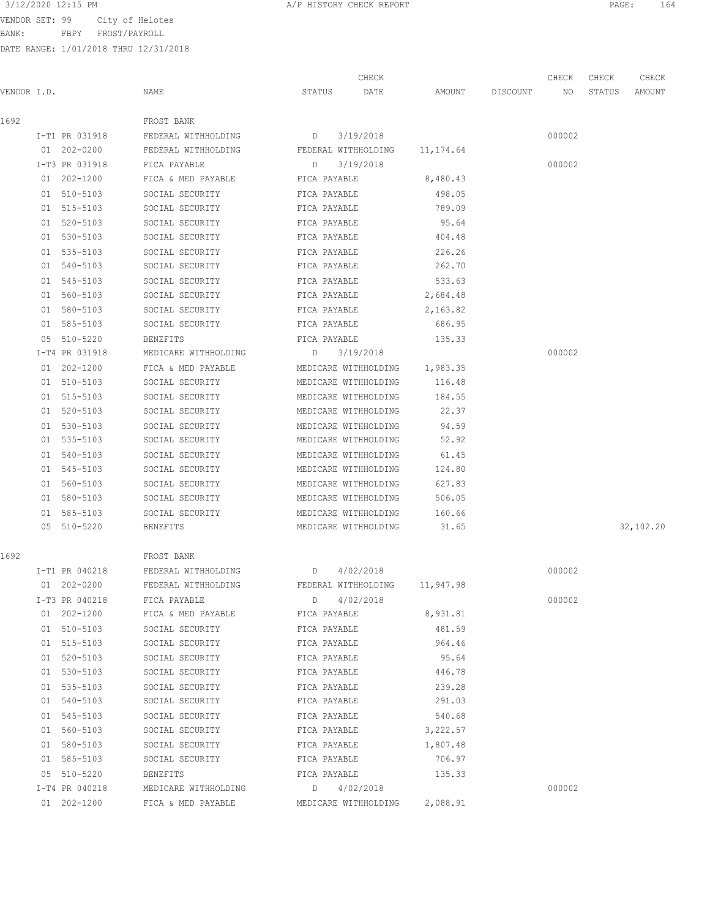3/12/2020 12:15 PM A/P HISTORY CHECK REPORT

VENDOR SET: 99 City of Helotes
BANK: FBPY FROST/PAYROLL
DATE RANGE: 1/01/2018 THRU 12/31/2018

| VENDOR I.D. | NAME | STATUS | CHECK DATE | AMOUNT | DISCOUNT | CHECK NO | CHECK STATUS | CHECK AMOUNT |
|---|---|---|---|---|---|---|---|---|
| 1692 | FROST BANK | | | | | | | |
| I-T1 PR 031918 | FEDERAL WITHHOLDING | D | 3/19/2018 | | | 000002 | | |
| 01 202-0200 | FEDERAL WITHHOLDING | FEDERAL WITHHOLDING | | 11,174.64 | | | | |
| I-T3 PR 031918 | FICA PAYABLE | D | 3/19/2018 | | | 000002 | | |
| 01 202-1200 | FICA & MED PAYABLE | FICA PAYABLE | | 8,480.43 | | | | |
| 01 510-5103 | SOCIAL SECURITY | FICA PAYABLE | | 498.05 | | | | |
| 01 515-5103 | SOCIAL SECURITY | FICA PAYABLE | | 789.09 | | | | |
| 01 520-5103 | SOCIAL SECURITY | FICA PAYABLE | | 95.64 | | | | |
| 01 530-5103 | SOCIAL SECURITY | FICA PAYABLE | | 404.48 | | | | |
| 01 535-5103 | SOCIAL SECURITY | FICA PAYABLE | | 226.26 | | | | |
| 01 540-5103 | SOCIAL SECURITY | FICA PAYABLE | | 262.70 | | | | |
| 01 545-5103 | SOCIAL SECURITY | FICA PAYABLE | | 533.63 | | | | |
| 01 560-5103 | SOCIAL SECURITY | FICA PAYABLE | | 2,684.48 | | | | |
| 01 580-5103 | SOCIAL SECURITY | FICA PAYABLE | | 2,163.82 | | | | |
| 01 585-5103 | SOCIAL SECURITY | FICA PAYABLE | | 686.95 | | | | |
| 05 510-5220 | BENEFITS | FICA PAYABLE | | 135.33 | | | | |
| I-T4 PR 031918 | MEDICARE WITHHOLDING | D | 3/19/2018 | | | 000002 | | |
| 01 202-1200 | FICA & MED PAYABLE | MEDICARE WITHHOLDING | | 1,983.35 | | | | |
| 01 510-5103 | SOCIAL SECURITY | MEDICARE WITHHOLDING | | 116.48 | | | | |
| 01 515-5103 | SOCIAL SECURITY | MEDICARE WITHHOLDING | | 184.55 | | | | |
| 01 520-5103 | SOCIAL SECURITY | MEDICARE WITHHOLDING | | 22.37 | | | | |
| 01 530-5103 | SOCIAL SECURITY | MEDICARE WITHHOLDING | | 94.59 | | | | |
| 01 535-5103 | SOCIAL SECURITY | MEDICARE WITHHOLDING | | 52.92 | | | | |
| 01 540-5103 | SOCIAL SECURITY | MEDICARE WITHHOLDING | | 61.45 | | | | |
| 01 545-5103 | SOCIAL SECURITY | MEDICARE WITHHOLDING | | 124.80 | | | | |
| 01 560-5103 | SOCIAL SECURITY | MEDICARE WITHHOLDING | | 627.83 | | | | |
| 01 580-5103 | SOCIAL SECURITY | MEDICARE WITHHOLDING | | 506.05 | | | | |
| 01 585-5103 | SOCIAL SECURITY | MEDICARE WITHHOLDING | | 160.66 | | | | |
| 05 510-5220 | BENEFITS | MEDICARE WITHHOLDING | | 31.65 | | | | 32,102.20 |
| 1692 | FROST BANK | | | | | | | |
| I-T1 PR 040218 | FEDERAL WITHHOLDING | D | 4/02/2018 | | | 000002 | | |
| 01 202-0200 | FEDERAL WITHHOLDING | FEDERAL WITHHOLDING | | 11,947.98 | | | | |
| I-T3 PR 040218 | FICA PAYABLE | D | 4/02/2018 | | | 000002 | | |
| 01 202-1200 | FICA & MED PAYABLE | FICA PAYABLE | | 8,931.81 | | | | |
| 01 510-5103 | SOCIAL SECURITY | FICA PAYABLE | | 481.59 | | | | |
| 01 515-5103 | SOCIAL SECURITY | FICA PAYABLE | | 964.46 | | | | |
| 01 520-5103 | SOCIAL SECURITY | FICA PAYABLE | | 95.64 | | | | |
| 01 530-5103 | SOCIAL SECURITY | FICA PAYABLE | | 446.78 | | | | |
| 01 535-5103 | SOCIAL SECURITY | FICA PAYABLE | | 239.28 | | | | |
| 01 540-5103 | SOCIAL SECURITY | FICA PAYABLE | | 291.03 | | | | |
| 01 545-5103 | SOCIAL SECURITY | FICA PAYABLE | | 540.68 | | | | |
| 01 560-5103 | SOCIAL SECURITY | FICA PAYABLE | | 3,222.57 | | | | |
| 01 580-5103 | SOCIAL SECURITY | FICA PAYABLE | | 1,807.48 | | | | |
| 01 585-5103 | SOCIAL SECURITY | FICA PAYABLE | | 706.97 | | | | |
| 05 510-5220 | BENEFITS | FICA PAYABLE | | 135.33 | | | | |
| I-T4 PR 040218 | MEDICARE WITHHOLDING | D | 4/02/2018 | | | 000002 | | |
| 01 202-1200 | FICA & MED PAYABLE | MEDICARE WITHHOLDING | | 2,088.91 | | | | |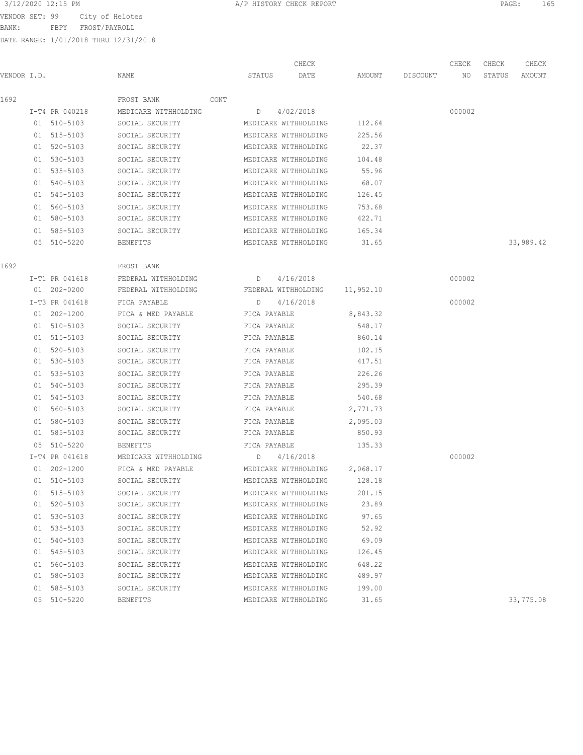3/12/2020 12:15 PM A/P HISTORY CHECK REPORT

VENDOR SET: 99 City of Helotes
BANK: FBPY FROST/PAYROLL
DATE RANGE: 1/01/2018 THRU 12/31/2018

| VENDOR I.D. | NAME | STATUS | CHECK DATE | AMOUNT | DISCOUNT | CHECK NO | CHECK STATUS | CHECK AMOUNT |
|---|---|---|---|---|---|---|---|---|
| 1692 | FROST BANK CONT | | | | | | | |
| I-T4 PR 040218 | MEDICARE WITHHOLDING | D | 4/02/2018 | | | 000002 | | |
| 01 510-5103 | SOCIAL SECURITY | MEDICARE WITHHOLDING | | 112.64 | | | | |
| 01 515-5103 | SOCIAL SECURITY | MEDICARE WITHHOLDING | | 225.56 | | | | |
| 01 520-5103 | SOCIAL SECURITY | MEDICARE WITHHOLDING | | 22.37 | | | | |
| 01 530-5103 | SOCIAL SECURITY | MEDICARE WITHHOLDING | | 104.48 | | | | |
| 01 535-5103 | SOCIAL SECURITY | MEDICARE WITHHOLDING | | 55.96 | | | | |
| 01 540-5103 | SOCIAL SECURITY | MEDICARE WITHHOLDING | | 68.07 | | | | |
| 01 545-5103 | SOCIAL SECURITY | MEDICARE WITHHOLDING | | 126.45 | | | | |
| 01 560-5103 | SOCIAL SECURITY | MEDICARE WITHHOLDING | | 753.68 | | | | |
| 01 580-5103 | SOCIAL SECURITY | MEDICARE WITHHOLDING | | 422.71 | | | | |
| 01 585-5103 | SOCIAL SECURITY | MEDICARE WITHHOLDING | | 165.34 | | | | |
| 05 510-5220 | BENEFITS | MEDICARE WITHHOLDING | | 31.65 | | | | 33,989.42 |
| 1692 | FROST BANK | | | | | | | |
| I-T1 PR 041618 | FEDERAL WITHHOLDING | D | 4/16/2018 | | | 000002 | | |
| 01 202-0200 | FEDERAL WITHHOLDING | FEDERAL WITHHOLDING | | 11,952.10 | | | | |
| I-T3 PR 041618 | FICA PAYABLE | D | 4/16/2018 | | | 000002 | | |
| 01 202-1200 | FICA & MED PAYABLE | FICA PAYABLE | | 8,843.32 | | | | |
| 01 510-5103 | SOCIAL SECURITY | FICA PAYABLE | | 548.17 | | | | |
| 01 515-5103 | SOCIAL SECURITY | FICA PAYABLE | | 860.14 | | | | |
| 01 520-5103 | SOCIAL SECURITY | FICA PAYABLE | | 102.15 | | | | |
| 01 530-5103 | SOCIAL SECURITY | FICA PAYABLE | | 417.51 | | | | |
| 01 535-5103 | SOCIAL SECURITY | FICA PAYABLE | | 226.26 | | | | |
| 01 540-5103 | SOCIAL SECURITY | FICA PAYABLE | | 295.39 | | | | |
| 01 545-5103 | SOCIAL SECURITY | FICA PAYABLE | | 540.68 | | | | |
| 01 560-5103 | SOCIAL SECURITY | FICA PAYABLE | | 2,771.73 | | | | |
| 01 580-5103 | SOCIAL SECURITY | FICA PAYABLE | | 2,095.03 | | | | |
| 01 585-5103 | SOCIAL SECURITY | FICA PAYABLE | | 850.93 | | | | |
| 05 510-5220 | BENEFITS | FICA PAYABLE | | 135.33 | | | | |
| I-T4 PR 041618 | MEDICARE WITHHOLDING | D | 4/16/2018 | | | 000002 | | |
| 01 202-1200 | FICA & MED PAYABLE | MEDICARE WITHHOLDING | | 2,068.17 | | | | |
| 01 510-5103 | SOCIAL SECURITY | MEDICARE WITHHOLDING | | 128.18 | | | | |
| 01 515-5103 | SOCIAL SECURITY | MEDICARE WITHHOLDING | | 201.15 | | | | |
| 01 520-5103 | SOCIAL SECURITY | MEDICARE WITHHOLDING | | 23.89 | | | | |
| 01 530-5103 | SOCIAL SECURITY | MEDICARE WITHHOLDING | | 97.65 | | | | |
| 01 535-5103 | SOCIAL SECURITY | MEDICARE WITHHOLDING | | 52.92 | | | | |
| 01 540-5103 | SOCIAL SECURITY | MEDICARE WITHHOLDING | | 69.09 | | | | |
| 01 545-5103 | SOCIAL SECURITY | MEDICARE WITHHOLDING | | 126.45 | | | | |
| 01 560-5103 | SOCIAL SECURITY | MEDICARE WITHHOLDING | | 648.22 | | | | |
| 01 580-5103 | SOCIAL SECURITY | MEDICARE WITHHOLDING | | 489.97 | | | | |
| 01 585-5103 | SOCIAL SECURITY | MEDICARE WITHHOLDING | | 199.00 | | | | |
| 05 510-5220 | BENEFITS | MEDICARE WITHHOLDING | | 31.65 | | | | 33,775.08 |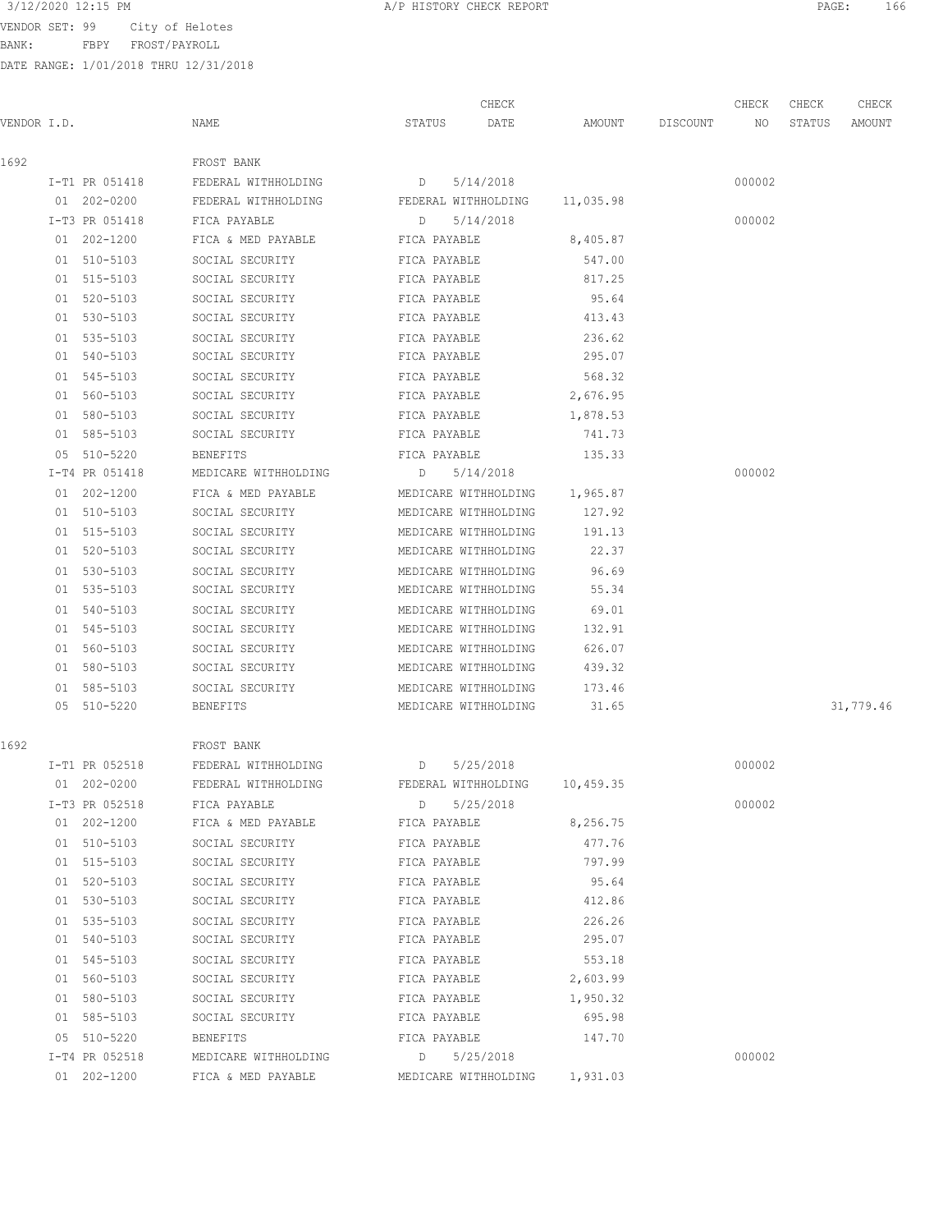3/12/2020 12:15 PM — A/P HISTORY CHECK REPORT

VENDOR SET: 99 City of Helotes
BANK: FBPY FROST/PAYROLL
DATE RANGE: 1/01/2018 THRU 12/31/2018

| VENDOR I.D. | NAME | STATUS | CHECK DATE | AMOUNT | DISCOUNT | CHECK NO | CHECK STATUS | CHECK AMOUNT |
|---|---|---|---|---|---|---|---|---|
| 1692 | FROST BANK | | | | | | | |
| I-T1 PR 051418 | FEDERAL WITHHOLDING | D | 5/14/2018 | | | 000002 | | |
| 01 202-0200 | FEDERAL WITHHOLDING | FEDERAL WITHHOLDING | | 11,035.98 | | | | |
| I-T3 PR 051418 | FICA PAYABLE | D | 5/14/2018 | | | 000002 | | |
| 01 202-1200 | FICA & MED PAYABLE | FICA PAYABLE | | 8,405.87 | | | | |
| 01 510-5103 | SOCIAL SECURITY | FICA PAYABLE | | 547.00 | | | | |
| 01 515-5103 | SOCIAL SECURITY | FICA PAYABLE | | 817.25 | | | | |
| 01 520-5103 | SOCIAL SECURITY | FICA PAYABLE | | 95.64 | | | | |
| 01 530-5103 | SOCIAL SECURITY | FICA PAYABLE | | 413.43 | | | | |
| 01 535-5103 | SOCIAL SECURITY | FICA PAYABLE | | 236.62 | | | | |
| 01 540-5103 | SOCIAL SECURITY | FICA PAYABLE | | 295.07 | | | | |
| 01 545-5103 | SOCIAL SECURITY | FICA PAYABLE | | 568.32 | | | | |
| 01 560-5103 | SOCIAL SECURITY | FICA PAYABLE | | 2,676.95 | | | | |
| 01 580-5103 | SOCIAL SECURITY | FICA PAYABLE | | 1,878.53 | | | | |
| 01 585-5103 | SOCIAL SECURITY | FICA PAYABLE | | 741.73 | | | | |
| 05 510-5220 | BENEFITS | FICA PAYABLE | | 135.33 | | | | |
| I-T4 PR 051418 | MEDICARE WITHHOLDING | D | 5/14/2018 | | | 000002 | | |
| 01 202-1200 | FICA & MED PAYABLE | MEDICARE WITHHOLDING | | 1,965.87 | | | | |
| 01 510-5103 | SOCIAL SECURITY | MEDICARE WITHHOLDING | | 127.92 | | | | |
| 01 515-5103 | SOCIAL SECURITY | MEDICARE WITHHOLDING | | 191.13 | | | | |
| 01 520-5103 | SOCIAL SECURITY | MEDICARE WITHHOLDING | | 22.37 | | | | |
| 01 530-5103 | SOCIAL SECURITY | MEDICARE WITHHOLDING | | 96.69 | | | | |
| 01 535-5103 | SOCIAL SECURITY | MEDICARE WITHHOLDING | | 55.34 | | | | |
| 01 540-5103 | SOCIAL SECURITY | MEDICARE WITHHOLDING | | 69.01 | | | | |
| 01 545-5103 | SOCIAL SECURITY | MEDICARE WITHHOLDING | | 132.91 | | | | |
| 01 560-5103 | SOCIAL SECURITY | MEDICARE WITHHOLDING | | 626.07 | | | | |
| 01 580-5103 | SOCIAL SECURITY | MEDICARE WITHHOLDING | | 439.32 | | | | |
| 01 585-5103 | SOCIAL SECURITY | MEDICARE WITHHOLDING | | 173.46 | | | | |
| 05 510-5220 | BENEFITS | MEDICARE WITHHOLDING | | 31.65 | | | | 31,779.46 |
| 1692 | FROST BANK | | | | | | | |
| I-T1 PR 052518 | FEDERAL WITHHOLDING | D | 5/25/2018 | | | 000002 | | |
| 01 202-0200 | FEDERAL WITHHOLDING | FEDERAL WITHHOLDING | | 10,459.35 | | | | |
| I-T3 PR 052518 | FICA PAYABLE | D | 5/25/2018 | | | 000002 | | |
| 01 202-1200 | FICA & MED PAYABLE | FICA PAYABLE | | 8,256.75 | | | | |
| 01 510-5103 | SOCIAL SECURITY | FICA PAYABLE | | 477.76 | | | | |
| 01 515-5103 | SOCIAL SECURITY | FICA PAYABLE | | 797.99 | | | | |
| 01 520-5103 | SOCIAL SECURITY | FICA PAYABLE | | 95.64 | | | | |
| 01 530-5103 | SOCIAL SECURITY | FICA PAYABLE | | 412.86 | | | | |
| 01 535-5103 | SOCIAL SECURITY | FICA PAYABLE | | 226.26 | | | | |
| 01 540-5103 | SOCIAL SECURITY | FICA PAYABLE | | 295.07 | | | | |
| 01 545-5103 | SOCIAL SECURITY | FICA PAYABLE | | 553.18 | | | | |
| 01 560-5103 | SOCIAL SECURITY | FICA PAYABLE | | 2,603.99 | | | | |
| 01 580-5103 | SOCIAL SECURITY | FICA PAYABLE | | 1,950.32 | | | | |
| 01 585-5103 | SOCIAL SECURITY | FICA PAYABLE | | 695.98 | | | | |
| 05 510-5220 | BENEFITS | FICA PAYABLE | | 147.70 | | | | |
| I-T4 PR 052518 | MEDICARE WITHHOLDING | D | 5/25/2018 | | | 000002 | | |
| 01 202-1200 | FICA & MED PAYABLE | MEDICARE WITHHOLDING | | 1,931.03 | | | | |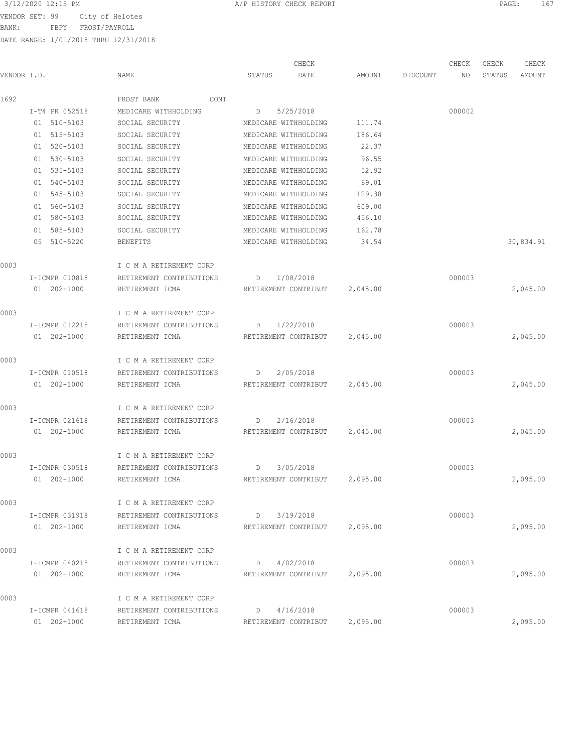VENDOR SET: 99 City of Helotes
BANK: FBPY FROST/PAYROLL
DATE RANGE: 1/01/2018 THRU 12/31/2018

| VENDOR I.D. | NAME | STATUS | CHECK DATE | AMOUNT | DISCOUNT | CHECK NO | CHECK STATUS | CHECK AMOUNT |
|---|---|---|---|---|---|---|---|---|
| 1692 | FROST BANK CONT | | | | | | | |
| I-T4 PR 052518 | MEDICARE WITHHOLDING | D | 5/25/2018 | | | 000002 | | |
| 01 510-5103 | SOCIAL SECURITY | MEDICARE WITHHOLDING | | 111.74 | | | | |
| 01 515-5103 | SOCIAL SECURITY | MEDICARE WITHHOLDING | | 186.64 | | | | |
| 01 520-5103 | SOCIAL SECURITY | MEDICARE WITHHOLDING | | 22.37 | | | | |
| 01 530-5103 | SOCIAL SECURITY | MEDICARE WITHHOLDING | | 96.55 | | | | |
| 01 535-5103 | SOCIAL SECURITY | MEDICARE WITHHOLDING | | 52.92 | | | | |
| 01 540-5103 | SOCIAL SECURITY | MEDICARE WITHHOLDING | | 69.01 | | | | |
| 01 545-5103 | SOCIAL SECURITY | MEDICARE WITHHOLDING | | 129.38 | | | | |
| 01 560-5103 | SOCIAL SECURITY | MEDICARE WITHHOLDING | | 609.00 | | | | |
| 01 580-5103 | SOCIAL SECURITY | MEDICARE WITHHOLDING | | 456.10 | | | | |
| 01 585-5103 | SOCIAL SECURITY | MEDICARE WITHHOLDING | | 162.78 | | | | |
| 05 510-5220 | BENEFITS | MEDICARE WITHHOLDING | | 34.54 | | | | 30,834.91 |
| 0003 | I C M A RETIREMENT CORP | | | | | | | |
| I-ICMPR 010818 | RETIREMENT CONTRIBUTIONS | D | 1/08/2018 | | | 000003 | | |
| 01 202-1000 | RETIREMENT ICMA | RETIREMENT CONTRIBUT | | 2,045.00 | | | | 2,045.00 |
| 0003 | I C M A RETIREMENT CORP | | | | | | | |
| I-ICMPR 012218 | RETIREMENT CONTRIBUTIONS | D | 1/22/2018 | | | 000003 | | |
| 01 202-1000 | RETIREMENT ICMA | RETIREMENT CONTRIBUT | | 2,045.00 | | | | 2,045.00 |
| 0003 | I C M A RETIREMENT CORP | | | | | | | |
| I-ICMPR 010518 | RETIREMENT CONTRIBUTIONS | D | 2/05/2018 | | | 000003 | | |
| 01 202-1000 | RETIREMENT ICMA | RETIREMENT CONTRIBUT | | 2,045.00 | | | | 2,045.00 |
| 0003 | I C M A RETIREMENT CORP | | | | | | | |
| I-ICMPR 021618 | RETIREMENT CONTRIBUTIONS | D | 2/16/2018 | | | 000003 | | |
| 01 202-1000 | RETIREMENT ICMA | RETIREMENT CONTRIBUT | | 2,045.00 | | | | 2,045.00 |
| 0003 | I C M A RETIREMENT CORP | | | | | | | |
| I-ICMPR 030518 | RETIREMENT CONTRIBUTIONS | D | 3/05/2018 | | | 000003 | | |
| 01 202-1000 | RETIREMENT ICMA | RETIREMENT CONTRIBUT | | 2,095.00 | | | | 2,095.00 |
| 0003 | I C M A RETIREMENT CORP | | | | | | | |
| I-ICMPR 031918 | RETIREMENT CONTRIBUTIONS | D | 3/19/2018 | | | 000003 | | |
| 01 202-1000 | RETIREMENT ICMA | RETIREMENT CONTRIBUT | | 2,095.00 | | | | 2,095.00 |
| 0003 | I C M A RETIREMENT CORP | | | | | | | |
| I-ICMPR 040218 | RETIREMENT CONTRIBUTIONS | D | 4/02/2018 | | | 000003 | | |
| 01 202-1000 | RETIREMENT ICMA | RETIREMENT CONTRIBUT | | 2,095.00 | | | | 2,095.00 |
| 0003 | I C M A RETIREMENT CORP | | | | | | | |
| I-ICMPR 041618 | RETIREMENT CONTRIBUTIONS | D | 4/16/2018 | | | 000003 | | |
| 01 202-1000 | RETIREMENT ICMA | RETIREMENT CONTRIBUT | | 2,095.00 | | | | 2,095.00 |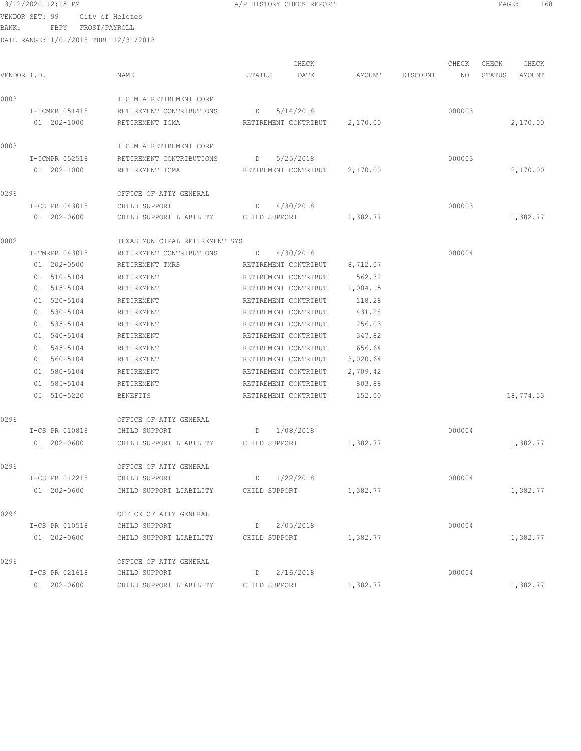3/12/2020 12:15 PM A/P HISTORY CHECK REPORT

VENDOR SET: 99 City of Helotes
BANK: FBPY FROST/PAYROLL
DATE RANGE: 1/01/2018 THRU 12/31/2018

| VENDOR I.D. | NAME | STATUS | CHECK DATE | AMOUNT | DISCOUNT | CHECK NO | CHECK STATUS | CHECK AMOUNT |
|---|---|---|---|---|---|---|---|---|
| 0003 | I C M A RETIREMENT CORP | | | | | | | |
| I-ICMPR 051418 | RETIREMENT CONTRIBUTIONS | D | 5/14/2018 | | | 000003 | | |
| 01 202-1000 | RETIREMENT ICMA | RETIREMENT CONTRIBUT | | 2,170.00 | | | | 2,170.00 |
| 0003 | I C M A RETIREMENT CORP | | | | | | | |
| I-ICMPR 052518 | RETIREMENT CONTRIBUTIONS | D | 5/25/2018 | | | 000003 | | |
| 01 202-1000 | RETIREMENT ICMA | RETIREMENT CONTRIBUT | | 2,170.00 | | | | 2,170.00 |
| 0296 | OFFICE OF ATTY GENERAL | | | | | | | |
| I-CS PR 043018 | CHILD SUPPORT | D | 4/30/2018 | | | 000003 | | |
| 01 202-0600 | CHILD SUPPORT LIABILITY | CHILD SUPPORT | | 1,382.77 | | | | 1,382.77 |
| 0002 | TEXAS MUNICIPAL RETIREMENT SYS | | | | | | | |
| I-TMRPR 043018 | RETIREMENT CONTRIBUTIONS | D | 4/30/2018 | | | 000004 | | |
| 01 202-0500 | RETIREMENT TMRS | RETIREMENT CONTRIBUT | | 8,712.07 | | | | |
| 01 510-5104 | RETIREMENT | RETIREMENT CONTRIBUT | | 562.32 | | | | |
| 01 515-5104 | RETIREMENT | RETIREMENT CONTRIBUT | | 1,004.15 | | | | |
| 01 520-5104 | RETIREMENT | RETIREMENT CONTRIBUT | | 118.28 | | | | |
| 01 530-5104 | RETIREMENT | RETIREMENT CONTRIBUT | | 431.28 | | | | |
| 01 535-5104 | RETIREMENT | RETIREMENT CONTRIBUT | | 256.03 | | | | |
| 01 540-5104 | RETIREMENT | RETIREMENT CONTRIBUT | | 347.82 | | | | |
| 01 545-5104 | RETIREMENT | RETIREMENT CONTRIBUT | | 656.64 | | | | |
| 01 560-5104 | RETIREMENT | RETIREMENT CONTRIBUT | | 3,020.64 | | | | |
| 01 580-5104 | RETIREMENT | RETIREMENT CONTRIBUT | | 2,709.42 | | | | |
| 01 585-5104 | RETIREMENT | RETIREMENT CONTRIBUT | | 803.88 | | | | |
| 05 510-5220 | BENEFITS | RETIREMENT CONTRIBUT | | 152.00 | | | | 18,774.53 |
| 0296 | OFFICE OF ATTY GENERAL | | | | | | | |
| I-CS PR 010818 | CHILD SUPPORT | D | 1/08/2018 | | | 000004 | | |
| 01 202-0600 | CHILD SUPPORT LIABILITY | CHILD SUPPORT | | 1,382.77 | | | | 1,382.77 |
| 0296 | OFFICE OF ATTY GENERAL | | | | | | | |
| I-CS PR 012218 | CHILD SUPPORT | D | 1/22/2018 | | | 000004 | | |
| 01 202-0600 | CHILD SUPPORT LIABILITY | CHILD SUPPORT | | 1,382.77 | | | | 1,382.77 |
| 0296 | OFFICE OF ATTY GENERAL | | | | | | | |
| I-CS PR 010518 | CHILD SUPPORT | D | 2/05/2018 | | | 000004 | | |
| 01 202-0600 | CHILD SUPPORT LIABILITY | CHILD SUPPORT | | 1,382.77 | | | | 1,382.77 |
| 0296 | OFFICE OF ATTY GENERAL | | | | | | | |
| I-CS PR 021618 | CHILD SUPPORT | D | 2/16/2018 | | | 000004 | | |
| 01 202-0600 | CHILD SUPPORT LIABILITY | CHILD SUPPORT | | 1,382.77 | | | | 1,382.77 |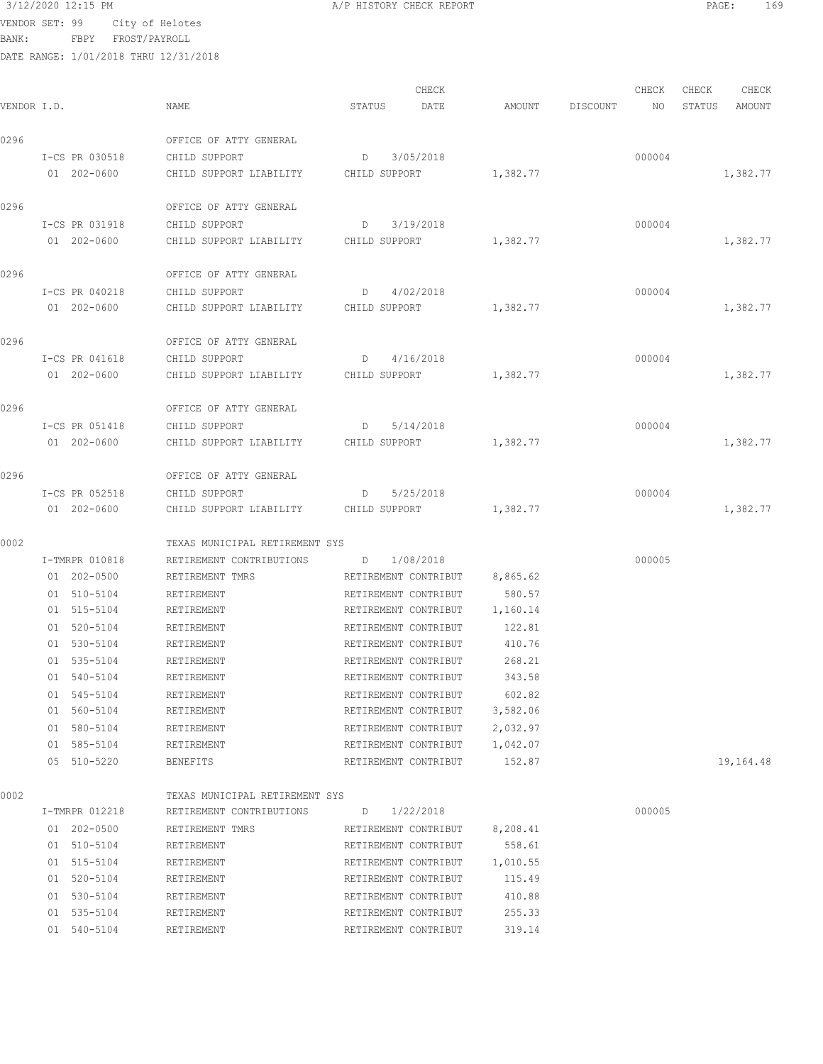VENDOR SET: 99 City of Helotes
BANK: FBPY FROST/PAYROLL
DATE RANGE: 1/01/2018 THRU 12/31/2018

A/P HISTORY CHECK REPORT

| VENDOR I.D. | NAME | STATUS | CHECK DATE | AMOUNT | DISCOUNT | CHECK NO | CHECK STATUS | CHECK AMOUNT |
|---|---|---|---|---|---|---|---|---|
| 0296 | OFFICE OF ATTY GENERAL | | | | | | | |
| I-CS PR 030518 | CHILD SUPPORT | D | 3/05/2018 | | | 000004 | | |
| 01 202-0600 | CHILD SUPPORT LIABILITY | CHILD SUPPORT | | 1,382.77 | | | | 1,382.77 |
| 0296 | OFFICE OF ATTY GENERAL | | | | | | | |
| I-CS PR 031918 | CHILD SUPPORT | D | 3/19/2018 | | | 000004 | | |
| 01 202-0600 | CHILD SUPPORT LIABILITY | CHILD SUPPORT | | 1,382.77 | | | | 1,382.77 |
| 0296 | OFFICE OF ATTY GENERAL | | | | | | | |
| I-CS PR 040218 | CHILD SUPPORT | D | 4/02/2018 | | | 000004 | | |
| 01 202-0600 | CHILD SUPPORT LIABILITY | CHILD SUPPORT | | 1,382.77 | | | | 1,382.77 |
| 0296 | OFFICE OF ATTY GENERAL | | | | | | | |
| I-CS PR 041618 | CHILD SUPPORT | D | 4/16/2018 | | | 000004 | | |
| 01 202-0600 | CHILD SUPPORT LIABILITY | CHILD SUPPORT | | 1,382.77 | | | | 1,382.77 |
| 0296 | OFFICE OF ATTY GENERAL | | | | | | | |
| I-CS PR 051418 | CHILD SUPPORT | D | 5/14/2018 | | | 000004 | | |
| 01 202-0600 | CHILD SUPPORT LIABILITY | CHILD SUPPORT | | 1,382.77 | | | | 1,382.77 |
| 0296 | OFFICE OF ATTY GENERAL | | | | | | | |
| I-CS PR 052518 | CHILD SUPPORT | D | 5/25/2018 | | | 000004 | | |
| 01 202-0600 | CHILD SUPPORT LIABILITY | CHILD SUPPORT | | 1,382.77 | | | | 1,382.77 |
| 0002 | TEXAS MUNICIPAL RETIREMENT SYS | | | | | | | |
| I-TMRPR 010818 | RETIREMENT CONTRIBUTIONS | D | 1/08/2018 | | | 000005 | | |
| 01 202-0500 | RETIREMENT TMRS | RETIREMENT CONTRIBUT | | 8,865.62 | | | | |
| 01 510-5104 | RETIREMENT | RETIREMENT CONTRIBUT | | 580.57 | | | | |
| 01 515-5104 | RETIREMENT | RETIREMENT CONTRIBUT | | 1,160.14 | | | | |
| 01 520-5104 | RETIREMENT | RETIREMENT CONTRIBUT | | 122.81 | | | | |
| 01 530-5104 | RETIREMENT | RETIREMENT CONTRIBUT | | 410.76 | | | | |
| 01 535-5104 | RETIREMENT | RETIREMENT CONTRIBUT | | 268.21 | | | | |
| 01 540-5104 | RETIREMENT | RETIREMENT CONTRIBUT | | 343.58 | | | | |
| 01 545-5104 | RETIREMENT | RETIREMENT CONTRIBUT | | 602.82 | | | | |
| 01 560-5104 | RETIREMENT | RETIREMENT CONTRIBUT | | 3,582.06 | | | | |
| 01 580-5104 | RETIREMENT | RETIREMENT CONTRIBUT | | 2,032.97 | | | | |
| 01 585-5104 | RETIREMENT | RETIREMENT CONTRIBUT | | 1,042.07 | | | | |
| 05 510-5220 | BENEFITS | RETIREMENT CONTRIBUT | | 152.87 | | | | 19,164.48 |
| 0002 | TEXAS MUNICIPAL RETIREMENT SYS | | | | | | | |
| I-TMRPR 012218 | RETIREMENT CONTRIBUTIONS | D | 1/22/2018 | | | 000005 | | |
| 01 202-0500 | RETIREMENT TMRS | RETIREMENT CONTRIBUT | | 8,208.41 | | | | |
| 01 510-5104 | RETIREMENT | RETIREMENT CONTRIBUT | | 558.61 | | | | |
| 01 515-5104 | RETIREMENT | RETIREMENT CONTRIBUT | | 1,010.55 | | | | |
| 01 520-5104 | RETIREMENT | RETIREMENT CONTRIBUT | | 115.49 | | | | |
| 01 530-5104 | RETIREMENT | RETIREMENT CONTRIBUT | | 410.88 | | | | |
| 01 535-5104 | RETIREMENT | RETIREMENT CONTRIBUT | | 255.33 | | | | |
| 01 540-5104 | RETIREMENT | RETIREMENT CONTRIBUT | | 319.14 | | | | |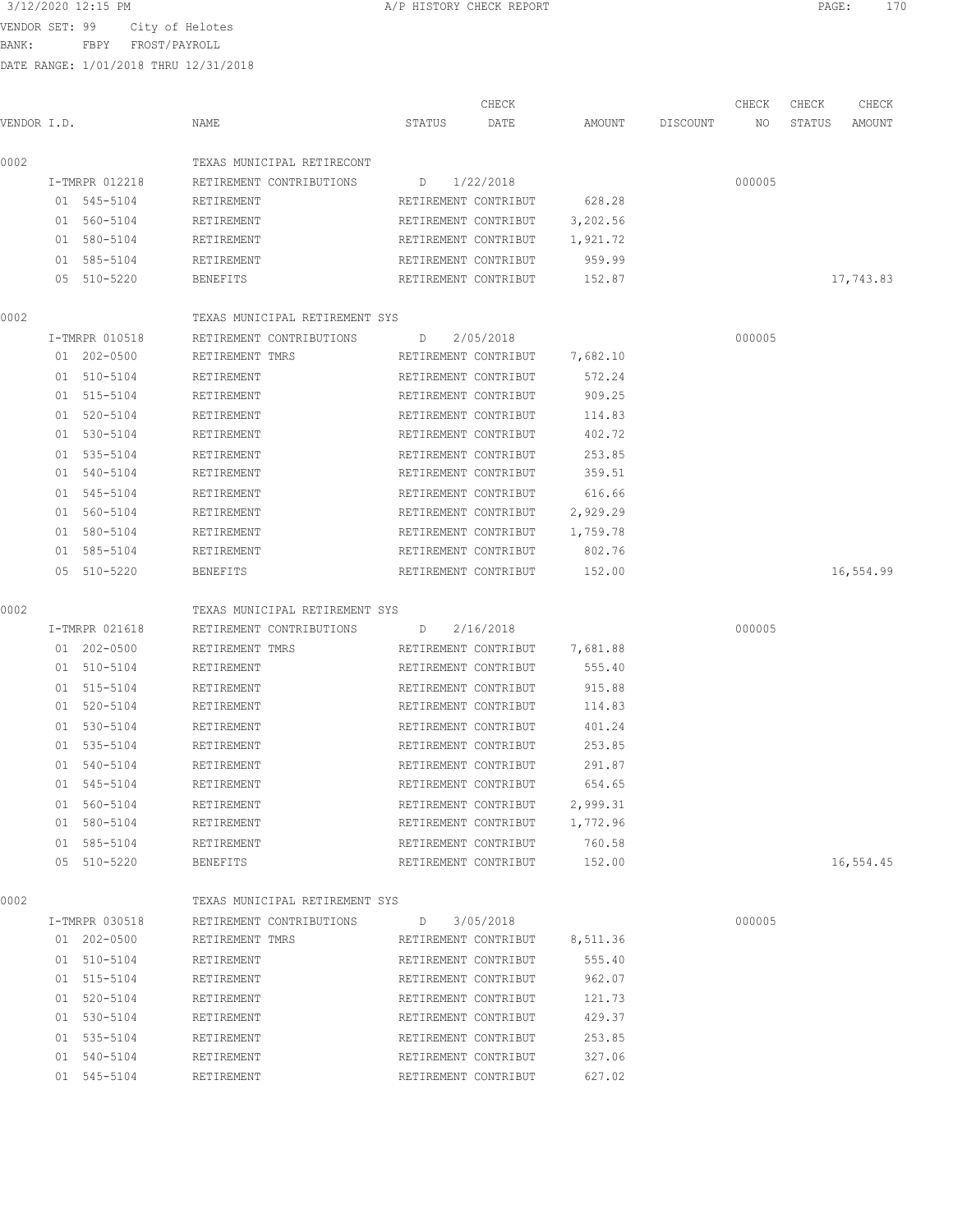3/12/2020 12:15 PM A/P HISTORY CHECK REPORT

VENDOR SET: 99 City of Helotes
BANK: FBPY FROST/PAYROLL
DATE RANGE: 1/01/2018 THRU 12/31/2018

| VENDOR I.D. | NAME | STATUS | CHECK DATE | AMOUNT | DISCOUNT | CHECK NO | CHECK STATUS | CHECK AMOUNT |
|---|---|---|---|---|---|---|---|---|
| 0002 | TEXAS MUNICIPAL RETIRECONT | | | | | | | |
| I-TMRPR 012218 | RETIREMENT CONTRIBUTIONS | D | 1/22/2018 | | | 000005 | | |
| 01 545-5104 | RETIREMENT | RETIREMENT CONTRIBUT | | 628.28 | | | | |
| 01 560-5104 | RETIREMENT | RETIREMENT CONTRIBUT | | 3,202.56 | | | | |
| 01 580-5104 | RETIREMENT | RETIREMENT CONTRIBUT | | 1,921.72 | | | | |
| 01 585-5104 | RETIREMENT | RETIREMENT CONTRIBUT | | 959.99 | | | | |
| 05 510-5220 | BENEFITS | RETIREMENT CONTRIBUT | | 152.87 | | | | 17,743.83 |
| 0002 | TEXAS MUNICIPAL RETIREMENT SYS | | | | | | | |
| I-TMRPR 010518 | RETIREMENT CONTRIBUTIONS | D | 2/05/2018 | | | 000005 | | |
| 01 202-0500 | RETIREMENT TMRS | RETIREMENT CONTRIBUT | | 7,682.10 | | | | |
| 01 510-5104 | RETIREMENT | RETIREMENT CONTRIBUT | | 572.24 | | | | |
| 01 515-5104 | RETIREMENT | RETIREMENT CONTRIBUT | | 909.25 | | | | |
| 01 520-5104 | RETIREMENT | RETIREMENT CONTRIBUT | | 114.83 | | | | |
| 01 530-5104 | RETIREMENT | RETIREMENT CONTRIBUT | | 402.72 | | | | |
| 01 535-5104 | RETIREMENT | RETIREMENT CONTRIBUT | | 253.85 | | | | |
| 01 540-5104 | RETIREMENT | RETIREMENT CONTRIBUT | | 359.51 | | | | |
| 01 545-5104 | RETIREMENT | RETIREMENT CONTRIBUT | | 616.66 | | | | |
| 01 560-5104 | RETIREMENT | RETIREMENT CONTRIBUT | | 2,929.29 | | | | |
| 01 580-5104 | RETIREMENT | RETIREMENT CONTRIBUT | | 1,759.78 | | | | |
| 01 585-5104 | RETIREMENT | RETIREMENT CONTRIBUT | | 802.76 | | | | |
| 05 510-5220 | BENEFITS | RETIREMENT CONTRIBUT | | 152.00 | | | | 16,554.99 |
| 0002 | TEXAS MUNICIPAL RETIREMENT SYS | | | | | | | |
| I-TMRPR 021618 | RETIREMENT CONTRIBUTIONS | D | 2/16/2018 | | | 000005 | | |
| 01 202-0500 | RETIREMENT TMRS | RETIREMENT CONTRIBUT | | 7,681.88 | | | | |
| 01 510-5104 | RETIREMENT | RETIREMENT CONTRIBUT | | 555.40 | | | | |
| 01 515-5104 | RETIREMENT | RETIREMENT CONTRIBUT | | 915.88 | | | | |
| 01 520-5104 | RETIREMENT | RETIREMENT CONTRIBUT | | 114.83 | | | | |
| 01 530-5104 | RETIREMENT | RETIREMENT CONTRIBUT | | 401.24 | | | | |
| 01 535-5104 | RETIREMENT | RETIREMENT CONTRIBUT | | 253.85 | | | | |
| 01 540-5104 | RETIREMENT | RETIREMENT CONTRIBUT | | 291.87 | | | | |
| 01 545-5104 | RETIREMENT | RETIREMENT CONTRIBUT | | 654.65 | | | | |
| 01 560-5104 | RETIREMENT | RETIREMENT CONTRIBUT | | 2,999.31 | | | | |
| 01 580-5104 | RETIREMENT | RETIREMENT CONTRIBUT | | 1,772.96 | | | | |
| 01 585-5104 | RETIREMENT | RETIREMENT CONTRIBUT | | 760.58 | | | | |
| 05 510-5220 | BENEFITS | RETIREMENT CONTRIBUT | | 152.00 | | | | 16,554.45 |
| 0002 | TEXAS MUNICIPAL RETIREMENT SYS | | | | | | | |
| I-TMRPR 030518 | RETIREMENT CONTRIBUTIONS | D | 3/05/2018 | | | 000005 | | |
| 01 202-0500 | RETIREMENT TMRS | RETIREMENT CONTRIBUT | | 8,511.36 | | | | |
| 01 510-5104 | RETIREMENT | RETIREMENT CONTRIBUT | | 555.40 | | | | |
| 01 515-5104 | RETIREMENT | RETIREMENT CONTRIBUT | | 962.07 | | | | |
| 01 520-5104 | RETIREMENT | RETIREMENT CONTRIBUT | | 121.73 | | | | |
| 01 530-5104 | RETIREMENT | RETIREMENT CONTRIBUT | | 429.37 | | | | |
| 01 535-5104 | RETIREMENT | RETIREMENT CONTRIBUT | | 253.85 | | | | |
| 01 540-5104 | RETIREMENT | RETIREMENT CONTRIBUT | | 327.06 | | | | |
| 01 545-5104 | RETIREMENT | RETIREMENT CONTRIBUT | | 627.02 | | | | |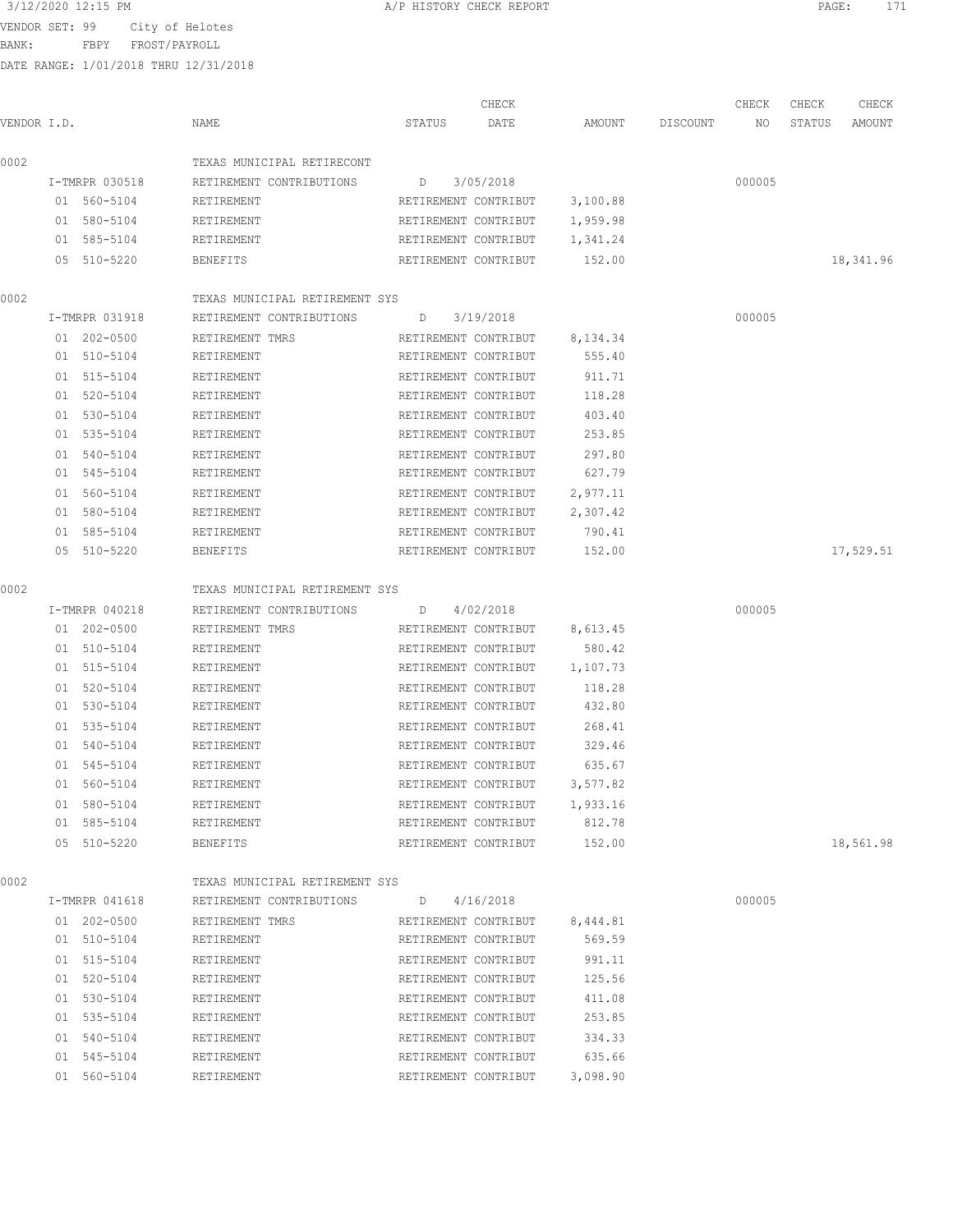3/12/2020 12:15 PM A/P HISTORY CHECK REPORT

VENDOR SET: 99 City of Helotes
BANK: FBPY FROST/PAYROLL
DATE RANGE: 1/01/2018 THRU 12/31/2018

| VENDOR I.D. | NAME | STATUS | CHECK DATE | AMOUNT | DISCOUNT | CHECK NO | CHECK STATUS | CHECK AMOUNT |
|---|---|---|---|---|---|---|---|---|
| 0002 | TEXAS MUNICIPAL RETIRECONT | | | | | | | |
| I-TMRPR 030518 | RETIREMENT CONTRIBUTIONS | D | 3/05/2018 | | | 000005 | | |
| 01 560-5104 | RETIREMENT | RETIREMENT CONTRIBUT | | 3,100.88 | | | | |
| 01 580-5104 | RETIREMENT | RETIREMENT CONTRIBUT | | 1,959.98 | | | | |
| 01 585-5104 | RETIREMENT | RETIREMENT CONTRIBUT | | 1,341.24 | | | | |
| 05 510-5220 | BENEFITS | RETIREMENT CONTRIBUT | | 152.00 | | | | 18,341.96 |
| 0002 | TEXAS MUNICIPAL RETIREMENT SYS | | | | | | | |
| I-TMRPR 031918 | RETIREMENT CONTRIBUTIONS | D | 3/19/2018 | | | 000005 | | |
| 01 202-0500 | RETIREMENT TMRS | RETIREMENT CONTRIBUT | | 8,134.34 | | | | |
| 01 510-5104 | RETIREMENT | RETIREMENT CONTRIBUT | | 555.40 | | | | |
| 01 515-5104 | RETIREMENT | RETIREMENT CONTRIBUT | | 911.71 | | | | |
| 01 520-5104 | RETIREMENT | RETIREMENT CONTRIBUT | | 118.28 | | | | |
| 01 530-5104 | RETIREMENT | RETIREMENT CONTRIBUT | | 403.40 | | | | |
| 01 535-5104 | RETIREMENT | RETIREMENT CONTRIBUT | | 253.85 | | | | |
| 01 540-5104 | RETIREMENT | RETIREMENT CONTRIBUT | | 297.80 | | | | |
| 01 545-5104 | RETIREMENT | RETIREMENT CONTRIBUT | | 627.79 | | | | |
| 01 560-5104 | RETIREMENT | RETIREMENT CONTRIBUT | | 2,977.11 | | | | |
| 01 580-5104 | RETIREMENT | RETIREMENT CONTRIBUT | | 2,307.42 | | | | |
| 01 585-5104 | RETIREMENT | RETIREMENT CONTRIBUT | | 790.41 | | | | |
| 05 510-5220 | BENEFITS | RETIREMENT CONTRIBUT | | 152.00 | | | | 17,529.51 |
| 0002 | TEXAS MUNICIPAL RETIREMENT SYS | | | | | | | |
| I-TMRPR 040218 | RETIREMENT CONTRIBUTIONS | D | 4/02/2018 | | | 000005 | | |
| 01 202-0500 | RETIREMENT TMRS | RETIREMENT CONTRIBUT | | 8,613.45 | | | | |
| 01 510-5104 | RETIREMENT | RETIREMENT CONTRIBUT | | 580.42 | | | | |
| 01 515-5104 | RETIREMENT | RETIREMENT CONTRIBUT | | 1,107.73 | | | | |
| 01 520-5104 | RETIREMENT | RETIREMENT CONTRIBUT | | 118.28 | | | | |
| 01 530-5104 | RETIREMENT | RETIREMENT CONTRIBUT | | 432.80 | | | | |
| 01 535-5104 | RETIREMENT | RETIREMENT CONTRIBUT | | 268.41 | | | | |
| 01 540-5104 | RETIREMENT | RETIREMENT CONTRIBUT | | 329.46 | | | | |
| 01 545-5104 | RETIREMENT | RETIREMENT CONTRIBUT | | 635.67 | | | | |
| 01 560-5104 | RETIREMENT | RETIREMENT CONTRIBUT | | 3,577.82 | | | | |
| 01 580-5104 | RETIREMENT | RETIREMENT CONTRIBUT | | 1,933.16 | | | | |
| 01 585-5104 | RETIREMENT | RETIREMENT CONTRIBUT | | 812.78 | | | | |
| 05 510-5220 | BENEFITS | RETIREMENT CONTRIBUT | | 152.00 | | | | 18,561.98 |
| 0002 | TEXAS MUNICIPAL RETIREMENT SYS | | | | | | | |
| I-TMRPR 041618 | RETIREMENT CONTRIBUTIONS | D | 4/16/2018 | | | 000005 | | |
| 01 202-0500 | RETIREMENT TMRS | RETIREMENT CONTRIBUT | | 8,444.81 | | | | |
| 01 510-5104 | RETIREMENT | RETIREMENT CONTRIBUT | | 569.59 | | | | |
| 01 515-5104 | RETIREMENT | RETIREMENT CONTRIBUT | | 991.11 | | | | |
| 01 520-5104 | RETIREMENT | RETIREMENT CONTRIBUT | | 125.56 | | | | |
| 01 530-5104 | RETIREMENT | RETIREMENT CONTRIBUT | | 411.08 | | | | |
| 01 535-5104 | RETIREMENT | RETIREMENT CONTRIBUT | | 253.85 | | | | |
| 01 540-5104 | RETIREMENT | RETIREMENT CONTRIBUT | | 334.33 | | | | |
| 01 545-5104 | RETIREMENT | RETIREMENT CONTRIBUT | | 635.66 | | | | |
| 01 560-5104 | RETIREMENT | RETIREMENT CONTRIBUT | | 3,098.90 | | | | |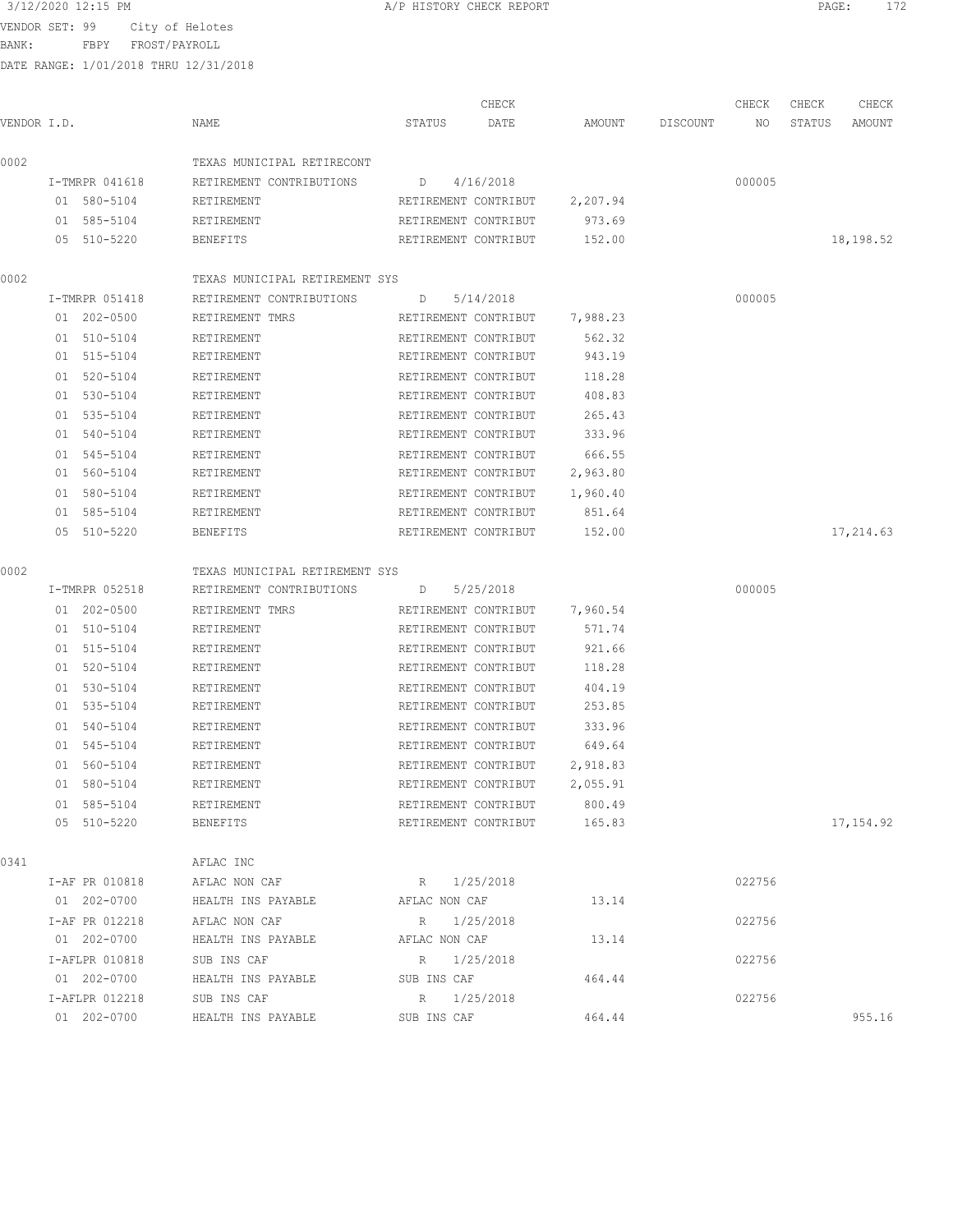3/12/2020 12:15 PM A/P HISTORY CHECK REPORT

VENDOR SET: 99 City of Helotes
BANK: FBPY FROST/PAYROLL
DATE RANGE: 1/01/2018 THRU 12/31/2018

| VENDOR I.D. | NAME | STATUS | CHECK DATE | AMOUNT | DISCOUNT | CHECK NO | CHECK STATUS | CHECK AMOUNT |
|---|---|---|---|---|---|---|---|---|
| 0002 | TEXAS MUNICIPAL RETIRECONT | | | | | | | |
| I-TMRPR 041618 | RETIREMENT CONTRIBUTIONS | D | 4/16/2018 | | | 000005 | | |
| 01 580-5104 | RETIREMENT | RETIREMENT CONTRIBUT | | 2,207.94 | | | | |
| 01 585-5104 | RETIREMENT | RETIREMENT CONTRIBUT | | 973.69 | | | | |
| 05 510-5220 | BENEFITS | RETIREMENT CONTRIBUT | | 152.00 | | | | 18,198.52 |
| 0002 | TEXAS MUNICIPAL RETIREMENT SYS | | | | | | | |
| I-TMRPR 051418 | RETIREMENT CONTRIBUTIONS | D | 5/14/2018 | | | 000005 | | |
| 01 202-0500 | RETIREMENT TMRS | RETIREMENT CONTRIBUT | | 7,988.23 | | | | |
| 01 510-5104 | RETIREMENT | RETIREMENT CONTRIBUT | | 562.32 | | | | |
| 01 515-5104 | RETIREMENT | RETIREMENT CONTRIBUT | | 943.19 | | | | |
| 01 520-5104 | RETIREMENT | RETIREMENT CONTRIBUT | | 118.28 | | | | |
| 01 530-5104 | RETIREMENT | RETIREMENT CONTRIBUT | | 408.83 | | | | |
| 01 535-5104 | RETIREMENT | RETIREMENT CONTRIBUT | | 265.43 | | | | |
| 01 540-5104 | RETIREMENT | RETIREMENT CONTRIBUT | | 333.96 | | | | |
| 01 545-5104 | RETIREMENT | RETIREMENT CONTRIBUT | | 666.55 | | | | |
| 01 560-5104 | RETIREMENT | RETIREMENT CONTRIBUT | | 2,963.80 | | | | |
| 01 580-5104 | RETIREMENT | RETIREMENT CONTRIBUT | | 1,960.40 | | | | |
| 01 585-5104 | RETIREMENT | RETIREMENT CONTRIBUT | | 851.64 | | | | |
| 05 510-5220 | BENEFITS | RETIREMENT CONTRIBUT | | 152.00 | | | | 17,214.63 |
| 0002 | TEXAS MUNICIPAL RETIREMENT SYS | | | | | | | |
| I-TMRPR 052518 | RETIREMENT CONTRIBUTIONS | D | 5/25/2018 | | | 000005 | | |
| 01 202-0500 | RETIREMENT TMRS | RETIREMENT CONTRIBUT | | 7,960.54 | | | | |
| 01 510-5104 | RETIREMENT | RETIREMENT CONTRIBUT | | 571.74 | | | | |
| 01 515-5104 | RETIREMENT | RETIREMENT CONTRIBUT | | 921.66 | | | | |
| 01 520-5104 | RETIREMENT | RETIREMENT CONTRIBUT | | 118.28 | | | | |
| 01 530-5104 | RETIREMENT | RETIREMENT CONTRIBUT | | 404.19 | | | | |
| 01 535-5104 | RETIREMENT | RETIREMENT CONTRIBUT | | 253.85 | | | | |
| 01 540-5104 | RETIREMENT | RETIREMENT CONTRIBUT | | 333.96 | | | | |
| 01 545-5104 | RETIREMENT | RETIREMENT CONTRIBUT | | 649.64 | | | | |
| 01 560-5104 | RETIREMENT | RETIREMENT CONTRIBUT | | 2,918.83 | | | | |
| 01 580-5104 | RETIREMENT | RETIREMENT CONTRIBUT | | 2,055.91 | | | | |
| 01 585-5104 | RETIREMENT | RETIREMENT CONTRIBUT | | 800.49 | | | | |
| 05 510-5220 | BENEFITS | RETIREMENT CONTRIBUT | | 165.83 | | | | 17,154.92 |
| 0341 | AFLAC INC | | | | | | | |
| I-AF PR 010818 | AFLAC NON CAF | R | 1/25/2018 | | | 022756 | | |
| 01 202-0700 | HEALTH INS PAYABLE | AFLAC NON CAF | | 13.14 | | | | |
| I-AF PR 012218 | AFLAC NON CAF | R | 1/25/2018 | | | 022756 | | |
| 01 202-0700 | HEALTH INS PAYABLE | AFLAC NON CAF | | 13.14 | | | | |
| I-AFLPR 010818 | SUB INS CAF | R | 1/25/2018 | | | 022756 | | |
| 01 202-0700 | HEALTH INS PAYABLE | SUB INS CAF | | 464.44 | | | | |
| I-AFLPR 012218 | SUB INS CAF | R | 1/25/2018 | | | 022756 | | |
| 01 202-0700 | HEALTH INS PAYABLE | SUB INS CAF | | 464.44 | | | | 955.16 |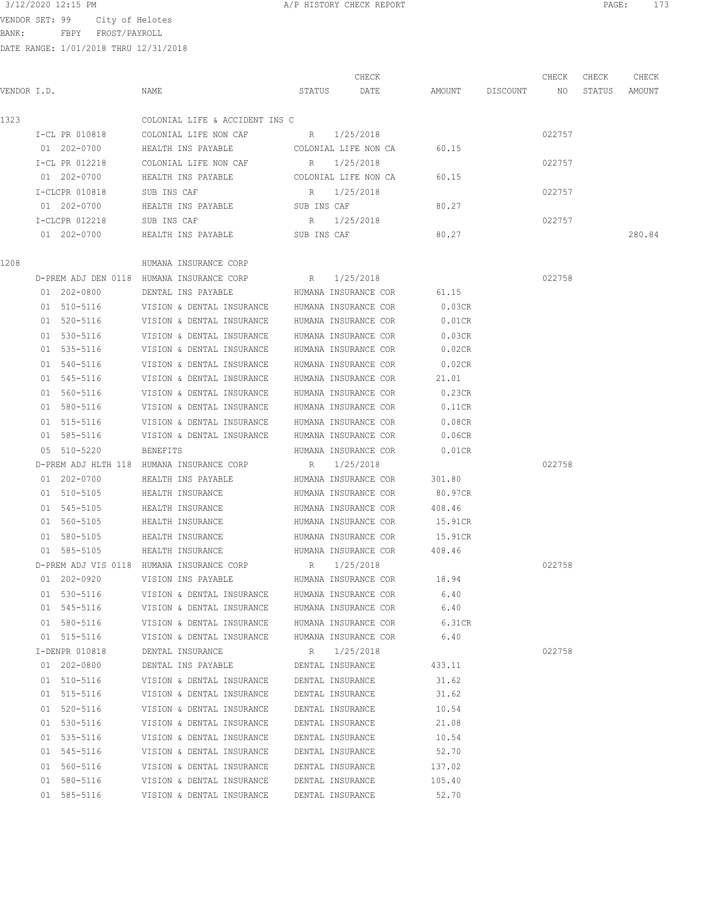3/12/2020 12:15 PM A/P HISTORY CHECK REPORT

VENDOR SET: 99 City of Helotes
BANK: FBPY FROST/PAYROLL
DATE RANGE: 1/01/2018 THRU 12/31/2018

| VENDOR I.D. | NAME | STATUS | CHECK DATE | AMOUNT | DISCOUNT | CHECK NO | CHECK STATUS | CHECK AMOUNT |
|---|---|---|---|---|---|---|---|---|
| 1323 | COLONIAL LIFE & ACCIDENT INS C | | | | | | | |
| I-CL PR 010818 | COLONIAL LIFE NON CAF | R | 1/25/2018 | | | 022757 | | |
| 01 202-0700 | HEALTH INS PAYABLE | COLONIAL LIFE NON CA | | 60.15 | | | | |
| I-CL PR 012218 | COLONIAL LIFE NON CAF | R | 1/25/2018 | | | 022757 | | |
| 01 202-0700 | HEALTH INS PAYABLE | COLONIAL LIFE NON CA | | 60.15 | | | | |
| I-CLCPR 010818 | SUB INS CAF | R | 1/25/2018 | | | 022757 | | |
| 01 202-0700 | HEALTH INS PAYABLE | SUB INS CAF | | 80.27 | | | | |
| I-CLCPR 012218 | SUB INS CAF | R | 1/25/2018 | | | 022757 | | |
| 01 202-0700 | HEALTH INS PAYABLE | SUB INS CAF | | 80.27 | | | | 280.84 |
| 1208 | HUMANA INSURANCE CORP | | | | | | | |
| D-PREM ADJ DEN 0118 | HUMANA INSURANCE CORP | R | 1/25/2018 | | | 022758 | | |
| 01 202-0800 | DENTAL INS PAYABLE | HUMANA INSURANCE COR | | 61.15 | | | | |
| 01 510-5116 | VISION & DENTAL INSURANCE | HUMANA INSURANCE COR | | 0.03CR | | | | |
| 01 520-5116 | VISION & DENTAL INSURANCE | HUMANA INSURANCE COR | | 0.01CR | | | | |
| 01 530-5116 | VISION & DENTAL INSURANCE | HUMANA INSURANCE COR | | 0.03CR | | | | |
| 01 535-5116 | VISION & DENTAL INSURANCE | HUMANA INSURANCE COR | | 0.02CR | | | | |
| 01 540-5116 | VISION & DENTAL INSURANCE | HUMANA INSURANCE COR | | 0.02CR | | | | |
| 01 545-5116 | VISION & DENTAL INSURANCE | HUMANA INSURANCE COR | | 21.01 | | | | |
| 01 560-5116 | VISION & DENTAL INSURANCE | HUMANA INSURANCE COR | | 0.23CR | | | | |
| 01 580-5116 | VISION & DENTAL INSURANCE | HUMANA INSURANCE COR | | 0.11CR | | | | |
| 01 515-5116 | VISION & DENTAL INSURANCE | HUMANA INSURANCE COR | | 0.08CR | | | | |
| 01 585-5116 | VISION & DENTAL INSURANCE | HUMANA INSURANCE COR | | 0.06CR | | | | |
| 05 510-5220 | BENEFITS | HUMANA INSURANCE COR | | 0.01CR | | | | |
| D-PREM ADJ HLTH 118 | HUMANA INSURANCE CORP | R | 1/25/2018 | | | 022758 | | |
| 01 202-0700 | HEALTH INS PAYABLE | HUMANA INSURANCE COR | | 301.80 | | | | |
| 01 510-5105 | HEALTH INSURANCE | HUMANA INSURANCE COR | | 80.97CR | | | | |
| 01 545-5105 | HEALTH INSURANCE | HUMANA INSURANCE COR | | 408.46 | | | | |
| 01 560-5105 | HEALTH INSURANCE | HUMANA INSURANCE COR | | 15.91CR | | | | |
| 01 580-5105 | HEALTH INSURANCE | HUMANA INSURANCE COR | | 15.91CR | | | | |
| 01 585-5105 | HEALTH INSURANCE | HUMANA INSURANCE COR | | 408.46 | | | | |
| D-PREM ADJ VIS 0118 | HUMANA INSURANCE CORP | R | 1/25/2018 | | | 022758 | | |
| 01 202-0920 | VISION INS PAYABLE | HUMANA INSURANCE COR | | 18.94 | | | | |
| 01 530-5116 | VISION & DENTAL INSURANCE | HUMANA INSURANCE COR | | 6.40 | | | | |
| 01 545-5116 | VISION & DENTAL INSURANCE | HUMANA INSURANCE COR | | 6.40 | | | | |
| 01 580-5116 | VISION & DENTAL INSURANCE | HUMANA INSURANCE COR | | 6.31CR | | | | |
| 01 515-5116 | VISION & DENTAL INSURANCE | HUMANA INSURANCE COR | | 6.40 | | | | |
| I-DENPR 010818 | DENTAL INSURANCE | R | 1/25/2018 | | | 022758 | | |
| 01 202-0800 | DENTAL INS PAYABLE | DENTAL INSURANCE | | 433.11 | | | | |
| 01 510-5116 | VISION & DENTAL INSURANCE | DENTAL INSURANCE | | 31.62 | | | | |
| 01 515-5116 | VISION & DENTAL INSURANCE | DENTAL INSURANCE | | 31.62 | | | | |
| 01 520-5116 | VISION & DENTAL INSURANCE | DENTAL INSURANCE | | 10.54 | | | | |
| 01 530-5116 | VISION & DENTAL INSURANCE | DENTAL INSURANCE | | 21.08 | | | | |
| 01 535-5116 | VISION & DENTAL INSURANCE | DENTAL INSURANCE | | 10.54 | | | | |
| 01 545-5116 | VISION & DENTAL INSURANCE | DENTAL INSURANCE | | 52.70 | | | | |
| 01 560-5116 | VISION & DENTAL INSURANCE | DENTAL INSURANCE | | 137.02 | | | | |
| 01 580-5116 | VISION & DENTAL INSURANCE | DENTAL INSURANCE | | 105.40 | | | | |
| 01 585-5116 | VISION & DENTAL INSURANCE | DENTAL INSURANCE | | 52.70 | | | | |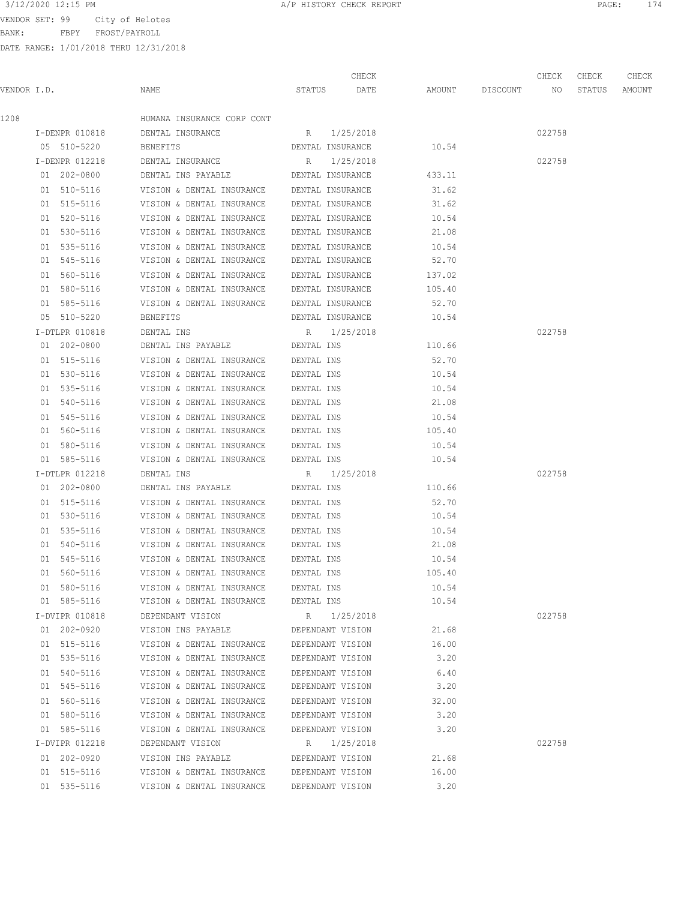3/12/2020 12:15 PM A/P HISTORY CHECK REPORT

VENDOR SET: 99 City of Helotes
BANK: FBPY FROST/PAYROLL
DATE RANGE: 1/01/2018 THRU 12/31/2018

| VENDOR I.D. | NAME | STATUS | CHECK DATE | AMOUNT | DISCOUNT | CHECK NO | CHECK STATUS | CHECK AMOUNT |
|---|---|---|---|---|---|---|---|---|
| 1208 | HUMANA INSURANCE CORP CONT | | | | | | | |
| I-DENPR 010818 | DENTAL INSURANCE | R | 1/25/2018 | | | 022758 | | |
| 05 510-5220 | BENEFITS | DENTAL INSURANCE | | 10.54 | | | | |
| I-DENPR 012218 | DENTAL INSURANCE | R | 1/25/2018 | | | 022758 | | |
| 01 202-0800 | DENTAL INS PAYABLE | DENTAL INSURANCE | | 433.11 | | | | |
| 01 510-5116 | VISION & DENTAL INSURANCE | DENTAL INSURANCE | | 31.62 | | | | |
| 01 515-5116 | VISION & DENTAL INSURANCE | DENTAL INSURANCE | | 31.62 | | | | |
| 01 520-5116 | VISION & DENTAL INSURANCE | DENTAL INSURANCE | | 10.54 | | | | |
| 01 530-5116 | VISION & DENTAL INSURANCE | DENTAL INSURANCE | | 21.08 | | | | |
| 01 535-5116 | VISION & DENTAL INSURANCE | DENTAL INSURANCE | | 10.54 | | | | |
| 01 545-5116 | VISION & DENTAL INSURANCE | DENTAL INSURANCE | | 52.70 | | | | |
| 01 560-5116 | VISION & DENTAL INSURANCE | DENTAL INSURANCE | | 137.02 | | | | |
| 01 580-5116 | VISION & DENTAL INSURANCE | DENTAL INSURANCE | | 105.40 | | | | |
| 01 585-5116 | VISION & DENTAL INSURANCE | DENTAL INSURANCE | | 52.70 | | | | |
| 05 510-5220 | BENEFITS | DENTAL INSURANCE | | 10.54 | | | | |
| I-DTLPR 010818 | DENTAL INS | R | 1/25/2018 | | | 022758 | | |
| 01 202-0800 | DENTAL INS PAYABLE | DENTAL INS | | 110.66 | | | | |
| 01 515-5116 | VISION & DENTAL INSURANCE | DENTAL INS | | 52.70 | | | | |
| 01 530-5116 | VISION & DENTAL INSURANCE | DENTAL INS | | 10.54 | | | | |
| 01 535-5116 | VISION & DENTAL INSURANCE | DENTAL INS | | 10.54 | | | | |
| 01 540-5116 | VISION & DENTAL INSURANCE | DENTAL INS | | 21.08 | | | | |
| 01 545-5116 | VISION & DENTAL INSURANCE | DENTAL INS | | 10.54 | | | | |
| 01 560-5116 | VISION & DENTAL INSURANCE | DENTAL INS | | 105.40 | | | | |
| 01 580-5116 | VISION & DENTAL INSURANCE | DENTAL INS | | 10.54 | | | | |
| 01 585-5116 | VISION & DENTAL INSURANCE | DENTAL INS | | 10.54 | | | | |
| I-DTLPR 012218 | DENTAL INS | R | 1/25/2018 | | | 022758 | | |
| 01 202-0800 | DENTAL INS PAYABLE | DENTAL INS | | 110.66 | | | | |
| 01 515-5116 | VISION & DENTAL INSURANCE | DENTAL INS | | 52.70 | | | | |
| 01 530-5116 | VISION & DENTAL INSURANCE | DENTAL INS | | 10.54 | | | | |
| 01 535-5116 | VISION & DENTAL INSURANCE | DENTAL INS | | 10.54 | | | | |
| 01 540-5116 | VISION & DENTAL INSURANCE | DENTAL INS | | 21.08 | | | | |
| 01 545-5116 | VISION & DENTAL INSURANCE | DENTAL INS | | 10.54 | | | | |
| 01 560-5116 | VISION & DENTAL INSURANCE | DENTAL INS | | 105.40 | | | | |
| 01 580-5116 | VISION & DENTAL INSURANCE | DENTAL INS | | 10.54 | | | | |
| 01 585-5116 | VISION & DENTAL INSURANCE | DENTAL INS | | 10.54 | | | | |
| I-DVIPR 010818 | DEPENDANT VISION | R | 1/25/2018 | | | 022758 | | |
| 01 202-0920 | VISION INS PAYABLE | DEPENDANT VISION | | 21.68 | | | | |
| 01 515-5116 | VISION & DENTAL INSURANCE | DEPENDANT VISION | | 16.00 | | | | |
| 01 535-5116 | VISION & DENTAL INSURANCE | DEPENDANT VISION | | 3.20 | | | | |
| 01 540-5116 | VISION & DENTAL INSURANCE | DEPENDANT VISION | | 6.40 | | | | |
| 01 545-5116 | VISION & DENTAL INSURANCE | DEPENDANT VISION | | 3.20 | | | | |
| 01 560-5116 | VISION & DENTAL INSURANCE | DEPENDANT VISION | | 32.00 | | | | |
| 01 580-5116 | VISION & DENTAL INSURANCE | DEPENDANT VISION | | 3.20 | | | | |
| 01 585-5116 | VISION & DENTAL INSURANCE | DEPENDANT VISION | | 3.20 | | | | |
| I-DVIPR 012218 | DEPENDANT VISION | R | 1/25/2018 | | | 022758 | | |
| 01 202-0920 | VISION INS PAYABLE | DEPENDANT VISION | | 21.68 | | | | |
| 01 515-5116 | VISION & DENTAL INSURANCE | DEPENDANT VISION | | 16.00 | | | | |
| 01 535-5116 | VISION & DENTAL INSURANCE | DEPENDANT VISION | | 3.20 | | | | |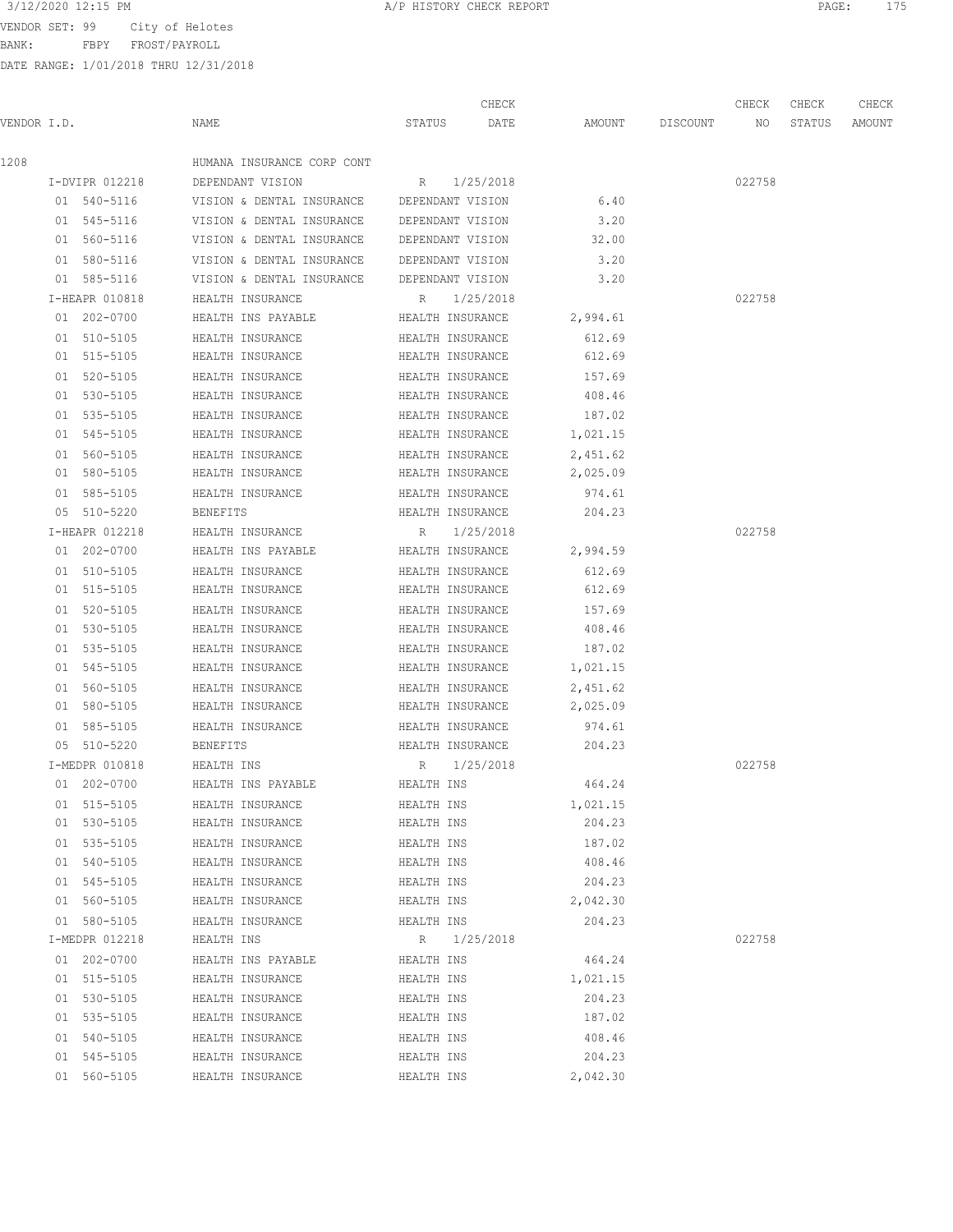3/12/2020 12:15 PM A/P HISTORY CHECK REPORT

VENDOR SET: 99 City of Helotes
BANK: FBPY FROST/PAYROLL
DATE RANGE: 1/01/2018 THRU 12/31/2018

| VENDOR I.D. | NAME | STATUS | CHECK DATE | AMOUNT | DISCOUNT | CHECK NO | CHECK STATUS | CHECK AMOUNT |
|---|---|---|---|---|---|---|---|---|
| 1208 | HUMANA INSURANCE CORP CONT | | | | | | | |
| I-DVIPR 012218 | DEPENDANT VISION | R | 1/25/2018 | | | 022758 | | |
| 01 540-5116 | VISION & DENTAL INSURANCE | DEPENDANT VISION | | 6.40 | | | | |
| 01 545-5116 | VISION & DENTAL INSURANCE | DEPENDANT VISION | | 3.20 | | | | |
| 01 560-5116 | VISION & DENTAL INSURANCE | DEPENDANT VISION | | 32.00 | | | | |
| 01 580-5116 | VISION & DENTAL INSURANCE | DEPENDANT VISION | | 3.20 | | | | |
| 01 585-5116 | VISION & DENTAL INSURANCE | DEPENDANT VISION | | 3.20 | | | | |
| I-HEAPR 010818 | HEALTH INSURANCE | R | 1/25/2018 | | | 022758 | | |
| 01 202-0700 | HEALTH INS PAYABLE | HEALTH INSURANCE | | 2,994.61 | | | | |
| 01 510-5105 | HEALTH INSURANCE | HEALTH INSURANCE | | 612.69 | | | | |
| 01 515-5105 | HEALTH INSURANCE | HEALTH INSURANCE | | 612.69 | | | | |
| 01 520-5105 | HEALTH INSURANCE | HEALTH INSURANCE | | 157.69 | | | | |
| 01 530-5105 | HEALTH INSURANCE | HEALTH INSURANCE | | 408.46 | | | | |
| 01 535-5105 | HEALTH INSURANCE | HEALTH INSURANCE | | 187.02 | | | | |
| 01 545-5105 | HEALTH INSURANCE | HEALTH INSURANCE | | 1,021.15 | | | | |
| 01 560-5105 | HEALTH INSURANCE | HEALTH INSURANCE | | 2,451.62 | | | | |
| 01 580-5105 | HEALTH INSURANCE | HEALTH INSURANCE | | 2,025.09 | | | | |
| 01 585-5105 | HEALTH INSURANCE | HEALTH INSURANCE | | 974.61 | | | | |
| 05 510-5220 | BENEFITS | HEALTH INSURANCE | | 204.23 | | | | |
| I-HEAPR 012218 | HEALTH INSURANCE | R | 1/25/2018 | | | 022758 | | |
| 01 202-0700 | HEALTH INS PAYABLE | HEALTH INSURANCE | | 2,994.59 | | | | |
| 01 510-5105 | HEALTH INSURANCE | HEALTH INSURANCE | | 612.69 | | | | |
| 01 515-5105 | HEALTH INSURANCE | HEALTH INSURANCE | | 612.69 | | | | |
| 01 520-5105 | HEALTH INSURANCE | HEALTH INSURANCE | | 157.69 | | | | |
| 01 530-5105 | HEALTH INSURANCE | HEALTH INSURANCE | | 408.46 | | | | |
| 01 535-5105 | HEALTH INSURANCE | HEALTH INSURANCE | | 187.02 | | | | |
| 01 545-5105 | HEALTH INSURANCE | HEALTH INSURANCE | | 1,021.15 | | | | |
| 01 560-5105 | HEALTH INSURANCE | HEALTH INSURANCE | | 2,451.62 | | | | |
| 01 580-5105 | HEALTH INSURANCE | HEALTH INSURANCE | | 2,025.09 | | | | |
| 01 585-5105 | HEALTH INSURANCE | HEALTH INSURANCE | | 974.61 | | | | |
| 05 510-5220 | BENEFITS | HEALTH INSURANCE | | 204.23 | | | | |
| I-MEDPR 010818 | HEALTH INS | R | 1/25/2018 | | | 022758 | | |
| 01 202-0700 | HEALTH INS PAYABLE | HEALTH INS | | 464.24 | | | | |
| 01 515-5105 | HEALTH INSURANCE | HEALTH INS | | 1,021.15 | | | | |
| 01 530-5105 | HEALTH INSURANCE | HEALTH INS | | 204.23 | | | | |
| 01 535-5105 | HEALTH INSURANCE | HEALTH INS | | 187.02 | | | | |
| 01 540-5105 | HEALTH INSURANCE | HEALTH INS | | 408.46 | | | | |
| 01 545-5105 | HEALTH INSURANCE | HEALTH INS | | 204.23 | | | | |
| 01 560-5105 | HEALTH INSURANCE | HEALTH INS | | 2,042.30 | | | | |
| 01 580-5105 | HEALTH INSURANCE | HEALTH INS | | 204.23 | | | | |
| I-MEDPR 012218 | HEALTH INS | R | 1/25/2018 | | | 022758 | | |
| 01 202-0700 | HEALTH INS PAYABLE | HEALTH INS | | 464.24 | | | | |
| 01 515-5105 | HEALTH INSURANCE | HEALTH INS | | 1,021.15 | | | | |
| 01 530-5105 | HEALTH INSURANCE | HEALTH INS | | 204.23 | | | | |
| 01 535-5105 | HEALTH INSURANCE | HEALTH INS | | 187.02 | | | | |
| 01 540-5105 | HEALTH INSURANCE | HEALTH INS | | 408.46 | | | | |
| 01 545-5105 | HEALTH INSURANCE | HEALTH INS | | 204.23 | | | | |
| 01 560-5105 | HEALTH INSURANCE | HEALTH INS | | 2,042.30 | | | | |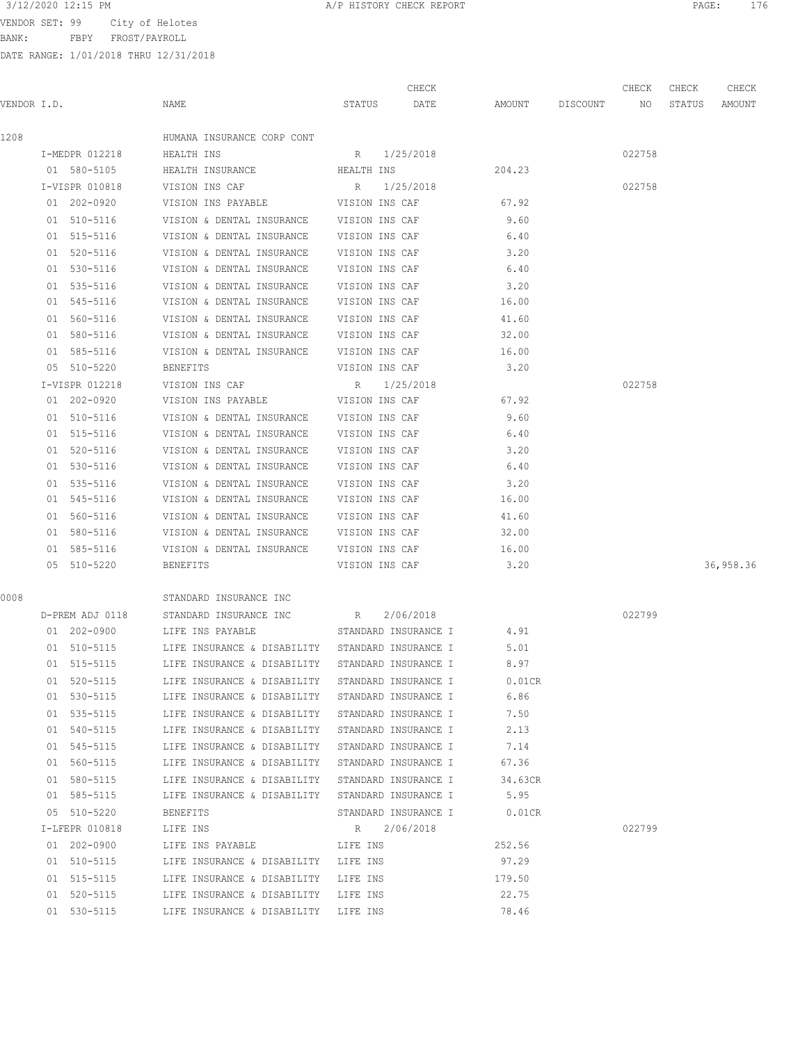3/12/2020 12:15 PM A/P HISTORY CHECK REPORT

VENDOR SET: 99 City of Helotes
BANK: FBPY FROST/PAYROLL
DATE RANGE: 1/01/2018 THRU 12/31/2018

| VENDOR I.D. | NAME | STATUS | CHECK DATE | AMOUNT | DISCOUNT | CHECK NO | CHECK STATUS | CHECK AMOUNT |
|---|---|---|---|---|---|---|---|---|
| 1208 | HUMANA INSURANCE CORP CONT | | | | | | | |
| I-MEDPR 012218 | HEALTH INS | R | 1/25/2018 | | | 022758 | | |
| 01 580-5105 | HEALTH INSURANCE | HEALTH INS | | 204.23 | | | | |
| I-VISPR 010818 | VISION INS CAF | R | 1/25/2018 | | | 022758 | | |
| 01 202-0920 | VISION INS PAYABLE | VISION INS CAF | | 67.92 | | | | |
| 01 510-5116 | VISION & DENTAL INSURANCE | VISION INS CAF | | 9.60 | | | | |
| 01 515-5116 | VISION & DENTAL INSURANCE | VISION INS CAF | | 6.40 | | | | |
| 01 520-5116 | VISION & DENTAL INSURANCE | VISION INS CAF | | 3.20 | | | | |
| 01 530-5116 | VISION & DENTAL INSURANCE | VISION INS CAF | | 6.40 | | | | |
| 01 535-5116 | VISION & DENTAL INSURANCE | VISION INS CAF | | 3.20 | | | | |
| 01 545-5116 | VISION & DENTAL INSURANCE | VISION INS CAF | | 16.00 | | | | |
| 01 560-5116 | VISION & DENTAL INSURANCE | VISION INS CAF | | 41.60 | | | | |
| 01 580-5116 | VISION & DENTAL INSURANCE | VISION INS CAF | | 32.00 | | | | |
| 01 585-5116 | VISION & DENTAL INSURANCE | VISION INS CAF | | 16.00 | | | | |
| 05 510-5220 | BENEFITS | VISION INS CAF | | 3.20 | | | | |
| I-VISPR 012218 | VISION INS CAF | R | 1/25/2018 | | | 022758 | | |
| 01 202-0920 | VISION INS PAYABLE | VISION INS CAF | | 67.92 | | | | |
| 01 510-5116 | VISION & DENTAL INSURANCE | VISION INS CAF | | 9.60 | | | | |
| 01 515-5116 | VISION & DENTAL INSURANCE | VISION INS CAF | | 6.40 | | | | |
| 01 520-5116 | VISION & DENTAL INSURANCE | VISION INS CAF | | 3.20 | | | | |
| 01 530-5116 | VISION & DENTAL INSURANCE | VISION INS CAF | | 6.40 | | | | |
| 01 535-5116 | VISION & DENTAL INSURANCE | VISION INS CAF | | 3.20 | | | | |
| 01 545-5116 | VISION & DENTAL INSURANCE | VISION INS CAF | | 16.00 | | | | |
| 01 560-5116 | VISION & DENTAL INSURANCE | VISION INS CAF | | 41.60 | | | | |
| 01 580-5116 | VISION & DENTAL INSURANCE | VISION INS CAF | | 32.00 | | | | |
| 01 585-5116 | VISION & DENTAL INSURANCE | VISION INS CAF | | 16.00 | | | | |
| 05 510-5220 | BENEFITS | VISION INS CAF | | 3.20 | | | | 36,958.36 |
| 0008 | STANDARD INSURANCE INC | | | | | | | |
| D-PREM ADJ 0118 | STANDARD INSURANCE INC | R | 2/06/2018 | | | 022799 | | |
| 01 202-0900 | LIFE INS PAYABLE | STANDARD INSURANCE I | | 4.91 | | | | |
| 01 510-5115 | LIFE INSURANCE & DISABILITY | STANDARD INSURANCE I | | 5.01 | | | | |
| 01 515-5115 | LIFE INSURANCE & DISABILITY | STANDARD INSURANCE I | | 8.97 | | | | |
| 01 520-5115 | LIFE INSURANCE & DISABILITY | STANDARD INSURANCE I | | 0.01CR | | | | |
| 01 530-5115 | LIFE INSURANCE & DISABILITY | STANDARD INSURANCE I | | 6.86 | | | | |
| 01 535-5115 | LIFE INSURANCE & DISABILITY | STANDARD INSURANCE I | | 7.50 | | | | |
| 01 540-5115 | LIFE INSURANCE & DISABILITY | STANDARD INSURANCE I | | 2.13 | | | | |
| 01 545-5115 | LIFE INSURANCE & DISABILITY | STANDARD INSURANCE I | | 7.14 | | | | |
| 01 560-5115 | LIFE INSURANCE & DISABILITY | STANDARD INSURANCE I | | 67.36 | | | | |
| 01 580-5115 | LIFE INSURANCE & DISABILITY | STANDARD INSURANCE I | | 34.63CR | | | | |
| 01 585-5115 | LIFE INSURANCE & DISABILITY | STANDARD INSURANCE I | | 5.95 | | | | |
| 05 510-5220 | BENEFITS | STANDARD INSURANCE I | | 0.01CR | | | | |
| I-LFEPR 010818 | LIFE INS | R | 2/06/2018 | | | 022799 | | |
| 01 202-0900 | LIFE INS PAYABLE | LIFE INS | | 252.56 | | | | |
| 01 510-5115 | LIFE INSURANCE & DISABILITY | LIFE INS | | 97.29 | | | | |
| 01 515-5115 | LIFE INSURANCE & DISABILITY | LIFE INS | | 179.50 | | | | |
| 01 520-5115 | LIFE INSURANCE & DISABILITY | LIFE INS | | 22.75 | | | | |
| 01 530-5115 | LIFE INSURANCE & DISABILITY | LIFE INS | | 78.46 | | | | |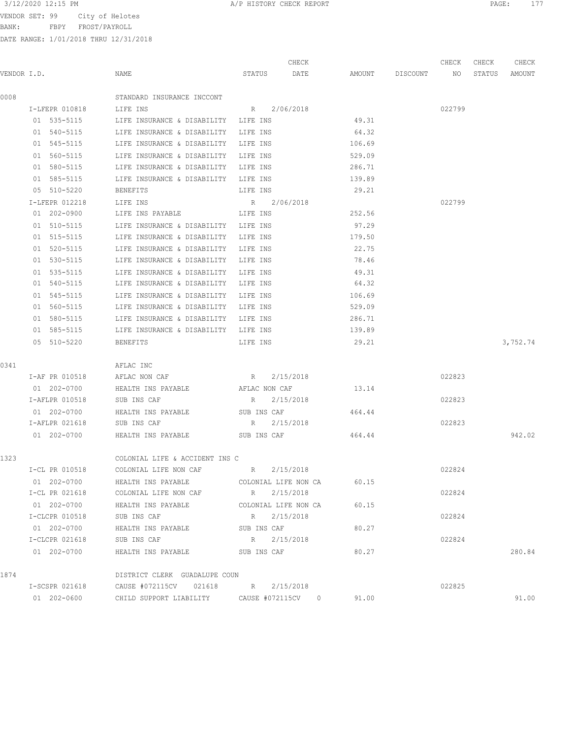VENDOR SET: 99 City of Helotes
BANK: FBPY FROST/PAYROLL
DATE RANGE: 1/01/2018 THRU 12/31/2018

| VENDOR I.D. | NAME | STATUS | CHECK DATE | AMOUNT | DISCOUNT | CHECK NO | CHECK STATUS | CHECK AMOUNT |
|---|---|---|---|---|---|---|---|---|
| 0008 | STANDARD INSURANCE INCCONT | | | | | | | |
| I-LFEPR 010818 | LIFE INS | R | 2/06/2018 | | | 022799 | | |
| 01 535-5115 | LIFE INSURANCE & DISABILITY | LIFE INS | | 49.31 | | | | |
| 01 540-5115 | LIFE INSURANCE & DISABILITY | LIFE INS | | 64.32 | | | | |
| 01 545-5115 | LIFE INSURANCE & DISABILITY | LIFE INS | | 106.69 | | | | |
| 01 560-5115 | LIFE INSURANCE & DISABILITY | LIFE INS | | 529.09 | | | | |
| 01 580-5115 | LIFE INSURANCE & DISABILITY | LIFE INS | | 286.71 | | | | |
| 01 585-5115 | LIFE INSURANCE & DISABILITY | LIFE INS | | 139.89 | | | | |
| 05 510-5220 | BENEFITS | LIFE INS | | 29.21 | | | | |
| I-LFEPR 012218 | LIFE INS | R | 2/06/2018 | | | 022799 | | |
| 01 202-0900 | LIFE INS PAYABLE | LIFE INS | | 252.56 | | | | |
| 01 510-5115 | LIFE INSURANCE & DISABILITY | LIFE INS | | 97.29 | | | | |
| 01 515-5115 | LIFE INSURANCE & DISABILITY | LIFE INS | | 179.50 | | | | |
| 01 520-5115 | LIFE INSURANCE & DISABILITY | LIFE INS | | 22.75 | | | | |
| 01 530-5115 | LIFE INSURANCE & DISABILITY | LIFE INS | | 78.46 | | | | |
| 01 535-5115 | LIFE INSURANCE & DISABILITY | LIFE INS | | 49.31 | | | | |
| 01 540-5115 | LIFE INSURANCE & DISABILITY | LIFE INS | | 64.32 | | | | |
| 01 545-5115 | LIFE INSURANCE & DISABILITY | LIFE INS | | 106.69 | | | | |
| 01 560-5115 | LIFE INSURANCE & DISABILITY | LIFE INS | | 529.09 | | | | |
| 01 580-5115 | LIFE INSURANCE & DISABILITY | LIFE INS | | 286.71 | | | | |
| 01 585-5115 | LIFE INSURANCE & DISABILITY | LIFE INS | | 139.89 | | | | |
| 05 510-5220 | BENEFITS | LIFE INS | | 29.21 | | | | 3,752.74 |
| 0341 | AFLAC INC | | | | | | | |
| I-AF PR 010518 | AFLAC NON CAF | R | 2/15/2018 | | | 022823 | | |
| 01 202-0700 | HEALTH INS PAYABLE | AFLAC NON CAF | | 13.14 | | | | |
| I-AFLPR 010518 | SUB INS CAF | R | 2/15/2018 | | | 022823 | | |
| 01 202-0700 | HEALTH INS PAYABLE | SUB INS CAF | | 464.44 | | | | |
| I-AFLPR 021618 | SUB INS CAF | R | 2/15/2018 | | | 022823 | | |
| 01 202-0700 | HEALTH INS PAYABLE | SUB INS CAF | | 464.44 | | | | 942.02 |
| 1323 | COLONIAL LIFE & ACCIDENT INS C | | | | | | | |
| I-CL PR 010518 | COLONIAL LIFE NON CAF | R | 2/15/2018 | | | 022824 | | |
| 01 202-0700 | HEALTH INS PAYABLE | COLONIAL LIFE NON CA | | 60.15 | | | | |
| I-CL PR 021618 | COLONIAL LIFE NON CAF | R | 2/15/2018 | | | 022824 | | |
| 01 202-0700 | HEALTH INS PAYABLE | COLONIAL LIFE NON CA | | 60.15 | | | | |
| I-CLCPR 010518 | SUB INS CAF | R | 2/15/2018 | | | 022824 | | |
| 01 202-0700 | HEALTH INS PAYABLE | SUB INS CAF | | 80.27 | | | | |
| I-CLCPR 021618 | SUB INS CAF | R | 2/15/2018 | | | 022824 | | |
| 01 202-0700 | HEALTH INS PAYABLE | SUB INS CAF | | 80.27 | | | | 280.84 |
| 1874 | DISTRICT CLERK GUADALUPE COUN | | | | | | | |
| I-SCSPR 021618 | CAUSE #072115CV 021618 | R | 2/15/2018 | | | 022825 | | |
| 01 202-0600 | CHILD SUPPORT LIABILITY | CAUSE #072115CV 0 | | 91.00 | | | | 91.00 |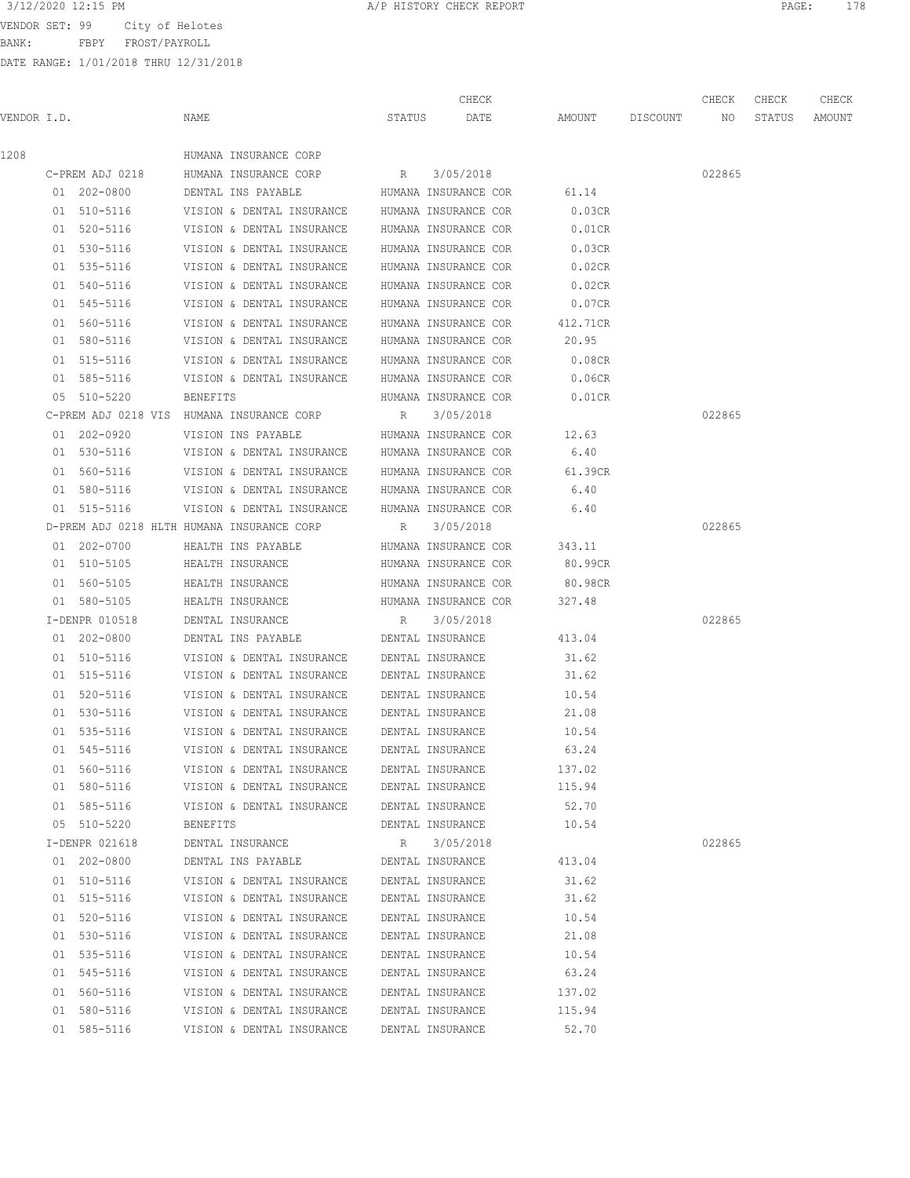3/12/2020 12:15 PM A/P HISTORY CHECK REPORT

VENDOR SET: 99 City of Helotes
BANK: FBPY FROST/PAYROLL
DATE RANGE: 1/01/2018 THRU 12/31/2018

| VENDOR I.D. | NAME | STATUS | CHECK DATE | AMOUNT | DISCOUNT | CHECK NO | CHECK STATUS | CHECK AMOUNT |
|---|---|---|---|---|---|---|---|---|
| 1208 | HUMANA INSURANCE CORP | | | | | | | |
| C-PREM ADJ 0218 | HUMANA INSURANCE CORP | R | 3/05/2018 | | | 022865 | | |
| 01 202-0800 | DENTAL INS PAYABLE | HUMANA INSURANCE COR | | 61.14 | | | | |
| 01 510-5116 | VISION & DENTAL INSURANCE | HUMANA INSURANCE COR | | 0.03CR | | | | |
| 01 520-5116 | VISION & DENTAL INSURANCE | HUMANA INSURANCE COR | | 0.01CR | | | | |
| 01 530-5116 | VISION & DENTAL INSURANCE | HUMANA INSURANCE COR | | 0.03CR | | | | |
| 01 535-5116 | VISION & DENTAL INSURANCE | HUMANA INSURANCE COR | | 0.02CR | | | | |
| 01 540-5116 | VISION & DENTAL INSURANCE | HUMANA INSURANCE COR | | 0.02CR | | | | |
| 01 545-5116 | VISION & DENTAL INSURANCE | HUMANA INSURANCE COR | | 0.07CR | | | | |
| 01 560-5116 | VISION & DENTAL INSURANCE | HUMANA INSURANCE COR | | 412.71CR | | | | |
| 01 580-5116 | VISION & DENTAL INSURANCE | HUMANA INSURANCE COR | | 20.95 | | | | |
| 01 515-5116 | VISION & DENTAL INSURANCE | HUMANA INSURANCE COR | | 0.08CR | | | | |
| 01 585-5116 | VISION & DENTAL INSURANCE | HUMANA INSURANCE COR | | 0.06CR | | | | |
| 05 510-5220 | BENEFITS | HUMANA INSURANCE COR | | 0.01CR | | | | |
| C-PREM ADJ 0218 VIS | HUMANA INSURANCE CORP | R | 3/05/2018 | | | 022865 | | |
| 01 202-0920 | VISION INS PAYABLE | HUMANA INSURANCE COR | | 12.63 | | | | |
| 01 530-5116 | VISION & DENTAL INSURANCE | HUMANA INSURANCE COR | | 6.40 | | | | |
| 01 560-5116 | VISION & DENTAL INSURANCE | HUMANA INSURANCE COR | | 61.39CR | | | | |
| 01 580-5116 | VISION & DENTAL INSURANCE | HUMANA INSURANCE COR | | 6.40 | | | | |
| 01 515-5116 | VISION & DENTAL INSURANCE | HUMANA INSURANCE COR | | 6.40 | | | | |
| D-PREM ADJ 0218 HLTH | HUMANA INSURANCE CORP | R | 3/05/2018 | | | 022865 | | |
| 01 202-0700 | HEALTH INS PAYABLE | HUMANA INSURANCE COR | | 343.11 | | | | |
| 01 510-5105 | HEALTH INSURANCE | HUMANA INSURANCE COR | | 80.99CR | | | | |
| 01 560-5105 | HEALTH INSURANCE | HUMANA INSURANCE COR | | 80.98CR | | | | |
| 01 580-5105 | HEALTH INSURANCE | HUMANA INSURANCE COR | | 327.48 | | | | |
| I-DENPR 010518 | DENTAL INSURANCE | R | 3/05/2018 | | | 022865 | | |
| 01 202-0800 | DENTAL INS PAYABLE | DENTAL INSURANCE | | 413.04 | | | | |
| 01 510-5116 | VISION & DENTAL INSURANCE | DENTAL INSURANCE | | 31.62 | | | | |
| 01 515-5116 | VISION & DENTAL INSURANCE | DENTAL INSURANCE | | 31.62 | | | | |
| 01 520-5116 | VISION & DENTAL INSURANCE | DENTAL INSURANCE | | 10.54 | | | | |
| 01 530-5116 | VISION & DENTAL INSURANCE | DENTAL INSURANCE | | 21.08 | | | | |
| 01 535-5116 | VISION & DENTAL INSURANCE | DENTAL INSURANCE | | 10.54 | | | | |
| 01 545-5116 | VISION & DENTAL INSURANCE | DENTAL INSURANCE | | 63.24 | | | | |
| 01 560-5116 | VISION & DENTAL INSURANCE | DENTAL INSURANCE | | 137.02 | | | | |
| 01 580-5116 | VISION & DENTAL INSURANCE | DENTAL INSURANCE | | 115.94 | | | | |
| 01 585-5116 | VISION & DENTAL INSURANCE | DENTAL INSURANCE | | 52.70 | | | | |
| 05 510-5220 | BENEFITS | DENTAL INSURANCE | | 10.54 | | | | |
| I-DENPR 021618 | DENTAL INSURANCE | R | 3/05/2018 | | | 022865 | | |
| 01 202-0800 | DENTAL INS PAYABLE | DENTAL INSURANCE | | 413.04 | | | | |
| 01 510-5116 | VISION & DENTAL INSURANCE | DENTAL INSURANCE | | 31.62 | | | | |
| 01 515-5116 | VISION & DENTAL INSURANCE | DENTAL INSURANCE | | 31.62 | | | | |
| 01 520-5116 | VISION & DENTAL INSURANCE | DENTAL INSURANCE | | 10.54 | | | | |
| 01 530-5116 | VISION & DENTAL INSURANCE | DENTAL INSURANCE | | 21.08 | | | | |
| 01 535-5116 | VISION & DENTAL INSURANCE | DENTAL INSURANCE | | 10.54 | | | | |
| 01 545-5116 | VISION & DENTAL INSURANCE | DENTAL INSURANCE | | 63.24 | | | | |
| 01 560-5116 | VISION & DENTAL INSURANCE | DENTAL INSURANCE | | 137.02 | | | | |
| 01 580-5116 | VISION & DENTAL INSURANCE | DENTAL INSURANCE | | 115.94 | | | | |
| 01 585-5116 | VISION & DENTAL INSURANCE | DENTAL INSURANCE | | 52.70 | | | | |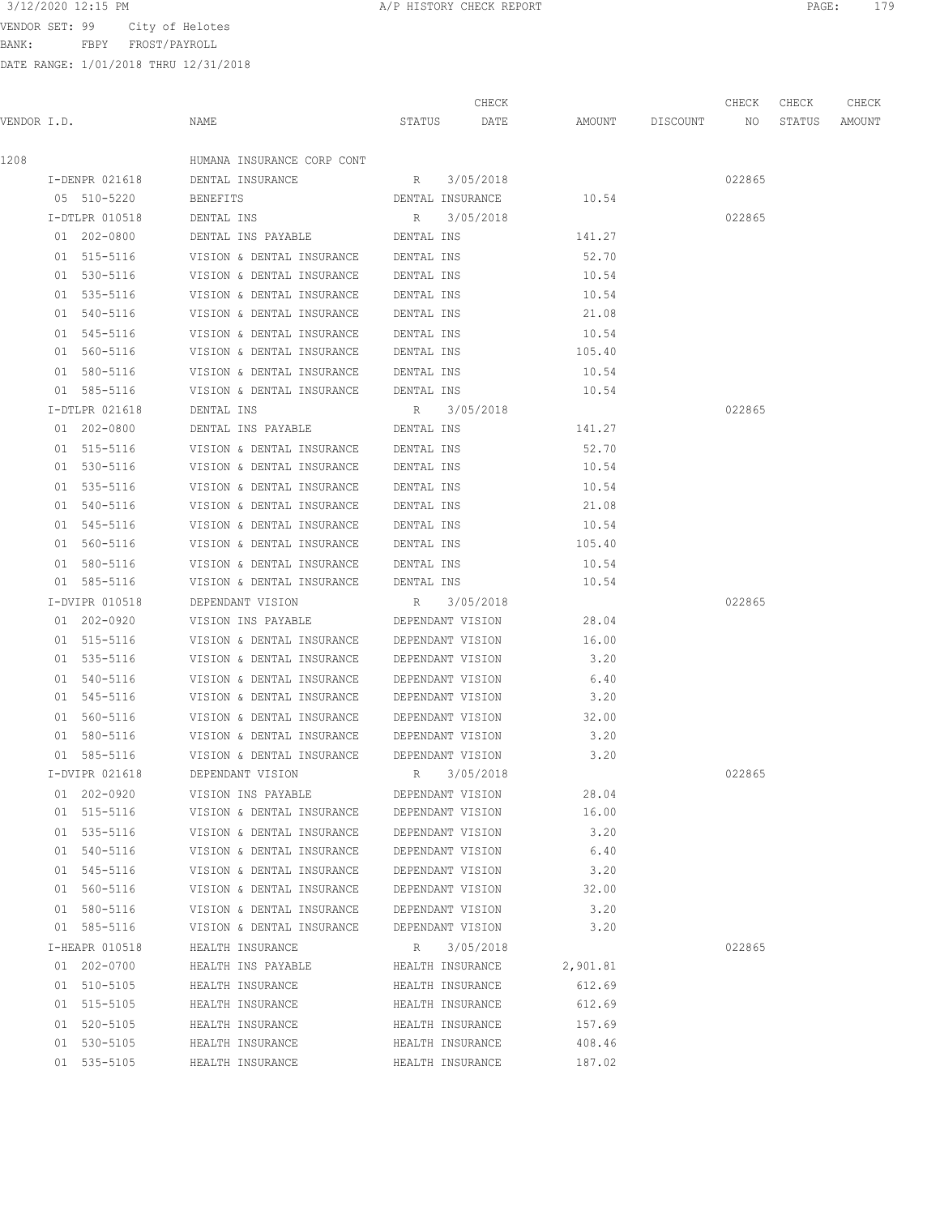3/12/2020 12:15 PM A/P HISTORY CHECK REPORT

VENDOR SET: 99 City of Helotes
BANK: FBPY FROST/PAYROLL
DATE RANGE: 1/01/2018 THRU 12/31/2018

| VENDOR I.D. | NAME | STATUS | CHECK DATE | AMOUNT | DISCOUNT | CHECK NO | CHECK STATUS | CHECK AMOUNT |
|---|---|---|---|---|---|---|---|---|
| 1208 | HUMANA INSURANCE CORP CONT | | | | | | | |
| I-DENPR 021618 | DENTAL INSURANCE | R | 3/05/2018 | | | 022865 | | |
| 05 510-5220 | BENEFITS | DENTAL INSURANCE | | 10.54 | | | | |
| I-DTLPR 010518 | DENTAL INS | R | 3/05/2018 | | | 022865 | | |
| 01 202-0800 | DENTAL INS PAYABLE | DENTAL INS | | 141.27 | | | | |
| 01 515-5116 | VISION & DENTAL INSURANCE | DENTAL INS | | 52.70 | | | | |
| 01 530-5116 | VISION & DENTAL INSURANCE | DENTAL INS | | 10.54 | | | | |
| 01 535-5116 | VISION & DENTAL INSURANCE | DENTAL INS | | 10.54 | | | | |
| 01 540-5116 | VISION & DENTAL INSURANCE | DENTAL INS | | 21.08 | | | | |
| 01 545-5116 | VISION & DENTAL INSURANCE | DENTAL INS | | 10.54 | | | | |
| 01 560-5116 | VISION & DENTAL INSURANCE | DENTAL INS | | 105.40 | | | | |
| 01 580-5116 | VISION & DENTAL INSURANCE | DENTAL INS | | 10.54 | | | | |
| 01 585-5116 | VISION & DENTAL INSURANCE | DENTAL INS | | 10.54 | | | | |
| I-DTLPR 021618 | DENTAL INS | R | 3/05/2018 | | | 022865 | | |
| 01 202-0800 | DENTAL INS PAYABLE | DENTAL INS | | 141.27 | | | | |
| 01 515-5116 | VISION & DENTAL INSURANCE | DENTAL INS | | 52.70 | | | | |
| 01 530-5116 | VISION & DENTAL INSURANCE | DENTAL INS | | 10.54 | | | | |
| 01 535-5116 | VISION & DENTAL INSURANCE | DENTAL INS | | 10.54 | | | | |
| 01 540-5116 | VISION & DENTAL INSURANCE | DENTAL INS | | 21.08 | | | | |
| 01 545-5116 | VISION & DENTAL INSURANCE | DENTAL INS | | 10.54 | | | | |
| 01 560-5116 | VISION & DENTAL INSURANCE | DENTAL INS | | 105.40 | | | | |
| 01 580-5116 | VISION & DENTAL INSURANCE | DENTAL INS | | 10.54 | | | | |
| 01 585-5116 | VISION & DENTAL INSURANCE | DENTAL INS | | 10.54 | | | | |
| I-DVIPR 010518 | DEPENDANT VISION | R | 3/05/2018 | | | 022865 | | |
| 01 202-0920 | VISION INS PAYABLE | DEPENDANT VISION | | 28.04 | | | | |
| 01 515-5116 | VISION & DENTAL INSURANCE | DEPENDANT VISION | | 16.00 | | | | |
| 01 535-5116 | VISION & DENTAL INSURANCE | DEPENDANT VISION | | 3.20 | | | | |
| 01 540-5116 | VISION & DENTAL INSURANCE | DEPENDANT VISION | | 6.40 | | | | |
| 01 545-5116 | VISION & DENTAL INSURANCE | DEPENDANT VISION | | 3.20 | | | | |
| 01 560-5116 | VISION & DENTAL INSURANCE | DEPENDANT VISION | | 32.00 | | | | |
| 01 580-5116 | VISION & DENTAL INSURANCE | DEPENDANT VISION | | 3.20 | | | | |
| 01 585-5116 | VISION & DENTAL INSURANCE | DEPENDANT VISION | | 3.20 | | | | |
| I-DVIPR 021618 | DEPENDANT VISION | R | 3/05/2018 | | | 022865 | | |
| 01 202-0920 | VISION INS PAYABLE | DEPENDANT VISION | | 28.04 | | | | |
| 01 515-5116 | VISION & DENTAL INSURANCE | DEPENDANT VISION | | 16.00 | | | | |
| 01 535-5116 | VISION & DENTAL INSURANCE | DEPENDANT VISION | | 3.20 | | | | |
| 01 540-5116 | VISION & DENTAL INSURANCE | DEPENDANT VISION | | 6.40 | | | | |
| 01 545-5116 | VISION & DENTAL INSURANCE | DEPENDANT VISION | | 3.20 | | | | |
| 01 560-5116 | VISION & DENTAL INSURANCE | DEPENDANT VISION | | 32.00 | | | | |
| 01 580-5116 | VISION & DENTAL INSURANCE | DEPENDANT VISION | | 3.20 | | | | |
| 01 585-5116 | VISION & DENTAL INSURANCE | DEPENDANT VISION | | 3.20 | | | | |
| I-HEAPR 010518 | HEALTH INSURANCE | R | 3/05/2018 | | | 022865 | | |
| 01 202-0700 | HEALTH INS PAYABLE | HEALTH INSURANCE | | 2,901.81 | | | | |
| 01 510-5105 | HEALTH INSURANCE | HEALTH INSURANCE | | 612.69 | | | | |
| 01 515-5105 | HEALTH INSURANCE | HEALTH INSURANCE | | 612.69 | | | | |
| 01 520-5105 | HEALTH INSURANCE | HEALTH INSURANCE | | 157.69 | | | | |
| 01 530-5105 | HEALTH INSURANCE | HEALTH INSURANCE | | 408.46 | | | | |
| 01 535-5105 | HEALTH INSURANCE | HEALTH INSURANCE | | 187.02 | | | | |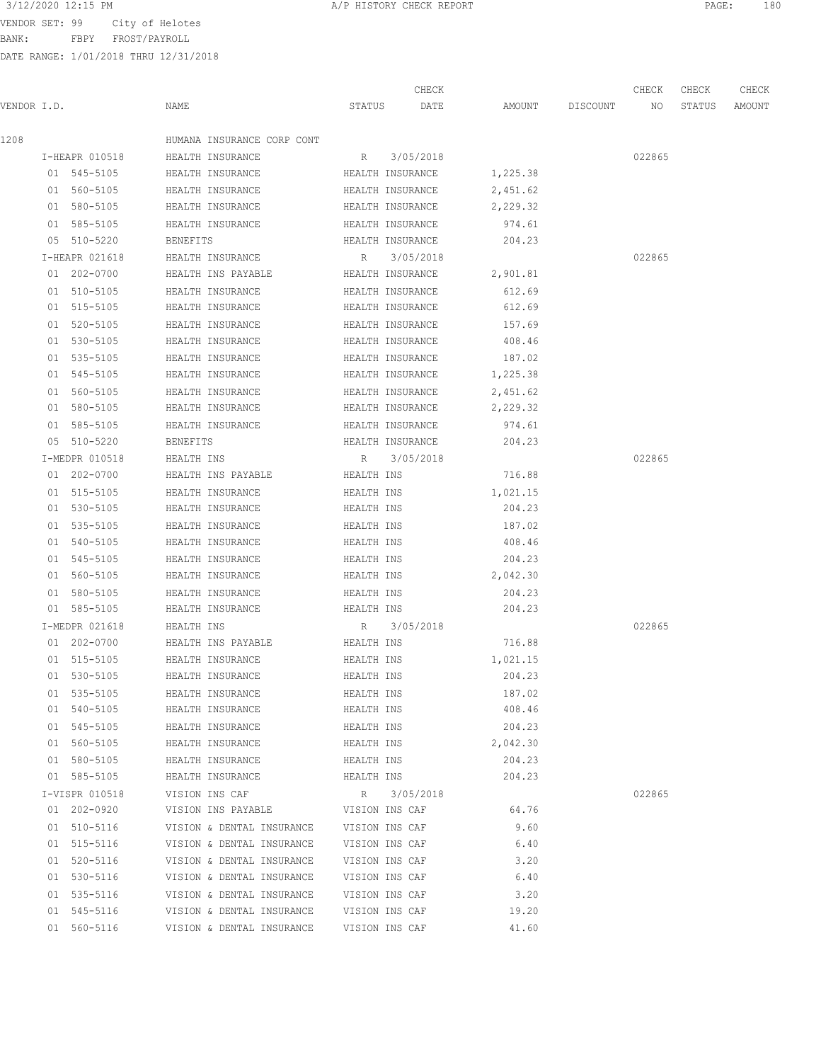3/12/2020 12:15 PM A/P HISTORY CHECK REPORT

VENDOR SET: 99 City of Helotes
BANK: FBPY FROST/PAYROLL
DATE RANGE: 1/01/2018 THRU 12/31/2018

| VENDOR I.D. | NAME | STATUS | CHECK DATE | AMOUNT | DISCOUNT | CHECK NO | CHECK STATUS | CHECK AMOUNT |
|---|---|---|---|---|---|---|---|---|
| 1208 | HUMANA INSURANCE CORP CONT | | | | | | | |
| I-HEAPR 010518 | HEALTH INSURANCE | R | 3/05/2018 | | | 022865 | | |
| 01 545-5105 | HEALTH INSURANCE | HEALTH INSURANCE | | 1,225.38 | | | | |
| 01 560-5105 | HEALTH INSURANCE | HEALTH INSURANCE | | 2,451.62 | | | | |
| 01 580-5105 | HEALTH INSURANCE | HEALTH INSURANCE | | 2,229.32 | | | | |
| 01 585-5105 | HEALTH INSURANCE | HEALTH INSURANCE | | 974.61 | | | | |
| 05 510-5220 | BENEFITS | HEALTH INSURANCE | | 204.23 | | | | |
| I-HEAPR 021618 | HEALTH INSURANCE | R | 3/05/2018 | | | 022865 | | |
| 01 202-0700 | HEALTH INS PAYABLE | HEALTH INSURANCE | | 2,901.81 | | | | |
| 01 510-5105 | HEALTH INSURANCE | HEALTH INSURANCE | | 612.69 | | | | |
| 01 515-5105 | HEALTH INSURANCE | HEALTH INSURANCE | | 612.69 | | | | |
| 01 520-5105 | HEALTH INSURANCE | HEALTH INSURANCE | | 157.69 | | | | |
| 01 530-5105 | HEALTH INSURANCE | HEALTH INSURANCE | | 408.46 | | | | |
| 01 535-5105 | HEALTH INSURANCE | HEALTH INSURANCE | | 187.02 | | | | |
| 01 545-5105 | HEALTH INSURANCE | HEALTH INSURANCE | | 1,225.38 | | | | |
| 01 560-5105 | HEALTH INSURANCE | HEALTH INSURANCE | | 2,451.62 | | | | |
| 01 580-5105 | HEALTH INSURANCE | HEALTH INSURANCE | | 2,229.32 | | | | |
| 01 585-5105 | HEALTH INSURANCE | HEALTH INSURANCE | | 974.61 | | | | |
| 05 510-5220 | BENEFITS | HEALTH INSURANCE | | 204.23 | | | | |
| I-MEDPR 010518 | HEALTH INS | R | 3/05/2018 | | | 022865 | | |
| 01 202-0700 | HEALTH INS PAYABLE | HEALTH INS | | 716.88 | | | | |
| 01 515-5105 | HEALTH INSURANCE | HEALTH INS | | 1,021.15 | | | | |
| 01 530-5105 | HEALTH INSURANCE | HEALTH INS | | 204.23 | | | | |
| 01 535-5105 | HEALTH INSURANCE | HEALTH INS | | 187.02 | | | | |
| 01 540-5105 | HEALTH INSURANCE | HEALTH INS | | 408.46 | | | | |
| 01 545-5105 | HEALTH INSURANCE | HEALTH INS | | 204.23 | | | | |
| 01 560-5105 | HEALTH INSURANCE | HEALTH INS | | 2,042.30 | | | | |
| 01 580-5105 | HEALTH INSURANCE | HEALTH INS | | 204.23 | | | | |
| 01 585-5105 | HEALTH INSURANCE | HEALTH INS | | 204.23 | | | | |
| I-MEDPR 021618 | HEALTH INS | R | 3/05/2018 | | | 022865 | | |
| 01 202-0700 | HEALTH INS PAYABLE | HEALTH INS | | 716.88 | | | | |
| 01 515-5105 | HEALTH INSURANCE | HEALTH INS | | 1,021.15 | | | | |
| 01 530-5105 | HEALTH INSURANCE | HEALTH INS | | 204.23 | | | | |
| 01 535-5105 | HEALTH INSURANCE | HEALTH INS | | 187.02 | | | | |
| 01 540-5105 | HEALTH INSURANCE | HEALTH INS | | 408.46 | | | | |
| 01 545-5105 | HEALTH INSURANCE | HEALTH INS | | 204.23 | | | | |
| 01 560-5105 | HEALTH INSURANCE | HEALTH INS | | 2,042.30 | | | | |
| 01 580-5105 | HEALTH INSURANCE | HEALTH INS | | 204.23 | | | | |
| 01 585-5105 | HEALTH INSURANCE | HEALTH INS | | 204.23 | | | | |
| I-VISPR 010518 | VISION INS CAF | R | 3/05/2018 | | | 022865 | | |
| 01 202-0920 | VISION INS PAYABLE | VISION INS CAF | | 64.76 | | | | |
| 01 510-5116 | VISION & DENTAL INSURANCE | VISION INS CAF | | 9.60 | | | | |
| 01 515-5116 | VISION & DENTAL INSURANCE | VISION INS CAF | | 6.40 | | | | |
| 01 520-5116 | VISION & DENTAL INSURANCE | VISION INS CAF | | 3.20 | | | | |
| 01 530-5116 | VISION & DENTAL INSURANCE | VISION INS CAF | | 6.40 | | | | |
| 01 535-5116 | VISION & DENTAL INSURANCE | VISION INS CAF | | 3.20 | | | | |
| 01 545-5116 | VISION & DENTAL INSURANCE | VISION INS CAF | | 19.20 | | | | |
| 01 560-5116 | VISION & DENTAL INSURANCE | VISION INS CAF | | 41.60 | | | | |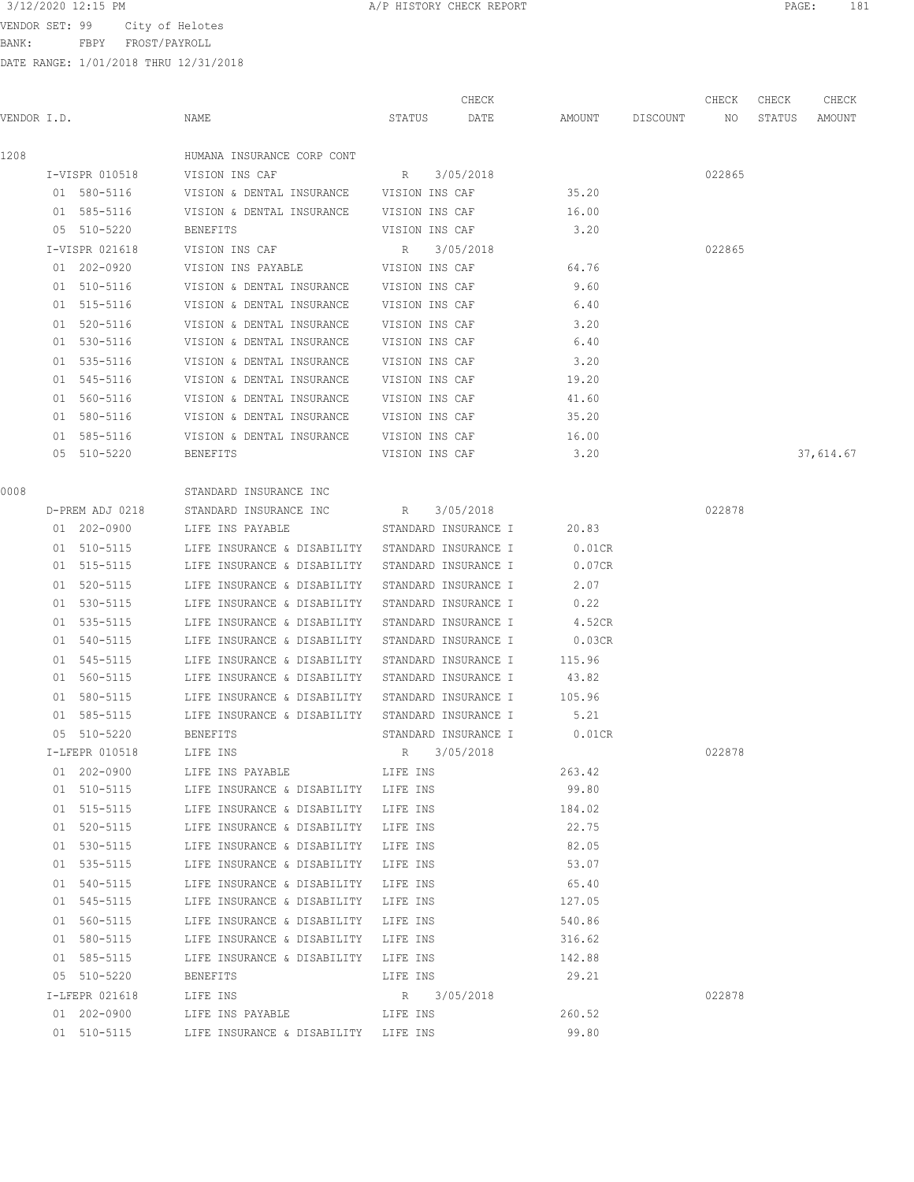3/12/2020 12:15 PM A/P HISTORY CHECK REPORT

VENDOR SET: 99 City of Helotes
BANK: FBPY FROST/PAYROLL
DATE RANGE: 1/01/2018 THRU 12/31/2018

| VENDOR I.D. | NAME | STATUS | CHECK DATE | AMOUNT | DISCOUNT | CHECK NO | CHECK STATUS | CHECK AMOUNT |
|---|---|---|---|---|---|---|---|---|
| 1208 | HUMANA INSURANCE CORP CONT | | | | | | | |
| I-VISPR 010518 | VISION INS CAF | R | 3/05/2018 | | | 022865 | | |
| 01 580-5116 | VISION & DENTAL INSURANCE | VISION INS CAF | | 35.20 | | | | |
| 01 585-5116 | VISION & DENTAL INSURANCE | VISION INS CAF | | 16.00 | | | | |
| 05 510-5220 | BENEFITS | VISION INS CAF | | 3.20 | | | | |
| I-VISPR 021618 | VISION INS CAF | R | 3/05/2018 | | | 022865 | | |
| 01 202-0920 | VISION INS PAYABLE | VISION INS CAF | | 64.76 | | | | |
| 01 510-5116 | VISION & DENTAL INSURANCE | VISION INS CAF | | 9.60 | | | | |
| 01 515-5116 | VISION & DENTAL INSURANCE | VISION INS CAF | | 6.40 | | | | |
| 01 520-5116 | VISION & DENTAL INSURANCE | VISION INS CAF | | 3.20 | | | | |
| 01 530-5116 | VISION & DENTAL INSURANCE | VISION INS CAF | | 6.40 | | | | |
| 01 535-5116 | VISION & DENTAL INSURANCE | VISION INS CAF | | 3.20 | | | | |
| 01 545-5116 | VISION & DENTAL INSURANCE | VISION INS CAF | | 19.20 | | | | |
| 01 560-5116 | VISION & DENTAL INSURANCE | VISION INS CAF | | 41.60 | | | | |
| 01 580-5116 | VISION & DENTAL INSURANCE | VISION INS CAF | | 35.20 | | | | |
| 01 585-5116 | VISION & DENTAL INSURANCE | VISION INS CAF | | 16.00 | | | | |
| 05 510-5220 | BENEFITS | VISION INS CAF | | 3.20 | | | | 37,614.67 |
| 0008 | STANDARD INSURANCE INC | | | | | | | |
| D-PREM ADJ 0218 | STANDARD INSURANCE INC | R | 3/05/2018 | | | 022878 | | |
| 01 202-0900 | LIFE INS PAYABLE | STANDARD INSURANCE I | | 20.83 | | | | |
| 01 510-5115 | LIFE INSURANCE & DISABILITY | STANDARD INSURANCE I | | 0.01CR | | | | |
| 01 515-5115 | LIFE INSURANCE & DISABILITY | STANDARD INSURANCE I | | 0.07CR | | | | |
| 01 520-5115 | LIFE INSURANCE & DISABILITY | STANDARD INSURANCE I | | 2.07 | | | | |
| 01 530-5115 | LIFE INSURANCE & DISABILITY | STANDARD INSURANCE I | | 0.22 | | | | |
| 01 535-5115 | LIFE INSURANCE & DISABILITY | STANDARD INSURANCE I | | 4.52CR | | | | |
| 01 540-5115 | LIFE INSURANCE & DISABILITY | STANDARD INSURANCE I | | 0.03CR | | | | |
| 01 545-5115 | LIFE INSURANCE & DISABILITY | STANDARD INSURANCE I | | 115.96 | | | | |
| 01 560-5115 | LIFE INSURANCE & DISABILITY | STANDARD INSURANCE I | | 43.82 | | | | |
| 01 580-5115 | LIFE INSURANCE & DISABILITY | STANDARD INSURANCE I | | 105.96 | | | | |
| 01 585-5115 | LIFE INSURANCE & DISABILITY | STANDARD INSURANCE I | | 5.21 | | | | |
| 05 510-5220 | BENEFITS | STANDARD INSURANCE I | | 0.01CR | | | | |
| I-LFEPR 010518 | LIFE INS | R | 3/05/2018 | | | 022878 | | |
| 01 202-0900 | LIFE INS PAYABLE | LIFE INS | | 263.42 | | | | |
| 01 510-5115 | LIFE INSURANCE & DISABILITY | LIFE INS | | 99.80 | | | | |
| 01 515-5115 | LIFE INSURANCE & DISABILITY | LIFE INS | | 184.02 | | | | |
| 01 520-5115 | LIFE INSURANCE & DISABILITY | LIFE INS | | 22.75 | | | | |
| 01 530-5115 | LIFE INSURANCE & DISABILITY | LIFE INS | | 82.05 | | | | |
| 01 535-5115 | LIFE INSURANCE & DISABILITY | LIFE INS | | 53.07 | | | | |
| 01 540-5115 | LIFE INSURANCE & DISABILITY | LIFE INS | | 65.40 | | | | |
| 01 545-5115 | LIFE INSURANCE & DISABILITY | LIFE INS | | 127.05 | | | | |
| 01 560-5115 | LIFE INSURANCE & DISABILITY | LIFE INS | | 540.86 | | | | |
| 01 580-5115 | LIFE INSURANCE & DISABILITY | LIFE INS | | 316.62 | | | | |
| 01 585-5115 | LIFE INSURANCE & DISABILITY | LIFE INS | | 142.88 | | | | |
| 05 510-5220 | BENEFITS | LIFE INS | | 29.21 | | | | |
| I-LFEPR 021618 | LIFE INS | R | 3/05/2018 | | | 022878 | | |
| 01 202-0900 | LIFE INS PAYABLE | LIFE INS | | 260.52 | | | | |
| 01 510-5115 | LIFE INSURANCE & DISABILITY | LIFE INS | | 99.80 | | | | |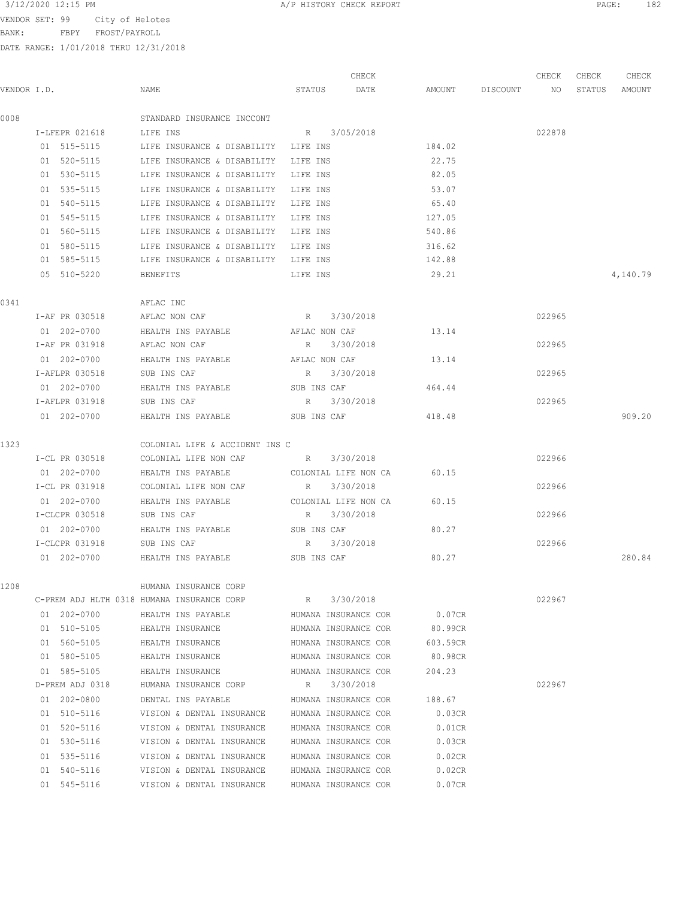3/12/2020 12:15 PM A/P HISTORY CHECK REPORT

VENDOR SET: 99 City of Helotes
BANK: FBPY FROST/PAYROLL
DATE RANGE: 1/01/2018 THRU 12/31/2018

| VENDOR I.D. | NAME | STATUS | CHECK DATE | AMOUNT | DISCOUNT | CHECK NO | CHECK STATUS | CHECK AMOUNT |
|---|---|---|---|---|---|---|---|---|
| 0008 | STANDARD INSURANCE INCCONT | | | | | | | |
| I-LFEPR 021618 | LIFE INS | R | 3/05/2018 | | | 022878 | | |
| 01 515-5115 | LIFE INSURANCE & DISABILITY | LIFE INS | | 184.02 | | | | |
| 01 520-5115 | LIFE INSURANCE & DISABILITY | LIFE INS | | 22.75 | | | | |
| 01 530-5115 | LIFE INSURANCE & DISABILITY | LIFE INS | | 82.05 | | | | |
| 01 535-5115 | LIFE INSURANCE & DISABILITY | LIFE INS | | 53.07 | | | | |
| 01 540-5115 | LIFE INSURANCE & DISABILITY | LIFE INS | | 65.40 | | | | |
| 01 545-5115 | LIFE INSURANCE & DISABILITY | LIFE INS | | 127.05 | | | | |
| 01 560-5115 | LIFE INSURANCE & DISABILITY | LIFE INS | | 540.86 | | | | |
| 01 580-5115 | LIFE INSURANCE & DISABILITY | LIFE INS | | 316.62 | | | | |
| 01 585-5115 | LIFE INSURANCE & DISABILITY | LIFE INS | | 142.88 | | | | |
| 05 510-5220 | BENEFITS | LIFE INS | | 29.21 | | | | 4,140.79 |
| 0341 | AFLAC INC | | | | | | | |
| I-AF PR 030518 | AFLAC NON CAF | R | 3/30/2018 | | | 022965 | | |
| 01 202-0700 | HEALTH INS PAYABLE | AFLAC NON CAF | | 13.14 | | | | |
| I-AF PR 031918 | AFLAC NON CAF | R | 3/30/2018 | | | 022965 | | |
| 01 202-0700 | HEALTH INS PAYABLE | AFLAC NON CAF | | 13.14 | | | | |
| I-AFLPR 030518 | SUB INS CAF | R | 3/30/2018 | | | 022965 | | |
| 01 202-0700 | HEALTH INS PAYABLE | SUB INS CAF | | 464.44 | | | | |
| I-AFLPR 031918 | SUB INS CAF | R | 3/30/2018 | | | 022965 | | |
| 01 202-0700 | HEALTH INS PAYABLE | SUB INS CAF | | 418.48 | | | | 909.20 |
| 1323 | COLONIAL LIFE & ACCIDENT INS C | | | | | | | |
| I-CL PR 030518 | COLONIAL LIFE NON CAF | R | 3/30/2018 | | | 022966 | | |
| 01 202-0700 | HEALTH INS PAYABLE | COLONIAL LIFE NON CA | | 60.15 | | | | |
| I-CL PR 031918 | COLONIAL LIFE NON CAF | R | 3/30/2018 | | | 022966 | | |
| 01 202-0700 | HEALTH INS PAYABLE | COLONIAL LIFE NON CA | | 60.15 | | | | |
| I-CLCPR 030518 | SUB INS CAF | R | 3/30/2018 | | | 022966 | | |
| 01 202-0700 | HEALTH INS PAYABLE | SUB INS CAF | | 80.27 | | | | |
| I-CLCPR 031918 | SUB INS CAF | R | 3/30/2018 | | | 022966 | | |
| 01 202-0700 | HEALTH INS PAYABLE | SUB INS CAF | | 80.27 | | | | 280.84 |
| 1208 | HUMANA INSURANCE CORP | | | | | | | |
| C-PREM ADJ HLTH 0318 | HUMANA INSURANCE CORP | R | 3/30/2018 | | | 022967 | | |
| 01 202-0700 | HEALTH INS PAYABLE | HUMANA INSURANCE COR | | 0.07CR | | | | |
| 01 510-5105 | HEALTH INSURANCE | HUMANA INSURANCE COR | | 80.99CR | | | | |
| 01 560-5105 | HEALTH INSURANCE | HUMANA INSURANCE COR | | 603.59CR | | | | |
| 01 580-5105 | HEALTH INSURANCE | HUMANA INSURANCE COR | | 80.98CR | | | | |
| 01 585-5105 | HEALTH INSURANCE | HUMANA INSURANCE COR | | 204.23 | | | | |
| D-PREM ADJ 0318 | HUMANA INSURANCE CORP | R | 3/30/2018 | | | 022967 | | |
| 01 202-0800 | DENTAL INS PAYABLE | HUMANA INSURANCE COR | | 188.67 | | | | |
| 01 510-5116 | VISION & DENTAL INSURANCE | HUMANA INSURANCE COR | | 0.03CR | | | | |
| 01 520-5116 | VISION & DENTAL INSURANCE | HUMANA INSURANCE COR | | 0.01CR | | | | |
| 01 530-5116 | VISION & DENTAL INSURANCE | HUMANA INSURANCE COR | | 0.03CR | | | | |
| 01 535-5116 | VISION & DENTAL INSURANCE | HUMANA INSURANCE COR | | 0.02CR | | | | |
| 01 540-5116 | VISION & DENTAL INSURANCE | HUMANA INSURANCE COR | | 0.02CR | | | | |
| 01 545-5116 | VISION & DENTAL INSURANCE | HUMANA INSURANCE COR | | 0.07CR | | | | |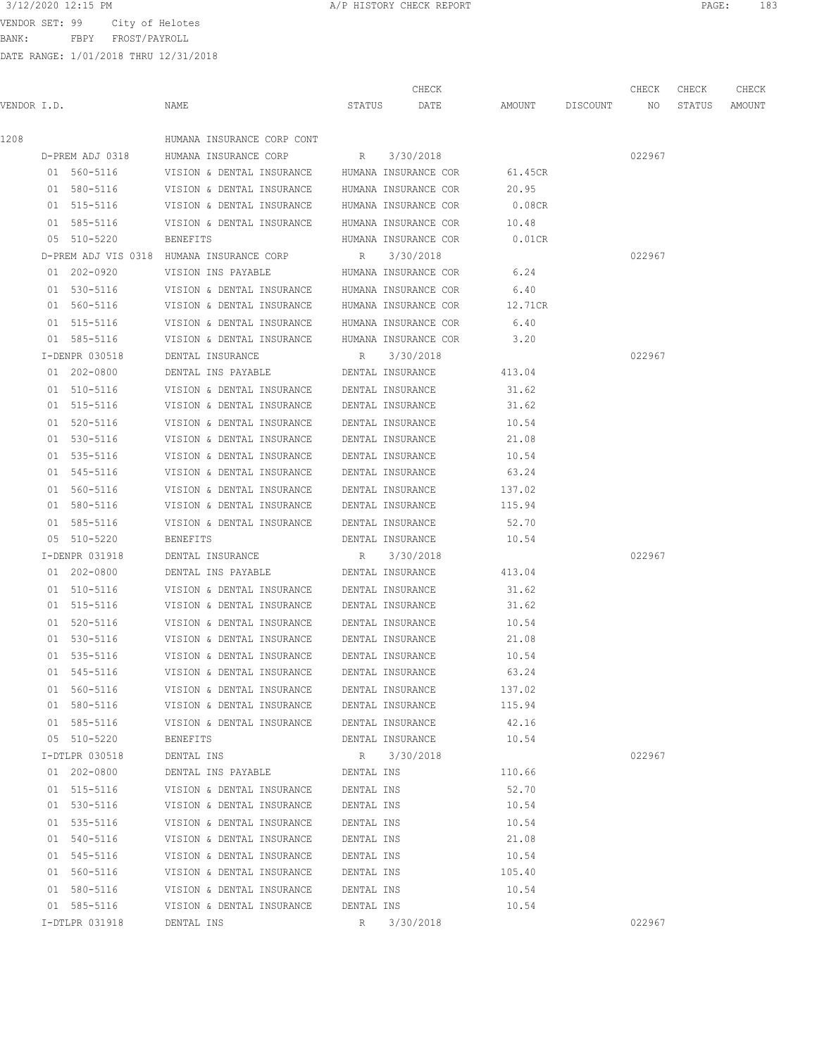A/P HISTORY CHECK REPORT

VENDOR SET: 99 City of Helotes
BANK: FBPY FROST/PAYROLL
DATE RANGE: 1/01/2018 THRU 12/31/2018

| VENDOR I.D. | NAME | STATUS | CHECK DATE | AMOUNT | DISCOUNT | CHECK NO | CHECK STATUS | CHECK AMOUNT |
|---|---|---|---|---|---|---|---|---|
| 1208 | HUMANA INSURANCE CORP CONT | | | | | | | |
| D-PREM ADJ 0318 | HUMANA INSURANCE CORP | R | 3/30/2018 | | | 022967 | | |
| 01 560-5116 | VISION & DENTAL INSURANCE | HUMANA INSURANCE COR | | 61.45CR | | | | |
| 01 580-5116 | VISION & DENTAL INSURANCE | HUMANA INSURANCE COR | | 20.95 | | | | |
| 01 515-5116 | VISION & DENTAL INSURANCE | HUMANA INSURANCE COR | | 0.08CR | | | | |
| 01 585-5116 | VISION & DENTAL INSURANCE | HUMANA INSURANCE COR | | 10.48 | | | | |
| 05 510-5220 | BENEFITS | HUMANA INSURANCE COR | | 0.01CR | | | | |
| D-PREM ADJ VIS 0318 | HUMANA INSURANCE CORP | R | 3/30/2018 | | | 022967 | | |
| 01 202-0920 | VISION INS PAYABLE | HUMANA INSURANCE COR | | 6.24 | | | | |
| 01 530-5116 | VISION & DENTAL INSURANCE | HUMANA INSURANCE COR | | 6.40 | | | | |
| 01 560-5116 | VISION & DENTAL INSURANCE | HUMANA INSURANCE COR | | 12.71CR | | | | |
| 01 515-5116 | VISION & DENTAL INSURANCE | HUMANA INSURANCE COR | | 6.40 | | | | |
| 01 585-5116 | VISION & DENTAL INSURANCE | HUMANA INSURANCE COR | | 3.20 | | | | |
| I-DENPR 030518 | DENTAL INSURANCE | R | 3/30/2018 | | | 022967 | | |
| 01 202-0800 | DENTAL INS PAYABLE | DENTAL INSURANCE | | 413.04 | | | | |
| 01 510-5116 | VISION & DENTAL INSURANCE | DENTAL INSURANCE | | 31.62 | | | | |
| 01 515-5116 | VISION & DENTAL INSURANCE | DENTAL INSURANCE | | 31.62 | | | | |
| 01 520-5116 | VISION & DENTAL INSURANCE | DENTAL INSURANCE | | 10.54 | | | | |
| 01 530-5116 | VISION & DENTAL INSURANCE | DENTAL INSURANCE | | 21.08 | | | | |
| 01 535-5116 | VISION & DENTAL INSURANCE | DENTAL INSURANCE | | 10.54 | | | | |
| 01 545-5116 | VISION & DENTAL INSURANCE | DENTAL INSURANCE | | 63.24 | | | | |
| 01 560-5116 | VISION & DENTAL INSURANCE | DENTAL INSURANCE | | 137.02 | | | | |
| 01 580-5116 | VISION & DENTAL INSURANCE | DENTAL INSURANCE | | 115.94 | | | | |
| 01 585-5116 | VISION & DENTAL INSURANCE | DENTAL INSURANCE | | 52.70 | | | | |
| 05 510-5220 | BENEFITS | DENTAL INSURANCE | | 10.54 | | | | |
| I-DENPR 031918 | DENTAL INSURANCE | R | 3/30/2018 | | | 022967 | | |
| 01 202-0800 | DENTAL INS PAYABLE | DENTAL INSURANCE | | 413.04 | | | | |
| 01 510-5116 | VISION & DENTAL INSURANCE | DENTAL INSURANCE | | 31.62 | | | | |
| 01 515-5116 | VISION & DENTAL INSURANCE | DENTAL INSURANCE | | 31.62 | | | | |
| 01 520-5116 | VISION & DENTAL INSURANCE | DENTAL INSURANCE | | 10.54 | | | | |
| 01 530-5116 | VISION & DENTAL INSURANCE | DENTAL INSURANCE | | 21.08 | | | | |
| 01 535-5116 | VISION & DENTAL INSURANCE | DENTAL INSURANCE | | 10.54 | | | | |
| 01 545-5116 | VISION & DENTAL INSURANCE | DENTAL INSURANCE | | 63.24 | | | | |
| 01 560-5116 | VISION & DENTAL INSURANCE | DENTAL INSURANCE | | 137.02 | | | | |
| 01 580-5116 | VISION & DENTAL INSURANCE | DENTAL INSURANCE | | 115.94 | | | | |
| 01 585-5116 | VISION & DENTAL INSURANCE | DENTAL INSURANCE | | 42.16 | | | | |
| 05 510-5220 | BENEFITS | DENTAL INSURANCE | | 10.54 | | | | |
| I-DTLPR 030518 | DENTAL INS | R | 3/30/2018 | | | 022967 | | |
| 01 202-0800 | DENTAL INS PAYABLE | DENTAL INS | | 110.66 | | | | |
| 01 515-5116 | VISION & DENTAL INSURANCE | DENTAL INS | | 52.70 | | | | |
| 01 530-5116 | VISION & DENTAL INSURANCE | DENTAL INS | | 10.54 | | | | |
| 01 535-5116 | VISION & DENTAL INSURANCE | DENTAL INS | | 10.54 | | | | |
| 01 540-5116 | VISION & DENTAL INSURANCE | DENTAL INS | | 21.08 | | | | |
| 01 545-5116 | VISION & DENTAL INSURANCE | DENTAL INS | | 10.54 | | | | |
| 01 560-5116 | VISION & DENTAL INSURANCE | DENTAL INS | | 105.40 | | | | |
| 01 580-5116 | VISION & DENTAL INSURANCE | DENTAL INS | | 10.54 | | | | |
| 01 585-5116 | VISION & DENTAL INSURANCE | DENTAL INS | | 10.54 | | | | |
| I-DTLPR 031918 | DENTAL INS | R | 3/30/2018 | | | 022967 | | |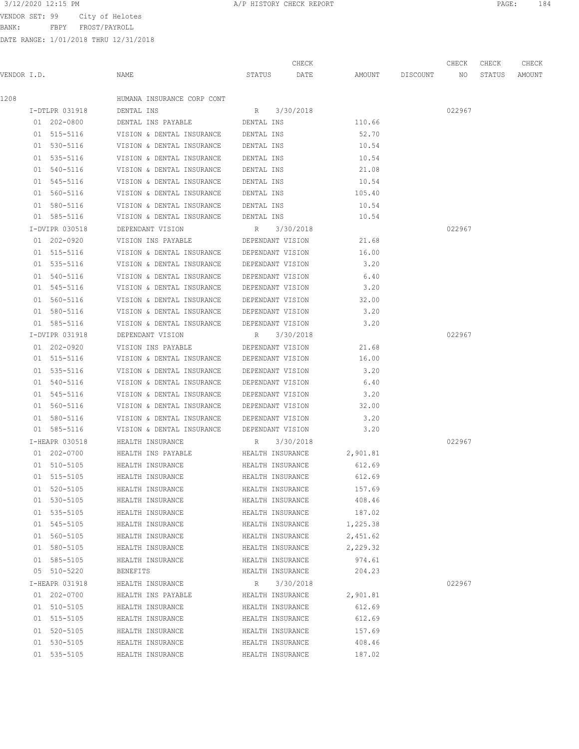3/12/2020 12:15 PM A/P HISTORY CHECK REPORT

VENDOR SET: 99 City of Helotes
BANK: FBPY FROST/PAYROLL
DATE RANGE: 1/01/2018 THRU 12/31/2018

| VENDOR I.D. | NAME | STATUS | CHECK DATE | AMOUNT | DISCOUNT | CHECK NO | CHECK STATUS | CHECK AMOUNT |
|---|---|---|---|---|---|---|---|---|
| 1208 | HUMANA INSURANCE CORP CONT | | | | | | | |
| I-DTLPR 031918 | DENTAL INS | R | 3/30/2018 | | | 022967 | | |
| 01 202-0800 | DENTAL INS PAYABLE | DENTAL INS | | 110.66 | | | | |
| 01 515-5116 | VISION & DENTAL INSURANCE | DENTAL INS | | 52.70 | | | | |
| 01 530-5116 | VISION & DENTAL INSURANCE | DENTAL INS | | 10.54 | | | | |
| 01 535-5116 | VISION & DENTAL INSURANCE | DENTAL INS | | 10.54 | | | | |
| 01 540-5116 | VISION & DENTAL INSURANCE | DENTAL INS | | 21.08 | | | | |
| 01 545-5116 | VISION & DENTAL INSURANCE | DENTAL INS | | 10.54 | | | | |
| 01 560-5116 | VISION & DENTAL INSURANCE | DENTAL INS | | 105.40 | | | | |
| 01 580-5116 | VISION & DENTAL INSURANCE | DENTAL INS | | 10.54 | | | | |
| 01 585-5116 | VISION & DENTAL INSURANCE | DENTAL INS | | 10.54 | | | | |
| I-DVIPR 030518 | DEPENDANT VISION | R | 3/30/2018 | | | 022967 | | |
| 01 202-0920 | VISION INS PAYABLE | DEPENDANT VISION | | 21.68 | | | | |
| 01 515-5116 | VISION & DENTAL INSURANCE | DEPENDANT VISION | | 16.00 | | | | |
| 01 535-5116 | VISION & DENTAL INSURANCE | DEPENDANT VISION | | 3.20 | | | | |
| 01 540-5116 | VISION & DENTAL INSURANCE | DEPENDANT VISION | | 6.40 | | | | |
| 01 545-5116 | VISION & DENTAL INSURANCE | DEPENDANT VISION | | 3.20 | | | | |
| 01 560-5116 | VISION & DENTAL INSURANCE | DEPENDANT VISION | | 32.00 | | | | |
| 01 580-5116 | VISION & DENTAL INSURANCE | DEPENDANT VISION | | 3.20 | | | | |
| 01 585-5116 | VISION & DENTAL INSURANCE | DEPENDANT VISION | | 3.20 | | | | |
| I-DVIPR 031918 | DEPENDANT VISION | R | 3/30/2018 | | | 022967 | | |
| 01 202-0920 | VISION INS PAYABLE | DEPENDANT VISION | | 21.68 | | | | |
| 01 515-5116 | VISION & DENTAL INSURANCE | DEPENDANT VISION | | 16.00 | | | | |
| 01 535-5116 | VISION & DENTAL INSURANCE | DEPENDANT VISION | | 3.20 | | | | |
| 01 540-5116 | VISION & DENTAL INSURANCE | DEPENDANT VISION | | 6.40 | | | | |
| 01 545-5116 | VISION & DENTAL INSURANCE | DEPENDANT VISION | | 3.20 | | | | |
| 01 560-5116 | VISION & DENTAL INSURANCE | DEPENDANT VISION | | 32.00 | | | | |
| 01 580-5116 | VISION & DENTAL INSURANCE | DEPENDANT VISION | | 3.20 | | | | |
| 01 585-5116 | VISION & DENTAL INSURANCE | DEPENDANT VISION | | 3.20 | | | | |
| I-HEAPR 030518 | HEALTH INSURANCE | R | 3/30/2018 | | | 022967 | | |
| 01 202-0700 | HEALTH INS PAYABLE | HEALTH INSURANCE | | 2,901.81 | | | | |
| 01 510-5105 | HEALTH INSURANCE | HEALTH INSURANCE | | 612.69 | | | | |
| 01 515-5105 | HEALTH INSURANCE | HEALTH INSURANCE | | 612.69 | | | | |
| 01 520-5105 | HEALTH INSURANCE | HEALTH INSURANCE | | 157.69 | | | | |
| 01 530-5105 | HEALTH INSURANCE | HEALTH INSURANCE | | 408.46 | | | | |
| 01 535-5105 | HEALTH INSURANCE | HEALTH INSURANCE | | 187.02 | | | | |
| 01 545-5105 | HEALTH INSURANCE | HEALTH INSURANCE | | 1,225.38 | | | | |
| 01 560-5105 | HEALTH INSURANCE | HEALTH INSURANCE | | 2,451.62 | | | | |
| 01 580-5105 | HEALTH INSURANCE | HEALTH INSURANCE | | 2,229.32 | | | | |
| 01 585-5105 | HEALTH INSURANCE | HEALTH INSURANCE | | 974.61 | | | | |
| 05 510-5220 | BENEFITS | HEALTH INSURANCE | | 204.23 | | | | |
| I-HEAPR 031918 | HEALTH INSURANCE | R | 3/30/2018 | | | 022967 | | |
| 01 202-0700 | HEALTH INS PAYABLE | HEALTH INSURANCE | | 2,901.81 | | | | |
| 01 510-5105 | HEALTH INSURANCE | HEALTH INSURANCE | | 612.69 | | | | |
| 01 515-5105 | HEALTH INSURANCE | HEALTH INSURANCE | | 612.69 | | | | |
| 01 520-5105 | HEALTH INSURANCE | HEALTH INSURANCE | | 157.69 | | | | |
| 01 530-5105 | HEALTH INSURANCE | HEALTH INSURANCE | | 408.46 | | | | |
| 01 535-5105 | HEALTH INSURANCE | HEALTH INSURANCE | | 187.02 | | | | |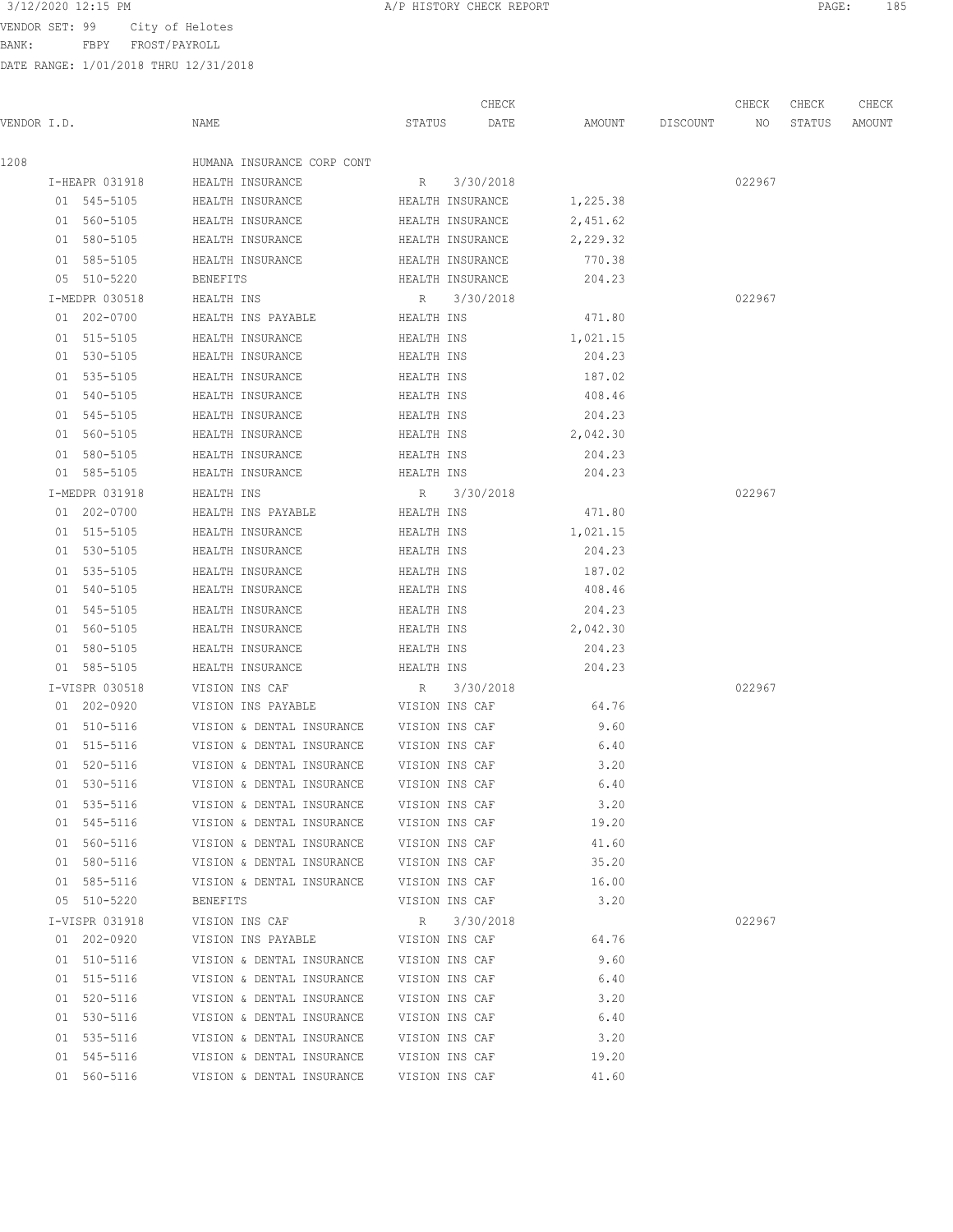VENDOR SET: 99 City of Helotes
BANK: FBPY FROST/PAYROLL
DATE RANGE: 1/01/2018 THRU 12/31/2018

| VENDOR I.D. | NAME | STATUS | CHECK DATE | AMOUNT | DISCOUNT | CHECK NO | CHECK STATUS | CHECK AMOUNT |
|---|---|---|---|---|---|---|---|---|
| 1208 | HUMANA INSURANCE CORP CONT | | | | | | | |
| I-HEAPR 031918 | HEALTH INSURANCE | R | 3/30/2018 | | | 022967 | | |
| 01 545-5105 | HEALTH INSURANCE | HEALTH INSURANCE | | 1,225.38 | | | | |
| 01 560-5105 | HEALTH INSURANCE | HEALTH INSURANCE | | 2,451.62 | | | | |
| 01 580-5105 | HEALTH INSURANCE | HEALTH INSURANCE | | 2,229.32 | | | | |
| 01 585-5105 | HEALTH INSURANCE | HEALTH INSURANCE | | 770.38 | | | | |
| 05 510-5220 | BENEFITS | HEALTH INSURANCE | | 204.23 | | | | |
| I-MEDPR 030518 | HEALTH INS | R | 3/30/2018 | | | 022967 | | |
| 01 202-0700 | HEALTH INS PAYABLE | HEALTH INS | | 471.80 | | | | |
| 01 515-5105 | HEALTH INSURANCE | HEALTH INS | | 1,021.15 | | | | |
| 01 530-5105 | HEALTH INSURANCE | HEALTH INS | | 204.23 | | | | |
| 01 535-5105 | HEALTH INSURANCE | HEALTH INS | | 187.02 | | | | |
| 01 540-5105 | HEALTH INSURANCE | HEALTH INS | | 408.46 | | | | |
| 01 545-5105 | HEALTH INSURANCE | HEALTH INS | | 204.23 | | | | |
| 01 560-5105 | HEALTH INSURANCE | HEALTH INS | | 2,042.30 | | | | |
| 01 580-5105 | HEALTH INSURANCE | HEALTH INS | | 204.23 | | | | |
| 01 585-5105 | HEALTH INSURANCE | HEALTH INS | | 204.23 | | | | |
| I-MEDPR 031918 | HEALTH INS | R | 3/30/2018 | | | 022967 | | |
| 01 202-0700 | HEALTH INS PAYABLE | HEALTH INS | | 471.80 | | | | |
| 01 515-5105 | HEALTH INSURANCE | HEALTH INS | | 1,021.15 | | | | |
| 01 530-5105 | HEALTH INSURANCE | HEALTH INS | | 204.23 | | | | |
| 01 535-5105 | HEALTH INSURANCE | HEALTH INS | | 187.02 | | | | |
| 01 540-5105 | HEALTH INSURANCE | HEALTH INS | | 408.46 | | | | |
| 01 545-5105 | HEALTH INSURANCE | HEALTH INS | | 204.23 | | | | |
| 01 560-5105 | HEALTH INSURANCE | HEALTH INS | | 2,042.30 | | | | |
| 01 580-5105 | HEALTH INSURANCE | HEALTH INS | | 204.23 | | | | |
| 01 585-5105 | HEALTH INSURANCE | HEALTH INS | | 204.23 | | | | |
| I-VISPR 030518 | VISION INS CAF | R | 3/30/2018 | | | 022967 | | |
| 01 202-0920 | VISION INS PAYABLE | VISION INS CAF | | 64.76 | | | | |
| 01 510-5116 | VISION & DENTAL INSURANCE | VISION INS CAF | | 9.60 | | | | |
| 01 515-5116 | VISION & DENTAL INSURANCE | VISION INS CAF | | 6.40 | | | | |
| 01 520-5116 | VISION & DENTAL INSURANCE | VISION INS CAF | | 3.20 | | | | |
| 01 530-5116 | VISION & DENTAL INSURANCE | VISION INS CAF | | 6.40 | | | | |
| 01 535-5116 | VISION & DENTAL INSURANCE | VISION INS CAF | | 3.20 | | | | |
| 01 545-5116 | VISION & DENTAL INSURANCE | VISION INS CAF | | 19.20 | | | | |
| 01 560-5116 | VISION & DENTAL INSURANCE | VISION INS CAF | | 41.60 | | | | |
| 01 580-5116 | VISION & DENTAL INSURANCE | VISION INS CAF | | 35.20 | | | | |
| 01 585-5116 | VISION & DENTAL INSURANCE | VISION INS CAF | | 16.00 | | | | |
| 05 510-5220 | BENEFITS | VISION INS CAF | | 3.20 | | | | |
| I-VISPR 031918 | VISION INS CAF | R | 3/30/2018 | | | 022967 | | |
| 01 202-0920 | VISION INS PAYABLE | VISION INS CAF | | 64.76 | | | | |
| 01 510-5116 | VISION & DENTAL INSURANCE | VISION INS CAF | | 9.60 | | | | |
| 01 515-5116 | VISION & DENTAL INSURANCE | VISION INS CAF | | 6.40 | | | | |
| 01 520-5116 | VISION & DENTAL INSURANCE | VISION INS CAF | | 3.20 | | | | |
| 01 530-5116 | VISION & DENTAL INSURANCE | VISION INS CAF | | 6.40 | | | | |
| 01 535-5116 | VISION & DENTAL INSURANCE | VISION INS CAF | | 3.20 | | | | |
| 01 545-5116 | VISION & DENTAL INSURANCE | VISION INS CAF | | 19.20 | | | | |
| 01 560-5116 | VISION & DENTAL INSURANCE | VISION INS CAF | | 41.60 | | | | |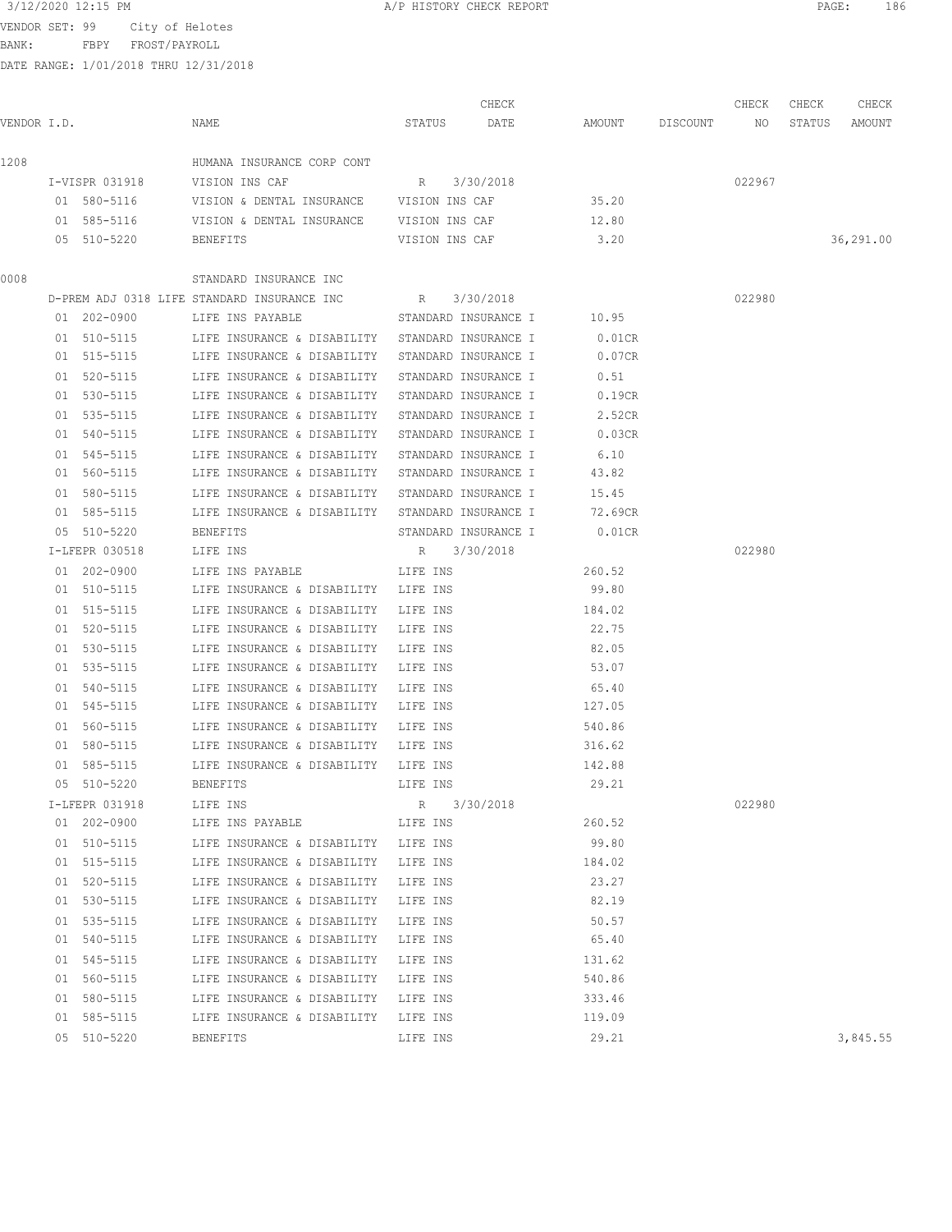VENDOR SET: 99 City of Helotes
BANK: FBPY FROST/PAYROLL
DATE RANGE: 1/01/2018 THRU 12/31/2018

| VENDOR I.D. | NAME | STATUS | CHECK DATE | AMOUNT | DISCOUNT | CHECK NO | CHECK STATUS | CHECK AMOUNT |
|---|---|---|---|---|---|---|---|---|
| 1208 | HUMANA INSURANCE CORP CONT | | | | | | | |
| I-VISPR 031918 | VISION INS CAF | R | 3/30/2018 | | | 022967 | | |
| 01 580-5116 | VISION & DENTAL INSURANCE | VISION INS CAF | | 35.20 | | | | |
| 01 585-5116 | VISION & DENTAL INSURANCE | VISION INS CAF | | 12.80 | | | | |
| 05 510-5220 | BENEFITS | VISION INS CAF | | 3.20 | | | | 36,291.00 |
| 0008 | STANDARD INSURANCE INC | | | | | | | |
| D-PREM ADJ 0318 LIFE | STANDARD INSURANCE INC | R | 3/30/2018 | | | 022980 | | |
| 01 202-0900 | LIFE INS PAYABLE | STANDARD INSURANCE I | | 10.95 | | | | |
| 01 510-5115 | LIFE INSURANCE & DISABILITY | STANDARD INSURANCE I | | 0.01CR | | | | |
| 01 515-5115 | LIFE INSURANCE & DISABILITY | STANDARD INSURANCE I | | 0.07CR | | | | |
| 01 520-5115 | LIFE INSURANCE & DISABILITY | STANDARD INSURANCE I | | 0.51 | | | | |
| 01 530-5115 | LIFE INSURANCE & DISABILITY | STANDARD INSURANCE I | | 0.19CR | | | | |
| 01 535-5115 | LIFE INSURANCE & DISABILITY | STANDARD INSURANCE I | | 2.52CR | | | | |
| 01 540-5115 | LIFE INSURANCE & DISABILITY | STANDARD INSURANCE I | | 0.03CR | | | | |
| 01 545-5115 | LIFE INSURANCE & DISABILITY | STANDARD INSURANCE I | | 6.10 | | | | |
| 01 560-5115 | LIFE INSURANCE & DISABILITY | STANDARD INSURANCE I | | 43.82 | | | | |
| 01 580-5115 | LIFE INSURANCE & DISABILITY | STANDARD INSURANCE I | | 15.45 | | | | |
| 01 585-5115 | LIFE INSURANCE & DISABILITY | STANDARD INSURANCE I | | 72.69CR | | | | |
| 05 510-5220 | BENEFITS | STANDARD INSURANCE I | | 0.01CR | | | | |
| I-LFEPR 030518 | LIFE INS | R | 3/30/2018 | | | 022980 | | |
| 01 202-0900 | LIFE INS PAYABLE | LIFE INS | | 260.52 | | | | |
| 01 510-5115 | LIFE INSURANCE & DISABILITY | LIFE INS | | 99.80 | | | | |
| 01 515-5115 | LIFE INSURANCE & DISABILITY | LIFE INS | | 184.02 | | | | |
| 01 520-5115 | LIFE INSURANCE & DISABILITY | LIFE INS | | 22.75 | | | | |
| 01 530-5115 | LIFE INSURANCE & DISABILITY | LIFE INS | | 82.05 | | | | |
| 01 535-5115 | LIFE INSURANCE & DISABILITY | LIFE INS | | 53.07 | | | | |
| 01 540-5115 | LIFE INSURANCE & DISABILITY | LIFE INS | | 65.40 | | | | |
| 01 545-5115 | LIFE INSURANCE & DISABILITY | LIFE INS | | 127.05 | | | | |
| 01 560-5115 | LIFE INSURANCE & DISABILITY | LIFE INS | | 540.86 | | | | |
| 01 580-5115 | LIFE INSURANCE & DISABILITY | LIFE INS | | 316.62 | | | | |
| 01 585-5115 | LIFE INSURANCE & DISABILITY | LIFE INS | | 142.88 | | | | |
| 05 510-5220 | BENEFITS | LIFE INS | | 29.21 | | | | |
| I-LFEPR 031918 | LIFE INS | R | 3/30/2018 | | | 022980 | | |
| 01 202-0900 | LIFE INS PAYABLE | LIFE INS | | 260.52 | | | | |
| 01 510-5115 | LIFE INSURANCE & DISABILITY | LIFE INS | | 99.80 | | | | |
| 01 515-5115 | LIFE INSURANCE & DISABILITY | LIFE INS | | 184.02 | | | | |
| 01 520-5115 | LIFE INSURANCE & DISABILITY | LIFE INS | | 23.27 | | | | |
| 01 530-5115 | LIFE INSURANCE & DISABILITY | LIFE INS | | 82.19 | | | | |
| 01 535-5115 | LIFE INSURANCE & DISABILITY | LIFE INS | | 50.57 | | | | |
| 01 540-5115 | LIFE INSURANCE & DISABILITY | LIFE INS | | 65.40 | | | | |
| 01 545-5115 | LIFE INSURANCE & DISABILITY | LIFE INS | | 131.62 | | | | |
| 01 560-5115 | LIFE INSURANCE & DISABILITY | LIFE INS | | 540.86 | | | | |
| 01 580-5115 | LIFE INSURANCE & DISABILITY | LIFE INS | | 333.46 | | | | |
| 01 585-5115 | LIFE INSURANCE & DISABILITY | LIFE INS | | 119.09 | | | | |
| 05 510-5220 | BENEFITS | LIFE INS | | 29.21 | | | | 3,845.55 |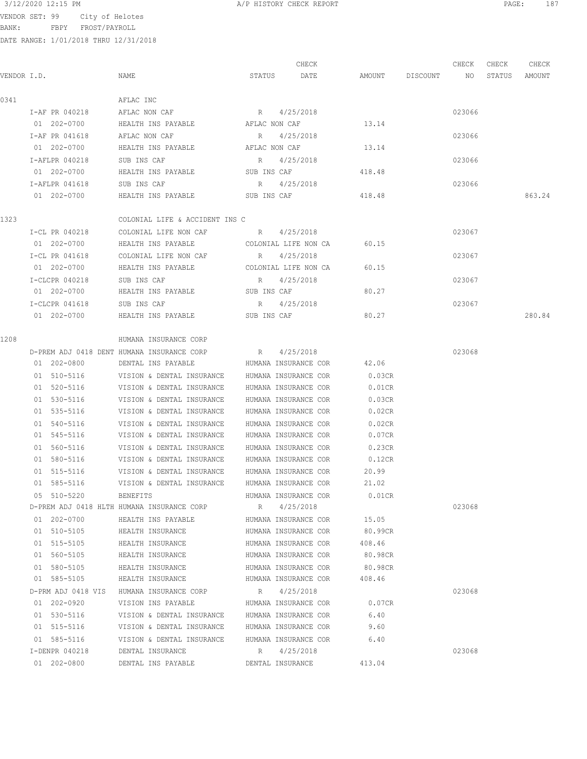VENDOR SET: 99 City of Helotes
BANK: FBPY FROST/PAYROLL
DATE RANGE: 1/01/2018 THRU 12/31/2018

| VENDOR I.D. | NAME | STATUS | CHECK DATE | AMOUNT | DISCOUNT | CHECK NO | CHECK STATUS | CHECK AMOUNT |
|---|---|---|---|---|---|---|---|---|
| 0341 | AFLAC INC | | | | | | | |
| I-AF PR 040218 | AFLAC NON CAF | R | 4/25/2018 | | | 023066 | | |
| 01 202-0700 | HEALTH INS PAYABLE | AFLAC NON CAF | | 13.14 | | | | |
| I-AF PR 041618 | AFLAC NON CAF | R | 4/25/2018 | | | 023066 | | |
| 01 202-0700 | HEALTH INS PAYABLE | AFLAC NON CAF | | 13.14 | | | | |
| I-AFLPR 040218 | SUB INS CAF | R | 4/25/2018 | | | 023066 | | |
| 01 202-0700 | HEALTH INS PAYABLE | SUB INS CAF | | 418.48 | | | | |
| I-AFLPR 041618 | SUB INS CAF | R | 4/25/2018 | | | 023066 | | |
| 01 202-0700 | HEALTH INS PAYABLE | SUB INS CAF | | 418.48 | | | | 863.24 |
| 1323 | COLONIAL LIFE & ACCIDENT INS C | | | | | | | |
| I-CL PR 040218 | COLONIAL LIFE NON CAF | R | 4/25/2018 | | | 023067 | | |
| 01 202-0700 | HEALTH INS PAYABLE | COLONIAL LIFE NON CA | | 60.15 | | | | |
| I-CL PR 041618 | COLONIAL LIFE NON CAF | R | 4/25/2018 | | | 023067 | | |
| 01 202-0700 | HEALTH INS PAYABLE | COLONIAL LIFE NON CA | | 60.15 | | | | |
| I-CLCPR 040218 | SUB INS CAF | R | 4/25/2018 | | | 023067 | | |
| 01 202-0700 | HEALTH INS PAYABLE | SUB INS CAF | | 80.27 | | | | |
| I-CLCPR 041618 | SUB INS CAF | R | 4/25/2018 | | | 023067 | | |
| 01 202-0700 | HEALTH INS PAYABLE | SUB INS CAF | | 80.27 | | | | 280.84 |
| 1208 | HUMANA INSURANCE CORP | | | | | | | |
| D-PREM ADJ 0418 DENT | HUMANA INSURANCE CORP | R | 4/25/2018 | | | 023068 | | |
| 01 202-0800 | DENTAL INS PAYABLE | HUMANA INSURANCE COR | | 42.06 | | | | |
| 01 510-5116 | VISION & DENTAL INSURANCE | HUMANA INSURANCE COR | | 0.03CR | | | | |
| 01 520-5116 | VISION & DENTAL INSURANCE | HUMANA INSURANCE COR | | 0.01CR | | | | |
| 01 530-5116 | VISION & DENTAL INSURANCE | HUMANA INSURANCE COR | | 0.03CR | | | | |
| 01 535-5116 | VISION & DENTAL INSURANCE | HUMANA INSURANCE COR | | 0.02CR | | | | |
| 01 540-5116 | VISION & DENTAL INSURANCE | HUMANA INSURANCE COR | | 0.02CR | | | | |
| 01 545-5116 | VISION & DENTAL INSURANCE | HUMANA INSURANCE COR | | 0.07CR | | | | |
| 01 560-5116 | VISION & DENTAL INSURANCE | HUMANA INSURANCE COR | | 0.23CR | | | | |
| 01 580-5116 | VISION & DENTAL INSURANCE | HUMANA INSURANCE COR | | 0.12CR | | | | |
| 01 515-5116 | VISION & DENTAL INSURANCE | HUMANA INSURANCE COR | | 20.99 | | | | |
| 01 585-5116 | VISION & DENTAL INSURANCE | HUMANA INSURANCE COR | | 21.02 | | | | |
| 05 510-5220 | BENEFITS | HUMANA INSURANCE COR | | 0.01CR | | | | |
| D-PREM ADJ 0418 HLTH | HUMANA INSURANCE CORP | R | 4/25/2018 | | | 023068 | | |
| 01 202-0700 | HEALTH INS PAYABLE | HUMANA INSURANCE COR | | 15.05 | | | | |
| 01 510-5105 | HEALTH INSURANCE | HUMANA INSURANCE COR | | 80.99CR | | | | |
| 01 515-5105 | HEALTH INSURANCE | HUMANA INSURANCE COR | | 408.46 | | | | |
| 01 560-5105 | HEALTH INSURANCE | HUMANA INSURANCE COR | | 80.98CR | | | | |
| 01 580-5105 | HEALTH INSURANCE | HUMANA INSURANCE COR | | 80.98CR | | | | |
| 01 585-5105 | HEALTH INSURANCE | HUMANA INSURANCE COR | | 408.46 | | | | |
| D-PRM ADJ 0418 VIS | HUMANA INSURANCE CORP | R | 4/25/2018 | | | 023068 | | |
| 01 202-0920 | VISION INS PAYABLE | HUMANA INSURANCE COR | | 0.07CR | | | | |
| 01 530-5116 | VISION & DENTAL INSURANCE | HUMANA INSURANCE COR | | 6.40 | | | | |
| 01 515-5116 | VISION & DENTAL INSURANCE | HUMANA INSURANCE COR | | 9.60 | | | | |
| 01 585-5116 | VISION & DENTAL INSURANCE | HUMANA INSURANCE COR | | 6.40 | | | | |
| I-DENPR 040218 | DENTAL INSURANCE | R | 4/25/2018 | | | 023068 | | |
| 01 202-0800 | DENTAL INS PAYABLE | DENTAL INSURANCE | | 413.04 | | | | |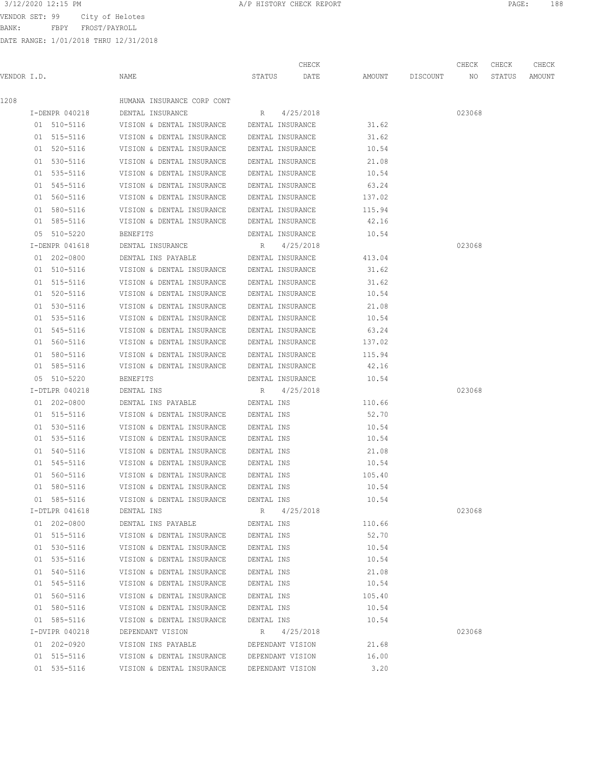3/12/2020 12:15 PM A/P HISTORY CHECK REPORT

VENDOR SET: 99 City of Helotes
BANK: FBPY FROST/PAYROLL
DATE RANGE: 1/01/2018 THRU 12/31/2018

| VENDOR I.D. | NAME | STATUS | CHECK DATE | AMOUNT | DISCOUNT | CHECK NO | CHECK STATUS | CHECK AMOUNT |
|---|---|---|---|---|---|---|---|---|
| 1208 | HUMANA INSURANCE CORP CONT | | | | | | | |
| I-DENPR 040218 | DENTAL INSURANCE | R | 4/25/2018 | | | 023068 | | |
| 01 510-5116 | VISION & DENTAL INSURANCE | DENTAL INSURANCE | | 31.62 | | | | |
| 01 515-5116 | VISION & DENTAL INSURANCE | DENTAL INSURANCE | | 31.62 | | | | |
| 01 520-5116 | VISION & DENTAL INSURANCE | DENTAL INSURANCE | | 10.54 | | | | |
| 01 530-5116 | VISION & DENTAL INSURANCE | DENTAL INSURANCE | | 21.08 | | | | |
| 01 535-5116 | VISION & DENTAL INSURANCE | DENTAL INSURANCE | | 10.54 | | | | |
| 01 545-5116 | VISION & DENTAL INSURANCE | DENTAL INSURANCE | | 63.24 | | | | |
| 01 560-5116 | VISION & DENTAL INSURANCE | DENTAL INSURANCE | | 137.02 | | | | |
| 01 580-5116 | VISION & DENTAL INSURANCE | DENTAL INSURANCE | | 115.94 | | | | |
| 01 585-5116 | VISION & DENTAL INSURANCE | DENTAL INSURANCE | | 42.16 | | | | |
| 05 510-5220 | BENEFITS | DENTAL INSURANCE | | 10.54 | | | | |
| I-DENPR 041618 | DENTAL INSURANCE | R | 4/25/2018 | | | 023068 | | |
| 01 202-0800 | DENTAL INS PAYABLE | DENTAL INSURANCE | | 413.04 | | | | |
| 01 510-5116 | VISION & DENTAL INSURANCE | DENTAL INSURANCE | | 31.62 | | | | |
| 01 515-5116 | VISION & DENTAL INSURANCE | DENTAL INSURANCE | | 31.62 | | | | |
| 01 520-5116 | VISION & DENTAL INSURANCE | DENTAL INSURANCE | | 10.54 | | | | |
| 01 530-5116 | VISION & DENTAL INSURANCE | DENTAL INSURANCE | | 21.08 | | | | |
| 01 535-5116 | VISION & DENTAL INSURANCE | DENTAL INSURANCE | | 10.54 | | | | |
| 01 545-5116 | VISION & DENTAL INSURANCE | DENTAL INSURANCE | | 63.24 | | | | |
| 01 560-5116 | VISION & DENTAL INSURANCE | DENTAL INSURANCE | | 137.02 | | | | |
| 01 580-5116 | VISION & DENTAL INSURANCE | DENTAL INSURANCE | | 115.94 | | | | |
| 01 585-5116 | VISION & DENTAL INSURANCE | DENTAL INSURANCE | | 42.16 | | | | |
| 05 510-5220 | BENEFITS | DENTAL INSURANCE | | 10.54 | | | | |
| I-DTLPR 040218 | DENTAL INS | R | 4/25/2018 | | | 023068 | | |
| 01 202-0800 | DENTAL INS PAYABLE | DENTAL INS | | 110.66 | | | | |
| 01 515-5116 | VISION & DENTAL INSURANCE | DENTAL INS | | 52.70 | | | | |
| 01 530-5116 | VISION & DENTAL INSURANCE | DENTAL INS | | 10.54 | | | | |
| 01 535-5116 | VISION & DENTAL INSURANCE | DENTAL INS | | 10.54 | | | | |
| 01 540-5116 | VISION & DENTAL INSURANCE | DENTAL INS | | 21.08 | | | | |
| 01 545-5116 | VISION & DENTAL INSURANCE | DENTAL INS | | 10.54 | | | | |
| 01 560-5116 | VISION & DENTAL INSURANCE | DENTAL INS | | 105.40 | | | | |
| 01 580-5116 | VISION & DENTAL INSURANCE | DENTAL INS | | 10.54 | | | | |
| 01 585-5116 | VISION & DENTAL INSURANCE | DENTAL INS | | 10.54 | | | | |
| I-DTLPR 041618 | DENTAL INS | R | 4/25/2018 | | | 023068 | | |
| 01 202-0800 | DENTAL INS PAYABLE | DENTAL INS | | 110.66 | | | | |
| 01 515-5116 | VISION & DENTAL INSURANCE | DENTAL INS | | 52.70 | | | | |
| 01 530-5116 | VISION & DENTAL INSURANCE | DENTAL INS | | 10.54 | | | | |
| 01 535-5116 | VISION & DENTAL INSURANCE | DENTAL INS | | 10.54 | | | | |
| 01 540-5116 | VISION & DENTAL INSURANCE | DENTAL INS | | 21.08 | | | | |
| 01 545-5116 | VISION & DENTAL INSURANCE | DENTAL INS | | 10.54 | | | | |
| 01 560-5116 | VISION & DENTAL INSURANCE | DENTAL INS | | 105.40 | | | | |
| 01 580-5116 | VISION & DENTAL INSURANCE | DENTAL INS | | 10.54 | | | | |
| 01 585-5116 | VISION & DENTAL INSURANCE | DENTAL INS | | 10.54 | | | | |
| I-DVIPR 040218 | DEPENDANT VISION | R | 4/25/2018 | | | 023068 | | |
| 01 202-0920 | VISION INS PAYABLE | DEPENDANT VISION | | 21.68 | | | | |
| 01 515-5116 | VISION & DENTAL INSURANCE | DEPENDANT VISION | | 16.00 | | | | |
| 01 535-5116 | VISION & DENTAL INSURANCE | DEPENDANT VISION | | 3.20 | | | | |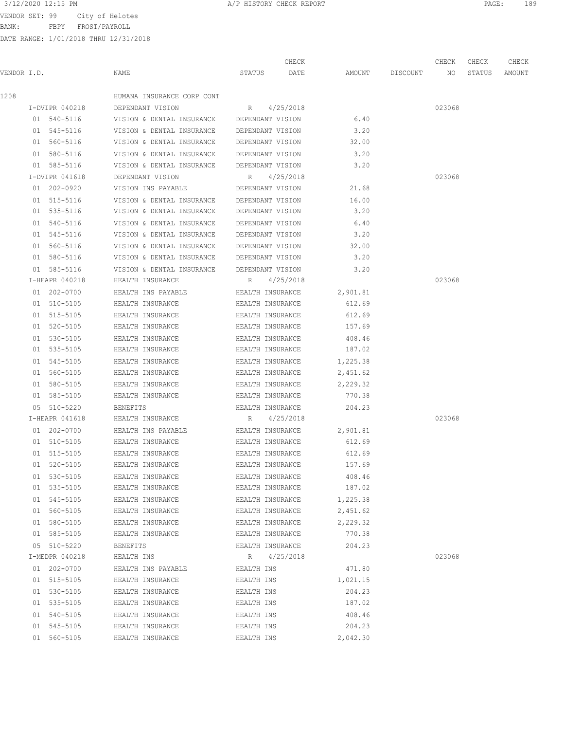3/12/2020 12:15 PM — A/P HISTORY CHECK REPORT

VENDOR SET: 99 City of Helotes
BANK: FBPY FROST/PAYROLL
DATE RANGE: 1/01/2018 THRU 12/31/2018

| VENDOR I.D. | NAME | STATUS | CHECK DATE | AMOUNT | DISCOUNT | CHECK NO | CHECK STATUS | CHECK AMOUNT |
|---|---|---|---|---|---|---|---|---|
| 1208 | HUMANA INSURANCE CORP CONT | | | | | | | |
| I-DVIPR 040218 | DEPENDANT VISION | R | 4/25/2018 | | | 023068 | | |
| 01 540-5116 | VISION & DENTAL INSURANCE | DEPENDANT VISION | | 6.40 | | | | |
| 01 545-5116 | VISION & DENTAL INSURANCE | DEPENDANT VISION | | 3.20 | | | | |
| 01 560-5116 | VISION & DENTAL INSURANCE | DEPENDANT VISION | | 32.00 | | | | |
| 01 580-5116 | VISION & DENTAL INSURANCE | DEPENDANT VISION | | 3.20 | | | | |
| 01 585-5116 | VISION & DENTAL INSURANCE | DEPENDANT VISION | | 3.20 | | | | |
| I-DVIPR 041618 | DEPENDANT VISION | R | 4/25/2018 | | | 023068 | | |
| 01 202-0920 | VISION INS PAYABLE | DEPENDANT VISION | | 21.68 | | | | |
| 01 515-5116 | VISION & DENTAL INSURANCE | DEPENDANT VISION | | 16.00 | | | | |
| 01 535-5116 | VISION & DENTAL INSURANCE | DEPENDANT VISION | | 3.20 | | | | |
| 01 540-5116 | VISION & DENTAL INSURANCE | DEPENDANT VISION | | 6.40 | | | | |
| 01 545-5116 | VISION & DENTAL INSURANCE | DEPENDANT VISION | | 3.20 | | | | |
| 01 560-5116 | VISION & DENTAL INSURANCE | DEPENDANT VISION | | 32.00 | | | | |
| 01 580-5116 | VISION & DENTAL INSURANCE | DEPENDANT VISION | | 3.20 | | | | |
| 01 585-5116 | VISION & DENTAL INSURANCE | DEPENDANT VISION | | 3.20 | | | | |
| I-HEAPR 040218 | HEALTH INSURANCE | R | 4/25/2018 | | | 023068 | | |
| 01 202-0700 | HEALTH INS PAYABLE | HEALTH INSURANCE | | 2,901.81 | | | | |
| 01 510-5105 | HEALTH INSURANCE | HEALTH INSURANCE | | 612.69 | | | | |
| 01 515-5105 | HEALTH INSURANCE | HEALTH INSURANCE | | 612.69 | | | | |
| 01 520-5105 | HEALTH INSURANCE | HEALTH INSURANCE | | 157.69 | | | | |
| 01 530-5105 | HEALTH INSURANCE | HEALTH INSURANCE | | 408.46 | | | | |
| 01 535-5105 | HEALTH INSURANCE | HEALTH INSURANCE | | 187.02 | | | | |
| 01 545-5105 | HEALTH INSURANCE | HEALTH INSURANCE | | 1,225.38 | | | | |
| 01 560-5105 | HEALTH INSURANCE | HEALTH INSURANCE | | 2,451.62 | | | | |
| 01 580-5105 | HEALTH INSURANCE | HEALTH INSURANCE | | 2,229.32 | | | | |
| 01 585-5105 | HEALTH INSURANCE | HEALTH INSURANCE | | 770.38 | | | | |
| 05 510-5220 | BENEFITS | HEALTH INSURANCE | | 204.23 | | | | |
| I-HEAPR 041618 | HEALTH INSURANCE | R | 4/25/2018 | | | 023068 | | |
| 01 202-0700 | HEALTH INS PAYABLE | HEALTH INSURANCE | | 2,901.81 | | | | |
| 01 510-5105 | HEALTH INSURANCE | HEALTH INSURANCE | | 612.69 | | | | |
| 01 515-5105 | HEALTH INSURANCE | HEALTH INSURANCE | | 612.69 | | | | |
| 01 520-5105 | HEALTH INSURANCE | HEALTH INSURANCE | | 157.69 | | | | |
| 01 530-5105 | HEALTH INSURANCE | HEALTH INSURANCE | | 408.46 | | | | |
| 01 535-5105 | HEALTH INSURANCE | HEALTH INSURANCE | | 187.02 | | | | |
| 01 545-5105 | HEALTH INSURANCE | HEALTH INSURANCE | | 1,225.38 | | | | |
| 01 560-5105 | HEALTH INSURANCE | HEALTH INSURANCE | | 2,451.62 | | | | |
| 01 580-5105 | HEALTH INSURANCE | HEALTH INSURANCE | | 2,229.32 | | | | |
| 01 585-5105 | HEALTH INSURANCE | HEALTH INSURANCE | | 770.38 | | | | |
| 05 510-5220 | BENEFITS | HEALTH INSURANCE | | 204.23 | | | | |
| I-MEDPR 040218 | HEALTH INS | R | 4/25/2018 | | | 023068 | | |
| 01 202-0700 | HEALTH INS PAYABLE | HEALTH INS | | 471.80 | | | | |
| 01 515-5105 | HEALTH INSURANCE | HEALTH INS | | 1,021.15 | | | | |
| 01 530-5105 | HEALTH INSURANCE | HEALTH INS | | 204.23 | | | | |
| 01 535-5105 | HEALTH INSURANCE | HEALTH INS | | 187.02 | | | | |
| 01 540-5105 | HEALTH INSURANCE | HEALTH INS | | 408.46 | | | | |
| 01 545-5105 | HEALTH INSURANCE | HEALTH INS | | 204.23 | | | | |
| 01 560-5105 | HEALTH INSURANCE | HEALTH INS | | 2,042.30 | | | | |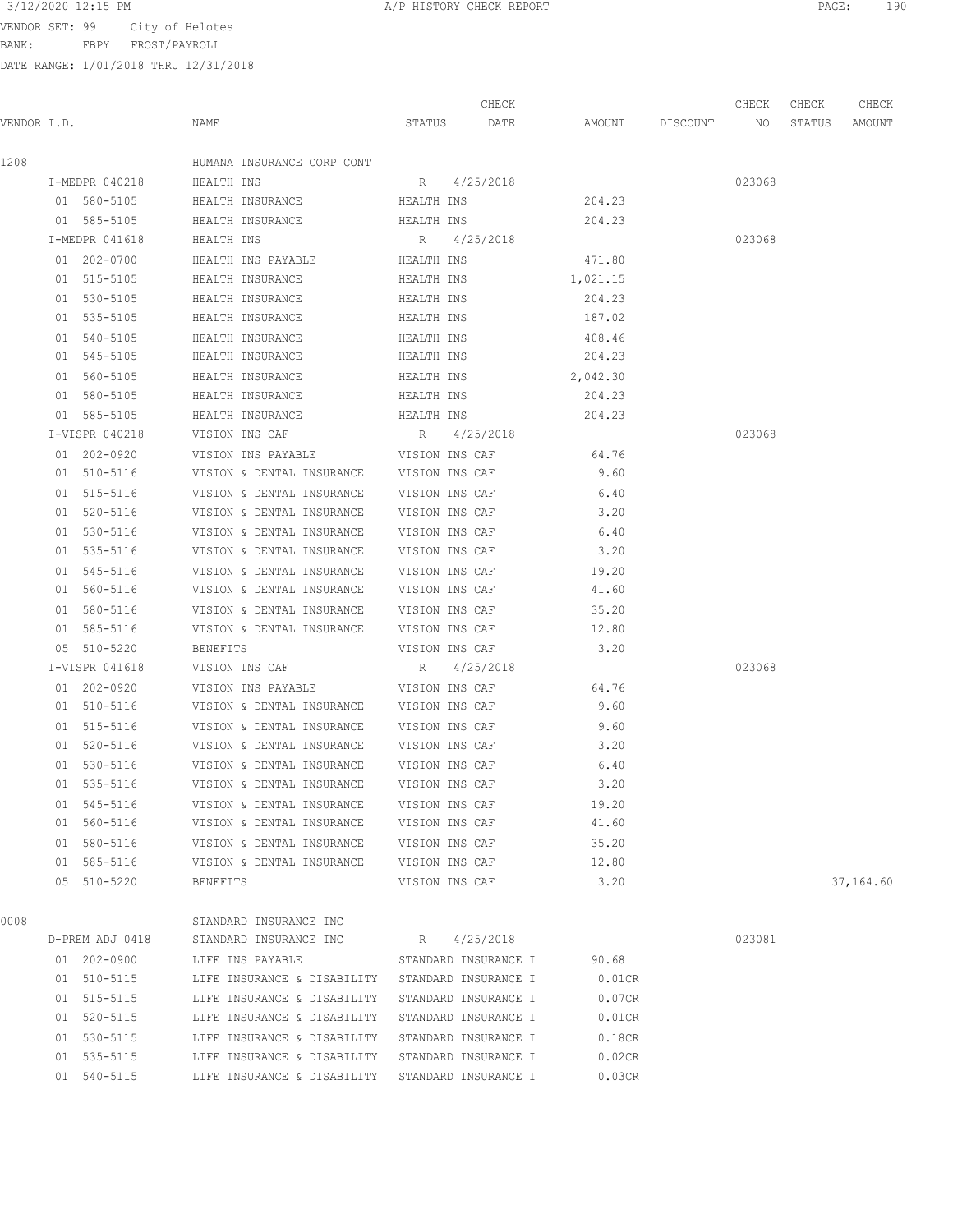3/12/2020 12:15 PM A/P HISTORY CHECK REPORT

VENDOR SET: 99 City of Helotes
BANK: FBPY FROST/PAYROLL
DATE RANGE: 1/01/2018 THRU 12/31/2018

| VENDOR I.D. | NAME | STATUS | CHECK DATE | AMOUNT | DISCOUNT | CHECK NO | CHECK STATUS | CHECK AMOUNT |
|---|---|---|---|---|---|---|---|---|
| 1208 | HUMANA INSURANCE CORP CONT | | | | | | | |
| I-MEDPR 040218 | HEALTH INS | R | 4/25/2018 | | | 023068 | | |
| 01 580-5105 | HEALTH INSURANCE | HEALTH INS | | 204.23 | | | | |
| 01 585-5105 | HEALTH INSURANCE | HEALTH INS | | 204.23 | | | | |
| I-MEDPR 041618 | HEALTH INS | R | 4/25/2018 | | | 023068 | | |
| 01 202-0700 | HEALTH INS PAYABLE | HEALTH INS | | 471.80 | | | | |
| 01 515-5105 | HEALTH INSURANCE | HEALTH INS | | 1,021.15 | | | | |
| 01 530-5105 | HEALTH INSURANCE | HEALTH INS | | 204.23 | | | | |
| 01 535-5105 | HEALTH INSURANCE | HEALTH INS | | 187.02 | | | | |
| 01 540-5105 | HEALTH INSURANCE | HEALTH INS | | 408.46 | | | | |
| 01 545-5105 | HEALTH INSURANCE | HEALTH INS | | 204.23 | | | | |
| 01 560-5105 | HEALTH INSURANCE | HEALTH INS | | 2,042.30 | | | | |
| 01 580-5105 | HEALTH INSURANCE | HEALTH INS | | 204.23 | | | | |
| 01 585-5105 | HEALTH INSURANCE | HEALTH INS | | 204.23 | | | | |
| I-VISPR 040218 | VISION INS CAF | R | 4/25/2018 | | | 023068 | | |
| 01 202-0920 | VISION INS PAYABLE | VISION INS CAF | | 64.76 | | | | |
| 01 510-5116 | VISION & DENTAL INSURANCE | VISION INS CAF | | 9.60 | | | | |
| 01 515-5116 | VISION & DENTAL INSURANCE | VISION INS CAF | | 6.40 | | | | |
| 01 520-5116 | VISION & DENTAL INSURANCE | VISION INS CAF | | 3.20 | | | | |
| 01 530-5116 | VISION & DENTAL INSURANCE | VISION INS CAF | | 6.40 | | | | |
| 01 535-5116 | VISION & DENTAL INSURANCE | VISION INS CAF | | 3.20 | | | | |
| 01 545-5116 | VISION & DENTAL INSURANCE | VISION INS CAF | | 19.20 | | | | |
| 01 560-5116 | VISION & DENTAL INSURANCE | VISION INS CAF | | 41.60 | | | | |
| 01 580-5116 | VISION & DENTAL INSURANCE | VISION INS CAF | | 35.20 | | | | |
| 01 585-5116 | VISION & DENTAL INSURANCE | VISION INS CAF | | 12.80 | | | | |
| 05 510-5220 | BENEFITS | VISION INS CAF | | 3.20 | | | | |
| I-VISPR 041618 | VISION INS CAF | R | 4/25/2018 | | | 023068 | | |
| 01 202-0920 | VISION INS PAYABLE | VISION INS CAF | | 64.76 | | | | |
| 01 510-5116 | VISION & DENTAL INSURANCE | VISION INS CAF | | 9.60 | | | | |
| 01 515-5116 | VISION & DENTAL INSURANCE | VISION INS CAF | | 9.60 | | | | |
| 01 520-5116 | VISION & DENTAL INSURANCE | VISION INS CAF | | 3.20 | | | | |
| 01 530-5116 | VISION & DENTAL INSURANCE | VISION INS CAF | | 6.40 | | | | |
| 01 535-5116 | VISION & DENTAL INSURANCE | VISION INS CAF | | 3.20 | | | | |
| 01 545-5116 | VISION & DENTAL INSURANCE | VISION INS CAF | | 19.20 | | | | |
| 01 560-5116 | VISION & DENTAL INSURANCE | VISION INS CAF | | 41.60 | | | | |
| 01 580-5116 | VISION & DENTAL INSURANCE | VISION INS CAF | | 35.20 | | | | |
| 01 585-5116 | VISION & DENTAL INSURANCE | VISION INS CAF | | 12.80 | | | | |
| 05 510-5220 | BENEFITS | VISION INS CAF | | 3.20 | | | | 37,164.60 |
| 0008 | STANDARD INSURANCE INC | | | | | | | |
| D-PREM ADJ 0418 | STANDARD INSURANCE INC | R | 4/25/2018 | | | 023081 | | |
| 01 202-0900 | LIFE INS PAYABLE | STANDARD INSURANCE I | | 90.68 | | | | |
| 01 510-5115 | LIFE INSURANCE & DISABILITY | STANDARD INSURANCE I | | 0.01CR | | | | |
| 01 515-5115 | LIFE INSURANCE & DISABILITY | STANDARD INSURANCE I | | 0.07CR | | | | |
| 01 520-5115 | LIFE INSURANCE & DISABILITY | STANDARD INSURANCE I | | 0.01CR | | | | |
| 01 530-5115 | LIFE INSURANCE & DISABILITY | STANDARD INSURANCE I | | 0.18CR | | | | |
| 01 535-5115 | LIFE INSURANCE & DISABILITY | STANDARD INSURANCE I | | 0.02CR | | | | |
| 01 540-5115 | LIFE INSURANCE & DISABILITY | STANDARD INSURANCE I | | 0.03CR | | | | |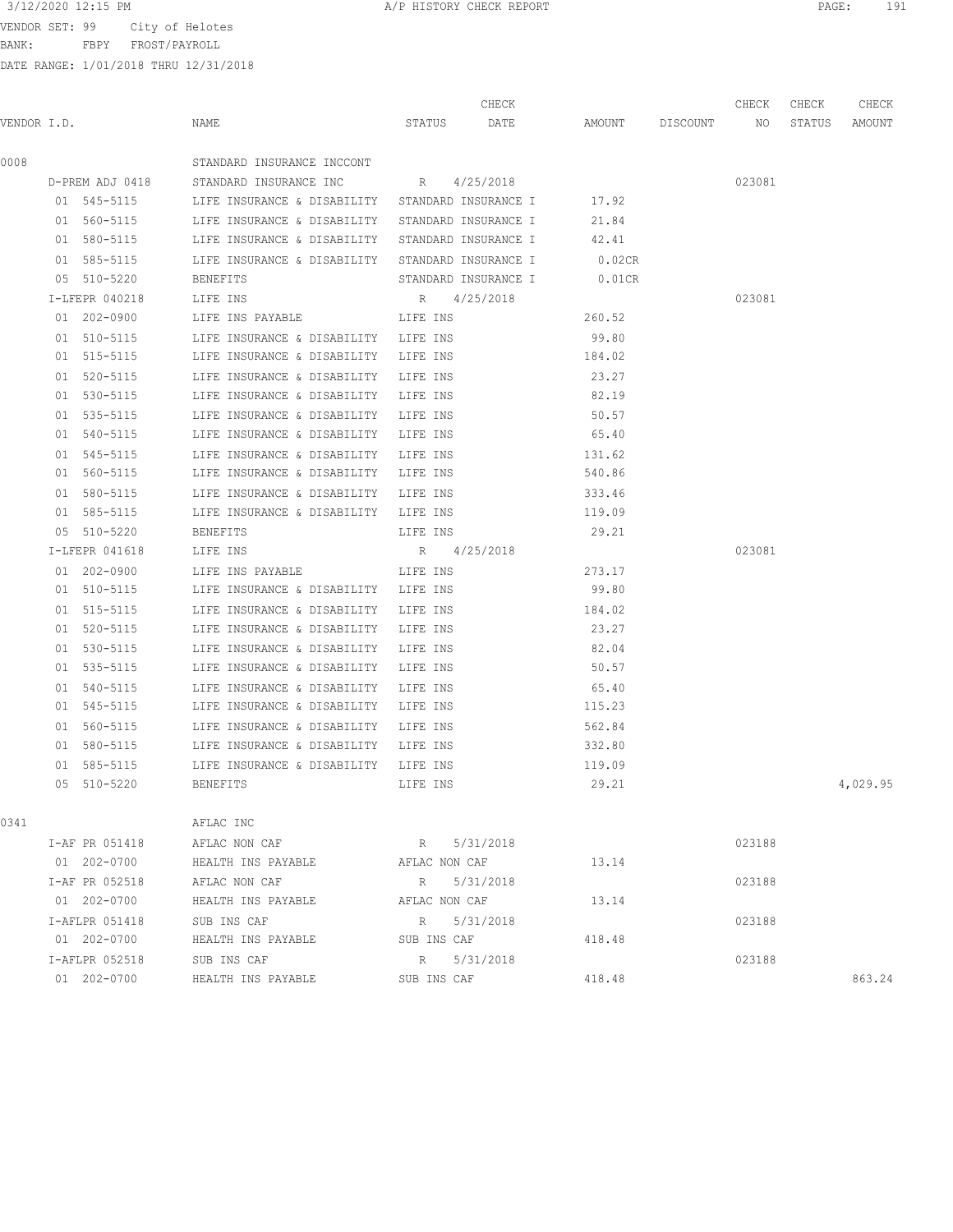3/12/2020 12:15 PM A/P HISTORY CHECK REPORT

VENDOR SET: 99 City of Helotes
BANK: FBPY FROST/PAYROLL
DATE RANGE: 1/01/2018 THRU 12/31/2018

| VENDOR I.D. | NAME | STATUS | CHECK DATE | AMOUNT | DISCOUNT | CHECK NO | CHECK STATUS | CHECK AMOUNT |
|---|---|---|---|---|---|---|---|---|
| 0008 | STANDARD INSURANCE INCCONT | | | | | | | |
| D-PREM ADJ 0418 | STANDARD INSURANCE INC | R | 4/25/2018 | | | 023081 | | |
| 01 545-5115 | LIFE INSURANCE & DISABILITY | STANDARD INSURANCE I | | 17.92 | | | | |
| 01 560-5115 | LIFE INSURANCE & DISABILITY | STANDARD INSURANCE I | | 21.84 | | | | |
| 01 580-5115 | LIFE INSURANCE & DISABILITY | STANDARD INSURANCE I | | 42.41 | | | | |
| 01 585-5115 | LIFE INSURANCE & DISABILITY | STANDARD INSURANCE I | | 0.02CR | | | | |
| 05 510-5220 | BENEFITS | STANDARD INSURANCE I | | 0.01CR | | | | |
| I-LFEPR 040218 | LIFE INS | R | 4/25/2018 | | | 023081 | | |
| 01 202-0900 | LIFE INS PAYABLE | LIFE INS | | 260.52 | | | | |
| 01 510-5115 | LIFE INSURANCE & DISABILITY | LIFE INS | | 99.80 | | | | |
| 01 515-5115 | LIFE INSURANCE & DISABILITY | LIFE INS | | 184.02 | | | | |
| 01 520-5115 | LIFE INSURANCE & DISABILITY | LIFE INS | | 23.27 | | | | |
| 01 530-5115 | LIFE INSURANCE & DISABILITY | LIFE INS | | 82.19 | | | | |
| 01 535-5115 | LIFE INSURANCE & DISABILITY | LIFE INS | | 50.57 | | | | |
| 01 540-5115 | LIFE INSURANCE & DISABILITY | LIFE INS | | 65.40 | | | | |
| 01 545-5115 | LIFE INSURANCE & DISABILITY | LIFE INS | | 131.62 | | | | |
| 01 560-5115 | LIFE INSURANCE & DISABILITY | LIFE INS | | 540.86 | | | | |
| 01 580-5115 | LIFE INSURANCE & DISABILITY | LIFE INS | | 333.46 | | | | |
| 01 585-5115 | LIFE INSURANCE & DISABILITY | LIFE INS | | 119.09 | | | | |
| 05 510-5220 | BENEFITS | LIFE INS | | 29.21 | | | | |
| I-LFEPR 041618 | LIFE INS | R | 4/25/2018 | | | 023081 | | |
| 01 202-0900 | LIFE INS PAYABLE | LIFE INS | | 273.17 | | | | |
| 01 510-5115 | LIFE INSURANCE & DISABILITY | LIFE INS | | 99.80 | | | | |
| 01 515-5115 | LIFE INSURANCE & DISABILITY | LIFE INS | | 184.02 | | | | |
| 01 520-5115 | LIFE INSURANCE & DISABILITY | LIFE INS | | 23.27 | | | | |
| 01 530-5115 | LIFE INSURANCE & DISABILITY | LIFE INS | | 82.04 | | | | |
| 01 535-5115 | LIFE INSURANCE & DISABILITY | LIFE INS | | 50.57 | | | | |
| 01 540-5115 | LIFE INSURANCE & DISABILITY | LIFE INS | | 65.40 | | | | |
| 01 545-5115 | LIFE INSURANCE & DISABILITY | LIFE INS | | 115.23 | | | | |
| 01 560-5115 | LIFE INSURANCE & DISABILITY | LIFE INS | | 562.84 | | | | |
| 01 580-5115 | LIFE INSURANCE & DISABILITY | LIFE INS | | 332.80 | | | | |
| 01 585-5115 | LIFE INSURANCE & DISABILITY | LIFE INS | | 119.09 | | | | |
| 05 510-5220 | BENEFITS | LIFE INS | | 29.21 | | | | 4,029.95 |
| 0341 | AFLAC INC | | | | | | | |
| I-AF PR 051418 | AFLAC NON CAF | R | 5/31/2018 | | | 023188 | | |
| 01 202-0700 | HEALTH INS PAYABLE | AFLAC NON CAF | | 13.14 | | | | |
| I-AF PR 052518 | AFLAC NON CAF | R | 5/31/2018 | | | 023188 | | |
| 01 202-0700 | HEALTH INS PAYABLE | AFLAC NON CAF | | 13.14 | | | | |
| I-AFLPR 051418 | SUB INS CAF | R | 5/31/2018 | | | 023188 | | |
| 01 202-0700 | HEALTH INS PAYABLE | SUB INS CAF | | 418.48 | | | | |
| I-AFLPR 052518 | SUB INS CAF | R | 5/31/2018 | | | 023188 | | |
| 01 202-0700 | HEALTH INS PAYABLE | SUB INS CAF | | 418.48 | | | | 863.24 |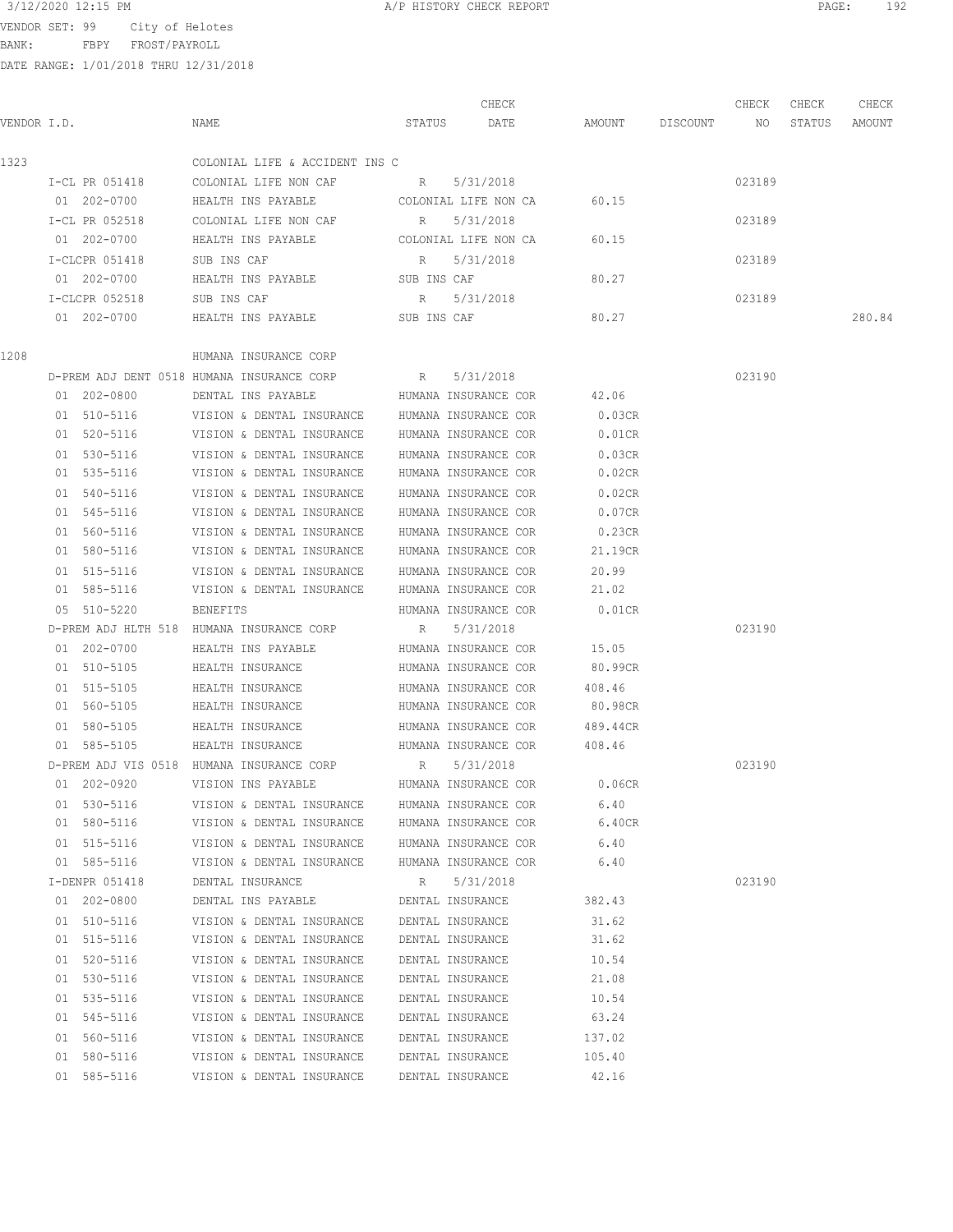A/P HISTORY CHECK REPORT

VENDOR SET: 99 City of Helotes
BANK: FBPY FROST/PAYROLL
DATE RANGE: 1/01/2018 THRU 12/31/2018

| VENDOR I.D. | NAME | STATUS | CHECK DATE | AMOUNT | DISCOUNT | CHECK NO | CHECK STATUS | CHECK AMOUNT |
|---|---|---|---|---|---|---|---|---|
| 1323 | COLONIAL LIFE & ACCIDENT INS C | | | | | | | |
| I-CL PR 051418 | COLONIAL LIFE NON CAF | R | 5/31/2018 | | | 023189 | | |
| 01 202-0700 | HEALTH INS PAYABLE | COLONIAL LIFE NON CA | | 60.15 | | | | |
| I-CL PR 052518 | COLONIAL LIFE NON CAF | R | 5/31/2018 | | | 023189 | | |
| 01 202-0700 | HEALTH INS PAYABLE | COLONIAL LIFE NON CA | | 60.15 | | | | |
| I-CLCPR 051418 | SUB INS CAF | R | 5/31/2018 | | | 023189 | | |
| 01 202-0700 | HEALTH INS PAYABLE | SUB INS CAF | | 80.27 | | | | |
| I-CLCPR 052518 | SUB INS CAF | R | 5/31/2018 | | | 023189 | | |
| 01 202-0700 | HEALTH INS PAYABLE | SUB INS CAF | | 80.27 | | | | 280.84 |
| 1208 | HUMANA INSURANCE CORP | | | | | | | |
| D-PREM ADJ DENT 0518 | HUMANA INSURANCE CORP | R | 5/31/2018 | | | 023190 | | |
| 01 202-0800 | DENTAL INS PAYABLE | HUMANA INSURANCE COR | | 42.06 | | | | |
| 01 510-5116 | VISION & DENTAL INSURANCE | HUMANA INSURANCE COR | | 0.03CR | | | | |
| 01 520-5116 | VISION & DENTAL INSURANCE | HUMANA INSURANCE COR | | 0.01CR | | | | |
| 01 530-5116 | VISION & DENTAL INSURANCE | HUMANA INSURANCE COR | | 0.03CR | | | | |
| 01 535-5116 | VISION & DENTAL INSURANCE | HUMANA INSURANCE COR | | 0.02CR | | | | |
| 01 540-5116 | VISION & DENTAL INSURANCE | HUMANA INSURANCE COR | | 0.02CR | | | | |
| 01 545-5116 | VISION & DENTAL INSURANCE | HUMANA INSURANCE COR | | 0.07CR | | | | |
| 01 560-5116 | VISION & DENTAL INSURANCE | HUMANA INSURANCE COR | | 0.23CR | | | | |
| 01 580-5116 | VISION & DENTAL INSURANCE | HUMANA INSURANCE COR | | 21.19CR | | | | |
| 01 515-5116 | VISION & DENTAL INSURANCE | HUMANA INSURANCE COR | | 20.99 | | | | |
| 01 585-5116 | VISION & DENTAL INSURANCE | HUMANA INSURANCE COR | | 21.02 | | | | |
| 05 510-5220 | BENEFITS | HUMANA INSURANCE COR | | 0.01CR | | | | |
| D-PREM ADJ HLTH 518 | HUMANA INSURANCE CORP | R | 5/31/2018 | | | 023190 | | |
| 01 202-0700 | HEALTH INS PAYABLE | HUMANA INSURANCE COR | | 15.05 | | | | |
| 01 510-5105 | HEALTH INSURANCE | HUMANA INSURANCE COR | | 80.99CR | | | | |
| 01 515-5105 | HEALTH INSURANCE | HUMANA INSURANCE COR | | 408.46 | | | | |
| 01 560-5105 | HEALTH INSURANCE | HUMANA INSURANCE COR | | 80.98CR | | | | |
| 01 580-5105 | HEALTH INSURANCE | HUMANA INSURANCE COR | | 489.44CR | | | | |
| 01 585-5105 | HEALTH INSURANCE | HUMANA INSURANCE COR | | 408.46 | | | | |
| D-PREM ADJ VIS 0518 | HUMANA INSURANCE CORP | R | 5/31/2018 | | | 023190 | | |
| 01 202-0920 | VISION INS PAYABLE | HUMANA INSURANCE COR | | 0.06CR | | | | |
| 01 530-5116 | VISION & DENTAL INSURANCE | HUMANA INSURANCE COR | | 6.40 | | | | |
| 01 580-5116 | VISION & DENTAL INSURANCE | HUMANA INSURANCE COR | | 6.40CR | | | | |
| 01 515-5116 | VISION & DENTAL INSURANCE | HUMANA INSURANCE COR | | 6.40 | | | | |
| 01 585-5116 | VISION & DENTAL INSURANCE | HUMANA INSURANCE COR | | 6.40 | | | | |
| I-DENPR 051418 | DENTAL INSURANCE | R | 5/31/2018 | | | 023190 | | |
| 01 202-0800 | DENTAL INS PAYABLE | DENTAL INSURANCE | | 382.43 | | | | |
| 01 510-5116 | VISION & DENTAL INSURANCE | DENTAL INSURANCE | | 31.62 | | | | |
| 01 515-5116 | VISION & DENTAL INSURANCE | DENTAL INSURANCE | | 31.62 | | | | |
| 01 520-5116 | VISION & DENTAL INSURANCE | DENTAL INSURANCE | | 10.54 | | | | |
| 01 530-5116 | VISION & DENTAL INSURANCE | DENTAL INSURANCE | | 21.08 | | | | |
| 01 535-5116 | VISION & DENTAL INSURANCE | DENTAL INSURANCE | | 10.54 | | | | |
| 01 545-5116 | VISION & DENTAL INSURANCE | DENTAL INSURANCE | | 63.24 | | | | |
| 01 560-5116 | VISION & DENTAL INSURANCE | DENTAL INSURANCE | | 137.02 | | | | |
| 01 580-5116 | VISION & DENTAL INSURANCE | DENTAL INSURANCE | | 105.40 | | | | |
| 01 585-5116 | VISION & DENTAL INSURANCE | DENTAL INSURANCE | | 42.16 | | | | |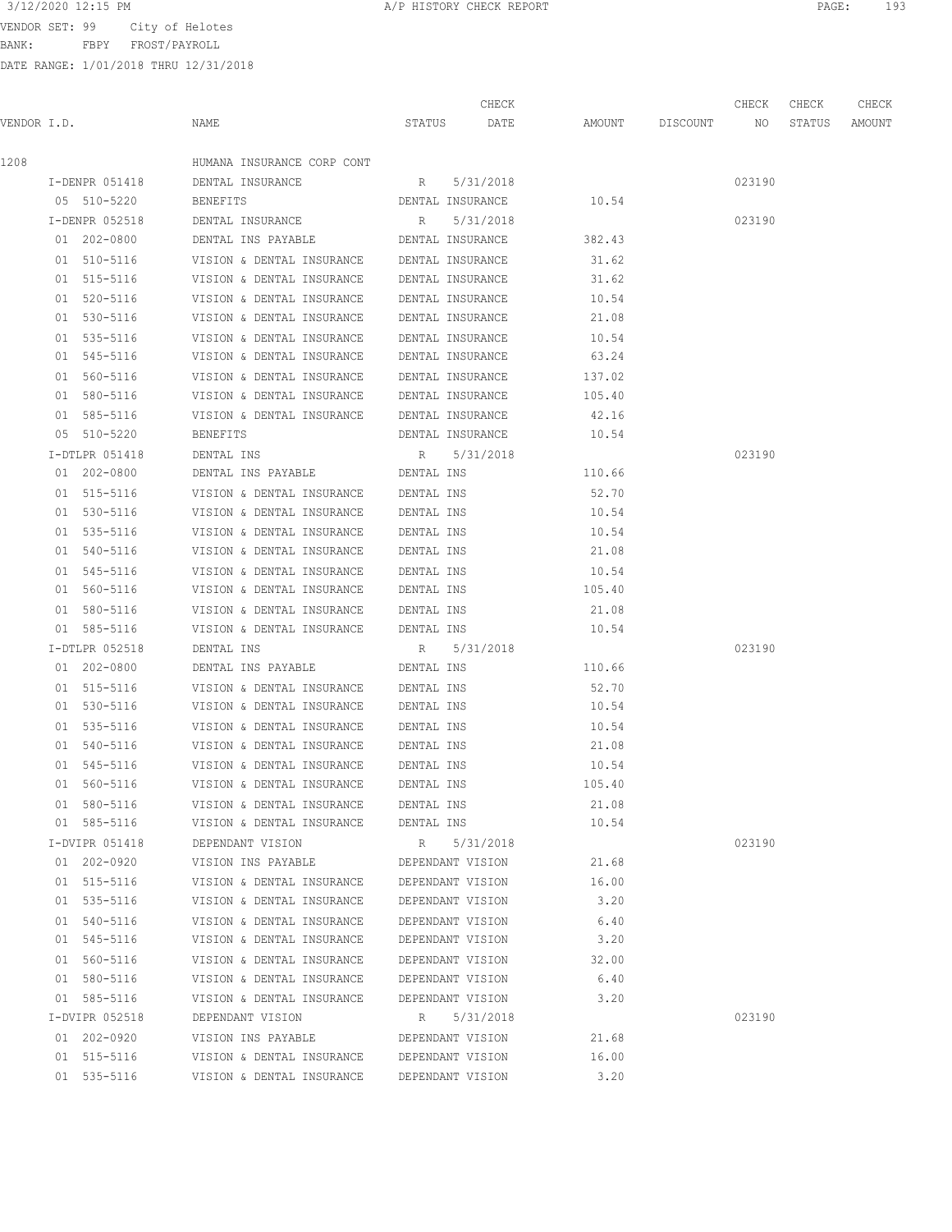3/12/2020 12:15 PM A/P HISTORY CHECK REPORT

VENDOR SET: 99 City of Helotes
BANK: FBPY FROST/PAYROLL
DATE RANGE: 1/01/2018 THRU 12/31/2018

| VENDOR I.D. | NAME | STATUS | CHECK DATE | AMOUNT | DISCOUNT | CHECK NO | CHECK STATUS | CHECK AMOUNT |
|---|---|---|---|---|---|---|---|---|
| 1208 | HUMANA INSURANCE CORP CONT | | | | | | | |
| I-DENPR 051418 | DENTAL INSURANCE | R | 5/31/2018 | | | 023190 | | |
| 05 510-5220 | BENEFITS | DENTAL INSURANCE | | 10.54 | | | | |
| I-DENPR 052518 | DENTAL INSURANCE | R | 5/31/2018 | | | 023190 | | |
| 01 202-0800 | DENTAL INS PAYABLE | DENTAL INSURANCE | | 382.43 | | | | |
| 01 510-5116 | VISION & DENTAL INSURANCE | DENTAL INSURANCE | | 31.62 | | | | |
| 01 515-5116 | VISION & DENTAL INSURANCE | DENTAL INSURANCE | | 31.62 | | | | |
| 01 520-5116 | VISION & DENTAL INSURANCE | DENTAL INSURANCE | | 10.54 | | | | |
| 01 530-5116 | VISION & DENTAL INSURANCE | DENTAL INSURANCE | | 21.08 | | | | |
| 01 535-5116 | VISION & DENTAL INSURANCE | DENTAL INSURANCE | | 10.54 | | | | |
| 01 545-5116 | VISION & DENTAL INSURANCE | DENTAL INSURANCE | | 63.24 | | | | |
| 01 560-5116 | VISION & DENTAL INSURANCE | DENTAL INSURANCE | | 137.02 | | | | |
| 01 580-5116 | VISION & DENTAL INSURANCE | DENTAL INSURANCE | | 105.40 | | | | |
| 01 585-5116 | VISION & DENTAL INSURANCE | DENTAL INSURANCE | | 42.16 | | | | |
| 05 510-5220 | BENEFITS | DENTAL INSURANCE | | 10.54 | | | | |
| I-DTLPR 051418 | DENTAL INS | R | 5/31/2018 | | | 023190 | | |
| 01 202-0800 | DENTAL INS PAYABLE | DENTAL INS | | 110.66 | | | | |
| 01 515-5116 | VISION & DENTAL INSURANCE | DENTAL INS | | 52.70 | | | | |
| 01 530-5116 | VISION & DENTAL INSURANCE | DENTAL INS | | 10.54 | | | | |
| 01 535-5116 | VISION & DENTAL INSURANCE | DENTAL INS | | 10.54 | | | | |
| 01 540-5116 | VISION & DENTAL INSURANCE | DENTAL INS | | 21.08 | | | | |
| 01 545-5116 | VISION & DENTAL INSURANCE | DENTAL INS | | 10.54 | | | | |
| 01 560-5116 | VISION & DENTAL INSURANCE | DENTAL INS | | 105.40 | | | | |
| 01 580-5116 | VISION & DENTAL INSURANCE | DENTAL INS | | 21.08 | | | | |
| 01 585-5116 | VISION & DENTAL INSURANCE | DENTAL INS | | 10.54 | | | | |
| I-DTLPR 052518 | DENTAL INS | R | 5/31/2018 | | | 023190 | | |
| 01 202-0800 | DENTAL INS PAYABLE | DENTAL INS | | 110.66 | | | | |
| 01 515-5116 | VISION & DENTAL INSURANCE | DENTAL INS | | 52.70 | | | | |
| 01 530-5116 | VISION & DENTAL INSURANCE | DENTAL INS | | 10.54 | | | | |
| 01 535-5116 | VISION & DENTAL INSURANCE | DENTAL INS | | 10.54 | | | | |
| 01 540-5116 | VISION & DENTAL INSURANCE | DENTAL INS | | 21.08 | | | | |
| 01 545-5116 | VISION & DENTAL INSURANCE | DENTAL INS | | 10.54 | | | | |
| 01 560-5116 | VISION & DENTAL INSURANCE | DENTAL INS | | 105.40 | | | | |
| 01 580-5116 | VISION & DENTAL INSURANCE | DENTAL INS | | 21.08 | | | | |
| 01 585-5116 | VISION & DENTAL INSURANCE | DENTAL INS | | 10.54 | | | | |
| I-DVIPR 051418 | DEPENDANT VISION | R | 5/31/2018 | | | 023190 | | |
| 01 202-0920 | VISION INS PAYABLE | DEPENDANT VISION | | 21.68 | | | | |
| 01 515-5116 | VISION & DENTAL INSURANCE | DEPENDANT VISION | | 16.00 | | | | |
| 01 535-5116 | VISION & DENTAL INSURANCE | DEPENDANT VISION | | 3.20 | | | | |
| 01 540-5116 | VISION & DENTAL INSURANCE | DEPENDANT VISION | | 6.40 | | | | |
| 01 545-5116 | VISION & DENTAL INSURANCE | DEPENDANT VISION | | 3.20 | | | | |
| 01 560-5116 | VISION & DENTAL INSURANCE | DEPENDANT VISION | | 32.00 | | | | |
| 01 580-5116 | VISION & DENTAL INSURANCE | DEPENDANT VISION | | 6.40 | | | | |
| 01 585-5116 | VISION & DENTAL INSURANCE | DEPENDANT VISION | | 3.20 | | | | |
| I-DVIPR 052518 | DEPENDANT VISION | R | 5/31/2018 | | | 023190 | | |
| 01 202-0920 | VISION INS PAYABLE | DEPENDANT VISION | | 21.68 | | | | |
| 01 515-5116 | VISION & DENTAL INSURANCE | DEPENDANT VISION | | 16.00 | | | | |
| 01 535-5116 | VISION & DENTAL INSURANCE | DEPENDANT VISION | | 3.20 | | | | |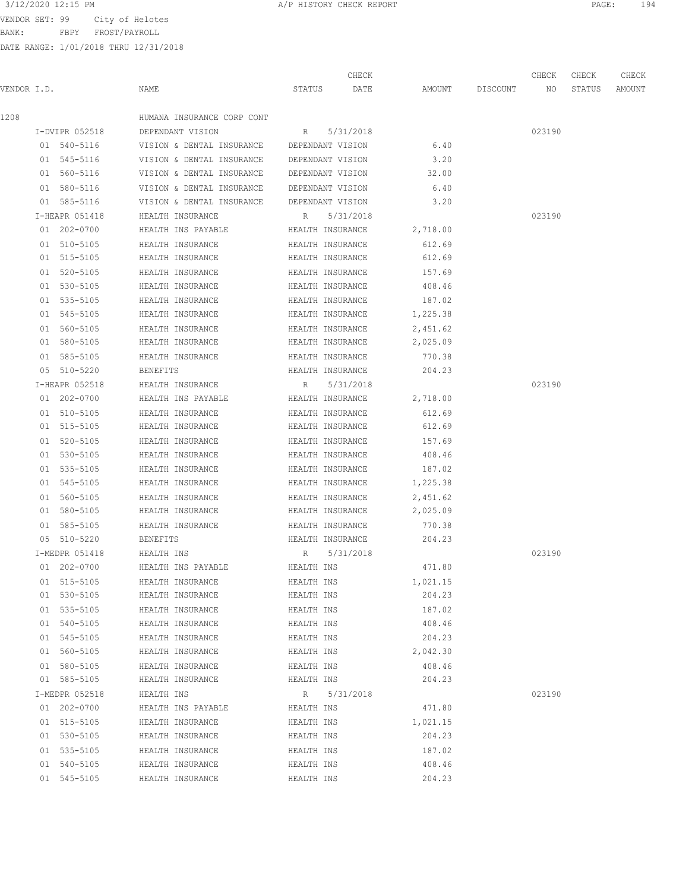3/12/2020 12:15 PM A/P HISTORY CHECK REPORT

VENDOR SET: 99 City of Helotes
BANK: FBPY FROST/PAYROLL
DATE RANGE: 1/01/2018 THRU 12/31/2018

| VENDOR I.D. | NAME | STATUS | CHECK DATE | AMOUNT | DISCOUNT | CHECK NO | CHECK STATUS | CHECK AMOUNT |
|---|---|---|---|---|---|---|---|---|
| 1208 | HUMANA INSURANCE CORP CONT | | | | | | | |
| I-DVIPR 052518 | DEPENDANT VISION | R | 5/31/2018 | | | 023190 | | |
| 01 540-5116 | VISION & DENTAL INSURANCE | DEPENDANT VISION | | 6.40 | | | | |
| 01 545-5116 | VISION & DENTAL INSURANCE | DEPENDANT VISION | | 3.20 | | | | |
| 01 560-5116 | VISION & DENTAL INSURANCE | DEPENDANT VISION | | 32.00 | | | | |
| 01 580-5116 | VISION & DENTAL INSURANCE | DEPENDANT VISION | | 6.40 | | | | |
| 01 585-5116 | VISION & DENTAL INSURANCE | DEPENDANT VISION | | 3.20 | | | | |
| I-HEAPR 051418 | HEALTH INSURANCE | R | 5/31/2018 | | | 023190 | | |
| 01 202-0700 | HEALTH INS PAYABLE | HEALTH INSURANCE | | 2,718.00 | | | | |
| 01 510-5105 | HEALTH INSURANCE | HEALTH INSURANCE | | 612.69 | | | | |
| 01 515-5105 | HEALTH INSURANCE | HEALTH INSURANCE | | 612.69 | | | | |
| 01 520-5105 | HEALTH INSURANCE | HEALTH INSURANCE | | 157.69 | | | | |
| 01 530-5105 | HEALTH INSURANCE | HEALTH INSURANCE | | 408.46 | | | | |
| 01 535-5105 | HEALTH INSURANCE | HEALTH INSURANCE | | 187.02 | | | | |
| 01 545-5105 | HEALTH INSURANCE | HEALTH INSURANCE | | 1,225.38 | | | | |
| 01 560-5105 | HEALTH INSURANCE | HEALTH INSURANCE | | 2,451.62 | | | | |
| 01 580-5105 | HEALTH INSURANCE | HEALTH INSURANCE | | 2,025.09 | | | | |
| 01 585-5105 | HEALTH INSURANCE | HEALTH INSURANCE | | 770.38 | | | | |
| 05 510-5220 | BENEFITS | HEALTH INSURANCE | | 204.23 | | | | |
| I-HEAPR 052518 | HEALTH INSURANCE | R | 5/31/2018 | | | 023190 | | |
| 01 202-0700 | HEALTH INS PAYABLE | HEALTH INSURANCE | | 2,718.00 | | | | |
| 01 510-5105 | HEALTH INSURANCE | HEALTH INSURANCE | | 612.69 | | | | |
| 01 515-5105 | HEALTH INSURANCE | HEALTH INSURANCE | | 612.69 | | | | |
| 01 520-5105 | HEALTH INSURANCE | HEALTH INSURANCE | | 157.69 | | | | |
| 01 530-5105 | HEALTH INSURANCE | HEALTH INSURANCE | | 408.46 | | | | |
| 01 535-5105 | HEALTH INSURANCE | HEALTH INSURANCE | | 187.02 | | | | |
| 01 545-5105 | HEALTH INSURANCE | HEALTH INSURANCE | | 1,225.38 | | | | |
| 01 560-5105 | HEALTH INSURANCE | HEALTH INSURANCE | | 2,451.62 | | | | |
| 01 580-5105 | HEALTH INSURANCE | HEALTH INSURANCE | | 2,025.09 | | | | |
| 01 585-5105 | HEALTH INSURANCE | HEALTH INSURANCE | | 770.38 | | | | |
| 05 510-5220 | BENEFITS | HEALTH INSURANCE | | 204.23 | | | | |
| I-MEDPR 051418 | HEALTH INS | R | 5/31/2018 | | | 023190 | | |
| 01 202-0700 | HEALTH INS PAYABLE | HEALTH INS | | 471.80 | | | | |
| 01 515-5105 | HEALTH INSURANCE | HEALTH INS | | 1,021.15 | | | | |
| 01 530-5105 | HEALTH INSURANCE | HEALTH INS | | 204.23 | | | | |
| 01 535-5105 | HEALTH INSURANCE | HEALTH INS | | 187.02 | | | | |
| 01 540-5105 | HEALTH INSURANCE | HEALTH INS | | 408.46 | | | | |
| 01 545-5105 | HEALTH INSURANCE | HEALTH INS | | 204.23 | | | | |
| 01 560-5105 | HEALTH INSURANCE | HEALTH INS | | 2,042.30 | | | | |
| 01 580-5105 | HEALTH INSURANCE | HEALTH INS | | 408.46 | | | | |
| 01 585-5105 | HEALTH INSURANCE | HEALTH INS | | 204.23 | | | | |
| I-MEDPR 052518 | HEALTH INS | R | 5/31/2018 | | | 023190 | | |
| 01 202-0700 | HEALTH INS PAYABLE | HEALTH INS | | 471.80 | | | | |
| 01 515-5105 | HEALTH INSURANCE | HEALTH INS | | 1,021.15 | | | | |
| 01 530-5105 | HEALTH INSURANCE | HEALTH INS | | 204.23 | | | | |
| 01 535-5105 | HEALTH INSURANCE | HEALTH INS | | 187.02 | | | | |
| 01 540-5105 | HEALTH INSURANCE | HEALTH INS | | 408.46 | | | | |
| 01 545-5105 | HEALTH INSURANCE | HEALTH INS | | 204.23 | | | | |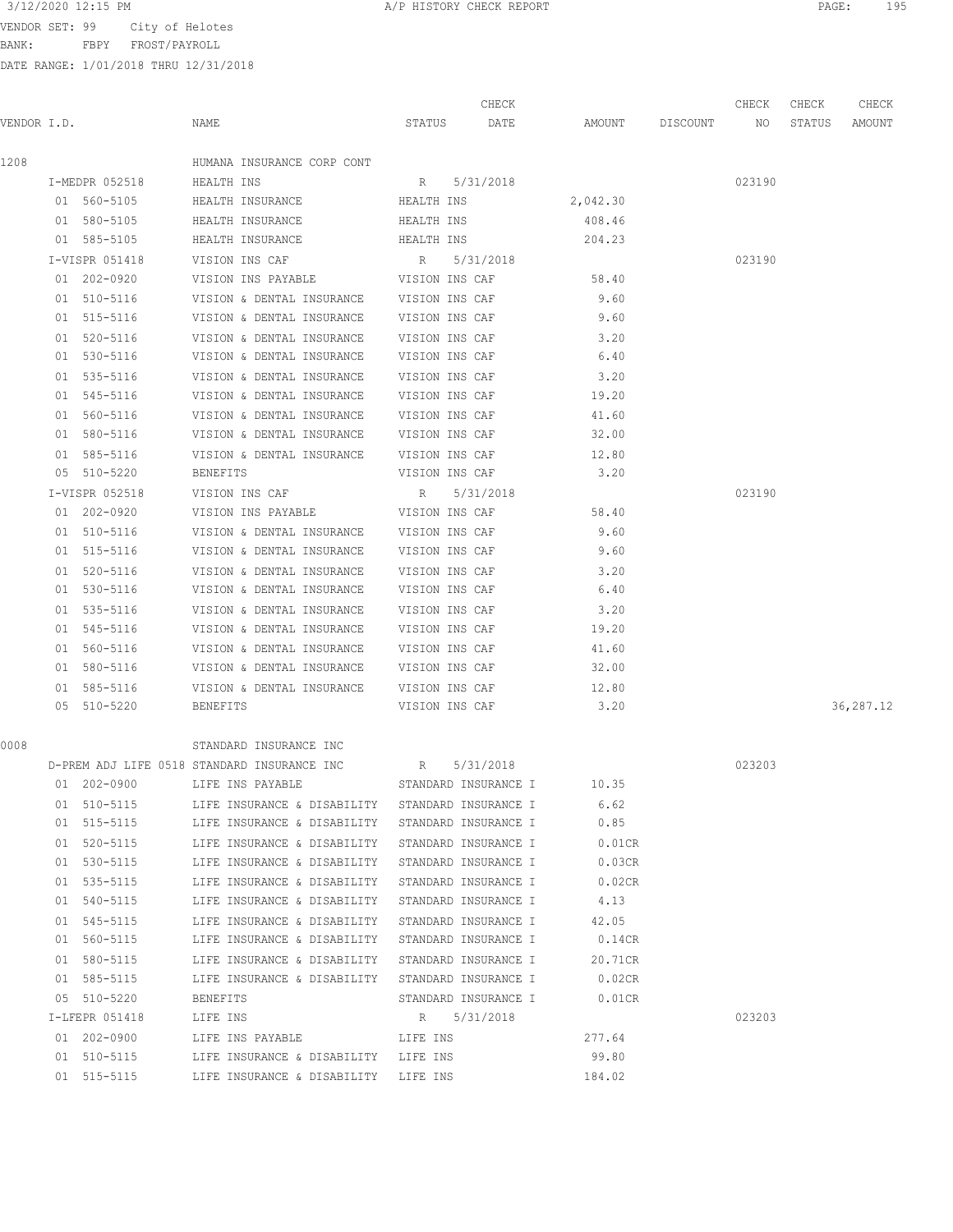VENDOR SET: 99 City of Helotes
BANK: FBPY FROST/PAYROLL
DATE RANGE: 1/01/2018 THRU 12/31/2018

| VENDOR I.D. | NAME | STATUS | CHECK DATE | AMOUNT | DISCOUNT | CHECK NO | CHECK STATUS | CHECK AMOUNT |
|---|---|---|---|---|---|---|---|---|
| 1208 | HUMANA INSURANCE CORP CONT | | | | | | | |
| I-MEDPR 052518 | HEALTH INS | R | 5/31/2018 | | | 023190 | | |
| 01 560-5105 | HEALTH INSURANCE | HEALTH INS | | 2,042.30 | | | | |
| 01 580-5105 | HEALTH INSURANCE | HEALTH INS | | 408.46 | | | | |
| 01 585-5105 | HEALTH INSURANCE | HEALTH INS | | 204.23 | | | | |
| I-VISPR 051418 | VISION INS CAF | R | 5/31/2018 | | | 023190 | | |
| 01 202-0920 | VISION INS PAYABLE | VISION INS CAF | | 58.40 | | | | |
| 01 510-5116 | VISION & DENTAL INSURANCE | VISION INS CAF | | 9.60 | | | | |
| 01 515-5116 | VISION & DENTAL INSURANCE | VISION INS CAF | | 9.60 | | | | |
| 01 520-5116 | VISION & DENTAL INSURANCE | VISION INS CAF | | 3.20 | | | | |
| 01 530-5116 | VISION & DENTAL INSURANCE | VISION INS CAF | | 6.40 | | | | |
| 01 535-5116 | VISION & DENTAL INSURANCE | VISION INS CAF | | 3.20 | | | | |
| 01 545-5116 | VISION & DENTAL INSURANCE | VISION INS CAF | | 19.20 | | | | |
| 01 560-5116 | VISION & DENTAL INSURANCE | VISION INS CAF | | 41.60 | | | | |
| 01 580-5116 | VISION & DENTAL INSURANCE | VISION INS CAF | | 32.00 | | | | |
| 01 585-5116 | VISION & DENTAL INSURANCE | VISION INS CAF | | 12.80 | | | | |
| 05 510-5220 | BENEFITS | VISION INS CAF | | 3.20 | | | | |
| I-VISPR 052518 | VISION INS CAF | R | 5/31/2018 | | | 023190 | | |
| 01 202-0920 | VISION INS PAYABLE | VISION INS CAF | | 58.40 | | | | |
| 01 510-5116 | VISION & DENTAL INSURANCE | VISION INS CAF | | 9.60 | | | | |
| 01 515-5116 | VISION & DENTAL INSURANCE | VISION INS CAF | | 9.60 | | | | |
| 01 520-5116 | VISION & DENTAL INSURANCE | VISION INS CAF | | 3.20 | | | | |
| 01 530-5116 | VISION & DENTAL INSURANCE | VISION INS CAF | | 6.40 | | | | |
| 01 535-5116 | VISION & DENTAL INSURANCE | VISION INS CAF | | 3.20 | | | | |
| 01 545-5116 | VISION & DENTAL INSURANCE | VISION INS CAF | | 19.20 | | | | |
| 01 560-5116 | VISION & DENTAL INSURANCE | VISION INS CAF | | 41.60 | | | | |
| 01 580-5116 | VISION & DENTAL INSURANCE | VISION INS CAF | | 32.00 | | | | |
| 01 585-5116 | VISION & DENTAL INSURANCE | VISION INS CAF | | 12.80 | | | | |
| 05 510-5220 | BENEFITS | VISION INS CAF | | 3.20 | | | | 36,287.12 |
| 0008 | STANDARD INSURANCE INC | | | | | | | |
| D-PREM ADJ LIFE 0518 | STANDARD INSURANCE INC | R | 5/31/2018 | | | 023203 | | |
| 01 202-0900 | LIFE INS PAYABLE | STANDARD INSURANCE I | | 10.35 | | | | |
| 01 510-5115 | LIFE INSURANCE & DISABILITY | STANDARD INSURANCE I | | 6.62 | | | | |
| 01 515-5115 | LIFE INSURANCE & DISABILITY | STANDARD INSURANCE I | | 0.85 | | | | |
| 01 520-5115 | LIFE INSURANCE & DISABILITY | STANDARD INSURANCE I | | 0.01CR | | | | |
| 01 530-5115 | LIFE INSURANCE & DISABILITY | STANDARD INSURANCE I | | 0.03CR | | | | |
| 01 535-5115 | LIFE INSURANCE & DISABILITY | STANDARD INSURANCE I | | 0.02CR | | | | |
| 01 540-5115 | LIFE INSURANCE & DISABILITY | STANDARD INSURANCE I | | 4.13 | | | | |
| 01 545-5115 | LIFE INSURANCE & DISABILITY | STANDARD INSURANCE I | | 42.05 | | | | |
| 01 560-5115 | LIFE INSURANCE & DISABILITY | STANDARD INSURANCE I | | 0.14CR | | | | |
| 01 580-5115 | LIFE INSURANCE & DISABILITY | STANDARD INSURANCE I | | 20.71CR | | | | |
| 01 585-5115 | LIFE INSURANCE & DISABILITY | STANDARD INSURANCE I | | 0.02CR | | | | |
| 05 510-5220 | BENEFITS | STANDARD INSURANCE I | | 0.01CR | | | | |
| I-LFEPR 051418 | LIFE INS | R | 5/31/2018 | | | 023203 | | |
| 01 202-0900 | LIFE INS PAYABLE | LIFE INS | | 277.64 | | | | |
| 01 510-5115 | LIFE INSURANCE & DISABILITY | LIFE INS | | 99.80 | | | | |
| 01 515-5115 | LIFE INSURANCE & DISABILITY | LIFE INS | | 184.02 | | | | |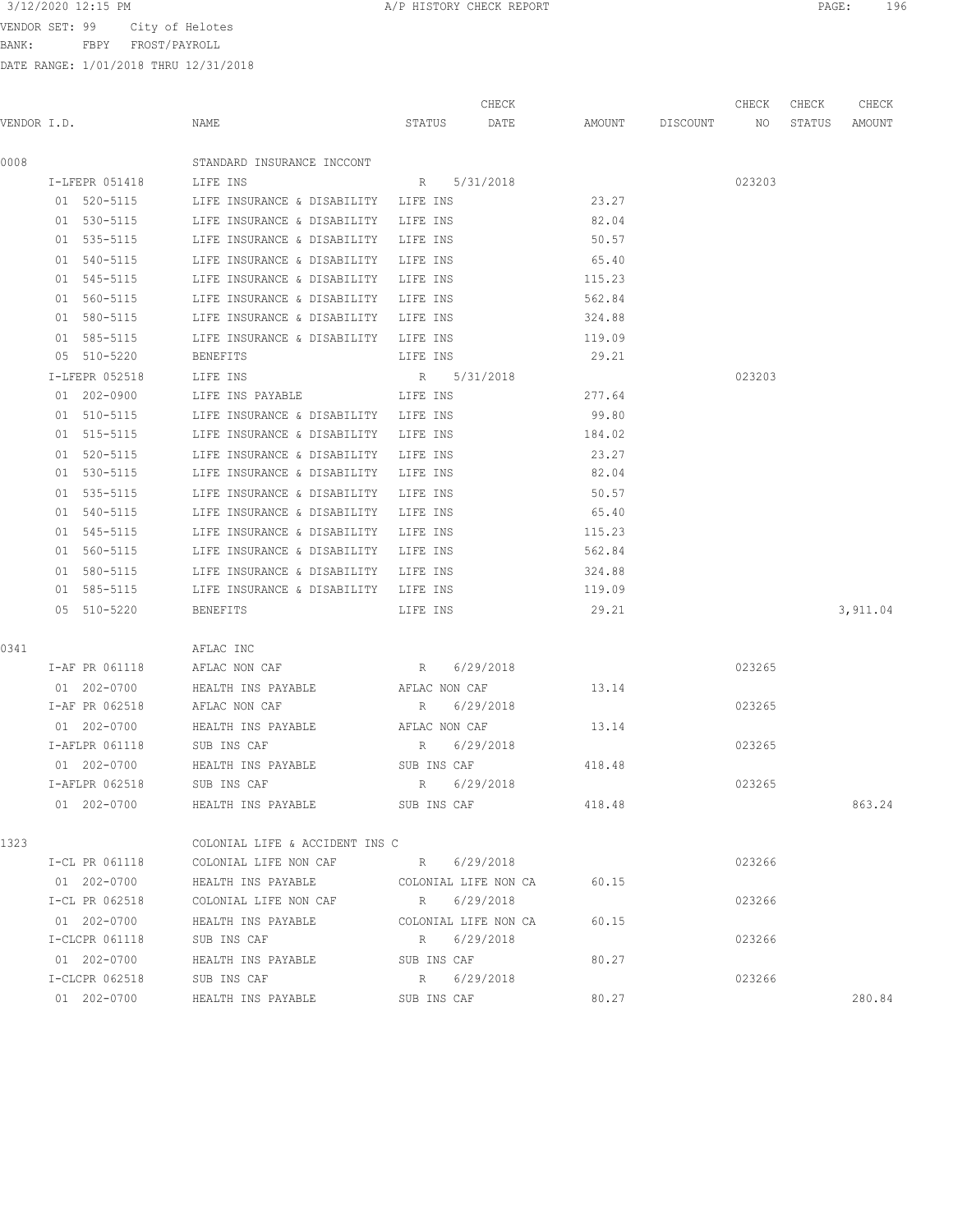3/12/2020 12:15 PM A/P HISTORY CHECK REPORT

VENDOR SET: 99 City of Helotes
BANK: FBPY FROST/PAYROLL
DATE RANGE: 1/01/2018 THRU 12/31/2018

| VENDOR I.D. | NAME | STATUS | CHECK DATE | AMOUNT | DISCOUNT | CHECK NO | CHECK STATUS | CHECK AMOUNT |
|---|---|---|---|---|---|---|---|---|
| 0008 | STANDARD INSURANCE INCCONT | | | | | | | |
| I-LFEPR 051418 | LIFE INS | R | 5/31/2018 | | | 023203 | | |
| 01 520-5115 | LIFE INSURANCE & DISABILITY | LIFE INS | | 23.27 | | | | |
| 01 530-5115 | LIFE INSURANCE & DISABILITY | LIFE INS | | 82.04 | | | | |
| 01 535-5115 | LIFE INSURANCE & DISABILITY | LIFE INS | | 50.57 | | | | |
| 01 540-5115 | LIFE INSURANCE & DISABILITY | LIFE INS | | 65.40 | | | | |
| 01 545-5115 | LIFE INSURANCE & DISABILITY | LIFE INS | | 115.23 | | | | |
| 01 560-5115 | LIFE INSURANCE & DISABILITY | LIFE INS | | 562.84 | | | | |
| 01 580-5115 | LIFE INSURANCE & DISABILITY | LIFE INS | | 324.88 | | | | |
| 01 585-5115 | LIFE INSURANCE & DISABILITY | LIFE INS | | 119.09 | | | | |
| 05 510-5220 | BENEFITS | LIFE INS | | 29.21 | | | | |
| I-LFEPR 052518 | LIFE INS | R | 5/31/2018 | | | 023203 | | |
| 01 202-0900 | LIFE INS PAYABLE | LIFE INS | | 277.64 | | | | |
| 01 510-5115 | LIFE INSURANCE & DISABILITY | LIFE INS | | 99.80 | | | | |
| 01 515-5115 | LIFE INSURANCE & DISABILITY | LIFE INS | | 184.02 | | | | |
| 01 520-5115 | LIFE INSURANCE & DISABILITY | LIFE INS | | 23.27 | | | | |
| 01 530-5115 | LIFE INSURANCE & DISABILITY | LIFE INS | | 82.04 | | | | |
| 01 535-5115 | LIFE INSURANCE & DISABILITY | LIFE INS | | 50.57 | | | | |
| 01 540-5115 | LIFE INSURANCE & DISABILITY | LIFE INS | | 65.40 | | | | |
| 01 545-5115 | LIFE INSURANCE & DISABILITY | LIFE INS | | 115.23 | | | | |
| 01 560-5115 | LIFE INSURANCE & DISABILITY | LIFE INS | | 562.84 | | | | |
| 01 580-5115 | LIFE INSURANCE & DISABILITY | LIFE INS | | 324.88 | | | | |
| 01 585-5115 | LIFE INSURANCE & DISABILITY | LIFE INS | | 119.09 | | | | |
| 05 510-5220 | BENEFITS | LIFE INS | | 29.21 | | | | 3,911.04 |
| 0341 | AFLAC INC | | | | | | | |
| I-AF PR 061118 | AFLAC NON CAF | R | 6/29/2018 | | | 023265 | | |
| 01 202-0700 | HEALTH INS PAYABLE | AFLAC NON CAF | | 13.14 | | | | |
| I-AF PR 062518 | AFLAC NON CAF | R | 6/29/2018 | | | 023265 | | |
| 01 202-0700 | HEALTH INS PAYABLE | AFLAC NON CAF | | 13.14 | | | | |
| I-AFLPR 061118 | SUB INS CAF | R | 6/29/2018 | | | 023265 | | |
| 01 202-0700 | HEALTH INS PAYABLE | SUB INS CAF | | 418.48 | | | | |
| I-AFLPR 062518 | SUB INS CAF | R | 6/29/2018 | | | 023265 | | |
| 01 202-0700 | HEALTH INS PAYABLE | SUB INS CAF | | 418.48 | | | | 863.24 |
| 1323 | COLONIAL LIFE & ACCIDENT INS C | | | | | | | |
| I-CL PR 061118 | COLONIAL LIFE NON CAF | R | 6/29/2018 | | | 023266 | | |
| 01 202-0700 | HEALTH INS PAYABLE | COLONIAL LIFE NON CA | | 60.15 | | | | |
| I-CL PR 062518 | COLONIAL LIFE NON CAF | R | 6/29/2018 | | | 023266 | | |
| 01 202-0700 | HEALTH INS PAYABLE | COLONIAL LIFE NON CA | | 60.15 | | | | |
| I-CLCPR 061118 | SUB INS CAF | R | 6/29/2018 | | | 023266 | | |
| 01 202-0700 | HEALTH INS PAYABLE | SUB INS CAF | | 80.27 | | | | |
| I-CLCPR 062518 | SUB INS CAF | R | 6/29/2018 | | | 023266 | | |
| 01 202-0700 | HEALTH INS PAYABLE | SUB INS CAF | | 80.27 | | | | 280.84 |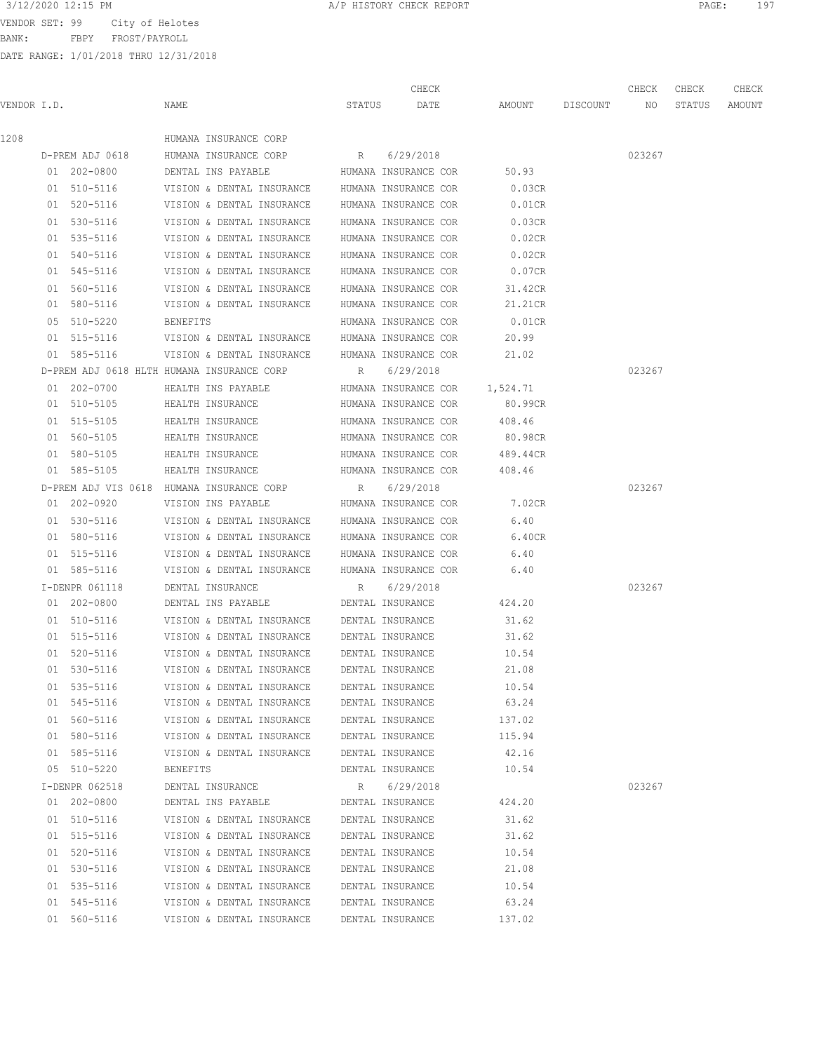3/12/2020 12:15 PM A/P HISTORY CHECK REPORT

VENDOR SET: 99 City of Helotes
BANK: FBPY FROST/PAYROLL
DATE RANGE: 1/01/2018 THRU 12/31/2018

| VENDOR I.D. | NAME | STATUS | CHECK DATE | AMOUNT | DISCOUNT | CHECK NO | CHECK STATUS | CHECK AMOUNT |
|---|---|---|---|---|---|---|---|---|
| 1208 | HUMANA INSURANCE CORP | | | | | | | |
| D-PREM ADJ 0618 | HUMANA INSURANCE CORP | R | 6/29/2018 | | | 023267 | | |
| 01 202-0800 | DENTAL INS PAYABLE | HUMANA INSURANCE COR | | 50.93 | | | | |
| 01 510-5116 | VISION & DENTAL INSURANCE | HUMANA INSURANCE COR | | 0.03CR | | | | |
| 01 520-5116 | VISION & DENTAL INSURANCE | HUMANA INSURANCE COR | | 0.01CR | | | | |
| 01 530-5116 | VISION & DENTAL INSURANCE | HUMANA INSURANCE COR | | 0.03CR | | | | |
| 01 535-5116 | VISION & DENTAL INSURANCE | HUMANA INSURANCE COR | | 0.02CR | | | | |
| 01 540-5116 | VISION & DENTAL INSURANCE | HUMANA INSURANCE COR | | 0.02CR | | | | |
| 01 545-5116 | VISION & DENTAL INSURANCE | HUMANA INSURANCE COR | | 0.07CR | | | | |
| 01 560-5116 | VISION & DENTAL INSURANCE | HUMANA INSURANCE COR | | 31.42CR | | | | |
| 01 580-5116 | VISION & DENTAL INSURANCE | HUMANA INSURANCE COR | | 21.21CR | | | | |
| 05 510-5220 | BENEFITS | HUMANA INSURANCE COR | | 0.01CR | | | | |
| 01 515-5116 | VISION & DENTAL INSURANCE | HUMANA INSURANCE COR | | 20.99 | | | | |
| 01 585-5116 | VISION & DENTAL INSURANCE | HUMANA INSURANCE COR | | 21.02 | | | | |
| D-PREM ADJ 0618 HLTH | HUMANA INSURANCE CORP | R | 6/29/2018 | | | 023267 | | |
| 01 202-0700 | HEALTH INS PAYABLE | HUMANA INSURANCE COR | | 1,524.71 | | | | |
| 01 510-5105 | HEALTH INSURANCE | HUMANA INSURANCE COR | | 80.99CR | | | | |
| 01 515-5105 | HEALTH INSURANCE | HUMANA INSURANCE COR | | 408.46 | | | | |
| 01 560-5105 | HEALTH INSURANCE | HUMANA INSURANCE COR | | 80.98CR | | | | |
| 01 580-5105 | HEALTH INSURANCE | HUMANA INSURANCE COR | | 489.44CR | | | | |
| 01 585-5105 | HEALTH INSURANCE | HUMANA INSURANCE COR | | 408.46 | | | | |
| D-PREM ADJ VIS 0618 | HUMANA INSURANCE CORP | R | 6/29/2018 | | | 023267 | | |
| 01 202-0920 | VISION INS PAYABLE | HUMANA INSURANCE COR | | 7.02CR | | | | |
| 01 530-5116 | VISION & DENTAL INSURANCE | HUMANA INSURANCE COR | | 6.40 | | | | |
| 01 580-5116 | VISION & DENTAL INSURANCE | HUMANA INSURANCE COR | | 6.40CR | | | | |
| 01 515-5116 | VISION & DENTAL INSURANCE | HUMANA INSURANCE COR | | 6.40 | | | | |
| 01 585-5116 | VISION & DENTAL INSURANCE | HUMANA INSURANCE COR | | 6.40 | | | | |
| I-DENPR 061118 | DENTAL INSURANCE | R | 6/29/2018 | | | 023267 | | |
| 01 202-0800 | DENTAL INS PAYABLE | DENTAL INSURANCE | | 424.20 | | | | |
| 01 510-5116 | VISION & DENTAL INSURANCE | DENTAL INSURANCE | | 31.62 | | | | |
| 01 515-5116 | VISION & DENTAL INSURANCE | DENTAL INSURANCE | | 31.62 | | | | |
| 01 520-5116 | VISION & DENTAL INSURANCE | DENTAL INSURANCE | | 10.54 | | | | |
| 01 530-5116 | VISION & DENTAL INSURANCE | DENTAL INSURANCE | | 21.08 | | | | |
| 01 535-5116 | VISION & DENTAL INSURANCE | DENTAL INSURANCE | | 10.54 | | | | |
| 01 545-5116 | VISION & DENTAL INSURANCE | DENTAL INSURANCE | | 63.24 | | | | |
| 01 560-5116 | VISION & DENTAL INSURANCE | DENTAL INSURANCE | | 137.02 | | | | |
| 01 580-5116 | VISION & DENTAL INSURANCE | DENTAL INSURANCE | | 115.94 | | | | |
| 01 585-5116 | VISION & DENTAL INSURANCE | DENTAL INSURANCE | | 42.16 | | | | |
| 05 510-5220 | BENEFITS | DENTAL INSURANCE | | 10.54 | | | | |
| I-DENPR 062518 | DENTAL INSURANCE | R | 6/29/2018 | | | 023267 | | |
| 01 202-0800 | DENTAL INS PAYABLE | DENTAL INSURANCE | | 424.20 | | | | |
| 01 510-5116 | VISION & DENTAL INSURANCE | DENTAL INSURANCE | | 31.62 | | | | |
| 01 515-5116 | VISION & DENTAL INSURANCE | DENTAL INSURANCE | | 31.62 | | | | |
| 01 520-5116 | VISION & DENTAL INSURANCE | DENTAL INSURANCE | | 10.54 | | | | |
| 01 530-5116 | VISION & DENTAL INSURANCE | DENTAL INSURANCE | | 21.08 | | | | |
| 01 535-5116 | VISION & DENTAL INSURANCE | DENTAL INSURANCE | | 10.54 | | | | |
| 01 545-5116 | VISION & DENTAL INSURANCE | DENTAL INSURANCE | | 63.24 | | | | |
| 01 560-5116 | VISION & DENTAL INSURANCE | DENTAL INSURANCE | | 137.02 | | | | |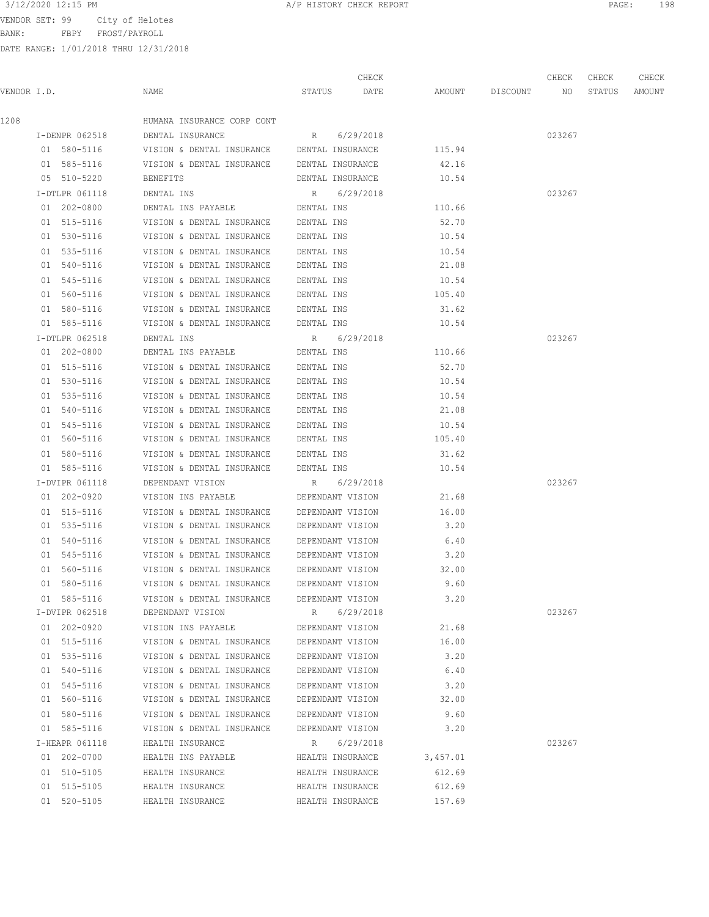VENDOR SET: 99 City of Helotes
BANK: FBPY FROST/PAYROLL
DATE RANGE: 1/01/2018 THRU 12/31/2018

| VENDOR I.D. | NAME | STATUS | CHECK DATE | AMOUNT | DISCOUNT | CHECK NO | CHECK STATUS | CHECK AMOUNT |
|---|---|---|---|---|---|---|---|---|
| 1208 | HUMANA INSURANCE CORP CONT | | | | | | | |
| I-DENPR 062518 | DENTAL INSURANCE | R | 6/29/2018 | | | 023267 | | |
| 01 580-5116 | VISION & DENTAL INSURANCE | DENTAL INSURANCE | | 115.94 | | | | |
| 01 585-5116 | VISION & DENTAL INSURANCE | DENTAL INSURANCE | | 42.16 | | | | |
| 05 510-5220 | BENEFITS | DENTAL INSURANCE | | 10.54 | | | | |
| I-DTLPR 061118 | DENTAL INS | R | 6/29/2018 | | | 023267 | | |
| 01 202-0800 | DENTAL INS PAYABLE | DENTAL INS | | 110.66 | | | | |
| 01 515-5116 | VISION & DENTAL INSURANCE | DENTAL INS | | 52.70 | | | | |
| 01 530-5116 | VISION & DENTAL INSURANCE | DENTAL INS | | 10.54 | | | | |
| 01 535-5116 | VISION & DENTAL INSURANCE | DENTAL INS | | 10.54 | | | | |
| 01 540-5116 | VISION & DENTAL INSURANCE | DENTAL INS | | 21.08 | | | | |
| 01 545-5116 | VISION & DENTAL INSURANCE | DENTAL INS | | 10.54 | | | | |
| 01 560-5116 | VISION & DENTAL INSURANCE | DENTAL INS | | 105.40 | | | | |
| 01 580-5116 | VISION & DENTAL INSURANCE | DENTAL INS | | 31.62 | | | | |
| 01 585-5116 | VISION & DENTAL INSURANCE | DENTAL INS | | 10.54 | | | | |
| I-DTLPR 062518 | DENTAL INS | R | 6/29/2018 | | | 023267 | | |
| 01 202-0800 | DENTAL INS PAYABLE | DENTAL INS | | 110.66 | | | | |
| 01 515-5116 | VISION & DENTAL INSURANCE | DENTAL INS | | 52.70 | | | | |
| 01 530-5116 | VISION & DENTAL INSURANCE | DENTAL INS | | 10.54 | | | | |
| 01 535-5116 | VISION & DENTAL INSURANCE | DENTAL INS | | 10.54 | | | | |
| 01 540-5116 | VISION & DENTAL INSURANCE | DENTAL INS | | 21.08 | | | | |
| 01 545-5116 | VISION & DENTAL INSURANCE | DENTAL INS | | 10.54 | | | | |
| 01 560-5116 | VISION & DENTAL INSURANCE | DENTAL INS | | 105.40 | | | | |
| 01 580-5116 | VISION & DENTAL INSURANCE | DENTAL INS | | 31.62 | | | | |
| 01 585-5116 | VISION & DENTAL INSURANCE | DENTAL INS | | 10.54 | | | | |
| I-DVIPR 061118 | DEPENDANT VISION | R | 6/29/2018 | | | 023267 | | |
| 01 202-0920 | VISION INS PAYABLE | DEPENDANT VISION | | 21.68 | | | | |
| 01 515-5116 | VISION & DENTAL INSURANCE | DEPENDANT VISION | | 16.00 | | | | |
| 01 535-5116 | VISION & DENTAL INSURANCE | DEPENDANT VISION | | 3.20 | | | | |
| 01 540-5116 | VISION & DENTAL INSURANCE | DEPENDANT VISION | | 6.40 | | | | |
| 01 545-5116 | VISION & DENTAL INSURANCE | DEPENDANT VISION | | 3.20 | | | | |
| 01 560-5116 | VISION & DENTAL INSURANCE | DEPENDANT VISION | | 32.00 | | | | |
| 01 580-5116 | VISION & DENTAL INSURANCE | DEPENDANT VISION | | 9.60 | | | | |
| 01 585-5116 | VISION & DENTAL INSURANCE | DEPENDANT VISION | | 3.20 | | | | |
| I-DVIPR 062518 | DEPENDANT VISION | R | 6/29/2018 | | | 023267 | | |
| 01 202-0920 | VISION INS PAYABLE | DEPENDANT VISION | | 21.68 | | | | |
| 01 515-5116 | VISION & DENTAL INSURANCE | DEPENDANT VISION | | 16.00 | | | | |
| 01 535-5116 | VISION & DENTAL INSURANCE | DEPENDANT VISION | | 3.20 | | | | |
| 01 540-5116 | VISION & DENTAL INSURANCE | DEPENDANT VISION | | 6.40 | | | | |
| 01 545-5116 | VISION & DENTAL INSURANCE | DEPENDANT VISION | | 3.20 | | | | |
| 01 560-5116 | VISION & DENTAL INSURANCE | DEPENDANT VISION | | 32.00 | | | | |
| 01 580-5116 | VISION & DENTAL INSURANCE | DEPENDANT VISION | | 9.60 | | | | |
| 01 585-5116 | VISION & DENTAL INSURANCE | DEPENDANT VISION | | 3.20 | | | | |
| I-HEAPR 061118 | HEALTH INSURANCE | R | 6/29/2018 | | | 023267 | | |
| 01 202-0700 | HEALTH INS PAYABLE | HEALTH INSURANCE | | 3,457.01 | | | | |
| 01 510-5105 | HEALTH INSURANCE | HEALTH INSURANCE | | 612.69 | | | | |
| 01 515-5105 | HEALTH INSURANCE | HEALTH INSURANCE | | 612.69 | | | | |
| 01 520-5105 | HEALTH INSURANCE | HEALTH INSURANCE | | 157.69 | | | | |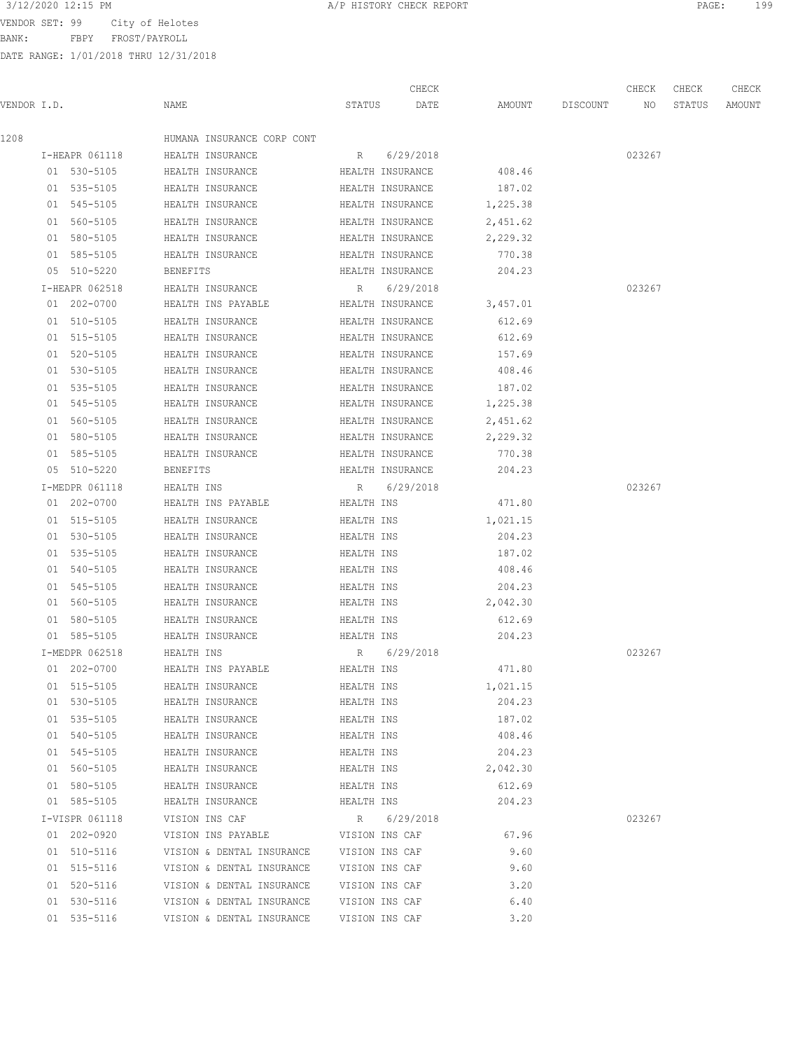3/12/2020 12:15 PM — A/P HISTORY CHECK REPORT

VENDOR SET: 99 City of Helotes
BANK: FBPY FROST/PAYROLL
DATE RANGE: 1/01/2018 THRU 12/31/2018

| VENDOR I.D. | NAME | STATUS | CHECK DATE | AMOUNT | DISCOUNT | CHECK NO | CHECK STATUS | CHECK AMOUNT |
|---|---|---|---|---|---|---|---|---|
| 1208 | HUMANA INSURANCE CORP CONT | | | | | | | |
| I-HEAPR 061118 | HEALTH INSURANCE | R | 6/29/2018 | | | 023267 | | |
| 01 530-5105 | HEALTH INSURANCE | HEALTH INSURANCE | | 408.46 | | | | |
| 01 535-5105 | HEALTH INSURANCE | HEALTH INSURANCE | | 187.02 | | | | |
| 01 545-5105 | HEALTH INSURANCE | HEALTH INSURANCE | | 1,225.38 | | | | |
| 01 560-5105 | HEALTH INSURANCE | HEALTH INSURANCE | | 2,451.62 | | | | |
| 01 580-5105 | HEALTH INSURANCE | HEALTH INSURANCE | | 2,229.32 | | | | |
| 01 585-5105 | HEALTH INSURANCE | HEALTH INSURANCE | | 770.38 | | | | |
| 05 510-5220 | BENEFITS | HEALTH INSURANCE | | 204.23 | | | | |
| I-HEAPR 062518 | HEALTH INSURANCE | R | 6/29/2018 | | | 023267 | | |
| 01 202-0700 | HEALTH INS PAYABLE | HEALTH INSURANCE | | 3,457.01 | | | | |
| 01 510-5105 | HEALTH INSURANCE | HEALTH INSURANCE | | 612.69 | | | | |
| 01 515-5105 | HEALTH INSURANCE | HEALTH INSURANCE | | 612.69 | | | | |
| 01 520-5105 | HEALTH INSURANCE | HEALTH INSURANCE | | 157.69 | | | | |
| 01 530-5105 | HEALTH INSURANCE | HEALTH INSURANCE | | 408.46 | | | | |
| 01 535-5105 | HEALTH INSURANCE | HEALTH INSURANCE | | 187.02 | | | | |
| 01 545-5105 | HEALTH INSURANCE | HEALTH INSURANCE | | 1,225.38 | | | | |
| 01 560-5105 | HEALTH INSURANCE | HEALTH INSURANCE | | 2,451.62 | | | | |
| 01 580-5105 | HEALTH INSURANCE | HEALTH INSURANCE | | 2,229.32 | | | | |
| 01 585-5105 | HEALTH INSURANCE | HEALTH INSURANCE | | 770.38 | | | | |
| 05 510-5220 | BENEFITS | HEALTH INSURANCE | | 204.23 | | | | |
| I-MEDPR 061118 | HEALTH INS | R | 6/29/2018 | | | 023267 | | |
| 01 202-0700 | HEALTH INS PAYABLE | HEALTH INS | | 471.80 | | | | |
| 01 515-5105 | HEALTH INSURANCE | HEALTH INS | | 1,021.15 | | | | |
| 01 530-5105 | HEALTH INSURANCE | HEALTH INS | | 204.23 | | | | |
| 01 535-5105 | HEALTH INSURANCE | HEALTH INS | | 187.02 | | | | |
| 01 540-5105 | HEALTH INSURANCE | HEALTH INS | | 408.46 | | | | |
| 01 545-5105 | HEALTH INSURANCE | HEALTH INS | | 204.23 | | | | |
| 01 560-5105 | HEALTH INSURANCE | HEALTH INS | | 2,042.30 | | | | |
| 01 580-5105 | HEALTH INSURANCE | HEALTH INS | | 612.69 | | | | |
| 01 585-5105 | HEALTH INSURANCE | HEALTH INS | | 204.23 | | | | |
| I-MEDPR 062518 | HEALTH INS | R | 6/29/2018 | | | 023267 | | |
| 01 202-0700 | HEALTH INS PAYABLE | HEALTH INS | | 471.80 | | | | |
| 01 515-5105 | HEALTH INSURANCE | HEALTH INS | | 1,021.15 | | | | |
| 01 530-5105 | HEALTH INSURANCE | HEALTH INS | | 204.23 | | | | |
| 01 535-5105 | HEALTH INSURANCE | HEALTH INS | | 187.02 | | | | |
| 01 540-5105 | HEALTH INSURANCE | HEALTH INS | | 408.46 | | | | |
| 01 545-5105 | HEALTH INSURANCE | HEALTH INS | | 204.23 | | | | |
| 01 560-5105 | HEALTH INSURANCE | HEALTH INS | | 2,042.30 | | | | |
| 01 580-5105 | HEALTH INSURANCE | HEALTH INS | | 612.69 | | | | |
| 01 585-5105 | HEALTH INSURANCE | HEALTH INS | | 204.23 | | | | |
| I-VISPR 061118 | VISION INS CAF | R | 6/29/2018 | | | 023267 | | |
| 01 202-0920 | VISION INS PAYABLE | VISION INS CAF | | 67.96 | | | | |
| 01 510-5116 | VISION & DENTAL INSURANCE | VISION INS CAF | | 9.60 | | | | |
| 01 515-5116 | VISION & DENTAL INSURANCE | VISION INS CAF | | 9.60 | | | | |
| 01 520-5116 | VISION & DENTAL INSURANCE | VISION INS CAF | | 3.20 | | | | |
| 01 530-5116 | VISION & DENTAL INSURANCE | VISION INS CAF | | 6.40 | | | | |
| 01 535-5116 | VISION & DENTAL INSURANCE | VISION INS CAF | | 3.20 | | | | |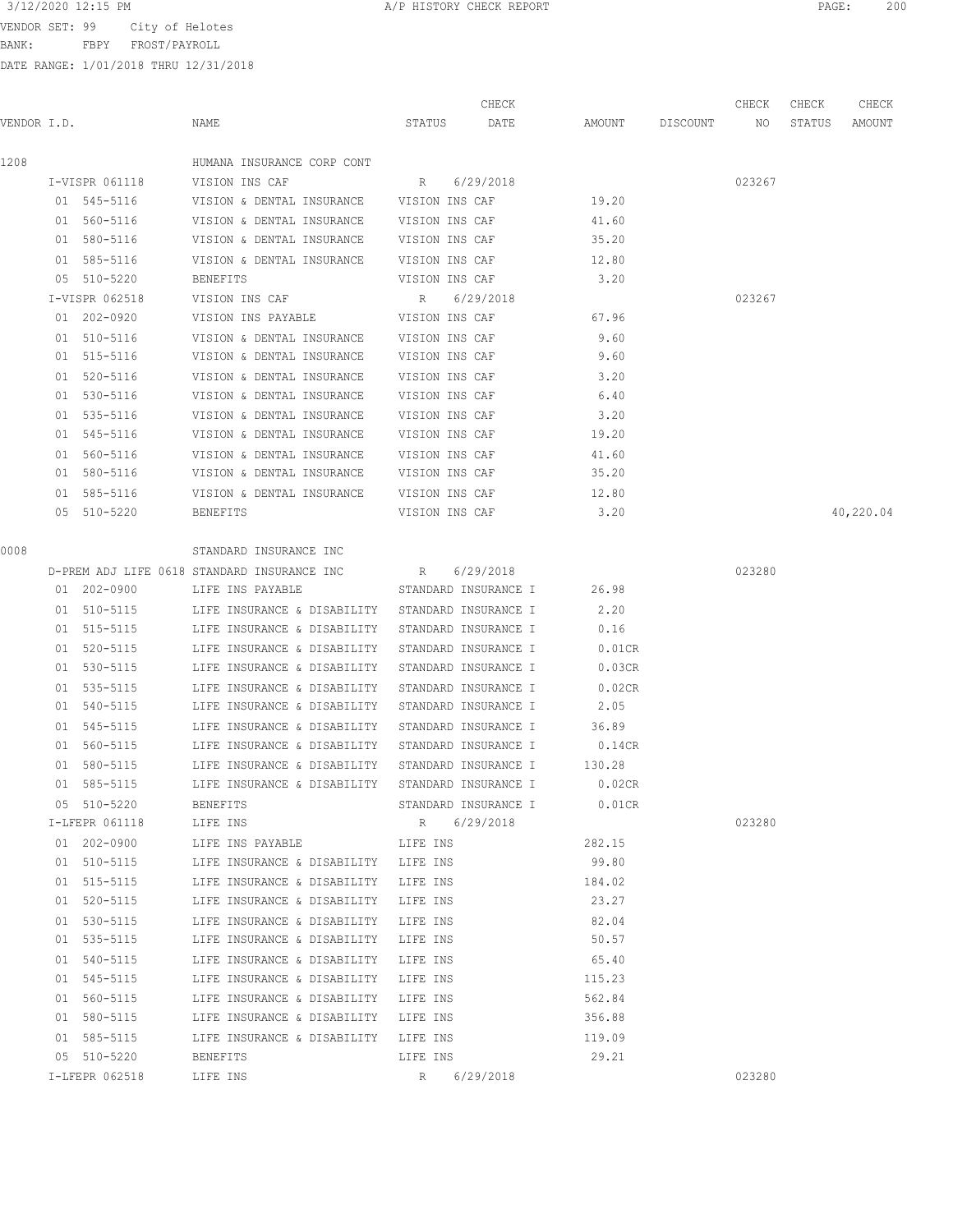3/12/2020 12:15 PM A/P HISTORY CHECK REPORT

VENDOR SET: 99 City of Helotes
BANK: FBPY FROST/PAYROLL
DATE RANGE: 1/01/2018 THRU 12/31/2018

| VENDOR I.D. | NAME | STATUS | CHECK DATE | AMOUNT | DISCOUNT | CHECK NO | CHECK STATUS | CHECK AMOUNT |
|---|---|---|---|---|---|---|---|---|
| 1208 | HUMANA INSURANCE CORP CONT | | | | | | | |
| I-VISPR 061118 | VISION INS CAF | R | 6/29/2018 | | | 023267 | | |
| 01 545-5116 | VISION & DENTAL INSURANCE | VISION INS CAF | | 19.20 | | | | |
| 01 560-5116 | VISION & DENTAL INSURANCE | VISION INS CAF | | 41.60 | | | | |
| 01 580-5116 | VISION & DENTAL INSURANCE | VISION INS CAF | | 35.20 | | | | |
| 01 585-5116 | VISION & DENTAL INSURANCE | VISION INS CAF | | 12.80 | | | | |
| 05 510-5220 | BENEFITS | VISION INS CAF | | 3.20 | | | | |
| I-VISPR 062518 | VISION INS CAF | R | 6/29/2018 | | | 023267 | | |
| 01 202-0920 | VISION INS PAYABLE | VISION INS CAF | | 67.96 | | | | |
| 01 510-5116 | VISION & DENTAL INSURANCE | VISION INS CAF | | 9.60 | | | | |
| 01 515-5116 | VISION & DENTAL INSURANCE | VISION INS CAF | | 9.60 | | | | |
| 01 520-5116 | VISION & DENTAL INSURANCE | VISION INS CAF | | 3.20 | | | | |
| 01 530-5116 | VISION & DENTAL INSURANCE | VISION INS CAF | | 6.40 | | | | |
| 01 535-5116 | VISION & DENTAL INSURANCE | VISION INS CAF | | 3.20 | | | | |
| 01 545-5116 | VISION & DENTAL INSURANCE | VISION INS CAF | | 19.20 | | | | |
| 01 560-5116 | VISION & DENTAL INSURANCE | VISION INS CAF | | 41.60 | | | | |
| 01 580-5116 | VISION & DENTAL INSURANCE | VISION INS CAF | | 35.20 | | | | |
| 01 585-5116 | VISION & DENTAL INSURANCE | VISION INS CAF | | 12.80 | | | | |
| 05 510-5220 | BENEFITS | VISION INS CAF | | 3.20 | | | | 40,220.04 |
| 0008 | STANDARD INSURANCE INC | | | | | | | |
| D-PREM ADJ LIFE 0618 | STANDARD INSURANCE INC | R | 6/29/2018 | | | 023280 | | |
| 01 202-0900 | LIFE INS PAYABLE | STANDARD INSURANCE I | | 26.98 | | | | |
| 01 510-5115 | LIFE INSURANCE & DISABILITY | STANDARD INSURANCE I | | 2.20 | | | | |
| 01 515-5115 | LIFE INSURANCE & DISABILITY | STANDARD INSURANCE I | | 0.16 | | | | |
| 01 520-5115 | LIFE INSURANCE & DISABILITY | STANDARD INSURANCE I | | 0.01CR | | | | |
| 01 530-5115 | LIFE INSURANCE & DISABILITY | STANDARD INSURANCE I | | 0.03CR | | | | |
| 01 535-5115 | LIFE INSURANCE & DISABILITY | STANDARD INSURANCE I | | 0.02CR | | | | |
| 01 540-5115 | LIFE INSURANCE & DISABILITY | STANDARD INSURANCE I | | 2.05 | | | | |
| 01 545-5115 | LIFE INSURANCE & DISABILITY | STANDARD INSURANCE I | | 36.89 | | | | |
| 01 560-5115 | LIFE INSURANCE & DISABILITY | STANDARD INSURANCE I | | 0.14CR | | | | |
| 01 580-5115 | LIFE INSURANCE & DISABILITY | STANDARD INSURANCE I | | 130.28 | | | | |
| 01 585-5115 | LIFE INSURANCE & DISABILITY | STANDARD INSURANCE I | | 0.02CR | | | | |
| 05 510-5220 | BENEFITS | STANDARD INSURANCE I | | 0.01CR | | | | |
| I-LFEPR 061118 | LIFE INS | R | 6/29/2018 | | | 023280 | | |
| 01 202-0900 | LIFE INS PAYABLE | LIFE INS | | 282.15 | | | | |
| 01 510-5115 | LIFE INSURANCE & DISABILITY | LIFE INS | | 99.80 | | | | |
| 01 515-5115 | LIFE INSURANCE & DISABILITY | LIFE INS | | 184.02 | | | | |
| 01 520-5115 | LIFE INSURANCE & DISABILITY | LIFE INS | | 23.27 | | | | |
| 01 530-5115 | LIFE INSURANCE & DISABILITY | LIFE INS | | 82.04 | | | | |
| 01 535-5115 | LIFE INSURANCE & DISABILITY | LIFE INS | | 50.57 | | | | |
| 01 540-5115 | LIFE INSURANCE & DISABILITY | LIFE INS | | 65.40 | | | | |
| 01 545-5115 | LIFE INSURANCE & DISABILITY | LIFE INS | | 115.23 | | | | |
| 01 560-5115 | LIFE INSURANCE & DISABILITY | LIFE INS | | 562.84 | | | | |
| 01 580-5115 | LIFE INSURANCE & DISABILITY | LIFE INS | | 356.88 | | | | |
| 01 585-5115 | LIFE INSURANCE & DISABILITY | LIFE INS | | 119.09 | | | | |
| 05 510-5220 | BENEFITS | LIFE INS | | 29.21 | | | | |
| I-LFEPR 062518 | LIFE INS | R | 6/29/2018 | | | 023280 | | |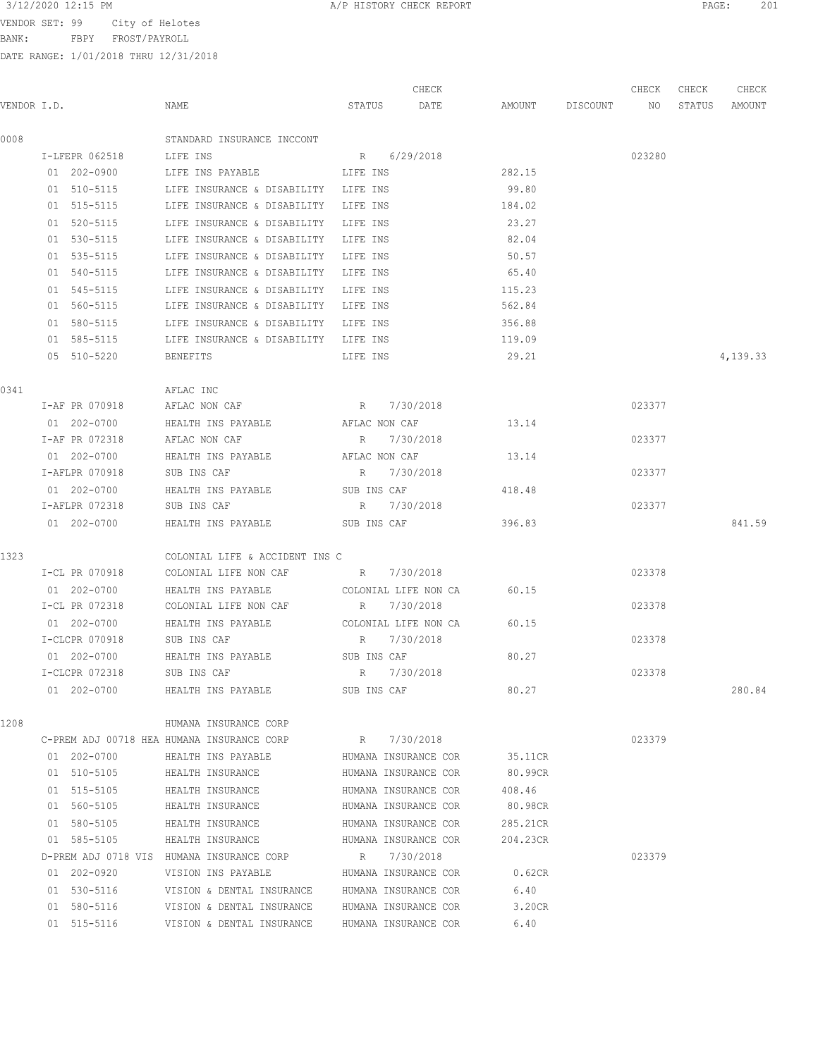3/12/2020 12:15 PM A/P HISTORY CHECK REPORT

VENDOR SET: 99 City of Helotes
BANK: FBPY FROST/PAYROLL
DATE RANGE: 1/01/2018 THRU 12/31/2018

| VENDOR I.D. | NAME | STATUS | CHECK DATE | AMOUNT | DISCOUNT | CHECK NO | CHECK STATUS | CHECK AMOUNT |
|---|---|---|---|---|---|---|---|---|
| 0008 | STANDARD INSURANCE INCCONT | | | | | | | |
| I-LFEPR 062518 | LIFE INS | R | 6/29/2018 | | | 023280 | | |
| 01 202-0900 | LIFE INS PAYABLE | LIFE INS | | 282.15 | | | | |
| 01 510-5115 | LIFE INSURANCE & DISABILITY | LIFE INS | | 99.80 | | | | |
| 01 515-5115 | LIFE INSURANCE & DISABILITY | LIFE INS | | 184.02 | | | | |
| 01 520-5115 | LIFE INSURANCE & DISABILITY | LIFE INS | | 23.27 | | | | |
| 01 530-5115 | LIFE INSURANCE & DISABILITY | LIFE INS | | 82.04 | | | | |
| 01 535-5115 | LIFE INSURANCE & DISABILITY | LIFE INS | | 50.57 | | | | |
| 01 540-5115 | LIFE INSURANCE & DISABILITY | LIFE INS | | 65.40 | | | | |
| 01 545-5115 | LIFE INSURANCE & DISABILITY | LIFE INS | | 115.23 | | | | |
| 01 560-5115 | LIFE INSURANCE & DISABILITY | LIFE INS | | 562.84 | | | | |
| 01 580-5115 | LIFE INSURANCE & DISABILITY | LIFE INS | | 356.88 | | | | |
| 01 585-5115 | LIFE INSURANCE & DISABILITY | LIFE INS | | 119.09 | | | | |
| 05 510-5220 | BENEFITS | LIFE INS | | 29.21 | | | | 4,139.33 |
| 0341 | AFLAC INC | | | | | | | |
| I-AF PR 070918 | AFLAC NON CAF | R | 7/30/2018 | | | 023377 | | |
| 01 202-0700 | HEALTH INS PAYABLE | AFLAC NON CAF | | 13.14 | | | | |
| I-AF PR 072318 | AFLAC NON CAF | R | 7/30/2018 | | | 023377 | | |
| 01 202-0700 | HEALTH INS PAYABLE | AFLAC NON CAF | | 13.14 | | | | |
| I-AFLPR 070918 | SUB INS CAF | R | 7/30/2018 | | | 023377 | | |
| 01 202-0700 | HEALTH INS PAYABLE | SUB INS CAF | | 418.48 | | | | |
| I-AFLPR 072318 | SUB INS CAF | R | 7/30/2018 | | | 023377 | | |
| 01 202-0700 | HEALTH INS PAYABLE | SUB INS CAF | | 396.83 | | | | 841.59 |
| 1323 | COLONIAL LIFE & ACCIDENT INS C | | | | | | | |
| I-CL PR 070918 | COLONIAL LIFE NON CAF | R | 7/30/2018 | | | 023378 | | |
| 01 202-0700 | HEALTH INS PAYABLE | COLONIAL LIFE NON CA | | 60.15 | | | | |
| I-CL PR 072318 | COLONIAL LIFE NON CAF | R | 7/30/2018 | | | 023378 | | |
| 01 202-0700 | HEALTH INS PAYABLE | COLONIAL LIFE NON CA | | 60.15 | | | | |
| I-CLCPR 070918 | SUB INS CAF | R | 7/30/2018 | | | 023378 | | |
| 01 202-0700 | HEALTH INS PAYABLE | SUB INS CAF | | 80.27 | | | | |
| I-CLCPR 072318 | SUB INS CAF | R | 7/30/2018 | | | 023378 | | |
| 01 202-0700 | HEALTH INS PAYABLE | SUB INS CAF | | 80.27 | | | | 280.84 |
| 1208 | HUMANA INSURANCE CORP | | | | | | | |
| C-PREM ADJ 00718 HEA | HUMANA INSURANCE CORP | R | 7/30/2018 | | | 023379 | | |
| 01 202-0700 | HEALTH INS PAYABLE | HUMANA INSURANCE COR | | 35.11CR | | | | |
| 01 510-5105 | HEALTH INSURANCE | HUMANA INSURANCE COR | | 80.99CR | | | | |
| 01 515-5105 | HEALTH INSURANCE | HUMANA INSURANCE COR | | 408.46 | | | | |
| 01 560-5105 | HEALTH INSURANCE | HUMANA INSURANCE COR | | 80.98CR | | | | |
| 01 580-5105 | HEALTH INSURANCE | HUMANA INSURANCE COR | | 285.21CR | | | | |
| 01 585-5105 | HEALTH INSURANCE | HUMANA INSURANCE COR | | 204.23CR | | | | |
| D-PREM ADJ 0718 VIS | HUMANA INSURANCE CORP | R | 7/30/2018 | | | 023379 | | |
| 01 202-0920 | VISION INS PAYABLE | HUMANA INSURANCE COR | | 0.62CR | | | | |
| 01 530-5116 | VISION & DENTAL INSURANCE | HUMANA INSURANCE COR | | 6.40 | | | | |
| 01 580-5116 | VISION & DENTAL INSURANCE | HUMANA INSURANCE COR | | 3.20CR | | | | |
| 01 515-5116 | VISION & DENTAL INSURANCE | HUMANA INSURANCE COR | | 6.40 | | | | |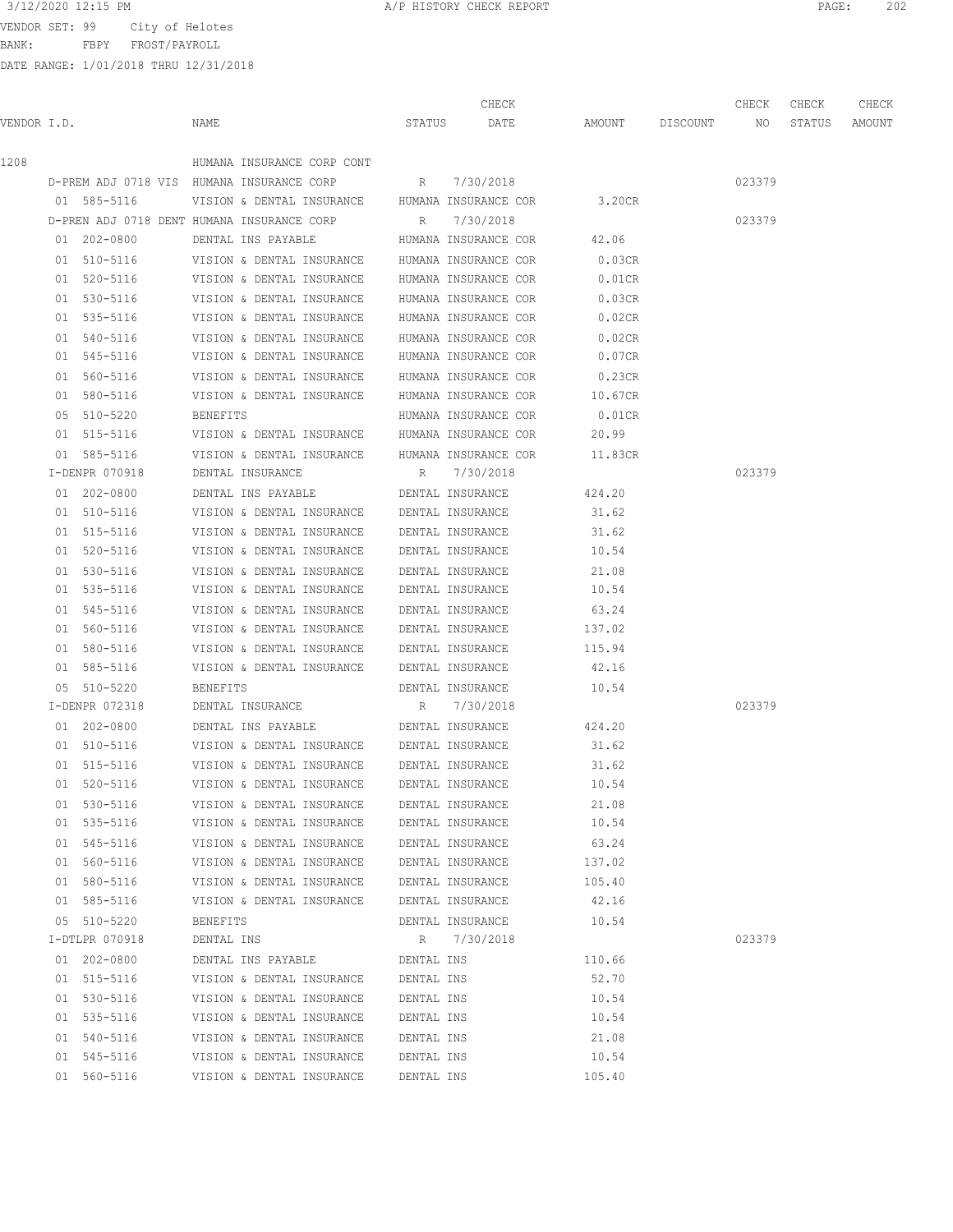VENDOR SET: 99 City of Helotes
BANK: FBPY FROST/PAYROLL
DATE RANGE: 1/01/2018 THRU 12/31/2018

| VENDOR I.D. | NAME | STATUS | CHECK DATE | AMOUNT | DISCOUNT | CHECK NO | CHECK STATUS | CHECK AMOUNT |
|---|---|---|---|---|---|---|---|---|
| 1208 | HUMANA INSURANCE CORP CONT | | | | | | | |
| D-PREM ADJ 0718 VIS | HUMANA INSURANCE CORP | R | 7/30/2018 | | | 023379 | | |
| 01 585-5116 | VISION & DENTAL INSURANCE | HUMANA INSURANCE COR | | 3.20CR | | | | |
| D-PREN ADJ 0718 DENT | HUMANA INSURANCE CORP | R | 7/30/2018 | | | 023379 | | |
| 01 202-0800 | DENTAL INS PAYABLE | HUMANA INSURANCE COR | | 42.06 | | | | |
| 01 510-5116 | VISION & DENTAL INSURANCE | HUMANA INSURANCE COR | | 0.03CR | | | | |
| 01 520-5116 | VISION & DENTAL INSURANCE | HUMANA INSURANCE COR | | 0.01CR | | | | |
| 01 530-5116 | VISION & DENTAL INSURANCE | HUMANA INSURANCE COR | | 0.03CR | | | | |
| 01 535-5116 | VISION & DENTAL INSURANCE | HUMANA INSURANCE COR | | 0.02CR | | | | |
| 01 540-5116 | VISION & DENTAL INSURANCE | HUMANA INSURANCE COR | | 0.02CR | | | | |
| 01 545-5116 | VISION & DENTAL INSURANCE | HUMANA INSURANCE COR | | 0.07CR | | | | |
| 01 560-5116 | VISION & DENTAL INSURANCE | HUMANA INSURANCE COR | | 0.23CR | | | | |
| 01 580-5116 | VISION & DENTAL INSURANCE | HUMANA INSURANCE COR | | 10.67CR | | | | |
| 05 510-5220 | BENEFITS | HUMANA INSURANCE COR | | 0.01CR | | | | |
| 01 515-5116 | VISION & DENTAL INSURANCE | HUMANA INSURANCE COR | | 20.99 | | | | |
| 01 585-5116 | VISION & DENTAL INSURANCE | HUMANA INSURANCE COR | | 11.83CR | | | | |
| I-DENPR 070918 | DENTAL INSURANCE | R | 7/30/2018 | | | 023379 | | |
| 01 202-0800 | DENTAL INS PAYABLE | DENTAL INSURANCE | | 424.20 | | | | |
| 01 510-5116 | VISION & DENTAL INSURANCE | DENTAL INSURANCE | | 31.62 | | | | |
| 01 515-5116 | VISION & DENTAL INSURANCE | DENTAL INSURANCE | | 31.62 | | | | |
| 01 520-5116 | VISION & DENTAL INSURANCE | DENTAL INSURANCE | | 10.54 | | | | |
| 01 530-5116 | VISION & DENTAL INSURANCE | DENTAL INSURANCE | | 21.08 | | | | |
| 01 535-5116 | VISION & DENTAL INSURANCE | DENTAL INSURANCE | | 10.54 | | | | |
| 01 545-5116 | VISION & DENTAL INSURANCE | DENTAL INSURANCE | | 63.24 | | | | |
| 01 560-5116 | VISION & DENTAL INSURANCE | DENTAL INSURANCE | | 137.02 | | | | |
| 01 580-5116 | VISION & DENTAL INSURANCE | DENTAL INSURANCE | | 115.94 | | | | |
| 01 585-5116 | VISION & DENTAL INSURANCE | DENTAL INSURANCE | | 42.16 | | | | |
| 05 510-5220 | BENEFITS | DENTAL INSURANCE | | 10.54 | | | | |
| I-DENPR 072318 | DENTAL INSURANCE | R | 7/30/2018 | | | 023379 | | |
| 01 202-0800 | DENTAL INS PAYABLE | DENTAL INSURANCE | | 424.20 | | | | |
| 01 510-5116 | VISION & DENTAL INSURANCE | DENTAL INSURANCE | | 31.62 | | | | |
| 01 515-5116 | VISION & DENTAL INSURANCE | DENTAL INSURANCE | | 31.62 | | | | |
| 01 520-5116 | VISION & DENTAL INSURANCE | DENTAL INSURANCE | | 10.54 | | | | |
| 01 530-5116 | VISION & DENTAL INSURANCE | DENTAL INSURANCE | | 21.08 | | | | |
| 01 535-5116 | VISION & DENTAL INSURANCE | DENTAL INSURANCE | | 10.54 | | | | |
| 01 545-5116 | VISION & DENTAL INSURANCE | DENTAL INSURANCE | | 63.24 | | | | |
| 01 560-5116 | VISION & DENTAL INSURANCE | DENTAL INSURANCE | | 137.02 | | | | |
| 01 580-5116 | VISION & DENTAL INSURANCE | DENTAL INSURANCE | | 105.40 | | | | |
| 01 585-5116 | VISION & DENTAL INSURANCE | DENTAL INSURANCE | | 42.16 | | | | |
| 05 510-5220 | BENEFITS | DENTAL INSURANCE | | 10.54 | | | | |
| I-DTLPR 070918 | DENTAL INS | R | 7/30/2018 | | | 023379 | | |
| 01 202-0800 | DENTAL INS PAYABLE | DENTAL INS | | 110.66 | | | | |
| 01 515-5116 | VISION & DENTAL INSURANCE | DENTAL INS | | 52.70 | | | | |
| 01 530-5116 | VISION & DENTAL INSURANCE | DENTAL INS | | 10.54 | | | | |
| 01 535-5116 | VISION & DENTAL INSURANCE | DENTAL INS | | 10.54 | | | | |
| 01 540-5116 | VISION & DENTAL INSURANCE | DENTAL INS | | 21.08 | | | | |
| 01 545-5116 | VISION & DENTAL INSURANCE | DENTAL INS | | 10.54 | | | | |
| 01 560-5116 | VISION & DENTAL INSURANCE | DENTAL INS | | 105.40 | | | | |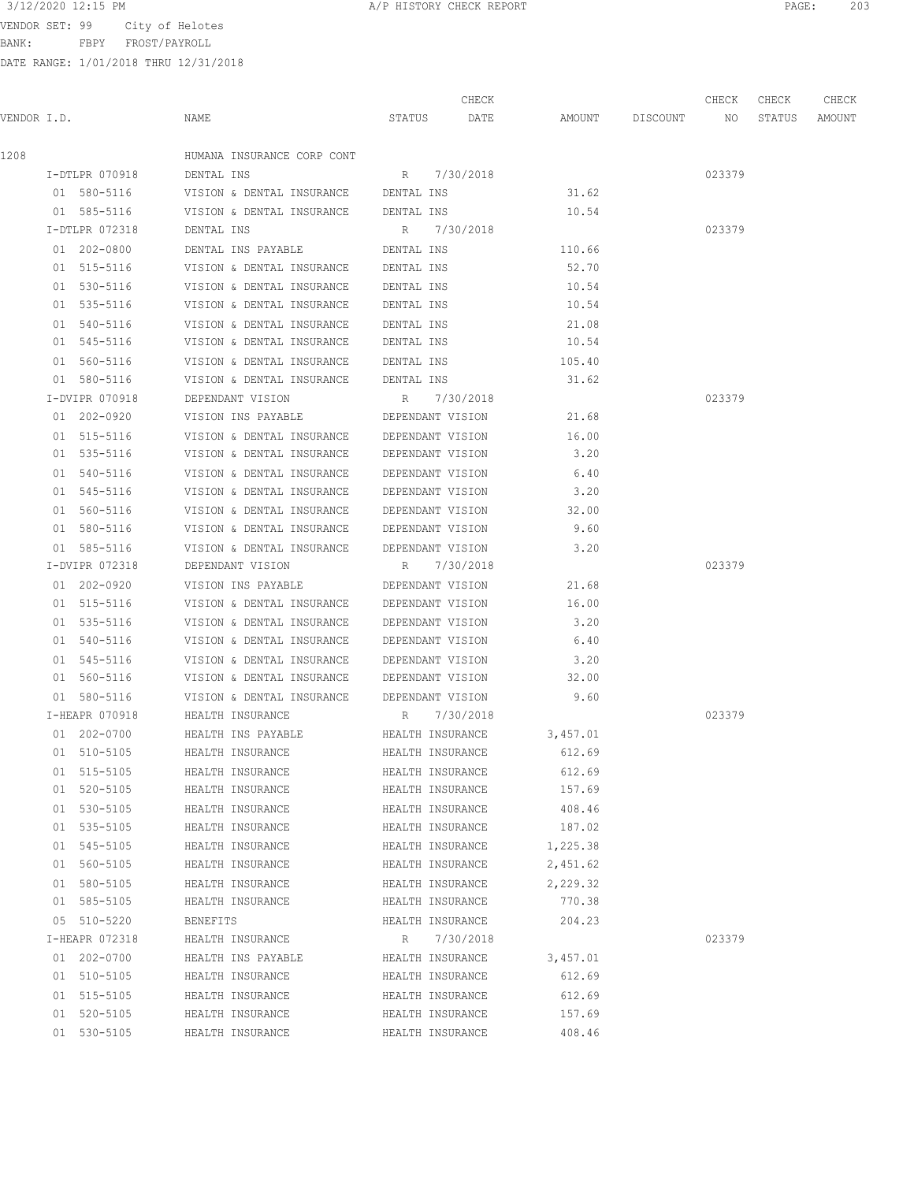3/12/2020 12:15 PM A/P HISTORY CHECK REPORT

VENDOR SET: 99 City of Helotes
BANK: FBPY FROST/PAYROLL
DATE RANGE: 1/01/2018 THRU 12/31/2018

| VENDOR I.D. | NAME | STATUS | CHECK DATE | AMOUNT | DISCOUNT | CHECK NO | CHECK STATUS | CHECK AMOUNT |
|---|---|---|---|---|---|---|---|---|
| 1208 | HUMANA INSURANCE CORP CONT | | | | | | | |
| I-DTLPR 070918 | DENTAL INS | R | 7/30/2018 | | | 023379 | | |
| 01 580-5116 | VISION & DENTAL INSURANCE | DENTAL INS | | 31.62 | | | | |
| 01 585-5116 | VISION & DENTAL INSURANCE | DENTAL INS | | 10.54 | | | | |
| I-DTLPR 072318 | DENTAL INS | R | 7/30/2018 | | | 023379 | | |
| 01 202-0800 | DENTAL INS PAYABLE | DENTAL INS | | 110.66 | | | | |
| 01 515-5116 | VISION & DENTAL INSURANCE | DENTAL INS | | 52.70 | | | | |
| 01 530-5116 | VISION & DENTAL INSURANCE | DENTAL INS | | 10.54 | | | | |
| 01 535-5116 | VISION & DENTAL INSURANCE | DENTAL INS | | 10.54 | | | | |
| 01 540-5116 | VISION & DENTAL INSURANCE | DENTAL INS | | 21.08 | | | | |
| 01 545-5116 | VISION & DENTAL INSURANCE | DENTAL INS | | 10.54 | | | | |
| 01 560-5116 | VISION & DENTAL INSURANCE | DENTAL INS | | 105.40 | | | | |
| 01 580-5116 | VISION & DENTAL INSURANCE | DENTAL INS | | 31.62 | | | | |
| I-DVIPR 070918 | DEPENDANT VISION | R | 7/30/2018 | | | 023379 | | |
| 01 202-0920 | VISION INS PAYABLE | DEPENDANT VISION | | 21.68 | | | | |
| 01 515-5116 | VISION & DENTAL INSURANCE | DEPENDANT VISION | | 16.00 | | | | |
| 01 535-5116 | VISION & DENTAL INSURANCE | DEPENDANT VISION | | 3.20 | | | | |
| 01 540-5116 | VISION & DENTAL INSURANCE | DEPENDANT VISION | | 6.40 | | | | |
| 01 545-5116 | VISION & DENTAL INSURANCE | DEPENDANT VISION | | 3.20 | | | | |
| 01 560-5116 | VISION & DENTAL INSURANCE | DEPENDANT VISION | | 32.00 | | | | |
| 01 580-5116 | VISION & DENTAL INSURANCE | DEPENDANT VISION | | 9.60 | | | | |
| 01 585-5116 | VISION & DENTAL INSURANCE | DEPENDANT VISION | | 3.20 | | | | |
| I-DVIPR 072318 | DEPENDANT VISION | R | 7/30/2018 | | | 023379 | | |
| 01 202-0920 | VISION INS PAYABLE | DEPENDANT VISION | | 21.68 | | | | |
| 01 515-5116 | VISION & DENTAL INSURANCE | DEPENDANT VISION | | 16.00 | | | | |
| 01 535-5116 | VISION & DENTAL INSURANCE | DEPENDANT VISION | | 3.20 | | | | |
| 01 540-5116 | VISION & DENTAL INSURANCE | DEPENDANT VISION | | 6.40 | | | | |
| 01 545-5116 | VISION & DENTAL INSURANCE | DEPENDANT VISION | | 3.20 | | | | |
| 01 560-5116 | VISION & DENTAL INSURANCE | DEPENDANT VISION | | 32.00 | | | | |
| 01 580-5116 | VISION & DENTAL INSURANCE | DEPENDANT VISION | | 9.60 | | | | |
| I-HEAPR 070918 | HEALTH INSURANCE | R | 7/30/2018 | | | 023379 | | |
| 01 202-0700 | HEALTH INS PAYABLE | HEALTH INSURANCE | | 3,457.01 | | | | |
| 01 510-5105 | HEALTH INSURANCE | HEALTH INSURANCE | | 612.69 | | | | |
| 01 515-5105 | HEALTH INSURANCE | HEALTH INSURANCE | | 612.69 | | | | |
| 01 520-5105 | HEALTH INSURANCE | HEALTH INSURANCE | | 157.69 | | | | |
| 01 530-5105 | HEALTH INSURANCE | HEALTH INSURANCE | | 408.46 | | | | |
| 01 535-5105 | HEALTH INSURANCE | HEALTH INSURANCE | | 187.02 | | | | |
| 01 545-5105 | HEALTH INSURANCE | HEALTH INSURANCE | | 1,225.38 | | | | |
| 01 560-5105 | HEALTH INSURANCE | HEALTH INSURANCE | | 2,451.62 | | | | |
| 01 580-5105 | HEALTH INSURANCE | HEALTH INSURANCE | | 2,229.32 | | | | |
| 01 585-5105 | HEALTH INSURANCE | HEALTH INSURANCE | | 770.38 | | | | |
| 05 510-5220 | BENEFITS | HEALTH INSURANCE | | 204.23 | | | | |
| I-HEAPR 072318 | HEALTH INSURANCE | R | 7/30/2018 | | | 023379 | | |
| 01 202-0700 | HEALTH INS PAYABLE | HEALTH INSURANCE | | 3,457.01 | | | | |
| 01 510-5105 | HEALTH INSURANCE | HEALTH INSURANCE | | 612.69 | | | | |
| 01 515-5105 | HEALTH INSURANCE | HEALTH INSURANCE | | 612.69 | | | | |
| 01 520-5105 | HEALTH INSURANCE | HEALTH INSURANCE | | 157.69 | | | | |
| 01 530-5105 | HEALTH INSURANCE | HEALTH INSURANCE | | 408.46 | | | | |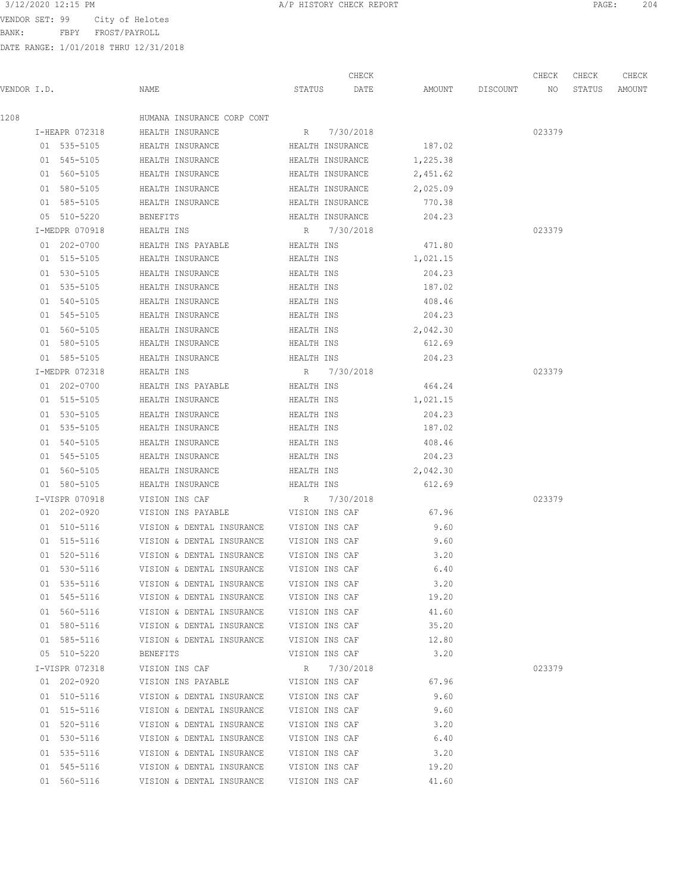VENDOR SET: 99 City of Helotes
BANK: FBPY FROST/PAYROLL
DATE RANGE: 1/01/2018 THRU 12/31/2018

| VENDOR I.D. | NAME | STATUS | CHECK DATE | AMOUNT | DISCOUNT | CHECK NO | CHECK STATUS | CHECK AMOUNT |
|---|---|---|---|---|---|---|---|---|
| 1208 | HUMANA INSURANCE CORP CONT | | | | | | | |
| I-HEAPR 072318 | HEALTH INSURANCE | R | 7/30/2018 | | | 023379 | | |
| 01 535-5105 | HEALTH INSURANCE | HEALTH INSURANCE | | 187.02 | | | | |
| 01 545-5105 | HEALTH INSURANCE | HEALTH INSURANCE | | 1,225.38 | | | | |
| 01 560-5105 | HEALTH INSURANCE | HEALTH INSURANCE | | 2,451.62 | | | | |
| 01 580-5105 | HEALTH INSURANCE | HEALTH INSURANCE | | 2,025.09 | | | | |
| 01 585-5105 | HEALTH INSURANCE | HEALTH INSURANCE | | 770.38 | | | | |
| 05 510-5220 | BENEFITS | HEALTH INSURANCE | | 204.23 | | | | |
| I-MEDPR 070918 | HEALTH INS | R | 7/30/2018 | | | 023379 | | |
| 01 202-0700 | HEALTH INS PAYABLE | HEALTH INS | | 471.80 | | | | |
| 01 515-5105 | HEALTH INSURANCE | HEALTH INS | | 1,021.15 | | | | |
| 01 530-5105 | HEALTH INSURANCE | HEALTH INS | | 204.23 | | | | |
| 01 535-5105 | HEALTH INSURANCE | HEALTH INS | | 187.02 | | | | |
| 01 540-5105 | HEALTH INSURANCE | HEALTH INS | | 408.46 | | | | |
| 01 545-5105 | HEALTH INSURANCE | HEALTH INS | | 204.23 | | | | |
| 01 560-5105 | HEALTH INSURANCE | HEALTH INS | | 2,042.30 | | | | |
| 01 580-5105 | HEALTH INSURANCE | HEALTH INS | | 612.69 | | | | |
| 01 585-5105 | HEALTH INSURANCE | HEALTH INS | | 204.23 | | | | |
| I-MEDPR 072318 | HEALTH INS | R | 7/30/2018 | | | 023379 | | |
| 01 202-0700 | HEALTH INS PAYABLE | HEALTH INS | | 464.24 | | | | |
| 01 515-5105 | HEALTH INSURANCE | HEALTH INS | | 1,021.15 | | | | |
| 01 530-5105 | HEALTH INSURANCE | HEALTH INS | | 204.23 | | | | |
| 01 535-5105 | HEALTH INSURANCE | HEALTH INS | | 187.02 | | | | |
| 01 540-5105 | HEALTH INSURANCE | HEALTH INS | | 408.46 | | | | |
| 01 545-5105 | HEALTH INSURANCE | HEALTH INS | | 204.23 | | | | |
| 01 560-5105 | HEALTH INSURANCE | HEALTH INS | | 2,042.30 | | | | |
| 01 580-5105 | HEALTH INSURANCE | HEALTH INS | | 612.69 | | | | |
| I-VISPR 070918 | VISION INS CAF | R | 7/30/2018 | | | 023379 | | |
| 01 202-0920 | VISION INS PAYABLE | VISION INS CAF | | 67.96 | | | | |
| 01 510-5116 | VISION & DENTAL INSURANCE | VISION INS CAF | | 9.60 | | | | |
| 01 515-5116 | VISION & DENTAL INSURANCE | VISION INS CAF | | 9.60 | | | | |
| 01 520-5116 | VISION & DENTAL INSURANCE | VISION INS CAF | | 3.20 | | | | |
| 01 530-5116 | VISION & DENTAL INSURANCE | VISION INS CAF | | 6.40 | | | | |
| 01 535-5116 | VISION & DENTAL INSURANCE | VISION INS CAF | | 3.20 | | | | |
| 01 545-5116 | VISION & DENTAL INSURANCE | VISION INS CAF | | 19.20 | | | | |
| 01 560-5116 | VISION & DENTAL INSURANCE | VISION INS CAF | | 41.60 | | | | |
| 01 580-5116 | VISION & DENTAL INSURANCE | VISION INS CAF | | 35.20 | | | | |
| 01 585-5116 | VISION & DENTAL INSURANCE | VISION INS CAF | | 12.80 | | | | |
| 05 510-5220 | BENEFITS | VISION INS CAF | | 3.20 | | | | |
| I-VISPR 072318 | VISION INS CAF | R | 7/30/2018 | | | 023379 | | |
| 01 202-0920 | VISION INS PAYABLE | VISION INS CAF | | 67.96 | | | | |
| 01 510-5116 | VISION & DENTAL INSURANCE | VISION INS CAF | | 9.60 | | | | |
| 01 515-5116 | VISION & DENTAL INSURANCE | VISION INS CAF | | 9.60 | | | | |
| 01 520-5116 | VISION & DENTAL INSURANCE | VISION INS CAF | | 3.20 | | | | |
| 01 530-5116 | VISION & DENTAL INSURANCE | VISION INS CAF | | 6.40 | | | | |
| 01 535-5116 | VISION & DENTAL INSURANCE | VISION INS CAF | | 3.20 | | | | |
| 01 545-5116 | VISION & DENTAL INSURANCE | VISION INS CAF | | 19.20 | | | | |
| 01 560-5116 | VISION & DENTAL INSURANCE | VISION INS CAF | | 41.60 | | | | |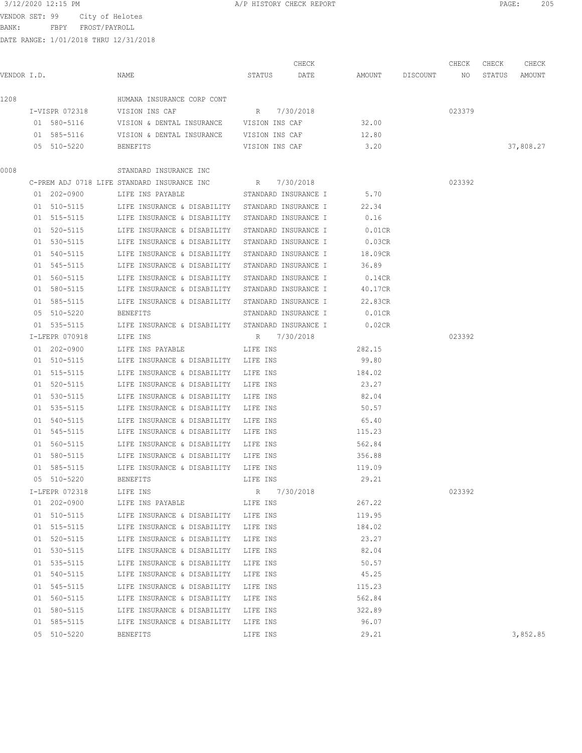3/12/2020 12:15 PM A/P HISTORY CHECK REPORT

VENDOR SET: 99 City of Helotes
BANK: FBPY FROST/PAYROLL
DATE RANGE: 1/01/2018 THRU 12/31/2018

| VENDOR I.D. | NAME | STATUS | CHECK DATE | AMOUNT | DISCOUNT | CHECK NO | CHECK STATUS | CHECK AMOUNT |
|---|---|---|---|---|---|---|---|---|
| 1208 | HUMANA INSURANCE CORP CONT | | | | | | | |
| I-VISPR 072318 | VISION INS CAF | R | 7/30/2018 | | | 023379 | | |
| 01 580-5116 | VISION & DENTAL INSURANCE | VISION INS CAF | | 32.00 | | | | |
| 01 585-5116 | VISION & DENTAL INSURANCE | VISION INS CAF | | 12.80 | | | | |
| 05 510-5220 | BENEFITS | VISION INS CAF | | 3.20 | | | | 37,808.27 |
| 0008 | STANDARD INSURANCE INC | | | | | | | |
| C-PREM ADJ 0718 LIFE | STANDARD INSURANCE INC | R | 7/30/2018 | | | 023392 | | |
| 01 202-0900 | LIFE INS PAYABLE | STANDARD INSURANCE I | | 5.70 | | | | |
| 01 510-5115 | LIFE INSURANCE & DISABILITY | STANDARD INSURANCE I | | 22.34 | | | | |
| 01 515-5115 | LIFE INSURANCE & DISABILITY | STANDARD INSURANCE I | | 0.16 | | | | |
| 01 520-5115 | LIFE INSURANCE & DISABILITY | STANDARD INSURANCE I | | 0.01CR | | | | |
| 01 530-5115 | LIFE INSURANCE & DISABILITY | STANDARD INSURANCE I | | 0.03CR | | | | |
| 01 540-5115 | LIFE INSURANCE & DISABILITY | STANDARD INSURANCE I | | 18.09CR | | | | |
| 01 545-5115 | LIFE INSURANCE & DISABILITY | STANDARD INSURANCE I | | 36.89 | | | | |
| 01 560-5115 | LIFE INSURANCE & DISABILITY | STANDARD INSURANCE I | | 0.14CR | | | | |
| 01 580-5115 | LIFE INSURANCE & DISABILITY | STANDARD INSURANCE I | | 40.17CR | | | | |
| 01 585-5115 | LIFE INSURANCE & DISABILITY | STANDARD INSURANCE I | | 22.83CR | | | | |
| 05 510-5220 | BENEFITS | STANDARD INSURANCE I | | 0.01CR | | | | |
| 01 535-5115 | LIFE INSURANCE & DISABILITY | STANDARD INSURANCE I | | 0.02CR | | | | |
| I-LFEPR 070918 | LIFE INS | R | 7/30/2018 | | | 023392 | | |
| 01 202-0900 | LIFE INS PAYABLE | LIFE INS | | 282.15 | | | | |
| 01 510-5115 | LIFE INSURANCE & DISABILITY | LIFE INS | | 99.80 | | | | |
| 01 515-5115 | LIFE INSURANCE & DISABILITY | LIFE INS | | 184.02 | | | | |
| 01 520-5115 | LIFE INSURANCE & DISABILITY | LIFE INS | | 23.27 | | | | |
| 01 530-5115 | LIFE INSURANCE & DISABILITY | LIFE INS | | 82.04 | | | | |
| 01 535-5115 | LIFE INSURANCE & DISABILITY | LIFE INS | | 50.57 | | | | |
| 01 540-5115 | LIFE INSURANCE & DISABILITY | LIFE INS | | 65.40 | | | | |
| 01 545-5115 | LIFE INSURANCE & DISABILITY | LIFE INS | | 115.23 | | | | |
| 01 560-5115 | LIFE INSURANCE & DISABILITY | LIFE INS | | 562.84 | | | | |
| 01 580-5115 | LIFE INSURANCE & DISABILITY | LIFE INS | | 356.88 | | | | |
| 01 585-5115 | LIFE INSURANCE & DISABILITY | LIFE INS | | 119.09 | | | | |
| 05 510-5220 | BENEFITS | LIFE INS | | 29.21 | | | | |
| I-LFEPR 072318 | LIFE INS | R | 7/30/2018 | | | 023392 | | |
| 01 202-0900 | LIFE INS PAYABLE | LIFE INS | | 267.22 | | | | |
| 01 510-5115 | LIFE INSURANCE & DISABILITY | LIFE INS | | 119.95 | | | | |
| 01 515-5115 | LIFE INSURANCE & DISABILITY | LIFE INS | | 184.02 | | | | |
| 01 520-5115 | LIFE INSURANCE & DISABILITY | LIFE INS | | 23.27 | | | | |
| 01 530-5115 | LIFE INSURANCE & DISABILITY | LIFE INS | | 82.04 | | | | |
| 01 535-5115 | LIFE INSURANCE & DISABILITY | LIFE INS | | 50.57 | | | | |
| 01 540-5115 | LIFE INSURANCE & DISABILITY | LIFE INS | | 45.25 | | | | |
| 01 545-5115 | LIFE INSURANCE & DISABILITY | LIFE INS | | 115.23 | | | | |
| 01 560-5115 | LIFE INSURANCE & DISABILITY | LIFE INS | | 562.84 | | | | |
| 01 580-5115 | LIFE INSURANCE & DISABILITY | LIFE INS | | 322.89 | | | | |
| 01 585-5115 | LIFE INSURANCE & DISABILITY | LIFE INS | | 96.07 | | | | |
| 05 510-5220 | BENEFITS | LIFE INS | | 29.21 | | | | 3,852.85 |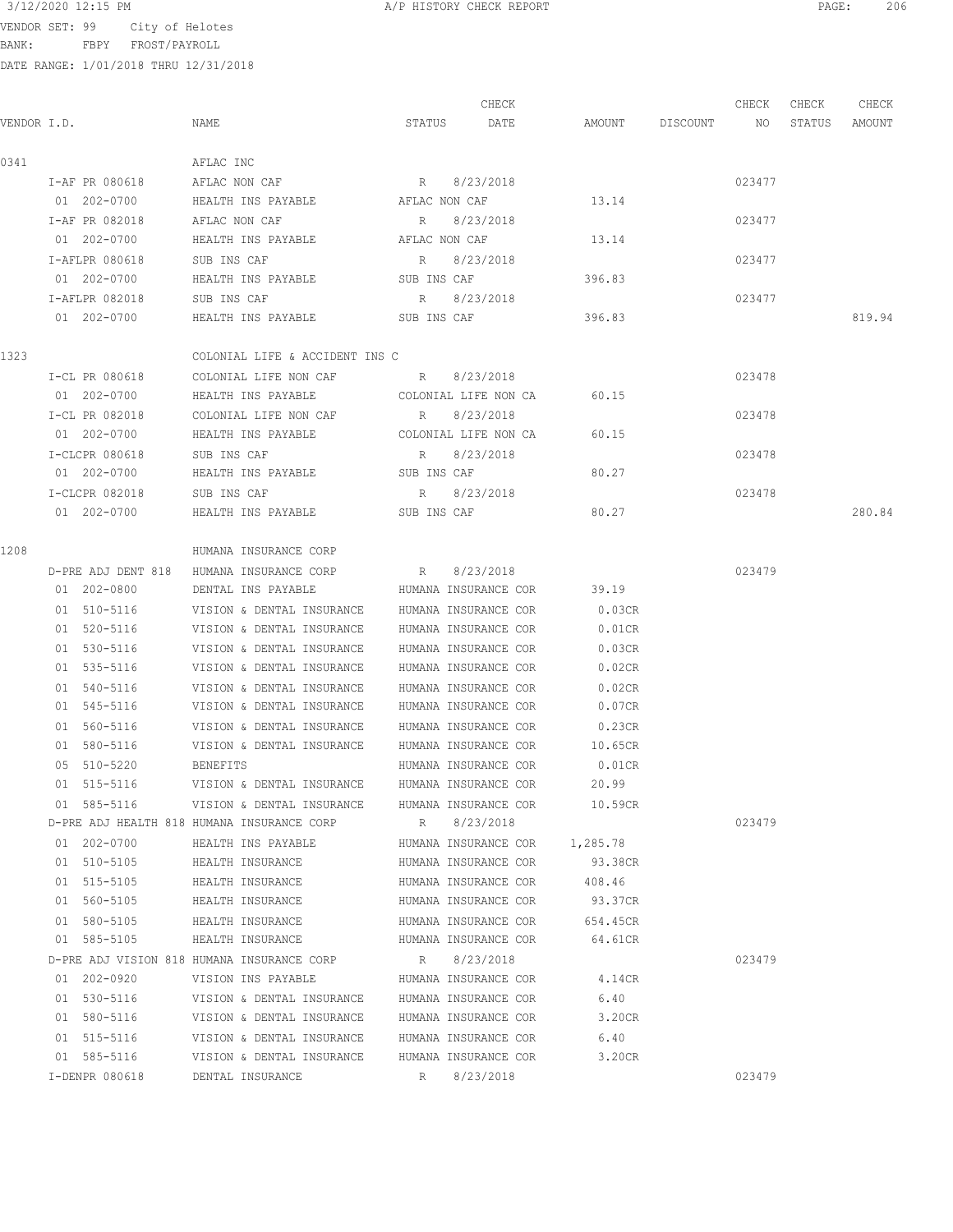3/12/2020 12:15 PM A/P HISTORY CHECK REPORT

VENDOR SET: 99 City of Helotes
BANK: FBPY FROST/PAYROLL
DATE RANGE: 1/01/2018 THRU 12/31/2018

| VENDOR I.D. | NAME | STATUS | CHECK DATE | AMOUNT | DISCOUNT | CHECK NO | CHECK STATUS | CHECK AMOUNT |
|---|---|---|---|---|---|---|---|---|
| 0341 | AFLAC INC | | | | | | | |
| I-AF PR 080618 | AFLAC NON CAF | R | 8/23/2018 | | | 023477 | | |
| 01 202-0700 | HEALTH INS PAYABLE | AFLAC NON CAF | | 13.14 | | | | |
| I-AF PR 082018 | AFLAC NON CAF | R | 8/23/2018 | | | 023477 | | |
| 01 202-0700 | HEALTH INS PAYABLE | AFLAC NON CAF | | 13.14 | | | | |
| I-AFLPR 080618 | SUB INS CAF | R | 8/23/2018 | | | 023477 | | |
| 01 202-0700 | HEALTH INS PAYABLE | SUB INS CAF | | 396.83 | | | | |
| I-AFLPR 082018 | SUB INS CAF | R | 8/23/2018 | | | 023477 | | |
| 01 202-0700 | HEALTH INS PAYABLE | SUB INS CAF | | 396.83 | | | | 819.94 |
| 1323 | COLONIAL LIFE & ACCIDENT INS C | | | | | | | |
| I-CL PR 080618 | COLONIAL LIFE NON CAF | R | 8/23/2018 | | | 023478 | | |
| 01 202-0700 | HEALTH INS PAYABLE | COLONIAL LIFE NON CA | | 60.15 | | | | |
| I-CL PR 082018 | COLONIAL LIFE NON CAF | R | 8/23/2018 | | | 023478 | | |
| 01 202-0700 | HEALTH INS PAYABLE | COLONIAL LIFE NON CA | | 60.15 | | | | |
| I-CLCPR 080618 | SUB INS CAF | R | 8/23/2018 | | | 023478 | | |
| 01 202-0700 | HEALTH INS PAYABLE | SUB INS CAF | | 80.27 | | | | |
| I-CLCPR 082018 | SUB INS CAF | R | 8/23/2018 | | | 023478 | | |
| 01 202-0700 | HEALTH INS PAYABLE | SUB INS CAF | | 80.27 | | | | 280.84 |
| 1208 | HUMANA INSURANCE CORP | | | | | | | |
| D-PRE ADJ DENT 818 | HUMANA INSURANCE CORP | R | 8/23/2018 | | | 023479 | | |
| 01 202-0800 | DENTAL INS PAYABLE | HUMANA INSURANCE COR | | 39.19 | | | | |
| 01 510-5116 | VISION & DENTAL INSURANCE | HUMANA INSURANCE COR | | 0.03CR | | | | |
| 01 520-5116 | VISION & DENTAL INSURANCE | HUMANA INSURANCE COR | | 0.01CR | | | | |
| 01 530-5116 | VISION & DENTAL INSURANCE | HUMANA INSURANCE COR | | 0.03CR | | | | |
| 01 535-5116 | VISION & DENTAL INSURANCE | HUMANA INSURANCE COR | | 0.02CR | | | | |
| 01 540-5116 | VISION & DENTAL INSURANCE | HUMANA INSURANCE COR | | 0.02CR | | | | |
| 01 545-5116 | VISION & DENTAL INSURANCE | HUMANA INSURANCE COR | | 0.07CR | | | | |
| 01 560-5116 | VISION & DENTAL INSURANCE | HUMANA INSURANCE COR | | 0.23CR | | | | |
| 01 580-5116 | VISION & DENTAL INSURANCE | HUMANA INSURANCE COR | | 10.65CR | | | | |
| 05 510-5220 | BENEFITS | HUMANA INSURANCE COR | | 0.01CR | | | | |
| 01 515-5116 | VISION & DENTAL INSURANCE | HUMANA INSURANCE COR | | 20.99 | | | | |
| 01 585-5116 | VISION & DENTAL INSURANCE | HUMANA INSURANCE COR | | 10.59CR | | | | |
| D-PRE ADJ HEALTH 818 | HUMANA INSURANCE CORP | R | 8/23/2018 | | | 023479 | | |
| 01 202-0700 | HEALTH INS PAYABLE | HUMANA INSURANCE COR | | 1,285.78 | | | | |
| 01 510-5105 | HEALTH INSURANCE | HUMANA INSURANCE COR | | 93.38CR | | | | |
| 01 515-5105 | HEALTH INSURANCE | HUMANA INSURANCE COR | | 408.46 | | | | |
| 01 560-5105 | HEALTH INSURANCE | HUMANA INSURANCE COR | | 93.37CR | | | | |
| 01 580-5105 | HEALTH INSURANCE | HUMANA INSURANCE COR | | 654.45CR | | | | |
| 01 585-5105 | HEALTH INSURANCE | HUMANA INSURANCE COR | | 64.61CR | | | | |
| D-PRE ADJ VISION 818 | HUMANA INSURANCE CORP | R | 8/23/2018 | | | 023479 | | |
| 01 202-0920 | VISION INS PAYABLE | HUMANA INSURANCE COR | | 4.14CR | | | | |
| 01 530-5116 | VISION & DENTAL INSURANCE | HUMANA INSURANCE COR | | 6.40 | | | | |
| 01 580-5116 | VISION & DENTAL INSURANCE | HUMANA INSURANCE COR | | 3.20CR | | | | |
| 01 515-5116 | VISION & DENTAL INSURANCE | HUMANA INSURANCE COR | | 6.40 | | | | |
| 01 585-5116 | VISION & DENTAL INSURANCE | HUMANA INSURANCE COR | | 3.20CR | | | | |
| I-DENPR 080618 | DENTAL INSURANCE | R | 8/23/2018 | | | 023479 | | |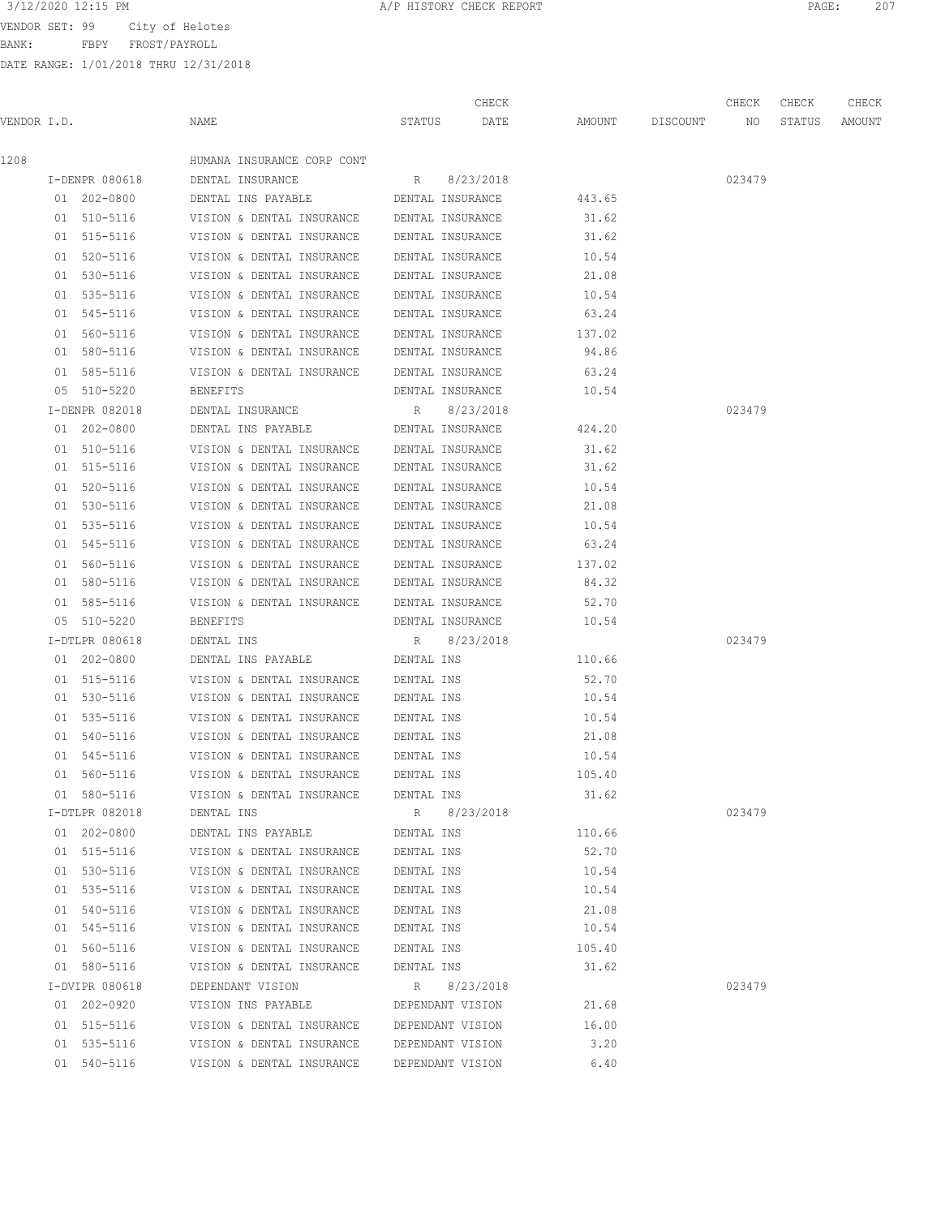VENDOR SET: 99 City of Helotes
BANK: FBPY FROST/PAYROLL
DATE RANGE: 1/01/2018 THRU 12/31/2018

| VENDOR I.D. | NAME | STATUS | CHECK DATE | AMOUNT | DISCOUNT | CHECK NO | CHECK STATUS | CHECK AMOUNT |
|---|---|---|---|---|---|---|---|---|
| 1208 | HUMANA INSURANCE CORP CONT | | | | | | | |
| I-DENPR 080618 | DENTAL INSURANCE | R | 8/23/2018 | | | 023479 | | |
| 01 202-0800 | DENTAL INS PAYABLE | DENTAL INSURANCE | | 443.65 | | | | |
| 01 510-5116 | VISION & DENTAL INSURANCE | DENTAL INSURANCE | | 31.62 | | | | |
| 01 515-5116 | VISION & DENTAL INSURANCE | DENTAL INSURANCE | | 31.62 | | | | |
| 01 520-5116 | VISION & DENTAL INSURANCE | DENTAL INSURANCE | | 10.54 | | | | |
| 01 530-5116 | VISION & DENTAL INSURANCE | DENTAL INSURANCE | | 21.08 | | | | |
| 01 535-5116 | VISION & DENTAL INSURANCE | DENTAL INSURANCE | | 10.54 | | | | |
| 01 545-5116 | VISION & DENTAL INSURANCE | DENTAL INSURANCE | | 63.24 | | | | |
| 01 560-5116 | VISION & DENTAL INSURANCE | DENTAL INSURANCE | | 137.02 | | | | |
| 01 580-5116 | VISION & DENTAL INSURANCE | DENTAL INSURANCE | | 94.86 | | | | |
| 01 585-5116 | VISION & DENTAL INSURANCE | DENTAL INSURANCE | | 63.24 | | | | |
| 05 510-5220 | BENEFITS | DENTAL INSURANCE | | 10.54 | | | | |
| I-DENPR 082018 | DENTAL INSURANCE | R | 8/23/2018 | | | 023479 | | |
| 01 202-0800 | DENTAL INS PAYABLE | DENTAL INSURANCE | | 424.20 | | | | |
| 01 510-5116 | VISION & DENTAL INSURANCE | DENTAL INSURANCE | | 31.62 | | | | |
| 01 515-5116 | VISION & DENTAL INSURANCE | DENTAL INSURANCE | | 31.62 | | | | |
| 01 520-5116 | VISION & DENTAL INSURANCE | DENTAL INSURANCE | | 10.54 | | | | |
| 01 530-5116 | VISION & DENTAL INSURANCE | DENTAL INSURANCE | | 21.08 | | | | |
| 01 535-5116 | VISION & DENTAL INSURANCE | DENTAL INSURANCE | | 10.54 | | | | |
| 01 545-5116 | VISION & DENTAL INSURANCE | DENTAL INSURANCE | | 63.24 | | | | |
| 01 560-5116 | VISION & DENTAL INSURANCE | DENTAL INSURANCE | | 137.02 | | | | |
| 01 580-5116 | VISION & DENTAL INSURANCE | DENTAL INSURANCE | | 84.32 | | | | |
| 01 585-5116 | VISION & DENTAL INSURANCE | DENTAL INSURANCE | | 52.70 | | | | |
| 05 510-5220 | BENEFITS | DENTAL INSURANCE | | 10.54 | | | | |
| I-DTLPR 080618 | DENTAL INS | R | 8/23/2018 | | | 023479 | | |
| 01 202-0800 | DENTAL INS PAYABLE | DENTAL INS | | 110.66 | | | | |
| 01 515-5116 | VISION & DENTAL INSURANCE | DENTAL INS | | 52.70 | | | | |
| 01 530-5116 | VISION & DENTAL INSURANCE | DENTAL INS | | 10.54 | | | | |
| 01 535-5116 | VISION & DENTAL INSURANCE | DENTAL INS | | 10.54 | | | | |
| 01 540-5116 | VISION & DENTAL INSURANCE | DENTAL INS | | 21.08 | | | | |
| 01 545-5116 | VISION & DENTAL INSURANCE | DENTAL INS | | 10.54 | | | | |
| 01 560-5116 | VISION & DENTAL INSURANCE | DENTAL INS | | 105.40 | | | | |
| 01 580-5116 | VISION & DENTAL INSURANCE | DENTAL INS | | 31.62 | | | | |
| I-DTLPR 082018 | DENTAL INS | R | 8/23/2018 | | | 023479 | | |
| 01 202-0800 | DENTAL INS PAYABLE | DENTAL INS | | 110.66 | | | | |
| 01 515-5116 | VISION & DENTAL INSURANCE | DENTAL INS | | 52.70 | | | | |
| 01 530-5116 | VISION & DENTAL INSURANCE | DENTAL INS | | 10.54 | | | | |
| 01 535-5116 | VISION & DENTAL INSURANCE | DENTAL INS | | 10.54 | | | | |
| 01 540-5116 | VISION & DENTAL INSURANCE | DENTAL INS | | 21.08 | | | | |
| 01 545-5116 | VISION & DENTAL INSURANCE | DENTAL INS | | 10.54 | | | | |
| 01 560-5116 | VISION & DENTAL INSURANCE | DENTAL INS | | 105.40 | | | | |
| 01 580-5116 | VISION & DENTAL INSURANCE | DENTAL INS | | 31.62 | | | | |
| I-DVIPR 080618 | DEPENDANT VISION | R | 8/23/2018 | | | 023479 | | |
| 01 202-0920 | VISION INS PAYABLE | DEPENDANT VISION | | 21.68 | | | | |
| 01 515-5116 | VISION & DENTAL INSURANCE | DEPENDANT VISION | | 16.00 | | | | |
| 01 535-5116 | VISION & DENTAL INSURANCE | DEPENDANT VISION | | 3.20 | | | | |
| 01 540-5116 | VISION & DENTAL INSURANCE | DEPENDANT VISION | | 6.40 | | | | |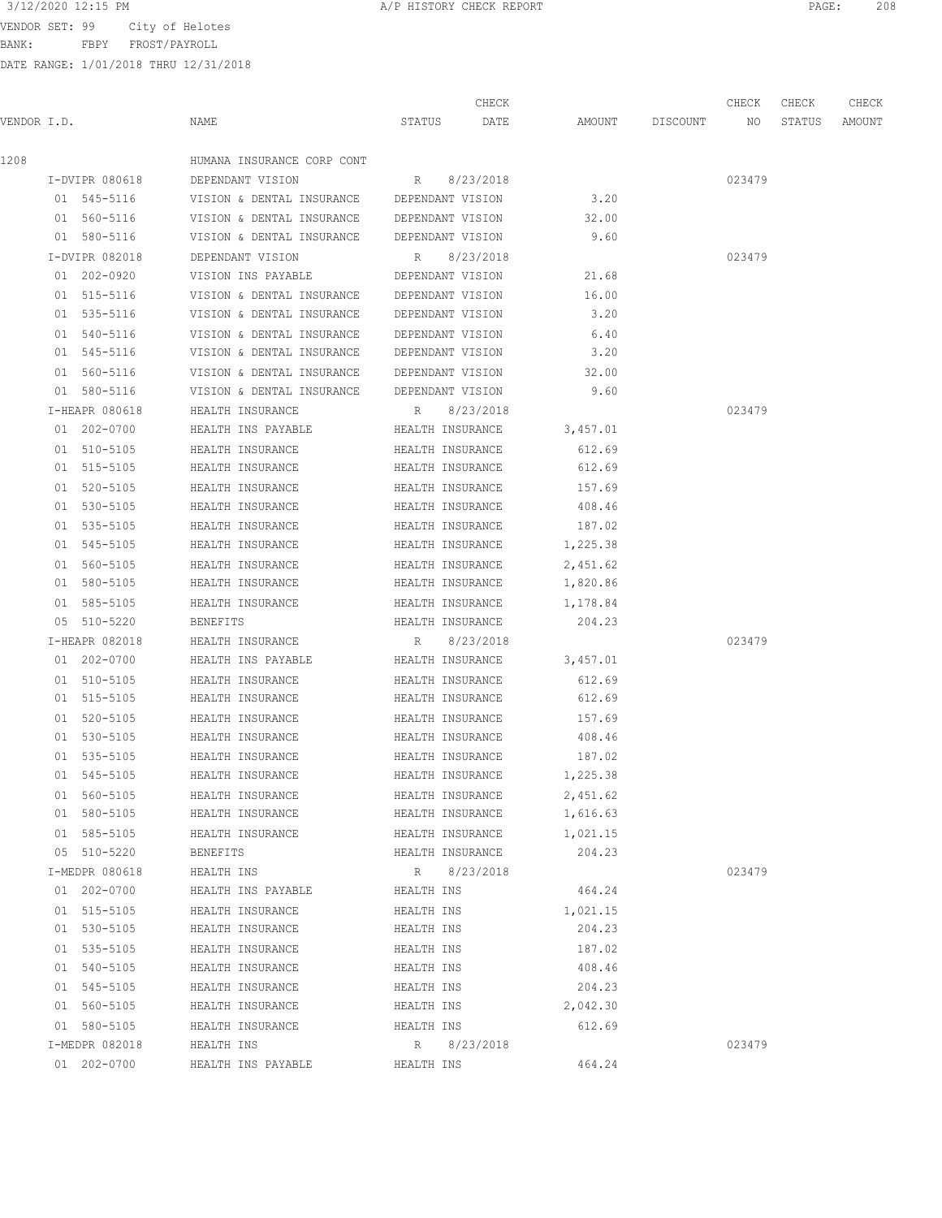3/12/2020 12:15 PM A/P HISTORY CHECK REPORT

VENDOR SET: 99 City of Helotes
BANK: FBPY FROST/PAYROLL
DATE RANGE: 1/01/2018 THRU 12/31/2018

| VENDOR I.D. | NAME | STATUS | CHECK DATE | AMOUNT | DISCOUNT | CHECK NO | CHECK STATUS | CHECK AMOUNT |
|---|---|---|---|---|---|---|---|---|
| 1208 | HUMANA INSURANCE CORP CONT | | | | | | | |
| I-DVIPR 080618 | DEPENDANT VISION | R | 8/23/2018 | | | 023479 | | |
| 01 545-5116 | VISION & DENTAL INSURANCE | DEPENDANT VISION | | 3.20 | | | | |
| 01 560-5116 | VISION & DENTAL INSURANCE | DEPENDANT VISION | | 32.00 | | | | |
| 01 580-5116 | VISION & DENTAL INSURANCE | DEPENDANT VISION | | 9.60 | | | | |
| I-DVIPR 082018 | DEPENDANT VISION | R | 8/23/2018 | | | 023479 | | |
| 01 202-0920 | VISION INS PAYABLE | DEPENDANT VISION | | 21.68 | | | | |
| 01 515-5116 | VISION & DENTAL INSURANCE | DEPENDANT VISION | | 16.00 | | | | |
| 01 535-5116 | VISION & DENTAL INSURANCE | DEPENDANT VISION | | 3.20 | | | | |
| 01 540-5116 | VISION & DENTAL INSURANCE | DEPENDANT VISION | | 6.40 | | | | |
| 01 545-5116 | VISION & DENTAL INSURANCE | DEPENDANT VISION | | 3.20 | | | | |
| 01 560-5116 | VISION & DENTAL INSURANCE | DEPENDANT VISION | | 32.00 | | | | |
| 01 580-5116 | VISION & DENTAL INSURANCE | DEPENDANT VISION | | 9.60 | | | | |
| I-HEAPR 080618 | HEALTH INSURANCE | R | 8/23/2018 | | | 023479 | | |
| 01 202-0700 | HEALTH INS PAYABLE | HEALTH INSURANCE | | 3,457.01 | | | | |
| 01 510-5105 | HEALTH INSURANCE | HEALTH INSURANCE | | 612.69 | | | | |
| 01 515-5105 | HEALTH INSURANCE | HEALTH INSURANCE | | 612.69 | | | | |
| 01 520-5105 | HEALTH INSURANCE | HEALTH INSURANCE | | 157.69 | | | | |
| 01 530-5105 | HEALTH INSURANCE | HEALTH INSURANCE | | 408.46 | | | | |
| 01 535-5105 | HEALTH INSURANCE | HEALTH INSURANCE | | 187.02 | | | | |
| 01 545-5105 | HEALTH INSURANCE | HEALTH INSURANCE | | 1,225.38 | | | | |
| 01 560-5105 | HEALTH INSURANCE | HEALTH INSURANCE | | 2,451.62 | | | | |
| 01 580-5105 | HEALTH INSURANCE | HEALTH INSURANCE | | 1,820.86 | | | | |
| 01 585-5105 | HEALTH INSURANCE | HEALTH INSURANCE | | 1,178.84 | | | | |
| 05 510-5220 | BENEFITS | HEALTH INSURANCE | | 204.23 | | | | |
| I-HEAPR 082018 | HEALTH INSURANCE | R | 8/23/2018 | | | 023479 | | |
| 01 202-0700 | HEALTH INS PAYABLE | HEALTH INSURANCE | | 3,457.01 | | | | |
| 01 510-5105 | HEALTH INSURANCE | HEALTH INSURANCE | | 612.69 | | | | |
| 01 515-5105 | HEALTH INSURANCE | HEALTH INSURANCE | | 612.69 | | | | |
| 01 520-5105 | HEALTH INSURANCE | HEALTH INSURANCE | | 157.69 | | | | |
| 01 530-5105 | HEALTH INSURANCE | HEALTH INSURANCE | | 408.46 | | | | |
| 01 535-5105 | HEALTH INSURANCE | HEALTH INSURANCE | | 187.02 | | | | |
| 01 545-5105 | HEALTH INSURANCE | HEALTH INSURANCE | | 1,225.38 | | | | |
| 01 560-5105 | HEALTH INSURANCE | HEALTH INSURANCE | | 2,451.62 | | | | |
| 01 580-5105 | HEALTH INSURANCE | HEALTH INSURANCE | | 1,616.63 | | | | |
| 01 585-5105 | HEALTH INSURANCE | HEALTH INSURANCE | | 1,021.15 | | | | |
| 05 510-5220 | BENEFITS | HEALTH INSURANCE | | 204.23 | | | | |
| I-MEDPR 080618 | HEALTH INS | R | 8/23/2018 | | | 023479 | | |
| 01 202-0700 | HEALTH INS PAYABLE | HEALTH INS | | 464.24 | | | | |
| 01 515-5105 | HEALTH INSURANCE | HEALTH INS | | 1,021.15 | | | | |
| 01 530-5105 | HEALTH INSURANCE | HEALTH INS | | 204.23 | | | | |
| 01 535-5105 | HEALTH INSURANCE | HEALTH INS | | 187.02 | | | | |
| 01 540-5105 | HEALTH INSURANCE | HEALTH INS | | 408.46 | | | | |
| 01 545-5105 | HEALTH INSURANCE | HEALTH INS | | 204.23 | | | | |
| 01 560-5105 | HEALTH INSURANCE | HEALTH INS | | 2,042.30 | | | | |
| 01 580-5105 | HEALTH INSURANCE | HEALTH INS | | 612.69 | | | | |
| I-MEDPR 082018 | HEALTH INS | R | 8/23/2018 | | | 023479 | | |
| 01 202-0700 | HEALTH INS PAYABLE | HEALTH INS | | 464.24 | | | | |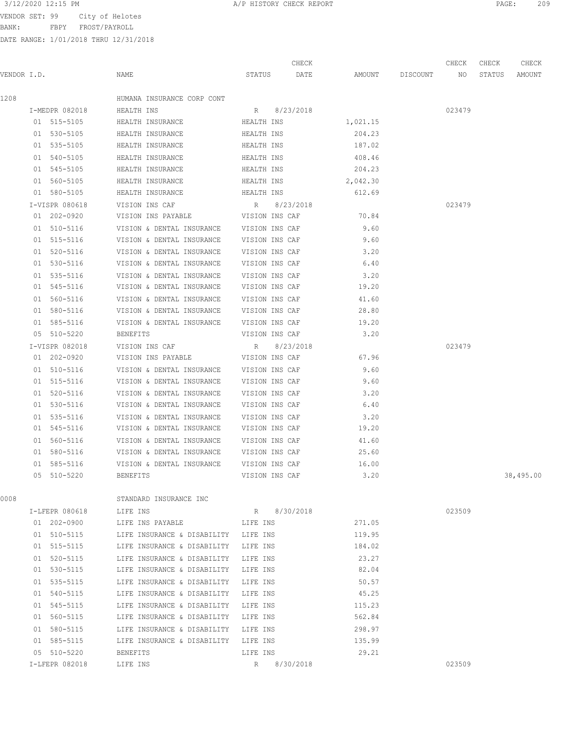3/12/2020 12:15 PM A/P HISTORY CHECK REPORT

VENDOR SET: 99 City of Helotes
BANK: FBPY FROST/PAYROLL
DATE RANGE: 1/01/2018 THRU 12/31/2018

| VENDOR I.D. | NAME | STATUS | CHECK DATE | AMOUNT | DISCOUNT | CHECK NO | CHECK STATUS | CHECK AMOUNT |
|---|---|---|---|---|---|---|---|---|
| 1208 | HUMANA INSURANCE CORP CONT | | | | | | | |
| I-MEDPR 082018 | HEALTH INS | R | 8/23/2018 | | | 023479 | | |
| 01 515-5105 | HEALTH INSURANCE | HEALTH INS | | 1,021.15 | | | | |
| 01 530-5105 | HEALTH INSURANCE | HEALTH INS | | 204.23 | | | | |
| 01 535-5105 | HEALTH INSURANCE | HEALTH INS | | 187.02 | | | | |
| 01 540-5105 | HEALTH INSURANCE | HEALTH INS | | 408.46 | | | | |
| 01 545-5105 | HEALTH INSURANCE | HEALTH INS | | 204.23 | | | | |
| 01 560-5105 | HEALTH INSURANCE | HEALTH INS | | 2,042.30 | | | | |
| 01 580-5105 | HEALTH INSURANCE | HEALTH INS | | 612.69 | | | | |
| I-VISPR 080618 | VISION INS CAF | R | 8/23/2018 | | | 023479 | | |
| 01 202-0920 | VISION INS PAYABLE | VISION INS CAF | | 70.84 | | | | |
| 01 510-5116 | VISION & DENTAL INSURANCE | VISION INS CAF | | 9.60 | | | | |
| 01 515-5116 | VISION & DENTAL INSURANCE | VISION INS CAF | | 9.60 | | | | |
| 01 520-5116 | VISION & DENTAL INSURANCE | VISION INS CAF | | 3.20 | | | | |
| 01 530-5116 | VISION & DENTAL INSURANCE | VISION INS CAF | | 6.40 | | | | |
| 01 535-5116 | VISION & DENTAL INSURANCE | VISION INS CAF | | 3.20 | | | | |
| 01 545-5116 | VISION & DENTAL INSURANCE | VISION INS CAF | | 19.20 | | | | |
| 01 560-5116 | VISION & DENTAL INSURANCE | VISION INS CAF | | 41.60 | | | | |
| 01 580-5116 | VISION & DENTAL INSURANCE | VISION INS CAF | | 28.80 | | | | |
| 01 585-5116 | VISION & DENTAL INSURANCE | VISION INS CAF | | 19.20 | | | | |
| 05 510-5220 | BENEFITS | VISION INS CAF | | 3.20 | | | | |
| I-VISPR 082018 | VISION INS CAF | R | 8/23/2018 | | | 023479 | | |
| 01 202-0920 | VISION INS PAYABLE | VISION INS CAF | | 67.96 | | | | |
| 01 510-5116 | VISION & DENTAL INSURANCE | VISION INS CAF | | 9.60 | | | | |
| 01 515-5116 | VISION & DENTAL INSURANCE | VISION INS CAF | | 9.60 | | | | |
| 01 520-5116 | VISION & DENTAL INSURANCE | VISION INS CAF | | 3.20 | | | | |
| 01 530-5116 | VISION & DENTAL INSURANCE | VISION INS CAF | | 6.40 | | | | |
| 01 535-5116 | VISION & DENTAL INSURANCE | VISION INS CAF | | 3.20 | | | | |
| 01 545-5116 | VISION & DENTAL INSURANCE | VISION INS CAF | | 19.20 | | | | |
| 01 560-5116 | VISION & DENTAL INSURANCE | VISION INS CAF | | 41.60 | | | | |
| 01 580-5116 | VISION & DENTAL INSURANCE | VISION INS CAF | | 25.60 | | | | |
| 01 585-5116 | VISION & DENTAL INSURANCE | VISION INS CAF | | 16.00 | | | | |
| 05 510-5220 | BENEFITS | VISION INS CAF | | 3.20 | | | | 38,495.00 |
| 0008 | STANDARD INSURANCE INC | | | | | | | |
| I-LFEPR 080618 | LIFE INS | R | 8/30/2018 | | | 023509 | | |
| 01 202-0900 | LIFE INS PAYABLE | LIFE INS | | 271.05 | | | | |
| 01 510-5115 | LIFE INSURANCE & DISABILITY | LIFE INS | | 119.95 | | | | |
| 01 515-5115 | LIFE INSURANCE & DISABILITY | LIFE INS | | 184.02 | | | | |
| 01 520-5115 | LIFE INSURANCE & DISABILITY | LIFE INS | | 23.27 | | | | |
| 01 530-5115 | LIFE INSURANCE & DISABILITY | LIFE INS | | 82.04 | | | | |
| 01 535-5115 | LIFE INSURANCE & DISABILITY | LIFE INS | | 50.57 | | | | |
| 01 540-5115 | LIFE INSURANCE & DISABILITY | LIFE INS | | 45.25 | | | | |
| 01 545-5115 | LIFE INSURANCE & DISABILITY | LIFE INS | | 115.23 | | | | |
| 01 560-5115 | LIFE INSURANCE & DISABILITY | LIFE INS | | 562.84 | | | | |
| 01 580-5115 | LIFE INSURANCE & DISABILITY | LIFE INS | | 298.97 | | | | |
| 01 585-5115 | LIFE INSURANCE & DISABILITY | LIFE INS | | 135.99 | | | | |
| 05 510-5220 | BENEFITS | LIFE INS | | 29.21 | | | | |
| I-LFEPR 082018 | LIFE INS | R | 8/30/2018 | | | 023509 | | |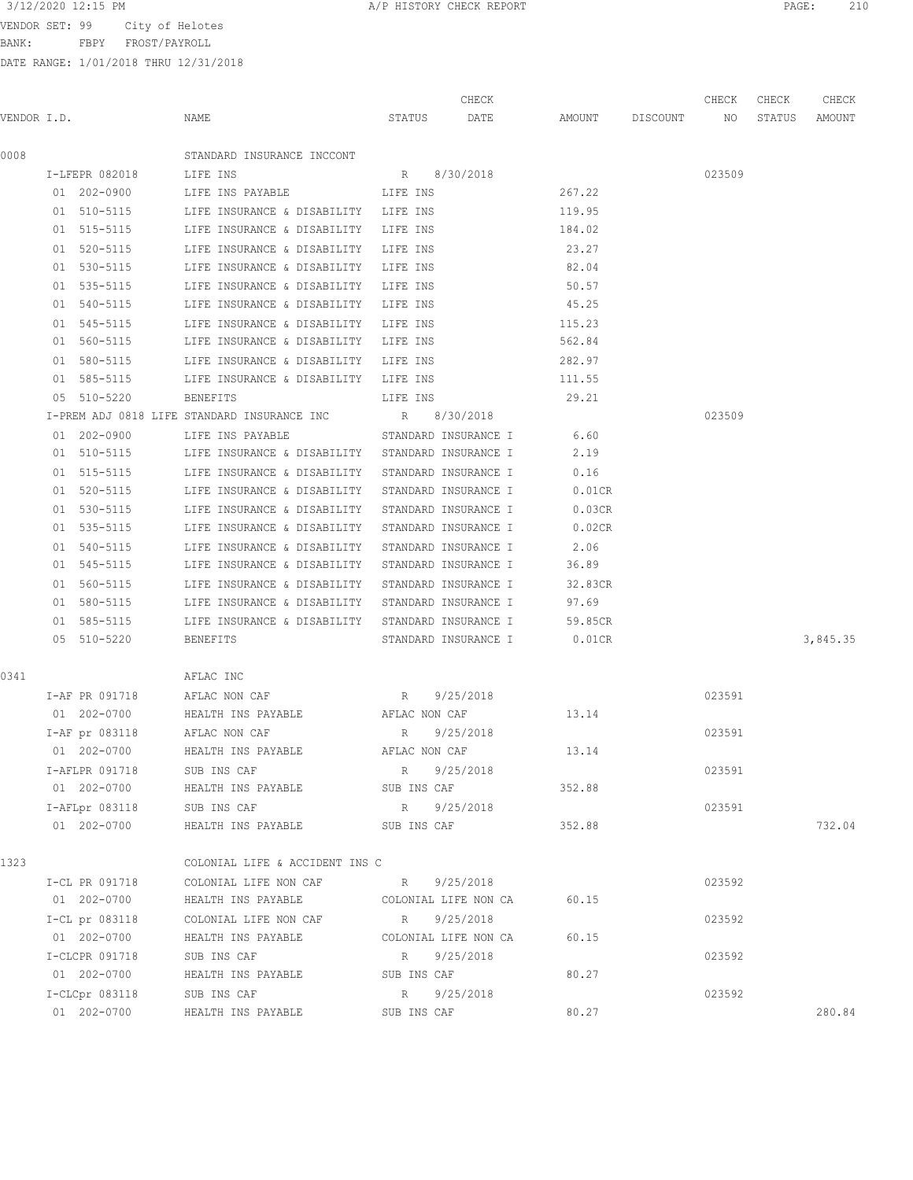3/12/2020 12:15 PM A/P HISTORY CHECK REPORT

VENDOR SET: 99 City of Helotes
BANK: FBPY FROST/PAYROLL
DATE RANGE: 1/01/2018 THRU 12/31/2018

| VENDOR I.D. | NAME | STATUS | CHECK DATE | AMOUNT | DISCOUNT | CHECK NO | CHECK STATUS | CHECK AMOUNT |
|---|---|---|---|---|---|---|---|---|
| 0008 | STANDARD INSURANCE INCCONT | | | | | | | |
| I-LFEPR 082018 | LIFE INS | R | 8/30/2018 | | | 023509 | | |
| 01 202-0900 | LIFE INS PAYABLE | LIFE INS | | 267.22 | | | | |
| 01 510-5115 | LIFE INSURANCE & DISABILITY | LIFE INS | | 119.95 | | | | |
| 01 515-5115 | LIFE INSURANCE & DISABILITY | LIFE INS | | 184.02 | | | | |
| 01 520-5115 | LIFE INSURANCE & DISABILITY | LIFE INS | | 23.27 | | | | |
| 01 530-5115 | LIFE INSURANCE & DISABILITY | LIFE INS | | 82.04 | | | | |
| 01 535-5115 | LIFE INSURANCE & DISABILITY | LIFE INS | | 50.57 | | | | |
| 01 540-5115 | LIFE INSURANCE & DISABILITY | LIFE INS | | 45.25 | | | | |
| 01 545-5115 | LIFE INSURANCE & DISABILITY | LIFE INS | | 115.23 | | | | |
| 01 560-5115 | LIFE INSURANCE & DISABILITY | LIFE INS | | 562.84 | | | | |
| 01 580-5115 | LIFE INSURANCE & DISABILITY | LIFE INS | | 282.97 | | | | |
| 01 585-5115 | LIFE INSURANCE & DISABILITY | LIFE INS | | 111.55 | | | | |
| 05 510-5220 | BENEFITS | LIFE INS | | 29.21 | | | | |
| I-PREM ADJ 0818 LIFE | STANDARD INSURANCE INC | R | 8/30/2018 | | | 023509 | | |
| 01 202-0900 | LIFE INS PAYABLE | STANDARD INSURANCE I | | 6.60 | | | | |
| 01 510-5115 | LIFE INSURANCE & DISABILITY | STANDARD INSURANCE I | | 2.19 | | | | |
| 01 515-5115 | LIFE INSURANCE & DISABILITY | STANDARD INSURANCE I | | 0.16 | | | | |
| 01 520-5115 | LIFE INSURANCE & DISABILITY | STANDARD INSURANCE I | | 0.01CR | | | | |
| 01 530-5115 | LIFE INSURANCE & DISABILITY | STANDARD INSURANCE I | | 0.03CR | | | | |
| 01 535-5115 | LIFE INSURANCE & DISABILITY | STANDARD INSURANCE I | | 0.02CR | | | | |
| 01 540-5115 | LIFE INSURANCE & DISABILITY | STANDARD INSURANCE I | | 2.06 | | | | |
| 01 545-5115 | LIFE INSURANCE & DISABILITY | STANDARD INSURANCE I | | 36.89 | | | | |
| 01 560-5115 | LIFE INSURANCE & DISABILITY | STANDARD INSURANCE I | | 32.83CR | | | | |
| 01 580-5115 | LIFE INSURANCE & DISABILITY | STANDARD INSURANCE I | | 97.69 | | | | |
| 01 585-5115 | LIFE INSURANCE & DISABILITY | STANDARD INSURANCE I | | 59.85CR | | | | |
| 05 510-5220 | BENEFITS | STANDARD INSURANCE I | | 0.01CR | | | | 3,845.35 |
| 0341 | AFLAC INC | | | | | | | |
| I-AF PR 091718 | AFLAC NON CAF | R | 9/25/2018 | | | 023591 | | |
| 01 202-0700 | HEALTH INS PAYABLE | AFLAC NON CAF | | 13.14 | | | | |
| I-AF pr 083118 | AFLAC NON CAF | R | 9/25/2018 | | | 023591 | | |
| 01 202-0700 | HEALTH INS PAYABLE | AFLAC NON CAF | | 13.14 | | | | |
| I-AFLPR 091718 | SUB INS CAF | R | 9/25/2018 | | | 023591 | | |
| 01 202-0700 | HEALTH INS PAYABLE | SUB INS CAF | | 352.88 | | | | |
| I-AFLpr 083118 | SUB INS CAF | R | 9/25/2018 | | | 023591 | | |
| 01 202-0700 | HEALTH INS PAYABLE | SUB INS CAF | | 352.88 | | | | 732.04 |
| 1323 | COLONIAL LIFE & ACCIDENT INS C | | | | | | | |
| I-CL PR 091718 | COLONIAL LIFE NON CAF | R | 9/25/2018 | | | 023592 | | |
| 01 202-0700 | HEALTH INS PAYABLE | COLONIAL LIFE NON CA | | 60.15 | | | | |
| I-CL pr 083118 | COLONIAL LIFE NON CAF | R | 9/25/2018 | | | 023592 | | |
| 01 202-0700 | HEALTH INS PAYABLE | COLONIAL LIFE NON CA | | 60.15 | | | | |
| I-CLCPR 091718 | SUB INS CAF | R | 9/25/2018 | | | 023592 | | |
| 01 202-0700 | HEALTH INS PAYABLE | SUB INS CAF | | 80.27 | | | | |
| I-CLCpr 083118 | SUB INS CAF | R | 9/25/2018 | | | 023592 | | |
| 01 202-0700 | HEALTH INS PAYABLE | SUB INS CAF | | 80.27 | | | | 280.84 |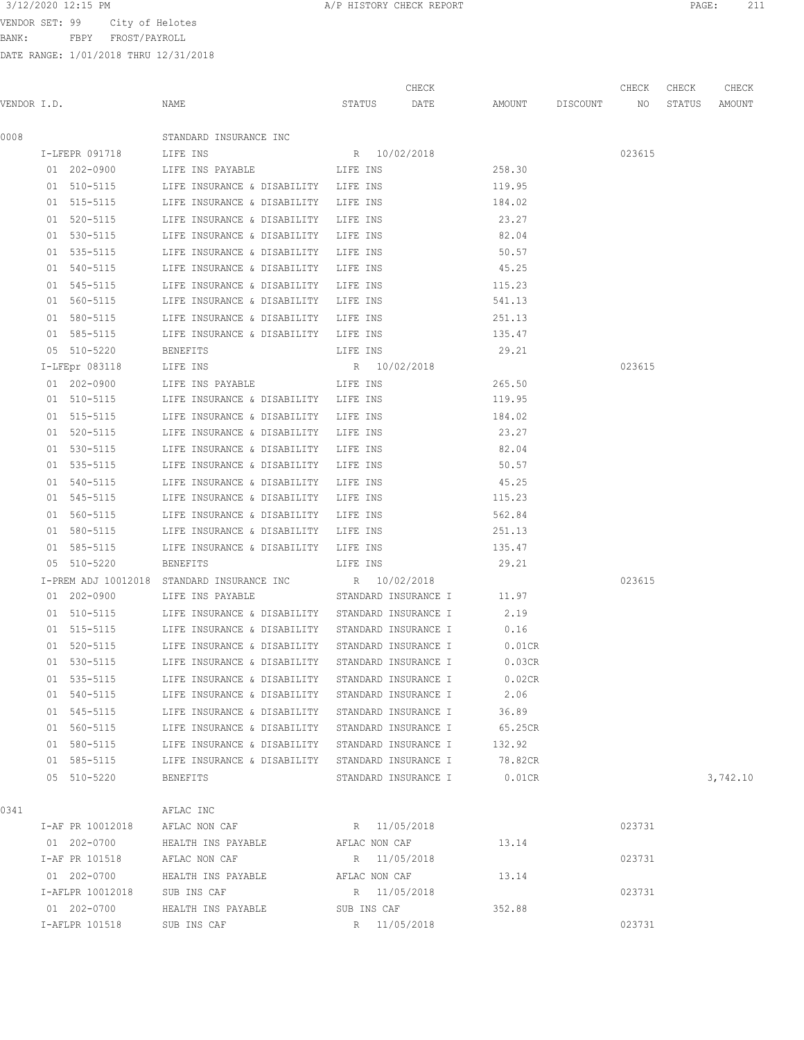3/12/2020 12:15 PM A/P HISTORY CHECK REPORT

VENDOR SET: 99 City of Helotes
BANK: FBPY FROST/PAYROLL
DATE RANGE: 1/01/2018 THRU 12/31/2018

| VENDOR I.D. | NAME | STATUS | CHECK DATE | AMOUNT | DISCOUNT | CHECK NO | CHECK STATUS | CHECK AMOUNT |
|---|---|---|---|---|---|---|---|---|
| 0008 | STANDARD INSURANCE INC | | | | | | | |
| I-LFEPR 091718 | LIFE INS | R | 10/02/2018 | | | 023615 | | |
| 01 202-0900 | LIFE INS PAYABLE | LIFE INS | | 258.30 | | | | |
| 01 510-5115 | LIFE INSURANCE & DISABILITY | LIFE INS | | 119.95 | | | | |
| 01 515-5115 | LIFE INSURANCE & DISABILITY | LIFE INS | | 184.02 | | | | |
| 01 520-5115 | LIFE INSURANCE & DISABILITY | LIFE INS | | 23.27 | | | | |
| 01 530-5115 | LIFE INSURANCE & DISABILITY | LIFE INS | | 82.04 | | | | |
| 01 535-5115 | LIFE INSURANCE & DISABILITY | LIFE INS | | 50.57 | | | | |
| 01 540-5115 | LIFE INSURANCE & DISABILITY | LIFE INS | | 45.25 | | | | |
| 01 545-5115 | LIFE INSURANCE & DISABILITY | LIFE INS | | 115.23 | | | | |
| 01 560-5115 | LIFE INSURANCE & DISABILITY | LIFE INS | | 541.13 | | | | |
| 01 580-5115 | LIFE INSURANCE & DISABILITY | LIFE INS | | 251.13 | | | | |
| 01 585-5115 | LIFE INSURANCE & DISABILITY | LIFE INS | | 135.47 | | | | |
| 05 510-5220 | BENEFITS | LIFE INS | | 29.21 | | | | |
| I-LFEpr 083118 | LIFE INS | R | 10/02/2018 | | | 023615 | | |
| 01 202-0900 | LIFE INS PAYABLE | LIFE INS | | 265.50 | | | | |
| 01 510-5115 | LIFE INSURANCE & DISABILITY | LIFE INS | | 119.95 | | | | |
| 01 515-5115 | LIFE INSURANCE & DISABILITY | LIFE INS | | 184.02 | | | | |
| 01 520-5115 | LIFE INSURANCE & DISABILITY | LIFE INS | | 23.27 | | | | |
| 01 530-5115 | LIFE INSURANCE & DISABILITY | LIFE INS | | 82.04 | | | | |
| 01 535-5115 | LIFE INSURANCE & DISABILITY | LIFE INS | | 50.57 | | | | |
| 01 540-5115 | LIFE INSURANCE & DISABILITY | LIFE INS | | 45.25 | | | | |
| 01 545-5115 | LIFE INSURANCE & DISABILITY | LIFE INS | | 115.23 | | | | |
| 01 560-5115 | LIFE INSURANCE & DISABILITY | LIFE INS | | 562.84 | | | | |
| 01 580-5115 | LIFE INSURANCE & DISABILITY | LIFE INS | | 251.13 | | | | |
| 01 585-5115 | LIFE INSURANCE & DISABILITY | LIFE INS | | 135.47 | | | | |
| 05 510-5220 | BENEFITS | LIFE INS | | 29.21 | | | | |
| I-PREM ADJ 10012018 | STANDARD INSURANCE INC | R | 10/02/2018 | | | 023615 | | |
| 01 202-0900 | LIFE INS PAYABLE | STANDARD INSURANCE I | | 11.97 | | | | |
| 01 510-5115 | LIFE INSURANCE & DISABILITY | STANDARD INSURANCE I | | 2.19 | | | | |
| 01 515-5115 | LIFE INSURANCE & DISABILITY | STANDARD INSURANCE I | | 0.16 | | | | |
| 01 520-5115 | LIFE INSURANCE & DISABILITY | STANDARD INSURANCE I | | 0.01CR | | | | |
| 01 530-5115 | LIFE INSURANCE & DISABILITY | STANDARD INSURANCE I | | 0.03CR | | | | |
| 01 535-5115 | LIFE INSURANCE & DISABILITY | STANDARD INSURANCE I | | 0.02CR | | | | |
| 01 540-5115 | LIFE INSURANCE & DISABILITY | STANDARD INSURANCE I | | 2.06 | | | | |
| 01 545-5115 | LIFE INSURANCE & DISABILITY | STANDARD INSURANCE I | | 36.89 | | | | |
| 01 560-5115 | LIFE INSURANCE & DISABILITY | STANDARD INSURANCE I | | 65.25CR | | | | |
| 01 580-5115 | LIFE INSURANCE & DISABILITY | STANDARD INSURANCE I | | 132.92 | | | | |
| 01 585-5115 | LIFE INSURANCE & DISABILITY | STANDARD INSURANCE I | | 78.82CR | | | | |
| 05 510-5220 | BENEFITS | STANDARD INSURANCE I | | 0.01CR | | | | 3,742.10 |
| 0341 | AFLAC INC | | | | | | | |
| I-AF PR 10012018 | AFLAC NON CAF | R | 11/05/2018 | | | 023731 | | |
| 01 202-0700 | HEALTH INS PAYABLE | AFLAC NON CAF | | 13.14 | | | | |
| I-AF PR 101518 | AFLAC NON CAF | R | 11/05/2018 | | | 023731 | | |
| 01 202-0700 | HEALTH INS PAYABLE | AFLAC NON CAF | | 13.14 | | | | |
| I-AFLPR 10012018 | SUB INS CAF | R | 11/05/2018 | | | 023731 | | |
| 01 202-0700 | HEALTH INS PAYABLE | SUB INS CAF | | 352.88 | | | | |
| I-AFLPR 101518 | SUB INS CAF | R | 11/05/2018 | | | 023731 | | |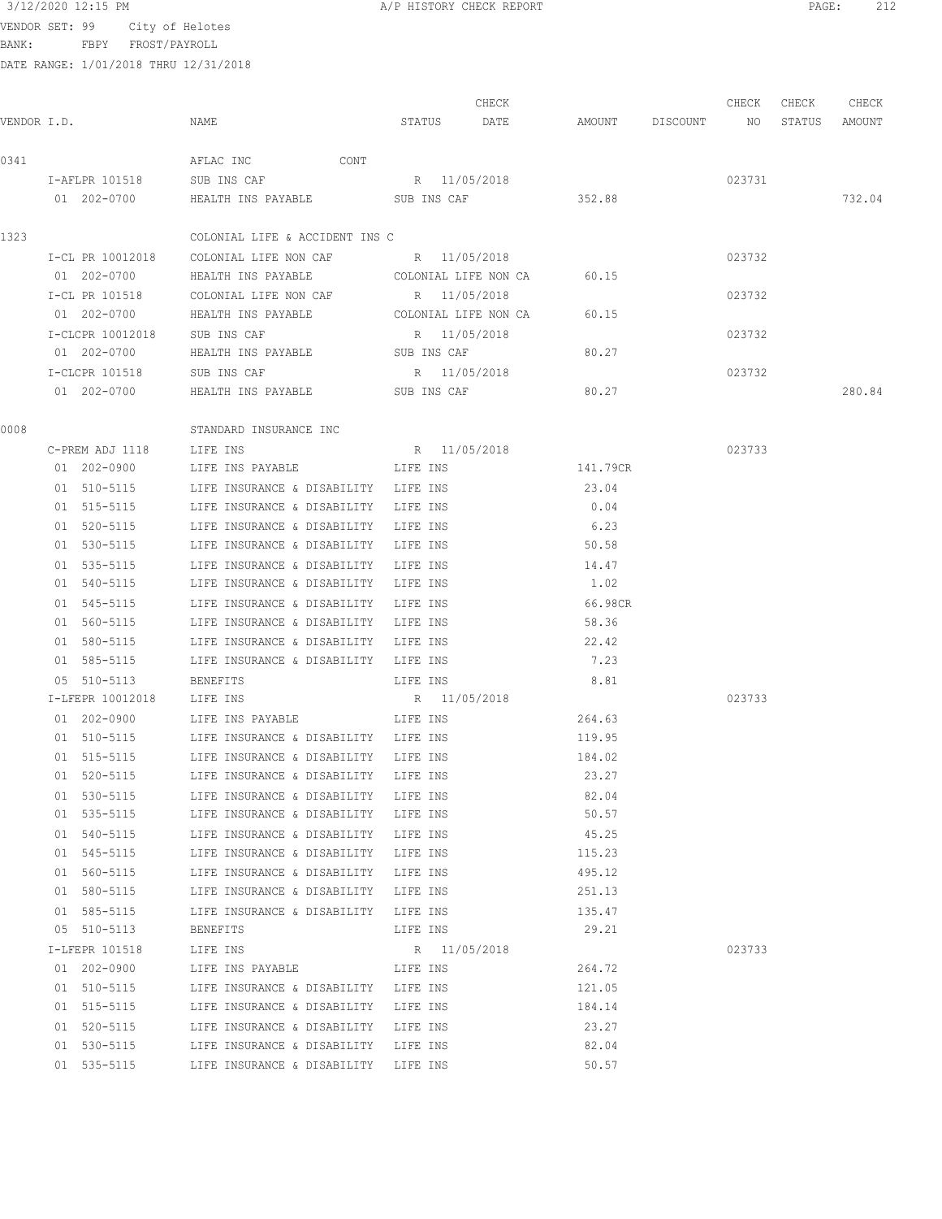3/12/2020 12:15 PM A/P HISTORY CHECK REPORT

VENDOR SET: 99 City of Helotes
BANK: FBPY FROST/PAYROLL
DATE RANGE: 1/01/2018 THRU 12/31/2018

| VENDOR I.D. | NAME | STATUS | CHECK DATE | AMOUNT | DISCOUNT | CHECK NO | CHECK STATUS | CHECK AMOUNT |
|---|---|---|---|---|---|---|---|---|
| 0341 | AFLAC INC CONT | | | | | | | |
| I-AFLPR 101518 | SUB INS CAF | R | 11/05/2018 | | | 023731 | | |
| 01 202-0700 | HEALTH INS PAYABLE | SUB INS CAF | | 352.88 | | | | 732.04 |
| 1323 | COLONIAL LIFE & ACCIDENT INS C | | | | | | | |
| I-CL PR 10012018 | COLONIAL LIFE NON CAF | R | 11/05/2018 | | | 023732 | | |
| 01 202-0700 | HEALTH INS PAYABLE | COLONIAL LIFE NON CA | | 60.15 | | | | |
| I-CL PR 101518 | COLONIAL LIFE NON CAF | R | 11/05/2018 | | | 023732 | | |
| 01 202-0700 | HEALTH INS PAYABLE | COLONIAL LIFE NON CA | | 60.15 | | | | |
| I-CLCPR 10012018 | SUB INS CAF | R | 11/05/2018 | | | 023732 | | |
| 01 202-0700 | HEALTH INS PAYABLE | SUB INS CAF | | 80.27 | | | | |
| I-CLCPR 101518 | SUB INS CAF | R | 11/05/2018 | | | 023732 | | |
| 01 202-0700 | HEALTH INS PAYABLE | SUB INS CAF | | 80.27 | | | | 280.84 |
| 0008 | STANDARD INSURANCE INC | | | | | | | |
| C-PREM ADJ 1118 | LIFE INS | R | 11/05/2018 | | | 023733 | | |
| 01 202-0900 | LIFE INS PAYABLE | LIFE INS | | 141.79CR | | | | |
| 01 510-5115 | LIFE INSURANCE & DISABILITY | LIFE INS | | 23.04 | | | | |
| 01 515-5115 | LIFE INSURANCE & DISABILITY | LIFE INS | | 0.04 | | | | |
| 01 520-5115 | LIFE INSURANCE & DISABILITY | LIFE INS | | 6.23 | | | | |
| 01 530-5115 | LIFE INSURANCE & DISABILITY | LIFE INS | | 50.58 | | | | |
| 01 535-5115 | LIFE INSURANCE & DISABILITY | LIFE INS | | 14.47 | | | | |
| 01 540-5115 | LIFE INSURANCE & DISABILITY | LIFE INS | | 1.02 | | | | |
| 01 545-5115 | LIFE INSURANCE & DISABILITY | LIFE INS | | 66.98CR | | | | |
| 01 560-5115 | LIFE INSURANCE & DISABILITY | LIFE INS | | 58.36 | | | | |
| 01 580-5115 | LIFE INSURANCE & DISABILITY | LIFE INS | | 22.42 | | | | |
| 01 585-5115 | LIFE INSURANCE & DISABILITY | LIFE INS | | 7.23 | | | | |
| 05 510-5113 | BENEFITS | LIFE INS | | 8.81 | | | | |
| I-LFEPR 10012018 | LIFE INS | R | 11/05/2018 | | | 023733 | | |
| 01 202-0900 | LIFE INS PAYABLE | LIFE INS | | 264.63 | | | | |
| 01 510-5115 | LIFE INSURANCE & DISABILITY | LIFE INS | | 119.95 | | | | |
| 01 515-5115 | LIFE INSURANCE & DISABILITY | LIFE INS | | 184.02 | | | | |
| 01 520-5115 | LIFE INSURANCE & DISABILITY | LIFE INS | | 23.27 | | | | |
| 01 530-5115 | LIFE INSURANCE & DISABILITY | LIFE INS | | 82.04 | | | | |
| 01 535-5115 | LIFE INSURANCE & DISABILITY | LIFE INS | | 50.57 | | | | |
| 01 540-5115 | LIFE INSURANCE & DISABILITY | LIFE INS | | 45.25 | | | | |
| 01 545-5115 | LIFE INSURANCE & DISABILITY | LIFE INS | | 115.23 | | | | |
| 01 560-5115 | LIFE INSURANCE & DISABILITY | LIFE INS | | 495.12 | | | | |
| 01 580-5115 | LIFE INSURANCE & DISABILITY | LIFE INS | | 251.13 | | | | |
| 01 585-5115 | LIFE INSURANCE & DISABILITY | LIFE INS | | 135.47 | | | | |
| 05 510-5113 | BENEFITS | LIFE INS | | 29.21 | | | | |
| I-LFEPR 101518 | LIFE INS | R | 11/05/2018 | | | 023733 | | |
| 01 202-0900 | LIFE INS PAYABLE | LIFE INS | | 264.72 | | | | |
| 01 510-5115 | LIFE INSURANCE & DISABILITY | LIFE INS | | 121.05 | | | | |
| 01 515-5115 | LIFE INSURANCE & DISABILITY | LIFE INS | | 184.14 | | | | |
| 01 520-5115 | LIFE INSURANCE & DISABILITY | LIFE INS | | 23.27 | | | | |
| 01 530-5115 | LIFE INSURANCE & DISABILITY | LIFE INS | | 82.04 | | | | |
| 01 535-5115 | LIFE INSURANCE & DISABILITY | LIFE INS | | 50.57 | | | | |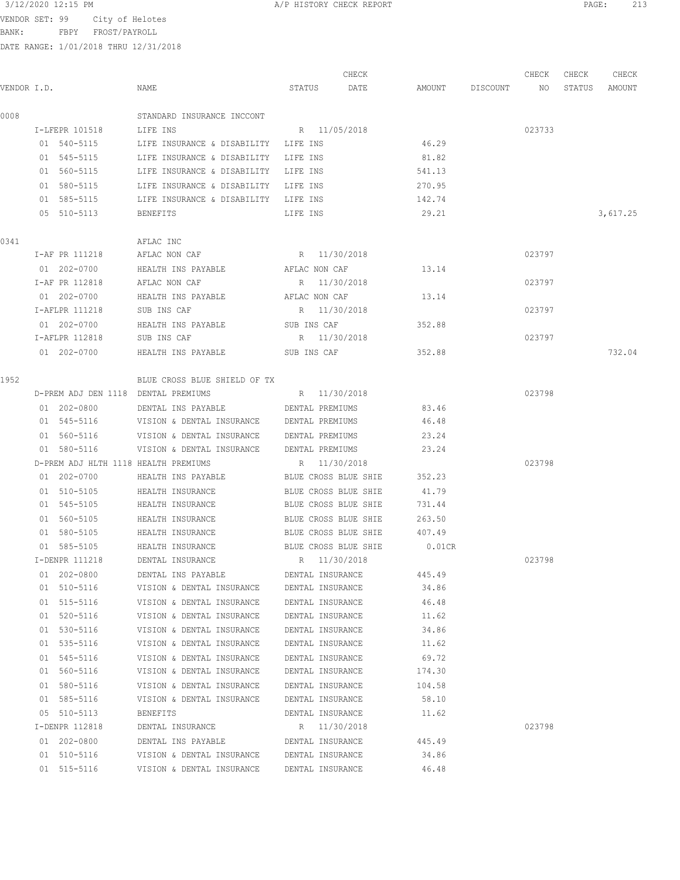3/12/2020 12:15 PM A/P HISTORY CHECK REPORT

VENDOR SET: 99 City of Helotes
BANK: FBPY FROST/PAYROLL
DATE RANGE: 1/01/2018 THRU 12/31/2018

| VENDOR I.D. | NAME | STATUS | CHECK DATE | AMOUNT | DISCOUNT | CHECK NO | CHECK STATUS | CHECK AMOUNT |
|---|---|---|---|---|---|---|---|---|
| 0008 | STANDARD INSURANCE INCCONT | | | | | | | |
| I-LFEPR 101518 | LIFE INS | R | 11/05/2018 | | | 023733 | | |
| 01 540-5115 | LIFE INSURANCE & DISABILITY | LIFE INS | | 46.29 | | | | |
| 01 545-5115 | LIFE INSURANCE & DISABILITY | LIFE INS | | 81.82 | | | | |
| 01 560-5115 | LIFE INSURANCE & DISABILITY | LIFE INS | | 541.13 | | | | |
| 01 580-5115 | LIFE INSURANCE & DISABILITY | LIFE INS | | 270.95 | | | | |
| 01 585-5115 | LIFE INSURANCE & DISABILITY | LIFE INS | | 142.74 | | | | |
| 05 510-5113 | BENEFITS | LIFE INS | | 29.21 | | | | 3,617.25 |
| 0341 | AFLAC INC | | | | | | | |
| I-AF PR 111218 | AFLAC NON CAF | R | 11/30/2018 | | | 023797 | | |
| 01 202-0700 | HEALTH INS PAYABLE | AFLAC NON CAF | | 13.14 | | | | |
| I-AF PR 112818 | AFLAC NON CAF | R | 11/30/2018 | | | 023797 | | |
| 01 202-0700 | HEALTH INS PAYABLE | AFLAC NON CAF | | 13.14 | | | | |
| I-AFLPR 111218 | SUB INS CAF | R | 11/30/2018 | | | 023797 | | |
| 01 202-0700 | HEALTH INS PAYABLE | SUB INS CAF | | 352.88 | | | | |
| I-AFLPR 112818 | SUB INS CAF | R | 11/30/2018 | | | 023797 | | |
| 01 202-0700 | HEALTH INS PAYABLE | SUB INS CAF | | 352.88 | | | | 732.04 |
| 1952 | BLUE CROSS BLUE SHIELD OF TX | | | | | | | |
| D-PREM ADJ DEN 1118 | DENTAL PREMIUMS | R | 11/30/2018 | | | 023798 | | |
| 01 202-0800 | DENTAL INS PAYABLE | DENTAL PREMIUMS | | 83.46 | | | | |
| 01 545-5116 | VISION & DENTAL INSURANCE | DENTAL PREMIUMS | | 46.48 | | | | |
| 01 560-5116 | VISION & DENTAL INSURANCE | DENTAL PREMIUMS | | 23.24 | | | | |
| 01 580-5116 | VISION & DENTAL INSURANCE | DENTAL PREMIUMS | | 23.24 | | | | |
| D-PREM ADJ HLTH 1118 | HEALTH PREMIUMS | R | 11/30/2018 | | | 023798 | | |
| 01 202-0700 | HEALTH INS PAYABLE | BLUE CROSS BLUE SHIE | | 352.23 | | | | |
| 01 510-5105 | HEALTH INSURANCE | BLUE CROSS BLUE SHIE | | 41.79 | | | | |
| 01 545-5105 | HEALTH INSURANCE | BLUE CROSS BLUE SHIE | | 731.44 | | | | |
| 01 560-5105 | HEALTH INSURANCE | BLUE CROSS BLUE SHIE | | 263.50 | | | | |
| 01 580-5105 | HEALTH INSURANCE | BLUE CROSS BLUE SHIE | | 407.49 | | | | |
| 01 585-5105 | HEALTH INSURANCE | BLUE CROSS BLUE SHIE | | 0.01CR | | | | |
| I-DENPR 111218 | DENTAL INSURANCE | R | 11/30/2018 | | | 023798 | | |
| 01 202-0800 | DENTAL INS PAYABLE | DENTAL INSURANCE | | 445.49 | | | | |
| 01 510-5116 | VISION & DENTAL INSURANCE | DENTAL INSURANCE | | 34.86 | | | | |
| 01 515-5116 | VISION & DENTAL INSURANCE | DENTAL INSURANCE | | 46.48 | | | | |
| 01 520-5116 | VISION & DENTAL INSURANCE | DENTAL INSURANCE | | 11.62 | | | | |
| 01 530-5116 | VISION & DENTAL INSURANCE | DENTAL INSURANCE | | 34.86 | | | | |
| 01 535-5116 | VISION & DENTAL INSURANCE | DENTAL INSURANCE | | 11.62 | | | | |
| 01 545-5116 | VISION & DENTAL INSURANCE | DENTAL INSURANCE | | 69.72 | | | | |
| 01 560-5116 | VISION & DENTAL INSURANCE | DENTAL INSURANCE | | 174.30 | | | | |
| 01 580-5116 | VISION & DENTAL INSURANCE | DENTAL INSURANCE | | 104.58 | | | | |
| 01 585-5116 | VISION & DENTAL INSURANCE | DENTAL INSURANCE | | 58.10 | | | | |
| 05 510-5113 | BENEFITS | DENTAL INSURANCE | | 11.62 | | | | |
| I-DENPR 112818 | DENTAL INSURANCE | R | 11/30/2018 | | | 023798 | | |
| 01 202-0800 | DENTAL INS PAYABLE | DENTAL INSURANCE | | 445.49 | | | | |
| 01 510-5116 | VISION & DENTAL INSURANCE | DENTAL INSURANCE | | 34.86 | | | | |
| 01 515-5116 | VISION & DENTAL INSURANCE | DENTAL INSURANCE | | 46.48 | | | | |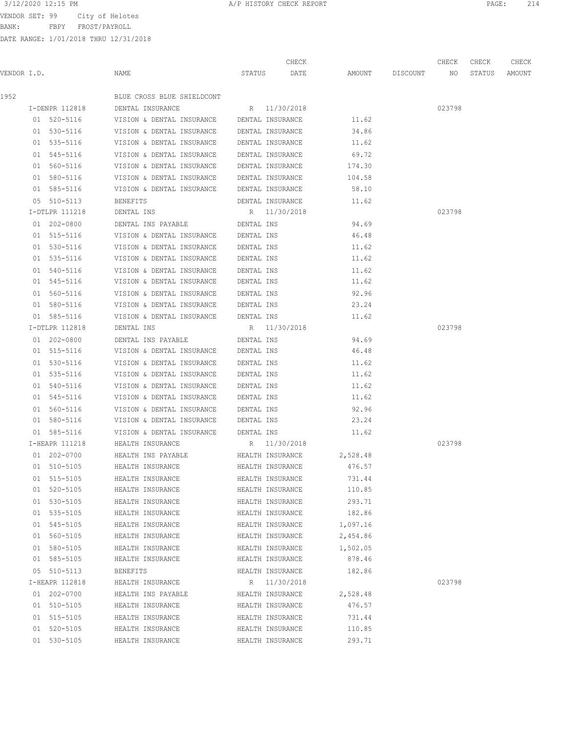VENDOR SET: 99 City of Helotes
BANK: FBPY FROST/PAYROLL
DATE RANGE: 1/01/2018 THRU 12/31/2018

| VENDOR I.D. | NAME | STATUS | CHECK DATE | AMOUNT | DISCOUNT | CHECK NO | CHECK STATUS | CHECK AMOUNT |
|---|---|---|---|---|---|---|---|---|
| 1952 | BLUE CROSS BLUE SHIELDCONT | | | | | | | |
| I-DENPR 112818 | DENTAL INSURANCE | R | 11/30/2018 | | | 023798 | | |
| 01 520-5116 | VISION & DENTAL INSURANCE | DENTAL INSURANCE | | 11.62 | | | | |
| 01 530-5116 | VISION & DENTAL INSURANCE | DENTAL INSURANCE | | 34.86 | | | | |
| 01 535-5116 | VISION & DENTAL INSURANCE | DENTAL INSURANCE | | 11.62 | | | | |
| 01 545-5116 | VISION & DENTAL INSURANCE | DENTAL INSURANCE | | 69.72 | | | | |
| 01 560-5116 | VISION & DENTAL INSURANCE | DENTAL INSURANCE | | 174.30 | | | | |
| 01 580-5116 | VISION & DENTAL INSURANCE | DENTAL INSURANCE | | 104.58 | | | | |
| 01 585-5116 | VISION & DENTAL INSURANCE | DENTAL INSURANCE | | 58.10 | | | | |
| 05 510-5113 | BENEFITS | DENTAL INSURANCE | | 11.62 | | | | |
| I-DTLPR 111218 | DENTAL INS | R | 11/30/2018 | | | 023798 | | |
| 01 202-0800 | DENTAL INS PAYABLE | DENTAL INS | | 94.69 | | | | |
| 01 515-5116 | VISION & DENTAL INSURANCE | DENTAL INS | | 46.48 | | | | |
| 01 530-5116 | VISION & DENTAL INSURANCE | DENTAL INS | | 11.62 | | | | |
| 01 535-5116 | VISION & DENTAL INSURANCE | DENTAL INS | | 11.62 | | | | |
| 01 540-5116 | VISION & DENTAL INSURANCE | DENTAL INS | | 11.62 | | | | |
| 01 545-5116 | VISION & DENTAL INSURANCE | DENTAL INS | | 11.62 | | | | |
| 01 560-5116 | VISION & DENTAL INSURANCE | DENTAL INS | | 92.96 | | | | |
| 01 580-5116 | VISION & DENTAL INSURANCE | DENTAL INS | | 23.24 | | | | |
| 01 585-5116 | VISION & DENTAL INSURANCE | DENTAL INS | | 11.62 | | | | |
| I-DTLPR 112818 | DENTAL INS | R | 11/30/2018 | | | 023798 | | |
| 01 202-0800 | DENTAL INS PAYABLE | DENTAL INS | | 94.69 | | | | |
| 01 515-5116 | VISION & DENTAL INSURANCE | DENTAL INS | | 46.48 | | | | |
| 01 530-5116 | VISION & DENTAL INSURANCE | DENTAL INS | | 11.62 | | | | |
| 01 535-5116 | VISION & DENTAL INSURANCE | DENTAL INS | | 11.62 | | | | |
| 01 540-5116 | VISION & DENTAL INSURANCE | DENTAL INS | | 11.62 | | | | |
| 01 545-5116 | VISION & DENTAL INSURANCE | DENTAL INS | | 11.62 | | | | |
| 01 560-5116 | VISION & DENTAL INSURANCE | DENTAL INS | | 92.96 | | | | |
| 01 580-5116 | VISION & DENTAL INSURANCE | DENTAL INS | | 23.24 | | | | |
| 01 585-5116 | VISION & DENTAL INSURANCE | DENTAL INS | | 11.62 | | | | |
| I-HEAPR 111218 | HEALTH INSURANCE | R | 11/30/2018 | | | 023798 | | |
| 01 202-0700 | HEALTH INS PAYABLE | HEALTH INSURANCE | | 2,528.48 | | | | |
| 01 510-5105 | HEALTH INSURANCE | HEALTH INSURANCE | | 476.57 | | | | |
| 01 515-5105 | HEALTH INSURANCE | HEALTH INSURANCE | | 731.44 | | | | |
| 01 520-5105 | HEALTH INSURANCE | HEALTH INSURANCE | | 110.85 | | | | |
| 01 530-5105 | HEALTH INSURANCE | HEALTH INSURANCE | | 293.71 | | | | |
| 01 535-5105 | HEALTH INSURANCE | HEALTH INSURANCE | | 182.86 | | | | |
| 01 545-5105 | HEALTH INSURANCE | HEALTH INSURANCE | | 1,097.16 | | | | |
| 01 560-5105 | HEALTH INSURANCE | HEALTH INSURANCE | | 2,454.86 | | | | |
| 01 580-5105 | HEALTH INSURANCE | HEALTH INSURANCE | | 1,502.05 | | | | |
| 01 585-5105 | HEALTH INSURANCE | HEALTH INSURANCE | | 878.46 | | | | |
| 05 510-5113 | BENEFITS | HEALTH INSURANCE | | 182.86 | | | | |
| I-HEAPR 112818 | HEALTH INSURANCE | R | 11/30/2018 | | | 023798 | | |
| 01 202-0700 | HEALTH INS PAYABLE | HEALTH INSURANCE | | 2,528.48 | | | | |
| 01 510-5105 | HEALTH INSURANCE | HEALTH INSURANCE | | 476.57 | | | | |
| 01 515-5105 | HEALTH INSURANCE | HEALTH INSURANCE | | 731.44 | | | | |
| 01 520-5105 | HEALTH INSURANCE | HEALTH INSURANCE | | 110.85 | | | | |
| 01 530-5105 | HEALTH INSURANCE | HEALTH INSURANCE | | 293.71 | | | | |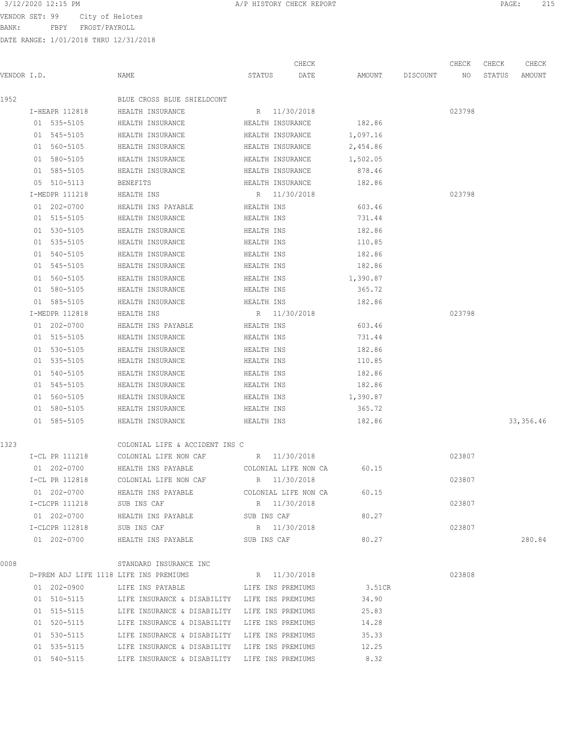3/12/2020 12:15 PM A/P HISTORY CHECK REPORT

VENDOR SET: 99 City of Helotes
BANK: FBPY FROST/PAYROLL
DATE RANGE: 1/01/2018 THRU 12/31/2018

| VENDOR I.D. | NAME | STATUS | CHECK DATE | AMOUNT | DISCOUNT | CHECK NO | CHECK STATUS | CHECK AMOUNT |
|---|---|---|---|---|---|---|---|---|
| 1952 | BLUE CROSS BLUE SHIELDCONT | | | | | | | |
| I-HEAPR 112818 | HEALTH INSURANCE | R | 11/30/2018 | | | 023798 | | |
| 01 535-5105 | HEALTH INSURANCE | HEALTH INSURANCE | | 182.86 | | | | |
| 01 545-5105 | HEALTH INSURANCE | HEALTH INSURANCE | | 1,097.16 | | | | |
| 01 560-5105 | HEALTH INSURANCE | HEALTH INSURANCE | | 2,454.86 | | | | |
| 01 580-5105 | HEALTH INSURANCE | HEALTH INSURANCE | | 1,502.05 | | | | |
| 01 585-5105 | HEALTH INSURANCE | HEALTH INSURANCE | | 878.46 | | | | |
| 05 510-5113 | BENEFITS | HEALTH INSURANCE | | 182.86 | | | | |
| I-MEDPR 111218 | HEALTH INS | R | 11/30/2018 | | | 023798 | | |
| 01 202-0700 | HEALTH INS PAYABLE | HEALTH INS | | 603.46 | | | | |
| 01 515-5105 | HEALTH INSURANCE | HEALTH INS | | 731.44 | | | | |
| 01 530-5105 | HEALTH INSURANCE | HEALTH INS | | 182.86 | | | | |
| 01 535-5105 | HEALTH INSURANCE | HEALTH INS | | 110.85 | | | | |
| 01 540-5105 | HEALTH INSURANCE | HEALTH INS | | 182.86 | | | | |
| 01 545-5105 | HEALTH INSURANCE | HEALTH INS | | 182.86 | | | | |
| 01 560-5105 | HEALTH INSURANCE | HEALTH INS | | 1,390.87 | | | | |
| 01 580-5105 | HEALTH INSURANCE | HEALTH INS | | 365.72 | | | | |
| 01 585-5105 | HEALTH INSURANCE | HEALTH INS | | 182.86 | | | | |
| I-MEDPR 112818 | HEALTH INS | R | 11/30/2018 | | | 023798 | | |
| 01 202-0700 | HEALTH INS PAYABLE | HEALTH INS | | 603.46 | | | | |
| 01 515-5105 | HEALTH INSURANCE | HEALTH INS | | 731.44 | | | | |
| 01 530-5105 | HEALTH INSURANCE | HEALTH INS | | 182.86 | | | | |
| 01 535-5105 | HEALTH INSURANCE | HEALTH INS | | 110.85 | | | | |
| 01 540-5105 | HEALTH INSURANCE | HEALTH INS | | 182.86 | | | | |
| 01 545-5105 | HEALTH INSURANCE | HEALTH INS | | 182.86 | | | | |
| 01 560-5105 | HEALTH INSURANCE | HEALTH INS | | 1,390.87 | | | | |
| 01 580-5105 | HEALTH INSURANCE | HEALTH INS | | 365.72 | | | | |
| 01 585-5105 | HEALTH INSURANCE | HEALTH INS | | 182.86 | | | | 33,356.46 |
| 1323 | COLONIAL LIFE & ACCIDENT INS C | | | | | | | |
| I-CL PR 111218 | COLONIAL LIFE NON CAF | R | 11/30/2018 | | | 023807 | | |
| 01 202-0700 | HEALTH INS PAYABLE | COLONIAL LIFE NON CA | | 60.15 | | | | |
| I-CL PR 112818 | COLONIAL LIFE NON CAF | R | 11/30/2018 | | | 023807 | | |
| 01 202-0700 | HEALTH INS PAYABLE | COLONIAL LIFE NON CA | | 60.15 | | | | |
| I-CLCPR 111218 | SUB INS CAF | R | 11/30/2018 | | | 023807 | | |
| 01 202-0700 | HEALTH INS PAYABLE | SUB INS CAF | | 80.27 | | | | |
| I-CLCPR 112818 | SUB INS CAF | R | 11/30/2018 | | | 023807 | | |
| 01 202-0700 | HEALTH INS PAYABLE | SUB INS CAF | | 80.27 | | | | 280.84 |
| 0008 | STANDARD INSURANCE INC | | | | | | | |
| D-PREM ADJ LIFE 1118 | LIFE INS PREMIUMS | R | 11/30/2018 | | | 023808 | | |
| 01 202-0900 | LIFE INS PAYABLE | LIFE INS PREMIUMS | | 3.51CR | | | | |
| 01 510-5115 | LIFE INSURANCE & DISABILITY | LIFE INS PREMIUMS | | 34.90 | | | | |
| 01 515-5115 | LIFE INSURANCE & DISABILITY | LIFE INS PREMIUMS | | 25.83 | | | | |
| 01 520-5115 | LIFE INSURANCE & DISABILITY | LIFE INS PREMIUMS | | 14.28 | | | | |
| 01 530-5115 | LIFE INSURANCE & DISABILITY | LIFE INS PREMIUMS | | 35.33 | | | | |
| 01 535-5115 | LIFE INSURANCE & DISABILITY | LIFE INS PREMIUMS | | 12.25 | | | | |
| 01 540-5115 | LIFE INSURANCE & DISABILITY | LIFE INS PREMIUMS | | 8.32 | | | | |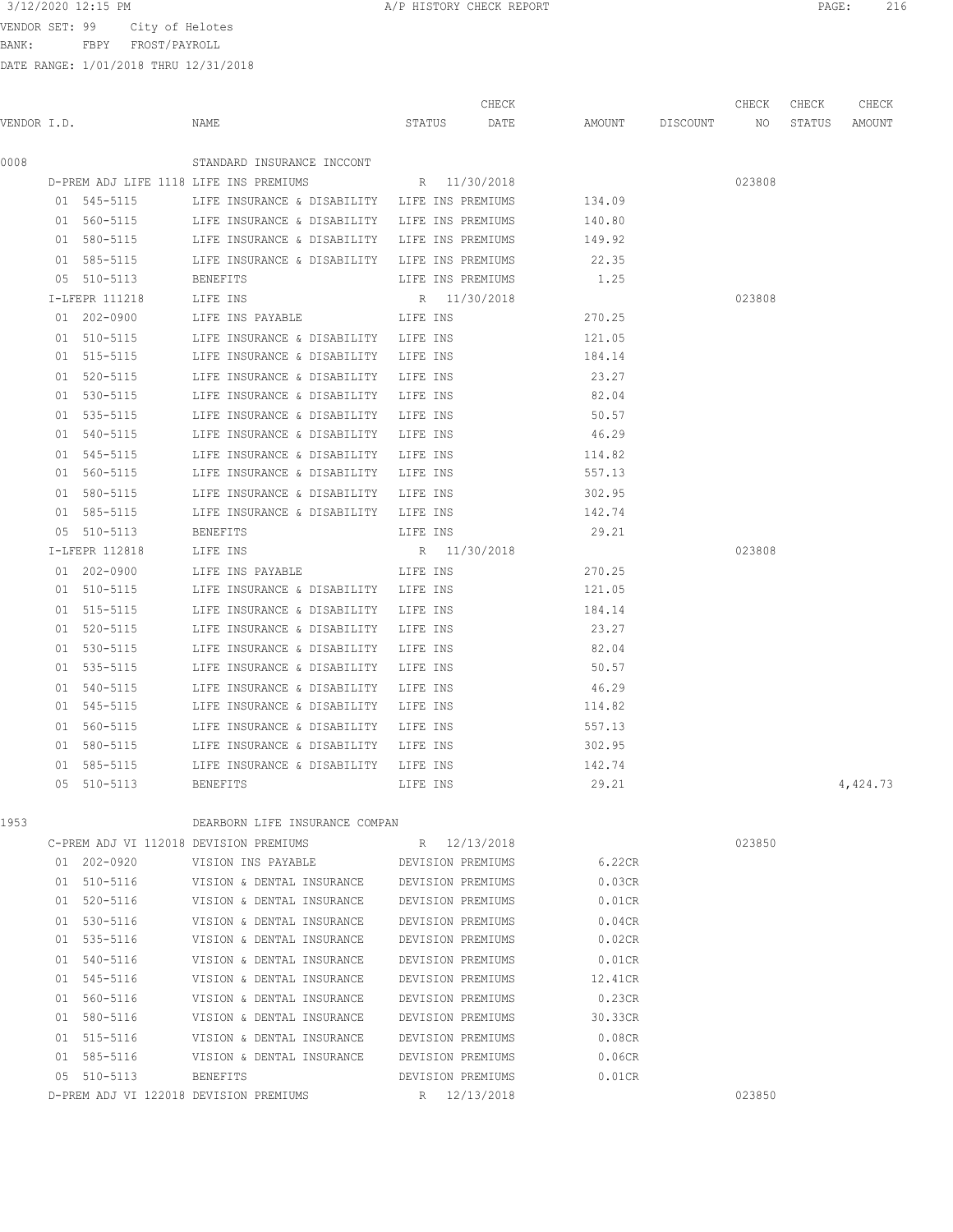3/12/2020 12:15 PM A/P HISTORY CHECK REPORT

VENDOR SET: 99 City of Helotes
BANK: FBPY FROST/PAYROLL
DATE RANGE: 1/01/2018 THRU 12/31/2018

| VENDOR I.D. | NAME | STATUS | CHECK DATE | AMOUNT | DISCOUNT | CHECK NO | CHECK STATUS | CHECK AMOUNT |
|---|---|---|---|---|---|---|---|---|
| 0008 | STANDARD INSURANCE INCCONT | | | | | | | |
| D-PREM ADJ LIFE 1118 | LIFE INS PREMIUMS | R | 11/30/2018 | | | 023808 | | |
| 01 545-5115 | LIFE INSURANCE & DISABILITY | LIFE INS PREMIUMS | | 134.09 | | | | |
| 01 560-5115 | LIFE INSURANCE & DISABILITY | LIFE INS PREMIUMS | | 140.80 | | | | |
| 01 580-5115 | LIFE INSURANCE & DISABILITY | LIFE INS PREMIUMS | | 149.92 | | | | |
| 01 585-5115 | LIFE INSURANCE & DISABILITY | LIFE INS PREMIUMS | | 22.35 | | | | |
| 05 510-5113 | BENEFITS | LIFE INS PREMIUMS | | 1.25 | | | | |
| I-LFEPR 111218 | LIFE INS | R | 11/30/2018 | | | 023808 | | |
| 01 202-0900 | LIFE INS PAYABLE | LIFE INS | | 270.25 | | | | |
| 01 510-5115 | LIFE INSURANCE & DISABILITY | LIFE INS | | 121.05 | | | | |
| 01 515-5115 | LIFE INSURANCE & DISABILITY | LIFE INS | | 184.14 | | | | |
| 01 520-5115 | LIFE INSURANCE & DISABILITY | LIFE INS | | 23.27 | | | | |
| 01 530-5115 | LIFE INSURANCE & DISABILITY | LIFE INS | | 82.04 | | | | |
| 01 535-5115 | LIFE INSURANCE & DISABILITY | LIFE INS | | 50.57 | | | | |
| 01 540-5115 | LIFE INSURANCE & DISABILITY | LIFE INS | | 46.29 | | | | |
| 01 545-5115 | LIFE INSURANCE & DISABILITY | LIFE INS | | 114.82 | | | | |
| 01 560-5115 | LIFE INSURANCE & DISABILITY | LIFE INS | | 557.13 | | | | |
| 01 580-5115 | LIFE INSURANCE & DISABILITY | LIFE INS | | 302.95 | | | | |
| 01 585-5115 | LIFE INSURANCE & DISABILITY | LIFE INS | | 142.74 | | | | |
| 05 510-5113 | BENEFITS | LIFE INS | | 29.21 | | | | |
| I-LFEPR 112818 | LIFE INS | R | 11/30/2018 | | | 023808 | | |
| 01 202-0900 | LIFE INS PAYABLE | LIFE INS | | 270.25 | | | | |
| 01 510-5115 | LIFE INSURANCE & DISABILITY | LIFE INS | | 121.05 | | | | |
| 01 515-5115 | LIFE INSURANCE & DISABILITY | LIFE INS | | 184.14 | | | | |
| 01 520-5115 | LIFE INSURANCE & DISABILITY | LIFE INS | | 23.27 | | | | |
| 01 530-5115 | LIFE INSURANCE & DISABILITY | LIFE INS | | 82.04 | | | | |
| 01 535-5115 | LIFE INSURANCE & DISABILITY | LIFE INS | | 50.57 | | | | |
| 01 540-5115 | LIFE INSURANCE & DISABILITY | LIFE INS | | 46.29 | | | | |
| 01 545-5115 | LIFE INSURANCE & DISABILITY | LIFE INS | | 114.82 | | | | |
| 01 560-5115 | LIFE INSURANCE & DISABILITY | LIFE INS | | 557.13 | | | | |
| 01 580-5115 | LIFE INSURANCE & DISABILITY | LIFE INS | | 302.95 | | | | |
| 01 585-5115 | LIFE INSURANCE & DISABILITY | LIFE INS | | 142.74 | | | | |
| 05 510-5113 | BENEFITS | LIFE INS | | 29.21 | | | | 4,424.73 |
| 1953 | DEARBORN LIFE INSURANCE COMPAN | | | | | | | |
| C-PREM ADJ VI 112018 | DEVISION PREMIUMS | R | 12/13/2018 | | | 023850 | | |
| 01 202-0920 | VISION INS PAYABLE | DEVISION PREMIUMS | | 6.22CR | | | | |
| 01 510-5116 | VISION & DENTAL INSURANCE | DEVISION PREMIUMS | | 0.03CR | | | | |
| 01 520-5116 | VISION & DENTAL INSURANCE | DEVISION PREMIUMS | | 0.01CR | | | | |
| 01 530-5116 | VISION & DENTAL INSURANCE | DEVISION PREMIUMS | | 0.04CR | | | | |
| 01 535-5116 | VISION & DENTAL INSURANCE | DEVISION PREMIUMS | | 0.02CR | | | | |
| 01 540-5116 | VISION & DENTAL INSURANCE | DEVISION PREMIUMS | | 0.01CR | | | | |
| 01 545-5116 | VISION & DENTAL INSURANCE | DEVISION PREMIUMS | | 12.41CR | | | | |
| 01 560-5116 | VISION & DENTAL INSURANCE | DEVISION PREMIUMS | | 0.23CR | | | | |
| 01 580-5116 | VISION & DENTAL INSURANCE | DEVISION PREMIUMS | | 30.33CR | | | | |
| 01 515-5116 | VISION & DENTAL INSURANCE | DEVISION PREMIUMS | | 0.08CR | | | | |
| 01 585-5116 | VISION & DENTAL INSURANCE | DEVISION PREMIUMS | | 0.06CR | | | | |
| 05 510-5113 | BENEFITS | DEVISION PREMIUMS | | 0.01CR | | | | |
| D-PREM ADJ VI 122018 | DEVISION PREMIUMS | R | 12/13/2018 | | | 023850 | | |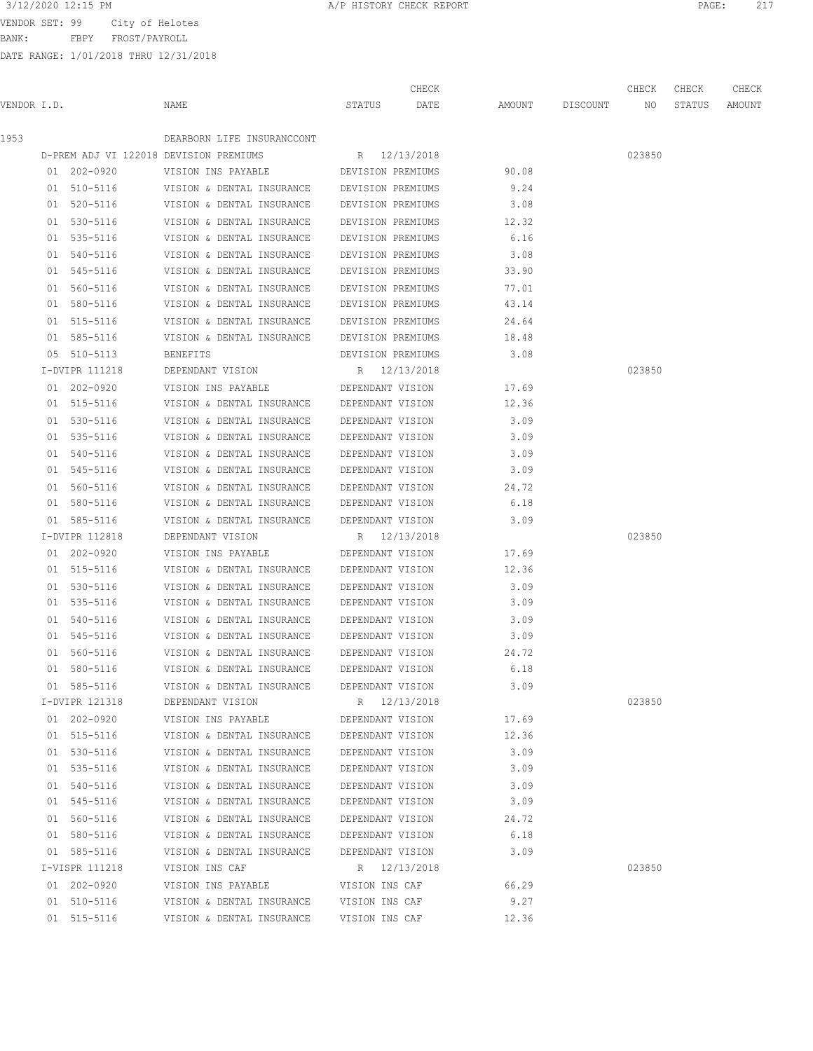3/12/2020 12:15 PM A/P HISTORY CHECK REPORT

VENDOR SET: 99 City of Helotes
BANK: FBPY FROST/PAYROLL
DATE RANGE: 1/01/2018 THRU 12/31/2018

| VENDOR I.D. | NAME | STATUS | CHECK DATE | AMOUNT | DISCOUNT | CHECK NO | CHECK STATUS | CHECK AMOUNT |
|---|---|---|---|---|---|---|---|---|
| 1953 | DEARBORN LIFE INSURANCCONT | | | | | | | |
| D-PREM ADJ VI 122018 | DEVISION PREMIUMS | R | 12/13/2018 | | | 023850 | | |
| 01 202-0920 | VISION INS PAYABLE | DEVISION PREMIUMS | | 90.08 | | | | |
| 01 510-5116 | VISION & DENTAL INSURANCE | DEVISION PREMIUMS | | 9.24 | | | | |
| 01 520-5116 | VISION & DENTAL INSURANCE | DEVISION PREMIUMS | | 3.08 | | | | |
| 01 530-5116 | VISION & DENTAL INSURANCE | DEVISION PREMIUMS | | 12.32 | | | | |
| 01 535-5116 | VISION & DENTAL INSURANCE | DEVISION PREMIUMS | | 6.16 | | | | |
| 01 540-5116 | VISION & DENTAL INSURANCE | DEVISION PREMIUMS | | 3.08 | | | | |
| 01 545-5116 | VISION & DENTAL INSURANCE | DEVISION PREMIUMS | | 33.90 | | | | |
| 01 560-5116 | VISION & DENTAL INSURANCE | DEVISION PREMIUMS | | 77.01 | | | | |
| 01 580-5116 | VISION & DENTAL INSURANCE | DEVISION PREMIUMS | | 43.14 | | | | |
| 01 515-5116 | VISION & DENTAL INSURANCE | DEVISION PREMIUMS | | 24.64 | | | | |
| 01 585-5116 | VISION & DENTAL INSURANCE | DEVISION PREMIUMS | | 18.48 | | | | |
| 05 510-5113 | BENEFITS | DEVISION PREMIUMS | | 3.08 | | | | |
| I-DVIPR 111218 | DEPENDANT VISION | R | 12/13/2018 | | | 023850 | | |
| 01 202-0920 | VISION INS PAYABLE | DEPENDANT VISION | | 17.69 | | | | |
| 01 515-5116 | VISION & DENTAL INSURANCE | DEPENDANT VISION | | 12.36 | | | | |
| 01 530-5116 | VISION & DENTAL INSURANCE | DEPENDANT VISION | | 3.09 | | | | |
| 01 535-5116 | VISION & DENTAL INSURANCE | DEPENDANT VISION | | 3.09 | | | | |
| 01 540-5116 | VISION & DENTAL INSURANCE | DEPENDANT VISION | | 3.09 | | | | |
| 01 545-5116 | VISION & DENTAL INSURANCE | DEPENDANT VISION | | 3.09 | | | | |
| 01 560-5116 | VISION & DENTAL INSURANCE | DEPENDANT VISION | | 24.72 | | | | |
| 01 580-5116 | VISION & DENTAL INSURANCE | DEPENDANT VISION | | 6.18 | | | | |
| 01 585-5116 | VISION & DENTAL INSURANCE | DEPENDANT VISION | | 3.09 | | | | |
| I-DVIPR 112818 | DEPENDANT VISION | R | 12/13/2018 | | | 023850 | | |
| 01 202-0920 | VISION INS PAYABLE | DEPENDANT VISION | | 17.69 | | | | |
| 01 515-5116 | VISION & DENTAL INSURANCE | DEPENDANT VISION | | 12.36 | | | | |
| 01 530-5116 | VISION & DENTAL INSURANCE | DEPENDANT VISION | | 3.09 | | | | |
| 01 535-5116 | VISION & DENTAL INSURANCE | DEPENDANT VISION | | 3.09 | | | | |
| 01 540-5116 | VISION & DENTAL INSURANCE | DEPENDANT VISION | | 3.09 | | | | |
| 01 545-5116 | VISION & DENTAL INSURANCE | DEPENDANT VISION | | 3.09 | | | | |
| 01 560-5116 | VISION & DENTAL INSURANCE | DEPENDANT VISION | | 24.72 | | | | |
| 01 580-5116 | VISION & DENTAL INSURANCE | DEPENDANT VISION | | 6.18 | | | | |
| 01 585-5116 | VISION & DENTAL INSURANCE | DEPENDANT VISION | | 3.09 | | | | |
| I-DVIPR 121318 | DEPENDANT VISION | R | 12/13/2018 | | | 023850 | | |
| 01 202-0920 | VISION INS PAYABLE | DEPENDANT VISION | | 17.69 | | | | |
| 01 515-5116 | VISION & DENTAL INSURANCE | DEPENDANT VISION | | 12.36 | | | | |
| 01 530-5116 | VISION & DENTAL INSURANCE | DEPENDANT VISION | | 3.09 | | | | |
| 01 535-5116 | VISION & DENTAL INSURANCE | DEPENDANT VISION | | 3.09 | | | | |
| 01 540-5116 | VISION & DENTAL INSURANCE | DEPENDANT VISION | | 3.09 | | | | |
| 01 545-5116 | VISION & DENTAL INSURANCE | DEPENDANT VISION | | 3.09 | | | | |
| 01 560-5116 | VISION & DENTAL INSURANCE | DEPENDANT VISION | | 24.72 | | | | |
| 01 580-5116 | VISION & DENTAL INSURANCE | DEPENDANT VISION | | 6.18 | | | | |
| 01 585-5116 | VISION & DENTAL INSURANCE | DEPENDANT VISION | | 3.09 | | | | |
| I-VISPR 111218 | VISION INS CAF | R | 12/13/2018 | | | 023850 | | |
| 01 202-0920 | VISION INS PAYABLE | VISION INS CAF | | 66.29 | | | | |
| 01 510-5116 | VISION & DENTAL INSURANCE | VISION INS CAF | | 9.27 | | | | |
| 01 515-5116 | VISION & DENTAL INSURANCE | VISION INS CAF | | 12.36 | | | | |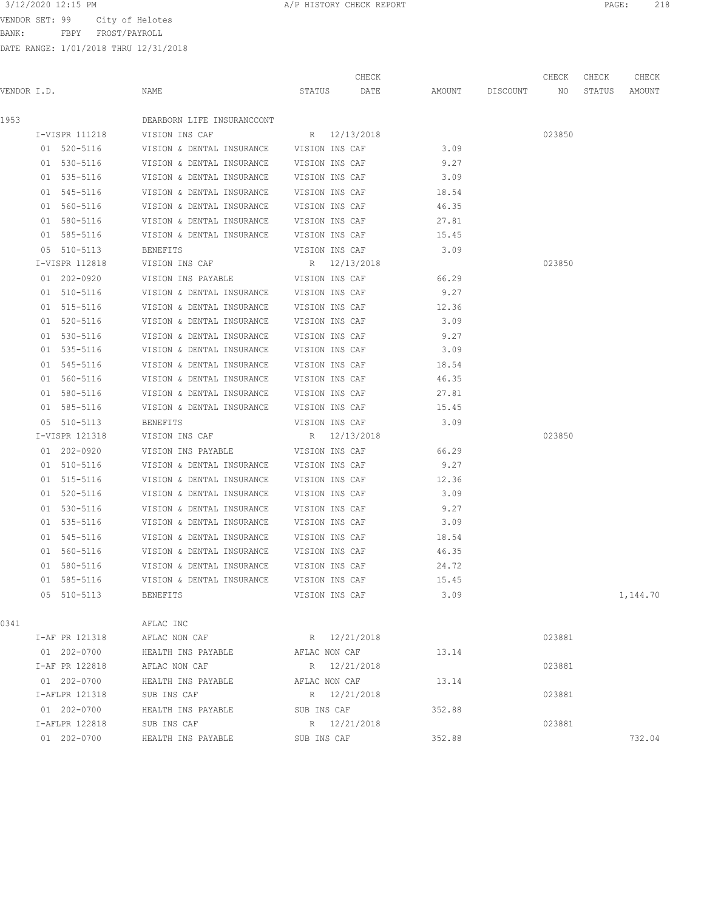3/12/2020 12:15 PM A/P HISTORY CHECK REPORT

VENDOR SET: 99 City of Helotes
BANK: FBPY FROST/PAYROLL
DATE RANGE: 1/01/2018 THRU 12/31/2018

| VENDOR I.D. | NAME | STATUS | CHECK DATE | AMOUNT | DISCOUNT | CHECK NO | CHECK STATUS | CHECK AMOUNT |
|---|---|---|---|---|---|---|---|---|
| 1953 | DEARBORN LIFE INSURANCCONT | | | | | | | |
| I-VISPR 111218 | VISION INS CAF | R | 12/13/2018 | | | 023850 | | |
| 01 520-5116 | VISION & DENTAL INSURANCE | VISION INS CAF | | 3.09 | | | | |
| 01 530-5116 | VISION & DENTAL INSURANCE | VISION INS CAF | | 9.27 | | | | |
| 01 535-5116 | VISION & DENTAL INSURANCE | VISION INS CAF | | 3.09 | | | | |
| 01 545-5116 | VISION & DENTAL INSURANCE | VISION INS CAF | | 18.54 | | | | |
| 01 560-5116 | VISION & DENTAL INSURANCE | VISION INS CAF | | 46.35 | | | | |
| 01 580-5116 | VISION & DENTAL INSURANCE | VISION INS CAF | | 27.81 | | | | |
| 01 585-5116 | VISION & DENTAL INSURANCE | VISION INS CAF | | 15.45 | | | | |
| 05 510-5113 | BENEFITS | VISION INS CAF | | 3.09 | | | | |
| I-VISPR 112818 | VISION INS CAF | R | 12/13/2018 | | | 023850 | | |
| 01 202-0920 | VISION INS PAYABLE | VISION INS CAF | | 66.29 | | | | |
| 01 510-5116 | VISION & DENTAL INSURANCE | VISION INS CAF | | 9.27 | | | | |
| 01 515-5116 | VISION & DENTAL INSURANCE | VISION INS CAF | | 12.36 | | | | |
| 01 520-5116 | VISION & DENTAL INSURANCE | VISION INS CAF | | 3.09 | | | | |
| 01 530-5116 | VISION & DENTAL INSURANCE | VISION INS CAF | | 9.27 | | | | |
| 01 535-5116 | VISION & DENTAL INSURANCE | VISION INS CAF | | 3.09 | | | | |
| 01 545-5116 | VISION & DENTAL INSURANCE | VISION INS CAF | | 18.54 | | | | |
| 01 560-5116 | VISION & DENTAL INSURANCE | VISION INS CAF | | 46.35 | | | | |
| 01 580-5116 | VISION & DENTAL INSURANCE | VISION INS CAF | | 27.81 | | | | |
| 01 585-5116 | VISION & DENTAL INSURANCE | VISION INS CAF | | 15.45 | | | | |
| 05 510-5113 | BENEFITS | VISION INS CAF | | 3.09 | | | | |
| I-VISPR 121318 | VISION INS CAF | R | 12/13/2018 | | | 023850 | | |
| 01 202-0920 | VISION INS PAYABLE | VISION INS CAF | | 66.29 | | | | |
| 01 510-5116 | VISION & DENTAL INSURANCE | VISION INS CAF | | 9.27 | | | | |
| 01 515-5116 | VISION & DENTAL INSURANCE | VISION INS CAF | | 12.36 | | | | |
| 01 520-5116 | VISION & DENTAL INSURANCE | VISION INS CAF | | 3.09 | | | | |
| 01 530-5116 | VISION & DENTAL INSURANCE | VISION INS CAF | | 9.27 | | | | |
| 01 535-5116 | VISION & DENTAL INSURANCE | VISION INS CAF | | 3.09 | | | | |
| 01 545-5116 | VISION & DENTAL INSURANCE | VISION INS CAF | | 18.54 | | | | |
| 01 560-5116 | VISION & DENTAL INSURANCE | VISION INS CAF | | 46.35 | | | | |
| 01 580-5116 | VISION & DENTAL INSURANCE | VISION INS CAF | | 24.72 | | | | |
| 01 585-5116 | VISION & DENTAL INSURANCE | VISION INS CAF | | 15.45 | | | | |
| 05 510-5113 | BENEFITS | VISION INS CAF | | 3.09 | | | | 1,144.70 |
| 0341 | AFLAC INC | | | | | | | |
| I-AF PR 121318 | AFLAC NON CAF | R | 12/21/2018 | | | 023881 | | |
| 01 202-0700 | HEALTH INS PAYABLE | AFLAC NON CAF | | 13.14 | | | | |
| I-AF PR 122818 | AFLAC NON CAF | R | 12/21/2018 | | | 023881 | | |
| 01 202-0700 | HEALTH INS PAYABLE | AFLAC NON CAF | | 13.14 | | | | |
| I-AFLPR 121318 | SUB INS CAF | R | 12/21/2018 | | | 023881 | | |
| 01 202-0700 | HEALTH INS PAYABLE | SUB INS CAF | | 352.88 | | | | |
| I-AFLPR 122818 | SUB INS CAF | R | 12/21/2018 | | | 023881 | | |
| 01 202-0700 | HEALTH INS PAYABLE | SUB INS CAF | | 352.88 | | | | 732.04 |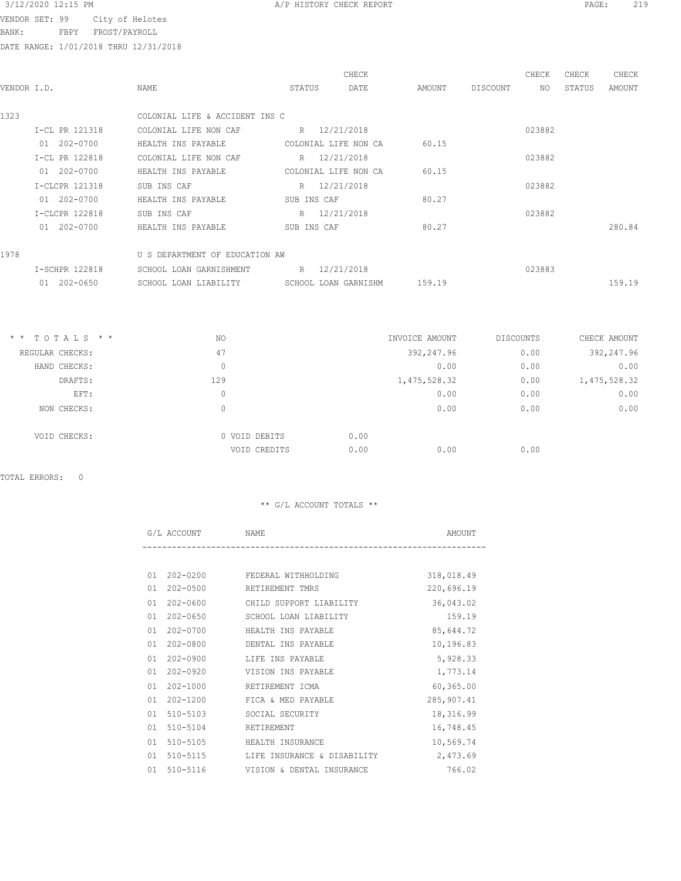3/12/2020 12:15 PM A/P HISTORY CHECK REPORT

VENDOR SET: 99 City of Helotes
BANK: FBPY FROST/PAYROLL
DATE RANGE: 1/01/2018 THRU 12/31/2018

| VENDOR I.D. | NAME | STATUS | CHECK DATE | AMOUNT | DISCOUNT | CHECK NO | CHECK STATUS | CHECK AMOUNT |
|---|---|---|---|---|---|---|---|---|
| 1323 | COLONIAL LIFE & ACCIDENT INS C | | | | | | | |
| I-CL PR 121318 | COLONIAL LIFE NON CAF | R | 12/21/2018 | | | 023882 | | |
| 01 202-0700 | HEALTH INS PAYABLE | COLONIAL LIFE NON CA | | 60.15 | | | | |
| I-CL PR 122818 | COLONIAL LIFE NON CAF | R | 12/21/2018 | | | 023882 | | |
| 01 202-0700 | HEALTH INS PAYABLE | COLONIAL LIFE NON CA | | 60.15 | | | | |
| I-CLCPR 121318 | SUB INS CAF | R | 12/21/2018 | | | 023882 | | |
| 01 202-0700 | HEALTH INS PAYABLE | SUB INS CAF | | 80.27 | | | | |
| I-CLCPR 122818 | SUB INS CAF | R | 12/21/2018 | | | 023882 | | |
| 01 202-0700 | HEALTH INS PAYABLE | SUB INS CAF | | 80.27 | | | | 280.84 |
| 1978 | U S DEPARTMENT OF EDUCATION AW | | | | | | | |
| I-SCHPR 122818 | SCHOOL LOAN GARNISHMENT | R | 12/21/2018 | | | 023883 | | |
| 01 202-0650 | SCHOOL LOAN LIABILITY | SCHOOL LOAN GARNISHM | | 159.19 | | | | 159.19 |

| * * T O T A L S * * | NO | | INVOICE AMOUNT | DISCOUNTS | CHECK AMOUNT |
|---|---|---|---|---|---|
| REGULAR CHECKS: | 47 | | 392,247.96 | 0.00 | 392,247.96 |
| HAND CHECKS: | 0 | | 0.00 | 0.00 | 0.00 |
| DRAFTS: | 129 | | 1,475,528.32 | 0.00 | 1,475,528.32 |
| EFT: | 0 | | 0.00 | 0.00 | 0.00 |
| NON CHECKS: | 0 | | 0.00 | 0.00 | 0.00 |
| VOID CHECKS: | 0 VOID DEBITS | 0.00 | | | |
| | VOID CREDITS | 0.00 | 0.00 | 0.00 | |

TOTAL ERRORS: 0

** G/L ACCOUNT TOTALS **

| G/L ACCOUNT | NAME | AMOUNT |
|---|---|---|
| 01 202-0200 | FEDERAL WITHHOLDING | 318,018.49 |
| 01 202-0500 | RETIREMENT TMRS | 220,696.19 |
| 01 202-0600 | CHILD SUPPORT LIABILITY | 36,043.02 |
| 01 202-0650 | SCHOOL LOAN LIABILITY | 159.19 |
| 01 202-0700 | HEALTH INS PAYABLE | 85,644.72 |
| 01 202-0800 | DENTAL INS PAYABLE | 10,196.83 |
| 01 202-0900 | LIFE INS PAYABLE | 5,928.33 |
| 01 202-0920 | VISION INS PAYABLE | 1,773.14 |
| 01 202-1000 | RETIREMENT ICMA | 60,365.00 |
| 01 202-1200 | FICA & MED PAYABLE | 285,907.41 |
| 01 510-5103 | SOCIAL SECURITY | 18,316.99 |
| 01 510-5104 | RETIREMENT | 16,748.45 |
| 01 510-5105 | HEALTH INSURANCE | 10,569.74 |
| 01 510-5115 | LIFE INSURANCE & DISABILITY | 2,473.69 |
| 01 510-5116 | VISION & DENTAL INSURANCE | 766.02 |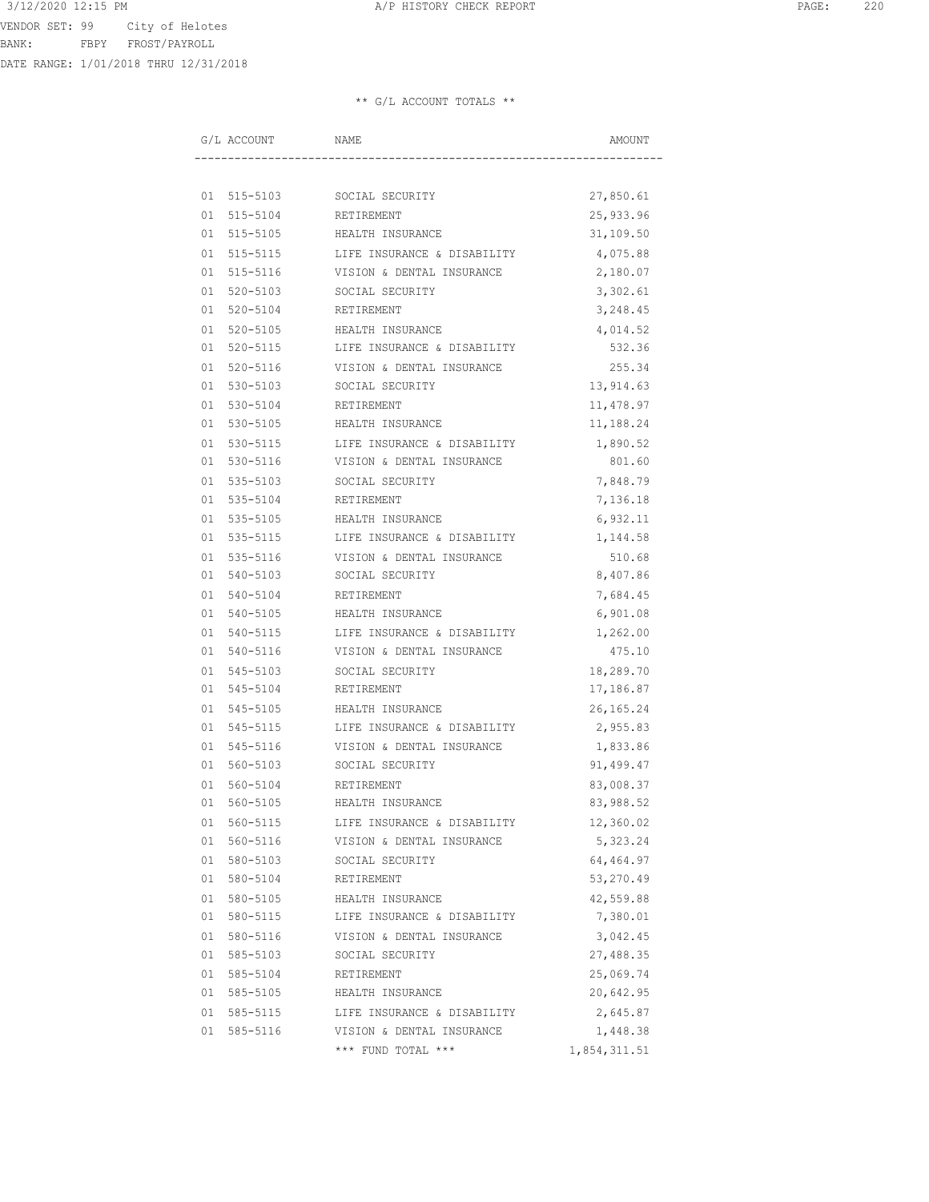VENDOR SET: 99 City of Helotes
BANK: FBPY FROST/PAYROLL
DATE RANGE: 1/01/2018 THRU 12/31/2018

** G/L ACCOUNT TOTALS **

| G/L ACCOUNT | NAME | AMOUNT |
|---|---|---|
| 01 515-5103 | SOCIAL SECURITY | 27,850.61 |
| 01 515-5104 | RETIREMENT | 25,933.96 |
| 01 515-5105 | HEALTH INSURANCE | 31,109.50 |
| 01 515-5115 | LIFE INSURANCE & DISABILITY | 4,075.88 |
| 01 515-5116 | VISION & DENTAL INSURANCE | 2,180.07 |
| 01 520-5103 | SOCIAL SECURITY | 3,302.61 |
| 01 520-5104 | RETIREMENT | 3,248.45 |
| 01 520-5105 | HEALTH INSURANCE | 4,014.52 |
| 01 520-5115 | LIFE INSURANCE & DISABILITY | 532.36 |
| 01 520-5116 | VISION & DENTAL INSURANCE | 255.34 |
| 01 530-5103 | SOCIAL SECURITY | 13,914.63 |
| 01 530-5104 | RETIREMENT | 11,478.97 |
| 01 530-5105 | HEALTH INSURANCE | 11,188.24 |
| 01 530-5115 | LIFE INSURANCE & DISABILITY | 1,890.52 |
| 01 530-5116 | VISION & DENTAL INSURANCE | 801.60 |
| 01 535-5103 | SOCIAL SECURITY | 7,848.79 |
| 01 535-5104 | RETIREMENT | 7,136.18 |
| 01 535-5105 | HEALTH INSURANCE | 6,932.11 |
| 01 535-5115 | LIFE INSURANCE & DISABILITY | 1,144.58 |
| 01 535-5116 | VISION & DENTAL INSURANCE | 510.68 |
| 01 540-5103 | SOCIAL SECURITY | 8,407.86 |
| 01 540-5104 | RETIREMENT | 7,684.45 |
| 01 540-5105 | HEALTH INSURANCE | 6,901.08 |
| 01 540-5115 | LIFE INSURANCE & DISABILITY | 1,262.00 |
| 01 540-5116 | VISION & DENTAL INSURANCE | 475.10 |
| 01 545-5103 | SOCIAL SECURITY | 18,289.70 |
| 01 545-5104 | RETIREMENT | 17,186.87 |
| 01 545-5105 | HEALTH INSURANCE | 26,165.24 |
| 01 545-5115 | LIFE INSURANCE & DISABILITY | 2,955.83 |
| 01 545-5116 | VISION & DENTAL INSURANCE | 1,833.86 |
| 01 560-5103 | SOCIAL SECURITY | 91,499.47 |
| 01 560-5104 | RETIREMENT | 83,008.37 |
| 01 560-5105 | HEALTH INSURANCE | 83,988.52 |
| 01 560-5115 | LIFE INSURANCE & DISABILITY | 12,360.02 |
| 01 560-5116 | VISION & DENTAL INSURANCE | 5,323.24 |
| 01 580-5103 | SOCIAL SECURITY | 64,464.97 |
| 01 580-5104 | RETIREMENT | 53,270.49 |
| 01 580-5105 | HEALTH INSURANCE | 42,559.88 |
| 01 580-5115 | LIFE INSURANCE & DISABILITY | 7,380.01 |
| 01 580-5116 | VISION & DENTAL INSURANCE | 3,042.45 |
| 01 585-5103 | SOCIAL SECURITY | 27,488.35 |
| 01 585-5104 | RETIREMENT | 25,069.74 |
| 01 585-5105 | HEALTH INSURANCE | 20,642.95 |
| 01 585-5115 | LIFE INSURANCE & DISABILITY | 2,645.87 |
| 01 585-5116 | VISION & DENTAL INSURANCE | 1,448.38 |
| | *** FUND TOTAL *** | 1,854,311.51 |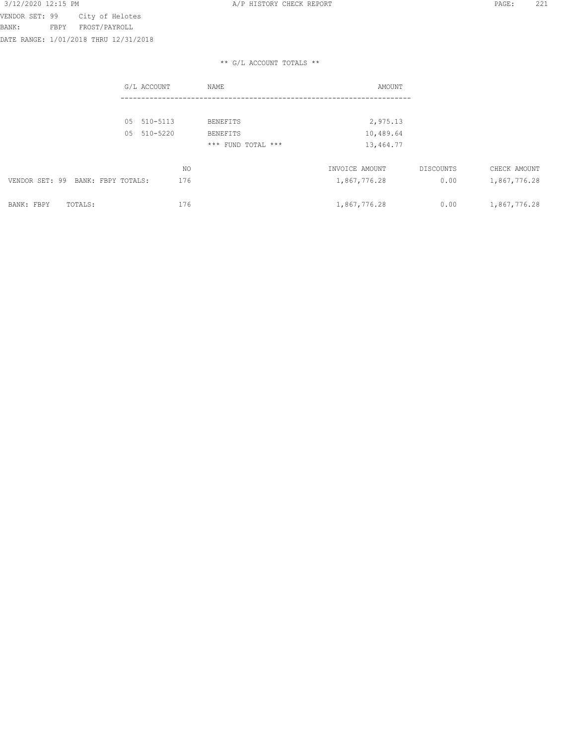VENDOR SET: 99 City of Helotes
BANK: FBPY FROST/PAYROLL
DATE RANGE: 1/01/2018 THRU 12/31/2018

** G/L ACCOUNT TOTALS **

| G/L ACCOUNT | NAME | AMOUNT |
|---|---|---|
| 05 510-5113 | BENEFITS | 2,975.13 |
| 05 510-5220 | BENEFITS | 10,489.64 |
| | *** FUND TOTAL *** | 13,464.77 |

| | NO | INVOICE AMOUNT | DISCOUNTS | CHECK AMOUNT |
|---|---|---|---|---|
| VENDOR SET: 99 BANK: FBPY TOTALS: | 176 | 1,867,776.28 | 0.00 | 1,867,776.28 |
| BANK: FBPY TOTALS: | 176 | 1,867,776.28 | 0.00 | 1,867,776.28 |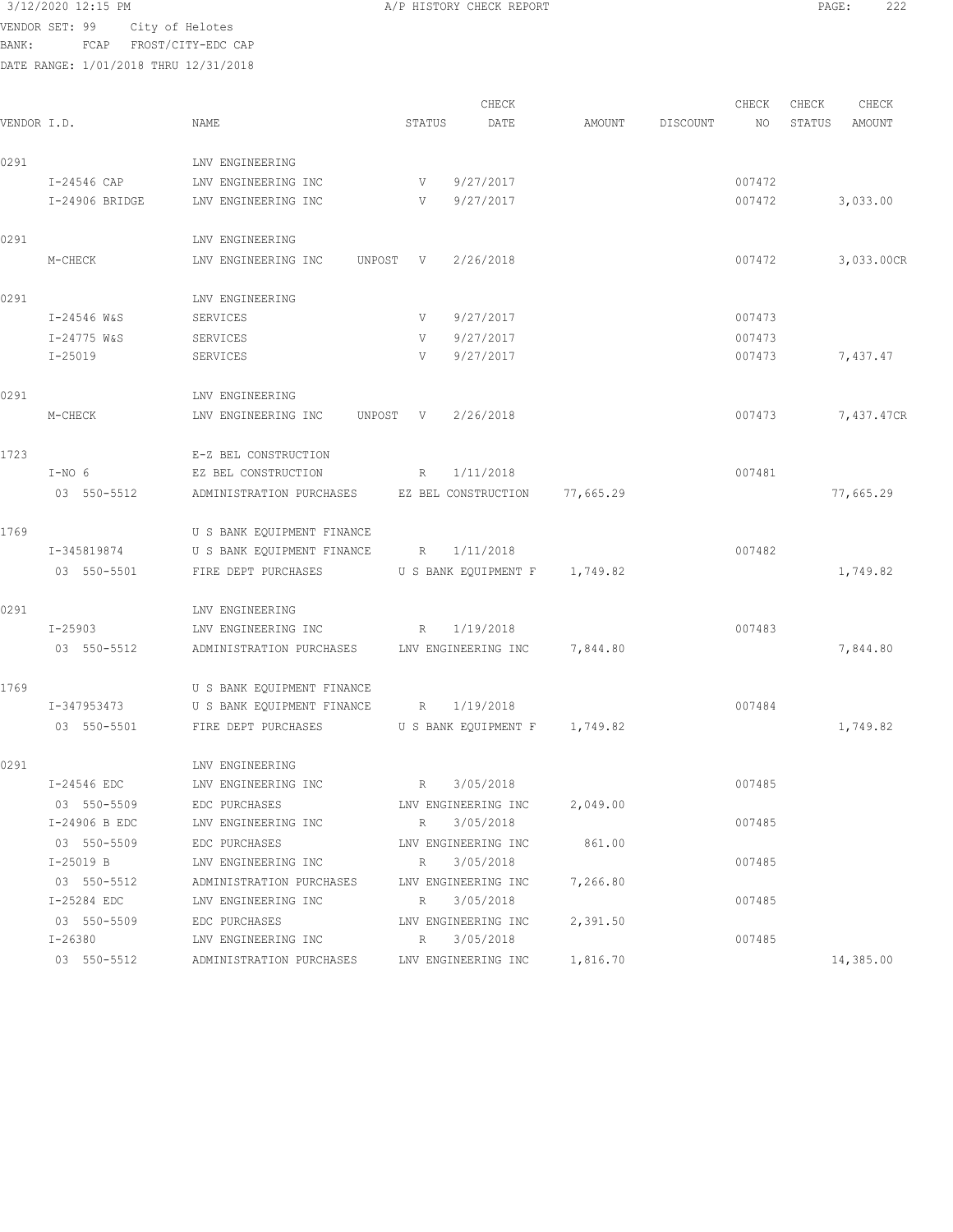3/12/2020 12:15 PM A/P HISTORY CHECK REPORT

VENDOR SET: 99 City of Helotes
BANK: FCAP FROST/CITY-EDC CAP
DATE RANGE: 1/01/2018 THRU 12/31/2018

| VENDOR I.D. | NAME | STATUS | CHECK DATE | AMOUNT | DISCOUNT | CHECK NO | CHECK STATUS | CHECK AMOUNT |
|---|---|---|---|---|---|---|---|---|
| 0291 | LNV ENGINEERING | | | | | | | |
| I-24546 CAP | LNV ENGINEERING INC | V | 9/27/2017 | | | 007472 | | |
| I-24906 BRIDGE | LNV ENGINEERING INC | V | 9/27/2017 | | | 007472 | | 3,033.00 |
| 0291 | LNV ENGINEERING | | | | | | | |
| M-CHECK | LNV ENGINEERING INC UNPOST | V | 2/26/2018 | | | 007472 | | 3,033.00CR |
| 0291 | LNV ENGINEERING | | | | | | | |
| I-24546 W&S | SERVICES | V | 9/27/2017 | | | 007473 | | |
| I-24775 W&S | SERVICES | V | 9/27/2017 | | | 007473 | | |
| I-25019 | SERVICES | V | 9/27/2017 | | | 007473 | | 7,437.47 |
| 0291 | LNV ENGINEERING | | | | | | | |
| M-CHECK | LNV ENGINEERING INC UNPOST | V | 2/26/2018 | | | 007473 | | 7,437.47CR |
| 1723 | E-Z BEL CONSTRUCTION | | | | | | | |
| I-NO 6 | EZ BEL CONSTRUCTION | R | 1/11/2018 | | | 007481 | | |
| 03 550-5512 | ADMINISTRATION PURCHASES | | EZ BEL CONSTRUCTION | 77,665.29 | | | | 77,665.29 |
| 1769 | U S BANK EQUIPMENT FINANCE | | | | | | | |
| I-345819874 | U S BANK EQUIPMENT FINANCE | R | 1/11/2018 | | | 007482 | | |
| 03 550-5501 | FIRE DEPT PURCHASES | | U S BANK EQUIPMENT F | 1,749.82 | | | | 1,749.82 |
| 0291 | LNV ENGINEERING | | | | | | | |
| I-25903 | LNV ENGINEERING INC | R | 1/19/2018 | | | 007483 | | |
| 03 550-5512 | ADMINISTRATION PURCHASES | | LNV ENGINEERING INC | 7,844.80 | | | | 7,844.80 |
| 1769 | U S BANK EQUIPMENT FINANCE | | | | | | | |
| I-347953473 | U S BANK EQUIPMENT FINANCE | R | 1/19/2018 | | | 007484 | | |
| 03 550-5501 | FIRE DEPT PURCHASES | | U S BANK EQUIPMENT F | 1,749.82 | | | | 1,749.82 |
| 0291 | LNV ENGINEERING | | | | | | | |
| I-24546 EDC | LNV ENGINEERING INC | R | 3/05/2018 | | | 007485 | | |
| 03 550-5509 | EDC PURCHASES | | LNV ENGINEERING INC | 2,049.00 | | | | |
| I-24906 B EDC | LNV ENGINEERING INC | R | 3/05/2018 | | | 007485 | | |
| 03 550-5509 | EDC PURCHASES | | LNV ENGINEERING INC | 861.00 | | | | |
| I-25019 B | LNV ENGINEERING INC | R | 3/05/2018 | | | 007485 | | |
| 03 550-5512 | ADMINISTRATION PURCHASES | | LNV ENGINEERING INC | 7,266.80 | | | | |
| I-25284 EDC | LNV ENGINEERING INC | R | 3/05/2018 | | | 007485 | | |
| 03 550-5509 | EDC PURCHASES | | LNV ENGINEERING INC | 2,391.50 | | | | |
| I-26380 | LNV ENGINEERING INC | R | 3/05/2018 | | | 007485 | | |
| 03 550-5512 | ADMINISTRATION PURCHASES | | LNV ENGINEERING INC | 1,816.70 | | | | 14,385.00 |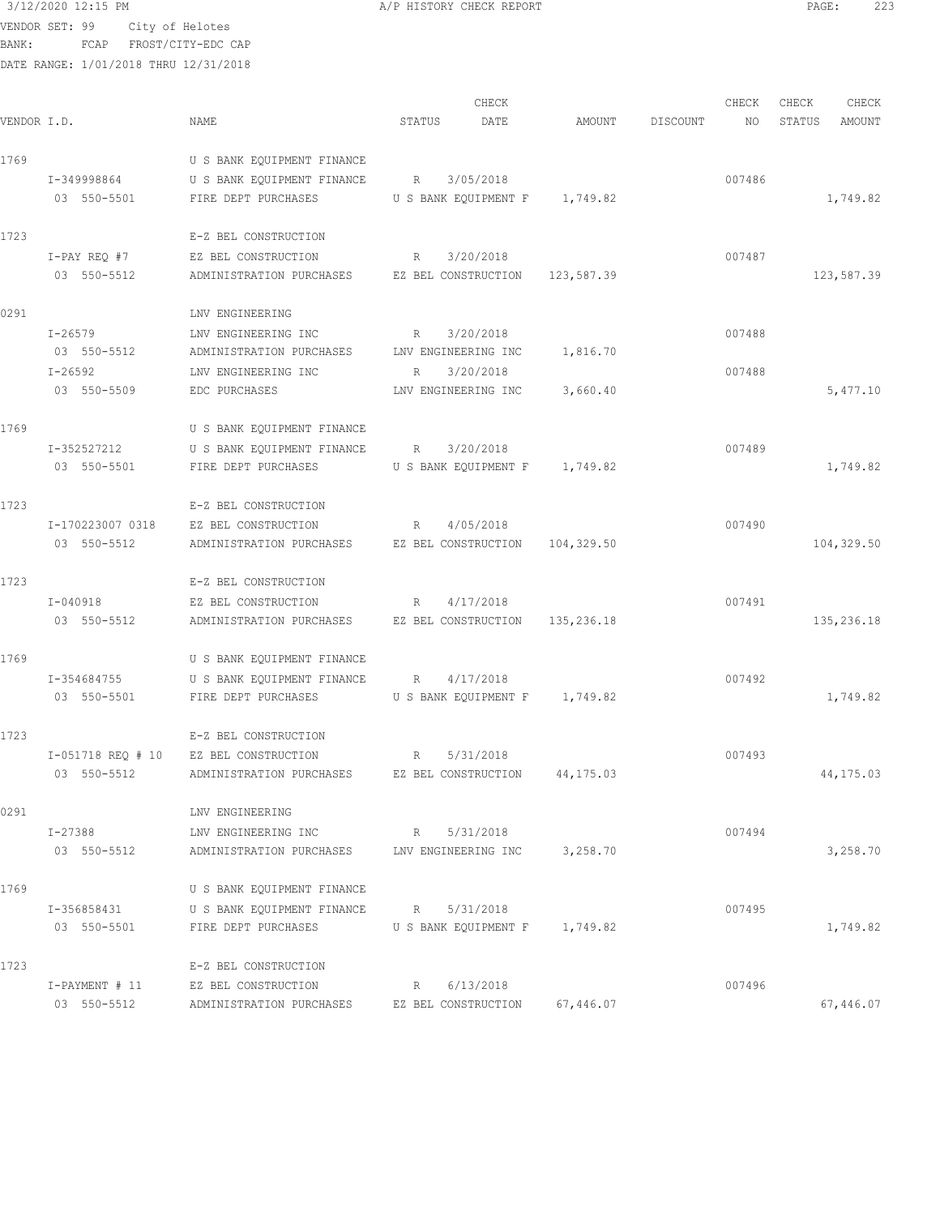3/12/2020 12:15 PM A/P HISTORY CHECK REPORT

VENDOR SET: 99 City of Helotes
BANK: FCAP FROST/CITY-EDC CAP
DATE RANGE: 1/01/2018 THRU 12/31/2018

| VENDOR I.D. | NAME | STATUS | CHECK DATE | AMOUNT | DISCOUNT | CHECK NO | CHECK STATUS | CHECK AMOUNT |
|---|---|---|---|---|---|---|---|---|
| 1769 | U S BANK EQUIPMENT FINANCE | | | | | | | |
| I-349998864 | U S BANK EQUIPMENT FINANCE | R | 3/05/2018 | | | 007486 | | |
| 03 550-5501 | FIRE DEPT PURCHASES | U S BANK EQUIPMENT F | | 1,749.82 | | | | 1,749.82 |
| 1723 | E-Z BEL CONSTRUCTION | | | | | | | |
| I-PAY REQ #7 | EZ BEL CONSTRUCTION | R | 3/20/2018 | | | 007487 | | |
| 03 550-5512 | ADMINISTRATION PURCHASES | EZ BEL CONSTRUCTION | | 123,587.39 | | | | 123,587.39 |
| 0291 | LNV ENGINEERING | | | | | | | |
| I-26579 | LNV ENGINEERING INC | R | 3/20/2018 | | | 007488 | | |
| 03 550-5512 | ADMINISTRATION PURCHASES | LNV ENGINEERING INC | | 1,816.70 | | | | |
| I-26592 | LNV ENGINEERING INC | R | 3/20/2018 | | | 007488 | | |
| 03 550-5509 | EDC PURCHASES | LNV ENGINEERING INC | | 3,660.40 | | | | 5,477.10 |
| 1769 | U S BANK EQUIPMENT FINANCE | | | | | | | |
| I-352527212 | U S BANK EQUIPMENT FINANCE | R | 3/20/2018 | | | 007489 | | |
| 03 550-5501 | FIRE DEPT PURCHASES | U S BANK EQUIPMENT F | | 1,749.82 | | | | 1,749.82 |
| 1723 | E-Z BEL CONSTRUCTION | | | | | | | |
| I-170223007 0318 | EZ BEL CONSTRUCTION | R | 4/05/2018 | | | 007490 | | |
| 03 550-5512 | ADMINISTRATION PURCHASES | EZ BEL CONSTRUCTION | | 104,329.50 | | | | 104,329.50 |
| 1723 | E-Z BEL CONSTRUCTION | | | | | | | |
| I-040918 | EZ BEL CONSTRUCTION | R | 4/17/2018 | | | 007491 | | |
| 03 550-5512 | ADMINISTRATION PURCHASES | EZ BEL CONSTRUCTION | | 135,236.18 | | | | 135,236.18 |
| 1769 | U S BANK EQUIPMENT FINANCE | | | | | | | |
| I-354684755 | U S BANK EQUIPMENT FINANCE | R | 4/17/2018 | | | 007492 | | |
| 03 550-5501 | FIRE DEPT PURCHASES | U S BANK EQUIPMENT F | | 1,749.82 | | | | 1,749.82 |
| 1723 | E-Z BEL CONSTRUCTION | | | | | | | |
| I-051718 REQ # 10 | EZ BEL CONSTRUCTION | R | 5/31/2018 | | | 007493 | | |
| 03 550-5512 | ADMINISTRATION PURCHASES | EZ BEL CONSTRUCTION | | 44,175.03 | | | | 44,175.03 |
| 0291 | LNV ENGINEERING | | | | | | | |
| I-27388 | LNV ENGINEERING INC | R | 5/31/2018 | | | 007494 | | |
| 03 550-5512 | ADMINISTRATION PURCHASES | LNV ENGINEERING INC | | 3,258.70 | | | | 3,258.70 |
| 1769 | U S BANK EQUIPMENT FINANCE | | | | | | | |
| I-356858431 | U S BANK EQUIPMENT FINANCE | R | 5/31/2018 | | | 007495 | | |
| 03 550-5501 | FIRE DEPT PURCHASES | U S BANK EQUIPMENT F | | 1,749.82 | | | | 1,749.82 |
| 1723 | E-Z BEL CONSTRUCTION | | | | | | | |
| I-PAYMENT # 11 | EZ BEL CONSTRUCTION | R | 6/13/2018 | | | 007496 | | |
| 03 550-5512 | ADMINISTRATION PURCHASES | EZ BEL CONSTRUCTION | | 67,446.07 | | | | 67,446.07 |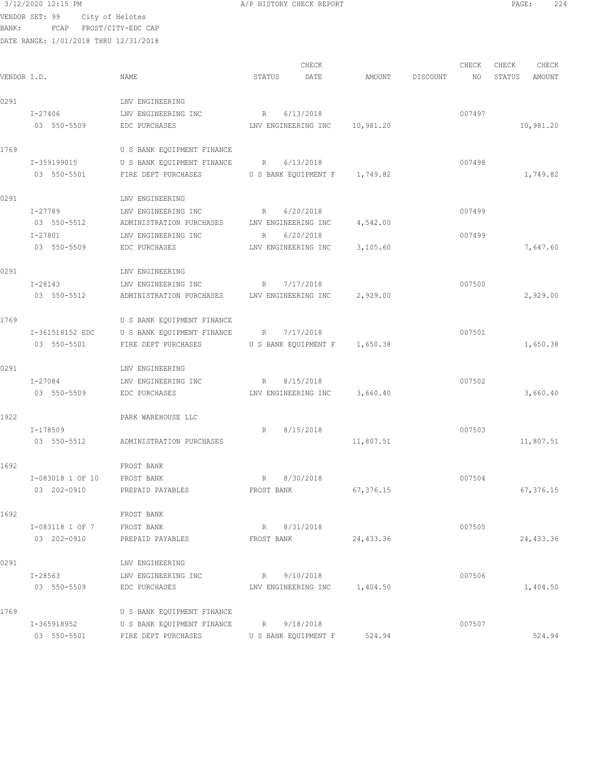3/12/2020 12:15 PM A/P HISTORY CHECK REPORT

VENDOR SET: 99 City of Helotes
BANK: FCAP FROST/CITY-EDC CAP
DATE RANGE: 1/01/2018 THRU 12/31/2018

| VENDOR I.D. | NAME | STATUS | CHECK DATE | AMOUNT | DISCOUNT | CHECK NO | CHECK STATUS | CHECK AMOUNT |
|---|---|---|---|---|---|---|---|---|
| 0291 | LNV ENGINEERING | | | | | | | |
| I-27406 | LNV ENGINEERING INC | R | 6/13/2018 | | | 007497 | | |
| 03 550-5509 | EDC PURCHASES | LNV ENGINEERING INC | | 10,981.20 | | | | 10,981.20 |
| 1769 | U S BANK EQUIPMENT FINANCE | | | | | | | |
| I-359199015 | U S BANK EQUIPMENT FINANCE | R | 6/13/2018 | | | 007498 | | |
| 03 550-5501 | FIRE DEPT PURCHASES | U S BANK EQUIPMENT F | | 1,749.82 | | | | 1,749.82 |
| 0291 | LNV ENGINEERING | | | | | | | |
| I-27789 | LNV ENGINEERING INC | R | 6/20/2018 | | | 007499 | | |
| 03 550-5512 | ADMINISTRATION PURCHASES | LNV ENGINEERING INC | | 4,542.00 | | | | |
| I-27801 | LNV ENGINEERING INC | R | 6/20/2018 | | | 007499 | | |
| 03 550-5509 | EDC PURCHASES | LNV ENGINEERING INC | | 3,105.60 | | | | 7,647.60 |
| 0291 | LNV ENGINEERING | | | | | | | |
| I-28143 | LNV ENGINEERING INC | R | 7/17/2018 | | | 007500 | | |
| 03 550-5512 | ADMINISTRATION PURCHASES | LNV ENGINEERING INC | | 2,929.00 | | | | 2,929.00 |
| 1769 | U S BANK EQUIPMENT FINANCE | | | | | | | |
| I-361518152 EDC | U S BANK EQUIPMENT FINANCE | R | 7/17/2018 | | | 007501 | | |
| 03 550-5501 | FIRE DEPT PURCHASES | U S BANK EQUIPMENT F | | 1,650.38 | | | | 1,650.38 |
| 0291 | LNV ENGINEERING | | | | | | | |
| I-27084 | LNV ENGINEERING INC | R | 8/15/2018 | | | 007502 | | |
| 03 550-5509 | EDC PURCHASES | LNV ENGINEERING INC | | 3,660.40 | | | | 3,660.40 |
| 1922 | PARK WAREHOUSE LLC | | | | | | | |
| I-178509 | | R | 8/15/2018 | | | 007503 | | |
| 03 550-5512 | ADMINISTRATION PURCHASES | | | 11,807.51 | | | | 11,807.51 |
| 1692 | FROST BANK | | | | | | | |
| I-083018 1 OF 10 | FROST BANK | R | 8/30/2018 | | | 007504 | | |
| 03 202-0910 | PREPAID PAYABLES | FROST BANK | | 67,376.15 | | | | 67,376.15 |
| 1692 | FROST BANK | | | | | | | |
| I-083118 1 OF 7 | FROST BANK | R | 8/31/2018 | | | 007505 | | |
| 03 202-0910 | PREPAID PAYABLES | FROST BANK | | 24,433.36 | | | | 24,433.36 |
| 0291 | LNV ENGINEERING | | | | | | | |
| I-28563 | LNV ENGINEERING INC | R | 9/10/2018 | | | 007506 | | |
| 03 550-5509 | EDC PURCHASES | LNV ENGINEERING INC | | 1,404.50 | | | | 1,404.50 |
| 1769 | U S BANK EQUIPMENT FINANCE | | | | | | | |
| I-365918952 | U S BANK EQUIPMENT FINANCE | R | 9/18/2018 | | | 007507 | | |
| 03 550-5501 | FIRE DEPT PURCHASES | U S BANK EQUIPMENT F | | 524.94 | | | | 524.94 |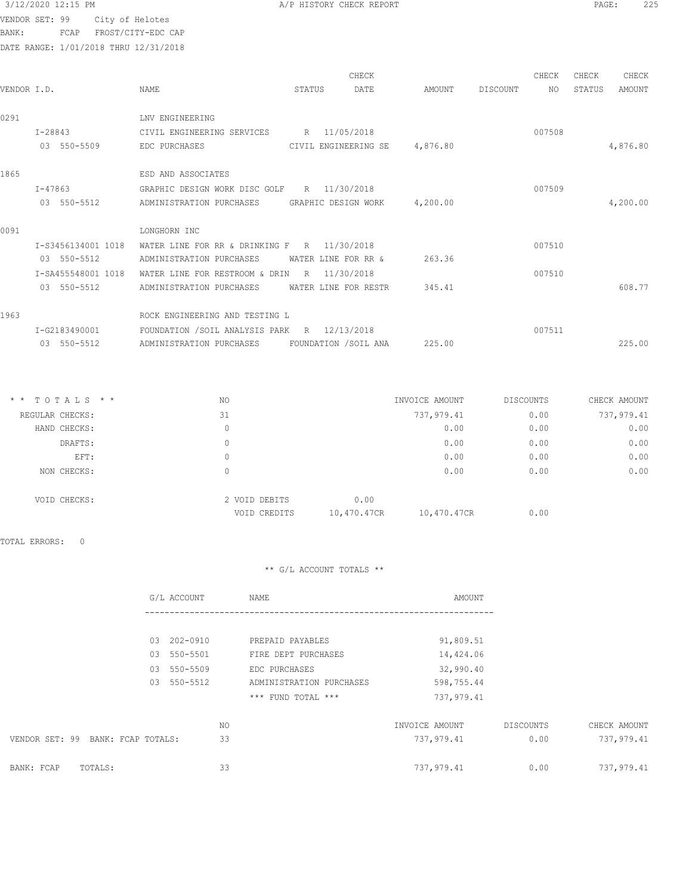3/12/2020 12:15 PM A/P HISTORY CHECK REPORT

VENDOR SET: 99 City of Helotes
BANK: FCAP FROST/CITY-EDC CAP
DATE RANGE: 1/01/2018 THRU 12/31/2018

| VENDOR I.D. | NAME | STATUS | CHECK DATE | AMOUNT | DISCOUNT | CHECK NO | CHECK STATUS | CHECK AMOUNT |
|---|---|---|---|---|---|---|---|---|
| 0291 | LNV ENGINEERING | | | | | | | |
| I-28843 | CIVIL ENGINEERING SERVICES | R | 11/05/2018 | | | 007508 | | |
| 03 550-5509 | EDC PURCHASES | CIVIL ENGINEERING SE | | 4,876.80 | | | | 4,876.80 |
| 1865 | ESD AND ASSOCIATES | | | | | | | |
| I-47863 | GRAPHIC DESIGN WORK DISC GOLF | R | 11/30/2018 | | | 007509 | | |
| 03 550-5512 | ADMINISTRATION PURCHASES | GRAPHIC DESIGN WORK | | 4,200.00 | | | | 4,200.00 |
| 0091 | LONGHORN INC | | | | | | | |
| I-S3456134001 1018 | WATER LINE FOR RR & DRINKING F | R | 11/30/2018 | | | 007510 | | |
| 03 550-5512 | ADMINISTRATION PURCHASES | WATER LINE FOR RR & | | 263.36 | | | | |
| I-SA455548001 1018 | WATER LINE FOR RESTROOM & DRIN | R | 11/30/2018 | | | 007510 | | |
| 03 550-5512 | ADMINISTRATION PURCHASES | WATER LINE FOR RESTR | | 345.41 | | | | 608.77 |
| 1963 | ROCK ENGINEERING AND TESTING L | | | | | | | |
| I-G2183490001 | FOUNDATION /SOIL ANALYSIS PARK | R | 12/13/2018 | | | 007511 | | |
| 03 550-5512 | ADMINISTRATION PURCHASES | FOUNDATION /SOIL ANA | | 225.00 | | | | 225.00 |

| * * TOTALS * * | NO | | INVOICE AMOUNT | DISCOUNTS | CHECK AMOUNT |
|---|---|---|---|---|---|
| REGULAR CHECKS: | 31 | | 737,979.41 | 0.00 | 737,979.41 |
| HAND CHECKS: | 0 | | 0.00 | 0.00 | 0.00 |
| DRAFTS: | 0 | | 0.00 | 0.00 | 0.00 |
| EFT: | 0 | | 0.00 | 0.00 | 0.00 |
| NON CHECKS: | 0 | | 0.00 | 0.00 | 0.00 |
| VOID CHECKS: | 2 VOID DEBITS | 0.00 | | | |
| | VOID CREDITS | 10,470.47CR | 10,470.47CR | 0.00 | |

TOTAL ERRORS: 0

** G/L ACCOUNT TOTALS **

| G/L ACCOUNT | NAME | AMOUNT |
|---|---|---|
| 03 202-0910 | PREPAID PAYABLES | 91,809.51 |
| 03 550-5501 | FIRE DEPT PURCHASES | 14,424.06 |
| 03 550-5509 | EDC PURCHASES | 32,990.40 |
| 03 550-5512 | ADMINISTRATION PURCHASES | 598,755.44 |
| | *** FUND TOTAL *** | 737,979.41 |

| | NO | INVOICE AMOUNT | DISCOUNTS | CHECK AMOUNT |
|---|---|---|---|---|
| VENDOR SET: 99 BANK: FCAP TOTALS: | 33 | 737,979.41 | 0.00 | 737,979.41 |
| BANK: FCAP TOTALS: | 33 | 737,979.41 | 0.00 | 737,979.41 |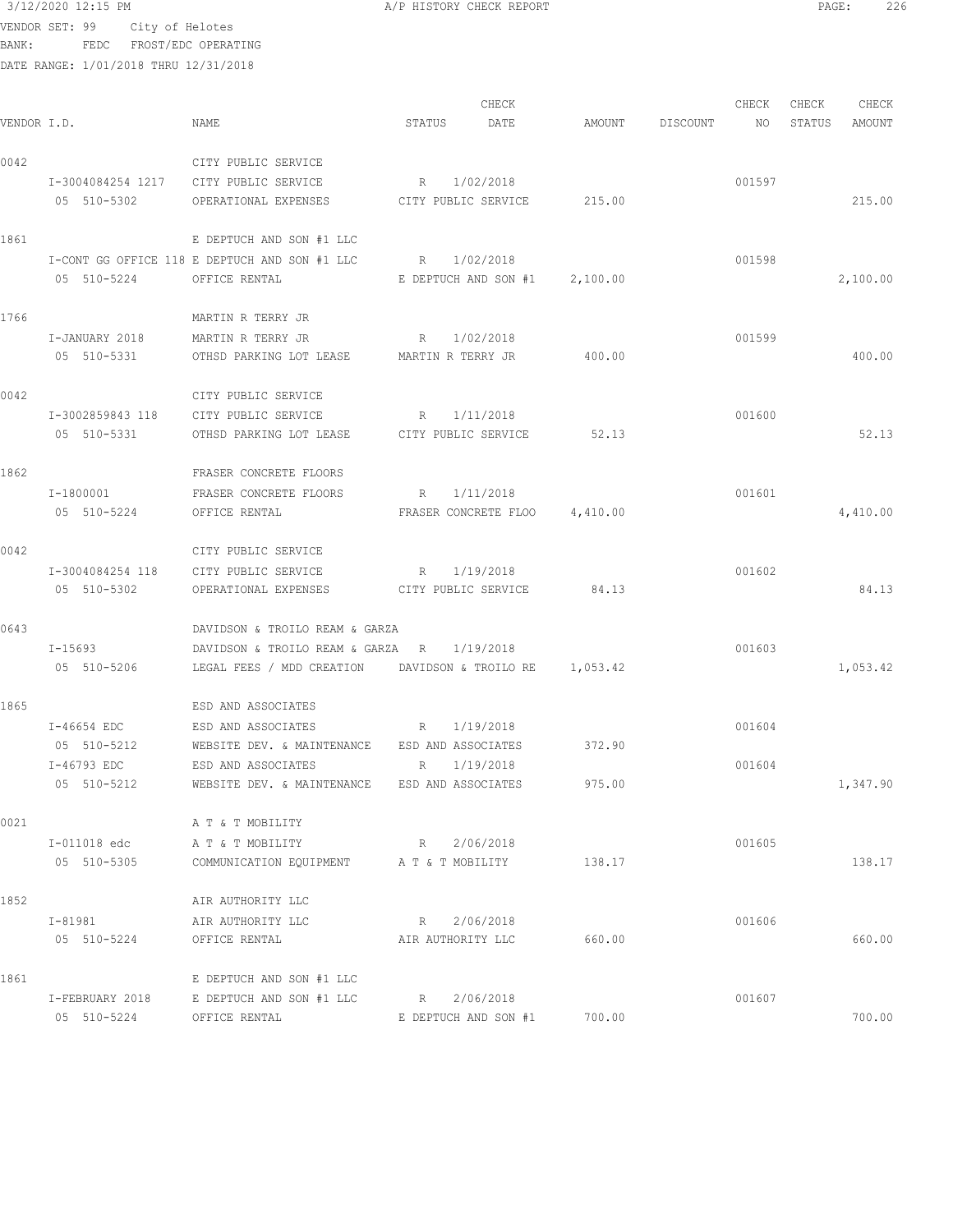3/12/2020 12:15 PM A/P HISTORY CHECK REPORT

VENDOR SET: 99 City of Helotes
BANK: FEDC FROST/EDC OPERATING
DATE RANGE: 1/01/2018 THRU 12/31/2018

| VENDOR I.D. | NAME | STATUS | CHECK DATE | AMOUNT | DISCOUNT | CHECK NO | CHECK STATUS | CHECK AMOUNT |
|---|---|---|---|---|---|---|---|---|
| 0042 | CITY PUBLIC SERVICE | | | | | | | |
| I-3004084254 1217 | CITY PUBLIC SERVICE | R | 1/02/2018 | | | 001597 | | |
| 05 510-5302 | OPERATIONAL EXPENSES | CITY PUBLIC SERVICE | | 215.00 | | | | 215.00 |
| 1861 | E DEPTUCH AND SON #1 LLC | | | | | | | |
| I-CONT GG OFFICE 118 | E DEPTUCH AND SON #1 LLC | R | 1/02/2018 | | | 001598 | | |
| 05 510-5224 | OFFICE RENTAL | E DEPTUCH AND SON #1 | | 2,100.00 | | | | 2,100.00 |
| 1766 | MARTIN R TERRY JR | | | | | | | |
| I-JANUARY 2018 | MARTIN R TERRY JR | R | 1/02/2018 | | | 001599 | | |
| 05 510-5331 | OTHSD PARKING LOT LEASE | MARTIN R TERRY JR | | 400.00 | | | | 400.00 |
| 0042 | CITY PUBLIC SERVICE | | | | | | | |
| I-3002859843 118 | CITY PUBLIC SERVICE | R | 1/11/2018 | | | 001600 | | |
| 05 510-5331 | OTHSD PARKING LOT LEASE | CITY PUBLIC SERVICE | | 52.13 | | | | 52.13 |
| 1862 | FRASER CONCRETE FLOORS | | | | | | | |
| I-1800001 | FRASER CONCRETE FLOORS | R | 1/11/2018 | | | 001601 | | |
| 05 510-5224 | OFFICE RENTAL | FRASER CONCRETE FLOO | | 4,410.00 | | | | 4,410.00 |
| 0042 | CITY PUBLIC SERVICE | | | | | | | |
| I-3004084254 118 | CITY PUBLIC SERVICE | R | 1/19/2018 | | | 001602 | | |
| 05 510-5302 | OPERATIONAL EXPENSES | CITY PUBLIC SERVICE | | 84.13 | | | | 84.13 |
| 0643 | DAVIDSON & TROILO REAM & GARZA | | | | | | | |
| I-15693 | DAVIDSON & TROILO REAM & GARZA | R | 1/19/2018 | | | 001603 | | |
| 05 510-5206 | LEGAL FEES / MDD CREATION | DAVIDSON & TROILO RE | | 1,053.42 | | | | 1,053.42 |
| 1865 | ESD AND ASSOCIATES | | | | | | | |
| I-46654 EDC | ESD AND ASSOCIATES | R | 1/19/2018 | | | 001604 | | |
| 05 510-5212 | WEBSITE DEV. & MAINTENANCE | ESD AND ASSOCIATES | | 372.90 | | | | |
| I-46793 EDC | ESD AND ASSOCIATES | R | 1/19/2018 | | | 001604 | | |
| 05 510-5212 | WEBSITE DEV. & MAINTENANCE | ESD AND ASSOCIATES | | 975.00 | | | | 1,347.90 |
| 0021 | A T & T MOBILITY | | | | | | | |
| I-011018 edc | A T & T MOBILITY | R | 2/06/2018 | | | 001605 | | |
| 05 510-5305 | COMMUNICATION EQUIPMENT | A T & T MOBILITY | | 138.17 | | | | 138.17 |
| 1852 | AIR AUTHORITY LLC | | | | | | | |
| I-81981 | AIR AUTHORITY LLC | R | 2/06/2018 | | | 001606 | | |
| 05 510-5224 | OFFICE RENTAL | AIR AUTHORITY LLC | | 660.00 | | | | 660.00 |
| 1861 | E DEPTUCH AND SON #1 LLC | | | | | | | |
| I-FEBRUARY 2018 | E DEPTUCH AND SON #1 LLC | R | 2/06/2018 | | | 001607 | | |
| 05 510-5224 | OFFICE RENTAL | E DEPTUCH AND SON #1 | | 700.00 | | | | 700.00 |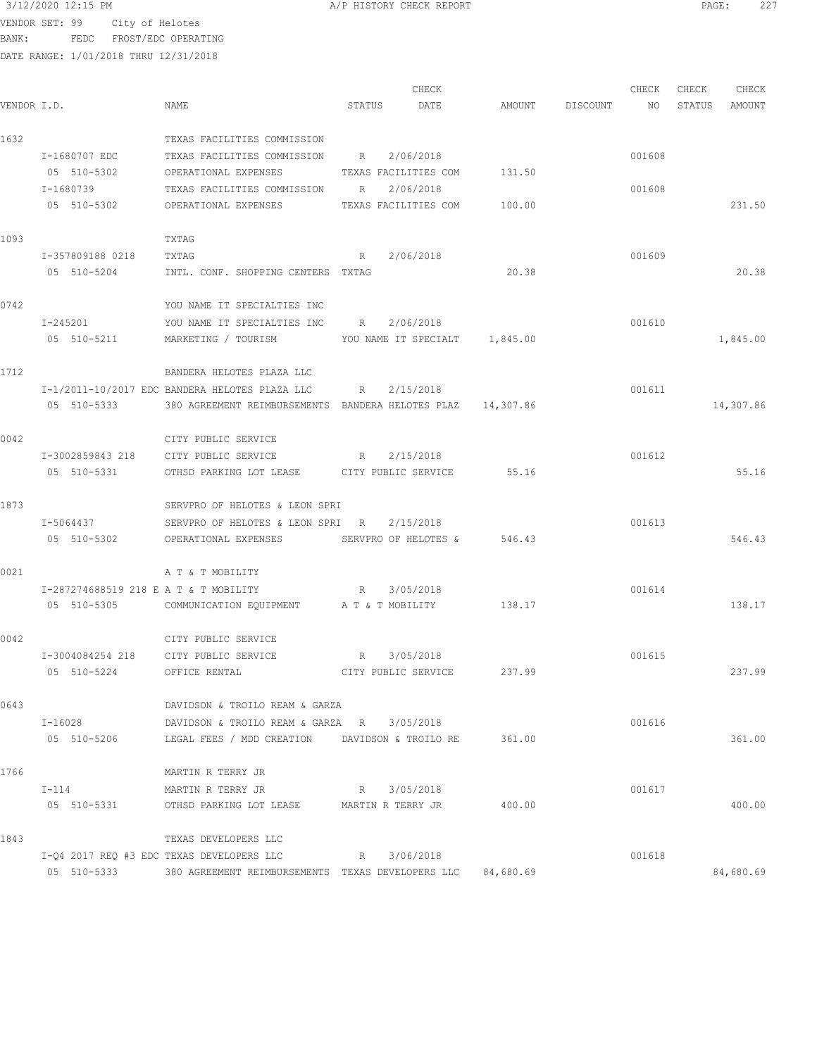3/12/2020 12:15 PM A/P HISTORY CHECK REPORT

VENDOR SET: 99 City of Helotes
BANK: FEDC FROST/EDC OPERATING
DATE RANGE: 1/01/2018 THRU 12/31/2018

| VENDOR I.D. | NAME | STATUS | CHECK DATE | AMOUNT | DISCOUNT | CHECK NO | CHECK STATUS | CHECK AMOUNT |
|---|---|---|---|---|---|---|---|---|
| 1632 | TEXAS FACILITIES COMMISSION | | | | | | | |
| I-1680707 EDC | TEXAS FACILITIES COMMISSION | R | 2/06/2018 | | | 001608 | | |
| 05 510-5302 | OPERATIONAL EXPENSES | TEXAS FACILITIES COM | | 131.50 | | | | |
| I-1680739 | TEXAS FACILITIES COMMISSION | R | 2/06/2018 | | | 001608 | | |
| 05 510-5302 | OPERATIONAL EXPENSES | TEXAS FACILITIES COM | | 100.00 | | | | 231.50 |
| 1093 | TXTAG | | | | | | | |
| I-357809188 0218 | TXTAG | R | 2/06/2018 | | | 001609 | | |
| 05 510-5204 | INTL. CONF. SHOPPING CENTERS | TXTAG | | 20.38 | | | | 20.38 |
| 0742 | YOU NAME IT SPECIALTIES INC | | | | | | | |
| I-245201 | YOU NAME IT SPECIALTIES INC | R | 2/06/2018 | | | 001610 | | |
| 05 510-5211 | MARKETING / TOURISM | YOU NAME IT SPECIALT | | 1,845.00 | | | | 1,845.00 |
| 1712 | BANDERA HELOTES PLAZA LLC | | | | | | | |
| I-1/2011-10/2017 EDC | BANDERA HELOTES PLAZA LLC | R | 2/15/2018 | | | 001611 | | |
| 05 510-5333 | 380 AGREEMENT REIMBURSEMENTS | BANDERA HELOTES PLAZ | | 14,307.86 | | | | 14,307.86 |
| 0042 | CITY PUBLIC SERVICE | | | | | | | |
| I-3002859843 218 | CITY PUBLIC SERVICE | R | 2/15/2018 | | | 001612 | | |
| 05 510-5331 | OTHSD PARKING LOT LEASE | CITY PUBLIC SERVICE | | 55.16 | | | | 55.16 |
| 1873 | SERVPRO OF HELOTES & LEON SPRI | | | | | | | |
| I-5064437 | SERVPRO OF HELOTES & LEON SPRI | R | 2/15/2018 | | | 001613 | | |
| 05 510-5302 | OPERATIONAL EXPENSES | SERVPRO OF HELOTES & | | 546.43 | | | | 546.43 |
| 0021 | A T & T MOBILITY | | | | | | | |
| I-287274688519 218 E | A T & T MOBILITY | R | 3/05/2018 | | | 001614 | | |
| 05 510-5305 | COMMUNICATION EQUIPMENT | A T & T MOBILITY | | 138.17 | | | | 138.17 |
| 0042 | CITY PUBLIC SERVICE | | | | | | | |
| I-3004084254 218 | CITY PUBLIC SERVICE | R | 3/05/2018 | | | 001615 | | |
| 05 510-5224 | OFFICE RENTAL | CITY PUBLIC SERVICE | | 237.99 | | | | 237.99 |
| 0643 | DAVIDSON & TROILO REAM & GARZA | | | | | | | |
| I-16028 | DAVIDSON & TROILO REAM & GARZA | R | 3/05/2018 | | | 001616 | | |
| 05 510-5206 | LEGAL FEES / MDD CREATION | DAVIDSON & TROILO RE | | 361.00 | | | | 361.00 |
| 1766 | MARTIN R TERRY JR | | | | | | | |
| I-114 | MARTIN R TERRY JR | R | 3/05/2018 | | | 001617 | | |
| 05 510-5331 | OTHSD PARKING LOT LEASE | MARTIN R TERRY JR | | 400.00 | | | | 400.00 |
| 1843 | TEXAS DEVELOPERS LLC | | | | | | | |
| I-Q4 2017 REQ #3 EDC | TEXAS DEVELOPERS LLC | R | 3/06/2018 | | | 001618 | | |
| 05 510-5333 | 380 AGREEMENT REIMBURSEMENTS | TEXAS DEVELOPERS LLC | | 84,680.69 | | | | 84,680.69 |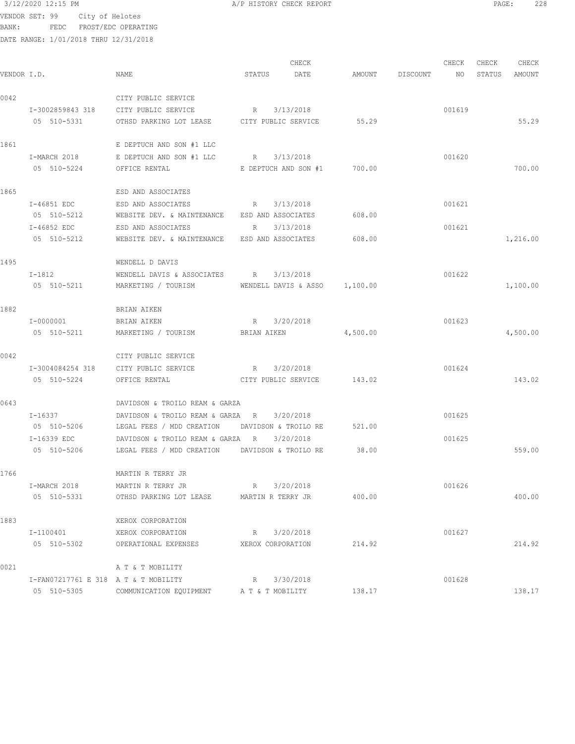3/12/2020 12:15 PM A/P HISTORY CHECK REPORT

VENDOR SET: 99 City of Helotes
BANK: FEDC FROST/EDC OPERATING
DATE RANGE: 1/01/2018 THRU 12/31/2018

| VENDOR I.D. | NAME | STATUS | CHECK DATE | AMOUNT | DISCOUNT | CHECK NO | CHECK STATUS | CHECK AMOUNT |
|---|---|---|---|---|---|---|---|---|
| 0042 | CITY PUBLIC SERVICE | | | | | | | |
| I-3002859843 318 | CITY PUBLIC SERVICE | R | 3/13/2018 | | | 001619 | | |
| 05 510-5331 | OTHSD PARKING LOT LEASE | CITY PUBLIC SERVICE | | 55.29 | | | | 55.29 |
| 1861 | E DEPTUCH AND SON #1 LLC | | | | | | | |
| I-MARCH 2018 | E DEPTUCH AND SON #1 LLC | R | 3/13/2018 | | | 001620 | | |
| 05 510-5224 | OFFICE RENTAL | E DEPTUCH AND SON #1 | | 700.00 | | | | 700.00 |
| 1865 | ESD AND ASSOCIATES | | | | | | | |
| I-46851 EDC | ESD AND ASSOCIATES | R | 3/13/2018 | | | 001621 | | |
| 05 510-5212 | WEBSITE DEV. & MAINTENANCE | ESD AND ASSOCIATES | | 608.00 | | | | |
| I-46852 EDC | ESD AND ASSOCIATES | R | 3/13/2018 | | | 001621 | | |
| 05 510-5212 | WEBSITE DEV. & MAINTENANCE | ESD AND ASSOCIATES | | 608.00 | | | | 1,216.00 |
| 1495 | WENDELL D DAVIS | | | | | | | |
| I-1812 | WENDELL DAVIS & ASSOCIATES | R | 3/13/2018 | | | 001622 | | |
| 05 510-5211 | MARKETING / TOURISM | WENDELL DAVIS & ASSO | | 1,100.00 | | | | 1,100.00 |
| 1882 | BRIAN AIKEN | | | | | | | |
| I-0000001 | BRIAN AIKEN | R | 3/20/2018 | | | 001623 | | |
| 05 510-5211 | MARKETING / TOURISM | BRIAN AIKEN | | 4,500.00 | | | | 4,500.00 |
| 0042 | CITY PUBLIC SERVICE | | | | | | | |
| I-3004084254 318 | CITY PUBLIC SERVICE | R | 3/20/2018 | | | 001624 | | |
| 05 510-5224 | OFFICE RENTAL | CITY PUBLIC SERVICE | | 143.02 | | | | 143.02 |
| 0643 | DAVIDSON & TROILO REAM & GARZA | | | | | | | |
| I-16337 | DAVIDSON & TROILO REAM & GARZA | R | 3/20/2018 | | | 001625 | | |
| 05 510-5206 | LEGAL FEES / MDD CREATION | DAVIDSON & TROILO RE | | 521.00 | | | | |
| I-16339 EDC | DAVIDSON & TROILO REAM & GARZA | R | 3/20/2018 | | | 001625 | | |
| 05 510-5206 | LEGAL FEES / MDD CREATION | DAVIDSON & TROILO RE | | 38.00 | | | | 559.00 |
| 1766 | MARTIN R TERRY JR | | | | | | | |
| I-MARCH 2018 | MARTIN R TERRY JR | R | 3/20/2018 | | | 001626 | | |
| 05 510-5331 | OTHSD PARKING LOT LEASE | MARTIN R TERRY JR | | 400.00 | | | | 400.00 |
| 1883 | XEROX CORPORATION | | | | | | | |
| I-1100401 | XEROX CORPORATION | R | 3/20/2018 | | | 001627 | | |
| 05 510-5302 | OPERATIONAL EXPENSES | XEROX CORPORATION | | 214.92 | | | | 214.92 |
| 0021 | A T & T MOBILITY | | | | | | | |
| I-FAN07217761 E 318 | A T & T MOBILITY | R | 3/30/2018 | | | 001628 | | |
| 05 510-5305 | COMMUNICATION EQUIPMENT | A T & T MOBILITY | | 138.17 | | | | 138.17 |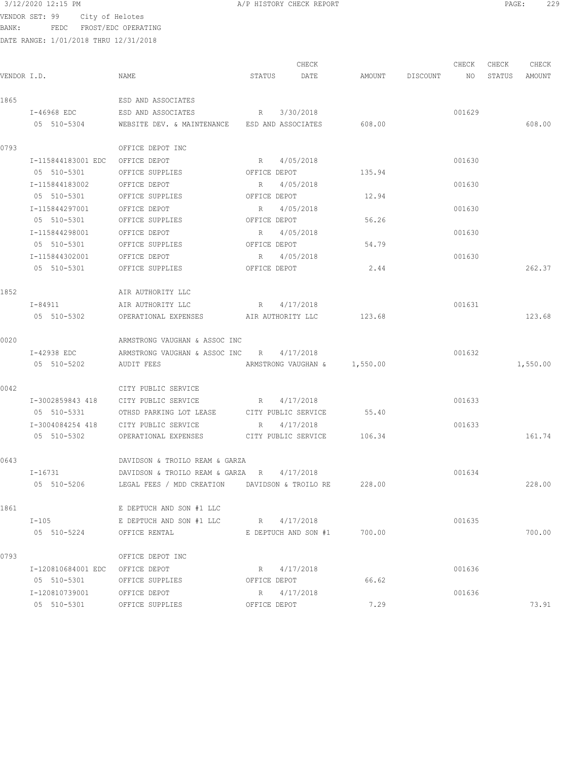3/12/2020 12:15 PM A/P HISTORY CHECK REPORT

VENDOR SET: 99 City of Helotes
BANK: FEDC FROST/EDC OPERATING
DATE RANGE: 1/01/2018 THRU 12/31/2018

| VENDOR I.D. | NAME | STATUS | CHECK DATE | AMOUNT | DISCOUNT | CHECK NO | CHECK STATUS | CHECK AMOUNT |
|---|---|---|---|---|---|---|---|---|
| 1865 | ESD AND ASSOCIATES | | | | | | | |
| I-46968 EDC | ESD AND ASSOCIATES | R | 3/30/2018 | | | 001629 | | |
| 05 510-5304 | WEBSITE DEV. & MAINTENANCE | ESD AND ASSOCIATES | | 608.00 | | | | 608.00 |
| 0793 | OFFICE DEPOT INC | | | | | | | |
| I-115844183001 EDC | OFFICE DEPOT | R | 4/05/2018 | | | 001630 | | |
| 05 510-5301 | OFFICE SUPPLIES | OFFICE DEPOT | | 135.94 | | | | |
| I-115844183002 | OFFICE DEPOT | R | 4/05/2018 | | | 001630 | | |
| 05 510-5301 | OFFICE SUPPLIES | OFFICE DEPOT | | 12.94 | | | | |
| I-115844297001 | OFFICE DEPOT | R | 4/05/2018 | | | 001630 | | |
| 05 510-5301 | OFFICE SUPPLIES | OFFICE DEPOT | | 56.26 | | | | |
| I-115844298001 | OFFICE DEPOT | R | 4/05/2018 | | | 001630 | | |
| 05 510-5301 | OFFICE SUPPLIES | OFFICE DEPOT | | 54.79 | | | | |
| I-115844302001 | OFFICE DEPOT | R | 4/05/2018 | | | 001630 | | |
| 05 510-5301 | OFFICE SUPPLIES | OFFICE DEPOT | | 2.44 | | | | 262.37 |
| 1852 | AIR AUTHORITY LLC | | | | | | | |
| I-84911 | AIR AUTHORITY LLC | R | 4/17/2018 | | | 001631 | | |
| 05 510-5302 | OPERATIONAL EXPENSES | AIR AUTHORITY LLC | | 123.68 | | | | 123.68 |
| 0020 | ARMSTRONG VAUGHAN & ASSOC INC | | | | | | | |
| I-42938 EDC | ARMSTRONG VAUGHAN & ASSOC INC | R | 4/17/2018 | | | 001632 | | |
| 05 510-5202 | AUDIT FEES | ARMSTRONG VAUGHAN & | | 1,550.00 | | | | 1,550.00 |
| 0042 | CITY PUBLIC SERVICE | | | | | | | |
| I-3002859843 418 | CITY PUBLIC SERVICE | R | 4/17/2018 | | | 001633 | | |
| 05 510-5331 | OTHSD PARKING LOT LEASE | CITY PUBLIC SERVICE | | 55.40 | | | | |
| I-3004084254 418 | CITY PUBLIC SERVICE | R | 4/17/2018 | | | 001633 | | |
| 05 510-5302 | OPERATIONAL EXPENSES | CITY PUBLIC SERVICE | | 106.34 | | | | 161.74 |
| 0643 | DAVIDSON & TROILO REAM & GARZA | | | | | | | |
| I-16731 | DAVIDSON & TROILO REAM & GARZA | R | 4/17/2018 | | | 001634 | | |
| 05 510-5206 | LEGAL FEES / MDD CREATION | DAVIDSON & TROILO RE | | 228.00 | | | | 228.00 |
| 1861 | E DEPTUCH AND SON #1 LLC | | | | | | | |
| I-105 | E DEPTUCH AND SON #1 LLC | R | 4/17/2018 | | | 001635 | | |
| 05 510-5224 | OFFICE RENTAL | E DEPTUCH AND SON #1 | | 700.00 | | | | 700.00 |
| 0793 | OFFICE DEPOT INC | | | | | | | |
| I-120810684001 EDC | OFFICE DEPOT | R | 4/17/2018 | | | 001636 | | |
| 05 510-5301 | OFFICE SUPPLIES | OFFICE DEPOT | | 66.62 | | | | |
| I-120810739001 | OFFICE DEPOT | R | 4/17/2018 | | | 001636 | | |
| 05 510-5301 | OFFICE SUPPLIES | OFFICE DEPOT | | 7.29 | | | | 73.91 |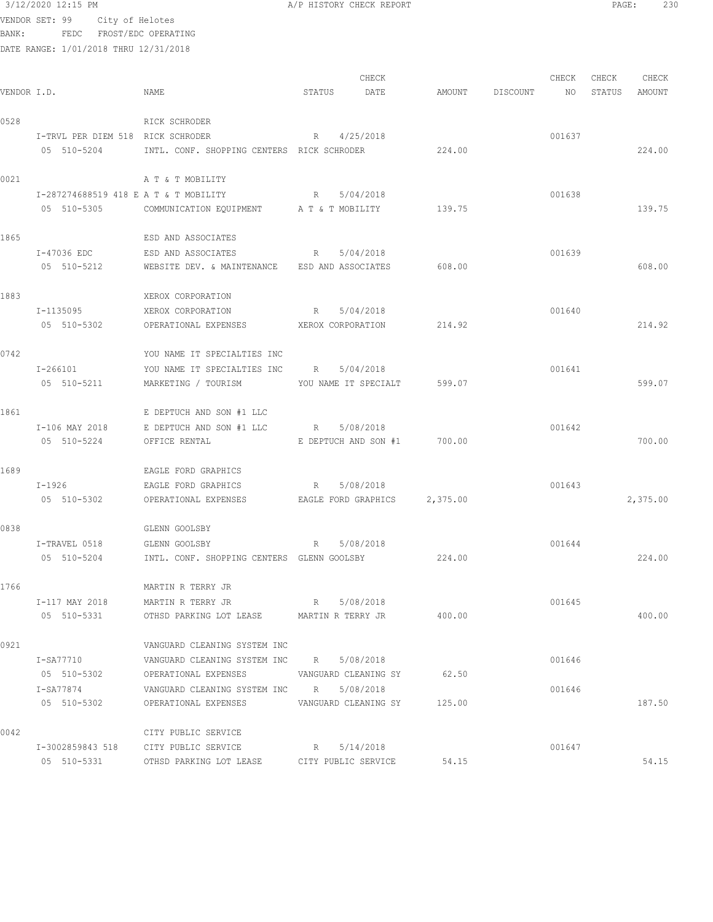3/12/2020 12:15 PM A/P HISTORY CHECK REPORT

VENDOR SET: 99 City of Helotes
BANK: FEDC FROST/EDC OPERATING
DATE RANGE: 1/01/2018 THRU 12/31/2018

| VENDOR I.D. | NAME | STATUS | CHECK DATE | AMOUNT | DISCOUNT | CHECK NO | CHECK STATUS | CHECK AMOUNT |
|---|---|---|---|---|---|---|---|---|
| 0528 | RICK SCHRODER | | | | | | | |
| I-TRVL PER DIEM 518 | RICK SCHRODER | R | 4/25/2018 | | | 001637 | | |
| 05 510-5204 | INTL. CONF. SHOPPING CENTERS RICK SCHRODER | | | 224.00 | | | | 224.00 |
| 0021 | A T & T MOBILITY | | | | | | | |
| I-287274688519 418 E | A T & T MOBILITY | R | 5/04/2018 | | | 001638 | | |
| 05 510-5305 | COMMUNICATION EQUIPMENT A T & T MOBILITY | | | 139.75 | | | | 139.75 |
| 1865 | ESD AND ASSOCIATES | | | | | | | |
| I-47036 EDC | ESD AND ASSOCIATES | R | 5/04/2018 | | | 001639 | | |
| 05 510-5212 | WEBSITE DEV. & MAINTENANCE ESD AND ASSOCIATES | | | 608.00 | | | | 608.00 |
| 1883 | XEROX CORPORATION | | | | | | | |
| I-1135095 | XEROX CORPORATION | R | 5/04/2018 | | | 001640 | | |
| 05 510-5302 | OPERATIONAL EXPENSES XEROX CORPORATION | | | 214.92 | | | | 214.92 |
| 0742 | YOU NAME IT SPECIALTIES INC | | | | | | | |
| I-266101 | YOU NAME IT SPECIALTIES INC | R | 5/04/2018 | | | 001641 | | |
| 05 510-5211 | MARKETING / TOURISM YOU NAME IT SPECIALT | | | 599.07 | | | | 599.07 |
| 1861 | E DEPTUCH AND SON #1 LLC | | | | | | | |
| I-106 MAY 2018 | E DEPTUCH AND SON #1 LLC | R | 5/08/2018 | | | 001642 | | |
| 05 510-5224 | OFFICE RENTAL E DEPTUCH AND SON #1 | | | 700.00 | | | | 700.00 |
| 1689 | EAGLE FORD GRAPHICS | | | | | | | |
| I-1926 | EAGLE FORD GRAPHICS | R | 5/08/2018 | | | 001643 | | |
| 05 510-5302 | OPERATIONAL EXPENSES EAGLE FORD GRAPHICS | | | 2,375.00 | | | | 2,375.00 |
| 0838 | GLENN GOOLSBY | | | | | | | |
| I-TRAVEL 0518 | GLENN GOOLSBY | R | 5/08/2018 | | | 001644 | | |
| 05 510-5204 | INTL. CONF. SHOPPING CENTERS GLENN GOOLSBY | | | 224.00 | | | | 224.00 |
| 1766 | MARTIN R TERRY JR | | | | | | | |
| I-117 MAY 2018 | MARTIN R TERRY JR | R | 5/08/2018 | | | 001645 | | |
| 05 510-5331 | OTHSD PARKING LOT LEASE MARTIN R TERRY JR | | | 400.00 | | | | 400.00 |
| 0921 | VANGUARD CLEANING SYSTEM INC | | | | | | | |
| I-SA77710 | VANGUARD CLEANING SYSTEM INC | R | 5/08/2018 | | | 001646 | | |
| 05 510-5302 | OPERATIONAL EXPENSES VANGUARD CLEANING SY | | | 62.50 | | | | |
| I-SA77874 | VANGUARD CLEANING SYSTEM INC | R | 5/08/2018 | | | 001646 | | |
| 05 510-5302 | OPERATIONAL EXPENSES VANGUARD CLEANING SY | | | 125.00 | | | | 187.50 |
| 0042 | CITY PUBLIC SERVICE | | | | | | | |
| I-3002859843 518 | CITY PUBLIC SERVICE | R | 5/14/2018 | | | 001647 | | |
| 05 510-5331 | OTHSD PARKING LOT LEASE CITY PUBLIC SERVICE | | | 54.15 | | | | 54.15 |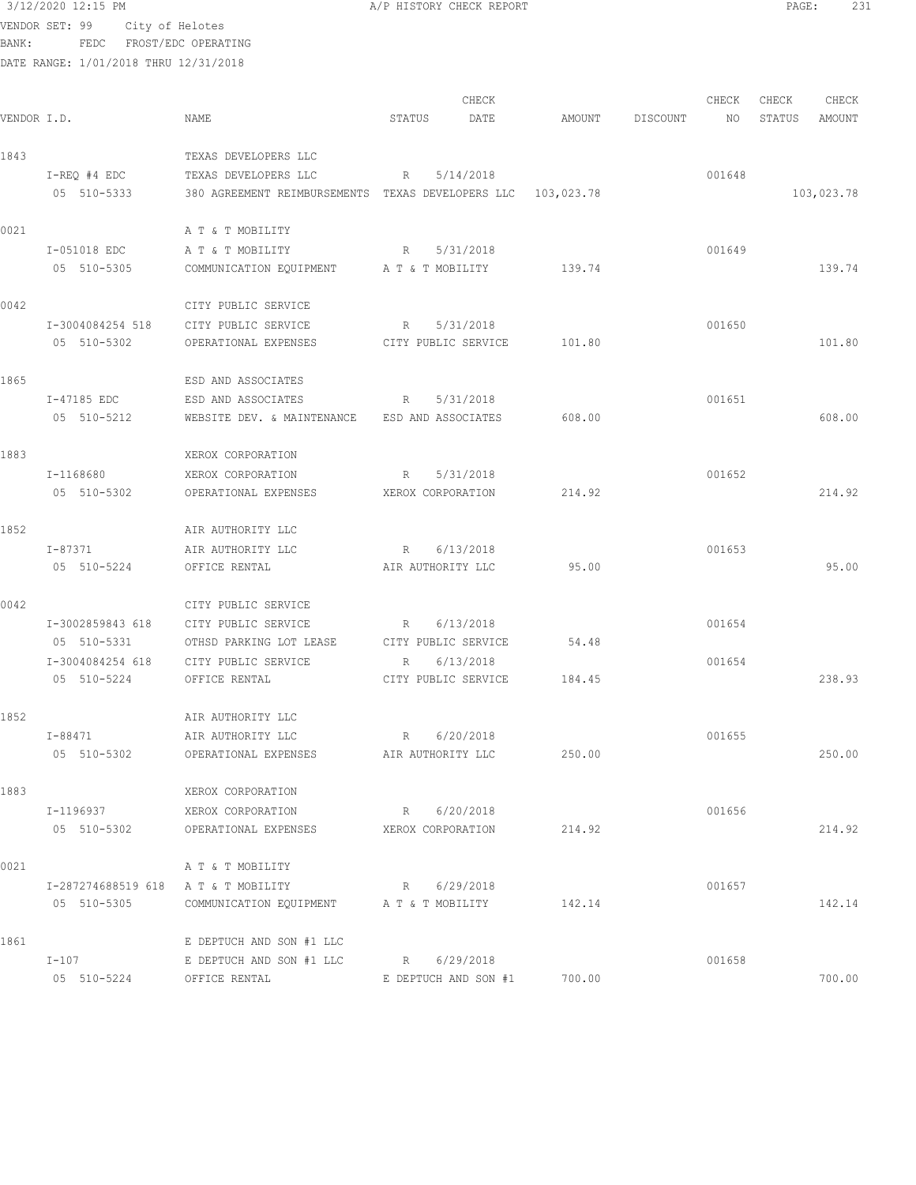VENDOR SET: 99 City of Helotes
BANK: FEDC FROST/EDC OPERATING
DATE RANGE: 1/01/2018 THRU 12/31/2018

| VENDOR I.D. | NAME | STATUS | CHECK DATE | AMOUNT | DISCOUNT | CHECK NO | CHECK STATUS | CHECK AMOUNT |
|---|---|---|---|---|---|---|---|---|
| 1843 | TEXAS DEVELOPERS LLC | | | | | | | |
| I-REQ #4 EDC | TEXAS DEVELOPERS LLC | R | 5/14/2018 | | | 001648 | | |
| 05 510-5333 | 380 AGREEMENT REIMBURSEMENTS | TEXAS DEVELOPERS LLC | | 103,023.78 | | | | 103,023.78 |
| 0021 | A T & T MOBILITY | | | | | | | |
| I-051018 EDC | A T & T MOBILITY | R | 5/31/2018 | | | 001649 | | |
| 05 510-5305 | COMMUNICATION EQUIPMENT | A T & T MOBILITY | | 139.74 | | | | 139.74 |
| 0042 | CITY PUBLIC SERVICE | | | | | | | |
| I-3004084254 518 | CITY PUBLIC SERVICE | R | 5/31/2018 | | | 001650 | | |
| 05 510-5302 | OPERATIONAL EXPENSES | CITY PUBLIC SERVICE | | 101.80 | | | | 101.80 |
| 1865 | ESD AND ASSOCIATES | | | | | | | |
| I-47185 EDC | ESD AND ASSOCIATES | R | 5/31/2018 | | | 001651 | | |
| 05 510-5212 | WEBSITE DEV. & MAINTENANCE | ESD AND ASSOCIATES | | 608.00 | | | | 608.00 |
| 1883 | XEROX CORPORATION | | | | | | | |
| I-1168680 | XEROX CORPORATION | R | 5/31/2018 | | | 001652 | | |
| 05 510-5302 | OPERATIONAL EXPENSES | XEROX CORPORATION | | 214.92 | | | | 214.92 |
| 1852 | AIR AUTHORITY LLC | | | | | | | |
| I-87371 | AIR AUTHORITY LLC | R | 6/13/2018 | | | 001653 | | |
| 05 510-5224 | OFFICE RENTAL | AIR AUTHORITY LLC | | 95.00 | | | | 95.00 |
| 0042 | CITY PUBLIC SERVICE | | | | | | | |
| I-3002859843 618 | CITY PUBLIC SERVICE | R | 6/13/2018 | | | 001654 | | |
| 05 510-5331 | OTHSD PARKING LOT LEASE | CITY PUBLIC SERVICE | | 54.48 | | | | |
| I-3004084254 618 | CITY PUBLIC SERVICE | R | 6/13/2018 | | | 001654 | | |
| 05 510-5224 | OFFICE RENTAL | CITY PUBLIC SERVICE | | 184.45 | | | | 238.93 |
| 1852 | AIR AUTHORITY LLC | | | | | | | |
| I-88471 | AIR AUTHORITY LLC | R | 6/20/2018 | | | 001655 | | |
| 05 510-5302 | OPERATIONAL EXPENSES | AIR AUTHORITY LLC | | 250.00 | | | | 250.00 |
| 1883 | XEROX CORPORATION | | | | | | | |
| I-1196937 | XEROX CORPORATION | R | 6/20/2018 | | | 001656 | | |
| 05 510-5302 | OPERATIONAL EXPENSES | XEROX CORPORATION | | 214.92 | | | | 214.92 |
| 0021 | A T & T MOBILITY | | | | | | | |
| I-287274688519 618 | A T & T MOBILITY | R | 6/29/2018 | | | 001657 | | |
| 05 510-5305 | COMMUNICATION EQUIPMENT | A T & T MOBILITY | | 142.14 | | | | 142.14 |
| 1861 | E DEPTUCH AND SON #1 LLC | | | | | | | |
| I-107 | E DEPTUCH AND SON #1 LLC | R | 6/29/2018 | | | 001658 | | |
| 05 510-5224 | OFFICE RENTAL | E DEPTUCH AND SON #1 | | 700.00 | | | | 700.00 |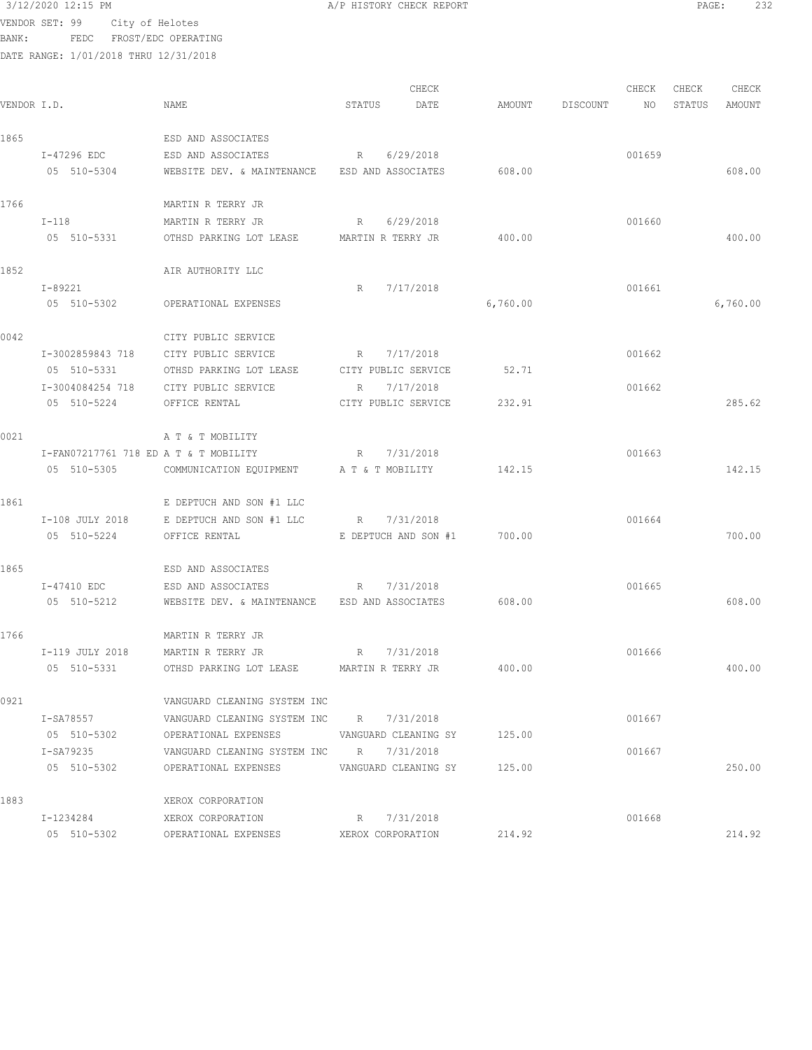3/12/2020 12:15 PM A/P HISTORY CHECK REPORT

VENDOR SET: 99 City of Helotes
BANK: FEDC FROST/EDC OPERATING
DATE RANGE: 1/01/2018 THRU 12/31/2018

| VENDOR I.D. | NAME | STATUS | CHECK DATE | AMOUNT | DISCOUNT | CHECK NO | CHECK STATUS | CHECK AMOUNT |
|---|---|---|---|---|---|---|---|---|
| 1865 | ESD AND ASSOCIATES | | | | | | | |
| I-47296 EDC | ESD AND ASSOCIATES | R | 6/29/2018 | | | 001659 | | |
| 05 510-5304 | WEBSITE DEV. & MAINTENANCE | ESD AND ASSOCIATES | | 608.00 | | | | 608.00 |
| 1766 | MARTIN R TERRY JR | | | | | | | |
| I-118 | MARTIN R TERRY JR | R | 6/29/2018 | | | 001660 | | |
| 05 510-5331 | OTHSD PARKING LOT LEASE | MARTIN R TERRY JR | | 400.00 | | | | 400.00 |
| 1852 | AIR AUTHORITY LLC | | | | | | | |
| I-89221 | | R | 7/17/2018 | | | 001661 | | |
| 05 510-5302 | OPERATIONAL EXPENSES | | | 6,760.00 | | | | 6,760.00 |
| 0042 | CITY PUBLIC SERVICE | | | | | | | |
| I-3002859843 718 | CITY PUBLIC SERVICE | R | 7/17/2018 | | | 001662 | | |
| 05 510-5331 | OTHSD PARKING LOT LEASE | CITY PUBLIC SERVICE | | 52.71 | | | | |
| I-3004084254 718 | CITY PUBLIC SERVICE | R | 7/17/2018 | | | 001662 | | |
| 05 510-5224 | OFFICE RENTAL | CITY PUBLIC SERVICE | | 232.91 | | | | 285.62 |
| 0021 | A T & T MOBILITY | | | | | | | |
| I-FAN07217761 718 ED | A T & T MOBILITY | R | 7/31/2018 | | | 001663 | | |
| 05 510-5305 | COMMUNICATION EQUIPMENT | A T & T MOBILITY | | 142.15 | | | | 142.15 |
| 1861 | E DEPTUCH AND SON #1 LLC | | | | | | | |
| I-108 JULY 2018 | E DEPTUCH AND SON #1 LLC | R | 7/31/2018 | | | 001664 | | |
| 05 510-5224 | OFFICE RENTAL | E DEPTUCH AND SON #1 | | 700.00 | | | | 700.00 |
| 1865 | ESD AND ASSOCIATES | | | | | | | |
| I-47410 EDC | ESD AND ASSOCIATES | R | 7/31/2018 | | | 001665 | | |
| 05 510-5212 | WEBSITE DEV. & MAINTENANCE | ESD AND ASSOCIATES | | 608.00 | | | | 608.00 |
| 1766 | MARTIN R TERRY JR | | | | | | | |
| I-119 JULY 2018 | MARTIN R TERRY JR | R | 7/31/2018 | | | 001666 | | |
| 05 510-5331 | OTHSD PARKING LOT LEASE | MARTIN R TERRY JR | | 400.00 | | | | 400.00 |
| 0921 | VANGUARD CLEANING SYSTEM INC | | | | | | | |
| I-SA78557 | VANGUARD CLEANING SYSTEM INC | R | 7/31/2018 | | | 001667 | | |
| 05 510-5302 | OPERATIONAL EXPENSES | VANGUARD CLEANING SY | | 125.00 | | | | |
| I-SA79235 | VANGUARD CLEANING SYSTEM INC | R | 7/31/2018 | | | 001667 | | |
| 05 510-5302 | OPERATIONAL EXPENSES | VANGUARD CLEANING SY | | 125.00 | | | | 250.00 |
| 1883 | XEROX CORPORATION | | | | | | | |
| I-1234284 | XEROX CORPORATION | R | 7/31/2018 | | | 001668 | | |
| 05 510-5302 | OPERATIONAL EXPENSES | XEROX CORPORATION | | 214.92 | | | | 214.92 |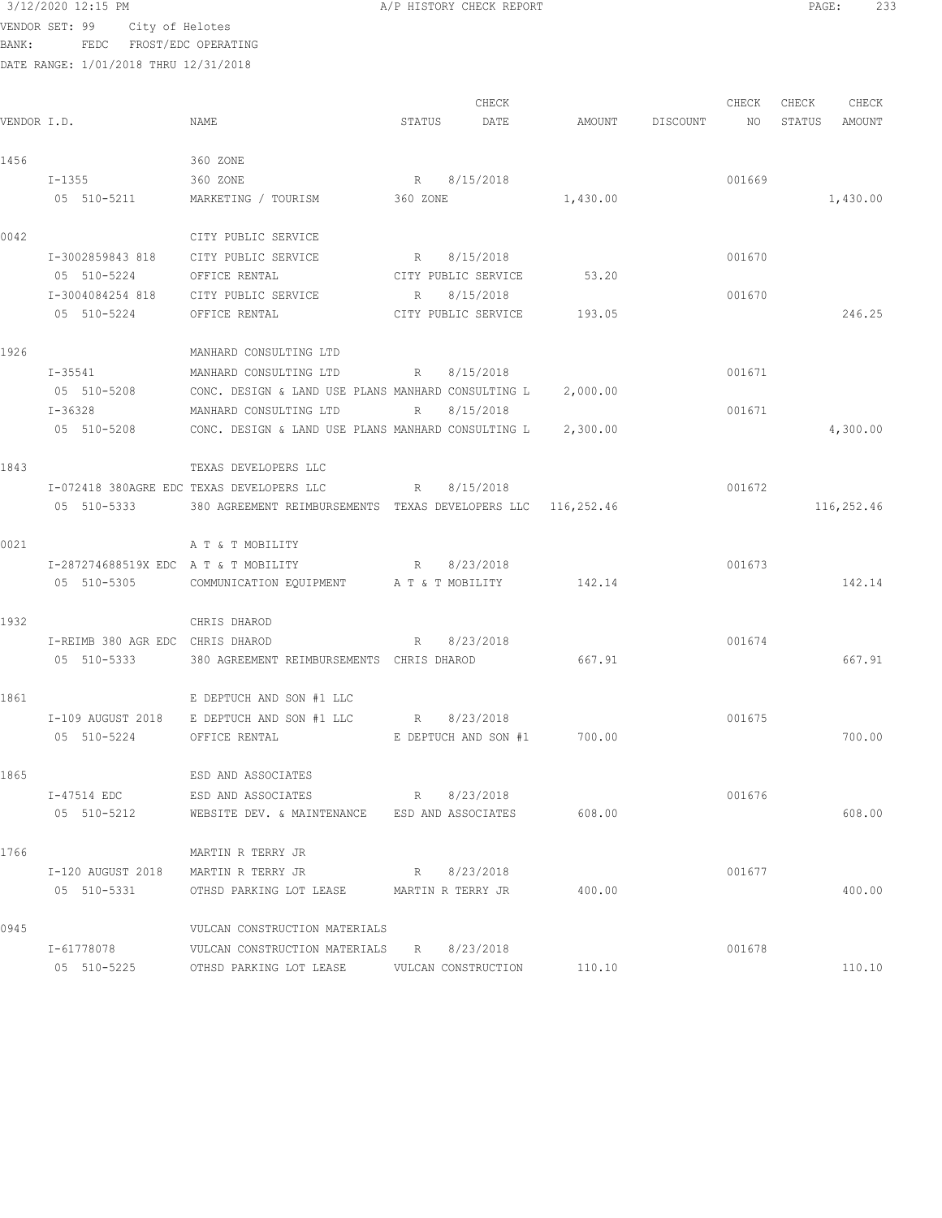VENDOR SET: 99 City of Helotes
BANK: FEDC FROST/EDC OPERATING
DATE RANGE: 1/01/2018 THRU 12/31/2018

A/P HISTORY CHECK REPORT

| VENDOR I.D. | NAME | STATUS | CHECK DATE | AMOUNT | DISCOUNT | CHECK NO | CHECK STATUS | CHECK AMOUNT |
|---|---|---|---|---|---|---|---|---|
| 1456 | 360 ZONE | | | | | | | |
| I-1355 | 360 ZONE | R | 8/15/2018 | | | 001669 | | |
| 05 510-5211 | MARKETING / TOURISM | 360 ZONE | | 1,430.00 | | | | 1,430.00 |
| 0042 | CITY PUBLIC SERVICE | | | | | | | |
| I-3002859843 818 | CITY PUBLIC SERVICE | R | 8/15/2018 | | | 001670 | | |
| 05 510-5224 | OFFICE RENTAL | CITY PUBLIC SERVICE | | 53.20 | | | | |
| I-3004084254 818 | CITY PUBLIC SERVICE | R | 8/15/2018 | | | 001670 | | |
| 05 510-5224 | OFFICE RENTAL | CITY PUBLIC SERVICE | | 193.05 | | | | 246.25 |
| 1926 | MANHARD CONSULTING LTD | | | | | | | |
| I-35541 | MANHARD CONSULTING LTD | R | 8/15/2018 | | | 001671 | | |
| 05 510-5208 | CONC. DESIGN & LAND USE PLANS | MANHARD CONSULTING L | | 2,000.00 | | | | |
| I-36328 | MANHARD CONSULTING LTD | R | 8/15/2018 | | | 001671 | | |
| 05 510-5208 | CONC. DESIGN & LAND USE PLANS | MANHARD CONSULTING L | | 2,300.00 | | | | 4,300.00 |
| 1843 | TEXAS DEVELOPERS LLC | | | | | | | |
| I-072418 380AGRE EDC | TEXAS DEVELOPERS LLC | R | 8/15/2018 | | | 001672 | | |
| 05 510-5333 | 380 AGREEMENT REIMBURSEMENTS | TEXAS DEVELOPERS LLC | | 116,252.46 | | | | 116,252.46 |
| 0021 | A T & T MOBILITY | | | | | | | |
| I-287274688519X EDC | A T & T MOBILITY | R | 8/23/2018 | | | 001673 | | |
| 05 510-5305 | COMMUNICATION EQUIPMENT | A T & T MOBILITY | | 142.14 | | | | 142.14 |
| 1932 | CHRIS DHAROD | | | | | | | |
| I-REIMB 380 AGR EDC | CHRIS DHAROD | R | 8/23/2018 | | | 001674 | | |
| 05 510-5333 | 380 AGREEMENT REIMBURSEMENTS | CHRIS DHAROD | | 667.91 | | | | 667.91 |
| 1861 | E DEPTUCH AND SON #1 LLC | | | | | | | |
| I-109 AUGUST 2018 | E DEPTUCH AND SON #1 LLC | R | 8/23/2018 | | | 001675 | | |
| 05 510-5224 | OFFICE RENTAL | E DEPTUCH AND SON #1 | | 700.00 | | | | 700.00 |
| 1865 | ESD AND ASSOCIATES | | | | | | | |
| I-47514 EDC | ESD AND ASSOCIATES | R | 8/23/2018 | | | 001676 | | |
| 05 510-5212 | WEBSITE DEV. & MAINTENANCE | ESD AND ASSOCIATES | | 608.00 | | | | 608.00 |
| 1766 | MARTIN R TERRY JR | | | | | | | |
| I-120 AUGUST 2018 | MARTIN R TERRY JR | R | 8/23/2018 | | | 001677 | | |
| 05 510-5331 | OTHSD PARKING LOT LEASE | MARTIN R TERRY JR | | 400.00 | | | | 400.00 |
| 0945 | VULCAN CONSTRUCTION MATERIALS | | | | | | | |
| I-61778078 | VULCAN CONSTRUCTION MATERIALS | R | 8/23/2018 | | | 001678 | | |
| 05 510-5225 | OTHSD PARKING LOT LEASE | VULCAN CONSTRUCTION | | 110.10 | | | | 110.10 |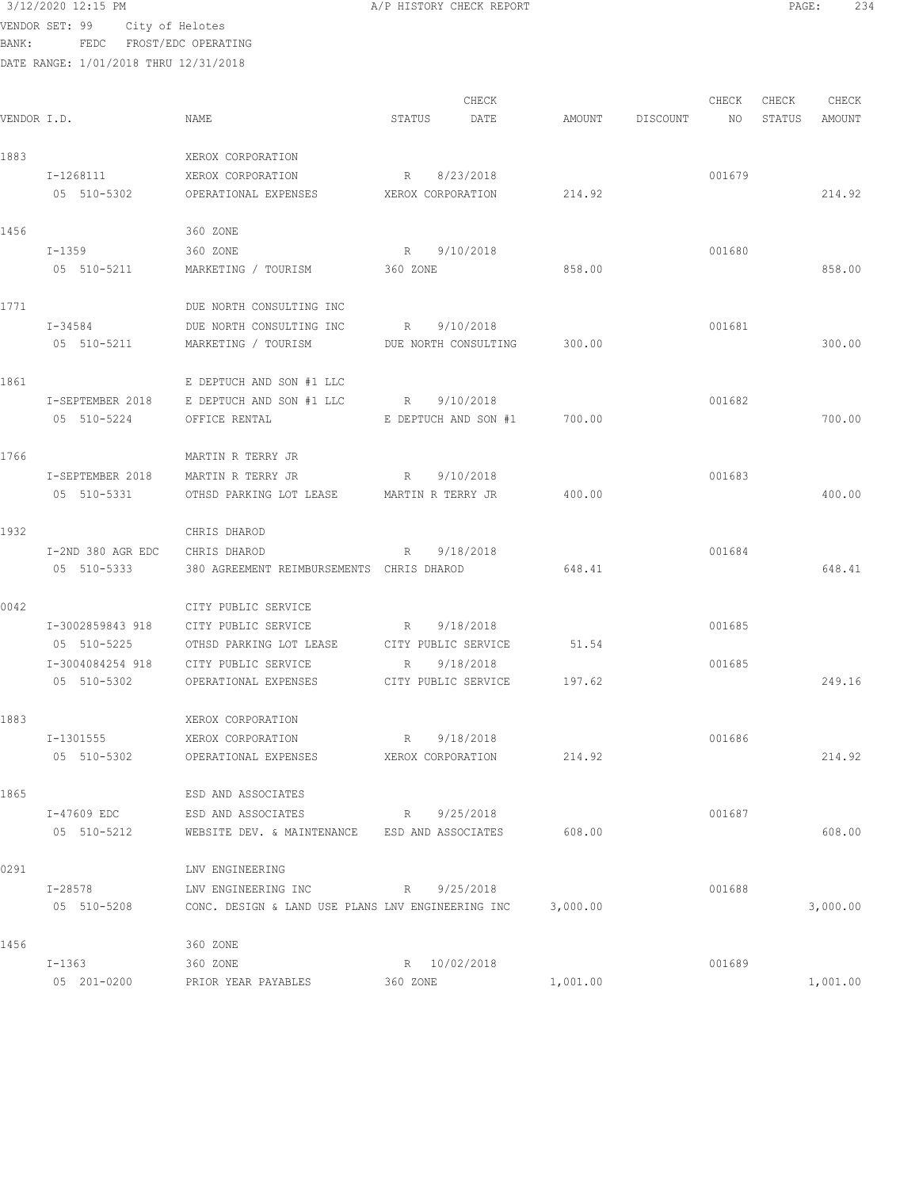3/12/2020 12:15 PM A/P HISTORY CHECK REPORT

VENDOR SET: 99 City of Helotes
BANK: FEDC FROST/EDC OPERATING
DATE RANGE: 1/01/2018 THRU 12/31/2018

| VENDOR I.D. | NAME | STATUS | CHECK DATE | AMOUNT | DISCOUNT | CHECK NO | CHECK STATUS | CHECK AMOUNT |
|---|---|---|---|---|---|---|---|---|
| 1883 | XEROX CORPORATION | | | | | | | |
| I-1268111 | XEROX CORPORATION | R | 8/23/2018 | | | 001679 | | |
| 05 510-5302 | OPERATIONAL EXPENSES | XEROX CORPORATION | | 214.92 | | | | 214.92 |
| 1456 | 360 ZONE | | | | | | | |
| I-1359 | 360 ZONE | R | 9/10/2018 | | | 001680 | | |
| 05 510-5211 | MARKETING / TOURISM | 360 ZONE | | 858.00 | | | | 858.00 |
| 1771 | DUE NORTH CONSULTING INC | | | | | | | |
| I-34584 | DUE NORTH CONSULTING INC | R | 9/10/2018 | | | 001681 | | |
| 05 510-5211 | MARKETING / TOURISM | DUE NORTH CONSULTING | | 300.00 | | | | 300.00 |
| 1861 | E DEPTUCH AND SON #1 LLC | | | | | | | |
| I-SEPTEMBER 2018 | E DEPTUCH AND SON #1 LLC | R | 9/10/2018 | | | 001682 | | |
| 05 510-5224 | OFFICE RENTAL | E DEPTUCH AND SON #1 | | 700.00 | | | | 700.00 |
| 1766 | MARTIN R TERRY JR | | | | | | | |
| I-SEPTEMBER 2018 | MARTIN R TERRY JR | R | 9/10/2018 | | | 001683 | | |
| 05 510-5331 | OTHSD PARKING LOT LEASE | MARTIN R TERRY JR | | 400.00 | | | | 400.00 |
| 1932 | CHRIS DHAROD | | | | | | | |
| I-2ND 380 AGR EDC | CHRIS DHAROD | R | 9/18/2018 | | | 001684 | | |
| 05 510-5333 | 380 AGREEMENT REIMBURSEMENTS | CHRIS DHAROD | | 648.41 | | | | 648.41 |
| 0042 | CITY PUBLIC SERVICE | | | | | | | |
| I-3002859843 918 | CITY PUBLIC SERVICE | R | 9/18/2018 | | | 001685 | | |
| 05 510-5225 | OTHSD PARKING LOT LEASE | CITY PUBLIC SERVICE | | 51.54 | | | | |
| I-3004084254 918 | CITY PUBLIC SERVICE | R | 9/18/2018 | | | 001685 | | |
| 05 510-5302 | OPERATIONAL EXPENSES | CITY PUBLIC SERVICE | | 197.62 | | | | 249.16 |
| 1883 | XEROX CORPORATION | | | | | | | |
| I-1301555 | XEROX CORPORATION | R | 9/18/2018 | | | 001686 | | |
| 05 510-5302 | OPERATIONAL EXPENSES | XEROX CORPORATION | | 214.92 | | | | 214.92 |
| 1865 | ESD AND ASSOCIATES | | | | | | | |
| I-47609 EDC | ESD AND ASSOCIATES | R | 9/25/2018 | | | 001687 | | |
| 05 510-5212 | WEBSITE DEV. & MAINTENANCE | ESD AND ASSOCIATES | | 608.00 | | | | 608.00 |
| 0291 | LNV ENGINEERING | | | | | | | |
| I-28578 | LNV ENGINEERING INC | R | 9/25/2018 | | | 001688 | | |
| 05 510-5208 | CONC. DESIGN & LAND USE PLANS | LNV ENGINEERING INC | | 3,000.00 | | | | 3,000.00 |
| 1456 | 360 ZONE | | | | | | | |
| I-1363 | 360 ZONE | R | 10/02/2018 | | | 001689 | | |
| 05 201-0200 | PRIOR YEAR PAYABLES | 360 ZONE | | 1,001.00 | | | | 1,001.00 |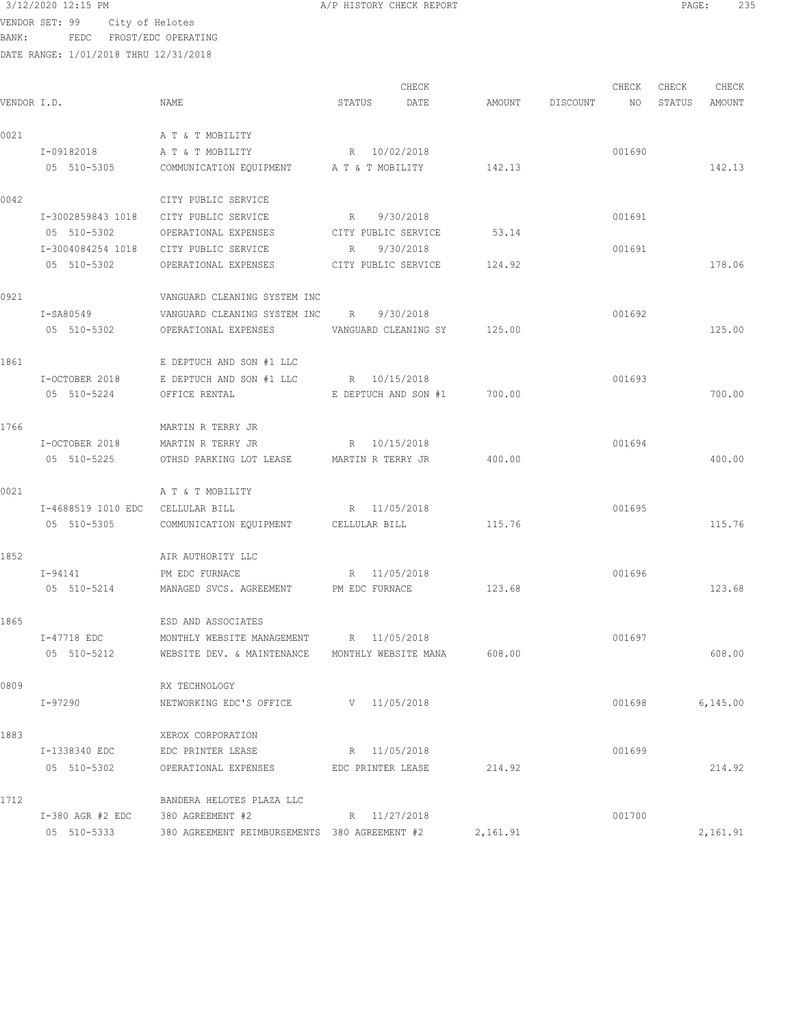3/12/2020 12:15 PM A/P HISTORY CHECK REPORT

VENDOR SET: 99 City of Helotes
BANK: FEDC FROST/EDC OPERATING
DATE RANGE: 1/01/2018 THRU 12/31/2018

| VENDOR I.D. | NAME | STATUS | CHECK DATE | AMOUNT | DISCOUNT | CHECK NO | CHECK STATUS | CHECK AMOUNT |
|---|---|---|---|---|---|---|---|---|
| 0021 | A T & T MOBILITY | | | | | | | |
| I-09182018 | A T & T MOBILITY | R | 10/02/2018 | | | 001690 | | |
| 05 510-5305 | COMMUNICATION EQUIPMENT | A T & T MOBILITY | | 142.13 | | | | 142.13 |
| 0042 | CITY PUBLIC SERVICE | | | | | | | |
| I-3002859843 1018 | CITY PUBLIC SERVICE | R | 9/30/2018 | | | 001691 | | |
| 05 510-5302 | OPERATIONAL EXPENSES | CITY PUBLIC SERVICE | | 53.14 | | | | |
| I-3004084254 1018 | CITY PUBLIC SERVICE | R | 9/30/2018 | | | 001691 | | |
| 05 510-5302 | OPERATIONAL EXPENSES | CITY PUBLIC SERVICE | | 124.92 | | | | 178.06 |
| 0921 | VANGUARD CLEANING SYSTEM INC | | | | | | | |
| I-SA80549 | VANGUARD CLEANING SYSTEM INC | R | 9/30/2018 | | | 001692 | | |
| 05 510-5302 | OPERATIONAL EXPENSES | VANGUARD CLEANING SY | | 125.00 | | | | 125.00 |
| 1861 | E DEPTUCH AND SON #1 LLC | | | | | | | |
| I-OCTOBER 2018 | E DEPTUCH AND SON #1 LLC | R | 10/15/2018 | | | 001693 | | |
| 05 510-5224 | OFFICE RENTAL | E DEPTUCH AND SON #1 | | 700.00 | | | | 700.00 |
| 1766 | MARTIN R TERRY JR | | | | | | | |
| I-OCTOBER 2018 | MARTIN R TERRY JR | R | 10/15/2018 | | | 001694 | | |
| 05 510-5225 | OTHSD PARKING LOT LEASE | MARTIN R TERRY JR | | 400.00 | | | | 400.00 |
| 0021 | A T & T MOBILITY | | | | | | | |
| I-4688519 1010 EDC | CELLULAR BILL | R | 11/05/2018 | | | 001695 | | |
| 05 510-5305 | COMMUNICATION EQUIPMENT | CELLULAR BILL | | 115.76 | | | | 115.76 |
| 1852 | AIR AUTHORITY LLC | | | | | | | |
| I-94141 | PM EDC FURNACE | R | 11/05/2018 | | | 001696 | | |
| 05 510-5214 | MANAGED SVCS. AGREEMENT | PM EDC FURNACE | | 123.68 | | | | 123.68 |
| 1865 | ESD AND ASSOCIATES | | | | | | | |
| I-47718 EDC | MONTHLY WEBSITE MANAGEMENT | R | 11/05/2018 | | | 001697 | | |
| 05 510-5212 | WEBSITE DEV. & MAINTENANCE | MONTHLY WEBSITE MANA | | 608.00 | | | | 608.00 |
| 0809 | RX TECHNOLOGY | | | | | | | |
| I-97290 | NETWORKING EDC'S OFFICE | V | 11/05/2018 | | | 001698 | | 6,145.00 |
| 1883 | XEROX CORPORATION | | | | | | | |
| I-1338340 EDC | EDC PRINTER LEASE | R | 11/05/2018 | | | 001699 | | |
| 05 510-5302 | OPERATIONAL EXPENSES | EDC PRINTER LEASE | | 214.92 | | | | 214.92 |
| 1712 | BANDERA HELOTES PLAZA LLC | | | | | | | |
| I-380 AGR #2 EDC | 380 AGREEMENT #2 | R | 11/27/2018 | | | 001700 | | |
| 05 510-5333 | 380 AGREEMENT REIMBURSEMENTS | 380 AGREEMENT #2 | | 2,161.91 | | | | 2,161.91 |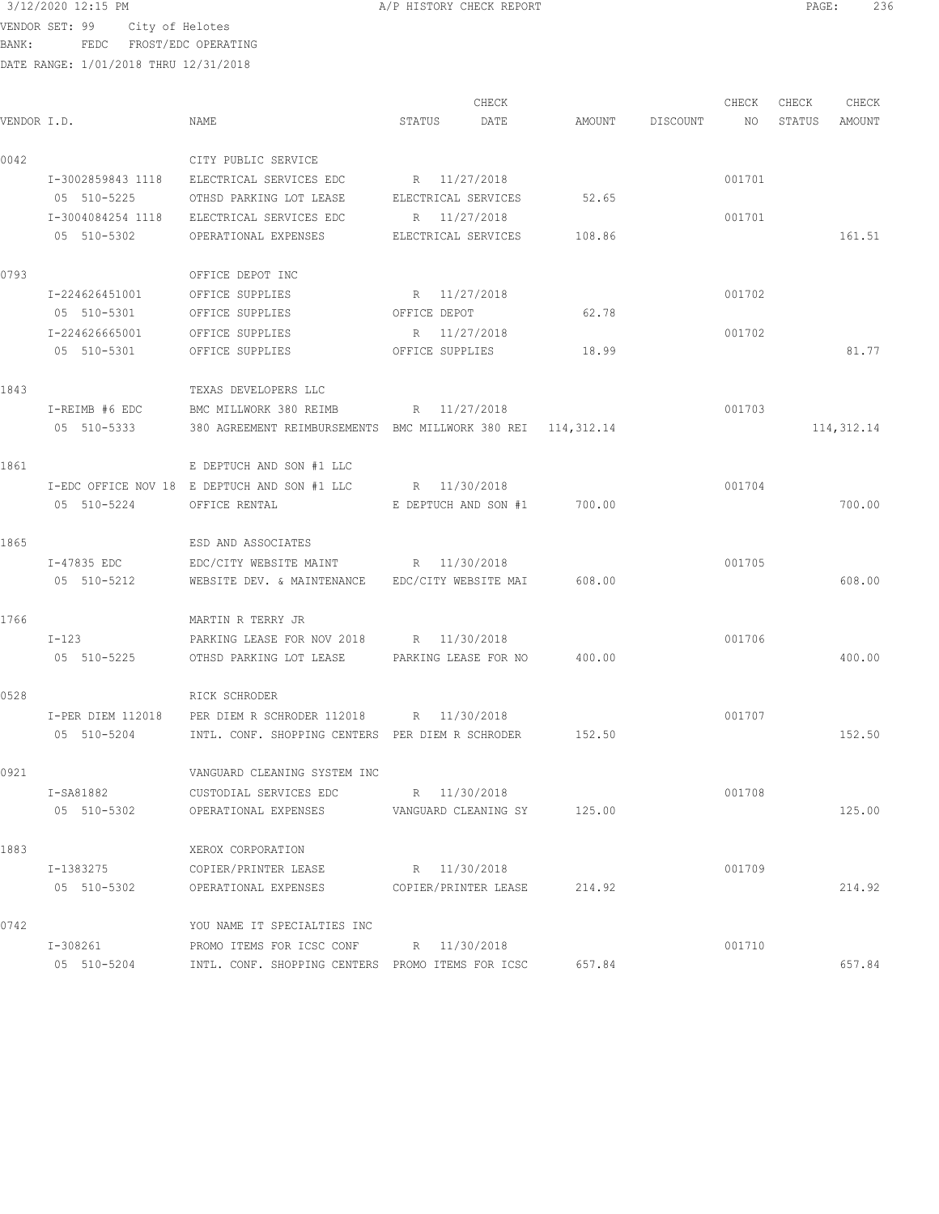3/12/2020 12:15 PM A/P HISTORY CHECK REPORT

VENDOR SET: 99 City of Helotes
BANK: FEDC FROST/EDC OPERATING
DATE RANGE: 1/01/2018 THRU 12/31/2018

| VENDOR I.D. | NAME | STATUS | CHECK DATE | AMOUNT | DISCOUNT | CHECK NO | CHECK STATUS | CHECK AMOUNT |
|---|---|---|---|---|---|---|---|---|
| 0042 | CITY PUBLIC SERVICE | | | | | | | |
| I-3002859843 1118 | ELECTRICAL SERVICES EDC | R | 11/27/2018 | | | 001701 | | |
| 05 510-5225 | OTHSD PARKING LOT LEASE | ELECTRICAL SERVICES | | 52.65 | | | | |
| I-3004084254 1118 | ELECTRICAL SERVICES EDC | R | 11/27/2018 | | | 001701 | | |
| 05 510-5302 | OPERATIONAL EXPENSES | ELECTRICAL SERVICES | | 108.86 | | | | 161.51 |
| 0793 | OFFICE DEPOT INC | | | | | | | |
| I-224626451001 | OFFICE SUPPLIES | R | 11/27/2018 | | | 001702 | | |
| 05 510-5301 | OFFICE SUPPLIES | OFFICE DEPOT | | 62.78 | | | | |
| I-224626665001 | OFFICE SUPPLIES | R | 11/27/2018 | | | 001702 | | |
| 05 510-5301 | OFFICE SUPPLIES | OFFICE SUPPLIES | | 18.99 | | | | 81.77 |
| 1843 | TEXAS DEVELOPERS LLC | | | | | | | |
| I-REIMB #6 EDC | BMC MILLWORK 380 REIMB | R | 11/27/2018 | | | 001703 | | |
| 05 510-5333 | 380 AGREEMENT REIMBURSEMENTS | BMC MILLWORK 380 REI | | 114,312.14 | | | | 114,312.14 |
| 1861 | E DEPTUCH AND SON #1 LLC | | | | | | | |
| I-EDC OFFICE NOV 18 | E DEPTUCH AND SON #1 LLC | R | 11/30/2018 | | | 001704 | | |
| 05 510-5224 | OFFICE RENTAL | E DEPTUCH AND SON #1 | | 700.00 | | | | 700.00 |
| 1865 | ESD AND ASSOCIATES | | | | | | | |
| I-47835 EDC | EDC/CITY WEBSITE MAINT | R | 11/30/2018 | | | 001705 | | |
| 05 510-5212 | WEBSITE DEV. & MAINTENANCE | EDC/CITY WEBSITE MAI | | 608.00 | | | | 608.00 |
| 1766 | MARTIN R TERRY JR | | | | | | | |
| I-123 | PARKING LEASE FOR NOV 2018 | R | 11/30/2018 | | | 001706 | | |
| 05 510-5225 | OTHSD PARKING LOT LEASE | PARKING LEASE FOR NO | | 400.00 | | | | 400.00 |
| 0528 | RICK SCHRODER | | | | | | | |
| I-PER DIEM 112018 | PER DIEM R SCHRODER 112018 | R | 11/30/2018 | | | 001707 | | |
| 05 510-5204 | INTL. CONF. SHOPPING CENTERS | PER DIEM R SCHRODER | | 152.50 | | | | 152.50 |
| 0921 | VANGUARD CLEANING SYSTEM INC | | | | | | | |
| I-SA81882 | CUSTODIAL SERVICES EDC | R | 11/30/2018 | | | 001708 | | |
| 05 510-5302 | OPERATIONAL EXPENSES | VANGUARD CLEANING SY | | 125.00 | | | | 125.00 |
| 1883 | XEROX CORPORATION | | | | | | | |
| I-1383275 | COPIER/PRINTER LEASE | R | 11/30/2018 | | | 001709 | | |
| 05 510-5302 | OPERATIONAL EXPENSES | COPIER/PRINTER LEASE | | 214.92 | | | | 214.92 |
| 0742 | YOU NAME IT SPECIALTIES INC | | | | | | | |
| I-308261 | PROMO ITEMS FOR ICSC CONF | R | 11/30/2018 | | | 001710 | | |
| 05 510-5204 | INTL. CONF. SHOPPING CENTERS | PROMO ITEMS FOR ICSC | | 657.84 | | | | 657.84 |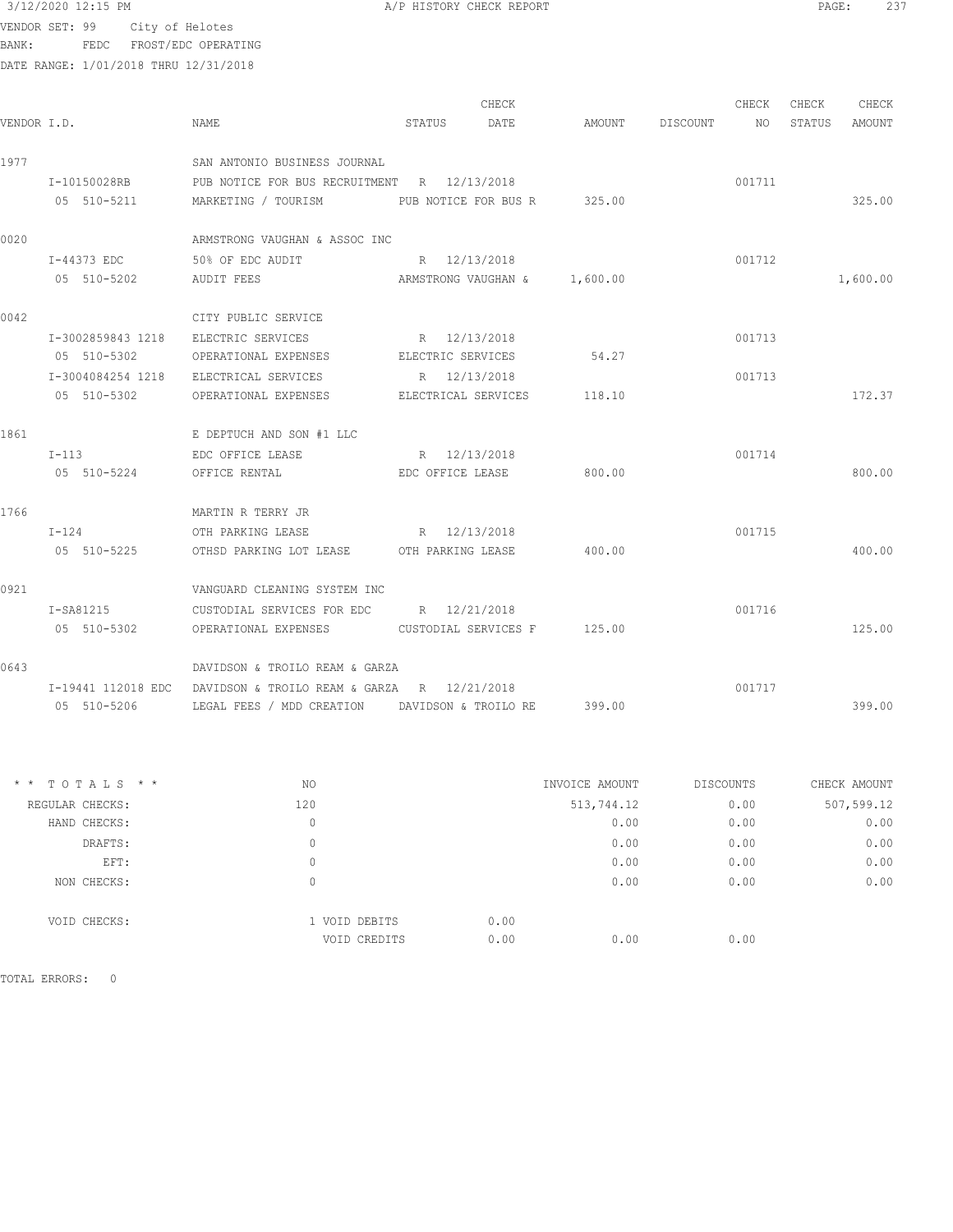3/12/2020 12:15 PM — A/P HISTORY CHECK REPORT

VENDOR SET: 99 City of Helotes
BANK: FEDC FROST/EDC OPERATING
DATE RANGE: 1/01/2018 THRU 12/31/2018

| VENDOR I.D. | NAME | STATUS | CHECK DATE | AMOUNT | DISCOUNT | CHECK NO | CHECK STATUS | CHECK AMOUNT |
|---|---|---|---|---|---|---|---|---|
| 1977 | SAN ANTONIO BUSINESS JOURNAL | | | | | | | |
| I-10150028RB | PUB NOTICE FOR BUS RECRUITMENT | R | 12/13/2018 | | | 001711 | | |
| 05 510-5211 | MARKETING / TOURISM | PUB NOTICE FOR BUS R | | 325.00 | | | | 325.00 |
| 0020 | ARMSTRONG VAUGHAN & ASSOC INC | | | | | | | |
| I-44373 EDC | 50% OF EDC AUDIT | R | 12/13/2018 | | | 001712 | | |
| 05 510-5202 | AUDIT FEES | ARMSTRONG VAUGHAN & | | 1,600.00 | | | | 1,600.00 |
| 0042 | CITY PUBLIC SERVICE | | | | | | | |
| I-3002859843 1218 | ELECTRIC SERVICES | R | 12/13/2018 | | | 001713 | | |
| 05 510-5302 | OPERATIONAL EXPENSES | ELECTRIC SERVICES | | 54.27 | | | | |
| I-3004084254 1218 | ELECTRICAL SERVICES | R | 12/13/2018 | | | 001713 | | |
| 05 510-5302 | OPERATIONAL EXPENSES | ELECTRICAL SERVICES | | 118.10 | | | | 172.37 |
| 1861 | E DEPTUCH AND SON #1 LLC | | | | | | | |
| I-113 | EDC OFFICE LEASE | R | 12/13/2018 | | | 001714 | | |
| 05 510-5224 | OFFICE RENTAL | EDC OFFICE LEASE | | 800.00 | | | | 800.00 |
| 1766 | MARTIN R TERRY JR | | | | | | | |
| I-124 | OTH PARKING LEASE | R | 12/13/2018 | | | 001715 | | |
| 05 510-5225 | OTHSD PARKING LOT LEASE | OTH PARKING LEASE | | 400.00 | | | | 400.00 |
| 0921 | VANGUARD CLEANING SYSTEM INC | | | | | | | |
| I-SA81215 | CUSTODIAL SERVICES FOR EDC | R | 12/21/2018 | | | 001716 | | |
| 05 510-5302 | OPERATIONAL EXPENSES | CUSTODIAL SERVICES F | | 125.00 | | | | 125.00 |
| 0643 | DAVIDSON & TROILO REAM & GARZA | | | | | | | |
| I-19441 112018 EDC | DAVIDSON & TROILO REAM & GARZA | R | 12/21/2018 | | | 001717 | | |
| 05 510-5206 | LEGAL FEES / MDD CREATION | DAVIDSON & TROILO RE | | 399.00 | | | | 399.00 |

| * * TOTALS * * | NO | | INVOICE AMOUNT | DISCOUNTS | CHECK AMOUNT |
|---|---|---|---|---|---|
| REGULAR CHECKS: | 120 | | 513,744.12 | 0.00 | 507,599.12 |
| HAND CHECKS: | 0 | | 0.00 | 0.00 | 0.00 |
| DRAFTS: | 0 | | 0.00 | 0.00 | 0.00 |
| EFT: | 0 | | 0.00 | 0.00 | 0.00 |
| NON CHECKS: | 0 | | 0.00 | 0.00 | 0.00 |
| VOID CHECKS: | 1 VOID DEBITS | 0.00 | | | |
| | VOID CREDITS | 0.00 | 0.00 | 0.00 | |

TOTAL ERRORS: 0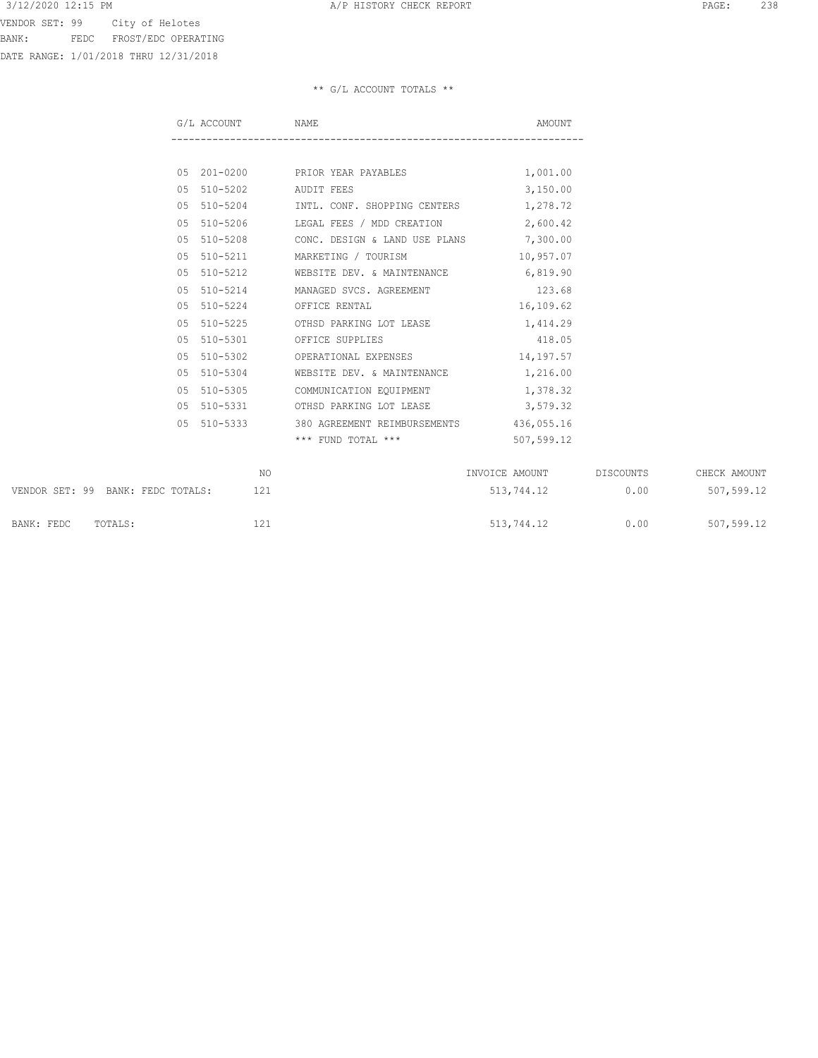VENDOR SET: 99 City of Helotes
BANK: FEDC FROST/EDC OPERATING
DATE RANGE: 1/01/2018 THRU 12/31/2018

** G/L ACCOUNT TOTALS **

| G/L ACCOUNT | NAME | AMOUNT |
|---|---|---|
| 05 201-0200 | PRIOR YEAR PAYABLES | 1,001.00 |
| 05 510-5202 | AUDIT FEES | 3,150.00 |
| 05 510-5204 | INTL. CONF. SHOPPING CENTERS | 1,278.72 |
| 05 510-5206 | LEGAL FEES / MDD CREATION | 2,600.42 |
| 05 510-5208 | CONC. DESIGN & LAND USE PLANS | 7,300.00 |
| 05 510-5211 | MARKETING / TOURISM | 10,957.07 |
| 05 510-5212 | WEBSITE DEV. & MAINTENANCE | 6,819.90 |
| 05 510-5214 | MANAGED SVCS. AGREEMENT | 123.68 |
| 05 510-5224 | OFFICE RENTAL | 16,109.62 |
| 05 510-5225 | OTHSD PARKING LOT LEASE | 1,414.29 |
| 05 510-5301 | OFFICE SUPPLIES | 418.05 |
| 05 510-5302 | OPERATIONAL EXPENSES | 14,197.57 |
| 05 510-5304 | WEBSITE DEV. & MAINTENANCE | 1,216.00 |
| 05 510-5305 | COMMUNICATION EQUIPMENT | 1,378.32 |
| 05 510-5331 | OTHSD PARKING LOT LEASE | 3,579.32 |
| 05 510-5333 | 380 AGREEMENT REIMBURSEMENTS | 436,055.16 |
| | *** FUND TOTAL *** | 507,599.12 |

| | NO | INVOICE AMOUNT | DISCOUNTS | CHECK AMOUNT |
|---|---|---|---|---|
| VENDOR SET: 99 BANK: FEDC TOTALS: | 121 | 513,744.12 | 0.00 | 507,599.12 |
| BANK: FEDC TOTALS: | 121 | 513,744.12 | 0.00 | 507,599.12 |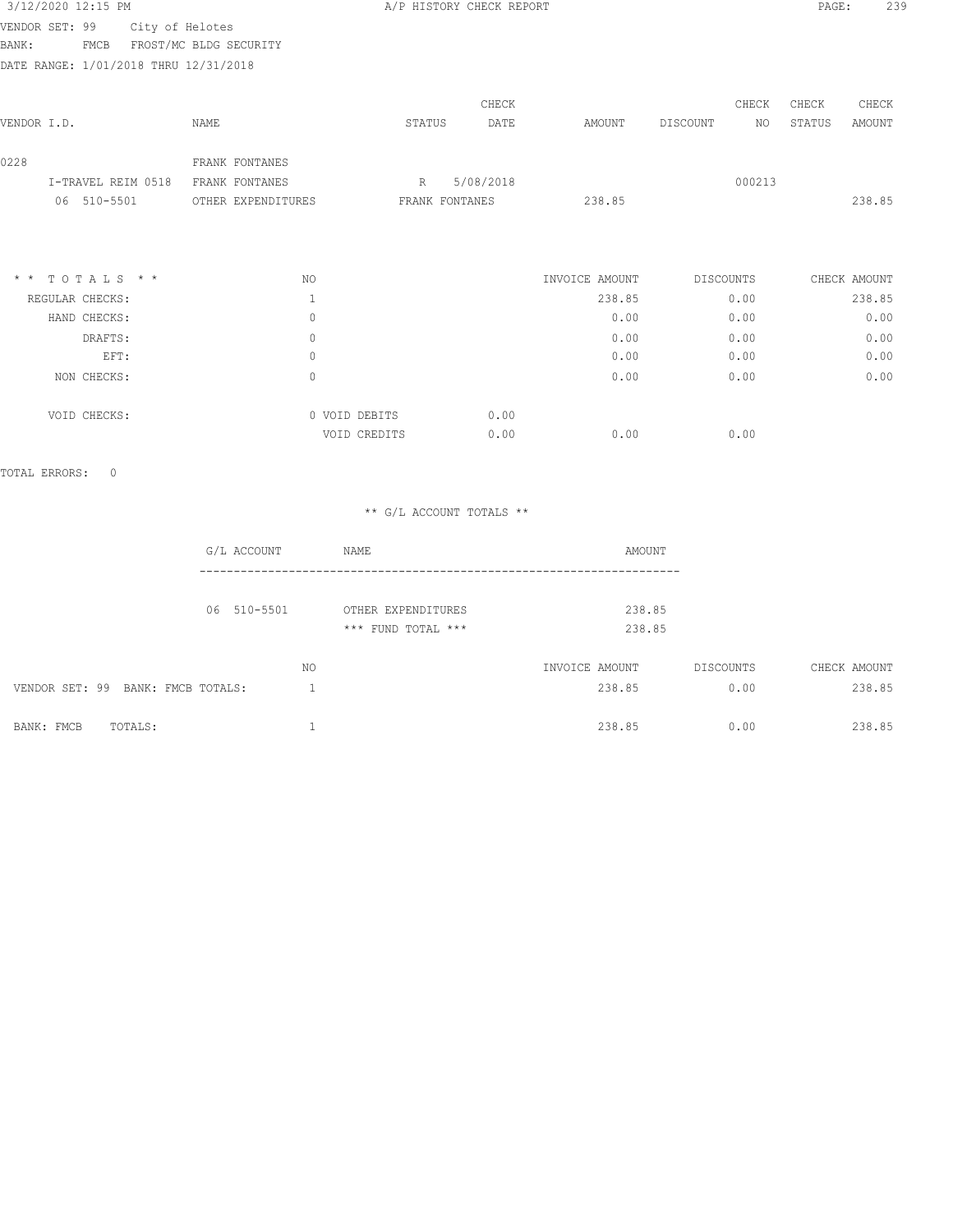3/12/2020 12:15 PM A/P HISTORY CHECK REPORT

VENDOR SET: 99 City of Helotes
BANK: FMCB FROST/MC BLDG SECURITY
DATE RANGE: 1/01/2018 THRU 12/31/2018

| VENDOR I.D. | NAME | STATUS | CHECK DATE | AMOUNT | DISCOUNT | CHECK NO | CHECK STATUS | CHECK AMOUNT |
|---|---|---|---|---|---|---|---|---|
| 0228 | FRANK FONTANES | | | | | | | |
| I-TRAVEL REIM 0518 | FRANK FONTANES | R | 5/08/2018 | | | 000213 | | |
| 06 510-5501 | OTHER EXPENDITURES | FRANK FONTANES | | 238.85 | | | | 238.85 |

| * * T O T A L S * * | NO | | | INVOICE AMOUNT | DISCOUNTS | CHECK AMOUNT |
|---|---|---|---|---|---|---|
| REGULAR CHECKS: | 1 | | | 238.85 | 0.00 | 238.85 |
| HAND CHECKS: | 0 | | | 0.00 | 0.00 | 0.00 |
| DRAFTS: | 0 | | | 0.00 | 0.00 | 0.00 |
| EFT: | 0 | | | 0.00 | 0.00 | 0.00 |
| NON CHECKS: | 0 | | | 0.00 | 0.00 | 0.00 |
| VOID CHECKS: | 0 | VOID DEBITS | 0.00 | | | |
| | | VOID CREDITS | 0.00 | 0.00 | 0.00 | |

TOTAL ERRORS: 0

** G/L ACCOUNT TOTALS **

| G/L ACCOUNT | NAME | AMOUNT |
|---|---|---|
| 06 510-5501 | OTHER EXPENDITURES | 238.85 |
| | *** FUND TOTAL *** | 238.85 |

| | NO | INVOICE AMOUNT | DISCOUNTS | CHECK AMOUNT |
|---|---|---|---|---|
| VENDOR SET: 99 BANK: FMCB TOTALS: | 1 | 238.85 | 0.00 | 238.85 |
| BANK: FMCB TOTALS: | 1 | 238.85 | 0.00 | 238.85 |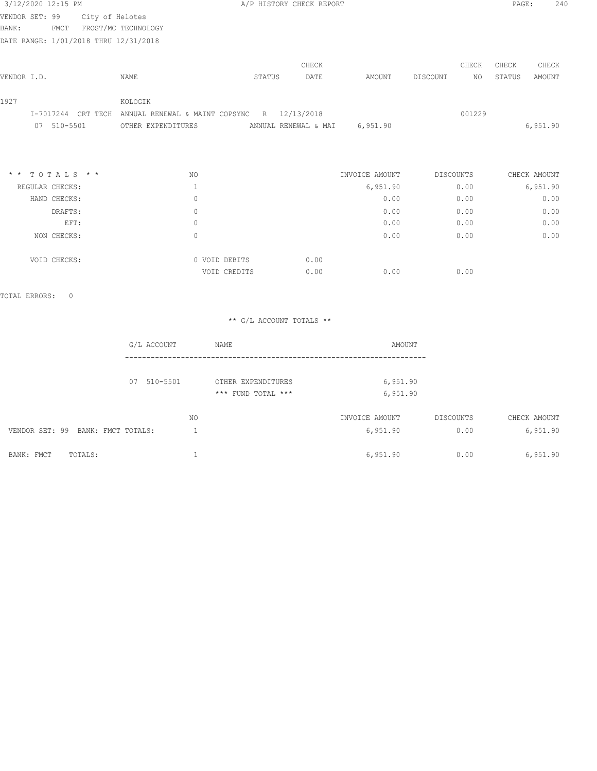3/12/2020 12:15 PM A/P HISTORY CHECK REPORT

VENDOR SET: 99 City of Helotes
BANK: FMCT FROST/MC TECHNOLOGY
DATE RANGE: 1/01/2018 THRU 12/31/2018

| VENDOR I.D. | NAME | STATUS | CHECK DATE | AMOUNT | DISCOUNT | CHECK NO | CHECK STATUS | CHECK AMOUNT |
|---|---|---|---|---|---|---|---|---|
| 1927 | KOLOGIK | | | | | | | |
| I-7017244 CRT TECH | ANNUAL RENEWAL & MAINT COPSYNC | R | 12/13/2018 | | | 001229 | | |
| 07 510-5501 | OTHER EXPENDITURES | ANNUAL RENEWAL & MAI | | 6,951.90 | | | | 6,951.90 |

| * * T O T A L S * * | NO | | | INVOICE AMOUNT | DISCOUNTS | CHECK AMOUNT |
|---|---|---|---|---|---|---|
| REGULAR CHECKS: | 1 | | | 6,951.90 | 0.00 | 6,951.90 |
| HAND CHECKS: | 0 | | | 0.00 | 0.00 | 0.00 |
| DRAFTS: | 0 | | | 0.00 | 0.00 | 0.00 |
| EFT: | 0 | | | 0.00 | 0.00 | 0.00 |
| NON CHECKS: | 0 | | | 0.00 | 0.00 | 0.00 |
| VOID CHECKS: | 0 | VOID DEBITS | 0.00 | | | |
| | | VOID CREDITS | 0.00 | 0.00 | 0.00 | |

TOTAL ERRORS: 0

** G/L ACCOUNT TOTALS **

| G/L ACCOUNT | NAME | AMOUNT |
|---|---|---|
| 07 510-5501 | OTHER EXPENDITURES | 6,951.90 |
| | *** FUND TOTAL *** | 6,951.90 |

| | NO | INVOICE AMOUNT | DISCOUNTS | CHECK AMOUNT |
|---|---|---|---|---|
| VENDOR SET: 99 BANK: FMCT TOTALS: | 1 | 6,951.90 | 0.00 | 6,951.90 |
| BANK: FMCT TOTALS: | 1 | 6,951.90 | 0.00 | 6,951.90 |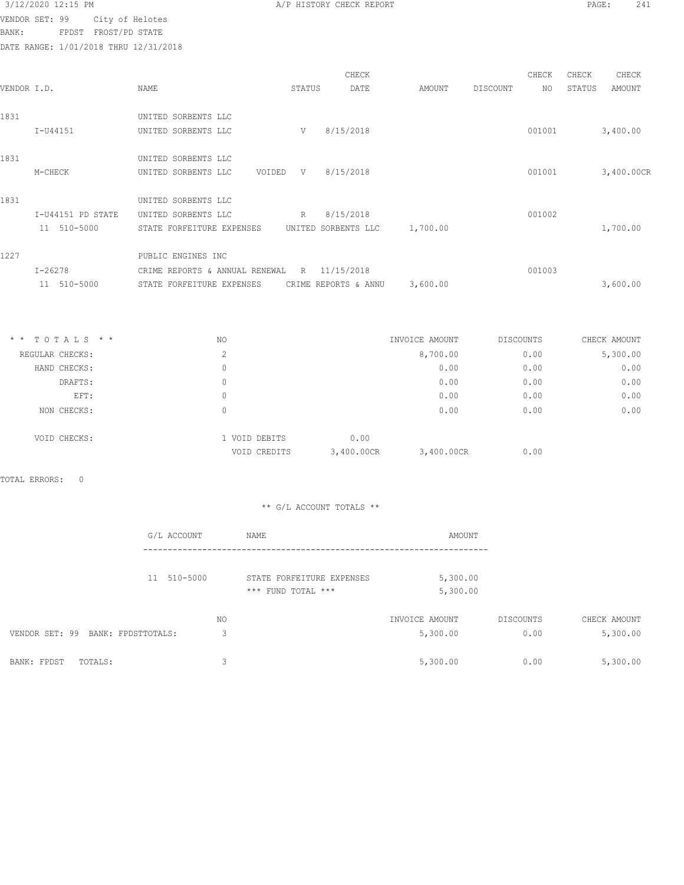3/12/2020 12:15 PM A/P HISTORY CHECK REPORT

VENDOR SET: 99 City of Helotes
BANK: FPDST FROST/PD STATE
DATE RANGE: 1/01/2018 THRU 12/31/2018

| VENDOR I.D. | NAME | STATUS | CHECK DATE | AMOUNT | DISCOUNT | CHECK NO | CHECK STATUS | CHECK AMOUNT |
|---|---|---|---|---|---|---|---|---|
| 1831 | UNITED SORBENTS LLC | | | | | | | |
| I-U44151 | UNITED SORBENTS LLC | V | 8/15/2018 | | | 001001 | | 3,400.00 |
| 1831 | UNITED SORBENTS LLC | | | | | | | |
| M-CHECK | UNITED SORBENTS LLC VOIDED | V | 8/15/2018 | | | 001001 | | 3,400.00CR |
| 1831 | UNITED SORBENTS LLC | | | | | | | |
| I-U44151 PD STATE | UNITED SORBENTS LLC | R | 8/15/2018 | | | 001002 | | |
| 11 510-5000 | STATE FORFEITURE EXPENSES | UNITED SORBENTS LLC | | 1,700.00 | | | | 1,700.00 |
| 1227 | PUBLIC ENGINES INC | | | | | | | |
| I-26278 | CRIME REPORTS & ANNUAL RENEWAL | R | 11/15/2018 | | | 001003 | | |
| 11 510-5000 | STATE FORFEITURE EXPENSES | CRIME REPORTS & ANNU | | 3,600.00 | | | | 3,600.00 |

| * * T O T A L S * * | NO | | | INVOICE AMOUNT | DISCOUNTS | CHECK AMOUNT |
|---|---|---|---|---|---|---|
| REGULAR CHECKS: | 2 | | | 8,700.00 | 0.00 | 5,300.00 |
| HAND CHECKS: | 0 | | | 0.00 | 0.00 | 0.00 |
| DRAFTS: | 0 | | | 0.00 | 0.00 | 0.00 |
| EFT: | 0 | | | 0.00 | 0.00 | 0.00 |
| NON CHECKS: | 0 | | | 0.00 | 0.00 | 0.00 |
| VOID CHECKS: | 1 | VOID DEBITS | 0.00 | | | |
| | | VOID CREDITS | 3,400.00CR | 3,400.00CR | 0.00 | |

TOTAL ERRORS: 0

** G/L ACCOUNT TOTALS **

| G/L ACCOUNT | NAME | AMOUNT |
|---|---|---|
| 11 510-5000 | STATE FORFEITURE EXPENSES | 5,300.00 |
| | *** FUND TOTAL *** | 5,300.00 |

| | NO | INVOICE AMOUNT | DISCOUNTS | CHECK AMOUNT |
|---|---|---|---|---|
| VENDOR SET: 99 BANK: FPDSTTOTALS: | 3 | 5,300.00 | 0.00 | 5,300.00 |
| BANK: FPDST TOTALS: | 3 | 5,300.00 | 0.00 | 5,300.00 |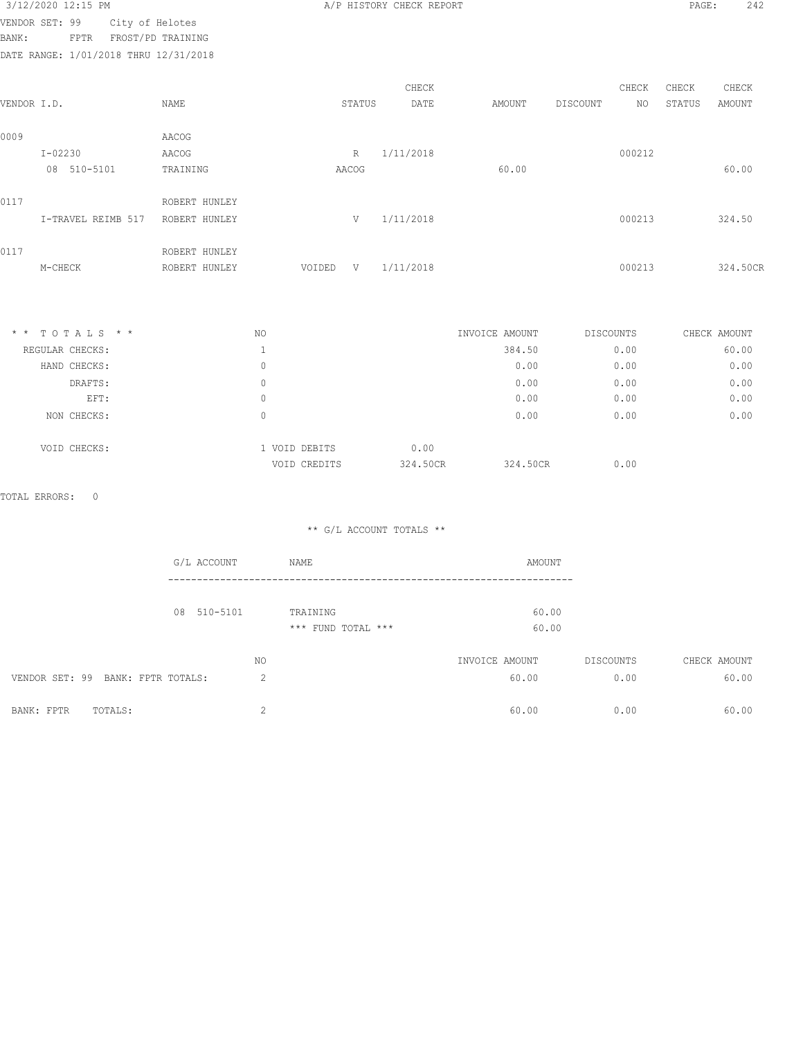3/12/2020 12:15 PM — A/P HISTORY CHECK REPORT

VENDOR SET: 99 City of Helotes
BANK: FPTR FROST/PD TRAINING
DATE RANGE: 1/01/2018 THRU 12/31/2018

| VENDOR I.D. | NAME | STATUS | CHECK DATE | AMOUNT | DISCOUNT | CHECK NO | CHECK STATUS | CHECK AMOUNT |
|---|---|---|---|---|---|---|---|---|
| 0009 | AACOG | | | | | | | |
| I-02230 | AACOG | R | 1/11/2018 | | | 000212 | | |
| 08 510-5101 | TRAINING | AACOG | | 60.00 | | | | 60.00 |
| 0117 | ROBERT HUNLEY | | | | | | | |
| I-TRAVEL REIMB 517 | ROBERT HUNLEY | V | 1/11/2018 | | | 000213 | | 324.50 |
| 0117 | ROBERT HUNLEY | | | | | | | |
| M-CHECK | ROBERT HUNLEY | VOIDED V | 1/11/2018 | | | 000213 | | 324.50CR |

| * * TOTALS * * | NO | | | INVOICE AMOUNT | DISCOUNTS | CHECK AMOUNT |
|---|---|---|---|---|---|---|
| REGULAR CHECKS: | 1 | | | 384.50 | 0.00 | 60.00 |
| HAND CHECKS: | 0 | | | 0.00 | 0.00 | 0.00 |
| DRAFTS: | 0 | | | 0.00 | 0.00 | 0.00 |
| EFT: | 0 | | | 0.00 | 0.00 | 0.00 |
| NON CHECKS: | 0 | | | 0.00 | 0.00 | 0.00 |
| VOID CHECKS: | 1 | VOID DEBITS | 0.00 | | | |
| | | VOID CREDITS | 324.50CR | 324.50CR | 0.00 | |

TOTAL ERRORS: 0

** G/L ACCOUNT TOTALS **

| G/L ACCOUNT | NAME | AMOUNT |
|---|---|---|
| 08 510-5101 | TRAINING | 60.00 |
| | *** FUND TOTAL *** | 60.00 |

| | NO | INVOICE AMOUNT | DISCOUNTS | CHECK AMOUNT |
|---|---|---|---|---|
| VENDOR SET: 99 BANK: FPTR TOTALS: | 2 | 60.00 | 0.00 | 60.00 |
| BANK: FPTR TOTALS: | 2 | 60.00 | 0.00 | 60.00 |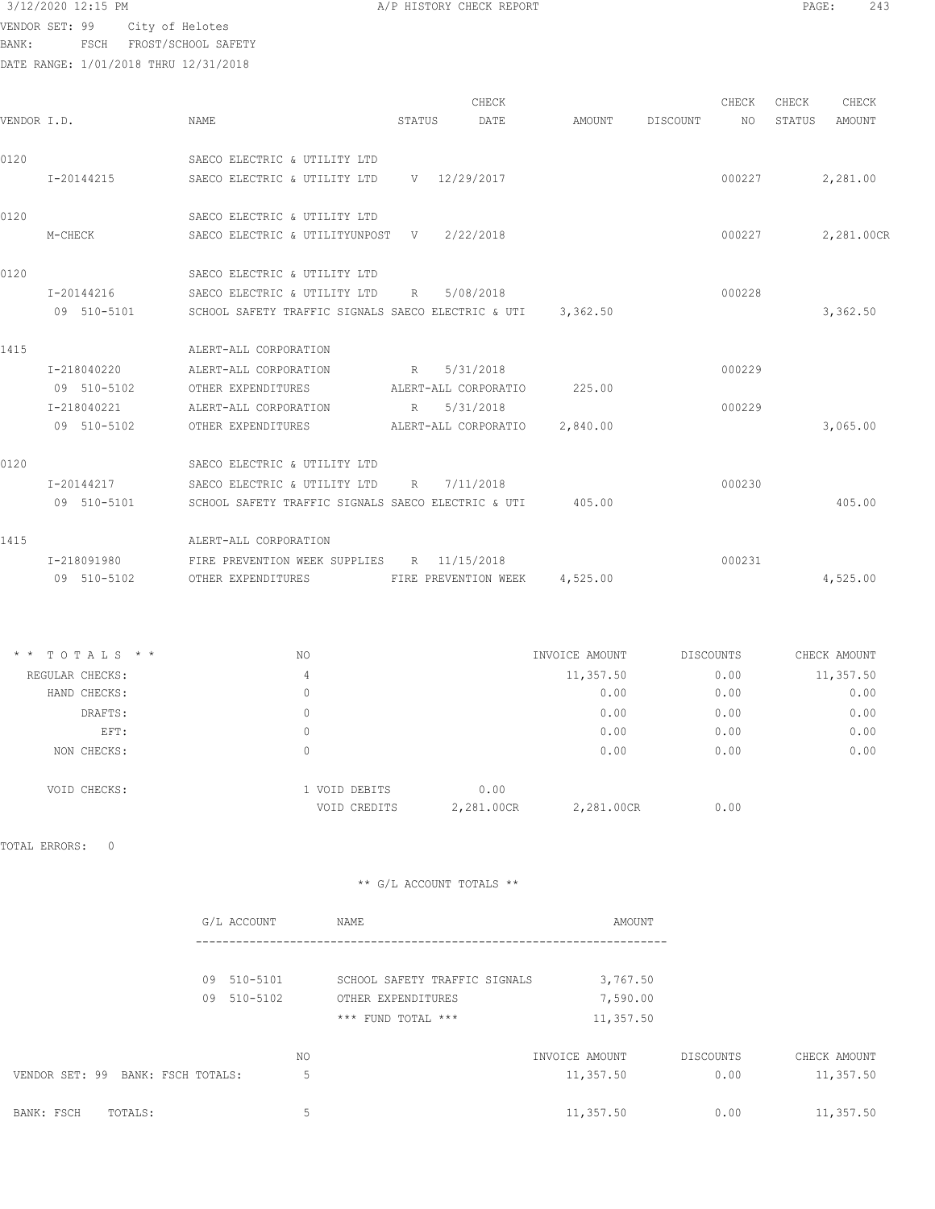3/12/2020 12:15 PM — A/P HISTORY CHECK REPORT

VENDOR SET: 99 City of Helotes
BANK: FSCH FROST/SCHOOL SAFETY
DATE RANGE: 1/01/2018 THRU 12/31/2018

| VENDOR I.D. | NAME | STATUS | CHECK DATE | AMOUNT | DISCOUNT | CHECK NO | CHECK STATUS | CHECK AMOUNT |
|---|---|---|---|---|---|---|---|---|
| 0120 | SAECO ELECTRIC & UTILITY LTD | | | | | | | |
| I-20144215 | SAECO ELECTRIC & UTILITY LTD | V | 12/29/2017 | | | 000227 | | 2,281.00 |
| 0120 | SAECO ELECTRIC & UTILITY LTD | | | | | | | |
| M-CHECK | SAECO ELECTRIC & UTILITYUNPOST | V | 2/22/2018 | | | 000227 | | 2,281.00CR |
| 0120 | SAECO ELECTRIC & UTILITY LTD | | | | | | | |
| I-20144216 | SAECO ELECTRIC & UTILITY LTD | R | 5/08/2018 | | | 000228 | | |
| 09 510-5101 | SCHOOL SAFETY TRAFFIC SIGNALS SAECO ELECTRIC & UTI | | | 3,362.50 | | | | 3,362.50 |
| 1415 | ALERT-ALL CORPORATION | | | | | | | |
| I-218040220 | ALERT-ALL CORPORATION | R | 5/31/2018 | | | 000229 | | |
| 09 510-5102 | OTHER EXPENDITURES | ALERT-ALL CORPORATIO | | 225.00 | | | | |
| I-218040221 | ALERT-ALL CORPORATION | R | 5/31/2018 | | | 000229 | | |
| 09 510-5102 | OTHER EXPENDITURES | ALERT-ALL CORPORATIO | | 2,840.00 | | | | 3,065.00 |
| 0120 | SAECO ELECTRIC & UTILITY LTD | | | | | | | |
| I-20144217 | SAECO ELECTRIC & UTILITY LTD | R | 7/11/2018 | | | 000230 | | |
| 09 510-5101 | SCHOOL SAFETY TRAFFIC SIGNALS SAECO ELECTRIC & UTI | | | 405.00 | | | | 405.00 |
| 1415 | ALERT-ALL CORPORATION | | | | | | | |
| I-218091980 | FIRE PREVENTION WEEK SUPPLIES | R | 11/15/2018 | | | 000231 | | |
| 09 510-5102 | OTHER EXPENDITURES | FIRE PREVENTION WEEK | | 4,525.00 | | | | 4,525.00 |

| * * TOTALS * * | NO | | | INVOICE AMOUNT | DISCOUNTS | CHECK AMOUNT |
|---|---|---|---|---|---|---|
| REGULAR CHECKS: | 4 | | | 11,357.50 | 0.00 | 11,357.50 |
| HAND CHECKS: | 0 | | | 0.00 | 0.00 | 0.00 |
| DRAFTS: | 0 | | | 0.00 | 0.00 | 0.00 |
| EFT: | 0 | | | 0.00 | 0.00 | 0.00 |
| NON CHECKS: | 0 | | | 0.00 | 0.00 | 0.00 |
| VOID CHECKS: | 1 | VOID DEBITS | 0.00 | | | |
| | | VOID CREDITS | 2,281.00CR | 2,281.00CR | 0.00 | |

TOTAL ERRORS: 0

** G/L ACCOUNT TOTALS **

| G/L ACCOUNT | NAME | AMOUNT |
|---|---|---|
| 09 510-5101 | SCHOOL SAFETY TRAFFIC SIGNALS | 3,767.50 |
| 09 510-5102 | OTHER EXPENDITURES | 7,590.00 |
| | *** FUND TOTAL *** | 11,357.50 |

| | NO | INVOICE AMOUNT | DISCOUNTS | CHECK AMOUNT |
|---|---|---|---|---|
| VENDOR SET: 99 BANK: FSCH TOTALS: | 5 | 11,357.50 | 0.00 | 11,357.50 |
| BANK: FSCH TOTALS: | 5 | 11,357.50 | 0.00 | 11,357.50 |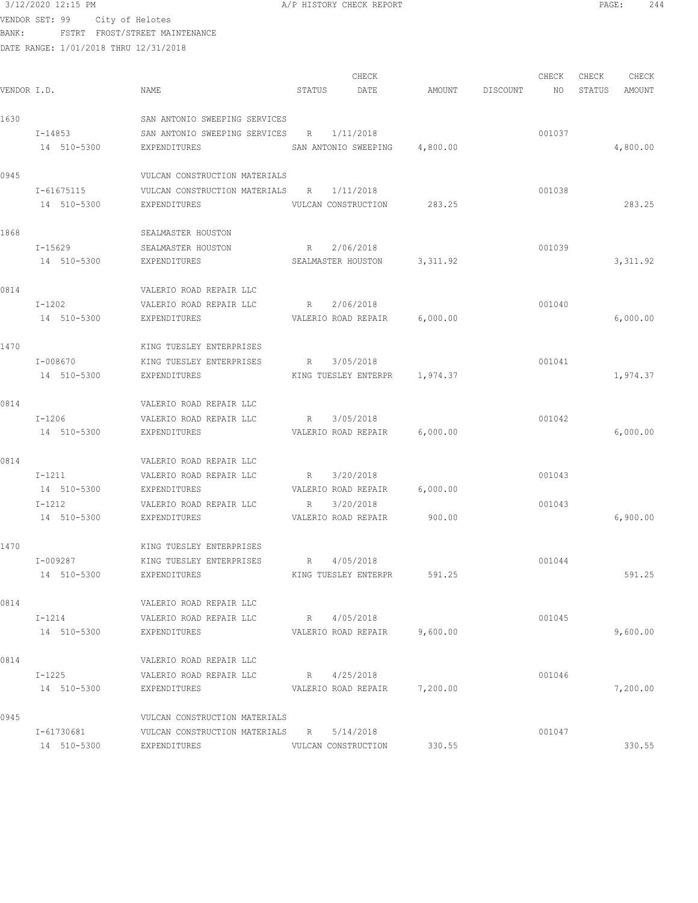3/12/2020 12:15 PM A/P HISTORY CHECK REPORT

VENDOR SET: 99 City of Helotes
BANK: FSTRT FROST/STREET MAINTENANCE
DATE RANGE: 1/01/2018 THRU 12/31/2018

| VENDOR I.D. | NAME | STATUS | CHECK DATE | AMOUNT | DISCOUNT | CHECK NO | CHECK STATUS | CHECK AMOUNT |
|---|---|---|---|---|---|---|---|---|
| 1630 | SAN ANTONIO SWEEPING SERVICES | | | | | | | |
| I-14853 | SAN ANTONIO SWEEPING SERVICES | R | 1/11/2018 | | | 001037 | | |
| 14 510-5300 | EXPENDITURES | SAN ANTONIO SWEEPING | | 4,800.00 | | | | 4,800.00 |
| 0945 | VULCAN CONSTRUCTION MATERIALS | | | | | | | |
| I-61675115 | VULCAN CONSTRUCTION MATERIALS | R | 1/11/2018 | | | 001038 | | |
| 14 510-5300 | EXPENDITURES | VULCAN CONSTRUCTION | | 283.25 | | | | 283.25 |
| 1868 | SEALMASTER HOUSTON | | | | | | | |
| I-15629 | SEALMASTER HOUSTON | R | 2/06/2018 | | | 001039 | | |
| 14 510-5300 | EXPENDITURES | SEALMASTER HOUSTON | | 3,311.92 | | | | 3,311.92 |
| 0814 | VALERIO ROAD REPAIR LLC | | | | | | | |
| I-1202 | VALERIO ROAD REPAIR LLC | R | 2/06/2018 | | | 001040 | | |
| 14 510-5300 | EXPENDITURES | VALERIO ROAD REPAIR | | 6,000.00 | | | | 6,000.00 |
| 1470 | KING TUESLEY ENTERPRISES | | | | | | | |
| I-008670 | KING TUESLEY ENTERPRISES | R | 3/05/2018 | | | 001041 | | |
| 14 510-5300 | EXPENDITURES | KING TUESLEY ENTERPR | | 1,974.37 | | | | 1,974.37 |
| 0814 | VALERIO ROAD REPAIR LLC | | | | | | | |
| I-1206 | VALERIO ROAD REPAIR LLC | R | 3/05/2018 | | | 001042 | | |
| 14 510-5300 | EXPENDITURES | VALERIO ROAD REPAIR | | 6,000.00 | | | | 6,000.00 |
| 0814 | VALERIO ROAD REPAIR LLC | | | | | | | |
| I-1211 | VALERIO ROAD REPAIR LLC | R | 3/20/2018 | | | 001043 | | |
| 14 510-5300 | EXPENDITURES | VALERIO ROAD REPAIR | | 6,000.00 | | | | |
| I-1212 | VALERIO ROAD REPAIR LLC | R | 3/20/2018 | | | 001043 | | |
| 14 510-5300 | EXPENDITURES | VALERIO ROAD REPAIR | | 900.00 | | | | 6,900.00 |
| 1470 | KING TUESLEY ENTERPRISES | | | | | | | |
| I-009287 | KING TUESLEY ENTERPRISES | R | 4/05/2018 | | | 001044 | | |
| 14 510-5300 | EXPENDITURES | KING TUESLEY ENTERPR | | 591.25 | | | | 591.25 |
| 0814 | VALERIO ROAD REPAIR LLC | | | | | | | |
| I-1214 | VALERIO ROAD REPAIR LLC | R | 4/05/2018 | | | 001045 | | |
| 14 510-5300 | EXPENDITURES | VALERIO ROAD REPAIR | | 9,600.00 | | | | 9,600.00 |
| 0814 | VALERIO ROAD REPAIR LLC | | | | | | | |
| I-1225 | VALERIO ROAD REPAIR LLC | R | 4/25/2018 | | | 001046 | | |
| 14 510-5300 | EXPENDITURES | VALERIO ROAD REPAIR | | 7,200.00 | | | | 7,200.00 |
| 0945 | VULCAN CONSTRUCTION MATERIALS | | | | | | | |
| I-61730681 | VULCAN CONSTRUCTION MATERIALS | R | 5/14/2018 | | | 001047 | | |
| 14 510-5300 | EXPENDITURES | VULCAN CONSTRUCTION | | 330.55 | | | | 330.55 |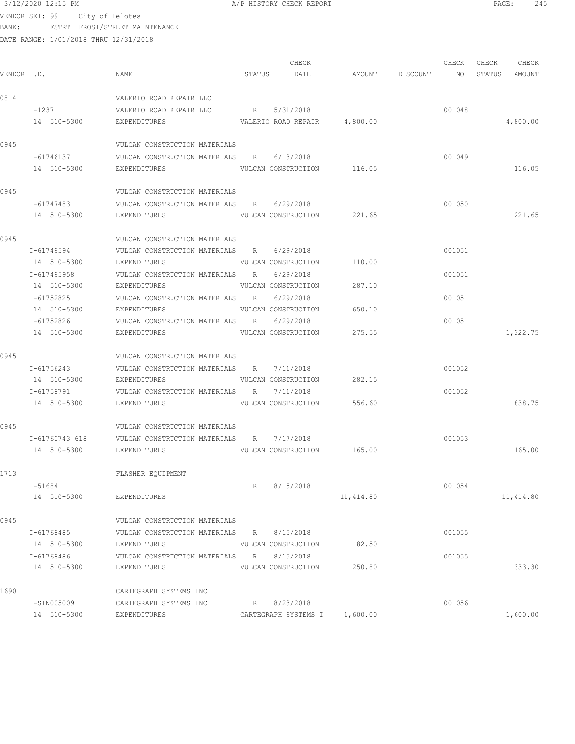3/12/2020 12:15 PM A/P HISTORY CHECK REPORT

VENDOR SET: 99 City of Helotes
BANK: FSTRT FROST/STREET MAINTENANCE
DATE RANGE: 1/01/2018 THRU 12/31/2018

| VENDOR I.D. | NAME | STATUS | CHECK DATE | AMOUNT | DISCOUNT | CHECK NO | CHECK STATUS | CHECK AMOUNT |
|---|---|---|---|---|---|---|---|---|
| 0814 | VALERIO ROAD REPAIR LLC | | | | | | | |
| I-1237 | VALERIO ROAD REPAIR LLC | R | 5/31/2018 | | | 001048 | | |
| 14 510-5300 | EXPENDITURES | VALERIO ROAD REPAIR | | 4,800.00 | | | | 4,800.00 |
| 0945 | VULCAN CONSTRUCTION MATERIALS | | | | | | | |
| I-61746137 | VULCAN CONSTRUCTION MATERIALS | R | 6/13/2018 | | | 001049 | | |
| 14 510-5300 | EXPENDITURES | VULCAN CONSTRUCTION | | 116.05 | | | | 116.05 |
| 0945 | VULCAN CONSTRUCTION MATERIALS | | | | | | | |
| I-61747483 | VULCAN CONSTRUCTION MATERIALS | R | 6/29/2018 | | | 001050 | | |
| 14 510-5300 | EXPENDITURES | VULCAN CONSTRUCTION | | 221.65 | | | | 221.65 |
| 0945 | VULCAN CONSTRUCTION MATERIALS | | | | | | | |
| I-61749594 | VULCAN CONSTRUCTION MATERIALS | R | 6/29/2018 | | | 001051 | | |
| 14 510-5300 | EXPENDITURES | VULCAN CONSTRUCTION | | 110.00 | | | | |
| I-617495958 | VULCAN CONSTRUCTION MATERIALS | R | 6/29/2018 | | | 001051 | | |
| 14 510-5300 | EXPENDITURES | VULCAN CONSTRUCTION | | 287.10 | | | | |
| I-61752825 | VULCAN CONSTRUCTION MATERIALS | R | 6/29/2018 | | | 001051 | | |
| 14 510-5300 | EXPENDITURES | VULCAN CONSTRUCTION | | 650.10 | | | | |
| I-61752826 | VULCAN CONSTRUCTION MATERIALS | R | 6/29/2018 | | | 001051 | | |
| 14 510-5300 | EXPENDITURES | VULCAN CONSTRUCTION | | 275.55 | | | | 1,322.75 |
| 0945 | VULCAN CONSTRUCTION MATERIALS | | | | | | | |
| I-61756243 | VULCAN CONSTRUCTION MATERIALS | R | 7/11/2018 | | | 001052 | | |
| 14 510-5300 | EXPENDITURES | VULCAN CONSTRUCTION | | 282.15 | | | | |
| I-61758791 | VULCAN CONSTRUCTION MATERIALS | R | 7/11/2018 | | | 001052 | | |
| 14 510-5300 | EXPENDITURES | VULCAN CONSTRUCTION | | 556.60 | | | | 838.75 |
| 0945 | VULCAN CONSTRUCTION MATERIALS | | | | | | | |
| I-61760743 618 | VULCAN CONSTRUCTION MATERIALS | R | 7/17/2018 | | | 001053 | | |
| 14 510-5300 | EXPENDITURES | VULCAN CONSTRUCTION | | 165.00 | | | | 165.00 |
| 1713 | FLASHER EQUIPMENT | | | | | | | |
| I-51684 | | R | 8/15/2018 | | | 001054 | | |
| 14 510-5300 | EXPENDITURES | | | 11,414.80 | | | | 11,414.80 |
| 0945 | VULCAN CONSTRUCTION MATERIALS | | | | | | | |
| I-61768485 | VULCAN CONSTRUCTION MATERIALS | R | 8/15/2018 | | | 001055 | | |
| 14 510-5300 | EXPENDITURES | VULCAN CONSTRUCTION | | 82.50 | | | | |
| I-61768486 | VULCAN CONSTRUCTION MATERIALS | R | 8/15/2018 | | | 001055 | | |
| 14 510-5300 | EXPENDITURES | VULCAN CONSTRUCTION | | 250.80 | | | | 333.30 |
| 1690 | CARTEGRAPH SYSTEMS INC | | | | | | | |
| I-SIN005009 | CARTEGRAPH SYSTEMS INC | R | 8/23/2018 | | | 001056 | | |
| 14 510-5300 | EXPENDITURES | CARTEGRAPH SYSTEMS I | | 1,600.00 | | | | 1,600.00 |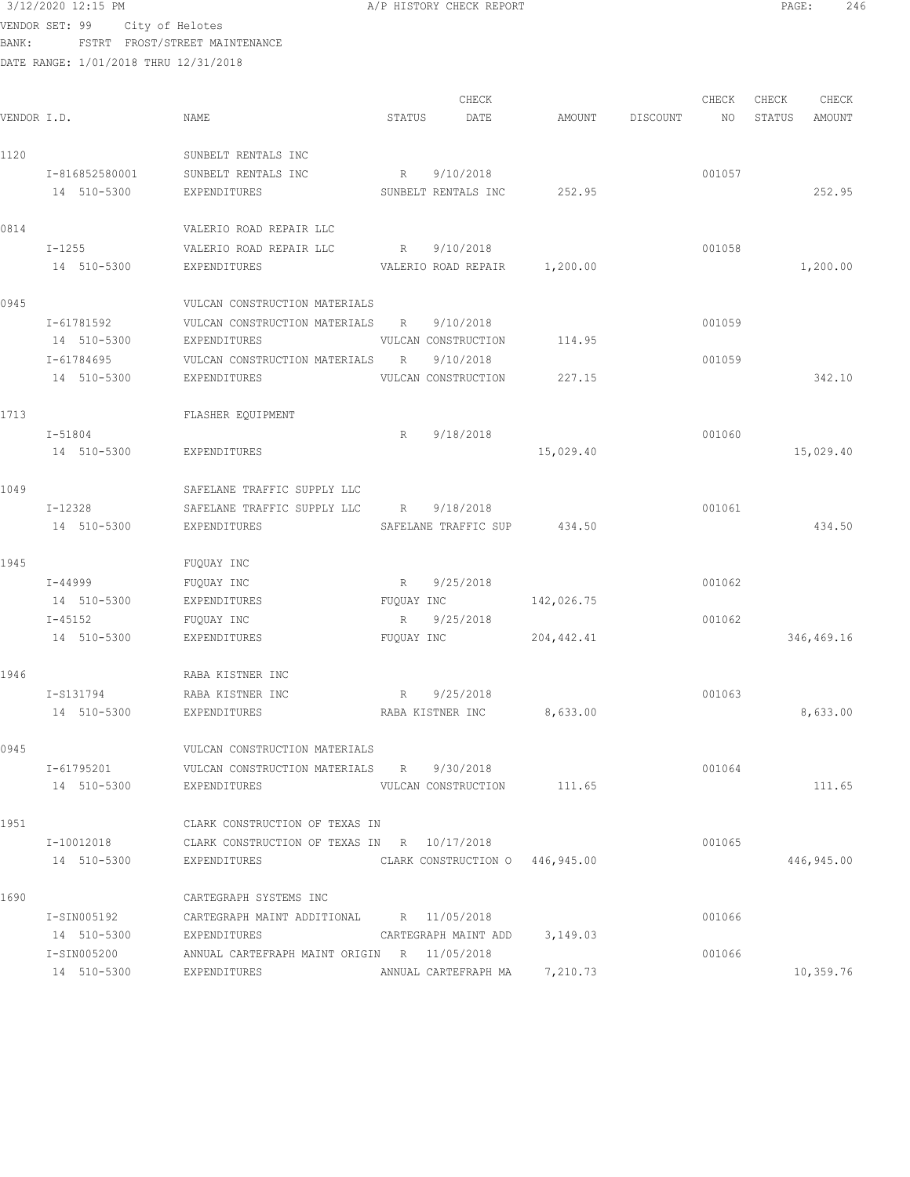VENDOR SET: 99 City of Helotes
BANK: FSTRT FROST/STREET MAINTENANCE
DATE RANGE: 1/01/2018 THRU 12/31/2018

| VENDOR I.D. | NAME | STATUS | CHECK DATE | AMOUNT | DISCOUNT | CHECK NO | CHECK STATUS | CHECK AMOUNT |
|---|---|---|---|---|---|---|---|---|
| 1120 | SUNBELT RENTALS INC | | | | | | | |
| I-816852580001 | SUNBELT RENTALS INC | R | 9/10/2018 | | | 001057 | | |
| 14 510-5300 | EXPENDITURES | SUNBELT RENTALS INC | | 252.95 | | | | 252.95 |
| 0814 | VALERIO ROAD REPAIR LLC | | | | | | | |
| I-1255 | VALERIO ROAD REPAIR LLC | R | 9/10/2018 | | | 001058 | | |
| 14 510-5300 | EXPENDITURES | VALERIO ROAD REPAIR | | 1,200.00 | | | | 1,200.00 |
| 0945 | VULCAN CONSTRUCTION MATERIALS | | | | | | | |
| I-61781592 | VULCAN CONSTRUCTION MATERIALS | R | 9/10/2018 | | | 001059 | | |
| 14 510-5300 | EXPENDITURES | VULCAN CONSTRUCTION | | 114.95 | | | | |
| I-61784695 | VULCAN CONSTRUCTION MATERIALS | R | 9/10/2018 | | | 001059 | | |
| 14 510-5300 | EXPENDITURES | VULCAN CONSTRUCTION | | 227.15 | | | | 342.10 |
| 1713 | FLASHER EQUIPMENT | | | | | | | |
| I-51804 | | R | 9/18/2018 | | | 001060 | | |
| 14 510-5300 | EXPENDITURES | | | 15,029.40 | | | | 15,029.40 |
| 1049 | SAFELANE TRAFFIC SUPPLY LLC | | | | | | | |
| I-12328 | SAFELANE TRAFFIC SUPPLY LLC | R | 9/18/2018 | | | 001061 | | |
| 14 510-5300 | EXPENDITURES | SAFELANE TRAFFIC SUP | | 434.50 | | | | 434.50 |
| 1945 | FUQUAY INC | | | | | | | |
| I-44999 | FUQUAY INC | R | 9/25/2018 | | | 001062 | | |
| 14 510-5300 | EXPENDITURES | FUQUAY INC | | 142,026.75 | | | | |
| I-45152 | FUQUAY INC | R | 9/25/2018 | | | 001062 | | |
| 14 510-5300 | EXPENDITURES | FUQUAY INC | | 204,442.41 | | | | 346,469.16 |
| 1946 | RABA KISTNER INC | | | | | | | |
| I-S131794 | RABA KISTNER INC | R | 9/25/2018 | | | 001063 | | |
| 14 510-5300 | EXPENDITURES | RABA KISTNER INC | | 8,633.00 | | | | 8,633.00 |
| 0945 | VULCAN CONSTRUCTION MATERIALS | | | | | | | |
| I-61795201 | VULCAN CONSTRUCTION MATERIALS | R | 9/30/2018 | | | 001064 | | |
| 14 510-5300 | EXPENDITURES | VULCAN CONSTRUCTION | | 111.65 | | | | 111.65 |
| 1951 | CLARK CONSTRUCTION OF TEXAS IN | | | | | | | |
| I-10012018 | CLARK CONSTRUCTION OF TEXAS IN | R | 10/17/2018 | | | 001065 | | |
| 14 510-5300 | EXPENDITURES | CLARK CONSTRUCTION O | | 446,945.00 | | | | 446,945.00 |
| 1690 | CARTEGRAPH SYSTEMS INC | | | | | | | |
| I-SIN005192 | CARTEGRAPH MAINT ADDITIONAL | R | 11/05/2018 | | | 001066 | | |
| 14 510-5300 | EXPENDITURES | CARTEGRAPH MAINT ADD | | 3,149.03 | | | | |
| I-SIN005200 | ANNUAL CARTEFRAPH MAINT ORIGIN | R | 11/05/2018 | | | 001066 | | |
| 14 510-5300 | EXPENDITURES | ANNUAL CARTEFRAPH MA | | 7,210.73 | | | | 10,359.76 |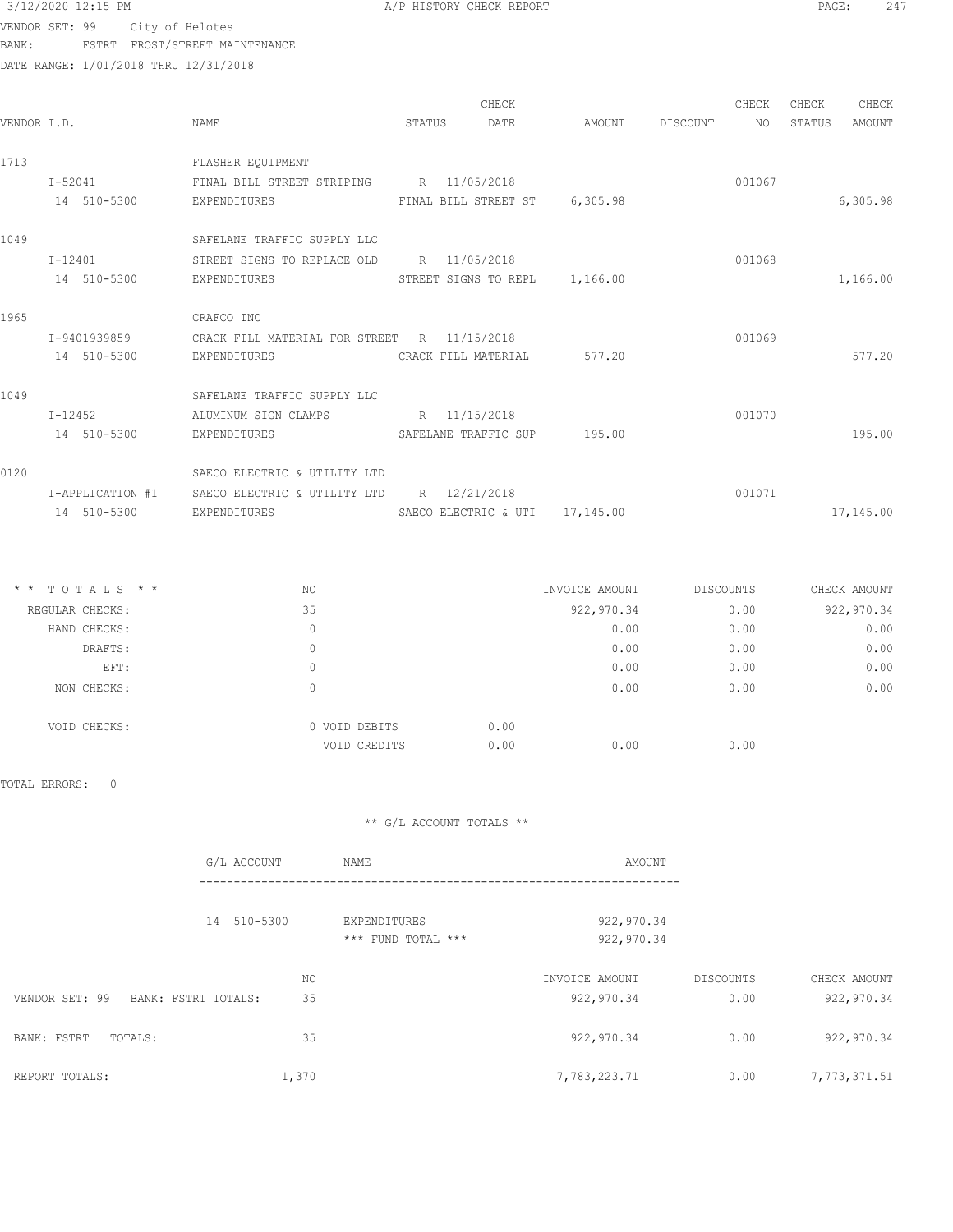VENDOR SET: 99 City of Helotes
BANK: FSTRT FROST/STREET MAINTENANCE
DATE RANGE: 1/01/2018 THRU 12/31/2018

| VENDOR I.D. | NAME | STATUS | CHECK DATE | AMOUNT | DISCOUNT | CHECK NO | CHECK STATUS | CHECK AMOUNT |
|---|---|---|---|---|---|---|---|---|
| 1713 | FLASHER EQUIPMENT | | | | | | | |
| I-52041 | FINAL BILL STREET STRIPING | R | 11/05/2018 | | | 001067 | | |
| 14 510-5300 | EXPENDITURES | FINAL BILL STREET ST | | 6,305.98 | | | | 6,305.98 |
| 1049 | SAFELANE TRAFFIC SUPPLY LLC | | | | | | | |
| I-12401 | STREET SIGNS TO REPLACE OLD | R | 11/05/2018 | | | 001068 | | |
| 14 510-5300 | EXPENDITURES | STREET SIGNS TO REPL | | 1,166.00 | | | | 1,166.00 |
| 1965 | CRAFCO INC | | | | | | | |
| I-9401939859 | CRACK FILL MATERIAL FOR STREET | R | 11/15/2018 | | | 001069 | | |
| 14 510-5300 | EXPENDITURES | CRACK FILL MATERIAL | | 577.20 | | | | 577.20 |
| 1049 | SAFELANE TRAFFIC SUPPLY LLC | | | | | | | |
| I-12452 | ALUMINUM SIGN CLAMPS | R | 11/15/2018 | | | 001070 | | |
| 14 510-5300 | EXPENDITURES | SAFELANE TRAFFIC SUP | | 195.00 | | | | 195.00 |
| 0120 | SAECO ELECTRIC & UTILITY LTD | | | | | | | |
| I-APPLICATION #1 | SAECO ELECTRIC & UTILITY LTD | R | 12/21/2018 | | | 001071 | | |
| 14 510-5300 | EXPENDITURES | SAECO ELECTRIC & UTI | | 17,145.00 | | | | 17,145.00 |

| * * TOTALS * * | NO | | INVOICE AMOUNT | DISCOUNTS | CHECK AMOUNT |
|---|---|---|---|---|---|
| REGULAR CHECKS: | 35 | | 922,970.34 | 0.00 | 922,970.34 |
| HAND CHECKS: | 0 | | 0.00 | 0.00 | 0.00 |
| DRAFTS: | 0 | | 0.00 | 0.00 | 0.00 |
| EFT: | 0 | | 0.00 | 0.00 | 0.00 |
| NON CHECKS: | 0 | | 0.00 | 0.00 | 0.00 |
| VOID CHECKS: | 0 VOID DEBITS | 0.00 | | | |
| | VOID CREDITS | 0.00 | 0.00 | 0.00 | |

TOTAL ERRORS: 0

** G/L ACCOUNT TOTALS **

| G/L ACCOUNT | NAME | AMOUNT |
|---|---|---|
| 14 510-5300 | EXPENDITURES | 922,970.34 |
| | *** FUND TOTAL *** | 922,970.34 |

| | NO | INVOICE AMOUNT | DISCOUNTS | CHECK AMOUNT |
|---|---|---|---|---|
| VENDOR SET: 99 BANK: FSTRT TOTALS: | 35 | 922,970.34 | 0.00 | 922,970.34 |
| BANK: FSTRT TOTALS: | 35 | 922,970.34 | 0.00 | 922,970.34 |
| REPORT TOTALS: | 1,370 | 7,783,223.71 | 0.00 | 7,773,371.51 |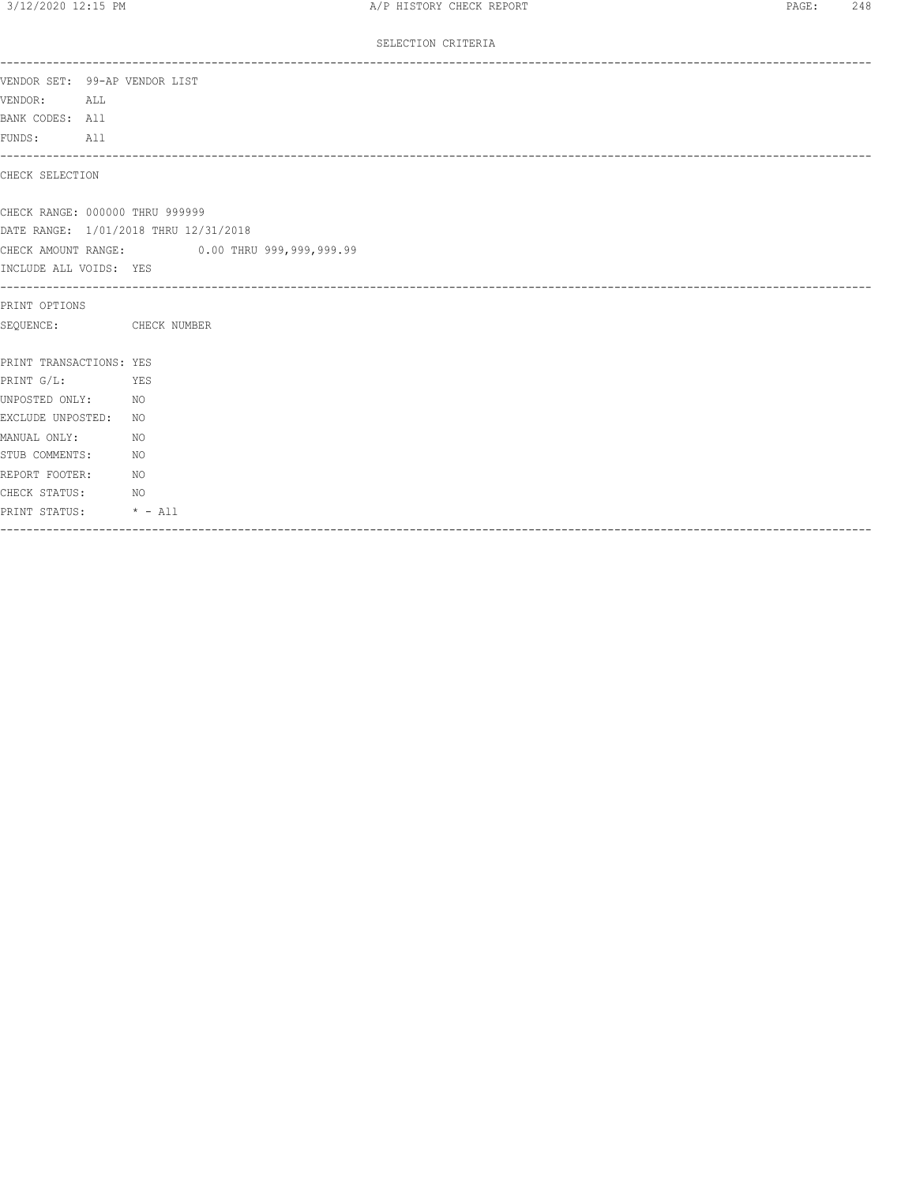SELECTION CRITERIA

---

VENDOR SET: 99-AP VENDOR LIST
VENDOR: ALL
BANK CODES: All
FUNDS: All

---

CHECK SELECTION

CHECK RANGE: 000000 THRU 999999
DATE RANGE: 1/01/2018 THRU 12/31/2018
CHECK AMOUNT RANGE: 0.00 THRU 999,999,999.99
INCLUDE ALL VOIDS: YES

---

PRINT OPTIONS
SEQUENCE: CHECK NUMBER

PRINT TRANSACTIONS: YES
PRINT G/L: YES
UNPOSTED ONLY: NO
EXCLUDE UNPOSTED: NO
MANUAL ONLY: NO
STUB COMMENTS: NO
REPORT FOOTER: NO
CHECK STATUS: NO
PRINT STATUS: * - All

---